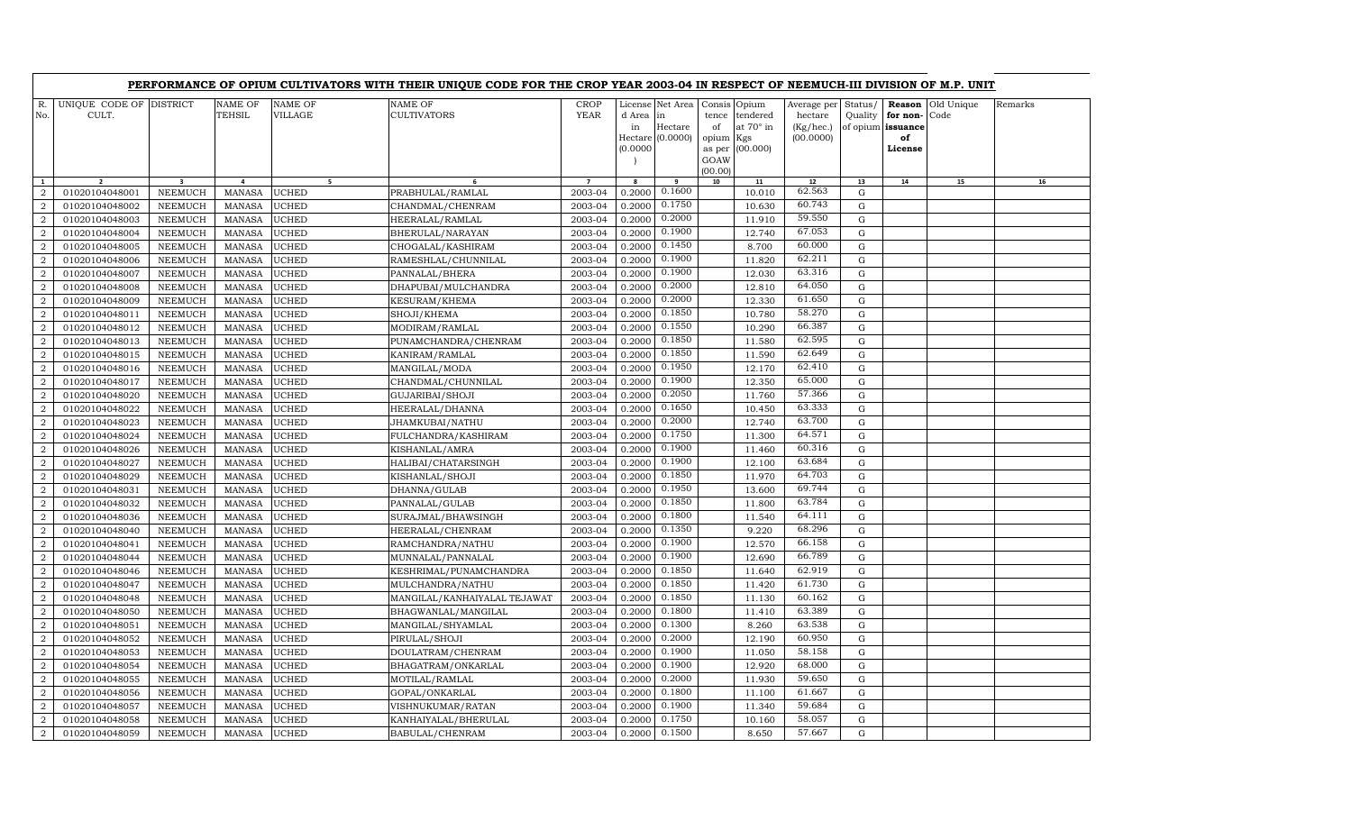## PERFORMANCE OF OPIUM CULTIVATORS WITH THEIR UNIQUE CODE FOR THE CROP YEAR 2003-04 IN RESPECT OF NEEMUCH-III DIVISION OF M.P. UNIT

| R. No. | UNIQUE CODE OF CULT. | DISTRICT | NAME OF TEHSIL | NAME OF VILLAGE | NAME OF CULTIVATORS | CROP YEAR | License d Area in Hectare (0.0000) | Net Area in Hectare (0.0000) | Consistence of opium as per GOAW (00.00) | Opium tendered at 70° in Kgs (00.000) | Average per hectare (Kg/hec.) (00.0000) | Status/ Quality of opium | Reason for non-issuance of License | Old Unique Code | Remarks |
|---|---|---|---|---|---|---|---|---|---|---|---|---|---|---|---|
| 1 | 2 | 3 | 4 | 5 | 6 | 7 | 8 | 9 | 10 | 11 | 12 | 13 | 14 | 15 | 16 |
| 2 | 01020104048001 | NEEMUCH | MANASA | UCHED | PRABHULAL/RAMLAL | 2003-04 | 0.2000 | 0.1600 | | 10.010 | 62.563 | G | | | |
| 2 | 01020104048002 | NEEMUCH | MANASA | UCHED | CHANDMAL/CHENRAM | 2003-04 | 0.2000 | 0.1750 | | 10.630 | 60.743 | G | | | |
| 2 | 01020104048003 | NEEMUCH | MANASA | UCHED | HEERALAL/RAMLAL | 2003-04 | 0.2000 | 0.2000 | | 11.910 | 59.550 | G | | | |
| 2 | 01020104048004 | NEEMUCH | MANASA | UCHED | BHERULAL/NARAYAN | 2003-04 | 0.2000 | 0.1900 | | 12.740 | 67.053 | G | | | |
| 2 | 01020104048005 | NEEMUCH | MANASA | UCHED | CHOGALAL/KASHIRAM | 2003-04 | 0.2000 | 0.1450 | | 8.700 | 60.000 | G | | | |
| 2 | 01020104048006 | NEEMUCH | MANASA | UCHED | RAMESHLAL/CHUNNILAL | 2003-04 | 0.2000 | 0.1900 | | 11.820 | 62.211 | G | | | |
| 2 | 01020104048007 | NEEMUCH | MANASA | UCHED | PANNALAL/BHERA | 2003-04 | 0.2000 | 0.1900 | | 12.030 | 63.316 | G | | | |
| 2 | 01020104048008 | NEEMUCH | MANASA | UCHED | DHAPUBAI/MULCHANDRA | 2003-04 | 0.2000 | 0.2000 | | 12.810 | 64.050 | G | | | |
| 2 | 01020104048009 | NEEMUCH | MANASA | UCHED | KESURAM/KHEMA | 2003-04 | 0.2000 | 0.2000 | | 12.330 | 61.650 | G | | | |
| 2 | 01020104048011 | NEEMUCH | MANASA | UCHED | SHOJI/KHEMA | 2003-04 | 0.2000 | 0.1850 | | 10.780 | 58.270 | G | | | |
| 2 | 01020104048012 | NEEMUCH | MANASA | UCHED | MODIRAM/RAMLAL | 2003-04 | 0.2000 | 0.1550 | | 10.290 | 66.387 | G | | | |
| 2 | 01020104048013 | NEEMUCH | MANASA | UCHED | PUNAMCHANDRA/CHENRAM | 2003-04 | 0.2000 | 0.1850 | | 11.580 | 62.595 | G | | | |
| 2 | 01020104048015 | NEEMUCH | MANASA | UCHED | KANIRAM/RAMLAL | 2003-04 | 0.2000 | 0.1850 | | 11.590 | 62.649 | G | | | |
| 2 | 01020104048016 | NEEMUCH | MANASA | UCHED | MANGILAL/MODA | 2003-04 | 0.2000 | 0.1950 | | 12.170 | 62.410 | G | | | |
| 2 | 01020104048017 | NEEMUCH | MANASA | UCHED | CHANDMAL/CHUNNILAL | 2003-04 | 0.2000 | 0.1900 | | 12.350 | 65.000 | G | | | |
| 2 | 01020104048020 | NEEMUCH | MANASA | UCHED | GUJARIBAI/SHOJI | 2003-04 | 0.2000 | 0.2050 | | 11.760 | 57.366 | G | | | |
| 2 | 01020104048022 | NEEMUCH | MANASA | UCHED | HEERALAL/DHANNA | 2003-04 | 0.2000 | 0.1650 | | 10.450 | 63.333 | G | | | |
| 2 | 01020104048023 | NEEMUCH | MANASA | UCHED | JHAMKUBAI/NATHU | 2003-04 | 0.2000 | 0.2000 | | 12.740 | 63.700 | G | | | |
| 2 | 01020104048024 | NEEMUCH | MANASA | UCHED | FULCHANDRA/KASHIRAM | 2003-04 | 0.2000 | 0.1750 | | 11.300 | 64.571 | G | | | |
| 2 | 01020104048026 | NEEMUCH | MANASA | UCHED | KISHANLAL/AMRA | 2003-04 | 0.2000 | 0.1900 | | 11.460 | 60.316 | G | | | |
| 2 | 01020104048027 | NEEMUCH | MANASA | UCHED | HALIBAI/CHATARSINGH | 2003-04 | 0.2000 | 0.1900 | | 12.100 | 63.684 | G | | | |
| 2 | 01020104048029 | NEEMUCH | MANASA | UCHED | KISHANLAL/SHOJI | 2003-04 | 0.2000 | 0.1850 | | 11.970 | 64.703 | G | | | |
| 2 | 01020104048031 | NEEMUCH | MANASA | UCHED | DHANNA/GULAB | 2003-04 | 0.2000 | 0.1950 | | 13.600 | 69.744 | G | | | |
| 2 | 01020104048032 | NEEMUCH | MANASA | UCHED | PANNALAL/GULAB | 2003-04 | 0.2000 | 0.1850 | | 11.800 | 63.784 | G | | | |
| 2 | 01020104048036 | NEEMUCH | MANASA | UCHED | SURAJMAL/BHAWSINGH | 2003-04 | 0.2000 | 0.1800 | | 11.540 | 64.111 | G | | | |
| 2 | 01020104048040 | NEEMUCH | MANASA | UCHED | HEERALAL/CHENRAM | 2003-04 | 0.2000 | 0.1350 | | 9.220 | 68.296 | G | | | |
| 2 | 01020104048041 | NEEMUCH | MANASA | UCHED | RAMCHANDRA/NATHU | 2003-04 | 0.2000 | 0.1900 | | 12.570 | 66.158 | G | | | |
| 2 | 01020104048044 | NEEMUCH | MANASA | UCHED | MUNNALAL/PANNALAL | 2003-04 | 0.2000 | 0.1900 | | 12.690 | 66.789 | G | | | |
| 2 | 01020104048046 | NEEMUCH | MANASA | UCHED | KESHRIMAL/PUNAMCHANDRA | 2003-04 | 0.2000 | 0.1850 | | 11.640 | 62.919 | G | | | |
| 2 | 01020104048047 | NEEMUCH | MANASA | UCHED | MULCHANDRA/NATHU | 2003-04 | 0.2000 | 0.1850 | | 11.420 | 61.730 | G | | | |
| 2 | 01020104048048 | NEEMUCH | MANASA | UCHED | MANGILAL/KANHAIYALAL TEJAWAT | 2003-04 | 0.2000 | 0.1850 | | 11.130 | 60.162 | G | | | |
| 2 | 01020104048050 | NEEMUCH | MANASA | UCHED | BHAGWANLAL/MANGILAL | 2003-04 | 0.2000 | 0.1800 | | 11.410 | 63.389 | G | | | |
| 2 | 01020104048051 | NEEMUCH | MANASA | UCHED | MANGILAL/SHYAMLAL | 2003-04 | 0.2000 | 0.1300 | | 8.260 | 63.538 | G | | | |
| 2 | 01020104048052 | NEEMUCH | MANASA | UCHED | PIRULAL/SHOJI | 2003-04 | 0.2000 | 0.2000 | | 12.190 | 60.950 | G | | | |
| 2 | 01020104048053 | NEEMUCH | MANASA | UCHED | DOULATRAM/CHENRAM | 2003-04 | 0.2000 | 0.1900 | | 11.050 | 58.158 | G | | | |
| 2 | 01020104048054 | NEEMUCH | MANASA | UCHED | BHAGATRAM/ONKARLAL | 2003-04 | 0.2000 | 0.1900 | | 12.920 | 68.000 | G | | | |
| 2 | 01020104048055 | NEEMUCH | MANASA | UCHED | MOTILAL/RAMLAL | 2003-04 | 0.2000 | 0.2000 | | 11.930 | 59.650 | G | | | |
| 2 | 01020104048056 | NEEMUCH | MANASA | UCHED | GOPAL/ONKARLAL | 2003-04 | 0.2000 | 0.1800 | | 11.100 | 61.667 | G | | | |
| 2 | 01020104048057 | NEEMUCH | MANASA | UCHED | VISHNUKUMAR/RATAN | 2003-04 | 0.2000 | 0.1900 | | 11.340 | 59.684 | G | | | |
| 2 | 01020104048058 | NEEMUCH | MANASA | UCHED | KANHAIYALAL/BHERULAL | 2003-04 | 0.2000 | 0.1750 | | 10.160 | 58.057 | G | | | |
| 2 | 01020104048059 | NEEMUCH | MANASA | UCHED | BABULAL/CHENRAM | 2003-04 | 0.2000 | 0.1500 | | 8.650 | 57.667 | G | | | |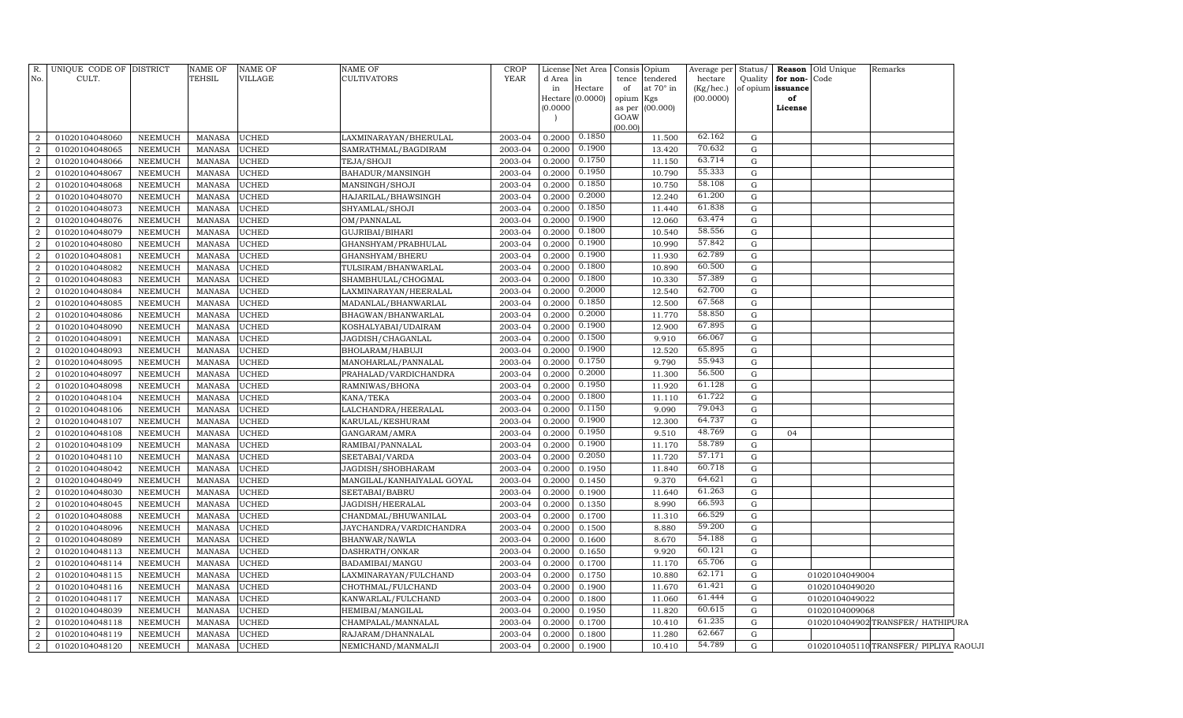| R. No. | UNIQUE CODE OF CULT. | DISTRICT | NAME OF TEHSIL | NAME OF VILLAGE | NAME OF CULTIVATORS | CROP YEAR | License d Area in Hectare (0.0000) | Net Area in Hectare (0.0000) | Consis tence of opium as per GOAW (00.00) | Opium tendered at 70° in Kgs (00.000) | Average per hectare (Kg/hec.) (00.0000) | Status/ Quality of opium | Reason for non-issuance of License | Old Unique Code | Remarks |
|---|---|---|---|---|---|---|---|---|---|---|---|---|---|---|---|
| 2 | 01020104048060 | NEEMUCH | MANASA | UCHED | LAXMINARAYAN/BHERULAL | 2003-04 | 0.2000 | 0.1850 | | 11.500 | 62.162 | G | | | |
| 2 | 01020104048065 | NEEMUCH | MANASA | UCHED | SAMRATHMAL/BAGDIRAM | 2003-04 | 0.2000 | 0.1900 | | 13.420 | 70.632 | G | | | |
| 2 | 01020104048066 | NEEMUCH | MANASA | UCHED | TEJA/SHOJI | 2003-04 | 0.2000 | 0.1750 | | 11.150 | 63.714 | G | | | |
| 2 | 01020104048067 | NEEMUCH | MANASA | UCHED | BAHADUR/MANSINGH | 2003-04 | 0.2000 | 0.1950 | | 10.790 | 55.333 | G | | | |
| 2 | 01020104048068 | NEEMUCH | MANASA | UCHED | MANSINGH/SHOJI | 2003-04 | 0.2000 | 0.1850 | | 10.750 | 58.108 | G | | | |
| 2 | 01020104048070 | NEEMUCH | MANASA | UCHED | HAJARILAL/BHAWSINGH | 2003-04 | 0.2000 | 0.2000 | | 12.240 | 61.200 | G | | | |
| 2 | 01020104048073 | NEEMUCH | MANASA | UCHED | SHYAMLAL/SHOJI | 2003-04 | 0.2000 | 0.1850 | | 11.440 | 61.838 | G | | | |
| 2 | 01020104048076 | NEEMUCH | MANASA | UCHED | OM/PANNALAL | 2003-04 | 0.2000 | 0.1900 | | 12.060 | 63.474 | G | | | |
| 2 | 01020104048079 | NEEMUCH | MANASA | UCHED | GUJRIBAI/BIHARI | 2003-04 | 0.2000 | 0.1800 | | 10.540 | 58.556 | G | | | |
| 2 | 01020104048080 | NEEMUCH | MANASA | UCHED | GHANSHYAM/PRABHULAL | 2003-04 | 0.2000 | 0.1900 | | 10.990 | 57.842 | G | | | |
| 2 | 01020104048081 | NEEMUCH | MANASA | UCHED | GHANSHYAM/BHERU | 2003-04 | 0.2000 | 0.1900 | | 11.930 | 62.789 | G | | | |
| 2 | 01020104048082 | NEEMUCH | MANASA | UCHED | TULSIRAM/BHANWARLAL | 2003-04 | 0.2000 | 0.1800 | | 10.890 | 60.500 | G | | | |
| 2 | 01020104048083 | NEEMUCH | MANASA | UCHED | SHAMBHULAL/CHOGMAL | 2003-04 | 0.2000 | 0.1800 | | 10.330 | 57.389 | G | | | |
| 2 | 01020104048084 | NEEMUCH | MANASA | UCHED | LAXMINARAYAN/HEERALAL | 2003-04 | 0.2000 | 0.2000 | | 12.540 | 62.700 | G | | | |
| 2 | 01020104048085 | NEEMUCH | MANASA | UCHED | MADANLAL/BHANWARLAL | 2003-04 | 0.2000 | 0.1850 | | 12.500 | 67.568 | G | | | |
| 2 | 01020104048086 | NEEMUCH | MANASA | UCHED | BHAGWAN/BHANWARLAL | 2003-04 | 0.2000 | 0.2000 | | 11.770 | 58.850 | G | | | |
| 2 | 01020104048090 | NEEMUCH | MANASA | UCHED | KOSHALYABAI/UDAIRAM | 2003-04 | 0.2000 | 0.1900 | | 12.900 | 67.895 | G | | | |
| 2 | 01020104048091 | NEEMUCH | MANASA | UCHED | JAGDISH/CHAGANLAL | 2003-04 | 0.2000 | 0.1500 | | 9.910 | 66.067 | G | | | |
| 2 | 01020104048093 | NEEMUCH | MANASA | UCHED | BHOLARAM/HABUJI | 2003-04 | 0.2000 | 0.1900 | | 12.520 | 65.895 | G | | | |
| 2 | 01020104048095 | NEEMUCH | MANASA | UCHED | MANOHARLAL/PANNALAL | 2003-04 | 0.2000 | 0.1750 | | 9.790 | 55.943 | G | | | |
| 2 | 01020104048097 | NEEMUCH | MANASA | UCHED | PRAHALAD/VARDICHANDRA | 2003-04 | 0.2000 | 0.2000 | | 11.300 | 56.500 | G | | | |
| 2 | 01020104048098 | NEEMUCH | MANASA | UCHED | RAMNIWAS/BHONA | 2003-04 | 0.2000 | 0.1950 | | 11.920 | 61.128 | G | | | |
| 2 | 01020104048104 | NEEMUCH | MANASA | UCHED | KANA/TEKA | 2003-04 | 0.2000 | 0.1800 | | 11.110 | 61.722 | G | | | |
| 2 | 01020104048106 | NEEMUCH | MANASA | UCHED | LALCHANDRA/HEERALAL | 2003-04 | 0.2000 | 0.1150 | | 9.090 | 79.043 | G | | | |
| 2 | 01020104048107 | NEEMUCH | MANASA | UCHED | KARULAL/KESHURAM | 2003-04 | 0.2000 | 0.1900 | | 12.300 | 64.737 | G | | | |
| 2 | 01020104048108 | NEEMUCH | MANASA | UCHED | GANGARAM/AMRA | 2003-04 | 0.2000 | 0.1950 | | 9.510 | 48.769 | G | 04 | | |
| 2 | 01020104048109 | NEEMUCH | MANASA | UCHED | RAMIBAI/PANNALAL | 2003-04 | 0.2000 | 0.1900 | | 11.170 | 58.789 | G | | | |
| 2 | 01020104048110 | NEEMUCH | MANASA | UCHED | SEETABAI/VARDA | 2003-04 | 0.2000 | 0.2050 | | 11.720 | 57.171 | G | | | |
| 2 | 01020104048042 | NEEMUCH | MANASA | UCHED | JAGDISH/SHOBHARAM | 2003-04 | 0.2000 | 0.1950 | | 11.840 | 60.718 | G | | | |
| 2 | 01020104048049 | NEEMUCH | MANASA | UCHED | MANGILAL/KANHAIYALAL GOYAL | 2003-04 | 0.2000 | 0.1450 | | 9.370 | 64.621 | G | | | |
| 2 | 01020104048030 | NEEMUCH | MANASA | UCHED | SEETABAI/BABRU | 2003-04 | 0.2000 | 0.1900 | | 11.640 | 61.263 | G | | | |
| 2 | 01020104048045 | NEEMUCH | MANASA | UCHED | JAGDISH/HEERALAL | 2003-04 | 0.2000 | 0.1350 | | 8.990 | 66.593 | G | | | |
| 2 | 01020104048088 | NEEMUCH | MANASA | UCHED | CHANDMAL/BHUWANILAL | 2003-04 | 0.2000 | 0.1700 | | 11.310 | 66.529 | G | | | |
| 2 | 01020104048096 | NEEMUCH | MANASA | UCHED | JAYCHANDRA/VARDICHANDRA | 2003-04 | 0.2000 | 0.1500 | | 8.880 | 59.200 | G | | | |
| 2 | 01020104048089 | NEEMUCH | MANASA | UCHED | BHANWAR/NAWLA | 2003-04 | 0.2000 | 0.1600 | | 8.670 | 54.188 | G | | | |
| 2 | 01020104048113 | NEEMUCH | MANASA | UCHED | DASHRATH/ONKAR | 2003-04 | 0.2000 | 0.1650 | | 9.920 | 60.121 | G | | | |
| 2 | 01020104048114 | NEEMUCH | MANASA | UCHED | BADAMIBAI/MANGU | 2003-04 | 0.2000 | 0.1700 | | 11.170 | 65.706 | G | | | |
| 2 | 01020104048115 | NEEMUCH | MANASA | UCHED | LAXMINARAYAN/FULCHAND | 2003-04 | 0.2000 | 0.1750 | | 10.880 | 62.171 | G | | 01020104049004 | |
| 2 | 01020104048116 | NEEMUCH | MANASA | UCHED | CHOTHMAL/FULCHAND | 2003-04 | 0.2000 | 0.1900 | | 11.670 | 61.421 | G | | 01020104049020 | |
| 2 | 01020104048117 | NEEMUCH | MANASA | UCHED | KANWARLAL/FULCHAND | 2003-04 | 0.2000 | 0.1800 | | 11.060 | 61.444 | G | | 01020104049022 | |
| 2 | 01020104048039 | NEEMUCH | MANASA | UCHED | HEMIBAI/MANGILAL | 2003-04 | 0.2000 | 0.1950 | | 11.820 | 60.615 | G | | 01020104009068 | |
| 2 | 01020104048118 | NEEMUCH | MANASA | UCHED | CHAMPALAL/MANNALAL | 2003-04 | 0.2000 | 0.1700 | | 10.410 | 61.235 | G | | 01020104049021 | TRANSFER/ HATHIPURA |
| 2 | 01020104048119 | NEEMUCH | MANASA | UCHED | RAJARAM/DHANNALAL | 2003-04 | 0.2000 | 0.1800 | | 11.280 | 62.667 | G | | | |
| 2 | 01020104048120 | NEEMUCH | MANASA | UCHED | NEMICHAND/MANMALJI | 2003-04 | 0.2000 | 0.1900 | | 10.410 | 54.789 | G | | 01020104051100 | TRANSFER/ PIPLIYA RAOUJI |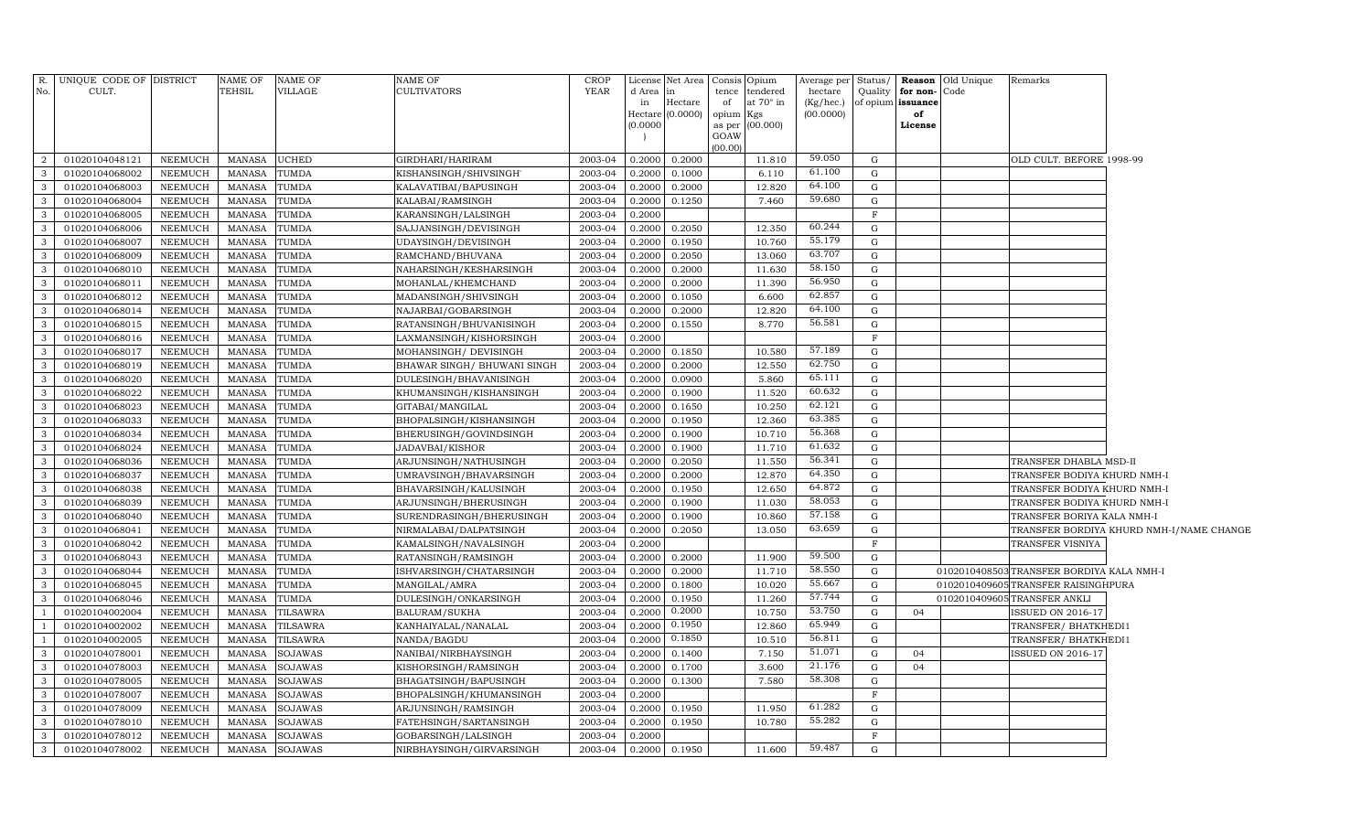| R. No. | UNIQUE CODE OF CULT. | DISTRICT | NAME OF TEHSIL | NAME OF VILLAGE | NAME OF CULTIVATORS | CROP YEAR | License d Area in Hectare (0.0000) | Net Area in Hectare (0.0000) | Consis tence of opium as per GOAW (00.00) | Opium tendered at 70° in Kgs (00.000) | Average per hectare (Kg/hec.) (00.0000) | Status/ Quality of opium | Reason for non-issuance of License | Old Unique Code | Remarks |
|---|---|---|---|---|---|---|---|---|---|---|---|---|---|---|---|
| 2 | 01020104048121 | NEEMUCH | MANASA | UCHED | GIRDHARI/HARIRAM | 2003-04 | 0.2000 | 0.2000 | | 11.810 | 59.050 | G | | | OLD CULT. BEFORE 1998-99 |
| 3 | 01020104068002 | NEEMUCH | MANASA | TUMDA | KISHANSINGH/SHIVSINGH | 2003-04 | 0.2000 | 0.1000 | | 6.110 | 61.100 | G | | | |
| 3 | 01020104068003 | NEEMUCH | MANASA | TUMDA | KALAVATIBAI/BAPUSINGH | 2003-04 | 0.2000 | 0.2000 | | 12.820 | 64.100 | G | | | |
| 3 | 01020104068004 | NEEMUCH | MANASA | TUMDA | KALABAI/RAMSINGH | 2003-04 | 0.2000 | 0.1250 | | 7.460 | 59.680 | G | | | |
| 3 | 01020104068005 | NEEMUCH | MANASA | TUMDA | KARANSINGH/LALSINGH | 2003-04 | 0.2000 | | | | | F | | | |
| 3 | 01020104068006 | NEEMUCH | MANASA | TUMDA | SAJJANSINGH/DEVISINGH | 2003-04 | 0.2000 | 0.2050 | | 12.350 | 60.244 | G | | | |
| 3 | 01020104068007 | NEEMUCH | MANASA | TUMDA | UDAYSINGH/DEVISINGH | 2003-04 | 0.2000 | 0.1950 | | 10.760 | 55.179 | G | | | |
| 3 | 01020104068009 | NEEMUCH | MANASA | TUMDA | RAMCHAND/BHUVANA | 2003-04 | 0.2000 | 0.2050 | | 13.060 | 63.707 | G | | | |
| 3 | 01020104068010 | NEEMUCH | MANASA | TUMDA | NAHARSINGH/KESHARSINGH | 2003-04 | 0.2000 | 0.2000 | | 11.630 | 58.150 | G | | | |
| 3 | 01020104068011 | NEEMUCH | MANASA | TUMDA | MOHANLAL/KHEMCHAND | 2003-04 | 0.2000 | 0.2000 | | 11.390 | 56.950 | G | | | |
| 3 | 01020104068012 | NEEMUCH | MANASA | TUMDA | MADANSINGH/SHIVSINGH | 2003-04 | 0.2000 | 0.1050 | | 6.600 | 62.857 | G | | | |
| 3 | 01020104068014 | NEEMUCH | MANASA | TUMDA | NAJARBAI/GOBARSINGH | 2003-04 | 0.2000 | 0.2000 | | 12.820 | 64.100 | G | | | |
| 3 | 01020104068015 | NEEMUCH | MANASA | TUMDA | RATANSINGH/BHUVANISINGH | 2003-04 | 0.2000 | 0.1550 | | 8.770 | 56.581 | G | | | |
| 3 | 01020104068016 | NEEMUCH | MANASA | TUMDA | LAXMANSINGH/KISHORSINGH | 2003-04 | 0.2000 | | | | | F | | | |
| 3 | 01020104068017 | NEEMUCH | MANASA | TUMDA | MOHANSINGH/ DEVISINGH | 2003-04 | 0.2000 | 0.1850 | | 10.580 | 57.189 | G | | | |
| 3 | 01020104068019 | NEEMUCH | MANASA | TUMDA | BHAWAR SINGH/ BHUWANI SINGH | 2003-04 | 0.2000 | 0.2000 | | 12.550 | 62.750 | G | | | |
| 3 | 01020104068020 | NEEMUCH | MANASA | TUMDA | DULESINGH/BHAVANISINGH | 2003-04 | 0.2000 | 0.0900 | | 5.860 | 65.111 | G | | | |
| 3 | 01020104068022 | NEEMUCH | MANASA | TUMDA | KHUMANSINGH/KISHANSINGH | 2003-04 | 0.2000 | 0.1900 | | 11.520 | 60.632 | G | | | |
| 3 | 01020104068023 | NEEMUCH | MANASA | TUMDA | GITABAI/MANGILAL | 2003-04 | 0.2000 | 0.1650 | | 10.250 | 62.121 | G | | | |
| 3 | 01020104068033 | NEEMUCH | MANASA | TUMDA | BHOPALSINGH/KISHANSINGH | 2003-04 | 0.2000 | 0.1950 | | 12.360 | 63.385 | G | | | |
| 3 | 01020104068034 | NEEMUCH | MANASA | TUMDA | BHERUSINGH/GOVINDSINGH | 2003-04 | 0.2000 | 0.1900 | | 10.710 | 56.368 | G | | | |
| 3 | 01020104068024 | NEEMUCH | MANASA | TUMDA | JADAVBAI/KISHOR | 2003-04 | 0.2000 | 0.1900 | | 11.710 | 61.632 | G | | | |
| 3 | 01020104068036 | NEEMUCH | MANASA | TUMDA | ARJUNSINGH/NATHUSINGH | 2003-04 | 0.2000 | 0.2050 | | 11.550 | 56.341 | G | | | TRANSFER DHABLA MSD-II |
| 3 | 01020104068037 | NEEMUCH | MANASA | TUMDA | UMRAVSINGH/BHAVARSINGH | 2003-04 | 0.2000 | 0.2000 | | 12.870 | 64.350 | G | | | TRANSFER BODIYA KHURD NMH-I |
| 3 | 01020104068038 | NEEMUCH | MANASA | TUMDA | BHAVARSINGH/KALUSINGH | 2003-04 | 0.2000 | 0.1950 | | 12.650 | 64.872 | G | | | TRANSFER BODIYA KHURD NMH-I |
| 3 | 01020104068039 | NEEMUCH | MANASA | TUMDA | ARJUNSINGH/BHERUSINGH | 2003-04 | 0.2000 | 0.1900 | | 11.030 | 58.053 | G | | | TRANSFER BODIYA KHURD NMH-I |
| 3 | 01020104068040 | NEEMUCH | MANASA | TUMDA | SURENDRASINGH/BHERUSINGH | 2003-04 | 0.2000 | 0.1900 | | 10.860 | 57.158 | G | | | TRANSFER BORIYA KALA NMH-I |
| 3 | 01020104068041 | NEEMUCH | MANASA | TUMDA | NIRMALABAI/DALPATSINGH | 2003-04 | 0.2000 | 0.2050 | | 13.050 | 63.659 | G | | | TRANSFER BORDIYA KHURD NMH-I/NAME CHANGE |
| 3 | 01020104068042 | NEEMUCH | MANASA | TUMDA | KAMALSINGH/NAVALSINGH | 2003-04 | 0.2000 | | | | | F | | | TRANSFER VISNIYA |
| 3 | 01020104068043 | NEEMUCH | MANASA | TUMDA | RATANSINGH/RAMSINGH | 2003-04 | 0.2000 | 0.2000 | | 11.900 | 59.500 | G | | | |
| 3 | 01020104068044 | NEEMUCH | MANASA | TUMDA | ISHVARSINGH/CHATARSINGH | 2003-04 | 0.2000 | 0.2000 | | 11.710 | 58.550 | G | | 0102010408503 | TRANSFER BORDIYA KALA NMH-I |
| 3 | 01020104068045 | NEEMUCH | MANASA | TUMDA | MANGILAL/AMRA | 2003-04 | 0.2000 | 0.1800 | | 10.020 | 55.667 | G | | 0102010409605 | TRANSFER RAISINGHPURA |
| 3 | 01020104068046 | NEEMUCH | MANASA | TUMDA | DULESINGH/ONKARSINGH | 2003-04 | 0.2000 | 0.1950 | | 11.260 | 57.744 | G | | 0102010409605 | TRANSFER ANKLI |
| 1 | 01020104002004 | NEEMUCH | MANASA | TILSAWRA | BALURAM/SUKHA | 2003-04 | 0.2000 | 0.2000 | | 10.750 | 53.750 | G | 04 | | ISSUED ON 2016-17 |
| 1 | 01020104002002 | NEEMUCH | MANASA | TILSAWRA | KANHAIYALAL/NANALAL | 2003-04 | 0.2000 | 0.1950 | | 12.860 | 65.949 | G | | | TRANSFER/ BHATKHEDI1 |
| 1 | 01020104002005 | NEEMUCH | MANASA | TILSAWRA | NANDA/BAGDU | 2003-04 | 0.2000 | 0.1850 | | 10.510 | 56.811 | G | | | TRANSFER/ BHATKHEDI1 |
| 3 | 01020104078001 | NEEMUCH | MANASA | SOJAWAS | NANIBAI/NIRBHAYSINGH | 2003-04 | 0.2000 | 0.1400 | | 7.150 | 51.071 | G | 04 | | ISSUED ON 2016-17 |
| 3 | 01020104078003 | NEEMUCH | MANASA | SOJAWAS | KISHORSINGH/RAMSINGH | 2003-04 | 0.2000 | 0.1700 | | 3.600 | 21.176 | G | 04 | | |
| 3 | 01020104078005 | NEEMUCH | MANASA | SOJAWAS | BHAGATSINGH/BAPUSINGH | 2003-04 | 0.2000 | 0.1300 | | 7.580 | 58.308 | G | | | |
| 3 | 01020104078007 | NEEMUCH | MANASA | SOJAWAS | BHOPALSINGH/KHUMANSINGH | 2003-04 | 0.2000 | | | | | F | | | |
| 3 | 01020104078009 | NEEMUCH | MANASA | SOJAWAS | ARJUNSINGH/RAMSINGH | 2003-04 | 0.2000 | 0.1950 | | 11.950 | 61.282 | G | | | |
| 3 | 01020104078010 | NEEMUCH | MANASA | SOJAWAS | FATEHSINGH/SARTANSINGH | 2003-04 | 0.2000 | 0.1950 | | 10.780 | 55.282 | G | | | |
| 3 | 01020104078012 | NEEMUCH | MANASA | SOJAWAS | GOBARSINGH/LALSINGH | 2003-04 | 0.2000 | | | | | F | | | |
| 3 | 01020104078002 | NEEMUCH | MANASA | SOJAWAS | NIRBHAYSINGH/GIRVARSINGH | 2003-04 | 0.2000 | 0.1950 | | 11.600 | 59.487 | G | | | |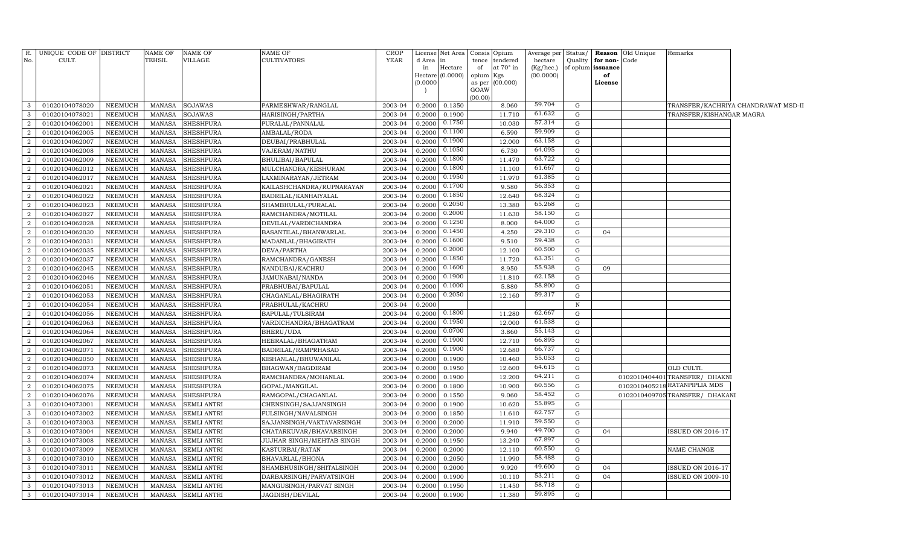| R. No. | UNIQUE CODE OF CULT. | DISTRICT | NAME OF TEHSIL | NAME OF VILLAGE | NAME OF CULTIVATORS | CROP YEAR | License d Area in Hectare (0.0000) | Net Area in Hectare (0.0000) | Consis tence of opium as per GOAW (00.00) | Opium tendered at 70° in Kgs (00.000) | Average per hectare (Kg/hec.) (00.0000) | Status/ Quality of opium | Reason for non-issuance of License | Old Unique Code | Remarks |
|---|---|---|---|---|---|---|---|---|---|---|---|---|---|---|---|
| 3 | 01020104078020 | NEEMUCH | MANASA | SOJAWAS | PARMESHWAR/RANGLAL | 2003-04 | 0.2000 | 0.1350 | | 8.060 | 59.704 | G | | | TRANSFER/KACHRIYA CHANDRAWAT MSD-II |
| 3 | 01020104078021 | NEEMUCH | MANASA | SOJAWAS | HARISINGH/PARTHA | 2003-04 | 0.2000 | 0.1900 | | 11.710 | 61.632 | G | | | TRANSFER/KISHANGAR MAGRA |
| 2 | 01020104062001 | NEEMUCH | MANASA | SHESHPURA | PURALAL/PANNALAL | 2003-04 | 0.2000 | 0.1750 | | 10.030 | 57.314 | G | | | |
| 2 | 01020104062005 | NEEMUCH | MANASA | SHESHPURA | AMBALAL/RODA | 2003-04 | 0.2000 | 0.1100 | | 6.590 | 59.909 | G | | | |
| 2 | 01020104062007 | NEEMUCH | MANASA | SHESHPURA | DEUBAI/PRABHULAL | 2003-04 | 0.2000 | 0.1900 | | 12.000 | 63.158 | G | | | |
| 2 | 01020104062008 | NEEMUCH | MANASA | SHESHPURA | VAJERAM/NATHU | 2003-04 | 0.2000 | 0.1050 | | 6.730 | 64.095 | G | | | |
| 2 | 01020104062009 | NEEMUCH | MANASA | SHESHPURA | BHULIBAI/BAPULAL | 2003-04 | 0.2000 | 0.1800 | | 11.470 | 63.722 | G | | | |
| 2 | 01020104062012 | NEEMUCH | MANASA | SHESHPURA | MULCHANDRA/KESHURAM | 2003-04 | 0.2000 | 0.1800 | | 11.100 | 61.667 | G | | | |
| 2 | 01020104062017 | NEEMUCH | MANASA | SHESHPURA | LAXMINARAYAN/JETRAM | 2003-04 | 0.2000 | 0.1950 | | 11.970 | 61.385 | G | | | |
| 2 | 01020104062021 | NEEMUCH | MANASA | SHESHPURA | KAILASHCHANDRA/RUPNARAYAN | 2003-04 | 0.2000 | 0.1700 | | 9.580 | 56.353 | G | | | |
| 2 | 01020104062022 | NEEMUCH | MANASA | SHESHPURA | BADRILAL/KANHAIYALAL | 2003-04 | 0.2000 | 0.1850 | | 12.640 | 68.324 | G | | | |
| 2 | 01020104062023 | NEEMUCH | MANASA | SHESHPURA | SHAMBHULAL/PURALAL | 2003-04 | 0.2000 | 0.2050 | | 13.380 | 65.268 | G | | | |
| 2 | 01020104062027 | NEEMUCH | MANASA | SHESHPURA | RAMCHANDRA/MOTILAL | 2003-04 | 0.2000 | 0.2000 | | 11.630 | 58.150 | G | | | |
| 2 | 01020104062028 | NEEMUCH | MANASA | SHESHPURA | DEVILAL/VARDICHANDRA | 2003-04 | 0.2000 | 0.1250 | | 8.000 | 64.000 | G | | | |
| 2 | 01020104062030 | NEEMUCH | MANASA | SHESHPURA | BASANTILAL/BHANWARLAL | 2003-04 | 0.2000 | 0.1450 | | 4.250 | 29.310 | G | 04 | | |
| 2 | 01020104062031 | NEEMUCH | MANASA | SHESHPURA | MADANLAL/BHAGIRATH | 2003-04 | 0.2000 | 0.1600 | | 9.510 | 59.438 | G | | | |
| 2 | 01020104062035 | NEEMUCH | MANASA | SHESHPURA | DEVA/PARTHA | 2003-04 | 0.2000 | 0.2000 | | 12.100 | 60.500 | G | | | |
| 2 | 01020104062037 | NEEMUCH | MANASA | SHESHPURA | RAMCHANDRA/GANESH | 2003-04 | 0.2000 | 0.1850 | | 11.720 | 63.351 | G | | | |
| 2 | 01020104062045 | NEEMUCH | MANASA | SHESHPURA | NANDUBAI/KACHRU | 2003-04 | 0.2000 | 0.1600 | | 8.950 | 55.938 | G | 09 | | |
| 2 | 01020104062046 | NEEMUCH | MANASA | SHESHPURA | JAMUNABAI/NANDA | 2003-04 | 0.2000 | 0.1900 | | 11.810 | 62.158 | G | | | |
| 2 | 01020104062051 | NEEMUCH | MANASA | SHESHPURA | PRABHUBAI/BAPULAL | 2003-04 | 0.2000 | 0.1000 | | 5.880 | 58.800 | G | | | |
| 2 | 01020104062053 | NEEMUCH | MANASA | SHESHPURA | CHAGANLAL/BHAGIRATH | 2003-04 | 0.2000 | 0.2050 | | 12.160 | 59.317 | G | | | |
| 2 | 01020104062054 | NEEMUCH | MANASA | SHESHPURA | PRABHULAL/KACHRU | 2003-04 | 0.2000 | | | | | N | | | |
| 2 | 01020104062056 | NEEMUCH | MANASA | SHESHPURA | BAPULAL/TULSIRAM | 2003-04 | 0.2000 | 0.1800 | | 11.280 | 62.667 | G | | | |
| 2 | 01020104062063 | NEEMUCH | MANASA | SHESHPURA | VARDICHANDRA/BHAGATRAM | 2003-04 | 0.2000 | 0.1950 | | 12.000 | 61.538 | G | | | |
| 2 | 01020104062064 | NEEMUCH | MANASA | SHESHPURA | BHERU/UDA | 2003-04 | 0.2000 | 0.0700 | | 3.860 | 55.143 | G | | | |
| 2 | 01020104062067 | NEEMUCH | MANASA | SHESHPURA | HEERALAL/BHAGATRAM | 2003-04 | 0.2000 | 0.1900 | | 12.710 | 66.895 | G | | | |
| 2 | 01020104062071 | NEEMUCH | MANASA | SHESHPURA | BADRILAL/RAMPRHASAD | 2003-04 | 0.2000 | 0.1900 | | 12.680 | 66.737 | G | | | |
| 2 | 01020104062050 | NEEMUCH | MANASA | SHESHPURA | KISHANLAL/BHUWANILAL | 2003-04 | 0.2000 | 0.1900 | | 10.460 | 55.053 | G | | | |
| 2 | 01020104062073 | NEEMUCH | MANASA | SHESHPURA | BHAGWAN/BAGDIRAM | 2003-04 | 0.2000 | 0.1950 | | 12.600 | 64.615 | G | | | OLD CULTI. |
| 2 | 01020104062074 | NEEMUCH | MANASA | SHESHPURA | RAMCHANDRA/MOHANLAL | 2003-04 | 0.2000 | 0.1900 | | 12.200 | 64.211 | G | | 0102010404401 | TRANSFER/ DHAKNI |
| 2 | 01020104062075 | NEEMUCH | MANASA | SHESHPURA | GOPAL/MANGILAL | 2003-04 | 0.2000 | 0.1800 | | 10.900 | 60.556 | G | | 0102010405218 | RATANPIPLIA MDS |
| 2 | 01020104062076 | NEEMUCH | MANASA | SHESHPURA | RAMGOPAL/CHAGANLAL | 2003-04 | 0.2000 | 0.1550 | | 9.060 | 58.452 | G | | 0102010409705 | TRANSFER/ DHAKANI |
| 3 | 01020104073001 | NEEMUCH | MANASA | SEMLI ANTRI | CHENSINGH/SAJJANSINGH | 2003-04 | 0.2000 | 0.1900 | | 10.620 | 55.895 | G | | | |
| 3 | 01020104073002 | NEEMUCH | MANASA | SEMLI ANTRI | FULSINGH/NAVALSINGH | 2003-04 | 0.2000 | 0.1850 | | 11.610 | 62.757 | G | | | |
| 3 | 01020104073003 | NEEMUCH | MANASA | SEMLI ANTRI | SAJJANSINGH/VAKTAVARSINGH | 2003-04 | 0.2000 | 0.2000 | | 11.910 | 59.550 | G | | | |
| 3 | 01020104073004 | NEEMUCH | MANASA | SEMLI ANTRI | CHATARKUVAR/BHAVARSINGH | 2003-04 | 0.2000 | 0.2000 | | 9.940 | 49.700 | G | 04 | | ISSUED ON 2016-17 |
| 3 | 01020104073008 | NEEMUCH | MANASA | SEMLI ANTRI | JUJHAR SINGH/MEHTAB SINGH | 2003-04 | 0.2000 | 0.1950 | | 13.240 | 67.897 | G | | | |
| 3 | 01020104073009 | NEEMUCH | MANASA | SEMLI ANTRI | KASTURBAI/RATAN | 2003-04 | 0.2000 | 0.2000 | | 12.110 | 60.550 | G | | | NAME CHANGE |
| 3 | 01020104073010 | NEEMUCH | MANASA | SEMLI ANTRI | BHAVARLAL/BHONA | 2003-04 | 0.2000 | 0.2050 | | 11.990 | 58.488 | G | | | |
| 3 | 01020104073011 | NEEMUCH | MANASA | SEMLI ANTRI | SHAMBHUSINGH/SHITALSINGH | 2003-04 | 0.2000 | 0.2000 | | 9.920 | 49.600 | G | 04 | | ISSUED ON 2016-17 |
| 3 | 01020104073012 | NEEMUCH | MANASA | SEMLI ANTRI | DARBARSINGH/PARVATSINGH | 2003-04 | 0.2000 | 0.1900 | | 10.110 | 53.211 | G | 04 | | ISSUED ON 2009-10 |
| 3 | 01020104073013 | NEEMUCH | MANASA | SEMLI ANTRI | MANGUSINGH/PARVAT SINGH | 2003-04 | 0.2000 | 0.1950 | | 11.450 | 58.718 | G | | | |
| 3 | 01020104073014 | NEEMUCH | MANASA | SEMLI ANTRI | JAGDISH/DEVILAL | 2003-04 | 0.2000 | 0.1900 | | 11.380 | 59.895 | G | | | |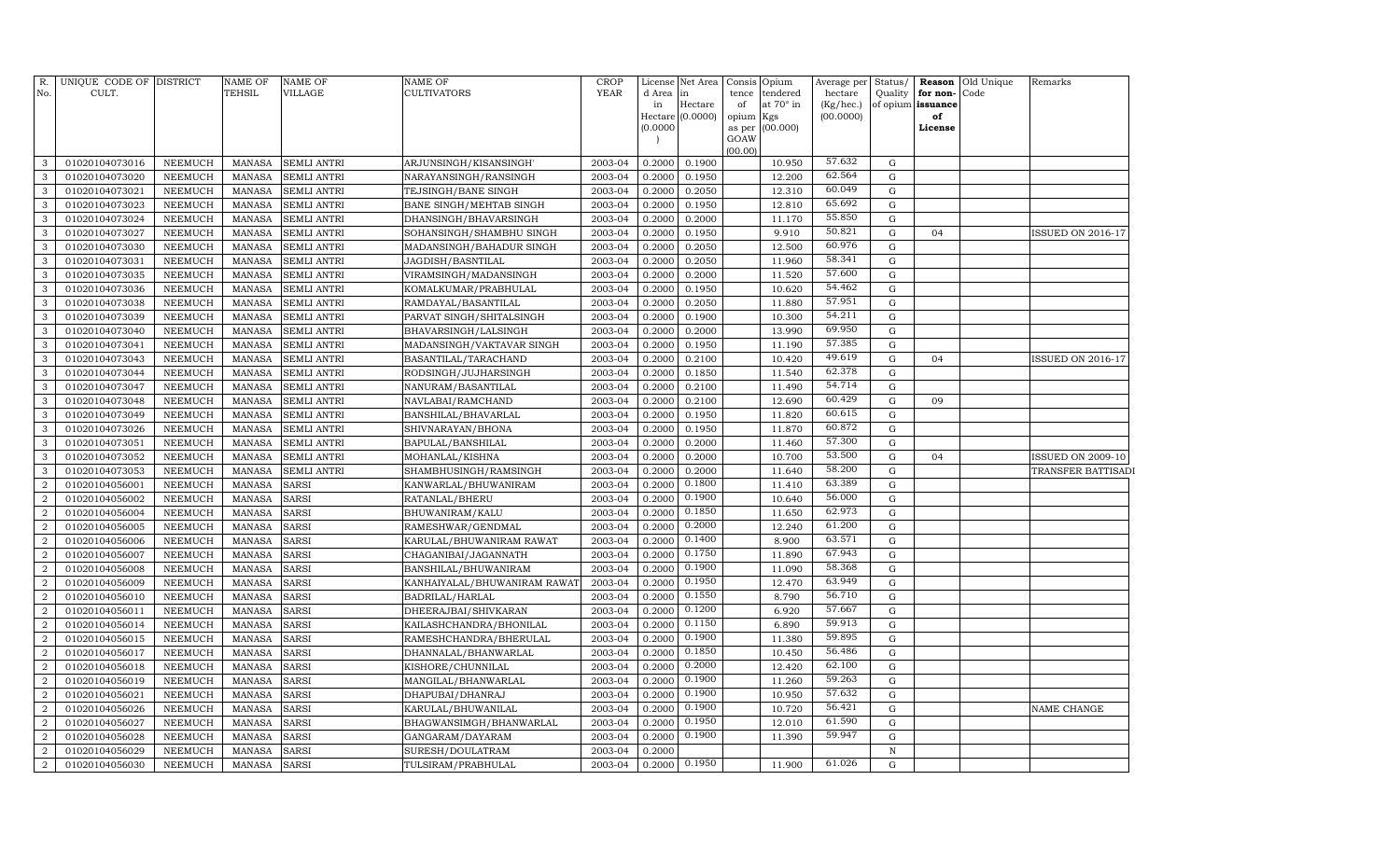| R. No. | UNIQUE CODE OF CULT. | DISTRICT | NAME OF TEHSIL | NAME OF VILLAGE | NAME OF CULTIVATORS | CROP YEAR | License d Area in Hectare (0.0000) | Net Area in Hectare (0.0000) | Consis tence of opium as per GOAW (00.00) | Opium tendered at 70° in Kgs (00.000) | Average per hectare (Kg/hec.) (00.0000) | Status/ Quality of opium | Reason for non-issuance of License | Old Unique Code | Remarks |
|---|---|---|---|---|---|---|---|---|---|---|---|---|---|---|---|
| 3 | 01020104073016 | NEEMUCH | MANASA | SEMLI ANTRI | ARJUNSINGH/KISANSINGH' | 2003-04 | 0.2000 | 0.1900 | | 10.950 | 57.632 | G | | | |
| 3 | 01020104073020 | NEEMUCH | MANASA | SEMLI ANTRI | NARAYANSINGH/RANSINGH | 2003-04 | 0.2000 | 0.1950 | | 12.200 | 62.564 | G | | | |
| 3 | 01020104073021 | NEEMUCH | MANASA | SEMLI ANTRI | TEJSINGH/BANE SINGH | 2003-04 | 0.2000 | 0.2050 | | 12.310 | 60.049 | G | | | |
| 3 | 01020104073023 | NEEMUCH | MANASA | SEMLI ANTRI | BANE SINGH/MEHTAB SINGH | 2003-04 | 0.2000 | 0.1950 | | 12.810 | 65.692 | G | | | |
| 3 | 01020104073024 | NEEMUCH | MANASA | SEMLI ANTRI | DHANSINGH/BHAVARSINGH | 2003-04 | 0.2000 | 0.2000 | | 11.170 | 55.850 | G | | | |
| 3 | 01020104073027 | NEEMUCH | MANASA | SEMLI ANTRI | SOHANSINGH/SHAMBHU SINGH | 2003-04 | 0.2000 | 0.1950 | | 9.910 | 50.821 | G | 04 | | ISSUED ON 2016-17 |
| 3 | 01020104073030 | NEEMUCH | MANASA | SEMLI ANTRI | MADANSINGH/BAHADUR SINGH | 2003-04 | 0.2000 | 0.2050 | | 12.500 | 60.976 | G | | | |
| 3 | 01020104073031 | NEEMUCH | MANASA | SEMLI ANTRI | JAGDISH/BASNTILAL | 2003-04 | 0.2000 | 0.2050 | | 11.960 | 58.341 | G | | | |
| 3 | 01020104073035 | NEEMUCH | MANASA | SEMLI ANTRI | VIRAMSINGH/MADANSINGH | 2003-04 | 0.2000 | 0.2000 | | 11.520 | 57.600 | G | | | |
| 3 | 01020104073036 | NEEMUCH | MANASA | SEMLI ANTRI | KOMALKUMAR/PRABHULAL | 2003-04 | 0.2000 | 0.1950 | | 10.620 | 54.462 | G | | | |
| 3 | 01020104073038 | NEEMUCH | MANASA | SEMLI ANTRI | RAMDAYAL/BASANTILAL | 2003-04 | 0.2000 | 0.2050 | | 11.880 | 57.951 | G | | | |
| 3 | 01020104073039 | NEEMUCH | MANASA | SEMLI ANTRI | PARVAT SINGH/SHITALSINGH | 2003-04 | 0.2000 | 0.1900 | | 10.300 | 54.211 | G | | | |
| 3 | 01020104073040 | NEEMUCH | MANASA | SEMLI ANTRI | BHAVARSINGH/LALSINGH | 2003-04 | 0.2000 | 0.2000 | | 13.990 | 69.950 | G | | | |
| 3 | 01020104073041 | NEEMUCH | MANASA | SEMLI ANTRI | MADANSINGH/VAKTAVAR SINGH | 2003-04 | 0.2000 | 0.1950 | | 11.190 | 57.385 | G | | | |
| 3 | 01020104073043 | NEEMUCH | MANASA | SEMLI ANTRI | BASANTILAL/TARACHAND | 2003-04 | 0.2000 | 0.2100 | | 10.420 | 49.619 | G | 04 | | ISSUED ON 2016-17 |
| 3 | 01020104073044 | NEEMUCH | MANASA | SEMLI ANTRI | RODSINGH/JUJHARSINGH | 2003-04 | 0.2000 | 0.1850 | | 11.540 | 62.378 | G | | | |
| 3 | 01020104073047 | NEEMUCH | MANASA | SEMLI ANTRI | NANURAM/BASANTILAL | 2003-04 | 0.2000 | 0.2100 | | 11.490 | 54.714 | G | | | |
| 3 | 01020104073048 | NEEMUCH | MANASA | SEMLI ANTRI | NAVLABAI/RAMCHAND | 2003-04 | 0.2000 | 0.2100 | | 12.690 | 60.429 | G | 09 | | |
| 3 | 01020104073049 | NEEMUCH | MANASA | SEMLI ANTRI | BANSHILAL/BHAVARLAL | 2003-04 | 0.2000 | 0.1950 | | 11.820 | 60.615 | G | | | |
| 3 | 01020104073026 | NEEMUCH | MANASA | SEMLI ANTRI | SHIVNARAYAN/BHONA | 2003-04 | 0.2000 | 0.1950 | | 11.870 | 60.872 | G | | | |
| 3 | 01020104073051 | NEEMUCH | MANASA | SEMLI ANTRI | BAPULAL/BANSHILAL | 2003-04 | 0.2000 | 0.2000 | | 11.460 | 57.300 | G | | | |
| 3 | 01020104073052 | NEEMUCH | MANASA | SEMLI ANTRI | MOHANLAL/KISHNA | 2003-04 | 0.2000 | 0.2000 | | 10.700 | 53.500 | G | 04 | | ISSUED ON 2009-10 |
| 3 | 01020104073053 | NEEMUCH | MANASA | SEMLI ANTRI | SHAMBHUSINGH/RAMSINGH | 2003-04 | 0.2000 | 0.2000 | | 11.640 | 58.200 | G | | | TRANSFER BATTISADI |
| 2 | 01020104056001 | NEEMUCH | MANASA | SARSI | KANWARLAL/BHUWANIRAM | 2003-04 | 0.2000 | 0.1800 | | 11.410 | 63.389 | G | | | |
| 2 | 01020104056002 | NEEMUCH | MANASA | SARSI | RATANLAL/BHERU | 2003-04 | 0.2000 | 0.1900 | | 10.640 | 56.000 | G | | | |
| 2 | 01020104056004 | NEEMUCH | MANASA | SARSI | BHUWANIRAM/KALU | 2003-04 | 0.2000 | 0.1850 | | 11.650 | 62.973 | G | | | |
| 2 | 01020104056005 | NEEMUCH | MANASA | SARSI | RAMESHWAR/GENDMAL | 2003-04 | 0.2000 | 0.2000 | | 12.240 | 61.200 | G | | | |
| 2 | 01020104056006 | NEEMUCH | MANASA | SARSI | KARULAL/BHUWANIRAM RAWAT | 2003-04 | 0.2000 | 0.1400 | | 8.900 | 63.571 | G | | | |
| 2 | 01020104056007 | NEEMUCH | MANASA | SARSI | CHAGANIBAI/JAGANNATH | 2003-04 | 0.2000 | 0.1750 | | 11.890 | 67.943 | G | | | |
| 2 | 01020104056008 | NEEMUCH | MANASA | SARSI | BANSHILAL/BHUWANIRAM | 2003-04 | 0.2000 | 0.1900 | | 11.090 | 58.368 | G | | | |
| 2 | 01020104056009 | NEEMUCH | MANASA | SARSI | KANHAIYALAL/BHUWANIRAM RAWAT | 2003-04 | 0.2000 | 0.1950 | | 12.470 | 63.949 | G | | | |
| 2 | 01020104056010 | NEEMUCH | MANASA | SARSI | BADRILAL/HARLAL | 2003-04 | 0.2000 | 0.1550 | | 8.790 | 56.710 | G | | | |
| 2 | 01020104056011 | NEEMUCH | MANASA | SARSI | DHEERAJBAI/SHIVKARAN | 2003-04 | 0.2000 | 0.1200 | | 6.920 | 57.667 | G | | | |
| 2 | 01020104056014 | NEEMUCH | MANASA | SARSI | KAILASHCHANDRA/BHONILAL | 2003-04 | 0.2000 | 0.1150 | | 6.890 | 59.913 | G | | | |
| 2 | 01020104056015 | NEEMUCH | MANASA | SARSI | RAMESHCHANDRA/BHERULAL | 2003-04 | 0.2000 | 0.1900 | | 11.380 | 59.895 | G | | | |
| 2 | 01020104056017 | NEEMUCH | MANASA | SARSI | DHANNALAL/BHANWARLAL | 2003-04 | 0.2000 | 0.1850 | | 10.450 | 56.486 | G | | | |
| 2 | 01020104056018 | NEEMUCH | MANASA | SARSI | KISHORE/CHUNNILAL | 2003-04 | 0.2000 | 0.2000 | | 12.420 | 62.100 | G | | | |
| 2 | 01020104056019 | NEEMUCH | MANASA | SARSI | MANGILAL/BHANWARLAL | 2003-04 | 0.2000 | 0.1900 | | 11.260 | 59.263 | G | | | |
| 2 | 01020104056021 | NEEMUCH | MANASA | SARSI | DHAPUBAI/DHANRAJ | 2003-04 | 0.2000 | 0.1900 | | 10.950 | 57.632 | G | | | |
| 2 | 01020104056026 | NEEMUCH | MANASA | SARSI | KARULAL/BHUWANILAL | 2003-04 | 0.2000 | 0.1900 | | 10.720 | 56.421 | G | | | NAME CHANGE |
| 2 | 01020104056027 | NEEMUCH | MANASA | SARSI | BHAGWANSIMGH/BHANWARLAL | 2003-04 | 0.2000 | 0.1950 | | 12.010 | 61.590 | G | | | |
| 2 | 01020104056028 | NEEMUCH | MANASA | SARSI | GANGARAM/DAYARAM | 2003-04 | 0.2000 | 0.1900 | | 11.390 | 59.947 | G | | | |
| 2 | 01020104056029 | NEEMUCH | MANASA | SARSI | SURESH/DOULATRAM | 2003-04 | 0.2000 | | | | | N | | | |
| 2 | 01020104056030 | NEEMUCH | MANASA | SARSI | TULSIRAM/PRABHULAL | 2003-04 | 0.2000 | 0.1950 | | 11.900 | 61.026 | G | | | |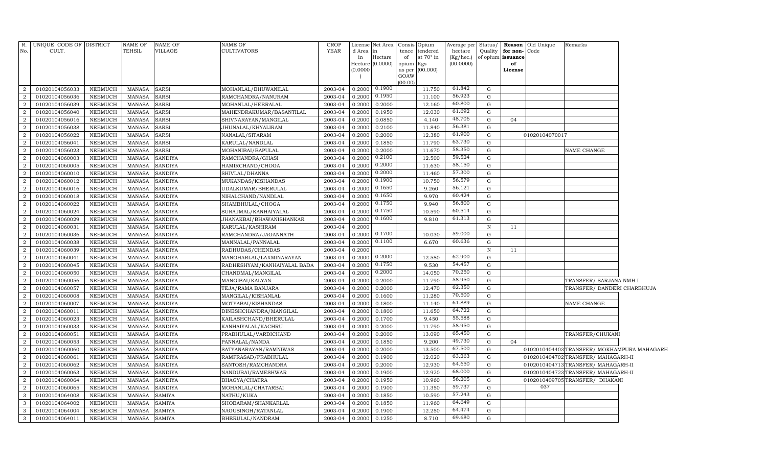| R. No. | UNIQUE CODE OF CULT. | DISTRICT | NAME OF TEHSIL | NAME OF VILLAGE | NAME OF CULTIVATORS | CROP YEAR | License d Area in Hectare (0.0000) | Net Area in Hectare (0.0000) | Consis tence of opium as per GOAW (00.00) | Opium tendered at 70° in Kgs (00.000) | Average per hectare (Kg/hec.) (00.0000) | Status/ Quality of opium | Reason for non-issuance of License | Old Unique Code | Remarks |
|---|---|---|---|---|---|---|---|---|---|---|---|---|---|---|---|
| 2 | 01020104056033 | NEEMUCH | MANASA | SARSI | MOHANLAL/BHUWANILAL | 2003-04 | 0.2000 | 0.1900 | | 11.750 | 61.842 | G | | | |
| 2 | 01020104056036 | NEEMUCH | MANASA | SARSI | RAMCHANDRA/NANURAM | 2003-04 | 0.2000 | 0.1950 | | 11.100 | 56.923 | G | | | |
| 2 | 01020104056039 | NEEMUCH | MANASA | SARSI | MOHANLAL/HEERALAL | 2003-04 | 0.2000 | 0.2000 | | 12.160 | 60.800 | G | | | |
| 2 | 01020104056040 | NEEMUCH | MANASA | SARSI | MAHENDRAKUMAR/BASANTILAL | 2003-04 | 0.2000 | 0.1950 | | 12.030 | 61.692 | G | | | |
| 2 | 01020104056016 | NEEMUCH | MANASA | SARSI | SHIVNARAYAN/MANGILAL | 2003-04 | 0.2000 | 0.0850 | | 4.140 | 48.706 | G | 04 | | |
| 2 | 01020104056038 | NEEMUCH | MANASA | SARSI | JHUNALAL/KHYALIRAM | 2003-04 | 0.2000 | 0.2100 | | 11.840 | 56.381 | G | | | |
| 2 | 01020104056022 | NEEMUCH | MANASA | SARSI | NANALAL/SITARAM | 2003-04 | 0.2000 | 0.2000 | | 12.380 | 61.900 | G | | 01020104070017 | |
| 2 | 01020104056041 | NEEMUCH | MANASA | SARSI | KARULAL/NANDLAL | 2003-04 | 0.2000 | 0.1850 | | 11.790 | 63.730 | G | | | |
| 2 | 01020104056023 | NEEMUCH | MANASA | SARSI | MOHANIBAI/BAPULAL | 2003-04 | 0.2000 | 0.2000 | | 11.670 | 58.350 | G | | | NAME CHANGE |
| 2 | 01020104060003 | NEEMUCH | MANASA | SANDIYA | RAMCHANDRA/GHASI | 2003-04 | 0.2000 | 0.2100 | | 12.500 | 59.524 | G | | | |
| 2 | 01020104060005 | NEEMUCH | MANASA | SANDIYA | HAMIRCHAND/CHOGA | 2003-04 | 0.2000 | 0.2000 | | 11.630 | 58.150 | G | | | |
| 2 | 01020104060010 | NEEMUCH | MANASA | SANDIYA | SHIVLAL/DHANNA | 2003-04 | 0.2000 | 0.2000 | | 11.460 | 57.300 | G | | | |
| 2 | 01020104060012 | NEEMUCH | MANASA | SANDIYA | MUKANDAS/KISHANDAS | 2003-04 | 0.2000 | 0.1900 | | 10.750 | 56.579 | G | | | |
| 2 | 01020104060016 | NEEMUCH | MANASA | SANDIYA | UDALKUMAR/BHERULAL | 2003-04 | 0.2000 | 0.1650 | | 9.260 | 56.121 | G | | | |
| 2 | 01020104060018 | NEEMUCH | MANASA | SANDIYA | NIHALCHAND/NANDLAL | 2003-04 | 0.2000 | 0.1650 | | 9.970 | 60.424 | G | | | |
| 2 | 01020104060022 | NEEMUCH | MANASA | SANDIYA | SHAMBHULAL/CHOGA | 2003-04 | 0.2000 | 0.1750 | | 9.940 | 56.800 | G | | | |
| 2 | 01020104060024 | NEEMUCH | MANASA | SANDIYA | SURAJMAL/KANHAIYALAL | 2003-04 | 0.2000 | 0.1750 | | 10.590 | 60.514 | G | | | |
| 2 | 01020104060029 | NEEMUCH | MANASA | SANDIYA | JHANAKBAI/BHAWANISHANKAR | 2003-04 | 0.2000 | 0.1600 | | 9.810 | 61.313 | G | | | |
| 2 | 01020104060031 | NEEMUCH | MANASA | SANDIYA | KARULAL/KASHIRAM | 2003-04 | 0.2000 | | | | | N | 11 | | |
| 2 | 01020104060036 | NEEMUCH | MANASA | SANDIYA | RAMCHANDRA/JAGANNATH | 2003-04 | 0.2000 | 0.1700 | | 10.030 | 59.000 | G | | | |
| 2 | 01020104060038 | NEEMUCH | MANASA | SANDIYA | MANNALAL/PANNALAL | 2003-04 | 0.2000 | 0.1100 | | 6.670 | 60.636 | G | | | |
| 2 | 01020104060039 | NEEMUCH | MANASA | SANDIYA | RADHUDAS/CHENDAS | 2003-04 | 0.2000 | | | | | N | 11 | | |
| 2 | 01020104060041 | NEEMUCH | MANASA | SANDIYA | MANOHARLAL/LAXMINARAYAN | 2003-04 | 0.2000 | 0.2000 | | 12.580 | 62.900 | G | | | |
| 2 | 01020104060045 | NEEMUCH | MANASA | SANDIYA | RADHESHYAM/KANHAIYALAL BADA | 2003-04 | 0.2000 | 0.1750 | | 9.530 | 54.457 | G | | | |
| 2 | 01020104060050 | NEEMUCH | MANASA | SANDIYA | CHANDMAL/MANGILAL | 2003-04 | 0.2000 | 0.2000 | | 14.050 | 70.250 | G | | | |
| 2 | 01020104060056 | NEEMUCH | MANASA | SANDIYA | MANGIBAI/KALYAN | 2003-04 | 0.2000 | 0.2000 | | 11.790 | 58.950 | G | | | TRANSFER/ SARJANA NMH I |
| 2 | 01020104060057 | NEEMUCH | MANASA | SANDIYA | TEJA/RAMA BANJARA | 2003-04 | 0.2000 | 0.2000 | | 12.470 | 62.350 | G | | | TRANSFER/ DANDERI CHARBHUJA |
| 2 | 01020104060008 | NEEMUCH | MANASA | SANDIYA | MANGILAL/KISHANLAL | 2003-04 | 0.2000 | 0.1600 | | 11.280 | 70.500 | G | | | |
| 2 | 01020104060007 | NEEMUCH | MANASA | SANDIYA | MOTYABAI/KISHANDAS | 2003-04 | 0.2000 | 0.1800 | | 11.140 | 61.889 | G | | | NAME CHANGE |
| 2 | 01020104060011 | NEEMUCH | MANASA | SANDIYA | DINESHCHANDRA/MANGILAL | 2003-04 | 0.2000 | 0.1800 | | 11.650 | 64.722 | G | | | |
| 2 | 01020104060023 | NEEMUCH | MANASA | SANDIYA | KAILASHCHAND/BHERULAL | 2003-04 | 0.2000 | 0.1700 | | 9.450 | 55.588 | G | | | |
| 2 | 01020104060033 | NEEMUCH | MANASA | SANDIYA | KANHAIYALAL/KACHRU | 2003-04 | 0.2000 | 0.2000 | | 11.790 | 58.950 | G | | | |
| 2 | 01020104060051 | NEEMUCH | MANASA | SANDIYA | PRABHULAL/VARDICHAND | 2003-04 | 0.2000 | 0.2000 | | 13.090 | 65.450 | G | | | TRANSFER/CHUKANI |
| 2 | 01020104060053 | NEEMUCH | MANASA | SANDIYA | PANNALAL/NANDA | 2003-04 | 0.2000 | 0.1850 | | 9.200 | 49.730 | G | 04 | | |
| 2 | 01020104060060 | NEEMUCH | MANASA | SANDIYA | SATYANARAYAN/RAMNIWAS | 2003-04 | 0.2000 | 0.2000 | | 13.500 | 67.500 | G | | 0102010404403 | TRANSFER/ MOKHAMPURA MAHAGARH |
| 2 | 01020104060061 | NEEMUCH | MANASA | SANDIYA | RAMPRASAD/PRABHULAL | 2003-04 | 0.2000 | 0.1900 | | 12.020 | 63.263 | G | | 0102010404702 | TRANSFER/ MAHAGARH-II |
| 2 | 01020104060062 | NEEMUCH | MANASA | SANDIYA | SANTOSH/RAMCHANDRA | 2003-04 | 0.2000 | 0.2000 | | 12.930 | 64.650 | G | | 0102010404713 | TRANSFER/ MAHAGARH-II |
| 2 | 01020104060063 | NEEMUCH | MANASA | SANDIYA | NANDUBAI/RAMESHWAR | 2003-04 | 0.2000 | 0.1900 | | 12.920 | 68.000 | G | | 0102010404723 | TRANSFER/ MAHAGARH-II |
| 2 | 01020104060064 | NEEMUCH | MANASA | SANDIYA | BHAGYA/CHATRA | 2003-04 | 0.2000 | 0.1950 | | 10.960 | 56.205 | G | | 0102010409705 | TRANSFER/ DHAKANI |
| 2 | 01020104060065 | NEEMUCH | MANASA | SANDIYA | MOHANLAL/CHATARBAI | 2003-04 | 0.2000 | 0.1900 | | 11.350 | 59.737 | G | | 037 | |
| 3 | 01020104064008 | NEEMUCH | MANASA | SAMIYA | NATHU/KUKA | 2003-04 | 0.2000 | 0.1850 | | 10.590 | 57.243 | G | | | |
| 3 | 01020104064002 | NEEMUCH | MANASA | SAMIYA | SHOBARAM/SHANKARLAL | 2003-04 | 0.2000 | 0.1850 | | 11.960 | 64.649 | G | | | |
| 3 | 01020104064004 | NEEMUCH | MANASA | SAMIYA | NAGUSINGH/RATANLAL | 2003-04 | 0.2000 | 0.1900 | | 12.250 | 64.474 | G | | | |
| 3 | 01020104064011 | NEEMUCH | MANASA | SAMIYA | BHERULAL/NANDRAM | 2003-04 | 0.2000 | 0.1250 | | 8.710 | 69.680 | G | | | |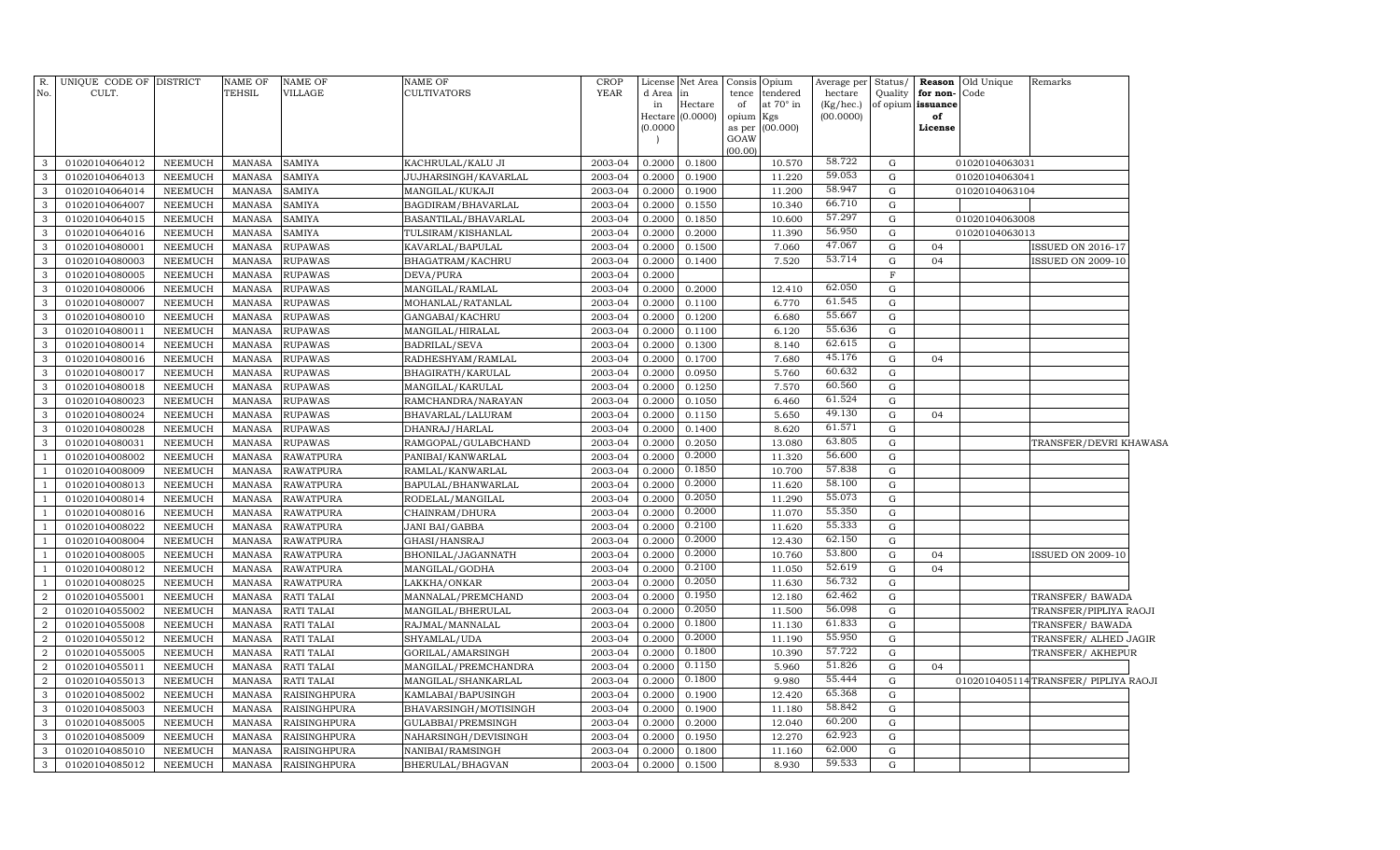| R. No. | UNIQUE CODE OF CULT. | DISTRICT | NAME OF TEHSIL | NAME OF VILLAGE | NAME OF CULTIVATORS | CROP YEAR | License d Area in Hectare (0.0000) | Net Area in Hectare (0.0000) | Consis tence of opium as per GOAW (00.00) | Opium tendered at 70° in Kgs (00.000) | Average per hectare (Kg/hec.) (00.0000) | Status/ Quality of opium | Reason for non-issuance of License | Old Unique Code | Remarks |
|---|---|---|---|---|---|---|---|---|---|---|---|---|---|---|---|
| 3 | 01020104064012 | NEEMUCH | MANASA | SAMIYA | KACHRULAL/KALU JI | 2003-04 | 0.2000 | 0.1800 | | 10.570 | 58.722 | G | | 01020104063031 | |
| 3 | 01020104064013 | NEEMUCH | MANASA | SAMIYA | JUJHARSINGH/KAVARLAL | 2003-04 | 0.2000 | 0.1900 | | 11.220 | 59.053 | G | | 01020104063041 | |
| 3 | 01020104064014 | NEEMUCH | MANASA | SAMIYA | MANGILAL/KUKAJI | 2003-04 | 0.2000 | 0.1900 | | 11.200 | 58.947 | G | | 01020104063104 | |
| 3 | 01020104064007 | NEEMUCH | MANASA | SAMIYA | BAGDIRAM/BHAVARLAL | 2003-04 | 0.2000 | 0.1550 | | 10.340 | 66.710 | G | | | |
| 3 | 01020104064015 | NEEMUCH | MANASA | SAMIYA | BASANTILAL/BHAVARLAL | 2003-04 | 0.2000 | 0.1850 | | 10.600 | 57.297 | G | | 01020104063008 | |
| 3 | 01020104064016 | NEEMUCH | MANASA | SAMIYA | TULSIRAM/KISHANLAL | 2003-04 | 0.2000 | 0.2000 | | 11.390 | 56.950 | G | | 01020104063013 | |
| 3 | 01020104080001 | NEEMUCH | MANASA | RUPAWAS | KAVARLAL/BAPULAL | 2003-04 | 0.2000 | 0.1500 | | 7.060 | 47.067 | G | 04 | | ISSUED ON 2016-17 |
| 3 | 01020104080003 | NEEMUCH | MANASA | RUPAWAS | BHAGATRAM/KACHRU | 2003-04 | 0.2000 | 0.1400 | | 7.520 | 53.714 | G | 04 | | ISSUED ON 2009-10 |
| 3 | 01020104080005 | NEEMUCH | MANASA | RUPAWAS | DEVA/PURA | 2003-04 | 0.2000 | | | | | F | | | |
| 3 | 01020104080006 | NEEMUCH | MANASA | RUPAWAS | MANGILAL/RAMLAL | 2003-04 | 0.2000 | 0.2000 | | 12.410 | 62.050 | G | | | |
| 3 | 01020104080007 | NEEMUCH | MANASA | RUPAWAS | MOHANLAL/RATANLAL | 2003-04 | 0.2000 | 0.1100 | | 6.770 | 61.545 | G | | | |
| 3 | 01020104080010 | NEEMUCH | MANASA | RUPAWAS | GANGABAI/KACHRU | 2003-04 | 0.2000 | 0.1200 | | 6.680 | 55.667 | G | | | |
| 3 | 01020104080011 | NEEMUCH | MANASA | RUPAWAS | MANGILAL/HIRALAL | 2003-04 | 0.2000 | 0.1100 | | 6.120 | 55.636 | G | | | |
| 3 | 01020104080014 | NEEMUCH | MANASA | RUPAWAS | BADRILAL/SEVA | 2003-04 | 0.2000 | 0.1300 | | 8.140 | 62.615 | G | | | |
| 3 | 01020104080016 | NEEMUCH | MANASA | RUPAWAS | RADHESHYAM/RAMLAL | 2003-04 | 0.2000 | 0.1700 | | 7.680 | 45.176 | G | 04 | | |
| 3 | 01020104080017 | NEEMUCH | MANASA | RUPAWAS | BHAGIRATH/KARULAL | 2003-04 | 0.2000 | 0.0950 | | 5.760 | 60.632 | G | | | |
| 3 | 01020104080018 | NEEMUCH | MANASA | RUPAWAS | MANGILAL/KARULAL | 2003-04 | 0.2000 | 0.1250 | | 7.570 | 60.560 | G | | | |
| 3 | 01020104080023 | NEEMUCH | MANASA | RUPAWAS | RAMCHANDRA/NARAYAN | 2003-04 | 0.2000 | 0.1050 | | 6.460 | 61.524 | G | | | |
| 3 | 01020104080024 | NEEMUCH | MANASA | RUPAWAS | BHAVARLAL/LALURAM | 2003-04 | 0.2000 | 0.1150 | | 5.650 | 49.130 | G | 04 | | |
| 3 | 01020104080028 | NEEMUCH | MANASA | RUPAWAS | DHANRAJ/HARLAL | 2003-04 | 0.2000 | 0.1400 | | 8.620 | 61.571 | G | | | |
| 3 | 01020104080031 | NEEMUCH | MANASA | RUPAWAS | RAMGOPAL/GULABCHAND | 2003-04 | 0.2000 | 0.2050 | | 13.080 | 63.805 | G | | | TRANSFER/DEVRI KHAWASA |
| 1 | 01020104008002 | NEEMUCH | MANASA | RAWATPURA | PANIBAI/KANWARLAL | 2003-04 | 0.2000 | 0.2000 | | 11.320 | 56.600 | G | | | |
| 1 | 01020104008009 | NEEMUCH | MANASA | RAWATPURA | RAMLAL/KANWARLAL | 2003-04 | 0.2000 | 0.1850 | | 10.700 | 57.838 | G | | | |
| 1 | 01020104008013 | NEEMUCH | MANASA | RAWATPURA | BAPULAL/BHANWARLAL | 2003-04 | 0.2000 | 0.2000 | | 11.620 | 58.100 | G | | | |
| 1 | 01020104008014 | NEEMUCH | MANASA | RAWATPURA | RODILAL/MANGILAL | 2003-04 | 0.2000 | 0.2050 | | 11.290 | 55.073 | G | | | |
| 1 | 01020104008016 | NEEMUCH | MANASA | RAWATPURA | CHAINRAM/DHURA | 2003-04 | 0.2000 | 0.2000 | | 11.070 | 55.350 | G | | | |
| 1 | 01020104008022 | NEEMUCH | MANASA | RAWATPURA | JANI BAI/GABBA | 2003-04 | 0.2000 | 0.2100 | | 11.620 | 55.333 | G | | | |
| 1 | 01020104008004 | NEEMUCH | MANASA | RAWATPURA | GHASI/HANSRAJ | 2003-04 | 0.2000 | 0.2000 | | 12.430 | 62.150 | G | | | |
| 1 | 01020104008005 | NEEMUCH | MANASA | RAWATPURA | BHONILAL/JAGANNATH | 2003-04 | 0.2000 | 0.2000 | | 10.760 | 53.800 | G | 04 | | ISSUED ON 2009-10 |
| 1 | 01020104008012 | NEEMUCH | MANASA | RAWATPURA | MANGILAL/GODHA | 2003-04 | 0.2000 | 0.2100 | | 11.050 | 52.619 | G | 04 | | |
| 1 | 01020104008025 | NEEMUCH | MANASA | RAWATPURA | LAKKHA/ONKAR | 2003-04 | 0.2000 | 0.2050 | | 11.630 | 56.732 | G | | | |
| 2 | 01020104055001 | NEEMUCH | MANASA | RATI TALAI | MANNALAL/PREMCHAND | 2003-04 | 0.2000 | 0.1950 | | 12.180 | 62.462 | G | | | TRANSFER/ BAWADA |
| 2 | 01020104055002 | NEEMUCH | MANASA | RATI TALAI | MANGILAL/BHERULAL | 2003-04 | 0.2000 | 0.2050 | | 11.500 | 56.098 | G | | | TRANSFER/PIPLIYA RAOJI |
| 2 | 01020104055008 | NEEMUCH | MANASA | RATI TALAI | RAJMAL/MANNALAL | 2003-04 | 0.2000 | 0.1800 | | 11.130 | 61.833 | G | | | TRANSFER/ BAWADA |
| 2 | 01020104055012 | NEEMUCH | MANASA | RATI TALAI | SHYAMLAL/UDA | 2003-04 | 0.2000 | 0.2000 | | 11.190 | 55.950 | G | | | TRANSFER/ ALHED JAGIR |
| 2 | 01020104055005 | NEEMUCH | MANASA | RATI TALAI | GORILAL/AMARSINGH | 2003-04 | 0.2000 | 0.1800 | | 10.390 | 57.722 | G | | | TRANSFER/ AKHEPUR |
| 2 | 01020104055011 | NEEMUCH | MANASA | RATI TALAI | MANGILAL/PREMCHANDRA | 2003-04 | 0.2000 | 0.1150 | | 5.960 | 51.826 | G | 04 | | |
| 2 | 01020104055013 | NEEMUCH | MANASA | RATI TALAI | MANGILAL/SHANKARLAL | 2003-04 | 0.2000 | 0.1800 | | 9.980 | 55.444 | G | | 01020104051114 | TRANSFER/ PIPLIYA RAOJI |
| 3 | 01020104085002 | NEEMUCH | MANASA | RAISINGHPURA | KAMLABAI/BAPUSINGH | 2003-04 | 0.2000 | 0.1900 | | 12.420 | 65.368 | G | | | |
| 3 | 01020104085003 | NEEMUCH | MANASA | RAISINGHPURA | BHAVARSINGH/MOTISINGH | 2003-04 | 0.2000 | 0.1900 | | 11.180 | 58.842 | G | | | |
| 3 | 01020104085005 | NEEMUCH | MANASA | RAISINGHPURA | GULABBAI/PREMSINGH | 2003-04 | 0.2000 | 0.2000 | | 12.040 | 60.200 | G | | | |
| 3 | 01020104085009 | NEEMUCH | MANASA | RAISINGHPURA | NAHARSINGH/DEVISINGH | 2003-04 | 0.2000 | 0.1950 | | 12.270 | 62.923 | G | | | |
| 3 | 01020104085010 | NEEMUCH | MANASA | RAISINGHPURA | NANIBAI/RAMSINGH | 2003-04 | 0.2000 | 0.1800 | | 11.160 | 62.000 | G | | | |
| 3 | 01020104085012 | NEEMUCH | MANASA | RAISINGHPURA | BHERULAL/BHAGVAN | 2003-04 | 0.2000 | 0.1500 | | 8.930 | 59.533 | G | | | |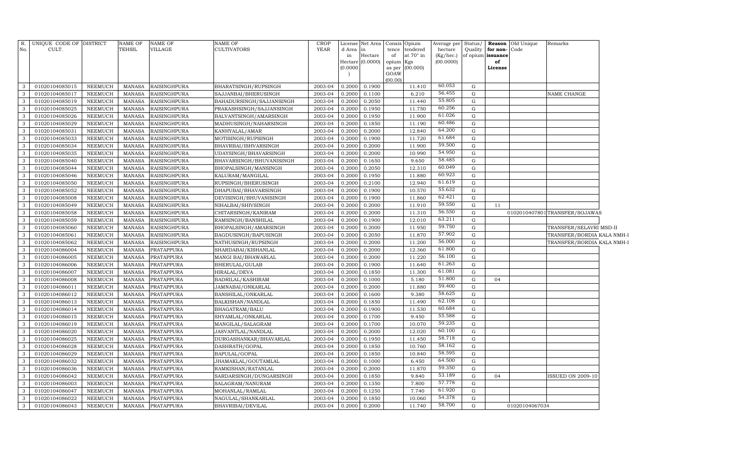| R. No. | UNIQUE CODE OF CULT. | DISTRICT | NAME OF TEHSIL | NAME OF VILLAGE | NAME OF CULTIVATORS | CROP YEAR | License d Area in Hectare (0.0000) | Net Area in Hectare (0.0000) | Consis tence of opium as per GOAW (00.00) | Opium tendered at 70° in Kgs (00.000) | Average per hectare (Kg/hec.) (00.0000) | Status/ Quality of opium | Reason for non-issuance of License | Old Unique Code | Remarks |
|---|---|---|---|---|---|---|---|---|---|---|---|---|---|---|---|
| 3 | 01020104085015 | NEEMUCH | MANASA | RAISINGHPURA | BHARATSINGH/RUPSINGH | 2003-04 | 0.2000 | 0.1900 | | 11.410 | 60.053 | G | | | |
| 3 | 01020104085017 | NEEMUCH | MANASA | RAISINGHPURA | SAJJANBAI/BHERUSINGH | 2003-04 | 0.2000 | 0.1100 | | 6.210 | 56.455 | G | | | NAME CHANGE |
| 3 | 01020104085019 | NEEMUCH | MANASA | RAISINGHPURA | BAHADURSINGH/SAJJANSINGH | 2003-04 | 0.2000 | 0.2050 | | 11.440 | 55.805 | G | | | |
| 3 | 01020104085025 | NEEMUCH | MANASA | RAISINGHPURA | PRAKASHSINGH/SAJJANSINGH | 2003-04 | 0.2000 | 0.1950 | | 11.750 | 60.256 | G | | | |
| 3 | 01020104085026 | NEEMUCH | MANASA | RAISINGHPURA | BALVANTSINGH/AMARSINGH | 2003-04 | 0.2000 | 0.1950 | | 11.900 | 61.026 | G | | | |
| 3 | 01020104085029 | NEEMUCH | MANASA | RAISINGHPURA | MADHUSINGH/NAHARSINGH | 2003-04 | 0.2000 | 0.1850 | | 11.190 | 60.486 | G | | | |
| 3 | 01020104085031 | NEEMUCH | MANASA | RAISINGHPURA | KANHYALAL/AMAR | 2003-04 | 0.2000 | 0.2000 | | 12.840 | 64.200 | G | | | |
| 3 | 01020104085033 | NEEMUCH | MANASA | RAISINGHPURA | MOTISINGH/RUPSINGH | 2003-04 | 0.2000 | 0.1900 | | 11.720 | 61.684 | G | | | |
| 3 | 01020104085034 | NEEMUCH | MANASA | RAISINGHPURA | BHAVRBAI/ISHVARSINGH | 2003-04 | 0.2000 | 0.2000 | | 11.900 | 59.500 | G | | | |
| 3 | 01020104085035 | NEEMUCH | MANASA | RAISINGHPURA | UDAYSINGH/BHAVARSINGH | 2003-04 | 0.2000 | 0.2000 | | 10.990 | 54.950 | G | | | |
| 3 | 01020104085040 | NEEMUCH | MANASA | RAISINGHPURA | BHAVARSINGH/BHUVANISINGH | 2003-04 | 0.2000 | 0.1650 | | 9.650 | 58.485 | G | | | |
| 3 | 01020104085044 | NEEMUCH | MANASA | RAISINGHPURA | BHOPALSINGH/MANSINGH | 2003-04 | 0.2000 | 0.2050 | | 12.310 | 60.049 | G | | | |
| 3 | 01020104085046 | NEEMUCH | MANASA | RAISINGHPURA | KALURAM/MANGILAL | 2003-04 | 0.2000 | 0.1950 | | 11.880 | 60.923 | G | | | |
| 3 | 01020104085050 | NEEMUCH | MANASA | RAISINGHPURA | RUPSINGH/BHERUSINGH | 2003-04 | 0.2000 | 0.2100 | | 12.940 | 61.619 | G | | | |
| 3 | 01020104085052 | NEEMUCH | MANASA | RAISINGHPURA | DHAPUBAI/BHAVARSINGH | 2003-04 | 0.2000 | 0.1900 | | 10.570 | 55.632 | G | | | |
| 3 | 01020104085008 | NEEMUCH | MANASA | RAISINGHPURA | DEVISINGH/BHUVANISINGH | 2003-04 | 0.2000 | 0.1900 | | 11.860 | 62.421 | G | | | |
| 3 | 01020104085049 | NEEMUCH | MANASA | RAISINGHPURA | NIHALBAI/SHIVSINGH | 2003-04 | 0.2000 | 0.2000 | | 11.910 | 59.550 | G | 11 | | |
| 3 | 01020104085058 | NEEMUCH | MANASA | RAISINGHPURA | CHITARSINGH/KANIRAM | 2003-04 | 0.2000 | 0.2000 | | 11.310 | 56.550 | G | | 01020104078011 | TRANSFER/SOJAWAS |
| 3 | 01020104085059 | NEEMUCH | MANASA | RAISINGHPURA | RAMSINGH/BANSHILAL | 2003-04 | 0.2000 | 0.1900 | | 12.010 | 63.211 | G | | | |
| 3 | 01020104085060 | NEEMUCH | MANASA | RAISINGHPURA | BHOPALSINGH/AMARSINGH | 2003-04 | 0.2000 | 0.2000 | | 11.950 | 59.750 | G | | | TRANSFER/SELAVRI MSD-II |
| 3 | 01020104085061 | NEEMUCH | MANASA | RAISINGHPURA | BAGDUSINGH/BAPUSINGH | 2003-04 | 0.2000 | 0.2050 | | 11.870 | 57.902 | G | | | TRANSFER/BORDIA KALA NMH-I |
| 3 | 01020104085062 | NEEMUCH | MANASA | RAISINGHPURA | NATHUSINGH/RUPSINGH | 2003-04 | 0.2000 | 0.2000 | | 11.200 | 56.000 | G | | | TRANSFER/BORDIA KALA NMH-I |
| 3 | 01020104086004 | NEEMUCH | MANASA | PRATAPPURA | SHARDABAI/KISHANLAL | 2003-04 | 0.2000 | 0.2000 | | 12.360 | 61.800 | G | | | |
| 3 | 01020104086005 | NEEMUCH | MANASA | PRATAPPURA | MANGI BAI/BHAWARLAL | 2003-04 | 0.2000 | 0.2000 | | 11.220 | 56.100 | G | | | |
| 3 | 01020104086006 | NEEMUCH | MANASA | PRATAPPURA | BHERULAL/GULAB | 2003-04 | 0.2000 | 0.1900 | | 11.640 | 61.263 | G | | | |
| 3 | 01020104086007 | NEEMUCH | MANASA | PRATAPPURA | HIRALAL/DEVA | 2003-04 | 0.2000 | 0.1850 | | 11.300 | 61.081 | G | | | |
| 3 | 01020104086008 | NEEMUCH | MANASA | PRATAPPURA | BADRILAL/KASHIRAM | 2003-04 | 0.2000 | 0.1000 | | 5.180 | 51.800 | G | 04 | | |
| 3 | 01020104086011 | NEEMUCH | MANASA | PRATAPPURA | JAMNABAI/ONKARLAL | 2003-04 | 0.2000 | 0.2000 | | 11.880 | 59.400 | G | | | |
| 3 | 01020104086012 | NEEMUCH | MANASA | PRATAPPURA | BANSHILAL/ONKARLAL | 2003-04 | 0.2000 | 0.1600 | | 9.380 | 58.625 | G | | | |
| 3 | 01020104086013 | NEEMUCH | MANASA | PRATAPPURA | BALKISHAN/NANDLAL | 2003-04 | 0.2000 | 0.1850 | | 11.490 | 62.108 | G | | | |
| 3 | 01020104086014 | NEEMUCH | MANASA | PRATAPPURA | BHAGATRAM/BALU | 2003-04 | 0.2000 | 0.1900 | | 11.530 | 60.684 | G | | | |
| 3 | 01020104086015 | NEEMUCH | MANASA | PRATAPPURA | SHYAMLAL/ONKARLAL | 2003-04 | 0.2000 | 0.1700 | | 9.450 | 55.588 | G | | | |
| 3 | 01020104086019 | NEEMUCH | MANASA | PRATAPPURA | MANGILAL/SALAGRAM | 2003-04 | 0.2000 | 0.1700 | | 10.070 | 59.235 | G | | | |
| 3 | 01020104086020 | NEEMUCH | MANASA | PRATAPPURA | JASVANTLAL/NANDLAL | 2003-04 | 0.2000 | 0.2000 | | 12.020 | 60.100 | G | | | |
| 3 | 01020104086025 | NEEMUCH | MANASA | PRATAPPURA | DURGASHANKAR/BHAVARLAL | 2003-04 | 0.2000 | 0.1950 | | 11.450 | 58.718 | G | | | |
| 3 | 01020104086028 | NEEMUCH | MANASA | PRATAPPURA | DASHRATH/GOPAL | 2003-04 | 0.2000 | 0.1850 | | 10.760 | 58.162 | G | | | |
| 3 | 01020104086029 | NEEMUCH | MANASA | PRATAPPURA | BAPULAL/GOPAL | 2003-04 | 0.2000 | 0.1850 | | 10.840 | 58.595 | G | | | |
| 3 | 01020104086032 | NEEMUCH | MANASA | PRATAPPURA | JHAMAKLAL/GOUTAMLAL | 2003-04 | 0.2000 | 0.1000 | | 6.450 | 64.500 | G | | | |
| 3 | 01020104086036 | NEEMUCH | MANASA | PRATAPPURA | RAMKISHAN/RATANLAL | 2003-04 | 0.2000 | 0.2000 | | 11.870 | 59.350 | G | | | |
| 3 | 01020104086042 | NEEMUCH | MANASA | PRATAPPURA | SARDARSINGH/DUNGARSINGH | 2003-04 | 0.2000 | 0.1850 | | 9.840 | 53.189 | G | 04 | | ISSUED ON 2009-10 |
| 3 | 01020104086003 | NEEMUCH | MANASA | PRATAPPURA | SALAGRAM/NANURAM | 2003-04 | 0.2000 | 0.1350 | | 7.800 | 57.778 | G | | | |
| 3 | 01020104086047 | NEEMUCH | MANASA | PRATAPPURA | MOHANLAL/RAMLAL | 2003-04 | 0.2000 | 0.1250 | | 7.740 | 61.920 | G | | | |
| 3 | 01020104086022 | NEEMUCH | MANASA | PRATAPPURA | NAGULAL/SHANKARLAL | 2003-04 | 0.2000 | 0.1850 | | 10.060 | 54.378 | G | | | |
| 3 | 01020104086043 | NEEMUCH | MANASA | PRATAPPURA | BHAVRIBAI/DEVILAL | 2003-04 | 0.2000 | 0.2000 | | 11.740 | 58.700 | G | | 01020104067034 | |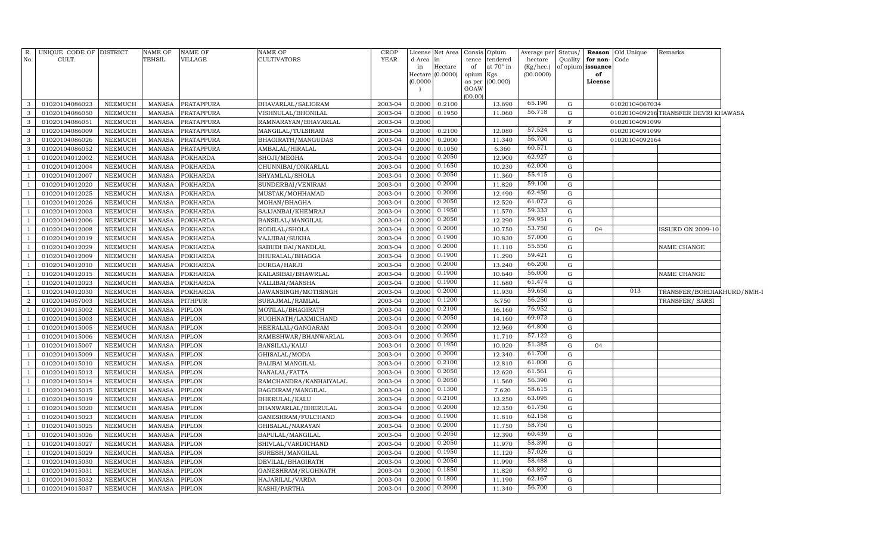| R. No. | UNIQUE CODE OF CULT. | DISTRICT | NAME OF TEHSIL | NAME OF VILLAGE | NAME OF CULTIVATORS | CROP YEAR | License d Area in Hectare (0.0000) | Net Area in Hectare (0.0000) | Consis tence of opium as per GOAW (00.00) | Opium tendered at 70° in Kgs (00.000) | Average per hectare (Kg/hec.) (00.0000) | Status/ Quality of opium | Reason for non-issuance of License | Old Unique Code | Remarks |
|---|---|---|---|---|---|---|---|---|---|---|---|---|---|---|---|
| 3 | 01020104086023 | NEEMUCH | MANASA | PRATAPPURA | BHAVARLAL/SALIGRAM | 2003-04 | 0.2000 | 0.2100 | | 13.690 | 65.190 | G | | 01020104067034 | |
| 3 | 01020104086050 | NEEMUCH | MANASA | PRATAPPURA | VISHNULAL/BHONILAL | 2003-04 | 0.2000 | 0.1950 | | 11.060 | 56.718 | G | | 01020104092161 | TRANSFER DEVRI KHAWASA |
| 3 | 01020104086051 | NEEMUCH | MANASA | PRATAPPURA | RAMNARAYAN/BHAVARLAL | 2003-04 | 0.2000 | | | | | F | | 01020104091099 | |
| 3 | 01020104086009 | NEEMUCH | MANASA | PRATAPPURA | MANGILAL/TULSIRAM | 2003-04 | 0.2000 | 0.2100 | | 12.080 | 57.524 | G | | 01020104091099 | |
| 3 | 01020104086026 | NEEMUCH | MANASA | PRATAPPURA | BHAGIRATH/MANGUDAS | 2003-04 | 0.2000 | 0.2000 | | 11.340 | 56.700 | G | | 01020104092164 | |
| 3 | 01020104086052 | NEEMUCH | MANASA | PRATAPPURA | AMBALAL/HIRALAL | 2003-04 | 0.2000 | 0.1050 | | 6.360 | 60.571 | G | | | |
| 1 | 01020104012002 | NEEMUCH | MANASA | POKHARDA | SHOJI/MEGHA | 2003-04 | 0.2000 | 0.2050 | | 12.900 | 62.927 | G | | | |
| 1 | 01020104012004 | NEEMUCH | MANASA | POKHARDA | CHUNNIBAI/ONKARLAL | 2003-04 | 0.2000 | 0.1650 | | 10.230 | 62.000 | G | | | |
| 1 | 01020104012007 | NEEMUCH | MANASA | POKHARDA | SHYAMLAL/SHOLA | 2003-04 | 0.2000 | 0.2050 | | 11.360 | 55.415 | G | | | |
| 1 | 01020104012020 | NEEMUCH | MANASA | POKHARDA | SUNDERBAI/VENIRAM | 2003-04 | 0.2000 | 0.2000 | | 11.820 | 59.100 | G | | | |
| 1 | 01020104012025 | NEEMUCH | MANASA | POKHARDA | MUSTAK/MOHHAMAD | 2003-04 | 0.2000 | 0.2000 | | 12.490 | 62.450 | G | | | |
| 1 | 01020104012026 | NEEMUCH | MANASA | POKHARDA | MOHAN/BHAGHA | 2003-04 | 0.2000 | 0.2050 | | 12.520 | 61.073 | G | | | |
| 1 | 01020104012003 | NEEMUCH | MANASA | POKHARDA | SAJJANBAI/KHEMRAJ | 2003-04 | 0.2000 | 0.1950 | | 11.570 | 59.333 | G | | | |
| 1 | 01020104012006 | NEEMUCH | MANASA | POKHARDA | BANSILAL/MANGILAL | 2003-04 | 0.2000 | 0.2050 | | 12.290 | 59.951 | G | | | |
| 1 | 01020104012008 | NEEMUCH | MANASA | POKHARDA | RODILAL/SHOLA | 2003-04 | 0.2000 | 0.2000 | | 10.750 | 53.750 | G | 04 | | ISSUED ON 2009-10 |
| 1 | 01020104012019 | NEEMUCH | MANASA | POKHARDA | VAJJIBAI/SUKHA | 2003-04 | 0.2000 | 0.1900 | | 10.830 | 57.000 | G | | | |
| 1 | 01020104012029 | NEEMUCH | MANASA | POKHARDA | SABUDI BAI/NANDLAL | 2003-04 | 0.2000 | 0.2000 | | 11.110 | 55.550 | G | | | NAME CHANGE |
| 1 | 01020104012009 | NEEMUCH | MANASA | POKHARDA | BHURALAL/BHAGGA | 2003-04 | 0.2000 | 0.1900 | | 11.290 | 59.421 | G | | | |
| 1 | 01020104012010 | NEEMUCH | MANASA | POKHARDA | DURGA/HARJI | 2003-04 | 0.2000 | 0.2000 | | 13.240 | 66.200 | G | | | |
| 1 | 01020104012015 | NEEMUCH | MANASA | POKHARDA | KAILASIBAI/BHAWRLAL | 2003-04 | 0.2000 | 0.1900 | | 10.640 | 56.000 | G | | | NAME CHANGE |
| 1 | 01020104012023 | NEEMUCH | MANASA | POKHARDA | VALLIBAI/MANSHA | 2003-04 | 0.2000 | 0.1900 | | 11.680 | 61.474 | G | | | |
| 1 | 01020104012030 | NEEMUCH | MANASA | POKHARDA | JAWANSINGH/MOTISINGH | 2003-04 | 0.2000 | 0.2000 | | 11.930 | 59.650 | G | | 013 | TRANSFER/BORDIAKHURD/NMH-I |
| 2 | 01020104057003 | NEEMUCH | MANASA | PITHPUR | SURAJMAL/RAMLAL | 2003-04 | 0.2000 | 0.1200 | | 6.750 | 56.250 | G | | | TRANSFER/ SARSI |
| 1 | 01020104015002 | NEEMUCH | MANASA | PIPLON | MOTILAL/BHAGIRATH | 2003-04 | 0.2000 | 0.2100 | | 16.160 | 76.952 | G | | | |
| 1 | 01020104015003 | NEEMUCH | MANASA | PIPLON | RUGHNATH/LAXMICHAND | 2003-04 | 0.2000 | 0.2050 | | 14.160 | 69.073 | G | | | |
| 1 | 01020104015005 | NEEMUCH | MANASA | PIPLON | HEERALAL/GANGARAM | 2003-04 | 0.2000 | 0.2000 | | 12.960 | 64.800 | G | | | |
| 1 | 01020104015006 | NEEMUCH | MANASA | PIPLON | RAMESHWAR/BHANWARLAL | 2003-04 | 0.2000 | 0.2050 | | 11.710 | 57.122 | G | | | |
| 1 | 01020104015007 | NEEMUCH | MANASA | PIPLON | BANSILAL/KALU | 2003-04 | 0.2000 | 0.1950 | | 10.020 | 51.385 | G | 04 | | |
| 1 | 01020104015009 | NEEMUCH | MANASA | PIPLON | GHISALAL/MODA | 2003-04 | 0.2000 | 0.2000 | | 12.340 | 61.700 | G | | | |
| 1 | 01020104015010 | NEEMUCH | MANASA | PIPLON | BALIBAI MANGILAL | 2003-04 | 0.2000 | 0.2100 | | 12.810 | 61.000 | G | | | |
| 1 | 01020104015013 | NEEMUCH | MANASA | PIPLON | NANALAL/FATTA | 2003-04 | 0.2000 | 0.2050 | | 12.620 | 61.561 | G | | | |
| 1 | 01020104015014 | NEEMUCH | MANASA | PIPLON | RAMCHANDRA/KANHAIYALAL | 2003-04 | 0.2000 | 0.2050 | | 11.560 | 56.390 | G | | | |
| 1 | 01020104015015 | NEEMUCH | MANASA | PIPLON | BAGDIRAM/MANGILAL | 2003-04 | 0.2000 | 0.1300 | | 7.620 | 58.615 | G | | | |
| 1 | 01020104015019 | NEEMUCH | MANASA | PIPLON | BHERULAL/KALU | 2003-04 | 0.2000 | 0.2100 | | 13.250 | 63.095 | G | | | |
| 1 | 01020104015020 | NEEMUCH | MANASA | PIPLON | BHANWARLAL/BHERULAL | 2003-04 | 0.2000 | 0.2000 | | 12.350 | 61.750 | G | | | |
| 1 | 01020104015023 | NEEMUCH | MANASA | PIPLON | GANESHRAM/FULCHAND | 2003-04 | 0.2000 | 0.1900 | | 11.810 | 62.158 | G | | | |
| 1 | 01020104015025 | NEEMUCH | MANASA | PIPLON | GHISALAL/NARAYAN | 2003-04 | 0.2000 | 0.2000 | | 11.750 | 58.750 | G | | | |
| 1 | 01020104015026 | NEEMUCH | MANASA | PIPLON | BAPULAL/MANGILAL | 2003-04 | 0.2000 | 0.2050 | | 12.390 | 60.439 | G | | | |
| 1 | 01020104015027 | NEEMUCH | MANASA | PIPLON | SHIVLAL/VARDICHAND | 2003-04 | 0.2000 | 0.2050 | | 11.970 | 58.390 | G | | | |
| 1 | 01020104015029 | NEEMUCH | MANASA | PIPLON | SURESH/MANGILAL | 2003-04 | 0.2000 | 0.1950 | | 11.120 | 57.026 | G | | | |
| 1 | 01020104015030 | NEEMUCH | MANASA | PIPLON | DEVILAL/BHAGIRATH | 2003-04 | 0.2000 | 0.2050 | | 11.990 | 58.488 | G | | | |
| 1 | 01020104015031 | NEEMUCH | MANASA | PIPLON | GANESHRAM/RUGHNATH | 2003-04 | 0.2000 | 0.1850 | | 11.820 | 63.892 | G | | | |
| 1 | 01020104015032 | NEEMUCH | MANASA | PIPLON | HAJARILAL/VARDA | 2003-04 | 0.2000 | 0.1800 | | 11.190 | 62.167 | G | | | |
| 1 | 01020104015037 | NEEMUCH | MANASA | PIPLON | KASHI/PARTHA | 2003-04 | 0.2000 | 0.2000 | | 11.340 | 56.700 | G | | | |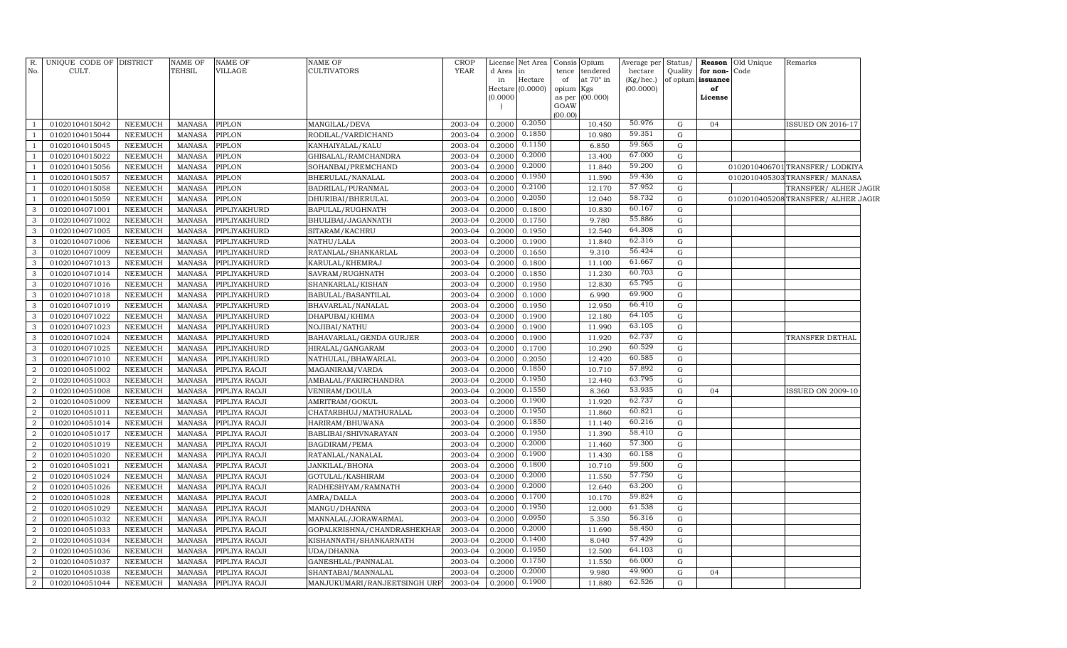| R. No. | UNIQUE CODE OF CULT. | DISTRICT | NAME OF TEHSIL | NAME OF VILLAGE | NAME OF CULTIVATORS | CROP YEAR | License d Area in Hectare (0.0000) | Net Area in Hectare (0.0000) | Consis tence of opium as per GOAW (00.00) | Opium tendered at 70° in Kgs (00.000) | Average per hectare (Kg/hec.) (00.0000) | Status/ Quality of opium | Reason for non-issuance of License | Old Unique Code | Remarks |
|---|---|---|---|---|---|---|---|---|---|---|---|---|---|---|---|
| 1 | 01020104015042 | NEEMUCH | MANASA | PIPLON | MANGILAL/DEVA | 2003-04 | 0.2000 | 0.2050 | | 10.450 | 50.976 | G | 04 | | ISSUED ON 2016-17 |
| 1 | 01020104015044 | NEEMUCH | MANASA | PIPLON | RODILAL/VARDICHAND | 2003-04 | 0.2000 | 0.1850 | | 10.980 | 59.351 | G | | | |
| 1 | 01020104015045 | NEEMUCH | MANASA | PIPLON | KANHAIYALAL/KALU | 2003-04 | 0.2000 | 0.1150 | | 6.850 | 59.565 | G | | | |
| 1 | 01020104015022 | NEEMUCH | MANASA | PIPLON | GHISALAL/RAMCHANDRA | 2003-04 | 0.2000 | 0.2000 | | 13.400 | 67.000 | G | | | |
| 1 | 01020104015056 | NEEMUCH | MANASA | PIPLON | SOHANBAI/PREMCHAND | 2003-04 | 0.2000 | 0.2000 | | 11.840 | 59.200 | G | | 0102010406701 | TRANSFER/ LODKIYA |
| 1 | 01020104015057 | NEEMUCH | MANASA | PIPLON | BHERULAL/NANALAL | 2003-04 | 0.2000 | 0.1950 | | 11.590 | 59.436 | G | | 0102010405303 | TRANSFER/ MANASA |
| 1 | 01020104015058 | NEEMUCH | MANASA | PIPLON | BADRILAL/PURANMAL | 2003-04 | 0.2000 | 0.2100 | | 12.170 | 57.952 | G | | | TRANSFER/ ALHER JAGIR |
| 1 | 01020104015059 | NEEMUCH | MANASA | PIPLON | DHURIBAI/BHERULAL | 2003-04 | 0.2000 | 0.2050 | | 12.040 | 58.732 | G | | 0102010405208 | TRANSFER/ ALHER JAGIR |
| 3 | 01020104071001 | NEEMUCH | MANASA | PIPLIYAKHURD | BAPULAL/RUGHNATH | 2003-04 | 0.2000 | 0.1800 | | 10.830 | 60.167 | G | | | |
| 3 | 01020104071002 | NEEMUCH | MANASA | PIPLIYAKHURD | BHULIBAI/JAGANNATH | 2003-04 | 0.2000 | 0.1750 | | 9.780 | 55.886 | G | | | |
| 3 | 01020104071005 | NEEMUCH | MANASA | PIPLIYAKHURD | SITARAM/KACHRU | 2003-04 | 0.2000 | 0.1950 | | 12.540 | 64.308 | G | | | |
| 3 | 01020104071006 | NEEMUCH | MANASA | PIPLIYAKHURD | NATHU/LALA | 2003-04 | 0.2000 | 0.1900 | | 11.840 | 62.316 | G | | | |
| 3 | 01020104071009 | NEEMUCH | MANASA | PIPLIYAKHURD | RATANLAL/SHANKARLAL | 2003-04 | 0.2000 | 0.1650 | | 9.310 | 56.424 | G | | | |
| 3 | 01020104071013 | NEEMUCH | MANASA | PIPLIYAKHURD | KARULAL/KHEMRAJ | 2003-04 | 0.2000 | 0.1800 | | 11.100 | 61.667 | G | | | |
| 3 | 01020104071014 | NEEMUCH | MANASA | PIPLIYAKHURD | SAVRAM/RUGHNATH | 2003-04 | 0.2000 | 0.1850 | | 11.230 | 60.703 | G | | | |
| 3 | 01020104071016 | NEEMUCH | MANASA | PIPLIYAKHURD | SHANKARLAL/KISHAN | 2003-04 | 0.2000 | 0.1950 | | 12.830 | 65.795 | G | | | |
| 3 | 01020104071018 | NEEMUCH | MANASA | PIPLIYAKHURD | BABULAL/BASANTILAL | 2003-04 | 0.2000 | 0.1000 | | 6.990 | 69.900 | G | | | |
| 3 | 01020104071019 | NEEMUCH | MANASA | PIPLIYAKHURD | BHAVARLAL/NANALAL | 2003-04 | 0.2000 | 0.1950 | | 12.950 | 66.410 | G | | | |
| 3 | 01020104071022 | NEEMUCH | MANASA | PIPLIYAKHURD | DHAPUBAI/KHIMA | 2003-04 | 0.2000 | 0.1900 | | 12.180 | 64.105 | G | | | |
| 3 | 01020104071023 | NEEMUCH | MANASA | PIPLIYAKHURD | NOJIBAI/NATHU | 2003-04 | 0.2000 | 0.1900 | | 11.990 | 63.105 | G | | | |
| 3 | 01020104071024 | NEEMUCH | MANASA | PIPLIYAKHURD | BAHAVARLAL/GENDA GURJER | 2003-04 | 0.2000 | 0.1900 | | 11.920 | 62.737 | G | | | TRANSFER DETHAL |
| 3 | 01020104071025 | NEEMUCH | MANASA | PIPLIYAKHURD | HIRALAL/GANGARAM | 2003-04 | 0.2000 | 0.1700 | | 10.290 | 60.529 | G | | | |
| 3 | 01020104071010 | NEEMUCH | MANASA | PIPLIYAKHURD | NATHULAL/BHAWARLAL | 2003-04 | 0.2000 | 0.2050 | | 12.420 | 60.585 | G | | | |
| 2 | 01020104051002 | NEEMUCH | MANASA | PIPLIYA RAOJI | MAGANIRAM/VARDA | 2003-04 | 0.2000 | 0.1850 | | 10.710 | 57.892 | G | | | |
| 2 | 01020104051003 | NEEMUCH | MANASA | PIPLIYA RAOJI | AMBALAL/FAKIRCHANDRA | 2003-04 | 0.2000 | 0.1950 | | 12.440 | 63.795 | G | | | |
| 2 | 01020104051008 | NEEMUCH | MANASA | PIPLIYA RAOJI | VENIRAM/DOULA | 2003-04 | 0.2000 | 0.1550 | | 8.360 | 53.935 | G | 04 | | ISSUED ON 2009-10 |
| 2 | 01020104051009 | NEEMUCH | MANASA | PIPLIYA RAOJI | AMRITRAM/GOKUL | 2003-04 | 0.2000 | 0.1900 | | 11.920 | 62.737 | G | | | |
| 2 | 01020104051011 | NEEMUCH | MANASA | PIPLIYA RAOJI | CHATARBHUJ/MATHURALAL | 2003-04 | 0.2000 | 0.1950 | | 11.860 | 60.821 | G | | | |
| 2 | 01020104051014 | NEEMUCH | MANASA | PIPLIYA RAOJI | HARIRAM/BHUWANA | 2003-04 | 0.2000 | 0.1850 | | 11.140 | 60.216 | G | | | |
| 2 | 01020104051017 | NEEMUCH | MANASA | PIPLIYA RAOJI | BABLIBAI/SHIVNARAYAN | 2003-04 | 0.2000 | 0.1950 | | 11.390 | 58.410 | G | | | |
| 2 | 01020104051019 | NEEMUCH | MANASA | PIPLIYA RAOJI | BAGDIRAM/PEMA | 2003-04 | 0.2000 | 0.2000 | | 11.460 | 57.300 | G | | | |
| 2 | 01020104051020 | NEEMUCH | MANASA | PIPLIYA RAOJI | RATANLAL/NANALAL | 2003-04 | 0.2000 | 0.1900 | | 11.430 | 60.158 | G | | | |
| 2 | 01020104051021 | NEEMUCH | MANASA | PIPLIYA RAOJI | JANKILAL/BHONA | 2003-04 | 0.2000 | 0.1800 | | 10.710 | 59.500 | G | | | |
| 2 | 01020104051024 | NEEMUCH | MANASA | PIPLIYA RAOJI | GOTULAL/KASHIRAM | 2003-04 | 0.2000 | 0.2000 | | 11.550 | 57.750 | G | | | |
| 2 | 01020104051026 | NEEMUCH | MANASA | PIPLIYA RAOJI | RADHESHYAM/RAMNATH | 2003-04 | 0.2000 | 0.2000 | | 12.640 | 63.200 | G | | | |
| 2 | 01020104051028 | NEEMUCH | MANASA | PIPLIYA RAOJI | AMRA/DALLA | 2003-04 | 0.2000 | 0.1700 | | 10.170 | 59.824 | G | | | |
| 2 | 01020104051029 | NEEMUCH | MANASA | PIPLIYA RAOJI | MANGU/DHANNA | 2003-04 | 0.2000 | 0.1950 | | 12.000 | 61.538 | G | | | |
| 2 | 01020104051032 | NEEMUCH | MANASA | PIPLIYA RAOJI | MANNALAL/JORAWARMAL | 2003-04 | 0.2000 | 0.0950 | | 5.350 | 56.316 | G | | | |
| 2 | 01020104051033 | NEEMUCH | MANASA | PIPLIYA RAOJI | GOPALKRISHNA/CHANDRASHEKHAR | 2003-04 | 0.2000 | 0.2000 | | 11.690 | 58.450 | G | | | |
| 2 | 01020104051034 | NEEMUCH | MANASA | PIPLIYA RAOJI | KISHANNATH/SHANKARNATH | 2003-04 | 0.2000 | 0.1400 | | 8.040 | 57.429 | G | | | |
| 2 | 01020104051036 | NEEMUCH | MANASA | PIPLIYA RAOJI | UDA/DHANNA | 2003-04 | 0.2000 | 0.1950 | | 12.500 | 64.103 | G | | | |
| 2 | 01020104051037 | NEEMUCH | MANASA | PIPLIYA RAOJI | GANESHLAL/PANNALAL | 2003-04 | 0.2000 | 0.1750 | | 11.550 | 66.000 | G | | | |
| 2 | 01020104051038 | NEEMUCH | MANASA | PIPLIYA RAOJI | SHANTABAI/MANNALAL | 2003-04 | 0.2000 | 0.2000 | | 9.980 | 49.900 | G | 04 | | |
| 2 | 01020104051044 | NEEMUCH | MANASA | PIPLIYA RAOJI | MANJUKUMARI/RANJEETSINGH URF | 2003-04 | 0.2000 | 0.1900 | | 11.880 | 62.526 | G | | | |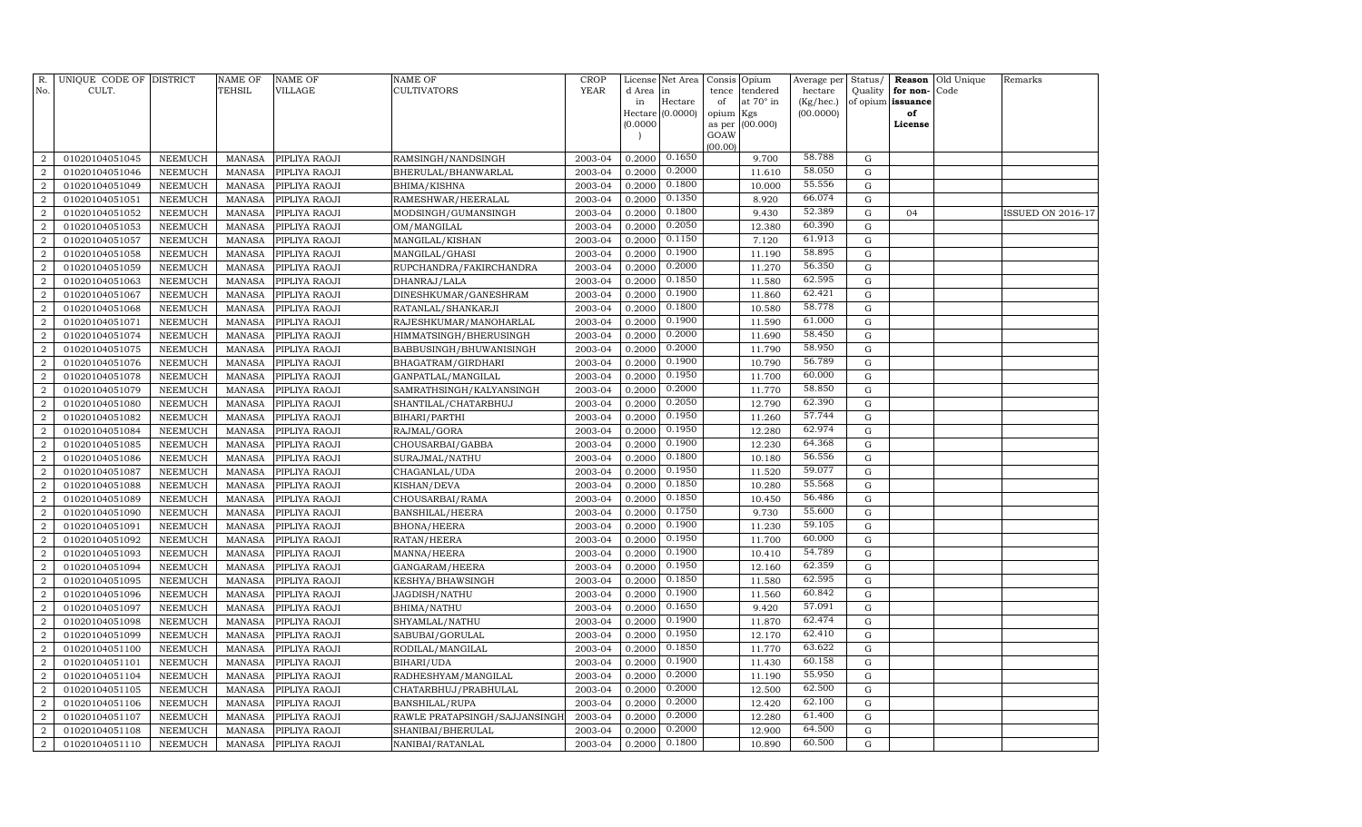| R. No. | UNIQUE CODE OF CULT. | DISTRICT | NAME OF TEHSIL | NAME OF VILLAGE | NAME OF CULTIVATORS | CROP YEAR | License d Area in Hectare (0.0000) | Net Area in Hectare (0.0000) | Consis tence of opium as per GOAW (00.00) | Opium tendered at 70° in Kgs (00.000) | Average per hectare (Kg/hec.) (00.0000) | Status/ Quality of opium | Reason for non-issuance of License | Old Unique Code | Remarks |
|---|---|---|---|---|---|---|---|---|---|---|---|---|---|---|---|
| 2 | 01020104051045 | NEEMUCH | MANASA | PIPLIYA RAOJI | RAMSINGH/NANDSINGH | 2003-04 | 0.2000 | 0.1650 | | 9.700 | 58.788 | G | | | |
| 2 | 01020104051046 | NEEMUCH | MANASA | PIPLIYA RAOJI | BHERULAL/BHANWARLAL | 2003-04 | 0.2000 | 0.2000 | | 11.610 | 58.050 | G | | | |
| 2 | 01020104051049 | NEEMUCH | MANASA | PIPLIYA RAOJI | BHIMA/KISHNA | 2003-04 | 0.2000 | 0.1800 | | 10.000 | 55.556 | G | | | |
| 2 | 01020104051051 | NEEMUCH | MANASA | PIPLIYA RAOJI | RAMESHWAR/HEERALAL | 2003-04 | 0.2000 | 0.1350 | | 8.920 | 66.074 | G | | | |
| 2 | 01020104051052 | NEEMUCH | MANASA | PIPLIYA RAOJI | MODSINGH/GUMANSINGH | 2003-04 | 0.2000 | 0.1800 | | 9.430 | 52.389 | G | 04 | | ISSUED ON 2016-17 |
| 2 | 01020104051053 | NEEMUCH | MANASA | PIPLIYA RAOJI | OM/MANGILAL | 2003-04 | 0.2000 | 0.2050 | | 12.380 | 60.390 | G | | | |
| 2 | 01020104051057 | NEEMUCH | MANASA | PIPLIYA RAOJI | MANGILAL/KISHAN | 2003-04 | 0.2000 | 0.1150 | | 7.120 | 61.913 | G | | | |
| 2 | 01020104051058 | NEEMUCH | MANASA | PIPLIYA RAOJI | MANGILAL/GHASI | 2003-04 | 0.2000 | 0.1900 | | 11.190 | 58.895 | G | | | |
| 2 | 01020104051059 | NEEMUCH | MANASA | PIPLIYA RAOJI | RUPCHANDRA/FAKIRCHANDRA | 2003-04 | 0.2000 | 0.2000 | | 11.270 | 56.350 | G | | | |
| 2 | 01020104051063 | NEEMUCH | MANASA | PIPLIYA RAOJI | DHANRAJ/LALA | 2003-04 | 0.2000 | 0.1850 | | 11.580 | 62.595 | G | | | |
| 2 | 01020104051067 | NEEMUCH | MANASA | PIPLIYA RAOJI | DINESHKUMAR/GANESHRAM | 2003-04 | 0.2000 | 0.1900 | | 11.860 | 62.421 | G | | | |
| 2 | 01020104051068 | NEEMUCH | MANASA | PIPLIYA RAOJI | RATANLAL/SHANKARJI | 2003-04 | 0.2000 | 0.1800 | | 10.580 | 58.778 | G | | | |
| 2 | 01020104051071 | NEEMUCH | MANASA | PIPLIYA RAOJI | RAJESHKUMAR/MANOHARLAL | 2003-04 | 0.2000 | 0.1900 | | 11.590 | 61.000 | G | | | |
| 2 | 01020104051074 | NEEMUCH | MANASA | PIPLIYA RAOJI | HIMMATSINGH/BHERUSINGH | 2003-04 | 0.2000 | 0.2000 | | 11.690 | 58.450 | G | | | |
| 2 | 01020104051075 | NEEMUCH | MANASA | PIPLIYA RAOJI | BABBUSINGH/BHUWANISINGH | 2003-04 | 0.2000 | 0.2000 | | 11.790 | 58.950 | G | | | |
| 2 | 01020104051076 | NEEMUCH | MANASA | PIPLIYA RAOJI | BHAGATRAM/GIRDHARI | 2003-04 | 0.2000 | 0.1900 | | 10.790 | 56.789 | G | | | |
| 2 | 01020104051078 | NEEMUCH | MANASA | PIPLIYA RAOJI | GANPATLAL/MANGILAL | 2003-04 | 0.2000 | 0.1950 | | 11.700 | 60.000 | G | | | |
| 2 | 01020104051079 | NEEMUCH | MANASA | PIPLIYA RAOJI | SAMRATHSINGH/KALYANSINGH | 2003-04 | 0.2000 | 0.2000 | | 11.770 | 58.850 | G | | | |
| 2 | 01020104051080 | NEEMUCH | MANASA | PIPLIYA RAOJI | SHANTILAL/CHATARBHUJ | 2003-04 | 0.2000 | 0.2050 | | 12.790 | 62.390 | G | | | |
| 2 | 01020104051082 | NEEMUCH | MANASA | PIPLIYA RAOJI | BIHARI/PARTHI | 2003-04 | 0.2000 | 0.1950 | | 11.260 | 57.744 | G | | | |
| 2 | 01020104051084 | NEEMUCH | MANASA | PIPLIYA RAOJI | RAJMAL/GORA | 2003-04 | 0.2000 | 0.1950 | | 12.280 | 62.974 | G | | | |
| 2 | 01020104051085 | NEEMUCH | MANASA | PIPLIYA RAOJI | CHOUSARBAI/GABBA | 2003-04 | 0.2000 | 0.1900 | | 12.230 | 64.368 | G | | | |
| 2 | 01020104051086 | NEEMUCH | MANASA | PIPLIYA RAOJI | SURAJMAL/NATHU | 2003-04 | 0.2000 | 0.1800 | | 10.180 | 56.556 | G | | | |
| 2 | 01020104051087 | NEEMUCH | MANASA | PIPLIYA RAOJI | CHAGANLAL/UDA | 2003-04 | 0.2000 | 0.1950 | | 11.520 | 59.077 | G | | | |
| 2 | 01020104051088 | NEEMUCH | MANASA | PIPLIYA RAOJI | KISHAN/DEVA | 2003-04 | 0.2000 | 0.1850 | | 10.280 | 55.568 | G | | | |
| 2 | 01020104051089 | NEEMUCH | MANASA | PIPLIYA RAOJI | CHOUSARBAI/RAMA | 2003-04 | 0.2000 | 0.1850 | | 10.450 | 56.486 | G | | | |
| 2 | 01020104051090 | NEEMUCH | MANASA | PIPLIYA RAOJI | BANSHILAL/HEERA | 2003-04 | 0.2000 | 0.1750 | | 9.730 | 55.600 | G | | | |
| 2 | 01020104051091 | NEEMUCH | MANASA | PIPLIYA RAOJI | BHONA/HEERA | 2003-04 | 0.2000 | 0.1900 | | 11.230 | 59.105 | G | | | |
| 2 | 01020104051092 | NEEMUCH | MANASA | PIPLIYA RAOJI | RATAN/HEERA | 2003-04 | 0.2000 | 0.1950 | | 11.700 | 60.000 | G | | | |
| 2 | 01020104051093 | NEEMUCH | MANASA | PIPLIYA RAOJI | MANNA/HEERA | 2003-04 | 0.2000 | 0.1900 | | 10.410 | 54.789 | G | | | |
| 2 | 01020104051094 | NEEMUCH | MANASA | PIPLIYA RAOJI | GANGARAM/HEERA | 2003-04 | 0.2000 | 0.1950 | | 12.160 | 62.359 | G | | | |
| 2 | 01020104051095 | NEEMUCH | MANASA | PIPLIYA RAOJI | KESHYA/BHAWSINGH | 2003-04 | 0.2000 | 0.1850 | | 11.580 | 62.595 | G | | | |
| 2 | 01020104051096 | NEEMUCH | MANASA | PIPLIYA RAOJI | JAGDISH/NATHU | 2003-04 | 0.2000 | 0.1900 | | 11.560 | 60.842 | G | | | |
| 2 | 01020104051097 | NEEMUCH | MANASA | PIPLIYA RAOJI | BHIMA/NATHU | 2003-04 | 0.2000 | 0.1650 | | 9.420 | 57.091 | G | | | |
| 2 | 01020104051098 | NEEMUCH | MANASA | PIPLIYA RAOJI | SHYAMLAL/NATHU | 2003-04 | 0.2000 | 0.1900 | | 11.870 | 62.474 | G | | | |
| 2 | 01020104051099 | NEEMUCH | MANASA | PIPLIYA RAOJI | SABUBAI/GORULAL | 2003-04 | 0.2000 | 0.1950 | | 12.170 | 62.410 | G | | | |
| 2 | 01020104051100 | NEEMUCH | MANASA | PIPLIYA RAOJI | RODILAL/MANGILAL | 2003-04 | 0.2000 | 0.1850 | | 11.770 | 63.622 | G | | | |
| 2 | 01020104051101 | NEEMUCH | MANASA | PIPLIYA RAOJI | BIHARI/UDA | 2003-04 | 0.2000 | 0.1900 | | 11.430 | 60.158 | G | | | |
| 2 | 01020104051104 | NEEMUCH | MANASA | PIPLIYA RAOJI | RADHESHYAM/MANGILAL | 2003-04 | 0.2000 | 0.2000 | | 11.190 | 55.950 | G | | | |
| 2 | 01020104051105 | NEEMUCH | MANASA | PIPLIYA RAOJI | CHATARBHUJ/PRABHULAL | 2003-04 | 0.2000 | 0.2000 | | 12.500 | 62.500 | G | | | |
| 2 | 01020104051106 | NEEMUCH | MANASA | PIPLIYA RAOJI | BANSHILAL/RUPA | 2003-04 | 0.2000 | 0.2000 | | 12.420 | 62.100 | G | | | |
| 2 | 01020104051107 | NEEMUCH | MANASA | PIPLIYA RAOJI | RAWLE PRATAPSINGH/SAJJANSINGH | 2003-04 | 0.2000 | 0.2000 | | 12.280 | 61.400 | G | | | |
| 2 | 01020104051108 | NEEMUCH | MANASA | PIPLIYA RAOJI | SHANIBAI/BHERULAL | 2003-04 | 0.2000 | 0.2000 | | 12.900 | 64.500 | G | | | |
| 2 | 01020104051110 | NEEMUCH | MANASA | PIPLIYA RAOJI | NANIBAI/RATANLAL | 2003-04 | 0.2000 | 0.1800 | | 10.890 | 60.500 | G | | | |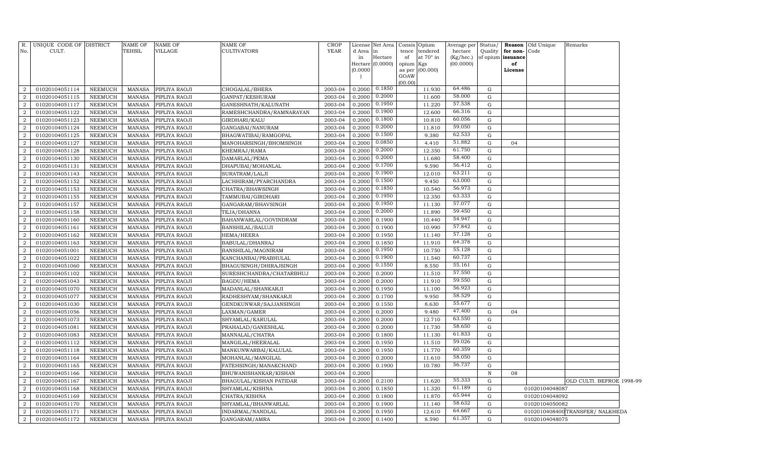| R. No. | UNIQUE CODE OF CULT. | DISTRICT | NAME OF TEHSIL | NAME OF VILLAGE | NAME OF CULTIVATORS | CROP YEAR | License d Area in Hectare (0.0000) | Net Area in Hectare (0.0000) | Consis tence of opium as per GOAW (00.00) | Opium tendered at 70° in Kgs (00.000) | Average per hectare (Kg/hec.) (00.0000) | Status/ Quality of opium | Reason for non-issuance of License | Old Unique Code | Remarks |
|---|---|---|---|---|---|---|---|---|---|---|---|---|---|---|---|
| 2 | 01020104051114 | NEEMUCH | MANASA | PIPLIYA RAOJI | CHOGALAL/BHERA | 2003-04 | 0.2000 | 0.1850 | | 11.930 | 64.486 | G | | | |
| 2 | 01020104051115 | NEEMUCH | MANASA | PIPLIYA RAOJI | GANPAT/KESHURAM | 2003-04 | 0.2000 | 0.2000 | | 11.600 | 58.000 | G | | | |
| 2 | 01020104051117 | NEEMUCH | MANASA | PIPLIYA RAOJI | GANESHNATH/KALUNATH | 2003-04 | 0.2000 | 0.1950 | | 11.220 | 57.538 | G | | | |
| 2 | 01020104051122 | NEEMUCH | MANASA | PIPLIYA RAOJI | RAMESHCHANDRA/RAMNARAYAN | 2003-04 | 0.2000 | 0.1900 | | 12.600 | 66.316 | G | | | |
| 2 | 01020104051123 | NEEMUCH | MANASA | PIPLIYA RAOJI | GIRDHARI/KALU | 2003-04 | 0.2000 | 0.1800 | | 10.810 | 60.056 | G | | | |
| 2 | 01020104051124 | NEEMUCH | MANASA | PIPLIYA RAOJI | GANGABAI/NANURAM | 2003-04 | 0.2000 | 0.2000 | | 11.810 | 59.050 | G | | | |
| 2 | 01020104051125 | NEEMUCH | MANASA | PIPLIYA RAOJI | BHAGWATIBAI/RAMGOPAL | 2003-04 | 0.2000 | 0.1500 | | 9.380 | 62.533 | G | | | |
| 2 | 01020104051127 | NEEMUCH | MANASA | PIPLIYA RAOJI | MANOHARSINGH/BHOMSINGH | 2003-04 | 0.2000 | 0.0850 | | 4.410 | 51.882 | G | 04 | | |
| 2 | 01020104051128 | NEEMUCH | MANASA | PIPLIYA RAOJI | KHEMRAJ/RAMA | 2003-04 | 0.2000 | 0.2000 | | 12.350 | 61.750 | G | | | |
| 2 | 01020104051130 | NEEMUCH | MANASA | PIPLIYA RAOJI | DAMARLAL/PEMA | 2003-04 | 0.2000 | 0.2000 | | 11.680 | 58.400 | G | | | |
| 2 | 01020104051131 | NEEMUCH | MANASA | PIPLIYA RAOJI | DHAPUBAI/MOHANLAL | 2003-04 | 0.2000 | 0.1700 | | 9.590 | 56.412 | G | | | |
| 2 | 01020104051143 | NEEMUCH | MANASA | PIPLIYA RAOJI | SURATRAM/LALJI | 2003-04 | 0.2000 | 0.1900 | | 12.010 | 63.211 | G | | | |
| 2 | 01020104051152 | NEEMUCH | MANASA | PIPLIYA RAOJI | LACHHIRAM/PYARCHANDRA | 2003-04 | 0.2000 | 0.1500 | | 9.450 | 63.000 | G | | | |
| 2 | 01020104051153 | NEEMUCH | MANASA | PIPLIYA RAOJI | CHATRA/BHAWSINGH | 2003-04 | 0.2000 | 0.1850 | | 10.540 | 56.973 | G | | | |
| 2 | 01020104051155 | NEEMUCH | MANASA | PIPLIYA RAOJI | TAMMUBAI/GIRDHARI | 2003-04 | 0.2000 | 0.1950 | | 12.350 | 63.333 | G | | | |
| 2 | 01020104051157 | NEEMUCH | MANASA | PIPLIYA RAOJI | GANGARAM/BHAVSINGH | 2003-04 | 0.2000 | 0.1950 | | 11.130 | 57.077 | G | | | |
| 2 | 01020104051158 | NEEMUCH | MANASA | PIPLIYA RAOJI | TEJA/DHANNA | 2003-04 | 0.2000 | 0.2000 | | 11.890 | 59.450 | G | | | |
| 2 | 01020104051160 | NEEMUCH | MANASA | PIPLIYA RAOJI | BAHANWARLAL/GOVINDRAM | 2003-04 | 0.2000 | 0.1900 | | 10.440 | 54.947 | G | | | |
| 2 | 01020104051161 | NEEMUCH | MANASA | PIPLIYA RAOJI | BANSHILAL/BALUJI | 2003-04 | 0.2000 | 0.1900 | | 10.990 | 57.842 | G | | | |
| 2 | 01020104051162 | NEEMUCH | MANASA | PIPLIYA RAOJI | HEMA/HEERA | 2003-04 | 0.2000 | 0.1950 | | 11.140 | 57.128 | G | | | |
| 2 | 01020104051163 | NEEMUCH | MANASA | PIPLIYA RAOJI | BABULAL/DHANRAJ | 2003-04 | 0.2000 | 0.1850 | | 11.910 | 64.378 | G | | | |
| 2 | 01020104051001 | NEEMUCH | MANASA | PIPLIYA RAOJI | BANSHILAL/MAGNIRAM | 2003-04 | 0.2000 | 0.1950 | | 10.750 | 55.128 | G | | | |
| 2 | 01020104051022 | NEEMUCH | MANASA | PIPLIYA RAOJI | KANCHANBAI/PRABHULAL | 2003-04 | 0.2000 | 0.1900 | | 11.540 | 60.737 | G | | | |
| 2 | 01020104051060 | NEEMUCH | MANASA | PIPLIYA RAOJI | BHAGUSINGH/DHIRAJSINGH | 2003-04 | 0.2000 | 0.1550 | | 8.550 | 55.161 | G | | | |
| 2 | 01020104051102 | NEEMUCH | MANASA | PIPLIYA RAOJI | SURESHCHANDRA/CHATARBHUJ | 2003-04 | 0.2000 | 0.2000 | | 11.510 | 57.550 | G | | | |
| 2 | 01020104051043 | NEEMUCH | MANASA | PIPLIYA RAOJI | BAGDU/HEMA | 2003-04 | 0.2000 | 0.2000 | | 11.910 | 59.550 | G | | | |
| 2 | 01020104051070 | NEEMUCH | MANASA | PIPLIYA RAOJI | MADANLAL/SHANKARJI | 2003-04 | 0.2000 | 0.1950 | | 11.100 | 56.923 | G | | | |
| 2 | 01020104051077 | NEEMUCH | MANASA | PIPLIYA RAOJI | RADHESHYAM/SHANKARJI | 2003-04 | 0.2000 | 0.1700 | | 9.950 | 58.529 | G | | | |
| 2 | 01020104051030 | NEEMUCH | MANASA | PIPLIYA RAOJI | GENDKUNWAR/SAJJANSINGH | 2003-04 | 0.2000 | 0.1550 | | 8.630 | 55.677 | G | | | |
| 2 | 01020104051056 | NEEMUCH | MANASA | PIPLIYA RAOJI | LAXMAN/GAMER | 2003-04 | 0.2000 | 0.2000 | | 9.480 | 47.400 | G | 04 | | |
| 2 | 01020104051073 | NEEMUCH | MANASA | PIPLIYA RAOJI | SHYAMLAL/KARULAL | 2003-04 | 0.2000 | 0.2000 | | 12.710 | 63.550 | G | | | |
| 2 | 01020104051081 | NEEMUCH | MANASA | PIPLIYA RAOJI | PRAHALAD/GANESHLAL | 2003-04 | 0.2000 | 0.2000 | | 11.730 | 58.650 | G | | | |
| 2 | 01020104051083 | NEEMUCH | MANASA | PIPLIYA RAOJI | MANNALAL/CHATRA | 2003-04 | 0.2000 | 0.1800 | | 11.130 | 61.833 | G | | | |
| 2 | 01020104051112 | NEEMUCH | MANASA | PIPLIYA RAOJI | MANGILAL/HEERALAL | 2003-04 | 0.2000 | 0.1950 | | 11.510 | 59.026 | G | | | |
| 2 | 01020104051118 | NEEMUCH | MANASA | PIPLIYA RAOJI | MANKUNWARBAI/KALULAL | 2003-04 | 0.2000 | 0.1950 | | 11.770 | 60.359 | G | | | |
| 2 | 01020104051164 | NEEMUCH | MANASA | PIPLIYA RAOJI | MOHANLAL/MANGILAL | 2003-04 | 0.2000 | 0.2000 | | 11.610 | 58.050 | G | | | |
| 2 | 01020104051165 | NEEMUCH | MANASA | PIPLIYA RAOJI | FATEHSINGH/MANAKCHAND | 2003-04 | 0.2000 | 0.1900 | | 10.780 | 56.737 | G | | | |
| 2 | 01020104051166 | NEEMUCH | MANASA | PIPLIYA RAOJI | BHUWANISHANKAR/KISHAN | 2003-04 | 0.2000 | | | | | N | 08 | | |
| 2 | 01020104051167 | NEEMUCH | MANASA | PIPLIYA RAOJI | BHAGULAL/KISHAN PATIDAR | 2003-04 | 0.2000 | 0.2100 | | 11.620 | 55.333 | G | | | OLD CULTI. BEFROE 1998-99 |
| 2 | 01020104051168 | NEEMUCH | MANASA | PIPLIYA RAOJI | SHYAMLAL/KISHNA | 2003-04 | 0.2000 | 0.1850 | | 11.320 | 61.189 | G | | 01020104048087 | |
| 2 | 01020104051169 | NEEMUCH | MANASA | PIPLIYA RAOJI | CHATRA/KISHNA | 2003-04 | 0.2000 | 0.1800 | | 11.870 | 65.944 | G | | 01020104048092 | |
| 2 | 01020104051170 | NEEMUCH | MANASA | PIPLIYA RAOJI | SHYAMLAL/BHANWARLAL | 2003-04 | 0.2000 | 0.1900 | | 11.140 | 58.632 | G | | 01020104050082 | |
| 2 | 01020104051171 | NEEMUCH | MANASA | PIPLIYA RAOJI | INDARMAL/NANDLAL | 2003-04 | 0.2000 | 0.1950 | | 12.610 | 64.667 | G | | 01020104048400 | TRANSFER/ NALKHEDA |
| 2 | 01020104051172 | NEEMUCH | MANASA | PIPLIYA RAOJI | GANGARAM/AMRA | 2003-04 | 0.2000 | 0.1400 | | 8.590 | 61.357 | G | | 01020104048075 | |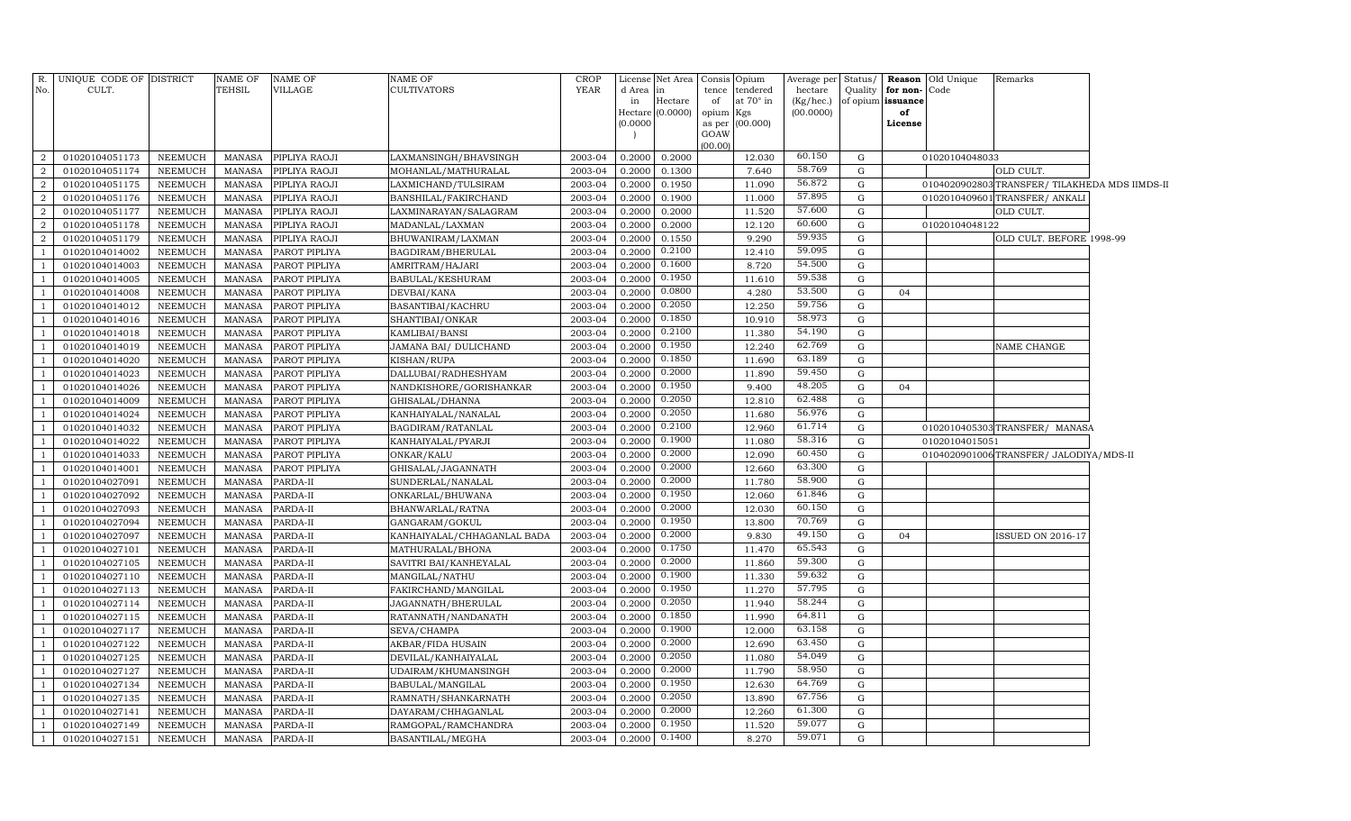| R. No. | UNIQUE CODE OF CULT. | DISTRICT | NAME OF TEHSIL | NAME OF VILLAGE | NAME OF CULTIVATORS | CROP YEAR | License d Area in Hectare (0.0000) | Net Area in Hectare (0.0000) | Consis tence of opium as per GOAW (00.00) | Opium tendered at 70° in Kgs (00.000) | Average per hectare (Kg/hec.) (00.0000) | Status/ Quality of opium | Reason for non-issuance of License | Old Unique Code | Remarks |
|---|---|---|---|---|---|---|---|---|---|---|---|---|---|---|---|
| 2 | 01020104051173 | NEEMUCH | MANASA | PIPLIYA RAOJI | LAXMANSINGH/BHAVSINGH | 2003-04 | 0.2000 | 0.2000 | | 12.030 | 60.150 | G | | 01020104048033 | |
| 2 | 01020104051174 | NEEMUCH | MANASA | PIPLIYA RAOJI | MOHANLAL/MATHURALAL | 2003-04 | 0.2000 | 0.1300 | | 7.640 | 58.769 | G | | | OLD CULT. |
| 2 | 01020104051175 | NEEMUCH | MANASA | PIPLIYA RAOJI | LAXMICHAND/TULSIRAM | 2003-04 | 0.2000 | 0.1950 | | 11.090 | 56.872 | G | | 0104020902803 | TRANSFER/ TILAKHEDA MDS IIMDS-II |
| 2 | 01020104051176 | NEEMUCH | MANASA | PIPLIYA RAOJI | BANSHILAL/FAKIRCHAND | 2003-04 | 0.2000 | 0.1900 | | 11.000 | 57.895 | G | | 0102010409601 | TRANSFER/ ANKALI |
| 2 | 01020104051177 | NEEMUCH | MANASA | PIPLIYA RAOJI | LAXMINARAYAN/SALAGRAM | 2003-04 | 0.2000 | 0.2000 | | 11.520 | 57.600 | G | | | OLD CULT. |
| 2 | 01020104051178 | NEEMUCH | MANASA | PIPLIYA RAOJI | MADANLAL/LAXMAN | 2003-04 | 0.2000 | 0.2000 | | 12.120 | 60.600 | G | | 01020104048122 | |
| 2 | 01020104051179 | NEEMUCH | MANASA | PIPLIYA RAOJI | BHUWANIRAM/LAXMAN | 2003-04 | 0.2000 | 0.1550 | | 9.290 | 59.935 | G | | | OLD CULT. BEFORE 1998-99 |
| 1 | 01020104014002 | NEEMUCH | MANASA | PAROT PIPLIYA | BAGDIRAM/BHERULAL | 2003-04 | 0.2000 | 0.2100 | | 12.410 | 59.095 | G | | | |
| 1 | 01020104014003 | NEEMUCH | MANASA | PAROT PIPLIYA | AMRITRAM/HAJARI | 2003-04 | 0.2000 | 0.1600 | | 8.720 | 54.500 | G | | | |
| 1 | 01020104014005 | NEEMUCH | MANASA | PAROT PIPLIYA | BABULAL/KESHURAM | 2003-04 | 0.2000 | 0.1950 | | 11.610 | 59.538 | G | | | |
| 1 | 01020104014008 | NEEMUCH | MANASA | PAROT PIPLIYA | DEVBAI/KANA | 2003-04 | 0.2000 | 0.0800 | | 4.280 | 53.500 | G | 04 | | |
| 1 | 01020104014012 | NEEMUCH | MANASA | PAROT PIPLIYA | BASANTIBAI/KACHRU | 2003-04 | 0.2000 | 0.2050 | | 12.250 | 59.756 | G | | | |
| 1 | 01020104014016 | NEEMUCH | MANASA | PAROT PIPLIYA | SHANTIBAI/ONKAR | 2003-04 | 0.2000 | 0.1850 | | 10.910 | 58.973 | G | | | |
| 1 | 01020104014018 | NEEMUCH | MANASA | PAROT PIPLIYA | KAMLIBAI/BANSI | 2003-04 | 0.2000 | 0.2100 | | 11.380 | 54.190 | G | | | |
| 1 | 01020104014019 | NEEMUCH | MANASA | PAROT PIPLIYA | JAMANA BAI/ DULICHAND | 2003-04 | 0.2000 | 0.1950 | | 12.240 | 62.769 | G | | | NAME CHANGE |
| 1 | 01020104014020 | NEEMUCH | MANASA | PAROT PIPLIYA | KISHAN/RUPA | 2003-04 | 0.2000 | 0.1850 | | 11.690 | 63.189 | G | | | |
| 1 | 01020104014023 | NEEMUCH | MANASA | PAROT PIPLIYA | DALLUBAI/RADHESHYAM | 2003-04 | 0.2000 | 0.2000 | | 11.890 | 59.450 | G | | | |
| 1 | 01020104014026 | NEEMUCH | MANASA | PAROT PIPLIYA | NANDKISHORE/GORISHANKAR | 2003-04 | 0.2000 | 0.1950 | | 9.400 | 48.205 | G | 04 | | |
| 1 | 01020104014009 | NEEMUCH | MANASA | PAROT PIPLIYA | GHISALAL/DHANNA | 2003-04 | 0.2000 | 0.2050 | | 12.810 | 62.488 | G | | | |
| 1 | 01020104014024 | NEEMUCH | MANASA | PAROT PIPLIYA | KANHAIYALAL/NANALAL | 2003-04 | 0.2000 | 0.2050 | | 11.680 | 56.976 | G | | | |
| 1 | 01020104014032 | NEEMUCH | MANASA | PAROT PIPLIYA | BAGDIRAM/RATANLAL | 2003-04 | 0.2000 | 0.2100 | | 12.960 | 61.714 | G | | 0102010405303 | TRANSFER/ MANASA |
| 1 | 01020104014022 | NEEMUCH | MANASA | PAROT PIPLIYA | KANHAIYALAL/PYARJI | 2003-04 | 0.2000 | 0.1900 | | 11.080 | 58.316 | G | | 01020104015051 | |
| 1 | 01020104014033 | NEEMUCH | MANASA | PAROT PIPLIYA | ONKAR/KALU | 2003-04 | 0.2000 | 0.2000 | | 12.090 | 60.450 | G | | 0104020901006 | TRANSFER/ JALODIYA/MDS-II |
| 1 | 01020104014001 | NEEMUCH | MANASA | PAROT PIPLIYA | GHISALAL/JAGANNATH | 2003-04 | 0.2000 | 0.2000 | | 12.660 | 63.300 | G | | | |
| 1 | 01020104027091 | NEEMUCH | MANASA | PARDA-II | SUNDERLAL/NANALAL | 2003-04 | 0.2000 | 0.2000 | | 11.780 | 58.900 | G | | | |
| 1 | 01020104027092 | NEEMUCH | MANASA | PARDA-II | ONKARLAL/BHUWANA | 2003-04 | 0.2000 | 0.1950 | | 12.060 | 61.846 | G | | | |
| 1 | 01020104027093 | NEEMUCH | MANASA | PARDA-II | BHANWARLAL/RATNA | 2003-04 | 0.2000 | 0.2000 | | 12.030 | 60.150 | G | | | |
| 1 | 01020104027094 | NEEMUCH | MANASA | PARDA-II | GANGARAM/GOKUL | 2003-04 | 0.2000 | 0.1950 | | 13.800 | 70.769 | G | | | |
| 1 | 01020104027097 | NEEMUCH | MANASA | PARDA-II | KANHAIYALAL/CHHAGANLAL BADA | 2003-04 | 0.2000 | 0.2000 | | 9.830 | 49.150 | G | 04 | | ISSUED ON 2016-17 |
| 1 | 01020104027101 | NEEMUCH | MANASA | PARDA-II | MATHURALAL/BHONA | 2003-04 | 0.2000 | 0.1750 | | 11.470 | 65.543 | G | | | |
| 1 | 01020104027105 | NEEMUCH | MANASA | PARDA-II | SAVITRI BAI/KANHEYALAL | 2003-04 | 0.2000 | 0.2000 | | 11.860 | 59.300 | G | | | |
| 1 | 01020104027110 | NEEMUCH | MANASA | PARDA-II | MANGILAL/NATHU | 2003-04 | 0.2000 | 0.1900 | | 11.330 | 59.632 | G | | | |
| 1 | 01020104027113 | NEEMUCH | MANASA | PARDA-II | FAKIRCHAND/MANGILAL | 2003-04 | 0.2000 | 0.1950 | | 11.270 | 57.795 | G | | | |
| 1 | 01020104027114 | NEEMUCH | MANASA | PARDA-II | JAGANNATH/BHERULAL | 2003-04 | 0.2000 | 0.2050 | | 11.940 | 58.244 | G | | | |
| 1 | 01020104027115 | NEEMUCH | MANASA | PARDA-II | RATANNATH/NANDANATH | 2003-04 | 0.2000 | 0.1850 | | 11.990 | 64.811 | G | | | |
| 1 | 01020104027117 | NEEMUCH | MANASA | PARDA-II | SEVA/CHAMPA | 2003-04 | 0.2000 | 0.1900 | | 12.000 | 63.158 | G | | | |
| 1 | 01020104027122 | NEEMUCH | MANASA | PARDA-II | AKBAR/FIDA HUSAIN | 2003-04 | 0.2000 | 0.2000 | | 12.690 | 63.450 | G | | | |
| 1 | 01020104027125 | NEEMUCH | MANASA | PARDA-II | DEVILAL/KANHAIYALAL | 2003-04 | 0.2000 | 0.2050 | | 11.080 | 54.049 | G | | | |
| 1 | 01020104027127 | NEEMUCH | MANASA | PARDA-II | UDAIRAM/KHUMANSINGH | 2003-04 | 0.2000 | 0.2000 | | 11.790 | 58.950 | G | | | |
| 1 | 01020104027134 | NEEMUCH | MANASA | PARDA-II | BABULAL/MANGILAL | 2003-04 | 0.2000 | 0.1950 | | 12.630 | 64.769 | G | | | |
| 1 | 01020104027135 | NEEMUCH | MANASA | PARDA-II | RAMNATH/SHANKARNATH | 2003-04 | 0.2000 | 0.2050 | | 13.890 | 67.756 | G | | | |
| 1 | 01020104027141 | NEEMUCH | MANASA | PARDA-II | DAYARAM/CHHAGANLAL | 2003-04 | 0.2000 | 0.2000 | | 12.260 | 61.300 | G | | | |
| 1 | 01020104027149 | NEEMUCH | MANASA | PARDA-II | RAMGOPAL/RAMCHANDRA | 2003-04 | 0.2000 | 0.1950 | | 11.520 | 59.077 | G | | | |
| 1 | 01020104027151 | NEEMUCH | MANASA | PARDA-II | BASANTILAL/MEGHA | 2003-04 | 0.2000 | 0.1400 | | 8.270 | 59.071 | G | | | |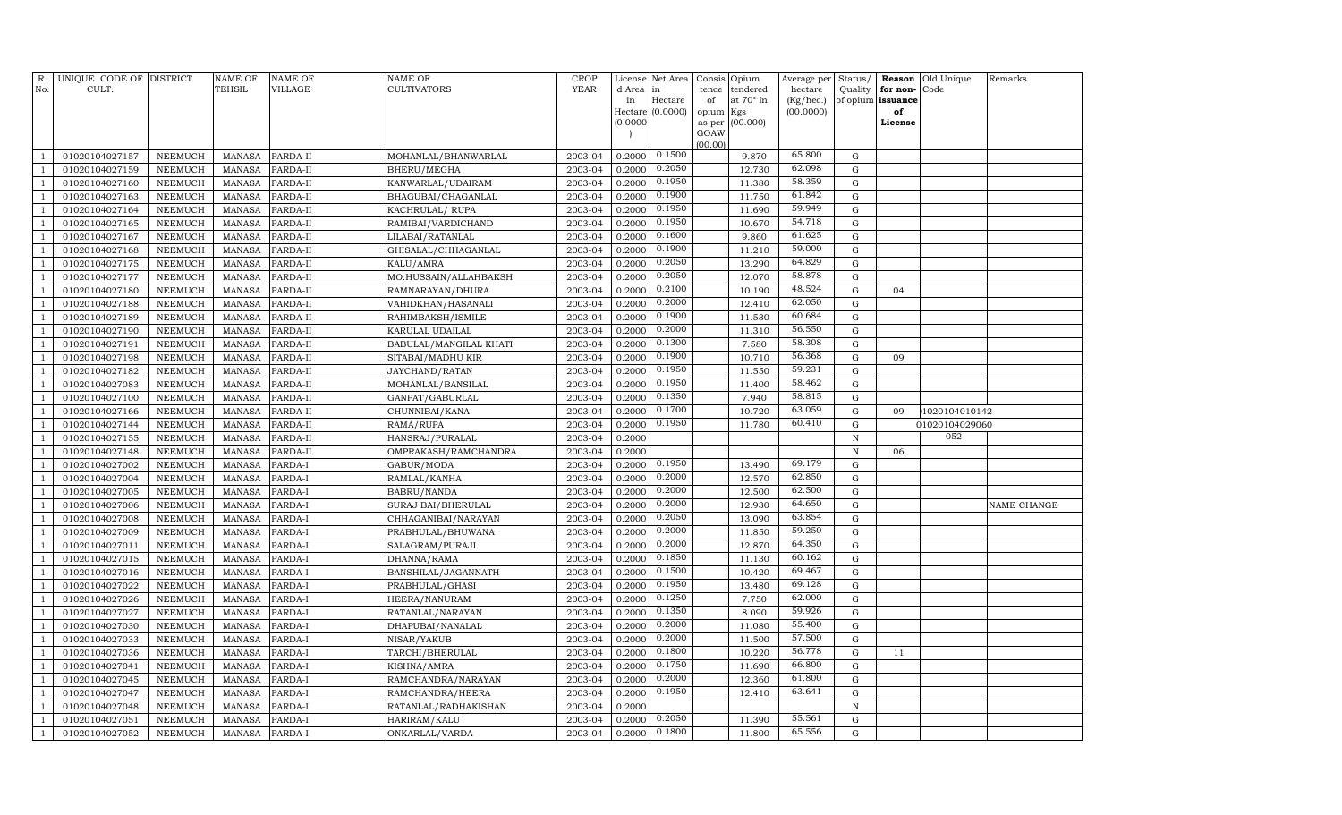| R. No. | UNIQUE CODE OF CULT. | DISTRICT | NAME OF TEHSIL | NAME OF VILLAGE | NAME OF CULTIVATORS | CROP YEAR | License d Area in Hectare (0.0000) | Net Area in Hectare (0.0000) | Consis tence of opium as per GOAW (00.00) | Opium tendered at 70° in Kgs (00.000) | Average per hectare (Kg/hec.) (00.0000) | Status/ Quality of opium | Reason for non-issuance of License | Old Unique Code | Remarks |
|---|---|---|---|---|---|---|---|---|---|---|---|---|---|---|---|
| 1 | 01020104027157 | NEEMUCH | MANASA | PARDA-II | MOHANLAL/BHANWARLAL | 2003-04 | 0.2000 | 0.1500 | | 9.870 | 65.800 | G | | | |
| 1 | 01020104027159 | NEEMUCH | MANASA | PARDA-II | BHERU/MEGHA | 2003-04 | 0.2000 | 0.2050 | | 12.730 | 62.098 | G | | | |
| 1 | 01020104027160 | NEEMUCH | MANASA | PARDA-II | KANWARLAL/UDAIRAM | 2003-04 | 0.2000 | 0.1950 | | 11.380 | 58.359 | G | | | |
| 1 | 01020104027163 | NEEMUCH | MANASA | PARDA-II | BHAGUBAI/CHAGANLAL | 2003-04 | 0.2000 | 0.1900 | | 11.750 | 61.842 | G | | | |
| 1 | 01020104027164 | NEEMUCH | MANASA | PARDA-II | KACHRULAL/ RUPA | 2003-04 | 0.2000 | 0.1950 | | 11.690 | 59.949 | G | | | |
| 1 | 01020104027165 | NEEMUCH | MANASA | PARDA-II | RAMIBAI/VARDICHAND | 2003-04 | 0.2000 | 0.1950 | | 10.670 | 54.718 | G | | | |
| 1 | 01020104027167 | NEEMUCH | MANASA | PARDA-II | LILABAI/RATANLAL | 2003-04 | 0.2000 | 0.1600 | | 9.860 | 61.625 | G | | | |
| 1 | 01020104027168 | NEEMUCH | MANASA | PARDA-II | GHISALAL/CHHAGANLAL | 2003-04 | 0.2000 | 0.1900 | | 11.210 | 59.000 | G | | | |
| 1 | 01020104027175 | NEEMUCH | MANASA | PARDA-II | KALU/AMRA | 2003-04 | 0.2000 | 0.2050 | | 13.290 | 64.829 | G | | | |
| 1 | 01020104027177 | NEEMUCH | MANASA | PARDA-II | MO.HUSSAIN/ALLAHBAKSH | 2003-04 | 0.2000 | 0.2050 | | 12.070 | 58.878 | G | | | |
| 1 | 01020104027180 | NEEMUCH | MANASA | PARDA-II | RAMNARAYAN/DHURA | 2003-04 | 0.2000 | 0.2100 | | 10.190 | 48.524 | G | 04 | | |
| 1 | 01020104027188 | NEEMUCH | MANASA | PARDA-II | VAHIDKHAN/HASANALI | 2003-04 | 0.2000 | 0.2000 | | 12.410 | 62.050 | G | | | |
| 1 | 01020104027189 | NEEMUCH | MANASA | PARDA-II | RAHIMBAKSH/ISMILE | 2003-04 | 0.2000 | 0.1900 | | 11.530 | 60.684 | G | | | |
| 1 | 01020104027190 | NEEMUCH | MANASA | PARDA-II | KARULAL UDAILAL | 2003-04 | 0.2000 | 0.2000 | | 11.310 | 56.550 | G | | | |
| 1 | 01020104027191 | NEEMUCH | MANASA | PARDA-II | BABULAL/MANGILAL KHATI | 2003-04 | 0.2000 | 0.1300 | | 7.580 | 58.308 | G | | | |
| 1 | 01020104027198 | NEEMUCH | MANASA | PARDA-II | SITABAI/MADHU KIR | 2003-04 | 0.2000 | 0.1900 | | 10.710 | 56.368 | G | 09 | | |
| 1 | 01020104027182 | NEEMUCH | MANASA | PARDA-II | JAYCHAND/RATAN | 2003-04 | 0.2000 | 0.1950 | | 11.550 | 59.231 | G | | | |
| 1 | 01020104027083 | NEEMUCH | MANASA | PARDA-II | MOHANLAL/BANSILAL | 2003-04 | 0.2000 | 0.1950 | | 11.400 | 58.462 | G | | | |
| 1 | 01020104027100 | NEEMUCH | MANASA | PARDA-II | GANPAT/GABURLAL | 2003-04 | 0.2000 | 0.1350 | | 7.940 | 58.815 | G | | | |
| 1 | 01020104027166 | NEEMUCH | MANASA | PARDA-II | CHUNNIBAI/KANA | 2003-04 | 0.2000 | 0.1700 | | 10.720 | 63.059 | G | 09 | 1020104010142 | |
| 1 | 01020104027144 | NEEMUCH | MANASA | PARDA-II | RAMA/RUPA | 2003-04 | 0.2000 | 0.1950 | | 11.780 | 60.410 | G | | 01020104029060 | |
| 1 | 01020104027155 | NEEMUCH | MANASA | PARDA-II | HANSRAJ/PURALAL | 2003-04 | 0.2000 | | | | | N | | 052 | |
| 1 | 01020104027148 | NEEMUCH | MANASA | PARDA-II | OMPRAKASH/RAMCHANDRA | 2003-04 | 0.2000 | | | | | N | 06 | | |
| 1 | 01020104027002 | NEEMUCH | MANASA | PARDA-I | GABUR/MODA | 2003-04 | 0.2000 | 0.1950 | | 13.490 | 69.179 | G | | | |
| 1 | 01020104027004 | NEEMUCH | MANASA | PARDA-I | RAMLAL/KANHA | 2003-04 | 0.2000 | 0.2000 | | 12.570 | 62.850 | G | | | |
| 1 | 01020104027005 | NEEMUCH | MANASA | PARDA-I | BABRU/NANDA | 2003-04 | 0.2000 | 0.2000 | | 12.500 | 62.500 | G | | | |
| 1 | 01020104027006 | NEEMUCH | MANASA | PARDA-I | SURAJ BAI/BHERULAL | 2003-04 | 0.2000 | 0.2000 | | 12.930 | 64.650 | G | | | NAME CHANGE |
| 1 | 01020104027008 | NEEMUCH | MANASA | PARDA-I | CHHAGANIBAI/NARAYAN | 2003-04 | 0.2000 | 0.2050 | | 13.090 | 63.854 | G | | | |
| 1 | 01020104027009 | NEEMUCH | MANASA | PARDA-I | PRABHULAL/BHUWANA | 2003-04 | 0.2000 | 0.2000 | | 11.850 | 59.250 | G | | | |
| 1 | 01020104027011 | NEEMUCH | MANASA | PARDA-I | SALAGRAM/PURAJI | 2003-04 | 0.2000 | 0.2000 | | 12.870 | 64.350 | G | | | |
| 1 | 01020104027015 | NEEMUCH | MANASA | PARDA-I | DHANNA/RAMA | 2003-04 | 0.2000 | 0.1850 | | 11.130 | 60.162 | G | | | |
| 1 | 01020104027016 | NEEMUCH | MANASA | PARDA-I | BANSHILAL/JAGANNATH | 2003-04 | 0.2000 | 0.1500 | | 10.420 | 69.467 | G | | | |
| 1 | 01020104027022 | NEEMUCH | MANASA | PARDA-I | PRABHULAL/GHASI | 2003-04 | 0.2000 | 0.1950 | | 13.480 | 69.128 | G | | | |
| 1 | 01020104027026 | NEEMUCH | MANASA | PARDA-I | HEERA/NANURAM | 2003-04 | 0.2000 | 0.1250 | | 7.750 | 62.000 | G | | | |
| 1 | 01020104027027 | NEEMUCH | MANASA | PARDA-I | RATANLAL/NARAYAN | 2003-04 | 0.2000 | 0.1350 | | 8.090 | 59.926 | G | | | |
| 1 | 01020104027030 | NEEMUCH | MANASA | PARDA-I | DHAPUBAI/NANALAL | 2003-04 | 0.2000 | 0.2000 | | 11.080 | 55.400 | G | | | |
| 1 | 01020104027033 | NEEMUCH | MANASA | PARDA-I | NISAR/YAKUB | 2003-04 | 0.2000 | 0.2000 | | 11.500 | 57.500 | G | | | |
| 1 | 01020104027036 | NEEMUCH | MANASA | PARDA-I | TARCHI/BHERULAL | 2003-04 | 0.2000 | 0.1800 | | 10.220 | 56.778 | G | 11 | | |
| 1 | 01020104027041 | NEEMUCH | MANASA | PARDA-I | KISHNA/AMRA | 2003-04 | 0.2000 | 0.1750 | | 11.690 | 66.800 | G | | | |
| 1 | 01020104027045 | NEEMUCH | MANASA | PARDA-I | RAMCHANDRA/NARAYAN | 2003-04 | 0.2000 | 0.2000 | | 12.360 | 61.800 | G | | | |
| 1 | 01020104027047 | NEEMUCH | MANASA | PARDA-I | RAMCHANDRA/HEERA | 2003-04 | 0.2000 | 0.1950 | | 12.410 | 63.641 | G | | | |
| 1 | 01020104027048 | NEEMUCH | MANASA | PARDA-I | RATANLAL/RADHAKISHAN | 2003-04 | 0.2000 | | | | | N | | | |
| 1 | 01020104027051 | NEEMUCH | MANASA | PARDA-I | HARIRAM/KALU | 2003-04 | 0.2000 | 0.2050 | | 11.390 | 55.561 | G | | | |
| 1 | 01020104027052 | NEEMUCH | MANASA | PARDA-I | ONKARLAL/VARDA | 2003-04 | 0.2000 | 0.1800 | | 11.800 | 65.556 | G | | | |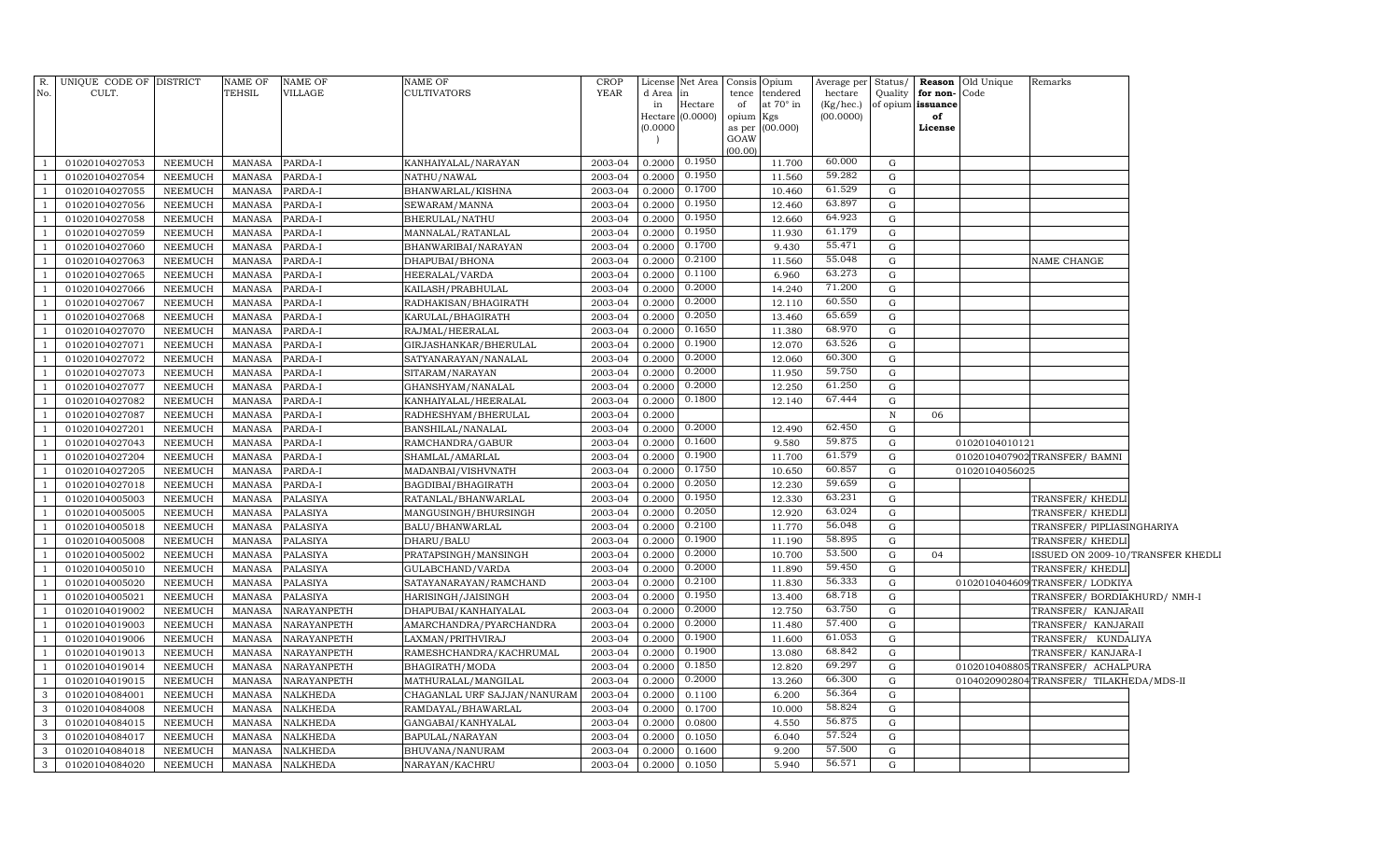| R. No. | UNIQUE CODE OF CULT. | DISTRICT | NAME OF TEHSIL | NAME OF VILLAGE | NAME OF CULTIVATORS | CROP YEAR | License d Area in Hectare (0.0000) | Net Area in Hectare (0.0000) | Consis tence of opium as per GOAW (00.00) | Opium tendered at 70° in Kgs (00.000) | Average per hectare (Kg/hec.) (00.0000) | Status/ Quality of opium | Reason for non-issuance of License | Old Unique Code | Remarks |
|---|---|---|---|---|---|---|---|---|---|---|---|---|---|---|---|
| 1 | 01020104027053 | NEEMUCH | MANASA | PARDA-I | KANHAIYALAL/NARAYAN | 2003-04 | 0.2000 | 0.1950 | | 11.700 | 60.000 | G | | | |
| 1 | 01020104027054 | NEEMUCH | MANASA | PARDA-I | NATHU/NAWAL | 2003-04 | 0.2000 | 0.1950 | | 11.560 | 59.282 | G | | | |
| 1 | 01020104027055 | NEEMUCH | MANASA | PARDA-I | BHANWARLAL/KISHNA | 2003-04 | 0.2000 | 0.1700 | | 10.460 | 61.529 | G | | | |
| 1 | 01020104027056 | NEEMUCH | MANASA | PARDA-I | SEWARAM/MANNA | 2003-04 | 0.2000 | 0.1950 | | 12.460 | 63.897 | G | | | |
| 1 | 01020104027058 | NEEMUCH | MANASA | PARDA-I | BHERULAL/NATHU | 2003-04 | 0.2000 | 0.1950 | | 12.660 | 64.923 | G | | | |
| 1 | 01020104027059 | NEEMUCH | MANASA | PARDA-I | MANNALAL/RATANLAL | 2003-04 | 0.2000 | 0.1950 | | 11.930 | 61.179 | G | | | |
| 1 | 01020104027060 | NEEMUCH | MANASA | PARDA-I | BHANWARIBAI/NARAYAN | 2003-04 | 0.2000 | 0.1700 | | 9.430 | 55.471 | G | | | |
| 1 | 01020104027063 | NEEMUCH | MANASA | PARDA-I | DHAPUBAI/BHONA | 2003-04 | 0.2000 | 0.2100 | | 11.560 | 55.048 | G | | | NAME CHANGE |
| 1 | 01020104027065 | NEEMUCH | MANASA | PARDA-I | HEERALAL/VARDA | 2003-04 | 0.2000 | 0.1100 | | 6.960 | 63.273 | G | | | |
| 1 | 01020104027066 | NEEMUCH | MANASA | PARDA-I | KAILASH/PRABHULAL | 2003-04 | 0.2000 | 0.2000 | | 14.240 | 71.200 | G | | | |
| 1 | 01020104027067 | NEEMUCH | MANASA | PARDA-I | RADHAKISAN/BHAGIRATH | 2003-04 | 0.2000 | 0.2000 | | 12.110 | 60.550 | G | | | |
| 1 | 01020104027068 | NEEMUCH | MANASA | PARDA-I | KARULAL/BHAGIRATH | 2003-04 | 0.2000 | 0.2050 | | 13.460 | 65.659 | G | | | |
| 1 | 01020104027070 | NEEMUCH | MANASA | PARDA-I | RAJMAL/HEERALAL | 2003-04 | 0.2000 | 0.1650 | | 11.380 | 68.970 | G | | | |
| 1 | 01020104027071 | NEEMUCH | MANASA | PARDA-I | GIRJASHANKAR/BHERULAL | 2003-04 | 0.2000 | 0.1900 | | 12.070 | 63.526 | G | | | |
| 1 | 01020104027072 | NEEMUCH | MANASA | PARDA-I | SATYANARAYAN/NANALAL | 2003-04 | 0.2000 | 0.2000 | | 12.060 | 60.300 | G | | | |
| 1 | 01020104027073 | NEEMUCH | MANASA | PARDA-I | SITARAM/NARAYAN | 2003-04 | 0.2000 | 0.2000 | | 11.950 | 59.750 | G | | | |
| 1 | 01020104027077 | NEEMUCH | MANASA | PARDA-I | GHANSHYAM/NANALAL | 2003-04 | 0.2000 | 0.2000 | | 12.250 | 61.250 | G | | | |
| 1 | 01020104027082 | NEEMUCH | MANASA | PARDA-I | KANHAIYALAL/HEERALAL | 2003-04 | 0.2000 | 0.1800 | | 12.140 | 67.444 | G | | | |
| 1 | 01020104027087 | NEEMUCH | MANASA | PARDA-I | RADHESHYAM/BHERULAL | 2003-04 | 0.2000 | | | | | N | 06 | | |
| 1 | 01020104027201 | NEEMUCH | MANASA | PARDA-I | BANSHILAL/NANALAL | 2003-04 | 0.2000 | 0.2000 | | 12.490 | 62.450 | G | | | |
| 1 | 01020104027043 | NEEMUCH | MANASA | PARDA-I | RAMCHANDRA/GABUR | 2003-04 | 0.2000 | 0.1600 | | 9.580 | 59.875 | G | | 01020104010121 | |
| 1 | 01020104027204 | NEEMUCH | MANASA | PARDA-I | SHAMLAL/AMARLAL | 2003-04 | 0.2000 | 0.1900 | | 11.700 | 61.579 | G | | 01020104027902 | TRANSFER/ BAMNI |
| 1 | 01020104027205 | NEEMUCH | MANASA | PARDA-I | MADANBAI/VISHVNATH | 2003-04 | 0.2000 | 0.1750 | | 10.650 | 60.857 | G | | 01020104056025 | |
| 1 | 01020104027018 | NEEMUCH | MANASA | PARDA-I | BAGDIBAI/BHAGIRATH | 2003-04 | 0.2000 | 0.2050 | | 12.230 | 59.659 | G | | | |
| 1 | 01020104005003 | NEEMUCH | MANASA | PALASIYA | RATANLAL/BHANWARLAL | 2003-04 | 0.2000 | 0.1950 | | 12.330 | 63.231 | G | | | TRANSFER/ KHEDLI |
| 1 | 01020104005005 | NEEMUCH | MANASA | PALASIYA | MANGUSINGH/BHURSINGH | 2003-04 | 0.2000 | 0.2050 | | 12.920 | 63.024 | G | | | TRANSFER/ KHEDLI |
| 1 | 01020104005018 | NEEMUCH | MANASA | PALASIYA | BALU/BHANWARLAL | 2003-04 | 0.2000 | 0.2100 | | 11.770 | 56.048 | G | | | TRANSFER/ PIPLIASINGHARIYA |
| 1 | 01020104005008 | NEEMUCH | MANASA | PALASIYA | DHARU/BALU | 2003-04 | 0.2000 | 0.1900 | | 11.190 | 58.895 | G | | | TRANSFER/ KHEDLI |
| 1 | 01020104005002 | NEEMUCH | MANASA | PALASIYA | PRATAPSINGH/MANSINGH | 2003-04 | 0.2000 | 0.2000 | | 10.700 | 53.500 | G | 04 | | ISSUED ON 2009-10/TRANSFER KHEDLI |
| 1 | 01020104005010 | NEEMUCH | MANASA | PALASIYA | GULABCHAND/VARDA | 2003-04 | 0.2000 | 0.2000 | | 11.890 | 59.450 | G | | | TRANSFER/ KHEDLI |
| 1 | 01020104005020 | NEEMUCH | MANASA | PALASIYA | SATAYANARAYAN/RAMCHAND | 2003-04 | 0.2000 | 0.2100 | | 11.830 | 56.333 | G | | 01020104046609 | TRANSFER/ LODKIYA |
| 1 | 01020104005021 | NEEMUCH | MANASA | PALASIYA | HARISINGH/JAISINGH | 2003-04 | 0.2000 | 0.1950 | | 13.400 | 68.718 | G | | | TRANSFER/ BORDIAKHURD/ NMH-I |
| 1 | 01020104019002 | NEEMUCH | MANASA | NARAYANPETH | DHAPUBAI/KANHAIYALAL | 2003-04 | 0.2000 | 0.2000 | | 12.750 | 63.750 | G | | | TRANSFER/ KANJARAII |
| 1 | 01020104019003 | NEEMUCH | MANASA | NARAYANPETH | AMARCHANDRA/PYARCHANDRA | 2003-04 | 0.2000 | 0.2000 | | 11.480 | 57.400 | G | | | TRANSFER/ KANJARAII |
| 1 | 01020104019006 | NEEMUCH | MANASA | NARAYANPETH | LAXMAN/PRITHVIRAJ | 2003-04 | 0.2000 | 0.1900 | | 11.600 | 61.053 | G | | | TRANSFER/ KUNDALIYA |
| 1 | 01020104019013 | NEEMUCH | MANASA | NARAYANPETH | RAMESHCHANDRA/KACHRUMAL | 2003-04 | 0.2000 | 0.1900 | | 13.080 | 68.842 | G | | | TRANSFER/ KANJARA-I |
| 1 | 01020104019014 | NEEMUCH | MANASA | NARAYANPETH | BHAGIRATH/MODA | 2003-04 | 0.2000 | 0.1850 | | 12.820 | 69.297 | G | | 01020104088805 | TRANSFER/ ACHALPURA |
| 1 | 01020104019015 | NEEMUCH | MANASA | NARAYANPETH | MATHURALAL/MANGILAL | 2003-04 | 0.2000 | 0.2000 | | 13.260 | 66.300 | G | | 01040209028004 | TRANSFER/ TILAKHEDA/MDS-II |
| 3 | 01020104084001 | NEEMUCH | MANASA | NALKHEDA | CHAGANLAL URF SAJJAN/NANURAM | 2003-04 | 0.2000 | 0.1100 | | 6.200 | 56.364 | G | | | |
| 3 | 01020104084008 | NEEMUCH | MANASA | NALKHEDA | RAMDAYAL/BHAWARLAL | 2003-04 | 0.2000 | 0.1700 | | 10.000 | 58.824 | G | | | |
| 3 | 01020104084015 | NEEMUCH | MANASA | NALKHEDA | GANGABAI/KANHYALAL | 2003-04 | 0.2000 | 0.0800 | | 4.550 | 56.875 | G | | | |
| 3 | 01020104084017 | NEEMUCH | MANASA | NALKHEDA | BAPULAL/NARAYAN | 2003-04 | 0.2000 | 0.1050 | | 6.040 | 57.524 | G | | | |
| 3 | 01020104084018 | NEEMUCH | MANASA | NALKHEDA | BHUVANA/NANURAM | 2003-04 | 0.2000 | 0.1600 | | 9.200 | 57.500 | G | | | |
| 3 | 01020104084020 | NEEMUCH | MANASA | NALKHEDA | NARAYAN/KACHRU | 2003-04 | 0.2000 | 0.1050 | | 5.940 | 56.571 | G | | | |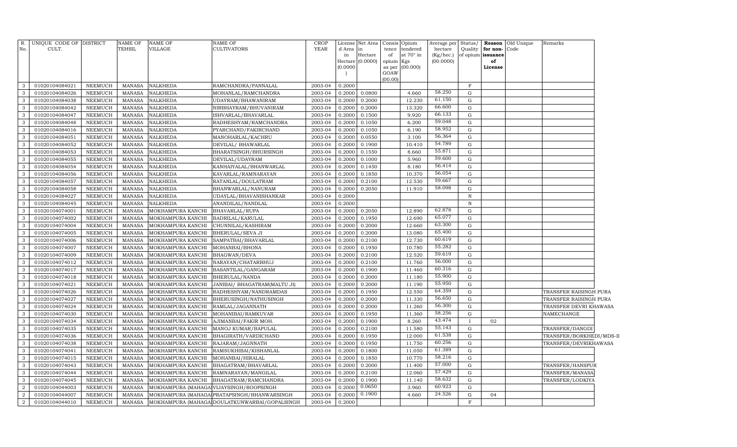| R. No. | UNIQUE CODE OF CULT. | DISTRICT | NAME OF TEHSIL | NAME OF VILLAGE | NAME OF CULTIVATORS | CROP YEAR | License d Area in Hectare (0.0000) | Net Area in Hectare (0.0000) | Consis tence of opium as per GOAW (00.00) | Opium tendered at 70° in Kgs (00.000) | Average per hectare (Kg/hec.) (00.0000) | Status/ Quality of opium | Reason for non-issuance of License | Old Unique Code | Remarks |
|---|---|---|---|---|---|---|---|---|---|---|---|---|---|---|---|
| 3 | 01020104084021 | NEEMUCH | MANASA | NALKHEDA | RAMCHANDRA/PANNALAL | 2003-04 | 0.2000 | | | | | F | | | |
| 3 | 01020104084026 | NEEMUCH | MANASA | NALKHEDA | MOHANLAL/RAMCHANDRA | 2003-04 | 0.2000 | 0.0800 | | 4.660 | 58.250 | G | | | |
| 3 | 01020104084038 | NEEMUCH | MANASA | NALKHEDA | UDAYRAM/BHAWANIRAM | 2003-04 | 0.2000 | 0.2000 | | 12.230 | 61.150 | G | | | |
| 3 | 01020104084042 | NEEMUCH | MANASA | NALKHEDA | NIRBHAYRAM/BHUVANIRAM | 2003-04 | 0.2000 | 0.2000 | | 13.320 | 66.600 | G | | | |
| 3 | 01020104084047 | NEEMUCH | MANASA | NALKHEDA | ISHVARLAL/BHAVARLAL | 2003-04 | 0.2000 | 0.1500 | | 9.920 | 66.133 | G | | | |
| 3 | 01020104084048 | NEEMUCH | MANASA | NALKHEDA | RADHESHYAM/RAMCHANDRA | 2003-04 | 0.2000 | 0.1050 | | 6.200 | 59.048 | G | | | |
| 3 | 01020104084016 | NEEMUCH | MANASA | NALKHEDA | PYARCHAND/FAKIRCHAND | 2003-04 | 0.2000 | 0.1050 | | 6.190 | 58.952 | G | | | |
| 3 | 01020104084051 | NEEMUCH | MANASA | NALKHEDA | MANOHARLAL/KACHRU | 2003-04 | 0.2000 | 0.0550 | | 3.100 | 56.364 | G | | | |
| 3 | 01020104084052 | NEEMUCH | MANASA | NALKHEDA | DEVILAL/ BHAWARLAL | 2003-04 | 0.2000 | 0.1900 | | 10.410 | 54.789 | G | | | |
| 3 | 01020104084053 | NEEMUCH | MANASA | NALKHEDA | BHARATSINGH/BHURSINGH | 2003-04 | 0.2000 | 0.1550 | | 8.660 | 55.871 | G | | | |
| 3 | 01020104084055 | NEEMUCH | MANASA | NALKHEDA | DEVILAL/UDAYRAM | 2003-04 | 0.2000 | 0.1000 | | 5.960 | 59.600 | G | | | |
| 3 | 01020104084054 | NEEMUCH | MANASA | NALKHEDA | KANHAIYALAL/BHANWARLAL | 2003-04 | 0.2000 | 0.1450 | | 8.180 | 56.414 | G | | | |
| 3 | 01020104084056 | NEEMUCH | MANASA | NALKHEDA | KAVARLAL/RAMNARAYAN | 2003-04 | 0.2000 | 0.1850 | | 10.370 | 56.054 | G | | | |
| 3 | 01020104084057 | NEEMUCH | MANASA | NALKHEDA | RATANLAL/DOULATRAM | 2003-04 | 0.2000 | 0.2100 | | 12.530 | 59.667 | G | | | |
| 3 | 01020104084058 | NEEMUCH | MANASA | NALKHEDA | BHANWARLAL/NANURAM | 2003-04 | 0.2000 | 0.2050 | | 11.910 | 58.098 | G | | | |
| 3 | 01020104084027 | NEEMUCH | MANASA | NALKHEDA | UDAYLAL/BHAVANISHANKAR | 2003-04 | 0.2000 | | | | | N | | | |
| 3 | 01020104084045 | NEEMUCH | MANASA | NALKHEDA | ANANDILAL/NANDLAL | 2003-04 | 0.2000 | | | | | N | | | |
| 3 | 01020104074001 | NEEMUCH | MANASA | MOKHAMPURA KANCHI | BHAVARLAL/RUPA | 2003-04 | 0.2000 | 0.2050 | | 12.890 | 62.878 | G | | | |
| 3 | 01020104074002 | NEEMUCH | MANASA | MOKHAMPURA KANCHI | BADRILAL/KARULAL | 2003-04 | 0.2000 | 0.1950 | | 12.690 | 65.077 | G | | | |
| 3 | 01020104074004 | NEEMUCH | MANASA | MOKHAMPURA KANCHI | CHUNNILAL/KASHIRAM | 2003-04 | 0.2000 | 0.2000 | | 12.660 | 63.300 | G | | | |
| 3 | 01020104074005 | NEEMUCH | MANASA | MOKHAMPURA KANCHI | BHERULAL/SEVA JI | 2003-04 | 0.2000 | 0.2000 | | 13.080 | 65.400 | G | | | |
| 3 | 01020104074006 | NEEMUCH | MANASA | MOKHAMPURA KANCHI | SAMPATBAI/BHAVARLAL | 2003-04 | 0.2000 | 0.2100 | | 12.730 | 60.619 | G | | | |
| 3 | 01020104074007 | NEEMUCH | MANASA | MOKHAMPURA KANCHI | MOHANBAI/BHONA | 2003-04 | 0.2000 | 0.1950 | | 10.780 | 55.282 | G | | | |
| 3 | 01020104074009 | NEEMUCH | MANASA | MOKHAMPURA KANCHI | BHAGWAN/DEVA | 2003-04 | 0.2000 | 0.2100 | | 12.520 | 59.619 | G | | | |
| 3 | 01020104074012 | NEEMUCH | MANASA | MOKHAMPURA KANCHI | NARAYAN/CHATARBHUJ | 2003-04 | 0.2000 | 0.2100 | | 11.760 | 56.000 | G | | | |
| 3 | 01020104074017 | NEEMUCH | MANASA | MOKHAMPURA KANCHI | BASANTILAL/GANGARAM | 2003-04 | 0.2000 | 0.1900 | | 11.460 | 60.316 | G | | | |
| 3 | 01020104074018 | NEEMUCH | MANASA | MOKHAMPURA KANCHI | BHERULAL/NANDA | 2003-04 | 0.2000 | 0.2000 | | 11.180 | 55.900 | G | | | |
| 3 | 01020104074021 | NEEMUCH | MANASA | MOKHAMPURA KANCHI | JANIBAI/ BHAGATRAM(MALTU JI) | 2003-04 | 0.2000 | 0.2000 | | 11.190 | 55.950 | G | | | |
| 3 | 01020104074026 | NEEMUCH | MANASA | MOKHAMPURA KANCHI | RADHESHYAM/NANDRAMDAS | 2003-04 | 0.2000 | 0.1950 | | 12.550 | 64.359 | G | | | TRANSFER RAISINGH PURA |
| 3 | 01020104074027 | NEEMUCH | MANASA | MOKHAMPURA KANCHI | BHERUSINGH/NATHUSINGH | 2003-04 | 0.2000 | 0.2000 | | 11.330 | 56.650 | G | | | TRANSFER RAISINGH PURA |
| 3 | 01020104074024 | NEEMUCH | MANASA | MOKHAMPURA KANCHI | RAMLAL/JAGANNATH | 2003-04 | 0.2000 | 0.2000 | | 11.260 | 56.300 | G | | | TRANSFER DEVRI KHAWASA |
| 3 | 01020104074030 | NEEMUCH | MANASA | MOKHAMPURA KANCHI | MOHANIBAI/RAMKUVAR | 2003-04 | 0.2000 | 0.1950 | | 11.360 | 58.256 | G | | | NAMECHANGE |
| 3 | 01020104074034 | NEEMUCH | MANASA | MOKHAMPURA KANCHI | AJIMANBAI/FAKIR MOH. | 2003-04 | 0.2000 | 0.1900 | | 8.260 | 43.474 | I | 02 | | |
| 3 | 01020104074035 | NEEMUCH | MANASA | MOKHAMPURA KANCHI | MANOJ KUMAR/BAPULAL | 2003-04 | 0.2000 | 0.2100 | | 11.580 | 55.143 | G | | | TRANSFER/DANGDI |
| 3 | 01020104074036 | NEEMUCH | MANASA | MOKHAMPURA KANCHI | BHAGIRATH/VARDICHAND | 2003-04 | 0.2000 | 0.1950 | | 12.000 | 61.538 | G | | | TRANSFER/BORKHEDI/MDS-II |
| 3 | 01020104074038 | NEEMUCH | MANASA | MOKHAMPURA KANCHI | RAJARAM/JAGNNATH | 2003-04 | 0.2000 | 0.1950 | | 11.750 | 60.256 | G | | | TRANSFER/DEVRIKHAWASA |
| 3 | 01020104074041 | NEEMUCH | MANASA | MOKHAMPURA KANCHI | RAMSUKHIBAI/KISHANLAL | 2003-04 | 0.2000 | 0.1800 | | 11.050 | 61.389 | G | | | |
| 3 | 01020104074015 | NEEMUCH | MANASA | MOKHAMPURA KANCHI | MOHANBAI/HIRALAL | 2003-04 | 0.2000 | 0.1850 | | 10.770 | 58.216 | G | | | |
| 3 | 01020104074043 | NEEMUCH | MANASA | MOKHAMPURA KANCHI | BHAGATRAM/BHAVARLAL | 2003-04 | 0.2000 | 0.2000 | | 11.400 | 57.000 | G | | | TRANSFER/HANSPUR |
| 3 | 01020104074044 | NEEMUCH | MANASA | MOKHAMPURA KANCHI | RAMNARAYAN/MANGILAL | 2003-04 | 0.2000 | 0.2100 | | 12.060 | 57.429 | G | | | TRANSFER/MANASA |
| 3 | 01020104074045 | NEEMUCH | MANASA | MOKHAMPURA KANCHI | BHAGATRAM/RAMCHANDRA | 2003-04 | 0.2000 | 0.1900 | | 11.140 | 58.632 | G | | | TRANSFER/LODKIYA |
| 2 | 01020104044003 | NEEMUCH | MANASA | MOKHAMPURA (MAHAGARH) | VIJAYSINGH/ROOPSINGH | 2003-04 | 0.2000 | 0.0650 | | 3.960 | 60.923 | G | | | |
| 2 | 01020104044007 | NEEMUCH | MANASA | MOKHAMPURA (MAHAGARH) | PRATAPSINGH/BHANWARSINGH | 2003-04 | 0.2000 | 0.1900 | | 4.660 | 24.526 | G | 04 | | |
| 2 | 01020104044010 | NEEMUCH | MANASA | MOKHAMPURA (MAHAGARH) | DOULATKUNWARBAI/GOPALSINGH | 2003-04 | 0.2000 | | | | | F | | | |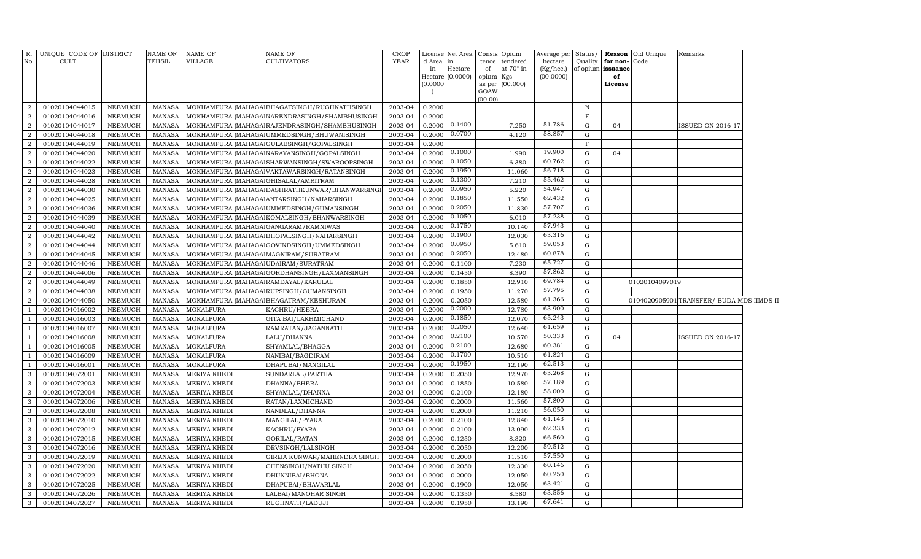| R. No. | UNIQUE CODE OF CULT. | DISTRICT | NAME OF TEHSIL | NAME OF VILLAGE | NAME OF CULTIVATORS | CROP YEAR | License d Area in Hectare (0.0000) | Net Area in Hectare (0.0000) | Consis tence of opium as per GOAW (00.00) | Opium tendered at 70° in Kgs (00.000) | Average per hectare (Kg/hec.) (00.0000) | Status/ Quality of opium | Reason for non-issuance of License | Old Unique Code | Remarks |
|---|---|---|---|---|---|---|---|---|---|---|---|---|---|---|---|
| 2 | 01020104044015 | NEEMUCH | MANASA | MOKHAMPURA (MAHAGA | BHAGATSINGH/RUGHNATHSINGH | 2003-04 | 0.2000 | | | | | N | | | |
| 2 | 01020104044016 | NEEMUCH | MANASA | MOKHAMPURA (MAHAGA | NARENDRASINGH/SHAMBHUSINGH | 2003-04 | 0.2000 | | | | | F | | | |
| 2 | 01020104044017 | NEEMUCH | MANASA | MOKHAMPURA (MAHAGA | RAJENDRASINGH/SHAMBHUSINGH | 2003-04 | 0.2000 | 0.1400 | | 7.250 | 51.786 | G | 04 | | ISSUED ON 2016-17 |
| 2 | 01020104044018 | NEEMUCH | MANASA | MOKHAMPURA (MAHAGA | UMMEDSINGH/BHUWANISINGH | 2003-04 | 0.2000 | 0.0700 | | 4.120 | 58.857 | G | | | |
| 2 | 01020104044019 | NEEMUCH | MANASA | MOKHAMPURA (MAHAGA | GULABSINGH/GOPALSINGH | 2003-04 | 0.2000 | | | | | F | | | |
| 2 | 01020104044020 | NEEMUCH | MANASA | MOKHAMPURA (MAHAGA | NARAYANSINGH/GOPALSINGH | 2003-04 | 0.2000 | 0.1000 | | 1.990 | 19.900 | G | 04 | | |
| 2 | 01020104044022 | NEEMUCH | MANASA | MOKHAMPURA (MAHAGA | SHARWANSINGH/SWAROOPSINGH | 2003-04 | 0.2000 | 0.1050 | | 6.380 | 60.762 | G | | | |
| 2 | 01020104044023 | NEEMUCH | MANASA | MOKHAMPURA (MAHAGA | VAKTAWARSINGH/RATANSINGH | 2003-04 | 0.2000 | 0.1950 | | 11.060 | 56.718 | G | | | |
| 2 | 01020104044028 | NEEMUCH | MANASA | MOKHAMPURA (MAHAGA | GHISALAL/AMRITRAM | 2003-04 | 0.2000 | 0.1300 | | 7.210 | 55.462 | G | | | |
| 2 | 01020104044030 | NEEMUCH | MANASA | MOKHAMPURA (MAHAGA | DASHRATHKUNWAR/BHANWARSINGH | 2003-04 | 0.2000 | 0.0950 | | 5.220 | 54.947 | G | | | |
| 2 | 01020104044025 | NEEMUCH | MANASA | MOKHAMPURA (MAHAGA | ANTARSINGH/NAHARSINGH | 2003-04 | 0.2000 | 0.1850 | | 11.550 | 62.432 | G | | | |
| 2 | 01020104044036 | NEEMUCH | MANASA | MOKHAMPURA (MAHAGA | UMMEDSINGH/GUMANSINGH | 2003-04 | 0.2000 | 0.2050 | | 11.830 | 57.707 | G | | | |
| 2 | 01020104044039 | NEEMUCH | MANASA | MOKHAMPURA (MAHAGA | KOMALSINGH/BHANWARSINGH | 2003-04 | 0.2000 | 0.1050 | | 6.010 | 57.238 | G | | | |
| 2 | 01020104044040 | NEEMUCH | MANASA | MOKHAMPURA (MAHAGA | GANGARAM/RAMNIWAS | 2003-04 | 0.2000 | 0.1750 | | 10.140 | 57.943 | G | | | |
| 2 | 01020104044042 | NEEMUCH | MANASA | MOKHAMPURA (MAHAGA | BHOPALSINGH/NAHARSINGH | 2003-04 | 0.2000 | 0.1900 | | 12.030 | 63.316 | G | | | |
| 2 | 01020104044044 | NEEMUCH | MANASA | MOKHAMPURA (MAHAGA | GOVINDSINGH/UMMEDSINGH | 2003-04 | 0.2000 | 0.0950 | | 5.610 | 59.053 | G | | | |
| 2 | 01020104044045 | NEEMUCH | MANASA | MOKHAMPURA (MAHAGA | MAGNIRAM/SURATRAM | 2003-04 | 0.2000 | 0.2050 | | 12.480 | 60.878 | G | | | |
| 2 | 01020104044046 | NEEMUCH | MANASA | MOKHAMPURA (MAHAGA | UDAIRAM/SURATRAM | 2003-04 | 0.2000 | 0.1100 | | 7.230 | 65.727 | G | | | |
| 2 | 01020104044006 | NEEMUCH | MANASA | MOKHAMPURA (MAHAGA | GORDHANSINGH/LAXMANSINGH | 2003-04 | 0.2000 | 0.1450 | | 8.390 | 57.862 | G | | | |
| 2 | 01020104044049 | NEEMUCH | MANASA | MOKHAMPURA (MAHAGA | RAMDAYAL/KARULAL | 2003-04 | 0.2000 | 0.1850 | | 12.910 | 69.784 | G | | 01020104097019 | |
| 2 | 01020104044038 | NEEMUCH | MANASA | MOKHAMPURA (MAHAGA | RUPSINGH/GUMANSINGH | 2003-04 | 0.2000 | 0.1950 | | 11.270 | 57.795 | G | | | |
| 2 | 01020104044050 | NEEMUCH | MANASA | MOKHAMPURA (MAHAGA | BHAGATRAM/KESHURAM | 2003-04 | 0.2000 | 0.2050 | | 12.580 | 61.366 | G | | 0104020905901 | TRANSFER/ BUDA MDS IIMDS-II |
| 1 | 01020104016002 | NEEMUCH | MANASA | MOKALPURA | KACHRU/HEERA | 2003-04 | 0.2000 | 0.2000 | | 12.780 | 63.900 | G | | | |
| 1 | 01020104016003 | NEEMUCH | MANASA | MOKALPURA | GITA BAI/LAKHMICHAND | 2003-04 | 0.2000 | 0.1850 | | 12.070 | 65.243 | G | | | |
| 1 | 01020104016007 | NEEMUCH | MANASA | MOKALPURA | RAMRATAN/JAGANNATH | 2003-04 | 0.2000 | 0.2050 | | 12.640 | 61.659 | G | | | |
| 1 | 01020104016008 | NEEMUCH | MANASA | MOKALPURA | LALU/DHANNA | 2003-04 | 0.2000 | 0.2100 | | 10.570 | 50.333 | G | 04 | | ISSUED ON 2016-17 |
| 1 | 01020104016005 | NEEMUCH | MANASA | MOKALPURA | SHYAMLAL/BHAGGA | 2003-04 | 0.2000 | 0.2100 | | 12.680 | 60.381 | G | | | |
| 1 | 01020104016009 | NEEMUCH | MANASA | MOKALPURA | NANIBAI/BAGDIRAM | 2003-04 | 0.2000 | 0.1700 | | 10.510 | 61.824 | G | | | |
| 1 | 01020104016001 | NEEMUCH | MANASA | MOKALPURA | DHAPUBAI/MANGILAL | 2003-04 | 0.2000 | 0.1950 | | 12.190 | 62.513 | G | | | |
| 3 | 01020104072001 | NEEMUCH | MANASA | MERIYA KHEDI | SUNDARLAL/PARTHA | 2003-04 | 0.2000 | 0.2050 | | 12.970 | 63.268 | G | | | |
| 3 | 01020104072003 | NEEMUCH | MANASA | MERIYA KHEDI | DHANNA/BHERA | 2003-04 | 0.2000 | 0.1850 | | 10.580 | 57.189 | G | | | |
| 3 | 01020104072004 | NEEMUCH | MANASA | MERIYA KHEDI | SHYAMLAL/DHANNA | 2003-04 | 0.2000 | 0.2100 | | 12.180 | 58.000 | G | | | |
| 3 | 01020104072006 | NEEMUCH | MANASA | MERIYA KHEDI | RATAN/LAXMICHAND | 2003-04 | 0.2000 | 0.2000 | | 11.560 | 57.800 | G | | | |
| 3 | 01020104072008 | NEEMUCH | MANASA | MERIYA KHEDI | NANDLAL/DHANNA | 2003-04 | 0.2000 | 0.2000 | | 11.210 | 56.050 | G | | | |
| 3 | 01020104072010 | NEEMUCH | MANASA | MERIYA KHEDI | MANGILAL/PYARA | 2003-04 | 0.2000 | 0.2100 | | 12.840 | 61.143 | G | | | |
| 3 | 01020104072012 | NEEMUCH | MANASA | MERIYA KHEDI | KACHRU/PYARA | 2003-04 | 0.2000 | 0.2100 | | 13.090 | 62.333 | G | | | |
| 3 | 01020104072015 | NEEMUCH | MANASA | MERIYA KHEDI | GORILAL/RATAN | 2003-04 | 0.2000 | 0.1250 | | 8.320 | 66.560 | G | | | |
| 3 | 01020104072016 | NEEMUCH | MANASA | MERIYA KHEDI | DEVSINGH/LALSINGH | 2003-04 | 0.2000 | 0.2050 | | 12.200 | 59.512 | G | | | |
| 3 | 01020104072019 | NEEMUCH | MANASA | MERIYA KHEDI | GIRIJA KUNWAR/MAHENDRA SINGH | 2003-04 | 0.2000 | 0.2000 | | 11.510 | 57.550 | G | | | |
| 3 | 01020104072020 | NEEMUCH | MANASA | MERIYA KHEDI | CHENSINGH/NATHU SINGH | 2003-04 | 0.2000 | 0.2050 | | 12.330 | 60.146 | G | | | |
| 3 | 01020104072022 | NEEMUCH | MANASA | MERIYA KHEDI | DHUNNIBAI/BHONA | 2003-04 | 0.2000 | 0.2000 | | 12.050 | 60.250 | G | | | |
| 3 | 01020104072025 | NEEMUCH | MANASA | MERIYA KHEDI | DHAPUBAI/BHAVARLAL | 2003-04 | 0.2000 | 0.1900 | | 12.050 | 63.421 | G | | | |
| 3 | 01020104072026 | NEEMUCH | MANASA | MERIYA KHEDI | LALBAI/MANOHAR SINGH | 2003-04 | 0.2000 | 0.1350 | | 8.580 | 63.556 | G | | | |
| 3 | 01020104072027 | NEEMUCH | MANASA | MERIYA KHEDI | RUGHNATH/LADUJI | 2003-04 | 0.2000 | 0.1950 | | 13.190 | 67.641 | G | | | |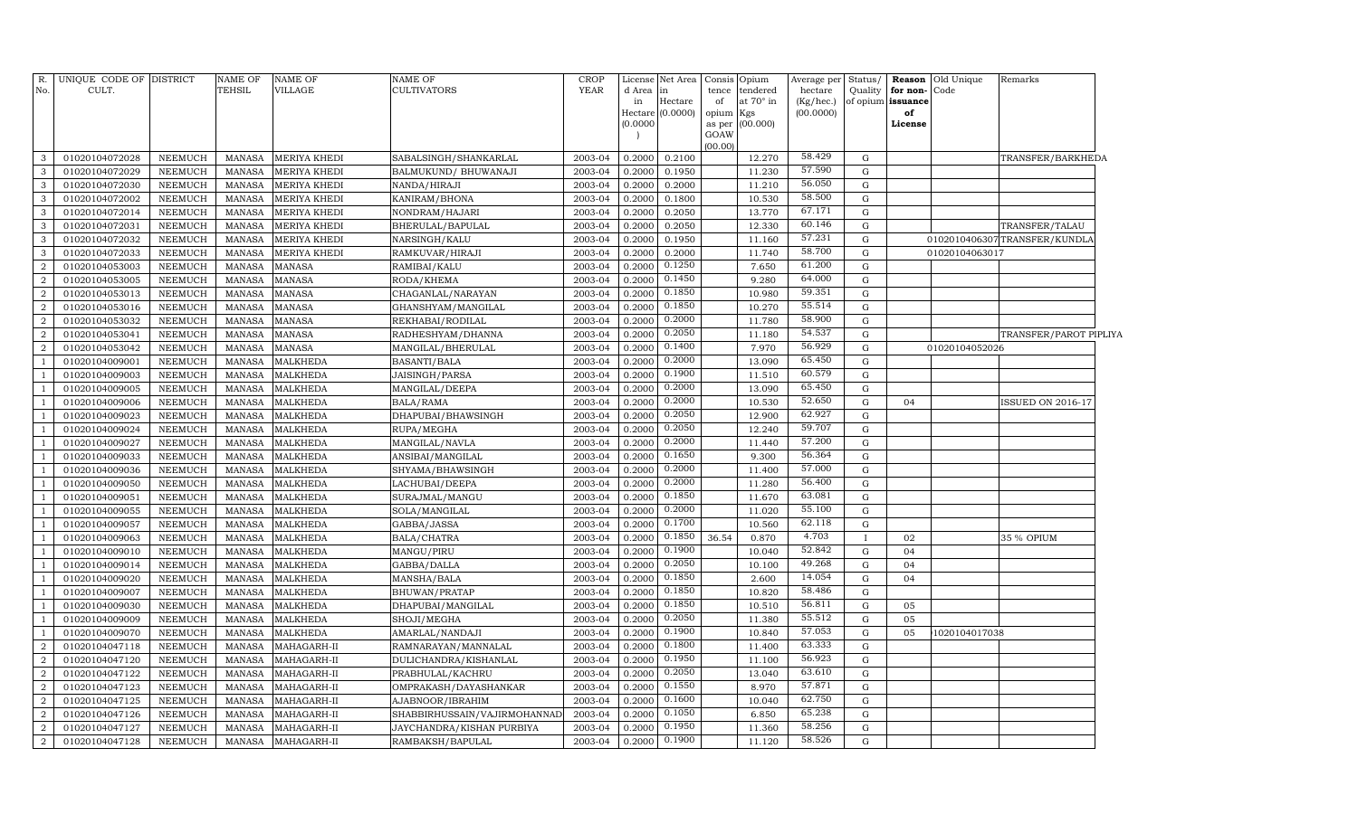| R. No. | UNIQUE CODE OF CULT. | DISTRICT | NAME OF TEHSIL | NAME OF VILLAGE | NAME OF CULTIVATORS | CROP YEAR | License d Area in Hectare (0.0000) | Net Area in Hectare (0.0000) | Consis tence of opium as per GOAW (00.00) | Opium tendered at 70° in Kgs (00.000) | Average per hectare (Kg/hec.) (00.0000) | Status/ Quality of opium | Reason for non-issuance of License | Old Unique Code | Remarks |
|---|---|---|---|---|---|---|---|---|---|---|---|---|---|---|---|
| 3 | 01020104072028 | NEEMUCH | MANASA | MERIYA KHEDI | SABALSINGH/SHANKARLAL | 2003-04 | 0.2000 | 0.2100 | | 12.270 | 58.429 | G | | | TRANSFER/BARKHEDA |
| 3 | 01020104072029 | NEEMUCH | MANASA | MERIYA KHEDI | BALMUKUND/ BHUWANAJI | 2003-04 | 0.2000 | 0.1950 | | 11.230 | 57.590 | G | | | |
| 3 | 01020104072030 | NEEMUCH | MANASA | MERIYA KHEDI | NANDA/HIRAJI | 2003-04 | 0.2000 | 0.2000 | | 11.210 | 56.050 | G | | | |
| 3 | 01020104072002 | NEEMUCH | MANASA | MERIYA KHEDI | KANIRAM/BHONA | 2003-04 | 0.2000 | 0.1800 | | 10.530 | 58.500 | G | | | |
| 3 | 01020104072014 | NEEMUCH | MANASA | MERIYA KHEDI | NONDRAM/HAJARI | 2003-04 | 0.2000 | 0.2050 | | 13.770 | 67.171 | G | | | |
| 3 | 01020104072031 | NEEMUCH | MANASA | MERIYA KHEDI | BHERULAL/BAPULAL | 2003-04 | 0.2000 | 0.2050 | | 12.330 | 60.146 | G | | | TRANSFER/TALAU |
| 3 | 01020104072032 | NEEMUCH | MANASA | MERIYA KHEDI | NARSINGH/KALU | 2003-04 | 0.2000 | 0.1950 | | 11.160 | 57.231 | G | | 0102010406307 | TRANSFER/KUNDLA |
| 3 | 01020104072033 | NEEMUCH | MANASA | MERIYA KHEDI | RAMKUVAR/HIRAJI | 2003-04 | 0.2000 | 0.2000 | | 11.740 | 58.700 | G | | 01020104063017 | |
| 2 | 01020104053003 | NEEMUCH | MANASA | MANASA | RAMIBAI/KALU | 2003-04 | 0.2000 | 0.1250 | | 7.650 | 61.200 | G | | | |
| 2 | 01020104053005 | NEEMUCH | MANASA | MANASA | RODA/KHEMA | 2003-04 | 0.2000 | 0.1450 | | 9.280 | 64.000 | G | | | |
| 2 | 01020104053013 | NEEMUCH | MANASA | MANASA | CHAGANLAL/NARAYAN | 2003-04 | 0.2000 | 0.1850 | | 10.980 | 59.351 | G | | | |
| 2 | 01020104053016 | NEEMUCH | MANASA | MANASA | GHANSHYAM/MANGILAL | 2003-04 | 0.2000 | 0.1850 | | 10.270 | 55.514 | G | | | |
| 2 | 01020104053032 | NEEMUCH | MANASA | MANASA | REKHABAI/RODILAL | 2003-04 | 0.2000 | 0.2000 | | 11.780 | 58.900 | G | | | |
| 2 | 01020104053041 | NEEMUCH | MANASA | MANASA | RADHESHYAM/DHANNA | 2003-04 | 0.2000 | 0.2050 | | 11.180 | 54.537 | G | | | TRANSFER/PAROT PIPLIYA |
| 2 | 01020104053042 | NEEMUCH | MANASA | MANASA | MANGILAL/BHERULAL | 2003-04 | 0.2000 | 0.1400 | | 7.970 | 56.929 | G | | 01020104052026 | |
| 1 | 01020104009001 | NEEMUCH | MANASA | MALKHEDA | BASANTI/BALA | 2003-04 | 0.2000 | 0.2000 | | 13.090 | 65.450 | G | | | |
| 1 | 01020104009003 | NEEMUCH | MANASA | MALKHEDA | JAISINGH/PARSA | 2003-04 | 0.2000 | 0.1900 | | 11.510 | 60.579 | G | | | |
| 1 | 01020104009005 | NEEMUCH | MANASA | MALKHEDA | MANGILAL/DEEPA | 2003-04 | 0.2000 | 0.2000 | | 13.090 | 65.450 | G | | | |
| 1 | 01020104009006 | NEEMUCH | MANASA | MALKHEDA | BALA/RAMA | 2003-04 | 0.2000 | 0.2000 | | 10.530 | 52.650 | G | 04 | | ISSUED ON 2016-17 |
| 1 | 01020104009023 | NEEMUCH | MANASA | MALKHEDA | DHAPUBAI/BHAWSINGH | 2003-04 | 0.2000 | 0.2050 | | 12.900 | 62.927 | G | | | |
| 1 | 01020104009024 | NEEMUCH | MANASA | MALKHEDA | RUPA/MEGHA | 2003-04 | 0.2000 | 0.2050 | | 12.240 | 59.707 | G | | | |
| 1 | 01020104009027 | NEEMUCH | MANASA | MALKHEDA | MANGILAL/NAVLA | 2003-04 | 0.2000 | 0.2000 | | 11.440 | 57.200 | G | | | |
| 1 | 01020104009033 | NEEMUCH | MANASA | MALKHEDA | ANSIBAI/MANGILAL | 2003-04 | 0.2000 | 0.1650 | | 9.300 | 56.364 | G | | | |
| 1 | 01020104009036 | NEEMUCH | MANASA | MALKHEDA | SHYAMA/BHAWSINGH | 2003-04 | 0.2000 | 0.2000 | | 11.400 | 57.000 | G | | | |
| 1 | 01020104009050 | NEEMUCH | MANASA | MALKHEDA | LACHUBAI/DEEPA | 2003-04 | 0.2000 | 0.2000 | | 11.280 | 56.400 | G | | | |
| 1 | 01020104009051 | NEEMUCH | MANASA | MALKHEDA | SURAJMAL/MANGU | 2003-04 | 0.2000 | 0.1850 | | 11.670 | 63.081 | G | | | |
| 1 | 01020104009055 | NEEMUCH | MANASA | MALKHEDA | SOLA/MANGILAL | 2003-04 | 0.2000 | 0.2000 | | 11.020 | 55.100 | G | | | |
| 1 | 01020104009057 | NEEMUCH | MANASA | MALKHEDA | GABBA/JASSA | 2003-04 | 0.2000 | 0.1700 | | 10.560 | 62.118 | G | | | |
| 1 | 01020104009063 | NEEMUCH | MANASA | MALKHEDA | BALA/CHATRA | 2003-04 | 0.2000 | 0.1850 | 36.54 | 0.870 | 4.703 | I | 02 | | 35 % OPIUM |
| 1 | 01020104009010 | NEEMUCH | MANASA | MALKHEDA | MANGU/PIRU | 2003-04 | 0.2000 | 0.1900 | | 10.040 | 52.842 | G | 04 | | |
| 1 | 01020104009014 | NEEMUCH | MANASA | MALKHEDA | GABBA/DALLA | 2003-04 | 0.2000 | 0.2050 | | 10.100 | 49.268 | G | 04 | | |
| 1 | 01020104009020 | NEEMUCH | MANASA | MALKHEDA | MANSHA/BALA | 2003-04 | 0.2000 | 0.1850 | | 2.600 | 14.054 | G | 04 | | |
| 1 | 01020104009007 | NEEMUCH | MANASA | MALKHEDA | BHUWAN/PRATAP | 2003-04 | 0.2000 | 0.1850 | | 10.820 | 58.486 | G | | | |
| 1 | 01020104009030 | NEEMUCH | MANASA | MALKHEDA | DHAPUBAI/MANGILAL | 2003-04 | 0.2000 | 0.1850 | | 10.510 | 56.811 | G | 05 | | |
| 1 | 01020104009009 | NEEMUCH | MANASA | MALKHEDA | SHOJI/MEGHA | 2003-04 | 0.2000 | 0.2050 | | 11.380 | 55.512 | G | 05 | | |
| 1 | 01020104009070 | NEEMUCH | MANASA | MALKHEDA | AMARLAL/NANDAJI | 2003-04 | 0.2000 | 0.1900 | | 10.840 | 57.053 | G | 05 | 1020104017038 | |
| 2 | 01020104047118 | NEEMUCH | MANASA | MAHAGARH-II | RAMNARAYAN/MANNALAL | 2003-04 | 0.2000 | 0.1800 | | 11.400 | 63.333 | G | | | |
| 2 | 01020104047120 | NEEMUCH | MANASA | MAHAGARH-II | DULICHANDRA/KISHANLAL | 2003-04 | 0.2000 | 0.1950 | | 11.100 | 56.923 | G | | | |
| 2 | 01020104047122 | NEEMUCH | MANASA | MAHAGARH-II | PRABHULAL/KACHRU | 2003-04 | 0.2000 | 0.2050 | | 13.040 | 63.610 | G | | | |
| 2 | 01020104047123 | NEEMUCH | MANASA | MAHAGARH-II | OMPRAKASH/DAYASHANKAR | 2003-04 | 0.2000 | 0.1550 | | 8.970 | 57.871 | G | | | |
| 2 | 01020104047125 | NEEMUCH | MANASA | MAHAGARH-II | AJABNOOR/IBRAHIM | 2003-04 | 0.2000 | 0.1600 | | 10.040 | 62.750 | G | | | |
| 2 | 01020104047126 | NEEMUCH | MANASA | MAHAGARH-II | SHABBIRHUSSAIN/VAJIRMOHANNAD | 2003-04 | 0.2000 | 0.1050 | | 6.850 | 65.238 | G | | | |
| 2 | 01020104047127 | NEEMUCH | MANASA | MAHAGARH-II | JAYCHANDRA/KISHAN PURBIYA | 2003-04 | 0.2000 | 0.1950 | | 11.360 | 58.256 | G | | | |
| 2 | 01020104047128 | NEEMUCH | MANASA | MAHAGARH-II | RAMBAKSH/BAPULAL | 2003-04 | 0.2000 | 0.1900 | | 11.120 | 58.526 | G | | | |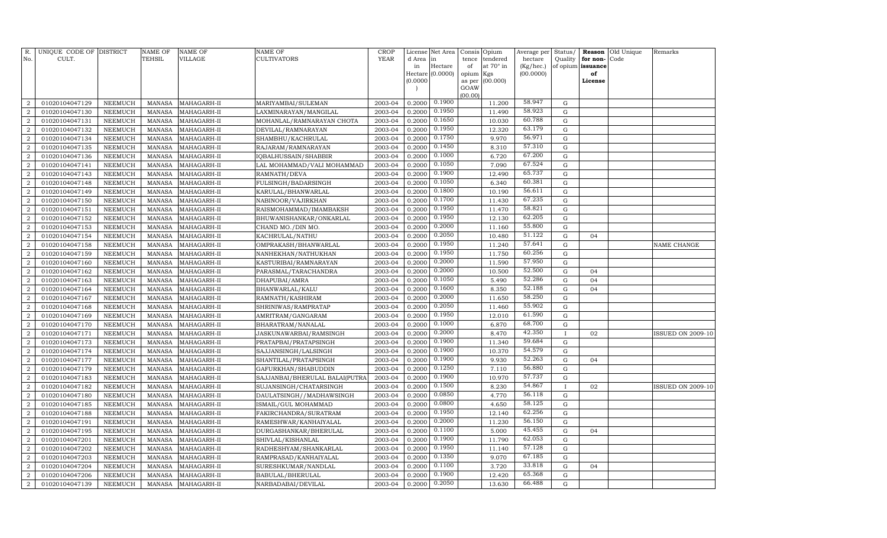| R. No. | UNIQUE CODE OF CULT. | DISTRICT | NAME OF TEHSIL | NAME OF VILLAGE | NAME OF CULTIVATORS | CROP YEAR | License d Area in Hectare (0.0000) | Net Area in Hectare (0.0000) | Consis tence of opium as per GOAW (00.00) | Opium tendered at 70° in Kgs (00.000) | Average per hectare (Kg/hec.) (00.0000) | Status/ Quality of opium | Reason for non-issuance of License | Old Unique Code | Remarks |
|---|---|---|---|---|---|---|---|---|---|---|---|---|---|---|---|
| 2 | 01020104047129 | NEEMUCH | MANASA | MAHAGARH-II | MARIYAMBAI/SULEMAN | 2003-04 | 0.2000 | 0.1900 | | 11.200 | 58.947 | G | | | |
| 2 | 01020104047130 | NEEMUCH | MANASA | MAHAGARH-II | LAXMINARAYAN/MANGILAL | 2003-04 | 0.2000 | 0.1950 | | 11.490 | 58.923 | G | | | |
| 2 | 01020104047131 | NEEMUCH | MANASA | MAHAGARH-II | MOHANLAL/RAMNARAYAN CHOTA | 2003-04 | 0.2000 | 0.1650 | | 10.030 | 60.788 | G | | | |
| 2 | 01020104047132 | NEEMUCH | MANASA | MAHAGARH-II | DEVILAL/RAMNARAYAN | 2003-04 | 0.2000 | 0.1950 | | 12.320 | 63.179 | G | | | |
| 2 | 01020104047134 | NEEMUCH | MANASA | MAHAGARH-II | SHAMBHU/KACHRULAL | 2003-04 | 0.2000 | 0.1750 | | 9.970 | 56.971 | G | | | |
| 2 | 01020104047135 | NEEMUCH | MANASA | MAHAGARH-II | RAJARAM/RAMNARAYAN | 2003-04 | 0.2000 | 0.1450 | | 8.310 | 57.310 | G | | | |
| 2 | 01020104047136 | NEEMUCH | MANASA | MAHAGARH-II | IQBALHUSSAIN/SHABBIR | 2003-04 | 0.2000 | 0.1000 | | 6.720 | 67.200 | G | | | |
| 2 | 01020104047141 | NEEMUCH | MANASA | MAHAGARH-II | LAL MOHAMMAD/VALI MOHAMMAD | 2003-04 | 0.2000 | 0.1050 | | 7.090 | 67.524 | G | | | |
| 2 | 01020104047143 | NEEMUCH | MANASA | MAHAGARH-II | RAMNATH/DEVA | 2003-04 | 0.2000 | 0.1900 | | 12.490 | 65.737 | G | | | |
| 2 | 01020104047148 | NEEMUCH | MANASA | MAHAGARH-II | FULSINGH/BADARSINGH | 2003-04 | 0.2000 | 0.1050 | | 6.340 | 60.381 | G | | | |
| 2 | 01020104047149 | NEEMUCH | MANASA | MAHAGARH-II | KARULAL/BHANWARLAL | 2003-04 | 0.2000 | 0.1800 | | 10.190 | 56.611 | G | | | |
| 2 | 01020104047150 | NEEMUCH | MANASA | MAHAGARH-II | NABINOOR/VAJIRKHAN | 2003-04 | 0.2000 | 0.1700 | | 11.430 | 67.235 | G | | | |
| 2 | 01020104047151 | NEEMUCH | MANASA | MAHAGARH-II | RAISMOHAMMAD/IMAMBAKSH | 2003-04 | 0.2000 | 0.1950 | | 11.470 | 58.821 | G | | | |
| 2 | 01020104047152 | NEEMUCH | MANASA | MAHAGARH-II | BHUWANISHANKAR/ONKARLAL | 2003-04 | 0.2000 | 0.1950 | | 12.130 | 62.205 | G | | | |
| 2 | 01020104047153 | NEEMUCH | MANASA | MAHAGARH-II | CHAND MO./DIN MO. | 2003-04 | 0.2000 | 0.2000 | | 11.160 | 55.800 | G | | | |
| 2 | 01020104047154 | NEEMUCH | MANASA | MAHAGARH-II | KACHRULAL/NATHU | 2003-04 | 0.2000 | 0.2050 | | 10.480 | 51.122 | G | 04 | | |
| 2 | 01020104047158 | NEEMUCH | MANASA | MAHAGARH-II | OMPRAKASH/BHANWARLAL | 2003-04 | 0.2000 | 0.1950 | | 11.240 | 57.641 | G | | | NAME CHANGE |
| 2 | 01020104047159 | NEEMUCH | MANASA | MAHAGARH-II | NANHEKHAN/NATHUKHAN | 2003-04 | 0.2000 | 0.1950 | | 11.750 | 60.256 | G | | | |
| 2 | 01020104047160 | NEEMUCH | MANASA | MAHAGARH-II | KASTURIBAI/RAMNARAYAN | 2003-04 | 0.2000 | 0.2000 | | 11.590 | 57.950 | G | | | |
| 2 | 01020104047162 | NEEMUCH | MANASA | MAHAGARH-II | PARASMAL/TARACHANDRA | 2003-04 | 0.2000 | 0.2000 | | 10.500 | 52.500 | G | 04 | | |
| 2 | 01020104047163 | NEEMUCH | MANASA | MAHAGARH-II | DHAPUBAI/AMRA | 2003-04 | 0.2000 | 0.1050 | | 5.490 | 52.286 | G | 04 | | |
| 2 | 01020104047164 | NEEMUCH | MANASA | MAHAGARH-II | BHANWARLAL/KALU | 2003-04 | 0.2000 | 0.1600 | | 8.350 | 52.188 | G | 04 | | |
| 2 | 01020104047167 | NEEMUCH | MANASA | MAHAGARH-II | RAMNATH/KASHIRAM | 2003-04 | 0.2000 | 0.2000 | | 11.650 | 58.250 | G | | | |
| 2 | 01020104047168 | NEEMUCH | MANASA | MAHAGARH-II | SHRINIWAS/RAMPRATAP | 2003-04 | 0.2000 | 0.2050 | | 11.460 | 55.902 | G | | | |
| 2 | 01020104047169 | NEEMUCH | MANASA | MAHAGARH-II | AMRITRAM/GANGARAM | 2003-04 | 0.2000 | 0.1950 | | 12.010 | 61.590 | G | | | |
| 2 | 01020104047170 | NEEMUCH | MANASA | MAHAGARH-II | BHARATRAM/NANALAL | 2003-04 | 0.2000 | 0.1000 | | 6.870 | 68.700 | G | | | |
| 2 | 01020104047171 | NEEMUCH | MANASA | MAHAGARH-II | JASKUNAWARBAI/RAMSINGH | 2003-04 | 0.2000 | 0.2000 | | 8.470 | 42.350 | I | 02 | | ISSUED ON 2009-10 |
| 2 | 01020104047173 | NEEMUCH | MANASA | MAHAGARH-II | PRATAPBAI/PRATAPSINGH | 2003-04 | 0.2000 | 0.1900 | | 11.340 | 59.684 | G | | | |
| 2 | 01020104047174 | NEEMUCH | MANASA | MAHAGARH-II | SAJJANSINGH/LALSINGH | 2003-04 | 0.2000 | 0.1900 | | 10.370 | 54.579 | G | | | |
| 2 | 01020104047177 | NEEMUCH | MANASA | MAHAGARH-II | SHANTILAL/PRATAPSINGH | 2003-04 | 0.2000 | 0.1900 | | 9.930 | 52.263 | G | 04 | | |
| 2 | 01020104047179 | NEEMUCH | MANASA | MAHAGARH-II | GAFURKHAN/SHABUDDIN | 2003-04 | 0.2000 | 0.1250 | | 7.110 | 56.880 | G | | | |
| 2 | 01020104047183 | NEEMUCH | MANASA | MAHAGARH-II | SAJJANBAI/BHERULAL BALAI(PUTRA | 2003-04 | 0.2000 | 0.1900 | | 10.970 | 57.737 | G | | | |
| 2 | 01020104047182 | NEEMUCH | MANASA | MAHAGARH-II | SUJANSINGH/CHATARSINGH | 2003-04 | 0.2000 | 0.1500 | | 8.230 | 54.867 | I | 02 | | ISSUED ON 2009-10 |
| 2 | 01020104047180 | NEEMUCH | MANASA | MAHAGARH-II | DAULATSINGH//MADHAWSINGH | 2003-04 | 0.2000 | 0.0850 | | 4.770 | 56.118 | G | | | |
| 2 | 01020104047185 | NEEMUCH | MANASA | MAHAGARH-II | ISMAIL/GUL MOHAMMAD | 2003-04 | 0.2000 | 0.0800 | | 4.650 | 58.125 | G | | | |
| 2 | 01020104047188 | NEEMUCH | MANASA | MAHAGARH-II | FAKIRCHANDRA/SURATRAM | 2003-04 | 0.2000 | 0.1950 | | 12.140 | 62.256 | G | | | |
| 2 | 01020104047191 | NEEMUCH | MANASA | MAHAGARH-II | RAMESHWAR/KANHAIYALAL | 2003-04 | 0.2000 | 0.2000 | | 11.230 | 56.150 | G | | | |
| 2 | 01020104047195 | NEEMUCH | MANASA | MAHAGARH-II | DURGASHANKAR/BHERULAL | 2003-04 | 0.2000 | 0.1100 | | 5.000 | 45.455 | G | 04 | | |
| 2 | 01020104047201 | NEEMUCH | MANASA | MAHAGARH-II | SHIVLAL/KISHANLAL | 2003-04 | 0.2000 | 0.1900 | | 11.790 | 62.053 | G | | | |
| 2 | 01020104047202 | NEEMUCH | MANASA | MAHAGARH-II | RADHESHYAM/SHANKARLAL | 2003-04 | 0.2000 | 0.1950 | | 11.140 | 57.128 | G | | | |
| 2 | 01020104047203 | NEEMUCH | MANASA | MAHAGARH-II | RAMPRASAD/KANHAIYALAL | 2003-04 | 0.2000 | 0.1350 | | 9.070 | 67.185 | G | | | |
| 2 | 01020104047204 | NEEMUCH | MANASA | MAHAGARH-II | SURESHKUMAR/NANDLAL | 2003-04 | 0.2000 | 0.1100 | | 3.720 | 33.818 | G | 04 | | |
| 2 | 01020104047206 | NEEMUCH | MANASA | MAHAGARH-II | BABULAL/BHERULAL | 2003-04 | 0.2000 | 0.1900 | | 12.420 | 65.368 | G | | | |
| 2 | 01020104047139 | NEEMUCH | MANASA | MAHAGARH-II | NARBADABAI/DEVILAL | 2003-04 | 0.2000 | 0.2050 | | 13.630 | 66.488 | G | | | |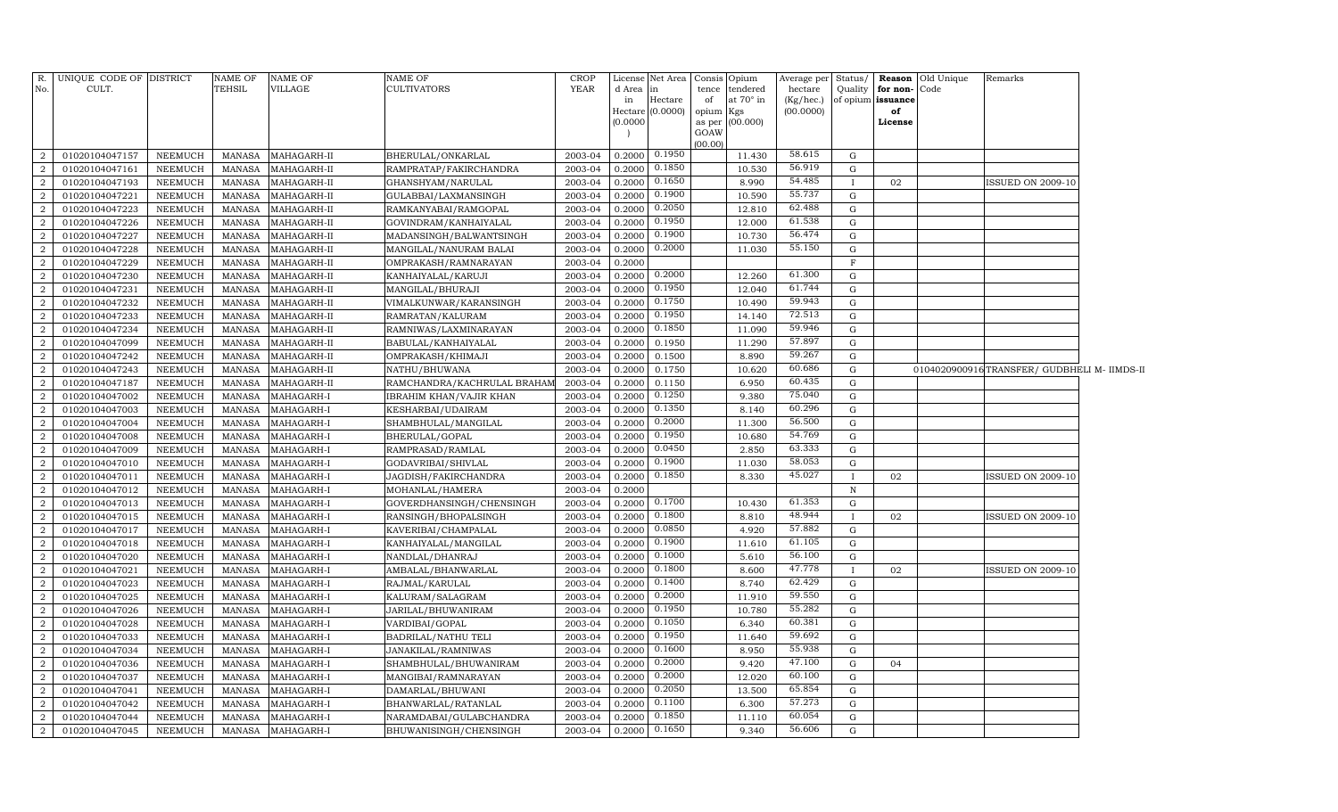| R. No. | UNIQUE CODE OF CULT. | DISTRICT | NAME OF TEHSIL | NAME OF VILLAGE | NAME OF CULTIVATORS | CROP YEAR | License d Area in Hectare (0.0000) | Net Area in Hectare (0.0000) | Consis tence of opium as per GOAW (00.00) | Opium tendered at 70° in Kgs (00.000) | Average per hectare (Kg/hec.) (00.0000) | Status/ Quality of opium | Reason for non-issuance of License | Old Unique Code | Remarks |
|---|---|---|---|---|---|---|---|---|---|---|---|---|---|---|---|
| 2 | 01020104047157 | NEEMUCH | MANASA | MAHAGARH-II | BHERULAL/ONKARLAL | 2003-04 | 0.2000 | 0.1950 | | 11.430 | 58.615 | G | | | |
| 2 | 01020104047161 | NEEMUCH | MANASA | MAHAGARH-II | RAMPRATAP/FAKIRCHANDRA | 2003-04 | 0.2000 | 0.1850 | | 10.530 | 56.919 | G | | | |
| 2 | 01020104047193 | NEEMUCH | MANASA | MAHAGARH-II | GHANSHYAM/NARULAL | 2003-04 | 0.2000 | 0.1650 | | 8.990 | 54.485 | I | 02 | | ISSUED ON 2009-10 |
| 2 | 01020104047221 | NEEMUCH | MANASA | MAHAGARH-II | GULABBAI/LAXMANSINGH | 2003-04 | 0.2000 | 0.1900 | | 10.590 | 55.737 | G | | | |
| 2 | 01020104047223 | NEEMUCH | MANASA | MAHAGARH-II | RAMKANYABAI/RAMGOPAL | 2003-04 | 0.2000 | 0.2050 | | 12.810 | 62.488 | G | | | |
| 2 | 01020104047226 | NEEMUCH | MANASA | MAHAGARH-II | GOVINDRAM/KANHAIYALAL | 2003-04 | 0.2000 | 0.1950 | | 12.000 | 61.538 | G | | | |
| 2 | 01020104047227 | NEEMUCH | MANASA | MAHAGARH-II | MADANSINGH/BALWANTSINGH | 2003-04 | 0.2000 | 0.1900 | | 10.730 | 56.474 | G | | | |
| 2 | 01020104047228 | NEEMUCH | MANASA | MAHAGARH-II | MANGILAL/NANURAM BALAI | 2003-04 | 0.2000 | 0.2000 | | 11.030 | 55.150 | G | | | |
| 2 | 01020104047229 | NEEMUCH | MANASA | MAHAGARH-II | OMPRAKASH/RAMNARAYAN | 2003-04 | 0.2000 | | | | | F | | | |
| 2 | 01020104047230 | NEEMUCH | MANASA | MAHAGARH-II | KANHAIYALAL/KARUJI | 2003-04 | 0.2000 | 0.2000 | | 12.260 | 61.300 | G | | | |
| 2 | 01020104047231 | NEEMUCH | MANASA | MAHAGARH-II | MANGILAL/BHURAJI | 2003-04 | 0.2000 | 0.1950 | | 12.040 | 61.744 | G | | | |
| 2 | 01020104047232 | NEEMUCH | MANASA | MAHAGARH-II | VIMALKUNWAR/KARANSINGH | 2003-04 | 0.2000 | 0.1750 | | 10.490 | 59.943 | G | | | |
| 2 | 01020104047233 | NEEMUCH | MANASA | MAHAGARH-II | RAMRATAN/KALURAM | 2003-04 | 0.2000 | 0.1950 | | 14.140 | 72.513 | G | | | |
| 2 | 01020104047234 | NEEMUCH | MANASA | MAHAGARH-II | RAMNIWAS/LAXMINARAYAN | 2003-04 | 0.2000 | 0.1850 | | 11.090 | 59.946 | G | | | |
| 2 | 01020104047099 | NEEMUCH | MANASA | MAHAGARH-II | BABULAL/KANHAIYALAL | 2003-04 | 0.2000 | 0.1950 | | 11.290 | 57.897 | G | | | |
| 2 | 01020104047242 | NEEMUCH | MANASA | MAHAGARH-II | OMPRAKASH/KHIMAJI | 2003-04 | 0.2000 | 0.1500 | | 8.890 | 59.267 | G | | | |
| 2 | 01020104047243 | NEEMUCH | MANASA | MAHAGARH-II | NATHU/BHUWANA | 2003-04 | 0.2000 | 0.1750 | | 10.620 | 60.686 | G | | 01040209009016 | TRANSFER/ GUDBHELI M- IIMDS-II |
| 2 | 01020104047187 | NEEMUCH | MANASA | MAHAGARH-II | RAMCHANDRA/KACHRULAL BRAHAM | 2003-04 | 0.2000 | 0.1150 | | 6.950 | 60.435 | G | | | |
| 2 | 01020104047002 | NEEMUCH | MANASA | MAHAGARH-I | IBRAHIM KHAN/VAJIR KHAN | 2003-04 | 0.2000 | 0.1250 | | 9.380 | 75.040 | G | | | |
| 2 | 01020104047003 | NEEMUCH | MANASA | MAHAGARH-I | KESHARBAI/UDAIRAM | 2003-04 | 0.2000 | 0.1350 | | 8.140 | 60.296 | G | | | |
| 2 | 01020104047004 | NEEMUCH | MANASA | MAHAGARH-I | SHAMBHULAL/MANGILAL | 2003-04 | 0.2000 | 0.2000 | | 11.300 | 56.500 | G | | | |
| 2 | 01020104047008 | NEEMUCH | MANASA | MAHAGARH-I | BHERULAL/GOPAL | 2003-04 | 0.2000 | 0.1950 | | 10.680 | 54.769 | G | | | |
| 2 | 01020104047009 | NEEMUCH | MANASA | MAHAGARH-I | RAMPRASAD/RAMLAL | 2003-04 | 0.2000 | 0.0450 | | 2.850 | 63.333 | G | | | |
| 2 | 01020104047010 | NEEMUCH | MANASA | MAHAGARH-I | GODAVRIBAI/SHIVLAL | 2003-04 | 0.2000 | 0.1900 | | 11.030 | 58.053 | G | | | |
| 2 | 01020104047011 | NEEMUCH | MANASA | MAHAGARH-I | JAGDISH/FAKIRCHANDRA | 2003-04 | 0.2000 | 0.1850 | | 8.330 | 45.027 | I | 02 | | ISSUED ON 2009-10 |
| 2 | 01020104047012 | NEEMUCH | MANASA | MAHAGARH-I | MOHANLAL/HAMERA | 2003-04 | 0.2000 | | | | | N | | | |
| 2 | 01020104047013 | NEEMUCH | MANASA | MAHAGARH-I | GOVERDHANSINGH/CHENSINGH | 2003-04 | 0.2000 | 0.1700 | | 10.430 | 61.353 | G | | | |
| 2 | 01020104047015 | NEEMUCH | MANASA | MAHAGARH-I | RANSINGH/BHOPALSINGH | 2003-04 | 0.2000 | 0.1800 | | 8.810 | 48.944 | I | 02 | | ISSUED ON 2009-10 |
| 2 | 01020104047017 | NEEMUCH | MANASA | MAHAGARH-I | KAVERIBAI/CHAMPALAL | 2003-04 | 0.2000 | 0.0850 | | 4.920 | 57.882 | G | | | |
| 2 | 01020104047018 | NEEMUCH | MANASA | MAHAGARH-I | KANHAIYALAL/MANGILAL | 2003-04 | 0.2000 | 0.1900 | | 11.610 | 61.105 | G | | | |
| 2 | 01020104047020 | NEEMUCH | MANASA | MAHAGARH-I | NANDLAL/DHANRAJ | 2003-04 | 0.2000 | 0.1000 | | 5.610 | 56.100 | G | | | |
| 2 | 01020104047021 | NEEMUCH | MANASA | MAHAGARH-I | AMBALAL/BHANWARLAL | 2003-04 | 0.2000 | 0.1800 | | 8.600 | 47.778 | I | 02 | | ISSUED ON 2009-10 |
| 2 | 01020104047023 | NEEMUCH | MANASA | MAHAGARH-I | RAJMAL/KARULAL | 2003-04 | 0.2000 | 0.1400 | | 8.740 | 62.429 | G | | | |
| 2 | 01020104047025 | NEEMUCH | MANASA | MAHAGARH-I | KALURAM/SALAGRAM | 2003-04 | 0.2000 | 0.2000 | | 11.910 | 59.550 | G | | | |
| 2 | 01020104047026 | NEEMUCH | MANASA | MAHAGARH-I | JARILAL/BHUWANIRAM | 2003-04 | 0.2000 | 0.1950 | | 10.780 | 55.282 | G | | | |
| 2 | 01020104047028 | NEEMUCH | MANASA | MAHAGARH-I | VARDIBAI/GOPAL | 2003-04 | 0.2000 | 0.1050 | | 6.340 | 60.381 | G | | | |
| 2 | 01020104047033 | NEEMUCH | MANASA | MAHAGARH-I | BADRILAL/NATHU TELI | 2003-04 | 0.2000 | 0.1950 | | 11.640 | 59.692 | G | | | |
| 2 | 01020104047034 | NEEMUCH | MANASA | MAHAGARH-I | JANAKILAL/RAMNIWAS | 2003-04 | 0.2000 | 0.1600 | | 8.950 | 55.938 | G | | | |
| 2 | 01020104047036 | NEEMUCH | MANASA | MAHAGARH-I | SHAMBHULAL/BHUWANIRAM | 2003-04 | 0.2000 | 0.2000 | | 9.420 | 47.100 | G | 04 | | |
| 2 | 01020104047037 | NEEMUCH | MANASA | MAHAGARH-I | MANGIBAI/RAMNARAYAN | 2003-04 | 0.2000 | 0.2000 | | 12.020 | 60.100 | G | | | |
| 2 | 01020104047041 | NEEMUCH | MANASA | MAHAGARH-I | DAMARLAL/BHUWANI | 2003-04 | 0.2000 | 0.2050 | | 13.500 | 65.854 | G | | | |
| 2 | 01020104047042 | NEEMUCH | MANASA | MAHAGARH-I | BHANWARLAL/RATANLAL | 2003-04 | 0.2000 | 0.1100 | | 6.300 | 57.273 | G | | | |
| 2 | 01020104047044 | NEEMUCH | MANASA | MAHAGARH-I | NARAMDABAI/GULABCHANDRA | 2003-04 | 0.2000 | 0.1850 | | 11.110 | 60.054 | G | | | |
| 2 | 01020104047045 | NEEMUCH | MANASA | MAHAGARH-I | BHUWANISINGH/CHENSINGH | 2003-04 | 0.2000 | 0.1650 | | 9.340 | 56.606 | G | | | |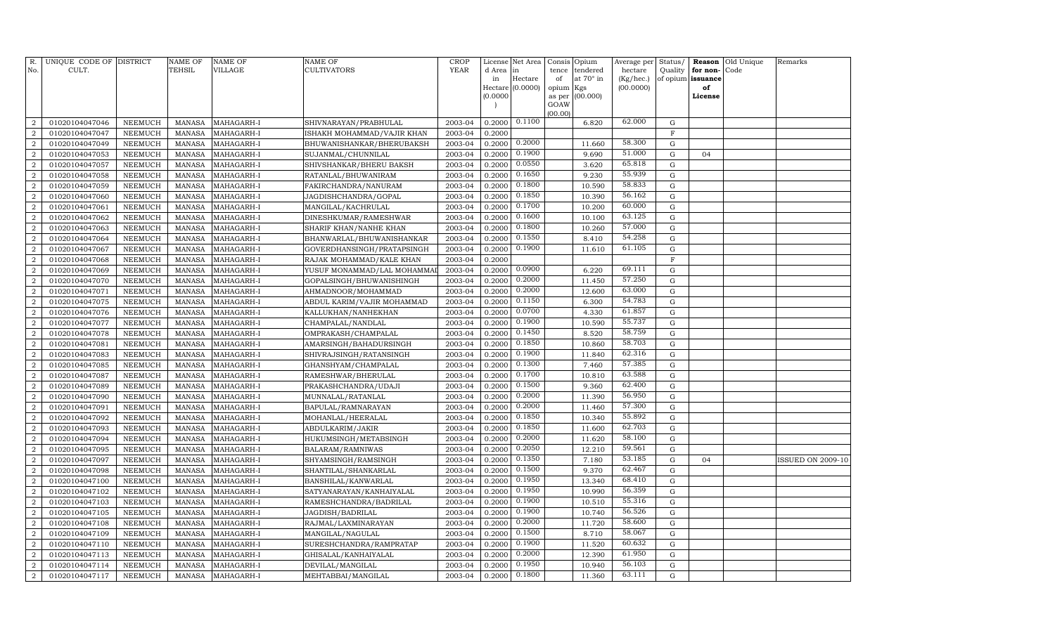| R. No. | UNIQUE CODE OF CULT. | DISTRICT | NAME OF TEHSIL | NAME OF VILLAGE | NAME OF CULTIVATORS | CROP YEAR | License d Area in Hectare (0.0000) | Net Area in Hectare (0.0000) | Consis tence of opium as per GOAW (00.00) | Opium tendered at 70° in Kgs (00.000) | Average per hectare (Kg/hec.) (00.0000) | Status/ Quality of opium | Reason for non-issuance of License | Old Unique Code | Remarks |
|---|---|---|---|---|---|---|---|---|---|---|---|---|---|---|---|
| 2 | 01020104047046 | NEEMUCH | MANASA | MAHAGARH-I | SHIVNARAYAN/PRABHULAL | 2003-04 | 0.2000 | 0.1100 | | 6.820 | 62.000 | G | | | |
| 2 | 01020104047047 | NEEMUCH | MANASA | MAHAGARH-I | ISHAKH MOHAMMAD/VAJIR KHAN | 2003-04 | 0.2000 | | | | | F | | | |
| 2 | 01020104047049 | NEEMUCH | MANASA | MAHAGARH-I | BHUWANISHANKAR/BHERUBAKSH | 2003-04 | 0.2000 | 0.2000 | | 11.660 | 58.300 | G | | | |
| 2 | 01020104047053 | NEEMUCH | MANASA | MAHAGARH-I | SUJANMAL/CHUNNILAL | 2003-04 | 0.2000 | 0.1900 | | 9.690 | 51.000 | G | 04 | | |
| 2 | 01020104047057 | NEEMUCH | MANASA | MAHAGARH-I | SHIVSHANKAR/BHERU BAKSH | 2003-04 | 0.2000 | 0.0550 | | 3.620 | 65.818 | G | | | |
| 2 | 01020104047058 | NEEMUCH | MANASA | MAHAGARH-I | RATANLAL/BHUWANIRAM | 2003-04 | 0.2000 | 0.1650 | | 9.230 | 55.939 | G | | | |
| 2 | 01020104047059 | NEEMUCH | MANASA | MAHAGARH-I | FAKIRCHANDRA/NANURAM | 2003-04 | 0.2000 | 0.1800 | | 10.590 | 58.833 | G | | | |
| 2 | 01020104047060 | NEEMUCH | MANASA | MAHAGARH-I | JAGDISHCHANDRA/GOPAL | 2003-04 | 0.2000 | 0.1850 | | 10.390 | 56.162 | G | | | |
| 2 | 01020104047061 | NEEMUCH | MANASA | MAHAGARH-I | MANGILAL/KACHRULAL | 2003-04 | 0.2000 | 0.1700 | | 10.200 | 60.000 | G | | | |
| 2 | 01020104047062 | NEEMUCH | MANASA | MAHAGARH-I | DINESHKUMAR/RAMESHWAR | 2003-04 | 0.2000 | 0.1600 | | 10.100 | 63.125 | G | | | |
| 2 | 01020104047063 | NEEMUCH | MANASA | MAHAGARH-I | SHARIF KHAN/NANHE KHAN | 2003-04 | 0.2000 | 0.1800 | | 10.260 | 57.000 | G | | | |
| 2 | 01020104047064 | NEEMUCH | MANASA | MAHAGARH-I | BHANWARLAL/BHUWANISHANKAR | 2003-04 | 0.2000 | 0.1550 | | 8.410 | 54.258 | G | | | |
| 2 | 01020104047067 | NEEMUCH | MANASA | MAHAGARH-I | GOVERDHANSINGH/PRATAPSINGH | 2003-04 | 0.2000 | 0.1900 | | 11.610 | 61.105 | G | | | |
| 2 | 01020104047068 | NEEMUCH | MANASA | MAHAGARH-I | RAJAK MOHAMMAD/KALE KHAN | 2003-04 | 0.2000 | | | | | F | | | |
| 2 | 01020104047069 | NEEMUCH | MANASA | MAHAGARH-I | YUSUF MONAMMAD/LAL MOHAMMAD | 2003-04 | 0.2000 | 0.0900 | | 6.220 | 69.111 | G | | | |
| 2 | 01020104047070 | NEEMUCH | MANASA | MAHAGARH-I | GOPALSINGH/BHUWANISHINGH | 2003-04 | 0.2000 | 0.2000 | | 11.450 | 57.250 | G | | | |
| 2 | 01020104047071 | NEEMUCH | MANASA | MAHAGARH-I | AHMADNOOR/MOHAMMAD | 2003-04 | 0.2000 | 0.2000 | | 12.600 | 63.000 | G | | | |
| 2 | 01020104047075 | NEEMUCH | MANASA | MAHAGARH-I | ABDUL KARIM/VAJIR MOHAMMAD | 2003-04 | 0.2000 | 0.1150 | | 6.300 | 54.783 | G | | | |
| 2 | 01020104047076 | NEEMUCH | MANASA | MAHAGARH-I | KALLUKHAN/NANHEKHAN | 2003-04 | 0.2000 | 0.0700 | | 4.330 | 61.857 | G | | | |
| 2 | 01020104047077 | NEEMUCH | MANASA | MAHAGARH-I | CHAMPALAL/NANDLAL | 2003-04 | 0.2000 | 0.1900 | | 10.590 | 55.737 | G | | | |
| 2 | 01020104047078 | NEEMUCH | MANASA | MAHAGARH-I | OMPRAKASH/CHAMPALAL | 2003-04 | 0.2000 | 0.1450 | | 8.520 | 58.759 | G | | | |
| 2 | 01020104047081 | NEEMUCH | MANASA | MAHAGARH-I | AMARSINGH/BAHADURSINGH | 2003-04 | 0.2000 | 0.1850 | | 10.860 | 58.703 | G | | | |
| 2 | 01020104047083 | NEEMUCH | MANASA | MAHAGARH-I | SHIVRAJSINGH/RATANSINGH | 2003-04 | 0.2000 | 0.1900 | | 11.840 | 62.316 | G | | | |
| 2 | 01020104047085 | NEEMUCH | MANASA | MAHAGARH-I | GHANSHYAM/CHAMPALAL | 2003-04 | 0.2000 | 0.1300 | | 7.460 | 57.385 | G | | | |
| 2 | 01020104047087 | NEEMUCH | MANASA | MAHAGARH-I | RAMESHWAR/BHERULAL | 2003-04 | 0.2000 | 0.1700 | | 10.810 | 63.588 | G | | | |
| 2 | 01020104047089 | NEEMUCH | MANASA | MAHAGARH-I | PRAKASHCHANDRA/UDAJI | 2003-04 | 0.2000 | 0.1500 | | 9.360 | 62.400 | G | | | |
| 2 | 01020104047090 | NEEMUCH | MANASA | MAHAGARH-I | MUNNALAL/RATANLAL | 2003-04 | 0.2000 | 0.2000 | | 11.390 | 56.950 | G | | | |
| 2 | 01020104047091 | NEEMUCH | MANASA | MAHAGARH-I | BAPULAL/RAMNARAYAN | 2003-04 | 0.2000 | 0.2000 | | 11.460 | 57.300 | G | | | |
| 2 | 01020104047092 | NEEMUCH | MANASA | MAHAGARH-I | MOHANLAL/HEERALAL | 2003-04 | 0.2000 | 0.1850 | | 10.340 | 55.892 | G | | | |
| 2 | 01020104047093 | NEEMUCH | MANASA | MAHAGARH-I | ABDULKARIM/JAKIR | 2003-04 | 0.2000 | 0.1850 | | 11.600 | 62.703 | G | | | |
| 2 | 01020104047094 | NEEMUCH | MANASA | MAHAGARH-I | HUKUMSINGH/METABSINGH | 2003-04 | 0.2000 | 0.2000 | | 11.620 | 58.100 | G | | | |
| 2 | 01020104047095 | NEEMUCH | MANASA | MAHAGARH-I | BALARAM/RAMNIWAS | 2003-04 | 0.2000 | 0.2050 | | 12.210 | 59.561 | G | | | |
| 2 | 01020104047097 | NEEMUCH | MANASA | MAHAGARH-I | SHYAMSINGH/RAMSINGH | 2003-04 | 0.2000 | 0.1350 | | 7.180 | 53.185 | G | 04 | | ISSUED ON 2009-10 |
| 2 | 01020104047098 | NEEMUCH | MANASA | MAHAGARH-I | SHANTILAL/SHANKARLAL | 2003-04 | 0.2000 | 0.1500 | | 9.370 | 62.467 | G | | | |
| 2 | 01020104047100 | NEEMUCH | MANASA | MAHAGARH-I | BANSHILAL/KANWARLAL | 2003-04 | 0.2000 | 0.1950 | | 13.340 | 68.410 | G | | | |
| 2 | 01020104047102 | NEEMUCH | MANASA | MAHAGARH-I | SATYANARAYAN/KANHAIYALAL | 2003-04 | 0.2000 | 0.1950 | | 10.990 | 56.359 | G | | | |
| 2 | 01020104047103 | NEEMUCH | MANASA | MAHAGARH-I | RAMESHCHANDRA/BADRILAL | 2003-04 | 0.2000 | 0.1900 | | 10.510 | 55.316 | G | | | |
| 2 | 01020104047105 | NEEMUCH | MANASA | MAHAGARH-I | JAGDISH/BADRILAL | 2003-04 | 0.2000 | 0.1900 | | 10.740 | 56.526 | G | | | |
| 2 | 01020104047108 | NEEMUCH | MANASA | MAHAGARH-I | RAJMAL/LAXMINARAYAN | 2003-04 | 0.2000 | 0.2000 | | 11.720 | 58.600 | G | | | |
| 2 | 01020104047109 | NEEMUCH | MANASA | MAHAGARH-I | MANGILAL/NAGULAL | 2003-04 | 0.2000 | 0.1500 | | 8.710 | 58.067 | G | | | |
| 2 | 01020104047110 | NEEMUCH | MANASA | MAHAGARH-I | SURESHCHANDRA/RAMPRATAP | 2003-04 | 0.2000 | 0.1900 | | 11.520 | 60.632 | G | | | |
| 2 | 01020104047113 | NEEMUCH | MANASA | MAHAGARH-I | GHISALAL/KANHAIYALAL | 2003-04 | 0.2000 | 0.2000 | | 12.390 | 61.950 | G | | | |
| 2 | 01020104047114 | NEEMUCH | MANASA | MAHAGARH-I | DEVILAL/MANGILAL | 2003-04 | 0.2000 | 0.1950 | | 10.940 | 56.103 | G | | | |
| 2 | 01020104047117 | NEEMUCH | MANASA | MAHAGARH-I | MEHTABBAI/MANGILAL | 2003-04 | 0.2000 | 0.1800 | | 11.360 | 63.111 | G | | | |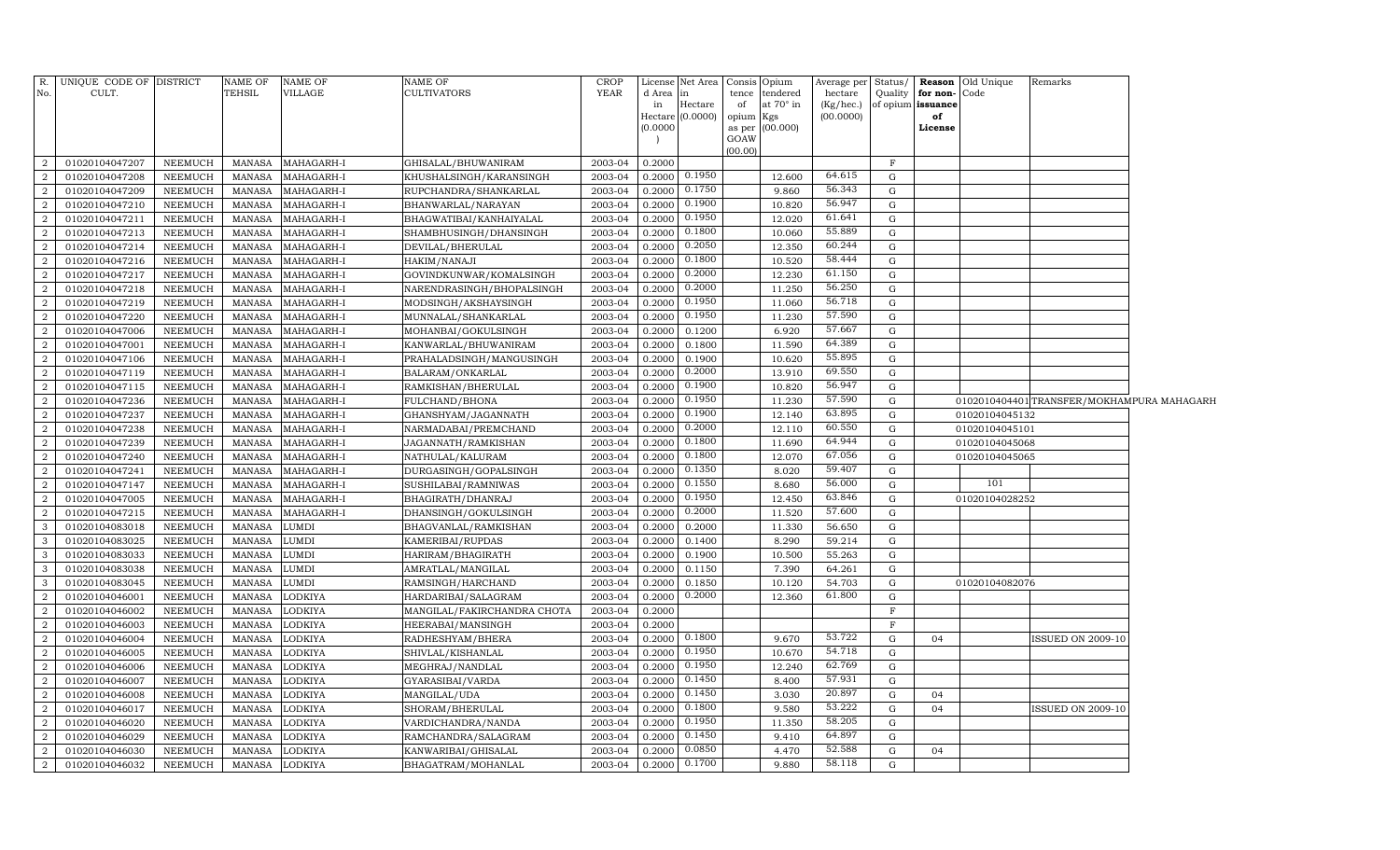| R. No. | UNIQUE CODE OF CULT. | DISTRICT | NAME OF TEHSIL | NAME OF VILLAGE | NAME OF CULTIVATORS | CROP YEAR | License d Area in Hectare (0.0000) | Net Area in Hectare (0.0000) | Consis tence of opium as per GOAW (00.00) | Opium tendered at 70° in Kgs (00.000) | Average per hectare (Kg/hec.) (00.0000) | Status/ Quality of opium | Reason for non-issuance of License | Old Unique Code | Remarks |
|---|---|---|---|---|---|---|---|---|---|---|---|---|---|---|---|
| 2 | 01020104047207 | NEEMUCH | MANASA | MAHAGARH-I | GHISALAL/BHUWANIRAM | 2003-04 | 0.2000 | | | | | F | | | |
| 2 | 01020104047208 | NEEMUCH | MANASA | MAHAGARH-I | KHUSHALSINGH/KARANSINGH | 2003-04 | 0.2000 | 0.1950 | | 12.600 | 64.615 | G | | | |
| 2 | 01020104047209 | NEEMUCH | MANASA | MAHAGARH-I | RUPCHANDRA/SHANKARLAL | 2003-04 | 0.2000 | 0.1750 | | 9.860 | 56.343 | G | | | |
| 2 | 01020104047210 | NEEMUCH | MANASA | MAHAGARH-I | BHANWARLAL/NARAYAN | 2003-04 | 0.2000 | 0.1900 | | 10.820 | 56.947 | G | | | |
| 2 | 01020104047211 | NEEMUCH | MANASA | MAHAGARH-I | BHAGWATIBAI/KANHAIYALAL | 2003-04 | 0.2000 | 0.1950 | | 12.020 | 61.641 | G | | | |
| 2 | 01020104047213 | NEEMUCH | MANASA | MAHAGARH-I | SHAMBHUSINGH/DHANSINGH | 2003-04 | 0.2000 | 0.1800 | | 10.060 | 55.889 | G | | | |
| 2 | 01020104047214 | NEEMUCH | MANASA | MAHAGARH-I | DEVILAL/BHERULAL | 2003-04 | 0.2000 | 0.2050 | | 12.350 | 60.244 | G | | | |
| 2 | 01020104047216 | NEEMUCH | MANASA | MAHAGARH-I | HAKIM/NANAJI | 2003-04 | 0.2000 | 0.1800 | | 10.520 | 58.444 | G | | | |
| 2 | 01020104047217 | NEEMUCH | MANASA | MAHAGARH-I | GOVINDKUNWAR/KOMALSINGH | 2003-04 | 0.2000 | 0.2000 | | 12.230 | 61.150 | G | | | |
| 2 | 01020104047218 | NEEMUCH | MANASA | MAHAGARH-I | NARENDRASINGH/BHOPALSINGH | 2003-04 | 0.2000 | 0.2000 | | 11.250 | 56.250 | G | | | |
| 2 | 01020104047219 | NEEMUCH | MANASA | MAHAGARH-I | MODSINGH/AKSHAYSINGH | 2003-04 | 0.2000 | 0.1950 | | 11.060 | 56.718 | G | | | |
| 2 | 01020104047220 | NEEMUCH | MANASA | MAHAGARH-I | MUNNALAL/SHANKARLAL | 2003-04 | 0.2000 | 0.1950 | | 11.230 | 57.590 | G | | | |
| 2 | 01020104047006 | NEEMUCH | MANASA | MAHAGARH-I | MOHANBAI/GOKULSINGH | 2003-04 | 0.2000 | 0.1200 | | 6.920 | 57.667 | G | | | |
| 2 | 01020104047001 | NEEMUCH | MANASA | MAHAGARH-I | KANWARLAL/BHUWANIRAM | 2003-04 | 0.2000 | 0.1800 | | 11.590 | 64.389 | G | | | |
| 2 | 01020104047106 | NEEMUCH | MANASA | MAHAGARH-I | PRAHALADSINGH/MANGUSINGH | 2003-04 | 0.2000 | 0.1900 | | 10.620 | 55.895 | G | | | |
| 2 | 01020104047119 | NEEMUCH | MANASA | MAHAGARH-I | BALARAM/ONKARLAL | 2003-04 | 0.2000 | 0.2000 | | 13.910 | 69.550 | G | | | |
| 2 | 01020104047115 | NEEMUCH | MANASA | MAHAGARH-I | RAMKISHAN/BHERULAL | 2003-04 | 0.2000 | 0.1900 | | 10.820 | 56.947 | G | | | |
| 2 | 01020104047236 | NEEMUCH | MANASA | MAHAGARH-I | FULCHAND/BHONA | 2003-04 | 0.2000 | 0.1950 | | 11.230 | 57.590 | G | | 01020104044015 | TRANSFER/MOKHAMPURA MAHAGARH |
| 2 | 01020104047237 | NEEMUCH | MANASA | MAHAGARH-I | GHANSHYAM/JAGANNATH | 2003-04 | 0.2000 | 0.1900 | | 12.140 | 63.895 | G | | 01020104045132 | |
| 2 | 01020104047238 | NEEMUCH | MANASA | MAHAGARH-I | NARMADABAI/PREMCHAND | 2003-04 | 0.2000 | 0.2000 | | 12.110 | 60.550 | G | | 01020104045101 | |
| 2 | 01020104047239 | NEEMUCH | MANASA | MAHAGARH-I | JAGANNATH/RAMKISHAN | 2003-04 | 0.2000 | 0.1800 | | 11.690 | 64.944 | G | | 01020104045068 | |
| 2 | 01020104047240 | NEEMUCH | MANASA | MAHAGARH-I | NATHULAL/KALURAM | 2003-04 | 0.2000 | 0.1800 | | 12.070 | 67.056 | G | | 01020104045065 | |
| 2 | 01020104047241 | NEEMUCH | MANASA | MAHAGARH-I | DURGASINGH/GOPALSINGH | 2003-04 | 0.2000 | 0.1350 | | 8.020 | 59.407 | G | | | |
| 2 | 01020104047147 | NEEMUCH | MANASA | MAHAGARH-I | SUSHILABAI/RAMNIWAS | 2003-04 | 0.2000 | 0.1550 | | 8.680 | 56.000 | G | | 101 | |
| 2 | 01020104047005 | NEEMUCH | MANASA | MAHAGARH-I | BHAGIRATH/DHANRAJ | 2003-04 | 0.2000 | 0.1950 | | 12.450 | 63.846 | G | | 01020104028252 | |
| 2 | 01020104047215 | NEEMUCH | MANASA | MAHAGARH-I | DHANSINGH/GOKULSINGH | 2003-04 | 0.2000 | 0.2000 | | 11.520 | 57.600 | G | | | |
| 3 | 01020104083018 | NEEMUCH | MANASA | LUMDI | BHAGVANLAL/RAMKISHAN | 2003-04 | 0.2000 | 0.2000 | | 11.330 | 56.650 | G | | | |
| 3 | 01020104083025 | NEEMUCH | MANASA | LUMDI | KAMERIBAI/RUPDAS | 2003-04 | 0.2000 | 0.1400 | | 8.290 | 59.214 | G | | | |
| 3 | 01020104083033 | NEEMUCH | MANASA | LUMDI | HARIRAM/BHAGIRATH | 2003-04 | 0.2000 | 0.1900 | | 10.500 | 55.263 | G | | | |
| 3 | 01020104083038 | NEEMUCH | MANASA | LUMDI | AMRATLAL/MANGILAL | 2003-04 | 0.2000 | 0.1150 | | 7.390 | 64.261 | G | | | |
| 3 | 01020104083045 | NEEMUCH | MANASA | LUMDI | RAMSINGH/HARCHAND | 2003-04 | 0.2000 | 0.1850 | | 10.120 | 54.703 | G | | 01020104082076 | |
| 2 | 01020104046001 | NEEMUCH | MANASA | LODKIYA | HARDARIBAI/SALAGRAM | 2003-04 | 0.2000 | 0.2000 | | 12.360 | 61.800 | G | | | |
| 2 | 01020104046002 | NEEMUCH | MANASA | LODKIYA | MANGILAL/FAKIRCHANDRA CHOTA | 2003-04 | 0.2000 | | | | | F | | | |
| 2 | 01020104046003 | NEEMUCH | MANASA | LODKIYA | HEERABAI/MANSINGH | 2003-04 | 0.2000 | | | | | F | | | |
| 2 | 01020104046004 | NEEMUCH | MANASA | LODKIYA | RADHESHYAM/BHERA | 2003-04 | 0.2000 | 0.1800 | | 9.670 | 53.722 | G | 04 | | ISSUED ON 2009-10 |
| 2 | 01020104046005 | NEEMUCH | MANASA | LODKIYA | SHIVLAL/KISHANLAL | 2003-04 | 0.2000 | 0.1950 | | 10.670 | 54.718 | G | | | |
| 2 | 01020104046006 | NEEMUCH | MANASA | LODKIYA | MEGHRAJ/NANDLAL | 2003-04 | 0.2000 | 0.1950 | | 12.240 | 62.769 | G | | | |
| 2 | 01020104046007 | NEEMUCH | MANASA | LODKIYA | GYARASIBAI/VARDA | 2003-04 | 0.2000 | 0.1450 | | 8.400 | 57.931 | G | | | |
| 2 | 01020104046008 | NEEMUCH | MANASA | LODKIYA | MANGILAL/UDA | 2003-04 | 0.2000 | 0.1450 | | 3.030 | 20.897 | G | 04 | | |
| 2 | 01020104046017 | NEEMUCH | MANASA | LODKIYA | SHORAM/BHERULAL | 2003-04 | 0.2000 | 0.1800 | | 9.580 | 53.222 | G | 04 | | ISSUED ON 2009-10 |
| 2 | 01020104046020 | NEEMUCH | MANASA | LODKIYA | VARDICHANDRA/NANDA | 2003-04 | 0.2000 | 0.1950 | | 11.350 | 58.205 | G | | | |
| 2 | 01020104046029 | NEEMUCH | MANASA | LODKIYA | RAMCHANDRA/SALAGRAM | 2003-04 | 0.2000 | 0.1450 | | 9.410 | 64.897 | G | | | |
| 2 | 01020104046030 | NEEMUCH | MANASA | LODKIYA | KANWARIBAI/GHISALAL | 2003-04 | 0.2000 | 0.0850 | | 4.470 | 52.588 | G | 04 | | |
| 2 | 01020104046032 | NEEMUCH | MANASA | LODKIYA | BHAGATRAM/MOHANLAL | 2003-04 | 0.2000 | 0.1700 | | 9.880 | 58.118 | G | | | |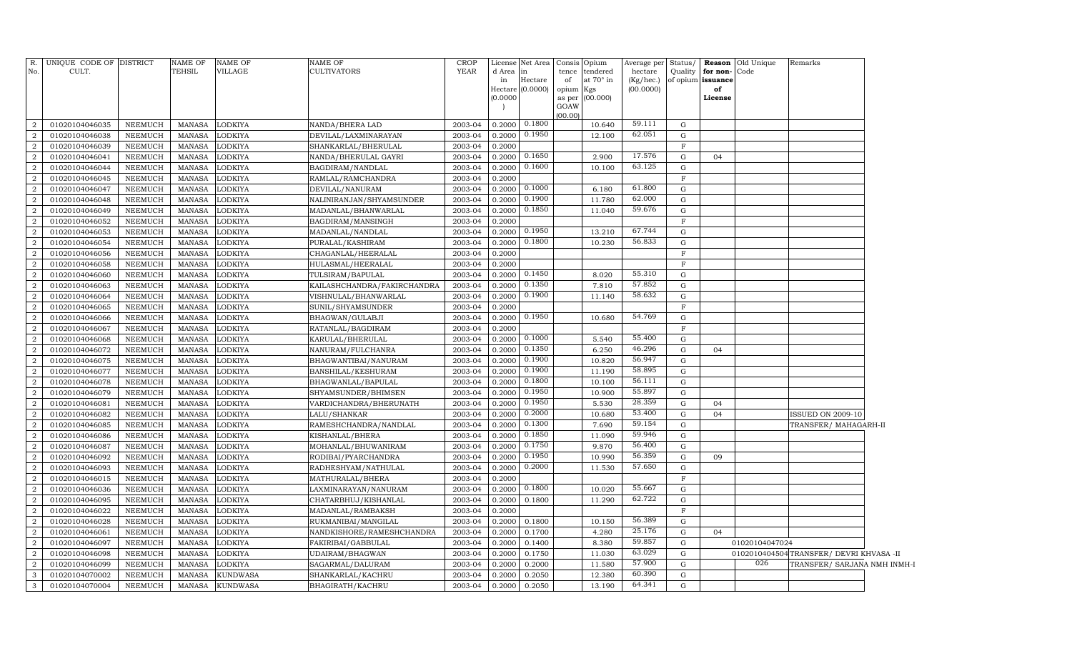| R. No. | UNIQUE CODE OF CULT. | DISTRICT | NAME OF TEHSIL | NAME OF VILLAGE | NAME OF CULTIVATORS | CROP YEAR | License d Area in Hectare (0.0000) | Net Area in Hectare (0.0000) | Consis tence of opium as per GOAW (00.00) | Opium tendered at 70° in Kgs (00.000) | Average per hectare (Kg/hec.) (00.0000) | Status/ Quality of opium | Reason for non-issuance of License | Old Unique Code | Remarks |
|---|---|---|---|---|---|---|---|---|---|---|---|---|---|---|---|
| 2 | 01020104046035 | NEEMUCH | MANASA | LODKIYA | NANDA/BHERA LAD | 2003-04 | 0.2000 | 0.1800 | | 10.640 | 59.111 | G | | | |
| 2 | 01020104046038 | NEEMUCH | MANASA | LODKIYA | DEVILAL/LAXMINARAYAN | 2003-04 | 0.2000 | 0.1950 | | 12.100 | 62.051 | G | | | |
| 2 | 01020104046039 | NEEMUCH | MANASA | LODKIYA | SHANKARLAL/BHERULAL | 2003-04 | 0.2000 | | | | | F | | | |
| 2 | 01020104046041 | NEEMUCH | MANASA | LODKIYA | NANDA/BHERULAL GAYRI | 2003-04 | 0.2000 | 0.1650 | | 2.900 | 17.576 | G | 04 | | |
| 2 | 01020104046044 | NEEMUCH | MANASA | LODKIYA | BAGDIRAM/NANDLAL | 2003-04 | 0.2000 | 0.1600 | | 10.100 | 63.125 | G | | | |
| 2 | 01020104046045 | NEEMUCH | MANASA | LODKIYA | RAMLAL/RAMCHANDRA | 2003-04 | 0.2000 | | | | | F | | | |
| 2 | 01020104046047 | NEEMUCH | MANASA | LODKIYA | DEVILAL/NANURAM | 2003-04 | 0.2000 | 0.1000 | | 6.180 | 61.800 | G | | | |
| 2 | 01020104046048 | NEEMUCH | MANASA | LODKIYA | NALINIRANJAN/SHYAMSUNDER | 2003-04 | 0.2000 | 0.1900 | | 11.780 | 62.000 | G | | | |
| 2 | 01020104046049 | NEEMUCH | MANASA | LODKIYA | MADANLAL/BHANWARLAL | 2003-04 | 0.2000 | 0.1850 | | 11.040 | 59.676 | G | | | |
| 2 | 01020104046052 | NEEMUCH | MANASA | LODKIYA | BAGDIRAM/MANSINGH | 2003-04 | 0.2000 | | | | | F | | | |
| 2 | 01020104046053 | NEEMUCH | MANASA | LODKIYA | MADANLAL/NANDLAL | 2003-04 | 0.2000 | 0.1950 | | 13.210 | 67.744 | G | | | |
| 2 | 01020104046054 | NEEMUCH | MANASA | LODKIYA | PURALAL/KASHIRAM | 2003-04 | 0.2000 | 0.1800 | | 10.230 | 56.833 | G | | | |
| 2 | 01020104046056 | NEEMUCH | MANASA | LODKIYA | CHAGANLAL/HEERALAL | 2003-04 | 0.2000 | | | | | F | | | |
| 2 | 01020104046058 | NEEMUCH | MANASA | LODKIYA | HULASMAL/HEERALAL | 2003-04 | 0.2000 | | | | | F | | | |
| 2 | 01020104046060 | NEEMUCH | MANASA | LODKIYA | TULSIRAM/BAPULAL | 2003-04 | 0.2000 | 0.1450 | | 8.020 | 55.310 | G | | | |
| 2 | 01020104046063 | NEEMUCH | MANASA | LODKIYA | KAILASHCHANDRA/FAKIRCHANDRA | 2003-04 | 0.2000 | 0.1350 | | 7.810 | 57.852 | G | | | |
| 2 | 01020104046064 | NEEMUCH | MANASA | LODKIYA | VISHNULAL/BHANWARLAL | 2003-04 | 0.2000 | 0.1900 | | 11.140 | 58.632 | G | | | |
| 2 | 01020104046065 | NEEMUCH | MANASA | LODKIYA | SUNIL/SHYAMSUNDER | 2003-04 | 0.2000 | | | | | F | | | |
| 2 | 01020104046066 | NEEMUCH | MANASA | LODKIYA | BHAGWAN/GULABJI | 2003-04 | 0.2000 | 0.1950 | | 10.680 | 54.769 | G | | | |
| 2 | 01020104046067 | NEEMUCH | MANASA | LODKIYA | RATANLAL/BAGDIRAM | 2003-04 | 0.2000 | | | | | F | | | |
| 2 | 01020104046068 | NEEMUCH | MANASA | LODKIYA | KARULAL/BHERULAL | 2003-04 | 0.2000 | 0.1000 | | 5.540 | 55.400 | G | | | |
| 2 | 01020104046072 | NEEMUCH | MANASA | LODKIYA | NANURAM/FULCHANRA | 2003-04 | 0.2000 | 0.1350 | | 6.250 | 46.296 | G | 04 | | |
| 2 | 01020104046075 | NEEMUCH | MANASA | LODKIYA | BHAGWANTIBAI/NANURAM | 2003-04 | 0.2000 | 0.1900 | | 10.820 | 56.947 | G | | | |
| 2 | 01020104046077 | NEEMUCH | MANASA | LODKIYA | BANSHILAL/KESHURAM | 2003-04 | 0.2000 | 0.1900 | | 11.190 | 58.895 | G | | | |
| 2 | 01020104046078 | NEEMUCH | MANASA | LODKIYA | BHAGWANLAL/BAPULAL | 2003-04 | 0.2000 | 0.1800 | | 10.100 | 56.111 | G | | | |
| 2 | 01020104046079 | NEEMUCH | MANASA | LODKIYA | SHYAMSUNDER/BHIMSEN | 2003-04 | 0.2000 | 0.1950 | | 10.900 | 55.897 | G | | | |
| 2 | 01020104046081 | NEEMUCH | MANASA | LODKIYA | VARDICHANDRA/BHERUNATH | 2003-04 | 0.2000 | 0.1950 | | 5.530 | 28.359 | G | 04 | | |
| 2 | 01020104046082 | NEEMUCH | MANASA | LODKIYA | LALU/SHANKAR | 2003-04 | 0.2000 | 0.2000 | | 10.680 | 53.400 | G | 04 | | ISSUED ON 2009-10 |
| 2 | 01020104046085 | NEEMUCH | MANASA | LODKIYA | RAMESHCHANDRA/NANDLAL | 2003-04 | 0.2000 | 0.1300 | | 7.690 | 59.154 | G | | | TRANSFER/ MAHAGARH-II |
| 2 | 01020104046086 | NEEMUCH | MANASA | LODKIYA | KISHANLAL/BHERA | 2003-04 | 0.2000 | 0.1850 | | 11.090 | 59.946 | G | | | |
| 2 | 01020104046087 | NEEMUCH | MANASA | LODKIYA | MOHANLAL/BHUWANIRAM | 2003-04 | 0.2000 | 0.1750 | | 9.870 | 56.400 | G | | | |
| 2 | 01020104046092 | NEEMUCH | MANASA | LODKIYA | RODIBAI/PYARCHANDRA | 2003-04 | 0.2000 | 0.1950 | | 10.990 | 56.359 | G | 09 | | |
| 2 | 01020104046093 | NEEMUCH | MANASA | LODKIYA | RADHESHYAM/NATHULAL | 2003-04 | 0.2000 | 0.2000 | | 11.530 | 57.650 | G | | | |
| 2 | 01020104046015 | NEEMUCH | MANASA | LODKIYA | MATHURALAL/BHERA | 2003-04 | 0.2000 | | | | | F | | | |
| 2 | 01020104046036 | NEEMUCH | MANASA | LODKIYA | LAXMINARAYAN/NANURAM | 2003-04 | 0.2000 | 0.1800 | | 10.020 | 55.667 | G | | | |
| 2 | 01020104046095 | NEEMUCH | MANASA | LODKIYA | CHATARBHUJ/KISHANLAL | 2003-04 | 0.2000 | 0.1800 | | 11.290 | 62.722 | G | | | |
| 2 | 01020104046022 | NEEMUCH | MANASA | LODKIYA | MADANLAL/RAMBAKSH | 2003-04 | 0.2000 | | | | | F | | | |
| 2 | 01020104046028 | NEEMUCH | MANASA | LODKIYA | RUKMANIBAI/MANGILAL | 2003-04 | 0.2000 | 0.1800 | | 10.150 | 56.389 | G | | | |
| 2 | 01020104046061 | NEEMUCH | MANASA | LODKIYA | NANDKISHORE/RAMESHCHANDRA | 2003-04 | 0.2000 | 0.1700 | | 4.280 | 25.176 | G | 04 | | |
| 2 | 01020104046097 | NEEMUCH | MANASA | LODKIYA | FAKIRIBAI/GABBULAL | 2003-04 | 0.2000 | 0.1400 | | 8.380 | 59.857 | G | | 01020104047024 | |
| 2 | 01020104046098 | NEEMUCH | MANASA | LODKIYA | UDAIRAM/BHAGWAN | 2003-04 | 0.2000 | 0.1750 | | 11.030 | 63.029 | G | | 01020104045049 | TRANSFER/ DEVRI KHVASA -II |
| 2 | 01020104046099 | NEEMUCH | MANASA | LODKIYA | SAGARMAL/DALURAM | 2003-04 | 0.2000 | 0.2000 | | 11.580 | 57.900 | G | | 026 | TRANSFER/ SARJANA NMH INMH-I |
| 3 | 01020104070002 | NEEMUCH | MANASA | KUNDWASA | SHANKARLAL/KACHRU | 2003-04 | 0.2000 | 0.2050 | | 12.380 | 60.390 | G | | | |
| 3 | 01020104070004 | NEEMUCH | MANASA | KUNDWASA | BHAGIRATH/KACHRU | 2003-04 | 0.2000 | 0.2050 | | 13.190 | 64.341 | G | | | |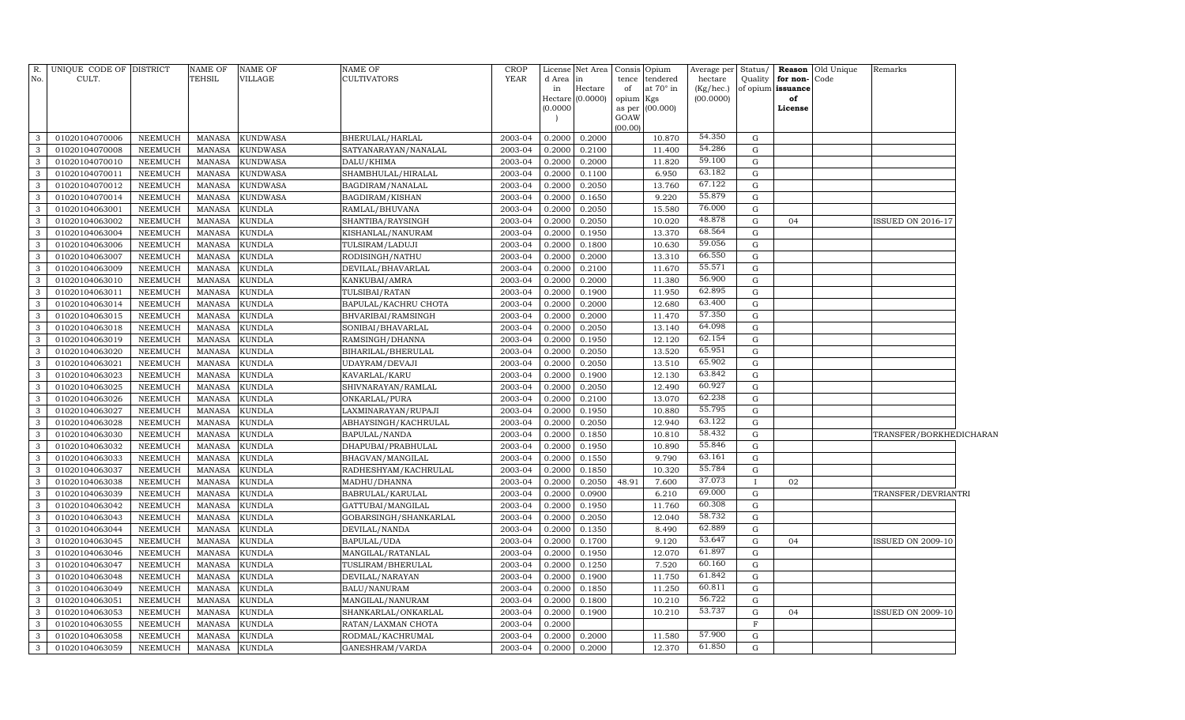| R. No. | UNIQUE CODE OF CULT. | DISTRICT | NAME OF TEHSIL | NAME OF VILLAGE | NAME OF CULTIVATORS | CROP YEAR | License d Area in Hectare (0.0000) | Net Area in Hectare (0.0000) | Consis tence of opium as per GOAW (00.00) | Opium tendered at 70° in Kgs (00.000) | Average per hectare (Kg/hec.) (00.0000) | Status/ Quality of opium | Reason for non-issuance of License | Old Unique Code | Remarks |
|---|---|---|---|---|---|---|---|---|---|---|---|---|---|---|---|
| 3 | 01020104070006 | NEEMUCH | MANASA | KUNDWASA | BHERULAL/HARLAL | 2003-04 | 0.2000 | 0.2000 | | 10.870 | 54.350 | G | | | |
| 3 | 01020104070008 | NEEMUCH | MANASA | KUNDWASA | SATYANARAYAN/NANALAL | 2003-04 | 0.2000 | 0.2100 | | 11.400 | 54.286 | G | | | |
| 3 | 01020104070010 | NEEMUCH | MANASA | KUNDWASA | DALU/KHIMA | 2003-04 | 0.2000 | 0.2000 | | 11.820 | 59.100 | G | | | |
| 3 | 01020104070011 | NEEMUCH | MANASA | KUNDWASA | SHAMBHULAL/HIRALAL | 2003-04 | 0.2000 | 0.1100 | | 6.950 | 63.182 | G | | | |
| 3 | 01020104070012 | NEEMUCH | MANASA | KUNDWASA | BAGDIRAM/NANALAL | 2003-04 | 0.2000 | 0.2050 | | 13.760 | 67.122 | G | | | |
| 3 | 01020104070014 | NEEMUCH | MANASA | KUNDWASA | BAGDIRAM/KISHAN | 2003-04 | 0.2000 | 0.1650 | | 9.220 | 55.879 | G | | | |
| 3 | 01020104063001 | NEEMUCH | MANASA | KUNDLA | RAMLAL/BHUVANA | 2003-04 | 0.2000 | 0.2050 | | 15.580 | 76.000 | G | | | |
| 3 | 01020104063002 | NEEMUCH | MANASA | KUNDLA | SHANTIBA/RAYSINGH | 2003-04 | 0.2000 | 0.2050 | | 10.020 | 48.878 | G | 04 | | ISSUED ON 2016-17 |
| 3 | 01020104063004 | NEEMUCH | MANASA | KUNDLA | KISHANLAL/NANURAM | 2003-04 | 0.2000 | 0.1950 | | 13.370 | 68.564 | G | | | |
| 3 | 01020104063006 | NEEMUCH | MANASA | KUNDLA | TULSIRAM/LADUJI | 2003-04 | 0.2000 | 0.1800 | | 10.630 | 59.056 | G | | | |
| 3 | 01020104063007 | NEEMUCH | MANASA | KUNDLA | RODISINGH/NATHU | 2003-04 | 0.2000 | 0.2000 | | 13.310 | 66.550 | G | | | |
| 3 | 01020104063009 | NEEMUCH | MANASA | KUNDLA | DEVILAL/BHAVARLAL | 2003-04 | 0.2000 | 0.2100 | | 11.670 | 55.571 | G | | | |
| 3 | 01020104063010 | NEEMUCH | MANASA | KUNDLA | KANKUBAI/AMRA | 2003-04 | 0.2000 | 0.2000 | | 11.380 | 56.900 | G | | | |
| 3 | 01020104063011 | NEEMUCH | MANASA | KUNDLA | TULSIBAI/RATAN | 2003-04 | 0.2000 | 0.1900 | | 11.950 | 62.895 | G | | | |
| 3 | 01020104063014 | NEEMUCH | MANASA | KUNDLA | BAPULAL/KACHRU CHOTA | 2003-04 | 0.2000 | 0.2000 | | 12.680 | 63.400 | G | | | |
| 3 | 01020104063015 | NEEMUCH | MANASA | KUNDLA | BHVARIBAI/RAMSINGH | 2003-04 | 0.2000 | 0.2000 | | 11.470 | 57.350 | G | | | |
| 3 | 01020104063018 | NEEMUCH | MANASA | KUNDLA | SONIBAI/BHAVARLAL | 2003-04 | 0.2000 | 0.2050 | | 13.140 | 64.098 | G | | | |
| 3 | 01020104063019 | NEEMUCH | MANASA | KUNDLA | RAMSINGH/DHANNA | 2003-04 | 0.2000 | 0.1950 | | 12.120 | 62.154 | G | | | |
| 3 | 01020104063020 | NEEMUCH | MANASA | KUNDLA | BIHARILAL/BHERULAL | 2003-04 | 0.2000 | 0.2050 | | 13.520 | 65.951 | G | | | |
| 3 | 01020104063021 | NEEMUCH | MANASA | KUNDLA | UDAYRAM/DEVAJI | 2003-04 | 0.2000 | 0.2050 | | 13.510 | 65.902 | G | | | |
| 3 | 01020104063023 | NEEMUCH | MANASA | KUNDLA | KAVARLAL/KARU | 2003-04 | 0.2000 | 0.1900 | | 12.130 | 63.842 | G | | | |
| 3 | 01020104063025 | NEEMUCH | MANASA | KUNDLA | SHIVNARAYAN/RAMLAL | 2003-04 | 0.2000 | 0.2050 | | 12.490 | 60.927 | G | | | |
| 3 | 01020104063026 | NEEMUCH | MANASA | KUNDLA | ONKARLAL/PURA | 2003-04 | 0.2000 | 0.2100 | | 13.070 | 62.238 | G | | | |
| 3 | 01020104063027 | NEEMUCH | MANASA | KUNDLA | LAXMINARAYAN/RUPAJI | 2003-04 | 0.2000 | 0.1950 | | 10.880 | 55.795 | G | | | |
| 3 | 01020104063028 | NEEMUCH | MANASA | KUNDLA | ABHAYSINGH/KACHRULAL | 2003-04 | 0.2000 | 0.2050 | | 12.940 | 63.122 | G | | | |
| 3 | 01020104063030 | NEEMUCH | MANASA | KUNDLA | BAPULAL/NANDA | 2003-04 | 0.2000 | 0.1850 | | 10.810 | 58.432 | G | | | TRANSFER/BORKHEDICHARAN |
| 3 | 01020104063032 | NEEMUCH | MANASA | KUNDLA | DHAPUBAI/PRABHULAL | 2003-04 | 0.2000 | 0.1950 | | 10.890 | 55.846 | G | | | |
| 3 | 01020104063033 | NEEMUCH | MANASA | KUNDLA | BHAGVAN/MANGILAL | 2003-04 | 0.2000 | 0.1550 | | 9.790 | 63.161 | G | | | |
| 3 | 01020104063037 | NEEMUCH | MANASA | KUNDLA | RADHESHYAM/KACHRULAL | 2003-04 | 0.2000 | 0.1850 | | 10.320 | 55.784 | G | | | |
| 3 | 01020104063038 | NEEMUCH | MANASA | KUNDLA | MADHU/DHANNA | 2003-04 | 0.2000 | 0.2050 | 48.91 | 7.600 | 37.073 | I | 02 | | |
| 3 | 01020104063039 | NEEMUCH | MANASA | KUNDLA | BABRULAL/KARULAL | 2003-04 | 0.2000 | 0.0900 | | 6.210 | 69.000 | G | | | TRANSFER/DEVRIANTRI |
| 3 | 01020104063042 | NEEMUCH | MANASA | KUNDLA | GATTUBAI/MANGILAL | 2003-04 | 0.2000 | 0.1950 | | 11.760 | 60.308 | G | | | |
| 3 | 01020104063043 | NEEMUCH | MANASA | KUNDLA | GOBARSINGH/SHANKARLAL | 2003-04 | 0.2000 | 0.2050 | | 12.040 | 58.732 | G | | | |
| 3 | 01020104063044 | NEEMUCH | MANASA | KUNDLA | DEVILAL/NANDA | 2003-04 | 0.2000 | 0.1350 | | 8.490 | 62.889 | G | | | |
| 3 | 01020104063045 | NEEMUCH | MANASA | KUNDLA | BAPULAL/UDA | 2003-04 | 0.2000 | 0.1700 | | 9.120 | 53.647 | G | 04 | | ISSUED ON 2009-10 |
| 3 | 01020104063046 | NEEMUCH | MANASA | KUNDLA | MANGILAL/RATANLAL | 2003-04 | 0.2000 | 0.1950 | | 12.070 | 61.897 | G | | | |
| 3 | 01020104063047 | NEEMUCH | MANASA | KUNDLA | TUSLIRAM/BHERULAL | 2003-04 | 0.2000 | 0.1250 | | 7.520 | 60.160 | G | | | |
| 3 | 01020104063048 | NEEMUCH | MANASA | KUNDLA | DEVILAL/NARAYAN | 2003-04 | 0.2000 | 0.1900 | | 11.750 | 61.842 | G | | | |
| 3 | 01020104063049 | NEEMUCH | MANASA | KUNDLA | BALU/NANURAM | 2003-04 | 0.2000 | 0.1850 | | 11.250 | 60.811 | G | | | |
| 3 | 01020104063051 | NEEMUCH | MANASA | KUNDLA | MANGILAL/NANURAM | 2003-04 | 0.2000 | 0.1800 | | 10.210 | 56.722 | G | | | |
| 3 | 01020104063053 | NEEMUCH | MANASA | KUNDLA | SHANKARLAL/ONKARLAL | 2003-04 | 0.2000 | 0.1900 | | 10.210 | 53.737 | G | 04 | | ISSUED ON 2009-10 |
| 3 | 01020104063055 | NEEMUCH | MANASA | KUNDLA | RATAN/LAXMAN CHOTA | 2003-04 | 0.2000 | | | | | F | | | |
| 3 | 01020104063058 | NEEMUCH | MANASA | KUNDLA | RODMAL/KACHRUMAL | 2003-04 | 0.2000 | 0.2000 | | 11.580 | 57.900 | G | | | |
| 3 | 01020104063059 | NEEMUCH | MANASA | KUNDLA | GANESHRAM/VARDA | 2003-04 | 0.2000 | 0.2000 | | 12.370 | 61.850 | G | | | |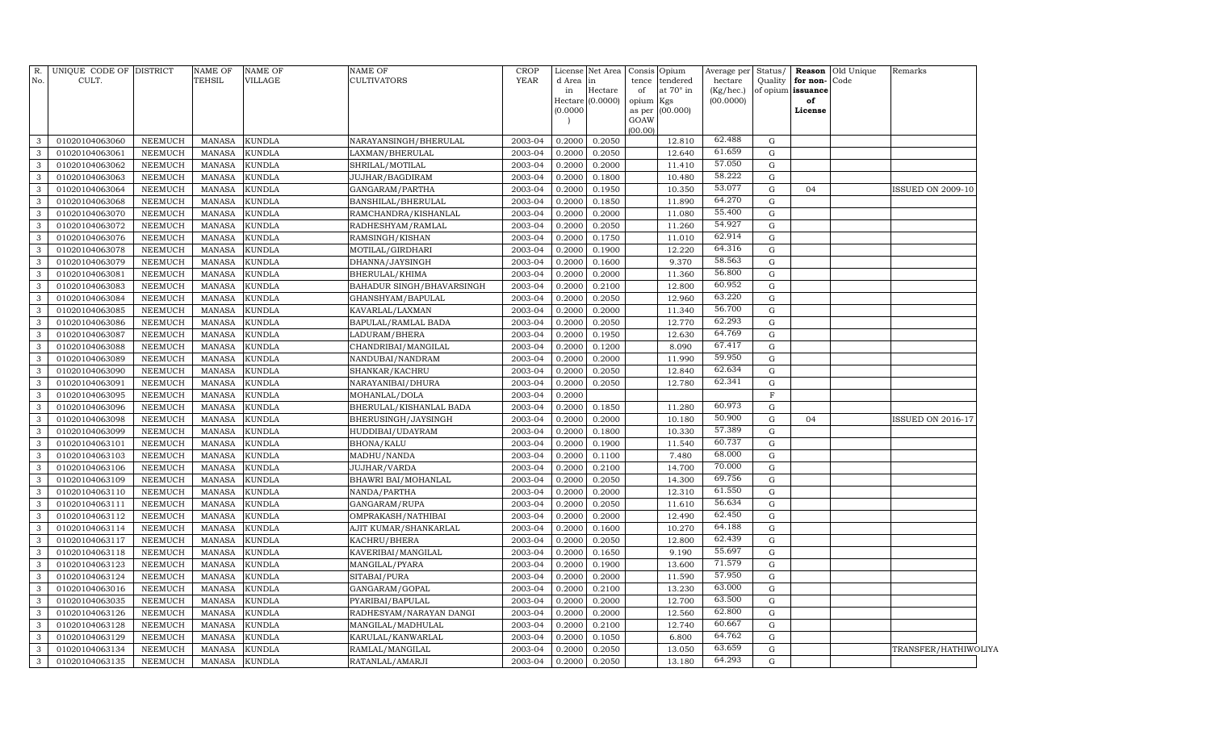| R. No. | UNIQUE CODE OF CULT. | DISTRICT | NAME OF TEHSIL | NAME OF VILLAGE | NAME OF CULTIVATORS | CROP YEAR | License d Area in Hectare (0.0000) | Net Area in Hectare (0.0000) | Consis tence of opium as per GOAW (00.00) | Opium tendered at 70° in Kgs (00.000) | Average per hectare (Kg/hec.) (00.0000) | Status/ Quality of opium | Reason for non-issuance of License | Old Unique Code | Remarks |
|---|---|---|---|---|---|---|---|---|---|---|---|---|---|---|---|
| 3 | 01020104063060 | NEEMUCH | MANASA | KUNDLA | NARAYANSINGH/BHERULAL | 2003-04 | 0.2000 | 0.2050 | | 12.810 | 62.488 | G | | | |
| 3 | 01020104063061 | NEEMUCH | MANASA | KUNDLA | LAXMAN/BHERULAL | 2003-04 | 0.2000 | 0.2050 | | 12.640 | 61.659 | G | | | |
| 3 | 01020104063062 | NEEMUCH | MANASA | KUNDLA | SHRILAL/MOTILAL | 2003-04 | 0.2000 | 0.2000 | | 11.410 | 57.050 | G | | | |
| 3 | 01020104063063 | NEEMUCH | MANASA | KUNDLA | JUJHAR/BAGDIRAM | 2003-04 | 0.2000 | 0.1800 | | 10.480 | 58.222 | G | | | |
| 3 | 01020104063064 | NEEMUCH | MANASA | KUNDLA | GANGARAM/PARTHA | 2003-04 | 0.2000 | 0.1950 | | 10.350 | 53.077 | G | 04 | | ISSUED ON 2009-10 |
| 3 | 01020104063068 | NEEMUCH | MANASA | KUNDLA | BANSHILAL/BHERULAL | 2003-04 | 0.2000 | 0.1850 | | 11.890 | 64.270 | G | | | |
| 3 | 01020104063070 | NEEMUCH | MANASA | KUNDLA | RAMCHANDRA/KISHANLAL | 2003-04 | 0.2000 | 0.2000 | | 11.080 | 55.400 | G | | | |
| 3 | 01020104063072 | NEEMUCH | MANASA | KUNDLA | RADHESHYAM/RAMLAL | 2003-04 | 0.2000 | 0.2050 | | 11.260 | 54.927 | G | | | |
| 3 | 01020104063076 | NEEMUCH | MANASA | KUNDLA | RAMSINGH/KISHAN | 2003-04 | 0.2000 | 0.1750 | | 11.010 | 62.914 | G | | | |
| 3 | 01020104063078 | NEEMUCH | MANASA | KUNDLA | MOTILAL/GIRDHARI | 2003-04 | 0.2000 | 0.1900 | | 12.220 | 64.316 | G | | | |
| 3 | 01020104063079 | NEEMUCH | MANASA | KUNDLA | DHANNA/JAYSINGH | 2003-04 | 0.2000 | 0.1600 | | 9.370 | 58.563 | G | | | |
| 3 | 01020104063081 | NEEMUCH | MANASA | KUNDLA | BHERULAL/KHIMA | 2003-04 | 0.2000 | 0.2000 | | 11.360 | 56.800 | G | | | |
| 3 | 01020104063083 | NEEMUCH | MANASA | KUNDLA | BAHADUR SINGH/BHAVARSINGH | 2003-04 | 0.2000 | 0.2100 | | 12.800 | 60.952 | G | | | |
| 3 | 01020104063084 | NEEMUCH | MANASA | KUNDLA | GHANSHYAM/BAPULAL | 2003-04 | 0.2000 | 0.2050 | | 12.960 | 63.220 | G | | | |
| 3 | 01020104063085 | NEEMUCH | MANASA | KUNDLA | KAVARLAL/LAXMAN | 2003-04 | 0.2000 | 0.2000 | | 11.340 | 56.700 | G | | | |
| 3 | 01020104063086 | NEEMUCH | MANASA | KUNDLA | BAPULAL/RAMLAL BADA | 2003-04 | 0.2000 | 0.2050 | | 12.770 | 62.293 | G | | | |
| 3 | 01020104063087 | NEEMUCH | MANASA | KUNDLA | LADURAM/BHERA | 2003-04 | 0.2000 | 0.1950 | | 12.630 | 64.769 | G | | | |
| 3 | 01020104063088 | NEEMUCH | MANASA | KUNDLA | CHANDRIBAI/MANGILAL | 2003-04 | 0.2000 | 0.1200 | | 8.090 | 67.417 | G | | | |
| 3 | 01020104063089 | NEEMUCH | MANASA | KUNDLA | NANDUBAI/NANDRAM | 2003-04 | 0.2000 | 0.2000 | | 11.990 | 59.950 | G | | | |
| 3 | 01020104063090 | NEEMUCH | MANASA | KUNDLA | SHANKAR/KACHRU | 2003-04 | 0.2000 | 0.2050 | | 12.840 | 62.634 | G | | | |
| 3 | 01020104063091 | NEEMUCH | MANASA | KUNDLA | NARAYANIBAI/DHURA | 2003-04 | 0.2000 | 0.2050 | | 12.780 | 62.341 | G | | | |
| 3 | 01020104063095 | NEEMUCH | MANASA | KUNDLA | MOHANLAL/DOLA | 2003-04 | 0.2000 | | | | | F | | | |
| 3 | 01020104063096 | NEEMUCH | MANASA | KUNDLA | BHERULAL/KISHANLAL BADA | 2003-04 | 0.2000 | 0.1850 | | 11.280 | 60.973 | G | | | |
| 3 | 01020104063098 | NEEMUCH | MANASA | KUNDLA | BHERUSINGH/JAYSINGH | 2003-04 | 0.2000 | 0.2000 | | 10.180 | 50.900 | G | 04 | | ISSUED ON 2016-17 |
| 3 | 01020104063099 | NEEMUCH | MANASA | KUNDLA | HUDDIBAI/UDAYRAM | 2003-04 | 0.2000 | 0.1800 | | 10.330 | 57.389 | G | | | |
| 3 | 01020104063101 | NEEMUCH | MANASA | KUNDLA | BHONA/KALU | 2003-04 | 0.2000 | 0.1900 | | 11.540 | 60.737 | G | | | |
| 3 | 01020104063103 | NEEMUCH | MANASA | KUNDLA | MADHU/NANDA | 2003-04 | 0.2000 | 0.1100 | | 7.480 | 68.000 | G | | | |
| 3 | 01020104063106 | NEEMUCH | MANASA | KUNDLA | JUJHAR/VARDA | 2003-04 | 0.2000 | 0.2100 | | 14.700 | 70.000 | G | | | |
| 3 | 01020104063109 | NEEMUCH | MANASA | KUNDLA | BHAWRI BAI/MOHANLAL | 2003-04 | 0.2000 | 0.2050 | | 14.300 | 69.756 | G | | | |
| 3 | 01020104063110 | NEEMUCH | MANASA | KUNDLA | NANDA/PARTHA | 2003-04 | 0.2000 | 0.2000 | | 12.310 | 61.550 | G | | | |
| 3 | 01020104063111 | NEEMUCH | MANASA | KUNDLA | GANGARAM/RUPA | 2003-04 | 0.2000 | 0.2050 | | 11.610 | 56.634 | G | | | |
| 3 | 01020104063112 | NEEMUCH | MANASA | KUNDLA | OMPRAKASH/NATHIBAI | 2003-04 | 0.2000 | 0.2000 | | 12.490 | 62.450 | G | | | |
| 3 | 01020104063114 | NEEMUCH | MANASA | KUNDLA | AJIT KUMAR/SHANKARLAL | 2003-04 | 0.2000 | 0.1600 | | 10.270 | 64.188 | G | | | |
| 3 | 01020104063117 | NEEMUCH | MANASA | KUNDLA | KACHRU/BHERA | 2003-04 | 0.2000 | 0.2050 | | 12.800 | 62.439 | G | | | |
| 3 | 01020104063118 | NEEMUCH | MANASA | KUNDLA | KAVERIBAI/MANGILAL | 2003-04 | 0.2000 | 0.1650 | | 9.190 | 55.697 | G | | | |
| 3 | 01020104063123 | NEEMUCH | MANASA | KUNDLA | MANGILAL/PYARA | 2003-04 | 0.2000 | 0.1900 | | 13.600 | 71.579 | G | | | |
| 3 | 01020104063124 | NEEMUCH | MANASA | KUNDLA | SITABAI/PURA | 2003-04 | 0.2000 | 0.2000 | | 11.590 | 57.950 | G | | | |
| 3 | 01020104063016 | NEEMUCH | MANASA | KUNDLA | GANGARAM/GOPAL | 2003-04 | 0.2000 | 0.2100 | | 13.230 | 63.000 | G | | | |
| 3 | 01020104063035 | NEEMUCH | MANASA | KUNDLA | PYARIBAI/BAPULAL | 2003-04 | 0.2000 | 0.2000 | | 12.700 | 63.500 | G | | | |
| 3 | 01020104063126 | NEEMUCH | MANASA | KUNDLA | RADHESYAM/NARAYAN DANGI | 2003-04 | 0.2000 | 0.2000 | | 12.560 | 62.800 | G | | | |
| 3 | 01020104063128 | NEEMUCH | MANASA | KUNDLA | MANGILAL/MADHULAL | 2003-04 | 0.2000 | 0.2100 | | 12.740 | 60.667 | G | | | |
| 3 | 01020104063129 | NEEMUCH | MANASA | KUNDLA | KARULAL/KANWARLAL | 2003-04 | 0.2000 | 0.1050 | | 6.800 | 64.762 | G | | | |
| 3 | 01020104063134 | NEEMUCH | MANASA | KUNDLA | RAMLAL/MANGILAL | 2003-04 | 0.2000 | 0.2050 | | 13.050 | 63.659 | G | | | TRANSFER/HATHIWOLIYA |
| 3 | 01020104063135 | NEEMUCH | MANASA | KUNDLA | RATANLAL/AMARJI | 2003-04 | 0.2000 | 0.2050 | | 13.180 | 64.293 | G | | | |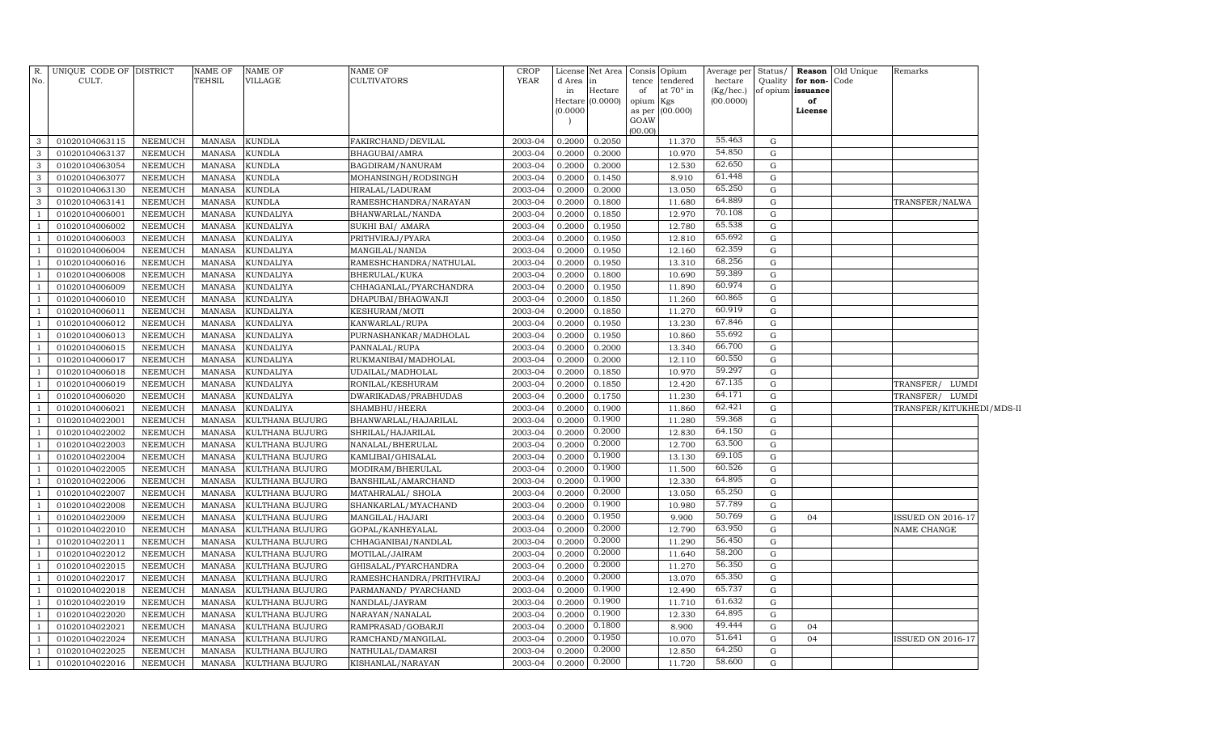| R. No. | UNIQUE CODE OF CULT. | DISTRICT | NAME OF TEHSIL | NAME OF VILLAGE | NAME OF CULTIVATORS | CROP YEAR | License d Area in Hectare (0.0000) | Net Area in Hectare (0.0000) | Consis tence of opium as per GOAW (00.00) | Opium tendered at 70° in Kgs (00.000) | Average per hectare (Kg/hec.) (00.0000) | Status/ Quality of opium | Reason for non-issuance of License | Old Unique Code | Remarks |
|---|---|---|---|---|---|---|---|---|---|---|---|---|---|---|---|
| 3 | 01020104063115 | NEEMUCH | MANASA | KUNDLA | FAKIRCHAND/DEVILAL | 2003-04 | 0.2000 | 0.2050 | | 11.370 | 55.463 | G | | | |
| 3 | 01020104063137 | NEEMUCH | MANASA | KUNDLA | BHAGUBAI/AMRA | 2003-04 | 0.2000 | 0.2000 | | 10.970 | 54.850 | G | | | |
| 3 | 01020104063054 | NEEMUCH | MANASA | KUNDLA | BAGDIRAM/NANURAM | 2003-04 | 0.2000 | 0.2000 | | 12.530 | 62.650 | G | | | |
| 3 | 01020104063077 | NEEMUCH | MANASA | KUNDLA | MOHANSINGH/RODSINGH | 2003-04 | 0.2000 | 0.1450 | | 8.910 | 61.448 | G | | | |
| 3 | 01020104063130 | NEEMUCH | MANASA | KUNDLA | HIRALAL/LADURAM | 2003-04 | 0.2000 | 0.2000 | | 13.050 | 65.250 | G | | | |
| 3 | 01020104063141 | NEEMUCH | MANASA | KUNDLA | RAMESHCHANDRA/NARAYAN | 2003-04 | 0.2000 | 0.1800 | | 11.680 | 64.889 | G | | | TRANSFER/NALWA |
| 1 | 01020104006001 | NEEMUCH | MANASA | KUNDALIYA | BHANWARLAL/NANDA | 2003-04 | 0.2000 | 0.1850 | | 12.970 | 70.108 | G | | | |
| 1 | 01020104006002 | NEEMUCH | MANASA | KUNDALIYA | SUKHI BAI/ AMARA | 2003-04 | 0.2000 | 0.1950 | | 12.780 | 65.538 | G | | | |
| 1 | 01020104006003 | NEEMUCH | MANASA | KUNDALIYA | PRITHVIRAJ/PYARA | 2003-04 | 0.2000 | 0.1950 | | 12.810 | 65.692 | G | | | |
| 1 | 01020104006004 | NEEMUCH | MANASA | KUNDALIYA | MANGILAL/NANDA | 2003-04 | 0.2000 | 0.1950 | | 12.160 | 62.359 | G | | | |
| 1 | 01020104006016 | NEEMUCH | MANASA | KUNDALIYA | RAMESHCHANDRA/NATHULAL | 2003-04 | 0.2000 | 0.1950 | | 13.310 | 68.256 | G | | | |
| 1 | 01020104006008 | NEEMUCH | MANASA | KUNDALIYA | BHERULAL/KUKA | 2003-04 | 0.2000 | 0.1800 | | 10.690 | 59.389 | G | | | |
| 1 | 01020104006009 | NEEMUCH | MANASA | KUNDALIYA | CHHAGANLAL/PYARCHANDRA | 2003-04 | 0.2000 | 0.1950 | | 11.890 | 60.974 | G | | | |
| 1 | 01020104006010 | NEEMUCH | MANASA | KUNDALIYA | DHAPUBAI/BHAGWANJI | 2003-04 | 0.2000 | 0.1850 | | 11.260 | 60.865 | G | | | |
| 1 | 01020104006011 | NEEMUCH | MANASA | KUNDALIYA | KESHURAM/MOTI | 2003-04 | 0.2000 | 0.1850 | | 11.270 | 60.919 | G | | | |
| 1 | 01020104006012 | NEEMUCH | MANASA | KUNDALIYA | KANWARLAL/RUPA | 2003-04 | 0.2000 | 0.1950 | | 13.230 | 67.846 | G | | | |
| 1 | 01020104006013 | NEEMUCH | MANASA | KUNDALIYA | PURNASHANKAR/MADHOLAL | 2003-04 | 0.2000 | 0.1950 | | 10.860 | 55.692 | G | | | |
| 1 | 01020104006015 | NEEMUCH | MANASA | KUNDALIYA | PANNALAL/RUPA | 2003-04 | 0.2000 | 0.2000 | | 13.340 | 66.700 | G | | | |
| 1 | 01020104006017 | NEEMUCH | MANASA | KUNDALIYA | RUKMANIBAI/MADHOLAL | 2003-04 | 0.2000 | 0.2000 | | 12.110 | 60.550 | G | | | |
| 1 | 01020104006018 | NEEMUCH | MANASA | KUNDALIYA | UDAILAL/MADHOLAL | 2003-04 | 0.2000 | 0.1850 | | 10.970 | 59.297 | G | | | |
| 1 | 01020104006019 | NEEMUCH | MANASA | KUNDALIYA | RONILAL/KESHURAM | 2003-04 | 0.2000 | 0.1850 | | 12.420 | 67.135 | G | | | TRANSFER/ LUMDI |
| 1 | 01020104006020 | NEEMUCH | MANASA | KUNDALIYA | DWARIKADAS/PRABHUDAS | 2003-04 | 0.2000 | 0.1750 | | 11.230 | 64.171 | G | | | TRANSFER/ LUMDI |
| 1 | 01020104006021 | NEEMUCH | MANASA | KUNDALIYA | SHAMBHU/HEERA | 2003-04 | 0.2000 | 0.1900 | | 11.860 | 62.421 | G | | | TRANSFER/KITUKHEDI/MDS-II |
| 1 | 01020104022001 | NEEMUCH | MANASA | KULTHANA BUJURG | BHANWARLAL/HAJARILAL | 2003-04 | 0.2000 | 0.1900 | | 11.280 | 59.368 | G | | | |
| 1 | 01020104022002 | NEEMUCH | MANASA | KULTHANA BUJURG | SHRILAL/HAJARILAL | 2003-04 | 0.2000 | 0.2000 | | 12.830 | 64.150 | G | | | |
| 1 | 01020104022003 | NEEMUCH | MANASA | KULTHANA BUJURG | NANALAL/BHERULAL | 2003-04 | 0.2000 | 0.2000 | | 12.700 | 63.500 | G | | | |
| 1 | 01020104022004 | NEEMUCH | MANASA | KULTHANA BUJURG | KAMLIBAI/GHISALAL | 2003-04 | 0.2000 | 0.1900 | | 13.130 | 69.105 | G | | | |
| 1 | 01020104022005 | NEEMUCH | MANASA | KULTHANA BUJURG | MODIRAM/BHERULAL | 2003-04 | 0.2000 | 0.1900 | | 11.500 | 60.526 | G | | | |
| 1 | 01020104022006 | NEEMUCH | MANASA | KULTHANA BUJURG | BANSHILAL/AMARCHAND | 2003-04 | 0.2000 | 0.1900 | | 12.330 | 64.895 | G | | | |
| 1 | 01020104022007 | NEEMUCH | MANASA | KULTHANA BUJURG | MATAHRALAL/ SHOLA | 2003-04 | 0.2000 | 0.2000 | | 13.050 | 65.250 | G | | | |
| 1 | 01020104022008 | NEEMUCH | MANASA | KULTHANA BUJURG | SHANKARLAL/MYACHAND | 2003-04 | 0.2000 | 0.1900 | | 10.980 | 57.789 | G | | | |
| 1 | 01020104022009 | NEEMUCH | MANASA | KULTHANA BUJURG | MANGILAL/HAJARI | 2003-04 | 0.2000 | 0.1950 | | 9.900 | 50.769 | G | 04 | | ISSUED ON 2016-17 |
| 1 | 01020104022010 | NEEMUCH | MANASA | KULTHANA BUJURG | GOPAL/KANHEYALAL | 2003-04 | 0.2000 | 0.2000 | | 12.790 | 63.950 | G | | | NAME CHANGE |
| 1 | 01020104022011 | NEEMUCH | MANASA | KULTHANA BUJURG | CHHAGANIBAI/NANDLAL | 2003-04 | 0.2000 | 0.2000 | | 11.290 | 56.450 | G | | | |
| 1 | 01020104022012 | NEEMUCH | MANASA | KULTHANA BUJURG | MOTILAL/JAIRAM | 2003-04 | 0.2000 | 0.2000 | | 11.640 | 58.200 | G | | | |
| 1 | 01020104022015 | NEEMUCH | MANASA | KULTHANA BUJURG | GHISALAL/PYARCHANDRA | 2003-04 | 0.2000 | 0.2000 | | 11.270 | 56.350 | G | | | |
| 1 | 01020104022017 | NEEMUCH | MANASA | KULTHANA BUJURG | RAMESHCHANDRA/PRITHVIRAJ | 2003-04 | 0.2000 | 0.2000 | | 13.070 | 65.350 | G | | | |
| 1 | 01020104022018 | NEEMUCH | MANASA | KULTHANA BUJURG | PARMANAND/ PYARCHAND | 2003-04 | 0.2000 | 0.1900 | | 12.490 | 65.737 | G | | | |
| 1 | 01020104022019 | NEEMUCH | MANASA | KULTHANA BUJURG | NANDLAL/JAYRAM | 2003-04 | 0.2000 | 0.1900 | | 11.710 | 61.632 | G | | | |
| 1 | 01020104022020 | NEEMUCH | MANASA | KULTHANA BUJURG | NARAYAN/NANALAL | 2003-04 | 0.2000 | 0.1900 | | 12.330 | 64.895 | G | | | |
| 1 | 01020104022021 | NEEMUCH | MANASA | KULTHANA BUJURG | RAMPRASAD/GOBARJI | 2003-04 | 0.2000 | 0.1800 | | 8.900 | 49.444 | G | 04 | | |
| 1 | 01020104022024 | NEEMUCH | MANASA | KULTHANA BUJURG | RAMCHAND/MANGILAL | 2003-04 | 0.2000 | 0.1950 | | 10.070 | 51.641 | G | 04 | | ISSUED ON 2016-17 |
| 1 | 01020104022025 | NEEMUCH | MANASA | KULTHANA BUJURG | NATHULAL/DAMARSI | 2003-04 | 0.2000 | 0.2000 | | 12.850 | 64.250 | G | | | |
| 1 | 01020104022016 | NEEMUCH | MANASA | KULTHANA BUJURG | KISHANLAL/NARAYAN | 2003-04 | 0.2000 | 0.2000 | | 11.720 | 58.600 | G | | | |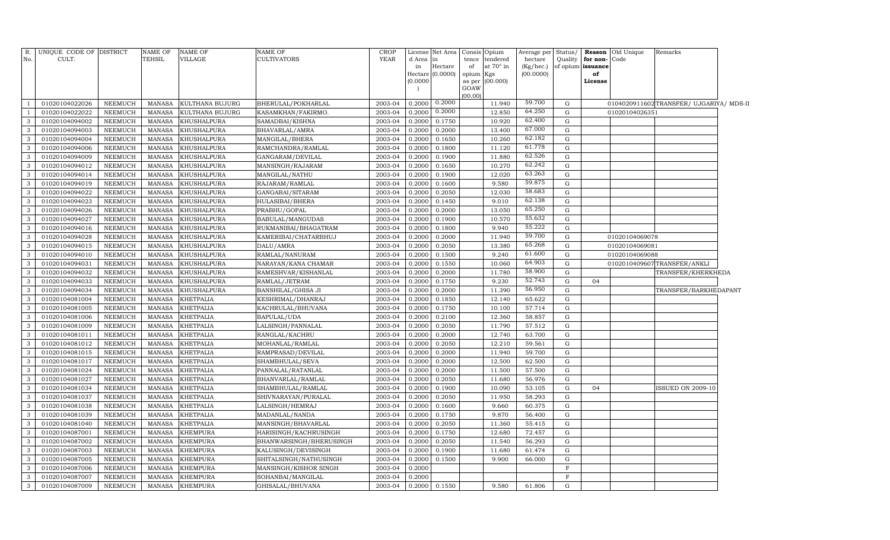| R. No. | UNIQUE CODE OF CULT. | DISTRICT | NAME OF TEHSIL | NAME OF VILLAGE | NAME OF CULTIVATORS | CROP YEAR | License d Area in Hectare (0.0000) | Net Area in Hectare (0.0000) | Consis tence of opium as per GOAW (00.00) | Opium tendered at 70° in Kgs (00.000) | Average per hectare (Kg/hec.) (00.0000) | Status/ Quality of opium | Reason for non-issuance of License | Old Unique Code | Remarks |
|---|---|---|---|---|---|---|---|---|---|---|---|---|---|---|---|
| 1 | 01020104022026 | NEEMUCH | MANASA | KULTHANA BUJURG | BHERULAL/POKHARLAL | 2003-04 | 0.2000 | 0.2000 | | 11.940 | 59.700 | G | | 01040209116027 | TRANSFER/ UJGARIYA/ MDS-II |
| 1 | 01020104022022 | NEEMUCH | MANASA | KULTHANA BUJURG | KASAMKHAN/FAKIRMO. | 2003-04 | 0.2000 | 0.2000 | | 12.850 | 64.250 | G | | 01020104026351 | |
| 3 | 01020104094002 | NEEMUCH | MANASA | KHUSHALPURA | SAMADBAI/KISHNA | 2003-04 | 0.2000 | 0.1750 | | 10.920 | 62.400 | G | | | |
| 3 | 01020104094003 | NEEMUCH | MANASA | KHUSHALPURA | BHAVARLAL/AMRA | 2003-04 | 0.2000 | 0.2000 | | 13.400 | 67.000 | G | | | |
| 3 | 01020104094004 | NEEMUCH | MANASA | KHUSHALPURA | MANGILAL/BHERA | 2003-04 | 0.2000 | 0.1650 | | 10.260 | 62.182 | G | | | |
| 3 | 01020104094006 | NEEMUCH | MANASA | KHUSHALPURA | RAMCHANDRA/RAMLAL | 2003-04 | 0.2000 | 0.1800 | | 11.120 | 61.778 | G | | | |
| 3 | 01020104094009 | NEEMUCH | MANASA | KHUSHALPURA | GANGARAM/DEVILAL | 2003-04 | 0.2000 | 0.1900 | | 11.880 | 62.526 | G | | | |
| 3 | 01020104094012 | NEEMUCH | MANASA | KHUSHALPURA | MANSINGH/RAJARAM | 2003-04 | 0.2000 | 0.1650 | | 10.270 | 62.242 | G | | | |
| 3 | 01020104094014 | NEEMUCH | MANASA | KHUSHALPURA | MANGILAL/NATHU | 2003-04 | 0.2000 | 0.1900 | | 12.020 | 63.263 | G | | | |
| 3 | 01020104094019 | NEEMUCH | MANASA | KHUSHALPURA | RAJARAM/RAMLAL | 2003-04 | 0.2000 | 0.1600 | | 9.580 | 59.875 | G | | | |
| 3 | 01020104094022 | NEEMUCH | MANASA | KHUSHALPURA | GANGABAI/SITARAM | 2003-04 | 0.2000 | 0.2050 | | 12.030 | 58.683 | G | | | |
| 3 | 01020104094023 | NEEMUCH | MANASA | KHUSHALPURA | HULASIBAI/BHERA | 2003-04 | 0.2000 | 0.1450 | | 9.010 | 62.138 | G | | | |
| 3 | 01020104094026 | NEEMUCH | MANASA | KHUSHALPURA | PRABHU/GOPAL | 2003-04 | 0.2000 | 0.2000 | | 13.050 | 65.250 | G | | | |
| 3 | 01020104094027 | NEEMUCH | MANASA | KHUSHALPURA | BABULAL/MANGUDAS | 2003-04 | 0.2000 | 0.1900 | | 10.570 | 55.632 | G | | | |
| 3 | 01020104094016 | NEEMUCH | MANASA | KHUSHALPURA | RUKMANIBAI/BHAGATRAM | 2003-04 | 0.2000 | 0.1800 | | 9.940 | 55.222 | G | | | |
| 3 | 01020104094028 | NEEMUCH | MANASA | KHUSHALPURA | KAMERIBAI/CHATARBHUJ | 2003-04 | 0.2000 | 0.2000 | | 11.940 | 59.700 | G | | 01020104069078 | |
| 3 | 01020104094015 | NEEMUCH | MANASA | KHUSHALPURA | DALU/AMRA | 2003-04 | 0.2000 | 0.2050 | | 13.380 | 65.268 | G | | 01020104069081 | |
| 3 | 01020104094010 | NEEMUCH | MANASA | KHUSHALPURA | RAMLAL/NANURAM | 2003-04 | 0.2000 | 0.1500 | | 9.240 | 61.600 | G | | 01020104069088 | |
| 3 | 01020104094031 | NEEMUCH | MANASA | KHUSHALPURA | NARAYAN/KANA CHAMAR | 2003-04 | 0.2000 | 0.1550 | | 10.060 | 64.903 | G | | 01020104096073 | TRANSFER/ANKLI |
| 3 | 01020104094032 | NEEMUCH | MANASA | KHUSHALPURA | RAMESHVAR/KISHANLAL | 2003-04 | 0.2000 | 0.2000 | | 11.780 | 58.900 | G | | | TRANSFER/KHERKHEDA |
| 3 | 01020104094033 | NEEMUCH | MANASA | KHUSHALPURA | RAMLAL/JETRAM | 2003-04 | 0.2000 | 0.1750 | | 9.230 | 52.743 | G | 04 | | |
| 3 | 01020104094034 | NEEMUCH | MANASA | KHUSHALPURA | BANSHILAL/GHISA JI | 2003-04 | 0.2000 | 0.2000 | | 11.390 | 56.950 | G | | | TRANSFER/BARKHEDAPANT |
| 3 | 01020104081004 | NEEMUCH | MANASA | KHETPALIA | KESHRIMAL/DHANRAJ | 2003-04 | 0.2000 | 0.1850 | | 12.140 | 65.622 | G | | | |
| 3 | 01020104081005 | NEEMUCH | MANASA | KHETPALIA | KACHRULAL/BHUVANA | 2003-04 | 0.2000 | 0.1750 | | 10.100 | 57.714 | G | | | |
| 3 | 01020104081006 | NEEMUCH | MANASA | KHETPALIA | BAPULAL/UDA | 2003-04 | 0.2000 | 0.2100 | | 12.360 | 58.857 | G | | | |
| 3 | 01020104081009 | NEEMUCH | MANASA | KHETPALIA | LALSINGH/PANNALAL | 2003-04 | 0.2000 | 0.2050 | | 11.790 | 57.512 | G | | | |
| 3 | 01020104081011 | NEEMUCH | MANASA | KHETPALIA | RANGLAL/KACHRU | 2003-04 | 0.2000 | 0.2000 | | 12.740 | 63.700 | G | | | |
| 3 | 01020104081012 | NEEMUCH | MANASA | KHETPALIA | MOHANLAL/RAMLAL | 2003-04 | 0.2000 | 0.2050 | | 12.210 | 59.561 | G | | | |
| 3 | 01020104081015 | NEEMUCH | MANASA | KHETPALIA | RAMPRASAD/DEVILAL | 2003-04 | 0.2000 | 0.2000 | | 11.940 | 59.700 | G | | | |
| 3 | 01020104081017 | NEEMUCH | MANASA | KHETPALIA | SHAMBHULAL/SEVA | 2003-04 | 0.2000 | 0.2000 | | 12.500 | 62.500 | G | | | |
| 3 | 01020104081024 | NEEMUCH | MANASA | KHETPALIA | PANNALAL/RATANLAL | 2003-04 | 0.2000 | 0.2000 | | 11.500 | 57.500 | G | | | |
| 3 | 01020104081027 | NEEMUCH | MANASA | KHETPALIA | BHANVARLAL/RAMLAL | 2003-04 | 0.2000 | 0.2050 | | 11.680 | 56.976 | G | | | |
| 3 | 01020104081034 | NEEMUCH | MANASA | KHETPALIA | SHAMBHULAL/RAMLAL | 2003-04 | 0.2000 | 0.1900 | | 10.090 | 53.105 | G | 04 | | ISSUED ON 2009-10 |
| 3 | 01020104081037 | NEEMUCH | MANASA | KHETPALIA | SHIVNARAYAN/PURALAL | 2003-04 | 0.2000 | 0.2050 | | 11.950 | 58.293 | G | | | |
| 3 | 01020104081038 | NEEMUCH | MANASA | KHETPALIA | LALSINGH/HEMRAJ | 2003-04 | 0.2000 | 0.1600 | | 9.660 | 60.375 | G | | | |
| 3 | 01020104081039 | NEEMUCH | MANASA | KHETPALIA | MADANLAL/NANDA | 2003-04 | 0.2000 | 0.1750 | | 9.870 | 56.400 | G | | | |
| 3 | 01020104081040 | NEEMUCH | MANASA | KHETPALIA | MANSINGH/BHAVARLAL | 2003-04 | 0.2000 | 0.2050 | | 11.360 | 55.415 | G | | | |
| 3 | 01020104087001 | NEEMUCH | MANASA | KHEMPURA | HARISINGH/KACHRUSINGH | 2003-04 | 0.2000 | 0.1750 | | 12.680 | 72.457 | G | | | |
| 3 | 01020104087002 | NEEMUCH | MANASA | KHEMPURA | BHANWARSINGH/BHERUSINGH | 2003-04 | 0.2000 | 0.2050 | | 11.540 | 56.293 | G | | | |
| 3 | 01020104087003 | NEEMUCH | MANASA | KHEMPURA | KALUSINGH/DEVISINGH | 2003-04 | 0.2000 | 0.1900 | | 11.680 | 61.474 | G | | | |
| 3 | 01020104087005 | NEEMUCH | MANASA | KHEMPURA | SHITALSINGH/NATHUSINGH | 2003-04 | 0.2000 | 0.1500 | | 9.900 | 66.000 | G | | | |
| 3 | 01020104087006 | NEEMUCH | MANASA | KHEMPURA | MANSINGH/KISHOR SINGH | 2003-04 | 0.2000 | | | | | F | | | |
| 3 | 01020104087007 | NEEMUCH | MANASA | KHEMPURA | SOHANBAI/MANGILAL | 2003-04 | 0.2000 | | | | | F | | | |
| 3 | 01020104087009 | NEEMUCH | MANASA | KHEMPURA | GHISALAL/BHUVANA | 2003-04 | 0.2000 | 0.1550 | | 9.580 | 61.806 | G | | | |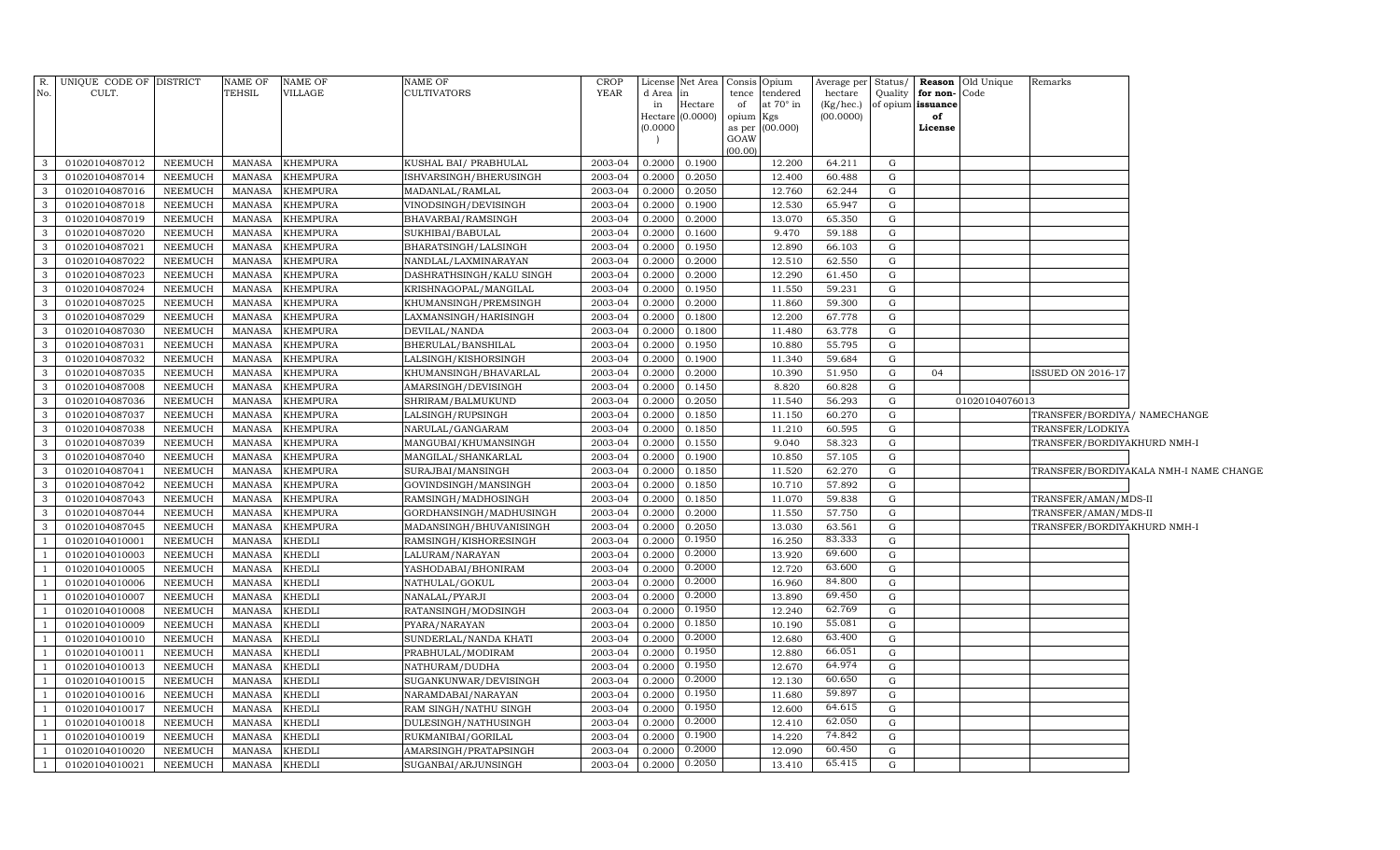| R. No. | UNIQUE CODE OF CULT. | DISTRICT | NAME OF TEHSIL | NAME OF VILLAGE | NAME OF CULTIVATORS | CROP YEAR | License d Area in Hectare (0.0000) | Net Area in Hectare (0.0000) | Consis tence of opium as per GOAW (00.00) | Opium tendered at 70° in Kgs (00.000) | Average per hectare (Kg/hec.) (00.0000) | Status/ Quality of opium | Reason for non-issuance of License | Old Unique Code | Remarks |
|---|---|---|---|---|---|---|---|---|---|---|---|---|---|---|---|
| 3 | 01020104087012 | NEEMUCH | MANASA | KHEMPURA | KUSHAL BAI/ PRABHULAL | 2003-04 | 0.2000 | 0.1900 | | 12.200 | 64.211 | G | | | |
| 3 | 01020104087014 | NEEMUCH | MANASA | KHEMPURA | ISHVARSINGH/BHERUSINGH | 2003-04 | 0.2000 | 0.2050 | | 12.400 | 60.488 | G | | | |
| 3 | 01020104087016 | NEEMUCH | MANASA | KHEMPURA | MADANLAL/RAMLAL | 2003-04 | 0.2000 | 0.2050 | | 12.760 | 62.244 | G | | | |
| 3 | 01020104087018 | NEEMUCH | MANASA | KHEMPURA | VINODSINGH/DEVISINGH | 2003-04 | 0.2000 | 0.1900 | | 12.530 | 65.947 | G | | | |
| 3 | 01020104087019 | NEEMUCH | MANASA | KHEMPURA | BHAVARBAI/RAMSINGH | 2003-04 | 0.2000 | 0.2000 | | 13.070 | 65.350 | G | | | |
| 3 | 01020104087020 | NEEMUCH | MANASA | KHEMPURA | SUKHIBAI/BABULAL | 2003-04 | 0.2000 | 0.1600 | | 9.470 | 59.188 | G | | | |
| 3 | 01020104087021 | NEEMUCH | MANASA | KHEMPURA | BHARATSINGH/LALSINGH | 2003-04 | 0.2000 | 0.1950 | | 12.890 | 66.103 | G | | | |
| 3 | 01020104087022 | NEEMUCH | MANASA | KHEMPURA | NANDLAL/LAXMINARAYAN | 2003-04 | 0.2000 | 0.2000 | | 12.510 | 62.550 | G | | | |
| 3 | 01020104087023 | NEEMUCH | MANASA | KHEMPURA | DASHRATHSINGH/KALU SINGH | 2003-04 | 0.2000 | 0.2000 | | 12.290 | 61.450 | G | | | |
| 3 | 01020104087024 | NEEMUCH | MANASA | KHEMPURA | KRISHNAGOPAL/MANGILAL | 2003-04 | 0.2000 | 0.1950 | | 11.550 | 59.231 | G | | | |
| 3 | 01020104087025 | NEEMUCH | MANASA | KHEMPURA | KHUMANSINGH/PREMSINGH | 2003-04 | 0.2000 | 0.2000 | | 11.860 | 59.300 | G | | | |
| 3 | 01020104087029 | NEEMUCH | MANASA | KHEMPURA | LAXMANSINGH/HARISINGH | 2003-04 | 0.2000 | 0.1800 | | 12.200 | 67.778 | G | | | |
| 3 | 01020104087030 | NEEMUCH | MANASA | KHEMPURA | DEVILAL/NANDA | 2003-04 | 0.2000 | 0.1800 | | 11.480 | 63.778 | G | | | |
| 3 | 01020104087031 | NEEMUCH | MANASA | KHEMPURA | BHERULAL/BANSHILAL | 2003-04 | 0.2000 | 0.1950 | | 10.880 | 55.795 | G | | | |
| 3 | 01020104087032 | NEEMUCH | MANASA | KHEMPURA | LALSINGH/KISHORSINGH | 2003-04 | 0.2000 | 0.1900 | | 11.340 | 59.684 | G | | | |
| 3 | 01020104087035 | NEEMUCH | MANASA | KHEMPURA | KHUMANSINGH/BHAVARLAL | 2003-04 | 0.2000 | 0.2000 | | 10.390 | 51.950 | G | 04 | | ISSUED ON 2016-17 |
| 3 | 01020104087008 | NEEMUCH | MANASA | KHEMPURA | AMARSINGH/DEVISINGH | 2003-04 | 0.2000 | 0.1450 | | 8.820 | 60.828 | G | | | |
| 3 | 01020104087036 | NEEMUCH | MANASA | KHEMPURA | SHRIRAM/BALMUKUND | 2003-04 | 0.2000 | 0.2050 | | 11.540 | 56.293 | G | | 01020104076013 | |
| 3 | 01020104087037 | NEEMUCH | MANASA | KHEMPURA | LALSINGH/RUPSINGH | 2003-04 | 0.2000 | 0.1850 | | 11.150 | 60.270 | G | | | TRANSFER/BORDIYA/ NAMECHANGE |
| 3 | 01020104087038 | NEEMUCH | MANASA | KHEMPURA | NARULAL/GANGARAM | 2003-04 | 0.2000 | 0.1850 | | 11.210 | 60.595 | G | | | TRANSFER/LODKIYA |
| 3 | 01020104087039 | NEEMUCH | MANASA | KHEMPURA | MANGUBAI/KHUMANSINGH | 2003-04 | 0.2000 | 0.1550 | | 9.040 | 58.323 | G | | | TRANSFER/BORDIYAKHURD NMH-I |
| 3 | 01020104087040 | NEEMUCH | MANASA | KHEMPURA | MANGILAL/SHANKARLAL | 2003-04 | 0.2000 | 0.1900 | | 10.850 | 57.105 | G | | | |
| 3 | 01020104087041 | NEEMUCH | MANASA | KHEMPURA | SURAJBAI/MANSINGH | 2003-04 | 0.2000 | 0.1850 | | 11.520 | 62.270 | G | | | TRANSFER/BORDIYAKALA NMH-I NAME CHANGE |
| 3 | 01020104087042 | NEEMUCH | MANASA | KHEMPURA | GOVINDSINGH/MANSINGH | 2003-04 | 0.2000 | 0.1850 | | 10.710 | 57.892 | G | | | |
| 3 | 01020104087043 | NEEMUCH | MANASA | KHEMPURA | RAMSINGH/MADHOSINGH | 2003-04 | 0.2000 | 0.1850 | | 11.070 | 59.838 | G | | | TRANSFER/AMAN/MDS-II |
| 3 | 01020104087044 | NEEMUCH | MANASA | KHEMPURA | GORDHANSINGH/MADHUSINGH | 2003-04 | 0.2000 | 0.2000 | | 11.550 | 57.750 | G | | | TRANSFER/AMAN/MDS-II |
| 3 | 01020104087045 | NEEMUCH | MANASA | KHEMPURA | MADANSINGH/BHUVANISINGH | 2003-04 | 0.2000 | 0.2050 | | 13.030 | 63.561 | G | | | TRANSFER/BORDIYAKHURD NMH-I |
| 1 | 01020104010001 | NEEMUCH | MANASA | KHEDLI | RAMSINGH/KISHORESINGH | 2003-04 | 0.2000 | 0.1950 | | 16.250 | 83.333 | G | | | |
| 1 | 01020104010003 | NEEMUCH | MANASA | KHEDLI | LALURAM/NARAYAN | 2003-04 | 0.2000 | 0.2000 | | 13.920 | 69.600 | G | | | |
| 1 | 01020104010005 | NEEMUCH | MANASA | KHEDLI | YASHODABAI/BHONIRAM | 2003-04 | 0.2000 | 0.2000 | | 12.720 | 63.600 | G | | | |
| 1 | 01020104010006 | NEEMUCH | MANASA | KHEDLI | NATHULAL/GOKUL | 2003-04 | 0.2000 | 0.2000 | | 16.960 | 84.800 | G | | | |
| 1 | 01020104010007 | NEEMUCH | MANASA | KHEDLI | NANALAL/PYARJI | 2003-04 | 0.2000 | 0.2000 | | 13.890 | 69.450 | G | | | |
| 1 | 01020104010008 | NEEMUCH | MANASA | KHEDLI | RATANSINGH/MODSINGH | 2003-04 | 0.2000 | 0.1950 | | 12.240 | 62.769 | G | | | |
| 1 | 01020104010009 | NEEMUCH | MANASA | KHEDLI | PYARA/NARAYAN | 2003-04 | 0.2000 | 0.1850 | | 10.190 | 55.081 | G | | | |
| 1 | 01020104010010 | NEEMUCH | MANASA | KHEDLI | SUNDERLAL/NANDA KHATI | 2003-04 | 0.2000 | 0.2000 | | 12.680 | 63.400 | G | | | |
| 1 | 01020104010011 | NEEMUCH | MANASA | KHEDLI | PRABHULAL/MODIRAM | 2003-04 | 0.2000 | 0.1950 | | 12.880 | 66.051 | G | | | |
| 1 | 01020104010013 | NEEMUCH | MANASA | KHEDLI | NATHURAM/DUDHA | 2003-04 | 0.2000 | 0.1950 | | 12.670 | 64.974 | G | | | |
| 1 | 01020104010015 | NEEMUCH | MANASA | KHEDLI | SUGANKUNWAR/DEVISINGH | 2003-04 | 0.2000 | 0.2000 | | 12.130 | 60.650 | G | | | |
| 1 | 01020104010016 | NEEMUCH | MANASA | KHEDLI | NARAMDABAI/NARAYAN | 2003-04 | 0.2000 | 0.1950 | | 11.680 | 59.897 | G | | | |
| 1 | 01020104010017 | NEEMUCH | MANASA | KHEDLI | RAM SINGH/NATHU SINGH | 2003-04 | 0.2000 | 0.1950 | | 12.600 | 64.615 | G | | | |
| 1 | 01020104010018 | NEEMUCH | MANASA | KHEDLI | DULESINGH/NATHUSINGH | 2003-04 | 0.2000 | 0.2000 | | 12.410 | 62.050 | G | | | |
| 1 | 01020104010019 | NEEMUCH | MANASA | KHEDLI | RUKMANIBAI/GORILAL | 2003-04 | 0.2000 | 0.1900 | | 14.220 | 74.842 | G | | | |
| 1 | 01020104010020 | NEEMUCH | MANASA | KHEDLI | AMARSINGH/PRATAPSINGH | 2003-04 | 0.2000 | 0.2000 | | 12.090 | 60.450 | G | | | |
| 1 | 01020104010021 | NEEMUCH | MANASA | KHEDLI | SUGANBAI/ARJUNSINGH | 2003-04 | 0.2000 | 0.2050 | | 13.410 | 65.415 | G | | | |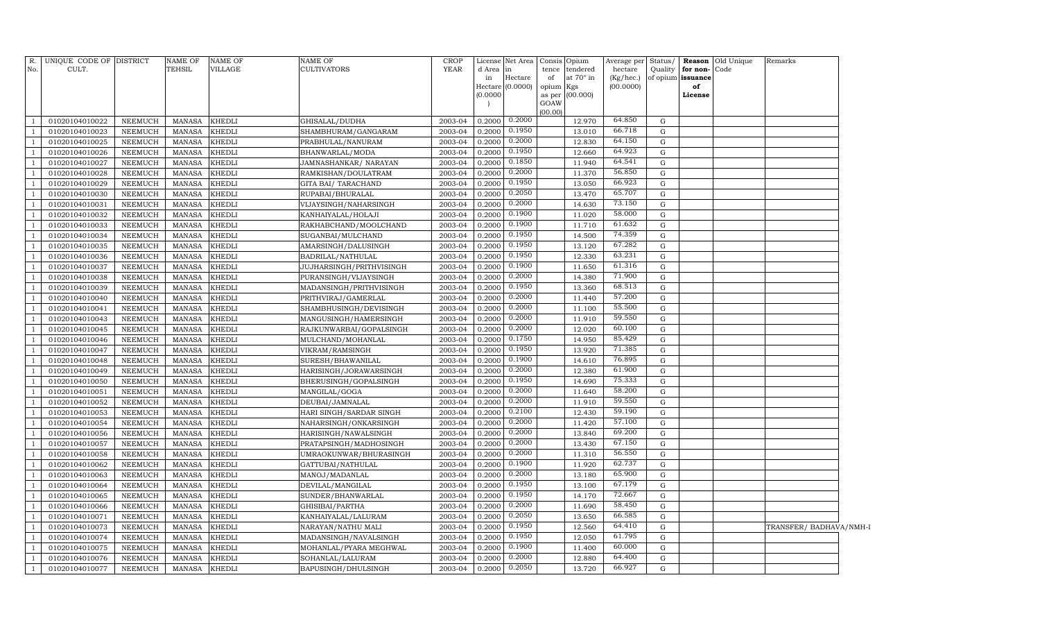| R. No. | UNIQUE CODE OF CULT. | DISTRICT | NAME OF TEHSIL | NAME OF VILLAGE | NAME OF CULTIVATORS | CROP YEAR | License d Area in Hectare (0.0000) | Net Area in Hectare (0.0000) | Consis tence of opium as per GOAW (00.00) | Opium tendered at 70° in Kgs (00.000) | Average per hectare (Kg/hec.) (00.0000) | Status/ Quality of opium | Reason for non-issuance of License | Old Unique Code | Remarks |
|---|---|---|---|---|---|---|---|---|---|---|---|---|---|---|---|
| 1 | 01020104010022 | NEEMUCH | MANASA | KHEDLI | GHISALAL/DUDHA | 2003-04 | 0.2000 | 0.2000 | | 12.970 | 64.850 | G | | | |
| 1 | 01020104010023 | NEEMUCH | MANASA | KHEDLI | SHAMBHURAM/GANGARAM | 2003-04 | 0.2000 | 0.1950 | | 13.010 | 66.718 | G | | | |
| 1 | 01020104010025 | NEEMUCH | MANASA | KHEDLI | PRABHULAL/NANURAM | 2003-04 | 0.2000 | 0.2000 | | 12.830 | 64.150 | G | | | |
| 1 | 01020104010026 | NEEMUCH | MANASA | KHEDLI | BHANWARLAL/MODA | 2003-04 | 0.2000 | 0.1950 | | 12.660 | 64.923 | G | | | |
| 1 | 01020104010027 | NEEMUCH | MANASA | KHEDLI | JAMNASHANKAR/ NARAYAN | 2003-04 | 0.2000 | 0.1850 | | 11.940 | 64.541 | G | | | |
| 1 | 01020104010028 | NEEMUCH | MANASA | KHEDLI | RAMKISHAN/DOULATRAM | 2003-04 | 0.2000 | 0.2000 | | 11.370 | 56.850 | G | | | |
| 1 | 01020104010029 | NEEMUCH | MANASA | KHEDLI | GITA BAI/ TARACHAND | 2003-04 | 0.2000 | 0.1950 | | 13.050 | 66.923 | G | | | |
| 1 | 01020104010030 | NEEMUCH | MANASA | KHEDLI | RUPABAI/BHURALAL | 2003-04 | 0.2000 | 0.2050 | | 13.470 | 65.707 | G | | | |
| 1 | 01020104010031 | NEEMUCH | MANASA | KHEDLI | VIJAYSINGH/NAHARSINGH | 2003-04 | 0.2000 | 0.2000 | | 14.630 | 73.150 | G | | | |
| 1 | 01020104010032 | NEEMUCH | MANASA | KHEDLI | KANHAIYALAL/HOLAJI | 2003-04 | 0.2000 | 0.1900 | | 11.020 | 58.000 | G | | | |
| 1 | 01020104010033 | NEEMUCH | MANASA | KHEDLI | RAKHABCHAND/MOOLCHAND | 2003-04 | 0.2000 | 0.1900 | | 11.710 | 61.632 | G | | | |
| 1 | 01020104010034 | NEEMUCH | MANASA | KHEDLI | SUGANBAI/MULCHAND | 2003-04 | 0.2000 | 0.1950 | | 14.500 | 74.359 | G | | | |
| 1 | 01020104010035 | NEEMUCH | MANASA | KHEDLI | AMARSINGH/DALUSINGH | 2003-04 | 0.2000 | 0.1950 | | 13.120 | 67.282 | G | | | |
| 1 | 01020104010036 | NEEMUCH | MANASA | KHEDLI | BADRILAL/NATHULAL | 2003-04 | 0.2000 | 0.1950 | | 12.330 | 63.231 | G | | | |
| 1 | 01020104010037 | NEEMUCH | MANASA | KHEDLI | JUJHARSINGH/PRITHVISINGH | 2003-04 | 0.2000 | 0.1900 | | 11.650 | 61.316 | G | | | |
| 1 | 01020104010038 | NEEMUCH | MANASA | KHEDLI | PURANSINGH/VIJAYSINGH | 2003-04 | 0.2000 | 0.2000 | | 14.380 | 71.900 | G | | | |
| 1 | 01020104010039 | NEEMUCH | MANASA | KHEDLI | MADANSINGH/PRITHVISINGH | 2003-04 | 0.2000 | 0.1950 | | 13.360 | 68.513 | G | | | |
| 1 | 01020104010040 | NEEMUCH | MANASA | KHEDLI | PRITHVIRAJ/GAMERLAL | 2003-04 | 0.2000 | 0.2000 | | 11.440 | 57.200 | G | | | |
| 1 | 01020104010041 | NEEMUCH | MANASA | KHEDLI | SHAMBHUSINGH/DEVISINGH | 2003-04 | 0.2000 | 0.2000 | | 11.100 | 55.500 | G | | | |
| 1 | 01020104010043 | NEEMUCH | MANASA | KHEDLI | MANGUSINGH/HAMERSINGH | 2003-04 | 0.2000 | 0.2000 | | 11.910 | 59.550 | G | | | |
| 1 | 01020104010045 | NEEMUCH | MANASA | KHEDLI | RAJKUNWARBAI/GOPALSINGH | 2003-04 | 0.2000 | 0.2000 | | 12.020 | 60.100 | G | | | |
| 1 | 01020104010046 | NEEMUCH | MANASA | KHEDLI | MULCHAND/MOHANLAL | 2003-04 | 0.2000 | 0.1750 | | 14.950 | 85.429 | G | | | |
| 1 | 01020104010047 | NEEMUCH | MANASA | KHEDLI | VIKRAM/RAMSINGH | 2003-04 | 0.2000 | 0.1950 | | 13.920 | 71.385 | G | | | |
| 1 | 01020104010048 | NEEMUCH | MANASA | KHEDLI | SURESH/BHAWANILAL | 2003-04 | 0.2000 | 0.1900 | | 14.610 | 76.895 | G | | | |
| 1 | 01020104010049 | NEEMUCH | MANASA | KHEDLI | HARISINGH/JORAWARSINGH | 2003-04 | 0.2000 | 0.2000 | | 12.380 | 61.900 | G | | | |
| 1 | 01020104010050 | NEEMUCH | MANASA | KHEDLI | BHERUSINGH/GOPALSINGH | 2003-04 | 0.2000 | 0.1950 | | 14.690 | 75.333 | G | | | |
| 1 | 01020104010051 | NEEMUCH | MANASA | KHEDLI | MANGILAL/GOGA | 2003-04 | 0.2000 | 0.2000 | | 11.640 | 58.200 | G | | | |
| 1 | 01020104010052 | NEEMUCH | MANASA | KHEDLI | DEUBAI/JAMNALAL | 2003-04 | 0.2000 | 0.2000 | | 11.910 | 59.550 | G | | | |
| 1 | 01020104010053 | NEEMUCH | MANASA | KHEDLI | HARI SINGH/SARDAR SINGH | 2003-04 | 0.2000 | 0.2100 | | 12.430 | 59.190 | G | | | |
| 1 | 01020104010054 | NEEMUCH | MANASA | KHEDLI | NAHARSINGH/ONKARSINGH | 2003-04 | 0.2000 | 0.2000 | | 11.420 | 57.100 | G | | | |
| 1 | 01020104010056 | NEEMUCH | MANASA | KHEDLI | HARISINGH/NAWALSINGH | 2003-04 | 0.2000 | 0.2000 | | 13.840 | 69.200 | G | | | |
| 1 | 01020104010057 | NEEMUCH | MANASA | KHEDLI | PRATAPSINGH/MADHOSINGH | 2003-04 | 0.2000 | 0.2000 | | 13.430 | 67.150 | G | | | |
| 1 | 01020104010058 | NEEMUCH | MANASA | KHEDLI | UMRAOKUNWAR/BHURASINGH | 2003-04 | 0.2000 | 0.2000 | | 11.310 | 56.550 | G | | | |
| 1 | 01020104010062 | NEEMUCH | MANASA | KHEDLI | GATTUBAI/NATHULAL | 2003-04 | 0.2000 | 0.1900 | | 11.920 | 62.737 | G | | | |
| 1 | 01020104010063 | NEEMUCH | MANASA | KHEDLI | MANOJ/MADANLAL | 2003-04 | 0.2000 | 0.2000 | | 13.180 | 65.900 | G | | | |
| 1 | 01020104010064 | NEEMUCH | MANASA | KHEDLI | DEVILAL/MANGILAL | 2003-04 | 0.2000 | 0.1950 | | 13.100 | 67.179 | G | | | |
| 1 | 01020104010065 | NEEMUCH | MANASA | KHEDLI | SUNDER/BHANWARLAL | 2003-04 | 0.2000 | 0.1950 | | 14.170 | 72.667 | G | | | |
| 1 | 01020104010066 | NEEMUCH | MANASA | KHEDLI | GHISIBAI/PARTHA | 2003-04 | 0.2000 | 0.2000 | | 11.690 | 58.450 | G | | | |
| 1 | 01020104010071 | NEEMUCH | MANASA | KHEDLI | KANHAIYALAL/LALURAM | 2003-04 | 0.2000 | 0.2050 | | 13.650 | 66.585 | G | | | |
| 1 | 01020104010073 | NEEMUCH | MANASA | KHEDLI | NARAYAN/NATHU MALI | 2003-04 | 0.2000 | 0.1950 | | 12.560 | 64.410 | G | | | TRANSFER/ BADHAVA/NMH-I |
| 1 | 01020104010074 | NEEMUCH | MANASA | KHEDLI | MADANSINGH/NAVALSINGH | 2003-04 | 0.2000 | 0.1950 | | 12.050 | 61.795 | G | | | |
| 1 | 01020104010075 | NEEMUCH | MANASA | KHEDLI | MOHANLAL/PYARA MEGHWAL | 2003-04 | 0.2000 | 0.1900 | | 11.400 | 60.000 | G | | | |
| 1 | 01020104010076 | NEEMUCH | MANASA | KHEDLI | SOHANLAL/LALURAM | 2003-04 | 0.2000 | 0.2000 | | 12.880 | 64.400 | G | | | |
| 1 | 01020104010077 | NEEMUCH | MANASA | KHEDLI | BAPUSINGH/DHULSINGH | 2003-04 | 0.2000 | 0.2050 | | 13.720 | 66.927 | G | | | |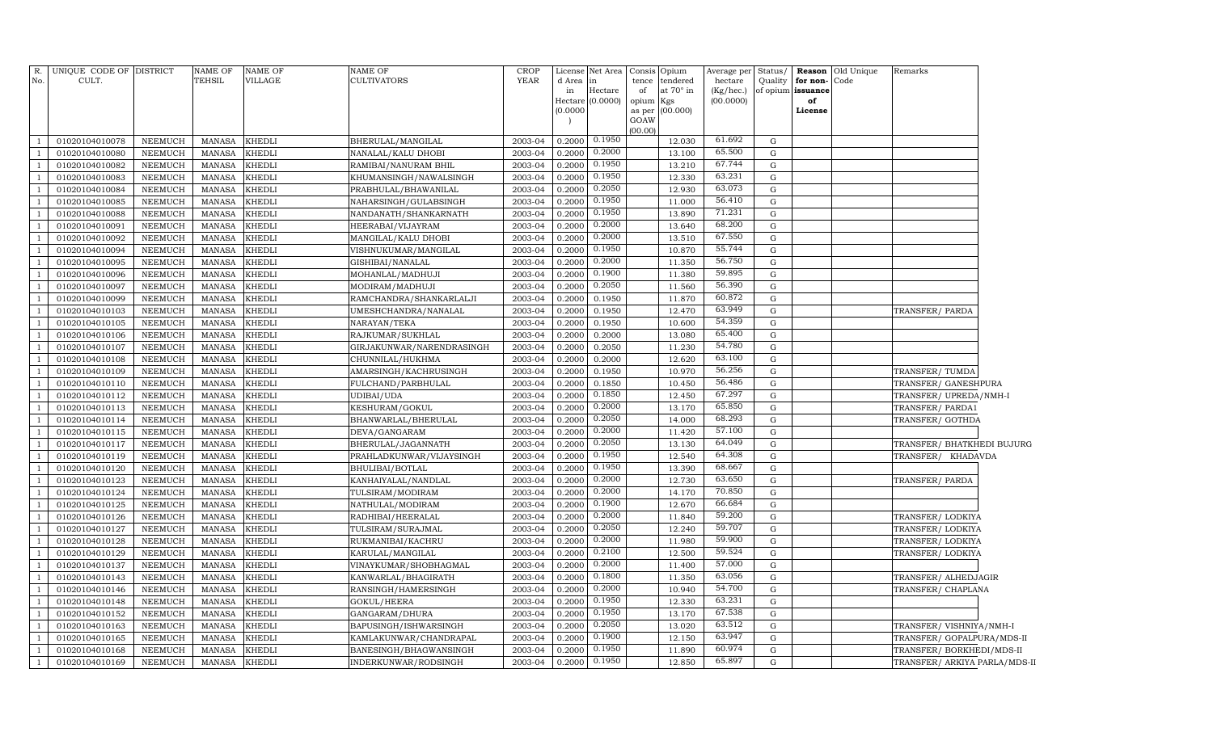| R. No. | UNIQUE CODE OF CULT. | DISTRICT | NAME OF TEHSIL | NAME OF VILLAGE | NAME OF CULTIVATORS | CROP YEAR | License d Area in Hectare (0.0000) | Net Area in Hectare (0.0000) | Consis tence of opium as per GOAW (00.00) | Opium tendered at 70° in Kgs (00.000) | Average per hectare (Kg/hec.) (00.0000) | Status/ Quality of opium | Reason for non-issuance of License | Old Unique Code | Remarks |
|---|---|---|---|---|---|---|---|---|---|---|---|---|---|---|---|
| 1 | 01020104010078 | NEEMUCH | MANASA | KHEDLI | BHERULAL/MANGILAL | 2003-04 | 0.2000 | 0.1950 | | 12.030 | 61.692 | G | | | |
| 1 | 01020104010080 | NEEMUCH | MANASA | KHEDLI | NANALAL/KALU DHOBI | 2003-04 | 0.2000 | 0.2000 | | 13.100 | 65.500 | G | | | |
| 1 | 01020104010082 | NEEMUCH | MANASA | KHEDLI | RAMIBAI/NANURAM BHIL | 2003-04 | 0.2000 | 0.1950 | | 13.210 | 67.744 | G | | | |
| 1 | 01020104010083 | NEEMUCH | MANASA | KHEDLI | KHUMANSINGH/NAWALSINGH | 2003-04 | 0.2000 | 0.1950 | | 12.330 | 63.231 | G | | | |
| 1 | 01020104010084 | NEEMUCH | MANASA | KHEDLI | PRABHULAL/BHAWANILAL | 2003-04 | 0.2000 | 0.2050 | | 12.930 | 63.073 | G | | | |
| 1 | 01020104010085 | NEEMUCH | MANASA | KHEDLI | NAHARSINGH/GULABSINGH | 2003-04 | 0.2000 | 0.1950 | | 11.000 | 56.410 | G | | | |
| 1 | 01020104010088 | NEEMUCH | MANASA | KHEDLI | NANDANATH/SHANKARNATH | 2003-04 | 0.2000 | 0.1950 | | 13.890 | 71.231 | G | | | |
| 1 | 01020104010091 | NEEMUCH | MANASA | KHEDLI | HEERABAI/VIJAYRAM | 2003-04 | 0.2000 | 0.2000 | | 13.640 | 68.200 | G | | | |
| 1 | 01020104010092 | NEEMUCH | MANASA | KHEDLI | MANGILAL/KALU DHOBI | 2003-04 | 0.2000 | 0.2000 | | 13.510 | 67.550 | G | | | |
| 1 | 01020104010094 | NEEMUCH | MANASA | KHEDLI | VISHNUKUMAR/MANGILAL | 2003-04 | 0.2000 | 0.1950 | | 10.870 | 55.744 | G | | | |
| 1 | 01020104010095 | NEEMUCH | MANASA | KHEDLI | GISHIBAI/NANALAL | 2003-04 | 0.2000 | 0.2000 | | 11.350 | 56.750 | G | | | |
| 1 | 01020104010096 | NEEMUCH | MANASA | KHEDLI | MOHANLAL/MADHUJI | 2003-04 | 0.2000 | 0.1900 | | 11.380 | 59.895 | G | | | |
| 1 | 01020104010097 | NEEMUCH | MANASA | KHEDLI | MODIRAM/MADHUJI | 2003-04 | 0.2000 | 0.2050 | | 11.560 | 56.390 | G | | | |
| 1 | 01020104010099 | NEEMUCH | MANASA | KHEDLI | RAMCHANDRA/SHANKARLALJI | 2003-04 | 0.2000 | 0.1950 | | 11.870 | 60.872 | G | | | |
| 1 | 01020104010103 | NEEMUCH | MANASA | KHEDLI | UMESHCHANDRA/NANALAL | 2003-04 | 0.2000 | 0.1950 | | 12.470 | 63.949 | G | | | TRANSFER/ PARDA |
| 1 | 01020104010105 | NEEMUCH | MANASA | KHEDLI | NARAYAN/TEKA | 2003-04 | 0.2000 | 0.1950 | | 10.600 | 54.359 | G | | | |
| 1 | 01020104010106 | NEEMUCH | MANASA | KHEDLI | RAJKUMAR/SUKHLAL | 2003-04 | 0.2000 | 0.2000 | | 13.080 | 65.400 | G | | | |
| 1 | 01020104010107 | NEEMUCH | MANASA | KHEDLI | GIRJAKUNWAR/NARENDRASINGH | 2003-04 | 0.2000 | 0.2050 | | 11.230 | 54.780 | G | | | |
| 1 | 01020104010108 | NEEMUCH | MANASA | KHEDLI | CHUNNILAL/HUKHMA | 2003-04 | 0.2000 | 0.2000 | | 12.620 | 63.100 | G | | | |
| 1 | 01020104010109 | NEEMUCH | MANASA | KHEDLI | AMARSINGH/KACHRUSINGH | 2003-04 | 0.2000 | 0.1950 | | 10.970 | 56.256 | G | | | TRANSFER/ TUMDA |
| 1 | 01020104010110 | NEEMUCH | MANASA | KHEDLI | FULCHAND/PARBHULAL | 2003-04 | 0.2000 | 0.1850 | | 10.450 | 56.486 | G | | | TRANSFER/ GANESHPURA |
| 1 | 01020104010112 | NEEMUCH | MANASA | KHEDLI | UDIBAI/UDA | 2003-04 | 0.2000 | 0.1850 | | 12.450 | 67.297 | G | | | TRANSFER/ UPREDA/NMH-I |
| 1 | 01020104010113 | NEEMUCH | MANASA | KHEDLI | KESHURAM/GOKUL | 2003-04 | 0.2000 | 0.2000 | | 13.170 | 65.850 | G | | | TRANSFER/ PARDA1 |
| 1 | 01020104010114 | NEEMUCH | MANASA | KHEDLI | BHANWARLAL/BHERULAL | 2003-04 | 0.2000 | 0.2050 | | 14.000 | 68.293 | G | | | TRANSFER/ GOTHDA |
| 1 | 01020104010115 | NEEMUCH | MANASA | KHEDLI | DEVA/GANGARAM | 2003-04 | 0.2000 | 0.2000 | | 11.420 | 57.100 | G | | | |
| 1 | 01020104010117 | NEEMUCH | MANASA | KHEDLI | BHERULAL/JAGANNATH | 2003-04 | 0.2000 | 0.2050 | | 13.130 | 64.049 | G | | | TRANSFER/ BHATKHEDI BUJURG |
| 1 | 01020104010119 | NEEMUCH | MANASA | KHEDLI | PRAHLADKUNWAR/VIJAYSINGH | 2003-04 | 0.2000 | 0.1950 | | 12.540 | 64.308 | G | | | TRANSFER/ KHADAVDA |
| 1 | 01020104010120 | NEEMUCH | MANASA | KHEDLI | BHULIBAI/BOTLAL | 2003-04 | 0.2000 | 0.1950 | | 13.390 | 68.667 | G | | | |
| 1 | 01020104010123 | NEEMUCH | MANASA | KHEDLI | KANHAIYALAL/NANDLAL | 2003-04 | 0.2000 | 0.2000 | | 12.730 | 63.650 | G | | | TRANSFER/ PARDA |
| 1 | 01020104010124 | NEEMUCH | MANASA | KHEDLI | TULSIRAM/MODIRAM | 2003-04 | 0.2000 | 0.2000 | | 14.170 | 70.850 | G | | | |
| 1 | 01020104010125 | NEEMUCH | MANASA | KHEDLI | NATHULAL/MODIRAM | 2003-04 | 0.2000 | 0.1900 | | 12.670 | 66.684 | G | | | |
| 1 | 01020104010126 | NEEMUCH | MANASA | KHEDLI | RADHIBAI/HEERALAL | 2003-04 | 0.2000 | 0.2000 | | 11.840 | 59.200 | G | | | TRANSFER/ LODKIYA |
| 1 | 01020104010127 | NEEMUCH | MANASA | KHEDLI | TULSIRAM/SURAJMAL | 2003-04 | 0.2000 | 0.2050 | | 12.240 | 59.707 | G | | | TRANSFER/ LODKIYA |
| 1 | 01020104010128 | NEEMUCH | MANASA | KHEDLI | RUKMANIBAI/KACHRU | 2003-04 | 0.2000 | 0.2000 | | 11.980 | 59.900 | G | | | TRANSFER/ LODKIYA |
| 1 | 01020104010129 | NEEMUCH | MANASA | KHEDLI | KARULAL/MANGILAL | 2003-04 | 0.2000 | 0.2100 | | 12.500 | 59.524 | G | | | TRANSFER/ LODKIYA |
| 1 | 01020104010137 | NEEMUCH | MANASA | KHEDLI | VINAYKUMAR/SHOBHAGMAL | 2003-04 | 0.2000 | 0.2000 | | 11.400 | 57.000 | G | | | |
| 1 | 01020104010143 | NEEMUCH | MANASA | KHEDLI | KANWARLAL/BHAGIRATH | 2003-04 | 0.2000 | 0.1800 | | 11.350 | 63.056 | G | | | TRANSFER/ ALHEDJAGIR |
| 1 | 01020104010146 | NEEMUCH | MANASA | KHEDLI | RANSINGH/HAMERSINGH | 2003-04 | 0.2000 | 0.2000 | | 10.940 | 54.700 | G | | | TRANSFER/ CHAPLANA |
| 1 | 01020104010148 | NEEMUCH | MANASA | KHEDLI | GOKUL/HEERA | 2003-04 | 0.2000 | 0.1950 | | 12.330 | 63.231 | G | | | |
| 1 | 01020104010152 | NEEMUCH | MANASA | KHEDLI | GANGARAM/DHURA | 2003-04 | 0.2000 | 0.1950 | | 13.170 | 67.538 | G | | | |
| 1 | 01020104010163 | NEEMUCH | MANASA | KHEDLI | BAPUSINGH/ISHWARSINGH | 2003-04 | 0.2000 | 0.2050 | | 13.020 | 63.512 | G | | | TRANSFER/ VISHNIYA/NMH-I |
| 1 | 01020104010165 | NEEMUCH | MANASA | KHEDLI | KAMLAKUNWAR/CHANDRAPAL | 2003-04 | 0.2000 | 0.1900 | | 12.150 | 63.947 | G | | | TRANSFER/ GOPALPURA/MDS-II |
| 1 | 01020104010168 | NEEMUCH | MANASA | KHEDLI | BANESINGH/BHAGWANSINGH | 2003-04 | 0.2000 | 0.1950 | | 11.890 | 60.974 | G | | | TRANSFER/ BORKHEDI/MDS-II |
| 1 | 01020104010169 | NEEMUCH | MANASA | KHEDLI | INDERKUNWAR/RODSINGH | 2003-04 | 0.2000 | 0.1950 | | 12.850 | 65.897 | G | | | TRANSFER/ ARKIYA PARLA/MDS-II |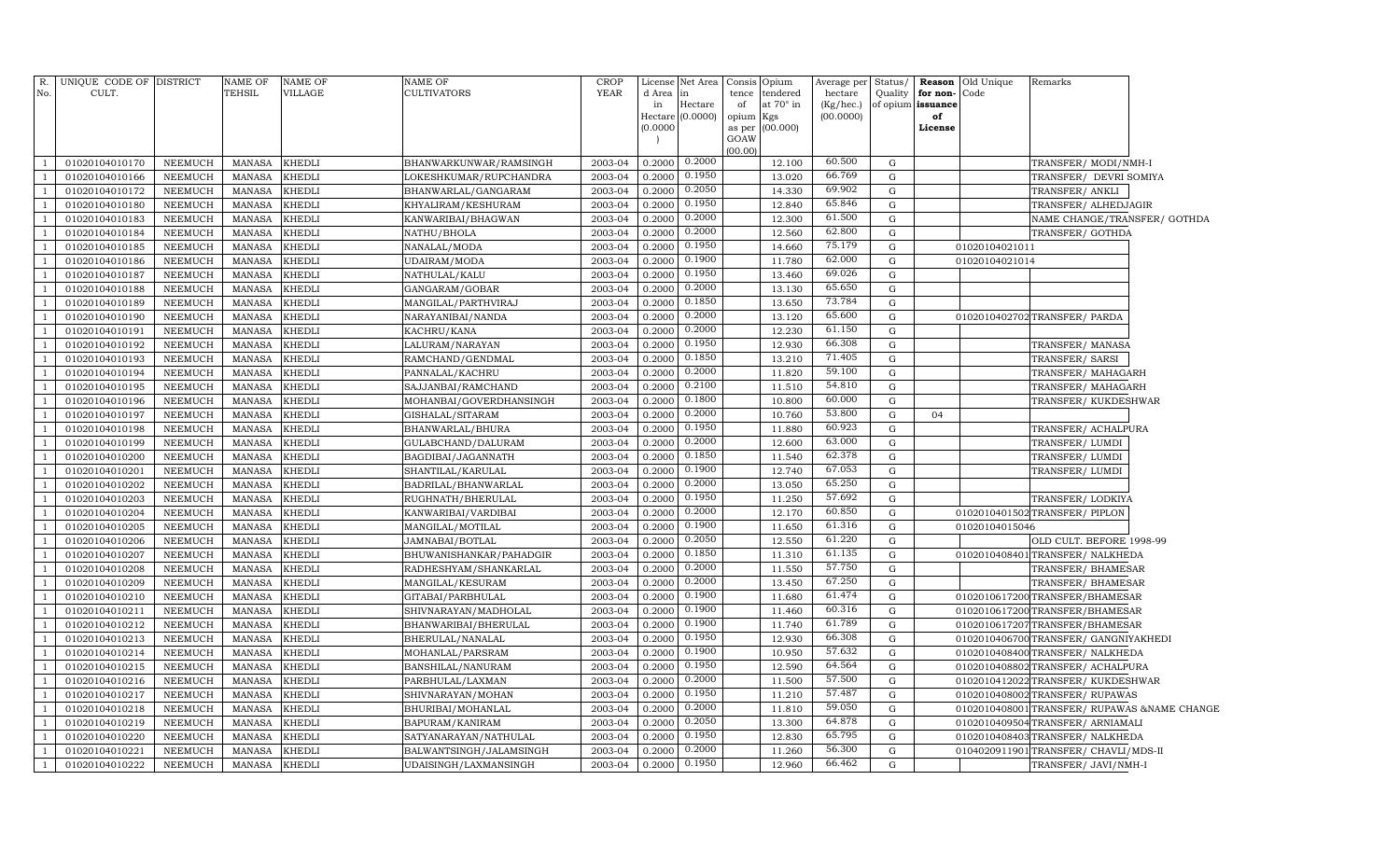| R. No. | UNIQUE CODE OF CULT. | DISTRICT | NAME OF TEHSIL | NAME OF VILLAGE | NAME OF CULTIVATORS | CROP YEAR | License d Area in Hectare (0.0000) | Net Area in Hectare (0.0000) | Consis tence of opium as per GOAW (00.00) | Opium tendered at 70° in Kgs (00.000) | Average per hectare (Kg/hec.) (00.0000) | Status/ Quality of opium | Reason for non-issuance of License | Old Unique Code | Remarks |
|---|---|---|---|---|---|---|---|---|---|---|---|---|---|---|---|
| 1 | 01020104010170 | NEEMUCH | MANASA | KHEDLI | BHANWARKUNWAR/RAMSINGH | 2003-04 | 0.2000 | 0.2000 | | 12.100 | 60.500 | G | | | TRANSFER/ MODI/NMH-I |
| 1 | 01020104010166 | NEEMUCH | MANASA | KHEDLI | LOKESHKUMAR/RUPCHANDRA | 2003-04 | 0.2000 | 0.1950 | | 13.020 | 66.769 | G | | | TRANSFER/ DEVRI SOMIYA |
| 1 | 01020104010172 | NEEMUCH | MANASA | KHEDLI | BHANWARLAL/GANGARAM | 2003-04 | 0.2000 | 0.2050 | | 14.330 | 69.902 | G | | | TRANSFER/ ANKLI |
| 1 | 01020104010180 | NEEMUCH | MANASA | KHEDLI | KHYALIRAM/KESHURAM | 2003-04 | 0.2000 | 0.1950 | | 12.840 | 65.846 | G | | | TRANSFER/ ALHEDJAGIR |
| 1 | 01020104010183 | NEEMUCH | MANASA | KHEDLI | KANWARIBAI/BHAGWAN | 2003-04 | 0.2000 | 0.2000 | | 12.300 | 61.500 | G | | | NAME CHANGE/TRANSFER/ GOTHDA |
| 1 | 01020104010184 | NEEMUCH | MANASA | KHEDLI | NATHU/BHOLA | 2003-04 | 0.2000 | 0.2000 | | 12.560 | 62.800 | G | | | TRANSFER/ GOTHDA |
| 1 | 01020104010185 | NEEMUCH | MANASA | KHEDLI | NANALAL/MODA | 2003-04 | 0.2000 | 0.1950 | | 14.660 | 75.179 | G | | 01020104021011 | |
| 1 | 01020104010186 | NEEMUCH | MANASA | KHEDLI | UDAIRAM/MODA | 2003-04 | 0.2000 | 0.1900 | | 11.780 | 62.000 | G | | 01020104021014 | |
| 1 | 01020104010187 | NEEMUCH | MANASA | KHEDLI | NATHULAL/KALU | 2003-04 | 0.2000 | 0.1950 | | 13.460 | 69.026 | G | | | |
| 1 | 01020104010188 | NEEMUCH | MANASA | KHEDLI | GANGARAM/GOBAR | 2003-04 | 0.2000 | 0.2000 | | 13.130 | 65.650 | G | | | |
| 1 | 01020104010189 | NEEMUCH | MANASA | KHEDLI | MANGILAL/PARTHVIRAJ | 2003-04 | 0.2000 | 0.1850 | | 13.650 | 73.784 | G | | | |
| 1 | 01020104010190 | NEEMUCH | MANASA | KHEDLI | NARAYANIBAI/NANDA | 2003-04 | 0.2000 | 0.2000 | | 13.120 | 65.600 | G | | 0102010402702 | TRANSFER/ PARDA |
| 1 | 01020104010191 | NEEMUCH | MANASA | KHEDLI | KACHRU/KANA | 2003-04 | 0.2000 | 0.2000 | | 12.230 | 61.150 | G | | | |
| 1 | 01020104010192 | NEEMUCH | MANASA | KHEDLI | LALURAM/NARAYAN | 2003-04 | 0.2000 | 0.1950 | | 12.930 | 66.308 | G | | | TRANSFER/ MANASA |
| 1 | 01020104010193 | NEEMUCH | MANASA | KHEDLI | RAMCHAND/GENDMAL | 2003-04 | 0.2000 | 0.1850 | | 13.210 | 71.405 | G | | | TRANSFER/ SARSI |
| 1 | 01020104010194 | NEEMUCH | MANASA | KHEDLI | PANNALAL/KACHRU | 2003-04 | 0.2000 | 0.2000 | | 11.820 | 59.100 | G | | | TRANSFER/ MAHAGARH |
| 1 | 01020104010195 | NEEMUCH | MANASA | KHEDLI | SAJJANBAI/RAMCHAND | 2003-04 | 0.2000 | 0.2100 | | 11.510 | 54.810 | G | | | TRANSFER/ MAHAGARH |
| 1 | 01020104010196 | NEEMUCH | MANASA | KHEDLI | MOHANBAI/GOVERDHANSINGH | 2003-04 | 0.2000 | 0.1800 | | 10.800 | 60.000 | G | | | TRANSFER/ KUKDESHWAR |
| 1 | 01020104010197 | NEEMUCH | MANASA | KHEDLI | GISHALAL/SITARAM | 2003-04 | 0.2000 | 0.2000 | | 10.760 | 53.800 | G | 04 | | |
| 1 | 01020104010198 | NEEMUCH | MANASA | KHEDLI | BHANWARLAL/BHURA | 2003-04 | 0.2000 | 0.1950 | | 11.880 | 60.923 | G | | | TRANSFER/ ACHALPURA |
| 1 | 01020104010199 | NEEMUCH | MANASA | KHEDLI | GULABCHAND/DALURAM | 2003-04 | 0.2000 | 0.2000 | | 12.600 | 63.000 | G | | | TRANSFER/ LUMDI |
| 1 | 01020104010200 | NEEMUCH | MANASA | KHEDLI | BAGDIBAI/JAGANNATH | 2003-04 | 0.2000 | 0.1850 | | 11.540 | 62.378 | G | | | TRANSFER/ LUMDI |
| 1 | 01020104010201 | NEEMUCH | MANASA | KHEDLI | SHANTILAL/KARULAL | 2003-04 | 0.2000 | 0.1900 | | 12.740 | 67.053 | G | | | TRANSFER/ LUMDI |
| 1 | 01020104010202 | NEEMUCH | MANASA | KHEDLI | BADRILAL/BHANWARLAL | 2003-04 | 0.2000 | 0.2000 | | 13.050 | 65.250 | G | | | |
| 1 | 01020104010203 | NEEMUCH | MANASA | KHEDLI | RUGHNATH/BHERULAL | 2003-04 | 0.2000 | 0.1950 | | 11.250 | 57.692 | G | | | TRANSFER/ LODKIYA |
| 1 | 01020104010204 | NEEMUCH | MANASA | KHEDLI | KANWARIBAI/VARDIBAI | 2003-04 | 0.2000 | 0.2000 | | 12.170 | 60.850 | G | | 0102010401502 | TRANSFER/ PIPLON |
| 1 | 01020104010205 | NEEMUCH | MANASA | KHEDLI | MANGILAL/MOTILAL | 2003-04 | 0.2000 | 0.1900 | | 11.650 | 61.316 | G | | 01020104015046 | |
| 1 | 01020104010206 | NEEMUCH | MANASA | KHEDLI | JAMNABAI/BOTLAL | 2003-04 | 0.2000 | 0.2050 | | 12.550 | 61.220 | G | | | OLD CULT. BEFORE 1998-99 |
| 1 | 01020104010207 | NEEMUCH | MANASA | KHEDLI | BHUWANISHANKAR/PAHADGIR | 2003-04 | 0.2000 | 0.1850 | | 11.310 | 61.135 | G | | 0102010408401 | TRANSFER/ NALKHEDA |
| 1 | 01020104010208 | NEEMUCH | MANASA | KHEDLI | RADHESHYAM/SHANKARLAL | 2003-04 | 0.2000 | 0.2000 | | 11.550 | 57.750 | G | | | TRANSFER/ BHAMESAR |
| 1 | 01020104010209 | NEEMUCH | MANASA | KHEDLI | MANGILAL/KESURAM | 2003-04 | 0.2000 | 0.2000 | | 13.450 | 67.250 | G | | | TRANSFER/ BHAMESAR |
| 1 | 01020104010210 | NEEMUCH | MANASA | KHEDLI | GITABAI/PARBHULAL | 2003-04 | 0.2000 | 0.1900 | | 11.680 | 61.474 | G | | 0102010617200 | TRANSFER/BHAMESAR |
| 1 | 01020104010211 | NEEMUCH | MANASA | KHEDLI | SHIVNARAYAN/MADHOLAL | 2003-04 | 0.2000 | 0.1900 | | 11.460 | 60.316 | G | | 0102010617200 | TRANSFER/BHAMESAR |
| 1 | 01020104010212 | NEEMUCH | MANASA | KHEDLI | BHANWARIBAI/BHERULAL | 2003-04 | 0.2000 | 0.1900 | | 11.740 | 61.789 | G | | 0102010617207 | TRANSFER/BHAMESAR |
| 1 | 01020104010213 | NEEMUCH | MANASA | KHEDLI | BHERULAL/NANALAL | 2003-04 | 0.2000 | 0.1950 | | 12.930 | 66.308 | G | | 0102010406700 | TRANSFER/ GANGNIYAKHEDI |
| 1 | 01020104010214 | NEEMUCH | MANASA | KHEDLI | MOHANLAL/PARSRAM | 2003-04 | 0.2000 | 0.1900 | | 10.950 | 57.632 | G | | 0102010408400 | TRANSFER/ NALKHEDA |
| 1 | 01020104010215 | NEEMUCH | MANASA | KHEDLI | BANSHILAL/NANURAM | 2003-04 | 0.2000 | 0.1950 | | 12.590 | 64.564 | G | | 0102010408802 | TRANSFER/ ACHALPURA |
| 1 | 01020104010216 | NEEMUCH | MANASA | KHEDLI | PARBHULAL/LAXMAN | 2003-04 | 0.2000 | 0.2000 | | 11.500 | 57.500 | G | | 0102010412022 | TRANSFER/ KUKDESHWAR |
| 1 | 01020104010217 | NEEMUCH | MANASA | KHEDLI | SHIVNARAYAN/MOHAN | 2003-04 | 0.2000 | 0.1950 | | 11.210 | 57.487 | G | | 0102010408002 | TRANSFER/ RUPAWAS |
| 1 | 01020104010218 | NEEMUCH | MANASA | KHEDLI | BHURIBAI/MOHANLAL | 2003-04 | 0.2000 | 0.2000 | | 11.810 | 59.050 | G | | 0102010408001 | TRANSFER/ RUPAWAS &NAME CHANGE |
| 1 | 01020104010219 | NEEMUCH | MANASA | KHEDLI | BAPURAM/KANIRAM | 2003-04 | 0.2000 | 0.2050 | | 13.300 | 64.878 | G | | 0102010409504 | TRANSFER/ ARNIAMALI |
| 1 | 01020104010220 | NEEMUCH | MANASA | KHEDLI | SATYANARAYAN/NATHULAL | 2003-04 | 0.2000 | 0.1950 | | 12.830 | 65.795 | G | | 0102010408403 | TRANSFER/ NALKHEDA |
| 1 | 01020104010221 | NEEMUCH | MANASA | KHEDLI | BALWANTSINGH/JALAMSINGH | 2003-04 | 0.2000 | 0.2000 | | 11.260 | 56.300 | G | | 0104020911901 | TRANSFER/ CHAVLI/MDS-II |
| 1 | 01020104010222 | NEEMUCH | MANASA | KHEDLI | UDAISINGH/LAXMANSINGH | 2003-04 | 0.2000 | 0.1950 | | 12.960 | 66.462 | G | | | TRANSFER/ JAVI/NMH-I |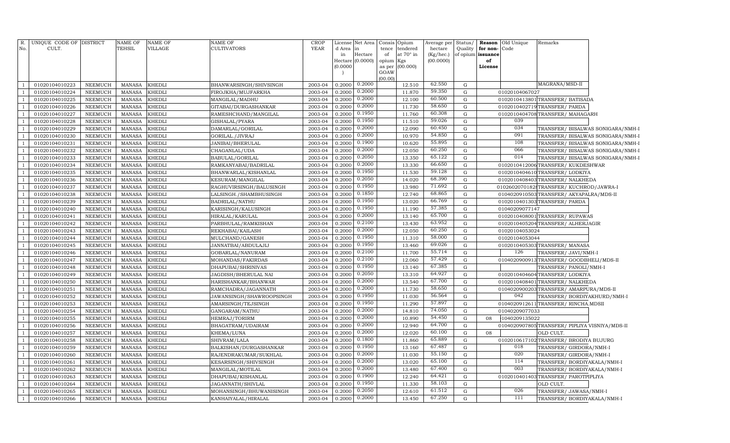| R. No. | UNIQUE CODE OF CULT. | DISTRICT | NAME OF TEHSIL | NAME OF VILLAGE | NAME OF CULTIVATORS | CROP YEAR | License d Area in Hectare (0.0000) | Net Area in Hectare (0.0000) | Consis tence of opium as per GOAW (00.00) | Opium tendered at 70° in Kgs (00.000) | Average per hectare (Kg/hec.) (00.0000) | Status/ Quality of opium | Reason for non-issuance of License | Old Unique Code | Remarks |
|---|---|---|---|---|---|---|---|---|---|---|---|---|---|---|---|
| 1 | 01020104010223 | NEEMUCH | MANASA | KHEDLI | BHANWARSINGH/SHIVSINGH | 2003-04 | 0.2000 | 0.2000 | | 12.510 | 62.550 | G | | | MAGRANA/MSD-II |
| 1 | 01020104010224 | NEEMUCH | MANASA | KHEDLI | FIROJKHA/MUJFARKHA | 2003-04 | 0.2000 | 0.2000 | | 11.870 | 59.350 | G | | 01020104067027 | |
| 1 | 01020104010225 | NEEMUCH | MANASA | KHEDLI | MANGILAL/MADHU | 2003-04 | 0.2000 | 0.2000 | | 12.100 | 60.500 | G | | 0102010413801 | TRANSFER/ BATISADA |
| 1 | 01020104010226 | NEEMUCH | MANASA | KHEDLI | GITABAI/DURGASHANKAR | 2003-04 | 0.2000 | 0.2000 | | 11.730 | 58.650 | G | | 0102010402719 | TRANSFER/ PARDA |
| 1 | 01020104010227 | NEEMUCH | MANASA | KHEDLI | RAMESHCHAND/MANGILAL | 2003-04 | 0.2000 | 0.1950 | | 11.760 | 60.308 | G | | 0102010404708 | TRANSFER/ MAHAGARH |
| 1 | 01020104010228 | NEEMUCH | MANASA | KHEDLI | GISHALAL/PYARA | 2003-04 | 0.2000 | 0.1950 | | 11.510 | 59.026 | G | | 039 | |
| 1 | 01020104010229 | NEEMUCH | MANASA | KHEDLI | DAMARLAL/GORILAL | 2003-04 | 0.2000 | 0.2000 | | 12.090 | 60.450 | G | | 034 | TRANSFER/ BISALWAS SONIGARA/NMH-I |
| 1 | 01020104010230 | NEEMUCH | MANASA | KHEDLI | GORILAL./JIVRAJ | 2003-04 | 0.2000 | 0.2000 | | 10.970 | 54.850 | G | | 091 | TRANSFER/ BISALWAS SONIGARA/NMH-I |
| 1 | 01020104010231 | NEEMUCH | MANASA | KHEDLI | JANIBAI/BHERULAL | 2003-04 | 0.2000 | 0.1900 | | 10.620 | 55.895 | G | | 108 | TRANSFER/ BISALWAS SONIGARA/NMH-I |
| 1 | 01020104010232 | NEEMUCH | MANASA | KHEDLI | CHAGANLAL/UDA | 2003-04 | 0.2000 | 0.2000 | | 12.050 | 60.250 | G | | 066 | TRANSFER/ BISALWAS SONIGARA/NMH-I |
| 1 | 01020104010233 | NEEMUCH | MANASA | KHEDLI | BABULAL/GORILAL | 2003-04 | 0.2000 | 0.2050 | | 13.350 | 65.122 | G | | 014 | TRANSFER/ BISALWAS SONIGARA/NMH-I |
| 1 | 01020104010234 | NEEMUCH | MANASA | KHEDLI | RAMKANYABAI/BADRILAL | 2003-04 | 0.2000 | 0.2000 | | 13.330 | 66.650 | G | | 0102010412006 | TRANSFER/ KUKDESHWAR |
| 1 | 01020104010235 | NEEMUCH | MANASA | KHEDLI | BHANWARLAL/KISHANLAL | 2003-04 | 0.2000 | 0.1950 | | 11.530 | 59.128 | G | | 0102010404610 | TRANSFER/ LODKIYA |
| 1 | 01020104010236 | NEEMUCH | MANASA | KHEDLI | KESURAM/MANGILAL | 2003-04 | 0.2000 | 0.2050 | | 14.020 | 68.390 | G | | 0102010408403 | TRANSFER/ NALKHEDA |
| 1 | 01020104010237 | NEEMUCH | MANASA | KHEDLI | RAGHUVIRSINGH/BALUSINGH | 2003-04 | 0.2000 | 0.1950 | | 13.980 | 71.692 | G | | 0102602070182 | TRANSFER/ KUCHROD/JAWRA-I |
| 1 | 01020104010238 | NEEMUCH | MANASA | KHEDLI | LALSINGH./SHAMBHUSINGH | 2003-04 | 0.2000 | 0.1850 | | 12.740 | 68.865 | G | | 0104020910503 | TRANSFER/ AKYAPALRA/MDS-II |
| 1 | 01020104010239 | NEEMUCH | MANASA | KHEDLI | BADRILAL/NATHU | 2003-04 | 0.2000 | 0.1950 | | 13.020 | 66.769 | G | | 0102010401303 | TRANSFER/ PARDA |
| 1 | 01020104010240 | NEEMUCH | MANASA | KHEDLI | KARISINGH/KALUSINGH | 2003-04 | 0.2000 | 0.1950 | | 11.190 | 57.385 | G | | 01040209077147 | |
| 1 | 01020104010241 | NEEMUCH | MANASA | KHEDLI | HIRALAL/KARULAL | 2003-04 | 0.2000 | 0.2000 | | 13.140 | 65.700 | G | | 0102010408001 | TRANSFER/ RUPAWAS |
| 1 | 01020104010242 | NEEMUCH | MANASA | KHEDLI | PARBHULAL/RAMKISHAN | 2003-04 | 0.2000 | 0.2100 | | 13.430 | 63.952 | G | | 0102010405204 | TRANSFER/ ALHERJAGIR |
| 1 | 01020104010243 | NEEMUCH | MANASA | KHEDLI | REKHABAI/KAILASH | 2003-04 | 0.2000 | 0.2000 | | 12.050 | 60.250 | G | | 01020104053024 | |
| 1 | 01020104010244 | NEEMUCH | MANASA | KHEDLI | MULCHAND/GANESH | 2003-04 | 0.2000 | 0.1950 | | 11.310 | 58.000 | G | | 01020104053044 | |
| 1 | 01020104010245 | NEEMUCH | MANASA | KHEDLI | JANNATBAI/ABDULAJIJ | 2003-04 | 0.2000 | 0.1950 | | 13.460 | 69.026 | G | | 0102010405303 | TRANSFER/ MANASA |
| 1 | 01020104010246 | NEEMUCH | MANASA | KHEDLI | GOBARLAL/NANURAM | 2003-04 | 0.2000 | 0.2100 | | 11.700 | 55.714 | G | | 126 | TRANSFER/ JAVI/NMH-I |
| 1 | 01020104010247 | NEEMUCH | MANASA | KHEDLI | MOHANDAS/FAKIRDAS | 2003-04 | 0.2000 | 0.2100 | | 12.060 | 57.429 | G | | 0104020900913 | TRANSFER/ GOODBHELI/MDS-II |
| 1 | 01020104010248 | NEEMUCH | MANASA | KHEDLI | DHAPUBAI/SHRINIVAS | 2003-04 | 0.2000 | 0.1950 | | 13.140 | 67.385 | G | | | TRANSFER/ PANOLI/NMH-I |
| 1 | 01020104010249 | NEEMUCH | MANASA | KHEDLI | JAGDISH/BHERULAL NAI | 2003-04 | 0.2000 | 0.2050 | | 13.310 | 64.927 | G | | 0102010404604 | TRANSFER/ LODKIYA |
| 1 | 01020104010250 | NEEMUCH | MANASA | KHEDLI | HARISHANKAR/BHANWAR | 2003-04 | 0.2000 | 0.2000 | | 13.540 | 67.700 | G | | 0102010408401 | TRANSFER/ NALKHEDA |
| 1 | 01020104010251 | NEEMUCH | MANASA | KHEDLI | RAMCHADRA/JAGANNATH | 2003-04 | 0.2000 | 0.2000 | | 11.730 | 58.650 | G | | 0104020900203 | TRANSFER/ AMARPURA/MDS-II |
| 1 | 01020104010252 | NEEMUCH | MANASA | KHEDLI | JAWANSINGH/SHAWROOPSINGH | 2003-04 | 0.2000 | 0.1950 | | 11.030 | 56.564 | G | | 042 | TRANSFER/ BORDIYAKHURD/NMH-I |
| 1 | 01020104010253 | NEEMUCH | MANASA | KHEDLI | AMARSINGH/TEJSINGH | 2003-04 | 0.2000 | 0.1950 | | 11.290 | 57.897 | G | | 0104020912611 | TRANSFER/ RINCHA.MDSII |
| 1 | 01020104010254 | NEEMUCH | MANASA | KHEDLI | GANGARAM/NATHU | 2003-04 | 0.2000 | 0.2000 | | 14.810 | 74.050 | G | | 01040209077033 | |
| 1 | 01020104010255 | NEEMUCH | MANASA | KHEDLI | HEMRAJ/TORIRM | 2003-04 | 0.2000 | 0.2000 | | 10.890 | 54.450 | G | 08 | 1040209135022 | |
| 1 | 01020104010256 | NEEMUCH | MANASA | KHEDLI | BHAGATRAM/UDAIRAM | 2003-04 | 0.2000 | 0.2000 | | 12.940 | 64.700 | G | | 0104020907805 | TRANSFER/ PIPLIYA VISNIYA/MDS-II |
| 1 | 01020104010257 | NEEMUCH | MANASA | KHEDLI | KHEMA/LUNA | 2003-04 | 0.2000 | 0.2000 | | 12.020 | 60.100 | G | 08 | | OLD CULT. |
| 1 | 01020104010258 | NEEMUCH | MANASA | KHEDLI | SHIVRAM/LALA | 2003-04 | 0.2000 | 0.1800 | | 11.860 | 65.889 | G | | 0102010617102 | TRANSFER/ BRODIYA BUJURG |
| 1 | 01020104010259 | NEEMUCH | MANASA | KHEDLI | BALKISHAN/DURGASHANKAR | 2003-04 | 0.2000 | 0.1950 | | 13.160 | 67.487 | G | | 018 | TRANSFER/ GIRDORA/NMH-I |
| 1 | 01020104010260 | NEEMUCH | MANASA | KHEDLI | RAJENDRAKUMAR/SUKHLAL | 2003-04 | 0.2000 | 0.2000 | | 11.030 | 55.150 | G | | 020 | TRANSFER/ GIRDORA/NMH-I |
| 1 | 01020104010261 | NEEMUCH | MANASA | KHEDLI | KESARSINGH/SHIVSINGH | 2003-04 | 0.2000 | 0.2000 | | 13.020 | 65.100 | G | | 114 | TRANSFER/ BORDIYAKALA/NMH-I |
| 1 | 01020104010262 | NEEMUCH | MANASA | KHEDLI | MANGILAL/MOTILAL | 2003-04 | 0.2000 | 0.2000 | | 13.480 | 67.400 | G | | 003 | TRANSFER/ BORDIYAKALA/NMH-I |
| 1 | 01020104010263 | NEEMUCH | MANASA | KHEDLI | DHAPUBAI/KISHANLAL | 2003-04 | 0.2000 | 0.1900 | | 12.240 | 64.421 | G | | 0102010401403 | TRANSFER/ PAROTPIPLIYA |
| 1 | 01020104010264 | NEEMUCH | MANASA | KHEDLI | JAGANNATH/SHIVLAL | 2003-04 | 0.2000 | 0.1950 | | 11.330 | 58.103 | G | | | OLD CULT. |
| 1 | 01020104010265 | NEEMUCH | MANASA | KHEDLI | MOHANSINGH/BHUWANISINGH | 2003-04 | 0.2000 | 0.2050 | | 12.610 | 61.512 | G | | 026 | TRANSFER/ JAWASA/NMH-I |
| 1 | 01020104010266 | NEEMUCH | MANASA | KHEDLI | KANHAIYALAL/HIRALAL | 2003-04 | 0.2000 | 0.2000 | | 13.450 | 67.250 | G | | 111 | TRANSFER/ BORDIYAKALA/NMH-I |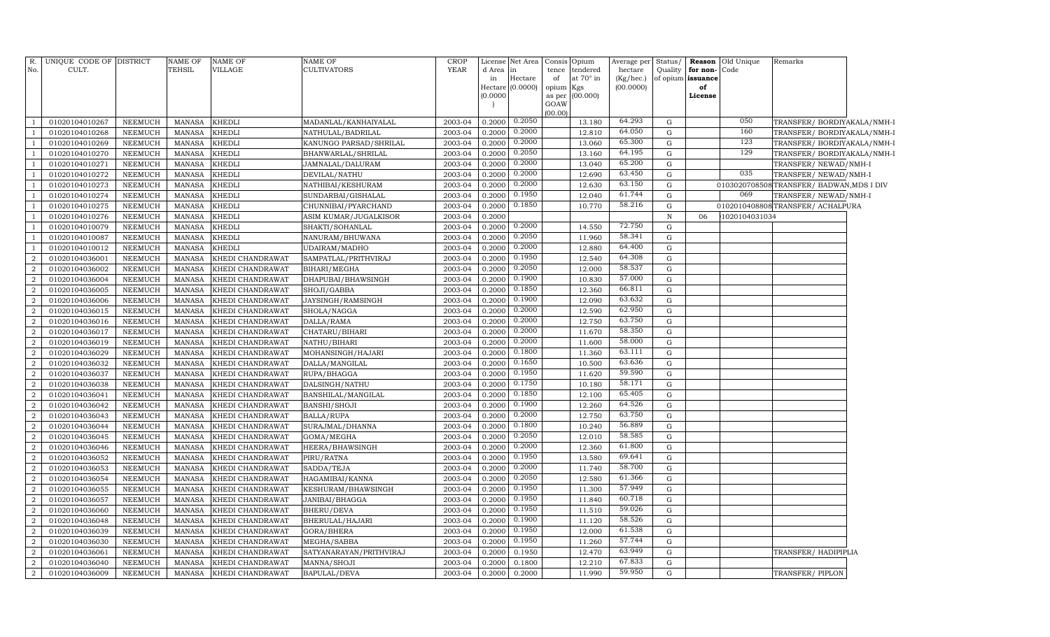| R. No. | UNIQUE CODE OF CULT. | DISTRICT | NAME OF TEHSIL | NAME OF VILLAGE | NAME OF CULTIVATORS | CROP YEAR | License d Area in Hectare (0.0000) | Net Area in Hectare (0.0000) | Consis tence of opium as per GOAW (00.00) | Opium tendered at 70° in Kgs (00.000) | Average per hectare (Kg/hec.) (00.0000) | Status/ Quality of opium | Reason for non-issuance of License | Old Unique Code | Remarks |
|---|---|---|---|---|---|---|---|---|---|---|---|---|---|---|---|
| 1 | 01020104010267 | NEEMUCH | MANASA | KHEDLI | MADANLAL/KANHAIYALAL | 2003-04 | 0.2000 | 0.2050 | | 13.180 | 64.293 | G | | 050 | TRANSFER/ BORDIYAKALA/NMH-I |
| 1 | 01020104010268 | NEEMUCH | MANASA | KHEDLI | NATHULAL/BADRILAL | 2003-04 | 0.2000 | 0.2000 | | 12.810 | 64.050 | G | | 160 | TRANSFER/ BORDIYAKALA/NMH-I |
| 1 | 01020104010269 | NEEMUCH | MANASA | KHEDLI | KANUNGO PARSAD/SHRILAL | 2003-04 | 0.2000 | 0.2000 | | 13.060 | 65.300 | G | | 123 | TRANSFER/ BORDIYAKALA/NMH-I |
| 1 | 01020104010270 | NEEMUCH | MANASA | KHEDLI | BHANWARLAL/SHRILAL | 2003-04 | 0.2000 | 0.2050 | | 13.160 | 64.195 | G | | 129 | TRANSFER/ BORDIYAKALA/NMH-I |
| 1 | 01020104010271 | NEEMUCH | MANASA | KHEDLI | JAMNALAL/DALURAM | 2003-04 | 0.2000 | 0.2000 | | 13.040 | 65.200 | G | | | TRANSFER/ NEWAD/NMH-I |
| 1 | 01020104010272 | NEEMUCH | MANASA | KHEDLI | DEVILAL/NATHU | 2003-04 | 0.2000 | 0.2000 | | 12.690 | 63.450 | G | | 035 | TRANSFER/ NEWAD/NMH-I |
| 1 | 01020104010273 | NEEMUCH | MANASA | KHEDLI | NATHIBAI/KESHURAM | 2003-04 | 0.2000 | 0.2000 | | 12.630 | 63.150 | G | | 0103020708508 | TRANSFER/ BADWAN,MDS I DIV |
| 1 | 01020104010274 | NEEMUCH | MANASA | KHEDLI | SUNDARBAI/GISHALAL | 2003-04 | 0.2000 | 0.1950 | | 12.040 | 61.744 | G | | 069 | TRANSFER/ NEWAD/NMH-I |
| 1 | 01020104010275 | NEEMUCH | MANASA | KHEDLI | CHUNNIBAI/PYARCHAND | 2003-04 | 0.2000 | 0.1850 | | 10.770 | 58.216 | G | | 0102010408808 | TRANSFER/ ACHALPURA |
| 1 | 01020104010276 | NEEMUCH | MANASA | KHEDLI | ASIM KUMAR/JUGALKISOR | 2003-04 | 0.2000 | | | | | N | 06 | 1020104031034 | |
| 1 | 01020104010079 | NEEMUCH | MANASA | KHEDLI | SHAKTI/SOHANLAL | 2003-04 | 0.2000 | 0.2000 | | 14.550 | 72.750 | G | | | |
| 1 | 01020104010087 | NEEMUCH | MANASA | KHEDLI | NANURAM/BHUWANA | 2003-04 | 0.2000 | 0.2050 | | 11.960 | 58.341 | G | | | |
| 1 | 01020104010012 | NEEMUCH | MANASA | KHEDLI | UDAIRAM/MADHO | 2003-04 | 0.2000 | 0.2000 | | 12.880 | 64.400 | G | | | |
| 2 | 01020104036001 | NEEMUCH | MANASA | KHEDI CHANDRAWAT | SAMPATLAL/PRITHVIRAJ | 2003-04 | 0.2000 | 0.1950 | | 12.540 | 64.308 | G | | | |
| 2 | 01020104036002 | NEEMUCH | MANASA | KHEDI CHANDRAWAT | BIHARI/MEGHA | 2003-04 | 0.2000 | 0.2050 | | 12.000 | 58.537 | G | | | |
| 2 | 01020104036004 | NEEMUCH | MANASA | KHEDI CHANDRAWAT | DHAPUBAI/BHAWSINGH | 2003-04 | 0.2000 | 0.1900 | | 10.830 | 57.000 | G | | | |
| 2 | 01020104036005 | NEEMUCH | MANASA | KHEDI CHANDRAWAT | SHOJI/GABBA | 2003-04 | 0.2000 | 0.1850 | | 12.360 | 66.811 | G | | | |
| 2 | 01020104036006 | NEEMUCH | MANASA | KHEDI CHANDRAWAT | JAYSINGH/RAMSINGH | 2003-04 | 0.2000 | 0.1900 | | 12.090 | 63.632 | G | | | |
| 2 | 01020104036015 | NEEMUCH | MANASA | KHEDI CHANDRAWAT | SHOLA/NAGGA | 2003-04 | 0.2000 | 0.2000 | | 12.590 | 62.950 | G | | | |
| 2 | 01020104036016 | NEEMUCH | MANASA | KHEDI CHANDRAWAT | DALLA/RAMA | 2003-04 | 0.2000 | 0.2000 | | 12.750 | 63.750 | G | | | |
| 2 | 01020104036017 | NEEMUCH | MANASA | KHEDI CHANDRAWAT | CHATARU/BIHARI | 2003-04 | 0.2000 | 0.2000 | | 11.670 | 58.350 | G | | | |
| 2 | 01020104036019 | NEEMUCH | MANASA | KHEDI CHANDRAWAT | NATHU/BIHARI | 2003-04 | 0.2000 | 0.2000 | | 11.600 | 58.000 | G | | | |
| 2 | 01020104036029 | NEEMUCH | MANASA | KHEDI CHANDRAWAT | MOHANSINGH/HAJARI | 2003-04 | 0.2000 | 0.1800 | | 11.360 | 63.111 | G | | | |
| 2 | 01020104036032 | NEEMUCH | MANASA | KHEDI CHANDRAWAT | DALLA/MANGILAL | 2003-04 | 0.2000 | 0.1650 | | 10.500 | 63.636 | G | | | |
| 2 | 01020104036037 | NEEMUCH | MANASA | KHEDI CHANDRAWAT | RUPA/BHAGGA | 2003-04 | 0.2000 | 0.1950 | | 11.620 | 59.590 | G | | | |
| 2 | 01020104036038 | NEEMUCH | MANASA | KHEDI CHANDRAWAT | DALSINGH/NATHU | 2003-04 | 0.2000 | 0.1750 | | 10.180 | 58.171 | G | | | |
| 2 | 01020104036041 | NEEMUCH | MANASA | KHEDI CHANDRAWAT | BANSHILAL/MANGILAL | 2003-04 | 0.2000 | 0.1850 | | 12.100 | 65.405 | G | | | |
| 2 | 01020104036042 | NEEMUCH | MANASA | KHEDI CHANDRAWAT | BANSHI/SHOJI | 2003-04 | 0.2000 | 0.1900 | | 12.260 | 64.526 | G | | | |
| 2 | 01020104036043 | NEEMUCH | MANASA | KHEDI CHANDRAWAT | BALLA/RUPA | 2003-04 | 0.2000 | 0.2000 | | 12.750 | 63.750 | G | | | |
| 2 | 01020104036044 | NEEMUCH | MANASA | KHEDI CHANDRAWAT | SURAJMAL/DHANNA | 2003-04 | 0.2000 | 0.1800 | | 10.240 | 56.889 | G | | | |
| 2 | 01020104036045 | NEEMUCH | MANASA | KHEDI CHANDRAWAT | GOMA/MEGHA | 2003-04 | 0.2000 | 0.2050 | | 12.010 | 58.585 | G | | | |
| 2 | 01020104036046 | NEEMUCH | MANASA | KHEDI CHANDRAWAT | HEERA/BHAWSINGH | 2003-04 | 0.2000 | 0.2000 | | 12.360 | 61.800 | G | | | |
| 2 | 01020104036052 | NEEMUCH | MANASA | KHEDI CHANDRAWAT | PIRU/RATNA | 2003-04 | 0.2000 | 0.1950 | | 13.580 | 69.641 | G | | | |
| 2 | 01020104036053 | NEEMUCH | MANASA | KHEDI CHANDRAWAT | SADDA/TEJA | 2003-04 | 0.2000 | 0.2000 | | 11.740 | 58.700 | G | | | |
| 2 | 01020104036054 | NEEMUCH | MANASA | KHEDI CHANDRAWAT | HAGAMIBAI/KANNA | 2003-04 | 0.2000 | 0.2050 | | 12.580 | 61.366 | G | | | |
| 2 | 01020104036055 | NEEMUCH | MANASA | KHEDI CHANDRAWAT | KESHURAM/BHAWSINGH | 2003-04 | 0.2000 | 0.1950 | | 11.300 | 57.949 | G | | | |
| 2 | 01020104036057 | NEEMUCH | MANASA | KHEDI CHANDRAWAT | JANIBAI/BHAGGA | 2003-04 | 0.2000 | 0.1950 | | 11.840 | 60.718 | G | | | |
| 2 | 01020104036060 | NEEMUCH | MANASA | KHEDI CHANDRAWAT | BHERU/DEVA | 2003-04 | 0.2000 | 0.1950 | | 11.510 | 59.026 | G | | | |
| 2 | 01020104036048 | NEEMUCH | MANASA | KHEDI CHANDRAWAT | BHERULAL/HAJARI | 2003-04 | 0.2000 | 0.1900 | | 11.120 | 58.526 | G | | | |
| 2 | 01020104036039 | NEEMUCH | MANASA | KHEDI CHANDRAWAT | GORA/BHERA | 2003-04 | 0.2000 | 0.1950 | | 12.000 | 61.538 | G | | | |
| 2 | 01020104036030 | NEEMUCH | MANASA | KHEDI CHANDRAWAT | MEGHA/SABBA | 2003-04 | 0.2000 | 0.1950 | | 11.260 | 57.744 | G | | | |
| 2 | 01020104036061 | NEEMUCH | MANASA | KHEDI CHANDRAWAT | SATYANARAYAN/PRITHVIRAJ | 2003-04 | 0.2000 | 0.1950 | | 12.470 | 63.949 | G | | | TRANSFER/ HADIPIPLIA |
| 2 | 01020104036040 | NEEMUCH | MANASA | KHEDI CHANDRAWAT | MANNA/SHOJI | 2003-04 | 0.2000 | 0.1800 | | 12.210 | 67.833 | G | | | |
| 2 | 01020104036009 | NEEMUCH | MANASA | KHEDI CHANDRAWAT | BAPULAL/DEVA | 2003-04 | 0.2000 | 0.2000 | | 11.990 | 59.950 | G | | | TRANSFER/ PIPLON |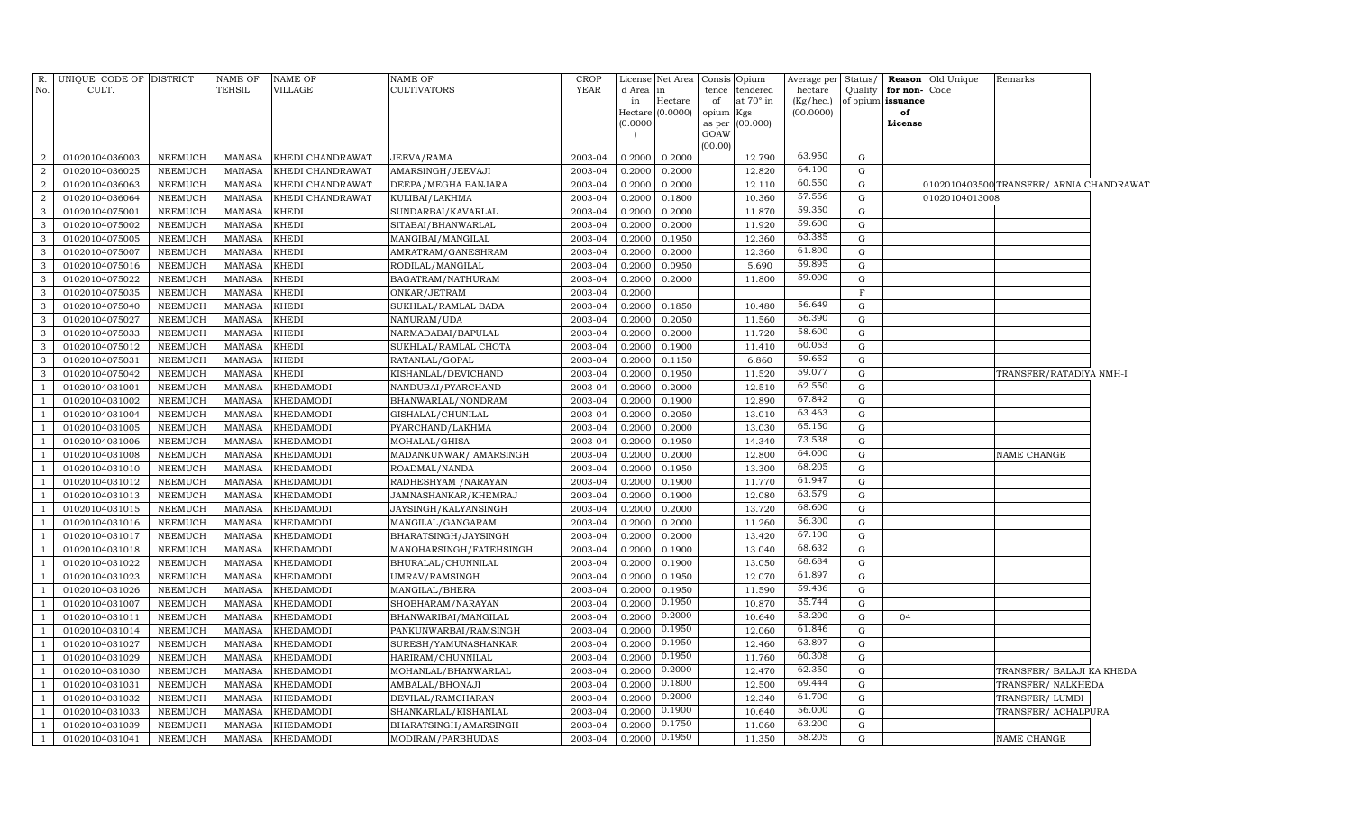| R. No. | UNIQUE CODE OF CULT. | DISTRICT | NAME OF TEHSIL | NAME OF VILLAGE | NAME OF CULTIVATORS | CROP YEAR | License d Area in Hectare (0.0000) | Net Area in Hectare (0.0000) | Consis tence of opium as per GOAW (00.00) | Opium tendered at 70° in Kgs (00.000) | Average per hectare (Kg/hec.) (00.0000) | Status/ Quality of opium | Reason for non-issuance of License | Old Unique Code | Remarks |
|---|---|---|---|---|---|---|---|---|---|---|---|---|---|---|---|
| 2 | 01020104036003 | NEEMUCH | MANASA | KHEDI CHANDRAWAT | JEEVA/RAMA | 2003-04 | 0.2000 | 0.2000 | | 12.790 | 63.950 | G | | | |
| 2 | 01020104036025 | NEEMUCH | MANASA | KHEDI CHANDRAWAT | AMARSINGH/JEEVAJI | 2003-04 | 0.2000 | 0.2000 | | 12.820 | 64.100 | G | | | |
| 2 | 01020104036063 | NEEMUCH | MANASA | KHEDI CHANDRAWAT | DEEPA/MEGHA BANJARA | 2003-04 | 0.2000 | 0.2000 | | 12.110 | 60.550 | G | | 01020104035000 | TRANSFER/ ARNIA CHANDRAWAT |
| 2 | 01020104036064 | NEEMUCH | MANASA | KHEDI CHANDRAWAT | KULIBAI/LAKHMA | 2003-04 | 0.2000 | 0.1800 | | 10.360 | 57.556 | G | | 01020104013008 | |
| 3 | 01020104075001 | NEEMUCH | MANASA | KHEDI | SUNDARBAI/KAVARLAL | 2003-04 | 0.2000 | 0.2000 | | 11.870 | 59.350 | G | | | |
| 3 | 01020104075002 | NEEMUCH | MANASA | KHEDI | SITABAI/BHANWARLAL | 2003-04 | 0.2000 | 0.2000 | | 11.920 | 59.600 | G | | | |
| 3 | 01020104075005 | NEEMUCH | MANASA | KHEDI | MANGIBAI/MANGILAL | 2003-04 | 0.2000 | 0.1950 | | 12.360 | 63.385 | G | | | |
| 3 | 01020104075007 | NEEMUCH | MANASA | KHEDI | AMRATRAM/GANESHRAM | 2003-04 | 0.2000 | 0.2000 | | 12.360 | 61.800 | G | | | |
| 3 | 01020104075016 | NEEMUCH | MANASA | KHEDI | RODILAL/MANGILAL | 2003-04 | 0.2000 | 0.0950 | | 5.690 | 59.895 | G | | | |
| 3 | 01020104075022 | NEEMUCH | MANASA | KHEDI | BAGATRAM/NATHURAM | 2003-04 | 0.2000 | 0.2000 | | 11.800 | 59.000 | G | | | |
| 3 | 01020104075035 | NEEMUCH | MANASA | KHEDI | ONKAR/JETRAM | 2003-04 | 0.2000 | | | | | F | | | |
| 3 | 01020104075040 | NEEMUCH | MANASA | KHEDI | SUKHLAL/RAMLAL BADA | 2003-04 | 0.2000 | 0.1850 | | 10.480 | 56.649 | G | | | |
| 3 | 01020104075027 | NEEMUCH | MANASA | KHEDI | NANURAM/UDA | 2003-04 | 0.2000 | 0.2050 | | 11.560 | 56.390 | G | | | |
| 3 | 01020104075033 | NEEMUCH | MANASA | KHEDI | NARMADABAI/BAPULAL | 2003-04 | 0.2000 | 0.2000 | | 11.720 | 58.600 | G | | | |
| 3 | 01020104075012 | NEEMUCH | MANASA | KHEDI | SUKHLAL/RAMLAL CHOTA | 2003-04 | 0.2000 | 0.1900 | | 11.410 | 60.053 | G | | | |
| 3 | 01020104075031 | NEEMUCH | MANASA | KHEDI | RATANLAL/GOPAL | 2003-04 | 0.2000 | 0.1150 | | 6.860 | 59.652 | G | | | |
| 3 | 01020104075042 | NEEMUCH | MANASA | KHEDI | KISHANLAL/DEVICHAND | 2003-04 | 0.2000 | 0.1950 | | 11.520 | 59.077 | G | | | TRANSFER/RATADIYA NMH-I |
| 1 | 01020104031001 | NEEMUCH | MANASA | KHEDAMODI | NANDUBAI/PYARCHAND | 2003-04 | 0.2000 | 0.2000 | | 12.510 | 62.550 | G | | | |
| 1 | 01020104031002 | NEEMUCH | MANASA | KHEDAMODI | BHANWARLAL/NONDRAM | 2003-04 | 0.2000 | 0.1900 | | 12.890 | 67.842 | G | | | |
| 1 | 01020104031004 | NEEMUCH | MANASA | KHEDAMODI | GISHALAL/CHUNILAL | 2003-04 | 0.2000 | 0.2050 | | 13.010 | 63.463 | G | | | |
| 1 | 01020104031005 | NEEMUCH | MANASA | KHEDAMODI | PYARCHAND/LAKHMA | 2003-04 | 0.2000 | 0.2000 | | 13.030 | 65.150 | G | | | |
| 1 | 01020104031006 | NEEMUCH | MANASA | KHEDAMODI | MOHALAL/GHISA | 2003-04 | 0.2000 | 0.1950 | | 14.340 | 73.538 | G | | | |
| 1 | 01020104031008 | NEEMUCH | MANASA | KHEDAMODI | MADANKUNWAR/ AMARSINGH | 2003-04 | 0.2000 | 0.2000 | | 12.800 | 64.000 | G | | | NAME CHANGE |
| 1 | 01020104031010 | NEEMUCH | MANASA | KHEDAMODI | ROADMAL/NANDA | 2003-04 | 0.2000 | 0.1950 | | 13.300 | 68.205 | G | | | |
| 1 | 01020104031012 | NEEMUCH | MANASA | KHEDAMODI | RADHESHYAM /NARAYAN | 2003-04 | 0.2000 | 0.1900 | | 11.770 | 61.947 | G | | | |
| 1 | 01020104031013 | NEEMUCH | MANASA | KHEDAMODI | JAMNASHANKAR/KHEMRAJ | 2003-04 | 0.2000 | 0.1900 | | 12.080 | 63.579 | G | | | |
| 1 | 01020104031015 | NEEMUCH | MANASA | KHEDAMODI | JAYSINGH/KALYANSINGH | 2003-04 | 0.2000 | 0.2000 | | 13.720 | 68.600 | G | | | |
| 1 | 01020104031016 | NEEMUCH | MANASA | KHEDAMODI | MANGILAL/GANGARAM | 2003-04 | 0.2000 | 0.2000 | | 11.260 | 56.300 | G | | | |
| 1 | 01020104031017 | NEEMUCH | MANASA | KHEDAMODI | BHARATSINGH/JAYSINGH | 2003-04 | 0.2000 | 0.2000 | | 13.420 | 67.100 | G | | | |
| 1 | 01020104031018 | NEEMUCH | MANASA | KHEDAMODI | MANOHARSINGH/FATEHSINGH | 2003-04 | 0.2000 | 0.1900 | | 13.040 | 68.632 | G | | | |
| 1 | 01020104031022 | NEEMUCH | MANASA | KHEDAMODI | BHURALAL/CHUNNILAL | 2003-04 | 0.2000 | 0.1900 | | 13.050 | 68.684 | G | | | |
| 1 | 01020104031023 | NEEMUCH | MANASA | KHEDAMODI | UMRAV/RAMSINGH | 2003-04 | 0.2000 | 0.1950 | | 12.070 | 61.897 | G | | | |
| 1 | 01020104031026 | NEEMUCH | MANASA | KHEDAMODI | MANGILAL/BHERA | 2003-04 | 0.2000 | 0.1950 | | 11.590 | 59.436 | G | | | |
| 1 | 01020104031007 | NEEMUCH | MANASA | KHEDAMODI | SHOBHARAM/NARAYAN | 2003-04 | 0.2000 | 0.1950 | | 10.870 | 55.744 | G | | | |
| 1 | 01020104031011 | NEEMUCH | MANASA | KHEDAMODI | BHANWARIBAI/MANGILAL | 2003-04 | 0.2000 | 0.2000 | | 10.640 | 53.200 | G | 04 | | |
| 1 | 01020104031014 | NEEMUCH | MANASA | KHEDAMODI | PANKUNWARBAI/RAMSINGH | 2003-04 | 0.2000 | 0.1950 | | 12.060 | 61.846 | G | | | |
| 1 | 01020104031027 | NEEMUCH | MANASA | KHEDAMODI | SURESH/YAMUNASHANKAR | 2003-04 | 0.2000 | 0.1950 | | 12.460 | 63.897 | G | | | |
| 1 | 01020104031029 | NEEMUCH | MANASA | KHEDAMODI | HARIRAM/CHUNNILAL | 2003-04 | 0.2000 | 0.1950 | | 11.760 | 60.308 | G | | | |
| 1 | 01020104031030 | NEEMUCH | MANASA | KHEDAMODI | MOHANLAL/BHANWARLAL | 2003-04 | 0.2000 | 0.2000 | | 12.470 | 62.350 | G | | | TRANSFER/ BALAJI KA KHEDA |
| 1 | 01020104031031 | NEEMUCH | MANASA | KHEDAMODI | AMBALAL/BHONAJI | 2003-04 | 0.2000 | 0.1800 | | 12.500 | 69.444 | G | | | TRANSFER/ NALKHEDA |
| 1 | 01020104031032 | NEEMUCH | MANASA | KHEDAMODI | DEVILAL/RAMCHARAN | 2003-04 | 0.2000 | 0.2000 | | 12.340 | 61.700 | G | | | TRANSFER/ LUMDI |
| 1 | 01020104031033 | NEEMUCH | MANASA | KHEDAMODI | SHANKARLAL/KISHANLAL | 2003-04 | 0.2000 | 0.1900 | | 10.640 | 56.000 | G | | | TRANSFER/ ACHALPURA |
| 1 | 01020104031039 | NEEMUCH | MANASA | KHEDAMODI | BHARATSINGH/AMARSINGH | 2003-04 | 0.2000 | 0.1750 | | 11.060 | 63.200 | G | | | |
| 1 | 01020104031041 | NEEMUCH | MANASA | KHEDAMODI | MODIRAM/PARBHUDAS | 2003-04 | 0.2000 | 0.1950 | | 11.350 | 58.205 | G | | | NAME CHANGE |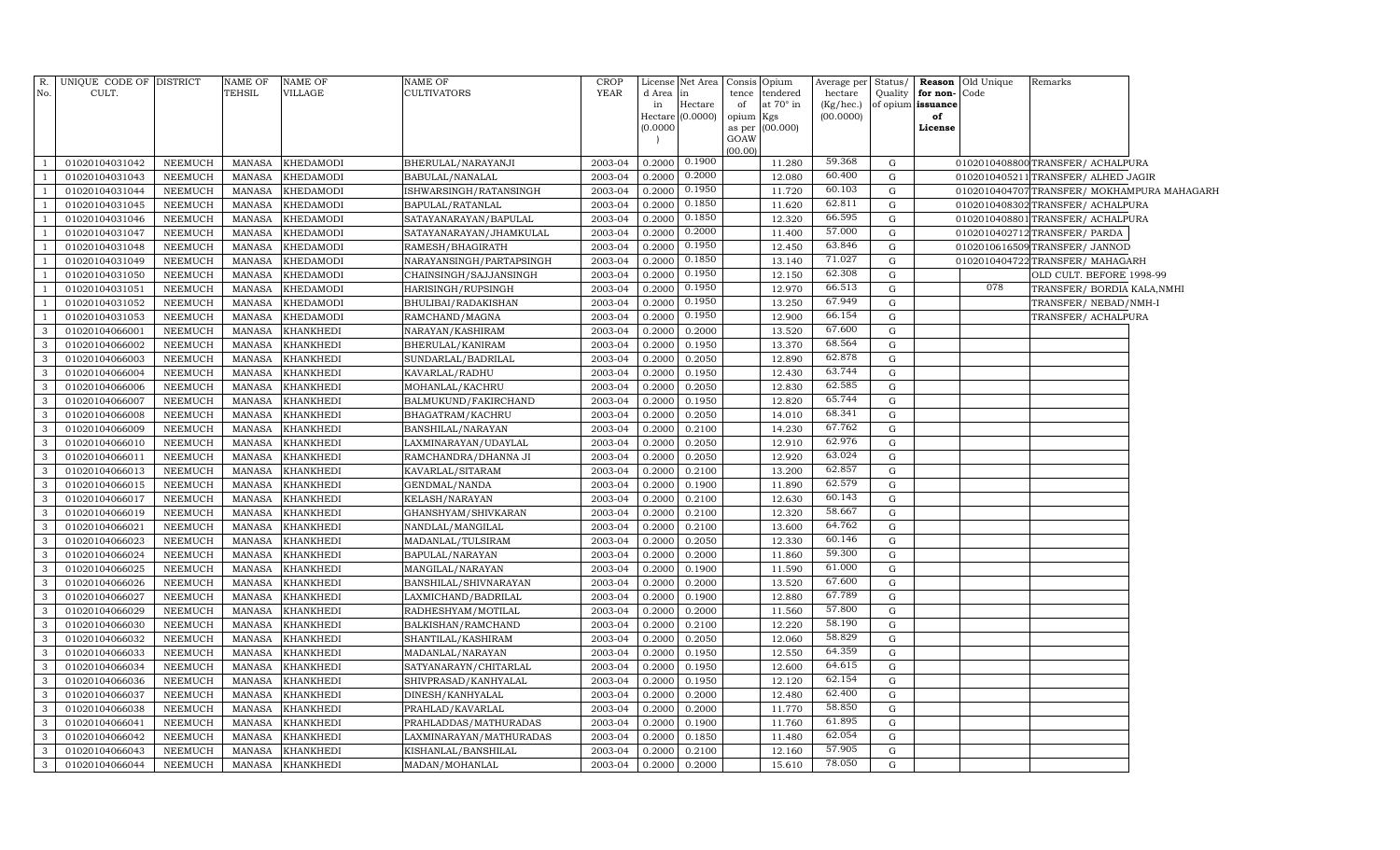| R. No. | UNIQUE CODE OF CULT. | DISTRICT | NAME OF TEHSIL | NAME OF VILLAGE | NAME OF CULTIVATORS | CROP YEAR | License d Area in Hectare (0.0000) | Net Area in Hectare (0.0000) | Consis tence of opium as per GOAW (00.00) | Opium tendered at 70° in Kgs (00.000) | Average per hectare (Kg/hec.) (00.0000) | Status/ Quality of opium | Reason for non-issuance of License | Old Unique Code | Remarks |
|---|---|---|---|---|---|---|---|---|---|---|---|---|---|---|---|
| 1 | 01020104031042 | NEEMUCH | MANASA | KHEDAMODI | BHERULAL/NARAYANJI | 2003-04 | 0.2000 | 0.1900 | | 11.280 | 59.368 | G | | 0102010408800 | TRANSFER/ ACHALPURA |
| 1 | 01020104031043 | NEEMUCH | MANASA | KHEDAMODI | BABULAL/NANALAL | 2003-04 | 0.2000 | 0.2000 | | 12.080 | 60.400 | G | | 0102010405211 | TRANSFER/ ALHED JAGIR |
| 1 | 01020104031044 | NEEMUCH | MANASA | KHEDAMODI | ISHWARSINGH/RATANSINGH | 2003-04 | 0.2000 | 0.1950 | | 11.720 | 60.103 | G | | 0102010404707 | TRANSFER/ MOKHAMPURA MAHAGARH |
| 1 | 01020104031045 | NEEMUCH | MANASA | KHEDAMODI | BAPULAL/RATANLAL | 2003-04 | 0.2000 | 0.1850 | | 11.620 | 62.811 | G | | 0102010408302 | TRANSFER/ ACHALPURA |
| 1 | 01020104031046 | NEEMUCH | MANASA | KHEDAMODI | SATAYANARAYAN/BAPULAL | 2003-04 | 0.2000 | 0.1850 | | 12.320 | 66.595 | G | | 0102010408801 | TRANSFER/ ACHALPURA |
| 1 | 01020104031047 | NEEMUCH | MANASA | KHEDAMODI | SATAYANARAYAN/JHAMKULAL | 2003-04 | 0.2000 | 0.2000 | | 11.400 | 57.000 | G | | 0102010402712 | TRANSFER/ PARDA |
| 1 | 01020104031048 | NEEMUCH | MANASA | KHEDAMODI | RAMESH/BHAGIRATH | 2003-04 | 0.2000 | 0.1950 | | 12.450 | 63.846 | G | | 0102010616509 | TRANSFER/ JANNOD |
| 1 | 01020104031049 | NEEMUCH | MANASA | KHEDAMODI | NARAYANSINGH/PARTAPSINGH | 2003-04 | 0.2000 | 0.1850 | | 13.140 | 71.027 | G | | 0102010404722 | TRANSFER/ MAHAGARH |
| 1 | 01020104031050 | NEEMUCH | MANASA | KHEDAMODI | CHAINSINGH/SAJJANSINGH | 2003-04 | 0.2000 | 0.1950 | | 12.150 | 62.308 | G | | | OLD CULT. BEFORE 1998-99 |
| 1 | 01020104031051 | NEEMUCH | MANASA | KHEDAMODI | HARISINGH/RUPSINGH | 2003-04 | 0.2000 | 0.1950 | | 12.970 | 66.513 | G | | 078 | TRANSFER/ BORDIA KALA,NMHI |
| 1 | 01020104031052 | NEEMUCH | MANASA | KHEDAMODI | BHULIBAI/RADAKISHAN | 2003-04 | 0.2000 | 0.1950 | | 13.250 | 67.949 | G | | | TRANSFER/ NEBAD/NMH-I |
| 1 | 01020104031053 | NEEMUCH | MANASA | KHEDAMODI | RAMCHAND/MAGNA | 2003-04 | 0.2000 | 0.1950 | | 12.900 | 66.154 | G | | | TRANSFER/ ACHALPURA |
| 3 | 01020104066001 | NEEMUCH | MANASA | KHANKHEDI | NARAYAN/KASHIRAM | 2003-04 | 0.2000 | 0.2000 | | 13.520 | 67.600 | G | | | |
| 3 | 01020104066002 | NEEMUCH | MANASA | KHANKHEDI | BHERULAL/KANIRAM | 2003-04 | 0.2000 | 0.1950 | | 13.370 | 68.564 | G | | | |
| 3 | 01020104066003 | NEEMUCH | MANASA | KHANKHEDI | SUNDARLAL/BADRILAL | 2003-04 | 0.2000 | 0.2050 | | 12.890 | 62.878 | G | | | |
| 3 | 01020104066004 | NEEMUCH | MANASA | KHANKHEDI | KAVARLAL/RADHU | 2003-04 | 0.2000 | 0.1950 | | 12.430 | 63.744 | G | | | |
| 3 | 01020104066006 | NEEMUCH | MANASA | KHANKHEDI | MOHANLAL/KACHRU | 2003-04 | 0.2000 | 0.2050 | | 12.830 | 62.585 | G | | | |
| 3 | 01020104066007 | NEEMUCH | MANASA | KHANKHEDI | BALMUKUND/FAKIRCHAND | 2003-04 | 0.2000 | 0.1950 | | 12.820 | 65.744 | G | | | |
| 3 | 01020104066008 | NEEMUCH | MANASA | KHANKHEDI | BHAGATRAM/KACHRU | 2003-04 | 0.2000 | 0.2050 | | 14.010 | 68.341 | G | | | |
| 3 | 01020104066009 | NEEMUCH | MANASA | KHANKHEDI | BANSHILAL/NARAYAN | 2003-04 | 0.2000 | 0.2100 | | 14.230 | 67.762 | G | | | |
| 3 | 01020104066010 | NEEMUCH | MANASA | KHANKHEDI | LAXMINARAYAN/UDAYLAL | 2003-04 | 0.2000 | 0.2050 | | 12.910 | 62.976 | G | | | |
| 3 | 01020104066011 | NEEMUCH | MANASA | KHANKHEDI | RAMCHANDRA/DHANNA JI | 2003-04 | 0.2000 | 0.2050 | | 12.920 | 63.024 | G | | | |
| 3 | 01020104066013 | NEEMUCH | MANASA | KHANKHEDI | KAVARLAL/SITARAM | 2003-04 | 0.2000 | 0.2100 | | 13.200 | 62.857 | G | | | |
| 3 | 01020104066015 | NEEMUCH | MANASA | KHANKHEDI | GENDMAL/NANDA | 2003-04 | 0.2000 | 0.1900 | | 11.890 | 62.579 | G | | | |
| 3 | 01020104066017 | NEEMUCH | MANASA | KHANKHEDI | KELASH/NARAYAN | 2003-04 | 0.2000 | 0.2100 | | 12.630 | 60.143 | G | | | |
| 3 | 01020104066019 | NEEMUCH | MANASA | KHANKHEDI | GHANSHYAM/SHIVKARAN | 2003-04 | 0.2000 | 0.2100 | | 12.320 | 58.667 | G | | | |
| 3 | 01020104066021 | NEEMUCH | MANASA | KHANKHEDI | NANDLAL/MANGILAL | 2003-04 | 0.2000 | 0.2100 | | 13.600 | 64.762 | G | | | |
| 3 | 01020104066023 | NEEMUCH | MANASA | KHANKHEDI | MADANLAL/TULSIRAM | 2003-04 | 0.2000 | 0.2050 | | 12.330 | 60.146 | G | | | |
| 3 | 01020104066024 | NEEMUCH | MANASA | KHANKHEDI | BAPULAL/NARAYAN | 2003-04 | 0.2000 | 0.2000 | | 11.860 | 59.300 | G | | | |
| 3 | 01020104066025 | NEEMUCH | MANASA | KHANKHEDI | MANGILAL/NARAYAN | 2003-04 | 0.2000 | 0.1900 | | 11.590 | 61.000 | G | | | |
| 3 | 01020104066026 | NEEMUCH | MANASA | KHANKHEDI | BANSHILAL/SHIVNARAYAN | 2003-04 | 0.2000 | 0.2000 | | 13.520 | 67.600 | G | | | |
| 3 | 01020104066027 | NEEMUCH | MANASA | KHANKHEDI | LAXMICHAND/BADRILAL | 2003-04 | 0.2000 | 0.1900 | | 12.880 | 67.789 | G | | | |
| 3 | 01020104066029 | NEEMUCH | MANASA | KHANKHEDI | RADHESHYAM/MOTILAL | 2003-04 | 0.2000 | 0.2000 | | 11.560 | 57.800 | G | | | |
| 3 | 01020104066030 | NEEMUCH | MANASA | KHANKHEDI | BALKISHAN/RAMCHAND | 2003-04 | 0.2000 | 0.2100 | | 12.220 | 58.190 | G | | | |
| 3 | 01020104066032 | NEEMUCH | MANASA | KHANKHEDI | SHANTILAL/KASHIRAM | 2003-04 | 0.2000 | 0.2050 | | 12.060 | 58.829 | G | | | |
| 3 | 01020104066033 | NEEMUCH | MANASA | KHANKHEDI | MADANLAL/NARAYAN | 2003-04 | 0.2000 | 0.1950 | | 12.550 | 64.359 | G | | | |
| 3 | 01020104066034 | NEEMUCH | MANASA | KHANKHEDI | SATYANARAYN/CHITARLAL | 2003-04 | 0.2000 | 0.1950 | | 12.600 | 64.615 | G | | | |
| 3 | 01020104066036 | NEEMUCH | MANASA | KHANKHEDI | SHIVPRASAD/KANHYALAL | 2003-04 | 0.2000 | 0.1950 | | 12.120 | 62.154 | G | | | |
| 3 | 01020104066037 | NEEMUCH | MANASA | KHANKHEDI | DINESH/KANHYALAL | 2003-04 | 0.2000 | 0.2000 | | 12.480 | 62.400 | G | | | |
| 3 | 01020104066038 | NEEMUCH | MANASA | KHANKHEDI | PRAHLAD/KAVARLAL | 2003-04 | 0.2000 | 0.2000 | | 11.770 | 58.850 | G | | | |
| 3 | 01020104066041 | NEEMUCH | MANASA | KHANKHEDI | PRAHLADDAS/MATHURADAS | 2003-04 | 0.2000 | 0.1900 | | 11.760 | 61.895 | G | | | |
| 3 | 01020104066042 | NEEMUCH | MANASA | KHANKHEDI | LAXMINARAYAN/MATHURADAS | 2003-04 | 0.2000 | 0.1850 | | 11.480 | 62.054 | G | | | |
| 3 | 01020104066043 | NEEMUCH | MANASA | KHANKHEDI | KISHANLAL/BANSHILAL | 2003-04 | 0.2000 | 0.2100 | | 12.160 | 57.905 | G | | | |
| 3 | 01020104066044 | NEEMUCH | MANASA | KHANKHEDI | MADAN/MOHANLAL | 2003-04 | 0.2000 | 0.2000 | | 15.610 | 78.050 | G | | | |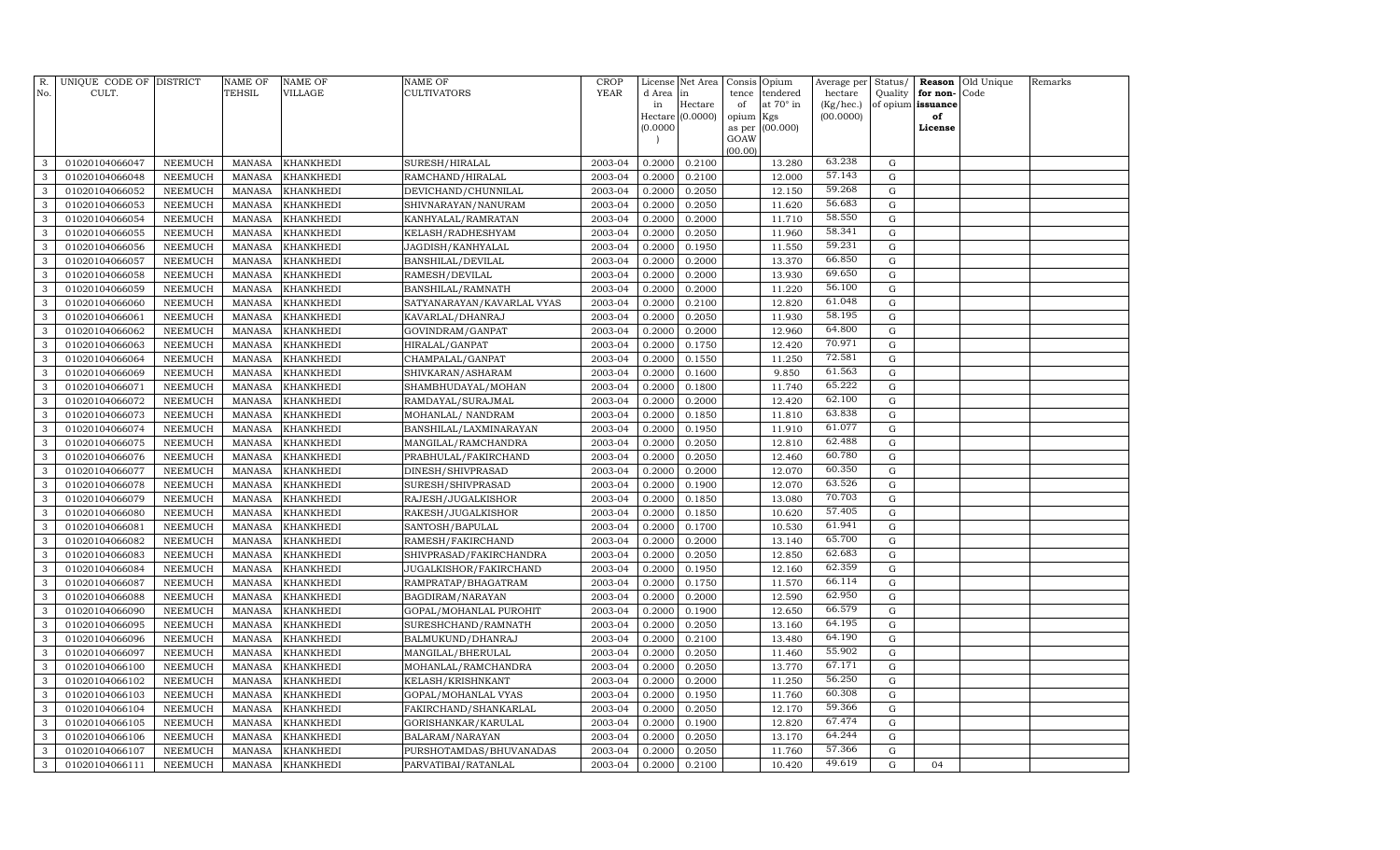| R. No. | UNIQUE CODE OF CULT. | DISTRICT | NAME OF TEHSIL | NAME OF VILLAGE | NAME OF CULTIVATORS | CROP YEAR | License d Area in Hectare (0.0000) | Net Area in Hectare (0.0000) | Consis tence of opium as per GOAW (00.00) | Opium tendered at 70° in Kgs (00.000) | Average per hectare (Kg/hec.) (00.0000) | Status/ Quality of opium | Reason for non-issuance of License | Old Unique Code | Remarks |
|---|---|---|---|---|---|---|---|---|---|---|---|---|---|---|---|
| 3 | 01020104066047 | NEEMUCH | MANASA | KHANKHEDI | SURESH/HIRALAL | 2003-04 | 0.2000 | 0.2100 | | 13.280 | 63.238 | G | | | |
| 3 | 01020104066048 | NEEMUCH | MANASA | KHANKHEDI | RAMCHAND/HIRALAL | 2003-04 | 0.2000 | 0.2100 | | 12.000 | 57.143 | G | | | |
| 3 | 01020104066052 | NEEMUCH | MANASA | KHANKHEDI | DEVICHAND/CHUNNILAL | 2003-04 | 0.2000 | 0.2050 | | 12.150 | 59.268 | G | | | |
| 3 | 01020104066053 | NEEMUCH | MANASA | KHANKHEDI | SHIVNARAYAN/NANURAM | 2003-04 | 0.2000 | 0.2050 | | 11.620 | 56.683 | G | | | |
| 3 | 01020104066054 | NEEMUCH | MANASA | KHANKHEDI | KANHYALAL/RAMRATAN | 2003-04 | 0.2000 | 0.2000 | | 11.710 | 58.550 | G | | | |
| 3 | 01020104066055 | NEEMUCH | MANASA | KHANKHEDI | KELASH/RADHESHYAM | 2003-04 | 0.2000 | 0.2050 | | 11.960 | 58.341 | G | | | |
| 3 | 01020104066056 | NEEMUCH | MANASA | KHANKHEDI | JAGDISH/KANHYALAL | 2003-04 | 0.2000 | 0.1950 | | 11.550 | 59.231 | G | | | |
| 3 | 01020104066057 | NEEMUCH | MANASA | KHANKHEDI | BANSHILAL/DEVILAL | 2003-04 | 0.2000 | 0.2000 | | 13.370 | 66.850 | G | | | |
| 3 | 01020104066058 | NEEMUCH | MANASA | KHANKHEDI | RAMESH/DEVILAL | 2003-04 | 0.2000 | 0.2000 | | 13.930 | 69.650 | G | | | |
| 3 | 01020104066059 | NEEMUCH | MANASA | KHANKHEDI | BANSHILAL/RAMNATH | 2003-04 | 0.2000 | 0.2000 | | 11.220 | 56.100 | G | | | |
| 3 | 01020104066060 | NEEMUCH | MANASA | KHANKHEDI | SATYANARAYAN/KAVARLAL VYAS | 2003-04 | 0.2000 | 0.2100 | | 12.820 | 61.048 | G | | | |
| 3 | 01020104066061 | NEEMUCH | MANASA | KHANKHEDI | KAVARLAL/DHANRAJ | 2003-04 | 0.2000 | 0.2050 | | 11.930 | 58.195 | G | | | |
| 3 | 01020104066062 | NEEMUCH | MANASA | KHANKHEDI | GOVINDRAM/GANPAT | 2003-04 | 0.2000 | 0.2000 | | 12.960 | 64.800 | G | | | |
| 3 | 01020104066063 | NEEMUCH | MANASA | KHANKHEDI | HIRALAL/GANPAT | 2003-04 | 0.2000 | 0.1750 | | 12.420 | 70.971 | G | | | |
| 3 | 01020104066064 | NEEMUCH | MANASA | KHANKHEDI | CHAMPALAL/GANPAT | 2003-04 | 0.2000 | 0.1550 | | 11.250 | 72.581 | G | | | |
| 3 | 01020104066069 | NEEMUCH | MANASA | KHANKHEDI | SHIVKARAN/ASHARAM | 2003-04 | 0.2000 | 0.1600 | | 9.850 | 61.563 | G | | | |
| 3 | 01020104066071 | NEEMUCH | MANASA | KHANKHEDI | SHAMBHUDAYAL/MOHAN | 2003-04 | 0.2000 | 0.1800 | | 11.740 | 65.222 | G | | | |
| 3 | 01020104066072 | NEEMUCH | MANASA | KHANKHEDI | RAMDAYAL/SURAJMAL | 2003-04 | 0.2000 | 0.2000 | | 12.420 | 62.100 | G | | | |
| 3 | 01020104066073 | NEEMUCH | MANASA | KHANKHEDI | MOHANLAL/ NANDRAM | 2003-04 | 0.2000 | 0.1850 | | 11.810 | 63.838 | G | | | |
| 3 | 01020104066074 | NEEMUCH | MANASA | KHANKHEDI | BANSHILAL/LAXMINARAYAN | 2003-04 | 0.2000 | 0.1950 | | 11.910 | 61.077 | G | | | |
| 3 | 01020104066075 | NEEMUCH | MANASA | KHANKHEDI | MANGILAL/RAMCHANDRA | 2003-04 | 0.2000 | 0.2050 | | 12.810 | 62.488 | G | | | |
| 3 | 01020104066076 | NEEMUCH | MANASA | KHANKHEDI | PRABHULAL/FAKIRCHAND | 2003-04 | 0.2000 | 0.2050 | | 12.460 | 60.780 | G | | | |
| 3 | 01020104066077 | NEEMUCH | MANASA | KHANKHEDI | DINESH/SHIVPRASAD | 2003-04 | 0.2000 | 0.2000 | | 12.070 | 60.350 | G | | | |
| 3 | 01020104066078 | NEEMUCH | MANASA | KHANKHEDI | SURESH/SHIVPRASAD | 2003-04 | 0.2000 | 0.1900 | | 12.070 | 63.526 | G | | | |
| 3 | 01020104066079 | NEEMUCH | MANASA | KHANKHEDI | RAJESH/JUGALKISHOR | 2003-04 | 0.2000 | 0.1850 | | 13.080 | 70.703 | G | | | |
| 3 | 01020104066080 | NEEMUCH | MANASA | KHANKHEDI | RAKESH/JUGALKISHOR | 2003-04 | 0.2000 | 0.1850 | | 10.620 | 57.405 | G | | | |
| 3 | 01020104066081 | NEEMUCH | MANASA | KHANKHEDI | SANTOSH/BAPULAL | 2003-04 | 0.2000 | 0.1700 | | 10.530 | 61.941 | G | | | |
| 3 | 01020104066082 | NEEMUCH | MANASA | KHANKHEDI | RAMESH/FAKIRCHAND | 2003-04 | 0.2000 | 0.2000 | | 13.140 | 65.700 | G | | | |
| 3 | 01020104066083 | NEEMUCH | MANASA | KHANKHEDI | SHIVPRASAD/FAKIRCHANDRA | 2003-04 | 0.2000 | 0.2050 | | 12.850 | 62.683 | G | | | |
| 3 | 01020104066084 | NEEMUCH | MANASA | KHANKHEDI | JUGALKISHOR/FAKIRCHAND | 2003-04 | 0.2000 | 0.1950 | | 12.160 | 62.359 | G | | | |
| 3 | 01020104066087 | NEEMUCH | MANASA | KHANKHEDI | RAMPRATAP/BHAGATRAM | 2003-04 | 0.2000 | 0.1750 | | 11.570 | 66.114 | G | | | |
| 3 | 01020104066088 | NEEMUCH | MANASA | KHANKHEDI | BAGDIRAM/NARAYAN | 2003-04 | 0.2000 | 0.2000 | | 12.590 | 62.950 | G | | | |
| 3 | 01020104066090 | NEEMUCH | MANASA | KHANKHEDI | GOPAL/MOHANLAL PUROHIT | 2003-04 | 0.2000 | 0.1900 | | 12.650 | 66.579 | G | | | |
| 3 | 01020104066095 | NEEMUCH | MANASA | KHANKHEDI | SURESHCHAND/RAMNATH | 2003-04 | 0.2000 | 0.2050 | | 13.160 | 64.195 | G | | | |
| 3 | 01020104066096 | NEEMUCH | MANASA | KHANKHEDI | BALMUKUND/DHANRAJ | 2003-04 | 0.2000 | 0.2100 | | 13.480 | 64.190 | G | | | |
| 3 | 01020104066097 | NEEMUCH | MANASA | KHANKHEDI | MANGILAL/BHERULAL | 2003-04 | 0.2000 | 0.2050 | | 11.460 | 55.902 | G | | | |
| 3 | 01020104066100 | NEEMUCH | MANASA | KHANKHEDI | MOHANLAL/RAMCHANDRA | 2003-04 | 0.2000 | 0.2050 | | 13.770 | 67.171 | G | | | |
| 3 | 01020104066102 | NEEMUCH | MANASA | KHANKHEDI | KELASH/KRISHNKANT | 2003-04 | 0.2000 | 0.2000 | | 11.250 | 56.250 | G | | | |
| 3 | 01020104066103 | NEEMUCH | MANASA | KHANKHEDI | GOPAL/MOHANLAL VYAS | 2003-04 | 0.2000 | 0.1950 | | 11.760 | 60.308 | G | | | |
| 3 | 01020104066104 | NEEMUCH | MANASA | KHANKHEDI | FAKIRCHAND/SHANKARLAL | 2003-04 | 0.2000 | 0.2050 | | 12.170 | 59.366 | G | | | |
| 3 | 01020104066105 | NEEMUCH | MANASA | KHANKHEDI | GORISHANKAR/KARULAL | 2003-04 | 0.2000 | 0.1900 | | 12.820 | 67.474 | G | | | |
| 3 | 01020104066106 | NEEMUCH | MANASA | KHANKHEDI | BALARAM/NARAYAN | 2003-04 | 0.2000 | 0.2050 | | 13.170 | 64.244 | G | | | |
| 3 | 01020104066107 | NEEMUCH | MANASA | KHANKHEDI | PURSHOTAMDAS/BHUVANADAS | 2003-04 | 0.2000 | 0.2050 | | 11.760 | 57.366 | G | | | |
| 3 | 01020104066111 | NEEMUCH | MANASA | KHANKHEDI | PARVATIBAI/RATANLAL | 2003-04 | 0.2000 | 0.2100 | | 10.420 | 49.619 | G | 04 | | |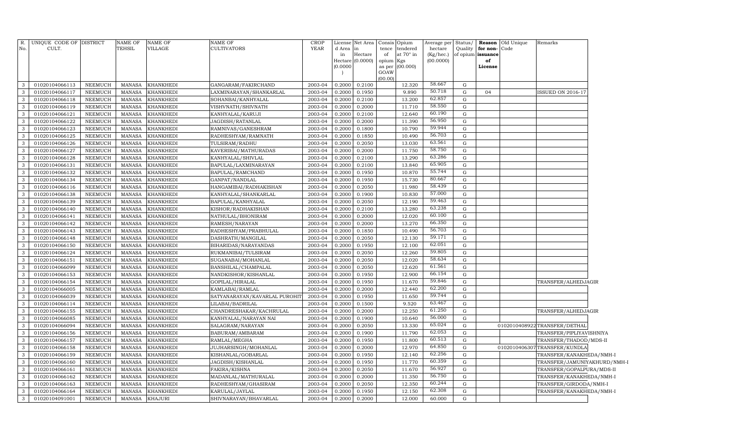| R. No. | UNIQUE CODE OF CULT. | DISTRICT | NAME OF TEHSIL | NAME OF VILLAGE | NAME OF CULTIVATORS | CROP YEAR | License d Area in Hectare (0.0000) | Net Area in Hectare (0.0000) | Consis tence of opium as per GOAW (00.00) | Opium tendered at 70° in Kgs (00.000) | Average per hectare (Kg/hec.) (00.0000) | Status/ Quality of opium | Reason for non-issuance of License | Old Unique Code | Remarks |
|---|---|---|---|---|---|---|---|---|---|---|---|---|---|---|---|
| 3 | 01020104066113 | NEEMUCH | MANASA | KHANKHEDI | GANGARAM/FAKIRCHAND | 2003-04 | 0.2000 | 0.2100 | | 12.320 | 58.667 | G | | | |
| 3 | 01020104066117 | NEEMUCH | MANASA | KHANKHEDI | LAXMINARAYAN/SHANKARLAL | 2003-04 | 0.2000 | 0.1950 | | 9.890 | 50.718 | G | 04 | | ISSUED ON 2016-17 |
| 3 | 01020104066118 | NEEMUCH | MANASA | KHANKHEDI | SOHANBAI/KANHYALAL | 2003-04 | 0.2000 | 0.2100 | | 13.200 | 62.857 | G | | | |
| 3 | 01020104066119 | NEEMUCH | MANASA | KHANKHEDI | VISHVNATH/SHIVNATH | 2003-04 | 0.2000 | 0.2000 | | 11.710 | 58.550 | G | | | |
| 3 | 01020104066121 | NEEMUCH | MANASA | KHANKHEDI | KANHYALAL/KARUJI | 2003-04 | 0.2000 | 0.2100 | | 12.640 | 60.190 | G | | | |
| 3 | 01020104066122 | NEEMUCH | MANASA | KHANKHEDI | JAGDISH/RATANLAL | 2003-04 | 0.2000 | 0.2000 | | 11.390 | 56.950 | G | | | |
| 3 | 01020104066123 | NEEMUCH | MANASA | KHANKHEDI | RAMNIVAS/GANESHRAM | 2003-04 | 0.2000 | 0.1800 | | 10.790 | 59.944 | G | | | |
| 3 | 01020104066125 | NEEMUCH | MANASA | KHANKHEDI | RADHESHYAM/RAMNATH | 2003-04 | 0.2000 | 0.1850 | | 10.490 | 56.703 | G | | | |
| 3 | 01020104066126 | NEEMUCH | MANASA | KHANKHEDI | TULSIRAM/RADHU | 2003-04 | 0.2000 | 0.2050 | | 13.030 | 63.561 | G | | | |
| 3 | 01020104066127 | NEEMUCH | MANASA | KHANKHEDI | KAVERIBAI/MATHURADAS | 2003-04 | 0.2000 | 0.2000 | | 11.750 | 58.750 | G | | | |
| 3 | 01020104066128 | NEEMUCH | MANASA | KHANKHEDI | KANHYALAL/SHIVLAL | 2003-04 | 0.2000 | 0.2100 | | 13.290 | 63.286 | G | | | |
| 3 | 01020104066131 | NEEMUCH | MANASA | KHANKHEDI | BAPULAL/LAXMINARAYAN | 2003-04 | 0.2000 | 0.2100 | | 13.840 | 65.905 | G | | | |
| 3 | 01020104066132 | NEEMUCH | MANASA | KHANKHEDI | BAPULAL/RAMCHAND | 2003-04 | 0.2000 | 0.1950 | | 10.870 | 55.744 | G | | | |
| 3 | 01020104066134 | NEEMUCH | MANASA | KHANKHEDI | GANPAT/NANDLAL | 2003-04 | 0.2000 | 0.1950 | | 15.730 | 80.667 | G | | | |
| 3 | 01020104066116 | NEEMUCH | MANASA | KHANKHEDI | HANGAMIBAI/RADHAKISHAN | 2003-04 | 0.2000 | 0.2050 | | 11.980 | 58.439 | G | | | |
| 3 | 01020104066138 | NEEMUCH | MANASA | KHANKHEDI | KANHYALAL/SHANKARLAL | 2003-04 | 0.2000 | 0.1900 | | 10.830 | 57.000 | G | | | |
| 3 | 01020104066139 | NEEMUCH | MANASA | KHANKHEDI | BAPULAL/KANHYALAL | 2003-04 | 0.2000 | 0.2050 | | 12.190 | 59.463 | G | | | |
| 3 | 01020104066140 | NEEMUCH | MANASA | KHANKHEDI | KISHOR/RADHAKISHAN | 2003-04 | 0.2000 | 0.2100 | | 13.280 | 63.238 | G | | | |
| 3 | 01020104066141 | NEEMUCH | MANASA | KHANKHEDI | NATHULAL/BHONIRAM | 2003-04 | 0.2000 | 0.2000 | | 12.020 | 60.100 | G | | | |
| 3 | 01020104066142 | NEEMUCH | MANASA | KHANKHEDI | RAMESH/NARAYAN | 2003-04 | 0.2000 | 0.2000 | | 13.270 | 66.350 | G | | | |
| 3 | 01020104066143 | NEEMUCH | MANASA | KHANKHEDI | RADHESHYAM/PRABHULAL | 2003-04 | 0.2000 | 0.1850 | | 10.490 | 56.703 | G | | | |
| 3 | 01020104066148 | NEEMUCH | MANASA | KHANKHEDI | DASHRATH/MANGILAL | 2003-04 | 0.2000 | 0.2050 | | 12.130 | 59.171 | G | | | |
| 3 | 01020104066150 | NEEMUCH | MANASA | KHANKHEDI | BIHARIDAS/NARAYANDAS | 2003-04 | 0.2000 | 0.1950 | | 12.100 | 62.051 | G | | | |
| 3 | 01020104066124 | NEEMUCH | MANASA | KHANKHEDI | RUKMANIBAI/TULSIRAM | 2003-04 | 0.2000 | 0.2050 | | 12.260 | 59.805 | G | | | |
| 3 | 01020104066151 | NEEMUCH | MANASA | KHANKHEDI | SUGANABAI/MOHANLAL | 2003-04 | 0.2000 | 0.2050 | | 12.020 | 58.634 | G | | | |
| 3 | 01020104066099 | NEEMUCH | MANASA | KHANKHEDI | BANSHILAL/CHAMPALAL | 2003-04 | 0.2000 | 0.2050 | | 12.620 | 61.561 | G | | | |
| 3 | 01020104066153 | NEEMUCH | MANASA | KHANKHEDI | NANDKISHOR/KISHANLAL | 2003-04 | 0.2000 | 0.1950 | | 12.900 | 66.154 | G | | | |
| 3 | 01020104066154 | NEEMUCH | MANASA | KHANKHEDI | GOPILAL/HIRALAL | 2003-04 | 0.2000 | 0.1950 | | 11.670 | 59.846 | G | | | TRANSFER/ALHEDJAGIR |
| 3 | 01020104066005 | NEEMUCH | MANASA | KHANKHEDI | KAMLABAI/RAMLAL | 2003-04 | 0.2000 | 0.2000 | | 12.440 | 62.200 | G | | | |
| 3 | 01020104066039 | NEEMUCH | MANASA | KHANKHEDI | SATYANARAYAN/KAVARLAL PUROHIT | 2003-04 | 0.2000 | 0.1950 | | 11.650 | 59.744 | G | | | |
| 3 | 01020104066114 | NEEMUCH | MANASA | KHANKHEDI | LILABAI/BADRILAL | 2003-04 | 0.2000 | 0.1500 | | 9.520 | 63.467 | G | | | |
| 3 | 01020104066155 | NEEMUCH | MANASA | KHANKHEDI | CHANDRESHAKAR/KACHRULAL | 2003-04 | 0.2000 | 0.2000 | | 12.250 | 61.250 | G | | | TRANSFER/ALHEDJAGIR |
| 3 | 01020104066085 | NEEMUCH | MANASA | KHANKHEDI | KANHYALAL/NARAYAN NAI | 2003-04 | 0.2000 | 0.1900 | | 10.640 | 56.000 | G | | | |
| 3 | 01020104066094 | NEEMUCH | MANASA | KHANKHEDI | SALAGRAM/NARAYAN | 2003-04 | 0.2000 | 0.2050 | | 13.330 | 65.024 | G | | 01020104089922 | TRANSFER/DETHAL |
| 3 | 01020104066156 | NEEMUCH | MANASA | KHANKHEDI | BABURAM/AMBARAM | 2003-04 | 0.2000 | 0.1900 | | 11.790 | 62.053 | G | | | TRANSFER/PIPLIYAVISHNIYA |
| 3 | 01020104066157 | NEEMUCH | MANASA | KHANKHEDI | RAMLAL/MEGHA | 2003-04 | 0.2000 | 0.1950 | | 11.800 | 60.513 | G | | | TRANSFER/THADOD/MDS-II |
| 3 | 01020104066158 | NEEMUCH | MANASA | KHANKHEDI | JUJHARSINGH/MOHANLAL | 2003-04 | 0.2000 | 0.2000 | | 12.970 | 64.850 | G | | 01020104063307 | TRANSFER/KUNDLA |
| 3 | 01020104066159 | NEEMUCH | MANASA | KHANKHEDI | KISHANLAL/GOBARLAL | 2003-04 | 0.2000 | 0.1950 | | 12.140 | 62.256 | G | | | TRANSFER/KANAKHEDA/NMH-I |
| 3 | 01020104066160 | NEEMUCH | MANASA | KHANKHEDI | JAGDISH/KISHANLAL | 2003-04 | 0.2000 | 0.1950 | | 11.770 | 60.359 | G | | | TRANSFER/JAMUNIYAKHURD/NMH-I |
| 3 | 01020104066161 | NEEMUCH | MANASA | KHANKHEDI | FAKIRA/KISHNA | 2003-04 | 0.2000 | 0.2050 | | 11.670 | 56.927 | G | | | TRANSFER/GOPALPURA/MDS-II |
| 3 | 01020104066162 | NEEMUCH | MANASA | KHANKHEDI | MADANLAL/MATHURALAL | 2003-04 | 0.2000 | 0.2000 | | 11.350 | 56.750 | G | | | TRANSFER/KANAKHEDA/NMH-I |
| 3 | 01020104066163 | NEEMUCH | MANASA | KHANKHEDI | RADHESHYAM/GHASIRAM | 2003-04 | 0.2000 | 0.2050 | | 12.350 | 60.244 | G | | | TRANSFER/GIRDODA/NMH-I |
| 3 | 01020104066164 | NEEMUCH | MANASA | KHANKHEDI | KARULAL/JAYLAL | 2003-04 | 0.2000 | 0.1950 | | 12.150 | 62.308 | G | | | TRANSFER/KANAKHEDA/NMH-I |
| 3 | 01020104091001 | NEEMUCH | MANASA | KHAJURI | SHIVNARAYAN/BHAVARLAL | 2003-04 | 0.2000 | 0.2000 | | 12.000 | 60.000 | G | | | |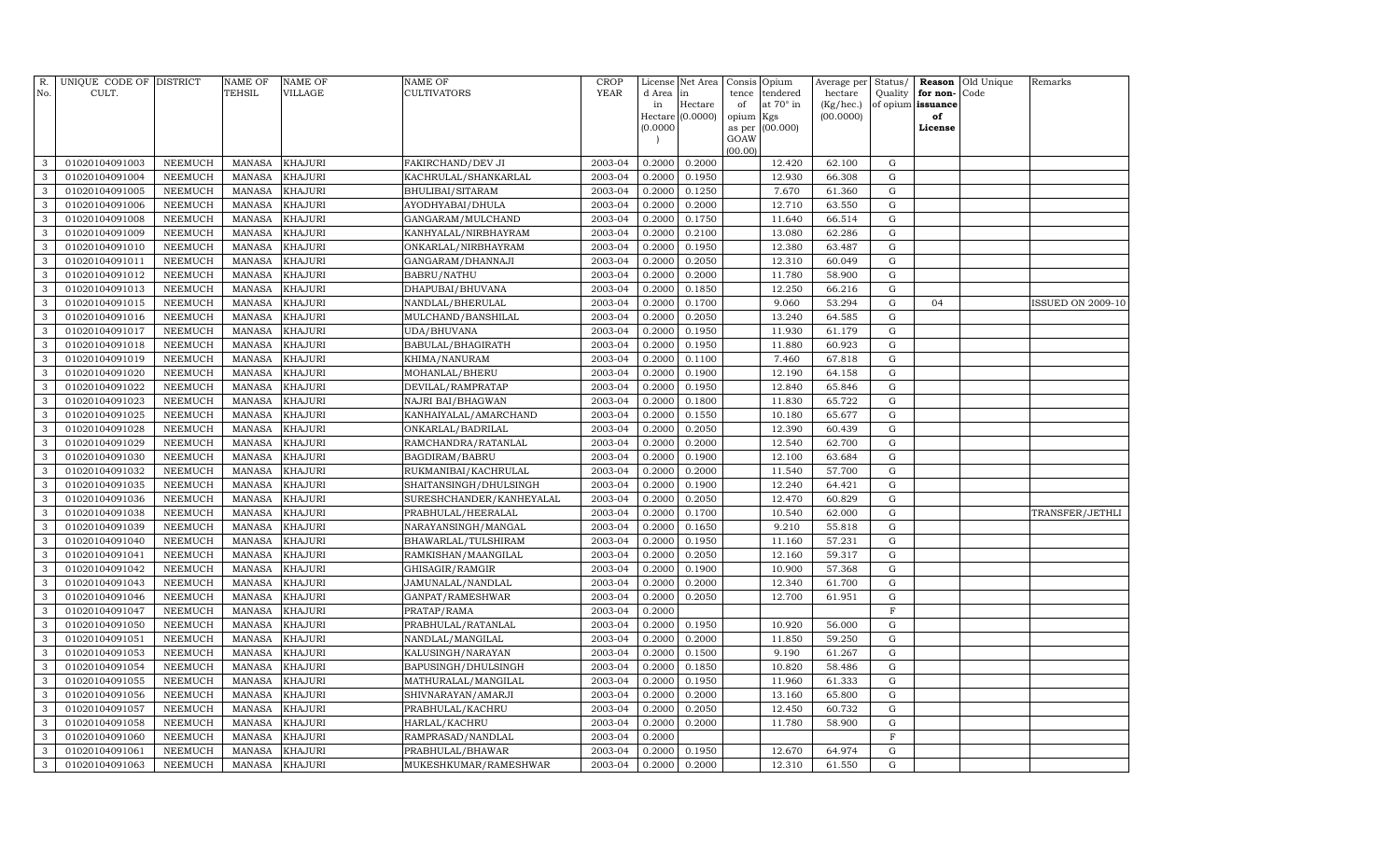| R. No. | UNIQUE CODE OF CULT. | DISTRICT | NAME OF TEHSIL | NAME OF VILLAGE | NAME OF CULTIVATORS | CROP YEAR | License d Area in Hectare (0.0000) | Net Area in Hectare (0.0000) | Consis tence of opium as per GOAW (00.00) | Opium tendered at 70° in Kgs (00.000) | Average per hectare (Kg/hec.) (00.0000) | Status/ Quality of opium | Reason for non-issuance of License | Old Unique Code | Remarks |
|---|---|---|---|---|---|---|---|---|---|---|---|---|---|---|---|
| 3 | 01020104091003 | NEEMUCH | MANASA | KHAJURI | FAKIRCHAND/DEV JI | 2003-04 | 0.2000 | 0.2000 | | 12.420 | 62.100 | G | | | |
| 3 | 01020104091004 | NEEMUCH | MANASA | KHAJURI | KACHRULAL/SHANKARLAL | 2003-04 | 0.2000 | 0.1950 | | 12.930 | 66.308 | G | | | |
| 3 | 01020104091005 | NEEMUCH | MANASA | KHAJURI | BHULIBAI/SITARAM | 2003-04 | 0.2000 | 0.1250 | | 7.670 | 61.360 | G | | | |
| 3 | 01020104091006 | NEEMUCH | MANASA | KHAJURI | AYODHYABAI/DHULA | 2003-04 | 0.2000 | 0.2000 | | 12.710 | 63.550 | G | | | |
| 3 | 01020104091008 | NEEMUCH | MANASA | KHAJURI | GANGARAM/MULCHAND | 2003-04 | 0.2000 | 0.1750 | | 11.640 | 66.514 | G | | | |
| 3 | 01020104091009 | NEEMUCH | MANASA | KHAJURI | KANHYALAL/NIRBHAYRAM | 2003-04 | 0.2000 | 0.2100 | | 13.080 | 62.286 | G | | | |
| 3 | 01020104091010 | NEEMUCH | MANASA | KHAJURI | ONKARLAL/NIRBHAYRAM | 2003-04 | 0.2000 | 0.1950 | | 12.380 | 63.487 | G | | | |
| 3 | 01020104091011 | NEEMUCH | MANASA | KHAJURI | GANGARAM/DHANNAJI | 2003-04 | 0.2000 | 0.2050 | | 12.310 | 60.049 | G | | | |
| 3 | 01020104091012 | NEEMUCH | MANASA | KHAJURI | BABRU/NATHU | 2003-04 | 0.2000 | 0.2000 | | 11.780 | 58.900 | G | | | |
| 3 | 01020104091013 | NEEMUCH | MANASA | KHAJURI | DHAPUBAI/BHUVANA | 2003-04 | 0.2000 | 0.1850 | | 12.250 | 66.216 | G | | | |
| 3 | 01020104091015 | NEEMUCH | MANASA | KHAJURI | NANDLAL/BHERULAL | 2003-04 | 0.2000 | 0.1700 | | 9.060 | 53.294 | G | 04 | | ISSUED ON 2009-10 |
| 3 | 01020104091016 | NEEMUCH | MANASA | KHAJURI | MULCHAND/BANSHILAL | 2003-04 | 0.2000 | 0.2050 | | 13.240 | 64.585 | G | | | |
| 3 | 01020104091017 | NEEMUCH | MANASA | KHAJURI | UDA/BHUVANA | 2003-04 | 0.2000 | 0.1950 | | 11.930 | 61.179 | G | | | |
| 3 | 01020104091018 | NEEMUCH | MANASA | KHAJURI | BABULAL/BHAGIRATH | 2003-04 | 0.2000 | 0.1950 | | 11.880 | 60.923 | G | | | |
| 3 | 01020104091019 | NEEMUCH | MANASA | KHAJURI | KHIMA/NANURAM | 2003-04 | 0.2000 | 0.1100 | | 7.460 | 67.818 | G | | | |
| 3 | 01020104091020 | NEEMUCH | MANASA | KHAJURI | MOHANLAL/BHERU | 2003-04 | 0.2000 | 0.1900 | | 12.190 | 64.158 | G | | | |
| 3 | 01020104091022 | NEEMUCH | MANASA | KHAJURI | DEVILAL/RAMPRATAP | 2003-04 | 0.2000 | 0.1950 | | 12.840 | 65.846 | G | | | |
| 3 | 01020104091023 | NEEMUCH | MANASA | KHAJURI | NAJRI BAI/BHAGWAN | 2003-04 | 0.2000 | 0.1800 | | 11.830 | 65.722 | G | | | |
| 3 | 01020104091025 | NEEMUCH | MANASA | KHAJURI | KANHAIYALAL/AMARCHAND | 2003-04 | 0.2000 | 0.1550 | | 10.180 | 65.677 | G | | | |
| 3 | 01020104091028 | NEEMUCH | MANASA | KHAJURI | ONKARLAL/BADRILAL | 2003-04 | 0.2000 | 0.2050 | | 12.390 | 60.439 | G | | | |
| 3 | 01020104091029 | NEEMUCH | MANASA | KHAJURI | RAMCHANDRA/RATANLAL | 2003-04 | 0.2000 | 0.2000 | | 12.540 | 62.700 | G | | | |
| 3 | 01020104091030 | NEEMUCH | MANASA | KHAJURI | BAGDIRAM/BABRU | 2003-04 | 0.2000 | 0.1900 | | 12.100 | 63.684 | G | | | |
| 3 | 01020104091032 | NEEMUCH | MANASA | KHAJURI | RUKMANIBAI/KACHRULAL | 2003-04 | 0.2000 | 0.2000 | | 11.540 | 57.700 | G | | | |
| 3 | 01020104091035 | NEEMUCH | MANASA | KHAJURI | SHAITANSINGH/DHULSINGH | 2003-04 | 0.2000 | 0.1900 | | 12.240 | 64.421 | G | | | |
| 3 | 01020104091036 | NEEMUCH | MANASA | KHAJURI | SURESHCHANDER/KANHEYALAL | 2003-04 | 0.2000 | 0.2050 | | 12.470 | 60.829 | G | | | |
| 3 | 01020104091038 | NEEMUCH | MANASA | KHAJURI | PRABHULAL/HEERALAL | 2003-04 | 0.2000 | 0.1700 | | 10.540 | 62.000 | G | | | TRANSFER/JETHLI |
| 3 | 01020104091039 | NEEMUCH | MANASA | KHAJURI | NARAYANSINGH/MANGAL | 2003-04 | 0.2000 | 0.1650 | | 9.210 | 55.818 | G | | | |
| 3 | 01020104091040 | NEEMUCH | MANASA | KHAJURI | BHAWARLAL/TULSHIRAM | 2003-04 | 0.2000 | 0.1950 | | 11.160 | 57.231 | G | | | |
| 3 | 01020104091041 | NEEMUCH | MANASA | KHAJURI | RAMKISHAN/MAANGILAL | 2003-04 | 0.2000 | 0.2050 | | 12.160 | 59.317 | G | | | |
| 3 | 01020104091042 | NEEMUCH | MANASA | KHAJURI | GHISAGIR/RAMGIR | 2003-04 | 0.2000 | 0.1900 | | 10.900 | 57.368 | G | | | |
| 3 | 01020104091043 | NEEMUCH | MANASA | KHAJURI | JAMUNALAL/NANDLAL | 2003-04 | 0.2000 | 0.2000 | | 12.340 | 61.700 | G | | | |
| 3 | 01020104091046 | NEEMUCH | MANASA | KHAJURI | GANPAT/RAMESHWAR | 2003-04 | 0.2000 | 0.2050 | | 12.700 | 61.951 | G | | | |
| 3 | 01020104091047 | NEEMUCH | MANASA | KHAJURI | PRATAP/RAMA | 2003-04 | 0.2000 | | | | | F | | | |
| 3 | 01020104091050 | NEEMUCH | MANASA | KHAJURI | PRABHULAL/RATANLAL | 2003-04 | 0.2000 | 0.1950 | | 10.920 | 56.000 | G | | | |
| 3 | 01020104091051 | NEEMUCH | MANASA | KHAJURI | NANDLAL/MANGILAL | 2003-04 | 0.2000 | 0.2000 | | 11.850 | 59.250 | G | | | |
| 3 | 01020104091053 | NEEMUCH | MANASA | KHAJURI | KALUSINGH/NARAYAN | 2003-04 | 0.2000 | 0.1500 | | 9.190 | 61.267 | G | | | |
| 3 | 01020104091054 | NEEMUCH | MANASA | KHAJURI | BAPUSINGH/DHULSINGH | 2003-04 | 0.2000 | 0.1850 | | 10.820 | 58.486 | G | | | |
| 3 | 01020104091055 | NEEMUCH | MANASA | KHAJURI | MATHURALAL/MANGILAL | 2003-04 | 0.2000 | 0.1950 | | 11.960 | 61.333 | G | | | |
| 3 | 01020104091056 | NEEMUCH | MANASA | KHAJURI | SHIVNARAYAN/AMARJI | 2003-04 | 0.2000 | 0.2000 | | 13.160 | 65.800 | G | | | |
| 3 | 01020104091057 | NEEMUCH | MANASA | KHAJURI | PRABHULAL/KACHRU | 2003-04 | 0.2000 | 0.2050 | | 12.450 | 60.732 | G | | | |
| 3 | 01020104091058 | NEEMUCH | MANASA | KHAJURI | HARLAL/KACHRU | 2003-04 | 0.2000 | 0.2000 | | 11.780 | 58.900 | G | | | |
| 3 | 01020104091060 | NEEMUCH | MANASA | KHAJURI | RAMPRASAD/NANDLAL | 2003-04 | 0.2000 | | | | | F | | | |
| 3 | 01020104091061 | NEEMUCH | MANASA | KHAJURI | PRABHULAL/BHAWAR | 2003-04 | 0.2000 | 0.1950 | | 12.670 | 64.974 | G | | | |
| 3 | 01020104091063 | NEEMUCH | MANASA | KHAJURI | MUKESHKUMAR/RAMESHWAR | 2003-04 | 0.2000 | 0.2000 | | 12.310 | 61.550 | G | | | |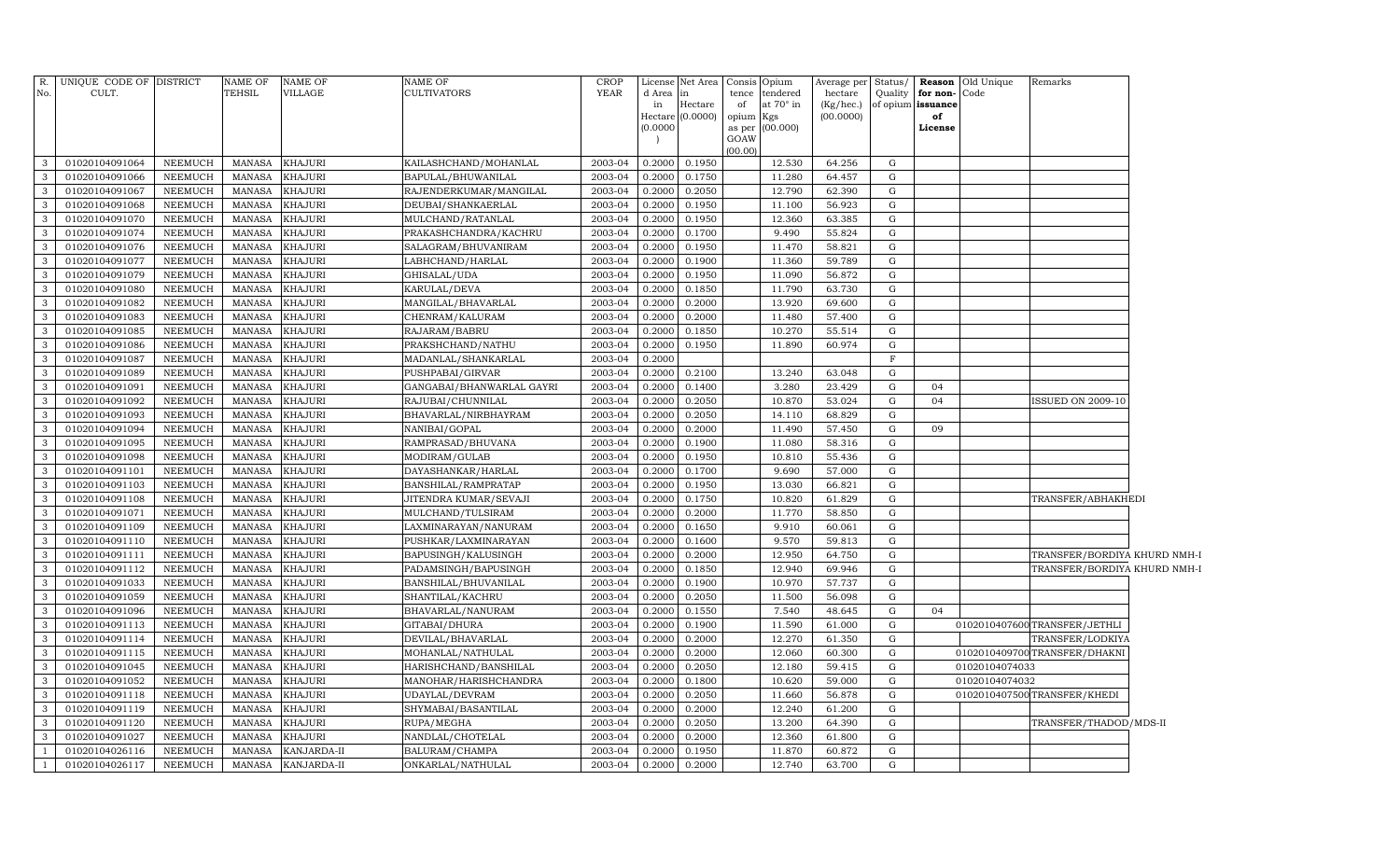| R. No. | UNIQUE CODE OF CULT. | DISTRICT | NAME OF TEHSIL | NAME OF VILLAGE | NAME OF CULTIVATORS | CROP YEAR | License d Area in Hectare (0.0000) | Net Area in Hectare (0.0000) | Consis tence of opium as per GOAW (00.00) | Opium tendered at 70° in Kgs (00.000) | Average per hectare (Kg/hec.) (00.0000) | Status/ Quality of opium | Reason for non- issuance of License | Old Unique Code | Remarks |
|---|---|---|---|---|---|---|---|---|---|---|---|---|---|---|---|
| 3 | 01020104091064 | NEEMUCH | MANASA | KHAJURI | KAILASHCHAND/MOHANLAL | 2003-04 | 0.2000 | 0.1950 | | 12.530 | 64.256 | G | | | |
| 3 | 01020104091066 | NEEMUCH | MANASA | KHAJURI | BAPULAL/BHUWANILAL | 2003-04 | 0.2000 | 0.1750 | | 11.280 | 64.457 | G | | | |
| 3 | 01020104091067 | NEEMUCH | MANASA | KHAJURI | RAJENDERKUMAR/MANGILAL | 2003-04 | 0.2000 | 0.2050 | | 12.790 | 62.390 | G | | | |
| 3 | 01020104091068 | NEEMUCH | MANASA | KHAJURI | DEUBAI/SHANKAERLAL | 2003-04 | 0.2000 | 0.1950 | | 11.100 | 56.923 | G | | | |
| 3 | 01020104091070 | NEEMUCH | MANASA | KHAJURI | MULCHAND/RATANLAL | 2003-04 | 0.2000 | 0.1950 | | 12.360 | 63.385 | G | | | |
| 3 | 01020104091074 | NEEMUCH | MANASA | KHAJURI | PRAKASHCHANDRA/KACHRU | 2003-04 | 0.2000 | 0.1700 | | 9.490 | 55.824 | G | | | |
| 3 | 01020104091076 | NEEMUCH | MANASA | KHAJURI | SALAGRAM/BHUVANIRAM | 2003-04 | 0.2000 | 0.1950 | | 11.470 | 58.821 | G | | | |
| 3 | 01020104091077 | NEEMUCH | MANASA | KHAJURI | LABHCHAND/HARLAL | 2003-04 | 0.2000 | 0.1900 | | 11.360 | 59.789 | G | | | |
| 3 | 01020104091079 | NEEMUCH | MANASA | KHAJURI | GHISALAL/UDA | 2003-04 | 0.2000 | 0.1950 | | 11.090 | 56.872 | G | | | |
| 3 | 01020104091080 | NEEMUCH | MANASA | KHAJURI | KARULAL/DEVA | 2003-04 | 0.2000 | 0.1850 | | 11.790 | 63.730 | G | | | |
| 3 | 01020104091082 | NEEMUCH | MANASA | KHAJURI | MANGILAL/BHAVARLAL | 2003-04 | 0.2000 | 0.2000 | | 13.920 | 69.600 | G | | | |
| 3 | 01020104091083 | NEEMUCH | MANASA | KHAJURI | CHENRAM/KALURAM | 2003-04 | 0.2000 | 0.2000 | | 11.480 | 57.400 | G | | | |
| 3 | 01020104091085 | NEEMUCH | MANASA | KHAJURI | RAJARAM/BABRU | 2003-04 | 0.2000 | 0.1850 | | 10.270 | 55.514 | G | | | |
| 3 | 01020104091086 | NEEMUCH | MANASA | KHAJURI | PRAKSHCHAND/NATHU | 2003-04 | 0.2000 | 0.1950 | | 11.890 | 60.974 | G | | | |
| 3 | 01020104091087 | NEEMUCH | MANASA | KHAJURI | MADANLAL/SHANKARLAL | 2003-04 | 0.2000 | | | | | F | | | |
| 3 | 01020104091089 | NEEMUCH | MANASA | KHAJURI | PUSHPABAI/GIRVAR | 2003-04 | 0.2000 | 0.2100 | | 13.240 | 63.048 | G | | | |
| 3 | 01020104091091 | NEEMUCH | MANASA | KHAJURI | GANGABAI/BHANWARLAL GAYRI | 2003-04 | 0.2000 | 0.1400 | | 3.280 | 23.429 | G | 04 | | |
| 3 | 01020104091092 | NEEMUCH | MANASA | KHAJURI | RAJUBAI/CHUNNILAL | 2003-04 | 0.2000 | 0.2050 | | 10.870 | 53.024 | G | 04 | | ISSUED ON 2009-10 |
| 3 | 01020104091093 | NEEMUCH | MANASA | KHAJURI | BHAVARLAL/NIRBHAYRAM | 2003-04 | 0.2000 | 0.2050 | | 14.110 | 68.829 | G | | | |
| 3 | 01020104091094 | NEEMUCH | MANASA | KHAJURI | NANIBAI/GOPAL | 2003-04 | 0.2000 | 0.2000 | | 11.490 | 57.450 | G | 09 | | |
| 3 | 01020104091095 | NEEMUCH | MANASA | KHAJURI | RAMPRASAD/BHUVANA | 2003-04 | 0.2000 | 0.1900 | | 11.080 | 58.316 | G | | | |
| 3 | 01020104091098 | NEEMUCH | MANASA | KHAJURI | MODIRAM/GULAB | 2003-04 | 0.2000 | 0.1950 | | 10.810 | 55.436 | G | | | |
| 3 | 01020104091101 | NEEMUCH | MANASA | KHAJURI | DAYASHANKAR/HARLAL | 2003-04 | 0.2000 | 0.1700 | | 9.690 | 57.000 | G | | | |
| 3 | 01020104091103 | NEEMUCH | MANASA | KHAJURI | BANSHILAL/RAMPRATAP | 2003-04 | 0.2000 | 0.1950 | | 13.030 | 66.821 | G | | | |
| 3 | 01020104091108 | NEEMUCH | MANASA | KHAJURI | JITENDRA KUMAR/SEVAJI | 2003-04 | 0.2000 | 0.1750 | | 10.820 | 61.829 | G | | | TRANSFER/ABHAKHEDI |
| 3 | 01020104091071 | NEEMUCH | MANASA | KHAJURI | MULCHAND/TULSIRAM | 2003-04 | 0.2000 | 0.2000 | | 11.770 | 58.850 | G | | | |
| 3 | 01020104091109 | NEEMUCH | MANASA | KHAJURI | LAXMINARAYAN/NANURAM | 2003-04 | 0.2000 | 0.1650 | | 9.910 | 60.061 | G | | | |
| 3 | 01020104091110 | NEEMUCH | MANASA | KHAJURI | PUSHKAR/LAXMINARAYAN | 2003-04 | 0.2000 | 0.1600 | | 9.570 | 59.813 | G | | | |
| 3 | 01020104091111 | NEEMUCH | MANASA | KHAJURI | BAPUSINGH/KALUSINGH | 2003-04 | 0.2000 | 0.2000 | | 12.950 | 64.750 | G | | | TRANSFER/BORDIYA KHURD NMH-I |
| 3 | 01020104091112 | NEEMUCH | MANASA | KHAJURI | PADAMSINGH/BAPUSINGH | 2003-04 | 0.2000 | 0.1850 | | 12.940 | 69.946 | G | | | TRANSFER/BORDIYA KHURD NMH-I |
| 3 | 01020104091033 | NEEMUCH | MANASA | KHAJURI | BANSHILAL/BHUVANILAL | 2003-04 | 0.2000 | 0.1900 | | 10.970 | 57.737 | G | | | |
| 3 | 01020104091059 | NEEMUCH | MANASA | KHAJURI | SHANTILAL/KACHRU | 2003-04 | 0.2000 | 0.2050 | | 11.500 | 56.098 | G | | | |
| 3 | 01020104091096 | NEEMUCH | MANASA | KHAJURI | BHAVARLAL/NANURAM | 2003-04 | 0.2000 | 0.1550 | | 7.540 | 48.645 | G | 04 | | |
| 3 | 01020104091113 | NEEMUCH | MANASA | KHAJURI | GITABAI/DHURA | 2003-04 | 0.2000 | 0.1900 | | 11.590 | 61.000 | G | | 01020104076000 | TRANSFER/JETHLI |
| 3 | 01020104091114 | NEEMUCH | MANASA | KHAJURI | DEVILAL/BHAVARLAL | 2003-04 | 0.2000 | 0.2000 | | 12.270 | 61.350 | G | | | TRANSFER/LODKIYA |
| 3 | 01020104091115 | NEEMUCH | MANASA | KHAJURI | MOHANLAL/NATHULAL | 2003-04 | 0.2000 | 0.2000 | | 12.060 | 60.300 | G | | 01020104097000 | TRANSFER/DHAKNI |
| 3 | 01020104091045 | NEEMUCH | MANASA | KHAJURI | HARISHCHAND/BANSHILAL | 2003-04 | 0.2000 | 0.2050 | | 12.180 | 59.415 | G | | 01020104074033 | |
| 3 | 01020104091052 | NEEMUCH | MANASA | KHAJURI | MANOHAR/HARISHCHANDRA | 2003-04 | 0.2000 | 0.1800 | | 10.620 | 59.000 | G | | 01020104074032 | |
| 3 | 01020104091118 | NEEMUCH | MANASA | KHAJURI | UDAYLAL/DEVRAM | 2003-04 | 0.2000 | 0.2050 | | 11.660 | 56.878 | G | | 01020104075000 | TRANSFER/KHEDI |
| 3 | 01020104091119 | NEEMUCH | MANASA | KHAJURI | SHYMABAI/BASANTILAL | 2003-04 | 0.2000 | 0.2000 | | 12.240 | 61.200 | G | | | |
| 3 | 01020104091120 | NEEMUCH | MANASA | KHAJURI | RUPA/MEGHA | 2003-04 | 0.2000 | 0.2050 | | 13.200 | 64.390 | G | | | TRANSFER/THADOD/MDS-II |
| 3 | 01020104091027 | NEEMUCH | MANASA | KHAJURI | NANDLAL/CHOTELAL | 2003-04 | 0.2000 | 0.2000 | | 12.360 | 61.800 | G | | | |
| 1 | 01020104026116 | NEEMUCH | MANASA | KANJARDA-II | BALURAM/CHAMPA | 2003-04 | 0.2000 | 0.1950 | | 11.870 | 60.872 | G | | | |
| 1 | 01020104026117 | NEEMUCH | MANASA | KANJARDA-II | ONKARLAL/NATHULAL | 2003-04 | 0.2000 | 0.2000 | | 12.740 | 63.700 | G | | | |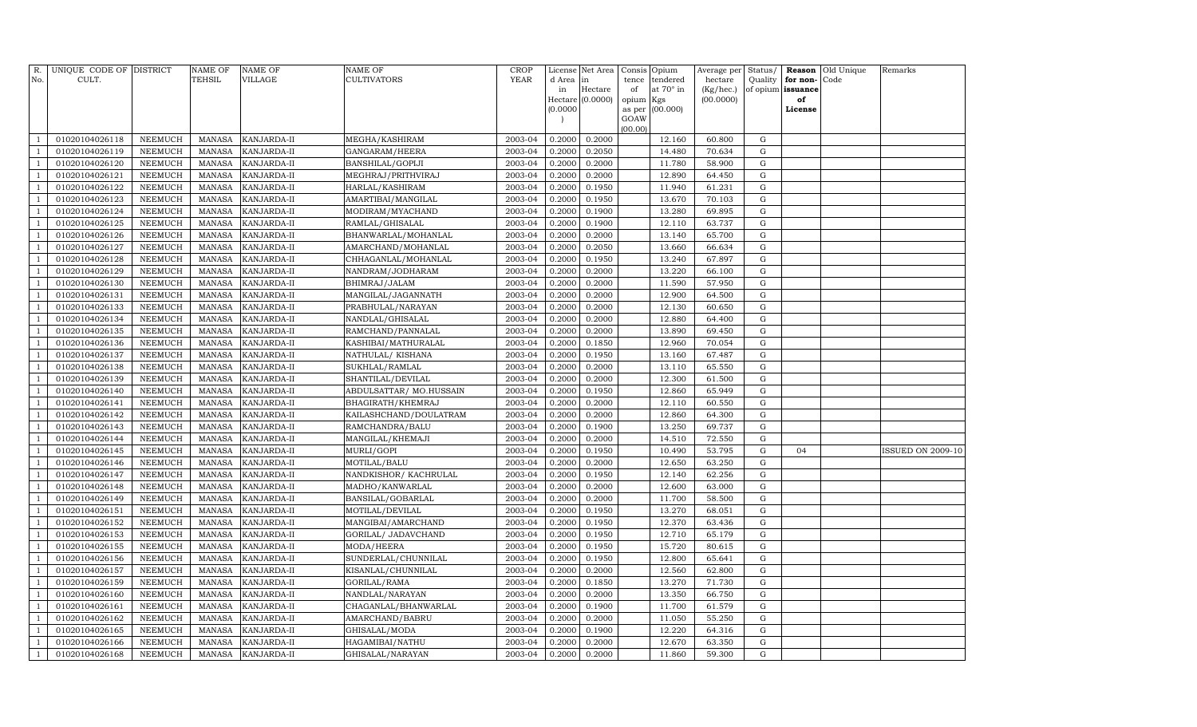| R. No. | UNIQUE CODE OF CULT. | DISTRICT | NAME OF TEHSIL | NAME OF VILLAGE | NAME OF CULTIVATORS | CROP YEAR | License d Area in Hectare (0.0000) | Net Area in Hectare (0.0000) | Consis tence of opium as per GOAW (00.00) | Opium tendered at 70° in Kgs (00.000) | Average per hectare (Kg/hec.) (00.0000) | Status/ Quality of opium | Reason for non-issuance of License | Old Unique Code | Remarks |
|---|---|---|---|---|---|---|---|---|---|---|---|---|---|---|---|
| 1 | 01020104026118 | NEEMUCH | MANASA | KANJARDA-II | MEGHA/KASHIRAM | 2003-04 | 0.2000 | 0.2000 | | 12.160 | 60.800 | G | | | |
| 1 | 01020104026119 | NEEMUCH | MANASA | KANJARDA-II | GANGARAM/HEERA | 2003-04 | 0.2000 | 0.2050 | | 14.480 | 70.634 | G | | | |
| 1 | 01020104026120 | NEEMUCH | MANASA | KANJARDA-II | BANSHILAL/GOPIJI | 2003-04 | 0.2000 | 0.2000 | | 11.780 | 58.900 | G | | | |
| 1 | 01020104026121 | NEEMUCH | MANASA | KANJARDA-II | MEGHRAJ/PRITHVIRAJ | 2003-04 | 0.2000 | 0.2000 | | 12.890 | 64.450 | G | | | |
| 1 | 01020104026122 | NEEMUCH | MANASA | KANJARDA-II | HARLAL/KASHIRAM | 2003-04 | 0.2000 | 0.1950 | | 11.940 | 61.231 | G | | | |
| 1 | 01020104026123 | NEEMUCH | MANASA | KANJARDA-II | AMARTIBAI/MANGILAL | 2003-04 | 0.2000 | 0.1950 | | 13.670 | 70.103 | G | | | |
| 1 | 01020104026124 | NEEMUCH | MANASA | KANJARDA-II | MODIRAM/MYACHAND | 2003-04 | 0.2000 | 0.1900 | | 13.280 | 69.895 | G | | | |
| 1 | 01020104026125 | NEEMUCH | MANASA | KANJARDA-II | RAMLAL/GHISALAL | 2003-04 | 0.2000 | 0.1900 | | 12.110 | 63.737 | G | | | |
| 1 | 01020104026126 | NEEMUCH | MANASA | KANJARDA-II | BHANWARLAL/MOHANLAL | 2003-04 | 0.2000 | 0.2000 | | 13.140 | 65.700 | G | | | |
| 1 | 01020104026127 | NEEMUCH | MANASA | KANJARDA-II | AMARCHAND/MOHANLAL | 2003-04 | 0.2000 | 0.2050 | | 13.660 | 66.634 | G | | | |
| 1 | 01020104026128 | NEEMUCH | MANASA | KANJARDA-II | CHHAGANLAL/MOHANLAL | 2003-04 | 0.2000 | 0.1950 | | 13.240 | 67.897 | G | | | |
| 1 | 01020104026129 | NEEMUCH | MANASA | KANJARDA-II | NANDRAM/JODHARAM | 2003-04 | 0.2000 | 0.2000 | | 13.220 | 66.100 | G | | | |
| 1 | 01020104026130 | NEEMUCH | MANASA | KANJARDA-II | BHIMRAJ/JALAM | 2003-04 | 0.2000 | 0.2000 | | 11.590 | 57.950 | G | | | |
| 1 | 01020104026131 | NEEMUCH | MANASA | KANJARDA-II | MANGILAL/JAGANNATH | 2003-04 | 0.2000 | 0.2000 | | 12.900 | 64.500 | G | | | |
| 1 | 01020104026133 | NEEMUCH | MANASA | KANJARDA-II | PRABHULAL/NARAYAN | 2003-04 | 0.2000 | 0.2000 | | 12.130 | 60.650 | G | | | |
| 1 | 01020104026134 | NEEMUCH | MANASA | KANJARDA-II | NANDLAL/GHISALAL | 2003-04 | 0.2000 | 0.2000 | | 12.880 | 64.400 | G | | | |
| 1 | 01020104026135 | NEEMUCH | MANASA | KANJARDA-II | RAMCHAND/PANNALAL | 2003-04 | 0.2000 | 0.2000 | | 13.890 | 69.450 | G | | | |
| 1 | 01020104026136 | NEEMUCH | MANASA | KANJARDA-II | KASHIBAI/MATHURALAL | 2003-04 | 0.2000 | 0.1850 | | 12.960 | 70.054 | G | | | |
| 1 | 01020104026137 | NEEMUCH | MANASA | KANJARDA-II | NATHULAL/ KISHANA | 2003-04 | 0.2000 | 0.1950 | | 13.160 | 67.487 | G | | | |
| 1 | 01020104026138 | NEEMUCH | MANASA | KANJARDA-II | SUKHLAL/RAMLAL | 2003-04 | 0.2000 | 0.2000 | | 13.110 | 65.550 | G | | | |
| 1 | 01020104026139 | NEEMUCH | MANASA | KANJARDA-II | SHANTILAL/DEVILAL | 2003-04 | 0.2000 | 0.2000 | | 12.300 | 61.500 | G | | | |
| 1 | 01020104026140 | NEEMUCH | MANASA | KANJARDA-II | ABDULSATTAR/ MO.HUSSAIN | 2003-04 | 0.2000 | 0.1950 | | 12.860 | 65.949 | G | | | |
| 1 | 01020104026141 | NEEMUCH | MANASA | KANJARDA-II | BHAGIRATH/KHEMRAJ | 2003-04 | 0.2000 | 0.2000 | | 12.110 | 60.550 | G | | | |
| 1 | 01020104026142 | NEEMUCH | MANASA | KANJARDA-II | KAILASHCHAND/DOULATRAM | 2003-04 | 0.2000 | 0.2000 | | 12.860 | 64.300 | G | | | |
| 1 | 01020104026143 | NEEMUCH | MANASA | KANJARDA-II | RAMCHANDRA/BALU | 2003-04 | 0.2000 | 0.1900 | | 13.250 | 69.737 | G | | | |
| 1 | 01020104026144 | NEEMUCH | MANASA | KANJARDA-II | MANGILAL/KHEMAJI | 2003-04 | 0.2000 | 0.2000 | | 14.510 | 72.550 | G | | | |
| 1 | 01020104026145 | NEEMUCH | MANASA | KANJARDA-II | MURLI/GOPI | 2003-04 | 0.2000 | 0.1950 | | 10.490 | 53.795 | G | 04 | | ISSUED ON 2009-10 |
| 1 | 01020104026146 | NEEMUCH | MANASA | KANJARDA-II | MOTILAL/BALU | 2003-04 | 0.2000 | 0.2000 | | 12.650 | 63.250 | G | | | |
| 1 | 01020104026147 | NEEMUCH | MANASA | KANJARDA-II | NANDKISHOR/ KACHRULAL | 2003-04 | 0.2000 | 0.1950 | | 12.140 | 62.256 | G | | | |
| 1 | 01020104026148 | NEEMUCH | MANASA | KANJARDA-II | MADHO/KANWARLAL | 2003-04 | 0.2000 | 0.2000 | | 12.600 | 63.000 | G | | | |
| 1 | 01020104026149 | NEEMUCH | MANASA | KANJARDA-II | BANSILAL/GOBARLAL | 2003-04 | 0.2000 | 0.2000 | | 11.700 | 58.500 | G | | | |
| 1 | 01020104026151 | NEEMUCH | MANASA | KANJARDA-II | MOTILAL/DEVILAL | 2003-04 | 0.2000 | 0.1950 | | 13.270 | 68.051 | G | | | |
| 1 | 01020104026152 | NEEMUCH | MANASA | KANJARDA-II | MANGIBAI/AMARCHAND | 2003-04 | 0.2000 | 0.1950 | | 12.370 | 63.436 | G | | | |
| 1 | 01020104026153 | NEEMUCH | MANASA | KANJARDA-II | GORILAL/ JADAVCHAND | 2003-04 | 0.2000 | 0.1950 | | 12.710 | 65.179 | G | | | |
| 1 | 01020104026155 | NEEMUCH | MANASA | KANJARDA-II | MODA/HEERA | 2003-04 | 0.2000 | 0.1950 | | 15.720 | 80.615 | G | | | |
| 1 | 01020104026156 | NEEMUCH | MANASA | KANJARDA-II | SUNDERLAL/CHUNNILAL | 2003-04 | 0.2000 | 0.1950 | | 12.800 | 65.641 | G | | | |
| 1 | 01020104026157 | NEEMUCH | MANASA | KANJARDA-II | KISANLAL/CHUNNILAL | 2003-04 | 0.2000 | 0.2000 | | 12.560 | 62.800 | G | | | |
| 1 | 01020104026159 | NEEMUCH | MANASA | KANJARDA-II | GORILAL/RAMA | 2003-04 | 0.2000 | 0.1850 | | 13.270 | 71.730 | G | | | |
| 1 | 01020104026160 | NEEMUCH | MANASA | KANJARDA-II | NANDLAL/NARAYAN | 2003-04 | 0.2000 | 0.2000 | | 13.350 | 66.750 | G | | | |
| 1 | 01020104026161 | NEEMUCH | MANASA | KANJARDA-II | CHAGANLAL/BHANWARLAL | 2003-04 | 0.2000 | 0.1900 | | 11.700 | 61.579 | G | | | |
| 1 | 01020104026162 | NEEMUCH | MANASA | KANJARDA-II | AMARCHAND/BABRU | 2003-04 | 0.2000 | 0.2000 | | 11.050 | 55.250 | G | | | |
| 1 | 01020104026165 | NEEMUCH | MANASA | KANJARDA-II | GHISALAL/MODA | 2003-04 | 0.2000 | 0.1900 | | 12.220 | 64.316 | G | | | |
| 1 | 01020104026166 | NEEMUCH | MANASA | KANJARDA-II | HAGAMIBAI/NATHU | 2003-04 | 0.2000 | 0.2000 | | 12.670 | 63.350 | G | | | |
| 1 | 01020104026168 | NEEMUCH | MANASA | KANJARDA-II | GHISALAL/NARAYAN | 2003-04 | 0.2000 | 0.2000 | | 11.860 | 59.300 | G | | | |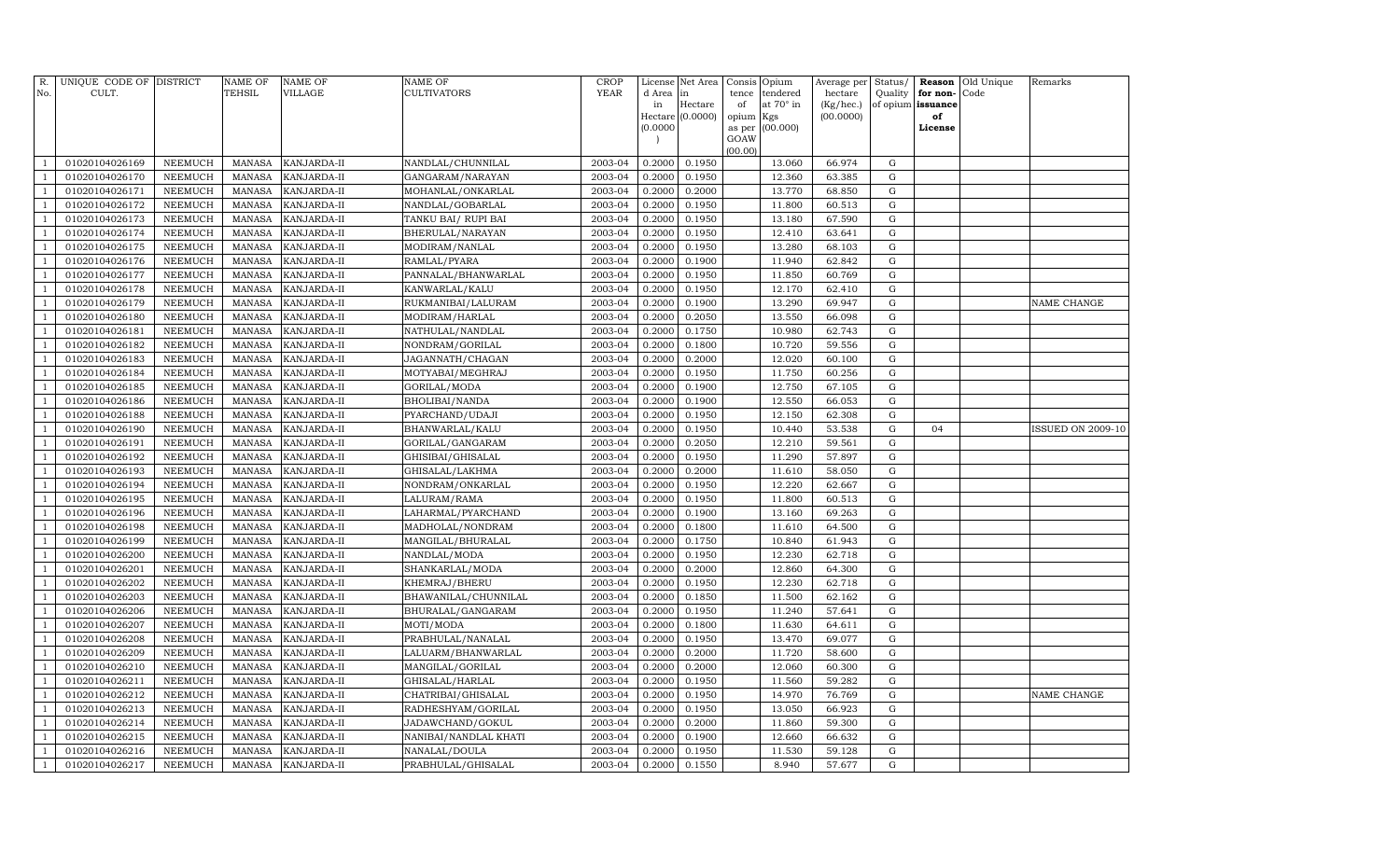| R. No. | UNIQUE CODE OF CULT. | DISTRICT | NAME OF TEHSIL | NAME OF VILLAGE | NAME OF CULTIVATORS | CROP YEAR | License d Area in Hectare (0.0000) | Net Area in Hectare (0.0000) | Consis tence of opium as per GOAW (00.00) | Opium tendered at 70° in Kgs (00.000) | Average per hectare (Kg/hec.) (00.0000) | Status/ Quality of opium | Reason for non-issuance of License | Old Unique Code | Remarks |
|---|---|---|---|---|---|---|---|---|---|---|---|---|---|---|---|
| 1 | 01020104026169 | NEEMUCH | MANASA | KANJARDA-II | NANDLAL/CHUNNILAL | 2003-04 | 0.2000 | 0.1950 | | 13.060 | 66.974 | G | | | |
| 1 | 01020104026170 | NEEMUCH | MANASA | KANJARDA-II | GANGARAM/NARAYAN | 2003-04 | 0.2000 | 0.1950 | | 12.360 | 63.385 | G | | | |
| 1 | 01020104026171 | NEEMUCH | MANASA | KANJARDA-II | MOHANLAL/ONKARLAL | 2003-04 | 0.2000 | 0.2000 | | 13.770 | 68.850 | G | | | |
| 1 | 01020104026172 | NEEMUCH | MANASA | KANJARDA-II | NANDLAL/GOBARLAL | 2003-04 | 0.2000 | 0.1950 | | 11.800 | 60.513 | G | | | |
| 1 | 01020104026173 | NEEMUCH | MANASA | KANJARDA-II | TANKU BAI/ RUPI BAI | 2003-04 | 0.2000 | 0.1950 | | 13.180 | 67.590 | G | | | |
| 1 | 01020104026174 | NEEMUCH | MANASA | KANJARDA-II | BHERULAL/NARAYAN | 2003-04 | 0.2000 | 0.1950 | | 12.410 | 63.641 | G | | | |
| 1 | 01020104026175 | NEEMUCH | MANASA | KANJARDA-II | MODIRAM/NANLAL | 2003-04 | 0.2000 | 0.1950 | | 13.280 | 68.103 | G | | | |
| 1 | 01020104026176 | NEEMUCH | MANASA | KANJARDA-II | RAMLAL/PYARA | 2003-04 | 0.2000 | 0.1900 | | 11.940 | 62.842 | G | | | |
| 1 | 01020104026177 | NEEMUCH | MANASA | KANJARDA-II | PANNALAL/BHANWARLAL | 2003-04 | 0.2000 | 0.1950 | | 11.850 | 60.769 | G | | | |
| 1 | 01020104026178 | NEEMUCH | MANASA | KANJARDA-II | KANWARLAL/KALU | 2003-04 | 0.2000 | 0.1950 | | 12.170 | 62.410 | G | | | |
| 1 | 01020104026179 | NEEMUCH | MANASA | KANJARDA-II | RUKMANIBAI/LALURAM | 2003-04 | 0.2000 | 0.1900 | | 13.290 | 69.947 | G | | | NAME CHANGE |
| 1 | 01020104026180 | NEEMUCH | MANASA | KANJARDA-II | MODIRAM/HARLAL | 2003-04 | 0.2000 | 0.2050 | | 13.550 | 66.098 | G | | | |
| 1 | 01020104026181 | NEEMUCH | MANASA | KANJARDA-II | NATHULAL/NANDLAL | 2003-04 | 0.2000 | 0.1750 | | 10.980 | 62.743 | G | | | |
| 1 | 01020104026182 | NEEMUCH | MANASA | KANJARDA-II | NONDRAM/GORILAL | 2003-04 | 0.2000 | 0.1800 | | 10.720 | 59.556 | G | | | |
| 1 | 01020104026183 | NEEMUCH | MANASA | KANJARDA-II | JAGANNATH/CHAGAN | 2003-04 | 0.2000 | 0.2000 | | 12.020 | 60.100 | G | | | |
| 1 | 01020104026184 | NEEMUCH | MANASA | KANJARDA-II | MOTYABAI/MEGHRAJ | 2003-04 | 0.2000 | 0.1950 | | 11.750 | 60.256 | G | | | |
| 1 | 01020104026185 | NEEMUCH | MANASA | KANJARDA-II | GORILAL/MODA | 2003-04 | 0.2000 | 0.1900 | | 12.750 | 67.105 | G | | | |
| 1 | 01020104026186 | NEEMUCH | MANASA | KANJARDA-II | BHOLIBAI/NANDA | 2003-04 | 0.2000 | 0.1900 | | 12.550 | 66.053 | G | | | |
| 1 | 01020104026188 | NEEMUCH | MANASA | KANJARDA-II | PYARCHAND/UDAJI | 2003-04 | 0.2000 | 0.1950 | | 12.150 | 62.308 | G | | | |
| 1 | 01020104026190 | NEEMUCH | MANASA | KANJARDA-II | BHANWARLAL/KALU | 2003-04 | 0.2000 | 0.1950 | | 10.440 | 53.538 | G | 04 | | ISSUED ON 2009-10 |
| 1 | 01020104026191 | NEEMUCH | MANASA | KANJARDA-II | GORILAL/GANGARAM | 2003-04 | 0.2000 | 0.2050 | | 12.210 | 59.561 | G | | | |
| 1 | 01020104026192 | NEEMUCH | MANASA | KANJARDA-II | GHISIBAI/GHISALAL | 2003-04 | 0.2000 | 0.1950 | | 11.290 | 57.897 | G | | | |
| 1 | 01020104026193 | NEEMUCH | MANASA | KANJARDA-II | GHISALAL/LAKHMA | 2003-04 | 0.2000 | 0.2000 | | 11.610 | 58.050 | G | | | |
| 1 | 01020104026194 | NEEMUCH | MANASA | KANJARDA-II | NONDRAM/ONKARLAL | 2003-04 | 0.2000 | 0.1950 | | 12.220 | 62.667 | G | | | |
| 1 | 01020104026195 | NEEMUCH | MANASA | KANJARDA-II | LALURAM/RAMA | 2003-04 | 0.2000 | 0.1950 | | 11.800 | 60.513 | G | | | |
| 1 | 01020104026196 | NEEMUCH | MANASA | KANJARDA-II | LAHARMAL/PYARCHAND | 2003-04 | 0.2000 | 0.1900 | | 13.160 | 69.263 | G | | | |
| 1 | 01020104026198 | NEEMUCH | MANASA | KANJARDA-II | MADHOLAL/NONDRAM | 2003-04 | 0.2000 | 0.1800 | | 11.610 | 64.500 | G | | | |
| 1 | 01020104026199 | NEEMUCH | MANASA | KANJARDA-II | MANGILAL/BHURALAL | 2003-04 | 0.2000 | 0.1750 | | 10.840 | 61.943 | G | | | |
| 1 | 01020104026200 | NEEMUCH | MANASA | KANJARDA-II | NANDLAL/MODA | 2003-04 | 0.2000 | 0.1950 | | 12.230 | 62.718 | G | | | |
| 1 | 01020104026201 | NEEMUCH | MANASA | KANJARDA-II | SHANKARLAL/MODA | 2003-04 | 0.2000 | 0.2000 | | 12.860 | 64.300 | G | | | |
| 1 | 01020104026202 | NEEMUCH | MANASA | KANJARDA-II | KHEMRAJ/BHERU | 2003-04 | 0.2000 | 0.1950 | | 12.230 | 62.718 | G | | | |
| 1 | 01020104026203 | NEEMUCH | MANASA | KANJARDA-II | BHAWANILAL/CHUNNILAL | 2003-04 | 0.2000 | 0.1850 | | 11.500 | 62.162 | G | | | |
| 1 | 01020104026206 | NEEMUCH | MANASA | KANJARDA-II | BHURALAL/GANGARAM | 2003-04 | 0.2000 | 0.1950 | | 11.240 | 57.641 | G | | | |
| 1 | 01020104026207 | NEEMUCH | MANASA | KANJARDA-II | MOTI/MODA | 2003-04 | 0.2000 | 0.1800 | | 11.630 | 64.611 | G | | | |
| 1 | 01020104026208 | NEEMUCH | MANASA | KANJARDA-II | PRABHULAL/NANALAL | 2003-04 | 0.2000 | 0.1950 | | 13.470 | 69.077 | G | | | |
| 1 | 01020104026209 | NEEMUCH | MANASA | KANJARDA-II | LALUARM/BHANWARLAL | 2003-04 | 0.2000 | 0.2000 | | 11.720 | 58.600 | G | | | |
| 1 | 01020104026210 | NEEMUCH | MANASA | KANJARDA-II | MANGILAL/GORILAL | 2003-04 | 0.2000 | 0.2000 | | 12.060 | 60.300 | G | | | |
| 1 | 01020104026211 | NEEMUCH | MANASA | KANJARDA-II | GHISALAL/HARLAL | 2003-04 | 0.2000 | 0.1950 | | 11.560 | 59.282 | G | | | |
| 1 | 01020104026212 | NEEMUCH | MANASA | KANJARDA-II | CHATRIBAI/GHISALAL | 2003-04 | 0.2000 | 0.1950 | | 14.970 | 76.769 | G | | | NAME CHANGE |
| 1 | 01020104026213 | NEEMUCH | MANASA | KANJARDA-II | RADHESHYAM/GORILAL | 2003-04 | 0.2000 | 0.1950 | | 13.050 | 66.923 | G | | | |
| 1 | 01020104026214 | NEEMUCH | MANASA | KANJARDA-II | JADAWCHAND/GOKUL | 2003-04 | 0.2000 | 0.2000 | | 11.860 | 59.300 | G | | | |
| 1 | 01020104026215 | NEEMUCH | MANASA | KANJARDA-II | NANIBAI/NANDLAL KHATI | 2003-04 | 0.2000 | 0.1900 | | 12.660 | 66.632 | G | | | |
| 1 | 01020104026216 | NEEMUCH | MANASA | KANJARDA-II | NANALAL/DOULA | 2003-04 | 0.2000 | 0.1950 | | 11.530 | 59.128 | G | | | |
| 1 | 01020104026217 | NEEMUCH | MANASA | KANJARDA-II | PRABHULAL/GHISALAL | 2003-04 | 0.2000 | 0.1550 | | 8.940 | 57.677 | G | | | |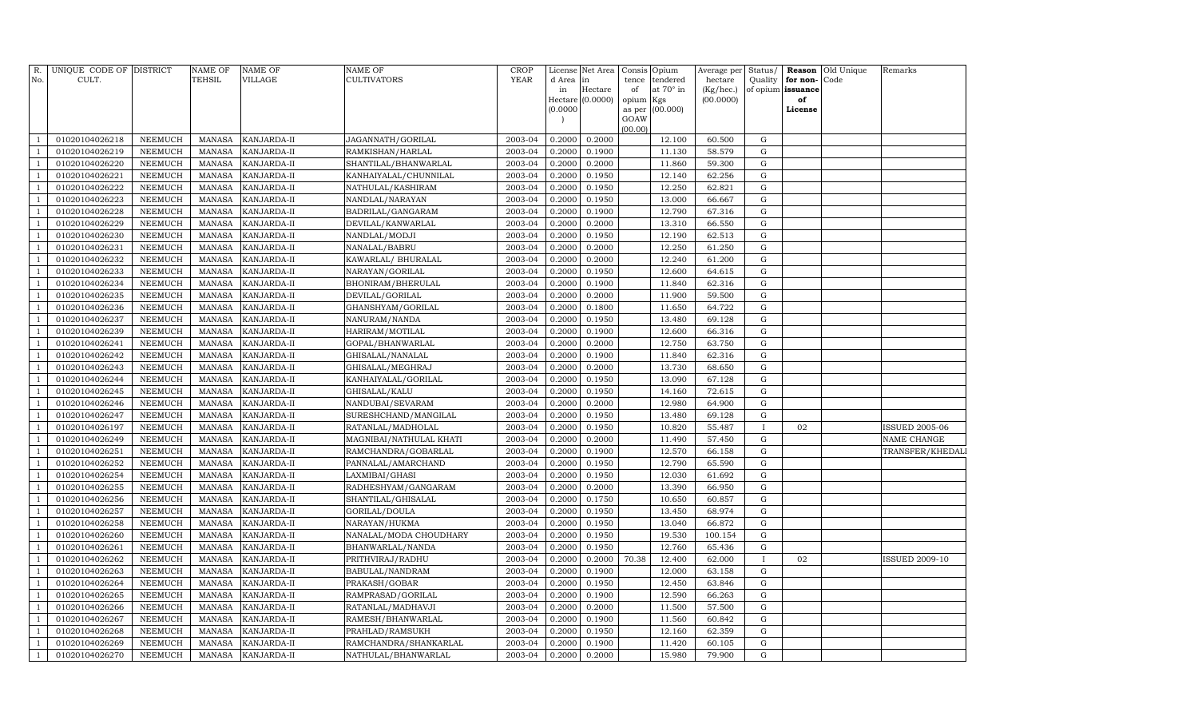| R. No. | UNIQUE CODE OF CULT. | DISTRICT | NAME OF TEHSIL | NAME OF VILLAGE | NAME OF CULTIVATORS | CROP YEAR | License d Area in Hectare (0.0000) | Net Area in Hectare (0.0000) | Consis tence of opium as per GOAW (00.00) | Opium tendered at 70° in Kgs (00.000) | Average per hectare (Kg/hec.) (00.0000) | Status/ Quality of opium | Reason for non-issuance of License | Old Unique Code | Remarks |
|---|---|---|---|---|---|---|---|---|---|---|---|---|---|---|---|
| 1 | 01020104026218 | NEEMUCH | MANASA | KANJARDA-II | JAGANNATH/GORILAL | 2003-04 | 0.2000 | 0.2000 | | 12.100 | 60.500 | G | | | |
| 1 | 01020104026219 | NEEMUCH | MANASA | KANJARDA-II | RAMKISHAN/HARLAL | 2003-04 | 0.2000 | 0.1900 | | 11.130 | 58.579 | G | | | |
| 1 | 01020104026220 | NEEMUCH | MANASA | KANJARDA-II | SHANTILAL/BHANWARLAL | 2003-04 | 0.2000 | 0.2000 | | 11.860 | 59.300 | G | | | |
| 1 | 01020104026221 | NEEMUCH | MANASA | KANJARDA-II | KANHAIYALAL/CHUNNILAL | 2003-04 | 0.2000 | 0.1950 | | 12.140 | 62.256 | G | | | |
| 1 | 01020104026222 | NEEMUCH | MANASA | KANJARDA-II | NATHULAL/KASHIRAM | 2003-04 | 0.2000 | 0.1950 | | 12.250 | 62.821 | G | | | |
| 1 | 01020104026223 | NEEMUCH | MANASA | KANJARDA-II | NANDLAL/NARAYAN | 2003-04 | 0.2000 | 0.1950 | | 13.000 | 66.667 | G | | | |
| 1 | 01020104026228 | NEEMUCH | MANASA | KANJARDA-II | BADRILAL/GANGARAM | 2003-04 | 0.2000 | 0.1900 | | 12.790 | 67.316 | G | | | |
| 1 | 01020104026229 | NEEMUCH | MANASA | KANJARDA-II | DEVILAL/KANWARLAL | 2003-04 | 0.2000 | 0.2000 | | 13.310 | 66.550 | G | | | |
| 1 | 01020104026230 | NEEMUCH | MANASA | KANJARDA-II | NANDLAL/MODJI | 2003-04 | 0.2000 | 0.1950 | | 12.190 | 62.513 | G | | | |
| 1 | 01020104026231 | NEEMUCH | MANASA | KANJARDA-II | NANALAL/BABRU | 2003-04 | 0.2000 | 0.2000 | | 12.250 | 61.250 | G | | | |
| 1 | 01020104026232 | NEEMUCH | MANASA | KANJARDA-II | KAWARLAL/ BHURALAL | 2003-04 | 0.2000 | 0.2000 | | 12.240 | 61.200 | G | | | |
| 1 | 01020104026233 | NEEMUCH | MANASA | KANJARDA-II | NARAYAN/GORILAL | 2003-04 | 0.2000 | 0.1950 | | 12.600 | 64.615 | G | | | |
| 1 | 01020104026234 | NEEMUCH | MANASA | KANJARDA-II | BHONIRAM/BHERULAL | 2003-04 | 0.2000 | 0.1900 | | 11.840 | 62.316 | G | | | |
| 1 | 01020104026235 | NEEMUCH | MANASA | KANJARDA-II | DEVILAL/GORILAL | 2003-04 | 0.2000 | 0.2000 | | 11.900 | 59.500 | G | | | |
| 1 | 01020104026236 | NEEMUCH | MANASA | KANJARDA-II | GHANSHYAM/GORILAL | 2003-04 | 0.2000 | 0.1800 | | 11.650 | 64.722 | G | | | |
| 1 | 01020104026237 | NEEMUCH | MANASA | KANJARDA-II | NANURAM/NANDA | 2003-04 | 0.2000 | 0.1950 | | 13.480 | 69.128 | G | | | |
| 1 | 01020104026239 | NEEMUCH | MANASA | KANJARDA-II | HARIRAM/MOTILAL | 2003-04 | 0.2000 | 0.1900 | | 12.600 | 66.316 | G | | | |
| 1 | 01020104026241 | NEEMUCH | MANASA | KANJARDA-II | GOPAL/BHANWARLAL | 2003-04 | 0.2000 | 0.2000 | | 12.750 | 63.750 | G | | | |
| 1 | 01020104026242 | NEEMUCH | MANASA | KANJARDA-II | GHISALAL/NANALAL | 2003-04 | 0.2000 | 0.1900 | | 11.840 | 62.316 | G | | | |
| 1 | 01020104026243 | NEEMUCH | MANASA | KANJARDA-II | GHISALAL/MEGHRAJ | 2003-04 | 0.2000 | 0.2000 | | 13.730 | 68.650 | G | | | |
| 1 | 01020104026244 | NEEMUCH | MANASA | KANJARDA-II | KANHAIYALAL/GORILAL | 2003-04 | 0.2000 | 0.1950 | | 13.090 | 67.128 | G | | | |
| 1 | 01020104026245 | NEEMUCH | MANASA | KANJARDA-II | GHISALAL/KALU | 2003-04 | 0.2000 | 0.1950 | | 14.160 | 72.615 | G | | | |
| 1 | 01020104026246 | NEEMUCH | MANASA | KANJARDA-II | NANDUBAI/SEVARAM | 2003-04 | 0.2000 | 0.2000 | | 12.980 | 64.900 | G | | | |
| 1 | 01020104026247 | NEEMUCH | MANASA | KANJARDA-II | SURESHCHAND/MANGILAL | 2003-04 | 0.2000 | 0.1950 | | 13.480 | 69.128 | G | | | |
| 1 | 01020104026197 | NEEMUCH | MANASA | KANJARDA-II | RATANLAL/MADHOLAL | 2003-04 | 0.2000 | 0.1950 | | 10.820 | 55.487 | I | 02 | | ISSUED 2005-06 |
| 1 | 01020104026249 | NEEMUCH | MANASA | KANJARDA-II | MAGNIBAI/NATHULAL KHATI | 2003-04 | 0.2000 | 0.2000 | | 11.490 | 57.450 | G | | | NAME CHANGE |
| 1 | 01020104026251 | NEEMUCH | MANASA | KANJARDA-II | RAMCHANDRA/GOBARLAL | 2003-04 | 0.2000 | 0.1900 | | 12.570 | 66.158 | G | | | TRANSFER/KHEDALI |
| 1 | 01020104026252 | NEEMUCH | MANASA | KANJARDA-II | PANNALAL/AMARCHAND | 2003-04 | 0.2000 | 0.1950 | | 12.790 | 65.590 | G | | | |
| 1 | 01020104026254 | NEEMUCH | MANASA | KANJARDA-II | LAXMIBAI/GHASI | 2003-04 | 0.2000 | 0.1950 | | 12.030 | 61.692 | G | | | |
| 1 | 01020104026255 | NEEMUCH | MANASA | KANJARDA-II | RADHESHYAM/GANGARAM | 2003-04 | 0.2000 | 0.2000 | | 13.390 | 66.950 | G | | | |
| 1 | 01020104026256 | NEEMUCH | MANASA | KANJARDA-II | SHANTILAL/GHISALAL | 2003-04 | 0.2000 | 0.1750 | | 10.650 | 60.857 | G | | | |
| 1 | 01020104026257 | NEEMUCH | MANASA | KANJARDA-II | GORILAL/DOULA | 2003-04 | 0.2000 | 0.1950 | | 13.450 | 68.974 | G | | | |
| 1 | 01020104026258 | NEEMUCH | MANASA | KANJARDA-II | NARAYAN/HUKMA | 2003-04 | 0.2000 | 0.1950 | | 13.040 | 66.872 | G | | | |
| 1 | 01020104026260 | NEEMUCH | MANASA | KANJARDA-II | NANALAL/MODA CHOUDHARY | 2003-04 | 0.2000 | 0.1950 | | 19.530 | 100.154 | G | | | |
| 1 | 01020104026261 | NEEMUCH | MANASA | KANJARDA-II | BHANWARLAL/NANDA | 2003-04 | 0.2000 | 0.1950 | | 12.760 | 65.436 | G | | | |
| 1 | 01020104026262 | NEEMUCH | MANASA | KANJARDA-II | PRITHVIRAJ/RADHU | 2003-04 | 0.2000 | 0.2000 | 70.38 | 12.400 | 62.000 | I | 02 | | ISSUED 2009-10 |
| 1 | 01020104026263 | NEEMUCH | MANASA | KANJARDA-II | BABULAL/NANDRAM | 2003-04 | 0.2000 | 0.1900 | | 12.000 | 63.158 | G | | | |
| 1 | 01020104026264 | NEEMUCH | MANASA | KANJARDA-II | PRAKASH/GOBAR | 2003-04 | 0.2000 | 0.1950 | | 12.450 | 63.846 | G | | | |
| 1 | 01020104026265 | NEEMUCH | MANASA | KANJARDA-II | RAMPRASAD/GORILAL | 2003-04 | 0.2000 | 0.1900 | | 12.590 | 66.263 | G | | | |
| 1 | 01020104026266 | NEEMUCH | MANASA | KANJARDA-II | RATANLAL/MADHAVJI | 2003-04 | 0.2000 | 0.2000 | | 11.500 | 57.500 | G | | | |
| 1 | 01020104026267 | NEEMUCH | MANASA | KANJARDA-II | RAMESH/BHANWARLAL | 2003-04 | 0.2000 | 0.1900 | | 11.560 | 60.842 | G | | | |
| 1 | 01020104026268 | NEEMUCH | MANASA | KANJARDA-II | PRAHLAD/RAMSUKH | 2003-04 | 0.2000 | 0.1950 | | 12.160 | 62.359 | G | | | |
| 1 | 01020104026269 | NEEMUCH | MANASA | KANJARDA-II | RAMCHANDRA/SHANKARLAL | 2003-04 | 0.2000 | 0.1900 | | 11.420 | 60.105 | G | | | |
| 1 | 01020104026270 | NEEMUCH | MANASA | KANJARDA-II | NATHULAL/BHANWARLAL | 2003-04 | 0.2000 | 0.2000 | | 15.980 | 79.900 | G | | | |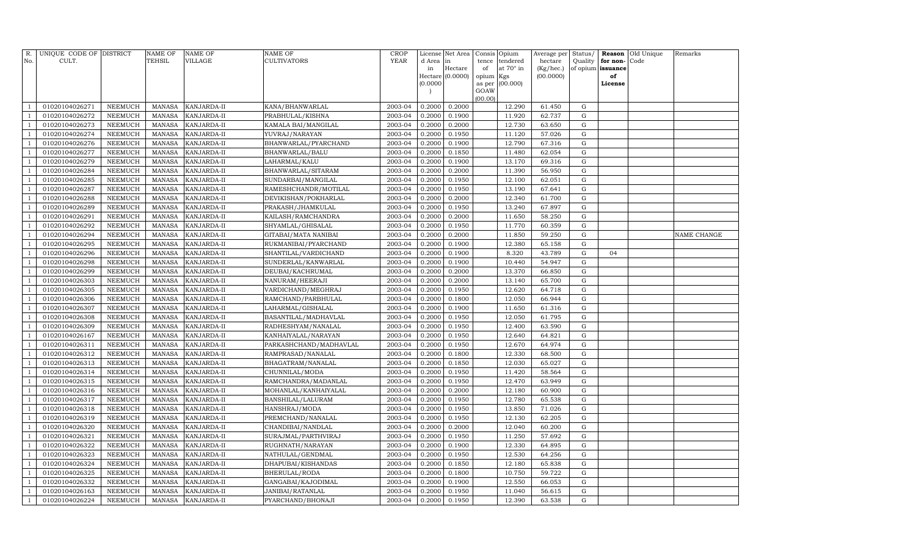| R. No. | UNIQUE CODE OF CULT. | DISTRICT | NAME OF TEHSIL | NAME OF VILLAGE | NAME OF CULTIVATORS | CROP YEAR | License d Area in Hectare (0.0000) | Net Area in Hectare (0.0000) | Consis tence of opium as per GOAW (00.00) | Opium tendered at 70° in Kgs (00.000) | Average per hectare (Kg/hec.) (00.0000) | Status/ Quality of opium | Reason for non-issuance of License | Old Unique Code | Remarks |
|---|---|---|---|---|---|---|---|---|---|---|---|---|---|---|---|
| 1 | 01020104026271 | NEEMUCH | MANASA | KANJARDA-II | KANA/BHANWARLAL | 2003-04 | 0.2000 | 0.2000 | | 12.290 | 61.450 | G | | | |
| 1 | 01020104026272 | NEEMUCH | MANASA | KANJARDA-II | PRABHULAL/KISHNA | 2003-04 | 0.2000 | 0.1900 | | 11.920 | 62.737 | G | | | |
| 1 | 01020104026273 | NEEMUCH | MANASA | KANJARDA-II | KAMALA BAI/MANGILAL | 2003-04 | 0.2000 | 0.2000 | | 12.730 | 63.650 | G | | | |
| 1 | 01020104026274 | NEEMUCH | MANASA | KANJARDA-II | YUVRAJ/NARAYAN | 2003-04 | 0.2000 | 0.1950 | | 11.120 | 57.026 | G | | | |
| 1 | 01020104026276 | NEEMUCH | MANASA | KANJARDA-II | BHANWARLAL/PYARCHAND | 2003-04 | 0.2000 | 0.1900 | | 12.790 | 67.316 | G | | | |
| 1 | 01020104026277 | NEEMUCH | MANASA | KANJARDA-II | BHANWARLAL/BALU | 2003-04 | 0.2000 | 0.1850 | | 11.480 | 62.054 | G | | | |
| 1 | 01020104026279 | NEEMUCH | MANASA | KANJARDA-II | LAHARMAL/KALU | 2003-04 | 0.2000 | 0.1900 | | 13.170 | 69.316 | G | | | |
| 1 | 01020104026284 | NEEMUCH | MANASA | KANJARDA-II | BHANWARLAL/SITARAM | 2003-04 | 0.2000 | 0.2000 | | 11.390 | 56.950 | G | | | |
| 1 | 01020104026285 | NEEMUCH | MANASA | KANJARDA-II | SUNDARBAI/MANGILAL | 2003-04 | 0.2000 | 0.1950 | | 12.100 | 62.051 | G | | | |
| 1 | 01020104026287 | NEEMUCH | MANASA | KANJARDA-II | RAMESHCHANDR/MOTILAL | 2003-04 | 0.2000 | 0.1950 | | 13.190 | 67.641 | G | | | |
| 1 | 01020104026288 | NEEMUCH | MANASA | KANJARDA-II | DEVIKISHAN/POKHARLAL | 2003-04 | 0.2000 | 0.2000 | | 12.340 | 61.700 | G | | | |
| 1 | 01020104026289 | NEEMUCH | MANASA | KANJARDA-II | PRAKASH/JHAMKULAL | 2003-04 | 0.2000 | 0.1950 | | 13.240 | 67.897 | G | | | |
| 1 | 01020104026291 | NEEMUCH | MANASA | KANJARDA-II | KAILASH/RAMCHANDRA | 2003-04 | 0.2000 | 0.2000 | | 11.650 | 58.250 | G | | | |
| 1 | 01020104026292 | NEEMUCH | MANASA | KANJARDA-II | SHYAMLAL/GHISALAL | 2003-04 | 0.2000 | 0.1950 | | 11.770 | 60.359 | G | | | |
| 1 | 01020104026294 | NEEMUCH | MANASA | KANJARDA-II | GITABAI/MATA NANIBAI | 2003-04 | 0.2000 | 0.2000 | | 11.850 | 59.250 | G | | | NAME CHANGE |
| 1 | 01020104026295 | NEEMUCH | MANASA | KANJARDA-II | RUKMANIBAI/PYARCHAND | 2003-04 | 0.2000 | 0.1900 | | 12.380 | 65.158 | G | | | |
| 1 | 01020104026296 | NEEMUCH | MANASA | KANJARDA-II | SHANTILAL/VARDICHAND | 2003-04 | 0.2000 | 0.1900 | | 8.320 | 43.789 | G | 04 | | |
| 1 | 01020104026298 | NEEMUCH | MANASA | KANJARDA-II | SUNDERLAL/KANWARLAL | 2003-04 | 0.2000 | 0.1900 | | 10.440 | 54.947 | G | | | |
| 1 | 01020104026299 | NEEMUCH | MANASA | KANJARDA-II | DEUBAI/KACHRUMAL | 2003-04 | 0.2000 | 0.2000 | | 13.370 | 66.850 | G | | | |
| 1 | 01020104026303 | NEEMUCH | MANASA | KANJARDA-II | NANURAM/HEERAJI | 2003-04 | 0.2000 | 0.2000 | | 13.140 | 65.700 | G | | | |
| 1 | 01020104026305 | NEEMUCH | MANASA | KANJARDA-II | VARDICHAND/MEGHRAJ | 2003-04 | 0.2000 | 0.1950 | | 12.620 | 64.718 | G | | | |
| 1 | 01020104026306 | NEEMUCH | MANASA | KANJARDA-II | RAMCHAND/PARBHULAL | 2003-04 | 0.2000 | 0.1800 | | 12.050 | 66.944 | G | | | |
| 1 | 01020104026307 | NEEMUCH | MANASA | KANJARDA-II | LAHARMAL/GISHALAL | 2003-04 | 0.2000 | 0.1900 | | 11.650 | 61.316 | G | | | |
| 1 | 01020104026308 | NEEMUCH | MANASA | KANJARDA-II | BASANTILAL/MADHAVLAL | 2003-04 | 0.2000 | 0.1950 | | 12.050 | 61.795 | G | | | |
| 1 | 01020104026309 | NEEMUCH | MANASA | KANJARDA-II | RADHESHYAM/NANALAL | 2003-04 | 0.2000 | 0.1950 | | 12.400 | 63.590 | G | | | |
| 1 | 01020104026167 | NEEMUCH | MANASA | KANJARDA-II | KANHAIYALAL/NARAYAN | 2003-04 | 0.2000 | 0.1950 | | 12.640 | 64.821 | G | | | |
| 1 | 01020104026311 | NEEMUCH | MANASA | KANJARDA-II | PARKASHCHAND/MADHAVLAL | 2003-04 | 0.2000 | 0.1950 | | 12.670 | 64.974 | G | | | |
| 1 | 01020104026312 | NEEMUCH | MANASA | KANJARDA-II | RAMPRASAD/NANALAL | 2003-04 | 0.2000 | 0.1800 | | 12.330 | 68.500 | G | | | |
| 1 | 01020104026313 | NEEMUCH | MANASA | KANJARDA-II | BHAGATRAM/NANALAL | 2003-04 | 0.2000 | 0.1850 | | 12.030 | 65.027 | G | | | |
| 1 | 01020104026314 | NEEMUCH | MANASA | KANJARDA-II | CHUNNILAL/MODA | 2003-04 | 0.2000 | 0.1950 | | 11.420 | 58.564 | G | | | |
| 1 | 01020104026315 | NEEMUCH | MANASA | KANJARDA-II | RAMCHANDRA/MADANLAL | 2003-04 | 0.2000 | 0.1950 | | 12.470 | 63.949 | G | | | |
| 1 | 01020104026316 | NEEMUCH | MANASA | KANJARDA-II | MOHANLAL/KANHAIYALAL | 2003-04 | 0.2000 | 0.2000 | | 12.180 | 60.900 | G | | | |
| 1 | 01020104026317 | NEEMUCH | MANASA | KANJARDA-II | BANSHILAL/LALURAM | 2003-04 | 0.2000 | 0.1950 | | 12.780 | 65.538 | G | | | |
| 1 | 01020104026318 | NEEMUCH | MANASA | KANJARDA-II | HANSHRAJ/MODA | 2003-04 | 0.2000 | 0.1950 | | 13.850 | 71.026 | G | | | |
| 1 | 01020104026319 | NEEMUCH | MANASA | KANJARDA-II | PREMCHAND/NANALAL | 2003-04 | 0.2000 | 0.1950 | | 12.130 | 62.205 | G | | | |
| 1 | 01020104026320 | NEEMUCH | MANASA | KANJARDA-II | CHANDIBAI/NANDLAL | 2003-04 | 0.2000 | 0.2000 | | 12.040 | 60.200 | G | | | |
| 1 | 01020104026321 | NEEMUCH | MANASA | KANJARDA-II | SURAJMAL/PARTHVIRAJ | 2003-04 | 0.2000 | 0.1950 | | 11.250 | 57.692 | G | | | |
| 1 | 01020104026322 | NEEMUCH | MANASA | KANJARDA-II | RUGHNATH/NARAYAN | 2003-04 | 0.2000 | 0.1900 | | 12.330 | 64.895 | G | | | |
| 1 | 01020104026323 | NEEMUCH | MANASA | KANJARDA-II | NATHULAL/GENDMAL | 2003-04 | 0.2000 | 0.1950 | | 12.530 | 64.256 | G | | | |
| 1 | 01020104026324 | NEEMUCH | MANASA | KANJARDA-II | DHAPUBAI/KISHANDAS | 2003-04 | 0.2000 | 0.1850 | | 12.180 | 65.838 | G | | | |
| 1 | 01020104026325 | NEEMUCH | MANASA | KANJARDA-II | BHERULAL/RODA | 2003-04 | 0.2000 | 0.1800 | | 10.750 | 59.722 | G | | | |
| 1 | 01020104026332 | NEEMUCH | MANASA | KANJARDA-II | GANGABAI/KAJODIMAL | 2003-04 | 0.2000 | 0.1900 | | 12.550 | 66.053 | G | | | |
| 1 | 01020104026163 | NEEMUCH | MANASA | KANJARDA-II | JANIBAI/RATANLAL | 2003-04 | 0.2000 | 0.1950 | | 11.040 | 56.615 | G | | | |
| 1 | 01020104026224 | NEEMUCH | MANASA | KANJARDA-II | PYARCHAND/BHONAJI | 2003-04 | 0.2000 | 0.1950 | | 12.390 | 63.538 | G | | | |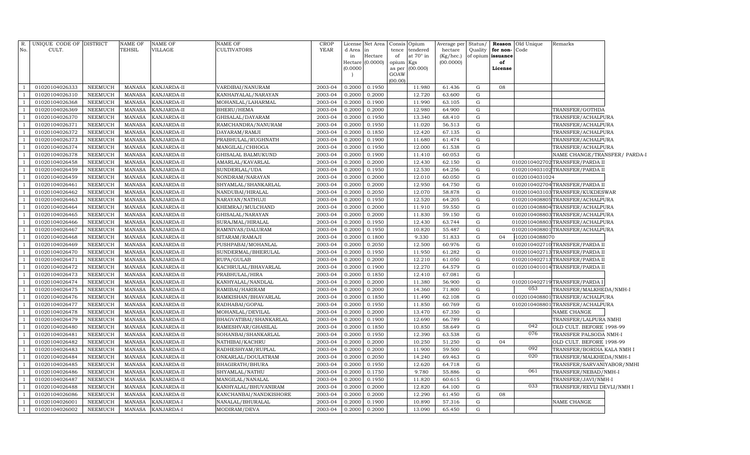| R. No. | UNIQUE CODE OF CULT. | DISTRICT | NAME OF TEHSIL | NAME OF VILLAGE | NAME OF CULTIVATORS | CROP YEAR | License d Area in Hectare (0.0000) | Net Area in Hectare (0.0000) | Consis tence of opium as per GOAW (00.00) | Opium tendered at 70° in Kgs (00.000) | Average per hectare (Kg/hec.) (00.0000) | Status/ Quality of opium | Reason for non-issuance of License | Old Unique Code | Remarks |
|---|---|---|---|---|---|---|---|---|---|---|---|---|---|---|---|
| 1 | 01020104026333 | NEEMUCH | MANASA | KANJARDA-II | VARDIBAI/NANURAM | 2003-04 | 0.2000 | 0.1950 | | 11.980 | 61.436 | G | 08 | | |
| 1 | 01020104026310 | NEEMUCH | MANASA | KANJARDA-II | KANHAIYALAL/NARAYAN | 2003-04 | 0.2000 | 0.2000 | | 12.720 | 63.600 | G | | | |
| 1 | 01020104026368 | NEEMUCH | MANASA | KANJARDA-II | MOHANLAL/LAHARMAL | 2003-04 | 0.2000 | 0.1900 | | 11.990 | 63.105 | G | | | |
| 1 | 01020104026369 | NEEMUCH | MANASA | KANJARDA-II | BHERU/HEMA | 2003-04 | 0.2000 | 0.2000 | | 12.980 | 64.900 | G | | | TRANSFER/GOTHDA |
| 1 | 01020104026370 | NEEMUCH | MANASA | KANJARDA-II | GHISALAL/DAYARAM | 2003-04 | 0.2000 | 0.1950 | | 13.340 | 68.410 | G | | | TRANSFER/ACHALPURA |
| 1 | 01020104026371 | NEEMUCH | MANASA | KANJARDA-II | RAMCHANDRA/NANURAM | 2003-04 | 0.2000 | 0.1950 | | 11.020 | 56.513 | G | | | TRANSFER/ACHALPURA |
| 1 | 01020104026372 | NEEMUCH | MANASA | KANJARDA-II | DAYARAM/RAMJI | 2003-04 | 0.2000 | 0.1850 | | 12.420 | 67.135 | G | | | TRANSFER/ACHALPURA |
| 1 | 01020104026373 | NEEMUCH | MANASA | KANJARDA-II | PRABHULAL/RUGHNATH | 2003-04 | 0.2000 | 0.1900 | | 11.680 | 61.474 | G | | | TRANSFER/ACHALPURA |
| 1 | 01020104026374 | NEEMUCH | MANASA | KANJARDA-II | MANGILAL/CHHOGA | 2003-04 | 0.2000 | 0.1950 | | 12.000 | 61.538 | G | | | TRANSFER/ACHALPURA |
| 1 | 01020104026378 | NEEMUCH | MANASA | KANJARDA-II | GHISALAL BALMUKUND | 2003-04 | 0.2000 | 0.1900 | | 11.410 | 60.053 | G | | | NAME CHANGE/TRANSFER/ PARDA-I |
| 1 | 01020104026458 | NEEMUCH | MANASA | KANJARDA-II | AMARLAL/KAVARLAL | 2003-04 | 0.2000 | 0.2000 | | 12.430 | 62.150 | G | | 01020104027​02 | TRANSFER/PARDA II |
| 1 | 01020104026459 | NEEMUCH | MANASA | KANJARDA-II | SUNDERLAL/UDA | 2003-04 | 0.2000 | 0.1950 | | 12.530 | 64.256 | G | | 0102010403102 | TRANSFER/PARDA II |
| 1 | 01020104026459 | NEEMUCH | MANASA | KANJARDA-II | NONDRAM/NARAYAN | 2003-04 | 0.2000 | 0.2000 | | 12.010 | 60.050 | G | | 01020104031024 | |
| 1 | 01020104026461 | NEEMUCH | MANASA | KANJARDA-II | SHYAMLAL/SHANKARLAL | 2003-04 | 0.2000 | 0.2000 | | 12.950 | 64.750 | G | | 0102010402704 | TRANSFER/PARDA II |
| 1 | 01020104026462 | NEEMUCH | MANASA | KANJARDA-II | NANDUBAI/HIRALAL | 2003-04 | 0.2000 | 0.2050 | | 12.070 | 58.878 | G | | 0102010403103 | TRANSFER/KUKDESWAR |
| 1 | 01020104026463 | NEEMUCH | MANASA | KANJARDA-II | NARAYAN/NATHUJI | 2003-04 | 0.2000 | 0.1950 | | 12.520 | 64.205 | G | | 0102010408805 | TRANSFER/ACHALPURA |
| 1 | 01020104026464 | NEEMUCH | MANASA | KANJARDA-II | KHEMRAJ/MULCHAND | 2003-04 | 0.2000 | 0.2000 | | 11.910 | 59.550 | G | | 0102010408804 | TRANSFER/ACHALPURA |
| 1 | 01020104026465 | NEEMUCH | MANASA | KANJARDA-II | GHISALAL/NARAYAN | 2003-04 | 0.2000 | 0.2000 | | 11.830 | 59.150 | G | | 0102010408803 | TRANSFER/ACHALPURA |
| 1 | 01020104026466 | NEEMUCH | MANASA | KANJARDA-II | SURAJMAL/HIRALAL | 2003-04 | 0.2000 | 0.1950 | | 12.430 | 63.744 | G | | 0102010408803 | TRANSFER/ACHALPURA |
| 1 | 01020104026467 | NEEMUCH | MANASA | KANJARDA-II | RAMNIVAS/DALURAM | 2003-04 | 0.2000 | 0.1950 | | 10.820 | 55.487 | G | | 0102010408801 | TRANSFER/ACHALPURA |
| 1 | 01020104026468 | NEEMUCH | MANASA | KANJARDA-II | SITARAM/RAMAJI | 2003-04 | 0.2000 | 0.1800 | | 9.330 | 51.833 | G | 04 | 1020104088070 | |
| 1 | 01020104026469 | NEEMUCH | MANASA | KANJARDA-II | PUSHPABAI/MOHANLAL | 2003-04 | 0.2000 | 0.2050 | | 12.500 | 60.976 | G | | 0102010402710 | TRANSFER/PARDA II |
| 1 | 01020104026470 | NEEMUCH | MANASA | KANJARDA-II | SUNDERMAL/BHERULAL | 2003-04 | 0.2000 | 0.1950 | | 11.950 | 61.282 | G | | 0102010402713 | TRANSFER/PARDA II |
| 1 | 01020104026471 | NEEMUCH | MANASA | KANJARDA-II | RUPA/GULAB | 2003-04 | 0.2000 | 0.2000 | | 12.210 | 61.050 | G | | 0102010402713 | TRANSFER/PARDA II |
| 1 | 01020104026472 | NEEMUCH | MANASA | KANJARDA-II | KACHRULAL/BHAVARLAL | 2003-04 | 0.2000 | 0.1900 | | 12.270 | 64.579 | G | | 0102010401014 | TRANSFER/PARDA II |
| 1 | 01020104026473 | NEEMUCH | MANASA | KANJARDA-II | PRABHULAL/HIRA | 2003-04 | 0.2000 | 0.1850 | | 12.410 | 67.081 | G | | | |
| 1 | 01020104026474 | NEEMUCH | MANASA | KANJARDA-II | KANHYALAL/NANDLAL | 2003-04 | 0.2000 | 0.2000 | | 11.380 | 56.900 | G | | 0102010402719 | TRANSFER/PARDA I |
| 1 | 01020104026475 | NEEMUCH | MANASA | KANJARDA-II | RAMIBAI/HARIRAM | 2003-04 | 0.2000 | 0.2000 | | 14.360 | 71.800 | G | | 053 | TRANSFER/MALKHEDA/NMH-I |
| 1 | 01020104026476 | NEEMUCH | MANASA | KANJARDA-II | RAMKISHAN/BHAVARLAL | 2003-04 | 0.2000 | 0.1850 | | 11.490 | 62.108 | G | | 0102010408801 | TRANSFER/ACHALPURA |
| 1 | 01020104026477 | NEEMUCH | MANASA | KANJARDA-II | RADHABAI/GOPAL | 2003-04 | 0.2000 | 0.1950 | | 11.850 | 60.769 | G | | 0102010408801 | TRANSFER/ACHALPURA |
| 1 | 01020104026478 | NEEMUCH | MANASA | KANJARDA-II | MOHANLAL/DEVILAL | 2003-04 | 0.2000 | 0.2000 | | 13.470 | 67.350 | G | | | NAME CHANGE |
| 1 | 01020104026479 | NEEMUCH | MANASA | KANJARDA-II | BHAGVATIBAI/SHANKARLAL | 2003-04 | 0.2000 | 0.1900 | | 12.690 | 66.789 | G | | | TRANSFER/LALPURA NMHI |
| 1 | 01020104026480 | NEEMUCH | MANASA | KANJARDA-II | RAMESHVAR/GHASILAL | 2003-04 | 0.2000 | 0.1850 | | 10.850 | 58.649 | G | | 042 | OLD CULT. BEFORE 1998-99 |
| 1 | 01020104026481 | NEEMUCH | MANASA | KANJARDA-II | SOHANBAI/SHANKARLAL | 2003-04 | 0.2000 | 0.1950 | | 12.390 | 63.538 | G | | 076 | TRANSFER PALSODA NMH-I |
| 1 | 01020104026482 | NEEMUCH | MANASA | KANJARDA-II | NATHIBAI/KACHRU | 2003-04 | 0.2000 | 0.2000 | | 10.250 | 51.250 | G | 04 | | OLD CULT. BEFORE 1998-99 |
| 1 | 01020104026483 | NEEMUCH | MANASA | KANJARDA-II | RADHESHYAM/RUPLAL | 2003-04 | 0.2000 | 0.2000 | | 11.900 | 59.500 | G | | 092 | TRANSFER/BORDIA KALA NMH I |
| 1 | 01020104026484 | NEEMUCH | MANASA | KANJARDA-II | ONKARLAL/DOULATRAM | 2003-04 | 0.2000 | 0.2050 | | 14.240 | 69.463 | G | | 020 | TRANSFER/MALKHEDA/NMH-I |
| 1 | 01020104026485 | NEEMUCH | MANASA | KANJARDA-II | BHAGIRATH/BHURA | 2003-04 | 0.2000 | 0.1950 | | 12.620 | 64.718 | G | | | TRANSFER/SARVANIYABOR/NMHI |
| 1 | 01020104026486 | NEEMUCH | MANASA | KANJARDA-II | SHYAMLAL/NATHU | 2003-04 | 0.2000 | 0.1750 | | 9.780 | 55.886 | G | | 061 | TRANSFER/NEBAD/NMH-I |
| 1 | 01020104026487 | NEEMUCH | MANASA | KANJARDA-II | MANGILAL/NANALAL | 2003-04 | 0.2000 | 0.1950 | | 11.820 | 60.615 | G | | | TRANSFER/JAVI/NMH-I |
| 1 | 01020104026488 | NEEMUCH | MANASA | KANJARDA-II | KANHYALAL/BHUVANIRAM | 2003-04 | 0.2000 | 0.2000 | | 12.820 | 64.100 | G | | 033 | TRANSFER/REVLI DEVLI/NMH I |
| 1 | 01020104026086 | NEEMUCH | MANASA | KANJARDA-II | KANCHANBAI/NANDKISHORE | 2003-04 | 0.2000 | 0.2000 | | 12.290 | 61.450 | G | 08 | | |
| 1 | 01020104026001 | NEEMUCH | MANASA | KANJARDA-I | NANALAL/BHURALAL | 2003-04 | 0.2000 | 0.1900 | | 10.890 | 57.316 | G | | | NAME CHANGE |
| 1 | 01020104026002 | NEEMUCH | MANASA | KANJARDA-I | MODIRAM/DEVA | 2003-04 | 0.2000 | 0.2000 | | 13.090 | 65.450 | G | | | |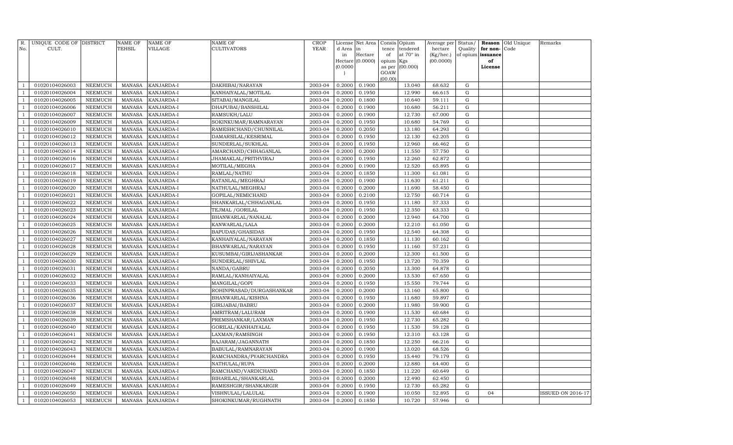| R. No. | UNIQUE CODE OF CULT. | DISTRICT | NAME OF TEHSIL | NAME OF VILLAGE | NAME OF CULTIVATORS | CROP YEAR | License d Area in Hectare (0.0000) | Net Area in Hectare (0.0000) | Consis tence of opium as per GOAW (00.00) | Opium tendered at 70° in Kgs (00.000) | Average per hectare (Kg/hec.) (00.0000) | Status/ Quality of opium | Reason for non-issuance of License | Old Unique Code | Remarks |
|---|---|---|---|---|---|---|---|---|---|---|---|---|---|---|---|
| 1 | 01020104026003 | NEEMUCH | MANASA | KANJARDA-I | DAKHIBAI/NARAYAN | 2003-04 | 0.2000 | 0.1900 | | 13.040 | 68.632 | G | | | |
| 1 | 01020104026004 | NEEMUCH | MANASA | KANJARDA-I | KANHAIYALAL/MOTILAL | 2003-04 | 0.2000 | 0.1950 | | 12.990 | 66.615 | G | | | |
| 1 | 01020104026005 | NEEMUCH | MANASA | KANJARDA-I | SITABAI/MANGILAL | 2003-04 | 0.2000 | 0.1800 | | 10.640 | 59.111 | G | | | |
| 1 | 01020104026006 | NEEMUCH | MANASA | KANJARDA-I | DHAPUBAI/BANSHILAL | 2003-04 | 0.2000 | 0.1900 | | 10.680 | 56.211 | G | | | |
| 1 | 01020104026007 | NEEMUCH | MANASA | KANJARDA-I | RAMSUKH/LALU | 2003-04 | 0.2000 | 0.1900 | | 12.730 | 67.000 | G | | | |
| 1 | 01020104026009 | NEEMUCH | MANASA | KANJARDA-I | SOKINKUMAR/RAMNARAYAN | 2003-04 | 0.2000 | 0.1950 | | 10.680 | 54.769 | G | | | |
| 1 | 01020104026010 | NEEMUCH | MANASA | KANJARDA-I | RAMESHCHAND/CHUNNILAL | 2003-04 | 0.2000 | 0.2050 | | 13.180 | 64.293 | G | | | |
| 1 | 01020104026012 | NEEMUCH | MANASA | KANJARDA-I | DAMARSILAL/KESRIMAL | 2003-04 | 0.2000 | 0.1950 | | 12.130 | 62.205 | G | | | |
| 1 | 01020104026013 | NEEMUCH | MANASA | KANJARDA-I | SUNDERLAL/SUKHLAL | 2003-04 | 0.2000 | 0.1950 | | 12.960 | 66.462 | G | | | |
| 1 | 01020104026014 | NEEMUCH | MANASA | KANJARDA-I | AMARCHAND/CHHAGANLAL | 2003-04 | 0.2000 | 0.2000 | | 11.550 | 57.750 | G | | | |
| 1 | 01020104026016 | NEEMUCH | MANASA | KANJARDA-I | JHAMAKLAL/PRITHVIRAJ | 2003-04 | 0.2000 | 0.1950 | | 12.260 | 62.872 | G | | | |
| 1 | 01020104026017 | NEEMUCH | MANASA | KANJARDA-I | MOTILAL/MEGHA | 2003-04 | 0.2000 | 0.1900 | | 12.520 | 65.895 | G | | | |
| 1 | 01020104026018 | NEEMUCH | MANASA | KANJARDA-I | RAMLAL/NATHU | 2003-04 | 0.2000 | 0.1850 | | 11.300 | 61.081 | G | | | |
| 1 | 01020104026019 | NEEMUCH | MANASA | KANJARDA-I | RATANLAL/MEGHRAJ | 2003-04 | 0.2000 | 0.1900 | | 11.630 | 61.211 | G | | | |
| 1 | 01020104026020 | NEEMUCH | MANASA | KANJARDA-I | NATHULAL/MEGHRAJ | 2003-04 | 0.2000 | 0.2000 | | 11.690 | 58.450 | G | | | |
| 1 | 01020104026021 | NEEMUCH | MANASA | KANJARDA-I | GOPILAL/NEMICHAND | 2003-04 | 0.2000 | 0.2100 | | 12.750 | 60.714 | G | | | |
| 1 | 01020104026022 | NEEMUCH | MANASA | KANJARDA-I | SHANKARLAL/CHHAGANLAL | 2003-04 | 0.2000 | 0.1950 | | 11.180 | 57.333 | G | | | |
| 1 | 01020104026023 | NEEMUCH | MANASA | KANJARDA-I | TEJMAL /GORILAL | 2003-04 | 0.2000 | 0.1950 | | 12.350 | 63.333 | G | | | |
| 1 | 01020104026024 | NEEMUCH | MANASA | KANJARDA-I | BHANWARLAL/NANALAL | 2003-04 | 0.2000 | 0.2000 | | 12.940 | 64.700 | G | | | |
| 1 | 01020104026025 | NEEMUCH | MANASA | KANJARDA-I | KANWARLAL/LALA | 2003-04 | 0.2000 | 0.2000 | | 12.210 | 61.050 | G | | | |
| 1 | 01020104026026 | NEEMUCH | MANASA | KANJARDA-I | BAPUDAS/GHASIDAS | 2003-04 | 0.2000 | 0.1950 | | 12.540 | 64.308 | G | | | |
| 1 | 01020104026027 | NEEMUCH | MANASA | KANJARDA-I | KANHAIYALAL/NARAYAN | 2003-04 | 0.2000 | 0.1850 | | 11.130 | 60.162 | G | | | |
| 1 | 01020104026028 | NEEMUCH | MANASA | KANJARDA-I | BHANWARLAL/NARAYAN | 2003-04 | 0.2000 | 0.1950 | | 11.160 | 57.231 | G | | | |
| 1 | 01020104026029 | NEEMUCH | MANASA | KANJARDA-I | KUSUMBAI/GIRIJASHANKAR | 2003-04 | 0.2000 | 0.2000 | | 12.300 | 61.500 | G | | | |
| 1 | 01020104026030 | NEEMUCH | MANASA | KANJARDA-I | SUNDERLAL/SHIVLAL | 2003-04 | 0.2000 | 0.1950 | | 13.720 | 70.359 | G | | | |
| 1 | 01020104026031 | NEEMUCH | MANASA | KANJARDA-I | NANDA/GABRU | 2003-04 | 0.2000 | 0.2050 | | 13.300 | 64.878 | G | | | |
| 1 | 01020104026032 | NEEMUCH | MANASA | KANJARDA-I | RAMLAL/KANHAIYALAL | 2003-04 | 0.2000 | 0.2000 | | 13.530 | 67.650 | G | | | |
| 1 | 01020104026033 | NEEMUCH | MANASA | KANJARDA-I | MANGILAL/GOPI | 2003-04 | 0.2000 | 0.1950 | | 15.550 | 79.744 | G | | | |
| 1 | 01020104026035 | NEEMUCH | MANASA | KANJARDA-I | ROHINPRASAD/DURGASHANKAR | 2003-04 | 0.2000 | 0.2000 | | 13.160 | 65.800 | G | | | |
| 1 | 01020104026036 | NEEMUCH | MANASA | KANJARDA-I | BHANWARLAL/KISHNA | 2003-04 | 0.2000 | 0.1950 | | 11.680 | 59.897 | G | | | |
| 1 | 01020104026037 | NEEMUCH | MANASA | KANJARDA-I | GIRIJABAI/BABRU | 2003-04 | 0.2000 | 0.2000 | | 11.980 | 59.900 | G | | | |
| 1 | 01020104026038 | NEEMUCH | MANASA | KANJARDA-I | AMRITRAM/LALURAM | 2003-04 | 0.2000 | 0.1900 | | 11.530 | 60.684 | G | | | |
| 1 | 01020104026039 | NEEMUCH | MANASA | KANJARDA-I | PREMSHANKAR/LAXMAN | 2003-04 | 0.2000 | 0.1950 | | 12.730 | 65.282 | G | | | |
| 1 | 01020104026040 | NEEMUCH | MANASA | KANJARDA-I | GORILAL/KANHAIYALAL | 2003-04 | 0.2000 | 0.1950 | | 11.530 | 59.128 | G | | | |
| 1 | 01020104026041 | NEEMUCH | MANASA | KANJARDA-I | LAXMAN/RAMSINGH | 2003-04 | 0.2000 | 0.1950 | | 12.310 | 63.128 | G | | | |
| 1 | 01020104026042 | NEEMUCH | MANASA | KANJARDA-I | RAJARAM/JAGANNATH | 2003-04 | 0.2000 | 0.1850 | | 12.250 | 66.216 | G | | | |
| 1 | 01020104026043 | NEEMUCH | MANASA | KANJARDA-I | BABULAL/RAMNARAYAN | 2003-04 | 0.2000 | 0.1900 | | 13.020 | 68.526 | G | | | |
| 1 | 01020104026044 | NEEMUCH | MANASA | KANJARDA-I | RAMCHANDRA/PYARCHANDRA | 2003-04 | 0.2000 | 0.1950 | | 15.440 | 79.179 | G | | | |
| 1 | 01020104026046 | NEEMUCH | MANASA | KANJARDA-I | NATHULAL/RUPA | 2003-04 | 0.2000 | 0.2000 | | 12.880 | 64.400 | G | | | |
| 1 | 01020104026047 | NEEMUCH | MANASA | KANJARDA-I | RAMCHAND/VARDICHAND | 2003-04 | 0.2000 | 0.1850 | | 11.220 | 60.649 | G | | | |
| 1 | 01020104026048 | NEEMUCH | MANASA | KANJARDA-I | BIHARILAL/SHANKARLAL | 2003-04 | 0.2000 | 0.2000 | | 12.490 | 62.450 | G | | | |
| 1 | 01020104026049 | NEEMUCH | MANASA | KANJARDA-I | RAMESHGIR/SHANKARGIR | 2003-04 | 0.2000 | 0.1950 | | 12.730 | 65.282 | G | | | |
| 1 | 01020104026050 | NEEMUCH | MANASA | KANJARDA-I | VISHNULAL/LALULAL | 2003-04 | 0.2000 | 0.1900 | | 10.050 | 52.895 | G | 04 | | ISSUED ON 2016-17 |
| 1 | 01020104026053 | NEEMUCH | MANASA | KANJARDA-I | SHOKINKUMAR/RUGHNATH | 2003-04 | 0.2000 | 0.1850 | | 10.720 | 57.946 | G | | | |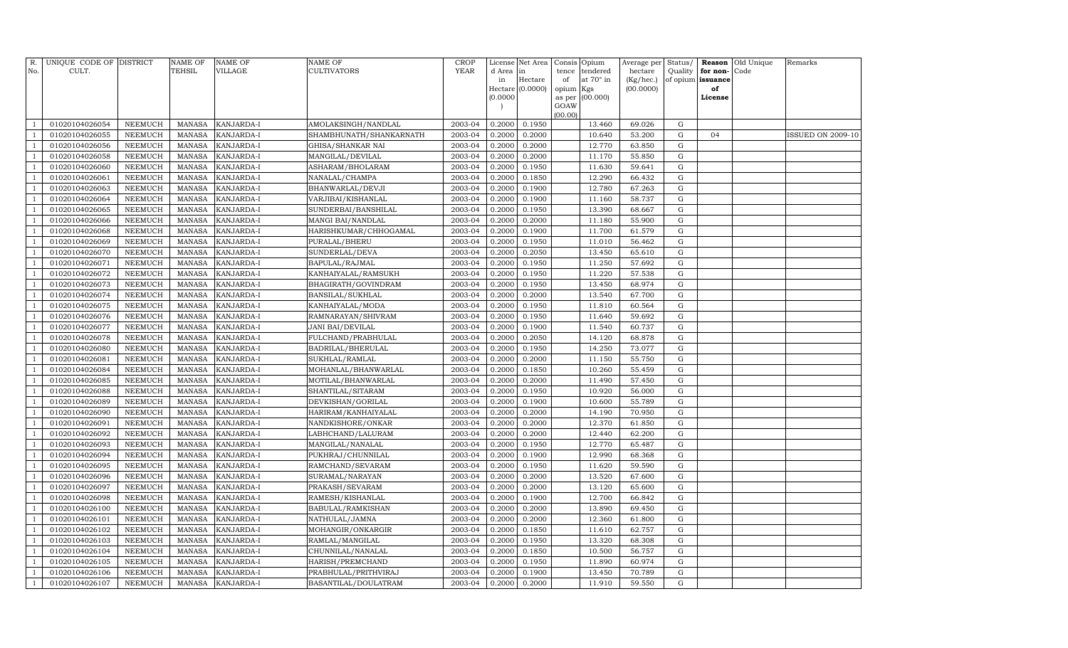| R. No. | UNIQUE CODE OF CULT. | DISTRICT | NAME OF TEHSIL | NAME OF VILLAGE | NAME OF CULTIVATORS | CROP YEAR | License d Area in Hectare (0.0000) | Net Area in Hectare (0.0000) | Consis tence of opium as per GOAW (00.00) | Opium tendered at 70° in Kgs (00.000) | Average per hectare (Kg/hec.) (00.0000) | Status/ Quality of opium | Reason for non-issuance of License | Old Unique Code | Remarks |
|---|---|---|---|---|---|---|---|---|---|---|---|---|---|---|---|
| 1 | 01020104026054 | NEEMUCH | MANASA | KANJARDA-I | AMOLAKSINGH/NANDLAL | 2003-04 | 0.2000 | 0.1950 | | 13.460 | 69.026 | G | | | |
| 1 | 01020104026055 | NEEMUCH | MANASA | KANJARDA-I | SHAMBHUNATH/SHANKARNATH | 2003-04 | 0.2000 | 0.2000 | | 10.640 | 53.200 | G | 04 | | ISSUED ON 2009-10 |
| 1 | 01020104026056 | NEEMUCH | MANASA | KANJARDA-I | GHISA/SHANKAR NAI | 2003-04 | 0.2000 | 0.2000 | | 12.770 | 63.850 | G | | | |
| 1 | 01020104026058 | NEEMUCH | MANASA | KANJARDA-I | MANGILAL/DEVILAL | 2003-04 | 0.2000 | 0.2000 | | 11.170 | 55.850 | G | | | |
| 1 | 01020104026060 | NEEMUCH | MANASA | KANJARDA-I | ASHARAM/BHOLARAM | 2003-04 | 0.2000 | 0.1950 | | 11.630 | 59.641 | G | | | |
| 1 | 01020104026061 | NEEMUCH | MANASA | KANJARDA-I | NANALAL/CHAMPA | 2003-04 | 0.2000 | 0.1850 | | 12.290 | 66.432 | G | | | |
| 1 | 01020104026063 | NEEMUCH | MANASA | KANJARDA-I | BHANWARLAL/DEVJI | 2003-04 | 0.2000 | 0.1900 | | 12.780 | 67.263 | G | | | |
| 1 | 01020104026064 | NEEMUCH | MANASA | KANJARDA-I | VARJIBAI/KISHANLAL | 2003-04 | 0.2000 | 0.1900 | | 11.160 | 58.737 | G | | | |
| 1 | 01020104026065 | NEEMUCH | MANASA | KANJARDA-I | SUNDERBAI/BANSHILAL | 2003-04 | 0.2000 | 0.1950 | | 13.390 | 68.667 | G | | | |
| 1 | 01020104026066 | NEEMUCH | MANASA | KANJARDA-I | MANGI BAI/NANDLAL | 2003-04 | 0.2000 | 0.2000 | | 11.180 | 55.900 | G | | | |
| 1 | 01020104026068 | NEEMUCH | MANASA | KANJARDA-I | HARISHKUMAR/CHHOGAMAL | 2003-04 | 0.2000 | 0.1900 | | 11.700 | 61.579 | G | | | |
| 1 | 01020104026069 | NEEMUCH | MANASA | KANJARDA-I | PURALAL/BHERU | 2003-04 | 0.2000 | 0.1950 | | 11.010 | 56.462 | G | | | |
| 1 | 01020104026070 | NEEMUCH | MANASA | KANJARDA-I | SUNDERLAL/DEVA | 2003-04 | 0.2000 | 0.2050 | | 13.450 | 65.610 | G | | | |
| 1 | 01020104026071 | NEEMUCH | MANASA | KANJARDA-I | BAPULAL/RAJMAL | 2003-04 | 0.2000 | 0.1950 | | 11.250 | 57.692 | G | | | |
| 1 | 01020104026072 | NEEMUCH | MANASA | KANJARDA-I | KANHAIYALAL/RAMSUKH | 2003-04 | 0.2000 | 0.1950 | | 11.220 | 57.538 | G | | | |
| 1 | 01020104026073 | NEEMUCH | MANASA | KANJARDA-I | BHAGIRATH/GOVINDRAM | 2003-04 | 0.2000 | 0.1950 | | 13.450 | 68.974 | G | | | |
| 1 | 01020104026074 | NEEMUCH | MANASA | KANJARDA-I | BANSILAL/SUKHLAL | 2003-04 | 0.2000 | 0.2000 | | 13.540 | 67.700 | G | | | |
| 1 | 01020104026075 | NEEMUCH | MANASA | KANJARDA-I | KANHAIYALAL/MODA | 2003-04 | 0.2000 | 0.1950 | | 11.810 | 60.564 | G | | | |
| 1 | 01020104026076 | NEEMUCH | MANASA | KANJARDA-I | RAMNARAYAN/SHIVRAM | 2003-04 | 0.2000 | 0.1950 | | 11.640 | 59.692 | G | | | |
| 1 | 01020104026077 | NEEMUCH | MANASA | KANJARDA-I | JANI BAI/DEVILAL | 2003-04 | 0.2000 | 0.1900 | | 11.540 | 60.737 | G | | | |
| 1 | 01020104026078 | NEEMUCH | MANASA | KANJARDA-I | FULCHAND/PRABHULAL | 2003-04 | 0.2000 | 0.2050 | | 14.120 | 68.878 | G | | | |
| 1 | 01020104026080 | NEEMUCH | MANASA | KANJARDA-I | BADRILAL/BHERULAL | 2003-04 | 0.2000 | 0.1950 | | 14.250 | 73.077 | G | | | |
| 1 | 01020104026081 | NEEMUCH | MANASA | KANJARDA-I | SUKHLAL/RAMLAL | 2003-04 | 0.2000 | 0.2000 | | 11.150 | 55.750 | G | | | |
| 1 | 01020104026084 | NEEMUCH | MANASA | KANJARDA-I | MOHANLAL/BHANWARLAL | 2003-04 | 0.2000 | 0.1850 | | 10.260 | 55.459 | G | | | |
| 1 | 01020104026085 | NEEMUCH | MANASA | KANJARDA-I | MOTILAL/BHANWARLAL | 2003-04 | 0.2000 | 0.2000 | | 11.490 | 57.450 | G | | | |
| 1 | 01020104026088 | NEEMUCH | MANASA | KANJARDA-I | SHANTILAL/SITARAM | 2003-04 | 0.2000 | 0.1950 | | 10.920 | 56.000 | G | | | |
| 1 | 01020104026089 | NEEMUCH | MANASA | KANJARDA-I | DEVKISHAN/GORILAL | 2003-04 | 0.2000 | 0.1900 | | 10.600 | 55.789 | G | | | |
| 1 | 01020104026090 | NEEMUCH | MANASA | KANJARDA-I | HARIRAM/KANHAIYALAL | 2003-04 | 0.2000 | 0.2000 | | 14.190 | 70.950 | G | | | |
| 1 | 01020104026091 | NEEMUCH | MANASA | KANJARDA-I | NANDKISHORE/ONKAR | 2003-04 | 0.2000 | 0.2000 | | 12.370 | 61.850 | G | | | |
| 1 | 01020104026092 | NEEMUCH | MANASA | KANJARDA-I | LABHCHAND/LALURAM | 2003-04 | 0.2000 | 0.2000 | | 12.440 | 62.200 | G | | | |
| 1 | 01020104026093 | NEEMUCH | MANASA | KANJARDA-I | MANGILAL/NANALAL | 2003-04 | 0.2000 | 0.1950 | | 12.770 | 65.487 | G | | | |
| 1 | 01020104026094 | NEEMUCH | MANASA | KANJARDA-I | PUKHRAJ/CHUNNILAL | 2003-04 | 0.2000 | 0.1900 | | 12.990 | 68.368 | G | | | |
| 1 | 01020104026095 | NEEMUCH | MANASA | KANJARDA-I | RAMCHAND/SEVARAM | 2003-04 | 0.2000 | 0.1950 | | 11.620 | 59.590 | G | | | |
| 1 | 01020104026096 | NEEMUCH | MANASA | KANJARDA-I | SURAMAL/NARAYAN | 2003-04 | 0.2000 | 0.2000 | | 13.520 | 67.600 | G | | | |
| 1 | 01020104026097 | NEEMUCH | MANASA | KANJARDA-I | PRAKASH/SEVARAM | 2003-04 | 0.2000 | 0.2000 | | 13.120 | 65.600 | G | | | |
| 1 | 01020104026098 | NEEMUCH | MANASA | KANJARDA-I | RAMESH/KISHANLAL | 2003-04 | 0.2000 | 0.1900 | | 12.700 | 66.842 | G | | | |
| 1 | 01020104026100 | NEEMUCH | MANASA | KANJARDA-I | BABULAL/RAMKISHAN | 2003-04 | 0.2000 | 0.2000 | | 13.890 | 69.450 | G | | | |
| 1 | 01020104026101 | NEEMUCH | MANASA | KANJARDA-I | NATHULAL/JAMNA | 2003-04 | 0.2000 | 0.2000 | | 12.360 | 61.800 | G | | | |
| 1 | 01020104026102 | NEEMUCH | MANASA | KANJARDA-I | MOHANGIR/ONKARGIR | 2003-04 | 0.2000 | 0.1850 | | 11.610 | 62.757 | G | | | |
| 1 | 01020104026103 | NEEMUCH | MANASA | KANJARDA-I | RAMLAL/MANGILAL | 2003-04 | 0.2000 | 0.1950 | | 13.320 | 68.308 | G | | | |
| 1 | 01020104026104 | NEEMUCH | MANASA | KANJARDA-I | CHUNNILAL/NANALAL | 2003-04 | 0.2000 | 0.1850 | | 10.500 | 56.757 | G | | | |
| 1 | 01020104026105 | NEEMUCH | MANASA | KANJARDA-I | HARISH/PREMCHAND | 2003-04 | 0.2000 | 0.1950 | | 11.890 | 60.974 | G | | | |
| 1 | 01020104026106 | NEEMUCH | MANASA | KANJARDA-I | PRABHULAL/PRITHVIRAJ | 2003-04 | 0.2000 | 0.1900 | | 13.450 | 70.789 | G | | | |
| 1 | 01020104026107 | NEEMUCH | MANASA | KANJARDA-I | BASANTILAL/DOULATRAM | 2003-04 | 0.2000 | 0.2000 | | 11.910 | 59.550 | G | | | |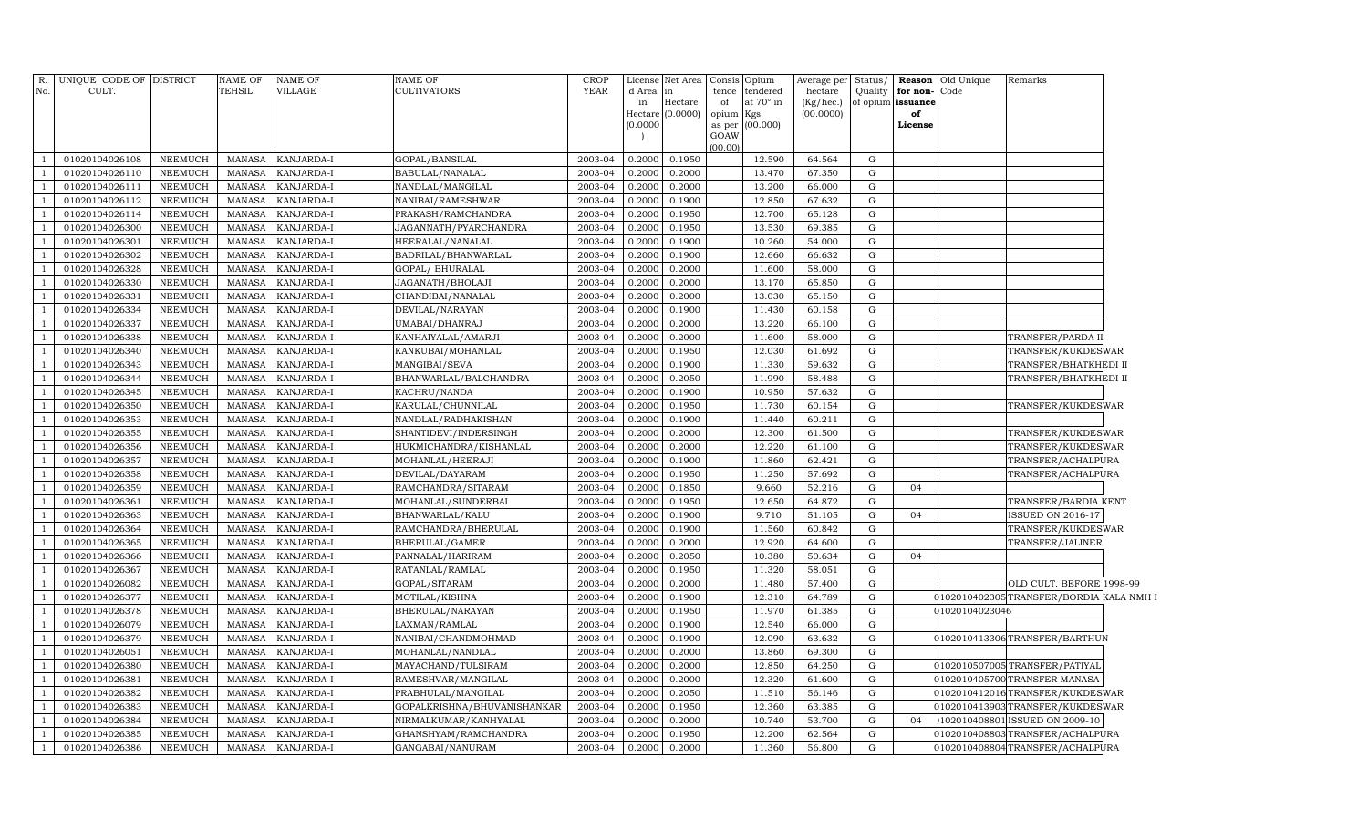| R. No. | UNIQUE CODE OF CULT. | DISTRICT | NAME OF TEHSIL | NAME OF VILLAGE | NAME OF CULTIVATORS | CROP YEAR | License d Area in Hectare (0.0000) | Net Area in Hectare (0.0000) | Consis tence of opium as per GOAW (00.00) | Opium tendered at 70° in Kgs (00.000) | Average per hectare (Kg/hec.) (00.0000) | Status/ Quality of opium | Reason for non-issuance of License | Old Unique Code | Remarks |
|---|---|---|---|---|---|---|---|---|---|---|---|---|---|---|---|
| 1 | 01020104026108 | NEEMUCH | MANASA | KANJARDA-I | GOPAL/BANSILAL | 2003-04 | 0.2000 | 0.1950 | | 12.590 | 64.564 | G | | | |
| 1 | 01020104026110 | NEEMUCH | MANASA | KANJARDA-I | BABULAL/NANALAL | 2003-04 | 0.2000 | 0.2000 | | 13.470 | 67.350 | G | | | |
| 1 | 01020104026111 | NEEMUCH | MANASA | KANJARDA-I | NANDLAL/MANGILAL | 2003-04 | 0.2000 | 0.2000 | | 13.200 | 66.000 | G | | | |
| 1 | 01020104026112 | NEEMUCH | MANASA | KANJARDA-I | NANIBAI/RAMESHWAR | 2003-04 | 0.2000 | 0.1900 | | 12.850 | 67.632 | G | | | |
| 1 | 01020104026114 | NEEMUCH | MANASA | KANJARDA-I | PRAKASH/RAMCHANDRA | 2003-04 | 0.2000 | 0.1950 | | 12.700 | 65.128 | G | | | |
| 1 | 01020104026300 | NEEMUCH | MANASA | KANJARDA-I | JAGANNATH/PYARCHANDRA | 2003-04 | 0.2000 | 0.1950 | | 13.530 | 69.385 | G | | | |
| 1 | 01020104026301 | NEEMUCH | MANASA | KANJARDA-I | HEERALAL/NANALAL | 2003-04 | 0.2000 | 0.1900 | | 10.260 | 54.000 | G | | | |
| 1 | 01020104026302 | NEEMUCH | MANASA | KANJARDA-I | BADRILAL/BHANWARLAL | 2003-04 | 0.2000 | 0.1900 | | 12.660 | 66.632 | G | | | |
| 1 | 01020104026328 | NEEMUCH | MANASA | KANJARDA-I | GOPAL/ BHURALAL | 2003-04 | 0.2000 | 0.2000 | | 11.600 | 58.000 | G | | | |
| 1 | 01020104026330 | NEEMUCH | MANASA | KANJARDA-I | JAGANATH/BHOLAJI | 2003-04 | 0.2000 | 0.2000 | | 13.170 | 65.850 | G | | | |
| 1 | 01020104026331 | NEEMUCH | MANASA | KANJARDA-I | CHANDIBAI/NANALAL | 2003-04 | 0.2000 | 0.2000 | | 13.030 | 65.150 | G | | | |
| 1 | 01020104026334 | NEEMUCH | MANASA | KANJARDA-I | DEVILAL/NARAYAN | 2003-04 | 0.2000 | 0.1900 | | 11.430 | 60.158 | G | | | |
| 1 | 01020104026337 | NEEMUCH | MANASA | KANJARDA-I | UMABAI/DHANRAJ | 2003-04 | 0.2000 | 0.2000 | | 13.220 | 66.100 | G | | | |
| 1 | 01020104026338 | NEEMUCH | MANASA | KANJARDA-I | KANHAIYALAL/AMARJI | 2003-04 | 0.2000 | 0.2000 | | 11.600 | 58.000 | G | | | TRANSFER/PARDA II |
| 1 | 01020104026340 | NEEMUCH | MANASA | KANJARDA-I | KANKUBAI/MOHANLAL | 2003-04 | 0.2000 | 0.1950 | | 12.030 | 61.692 | G | | | TRANSFER/KUKDESWAR |
| 1 | 01020104026343 | NEEMUCH | MANASA | KANJARDA-I | MANGIBAI/SEVA | 2003-04 | 0.2000 | 0.1900 | | 11.330 | 59.632 | G | | | TRANSFER/BHATKHEDI II |
| 1 | 01020104026344 | NEEMUCH | MANASA | KANJARDA-I | BHANWARLAL/BALCHANDRA | 2003-04 | 0.2000 | 0.2050 | | 11.990 | 58.488 | G | | | TRANSFER/BHATKHEDI II |
| 1 | 01020104026345 | NEEMUCH | MANASA | KANJARDA-I | KACHRU/NANDA | 2003-04 | 0.2000 | 0.1900 | | 10.950 | 57.632 | G | | | |
| 1 | 01020104026350 | NEEMUCH | MANASA | KANJARDA-I | KARULAL/CHUNNILAL | 2003-04 | 0.2000 | 0.1950 | | 11.730 | 60.154 | G | | | TRANSFER/KUKDESWAR |
| 1 | 01020104026353 | NEEMUCH | MANASA | KANJARDA-I | NANDLAL/RADHAKISHAN | 2003-04 | 0.2000 | 0.1900 | | 11.440 | 60.211 | G | | | |
| 1 | 01020104026355 | NEEMUCH | MANASA | KANJARDA-I | SHANTIDEVI/INDERSINGH | 2003-04 | 0.2000 | 0.2000 | | 12.300 | 61.500 | G | | | TRANSFER/KUKDESWAR |
| 1 | 01020104026356 | NEEMUCH | MANASA | KANJARDA-I | HUKMICHANDRA/KISHANLAL | 2003-04 | 0.2000 | 0.2000 | | 12.220 | 61.100 | G | | | TRANSFER/KUKDESWAR |
| 1 | 01020104026357 | NEEMUCH | MANASA | KANJARDA-I | MOHANLAL/HEERAJI | 2003-04 | 0.2000 | 0.1900 | | 11.860 | 62.421 | G | | | TRANSFER/ACHALPURA |
| 1 | 01020104026358 | NEEMUCH | MANASA | KANJARDA-I | DEVILAL/DAYARAM | 2003-04 | 0.2000 | 0.1950 | | 11.250 | 57.692 | G | | | TRANSFER/ACHALPURA |
| 1 | 01020104026359 | NEEMUCH | MANASA | KANJARDA-I | RAMCHANDRA/SITARAM | 2003-04 | 0.2000 | 0.1850 | | 9.660 | 52.216 | G | 04 | | |
| 1 | 01020104026361 | NEEMUCH | MANASA | KANJARDA-I | MOHANLAL/SUNDERBAI | 2003-04 | 0.2000 | 0.1950 | | 12.650 | 64.872 | G | | | TRANSFER/BARDIA KENT |
| 1 | 01020104026363 | NEEMUCH | MANASA | KANJARDA-I | BHANWARLAL/KALU | 2003-04 | 0.2000 | 0.1900 | | 9.710 | 51.105 | G | 04 | | ISSUED ON 2016-17 |
| 1 | 01020104026364 | NEEMUCH | MANASA | KANJARDA-I | RAMCHANDRA/BHERULAL | 2003-04 | 0.2000 | 0.1900 | | 11.560 | 60.842 | G | | | TRANSFER/KUKDESWAR |
| 1 | 01020104026365 | NEEMUCH | MANASA | KANJARDA-I | BHERULAL/GAMER | 2003-04 | 0.2000 | 0.2000 | | 12.920 | 64.600 | G | | | TRANSFER/JALINER |
| 1 | 01020104026366 | NEEMUCH | MANASA | KANJARDA-I | PANNALAL/HARIRAM | 2003-04 | 0.2000 | 0.2050 | | 10.380 | 50.634 | G | 04 | | |
| 1 | 01020104026367 | NEEMUCH | MANASA | KANJARDA-I | RATANLAL/RAMLAL | 2003-04 | 0.2000 | 0.1950 | | 11.320 | 58.051 | G | | | |
| 1 | 01020104026082 | NEEMUCH | MANASA | KANJARDA-I | GOPAL/SITARAM | 2003-04 | 0.2000 | 0.2000 | | 11.480 | 57.400 | G | | | OLD CULT. BEFORE 1998-99 |
| 1 | 01020104026377 | NEEMUCH | MANASA | KANJARDA-I | MOTILAL/KISHNA | 2003-04 | 0.2000 | 0.1900 | | 12.310 | 64.789 | G | | 0102010402305 | TRANSFER/BORDIA KALA NMH I |
| 1 | 01020104026378 | NEEMUCH | MANASA | KANJARDA-I | BHERULAL/NARAYAN | 2003-04 | 0.2000 | 0.1950 | | 11.970 | 61.385 | G | | 01020104023046 | |
| 1 | 01020104026079 | NEEMUCH | MANASA | KANJARDA-I | LAXMAN/RAMLAL | 2003-04 | 0.2000 | 0.1900 | | 12.540 | 66.000 | G | | | |
| 1 | 01020104026379 | NEEMUCH | MANASA | KANJARDA-I | NANIBAI/CHANDMOHMAD | 2003-04 | 0.2000 | 0.1900 | | 12.090 | 63.632 | G | | 0102010413306 | TRANSFER/BARTHUN |
| 1 | 01020104026051 | NEEMUCH | MANASA | KANJARDA-I | MOHANLAL/NANDLAL | 2003-04 | 0.2000 | 0.2000 | | 13.860 | 69.300 | G | | | |
| 1 | 01020104026380 | NEEMUCH | MANASA | KANJARDA-I | MAYACHAND/TULSIRAM | 2003-04 | 0.2000 | 0.2000 | | 12.850 | 64.250 | G | | 0102010507005 | TRANSFER/PATIYAL |
| 1 | 01020104026381 | NEEMUCH | MANASA | KANJARDA-I | RAMESHVAR/MANGILAL | 2003-04 | 0.2000 | 0.2000 | | 12.320 | 61.600 | G | | 0102010405700 | TRANSFER MANASA |
| 1 | 01020104026382 | NEEMUCH | MANASA | KANJARDA-I | PRABHULAL/MANGILAL | 2003-04 | 0.2000 | 0.2050 | | 11.510 | 56.146 | G | | 0102010412016 | TRANSFER/KUKDESWAR |
| 1 | 01020104026383 | NEEMUCH | MANASA | KANJARDA-I | GOPALKRISHNA/BHUVANISHANKAR | 2003-04 | 0.2000 | 0.1950 | | 12.360 | 63.385 | G | | 0102010413903 | TRANSFER/KUKDESWAR |
| 1 | 01020104026384 | NEEMUCH | MANASA | KANJARDA-I | NIRMALKUMAR/KANHYALAL | 2003-04 | 0.2000 | 0.2000 | | 10.740 | 53.700 | G | 04 | 102010408801 | ISSUED ON 2009-10 |
| 1 | 01020104026385 | NEEMUCH | MANASA | KANJARDA-I | GHANSHYAM/RAMCHANDRA | 2003-04 | 0.2000 | 0.1950 | | 12.200 | 62.564 | G | | 0102010408803 | TRANSFER/ACHALPURA |
| 1 | 01020104026386 | NEEMUCH | MANASA | KANJARDA-I | GANGABAI/NANURAM | 2003-04 | 0.2000 | 0.2000 | | 11.360 | 56.800 | G | | 0102010408804 | TRANSFER/ACHALPURA |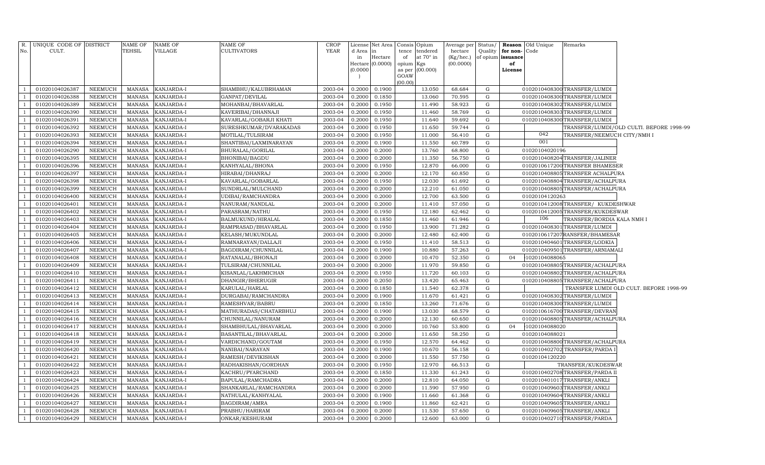| R. No. | UNIQUE CODE OF CULT. | DISTRICT | NAME OF TEHSIL | NAME OF VILLAGE | NAME OF CULTIVATORS | CROP YEAR | License d Area in Hectare (0.0000) | Net Area in Hectare (0.0000) | Consis tence of opium as per GOAW (00.00) | Opium tendered at 70° in Kgs (00.000) | Average per hectare (Kg/hec.) (00.0000) | Status/ Quality of opium | Reason for non-issuance of License | Old Unique Code | Remarks |
|---|---|---|---|---|---|---|---|---|---|---|---|---|---|---|---|
| 1 | 01020104026387 | NEEMUCH | MANASA | KANJARDA-I | SHAMBHU/KALUBRHAMAN | 2003-04 | 0.2000 | 0.1900 | | 13.050 | 68.684 | G | | 0102010408300 | TRANSFER/LUMDI |
| 1 | 01020104026388 | NEEMUCH | MANASA | KANJARDA-I | GANPAT/DEVILAL | 2003-04 | 0.2000 | 0.1850 | | 13.060 | 70.595 | G | | 0102010408300 | TRANSFER/LUMDI |
| 1 | 01020104026389 | NEEMUCH | MANASA | KANJARDA-I | MOHANBAI/BHAVARLAL | 2003-04 | 0.2000 | 0.1950 | | 11.490 | 58.923 | G | | 0102010408302 | TRANSFER/LUMDI |
| 1 | 01020104026390 | NEEMUCH | MANASA | KANJARDA-I | KAVERIBAI/DHANNAJI | 2003-04 | 0.2000 | 0.1950 | | 11.460 | 58.769 | G | | 0102010408303 | TRANSFER/LUMDI |
| 1 | 01020104026391 | NEEMUCH | MANASA | KANJARDA-I | KAVARLAL/GOBARJI KHATI | 2003-04 | 0.2000 | 0.1950 | | 11.640 | 59.692 | G | | 0102010408300 | TRANSFER/LUMDI |
| 1 | 01020104026392 | NEEMUCH | MANASA | KANJARDA-I | SURESHKUMAR/DVARAKADAS | 2003-04 | 0.2000 | 0.1950 | | 11.650 | 59.744 | G | | | TRANSFER/LUMDI/OLD CULTI. BEFORE 1998-99 |
| 1 | 01020104026393 | NEEMUCH | MANASA | KANJARDA-I | MOTILAL/TULSIRAM | 2003-04 | 0.2000 | 0.1950 | | 11.000 | 56.410 | G | | 042 | TRANSFER/NEEMUCH CITY/NMH I |
| 1 | 01020104026394 | NEEMUCH | MANASA | KANJARDA-I | SHANTIBAI/LAXMINARAYAN | 2003-04 | 0.2000 | 0.1900 | | 11.550 | 60.789 | G | | 001 | |
| 1 | 01020104026290 | NEEMUCH | MANASA | KANJARDA-I | BHURALAL/GORILAL | 2003-04 | 0.2000 | 0.2000 | | 13.760 | 68.800 | G | | 01020104020196 | |
| 1 | 01020104026395 | NEEMUCH | MANASA | KANJARDA-I | BHONIBAI/BAGDU | 2003-04 | 0.2000 | 0.2000 | | 11.350 | 56.750 | G | | 0102010408204 | TRANSFER/JALINER |
| 1 | 01020104026396 | NEEMUCH | MANASA | KANJARDA-I | KANHYALAL/BHONA | 2003-04 | 0.2000 | 0.1950 | | 12.870 | 66.000 | G | | 0102010617200 | TRANSFER BHAMESER |
| 1 | 01020104026397 | NEEMUCH | MANASA | KANJARDA-I | HIRABAI/DHANRAJ | 2003-04 | 0.2000 | 0.2000 | | 12.170 | 60.850 | G | | 0102010408805 | TRANSFER ACHALPURA |
| 1 | 01020104026398 | NEEMUCH | MANASA | KANJARDA-I | KAVARLAL/GOBARLAL | 2003-04 | 0.2000 | 0.1950 | | 12.030 | 61.692 | G | | 0102010408804 | TRANSFER/ACHALPURA |
| 1 | 01020104026399 | NEEMUCH | MANASA | KANJARDA-I | SUNDRLAL/MULCHAND | 2003-04 | 0.2000 | 0.2000 | | 12.210 | 61.050 | G | | 0102010408805 | TRANSFER/ACHALPURA |
| 1 | 01020104026400 | NEEMUCH | MANASA | KANJARDA-I | UDIBAI/RAMCHANDRA | 2003-04 | 0.2000 | 0.2000 | | 12.700 | 63.500 | G | | 01020104120263 | |
| 1 | 01020104026401 | NEEMUCH | MANASA | KANJARDA-I | NANURAM/NANDLAL | 2003-04 | 0.2000 | 0.2000 | | 11.410 | 57.050 | G | | 0102010412008 | TRANSFER/ KUKDESHWAR |
| 1 | 01020104026402 | NEEMUCH | MANASA | KANJARDA-I | PARASRAM/NATHU | 2003-04 | 0.2000 | 0.1950 | | 12.180 | 62.462 | G | | 0102010412005 | TRANSFER/KUKDESWAR |
| 1 | 01020104026403 | NEEMUCH | MANASA | KANJARDA-I | BALMUKUND/HIRALAL | 2003-04 | 0.2000 | 0.1850 | | 11.460 | 61.946 | G | | 106 | TRANSFER/BORDIA KALA NMH I |
| 1 | 01020104026404 | NEEMUCH | MANASA | KANJARDA-I | RAMPRASAD/BHAVARLAL | 2003-04 | 0.2000 | 0.1950 | | 13.900 | 71.282 | G | | 0102010408301 | TRANSFER/LUMDI |
| 1 | 01020104026405 | NEEMUCH | MANASA | KANJARDA-I | KELASH/MUKUNDLAL | 2003-04 | 0.2000 | 0.2000 | | 12.480 | 62.400 | G | | 0102010617207 | RANSFER/BHAMESAR |
| 1 | 01020104026406 | NEEMUCH | MANASA | KANJARDA-I | RAMNARAYAN/DALLAJI | 2003-04 | 0.2000 | 0.1950 | | 11.410 | 58.513 | G | | 0102010404601 | TRANSFER/LODKIA |
| 1 | 01020104026407 | NEEMUCH | MANASA | KANJARDA-I | BAGDIRAM/CHUNNILAL | 2003-04 | 0.2000 | 0.1900 | | 10.880 | 57.263 | G | | 0102010409501 | TRANSFER/ARNIAMALI |
| 1 | 01020104026408 | NEEMUCH | MANASA | KANJARDA-I | RATANALAL/BHONAJI | 2003-04 | 0.2000 | 0.2000 | | 10.470 | 52.350 | G | 04 | 1020104088065 | |
| 1 | 01020104026409 | NEEMUCH | MANASA | KANJARDA-I | TULSIRAM/CHUNNILAL | 2003-04 | 0.2000 | 0.2000 | | 11.970 | 59.850 | G | | 0102010408805 | TRANSFER/ACHALPURA |
| 1 | 01020104026410 | NEEMUCH | MANASA | KANJARDA-I | KISANLAL/LAKHMICHAN | 2003-04 | 0.2000 | 0.1950 | | 11.720 | 60.103 | G | | 0102010408802 | TRANSFER/ACHALPURA |
| 1 | 01020104026411 | NEEMUCH | MANASA | KANJARDA-I | DHANGIR/BHERUGIR | 2003-04 | 0.2000 | 0.2050 | | 13.420 | 65.463 | G | | 0102010408805 | TRANSFER/ACHALPURA |
| 1 | 01020104026412 | NEEMUCH | MANASA | KANJARDA-I | KARULAL/HARLAL | 2003-04 | 0.2000 | 0.1850 | | 11.540 | 62.378 | G | | | TRANSFER LUMDI OLD CULT. BEFORE 1998-99 |
| 1 | 01020104026413 | NEEMUCH | MANASA | KANJARDA-I | DURGABAI/RAMCHANDRA | 2003-04 | 0.2000 | 0.1900 | | 11.670 | 61.421 | G | | 0102010408302 | TRANSFER/LUMDI |
| 1 | 01020104026414 | NEEMUCH | MANASA | KANJARDA-I | RAMESHVAR/BABRU | 2003-04 | 0.2000 | 0.1850 | | 13.260 | 71.676 | G | | 0102010408300 | TRANSFER/LUMDI |
| 1 | 01020104026415 | NEEMUCH | MANASA | KANJARDA-I | MATHURADAS/CHATARBHUJ | 2003-04 | 0.2000 | 0.1900 | | 13.030 | 68.579 | G | | 0102010616700 | TRANSFER/DEVRAN |
| 1 | 01020104026416 | NEEMUCH | MANASA | KANJARDA-I | CHUNNILAL/NANURAM | 2003-04 | 0.2000 | 0.2000 | | 12.130 | 60.650 | G | | 0102010408805 | TRANSFER/ACHALPURA |
| 1 | 01020104026417 | NEEMUCH | MANASA | KANJARDA-I | SHAMBHULAL/BHAVARLAL | 2003-04 | 0.2000 | 0.2000 | | 10.760 | 53.800 | G | 04 | 1020104088020 | |
| 1 | 01020104026418 | NEEMUCH | MANASA | KANJARDA-I | BASANTILAL/BHAVARLAL | 2003-04 | 0.2000 | 0.2000 | | 11.650 | 58.250 | G | | 01020104088021 | |
| 1 | 01020104026419 | NEEMUCH | MANASA | KANJARDA-I | VARDICHAND/GOUTAM | 2003-04 | 0.2000 | 0.1950 | | 12.570 | 64.462 | G | | 0102010408800 | TRANSFER/ACHALPURA |
| 1 | 01020104026420 | NEEMUCH | MANASA | KANJARDA-I | NANIBAI/NARAYAN | 2003-04 | 0.2000 | 0.1900 | | 10.670 | 56.158 | G | | 0102010402702 | TRANSFER/PARDA I |
| 1 | 01020104026421 | NEEMUCH | MANASA | KANJARDA-I | RAMESH/DEVIKISHAN | 2003-04 | 0.2000 | 0.2000 | | 11.550 | 57.750 | G | | 01020104120220 | |
| 1 | 01020104026422 | NEEMUCH | MANASA | KANJARDA-I | RADHAKISHAN/GORDHAN | 2003-04 | 0.2000 | 0.1950 | | 12.970 | 66.513 | G | | | TRANSFER/KUKDESWAR |
| 1 | 01020104026423 | NEEMUCH | MANASA | KANJARDA-I | KACHRU/PYARCHAND | 2003-04 | 0.2000 | 0.1850 | | 11.330 | 61.243 | G | | 0102010402708 | TRANSFER/PARDA II |
| 1 | 01020104026424 | NEEMUCH | MANASA | KANJARDA-I | BAPULAL/RAMCHADRA | 2003-04 | 0.2000 | 0.2000 | | 12.810 | 64.050 | G | | 0102010401017 | TRANSFER/ANKLI |
| 1 | 01020104026425 | NEEMUCH | MANASA | KANJARDA-I | SHANKARLAL/RAMCHANDRA | 2003-04 | 0.2000 | 0.2000 | | 11.590 | 57.950 | G | | 0102010409603 | TRANSFER/ANKLI |
| 1 | 01020104026426 | NEEMUCH | MANASA | KANJARDA-I | NATHULAL/KANHYALAL | 2003-04 | 0.2000 | 0.1900 | | 11.660 | 61.368 | G | | 0102010409604 | TRANSFER/ANKLI |
| 1 | 01020104026427 | NEEMUCH | MANASA | KANJARDA-I | BAGDIRAM/AMRA | 2003-04 | 0.2000 | 0.1900 | | 11.860 | 62.421 | G | | 0102010409605 | TRANSFER/ANKLI |
| 1 | 01020104026428 | NEEMUCH | MANASA | KANJARDA-I | PRABHU/HARIRAM | 2003-04 | 0.2000 | 0.2000 | | 11.530 | 57.650 | G | | 0102010409605 | TRANSFER/ANKLI |
| 1 | 01020104026429 | NEEMUCH | MANASA | KANJARDA-I | ONKAR/KESHURAM | 2003-04 | 0.2000 | 0.2000 | | 12.600 | 63.000 | G | | 0102010402710 | TRANSFER/PARDA |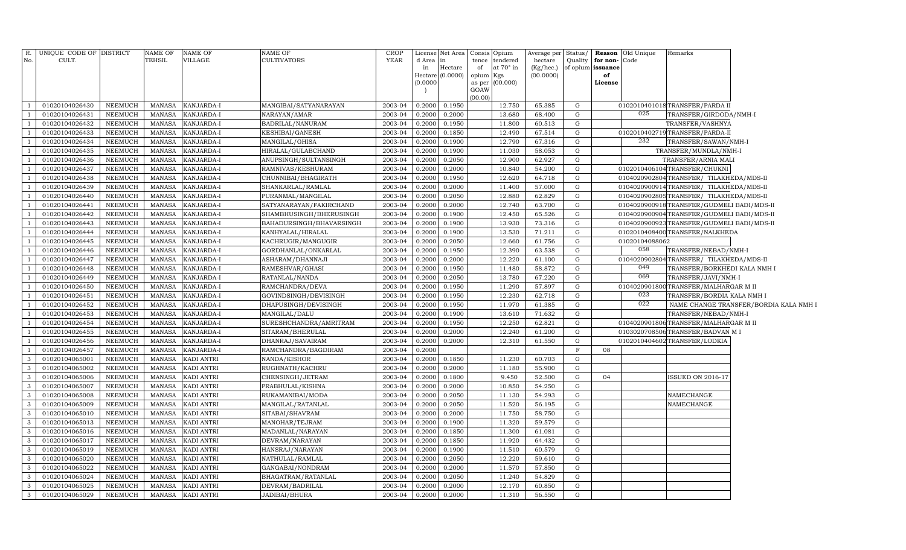| R. No. | UNIQUE CODE OF CULT. | DISTRICT | NAME OF TEHSIL | NAME OF VILLAGE | NAME OF CULTIVATORS | CROP YEAR | License d Area in Hectare (0.0000) | Net Area in Hectare (0.0000) | Consis tence of opium as per GOAW (00.00) | Opium tendered at 70° in Kgs (00.000) | Average per hectare (Kg/hec.) (00.0000) | Status/ Quality of opium | Reason for non-issuance of License | Old Unique Code | Remarks |
|---|---|---|---|---|---|---|---|---|---|---|---|---|---|---|---|
| 1 | 01020104026430 | NEEMUCH | MANASA | KANJARDA-I | MANGIBAI/SATYANARAYAN | 2003-04 | 0.2000 | 0.1950 | | 12.750 | 65.385 | G | | 0102010401018 | TRANSFER/PARDA II |
| 1 | 01020104026431 | NEEMUCH | MANASA | KANJARDA-I | NARAYAN/AMAR | 2003-04 | 0.2000 | 0.2000 | | 13.680 | 68.400 | G | | 025 | TRANSFER/GIRDODA/NMH-I |
| 1 | 01020104026432 | NEEMUCH | MANASA | KANJARDA-I | BADRILAL/NANURAM | 2003-04 | 0.2000 | 0.1950 | | 11.800 | 60.513 | G | | | TRANSFER/VASHNYA |
| 1 | 01020104026433 | NEEMUCH | MANASA | KANJARDA-I | KESHIBAI/GANESH | 2003-04 | 0.2000 | 0.1850 | | 12.490 | 67.514 | G | | 0102010402719 | TRANSFER/PARDA-II |
| 1 | 01020104026434 | NEEMUCH | MANASA | KANJARDA-I | MANGILAL/GHISA | 2003-04 | 0.2000 | 0.1900 | | 12.790 | 67.316 | G | | 232 | TRANSFER/SAWAN/NMH-I |
| 1 | 01020104026435 | NEEMUCH | MANASA | KANJARDA-I | HIRALAL/GULABCHAND | 2003-04 | 0.2000 | 0.1900 | | 11.030 | 58.053 | G | | | TRANSFER/MUNDLA/NMH-I |
| 1 | 01020104026436 | NEEMUCH | MANASA | KANJARDA-I | ANUPSINGH/SULTANSINGH | 2003-04 | 0.2000 | 0.2050 | | 12.900 | 62.927 | G | | | TRANSFER/ARNIA MALI |
| 1 | 01020104026437 | NEEMUCH | MANASA | KANJARDA-I | RAMNIVAS/KESHURAM | 2003-04 | 0.2000 | 0.2000 | | 10.840 | 54.200 | G | | 0102010406104 | TRANSFER/CHUKNI |
| 1 | 01020104026438 | NEEMUCH | MANASA | KANJARDA-I | CHUNNIBAI/BHAGIRATH | 2003-04 | 0.2000 | 0.1950 | | 12.620 | 64.718 | G | | 0104020902804 | TRANSFER/ TILAKHEDA/MDS-II |
| 1 | 01020104026439 | NEEMUCH | MANASA | KANJARDA-I | SHANKARLAL/RAMLAL | 2003-04 | 0.2000 | 0.2000 | | 11.400 | 57.000 | G | | 0104020900914 | TRANSFER/ TILAKHEDA/MDS-II |
| 1 | 01020104026440 | NEEMUCH | MANASA | KANJARDA-I | PURANMAL/MANGILAL | 2003-04 | 0.2000 | 0.2050 | | 12.880 | 62.829 | G | | 0104020902805 | TRANSFER/ TILAKHEDA/MDS-II |
| 1 | 01020104026441 | NEEMUCH | MANASA | KANJARDA-I | SATYANARAYAN/FAKIRCHAND | 2003-04 | 0.2000 | 0.2000 | | 12.740 | 63.700 | G | | 0104020900918 | TRANSFER/GUDMELI BADI/MDS-II |
| 1 | 01020104026442 | NEEMUCH | MANASA | KANJARDA-I | SHAMBHUSINGH/BHERUSINGH | 2003-04 | 0.2000 | 0.1900 | | 12.450 | 65.526 | G | | 0104020900904 | TRANSFER/GUDMELI BADI/MDS-II |
| 1 | 01020104026443 | NEEMUCH | MANASA | KANJARDA-I | BAHADURSINGH/BHAVARSINGH | 2003-04 | 0.2000 | 0.1900 | | 13.930 | 73.316 | G | | 0104020900923 | TRANSFER/GUDMELI BADI/MDS-II |
| 1 | 01020104026444 | NEEMUCH | MANASA | KANJARDA-I | KANHYALAL/HIRALAL | 2003-04 | 0.2000 | 0.1900 | | 13.530 | 71.211 | G | | 0102010408400 | TRANSFER/NALKHEDA |
| 1 | 01020104026445 | NEEMUCH | MANASA | KANJARDA-I | KACHRUGIR/MANGUGIR | 2003-04 | 0.2000 | 0.2050 | | 12.660 | 61.756 | G | | 01020104088062 | |
| 1 | 01020104026446 | NEEMUCH | MANASA | KANJARDA-I | GORDHANLAL/ONKARLAL | 2003-04 | 0.2000 | 0.1950 | | 12.390 | 63.538 | G | | 058 | TRANSFER/NEBAD/NMH-I |
| 1 | 01020104026447 | NEEMUCH | MANASA | KANJARDA-I | ASHARAM/DHANNAJI | 2003-04 | 0.2000 | 0.2000 | | 12.220 | 61.100 | G | | 0104020902804 | TRANSFER/ TILAKHEDA/MDS-II |
| 1 | 01020104026448 | NEEMUCH | MANASA | KANJARDA-I | RAMESHVAR/GHASI | 2003-04 | 0.2000 | 0.1950 | | 11.480 | 58.872 | G | | 049 | TRANSFER/BORKHEDI KALA NMH I |
| 1 | 01020104026449 | NEEMUCH | MANASA | KANJARDA-I | RATANLAL/NANDA | 2003-04 | 0.2000 | 0.2050 | | 13.780 | 67.220 | G | | 069 | TRANSFER/JAVI/NMH-I |
| 1 | 01020104026450 | NEEMUCH | MANASA | KANJARDA-I | RAMCHANDRA/DEVA | 2003-04 | 0.2000 | 0.1950 | | 11.290 | 57.897 | G | | 0104020901800 | TRANSFER/MALHARGAR M II |
| 1 | 01020104026451 | NEEMUCH | MANASA | KANJARDA-I | GOVINDSINGH/DEVISINGH | 2003-04 | 0.2000 | 0.1950 | | 12.230 | 62.718 | G | | 023 | TRANSFER/BORDIA KALA NMH I |
| 1 | 01020104026452 | NEEMUCH | MANASA | KANJARDA-I | DHAPUSINGH/DEVISINGH | 2003-04 | 0.2000 | 0.1950 | | 11.970 | 61.385 | G | | 022 | NAME CHANGE TRANSFER/BORDIA KALA NMH I |
| 1 | 01020104026453 | NEEMUCH | MANASA | KANJARDA-I | MANGILAL/DALU | 2003-04 | 0.2000 | 0.1900 | | 13.610 | 71.632 | G | | | TRANSFER/NEBAD/NMH-I |
| 1 | 01020104026454 | NEEMUCH | MANASA | KANJARDA-I | SURESHCHANDRA/AMRITRAM | 2003-04 | 0.2000 | 0.1950 | | 12.250 | 62.821 | G | | 0104020901806 | TRANSFER/MALHARGAR M II |
| 1 | 01020104026455 | NEEMUCH | MANASA | KANJARDA-I | SITARAM/BHERULAL | 2003-04 | 0.2000 | 0.2000 | | 12.240 | 61.200 | G | | 0103020708506 | TRANSFER/BADVAN M I |
| 1 | 01020104026456 | NEEMUCH | MANASA | KANJARDA-I | DHANRAJ/SAVAIRAM | 2003-04 | 0.2000 | 0.2000 | | 12.310 | 61.550 | G | | 0102010404602 | TRANSFER/LODKIA |
| 1 | 01020104026457 | NEEMUCH | MANASA | KANJARDA-I | RAMCHANDRA/BAGDIRAM | 2003-04 | 0.2000 | | | | | F | 08 | | |
| 3 | 01020104065001 | NEEMUCH | MANASA | KADI ANTRI | NANDA/KISHOR | 2003-04 | 0.2000 | 0.1850 | | 11.230 | 60.703 | G | | | |
| 3 | 01020104065002 | NEEMUCH | MANASA | KADI ANTRI | RUGHNATH/KACHRU | 2003-04 | 0.2000 | 0.2000 | | 11.180 | 55.900 | G | | | |
| 3 | 01020104065006 | NEEMUCH | MANASA | KADI ANTRI | CHENSINGH/JETRAM | 2003-04 | 0.2000 | 0.1800 | | 9.450 | 52.500 | G | 04 | | ISSUED ON 2016-17 |
| 3 | 01020104065007 | NEEMUCH | MANASA | KADI ANTRI | PRABHULAL/KISHNA | 2003-04 | 0.2000 | 0.2000 | | 10.850 | 54.250 | G | | | |
| 3 | 01020104065008 | NEEMUCH | MANASA | KADI ANTRI | RUKAMANIBAI/MODA | 2003-04 | 0.2000 | 0.2050 | | 11.130 | 54.293 | G | | | NAMECHANGE |
| 3 | 01020104065009 | NEEMUCH | MANASA | KADI ANTRI | MANGILAL/RATANLAL | 2003-04 | 0.2000 | 0.2050 | | 11.520 | 56.195 | G | | | NAMECHANGE |
| 3 | 01020104065010 | NEEMUCH | MANASA | KADI ANTRI | SITABAI/SHAVRAM | 2003-04 | 0.2000 | 0.2000 | | 11.750 | 58.750 | G | | | |
| 3 | 01020104065013 | NEEMUCH | MANASA | KADI ANTRI | MANOHAR/TEJRAM | 2003-04 | 0.2000 | 0.1900 | | 11.320 | 59.579 | G | | | |
| 3 | 01020104065016 | NEEMUCH | MANASA | KADI ANTRI | MADANLAL/NARAYAN | 2003-04 | 0.2000 | 0.1850 | | 11.300 | 61.081 | G | | | |
| 3 | 01020104065017 | NEEMUCH | MANASA | KADI ANTRI | DEVRAM/NARAYAN | 2003-04 | 0.2000 | 0.1850 | | 11.920 | 64.432 | G | | | |
| 3 | 01020104065019 | NEEMUCH | MANASA | KADI ANTRI | HANSRAJ/NARAYAN | 2003-04 | 0.2000 | 0.1900 | | 11.510 | 60.579 | G | | | |
| 3 | 01020104065020 | NEEMUCH | MANASA | KADI ANTRI | NATHULAL/RAMLAL | 2003-04 | 0.2000 | 0.2050 | | 12.220 | 59.610 | G | | | |
| 3 | 01020104065022 | NEEMUCH | MANASA | KADI ANTRI | GANGABAI/NONDRAM | 2003-04 | 0.2000 | 0.2000 | | 11.570 | 57.850 | G | | | |
| 3 | 01020104065024 | NEEMUCH | MANASA | KADI ANTRI | BHAGATRAM/RATANLAL | 2003-04 | 0.2000 | 0.2050 | | 11.240 | 54.829 | G | | | |
| 3 | 01020104065025 | NEEMUCH | MANASA | KADI ANTRI | DEVRAM/BADRILAL | 2003-04 | 0.2000 | 0.2000 | | 12.170 | 60.850 | G | | | |
| 3 | 01020104065029 | NEEMUCH | MANASA | KADI ANTRI | JADIBAI/BHURA | 2003-04 | 0.2000 | 0.2000 | | 11.310 | 56.550 | G | | | |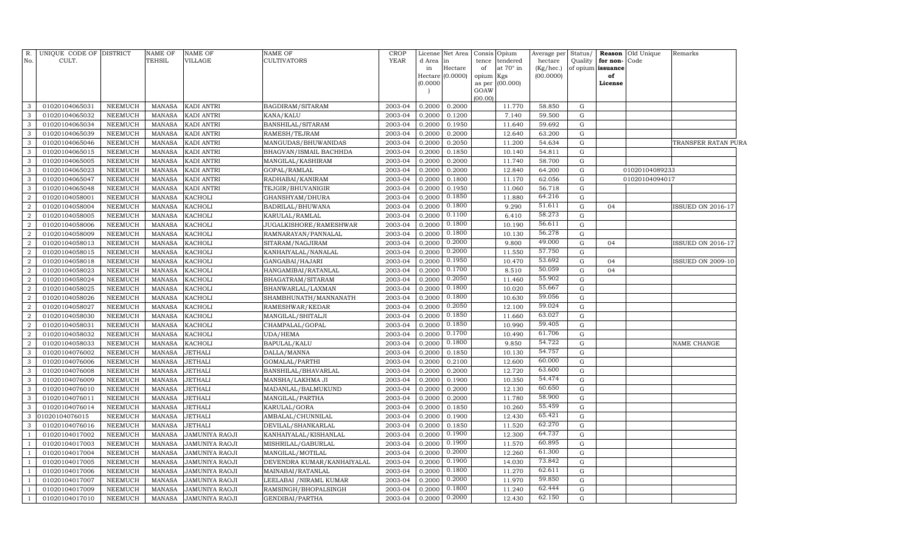| R. No. | UNIQUE CODE OF CULT. | DISTRICT | NAME OF TEHSIL | NAME OF VILLAGE | NAME OF CULTIVATORS | CROP YEAR | License d Area in Hectare (0.0000) | Net Area in Hectare (0.0000) | Consis tence of opium as per GOAW (00.00) | Opium tendered at 70° in Kgs (00.000) | Average per hectare (Kg/hec.) (00.0000) | Status/ Quality of opium | Reason for non-issuance of License | Old Unique Code | Remarks |
|---|---|---|---|---|---|---|---|---|---|---|---|---|---|---|---|
| 3 | 01020104065031 | NEEMUCH | MANASA | KADI ANTRI | BAGDIRAM/SITARAM | 2003-04 | 0.2000 | 0.2000 | | 11.770 | 58.850 | G | | | |
| 3 | 01020104065032 | NEEMUCH | MANASA | KADI ANTRI | KANA/KALU | 2003-04 | 0.2000 | 0.1200 | | 7.140 | 59.500 | G | | | |
| 3 | 01020104065034 | NEEMUCH | MANASA | KADI ANTRI | BANSHILAL/SITARAM | 2003-04 | 0.2000 | 0.1950 | | 11.640 | 59.692 | G | | | |
| 3 | 01020104065039 | NEEMUCH | MANASA | KADI ANTRI | RAMESH/TEJRAM | 2003-04 | 0.2000 | 0.2000 | | 12.640 | 63.200 | G | | | |
| 3 | 01020104065046 | NEEMUCH | MANASA | KADI ANTRI | MANGUDAS/BHUWANIDAS | 2003-04 | 0.2000 | 0.2050 | | 11.200 | 54.634 | G | | | TRANSFER RATAN PURA |
| 3 | 01020104065015 | NEEMUCH | MANASA | KADI ANTRI | BHAGVAN/ISMAIL BACHHDA | 2003-04 | 0.2000 | 0.1850 | | 10.140 | 54.811 | G | | | |
| 3 | 01020104065005 | NEEMUCH | MANASA | KADI ANTRI | MANGILAL/KASHIRAM | 2003-04 | 0.2000 | 0.2000 | | 11.740 | 58.700 | G | | | |
| 3 | 01020104065023 | NEEMUCH | MANASA | KADI ANTRI | GOPAL/RAMLAL | 2003-04 | 0.2000 | 0.2000 | | 12.840 | 64.200 | G | | 01020104089233 | |
| 3 | 01020104065047 | NEEMUCH | MANASA | KADI ANTRI | RADHABAI/KANIRAM | 2003-04 | 0.2000 | 0.1800 | | 11.170 | 62.056 | G | | 01020104094017 | |
| 3 | 01020104065048 | NEEMUCH | MANASA | KADI ANTRI | TEJGIR/BHUVANIGIR | 2003-04 | 0.2000 | 0.1950 | | 11.060 | 56.718 | G | | | |
| 2 | 01020104058001 | NEEMUCH | MANASA | KACHOLI | GHANSHYAM/DHURA | 2003-04 | 0.2000 | 0.1850 | | 11.880 | 64.216 | G | | | |
| 2 | 01020104058004 | NEEMUCH | MANASA | KACHOLI | BADRILAL/BHUWANA | 2003-04 | 0.2000 | 0.1800 | | 9.290 | 51.611 | G | 04 | | ISSUED ON 2016-17 |
| 2 | 01020104058005 | NEEMUCH | MANASA | KACHOLI | KARULAL/RAMLAL | 2003-04 | 0.2000 | 0.1100 | | 6.410 | 58.273 | G | | | |
| 2 | 01020104058006 | NEEMUCH | MANASA | KACHOLI | JUGALKISHORE/RAMESHWAR | 2003-04 | 0.2000 | 0.1800 | | 10.190 | 56.611 | G | | | |
| 2 | 01020104058009 | NEEMUCH | MANASA | KACHOLI | RAMNARAYAN/PANNALAL | 2003-04 | 0.2000 | 0.1800 | | 10.130 | 56.278 | G | | | |
| 2 | 01020104058013 | NEEMUCH | MANASA | KACHOLI | SITARAM/NAGJIRAM | 2003-04 | 0.2000 | 0.2000 | | 9.800 | 49.000 | G | 04 | | ISSUED ON 2016-17 |
| 2 | 01020104058015 | NEEMUCH | MANASA | KACHOLI | KANHAIYALAL/NANALAL | 2003-04 | 0.2000 | 0.2000 | | 11.550 | 57.750 | G | | | |
| 2 | 01020104058018 | NEEMUCH | MANASA | KACHOLI | GANGABAI/HAJARI | 2003-04 | 0.2000 | 0.1950 | | 10.470 | 53.692 | G | 04 | | ISSUED ON 2009-10 |
| 2 | 01020104058023 | NEEMUCH | MANASA | KACHOLI | HANGAMIBAI/RATANLAL | 2003-04 | 0.2000 | 0.1700 | | 8.510 | 50.059 | G | 04 | | |
| 2 | 01020104058024 | NEEMUCH | MANASA | KACHOLI | BHAGATRAM/SITARAM | 2003-04 | 0.2000 | 0.2050 | | 11.460 | 55.902 | G | | | |
| 2 | 01020104058025 | NEEMUCH | MANASA | KACHOLI | BHANWARLAL/LAXMAN | 2003-04 | 0.2000 | 0.1800 | | 10.020 | 55.667 | G | | | |
| 2 | 01020104058026 | NEEMUCH | MANASA | KACHOLI | SHAMBHUNATH/MANNANATH | 2003-04 | 0.2000 | 0.1800 | | 10.630 | 59.056 | G | | | |
| 2 | 01020104058027 | NEEMUCH | MANASA | KACHOLI | RAMESHWAR/KEDAR | 2003-04 | 0.2000 | 0.2050 | | 12.100 | 59.024 | G | | | |
| 2 | 01020104058030 | NEEMUCH | MANASA | KACHOLI | MANGILAL/SHITALJI | 2003-04 | 0.2000 | 0.1850 | | 11.660 | 63.027 | G | | | |
| 2 | 01020104058031 | NEEMUCH | MANASA | KACHOLI | CHAMPALAL/GOPAL | 2003-04 | 0.2000 | 0.1850 | | 10.990 | 59.405 | G | | | |
| 2 | 01020104058032 | NEEMUCH | MANASA | KACHOLI | UDA/HEMA | 2003-04 | 0.2000 | 0.1700 | | 10.490 | 61.706 | G | | | |
| 2 | 01020104058033 | NEEMUCH | MANASA | KACHOLI | BAPULAL/KALU | 2003-04 | 0.2000 | 0.1800 | | 9.850 | 54.722 | G | | | NAME CHANGE |
| 3 | 01020104076002 | NEEMUCH | MANASA | JETHALI | DALLA/MANNA | 2003-04 | 0.2000 | 0.1850 | | 10.130 | 54.757 | G | | | |
| 3 | 01020104076006 | NEEMUCH | MANASA | JETHALI | GOMALAL/PARTHI | 2003-04 | 0.2000 | 0.2100 | | 12.600 | 60.000 | G | | | |
| 3 | 01020104076008 | NEEMUCH | MANASA | JETHALI | BANSHILAL/BHAVARLAL | 2003-04 | 0.2000 | 0.2000 | | 12.720 | 63.600 | G | | | |
| 3 | 01020104076009 | NEEMUCH | MANASA | JETHALI | MANSHA/LAKHMA JI | 2003-04 | 0.2000 | 0.1900 | | 10.350 | 54.474 | G | | | |
| 3 | 01020104076010 | NEEMUCH | MANASA | JETHALI | MADANLAL/BALMUKUND | 2003-04 | 0.2000 | 0.2000 | | 12.130 | 60.650 | G | | | |
| 3 | 01020104076011 | NEEMUCH | MANASA | JETHALI | MANGILAL/PARTHA | 2003-04 | 0.2000 | 0.2000 | | 11.780 | 58.900 | G | | | |
| 3 | 01020104076014 | NEEMUCH | MANASA | JETHALI | KARULAL/GORA | 2003-04 | 0.2000 | 0.1850 | | 10.260 | 55.459 | G | | | |
| 3 | 01020104076015 | NEEMUCH | MANASA | JETHALI | AMBALAL/CHUNNILAL | 2003-04 | 0.2000 | 0.1900 | | 12.430 | 65.421 | G | | | |
| 3 | 01020104076016 | NEEMUCH | MANASA | JETHALI | DEVILAL/SHANKARLAL | 2003-04 | 0.2000 | 0.1850 | | 11.520 | 62.270 | G | | | |
| 1 | 01020104017002 | NEEMUCH | MANASA | JAMUNIYA RAOJI | KANHAIYALAL/KISHANLAL | 2003-04 | 0.2000 | 0.1900 | | 12.300 | 64.737 | G | | | |
| 1 | 01020104017003 | NEEMUCH | MANASA | JAMUNIYA RAOJI | MISHRILAL/GABURLAL | 2003-04 | 0.2000 | 0.1900 | | 11.570 | 60.895 | G | | | |
| 1 | 01020104017004 | NEEMUCH | MANASA | JAMUNIYA RAOJI | MANGILAL/MOTILAL | 2003-04 | 0.2000 | 0.2000 | | 12.260 | 61.300 | G | | | |
| 1 | 01020104017005 | NEEMUCH | MANASA | JAMUNIYA RAOJI | DEVENDRA KUMAR/KANHAIYALAL | 2003-04 | 0.2000 | 0.1900 | | 14.030 | 73.842 | G | | | |
| 1 | 01020104017006 | NEEMUCH | MANASA | JAMUNIYA RAOJI | MAINABAI/RATANLAL | 2003-04 | 0.2000 | 0.1800 | | 11.270 | 62.611 | G | | | |
| 1 | 01020104017007 | NEEMUCH | MANASA | JAMUNIYA RAOJI | LEELABAI /NIRAML KUMAR | 2003-04 | 0.2000 | 0.2000 | | 11.970 | 59.850 | G | | | |
| 1 | 01020104017009 | NEEMUCH | MANASA | JAMUNIYA RAOJI | RAMSINGH/BHOPALSINGH | 2003-04 | 0.2000 | 0.1800 | | 11.240 | 62.444 | G | | | |
| 1 | 01020104017010 | NEEMUCH | MANASA | JAMUNIYA RAOJI | GENDIBAI/PARTHA | 2003-04 | 0.2000 | 0.2000 | | 12.430 | 62.150 | G | | | |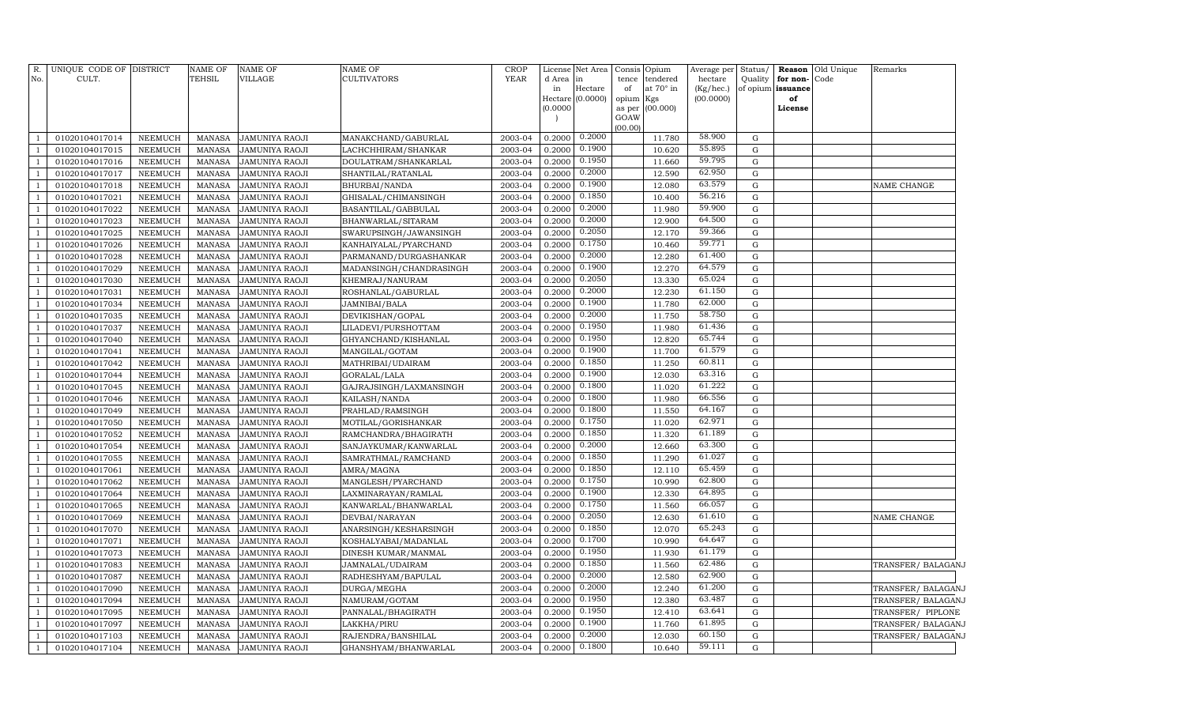| R. No. | UNIQUE CODE OF CULT. | DISTRICT | NAME OF TEHSIL | NAME OF VILLAGE | NAME OF CULTIVATORS | CROP YEAR | License d Area in Hectare (0.0000) | Net Area in Hectare (0.0000) | Consis tence of opium as per GOAW (00.00) | Opium tendered at 70° in Kgs (00.000) | Average per hectare (Kg/hec.) (00.0000) | Status/ Quality of opium | Reason for non-issuance of License | Old Unique Code | Remarks |
|---|---|---|---|---|---|---|---|---|---|---|---|---|---|---|---|
| 1 | 01020104017014 | NEEMUCH | MANASA | JAMUNIYA RAOJI | MANAKCHAND/GABURLAL | 2003-04 | 0.2000 | 0.2000 | | 11.780 | 58.900 | G | | | |
| 1 | 01020104017015 | NEEMUCH | MANASA | JAMUNIYA RAOJI | LACHCHHIRAM/SHANKAR | 2003-04 | 0.2000 | 0.1900 | | 10.620 | 55.895 | G | | | |
| 1 | 01020104017016 | NEEMUCH | MANASA | JAMUNIYA RAOJI | DOULATRAM/SHANKARLAL | 2003-04 | 0.2000 | 0.1950 | | 11.660 | 59.795 | G | | | |
| 1 | 01020104017017 | NEEMUCH | MANASA | JAMUNIYA RAOJI | SHANTILAL/RATANLAL | 2003-04 | 0.2000 | 0.2000 | | 12.590 | 62.950 | G | | | |
| 1 | 01020104017018 | NEEMUCH | MANASA | JAMUNIYA RAOJI | BHURBAI/NANDA | 2003-04 | 0.2000 | 0.1900 | | 12.080 | 63.579 | G | | | NAME CHANGE |
| 1 | 01020104017021 | NEEMUCH | MANASA | JAMUNIYA RAOJI | GHISALAL/CHIMANSINGH | 2003-04 | 0.2000 | 0.1850 | | 10.400 | 56.216 | G | | | |
| 1 | 01020104017022 | NEEMUCH | MANASA | JAMUNIYA RAOJI | BASANTILAL/GABBULAL | 2003-04 | 0.2000 | 0.2000 | | 11.980 | 59.900 | G | | | |
| 1 | 01020104017023 | NEEMUCH | MANASA | JAMUNIYA RAOJI | BHANWARLAL/SITARAM | 2003-04 | 0.2000 | 0.2000 | | 12.900 | 64.500 | G | | | |
| 1 | 01020104017025 | NEEMUCH | MANASA | JAMUNIYA RAOJI | SWARUPSINGH/JAWANSINGH | 2003-04 | 0.2000 | 0.2050 | | 12.170 | 59.366 | G | | | |
| 1 | 01020104017026 | NEEMUCH | MANASA | JAMUNIYA RAOJI | KANHAIYALAL/PYARCHAND | 2003-04 | 0.2000 | 0.1750 | | 10.460 | 59.771 | G | | | |
| 1 | 01020104017028 | NEEMUCH | MANASA | JAMUNIYA RAOJI | PARMANAND/DURGASHANKAR | 2003-04 | 0.2000 | 0.2000 | | 12.280 | 61.400 | G | | | |
| 1 | 01020104017029 | NEEMUCH | MANASA | JAMUNIYA RAOJI | MADANSINGH/CHANDRASINGH | 2003-04 | 0.2000 | 0.1900 | | 12.270 | 64.579 | G | | | |
| 1 | 01020104017030 | NEEMUCH | MANASA | JAMUNIYA RAOJI | KHEMRAJ/NANURAM | 2003-04 | 0.2000 | 0.2050 | | 13.330 | 65.024 | G | | | |
| 1 | 01020104017031 | NEEMUCH | MANASA | JAMUNIYA RAOJI | ROSHANLAL/GABURLAL | 2003-04 | 0.2000 | 0.2000 | | 12.230 | 61.150 | G | | | |
| 1 | 01020104017034 | NEEMUCH | MANASA | JAMUNIYA RAOJI | JAMNIBAI/BALA | 2003-04 | 0.2000 | 0.1900 | | 11.780 | 62.000 | G | | | |
| 1 | 01020104017035 | NEEMUCH | MANASA | JAMUNIYA RAOJI | DEVIKISHAN/GOPAL | 2003-04 | 0.2000 | 0.2000 | | 11.750 | 58.750 | G | | | |
| 1 | 01020104017037 | NEEMUCH | MANASA | JAMUNIYA RAOJI | LILADEVI/PURSHOTTAM | 2003-04 | 0.2000 | 0.1950 | | 11.980 | 61.436 | G | | | |
| 1 | 01020104017040 | NEEMUCH | MANASA | JAMUNIYA RAOJI | GHYANCHAND/KISHANLAL | 2003-04 | 0.2000 | 0.1950 | | 12.820 | 65.744 | G | | | |
| 1 | 01020104017041 | NEEMUCH | MANASA | JAMUNIYA RAOJI | MANGILAL/GOTAM | 2003-04 | 0.2000 | 0.1900 | | 11.700 | 61.579 | G | | | |
| 1 | 01020104017042 | NEEMUCH | MANASA | JAMUNIYA RAOJI | MATHRIBAI/UDAIRAM | 2003-04 | 0.2000 | 0.1850 | | 11.250 | 60.811 | G | | | |
| 1 | 01020104017044 | NEEMUCH | MANASA | JAMUNIYA RAOJI | GORALAL/LALA | 2003-04 | 0.2000 | 0.1900 | | 12.030 | 63.316 | G | | | |
| 1 | 01020104017045 | NEEMUCH | MANASA | JAMUNIYA RAOJI | GAJRAJSINGH/LAXMANSINGH | 2003-04 | 0.2000 | 0.1800 | | 11.020 | 61.222 | G | | | |
| 1 | 01020104017046 | NEEMUCH | MANASA | JAMUNIYA RAOJI | KAILASH/NANDA | 2003-04 | 0.2000 | 0.1800 | | 11.980 | 66.556 | G | | | |
| 1 | 01020104017049 | NEEMUCH | MANASA | JAMUNIYA RAOJI | PRAHLAD/RAMSINGH | 2003-04 | 0.2000 | 0.1800 | | 11.550 | 64.167 | G | | | |
| 1 | 01020104017050 | NEEMUCH | MANASA | JAMUNIYA RAOJI | MOTILAL/GORISHANKAR | 2003-04 | 0.2000 | 0.1750 | | 11.020 | 62.971 | G | | | |
| 1 | 01020104017052 | NEEMUCH | MANASA | JAMUNIYA RAOJI | RAMCHANDRA/BHAGIRATH | 2003-04 | 0.2000 | 0.1850 | | 11.320 | 61.189 | G | | | |
| 1 | 01020104017054 | NEEMUCH | MANASA | JAMUNIYA RAOJI | SANJAYKUMAR/KANWARLAL | 2003-04 | 0.2000 | 0.2000 | | 12.660 | 63.300 | G | | | |
| 1 | 01020104017055 | NEEMUCH | MANASA | JAMUNIYA RAOJI | SAMRATHMAL/RAMCHAND | 2003-04 | 0.2000 | 0.1850 | | 11.290 | 61.027 | G | | | |
| 1 | 01020104017061 | NEEMUCH | MANASA | JAMUNIYA RAOJI | AMRA/MAGNA | 2003-04 | 0.2000 | 0.1850 | | 12.110 | 65.459 | G | | | |
| 1 | 01020104017062 | NEEMUCH | MANASA | JAMUNIYA RAOJI | MANGLESH/PYARCHAND | 2003-04 | 0.2000 | 0.1750 | | 10.990 | 62.800 | G | | | |
| 1 | 01020104017064 | NEEMUCH | MANASA | JAMUNIYA RAOJI | LAXMINARAYAN/RAMLAL | 2003-04 | 0.2000 | 0.1900 | | 12.330 | 64.895 | G | | | |
| 1 | 01020104017065 | NEEMUCH | MANASA | JAMUNIYA RAOJI | KANWARLAL/BHANWARLAL | 2003-04 | 0.2000 | 0.1750 | | 11.560 | 66.057 | G | | | |
| 1 | 01020104017069 | NEEMUCH | MANASA | JAMUNIYA RAOJI | DEVBAI/NARAYAN | 2003-04 | 0.2000 | 0.2050 | | 12.630 | 61.610 | G | | | NAME CHANGE |
| 1 | 01020104017070 | NEEMUCH | MANASA | JAMUNIYA RAOJI | ANARSINGH/KESHARSINGH | 2003-04 | 0.2000 | 0.1850 | | 12.070 | 65.243 | G | | | |
| 1 | 01020104017071 | NEEMUCH | MANASA | JAMUNIYA RAOJI | KOSHALYABAI/MADANLAL | 2003-04 | 0.2000 | 0.1700 | | 10.990 | 64.647 | G | | | |
| 1 | 01020104017073 | NEEMUCH | MANASA | JAMUNIYA RAOJI | DINESH KUMAR/MANMAL | 2003-04 | 0.2000 | 0.1950 | | 11.930 | 61.179 | G | | | |
| 1 | 01020104017083 | NEEMUCH | MANASA | JAMUNIYA RAOJI | JAMNALAL/UDAIRAM | 2003-04 | 0.2000 | 0.1850 | | 11.560 | 62.486 | G | | | TRANSFER/ BALAGANJ |
| 1 | 01020104017087 | NEEMUCH | MANASA | JAMUNIYA RAOJI | RADHESHYAM/BAPULAL | 2003-04 | 0.2000 | 0.2000 | | 12.580 | 62.900 | G | | | |
| 1 | 01020104017090 | NEEMUCH | MANASA | JAMUNIYA RAOJI | DURGA/MEGHA | 2003-04 | 0.2000 | 0.2000 | | 12.240 | 61.200 | G | | | TRANSFER/ BALAGANJ |
| 1 | 01020104017094 | NEEMUCH | MANASA | JAMUNIYA RAOJI | NAMURAM/GOTAM | 2003-04 | 0.2000 | 0.1950 | | 12.380 | 63.487 | G | | | TRANSFER/ BALAGANJ |
| 1 | 01020104017095 | NEEMUCH | MANASA | JAMUNIYA RAOJI | PANNALAL/BHAGIRATH | 2003-04 | 0.2000 | 0.1950 | | 12.410 | 63.641 | G | | | TRANSFER/ PIPLONE |
| 1 | 01020104017097 | NEEMUCH | MANASA | JAMUNIYA RAOJI | LAKKHA/PIRU | 2003-04 | 0.2000 | 0.1900 | | 11.760 | 61.895 | G | | | TRANSFER/ BALAGANJ |
| 1 | 01020104017103 | NEEMUCH | MANASA | JAMUNIYA RAOJI | RAJENDRA/BANSHILAL | 2003-04 | 0.2000 | 0.2000 | | 12.030 | 60.150 | G | | | TRANSFER/ BALAGANJ |
| 1 | 01020104017104 | NEEMUCH | MANASA | JAMUNIYA RAOJI | GHANSHYAM/BHANWARLAL | 2003-04 | 0.2000 | 0.1800 | | 10.640 | 59.111 | G | | | |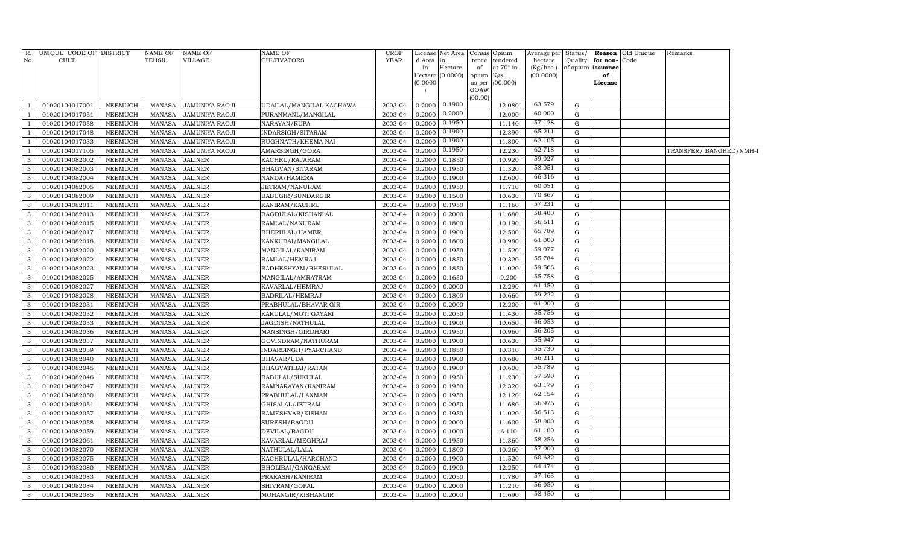| R. No. | UNIQUE CODE OF CULT. | DISTRICT | NAME OF TEHSIL | NAME OF VILLAGE | NAME OF CULTIVATORS | CROP YEAR | License d Area in Hectare (0.0000) | Net Area in Hectare (0.0000) | Consis tence of opium as per GOAW (00.00) | Opium tendered at 70° in Kgs (00.000) | Average per hectare (Kg/hec.) (00.0000) | Status/ Quality of opium | Reason for non-issuance of License | Old Unique Code | Remarks |
|---|---|---|---|---|---|---|---|---|---|---|---|---|---|---|---|
| 1 | 01020104017001 | NEEMUCH | MANASA | JAMUNIYA RAOJI | UDAILAL/MANGILAL KACHAWA | 2003-04 | 0.2000 | 0.1900 | | 12.080 | 63.579 | G | | | |
| 1 | 01020104017051 | NEEMUCH | MANASA | JAMUNIYA RAOJI | PURANMANL/MANGILAL | 2003-04 | 0.2000 | 0.2000 | | 12.000 | 60.000 | G | | | |
| 1 | 01020104017058 | NEEMUCH | MANASA | JAMUNIYA RAOJI | NARAYAN/RUPA | 2003-04 | 0.2000 | 0.1950 | | 11.140 | 57.128 | G | | | |
| 1 | 01020104017048 | NEEMUCH | MANASA | JAMUNIYA RAOJI | INDARSIGH/SITARAM | 2003-04 | 0.2000 | 0.1900 | | 12.390 | 65.211 | G | | | |
| 1 | 01020104017033 | NEEMUCH | MANASA | JAMUNIYA RAOJI | RUGHNATH/KHEMA NAI | 2003-04 | 0.2000 | 0.1900 | | 11.800 | 62.105 | G | | | |
| 1 | 01020104017105 | NEEMUCH | MANASA | JAMUNIYA RAOJI | AMARSINGH/GORA | 2003-04 | 0.2000 | 0.1950 | | 12.230 | 62.718 | G | | | TRANSFER/ BANGRED/NMH-I |
| 3 | 01020104082002 | NEEMUCH | MANASA | JALINER | KACHRU/RAJARAM | 2003-04 | 0.2000 | 0.1850 | | 10.920 | 59.027 | G | | | |
| 3 | 01020104082003 | NEEMUCH | MANASA | JALINER | BHAGVAN/SITARAM | 2003-04 | 0.2000 | 0.1950 | | 11.320 | 58.051 | G | | | |
| 3 | 01020104082004 | NEEMUCH | MANASA | JALINER | NANDA/HAMERA | 2003-04 | 0.2000 | 0.1900 | | 12.600 | 66.316 | G | | | |
| 3 | 01020104082005 | NEEMUCH | MANASA | JALINER | JETRAM/NANURAM | 2003-04 | 0.2000 | 0.1950 | | 11.710 | 60.051 | G | | | |
| 3 | 01020104082009 | NEEMUCH | MANASA | JALINER | BABUGIR/SUNDARGIR | 2003-04 | 0.2000 | 0.1500 | | 10.630 | 70.867 | G | | | |
| 3 | 01020104082011 | NEEMUCH | MANASA | JALINER | KANIRAM/KACHRU | 2003-04 | 0.2000 | 0.1950 | | 11.160 | 57.231 | G | | | |
| 3 | 01020104082013 | NEEMUCH | MANASA | JALINER | BAGDULAL/KISHANLAL | 2003-04 | 0.2000 | 0.2000 | | 11.680 | 58.400 | G | | | |
| 3 | 01020104082015 | NEEMUCH | MANASA | JALINER | RAMLAL/NANURAM | 2003-04 | 0.2000 | 0.1800 | | 10.190 | 56.611 | G | | | |
| 3 | 01020104082017 | NEEMUCH | MANASA | JALINER | BHERULAL/HAMER | 2003-04 | 0.2000 | 0.1900 | | 12.500 | 65.789 | G | | | |
| 3 | 01020104082018 | NEEMUCH | MANASA | JALINER | KANKUBAI/MANGILAL | 2003-04 | 0.2000 | 0.1800 | | 10.980 | 61.000 | G | | | |
| 3 | 01020104082020 | NEEMUCH | MANASA | JALINER | MANGILAL/KANIRAM | 2003-04 | 0.2000 | 0.1950 | | 11.520 | 59.077 | G | | | |
| 3 | 01020104082022 | NEEMUCH | MANASA | JALINER | RAMLAL/HEMRAJ | 2003-04 | 0.2000 | 0.1850 | | 10.320 | 55.784 | G | | | |
| 3 | 01020104082023 | NEEMUCH | MANASA | JALINER | RADHESHYAM/BHERULAL | 2003-04 | 0.2000 | 0.1850 | | 11.020 | 59.568 | G | | | |
| 3 | 01020104082025 | NEEMUCH | MANASA | JALINER | MANGILAL/AMRATRAM | 2003-04 | 0.2000 | 0.1650 | | 9.200 | 55.758 | G | | | |
| 3 | 01020104082027 | NEEMUCH | MANASA | JALINER | KAVARLAL/HEMRAJ | 2003-04 | 0.2000 | 0.2000 | | 12.290 | 61.450 | G | | | |
| 3 | 01020104082028 | NEEMUCH | MANASA | JALINER | BADRILAL/HEMRAJ | 2003-04 | 0.2000 | 0.1800 | | 10.660 | 59.222 | G | | | |
| 3 | 01020104082031 | NEEMUCH | MANASA | JALINER | PRABHULAL/BHAVAR GIR | 2003-04 | 0.2000 | 0.2000 | | 12.200 | 61.000 | G | | | |
| 3 | 01020104082032 | NEEMUCH | MANASA | JALINER | KARULAL/MOTI GAYARI | 2003-04 | 0.2000 | 0.2050 | | 11.430 | 55.756 | G | | | |
| 3 | 01020104082033 | NEEMUCH | MANASA | JALINER | JAGDISH/NATHULAL | 2003-04 | 0.2000 | 0.1900 | | 10.650 | 56.053 | G | | | |
| 3 | 01020104082036 | NEEMUCH | MANASA | JALINER | MANSINGH/GIRDHARI | 2003-04 | 0.2000 | 0.1950 | | 10.960 | 56.205 | G | | | |
| 3 | 01020104082037 | NEEMUCH | MANASA | JALINER | GOVINDRAM/NATHURAM | 2003-04 | 0.2000 | 0.1900 | | 10.630 | 55.947 | G | | | |
| 3 | 01020104082039 | NEEMUCH | MANASA | JALINER | INDARSINGH/PYARCHAND | 2003-04 | 0.2000 | 0.1850 | | 10.310 | 55.730 | G | | | |
| 3 | 01020104082040 | NEEMUCH | MANASA | JALINER | BHAVAR/UDA | 2003-04 | 0.2000 | 0.1900 | | 10.680 | 56.211 | G | | | |
| 3 | 01020104082045 | NEEMUCH | MANASA | JALINER | BHAGVATIBAI/RATAN | 2003-04 | 0.2000 | 0.1900 | | 10.600 | 55.789 | G | | | |
| 3 | 01020104082046 | NEEMUCH | MANASA | JALINER | BABULAL/SUKHLAL | 2003-04 | 0.2000 | 0.1950 | | 11.230 | 57.590 | G | | | |
| 3 | 01020104082047 | NEEMUCH | MANASA | JALINER | RAMNARAYAN/KANIRAM | 2003-04 | 0.2000 | 0.1950 | | 12.320 | 63.179 | G | | | |
| 3 | 01020104082050 | NEEMUCH | MANASA | JALINER | PRABHULAL/LAXMAN | 2003-04 | 0.2000 | 0.1950 | | 12.120 | 62.154 | G | | | |
| 3 | 01020104082051 | NEEMUCH | MANASA | JALINER | GHISALAL/JETRAM | 2003-04 | 0.2000 | 0.2050 | | 11.680 | 56.976 | G | | | |
| 3 | 01020104082057 | NEEMUCH | MANASA | JALINER | RAMESHVAR/KISHAN | 2003-04 | 0.2000 | 0.1950 | | 11.020 | 56.513 | G | | | |
| 3 | 01020104082058 | NEEMUCH | MANASA | JALINER | SURESH/BAGDU | 2003-04 | 0.2000 | 0.2000 | | 11.600 | 58.000 | G | | | |
| 3 | 01020104082059 | NEEMUCH | MANASA | JALINER | DEVILAL/BAGDU | 2003-04 | 0.2000 | 0.1000 | | 6.110 | 61.100 | G | | | |
| 3 | 01020104082061 | NEEMUCH | MANASA | JALINER | KAVARLAL/MEGHRAJ | 2003-04 | 0.2000 | 0.1950 | | 11.360 | 58.256 | G | | | |
| 3 | 01020104082070 | NEEMUCH | MANASA | JALINER | NATHULAL/LALA | 2003-04 | 0.2000 | 0.1800 | | 10.260 | 57.000 | G | | | |
| 3 | 01020104082075 | NEEMUCH | MANASA | JALINER | KACHRULAL/HARCHAND | 2003-04 | 0.2000 | 0.1900 | | 11.520 | 60.632 | G | | | |
| 3 | 01020104082080 | NEEMUCH | MANASA | JALINER | BHOLIBAI/GANGARAM | 2003-04 | 0.2000 | 0.1900 | | 12.250 | 64.474 | G | | | |
| 3 | 01020104082083 | NEEMUCH | MANASA | JALINER | PRAKASH/KANIRAM | 2003-04 | 0.2000 | 0.2050 | | 11.780 | 57.463 | G | | | |
| 3 | 01020104082084 | NEEMUCH | MANASA | JALINER | SHIVRAM/GOPAL | 2003-04 | 0.2000 | 0.2000 | | 11.210 | 56.050 | G | | | |
| 3 | 01020104082085 | NEEMUCH | MANASA | JALINER | MOHANGIR/KISHANGIR | 2003-04 | 0.2000 | 0.2000 | | 11.690 | 58.450 | G | | | |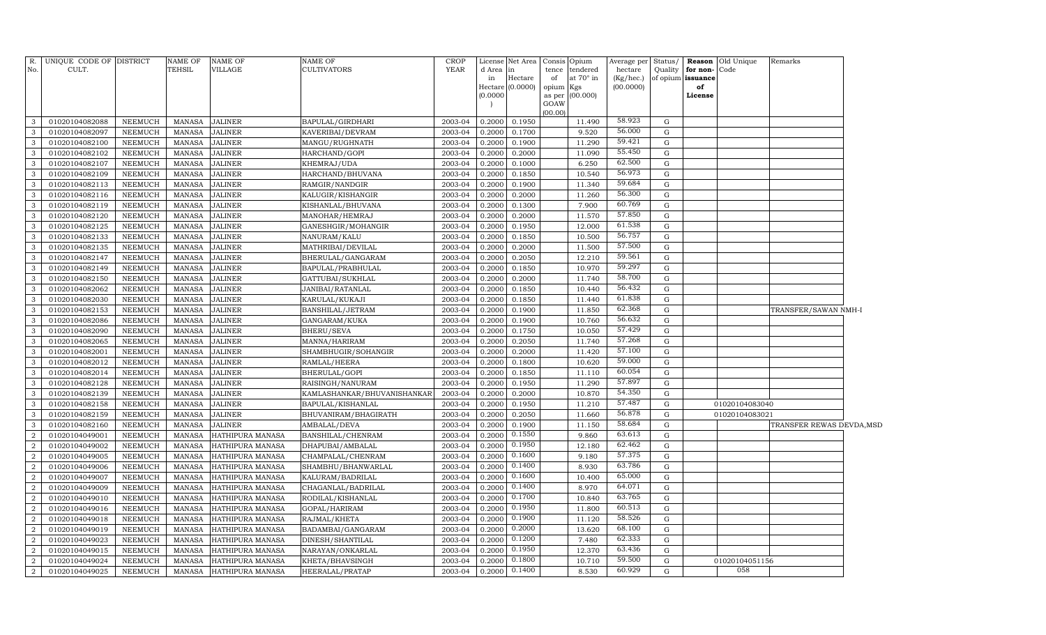| R. No. | UNIQUE CODE OF CULT. | DISTRICT | NAME OF TEHSIL | NAME OF VILLAGE | NAME OF CULTIVATORS | CROP YEAR | License d Area in Hectare (0.0000) | Net Area in Hectare (0.0000) | Consis tence of opium as per GOAW (00.00) | Opium tendered at 70° in Kgs (00.000) | Average per hectare (Kg/hec.) (00.0000) | Status/ Quality of opium | Reason for non-issuance of License | Old Unique Code | Remarks |
|---|---|---|---|---|---|---|---|---|---|---|---|---|---|---|---|
| 3 | 01020104082088 | NEEMUCH | MANASA | JALINER | BAPULAL/GIRDHARI | 2003-04 | 0.2000 | 0.1950 | | 11.490 | 58.923 | G | | | |
| 3 | 01020104082097 | NEEMUCH | MANASA | JALINER | KAVERIBAI/DEVRAM | 2003-04 | 0.2000 | 0.1700 | | 9.520 | 56.000 | G | | | |
| 3 | 01020104082100 | NEEMUCH | MANASA | JALINER | MANGU/RUGHNATH | 2003-04 | 0.2000 | 0.1900 | | 11.290 | 59.421 | G | | | |
| 3 | 01020104082102 | NEEMUCH | MANASA | JALINER | HARCHAND/GOPI | 2003-04 | 0.2000 | 0.2000 | | 11.090 | 55.450 | G | | | |
| 3 | 01020104082107 | NEEMUCH | MANASA | JALINER | KHEMRAJ/UDA | 2003-04 | 0.2000 | 0.1000 | | 6.250 | 62.500 | G | | | |
| 3 | 01020104082109 | NEEMUCH | MANASA | JALINER | HARCHAND/BHUVANA | 2003-04 | 0.2000 | 0.1850 | | 10.540 | 56.973 | G | | | |
| 3 | 01020104082113 | NEEMUCH | MANASA | JALINER | RAMGIR/NANDGIR | 2003-04 | 0.2000 | 0.1900 | | 11.340 | 59.684 | G | | | |
| 3 | 01020104082116 | NEEMUCH | MANASA | JALINER | KALUGIR/KISHANGIR | 2003-04 | 0.2000 | 0.2000 | | 11.260 | 56.300 | G | | | |
| 3 | 01020104082119 | NEEMUCH | MANASA | JALINER | KISHANLAL/BHUVANA | 2003-04 | 0.2000 | 0.1300 | | 7.900 | 60.769 | G | | | |
| 3 | 01020104082120 | NEEMUCH | MANASA | JALINER | MANOHAR/HEMRAJ | 2003-04 | 0.2000 | 0.2000 | | 11.570 | 57.850 | G | | | |
| 3 | 01020104082125 | NEEMUCH | MANASA | JALINER | GANESHGIR/MOHANGIR | 2003-04 | 0.2000 | 0.1950 | | 12.000 | 61.538 | G | | | |
| 3 | 01020104082133 | NEEMUCH | MANASA | JALINER | NANURAM/KALU | 2003-04 | 0.2000 | 0.1850 | | 10.500 | 56.757 | G | | | |
| 3 | 01020104082135 | NEEMUCH | MANASA | JALINER | MATHRIBAI/DEVILAL | 2003-04 | 0.2000 | 0.2000 | | 11.500 | 57.500 | G | | | |
| 3 | 01020104082147 | NEEMUCH | MANASA | JALINER | BHERULAL/GANGARAM | 2003-04 | 0.2000 | 0.2050 | | 12.210 | 59.561 | G | | | |
| 3 | 01020104082149 | NEEMUCH | MANASA | JALINER | BAPULAL/PRABHULAL | 2003-04 | 0.2000 | 0.1850 | | 10.970 | 59.297 | G | | | |
| 3 | 01020104082150 | NEEMUCH | MANASA | JALINER | GATTUBAI/SUKHLAL | 2003-04 | 0.2000 | 0.2000 | | 11.740 | 58.700 | G | | | |
| 3 | 01020104082062 | NEEMUCH | MANASA | JALINER | JANIBAI/RATANLAL | 2003-04 | 0.2000 | 0.1850 | | 10.440 | 56.432 | G | | | |
| 3 | 01020104082030 | NEEMUCH | MANASA | JALINER | KARULAL/KUKAJI | 2003-04 | 0.2000 | 0.1850 | | 11.440 | 61.838 | G | | | |
| 3 | 01020104082153 | NEEMUCH | MANASA | JALINER | BANSHILAL/JETRAM | 2003-04 | 0.2000 | 0.1900 | | 11.850 | 62.368 | G | | | TRANSFER/SAWAN NMH-I |
| 3 | 01020104082086 | NEEMUCH | MANASA | JALINER | GANGARAM/KUKA | 2003-04 | 0.2000 | 0.1900 | | 10.760 | 56.632 | G | | | |
| 3 | 01020104082090 | NEEMUCH | MANASA | JALINER | BHERU/SEVA | 2003-04 | 0.2000 | 0.1750 | | 10.050 | 57.429 | G | | | |
| 3 | 01020104082065 | NEEMUCH | MANASA | JALINER | MANNA/HARIRAM | 2003-04 | 0.2000 | 0.2050 | | 11.740 | 57.268 | G | | | |
| 3 | 01020104082001 | NEEMUCH | MANASA | JALINER | SHAMBHUGIR/SOHANGIR | 2003-04 | 0.2000 | 0.2000 | | 11.420 | 57.100 | G | | | |
| 3 | 01020104082012 | NEEMUCH | MANASA | JALINER | RAMLAL/HEERA | 2003-04 | 0.2000 | 0.1800 | | 10.620 | 59.000 | G | | | |
| 3 | 01020104082014 | NEEMUCH | MANASA | JALINER | BHERULAL/GOPI | 2003-04 | 0.2000 | 0.1850 | | 11.110 | 60.054 | G | | | |
| 3 | 01020104082128 | NEEMUCH | MANASA | JALINER | RAISINGH/NANURAM | 2003-04 | 0.2000 | 0.1950 | | 11.290 | 57.897 | G | | | |
| 3 | 01020104082139 | NEEMUCH | MANASA | JALINER | KAMLASHANKAR/BHUVANISHANKAR | 2003-04 | 0.2000 | 0.2000 | | 10.870 | 54.350 | G | | | |
| 3 | 01020104082158 | NEEMUCH | MANASA | JALINER | BAPULAL/KISHANLAL | 2003-04 | 0.2000 | 0.1950 | | 11.210 | 57.487 | G | | 01020104083040 | |
| 3 | 01020104082159 | NEEMUCH | MANASA | JALINER | BHUVANIRAM/BHAGIRATH | 2003-04 | 0.2000 | 0.2050 | | 11.660 | 56.878 | G | | 01020104083021 | |
| 3 | 01020104082160 | NEEMUCH | MANASA | JALINER | AMBALAL/DEVA | 2003-04 | 0.2000 | 0.1900 | | 11.150 | 58.684 | G | | | TRANSFER REWAS DEVDA,MSD |
| 2 | 01020104049001 | NEEMUCH | MANASA | HATHIPURA MANASA | BANSHILAL/CHENRAM | 2003-04 | 0.2000 | 0.1550 | | 9.860 | 63.613 | G | | | |
| 2 | 01020104049002 | NEEMUCH | MANASA | HATHIPURA MANASA | DHAPUBAI/AMBALAL | 2003-04 | 0.2000 | 0.1950 | | 12.180 | 62.462 | G | | | |
| 2 | 01020104049005 | NEEMUCH | MANASA | HATHIPURA MANASA | CHAMPALAL/CHENRAM | 2003-04 | 0.2000 | 0.1600 | | 9.180 | 57.375 | G | | | |
| 2 | 01020104049006 | NEEMUCH | MANASA | HATHIPURA MANASA | SHAMBHU/BHANWARLAL | 2003-04 | 0.2000 | 0.1400 | | 8.930 | 63.786 | G | | | |
| 2 | 01020104049007 | NEEMUCH | MANASA | HATHIPURA MANASA | KALURAM/BADRILAL | 2003-04 | 0.2000 | 0.1600 | | 10.400 | 65.000 | G | | | |
| 2 | 01020104049009 | NEEMUCH | MANASA | HATHIPURA MANASA | CHAGANLAL/BADRILAL | 2003-04 | 0.2000 | 0.1400 | | 8.970 | 64.071 | G | | | |
| 2 | 01020104049010 | NEEMUCH | MANASA | HATHIPURA MANASA | RODILAL/KISHANLAL | 2003-04 | 0.2000 | 0.1700 | | 10.840 | 63.765 | G | | | |
| 2 | 01020104049016 | NEEMUCH | MANASA | HATHIPURA MANASA | GOPAL/HARIRAM | 2003-04 | 0.2000 | 0.1950 | | 11.800 | 60.513 | G | | | |
| 2 | 01020104049018 | NEEMUCH | MANASA | HATHIPURA MANASA | RAJMAL/KHETA | 2003-04 | 0.2000 | 0.1900 | | 11.120 | 58.526 | G | | | |
| 2 | 01020104049019 | NEEMUCH | MANASA | HATHIPURA MANASA | BADAMBAI/GANGARAM | 2003-04 | 0.2000 | 0.2000 | | 13.620 | 68.100 | G | | | |
| 2 | 01020104049023 | NEEMUCH | MANASA | HATHIPURA MANASA | DINESH/SHANTILAL | 2003-04 | 0.2000 | 0.1200 | | 7.480 | 62.333 | G | | | |
| 2 | 01020104049015 | NEEMUCH | MANASA | HATHIPURA MANASA | NARAYAN/ONKARLAL | 2003-04 | 0.2000 | 0.1950 | | 12.370 | 63.436 | G | | | |
| 2 | 01020104049024 | NEEMUCH | MANASA | HATHIPURA MANASA | KHETA/BHAVSINGH | 2003-04 | 0.2000 | 0.1800 | | 10.710 | 59.500 | G | | 01020104051156 | |
| 2 | 01020104049025 | NEEMUCH | MANASA | HATHIPURA MANASA | HEERALAL/PRATAP | 2003-04 | 0.2000 | 0.1400 | | 8.530 | 60.929 | G | | 058 | |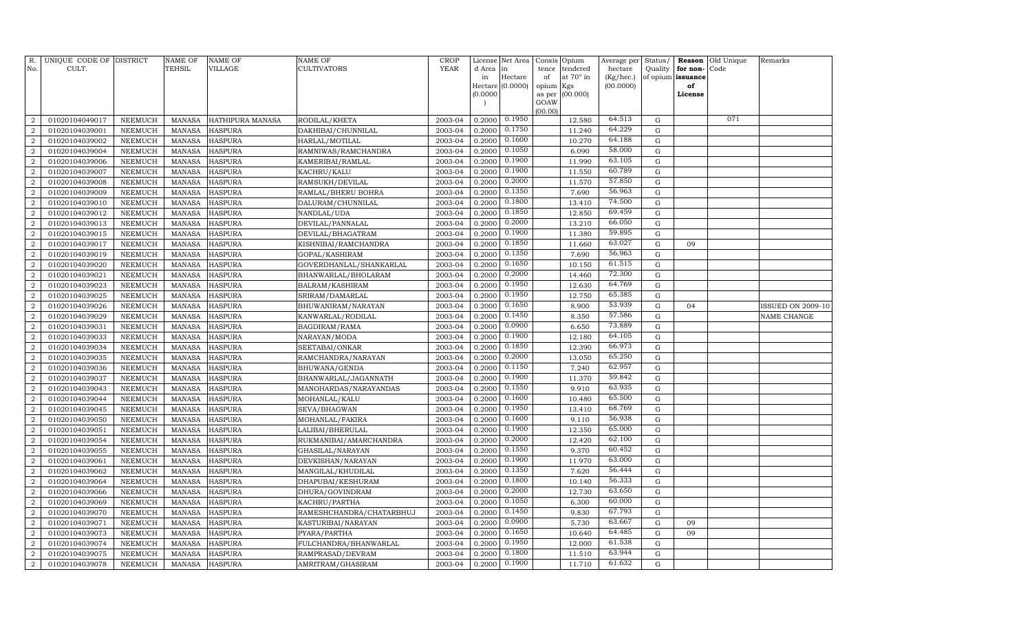| R. No. | UNIQUE CODE OF CULT. | DISTRICT | NAME OF TEHSIL | NAME OF VILLAGE | NAME OF CULTIVATORS | CROP YEAR | License d Area in Hectare (0.0000) | Net Area in Hectare (0.0000) | Consis tence of opium as per GOAW (00.00) | Opium tendered at 70° in Kgs (00.000) | Average per hectare (Kg/hec.) (00.0000) | Status/ Quality of opium | Reason for non- issuance of License | Old Unique Code | Remarks |
|---|---|---|---|---|---|---|---|---|---|---|---|---|---|---|---|
| 2 | 01020104049017 | NEEMUCH | MANASA | HATHIPURA MANASA | RODILAL/KHETA | 2003-04 | 0.2000 | 0.1950 | | 12.580 | 64.513 | G | | 071 | |
| 2 | 01020104039001 | NEEMUCH | MANASA | HASPURA | DAKHIBAI/CHUNNILAL | 2003-04 | 0.2000 | 0.1750 | | 11.240 | 64.229 | G | | | |
| 2 | 01020104039002 | NEEMUCH | MANASA | HASPURA | HARLAL/MOTILAL | 2003-04 | 0.2000 | 0.1600 | | 10.270 | 64.188 | G | | | |
| 2 | 01020104039004 | NEEMUCH | MANASA | HASPURA | RAMNIWAS/RAMCHANDRA | 2003-04 | 0.2000 | 0.1050 | | 6.090 | 58.000 | G | | | |
| 2 | 01020104039006 | NEEMUCH | MANASA | HASPURA | KAMERIBAI/RAMLAL | 2003-04 | 0.2000 | 0.1900 | | 11.990 | 63.105 | G | | | |
| 2 | 01020104039007 | NEEMUCH | MANASA | HASPURA | KACHRU/KALU | 2003-04 | 0.2000 | 0.1900 | | 11.550 | 60.789 | G | | | |
| 2 | 01020104039008 | NEEMUCH | MANASA | HASPURA | RAMSUKH/DEVILAL | 2003-04 | 0.2000 | 0.2000 | | 11.570 | 57.850 | G | | | |
| 2 | 01020104039009 | NEEMUCH | MANASA | HASPURA | RAMLAL/BHERU BOHRA | 2003-04 | 0.2000 | 0.1350 | | 7.690 | 56.963 | G | | | |
| 2 | 01020104039010 | NEEMUCH | MANASA | HASPURA | DALURAM/CHUNNILAL | 2003-04 | 0.2000 | 0.1800 | | 13.410 | 74.500 | G | | | |
| 2 | 01020104039012 | NEEMUCH | MANASA | HASPURA | NANDLAL/UDA | 2003-04 | 0.2000 | 0.1850 | | 12.850 | 69.459 | G | | | |
| 2 | 01020104039013 | NEEMUCH | MANASA | HASPURA | DEVILAL/PANNALAL | 2003-04 | 0.2000 | 0.2000 | | 13.210 | 66.050 | G | | | |
| 2 | 01020104039015 | NEEMUCH | MANASA | HASPURA | DEVILAL/BHAGATRAM | 2003-04 | 0.2000 | 0.1900 | | 11.380 | 59.895 | G | | | |
| 2 | 01020104039017 | NEEMUCH | MANASA | HASPURA | KISHNIBAI/RAMCHANDRA | 2003-04 | 0.2000 | 0.1850 | | 11.660 | 63.027 | G | 09 | | |
| 2 | 01020104039019 | NEEMUCH | MANASA | HASPURA | GOPAL/KASHIRAM | 2003-04 | 0.2000 | 0.1350 | | 7.690 | 56.963 | G | | | |
| 2 | 01020104039020 | NEEMUCH | MANASA | HASPURA | GOVERDHANLAL/SHANKARLAL | 2003-04 | 0.2000 | 0.1650 | | 10.150 | 61.515 | G | | | |
| 2 | 01020104039021 | NEEMUCH | MANASA | HASPURA | BHANWARLAL/BHOLARAM | 2003-04 | 0.2000 | 0.2000 | | 14.460 | 72.300 | G | | | |
| 2 | 01020104039023 | NEEMUCH | MANASA | HASPURA | BALRAM/KASHIRAM | 2003-04 | 0.2000 | 0.1950 | | 12.630 | 64.769 | G | | | |
| 2 | 01020104039025 | NEEMUCH | MANASA | HASPURA | SRIRAM/DAMARLAL | 2003-04 | 0.2000 | 0.1950 | | 12.750 | 65.385 | G | | | |
| 2 | 01020104039026 | NEEMUCH | MANASA | HASPURA | BHUWANIRAM/NARAYAN | 2003-04 | 0.2000 | 0.1650 | | 8.900 | 53.939 | G | 04 | | ISSUED ON 2009-10 |
| 2 | 01020104039029 | NEEMUCH | MANASA | HASPURA | KANWARLAL/RODILAL | 2003-04 | 0.2000 | 0.1450 | | 8.350 | 57.586 | G | | | NAME CHANGE |
| 2 | 01020104039031 | NEEMUCH | MANASA | HASPURA | BAGDIRAM/RAMA | 2003-04 | 0.2000 | 0.0900 | | 6.650 | 73.889 | G | | | |
| 2 | 01020104039033 | NEEMUCH | MANASA | HASPURA | NARAYAN/MODA | 2003-04 | 0.2000 | 0.1900 | | 12.180 | 64.105 | G | | | |
| 2 | 01020104039034 | NEEMUCH | MANASA | HASPURA | SEETABAI/ONKAR | 2003-04 | 0.2000 | 0.1850 | | 12.390 | 66.973 | G | | | |
| 2 | 01020104039035 | NEEMUCH | MANASA | HASPURA | RAMCHANDRA/NARAYAN | 2003-04 | 0.2000 | 0.2000 | | 13.050 | 65.250 | G | | | |
| 2 | 01020104039036 | NEEMUCH | MANASA | HASPURA | BHUWANA/GENDA | 2003-04 | 0.2000 | 0.1150 | | 7.240 | 62.957 | G | | | |
| 2 | 01020104039037 | NEEMUCH | MANASA | HASPURA | BHANWARLAL/JAGANNATH | 2003-04 | 0.2000 | 0.1900 | | 11.370 | 59.842 | G | | | |
| 2 | 01020104039043 | NEEMUCH | MANASA | HASPURA | MANOHARDAS/NARAYANDAS | 2003-04 | 0.2000 | 0.1550 | | 9.910 | 63.935 | G | | | |
| 2 | 01020104039044 | NEEMUCH | MANASA | HASPURA | MOHANLAL/KALU | 2003-04 | 0.2000 | 0.1600 | | 10.480 | 65.500 | G | | | |
| 2 | 01020104039045 | NEEMUCH | MANASA | HASPURA | SEVA/BHAGWAN | 2003-04 | 0.2000 | 0.1950 | | 13.410 | 68.769 | G | | | |
| 2 | 01020104039050 | NEEMUCH | MANASA | HASPURA | MOHANLAL/FAKIRA | 2003-04 | 0.2000 | 0.1600 | | 9.110 | 56.938 | G | | | |
| 2 | 01020104039051 | NEEMUCH | MANASA | HASPURA | LALIBAI/BHERULAL | 2003-04 | 0.2000 | 0.1900 | | 12.350 | 65.000 | G | | | |
| 2 | 01020104039054 | NEEMUCH | MANASA | HASPURA | RUKMANIBAI/AMARCHANDRA | 2003-04 | 0.2000 | 0.2000 | | 12.420 | 62.100 | G | | | |
| 2 | 01020104039055 | NEEMUCH | MANASA | HASPURA | GHASILAL/NARAYAN | 2003-04 | 0.2000 | 0.1550 | | 9.370 | 60.452 | G | | | |
| 2 | 01020104039061 | NEEMUCH | MANASA | HASPURA | DEVKISHAN/NARAYAN | 2003-04 | 0.2000 | 0.1900 | | 11.970 | 63.000 | G | | | |
| 2 | 01020104039062 | NEEMUCH | MANASA | HASPURA | MANGILAL/KHUDILAL | 2003-04 | 0.2000 | 0.1350 | | 7.620 | 56.444 | G | | | |
| 2 | 01020104039064 | NEEMUCH | MANASA | HASPURA | DHAPUBAI/KESHURAM | 2003-04 | 0.2000 | 0.1800 | | 10.140 | 56.333 | G | | | |
| 2 | 01020104039066 | NEEMUCH | MANASA | HASPURA | DHURA/GOVINDRAM | 2003-04 | 0.2000 | 0.2000 | | 12.730 | 63.650 | G | | | |
| 2 | 01020104039069 | NEEMUCH | MANASA | HASPURA | KACHRU/PARTHA | 2003-04 | 0.2000 | 0.1050 | | 6.300 | 60.000 | G | | | |
| 2 | 01020104039070 | NEEMUCH | MANASA | HASPURA | RAMESHCHANDRA/CHATARBHUJ | 2003-04 | 0.2000 | 0.1450 | | 9.830 | 67.793 | G | | | |
| 2 | 01020104039071 | NEEMUCH | MANASA | HASPURA | KASTURIBAI/NARAYAN | 2003-04 | 0.2000 | 0.0900 | | 5.730 | 63.667 | G | 09 | | |
| 2 | 01020104039073 | NEEMUCH | MANASA | HASPURA | PYARA/PARTHA | 2003-04 | 0.2000 | 0.1650 | | 10.640 | 64.485 | G | 09 | | |
| 2 | 01020104039074 | NEEMUCH | MANASA | HASPURA | FULCHANDRA/BHANWARLAL | 2003-04 | 0.2000 | 0.1950 | | 12.000 | 61.538 | G | | | |
| 2 | 01020104039075 | NEEMUCH | MANASA | HASPURA | RAMPRASAD/DEVRAM | 2003-04 | 0.2000 | 0.1800 | | 11.510 | 63.944 | G | | | |
| 2 | 01020104039078 | NEEMUCH | MANASA | HASPURA | AMRITRAM/GHASIRAM | 2003-04 | 0.2000 | 0.1900 | | 11.710 | 61.632 | G | | | |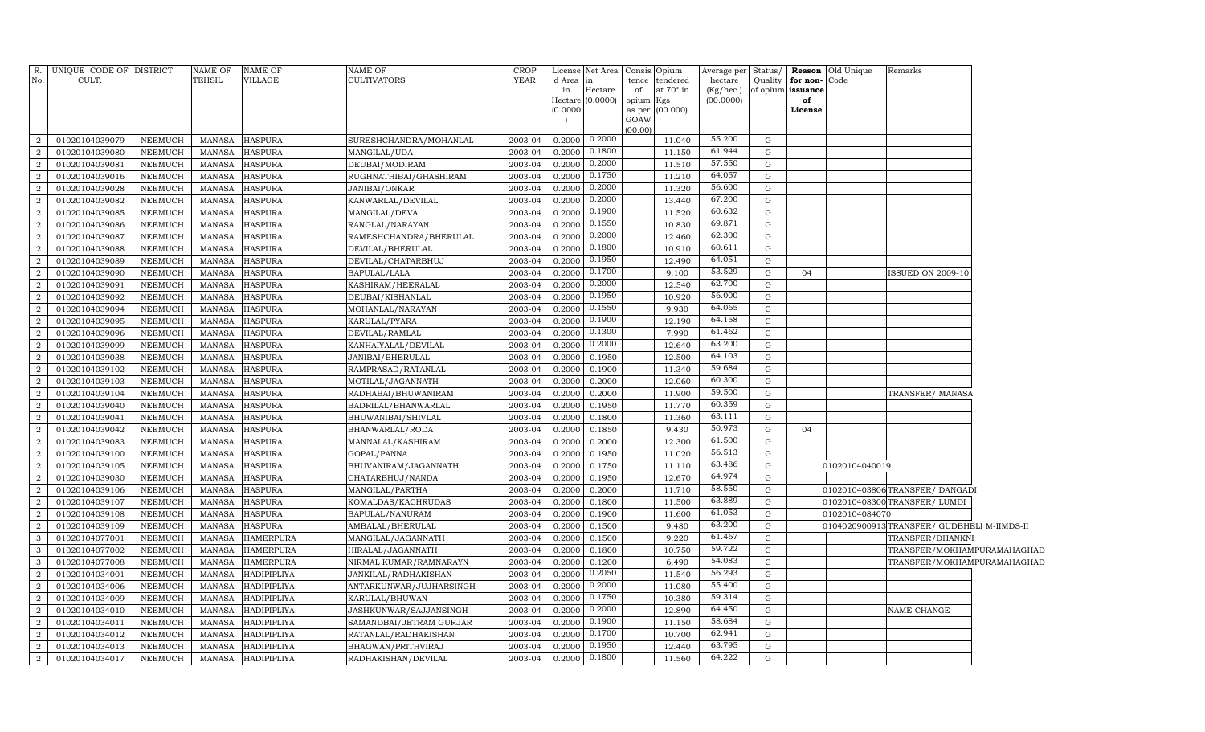| R. No. | UNIQUE CODE OF CULT. | DISTRICT | NAME OF TEHSIL | NAME OF VILLAGE | NAME OF CULTIVATORS | CROP YEAR | License d Area in Hectare (0.0000) | Net Area in Hectare (0.0000) | Consis tence of opium as per GOAW (00.00) | Opium tendered at 70° in Kgs (00.000) | Average per hectare (Kg/hec.) (00.0000) | Status/ Quality of opium | Reason for non-issuance of License | Old Unique Code | Remarks |
|---|---|---|---|---|---|---|---|---|---|---|---|---|---|---|---|
| 2 | 01020104039079 | NEEMUCH | MANASA | HASPURA | SURESHCHANDRA/MOHANLAL | 2003-04 | 0.2000 | 0.2000 | | 11.040 | 55.200 | G | | | |
| 2 | 01020104039080 | NEEMUCH | MANASA | HASPURA | MANGILAL/UDA | 2003-04 | 0.2000 | 0.1800 | | 11.150 | 61.944 | G | | | |
| 2 | 01020104039081 | NEEMUCH | MANASA | HASPURA | DEUBAI/MODIRAM | 2003-04 | 0.2000 | 0.2000 | | 11.510 | 57.550 | G | | | |
| 2 | 01020104039016 | NEEMUCH | MANASA | HASPURA | RUGHNATHIBAI/GHASHIRAM | 2003-04 | 0.2000 | 0.1750 | | 11.210 | 64.057 | G | | | |
| 2 | 01020104039028 | NEEMUCH | MANASA | HASPURA | JANIBAI/ONKAR | 2003-04 | 0.2000 | 0.2000 | | 11.320 | 56.600 | G | | | |
| 2 | 01020104039082 | NEEMUCH | MANASA | HASPURA | KANWARLAL/DEVILAL | 2003-04 | 0.2000 | 0.2000 | | 13.440 | 67.200 | G | | | |
| 2 | 01020104039085 | NEEMUCH | MANASA | HASPURA | MANGILAL/DEVA | 2003-04 | 0.2000 | 0.1900 | | 11.520 | 60.632 | G | | | |
| 2 | 01020104039086 | NEEMUCH | MANASA | HASPURA | RANGLAL/NARAYAN | 2003-04 | 0.2000 | 0.1550 | | 10.830 | 69.871 | G | | | |
| 2 | 01020104039087 | NEEMUCH | MANASA | HASPURA | RAMESHCHANDRA/BHERULAL | 2003-04 | 0.2000 | 0.2000 | | 12.460 | 62.300 | G | | | |
| 2 | 01020104039088 | NEEMUCH | MANASA | HASPURA | DEVILAL/BHERULAL | 2003-04 | 0.2000 | 0.1800 | | 10.910 | 60.611 | G | | | |
| 2 | 01020104039089 | NEEMUCH | MANASA | HASPURA | DEVILAL/CHATARBHUJ | 2003-04 | 0.2000 | 0.1950 | | 12.490 | 64.051 | G | | | |
| 2 | 01020104039090 | NEEMUCH | MANASA | HASPURA | BAPULAL/LALA | 2003-04 | 0.2000 | 0.1700 | | 9.100 | 53.529 | G | 04 | | ISSUED ON 2009-10 |
| 2 | 01020104039091 | NEEMUCH | MANASA | HASPURA | KASHIRAM/HEERALAL | 2003-04 | 0.2000 | 0.2000 | | 12.540 | 62.700 | G | | | |
| 2 | 01020104039092 | NEEMUCH | MANASA | HASPURA | DEUBAI/KISHANLAL | 2003-04 | 0.2000 | 0.1950 | | 10.920 | 56.000 | G | | | |
| 2 | 01020104039094 | NEEMUCH | MANASA | HASPURA | MOHANLAL/NARAYAN | 2003-04 | 0.2000 | 0.1550 | | 9.930 | 64.065 | G | | | |
| 2 | 01020104039095 | NEEMUCH | MANASA | HASPURA | KARULAL/PYARA | 2003-04 | 0.2000 | 0.1900 | | 12.190 | 64.158 | G | | | |
| 2 | 01020104039096 | NEEMUCH | MANASA | HASPURA | DEVILAL/RAMLAL | 2003-04 | 0.2000 | 0.1300 | | 7.990 | 61.462 | G | | | |
| 2 | 01020104039099 | NEEMUCH | MANASA | HASPURA | KANHAIYALAL/DEVILAL | 2003-04 | 0.2000 | 0.2000 | | 12.640 | 63.200 | G | | | |
| 2 | 01020104039038 | NEEMUCH | MANASA | HASPURA | JANIBAI/BHERULAL | 2003-04 | 0.2000 | 0.1950 | | 12.500 | 64.103 | G | | | |
| 2 | 01020104039102 | NEEMUCH | MANASA | HASPURA | RAMPRASAD/RATANLAL | 2003-04 | 0.2000 | 0.1900 | | 11.340 | 59.684 | G | | | |
| 2 | 01020104039103 | NEEMUCH | MANASA | HASPURA | MOTILAL/JAGANNATH | 2003-04 | 0.2000 | 0.2000 | | 12.060 | 60.300 | G | | | |
| 2 | 01020104039104 | NEEMUCH | MANASA | HASPURA | RADHABAI/BHUWANIRAM | 2003-04 | 0.2000 | 0.2000 | | 11.900 | 59.500 | G | | | TRANSFER/ MANASA |
| 2 | 01020104039040 | NEEMUCH | MANASA | HASPURA | BADRILAL/BHANWARLAL | 2003-04 | 0.2000 | 0.1950 | | 11.770 | 60.359 | G | | | |
| 2 | 01020104039041 | NEEMUCH | MANASA | HASPURA | BHUWANIBAI/SHIVLAL | 2003-04 | 0.2000 | 0.1800 | | 11.360 | 63.111 | G | | | |
| 2 | 01020104039042 | NEEMUCH | MANASA | HASPURA | BHANWARLAL/RODA | 2003-04 | 0.2000 | 0.1850 | | 9.430 | 50.973 | G | 04 | | |
| 2 | 01020104039083 | NEEMUCH | MANASA | HASPURA | MANNALAL/KASHIRAM | 2003-04 | 0.2000 | 0.2000 | | 12.300 | 61.500 | G | | | |
| 2 | 01020104039100 | NEEMUCH | MANASA | HASPURA | GOPAL/PANNA | 2003-04 | 0.2000 | 0.1950 | | 11.020 | 56.513 | G | | | |
| 2 | 01020104039105 | NEEMUCH | MANASA | HASPURA | BHUVANIRAM/JAGANNATH | 2003-04 | 0.2000 | 0.1750 | | 11.110 | 63.486 | G | | 01020104040019 | |
| 2 | 01020104039030 | NEEMUCH | MANASA | HASPURA | CHATARBHUJ/NANDA | 2003-04 | 0.2000 | 0.1950 | | 12.670 | 64.974 | G | | | |
| 2 | 01020104039106 | NEEMUCH | MANASA | HASPURA | MANGILAL/PARTHA | 2003-04 | 0.2000 | 0.2000 | | 11.710 | 58.550 | G | | 01020104038006 | TRANSFER/ DANGADI |
| 2 | 01020104039107 | NEEMUCH | MANASA | HASPURA | KOMALDAS/KACHRUDAS | 2003-04 | 0.2000 | 0.1800 | | 11.500 | 63.889 | G | | 01020104083002 | TRANSFER/ LUMDI |
| 2 | 01020104039108 | NEEMUCH | MANASA | HASPURA | BAPULAL/NANURAM | 2003-04 | 0.2000 | 0.1900 | | 11.600 | 61.053 | G | | 01020104084070 | |
| 2 | 01020104039109 | NEEMUCH | MANASA | HASPURA | AMBALAL/BHERULAL | 2003-04 | 0.2000 | 0.1500 | | 9.480 | 63.200 | G | | 01040209009013 | TRANSFER/ GUDBHELI M-IIMDS-II |
| 3 | 01020104077001 | NEEMUCH | MANASA | HAMERPURA | MANGILAL/JAGANNATH | 2003-04 | 0.2000 | 0.1500 | | 9.220 | 61.467 | G | | | TRANSFER/DHANKNI |
| 3 | 01020104077002 | NEEMUCH | MANASA | HAMERPURA | HIRALAL/JAGANNATH | 2003-04 | 0.2000 | 0.1800 | | 10.750 | 59.722 | G | | | TRANSFER/MOKHAMPURAMAHAGHAD |
| 3 | 01020104077008 | NEEMUCH | MANASA | HAMERPURA | NIRMAL KUMAR/RAMNARAYN | 2003-04 | 0.2000 | 0.1200 | | 6.490 | 54.083 | G | | | TRANSFER/MOKHAMPURAMAHAGHAD |
| 2 | 01020104034001 | NEEMUCH | MANASA | HADIPIPLIYA | JANKILAL/RADHAKISHAN | 2003-04 | 0.2000 | 0.2050 | | 11.540 | 56.293 | G | | | |
| 2 | 01020104034006 | NEEMUCH | MANASA | HADIPIPLIYA | ANTARKUNWAR/JUJHARSINGH | 2003-04 | 0.2000 | 0.2000 | | 11.080 | 55.400 | G | | | |
| 2 | 01020104034009 | NEEMUCH | MANASA | HADIPIPLIYA | KARULAL/BHUWAN | 2003-04 | 0.2000 | 0.1750 | | 10.380 | 59.314 | G | | | |
| 2 | 01020104034010 | NEEMUCH | MANASA | HADIPIPLIYA | JASHKUNWAR/SAJJANSINGH | 2003-04 | 0.2000 | 0.2000 | | 12.890 | 64.450 | G | | | NAME CHANGE |
| 2 | 01020104034011 | NEEMUCH | MANASA | HADIPIPLIYA | SAMANDBAI/JETRAM GURJAR | 2003-04 | 0.2000 | 0.1900 | | 11.150 | 58.684 | G | | | |
| 2 | 01020104034012 | NEEMUCH | MANASA | HADIPIPLIYA | RATANLAL/RADHAKISHAN | 2003-04 | 0.2000 | 0.1700 | | 10.700 | 62.941 | G | | | |
| 2 | 01020104034013 | NEEMUCH | MANASA | HADIPIPLIYA | BHAGWAN/PRITHVIRAJ | 2003-04 | 0.2000 | 0.1950 | | 12.440 | 63.795 | G | | | |
| 2 | 01020104034017 | NEEMUCH | MANASA | HADIPIPLIYA | RADHAKISHAN/DEVILAL | 2003-04 | 0.2000 | 0.1800 | | 11.560 | 64.222 | G | | | |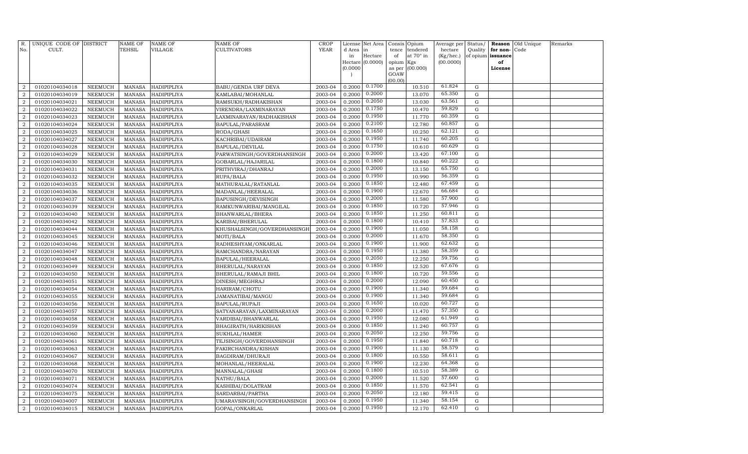| R. No. | UNIQUE CODE OF CULT. | DISTRICT | NAME OF TEHSIL | NAME OF VILLAGE | NAME OF CULTIVATORS | CROP YEAR | License d Area in Hectare (0.0000) | Net Area in Hectare (0.0000) | Consis tence of opium as per GOAW (00.00) | Opium tendered at 70° in Kgs (00.000) | Average per hectare (Kg/hec.) (00.0000) | Status/ Quality of opium | Reason for non-issuance of License | Old Unique Code | Remarks |
|---|---|---|---|---|---|---|---|---|---|---|---|---|---|---|---|
| 2 | 01020104034018 | NEEMUCH | MANASA | HADIPIPLIYA | BABU/GENDA URF DEVA | 2003-04 | 0.2000 | 0.1700 | | 10.510 | 61.824 | G | | | |
| 2 | 01020104034019 | NEEMUCH | MANASA | HADIPIPLIYA | KAMLABAI/MOHANLAL | 2003-04 | 0.2000 | 0.2000 | | 13.070 | 65.350 | G | | | |
| 2 | 01020104034021 | NEEMUCH | MANASA | HADIPIPLIYA | RAMSUKH/RADHAKISHAN | 2003-04 | 0.2000 | 0.2050 | | 13.030 | 63.561 | G | | | |
| 2 | 01020104034022 | NEEMUCH | MANASA | HADIPIPLIYA | VIRENDRA/LAXMINARAYAN | 2003-04 | 0.2000 | 0.1750 | | 10.470 | 59.829 | G | | | |
| 2 | 01020104034023 | NEEMUCH | MANASA | HADIPIPLIYA | LAXMINARAYAN/RADHAKISHAN | 2003-04 | 0.2000 | 0.1950 | | 11.770 | 60.359 | G | | | |
| 2 | 01020104034024 | NEEMUCH | MANASA | HADIPIPLIYA | BAPULAL/PARASRAM | 2003-04 | 0.2000 | 0.2100 | | 12.780 | 60.857 | G | | | |
| 2 | 01020104034025 | NEEMUCH | MANASA | HADIPIPLIYA | RODA/GHASI | 2003-04 | 0.2000 | 0.1650 | | 10.250 | 62.121 | G | | | |
| 2 | 01020104034027 | NEEMUCH | MANASA | HADIPIPLIYA | KACHRIBAI/UDAIRAM | 2003-04 | 0.2000 | 0.1950 | | 11.740 | 60.205 | G | | | |
| 2 | 01020104034028 | NEEMUCH | MANASA | HADIPIPLIYA | BAPULAL/DEVILAL | 2003-04 | 0.2000 | 0.1750 | | 10.610 | 60.629 | G | | | |
| 2 | 01020104034029 | NEEMUCH | MANASA | HADIPIPLIYA | PARWATSINGH/GOVERDHANSINGH | 2003-04 | 0.2000 | 0.2000 | | 13.420 | 67.100 | G | | | |
| 2 | 01020104034030 | NEEMUCH | MANASA | HADIPIPLIYA | GOBARLAL/HAJARILAL | 2003-04 | 0.2000 | 0.1800 | | 10.840 | 60.222 | G | | | |
| 2 | 01020104034031 | NEEMUCH | MANASA | HADIPIPLIYA | PRITHVIRAJ/DHANRAJ | 2003-04 | 0.2000 | 0.2000 | | 13.150 | 65.750 | G | | | |
| 2 | 01020104034032 | NEEMUCH | MANASA | HADIPIPLIYA | RUPA/BALA | 2003-04 | 0.2000 | 0.1950 | | 10.990 | 56.359 | G | | | |
| 2 | 01020104034035 | NEEMUCH | MANASA | HADIPIPLIYA | MATHURALAL/RATANLAL | 2003-04 | 0.2000 | 0.1850 | | 12.480 | 67.459 | G | | | |
| 2 | 01020104034036 | NEEMUCH | MANASA | HADIPIPLIYA | MADANLAL/HEERALAL | 2003-04 | 0.2000 | 0.1900 | | 12.670 | 66.684 | G | | | |
| 2 | 01020104034037 | NEEMUCH | MANASA | HADIPIPLIYA | BAPUSINGH/DEVISINGH | 2003-04 | 0.2000 | 0.2000 | | 11.580 | 57.900 | G | | | |
| 2 | 01020104034039 | NEEMUCH | MANASA | HADIPIPLIYA | RAMKUNWARIBAI/MANGILAL | 2003-04 | 0.2000 | 0.1850 | | 10.720 | 57.946 | G | | | |
| 2 | 01020104034040 | NEEMUCH | MANASA | HADIPIPLIYA | BHANWARLAL/BHERA | 2003-04 | 0.2000 | 0.1850 | | 11.250 | 60.811 | G | | | |
| 2 | 01020104034042 | NEEMUCH | MANASA | HADIPIPLIYA | KARIBAI/BHERULAL | 2003-04 | 0.2000 | 0.1800 | | 10.410 | 57.833 | G | | | |
| 2 | 01020104034044 | NEEMUCH | MANASA | HADIPIPLIYA | KHUSHALSINGH/GOVERDHANSINGH | 2003-04 | 0.2000 | 0.1900 | | 11.050 | 58.158 | G | | | |
| 2 | 01020104034045 | NEEMUCH | MANASA | HADIPIPLIYA | MOTI/BALA | 2003-04 | 0.2000 | 0.2000 | | 11.670 | 58.350 | G | | | |
| 2 | 01020104034046 | NEEMUCH | MANASA | HADIPIPLIYA | RADHESHYAM/ONKARLAL | 2003-04 | 0.2000 | 0.1900 | | 11.900 | 62.632 | G | | | |
| 2 | 01020104034047 | NEEMUCH | MANASA | HADIPIPLIYA | RAMCHANDRA/NARAYAN | 2003-04 | 0.2000 | 0.1950 | | 11.380 | 58.359 | G | | | |
| 2 | 01020104034048 | NEEMUCH | MANASA | HADIPIPLIYA | BAPULAL/HEERALAL | 2003-04 | 0.2000 | 0.2050 | | 12.250 | 59.756 | G | | | |
| 2 | 01020104034049 | NEEMUCH | MANASA | HADIPIPLIYA | BHERULAL/NARAYAN | 2003-04 | 0.2000 | 0.1850 | | 12.520 | 67.676 | G | | | |
| 2 | 01020104034050 | NEEMUCH | MANASA | HADIPIPLIYA | BHERULAL/RAMAJI BHIL | 2003-04 | 0.2000 | 0.1800 | | 10.720 | 59.556 | G | | | |
| 2 | 01020104034051 | NEEMUCH | MANASA | HADIPIPLIYA | DINESH/MEGHRAJ | 2003-04 | 0.2000 | 0.2000 | | 12.090 | 60.450 | G | | | |
| 2 | 01020104034054 | NEEMUCH | MANASA | HADIPIPLIYA | HARIRAM/CHOTU | 2003-04 | 0.2000 | 0.1900 | | 11.340 | 59.684 | G | | | |
| 2 | 01020104034055 | NEEMUCH | MANASA | HADIPIPLIYA | JAMANATIBAI/MANGU | 2003-04 | 0.2000 | 0.1900 | | 11.340 | 59.684 | G | | | |
| 2 | 01020104034056 | NEEMUCH | MANASA | HADIPIPLIYA | BAPULAL/RUPAJI | 2003-04 | 0.2000 | 0.1650 | | 10.020 | 60.727 | G | | | |
| 2 | 01020104034057 | NEEMUCH | MANASA | HADIPIPLIYA | SATYANARAYAN/LAXMINARAYAN | 2003-04 | 0.2000 | 0.2000 | | 11.470 | 57.350 | G | | | |
| 2 | 01020104034058 | NEEMUCH | MANASA | HADIPIPLIYA | VARDIBAI/BHANWARLAL | 2003-04 | 0.2000 | 0.1950 | | 12.080 | 61.949 | G | | | |
| 2 | 01020104034059 | NEEMUCH | MANASA | HADIPIPLIYA | BHAGIRATH/HARIKISHAN | 2003-04 | 0.2000 | 0.1850 | | 11.240 | 60.757 | G | | | |
| 2 | 01020104034060 | NEEMUCH | MANASA | HADIPIPLIYA | SUKHLAL/HAMER | 2003-04 | 0.2000 | 0.2050 | | 12.250 | 59.756 | G | | | |
| 2 | 01020104034061 | NEEMUCH | MANASA | HADIPIPLIYA | TEJSINGH/GOVERDHANSINGH | 2003-04 | 0.2000 | 0.1950 | | 11.840 | 60.718 | G | | | |
| 2 | 01020104034063 | NEEMUCH | MANASA | HADIPIPLIYA | FAKIRCHANDRA/KISHAN | 2003-04 | 0.2000 | 0.1900 | | 11.130 | 58.579 | G | | | |
| 2 | 01020104034067 | NEEMUCH | MANASA | HADIPIPLIYA | BAGDIRAM/DHURAJI | 2003-04 | 0.2000 | 0.1800 | | 10.550 | 58.611 | G | | | |
| 2 | 01020104034068 | NEEMUCH | MANASA | HADIPIPLIYA | MOHANLAL/HEERALAL | 2003-04 | 0.2000 | 0.1900 | | 12.230 | 64.368 | G | | | |
| 2 | 01020104034070 | NEEMUCH | MANASA | HADIPIPLIYA | MANNALAL/GHASI | 2003-04 | 0.2000 | 0.1800 | | 10.510 | 58.389 | G | | | |
| 2 | 01020104034071 | NEEMUCH | MANASA | HADIPIPLIYA | NATHU/BALA | 2003-04 | 0.2000 | 0.2000 | | 11.520 | 57.600 | G | | | |
| 2 | 01020104034074 | NEEMUCH | MANASA | HADIPIPLIYA | KASHIBAI/DOLATRAM | 2003-04 | 0.2000 | 0.1850 | | 11.570 | 62.541 | G | | | |
| 2 | 01020104034075 | NEEMUCH | MANASA | HADIPIPLIYA | SARDARBAI/PARTHA | 2003-04 | 0.2000 | 0.2050 | | 12.180 | 59.415 | G | | | |
| 2 | 01020104034007 | NEEMUCH | MANASA | HADIPIPLIYA | UMARAVSINGH/GOVERDHANSINGH | 2003-04 | 0.2000 | 0.1950 | | 11.340 | 58.154 | G | | | |
| 2 | 01020104034015 | NEEMUCH | MANASA | HADIPIPLIYA | GOPAL/ONKARLAL | 2003-04 | 0.2000 | 0.1950 | | 12.170 | 62.410 | G | | | |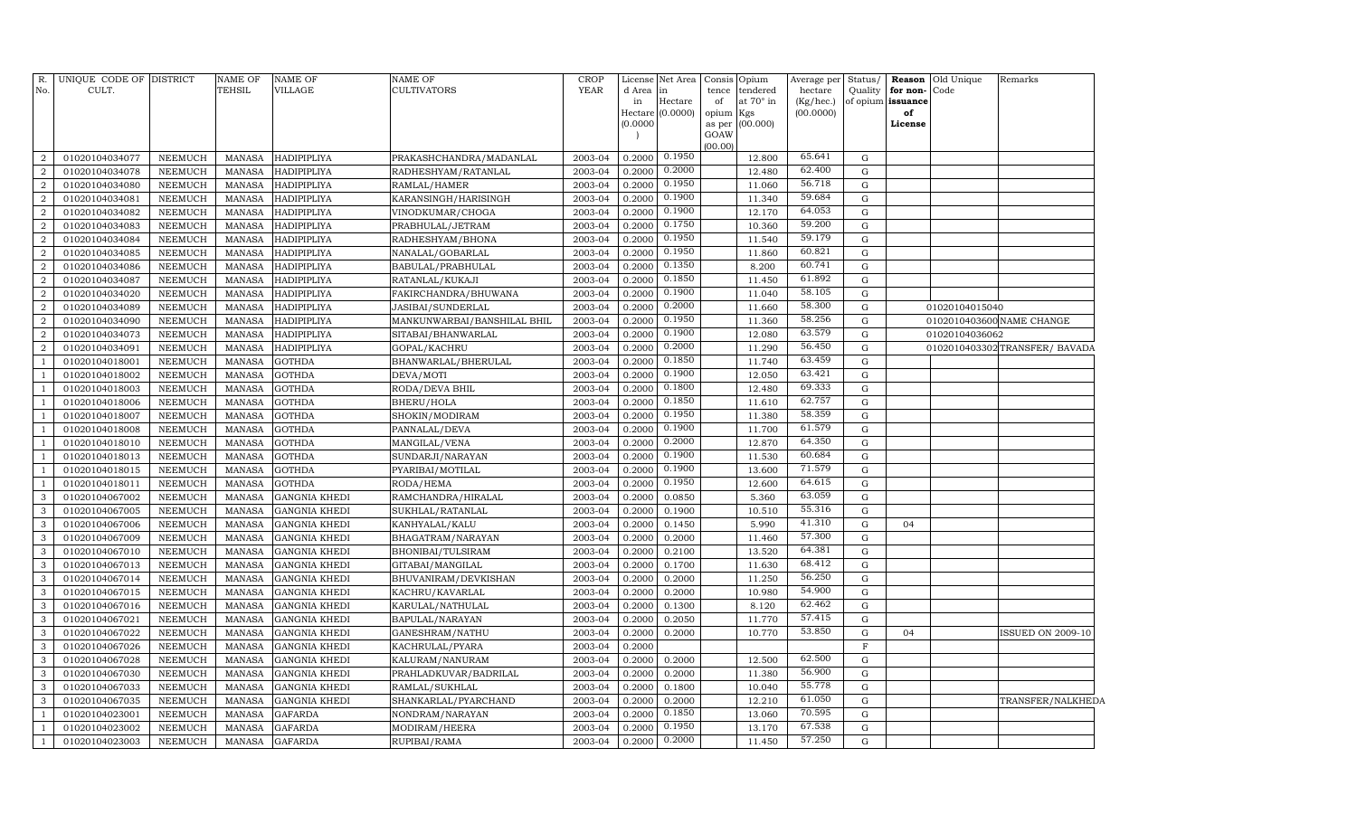| R. No. | UNIQUE CODE OF CULT. | DISTRICT | NAME OF TEHSIL | NAME OF VILLAGE | NAME OF CULTIVATORS | CROP YEAR | License d Area in Hectare (0.0000) | Net Area in Hectare (0.0000) | Consis tence of opium as per GOAW (00.00) | Opium tendered at 70° in Kgs (00.000) | Average per hectare (Kg/hec.) (00.0000) | Status/ Quality of opium | Reason for non-issuance of License | Old Unique Code | Remarks |
|---|---|---|---|---|---|---|---|---|---|---|---|---|---|---|---|
| 2 | 01020104034077 | NEEMUCH | MANASA | HADIPIPLIYA | PRAKASHCHANDRA/MADANLAL | 2003-04 | 0.2000 | 0.1950 | | 12.800 | 65.641 | G | | | |
| 2 | 01020104034078 | NEEMUCH | MANASA | HADIPIPLIYA | RADHESHYAM/RATANLAL | 2003-04 | 0.2000 | 0.2000 | | 12.480 | 62.400 | G | | | |
| 2 | 01020104034080 | NEEMUCH | MANASA | HADIPIPLIYA | RAMLAL/HAMER | 2003-04 | 0.2000 | 0.1950 | | 11.060 | 56.718 | G | | | |
| 2 | 01020104034081 | NEEMUCH | MANASA | HADIPIPLIYA | KARANSINGH/HARISINGH | 2003-04 | 0.2000 | 0.1900 | | 11.340 | 59.684 | G | | | |
| 2 | 01020104034082 | NEEMUCH | MANASA | HADIPIPLIYA | VINODKUMAR/CHOGA | 2003-04 | 0.2000 | 0.1900 | | 12.170 | 64.053 | G | | | |
| 2 | 01020104034083 | NEEMUCH | MANASA | HADIPIPLIYA | PRABHULAL/JETRAM | 2003-04 | 0.2000 | 0.1750 | | 10.360 | 59.200 | G | | | |
| 2 | 01020104034084 | NEEMUCH | MANASA | HADIPIPLIYA | RADHESHYAM/BHONA | 2003-04 | 0.2000 | 0.1950 | | 11.540 | 59.179 | G | | | |
| 2 | 01020104034085 | NEEMUCH | MANASA | HADIPIPLIYA | NANALAL/GOBARLAL | 2003-04 | 0.2000 | 0.1950 | | 11.860 | 60.821 | G | | | |
| 2 | 01020104034086 | NEEMUCH | MANASA | HADIPIPLIYA | BABULAL/PRABHULAL | 2003-04 | 0.2000 | 0.1350 | | 8.200 | 60.741 | G | | | |
| 2 | 01020104034087 | NEEMUCH | MANASA | HADIPIPLIYA | RATANLAL/KUKAJI | 2003-04 | 0.2000 | 0.1850 | | 11.450 | 61.892 | G | | | |
| 2 | 01020104034020 | NEEMUCH | MANASA | HADIPIPLIYA | FAKIRCHANDRA/BHUWANA | 2003-04 | 0.2000 | 0.1900 | | 11.040 | 58.105 | G | | | |
| 2 | 01020104034089 | NEEMUCH | MANASA | HADIPIPLIYA | JASIBAI/SUNDERLAL | 2003-04 | 0.2000 | 0.2000 | | 11.660 | 58.300 | G | | 01020104015040 | |
| 2 | 01020104034090 | NEEMUCH | MANASA | HADIPIPLIYA | MANKUNWARBAI/BANSHILAL BHIL | 2003-04 | 0.2000 | 0.1950 | | 11.360 | 58.256 | G | | 0102010403600 | NAME CHANGE |
| 2 | 01020104034073 | NEEMUCH | MANASA | HADIPIPLIYA | SITABAI/BHANWARLAL | 2003-04 | 0.2000 | 0.1900 | | 12.080 | 63.579 | G | | 01020104036062 | |
| 2 | 01020104034091 | NEEMUCH | MANASA | HADIPIPLIYA | GOPAL/KACHRU | 2003-04 | 0.2000 | 0.2000 | | 11.290 | 56.450 | G | | 0102010403302 | TRANSFER/ BAVADA |
| 1 | 01020104018001 | NEEMUCH | MANASA | GOTHDA | BHANWARLAL/BHERULAL | 2003-04 | 0.2000 | 0.1850 | | 11.740 | 63.459 | G | | | |
| 1 | 01020104018002 | NEEMUCH | MANASA | GOTHDA | DEVA/MOTI | 2003-04 | 0.2000 | 0.1900 | | 12.050 | 63.421 | G | | | |
| 1 | 01020104018003 | NEEMUCH | MANASA | GOTHDA | RODA/DEVA BHIL | 2003-04 | 0.2000 | 0.1800 | | 12.480 | 69.333 | G | | | |
| 1 | 01020104018006 | NEEMUCH | MANASA | GOTHDA | BHERU/HOLA | 2003-04 | 0.2000 | 0.1850 | | 11.610 | 62.757 | G | | | |
| 1 | 01020104018007 | NEEMUCH | MANASA | GOTHDA | SHOKIN/MODIRAM | 2003-04 | 0.2000 | 0.1950 | | 11.380 | 58.359 | G | | | |
| 1 | 01020104018008 | NEEMUCH | MANASA | GOTHDA | PANNALAL/DEVA | 2003-04 | 0.2000 | 0.1900 | | 11.700 | 61.579 | G | | | |
| 1 | 01020104018010 | NEEMUCH | MANASA | GOTHDA | MANGILAL/VENA | 2003-04 | 0.2000 | 0.2000 | | 12.870 | 64.350 | G | | | |
| 1 | 01020104018013 | NEEMUCH | MANASA | GOTHDA | SUNDARJI/NARAYAN | 2003-04 | 0.2000 | 0.1900 | | 11.530 | 60.684 | G | | | |
| 1 | 01020104018015 | NEEMUCH | MANASA | GOTHDA | PYARIBAI/MOTILAL | 2003-04 | 0.2000 | 0.1900 | | 13.600 | 71.579 | G | | | |
| 1 | 01020104018011 | NEEMUCH | MANASA | GOTHDA | RODA/HEMA | 2003-04 | 0.2000 | 0.1950 | | 12.600 | 64.615 | G | | | |
| 3 | 01020104067002 | NEEMUCH | MANASA | GANGNIA KHEDI | RAMCHANDRA/HIRALAL | 2003-04 | 0.2000 | 0.0850 | | 5.360 | 63.059 | G | | | |
| 3 | 01020104067005 | NEEMUCH | MANASA | GANGNIA KHEDI | SUKHLAL/RATANLAL | 2003-04 | 0.2000 | 0.1900 | | 10.510 | 55.316 | G | | | |
| 3 | 01020104067006 | NEEMUCH | MANASA | GANGNIA KHEDI | KANHYALAL/KALU | 2003-04 | 0.2000 | 0.1450 | | 5.990 | 41.310 | G | 04 | | |
| 3 | 01020104067009 | NEEMUCH | MANASA | GANGNIA KHEDI | BHAGATRAM/NARAYAN | 2003-04 | 0.2000 | 0.2000 | | 11.460 | 57.300 | G | | | |
| 3 | 01020104067010 | NEEMUCH | MANASA | GANGNIA KHEDI | BHONIBAI/TULSIRAM | 2003-04 | 0.2000 | 0.2100 | | 13.520 | 64.381 | G | | | |
| 3 | 01020104067013 | NEEMUCH | MANASA | GANGNIA KHEDI | GITABAI/MANGILAL | 2003-04 | 0.2000 | 0.1700 | | 11.630 | 68.412 | G | | | |
| 3 | 01020104067014 | NEEMUCH | MANASA | GANGNIA KHEDI | BHUVANIRAM/DEVKISHAN | 2003-04 | 0.2000 | 0.2000 | | 11.250 | 56.250 | G | | | |
| 3 | 01020104067015 | NEEMUCH | MANASA | GANGNIA KHEDI | KACHRU/KAVARLAL | 2003-04 | 0.2000 | 0.2000 | | 10.980 | 54.900 | G | | | |
| 3 | 01020104067016 | NEEMUCH | MANASA | GANGNIA KHEDI | KARULAL/NATHULAL | 2003-04 | 0.2000 | 0.1300 | | 8.120 | 62.462 | G | | | |
| 3 | 01020104067021 | NEEMUCH | MANASA | GANGNIA KHEDI | BAPULAL/NARAYAN | 2003-04 | 0.2000 | 0.2050 | | 11.770 | 57.415 | G | | | |
| 3 | 01020104067022 | NEEMUCH | MANASA | GANGNIA KHEDI | GANESHRAM/NATHU | 2003-04 | 0.2000 | 0.2000 | | 10.770 | 53.850 | G | 04 | | ISSUED ON 2009-10 |
| 3 | 01020104067026 | NEEMUCH | MANASA | GANGNIA KHEDI | KACHRULAL/PYARA | 2003-04 | 0.2000 | | | | | F | | | |
| 3 | 01020104067028 | NEEMUCH | MANASA | GANGNIA KHEDI | KALURAM/NANURAM | 2003-04 | 0.2000 | 0.2000 | | 12.500 | 62.500 | G | | | |
| 3 | 01020104067030 | NEEMUCH | MANASA | GANGNIA KHEDI | PRAHLADKUVAR/BADRILAL | 2003-04 | 0.2000 | 0.2000 | | 11.380 | 56.900 | G | | | |
| 3 | 01020104067033 | NEEMUCH | MANASA | GANGNIA KHEDI | RAMLAL/SUKHLAL | 2003-04 | 0.2000 | 0.1800 | | 10.040 | 55.778 | G | | | |
| 3 | 01020104067035 | NEEMUCH | MANASA | GANGNIA KHEDI | SHANKARLAL/PYARCHAND | 2003-04 | 0.2000 | 0.2000 | | 12.210 | 61.050 | G | | | TRANSFER/NALKHEDA |
| 1 | 01020104023001 | NEEMUCH | MANASA | GAFARDA | NONDRAM/NARAYAN | 2003-04 | 0.2000 | 0.1850 | | 13.060 | 70.595 | G | | | |
| 1 | 01020104023002 | NEEMUCH | MANASA | GAFARDA | MODIRAM/HEERA | 2003-04 | 0.2000 | 0.1950 | | 13.170 | 67.538 | G | | | |
| 1 | 01020104023003 | NEEMUCH | MANASA | GAFARDA | RUPIBAI/RAMA | 2003-04 | 0.2000 | 0.2000 | | 11.450 | 57.250 | G | | | |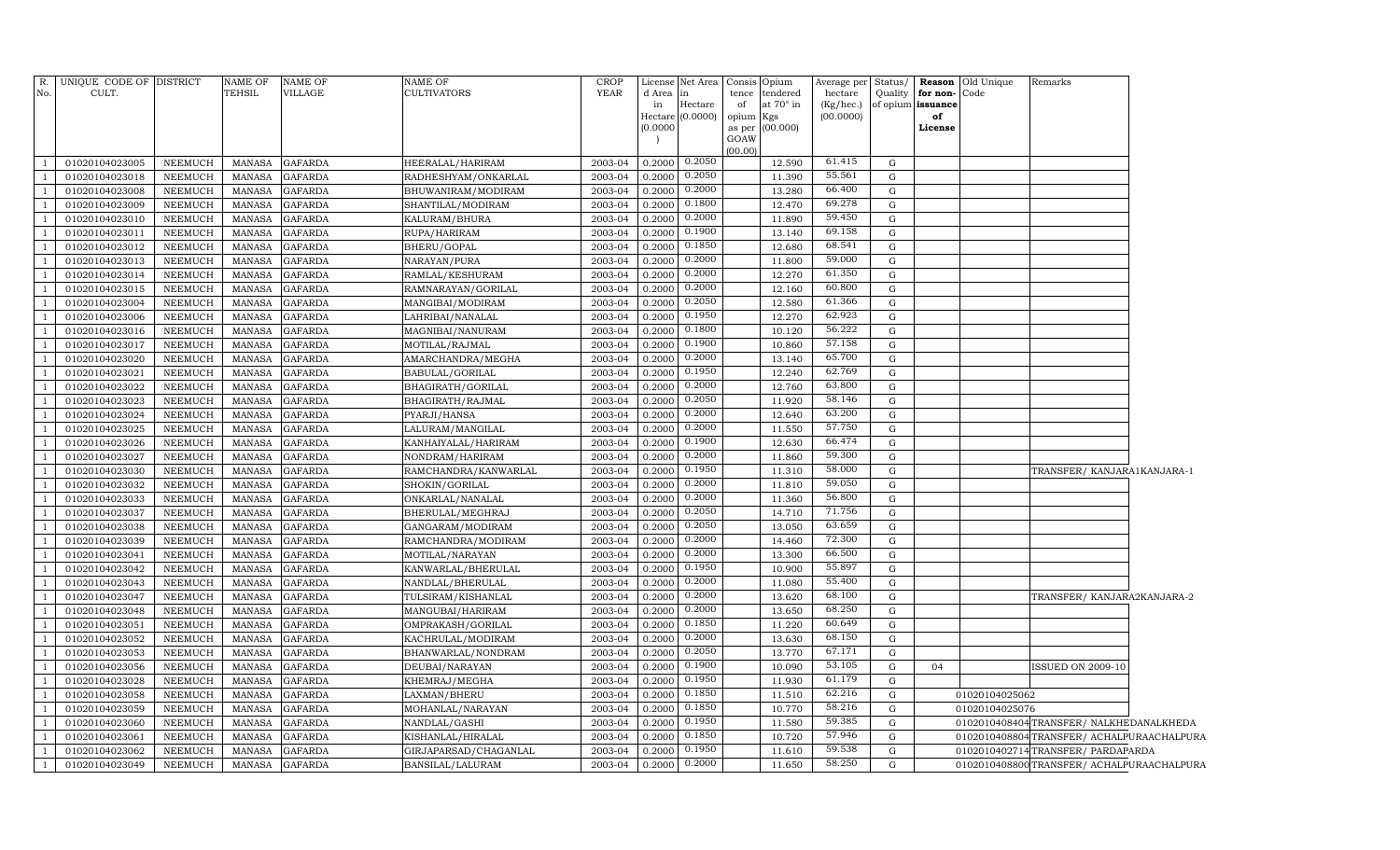| R. No. | UNIQUE CODE OF CULT. | DISTRICT | NAME OF TEHSIL | NAME OF VILLAGE | NAME OF CULTIVATORS | CROP YEAR | License d Area in Hectare (0.0000) | Net Area in Hectare (0.0000) | Consis tence of opium as per GOAW (00.00) | Opium tendered at 70° in Kgs (00.000) | Average per hectare (Kg/hec.) (00.0000) | Status/ Quality of opium | Reason for non-issuance of License | Old Unique Code | Remarks |
|---|---|---|---|---|---|---|---|---|---|---|---|---|---|---|---|
| 1 | 01020104023005 | NEEMUCH | MANASA | GAFARDA | HEERALAL/HARIRAM | 2003-04 | 0.2000 | 0.2050 | | 12.590 | 61.415 | G | | | |
| 1 | 01020104023018 | NEEMUCH | MANASA | GAFARDA | RADHESHYAM/ONKARLAL | 2003-04 | 0.2000 | 0.2050 | | 11.390 | 55.561 | G | | | |
| 1 | 01020104023008 | NEEMUCH | MANASA | GAFARDA | BHUWANIRAM/MODIRAM | 2003-04 | 0.2000 | 0.2000 | | 13.280 | 66.400 | G | | | |
| 1 | 01020104023009 | NEEMUCH | MANASA | GAFARDA | SHANTILAL/MODIRAM | 2003-04 | 0.2000 | 0.1800 | | 12.470 | 69.278 | G | | | |
| 1 | 01020104023010 | NEEMUCH | MANASA | GAFARDA | KALURAM/BHURA | 2003-04 | 0.2000 | 0.2000 | | 11.890 | 59.450 | G | | | |
| 1 | 01020104023011 | NEEMUCH | MANASA | GAFARDA | RUPA/HARIRAM | 2003-04 | 0.2000 | 0.1900 | | 13.140 | 69.158 | G | | | |
| 1 | 01020104023012 | NEEMUCH | MANASA | GAFARDA | BHERU/GOPAL | 2003-04 | 0.2000 | 0.1850 | | 12.680 | 68.541 | G | | | |
| 1 | 01020104023013 | NEEMUCH | MANASA | GAFARDA | NARAYAN/PURA | 2003-04 | 0.2000 | 0.2000 | | 11.800 | 59.000 | G | | | |
| 1 | 01020104023014 | NEEMUCH | MANASA | GAFARDA | RAMLAL/KESHURAM | 2003-04 | 0.2000 | 0.2000 | | 12.270 | 61.350 | G | | | |
| 1 | 01020104023015 | NEEMUCH | MANASA | GAFARDA | RAMNARAYAN/GORILAL | 2003-04 | 0.2000 | 0.2000 | | 12.160 | 60.800 | G | | | |
| 1 | 01020104023004 | NEEMUCH | MANASA | GAFARDA | MANGIBAI/MODIRAM | 2003-04 | 0.2000 | 0.2050 | | 12.580 | 61.366 | G | | | |
| 1 | 01020104023006 | NEEMUCH | MANASA | GAFARDA | LAHRIBAI/NANALAL | 2003-04 | 0.2000 | 0.1950 | | 12.270 | 62.923 | G | | | |
| 1 | 01020104023016 | NEEMUCH | MANASA | GAFARDA | MAGNIBAI/NANURAM | 2003-04 | 0.2000 | 0.1800 | | 10.120 | 56.222 | G | | | |
| 1 | 01020104023017 | NEEMUCH | MANASA | GAFARDA | MOTILAL/RAJMAL | 2003-04 | 0.2000 | 0.1900 | | 10.860 | 57.158 | G | | | |
| 1 | 01020104023020 | NEEMUCH | MANASA | GAFARDA | AMARCHANDRA/MEGHA | 2003-04 | 0.2000 | 0.2000 | | 13.140 | 65.700 | G | | | |
| 1 | 01020104023021 | NEEMUCH | MANASA | GAFARDA | BABULAL/GORILAL | 2003-04 | 0.2000 | 0.1950 | | 12.240 | 62.769 | G | | | |
| 1 | 01020104023022 | NEEMUCH | MANASA | GAFARDA | BHAGIRATH/GORILAL | 2003-04 | 0.2000 | 0.2000 | | 12.760 | 63.800 | G | | | |
| 1 | 01020104023023 | NEEMUCH | MANASA | GAFARDA | BHAGIRATH/RAJMAL | 2003-04 | 0.2000 | 0.2050 | | 11.920 | 58.146 | G | | | |
| 1 | 01020104023024 | NEEMUCH | MANASA | GAFARDA | PYARJI/HANSA | 2003-04 | 0.2000 | 0.2000 | | 12.640 | 63.200 | G | | | |
| 1 | 01020104023025 | NEEMUCH | MANASA | GAFARDA | LALURAM/MANGILAL | 2003-04 | 0.2000 | 0.2000 | | 11.550 | 57.750 | G | | | |
| 1 | 01020104023026 | NEEMUCH | MANASA | GAFARDA | KANHAIYALAL/HARIRAM | 2003-04 | 0.2000 | 0.1900 | | 12.630 | 66.474 | G | | | |
| 1 | 01020104023027 | NEEMUCH | MANASA | GAFARDA | NONDRAM/HARIRAM | 2003-04 | 0.2000 | 0.2000 | | 11.860 | 59.300 | G | | | |
| 1 | 01020104023030 | NEEMUCH | MANASA | GAFARDA | RAMCHANDRA/KANWARLAL | 2003-04 | 0.2000 | 0.1950 | | 11.310 | 58.000 | G | | | TRANSFER/ KANJARA1KANJARA-1 |
| 1 | 01020104023032 | NEEMUCH | MANASA | GAFARDA | SHOKIN/GORILAL | 2003-04 | 0.2000 | 0.2000 | | 11.810 | 59.050 | G | | | |
| 1 | 01020104023033 | NEEMUCH | MANASA | GAFARDA | ONKARLAL/NANALAL | 2003-04 | 0.2000 | 0.2000 | | 11.360 | 56.800 | G | | | |
| 1 | 01020104023037 | NEEMUCH | MANASA | GAFARDA | BHERULAL/MEGHRAJ | 2003-04 | 0.2000 | 0.2050 | | 14.710 | 71.756 | G | | | |
| 1 | 01020104023038 | NEEMUCH | MANASA | GAFARDA | GANGARAM/MODIRAM | 2003-04 | 0.2000 | 0.2050 | | 13.050 | 63.659 | G | | | |
| 1 | 01020104023039 | NEEMUCH | MANASA | GAFARDA | RAMCHANDRA/MODIRAM | 2003-04 | 0.2000 | 0.2000 | | 14.460 | 72.300 | G | | | |
| 1 | 01020104023041 | NEEMUCH | MANASA | GAFARDA | MOTILAL/NARAYAN | 2003-04 | 0.2000 | 0.2000 | | 13.300 | 66.500 | G | | | |
| 1 | 01020104023042 | NEEMUCH | MANASA | GAFARDA | KANWARLAL/BHERULAL | 2003-04 | 0.2000 | 0.1950 | | 10.900 | 55.897 | G | | | |
| 1 | 01020104023043 | NEEMUCH | MANASA | GAFARDA | NANDLAL/BHERULAL | 2003-04 | 0.2000 | 0.2000 | | 11.080 | 55.400 | G | | | |
| 1 | 01020104023047 | NEEMUCH | MANASA | GAFARDA | TULSIRAM/KISHANLAL | 2003-04 | 0.2000 | 0.2000 | | 13.620 | 68.100 | G | | | TRANSFER/ KANJARA2KANJARA-2 |
| 1 | 01020104023048 | NEEMUCH | MANASA | GAFARDA | MANGUBAI/HARIRAM | 2003-04 | 0.2000 | 0.2000 | | 13.650 | 68.250 | G | | | |
| 1 | 01020104023051 | NEEMUCH | MANASA | GAFARDA | OMPRAKASH/GORILAL | 2003-04 | 0.2000 | 0.1850 | | 11.220 | 60.649 | G | | | |
| 1 | 01020104023052 | NEEMUCH | MANASA | GAFARDA | KACHRULAL/MODIRAM | 2003-04 | 0.2000 | 0.2000 | | 13.630 | 68.150 | G | | | |
| 1 | 01020104023053 | NEEMUCH | MANASA | GAFARDA | BHANWARLAL/NONDRAM | 2003-04 | 0.2000 | 0.2050 | | 13.770 | 67.171 | G | | | |
| 1 | 01020104023056 | NEEMUCH | MANASA | GAFARDA | DEUBAI/NARAYAN | 2003-04 | 0.2000 | 0.1900 | | 10.090 | 53.105 | G | 04 | | ISSUED ON 2009-10 |
| 1 | 01020104023028 | NEEMUCH | MANASA | GAFARDA | KHEMRAJ/MEGHA | 2003-04 | 0.2000 | 0.1950 | | 11.930 | 61.179 | G | | | |
| 1 | 01020104023058 | NEEMUCH | MANASA | GAFARDA | LAXMAN/BHERU | 2003-04 | 0.2000 | 0.1850 | | 11.510 | 62.216 | G | | 01020104025062 | |
| 1 | 01020104023059 | NEEMUCH | MANASA | GAFARDA | MOHANLAL/NARAYAN | 2003-04 | 0.2000 | 0.1850 | | 10.770 | 58.216 | G | | 01020104025076 | |
| 1 | 01020104023060 | NEEMUCH | MANASA | GAFARDA | NANDLAL/GASHI | 2003-04 | 0.2000 | 0.1950 | | 11.580 | 59.385 | G | | 01020104084​04 | TRANSFER/ NALKHEDANALKHEDA |
| 1 | 01020104023061 | NEEMUCH | MANASA | GAFARDA | KISHANLAL/HIRALAL | 2003-04 | 0.2000 | 0.1850 | | 10.720 | 57.946 | G | | 01020104088​04 | TRANSFER/ ACHALPURAACHALPURA |
| 1 | 01020104023062 | NEEMUCH | MANASA | GAFARDA | GIRJAPARSAD/CHAGANLAL | 2003-04 | 0.2000 | 0.1950 | | 11.610 | 59.538 | G | | 01020104027​14 | TRANSFER/ PARDAPARDA |
| 1 | 01020104023049 | NEEMUCH | MANASA | GAFARDA | BANSILAL/LALURAM | 2003-04 | 0.2000 | 0.2000 | | 11.650 | 58.250 | G | | 01020104088​00 | TRANSFER/ ACHALPURAACHALPURA |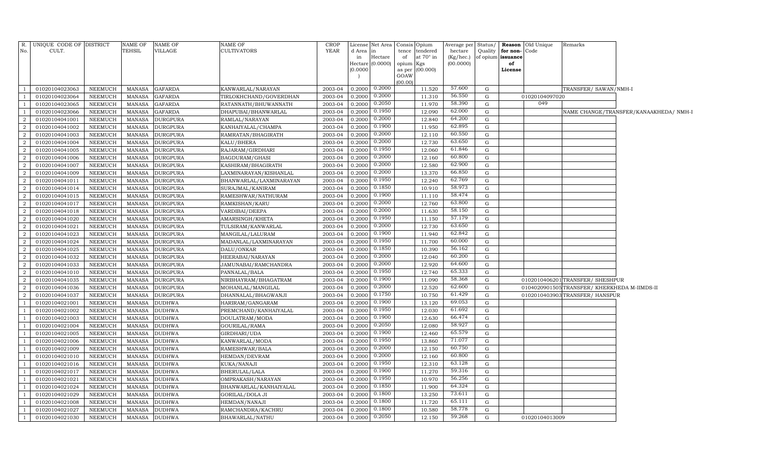| R. No. | UNIQUE CODE OF CULT. | DISTRICT | NAME OF TEHSIL | NAME OF VILLAGE | NAME OF CULTIVATORS | CROP YEAR | License d Area in Hectare (0.0000) | Net Area in Hectare (0.0000) | Consis tence of opium as per GOAW (00.00) | Opium tendered at 70° in Kgs (00.000) | Average per hectare (Kg/hec.) (00.0000) | Status/ Quality of opium | Reason for non-issuance of License | Old Unique Code | Remarks |
|---|---|---|---|---|---|---|---|---|---|---|---|---|---|---|---|
| 1 | 01020104023063 | NEEMUCH | MANASA | GAFARDA | KANWARLAL/NARAYAN | 2003-04 | 0.2000 | 0.2000 | | 11.520 | 57.600 | G | | | TRANSFER/ SAWAN/NMH-I |
| 1 | 01020104023064 | NEEMUCH | MANASA | GAFARDA | TIRLOKHCHAND/GOVERDHAN | 2003-04 | 0.2000 | 0.2000 | | 11.310 | 56.550 | G | | 01020104097020 | |
| 1 | 01020104023065 | NEEMUCH | MANASA | GAFARDA | RATANNATH/BHUWANNATH | 2003-04 | 0.2000 | 0.2050 | | 11.970 | 58.390 | G | | 049 | |
| 1 | 01020104023066 | NEEMUCH | MANASA | GAFARDA | DHAPUBAI/BHANWARLAL | 2003-04 | 0.2000 | 0.1950 | | 12.090 | 62.000 | G | | | NAME CHANGE/TRANSFER/KANAAKHEDA/ NMH-I |
| 2 | 01020104041001 | NEEMUCH | MANASA | DURGPURA | RAMLAL/NARAYAN | 2003-04 | 0.2000 | 0.2000 | | 12.840 | 64.200 | G | | | |
| 2 | 01020104041002 | NEEMUCH | MANASA | DURGPURA | KANHAIYALAL/CHAMPA | 2003-04 | 0.2000 | 0.1900 | | 11.950 | 62.895 | G | | | |
| 2 | 01020104041003 | NEEMUCH | MANASA | DURGPURA | RAMRATAN/BHAGIRATH | 2003-04 | 0.2000 | 0.2000 | | 12.110 | 60.550 | G | | | |
| 2 | 01020104041004 | NEEMUCH | MANASA | DURGPURA | KALU/BHERA | 2003-04 | 0.2000 | 0.2000 | | 12.730 | 63.650 | G | | | |
| 2 | 01020104041005 | NEEMUCH | MANASA | DURGPURA | RAJARAM/GIRDHARI | 2003-04 | 0.2000 | 0.1950 | | 12.060 | 61.846 | G | | | |
| 2 | 01020104041006 | NEEMUCH | MANASA | DURGPURA | BAGDURAM/GHASI | 2003-04 | 0.2000 | 0.2000 | | 12.160 | 60.800 | G | | | |
| 2 | 01020104041007 | NEEMUCH | MANASA | DURGPURA | KASHIRAM/BHAGIRATH | 2003-04 | 0.2000 | 0.2000 | | 12.580 | 62.900 | G | | | |
| 2 | 01020104041009 | NEEMUCH | MANASA | DURGPURA | LAXMINARAYAN/KISHANLAL | 2003-04 | 0.2000 | 0.2000 | | 13.370 | 66.850 | G | | | |
| 2 | 01020104041011 | NEEMUCH | MANASA | DURGPURA | BHANWARLAL/LAXMINARAYAN | 2003-04 | 0.2000 | 0.1950 | | 12.240 | 62.769 | G | | | |
| 2 | 01020104041014 | NEEMUCH | MANASA | DURGPURA | SURAJMAL/KANIRAM | 2003-04 | 0.2000 | 0.1850 | | 10.910 | 58.973 | G | | | |
| 2 | 01020104041015 | NEEMUCH | MANASA | DURGPURA | RAMESHWAR/NATHURAM | 2003-04 | 0.2000 | 0.1900 | | 11.110 | 58.474 | G | | | |
| 2 | 01020104041017 | NEEMUCH | MANASA | DURGPURA | RAMKISHAN/KARU | 2003-04 | 0.2000 | 0.2000 | | 12.760 | 63.800 | G | | | |
| 2 | 01020104041018 | NEEMUCH | MANASA | DURGPURA | VARDIBAI/DEEPA | 2003-04 | 0.2000 | 0.2000 | | 11.630 | 58.150 | G | | | |
| 2 | 01020104041020 | NEEMUCH | MANASA | DURGPURA | AMARSINGH/KHETA | 2003-04 | 0.2000 | 0.1950 | | 11.150 | 57.179 | G | | | |
| 2 | 01020104041021 | NEEMUCH | MANASA | DURGPURA | TULSIRAM/KANWARLAL | 2003-04 | 0.2000 | 0.2000 | | 12.730 | 63.650 | G | | | |
| 2 | 01020104041023 | NEEMUCH | MANASA | DURGPURA | MANGILAL/LALURAM | 2003-04 | 0.2000 | 0.1900 | | 11.940 | 62.842 | G | | | |
| 2 | 01020104041024 | NEEMUCH | MANASA | DURGPURA | MADANLAL/LAXMINARAYAN | 2003-04 | 0.2000 | 0.1950 | | 11.700 | 60.000 | G | | | |
| 2 | 01020104041025 | NEEMUCH | MANASA | DURGPURA | DALU/ONKAR | 2003-04 | 0.2000 | 0.1850 | | 10.390 | 56.162 | G | | | |
| 2 | 01020104041032 | NEEMUCH | MANASA | DURGPURA | HEERABAI/NARAYAN | 2003-04 | 0.2000 | 0.2000 | | 12.040 | 60.200 | G | | | |
| 2 | 01020104041033 | NEEMUCH | MANASA | DURGPURA | JAMUNABAI/RAMCHANDRA | 2003-04 | 0.2000 | 0.2000 | | 12.920 | 64.600 | G | | | |
| 2 | 01020104041010 | NEEMUCH | MANASA | DURGPURA | PANNALAL/BALA | 2003-04 | 0.2000 | 0.1950 | | 12.740 | 65.333 | G | | | |
| 2 | 01020104041035 | NEEMUCH | MANASA | DURGPURA | NIRBHAYRAM/BHAGATRAM | 2003-04 | 0.2000 | 0.1900 | | 11.090 | 58.368 | G | | 01020104062010 | TRANSFER/ SHESHPUR |
| 2 | 01020104041036 | NEEMUCH | MANASA | DURGPURA | MOHANLAL/MANGILAL | 2003-04 | 0.2000 | 0.2000 | | 12.520 | 62.600 | G | | 01040209015050 | TRANSFER/ KHERKHEDA M-IIMDS-II |
| 2 | 01020104041037 | NEEMUCH | MANASA | DURGPURA | DHANNALAL/BHAGWANJI | 2003-04 | 0.2000 | 0.1750 | | 10.750 | 61.429 | G | | 01020104039030 | TRANSFER/ HANSPUR |
| 1 | 01020104021001 | NEEMUCH | MANASA | DUDHWA | HARIRAM/GANGARAM | 2003-04 | 0.2000 | 0.1900 | | 13.120 | 69.053 | G | | | |
| 1 | 01020104021002 | NEEMUCH | MANASA | DUDHWA | PREMCHAND/KANHAIYALAL | 2003-04 | 0.2000 | 0.1950 | | 12.030 | 61.692 | G | | | |
| 1 | 01020104021003 | NEEMUCH | MANASA | DUDHWA | DOULATRAM/MODA | 2003-04 | 0.2000 | 0.1900 | | 12.630 | 66.474 | G | | | |
| 1 | 01020104021004 | NEEMUCH | MANASA | DUDHWA | GOURILAL/RAMA | 2003-04 | 0.2000 | 0.2050 | | 12.080 | 58.927 | G | | | |
| 1 | 01020104021005 | NEEMUCH | MANASA | DUDHWA | GIRDHARI/UDA | 2003-04 | 0.2000 | 0.1900 | | 12.460 | 65.579 | G | | | |
| 1 | 01020104021006 | NEEMUCH | MANASA | DUDHWA | KANWARLAL/MODA | 2003-04 | 0.2000 | 0.1950 | | 13.860 | 71.077 | G | | | |
| 1 | 01020104021009 | NEEMUCH | MANASA | DUDHWA | RAMESHWAR/BALA | 2003-04 | 0.2000 | 0.2000 | | 12.150 | 60.750 | G | | | |
| 1 | 01020104021010 | NEEMUCH | MANASA | DUDHWA | HEMDAN/DEVRAM | 2003-04 | 0.2000 | 0.2000 | | 12.160 | 60.800 | G | | | |
| 1 | 01020104021016 | NEEMUCH | MANASA | DUDHWA | KUKA/NANAJI | 2003-04 | 0.2000 | 0.1950 | | 12.310 | 63.128 | G | | | |
| 1 | 01020104021017 | NEEMUCH | MANASA | DUDHWA | BHERULAL/LALA | 2003-04 | 0.2000 | 0.1900 | | 11.270 | 59.316 | G | | | |
| 1 | 01020104021021 | NEEMUCH | MANASA | DUDHWA | OMPRAKASH/NARAYAN | 2003-04 | 0.2000 | 0.1950 | | 10.970 | 56.256 | G | | | |
| 1 | 01020104021024 | NEEMUCH | MANASA | DUDHWA | BHANWARLAL/KANHAIYALAL | 2003-04 | 0.2000 | 0.1850 | | 11.900 | 64.324 | G | | | |
| 1 | 01020104021029 | NEEMUCH | MANASA | DUDHWA | GORILAL/DOLA JI | 2003-04 | 0.2000 | 0.1800 | | 13.250 | 73.611 | G | | | |
| 1 | 01020104021008 | NEEMUCH | MANASA | DUDHWA | HEMDAN/NANAJI | 2003-04 | 0.2000 | 0.1800 | | 11.720 | 65.111 | G | | | |
| 1 | 01020104021027 | NEEMUCH | MANASA | DUDHWA | RAMCHANDRA/KACHRU | 2003-04 | 0.2000 | 0.1800 | | 10.580 | 58.778 | G | | | |
| 1 | 01020104021030 | NEEMUCH | MANASA | DUDHWA | BHAWARLAL/NATHU | 2003-04 | 0.2000 | 0.2050 | | 12.150 | 59.268 | G | | 01020104013009 | |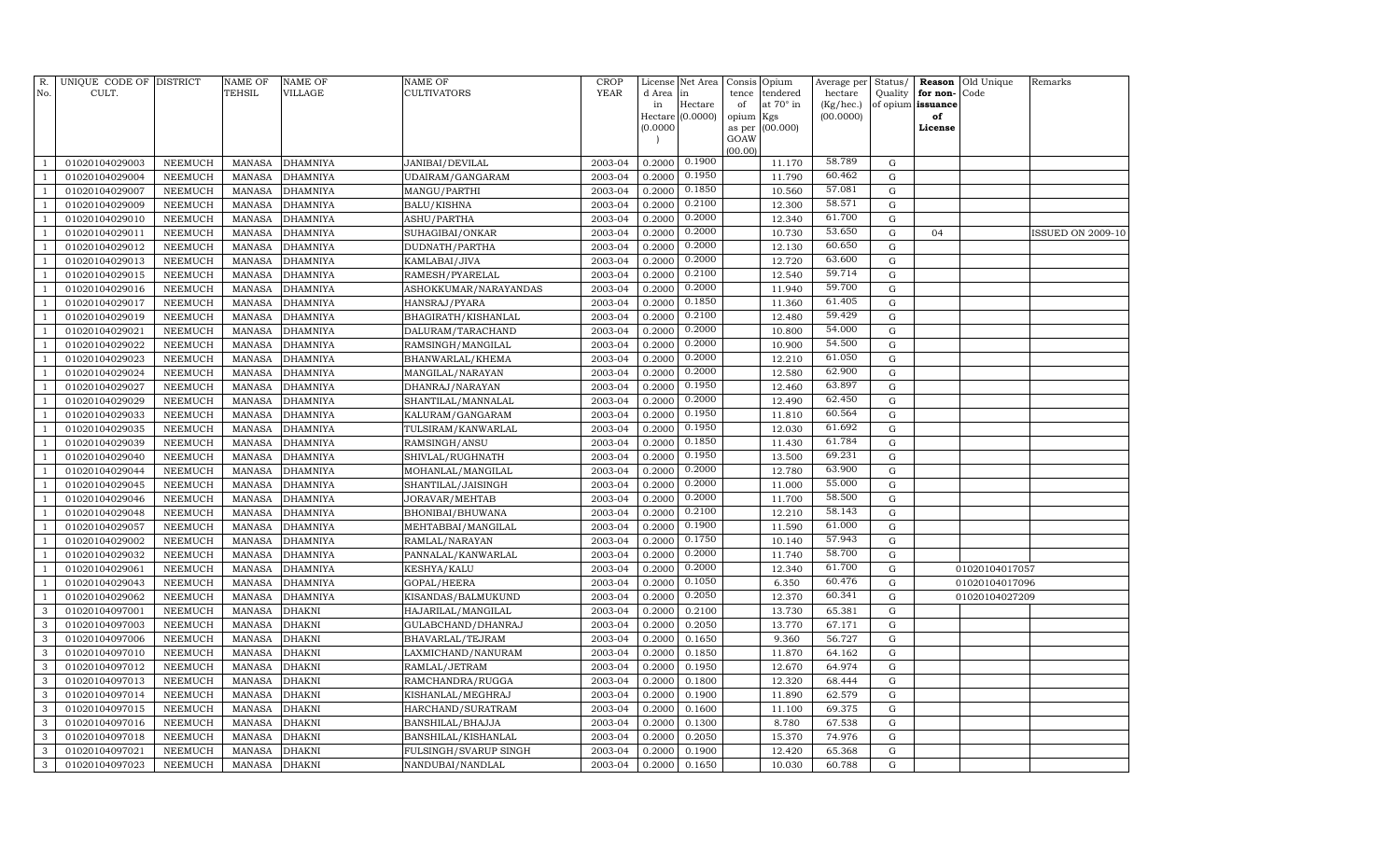| R. No. | UNIQUE CODE OF CULT. | DISTRICT | NAME OF TEHSIL | NAME OF VILLAGE | NAME OF CULTIVATORS | CROP YEAR | License d Area in Hectare (0.0000) | Net Area in Hectare (0.0000) | Consis tence of opium as per GOAW (00.00) | Opium tendered at 70° in Kgs (00.000) | Average per hectare (Kg/hec.) (00.0000) | Status/ Quality of opium | Reason for non-issuance of License | Old Unique Code | Remarks |
|---|---|---|---|---|---|---|---|---|---|---|---|---|---|---|---|
| 1 | 01020104029003 | NEEMUCH | MANASA | DHAMNIYA | JANIBAI/DEVILAL | 2003-04 | 0.2000 | 0.1900 | | 11.170 | 58.789 | G | | | |
| 1 | 01020104029004 | NEEMUCH | MANASA | DHAMNIYA | UDAIRAM/GANGARAM | 2003-04 | 0.2000 | 0.1950 | | 11.790 | 60.462 | G | | | |
| 1 | 01020104029007 | NEEMUCH | MANASA | DHAMNIYA | MANGU/PARTHI | 2003-04 | 0.2000 | 0.1850 | | 10.560 | 57.081 | G | | | |
| 1 | 01020104029009 | NEEMUCH | MANASA | DHAMNIYA | BALU/KISHNA | 2003-04 | 0.2000 | 0.2100 | | 12.300 | 58.571 | G | | | |
| 1 | 01020104029010 | NEEMUCH | MANASA | DHAMNIYA | ASHU/PARTHA | 2003-04 | 0.2000 | 0.2000 | | 12.340 | 61.700 | G | | | |
| 1 | 01020104029011 | NEEMUCH | MANASA | DHAMNIYA | SUHAGIBAI/ONKAR | 2003-04 | 0.2000 | 0.2000 | | 10.730 | 53.650 | G | 04 | | ISSUED ON 2009-10 |
| 1 | 01020104029012 | NEEMUCH | MANASA | DHAMNIYA | DUDNATH/PARTHA | 2003-04 | 0.2000 | 0.2000 | | 12.130 | 60.650 | G | | | |
| 1 | 01020104029013 | NEEMUCH | MANASA | DHAMNIYA | KAMLABAI/JIVA | 2003-04 | 0.2000 | 0.2000 | | 12.720 | 63.600 | G | | | |
| 1 | 01020104029015 | NEEMUCH | MANASA | DHAMNIYA | RAMESH/PYARELAL | 2003-04 | 0.2000 | 0.2100 | | 12.540 | 59.714 | G | | | |
| 1 | 01020104029016 | NEEMUCH | MANASA | DHAMNIYA | ASHOKKUMAR/NARAYANDAS | 2003-04 | 0.2000 | 0.2000 | | 11.940 | 59.700 | G | | | |
| 1 | 01020104029017 | NEEMUCH | MANASA | DHAMNIYA | HANSRAJ/PYARA | 2003-04 | 0.2000 | 0.1850 | | 11.360 | 61.405 | G | | | |
| 1 | 01020104029019 | NEEMUCH | MANASA | DHAMNIYA | BHAGIRATH/KISHANLAL | 2003-04 | 0.2000 | 0.2100 | | 12.480 | 59.429 | G | | | |
| 1 | 01020104029021 | NEEMUCH | MANASA | DHAMNIYA | DALURAM/TARACHAND | 2003-04 | 0.2000 | 0.2000 | | 10.800 | 54.000 | G | | | |
| 1 | 01020104029022 | NEEMUCH | MANASA | DHAMNIYA | RAMSINGH/MANGILAL | 2003-04 | 0.2000 | 0.2000 | | 10.900 | 54.500 | G | | | |
| 1 | 01020104029023 | NEEMUCH | MANASA | DHAMNIYA | BHANWARLAL/KHEMA | 2003-04 | 0.2000 | 0.2000 | | 12.210 | 61.050 | G | | | |
| 1 | 01020104029024 | NEEMUCH | MANASA | DHAMNIYA | MANGILAL/NARAYAN | 2003-04 | 0.2000 | 0.2000 | | 12.580 | 62.900 | G | | | |
| 1 | 01020104029027 | NEEMUCH | MANASA | DHAMNIYA | DHANRAJ/NARAYAN | 2003-04 | 0.2000 | 0.1950 | | 12.460 | 63.897 | G | | | |
| 1 | 01020104029029 | NEEMUCH | MANASA | DHAMNIYA | SHANTILAL/MANNALAL | 2003-04 | 0.2000 | 0.2000 | | 12.490 | 62.450 | G | | | |
| 1 | 01020104029033 | NEEMUCH | MANASA | DHAMNIYA | KALURAM/GANGARAM | 2003-04 | 0.2000 | 0.1950 | | 11.810 | 60.564 | G | | | |
| 1 | 01020104029035 | NEEMUCH | MANASA | DHAMNIYA | TULSIRAM/KANWARLAL | 2003-04 | 0.2000 | 0.1950 | | 12.030 | 61.692 | G | | | |
| 1 | 01020104029039 | NEEMUCH | MANASA | DHAMNIYA | RAMSINGH/ANSU | 2003-04 | 0.2000 | 0.1850 | | 11.430 | 61.784 | G | | | |
| 1 | 01020104029040 | NEEMUCH | MANASA | DHAMNIYA | SHIVLAL/RUGHNATH | 2003-04 | 0.2000 | 0.1950 | | 13.500 | 69.231 | G | | | |
| 1 | 01020104029044 | NEEMUCH | MANASA | DHAMNIYA | MOHANLAL/MANGILAL | 2003-04 | 0.2000 | 0.2000 | | 12.780 | 63.900 | G | | | |
| 1 | 01020104029045 | NEEMUCH | MANASA | DHAMNIYA | SHANTILAL/JAISINGH | 2003-04 | 0.2000 | 0.2000 | | 11.000 | 55.000 | G | | | |
| 1 | 01020104029046 | NEEMUCH | MANASA | DHAMNIYA | JORAVAR/MEHTAB | 2003-04 | 0.2000 | 0.2000 | | 11.700 | 58.500 | G | | | |
| 1 | 01020104029048 | NEEMUCH | MANASA | DHAMNIYA | BHONIBAI/BHUWANA | 2003-04 | 0.2000 | 0.2100 | | 12.210 | 58.143 | G | | | |
| 1 | 01020104029057 | NEEMUCH | MANASA | DHAMNIYA | MEHTABBAI/MANGILAL | 2003-04 | 0.2000 | 0.1900 | | 11.590 | 61.000 | G | | | |
| 1 | 01020104029002 | NEEMUCH | MANASA | DHAMNIYA | RAMLAL/NARAYAN | 2003-04 | 0.2000 | 0.1750 | | 10.140 | 57.943 | G | | | |
| 1 | 01020104029032 | NEEMUCH | MANASA | DHAMNIYA | PANNALAL/KANWARLAL | 2003-04 | 0.2000 | 0.2000 | | 11.740 | 58.700 | G | | | |
| 1 | 01020104029061 | NEEMUCH | MANASA | DHAMNIYA | KESHYA/KALU | 2003-04 | 0.2000 | 0.2000 | | 12.340 | 61.700 | G | | 01020104017057 | |
| 1 | 01020104029043 | NEEMUCH | MANASA | DHAMNIYA | GOPAL/HEERA | 2003-04 | 0.2000 | 0.1050 | | 6.350 | 60.476 | G | | 01020104017096 | |
| 1 | 01020104029062 | NEEMUCH | MANASA | DHAMNIYA | KISANDAS/BALMUKUND | 2003-04 | 0.2000 | 0.2050 | | 12.370 | 60.341 | G | | 01020104027209 | |
| 3 | 01020104097001 | NEEMUCH | MANASA | DHAKNI | HAJARILAL/MANGILAL | 2003-04 | 0.2000 | 0.2100 | | 13.730 | 65.381 | G | | | |
| 3 | 01020104097003 | NEEMUCH | MANASA | DHAKNI | GULABCHAND/DHANRAJ | 2003-04 | 0.2000 | 0.2050 | | 13.770 | 67.171 | G | | | |
| 3 | 01020104097006 | NEEMUCH | MANASA | DHAKNI | BHAVARLAL/TEJRAM | 2003-04 | 0.2000 | 0.1650 | | 9.360 | 56.727 | G | | | |
| 3 | 01020104097010 | NEEMUCH | MANASA | DHAKNI | LAXMICHAND/NANURAM | 2003-04 | 0.2000 | 0.1850 | | 11.870 | 64.162 | G | | | |
| 3 | 01020104097012 | NEEMUCH | MANASA | DHAKNI | RAMLAL/JETRAM | 2003-04 | 0.2000 | 0.1950 | | 12.670 | 64.974 | G | | | |
| 3 | 01020104097013 | NEEMUCH | MANASA | DHAKNI | RAMCHANDRA/RUGGA | 2003-04 | 0.2000 | 0.1800 | | 12.320 | 68.444 | G | | | |
| 3 | 01020104097014 | NEEMUCH | MANASA | DHAKNI | KISHANLAL/MEGHRAJ | 2003-04 | 0.2000 | 0.1900 | | 11.890 | 62.579 | G | | | |
| 3 | 01020104097015 | NEEMUCH | MANASA | DHAKNI | HARCHAND/SURATRAM | 2003-04 | 0.2000 | 0.1600 | | 11.100 | 69.375 | G | | | |
| 3 | 01020104097016 | NEEMUCH | MANASA | DHAKNI | BANSHILAL/BHAJJA | 2003-04 | 0.2000 | 0.1300 | | 8.780 | 67.538 | G | | | |
| 3 | 01020104097018 | NEEMUCH | MANASA | DHAKNI | BANSHILAL/KISHANLAL | 2003-04 | 0.2000 | 0.2050 | | 15.370 | 74.976 | G | | | |
| 3 | 01020104097021 | NEEMUCH | MANASA | DHAKNI | FULSINGH/SVARUP SINGH | 2003-04 | 0.2000 | 0.1900 | | 12.420 | 65.368 | G | | | |
| 3 | 01020104097023 | NEEMUCH | MANASA | DHAKNI | NANDUBAI/NANDLAL | 2003-04 | 0.2000 | 0.1650 | | 10.030 | 60.788 | G | | | |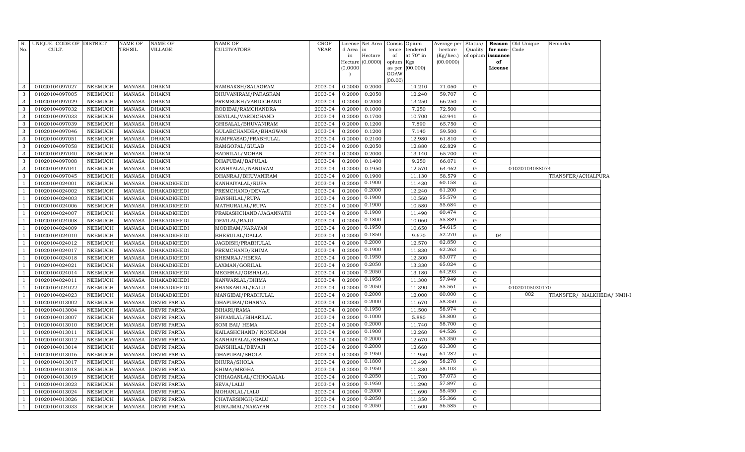| R. No. | UNIQUE CODE OF CULT. | DISTRICT | NAME OF TEHSIL | NAME OF VILLAGE | NAME OF CULTIVATORS | CROP YEAR | License d Area in Hectare (0.0000) | Net Area in Hectare (0.0000) | Consis tence of opium as per GOAW (00.00) | Opium tendered at 70° in Kgs (00.000) | Average per hectare (Kg/hec.) (00.0000) | Status/ Quality of opium | Reason for non-issuance of License | Old Unique Code | Remarks |
|---|---|---|---|---|---|---|---|---|---|---|---|---|---|---|---|
| 3 | 01020104097027 | NEEMUCH | MANASA | DHAKNI | RAMBAKSH/SALAGRAM | 2003-04 | 0.2000 | 0.2000 | | 14.210 | 71.050 | G | | | |
| 3 | 01020104097005 | NEEMUCH | MANASA | DHAKNI | BHUVANIRAM/PARASRAM | 2003-04 | 0.2000 | 0.2050 | | 12.240 | 59.707 | G | | | |
| 3 | 01020104097029 | NEEMUCH | MANASA | DHAKNI | PREMSUKH/VARDICHAND | 2003-04 | 0.2000 | 0.2000 | | 13.250 | 66.250 | G | | | |
| 3 | 01020104097032 | NEEMUCH | MANASA | DHAKNI | RODIBAI/RAMCHANDRA | 2003-04 | 0.2000 | 0.1000 | | 7.250 | 72.500 | G | | | |
| 3 | 01020104097033 | NEEMUCH | MANASA | DHAKNI | DEVILAL/VARDICHAND | 2003-04 | 0.2000 | 0.1700 | | 10.700 | 62.941 | G | | | |
| 3 | 01020104097039 | NEEMUCH | MANASA | DHAKNI | GHISALAL/BHUVANIRAM | 2003-04 | 0.2000 | 0.1200 | | 7.890 | 65.750 | G | | | |
| 3 | 01020104097046 | NEEMUCH | MANASA | DHAKNI | GULABCHANDRA/BHAGWAN | 2003-04 | 0.2000 | 0.1200 | | 7.140 | 59.500 | G | | | |
| 3 | 01020104097051 | NEEMUCH | MANASA | DHAKNI | RAMPRASAD/PRABHULAL | 2003-04 | 0.2000 | 0.2100 | | 12.980 | 61.810 | G | | | |
| 3 | 01020104097058 | NEEMUCH | MANASA | DHAKNI | RAMGOPAL/GULAB | 2003-04 | 0.2000 | 0.2050 | | 12.880 | 62.829 | G | | | |
| 3 | 01020104097040 | NEEMUCH | MANASA | DHAKNI | BADRILAL/MOHAN | 2003-04 | 0.2000 | 0.2000 | | 13.140 | 65.700 | G | | | |
| 3 | 01020104097008 | NEEMUCH | MANASA | DHAKNI | DHAPUBAI/BAPULAL | 2003-04 | 0.2000 | 0.1400 | | 9.250 | 66.071 | G | | | |
| 3 | 01020104097041 | NEEMUCH | MANASA | DHAKNI | KANHYALAL/NANURAM | 2003-04 | 0.2000 | 0.1950 | | 12.570 | 64.462 | G | | 01020104088074 | |
| 3 | 01020104097045 | NEEMUCH | MANASA | DHAKNI | DHANRAJ/BHUVANIRAM | 2003-04 | 0.2000 | 0.1900 | | 11.130 | 58.579 | G | | | TRANSFER/ACHALPURA |
| 1 | 01020104024001 | NEEMUCH | MANASA | DHAKADKHEDI | KANHAIYALAL/RUPA | 2003-04 | 0.2000 | 0.1900 | | 11.430 | 60.158 | G | | | |
| 1 | 01020104024002 | NEEMUCH | MANASA | DHAKADKHEDI | PREMCHAND/DEVAJI | 2003-04 | 0.2000 | 0.2000 | | 12.240 | 61.200 | G | | | |
| 1 | 01020104024003 | NEEMUCH | MANASA | DHAKADKHEDI | BANSHILAL/RUPA | 2003-04 | 0.2000 | 0.1900 | | 10.560 | 55.579 | G | | | |
| 1 | 01020104024006 | NEEMUCH | MANASA | DHAKADKHEDI | MATHURALAL/RUPA | 2003-04 | 0.2000 | 0.1900 | | 10.580 | 55.684 | G | | | |
| 1 | 01020104024007 | NEEMUCH | MANASA | DHAKADKHEDI | PRAKASHCHAND/JAGANNATH | 2003-04 | 0.2000 | 0.1900 | | 11.490 | 60.474 | G | | | |
| 1 | 01020104024008 | NEEMUCH | MANASA | DHAKADKHEDI | DEVILAL/RAJU | 2003-04 | 0.2000 | 0.1800 | | 10.060 | 55.889 | G | | | |
| 1 | 01020104024009 | NEEMUCH | MANASA | DHAKADKHEDI | MODIRAM/NARAYAN | 2003-04 | 0.2000 | 0.1950 | | 10.650 | 54.615 | G | | | |
| 1 | 01020104024010 | NEEMUCH | MANASA | DHAKADKHEDI | BHERULAL/DALLA | 2003-04 | 0.2000 | 0.1850 | | 9.670 | 52.270 | G | 04 | | |
| 1 | 01020104024012 | NEEMUCH | MANASA | DHAKADKHEDI | JAGDISH/PRABHULAL | 2003-04 | 0.2000 | 0.2000 | | 12.570 | 62.850 | G | | | |
| 1 | 01020104024017 | NEEMUCH | MANASA | DHAKADKHEDI | PREMCHAND/KHIMA | 2003-04 | 0.2000 | 0.1900 | | 11.830 | 62.263 | G | | | |
| 1 | 01020104024018 | NEEMUCH | MANASA | DHAKADKHEDI | KHEMRAJ/HEERA | 2003-04 | 0.2000 | 0.1950 | | 12.300 | 63.077 | G | | | |
| 1 | 01020104024021 | NEEMUCH | MANASA | DHAKADKHEDI | LAXMAN/GORILAL | 2003-04 | 0.2000 | 0.2050 | | 13.330 | 65.024 | G | | | |
| 1 | 01020104024014 | NEEMUCH | MANASA | DHAKADKHEDI | MEGHRAJ/GISHALAL | 2003-04 | 0.2000 | 0.2050 | | 13.180 | 64.293 | G | | | |
| 1 | 01020104024011 | NEEMUCH | MANASA | DHAKADKHEDI | KANWARLAL/BHIMA | 2003-04 | 0.2000 | 0.1950 | | 11.300 | 57.949 | G | | | |
| 1 | 01020104024022 | NEEMUCH | MANASA | DHAKADKHEDI | SHANKARLAL/KALU | 2003-04 | 0.2000 | 0.2050 | | 11.390 | 55.561 | G | | 01020105030170 | |
| 1 | 01020104024023 | NEEMUCH | MANASA | DHAKADKHEDI | MANGIBAI/PRABHULAL | 2003-04 | 0.2000 | 0.2000 | | 12.000 | 60.000 | G | | 002 | TRANSFER/ MALKHEDA/ NMH-I |
| 1 | 01020104013002 | NEEMUCH | MANASA | DEVRI PARDA | DHAPUBAI/DHANNA | 2003-04 | 0.2000 | 0.2000 | | 11.670 | 58.350 | G | | | |
| 1 | 01020104013004 | NEEMUCH | MANASA | DEVRI PARDA | BIHARI/RAMA | 2003-04 | 0.2000 | 0.1950 | | 11.500 | 58.974 | G | | | |
| 1 | 01020104013007 | NEEMUCH | MANASA | DEVRI PARDA | SHYAMLAL/BIHARILAL | 2003-04 | 0.2000 | 0.1000 | | 5.880 | 58.800 | G | | | |
| 1 | 01020104013010 | NEEMUCH | MANASA | DEVRI PARDA | SONI BAI/ HEMA | 2003-04 | 0.2000 | 0.2000 | | 11.740 | 58.700 | G | | | |
| 1 | 01020104013011 | NEEMUCH | MANASA | DEVRI PARDA | KAILASHCHAND/ NONDRAM | 2003-04 | 0.2000 | 0.1900 | | 12.260 | 64.526 | G | | | |
| 1 | 01020104013012 | NEEMUCH | MANASA | DEVRI PARDA | KANHAIYALAL/KHEMRAJ | 2003-04 | 0.2000 | 0.2000 | | 12.670 | 63.350 | G | | | |
| 1 | 01020104013014 | NEEMUCH | MANASA | DEVRI PARDA | BANSHILAL/DEVAJI | 2003-04 | 0.2000 | 0.2000 | | 12.660 | 63.300 | G | | | |
| 1 | 01020104013016 | NEEMUCH | MANASA | DEVRI PARDA | DHAPUBAI/SHOLA | 2003-04 | 0.2000 | 0.1950 | | 11.950 | 61.282 | G | | | |
| 1 | 01020104013017 | NEEMUCH | MANASA | DEVRI PARDA | BHURA/SHOLA | 2003-04 | 0.2000 | 0.1800 | | 10.490 | 58.278 | G | | | |
| 1 | 01020104013018 | NEEMUCH | MANASA | DEVRI PARDA | KHIMA/MEGHA | 2003-04 | 0.2000 | 0.1950 | | 11.330 | 58.103 | G | | | |
| 1 | 01020104013019 | NEEMUCH | MANASA | DEVRI PARDA | CHHAGANLAL/CHHOGALAL | 2003-04 | 0.2000 | 0.2050 | | 11.700 | 57.073 | G | | | |
| 1 | 01020104013023 | NEEMUCH | MANASA | DEVRI PARDA | SEVA/LALU | 2003-04 | 0.2000 | 0.1950 | | 11.290 | 57.897 | G | | | |
| 1 | 01020104013024 | NEEMUCH | MANASA | DEVRI PARDA | MOHANLAL/LALU | 2003-04 | 0.2000 | 0.2000 | | 11.690 | 58.450 | G | | | |
| 1 | 01020104013026 | NEEMUCH | MANASA | DEVRI PARDA | CHATARSINGH/KALU | 2003-04 | 0.2000 | 0.2050 | | 11.350 | 55.366 | G | | | |
| 1 | 01020104013033 | NEEMUCH | MANASA | DEVRI PARDA | SURAJMAL/NARAYAN | 2003-04 | 0.2000 | 0.2050 | | 11.600 | 56.585 | G | | | |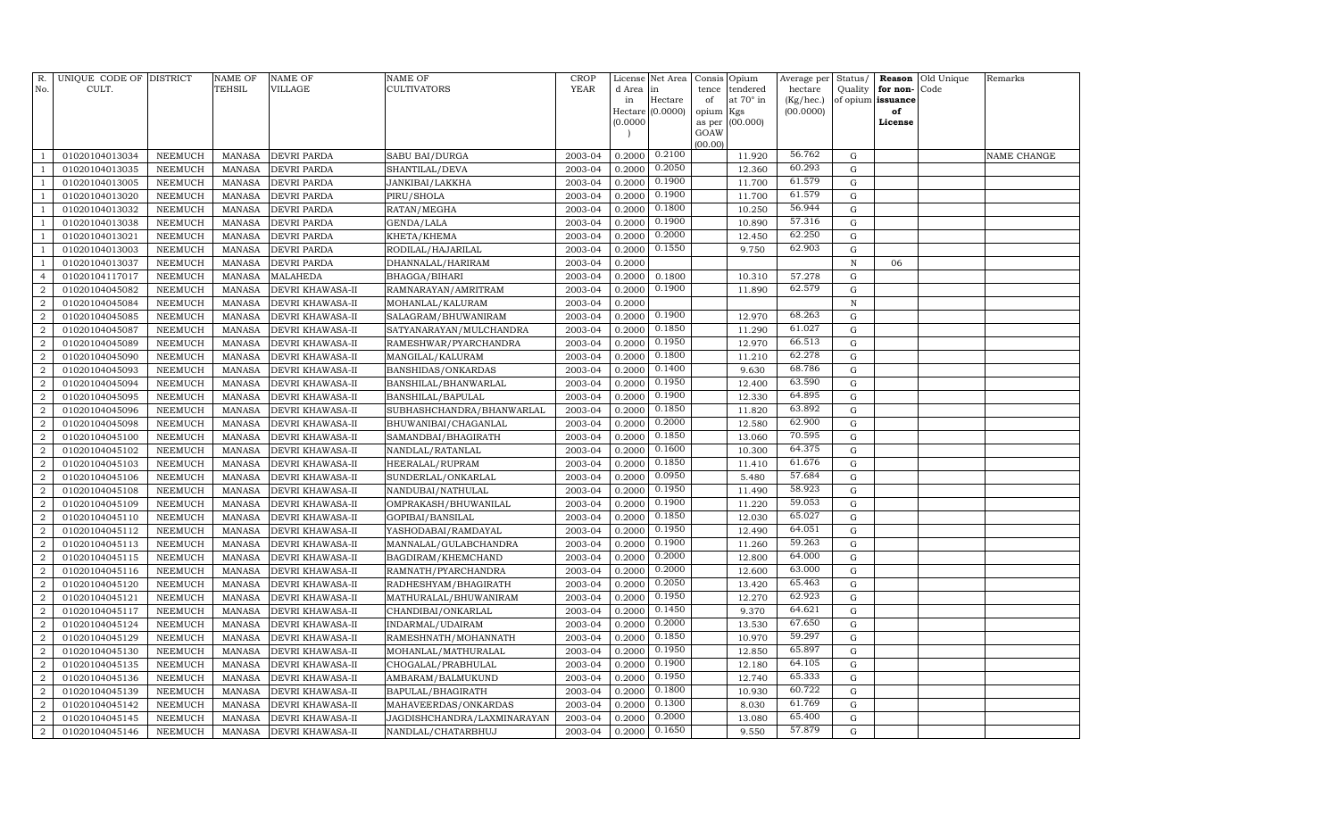| R. No. | UNIQUE CODE OF CULT. | DISTRICT | NAME OF TEHSIL | NAME OF VILLAGE | NAME OF CULTIVATORS | CROP YEAR | License d Area in Hectare (0.0000) | Net Area in Hectare (0.0000) | Consis tence of opium as per GOAW (00.00) | Opium tendered at 70° in Kgs (00.000) | Average per hectare (Kg/hec.) (00.0000) | Status/ Quality of opium | Reason for non-issuance of License | Old Unique Code | Remarks |
|---|---|---|---|---|---|---|---|---|---|---|---|---|---|---|---|
| 1 | 01020104013034 | NEEMUCH | MANASA | DEVRI PARDA | SABU BAI/DURGA | 2003-04 | 0.2000 | 0.2100 | | 11.920 | 56.762 | G | | | NAME CHANGE |
| 1 | 01020104013035 | NEEMUCH | MANASA | DEVRI PARDA | SHANTILAL/DEVA | 2003-04 | 0.2000 | 0.2050 | | 12.360 | 60.293 | G | | | |
| 1 | 01020104013005 | NEEMUCH | MANASA | DEVRI PARDA | JANKIBAI/LAKKHA | 2003-04 | 0.2000 | 0.1900 | | 11.700 | 61.579 | G | | | |
| 1 | 01020104013020 | NEEMUCH | MANASA | DEVRI PARDA | PIRU/SHOLA | 2003-04 | 0.2000 | 0.1900 | | 11.700 | 61.579 | G | | | |
| 1 | 01020104013032 | NEEMUCH | MANASA | DEVRI PARDA | RATAN/MEGHA | 2003-04 | 0.2000 | 0.1800 | | 10.250 | 56.944 | G | | | |
| 1 | 01020104013038 | NEEMUCH | MANASA | DEVRI PARDA | GENDA/LALA | 2003-04 | 0.2000 | 0.1900 | | 10.890 | 57.316 | G | | | |
| 1 | 01020104013021 | NEEMUCH | MANASA | DEVRI PARDA | KHETA/KHEMA | 2003-04 | 0.2000 | 0.2000 | | 12.450 | 62.250 | G | | | |
| 1 | 01020104013003 | NEEMUCH | MANASA | DEVRI PARDA | RODILAL/HAJARILAL | 2003-04 | 0.2000 | 0.1550 | | 9.750 | 62.903 | G | | | |
| 1 | 01020104013037 | NEEMUCH | MANASA | DEVRI PARDA | DHANNALAL/HARIRAM | 2003-04 | 0.2000 | | | | | N | 06 | | |
| 4 | 01020104117017 | NEEMUCH | MANASA | MALAHEDA | BHAGGA/BIHARI | 2003-04 | 0.2000 | 0.1800 | | 10.310 | 57.278 | G | | | |
| 2 | 01020104045082 | NEEMUCH | MANASA | DEVRI KHAWASA-II | RAMNARAYAN/AMRITRAM | 2003-04 | 0.2000 | 0.1900 | | 11.890 | 62.579 | G | | | |
| 2 | 01020104045084 | NEEMUCH | MANASA | DEVRI KHAWASA-II | MOHANLAL/KALURAM | 2003-04 | 0.2000 | | | | | N | | | |
| 2 | 01020104045085 | NEEMUCH | MANASA | DEVRI KHAWASA-II | SALAGRAM/BHUWANIRAM | 2003-04 | 0.2000 | 0.1900 | | 12.970 | 68.263 | G | | | |
| 2 | 01020104045087 | NEEMUCH | MANASA | DEVRI KHAWASA-II | SATYANARAYAN/MULCHANDRA | 2003-04 | 0.2000 | 0.1850 | | 11.290 | 61.027 | G | | | |
| 2 | 01020104045089 | NEEMUCH | MANASA | DEVRI KHAWASA-II | RAMESHWAR/PYARCHANDRA | 2003-04 | 0.2000 | 0.1950 | | 12.970 | 66.513 | G | | | |
| 2 | 01020104045090 | NEEMUCH | MANASA | DEVRI KHAWASA-II | MANGILAL/KALURAM | 2003-04 | 0.2000 | 0.1800 | | 11.210 | 62.278 | G | | | |
| 2 | 01020104045093 | NEEMUCH | MANASA | DEVRI KHAWASA-II | BANSHIDAS/ONKARDAS | 2003-04 | 0.2000 | 0.1400 | | 9.630 | 68.786 | G | | | |
| 2 | 01020104045094 | NEEMUCH | MANASA | DEVRI KHAWASA-II | BANSHILAL/BHANWARLAL | 2003-04 | 0.2000 | 0.1950 | | 12.400 | 63.590 | G | | | |
| 2 | 01020104045095 | NEEMUCH | MANASA | DEVRI KHAWASA-II | BANSHILAL/BAPULAL | 2003-04 | 0.2000 | 0.1900 | | 12.330 | 64.895 | G | | | |
| 2 | 01020104045096 | NEEMUCH | MANASA | DEVRI KHAWASA-II | SUBHASHCHANDRA/BHANWARLAL | 2003-04 | 0.2000 | 0.1850 | | 11.820 | 63.892 | G | | | |
| 2 | 01020104045098 | NEEMUCH | MANASA | DEVRI KHAWASA-II | BHUWANIBAI/CHAGANLAL | 2003-04 | 0.2000 | 0.2000 | | 12.580 | 62.900 | G | | | |
| 2 | 01020104045100 | NEEMUCH | MANASA | DEVRI KHAWASA-II | SAMANDBAI/BHAGIRATH | 2003-04 | 0.2000 | 0.1850 | | 13.060 | 70.595 | G | | | |
| 2 | 01020104045102 | NEEMUCH | MANASA | DEVRI KHAWASA-II | NANDLAL/RATANLAL | 2003-04 | 0.2000 | 0.1600 | | 10.300 | 64.375 | G | | | |
| 2 | 01020104045103 | NEEMUCH | MANASA | DEVRI KHAWASA-II | HEERALAL/RUPRAM | 2003-04 | 0.2000 | 0.1850 | | 11.410 | 61.676 | G | | | |
| 2 | 01020104045106 | NEEMUCH | MANASA | DEVRI KHAWASA-II | SUNDERLAL/ONKARLAL | 2003-04 | 0.2000 | 0.0950 | | 5.480 | 57.684 | G | | | |
| 2 | 01020104045108 | NEEMUCH | MANASA | DEVRI KHAWASA-II | NANDUBAI/NATHULAL | 2003-04 | 0.2000 | 0.1950 | | 11.490 | 58.923 | G | | | |
| 2 | 01020104045109 | NEEMUCH | MANASA | DEVRI KHAWASA-II | OMPRAKASH/BHUWANILAL | 2003-04 | 0.2000 | 0.1900 | | 11.220 | 59.053 | G | | | |
| 2 | 01020104045110 | NEEMUCH | MANASA | DEVRI KHAWASA-II | GOPIBAI/BANSILAL | 2003-04 | 0.2000 | 0.1850 | | 12.030 | 65.027 | G | | | |
| 2 | 01020104045112 | NEEMUCH | MANASA | DEVRI KHAWASA-II | YASHODABAI/RAMDAYAL | 2003-04 | 0.2000 | 0.1950 | | 12.490 | 64.051 | G | | | |
| 2 | 01020104045113 | NEEMUCH | MANASA | DEVRI KHAWASA-II | MANNALAL/GULABCHANDRA | 2003-04 | 0.2000 | 0.1900 | | 11.260 | 59.263 | G | | | |
| 2 | 01020104045115 | NEEMUCH | MANASA | DEVRI KHAWASA-II | BAGDIRAM/KHEMCHAND | 2003-04 | 0.2000 | 0.2000 | | 12.800 | 64.000 | G | | | |
| 2 | 01020104045116 | NEEMUCH | MANASA | DEVRI KHAWASA-II | RAMNATH/PYARCHANDRA | 2003-04 | 0.2000 | 0.2000 | | 12.600 | 63.000 | G | | | |
| 2 | 01020104045120 | NEEMUCH | MANASA | DEVRI KHAWASA-II | RADHESHYAM/BHAGIRATH | 2003-04 | 0.2000 | 0.2050 | | 13.420 | 65.463 | G | | | |
| 2 | 01020104045121 | NEEMUCH | MANASA | DEVRI KHAWASA-II | MATHURALAL/BHUWANIRAM | 2003-04 | 0.2000 | 0.1950 | | 12.270 | 62.923 | G | | | |
| 2 | 01020104045117 | NEEMUCH | MANASA | DEVRI KHAWASA-II | CHANDIBAI/ONKARLAL | 2003-04 | 0.2000 | 0.1450 | | 9.370 | 64.621 | G | | | |
| 2 | 01020104045124 | NEEMUCH | MANASA | DEVRI KHAWASA-II | INDARMAL/UDAIRAM | 2003-04 | 0.2000 | 0.2000 | | 13.530 | 67.650 | G | | | |
| 2 | 01020104045129 | NEEMUCH | MANASA | DEVRI KHAWASA-II | RAMESHNATH/MOHANNATH | 2003-04 | 0.2000 | 0.1850 | | 10.970 | 59.297 | G | | | |
| 2 | 01020104045130 | NEEMUCH | MANASA | DEVRI KHAWASA-II | MOHANLAL/MATHURALAL | 2003-04 | 0.2000 | 0.1950 | | 12.850 | 65.897 | G | | | |
| 2 | 01020104045135 | NEEMUCH | MANASA | DEVRI KHAWASA-II | CHOGALAL/PRABHULAL | 2003-04 | 0.2000 | 0.1900 | | 12.180 | 64.105 | G | | | |
| 2 | 01020104045136 | NEEMUCH | MANASA | DEVRI KHAWASA-II | AMBARAM/BALMUKUND | 2003-04 | 0.2000 | 0.1950 | | 12.740 | 65.333 | G | | | |
| 2 | 01020104045139 | NEEMUCH | MANASA | DEVRI KHAWASA-II | BAPULAL/BHAGIRATH | 2003-04 | 0.2000 | 0.1800 | | 10.930 | 60.722 | G | | | |
| 2 | 01020104045142 | NEEMUCH | MANASA | DEVRI KHAWASA-II | MAHAVEERDAS/ONKARDAS | 2003-04 | 0.2000 | 0.1300 | | 8.030 | 61.769 | G | | | |
| 2 | 01020104045145 | NEEMUCH | MANASA | DEVRI KHAWASA-II | JAGDISHCHANDRA/LAXMINARAYAN | 2003-04 | 0.2000 | 0.2000 | | 13.080 | 65.400 | G | | | |
| 2 | 01020104045146 | NEEMUCH | MANASA | DEVRI KHAWASA-II | NANDLAL/CHATARBHUJ | 2003-04 | 0.2000 | 0.1650 | | 9.550 | 57.879 | G | | | |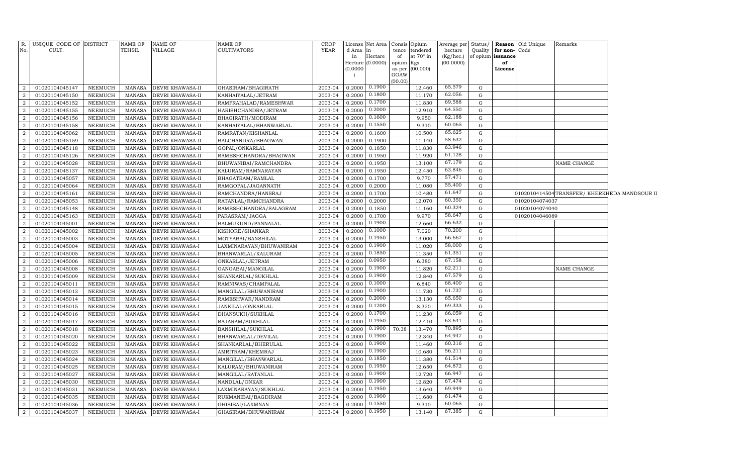| R. No. | UNIQUE CODE OF CULT. | DISTRICT | NAME OF TEHSIL | NAME OF VILLAGE | NAME OF CULTIVATORS | CROP YEAR | License d Area in Hectare (0.0000) | Net Area in Hectare (0.0000) | Consis tence of opium as per GOAW (00.00) | Opium tendered at 70° in Kgs (00.000) | Average per hectare (Kg/hec.) (00.0000) | Status/ Quality of opium | Reason for non-issuance of License | Old Unique Code | Remarks |
|---|---|---|---|---|---|---|---|---|---|---|---|---|---|---|---|
| 2 | 01020104045147 | NEEMUCH | MANASA | DEVRI KHAWASA-II | GHASIRAM/BHAGIRATH | 2003-04 | 0.2000 | 0.1900 | | 12.460 | 65.579 | G | | | |
| 2 | 01020104045150 | NEEMUCH | MANASA | DEVRI KHAWASA-II | KANHAIYALAL/JETRAM | 2003-04 | 0.2000 | 0.1800 | | 11.170 | 62.056 | G | | | |
| 2 | 01020104045152 | NEEMUCH | MANASA | DEVRI KHAWASA-II | RAMPRAHALAD/RAMESHWAR | 2003-04 | 0.2000 | 0.1700 | | 11.830 | 69.588 | G | | | |
| 2 | 01020104045155 | NEEMUCH | MANASA | DEVRI KHAWASA-II | HARISHCHANDRA/JETRAM | 2003-04 | 0.2000 | 0.2000 | | 12.910 | 64.550 | G | | | |
| 2 | 01020104045156 | NEEMUCH | MANASA | DEVRI KHAWASA-II | BHAGIRATH/MODIRAM | 2003-04 | 0.2000 | 0.1600 | | 9.950 | 62.188 | G | | | |
| 2 | 01020104045158 | NEEMUCH | MANASA | DEVRI KHAWASA-II | KANHAIYALAL/BHANWARLAL | 2003-04 | 0.2000 | 0.1550 | | 9.310 | 60.065 | G | | | |
| 2 | 01020104045062 | NEEMUCH | MANASA | DEVRI KHAWASA-II | RAMRATAN/KISHANLAL | 2003-04 | 0.2000 | 0.1600 | | 10.500 | 65.625 | G | | | |
| 2 | 01020104045159 | NEEMUCH | MANASA | DEVRI KHAWASA-II | BALCHANDRA/BHAGWAN | 2003-04 | 0.2000 | 0.1900 | | 11.140 | 58.632 | G | | | |
| 2 | 01020104045118 | NEEMUCH | MANASA | DEVRI KHAWASA-II | GOPAL/ONKARLAL | 2003-04 | 0.2000 | 0.1850 | | 11.830 | 63.946 | G | | | |
| 2 | 01020104045126 | NEEMUCH | MANASA | DEVRI KHAWASA-II | RAMESHCHANDRA/BHAGWAN | 2003-04 | 0.2000 | 0.1950 | | 11.920 | 61.128 | G | | | |
| 2 | 01020104045028 | NEEMUCH | MANASA | DEVRI KHAWASA-II | BHUWANIBAI/RAMCHANDRA | 2003-04 | 0.2000 | 0.1950 | | 13.100 | 67.179 | G | | | NAME CHANGE |
| 2 | 01020104045137 | NEEMUCH | MANASA | DEVRI KHAWASA-II | KALURAM/RAMNARAYAN | 2003-04 | 0.2000 | 0.1950 | | 12.450 | 63.846 | G | | | |
| 2 | 01020104045057 | NEEMUCH | MANASA | DEVRI KHAWASA-II | BHAGATRAM/RAMLAL | 2003-04 | 0.2000 | 0.1700 | | 9.770 | 57.471 | G | | | |
| 2 | 01020104045064 | NEEMUCH | MANASA | DEVRI KHAWASA-II | RAMGOPAL/JAGANNATH | 2003-04 | 0.2000 | 0.2000 | | 11.080 | 55.400 | G | | | |
| 2 | 01020104045161 | NEEMUCH | MANASA | DEVRI KHAWASA-II | RAMCHANDRA/HANSRAJ | 2003-04 | 0.2000 | 0.1700 | | 10.480 | 61.647 | G | | 0102010414504 | TRANSFER/ KHERKHEDA MANDSOUR II |
| 2 | 01020104045053 | NEEMUCH | MANASA | DEVRI KHAWASA-II | RATANLAL/RAMCHANDRA | 2003-04 | 0.2000 | 0.2000 | | 12.070 | 60.350 | G | | 01020104074037 | |
| 2 | 01020104045148 | NEEMUCH | MANASA | DEVRI KHAWASA-II | RAMESHCHANDRA/SALAGRAM | 2003-04 | 0.2000 | 0.1850 | | 11.160 | 60.324 | G | | 01020104074040 | |
| 2 | 01020104045163 | NEEMUCH | MANASA | DEVRI KHAWASA-II | PARASRAM/JAGGA | 2003-04 | 0.2000 | 0.1700 | | 9.970 | 58.647 | G | | 01020104046089 | |
| 2 | 01020104045001 | NEEMUCH | MANASA | DEVRI KHAWASA-I | BALMUKUND/PANNALAL | 2003-04 | 0.2000 | 0.1900 | | 12.660 | 66.632 | G | | | |
| 2 | 01020104045002 | NEEMUCH | MANASA | DEVRI KHAWASA-I | KISHORE/SHANKAR | 2003-04 | 0.2000 | 0.1000 | | 7.020 | 70.200 | G | | | |
| 2 | 01020104045003 | NEEMUCH | MANASA | DEVRI KHAWASA-I | MOTYABAI/BANSHILAL | 2003-04 | 0.2000 | 0.1950 | | 13.000 | 66.667 | G | | | |
| 2 | 01020104045004 | NEEMUCH | MANASA | DEVRI KHAWASA-I | LAXMINARAYAN/BHUWANIRAM | 2003-04 | 0.2000 | 0.1900 | | 11.020 | 58.000 | G | | | |
| 2 | 01020104045005 | NEEMUCH | MANASA | DEVRI KHAWASA-I | BHANWARLAL/KALURAM | 2003-04 | 0.2000 | 0.1850 | | 11.350 | 61.351 | G | | | |
| 2 | 01020104045006 | NEEMUCH | MANASA | DEVRI KHAWASA-I | ONKARLAL/JETRAM | 2003-04 | 0.2000 | 0.0950 | | 6.380 | 67.158 | G | | | |
| 2 | 01020104045008 | NEEMUCH | MANASA | DEVRI KHAWASA-I | GANGABAI/MANGILAL | 2003-04 | 0.2000 | 0.1900 | | 11.820 | 62.211 | G | | | NAME CHANGE |
| 2 | 01020104045009 | NEEMUCH | MANASA | DEVRI KHAWASA-I | SHANKARLAL/SUKHLAL | 2003-04 | 0.2000 | 0.1900 | | 12.840 | 67.579 | G | | | |
| 2 | 01020104045011 | NEEMUCH | MANASA | DEVRI KHAWASA-I | RAMNIWAS/CHAMPALAL | 2003-04 | 0.2000 | 0.1000 | | 6.840 | 68.400 | G | | | |
| 2 | 01020104045013 | NEEMUCH | MANASA | DEVRI KHAWASA-I | MANGILAL/BHUWANIRAM | 2003-04 | 0.2000 | 0.1900 | | 11.730 | 61.737 | G | | | |
| 2 | 01020104045014 | NEEMUCH | MANASA | DEVRI KHAWASA-I | RAMESHWAR/NANDRAM | 2003-04 | 0.2000 | 0.2000 | | 13.130 | 65.650 | G | | | |
| 2 | 01020104045015 | NEEMUCH | MANASA | DEVRI KHAWASA-I | JANKILAL/ONKARLAL | 2003-04 | 0.2000 | 0.1200 | | 8.320 | 69.333 | G | | | |
| 2 | 01020104045016 | NEEMUCH | MANASA | DEVRI KHAWASA-I | DHANSUKH/SUKHLAL | 2003-04 | 0.2000 | 0.1700 | | 11.230 | 66.059 | G | | | |
| 2 | 01020104045017 | NEEMUCH | MANASA | DEVRI KHAWASA-I | RAJARAM/SUKHLAL | 2003-04 | 0.2000 | 0.1950 | | 12.410 | 63.641 | G | | | |
| 2 | 01020104045018 | NEEMUCH | MANASA | DEVRI KHAWASA-I | BANSHILAL/SUKHLAL | 2003-04 | 0.2000 | 0.1900 | 70.38 | 13.470 | 70.895 | G | | | |
| 2 | 01020104045020 | NEEMUCH | MANASA | DEVRI KHAWASA-I | BHANWARLAL/DEVILAL | 2003-04 | 0.2000 | 0.1900 | | 12.340 | 64.947 | G | | | |
| 2 | 01020104045022 | NEEMUCH | MANASA | DEVRI KHAWASA-I | SHANKARLAL/BHERULAL | 2003-04 | 0.2000 | 0.1900 | | 11.460 | 60.316 | G | | | |
| 2 | 01020104045023 | NEEMUCH | MANASA | DEVRI KHAWASA-I | AMRITRAM/KHEMRAJ | 2003-04 | 0.2000 | 0.1900 | | 10.680 | 56.211 | G | | | |
| 2 | 01020104045024 | NEEMUCH | MANASA | DEVRI KHAWASA-I | MANGILAL/BHANWARLAL | 2003-04 | 0.2000 | 0.1850 | | 11.380 | 61.514 | G | | | |
| 2 | 01020104045025 | NEEMUCH | MANASA | DEVRI KHAWASA-I | KALURAM/BHUWANIRAM | 2003-04 | 0.2000 | 0.1950 | | 12.650 | 64.872 | G | | | |
| 2 | 01020104045027 | NEEMUCH | MANASA | DEVRI KHAWASA-I | MANGILAL/RATANLAL | 2003-04 | 0.2000 | 0.1900 | | 12.720 | 66.947 | G | | | |
| 2 | 01020104045030 | NEEMUCH | MANASA | DEVRI KHAWASA-I | NANDLAL/ONKAR | 2003-04 | 0.2000 | 0.1900 | | 12.820 | 67.474 | G | | | |
| 2 | 01020104045031 | NEEMUCH | MANASA | DEVRI KHAWASA-I | LAXMINARAYAN/SUKHLAL | 2003-04 | 0.2000 | 0.1950 | | 13.640 | 69.949 | G | | | |
| 2 | 01020104045035 | NEEMUCH | MANASA | DEVRI KHAWASA-I | RUKMANIBAI/BAGDIRAM | 2003-04 | 0.2000 | 0.1900 | | 11.680 | 61.474 | G | | | |
| 2 | 01020104045036 | NEEMUCH | MANASA | DEVRI KHAWASA-I | GHISIBAI/LAXMNAN | 2003-04 | 0.2000 | 0.1550 | | 9.310 | 60.065 | G | | | |
| 2 | 01020104045037 | NEEMUCH | MANASA | DEVRI KHAWASA-I | GHASIRAM/BHUWANIRAM | 2003-04 | 0.2000 | 0.1950 | | 13.140 | 67.385 | G | | | |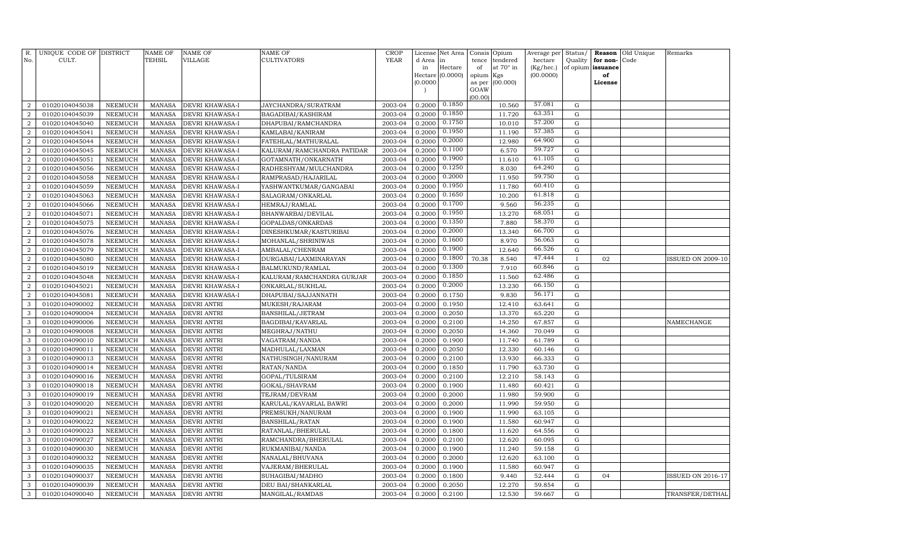| R. No. | UNIQUE CODE OF CULT. | DISTRICT | NAME OF TEHSIL | NAME OF VILLAGE | NAME OF CULTIVATORS | CROP YEAR | License d Area in Hectare (0.0000) | Net Area in Hectare (0.0000) | Consis tence of opium as per GOAW (00.00) | Opium tendered at 70° in Kgs (00.000) | Average per hectare (Kg/hec.) (00.0000) | Status/ Quality of opium | Reason for non-issuance of License | Old Unique Code | Remarks |
|---|---|---|---|---|---|---|---|---|---|---|---|---|---|---|---|
| 2 | 01020104045038 | NEEMUCH | MANASA | DEVRI KHAWASA-I | JAYCHANDRA/SURATRAM | 2003-04 | 0.2000 | 0.1850 | | 10.560 | 57.081 | G | | | |
| 2 | 01020104045039 | NEEMUCH | MANASA | DEVRI KHAWASA-I | BAGADIBAI/KASHIRAM | 2003-04 | 0.2000 | 0.1850 | | 11.720 | 63.351 | G | | | |
| 2 | 01020104045040 | NEEMUCH | MANASA | DEVRI KHAWASA-I | DHAPUBAI/RAMCHANDRA | 2003-04 | 0.2000 | 0.1750 | | 10.010 | 57.200 | G | | | |
| 2 | 01020104045041 | NEEMUCH | MANASA | DEVRI KHAWASA-I | KAMLABAI/KANIRAM | 2003-04 | 0.2000 | 0.1950 | | 11.190 | 57.385 | G | | | |
| 2 | 01020104045044 | NEEMUCH | MANASA | DEVRI KHAWASA-I | FATEHLAL/MATHURALAL | 2003-04 | 0.2000 | 0.2000 | | 12.980 | 64.900 | G | | | |
| 2 | 01020104045045 | NEEMUCH | MANASA | DEVRI KHAWASA-I | KALURAM/RAMCHANDRA PATIDAR | 2003-04 | 0.2000 | 0.1100 | | 6.570 | 59.727 | G | | | |
| 2 | 01020104045051 | NEEMUCH | MANASA | DEVRI KHAWASA-I | GOTAMNATH/ONKARNATH | 2003-04 | 0.2000 | 0.1900 | | 11.610 | 61.105 | G | | | |
| 2 | 01020104045056 | NEEMUCH | MANASA | DEVRI KHAWASA-I | RADHESHYAM/MULCHANDRA | 2003-04 | 0.2000 | 0.1250 | | 8.030 | 64.240 | G | | | |
| 2 | 01020104045058 | NEEMUCH | MANASA | DEVRI KHAWASA-I | RAMPRASAD/HAJARILAL | 2003-04 | 0.2000 | 0.2000 | | 11.950 | 59.750 | G | | | |
| 2 | 01020104045059 | NEEMUCH | MANASA | DEVRI KHAWASA-I | YASHWANTKUMAR/GANGABAI | 2003-04 | 0.2000 | 0.1950 | | 11.780 | 60.410 | G | | | |
| 2 | 01020104045063 | NEEMUCH | MANASA | DEVRI KHAWASA-I | SALAGRAM/ONKARLAL | 2003-04 | 0.2000 | 0.1650 | | 10.200 | 61.818 | G | | | |
| 2 | 01020104045066 | NEEMUCH | MANASA | DEVRI KHAWASA-I | HEMRAJ/RAMLAL | 2003-04 | 0.2000 | 0.1700 | | 9.560 | 56.235 | G | | | |
| 2 | 01020104045071 | NEEMUCH | MANASA | DEVRI KHAWASA-I | BHANWARBAI/DEVILAL | 2003-04 | 0.2000 | 0.1950 | | 13.270 | 68.051 | G | | | |
| 2 | 01020104045075 | NEEMUCH | MANASA | DEVRI KHAWASA-I | GOPALDAS/ONKARDAS | 2003-04 | 0.2000 | 0.1350 | | 7.880 | 58.370 | G | | | |
| 2 | 01020104045076 | NEEMUCH | MANASA | DEVRI KHAWASA-I | DINESHKUMAR/KASTURIBAI | 2003-04 | 0.2000 | 0.2000 | | 13.340 | 66.700 | G | | | |
| 2 | 01020104045078 | NEEMUCH | MANASA | DEVRI KHAWASA-I | MOHANLAL/SHRINIWAS | 2003-04 | 0.2000 | 0.1600 | | 8.970 | 56.063 | G | | | |
| 2 | 01020104045079 | NEEMUCH | MANASA | DEVRI KHAWASA-I | AMBALAL/CHENRAM | 2003-04 | 0.2000 | 0.1900 | | 12.640 | 66.526 | G | | | |
| 2 | 01020104045080 | NEEMUCH | MANASA | DEVRI KHAWASA-I | DURGABAI/LAXMINARAYAN | 2003-04 | 0.2000 | 0.1800 | 70.38 | 8.540 | 47.444 | I | 02 | | ISSUED ON 2009-10 |
| 2 | 01020104045019 | NEEMUCH | MANASA | DEVRI KHAWASA-I | BALMUKUND/RAMLAL | 2003-04 | 0.2000 | 0.1300 | | 7.910 | 60.846 | G | | | |
| 2 | 01020104045048 | NEEMUCH | MANASA | DEVRI KHAWASA-I | KALURAM/RAMCHANDRA GURJAR | 2003-04 | 0.2000 | 0.1850 | | 11.560 | 62.486 | G | | | |
| 2 | 01020104045021 | NEEMUCH | MANASA | DEVRI KHAWASA-I | ONKARLAL/SUKHLAL | 2003-04 | 0.2000 | 0.2000 | | 13.230 | 66.150 | G | | | |
| 2 | 01020104045081 | NEEMUCH | MANASA | DEVRI KHAWASA-I | DHAPUBAI/SAJJANNATH | 2003-04 | 0.2000 | 0.1750 | | 9.830 | 56.171 | G | | | |
| 3 | 01020104090002 | NEEMUCH | MANASA | DEVRI ANTRI | MUKESH/RAJARAM | 2003-04 | 0.2000 | 0.1950 | | 12.410 | 63.641 | G | | | |
| 3 | 01020104090004 | NEEMUCH | MANASA | DEVRI ANTRI | BANSHILAL/JETRAM | 2003-04 | 0.2000 | 0.2050 | | 13.370 | 65.220 | G | | | |
| 3 | 01020104090006 | NEEMUCH | MANASA | DEVRI ANTRI | BAGDIBAI/KAVARLAL | 2003-04 | 0.2000 | 0.2100 | | 14.250 | 67.857 | G | | | NAMECHANGE |
| 3 | 01020104090008 | NEEMUCH | MANASA | DEVRI ANTRI | MEGHRAJ/NATHU | 2003-04 | 0.2000 | 0.2050 | | 14.360 | 70.049 | G | | | |
| 3 | 01020104090010 | NEEMUCH | MANASA | DEVRI ANTRI | VAGATRAM/NANDA | 2003-04 | 0.2000 | 0.1900 | | 11.740 | 61.789 | G | | | |
| 3 | 01020104090011 | NEEMUCH | MANASA | DEVRI ANTRI | MADHULAL/LAXMAN | 2003-04 | 0.2000 | 0.2050 | | 12.330 | 60.146 | G | | | |
| 3 | 01020104090013 | NEEMUCH | MANASA | DEVRI ANTRI | NATHUSINGH/NANURAM | 2003-04 | 0.2000 | 0.2100 | | 13.930 | 66.333 | G | | | |
| 3 | 01020104090014 | NEEMUCH | MANASA | DEVRI ANTRI | RATAN/NANDA | 2003-04 | 0.2000 | 0.1850 | | 11.790 | 63.730 | G | | | |
| 3 | 01020104090016 | NEEMUCH | MANASA | DEVRI ANTRI | GOPAL/TULSIRAM | 2003-04 | 0.2000 | 0.2100 | | 12.210 | 58.143 | G | | | |
| 3 | 01020104090018 | NEEMUCH | MANASA | DEVRI ANTRI | GOKAL/SHAVRAM | 2003-04 | 0.2000 | 0.1900 | | 11.480 | 60.421 | G | | | |
| 3 | 01020104090019 | NEEMUCH | MANASA | DEVRI ANTRI | TEJRAM/DEVRAM | 2003-04 | 0.2000 | 0.2000 | | 11.980 | 59.900 | G | | | |
| 3 | 01020104090020 | NEEMUCH | MANASA | DEVRI ANTRI | KARULAL/KAVARLAL BAWRI | 2003-04 | 0.2000 | 0.2000 | | 11.990 | 59.950 | G | | | |
| 3 | 01020104090021 | NEEMUCH | MANASA | DEVRI ANTRI | PREMSUKH/NANURAM | 2003-04 | 0.2000 | 0.1900 | | 11.990 | 63.105 | G | | | |
| 3 | 01020104090022 | NEEMUCH | MANASA | DEVRI ANTRI | BANSHILAL/RATAN | 2003-04 | 0.2000 | 0.1900 | | 11.580 | 60.947 | G | | | |
| 3 | 01020104090023 | NEEMUCH | MANASA | DEVRI ANTRI | RATANLAL/BHERULAL | 2003-04 | 0.2000 | 0.1800 | | 11.620 | 64.556 | G | | | |
| 3 | 01020104090027 | NEEMUCH | MANASA | DEVRI ANTRI | RAMCHANDRA/BHERULAL | 2003-04 | 0.2000 | 0.2100 | | 12.620 | 60.095 | G | | | |
| 3 | 01020104090030 | NEEMUCH | MANASA | DEVRI ANTRI | RUKMANIBAI/NANDA | 2003-04 | 0.2000 | 0.1900 | | 11.240 | 59.158 | G | | | |
| 3 | 01020104090032 | NEEMUCH | MANASA | DEVRI ANTRI | NANALAL/BHUVANA | 2003-04 | 0.2000 | 0.2000 | | 12.620 | 63.100 | G | | | |
| 3 | 01020104090035 | NEEMUCH | MANASA | DEVRI ANTRI | VAJERAM/BHERULAL | 2003-04 | 0.2000 | 0.1900 | | 11.580 | 60.947 | G | | | |
| 3 | 01020104090037 | NEEMUCH | MANASA | DEVRI ANTRI | SUHAGIBAI/MADHO | 2003-04 | 0.2000 | 0.1800 | | 9.440 | 52.444 | G | 04 | | ISSUED ON 2016-17 |
| 3 | 01020104090039 | NEEMUCH | MANASA | DEVRI ANTRI | DEU BAI/SHANKARLAL | 2003-04 | 0.2000 | 0.2050 | | 12.270 | 59.854 | G | | | |
| 3 | 01020104090040 | NEEMUCH | MANASA | DEVRI ANTRI | MANGILAL/RAMDAS | 2003-04 | 0.2000 | 0.2100 | | 12.530 | 59.667 | G | | | TRANSFER/DETHAL |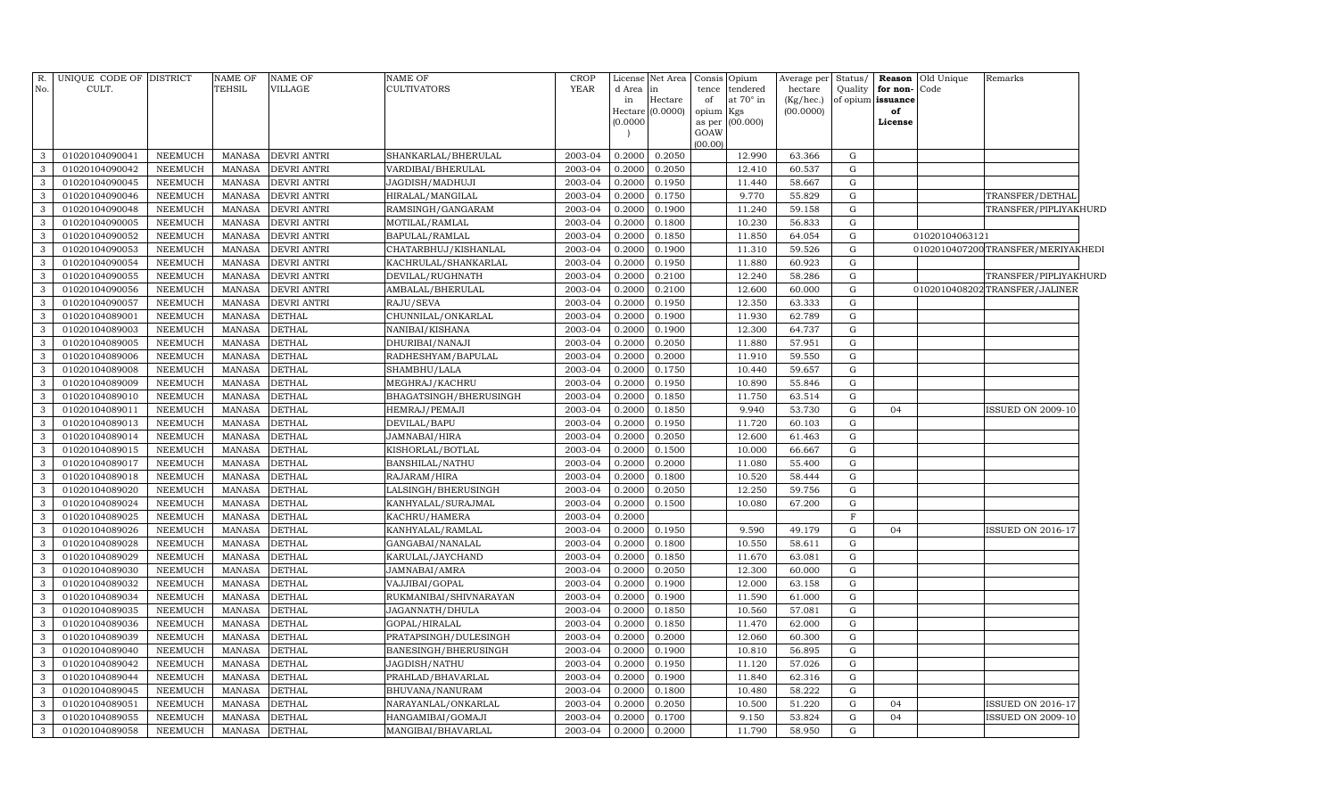| R. No. | UNIQUE CODE OF CULT. | DISTRICT | NAME OF TEHSIL | NAME OF VILLAGE | NAME OF CULTIVATORS | CROP YEAR | License d Area in Hectare (0.0000) | Net Area in Hectare (0.0000) | Consis tence of opium as per GOAW (00.00) | Opium tendered at 70° in Kgs (00.000) | Average per hectare (Kg/hec.) (00.0000) | Status/ Quality of opium | Reason for non-issuance of License | Old Unique Code | Remarks |
|---|---|---|---|---|---|---|---|---|---|---|---|---|---|---|---|
| 3 | 01020104090041 | NEEMUCH | MANASA | DEVRI ANTRI | SHANKARLAL/BHERULAL | 2003-04 | 0.2000 | 0.2050 | | 12.990 | 63.366 | G | | | |
| 3 | 01020104090042 | NEEMUCH | MANASA | DEVRI ANTRI | VARDIBAI/BHERULAL | 2003-04 | 0.2000 | 0.2050 | | 12.410 | 60.537 | G | | | |
| 3 | 01020104090045 | NEEMUCH | MANASA | DEVRI ANTRI | JAGDISH/MADHUJI | 2003-04 | 0.2000 | 0.1950 | | 11.440 | 58.667 | G | | | |
| 3 | 01020104090046 | NEEMUCH | MANASA | DEVRI ANTRI | HIRALAL/MANGILAL | 2003-04 | 0.2000 | 0.1750 | | 9.770 | 55.829 | G | | | TRANSFER/DETHAL |
| 3 | 01020104090048 | NEEMUCH | MANASA | DEVRI ANTRI | RAMSINGH/GANGARAM | 2003-04 | 0.2000 | 0.1900 | | 11.240 | 59.158 | G | | | TRANSFER/PIPLIYAKHURD |
| 3 | 01020104090005 | NEEMUCH | MANASA | DEVRI ANTRI | MOTILAL/RAMLAL | 2003-04 | 0.2000 | 0.1800 | | 10.230 | 56.833 | G | | | |
| 3 | 01020104090052 | NEEMUCH | MANASA | DEVRI ANTRI | BAPULAL/RAMLAL | 2003-04 | 0.2000 | 0.1850 | | 11.850 | 64.054 | G | | 01020104063121 | |
| 3 | 01020104090053 | NEEMUCH | MANASA | DEVRI ANTRI | CHATARBHUJ/KISHANLAL | 2003-04 | 0.2000 | 0.1900 | | 11.310 | 59.526 | G | | 01020104072000 | TRANSFER/MERIYAKHEDI |
| 3 | 01020104090054 | NEEMUCH | MANASA | DEVRI ANTRI | KACHRULAL/SHANKARLAL | 2003-04 | 0.2000 | 0.1950 | | 11.880 | 60.923 | G | | | |
| 3 | 01020104090055 | NEEMUCH | MANASA | DEVRI ANTRI | DEVILAL/RUGHNATH | 2003-04 | 0.2000 | 0.2100 | | 12.240 | 58.286 | G | | | TRANSFER/PIPLIYAKHURD |
| 3 | 01020104090056 | NEEMUCH | MANASA | DEVRI ANTRI | AMBALAL/BHERULAL | 2003-04 | 0.2000 | 0.2100 | | 12.600 | 60.000 | G | | 01020104082002 | TRANSFER/JALINER |
| 3 | 01020104090057 | NEEMUCH | MANASA | DEVRI ANTRI | RAJU/SEVA | 2003-04 | 0.2000 | 0.1950 | | 12.350 | 63.333 | G | | | |
| 3 | 01020104089001 | NEEMUCH | MANASA | DETHAL | CHUNNILAL/ONKARLAL | 2003-04 | 0.2000 | 0.1900 | | 11.930 | 62.789 | G | | | |
| 3 | 01020104089003 | NEEMUCH | MANASA | DETHAL | NANIBAI/KISHANA | 2003-04 | 0.2000 | 0.1900 | | 12.300 | 64.737 | G | | | |
| 3 | 01020104089005 | NEEMUCH | MANASA | DETHAL | DHURIBAI/NANAJI | 2003-04 | 0.2000 | 0.2050 | | 11.880 | 57.951 | G | | | |
| 3 | 01020104089006 | NEEMUCH | MANASA | DETHAL | RADHESHYAM/BAPULAL | 2003-04 | 0.2000 | 0.2000 | | 11.910 | 59.550 | G | | | |
| 3 | 01020104089008 | NEEMUCH | MANASA | DETHAL | SHAMBHU/LALA | 2003-04 | 0.2000 | 0.1750 | | 10.440 | 59.657 | G | | | |
| 3 | 01020104089009 | NEEMUCH | MANASA | DETHAL | MEGHRAJ/KACHRU | 2003-04 | 0.2000 | 0.1950 | | 10.890 | 55.846 | G | | | |
| 3 | 01020104089010 | NEEMUCH | MANASA | DETHAL | BHAGATSINGH/BHERUSINGH | 2003-04 | 0.2000 | 0.1850 | | 11.750 | 63.514 | G | | | |
| 3 | 01020104089011 | NEEMUCH | MANASA | DETHAL | HEMRAJ/PEMAJI | 2003-04 | 0.2000 | 0.1850 | | 9.940 | 53.730 | G | 04 | | ISSUED ON 2009-10 |
| 3 | 01020104089013 | NEEMUCH | MANASA | DETHAL | DEVILAL/BAPU | 2003-04 | 0.2000 | 0.1950 | | 11.720 | 60.103 | G | | | |
| 3 | 01020104089014 | NEEMUCH | MANASA | DETHAL | JAMNABAI/HIRA | 2003-04 | 0.2000 | 0.2050 | | 12.600 | 61.463 | G | | | |
| 3 | 01020104089015 | NEEMUCH | MANASA | DETHAL | KISHORLAL/BOTLAL | 2003-04 | 0.2000 | 0.1500 | | 10.000 | 66.667 | G | | | |
| 3 | 01020104089017 | NEEMUCH | MANASA | DETHAL | BANSHILAL/NATHU | 2003-04 | 0.2000 | 0.2000 | | 11.080 | 55.400 | G | | | |
| 3 | 01020104089018 | NEEMUCH | MANASA | DETHAL | RAJARAM/HIRA | 2003-04 | 0.2000 | 0.1800 | | 10.520 | 58.444 | G | | | |
| 3 | 01020104089020 | NEEMUCH | MANASA | DETHAL | LALSINGH/BHERUSINGH | 2003-04 | 0.2000 | 0.2050 | | 12.250 | 59.756 | G | | | |
| 3 | 01020104089024 | NEEMUCH | MANASA | DETHAL | KANHYALAL/SURAJMAL | 2003-04 | 0.2000 | 0.1500 | | 10.080 | 67.200 | G | | | |
| 3 | 01020104089025 | NEEMUCH | MANASA | DETHAL | KACHRU/HAMERA | 2003-04 | 0.2000 | | | | | F | | | |
| 3 | 01020104089026 | NEEMUCH | MANASA | DETHAL | KANHYALAL/RAMLAL | 2003-04 | 0.2000 | 0.1950 | | 9.590 | 49.179 | G | 04 | | ISSUED ON 2016-17 |
| 3 | 01020104089028 | NEEMUCH | MANASA | DETHAL | GANGABAI/NANALAL | 2003-04 | 0.2000 | 0.1800 | | 10.550 | 58.611 | G | | | |
| 3 | 01020104089029 | NEEMUCH | MANASA | DETHAL | KARULAL/JAYCHAND | 2003-04 | 0.2000 | 0.1850 | | 11.670 | 63.081 | G | | | |
| 3 | 01020104089030 | NEEMUCH | MANASA | DETHAL | JAMNABAI/AMRA | 2003-04 | 0.2000 | 0.2050 | | 12.300 | 60.000 | G | | | |
| 3 | 01020104089032 | NEEMUCH | MANASA | DETHAL | VAJJIBAI/GOPAL | 2003-04 | 0.2000 | 0.1900 | | 12.000 | 63.158 | G | | | |
| 3 | 01020104089034 | NEEMUCH | MANASA | DETHAL | RUKMANIBAI/SHIVNARAYAN | 2003-04 | 0.2000 | 0.1900 | | 11.590 | 61.000 | G | | | |
| 3 | 01020104089035 | NEEMUCH | MANASA | DETHAL | JAGANNATH/DHULA | 2003-04 | 0.2000 | 0.1850 | | 10.560 | 57.081 | G | | | |
| 3 | 01020104089036 | NEEMUCH | MANASA | DETHAL | GOPAL/HIRALAL | 2003-04 | 0.2000 | 0.1850 | | 11.470 | 62.000 | G | | | |
| 3 | 01020104089039 | NEEMUCH | MANASA | DETHAL | PRATAPSINGH/DULESINGH | 2003-04 | 0.2000 | 0.2000 | | 12.060 | 60.300 | G | | | |
| 3 | 01020104089040 | NEEMUCH | MANASA | DETHAL | BANESINGH/BHERUSINGH | 2003-04 | 0.2000 | 0.1900 | | 10.810 | 56.895 | G | | | |
| 3 | 01020104089042 | NEEMUCH | MANASA | DETHAL | JAGDISH/NATHU | 2003-04 | 0.2000 | 0.1950 | | 11.120 | 57.026 | G | | | |
| 3 | 01020104089044 | NEEMUCH | MANASA | DETHAL | PRAHLAD/BHAVARLAL | 2003-04 | 0.2000 | 0.1900 | | 11.840 | 62.316 | G | | | |
| 3 | 01020104089045 | NEEMUCH | MANASA | DETHAL | BHUVANA/NANURAM | 2003-04 | 0.2000 | 0.1800 | | 10.480 | 58.222 | G | | | |
| 3 | 01020104089051 | NEEMUCH | MANASA | DETHAL | NARAYANLAL/ONKARLAL | 2003-04 | 0.2000 | 0.2050 | | 10.500 | 51.220 | G | 04 | | ISSUED ON 2016-17 |
| 3 | 01020104089055 | NEEMUCH | MANASA | DETHAL | HANGAMIBAI/GOMAJI | 2003-04 | 0.2000 | 0.1700 | | 9.150 | 53.824 | G | 04 | | ISSUED ON 2009-10 |
| 3 | 01020104089058 | NEEMUCH | MANASA | DETHAL | MANGIBAI/BHAVARLAL | 2003-04 | 0.2000 | 0.2000 | | 11.790 | 58.950 | G | | | |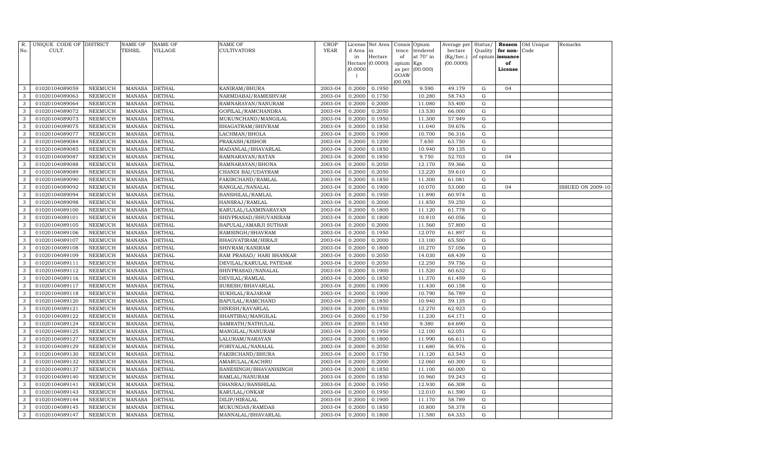| R. No. | UNIQUE CODE OF CULT. | DISTRICT | NAME OF TEHSIL | NAME OF VILLAGE | NAME OF CULTIVATORS | CROP YEAR | License d Area in Hectare (0.0000) | Net Area in Hectare (0.0000) | Consis tence of opium as per GOAW (00.00) | Opium tendered at 70° in Kgs (00.000) | Average per hectare (Kg/hec.) (00.0000) | Status/ Quality of opium | Reason for non-issuance of License | Old Unique Code | Remarks |
|---|---|---|---|---|---|---|---|---|---|---|---|---|---|---|---|
| 3 | 01020104089059 | NEEMUCH | MANASA | DETHAL | KANIRAM/BHURA | 2003-04 | 0.2000 | 0.1950 | | 9.590 | 49.179 | G | 04 | | |
| 3 | 01020104089063 | NEEMUCH | MANASA | DETHAL | NARMDABAI/RAMESHVAR | 2003-04 | 0.2000 | 0.1750 | | 10.280 | 58.743 | G | | | |
| 3 | 01020104089064 | NEEMUCH | MANASA | DETHAL | RAMNARAYAN/NANURAM | 2003-04 | 0.2000 | 0.2000 | | 11.080 | 55.400 | G | | | |
| 3 | 01020104089072 | NEEMUCH | MANASA | DETHAL | GOPILAL/RAMCHANDRA | 2003-04 | 0.2000 | 0.2050 | | 13.530 | 66.000 | G | | | |
| 3 | 01020104089073 | NEEMUCH | MANASA | DETHAL | MUKUNCHAND/MANGILAL | 2003-04 | 0.2000 | 0.1950 | | 11.300 | 57.949 | G | | | |
| 3 | 01020104089075 | NEEMUCH | MANASA | DETHAL | BHAGATRAM/SHIVRAM | 2003-04 | 0.2000 | 0.1850 | | 11.040 | 59.676 | G | | | |
| 3 | 01020104089077 | NEEMUCH | MANASA | DETHAL | LACHMAN/BHOLA | 2003-04 | 0.2000 | 0.1900 | | 10.700 | 56.316 | G | | | |
| 3 | 01020104089084 | NEEMUCH | MANASA | DETHAL | PRAKASH/KISHOR | 2003-04 | 0.2000 | 0.1200 | | 7.650 | 63.750 | G | | | |
| 3 | 01020104089085 | NEEMUCH | MANASA | DETHAL | MADANLAL/BHAVARLAL | 2003-04 | 0.2000 | 0.1850 | | 10.940 | 59.135 | G | | | |
| 3 | 01020104089087 | NEEMUCH | MANASA | DETHAL | RAMNARAYAN/RATAN | 2003-04 | 0.2000 | 0.1850 | | 9.750 | 52.703 | G | 04 | | |
| 3 | 01020104089088 | NEEMUCH | MANASA | DETHAL | RAMNARAYAN/BHONA | 2003-04 | 0.2000 | 0.2050 | | 12.170 | 59.366 | G | | | |
| 3 | 01020104089089 | NEEMUCH | MANASA | DETHAL | CHANDI BAI/UDAYRAM | 2003-04 | 0.2000 | 0.2050 | | 12.220 | 59.610 | G | | | |
| 3 | 01020104089090 | NEEMUCH | MANASA | DETHAL | FAKIRCHAND/RAMLAL | 2003-04 | 0.2000 | 0.1850 | | 11.300 | 61.081 | G | | | |
| 3 | 01020104089092 | NEEMUCH | MANASA | DETHAL | RANGLAL/NANALAL | 2003-04 | 0.2000 | 0.1900 | | 10.070 | 53.000 | G | 04 | | ISSUED ON 2009-10 |
| 3 | 01020104089094 | NEEMUCH | MANASA | DETHAL | BANSHILAL/RAMLAL | 2003-04 | 0.2000 | 0.1950 | | 11.890 | 60.974 | G | | | |
| 3 | 01020104089098 | NEEMUCH | MANASA | DETHAL | HANSRAJ/RAMLAL | 2003-04 | 0.2000 | 0.2000 | | 11.850 | 59.250 | G | | | |
| 3 | 01020104089100 | NEEMUCH | MANASA | DETHAL | KARULAL/LAXMINARAYAN | 2003-04 | 0.2000 | 0.1800 | | 11.120 | 61.778 | G | | | |
| 3 | 01020104089101 | NEEMUCH | MANASA | DETHAL | SHIVPRASAD/BHUVANIRAM | 2003-04 | 0.2000 | 0.1800 | | 10.810 | 60.056 | G | | | |
| 3 | 01020104089105 | NEEMUCH | MANASA | DETHAL | BAPULAL/AMARJI SUTHAR | 2003-04 | 0.2000 | 0.2000 | | 11.560 | 57.800 | G | | | |
| 3 | 01020104089106 | NEEMUCH | MANASA | DETHAL | RAMSINGH/SHAVRAM | 2003-04 | 0.2000 | 0.1950 | | 12.070 | 61.897 | G | | | |
| 3 | 01020104089107 | NEEMUCH | MANASA | DETHAL | BHAGVATIRAM/HIRAJI | 2003-04 | 0.2000 | 0.2000 | | 13.100 | 65.500 | G | | | |
| 3 | 01020104089108 | NEEMUCH | MANASA | DETHAL | SHIVRAM/KANIRAM | 2003-04 | 0.2000 | 0.1800 | | 10.270 | 57.056 | G | | | |
| 3 | 01020104089109 | NEEMUCH | MANASA | DETHAL | RAM PRASAD/ HARI SHANKAR | 2003-04 | 0.2000 | 0.2050 | | 14.030 | 68.439 | G | | | |
| 3 | 01020104089111 | NEEMUCH | MANASA | DETHAL | DEVILAL/KARULAL PATIDAR | 2003-04 | 0.2000 | 0.2050 | | 12.250 | 59.756 | G | | | |
| 3 | 01020104089112 | NEEMUCH | MANASA | DETHAL | SHIVPRASAD/NANALAL | 2003-04 | 0.2000 | 0.1900 | | 11.520 | 60.632 | G | | | |
| 3 | 01020104089116 | NEEMUCH | MANASA | DETHAL | DEVILAL/RAMLAL | 2003-04 | 0.2000 | 0.1850 | | 11.370 | 61.459 | G | | | |
| 3 | 01020104089117 | NEEMUCH | MANASA | DETHAL | SURESH/BHAVARLAL | 2003-04 | 0.2000 | 0.1900 | | 11.430 | 60.158 | G | | | |
| 3 | 01020104089118 | NEEMUCH | MANASA | DETHAL | SUKHLAL/RAJARAM | 2003-04 | 0.2000 | 0.1900 | | 10.790 | 56.789 | G | | | |
| 3 | 01020104089120 | NEEMUCH | MANASA | DETHAL | BAPULAL/RAMCHAND | 2003-04 | 0.2000 | 0.1850 | | 10.940 | 59.135 | G | | | |
| 3 | 01020104089121 | NEEMUCH | MANASA | DETHAL | DINESH/KAVARLAL | 2003-04 | 0.2000 | 0.1950 | | 12.270 | 62.923 | G | | | |
| 3 | 01020104089122 | NEEMUCH | MANASA | DETHAL | SHANTIBAI/MANGILAL | 2003-04 | 0.2000 | 0.1750 | | 11.230 | 64.171 | G | | | |
| 3 | 01020104089124 | NEEMUCH | MANASA | DETHAL | SAMRATH/NATHULAL | 2003-04 | 0.2000 | 0.1450 | | 9.380 | 64.690 | G | | | |
| 3 | 01020104089125 | NEEMUCH | MANASA | DETHAL | MANGILAL/NANURAM | 2003-04 | 0.2000 | 0.1950 | | 12.100 | 62.051 | G | | | |
| 3 | 01020104089127 | NEEMUCH | MANASA | DETHAL | LALURAM/NARAYAN | 2003-04 | 0.2000 | 0.1800 | | 11.990 | 66.611 | G | | | |
| 3 | 01020104089129 | NEEMUCH | MANASA | DETHAL | FORIYALAL/NANALAL | 2003-04 | 0.2000 | 0.2050 | | 11.680 | 56.976 | G | | | |
| 3 | 01020104089130 | NEEMUCH | MANASA | DETHAL | FAKIRCHAND/BHURA | 2003-04 | 0.2000 | 0.1750 | | 11.120 | 63.543 | G | | | |
| 3 | 01020104089132 | NEEMUCH | MANASA | DETHAL | AMARULAL/KACHRU | 2003-04 | 0.2000 | 0.2000 | | 12.060 | 60.300 | G | | | |
| 3 | 01020104089137 | NEEMUCH | MANASA | DETHAL | BANESINGH/BHAVANISINGH | 2003-04 | 0.2000 | 0.1850 | | 11.100 | 60.000 | G | | | |
| 3 | 01020104089140 | NEEMUCH | MANASA | DETHAL | RAMLAL/NANURAM | 2003-04 | 0.2000 | 0.1850 | | 10.960 | 59.243 | G | | | |
| 3 | 01020104089141 | NEEMUCH | MANASA | DETHAL | DHANRAJ/BANSHILAL | 2003-04 | 0.2000 | 0.1950 | | 12.930 | 66.308 | G | | | |
| 3 | 01020104089143 | NEEMUCH | MANASA | DETHAL | KARULAL/ONKAR | 2003-04 | 0.2000 | 0.1950 | | 12.010 | 61.590 | G | | | |
| 3 | 01020104089144 | NEEMUCH | MANASA | DETHAL | DILIP/HIRALAL | 2003-04 | 0.2000 | 0.1900 | | 11.170 | 58.789 | G | | | |
| 3 | 01020104089145 | NEEMUCH | MANASA | DETHAL | MUKUNDAS/RAMDAS | 2003-04 | 0.2000 | 0.1850 | | 10.800 | 58.378 | G | | | |
| 3 | 01020104089147 | NEEMUCH | MANASA | DETHAL | MANNALAL/BHAVARLAL | 2003-04 | 0.2000 | 0.1800 | | 11.580 | 64.333 | G | | | |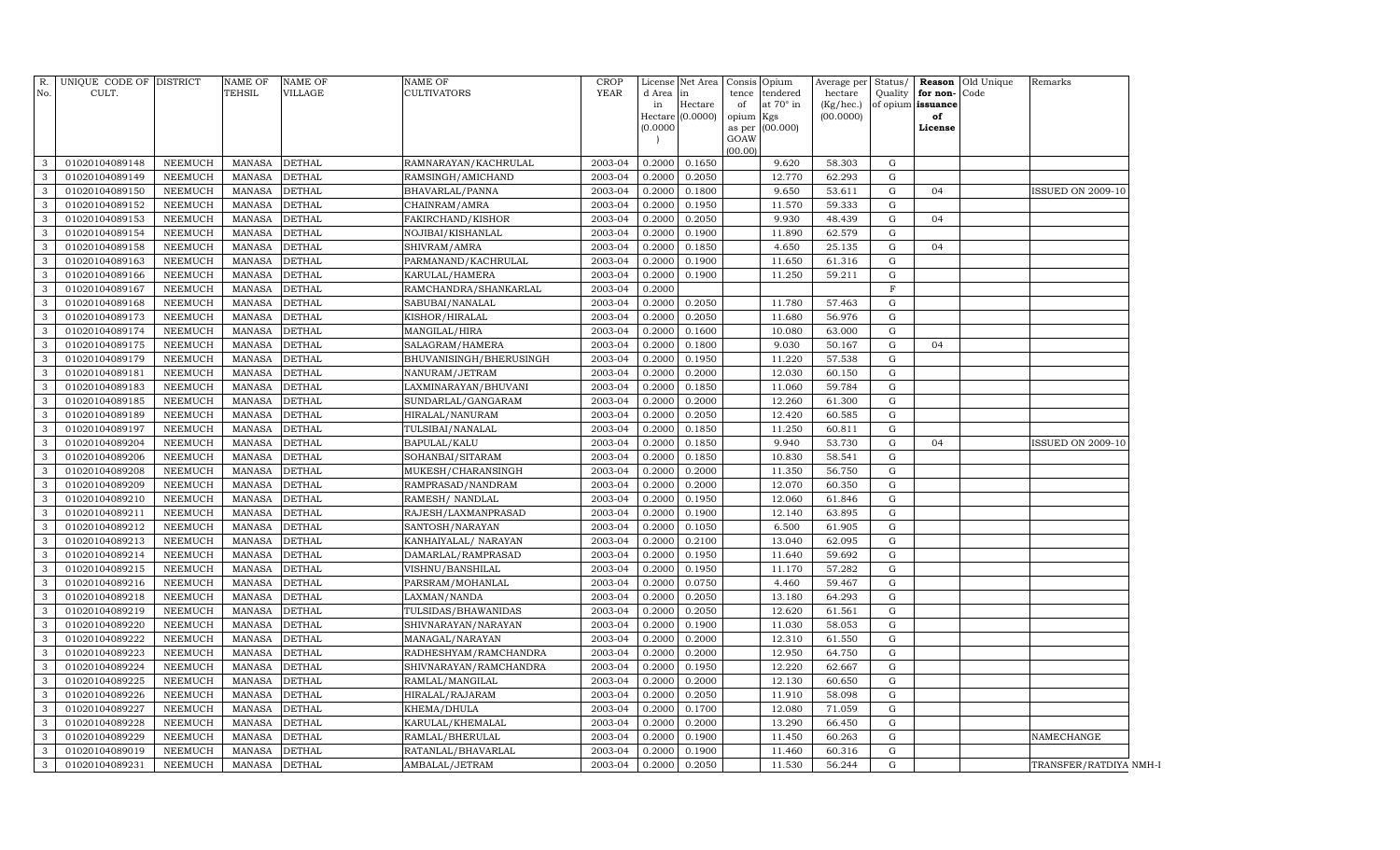| R. No. | UNIQUE CODE OF CULT. | DISTRICT | NAME OF TEHSIL | NAME OF VILLAGE | NAME OF CULTIVATORS | CROP YEAR | License d Area in Hectare (0.0000) | Net Area in Hectare (0.0000) | Consis tence of opium as per GOAW (00.00) | Opium tendered at 70° in Kgs (00.000) | Average per hectare (Kg/hec.) (00.0000) | Status/ Quality of opium | Reason for non-issuance of License | Old Unique Code | Remarks |
|---|---|---|---|---|---|---|---|---|---|---|---|---|---|---|---|
| 3 | 01020104089148 | NEEMUCH | MANASA | DETHAL | RAMNARAYAN/KACHRULAL | 2003-04 | 0.2000 | 0.1650 | | 9.620 | 58.303 | G | | | |
| 3 | 01020104089149 | NEEMUCH | MANASA | DETHAL | RAMSINGH/AMICHAND | 2003-04 | 0.2000 | 0.2050 | | 12.770 | 62.293 | G | | | |
| 3 | 01020104089150 | NEEMUCH | MANASA | DETHAL | BHAVARLAL/PANNA | 2003-04 | 0.2000 | 0.1800 | | 9.650 | 53.611 | G | 04 | | ISSUED ON 2009-10 |
| 3 | 01020104089152 | NEEMUCH | MANASA | DETHAL | CHAINRAM/AMRA | 2003-04 | 0.2000 | 0.1950 | | 11.570 | 59.333 | G | | | |
| 3 | 01020104089153 | NEEMUCH | MANASA | DETHAL | FAKIRCHAND/KISHOR | 2003-04 | 0.2000 | 0.2050 | | 9.930 | 48.439 | G | 04 | | |
| 3 | 01020104089154 | NEEMUCH | MANASA | DETHAL | NOJIBAI/KISHANLAL | 2003-04 | 0.2000 | 0.1900 | | 11.890 | 62.579 | G | | | |
| 3 | 01020104089158 | NEEMUCH | MANASA | DETHAL | SHIVRAM/AMRA | 2003-04 | 0.2000 | 0.1850 | | 4.650 | 25.135 | G | 04 | | |
| 3 | 01020104089163 | NEEMUCH | MANASA | DETHAL | PARMANAND/KACHRULAL | 2003-04 | 0.2000 | 0.1900 | | 11.650 | 61.316 | G | | | |
| 3 | 01020104089166 | NEEMUCH | MANASA | DETHAL | KARULAL/HAMERA | 2003-04 | 0.2000 | 0.1900 | | 11.250 | 59.211 | G | | | |
| 3 | 01020104089167 | NEEMUCH | MANASA | DETHAL | RAMCHANDRA/SHANKARLAL | 2003-04 | 0.2000 | | | | | F | | | |
| 3 | 01020104089168 | NEEMUCH | MANASA | DETHAL | SABUBAI/NANALAL | 2003-04 | 0.2000 | 0.2050 | | 11.780 | 57.463 | G | | | |
| 3 | 01020104089173 | NEEMUCH | MANASA | DETHAL | KISHOR/HIRALAL | 2003-04 | 0.2000 | 0.2050 | | 11.680 | 56.976 | G | | | |
| 3 | 01020104089174 | NEEMUCH | MANASA | DETHAL | MANGILAL/HIRA | 2003-04 | 0.2000 | 0.1600 | | 10.080 | 63.000 | G | | | |
| 3 | 01020104089175 | NEEMUCH | MANASA | DETHAL | SALAGRAM/HAMERA | 2003-04 | 0.2000 | 0.1800 | | 9.030 | 50.167 | G | 04 | | |
| 3 | 01020104089179 | NEEMUCH | MANASA | DETHAL | BHUVANISINGH/BHERUSINGH | 2003-04 | 0.2000 | 0.1950 | | 11.220 | 57.538 | G | | | |
| 3 | 01020104089181 | NEEMUCH | MANASA | DETHAL | NANURAM/JETRAM | 2003-04 | 0.2000 | 0.2000 | | 12.030 | 60.150 | G | | | |
| 3 | 01020104089183 | NEEMUCH | MANASA | DETHAL | LAXMINARAYAN/BHUVANI | 2003-04 | 0.2000 | 0.1850 | | 11.060 | 59.784 | G | | | |
| 3 | 01020104089185 | NEEMUCH | MANASA | DETHAL | SUNDARLAL/GANGARAM | 2003-04 | 0.2000 | 0.2000 | | 12.260 | 61.300 | G | | | |
| 3 | 01020104089189 | NEEMUCH | MANASA | DETHAL | HIRALAL/NANURAM | 2003-04 | 0.2000 | 0.2050 | | 12.420 | 60.585 | G | | | |
| 3 | 01020104089197 | NEEMUCH | MANASA | DETHAL | TULSIBAI/NANALAL | 2003-04 | 0.2000 | 0.1850 | | 11.250 | 60.811 | G | | | |
| 3 | 01020104089204 | NEEMUCH | MANASA | DETHAL | BAPULAL/KALU | 2003-04 | 0.2000 | 0.1850 | | 9.940 | 53.730 | G | 04 | | ISSUED ON 2009-10 |
| 3 | 01020104089206 | NEEMUCH | MANASA | DETHAL | SOHANBAI/SITARAM | 2003-04 | 0.2000 | 0.1850 | | 10.830 | 58.541 | G | | | |
| 3 | 01020104089208 | NEEMUCH | MANASA | DETHAL | MUKESH/CHARANSINGH | 2003-04 | 0.2000 | 0.2000 | | 11.350 | 56.750 | G | | | |
| 3 | 01020104089209 | NEEMUCH | MANASA | DETHAL | RAMPRASAD/NANDRAM | 2003-04 | 0.2000 | 0.2000 | | 12.070 | 60.350 | G | | | |
| 3 | 01020104089210 | NEEMUCH | MANASA | DETHAL | RAMESH/ NANDLAL | 2003-04 | 0.2000 | 0.1950 | | 12.060 | 61.846 | G | | | |
| 3 | 01020104089211 | NEEMUCH | MANASA | DETHAL | RAJESH/LAXMANPRASAD | 2003-04 | 0.2000 | 0.1900 | | 12.140 | 63.895 | G | | | |
| 3 | 01020104089212 | NEEMUCH | MANASA | DETHAL | SANTOSH/NARAYAN | 2003-04 | 0.2000 | 0.1050 | | 6.500 | 61.905 | G | | | |
| 3 | 01020104089213 | NEEMUCH | MANASA | DETHAL | KANHAIYALAL/ NARAYAN | 2003-04 | 0.2000 | 0.2100 | | 13.040 | 62.095 | G | | | |
| 3 | 01020104089214 | NEEMUCH | MANASA | DETHAL | DAMARLAL/RAMPRASAD | 2003-04 | 0.2000 | 0.1950 | | 11.640 | 59.692 | G | | | |
| 3 | 01020104089215 | NEEMUCH | MANASA | DETHAL | VISHNU/BANSHILAL | 2003-04 | 0.2000 | 0.1950 | | 11.170 | 57.282 | G | | | |
| 3 | 01020104089216 | NEEMUCH | MANASA | DETHAL | PARSRAM/MOHANLAL | 2003-04 | 0.2000 | 0.0750 | | 4.460 | 59.467 | G | | | |
| 3 | 01020104089218 | NEEMUCH | MANASA | DETHAL | LAXMAN/NANDA | 2003-04 | 0.2000 | 0.2050 | | 13.180 | 64.293 | G | | | |
| 3 | 01020104089219 | NEEMUCH | MANASA | DETHAL | TULSIDAS/BHAWANIDAS | 2003-04 | 0.2000 | 0.2050 | | 12.620 | 61.561 | G | | | |
| 3 | 01020104089220 | NEEMUCH | MANASA | DETHAL | SHIVNARAYAN/NARAYAN | 2003-04 | 0.2000 | 0.1900 | | 11.030 | 58.053 | G | | | |
| 3 | 01020104089222 | NEEMUCH | MANASA | DETHAL | MANAGAL/NARAYAN | 2003-04 | 0.2000 | 0.2000 | | 12.310 | 61.550 | G | | | |
| 3 | 01020104089223 | NEEMUCH | MANASA | DETHAL | RADHESHYAM/RAMCHANDRA | 2003-04 | 0.2000 | 0.2000 | | 12.950 | 64.750 | G | | | |
| 3 | 01020104089224 | NEEMUCH | MANASA | DETHAL | SHIVNARAYAN/RAMCHANDRA | 2003-04 | 0.2000 | 0.1950 | | 12.220 | 62.667 | G | | | |
| 3 | 01020104089225 | NEEMUCH | MANASA | DETHAL | RAMLAL/MANGILAL | 2003-04 | 0.2000 | 0.2000 | | 12.130 | 60.650 | G | | | |
| 3 | 01020104089226 | NEEMUCH | MANASA | DETHAL | HIRALAL/RAJARAM | 2003-04 | 0.2000 | 0.2050 | | 11.910 | 58.098 | G | | | |
| 3 | 01020104089227 | NEEMUCH | MANASA | DETHAL | KHEMA/DHULA | 2003-04 | 0.2000 | 0.1700 | | 12.080 | 71.059 | G | | | |
| 3 | 01020104089228 | NEEMUCH | MANASA | DETHAL | KARULAL/KHEMALAL | 2003-04 | 0.2000 | 0.2000 | | 13.290 | 66.450 | G | | | |
| 3 | 01020104089229 | NEEMUCH | MANASA | DETHAL | RAMLAL/BHERULAL | 2003-04 | 0.2000 | 0.1900 | | 11.450 | 60.263 | G | | | NAMECHANGE |
| 3 | 01020104089019 | NEEMUCH | MANASA | DETHAL | RATANLAL/BHAVARLAL | 2003-04 | 0.2000 | 0.1900 | | 11.460 | 60.316 | G | | | |
| 3 | 01020104089231 | NEEMUCH | MANASA | DETHAL | AMBALAL/JETRAM | 2003-04 | 0.2000 | 0.2050 | | 11.530 | 56.244 | G | | | TRANSFER/RATDIYA NMH-I |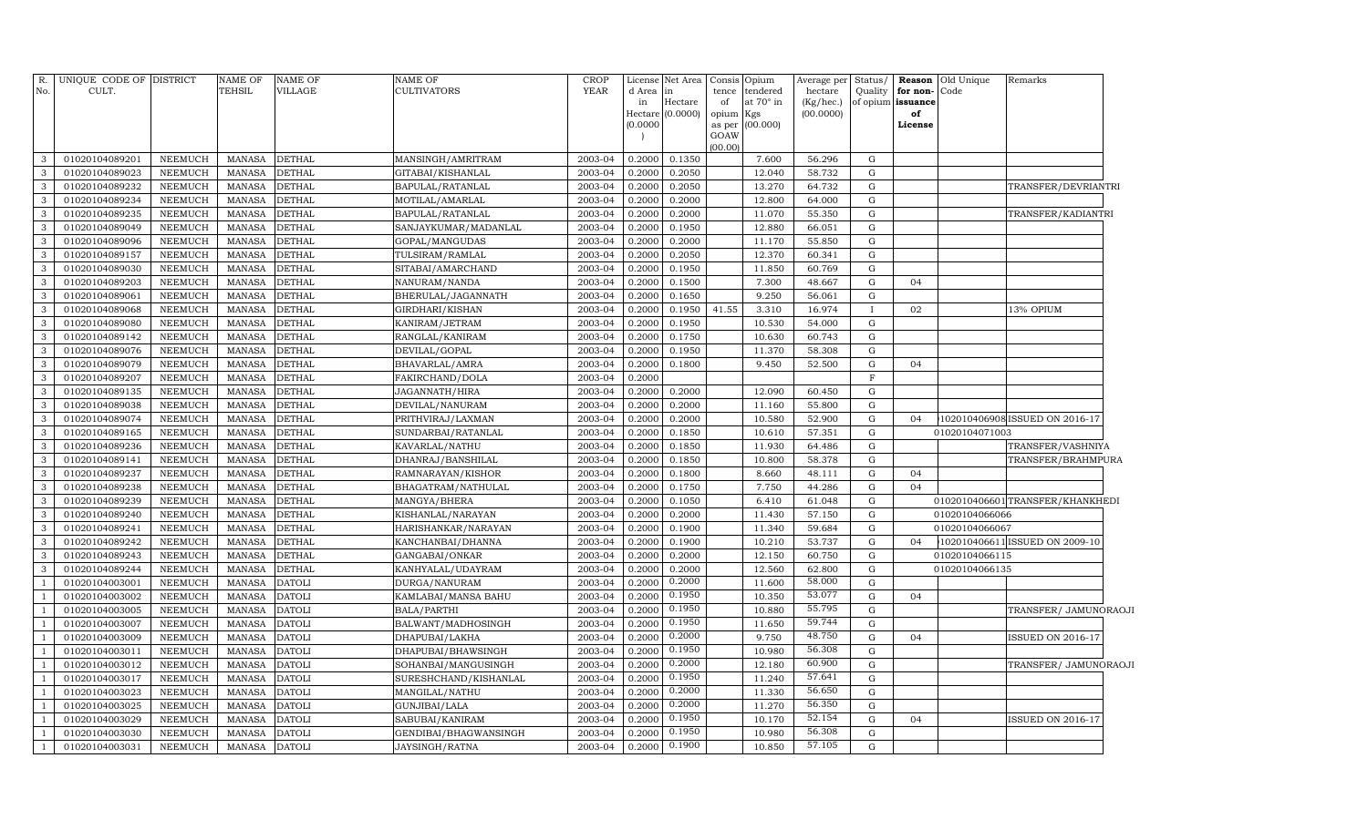| R. No. | UNIQUE CODE OF CULT. | DISTRICT | NAME OF TEHSIL | NAME OF VILLAGE | NAME OF CULTIVATORS | CROP YEAR | License d Area in Hectare (0.0000) | Net Area in Hectare (0.0000) | Consis tence of opium as per GOAW (00.00) | Opium tendered at 70° in Kgs (00.000) | Average per hectare (Kg/hec.) (00.0000) | Status/ Quality of opium | Reason for non-issuance of License | Old Unique Code | Remarks |
|---|---|---|---|---|---|---|---|---|---|---|---|---|---|---|---|
| 3 | 01020104089201 | NEEMUCH | MANASA | DETHAL | MANSINGH/AMRITRAM | 2003-04 | 0.2000 | 0.1350 | | 7.600 | 56.296 | G | | | |
| 3 | 01020104089023 | NEEMUCH | MANASA | DETHAL | GITABAI/KISHANLAL | 2003-04 | 0.2000 | 0.2050 | | 12.040 | 58.732 | G | | | |
| 3 | 01020104089232 | NEEMUCH | MANASA | DETHAL | BAPULAL/RATANLAL | 2003-04 | 0.2000 | 0.2050 | | 13.270 | 64.732 | G | | | TRANSFER/DEVRIANTRI |
| 3 | 01020104089234 | NEEMUCH | MANASA | DETHAL | MOTILAL/AMARLAL | 2003-04 | 0.2000 | 0.2000 | | 12.800 | 64.000 | G | | | |
| 3 | 01020104089235 | NEEMUCH | MANASA | DETHAL | BAPULAL/RATANLAL | 2003-04 | 0.2000 | 0.2000 | | 11.070 | 55.350 | G | | | TRANSFER/KADIANTRI |
| 3 | 01020104089049 | NEEMUCH | MANASA | DETHAL | SANJAYKUMAR/MADANLAL | 2003-04 | 0.2000 | 0.1950 | | 12.880 | 66.051 | G | | | |
| 3 | 01020104089096 | NEEMUCH | MANASA | DETHAL | GOPAL/MANGUDAS | 2003-04 | 0.2000 | 0.2000 | | 11.170 | 55.850 | G | | | |
| 3 | 01020104089157 | NEEMUCH | MANASA | DETHAL | TULSIRAM/RAMLAL | 2003-04 | 0.2000 | 0.2050 | | 12.370 | 60.341 | G | | | |
| 3 | 01020104089030 | NEEMUCH | MANASA | DETHAL | SITABAI/AMARCHAND | 2003-04 | 0.2000 | 0.1950 | | 11.850 | 60.769 | G | | | |
| 3 | 01020104089203 | NEEMUCH | MANASA | DETHAL | NANURAM/NANDA | 2003-04 | 0.2000 | 0.1500 | | 7.300 | 48.667 | G | 04 | | |
| 3 | 01020104089061 | NEEMUCH | MANASA | DETHAL | BHERULAL/JAGANNATH | 2003-04 | 0.2000 | 0.1650 | | 9.250 | 56.061 | G | | | |
| 3 | 01020104089068 | NEEMUCH | MANASA | DETHAL | GIRDHARI/KISHAN | 2003-04 | 0.2000 | 0.1950 | 41.55 | 3.310 | 16.974 | I | 02 | | 13% OPIUM |
| 3 | 01020104089080 | NEEMUCH | MANASA | DETHAL | KANIRAM/JETRAM | 2003-04 | 0.2000 | 0.1950 | | 10.530 | 54.000 | G | | | |
| 3 | 01020104089142 | NEEMUCH | MANASA | DETHAL | RANGLAL/KANIRAM | 2003-04 | 0.2000 | 0.1750 | | 10.630 | 60.743 | G | | | |
| 3 | 01020104089076 | NEEMUCH | MANASA | DETHAL | DEVILAL/GOPAL | 2003-04 | 0.2000 | 0.1950 | | 11.370 | 58.308 | G | | | |
| 3 | 01020104089079 | NEEMUCH | MANASA | DETHAL | BHAVARLAL/AMRA | 2003-04 | 0.2000 | 0.1800 | | 9.450 | 52.500 | G | 04 | | |
| 3 | 01020104089207 | NEEMUCH | MANASA | DETHAL | FAKIRCHAND/DOLA | 2003-04 | 0.2000 | | | | | F | | | |
| 3 | 01020104089135 | NEEMUCH | MANASA | DETHAL | JAGANNATH/HIRA | 2003-04 | 0.2000 | 0.2000 | | 12.090 | 60.450 | G | | | |
| 3 | 01020104089038 | NEEMUCH | MANASA | DETHAL | DEVILAL/NANURAM | 2003-04 | 0.2000 | 0.2000 | | 11.160 | 55.800 | G | | | |
| 3 | 01020104089074 | NEEMUCH | MANASA | DETHAL | PRITHVIRAJ/LAXMAN | 2003-04 | 0.2000 | 0.2000 | | 10.580 | 52.900 | G | 04 | 102010406908 | ISSUED ON 2016-17 |
| 3 | 01020104089165 | NEEMUCH | MANASA | DETHAL | SUNDARBAI/RATANLAL | 2003-04 | 0.2000 | 0.1850 | | 10.610 | 57.351 | G | | 01020104071003 | |
| 3 | 01020104089236 | NEEMUCH | MANASA | DETHAL | KAVARLAL/NATHU | 2003-04 | 0.2000 | 0.1850 | | 11.930 | 64.486 | G | | | TRANSFER/VASHNIYA |
| 3 | 01020104089141 | NEEMUCH | MANASA | DETHAL | DHANRAJ/BANSHILAL | 2003-04 | 0.2000 | 0.1850 | | 10.800 | 58.378 | G | | | TRANSFER/BRAHMPURA |
| 3 | 01020104089237 | NEEMUCH | MANASA | DETHAL | RAMNARAYAN/KISHOR | 2003-04 | 0.2000 | 0.1800 | | 8.660 | 48.111 | G | 04 | | |
| 3 | 01020104089238 | NEEMUCH | MANASA | DETHAL | BHAGATRAM/NATHULAL | 2003-04 | 0.2000 | 0.1750 | | 7.750 | 44.286 | G | 04 | | |
| 3 | 01020104089239 | NEEMUCH | MANASA | DETHAL | MANGYA/BHERA | 2003-04 | 0.2000 | 0.1050 | | 6.410 | 61.048 | G | | 0102010406601 | TRANSFER/KHANKHEDI |
| 3 | 01020104089240 | NEEMUCH | MANASA | DETHAL | KISHANLAL/NARAYAN | 2003-04 | 0.2000 | 0.2000 | | 11.430 | 57.150 | G | | 01020104066066 | |
| 3 | 01020104089241 | NEEMUCH | MANASA | DETHAL | HARISHANKAR/NARAYAN | 2003-04 | 0.2000 | 0.1900 | | 11.340 | 59.684 | G | | 01020104066067 | |
| 3 | 01020104089242 | NEEMUCH | MANASA | DETHAL | KANCHANBAI/DHANNA | 2003-04 | 0.2000 | 0.1900 | | 10.210 | 53.737 | G | 04 | 102010406611 | ISSUED ON 2009-10 |
| 3 | 01020104089243 | NEEMUCH | MANASA | DETHAL | GANGABAI/ONKAR | 2003-04 | 0.2000 | 0.2000 | | 12.150 | 60.750 | G | | 01020104066115 | |
| 3 | 01020104089244 | NEEMUCH | MANASA | DETHAL | KANHYALAL/UDAYRAM | 2003-04 | 0.2000 | 0.2000 | | 12.560 | 62.800 | G | | 01020104066135 | |
| 1 | 01020104003001 | NEEMUCH | MANASA | DATOLI | DURGA/NANURAM | 2003-04 | 0.2000 | 0.2000 | | 11.600 | 58.000 | G | | | |
| 1 | 01020104003002 | NEEMUCH | MANASA | DATOLI | KAMLABAI/MANSA BAHU | 2003-04 | 0.2000 | 0.1950 | | 10.350 | 53.077 | G | 04 | | |
| 1 | 01020104003005 | NEEMUCH | MANASA | DATOLI | BALA/PARTHI | 2003-04 | 0.2000 | 0.1950 | | 10.880 | 55.795 | G | | | TRANSFER/ JAMUNORAOJI |
| 1 | 01020104003007 | NEEMUCH | MANASA | DATOLI | BALWANT/MADHOSINGH | 2003-04 | 0.2000 | 0.1950 | | 11.650 | 59.744 | G | | | |
| 1 | 01020104003009 | NEEMUCH | MANASA | DATOLI | DHAPUBAI/LAKHA | 2003-04 | 0.2000 | 0.2000 | | 9.750 | 48.750 | G | 04 | | ISSUED ON 2016-17 |
| 1 | 01020104003011 | NEEMUCH | MANASA | DATOLI | DHAPUBAI/BHAWSINGH | 2003-04 | 0.2000 | 0.1950 | | 10.980 | 56.308 | G | | | |
| 1 | 01020104003012 | NEEMUCH | MANASA | DATOLI | SOHANBAI/MANGUSINGH | 2003-04 | 0.2000 | 0.2000 | | 12.180 | 60.900 | G | | | TRANSFER/ JAMUNORAOJI |
| 1 | 01020104003017 | NEEMUCH | MANASA | DATOLI | SURESHCHAND/KISHANLAL | 2003-04 | 0.2000 | 0.1950 | | 11.240 | 57.641 | G | | | |
| 1 | 01020104003023 | NEEMUCH | MANASA | DATOLI | MANGILAL/NATHU | 2003-04 | 0.2000 | 0.2000 | | 11.330 | 56.650 | G | | | |
| 1 | 01020104003025 | NEEMUCH | MANASA | DATOLI | GUNJIBAI/LALA | 2003-04 | 0.2000 | 0.2000 | | 11.270 | 56.350 | G | | | |
| 1 | 01020104003029 | NEEMUCH | MANASA | DATOLI | SABUBAI/KANIRAM | 2003-04 | 0.2000 | 0.1950 | | 10.170 | 52.154 | G | 04 | | ISSUED ON 2016-17 |
| 1 | 01020104003030 | NEEMUCH | MANASA | DATOLI | GENDIBAI/BHAGWANSINGH | 2003-04 | 0.2000 | 0.1950 | | 10.980 | 56.308 | G | | | |
| 1 | 01020104003031 | NEEMUCH | MANASA | DATOLI | JAYSINGH/RATNA | 2003-04 | 0.2000 | 0.1900 | | 10.850 | 57.105 | G | | | |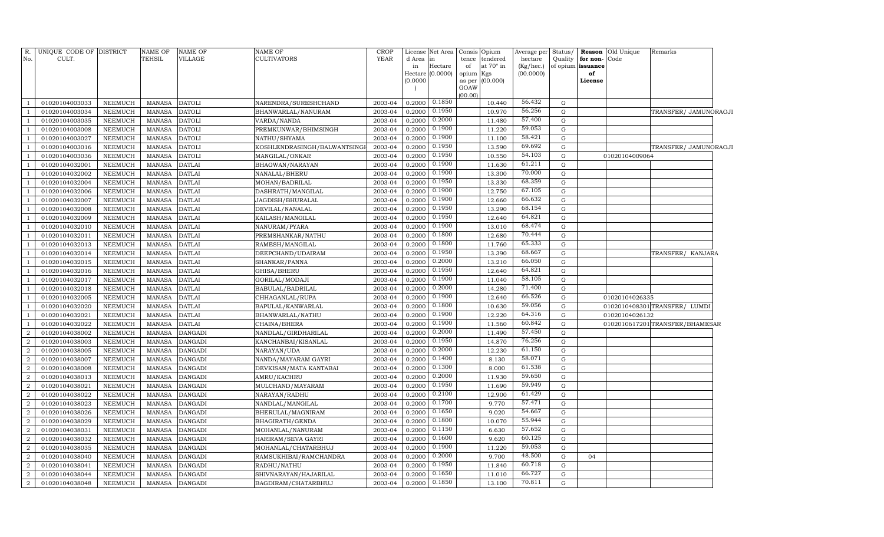| R. No. | UNIQUE CODE OF CULT. | DISTRICT | NAME OF TEHSIL | NAME OF VILLAGE | NAME OF CULTIVATORS | CROP YEAR | License d Area in Hectare (0.0000) | Net Area in Hectare (0.0000) | Consis tence of opium as per GOAW (00.00) | Opium tendered at 70° in Kgs (00.000) | Average per hectare (Kg/hec.) (00.0000) | Status/ Quality of opium | Reason for non-issuance of License | Old Unique Code | Remarks |
|---|---|---|---|---|---|---|---|---|---|---|---|---|---|---|---|
| 1 | 01020104003033 | NEEMUCH | MANASA | DATOLI | NARENDRA/SURESHCHAND | 2003-04 | 0.2000 | 0.1850 | | 10.440 | 56.432 | G | | | |
| 1 | 01020104003034 | NEEMUCH | MANASA | DATOLI | BHANWARLAL/NANURAM | 2003-04 | 0.2000 | 0.1950 | | 10.970 | 56.256 | G | | | TRANSFER/ JAMUNORAOJI |
| 1 | 01020104003035 | NEEMUCH | MANASA | DATOLI | VARDA/NANDA | 2003-04 | 0.2000 | 0.2000 | | 11.480 | 57.400 | G | | | |
| 1 | 01020104003008 | NEEMUCH | MANASA | DATOLI | PREMKUNWAR/BHIMSINGH | 2003-04 | 0.2000 | 0.1900 | | 11.220 | 59.053 | G | | | |
| 1 | 01020104003027 | NEEMUCH | MANASA | DATOLI | NATHU/SHYAMA | 2003-04 | 0.2000 | 0.1900 | | 11.100 | 58.421 | G | | | |
| 1 | 01020104003016 | NEEMUCH | MANASA | DATOLI | KOSHLENDRASINGH/BALWANTSINGH | 2003-04 | 0.2000 | 0.1950 | | 13.590 | 69.692 | G | | | TRANSFER/ JAMUNORAOJI |
| 1 | 01020104003036 | NEEMUCH | MANASA | DATOLI | MANGILAL/ONKAR | 2003-04 | 0.2000 | 0.1950 | | 10.550 | 54.103 | G | | 01020104009064 | |
| 1 | 01020104032001 | NEEMUCH | MANASA | DATLAI | BHAGWAN/NARAYAN | 2003-04 | 0.2000 | 0.1900 | | 11.630 | 61.211 | G | | | |
| 1 | 01020104032002 | NEEMUCH | MANASA | DATLAI | NANALAL/BHERU | 2003-04 | 0.2000 | 0.1900 | | 13.300 | 70.000 | G | | | |
| 1 | 01020104032004 | NEEMUCH | MANASA | DATLAI | MOHAN/BADRILAL | 2003-04 | 0.2000 | 0.1950 | | 13.330 | 68.359 | G | | | |
| 1 | 01020104032006 | NEEMUCH | MANASA | DATLAI | DASHRATH/MANGILAL | 2003-04 | 0.2000 | 0.1900 | | 12.750 | 67.105 | G | | | |
| 1 | 01020104032007 | NEEMUCH | MANASA | DATLAI | JAGDISH/BHURALAL | 2003-04 | 0.2000 | 0.1900 | | 12.660 | 66.632 | G | | | |
| 1 | 01020104032008 | NEEMUCH | MANASA | DATLAI | DEVILAL/NANALAL | 2003-04 | 0.2000 | 0.1950 | | 13.290 | 68.154 | G | | | |
| 1 | 01020104032009 | NEEMUCH | MANASA | DATLAI | KAILASH/MANGILAL | 2003-04 | 0.2000 | 0.1950 | | 12.640 | 64.821 | G | | | |
| 1 | 01020104032010 | NEEMUCH | MANASA | DATLAI | NANURAM/PYARA | 2003-04 | 0.2000 | 0.1900 | | 13.010 | 68.474 | G | | | |
| 1 | 01020104032011 | NEEMUCH | MANASA | DATLAI | PREMSHANKAR/NATHU | 2003-04 | 0.2000 | 0.1800 | | 12.680 | 70.444 | G | | | |
| 1 | 01020104032013 | NEEMUCH | MANASA | DATLAI | RAMESH/MANGILAL | 2003-04 | 0.2000 | 0.1800 | | 11.760 | 65.333 | G | | | |
| 1 | 01020104032014 | NEEMUCH | MANASA | DATLAI | DEEPCHAND/UDAIRAM | 2003-04 | 0.2000 | 0.1950 | | 13.390 | 68.667 | G | | | TRANSFER/ KANJARA |
| 1 | 01020104032015 | NEEMUCH | MANASA | DATLAI | SHANKAR/PANNA | 2003-04 | 0.2000 | 0.2000 | | 13.210 | 66.050 | G | | | |
| 1 | 01020104032016 | NEEMUCH | MANASA | DATLAI | GHISA/BHERU | 2003-04 | 0.2000 | 0.1950 | | 12.640 | 64.821 | G | | | |
| 1 | 01020104032017 | NEEMUCH | MANASA | DATLAI | GORILAL/MODAJI | 2003-04 | 0.2000 | 0.1900 | | 11.040 | 58.105 | G | | | |
| 1 | 01020104032018 | NEEMUCH | MANASA | DATLAI | BABULAL/BADRILAL | 2003-04 | 0.2000 | 0.2000 | | 14.280 | 71.400 | G | | | |
| 1 | 01020104032005 | NEEMUCH | MANASA | DATLAI | CHHAGANLAL/RUPA | 2003-04 | 0.2000 | 0.1900 | | 12.640 | 66.526 | G | | 01020104026335 | |
| 1 | 01020104032020 | NEEMUCH | MANASA | DATLAI | BAPULAL/KANWARLAL | 2003-04 | 0.2000 | 0.1800 | | 10.630 | 59.056 | G | | 01020104083011 | TRANSFER/ LUMDI |
| 1 | 01020104032021 | NEEMUCH | MANASA | DATLAI | BHANWARLAL/NATHU | 2003-04 | 0.2000 | 0.1900 | | 12.220 | 64.316 | G | | 01020104026132 | |
| 1 | 01020104032022 | NEEMUCH | MANASA | DATLAI | CHAINA/BHERA | 2003-04 | 0.2000 | 0.1900 | | 11.560 | 60.842 | G | | 01020106172011 | TRANSFER/BHAMESAR |
| 2 | 01020104038002 | NEEMUCH | MANASA | DANGADI | NANDLAL/GIRDHARILAL | 2003-04 | 0.2000 | 0.2000 | | 11.490 | 57.450 | G | | | |
| 2 | 01020104038003 | NEEMUCH | MANASA | DANGADI | KANCHANBAI/KISANLAL | 2003-04 | 0.2000 | 0.1950 | | 14.870 | 76.256 | G | | | |
| 2 | 01020104038005 | NEEMUCH | MANASA | DANGADI | NARAYAN/UDA | 2003-04 | 0.2000 | 0.2000 | | 12.230 | 61.150 | G | | | |
| 2 | 01020104038007 | NEEMUCH | MANASA | DANGADI | NANDA/MAYARAM GAYRI | 2003-04 | 0.2000 | 0.1400 | | 8.130 | 58.071 | G | | | |
| 2 | 01020104038008 | NEEMUCH | MANASA | DANGADI | DEVKISAN/MATA KANTABAI | 2003-04 | 0.2000 | 0.1300 | | 8.000 | 61.538 | G | | | |
| 2 | 01020104038013 | NEEMUCH | MANASA | DANGADI | AMRU/KACHRU | 2003-04 | 0.2000 | 0.2000 | | 11.930 | 59.650 | G | | | |
| 2 | 01020104038021 | NEEMUCH | MANASA | DANGADI | MULCHAND/MAYARAM | 2003-04 | 0.2000 | 0.1950 | | 11.690 | 59.949 | G | | | |
| 2 | 01020104038022 | NEEMUCH | MANASA | DANGADI | NARAYAN/RADHU | 2003-04 | 0.2000 | 0.2100 | | 12.900 | 61.429 | G | | | |
| 2 | 01020104038023 | NEEMUCH | MANASA | DANGADI | NANDLAL/MANGILAL | 2003-04 | 0.2000 | 0.1700 | | 9.770 | 57.471 | G | | | |
| 2 | 01020104038026 | NEEMUCH | MANASA | DANGADI | BHERULAL/MAGNIRAM | 2003-04 | 0.2000 | 0.1650 | | 9.020 | 54.667 | G | | | |
| 2 | 01020104038029 | NEEMUCH | MANASA | DANGADI | BHAGIRATH/GENDA | 2003-04 | 0.2000 | 0.1800 | | 10.070 | 55.944 | G | | | |
| 2 | 01020104038031 | NEEMUCH | MANASA | DANGADI | MOHANLAL/NANURAM | 2003-04 | 0.2000 | 0.1150 | | 6.630 | 57.652 | G | | | |
| 2 | 01020104038032 | NEEMUCH | MANASA | DANGADI | HARIRAM/SEVA GAYRI | 2003-04 | 0.2000 | 0.1600 | | 9.620 | 60.125 | G | | | |
| 2 | 01020104038035 | NEEMUCH | MANASA | DANGADI | MOHANLAL/CHATARBHUJ | 2003-04 | 0.2000 | 0.1900 | | 11.220 | 59.053 | G | | | |
| 2 | 01020104038040 | NEEMUCH | MANASA | DANGADI | RAMSUKHIBAI/RAMCHANDRA | 2003-04 | 0.2000 | 0.2000 | | 9.700 | 48.500 | G | 04 | | |
| 2 | 01020104038041 | NEEMUCH | MANASA | DANGADI | RADHU/NATHU | 2003-04 | 0.2000 | 0.1950 | | 11.840 | 60.718 | G | | | |
| 2 | 01020104038044 | NEEMUCH | MANASA | DANGADI | SHIVNARAYAN/HAJARILAL | 2003-04 | 0.2000 | 0.1650 | | 11.010 | 66.727 | G | | | |
| 2 | 01020104038048 | NEEMUCH | MANASA | DANGADI | BAGDIRAM/CHATARBHUJ | 2003-04 | 0.2000 | 0.1850 | | 13.100 | 70.811 | G | | | |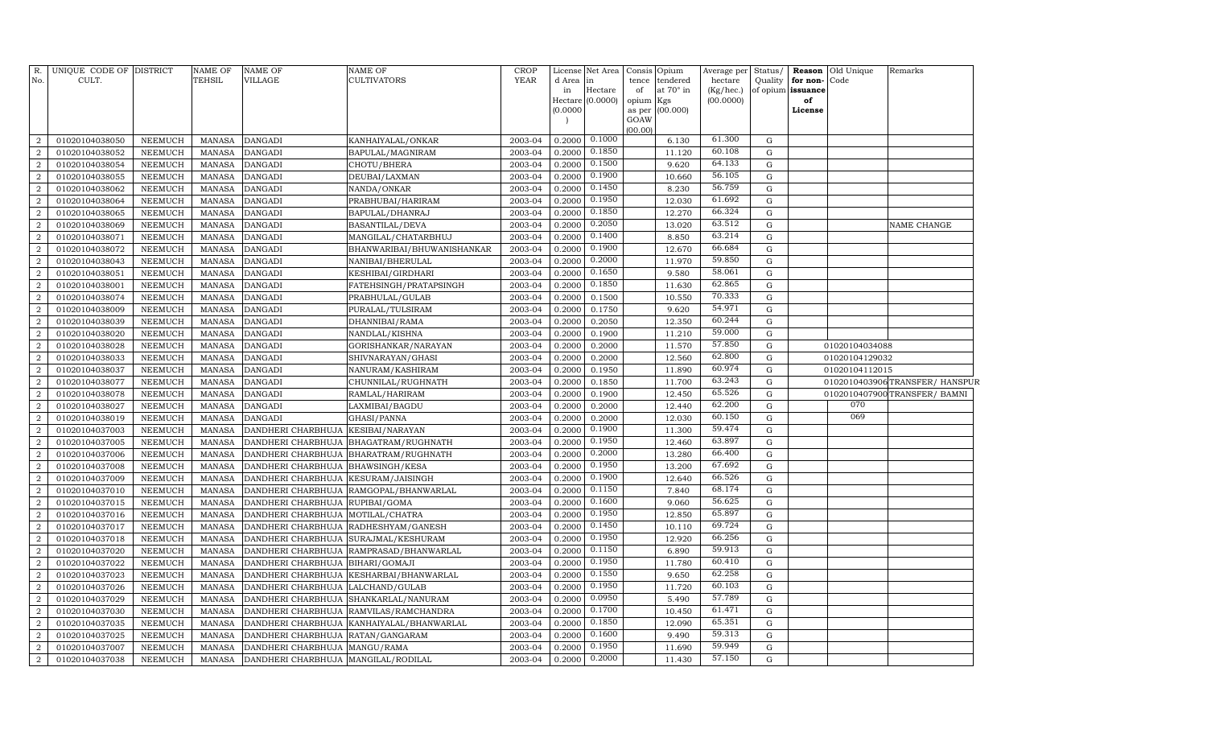| R. No. | UNIQUE CODE OF CULT. | DISTRICT | NAME OF TEHSIL | NAME OF VILLAGE | NAME OF CULTIVATORS | CROP YEAR | License d Area in Hectare (0.0000) | Net Area in Hectare (0.0000) | Consis tence of opium as per GOAW (00.00) | Opium tendered at 70° in Kgs (00.000) | Average per hectare (Kg/hec.) (00.0000) | Status/ Quality of opium | Reason for non-issuance of License | Old Unique Code | Remarks |
|---|---|---|---|---|---|---|---|---|---|---|---|---|---|---|---|
| 2 | 01020104038050 | NEEMUCH | MANASA | DANGADI | KANHAIYALAL/ONKAR | 2003-04 | 0.2000 | 0.1000 | | 6.130 | 61.300 | G | | | |
| 2 | 01020104038052 | NEEMUCH | MANASA | DANGADI | BAPULAL/MAGNIRAM | 2003-04 | 0.2000 | 0.1850 | | 11.120 | 60.108 | G | | | |
| 2 | 01020104038054 | NEEMUCH | MANASA | DANGADI | CHOTU/BHERA | 2003-04 | 0.2000 | 0.1500 | | 9.620 | 64.133 | G | | | |
| 2 | 01020104038055 | NEEMUCH | MANASA | DANGADI | DEUBAI/LAXMAN | 2003-04 | 0.2000 | 0.1900 | | 10.660 | 56.105 | G | | | |
| 2 | 01020104038062 | NEEMUCH | MANASA | DANGADI | NANDA/ONKAR | 2003-04 | 0.2000 | 0.1450 | | 8.230 | 56.759 | G | | | |
| 2 | 01020104038064 | NEEMUCH | MANASA | DANGADI | PRABHUBAI/HARIRAM | 2003-04 | 0.2000 | 0.1950 | | 12.030 | 61.692 | G | | | |
| 2 | 01020104038065 | NEEMUCH | MANASA | DANGADI | BAPULAL/DHANRAJ | 2003-04 | 0.2000 | 0.1850 | | 12.270 | 66.324 | G | | | |
| 2 | 01020104038069 | NEEMUCH | MANASA | DANGADI | BASANTILAL/DEVA | 2003-04 | 0.2000 | 0.2050 | | 13.020 | 63.512 | G | | | NAME CHANGE |
| 2 | 01020104038071 | NEEMUCH | MANASA | DANGADI | MANGILAL/CHATARBHUJ | 2003-04 | 0.2000 | 0.1400 | | 8.850 | 63.214 | G | | | |
| 2 | 01020104038072 | NEEMUCH | MANASA | DANGADI | BHANWARIBAI/BHUWANISHANKAR | 2003-04 | 0.2000 | 0.1900 | | 12.670 | 66.684 | G | | | |
| 2 | 01020104038043 | NEEMUCH | MANASA | DANGADI | NANIBAI/BHERULAL | 2003-04 | 0.2000 | 0.2000 | | 11.970 | 59.850 | G | | | |
| 2 | 01020104038051 | NEEMUCH | MANASA | DANGADI | KESHIBAI/GIRDHARI | 2003-04 | 0.2000 | 0.1650 | | 9.580 | 58.061 | G | | | |
| 2 | 01020104038001 | NEEMUCH | MANASA | DANGADI | FATEHSINGH/PRATAPSINGH | 2003-04 | 0.2000 | 0.1850 | | 11.630 | 62.865 | G | | | |
| 2 | 01020104038074 | NEEMUCH | MANASA | DANGADI | PRABHULAL/GULAB | 2003-04 | 0.2000 | 0.1500 | | 10.550 | 70.333 | G | | | |
| 2 | 01020104038009 | NEEMUCH | MANASA | DANGADI | PURALAL/TULSIRAM | 2003-04 | 0.2000 | 0.1750 | | 9.620 | 54.971 | G | | | |
| 2 | 01020104038039 | NEEMUCH | MANASA | DANGADI | DHANNIBAI/RAMA | 2003-04 | 0.2000 | 0.2050 | | 12.350 | 60.244 | G | | | |
| 2 | 01020104038020 | NEEMUCH | MANASA | DANGADI | NANDLAL/KISHNA | 2003-04 | 0.2000 | 0.1900 | | 11.210 | 59.000 | G | | | |
| 2 | 01020104038028 | NEEMUCH | MANASA | DANGADI | GORISHANKAR/NARAYAN | 2003-04 | 0.2000 | 0.2000 | | 11.570 | 57.850 | G | | 01020104034088 | |
| 2 | 01020104038033 | NEEMUCH | MANASA | DANGADI | SHIVNARAYAN/GHASI | 2003-04 | 0.2000 | 0.2000 | | 12.560 | 62.800 | G | | 01020104129032 | |
| 2 | 01020104038037 | NEEMUCH | MANASA | DANGADI | NANURAM/KASHIRAM | 2003-04 | 0.2000 | 0.1950 | | 11.890 | 60.974 | G | | 01020104112015 | |
| 2 | 01020104038077 | NEEMUCH | MANASA | DANGADI | CHUNNILAL/RUGHNATH | 2003-04 | 0.2000 | 0.1850 | | 11.700 | 63.243 | G | | 01020104039006 | TRANSFER/ HANSPUR |
| 2 | 01020104038078 | NEEMUCH | MANASA | DANGADI | RAMLAL/HARIRAM | 2003-04 | 0.2000 | 0.1900 | | 12.450 | 65.526 | G | | 01020104079007 | TRANSFER/ BAMNI |
| 2 | 01020104038027 | NEEMUCH | MANASA | DANGADI | LAXMIBAI/BAGDU | 2003-04 | 0.2000 | 0.2000 | | 12.440 | 62.200 | G | | 070 | |
| 2 | 01020104038019 | NEEMUCH | MANASA | DANGADI | GHASI/PANNA | 2003-04 | 0.2000 | 0.2000 | | 12.030 | 60.150 | G | | 069 | |
| 2 | 01020104037003 | NEEMUCH | MANASA | DANDHERI CHARBHUJA | KESIBAI/NARAYAN | 2003-04 | 0.2000 | 0.1900 | | 11.300 | 59.474 | G | | | |
| 2 | 01020104037005 | NEEMUCH | MANASA | DANDHERI CHARBHUJA | BHAGATRAM/RUGHNATH | 2003-04 | 0.2000 | 0.1950 | | 12.460 | 63.897 | G | | | |
| 2 | 01020104037006 | NEEMUCH | MANASA | DANDHERI CHARBHUJA | BHARATRAM/RUGHNATH | 2003-04 | 0.2000 | 0.2000 | | 13.280 | 66.400 | G | | | |
| 2 | 01020104037008 | NEEMUCH | MANASA | DANDHERI CHARBHUJA | BHAWSINGH/KESA | 2003-04 | 0.2000 | 0.1950 | | 13.200 | 67.692 | G | | | |
| 2 | 01020104037009 | NEEMUCH | MANASA | DANDHERI CHARBHUJA | KESURAM/JAISINGH | 2003-04 | 0.2000 | 0.1900 | | 12.640 | 66.526 | G | | | |
| 2 | 01020104037010 | NEEMUCH | MANASA | DANDHERI CHARBHUJA | RAMGOPAL/BHANWARLAL | 2003-04 | 0.2000 | 0.1150 | | 7.840 | 68.174 | G | | | |
| 2 | 01020104037015 | NEEMUCH | MANASA | DANDHERI CHARBHUJA | RUPIBAI/GOMA | 2003-04 | 0.2000 | 0.1600 | | 9.060 | 56.625 | G | | | |
| 2 | 01020104037016 | NEEMUCH | MANASA | DANDHERI CHARBHUJA | MOTILAL/CHATRA | 2003-04 | 0.2000 | 0.1950 | | 12.850 | 65.897 | G | | | |
| 2 | 01020104037017 | NEEMUCH | MANASA | DANDHERI CHARBHUJA | RADHESHYAM/GANESH | 2003-04 | 0.2000 | 0.1450 | | 10.110 | 69.724 | G | | | |
| 2 | 01020104037018 | NEEMUCH | MANASA | DANDHERI CHARBHUJA | SURAJMAL/KESHURAM | 2003-04 | 0.2000 | 0.1950 | | 12.920 | 66.256 | G | | | |
| 2 | 01020104037020 | NEEMUCH | MANASA | DANDHERI CHARBHUJA | RAMPRASAD/BHANWARLAL | 2003-04 | 0.2000 | 0.1150 | | 6.890 | 59.913 | G | | | |
| 2 | 01020104037022 | NEEMUCH | MANASA | DANDHERI CHARBHUJA | BIHARI/GOMAJI | 2003-04 | 0.2000 | 0.1950 | | 11.780 | 60.410 | G | | | |
| 2 | 01020104037023 | NEEMUCH | MANASA | DANDHERI CHARBHUJA | KESHARBAI/BHANWARLAL | 2003-04 | 0.2000 | 0.1550 | | 9.650 | 62.258 | G | | | |
| 2 | 01020104037026 | NEEMUCH | MANASA | DANDHERI CHARBHUJA | LALCHAND/GULAB | 2003-04 | 0.2000 | 0.1950 | | 11.720 | 60.103 | G | | | |
| 2 | 01020104037029 | NEEMUCH | MANASA | DANDHERI CHARBHUJA | SHANKARLAL/NANURAM | 2003-04 | 0.2000 | 0.0950 | | 5.490 | 57.789 | G | | | |
| 2 | 01020104037030 | NEEMUCH | MANASA | DANDHERI CHARBHUJA | RAMVILAS/RAMCHANDRA | 2003-04 | 0.2000 | 0.1700 | | 10.450 | 61.471 | G | | | |
| 2 | 01020104037035 | NEEMUCH | MANASA | DANDHERI CHARBHUJA | KANHAIYALAL/BHANWARLAL | 2003-04 | 0.2000 | 0.1850 | | 12.090 | 65.351 | G | | | |
| 2 | 01020104037025 | NEEMUCH | MANASA | DANDHERI CHARBHUJA | RATAN/GANGARAM | 2003-04 | 0.2000 | 0.1600 | | 9.490 | 59.313 | G | | | |
| 2 | 01020104037007 | NEEMUCH | MANASA | DANDHERI CHARBHUJA | MANGU/RAMA | 2003-04 | 0.2000 | 0.1950 | | 11.690 | 59.949 | G | | | |
| 2 | 01020104037038 | NEEMUCH | MANASA | DANDHERI CHARBHUJA | MANGILAL/RODILAL | 2003-04 | 0.2000 | 0.2000 | | 11.430 | 57.150 | G | | | |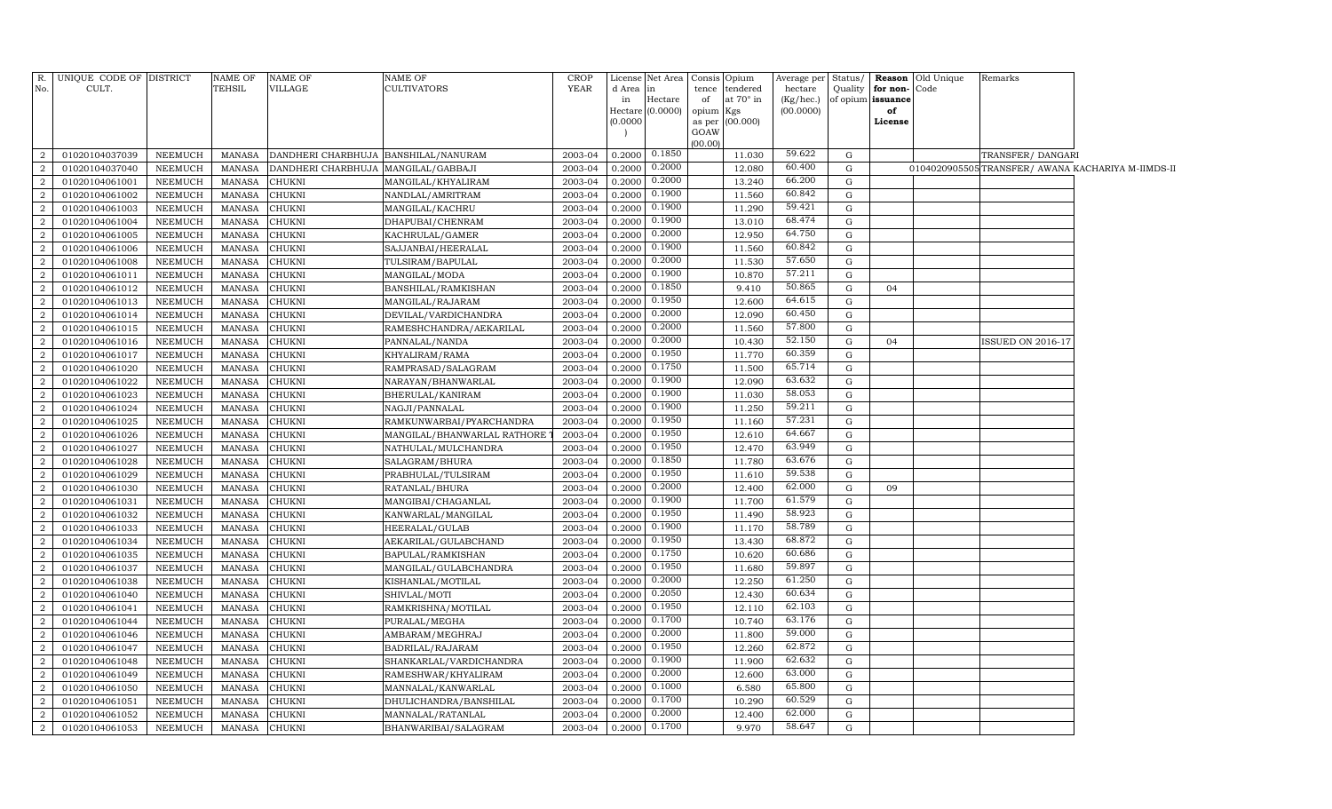| R. No. | UNIQUE CODE OF CULT. | DISTRICT | NAME OF TEHSIL | NAME OF VILLAGE | NAME OF CULTIVATORS | CROP YEAR | License d Area in Hectare (0.0000) | Net Area in Hectare (0.0000) | Consis tence of opium as per GOAW (00.00) | Opium tendered at 70° in Kgs (00.000) | Average per hectare (Kg/hec.) (00.0000) | Status/ Quality of opium | Reason for non-issuance of License | Old Unique Code | Remarks |
|---|---|---|---|---|---|---|---|---|---|---|---|---|---|---|---|
| 2 | 01020104037039 | NEEMUCH | MANASA | DANDHERI CHARBHUJA | BANSHILAL/NANURAM | 2003-04 | 0.2000 | 0.1850 | | 11.030 | 59.622 | G | | | TRANSFER/ DANGARI |
| 2 | 01020104037040 | NEEMUCH | MANASA | DANDHERI CHARBHUJA | MANGILAL/GABBAJI | 2003-04 | 0.2000 | 0.2000 | | 12.080 | 60.400 | G | | 0104020905505 | TRANSFER/ AWANA KACHARIYA M-IIMDS-II |
| 2 | 01020104061001 | NEEMUCH | MANASA | CHUKNI | MANGILAL/KHYALIRAM | 2003-04 | 0.2000 | 0.2000 | | 13.240 | 66.200 | G | | | |
| 2 | 01020104061002 | NEEMUCH | MANASA | CHUKNI | NANDLAL/AMRITRAM | 2003-04 | 0.2000 | 0.1900 | | 11.560 | 60.842 | G | | | |
| 2 | 01020104061003 | NEEMUCH | MANASA | CHUKNI | MANGILAL/KACHRU | 2003-04 | 0.2000 | 0.1900 | | 11.290 | 59.421 | G | | | |
| 2 | 01020104061004 | NEEMUCH | MANASA | CHUKNI | DHAPUBAI/CHENRAM | 2003-04 | 0.2000 | 0.1900 | | 13.010 | 68.474 | G | | | |
| 2 | 01020104061005 | NEEMUCH | MANASA | CHUKNI | KACHRULAL/GAMER | 2003-04 | 0.2000 | 0.2000 | | 12.950 | 64.750 | G | | | |
| 2 | 01020104061006 | NEEMUCH | MANASA | CHUKNI | SAJJANBAI/HEERALAL | 2003-04 | 0.2000 | 0.1900 | | 11.560 | 60.842 | G | | | |
| 2 | 01020104061008 | NEEMUCH | MANASA | CHUKNI | TULSIRAM/BAPULAL | 2003-04 | 0.2000 | 0.2000 | | 11.530 | 57.650 | G | | | |
| 2 | 01020104061011 | NEEMUCH | MANASA | CHUKNI | MANGILAL/MODA | 2003-04 | 0.2000 | 0.1900 | | 10.870 | 57.211 | G | | | |
| 2 | 01020104061012 | NEEMUCH | MANASA | CHUKNI | BANSHILAL/RAMKISHAN | 2003-04 | 0.2000 | 0.1850 | | 9.410 | 50.865 | G | 04 | | |
| 2 | 01020104061013 | NEEMUCH | MANASA | CHUKNI | MANGILAL/RAJARAM | 2003-04 | 0.2000 | 0.1950 | | 12.600 | 64.615 | G | | | |
| 2 | 01020104061014 | NEEMUCH | MANASA | CHUKNI | DEVILAL/VARDICHANDRA | 2003-04 | 0.2000 | 0.2000 | | 12.090 | 60.450 | G | | | |
| 2 | 01020104061015 | NEEMUCH | MANASA | CHUKNI | RAMESHCHANDRA/AEKARILAL | 2003-04 | 0.2000 | 0.2000 | | 11.560 | 57.800 | G | | | |
| 2 | 01020104061016 | NEEMUCH | MANASA | CHUKNI | PANNALAL/NANDA | 2003-04 | 0.2000 | 0.2000 | | 10.430 | 52.150 | G | 04 | | ISSUED ON 2016-17 |
| 2 | 01020104061017 | NEEMUCH | MANASA | CHUKNI | KHYALIRAM/RAMA | 2003-04 | 0.2000 | 0.1950 | | 11.770 | 60.359 | G | | | |
| 2 | 01020104061020 | NEEMUCH | MANASA | CHUKNI | RAMPRASAD/SALAGRAM | 2003-04 | 0.2000 | 0.1750 | | 11.500 | 65.714 | G | | | |
| 2 | 01020104061022 | NEEMUCH | MANASA | CHUKNI | NARAYAN/BHANWARLAL | 2003-04 | 0.2000 | 0.1900 | | 12.090 | 63.632 | G | | | |
| 2 | 01020104061023 | NEEMUCH | MANASA | CHUKNI | BHERULAL/KANIRAM | 2003-04 | 0.2000 | 0.1900 | | 11.030 | 58.053 | G | | | |
| 2 | 01020104061024 | NEEMUCH | MANASA | CHUKNI | NAGJI/PANNALAL | 2003-04 | 0.2000 | 0.1900 | | 11.250 | 59.211 | G | | | |
| 2 | 01020104061025 | NEEMUCH | MANASA | CHUKNI | RAMKUNWARBAI/PYARCHANDRA | 2003-04 | 0.2000 | 0.1950 | | 11.160 | 57.231 | G | | | |
| 2 | 01020104061026 | NEEMUCH | MANASA | CHUKNI | MANGILAL/BHANWARLAL RATHORE | 2003-04 | 0.2000 | 0.1950 | | 12.610 | 64.667 | G | | | |
| 2 | 01020104061027 | NEEMUCH | MANASA | CHUKNI | NATHULAL/MULCHANDRA | 2003-04 | 0.2000 | 0.1950 | | 12.470 | 63.949 | G | | | |
| 2 | 01020104061028 | NEEMUCH | MANASA | CHUKNI | SALAGRAM/BHURA | 2003-04 | 0.2000 | 0.1850 | | 11.780 | 63.676 | G | | | |
| 2 | 01020104061029 | NEEMUCH | MANASA | CHUKNI | PRABHULAL/TULSIRAM | 2003-04 | 0.2000 | 0.1950 | | 11.610 | 59.538 | G | | | |
| 2 | 01020104061030 | NEEMUCH | MANASA | CHUKNI | RATANLAL/BHURA | 2003-04 | 0.2000 | 0.2000 | | 12.400 | 62.000 | G | 09 | | |
| 2 | 01020104061031 | NEEMUCH | MANASA | CHUKNI | MANGIBAI/CHAGANLAL | 2003-04 | 0.2000 | 0.1900 | | 11.700 | 61.579 | G | | | |
| 2 | 01020104061032 | NEEMUCH | MANASA | CHUKNI | KANWARLAL/MANGILAL | 2003-04 | 0.2000 | 0.1950 | | 11.490 | 58.923 | G | | | |
| 2 | 01020104061033 | NEEMUCH | MANASA | CHUKNI | HEERALAL/GULAB | 2003-04 | 0.2000 | 0.1900 | | 11.170 | 58.789 | G | | | |
| 2 | 01020104061034 | NEEMUCH | MANASA | CHUKNI | AEKARILAL/GULABCHAND | 2003-04 | 0.2000 | 0.1950 | | 13.430 | 68.872 | G | | | |
| 2 | 01020104061035 | NEEMUCH | MANASA | CHUKNI | BAPULAL/RAMKISHAN | 2003-04 | 0.2000 | 0.1750 | | 10.620 | 60.686 | G | | | |
| 2 | 01020104061037 | NEEMUCH | MANASA | CHUKNI | MANGILAL/GULABCHANDRA | 2003-04 | 0.2000 | 0.1950 | | 11.680 | 59.897 | G | | | |
| 2 | 01020104061038 | NEEMUCH | MANASA | CHUKNI | KISHANLAL/MOTILAL | 2003-04 | 0.2000 | 0.2000 | | 12.250 | 61.250 | G | | | |
| 2 | 01020104061040 | NEEMUCH | MANASA | CHUKNI | SHIVLAL/MOTI | 2003-04 | 0.2000 | 0.2050 | | 12.430 | 60.634 | G | | | |
| 2 | 01020104061041 | NEEMUCH | MANASA | CHUKNI | RAMKRISHNA/MOTILAL | 2003-04 | 0.2000 | 0.1950 | | 12.110 | 62.103 | G | | | |
| 2 | 01020104061044 | NEEMUCH | MANASA | CHUKNI | PURALAL/MEGHA | 2003-04 | 0.2000 | 0.1700 | | 10.740 | 63.176 | G | | | |
| 2 | 01020104061046 | NEEMUCH | MANASA | CHUKNI | AMBARAM/MEGHRAJ | 2003-04 | 0.2000 | 0.2000 | | 11.800 | 59.000 | G | | | |
| 2 | 01020104061047 | NEEMUCH | MANASA | CHUKNI | BADRILAL/RAJARAM | 2003-04 | 0.2000 | 0.1950 | | 12.260 | 62.872 | G | | | |
| 2 | 01020104061048 | NEEMUCH | MANASA | CHUKNI | SHANKARLAL/VARDICHANDRA | 2003-04 | 0.2000 | 0.1900 | | 11.900 | 62.632 | G | | | |
| 2 | 01020104061049 | NEEMUCH | MANASA | CHUKNI | RAMESHWAR/KHYALIRAM | 2003-04 | 0.2000 | 0.2000 | | 12.600 | 63.000 | G | | | |
| 2 | 01020104061050 | NEEMUCH | MANASA | CHUKNI | MANNALAL/KANWARLAL | 2003-04 | 0.2000 | 0.1000 | | 6.580 | 65.800 | G | | | |
| 2 | 01020104061051 | NEEMUCH | MANASA | CHUKNI | DHULICHANDRA/BANSHILAL | 2003-04 | 0.2000 | 0.1700 | | 10.290 | 60.529 | G | | | |
| 2 | 01020104061052 | NEEMUCH | MANASA | CHUKNI | MANNALAL/RATANLAL | 2003-04 | 0.2000 | 0.2000 | | 12.400 | 62.000 | G | | | |
| 2 | 01020104061053 | NEEMUCH | MANASA | CHUKNI | BHANWARIBAI/SALAGRAM | 2003-04 | 0.2000 | 0.1700 | | 9.970 | 58.647 | G | | | |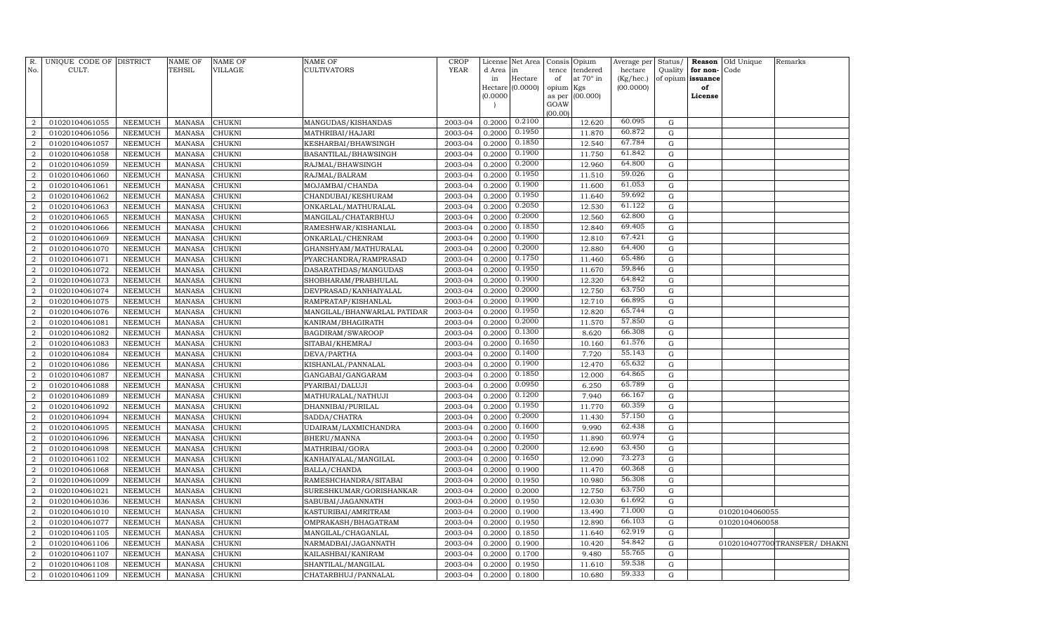| R. No. | UNIQUE CODE OF CULT. | DISTRICT | NAME OF TEHSIL | NAME OF VILLAGE | NAME OF CULTIVATORS | CROP YEAR | License d Area in Hectare (0.0000) | Net Area in Hectare (0.0000) | Consis tence of opium as per GOAW (00.00) | Opium tendered at 70° in Kgs (00.000) | Average per hectare (Kg/hec.) (00.0000) | Status/ Quality of opium | Reason for non-issuance of License | Old Unique Code | Remarks |
|---|---|---|---|---|---|---|---|---|---|---|---|---|---|---|---|
| 2 | 01020104061055 | NEEMUCH | MANASA | CHUKNI | MANGUDAS/KISHANDAS | 2003-04 | 0.2000 | 0.2100 | | 12.620 | 60.095 | G | | | |
| 2 | 01020104061056 | NEEMUCH | MANASA | CHUKNI | MATHRIBAI/HAJARI | 2003-04 | 0.2000 | 0.1950 | | 11.870 | 60.872 | G | | | |
| 2 | 01020104061057 | NEEMUCH | MANASA | CHUKNI | KESHARBAI/BHAWSINGH | 2003-04 | 0.2000 | 0.1850 | | 12.540 | 67.784 | G | | | |
| 2 | 01020104061058 | NEEMUCH | MANASA | CHUKNI | BASANTILAL/BHAWSINGH | 2003-04 | 0.2000 | 0.1900 | | 11.750 | 61.842 | G | | | |
| 2 | 01020104061059 | NEEMUCH | MANASA | CHUKNI | RAJMAL/BHAWSINGH | 2003-04 | 0.2000 | 0.2000 | | 12.960 | 64.800 | G | | | |
| 2 | 01020104061060 | NEEMUCH | MANASA | CHUKNI | RAJMAL/BALRAM | 2003-04 | 0.2000 | 0.1950 | | 11.510 | 59.026 | G | | | |
| 2 | 01020104061061 | NEEMUCH | MANASA | CHUKNI | MOJAMBAI/CHANDA | 2003-04 | 0.2000 | 0.1900 | | 11.600 | 61.053 | G | | | |
| 2 | 01020104061062 | NEEMUCH | MANASA | CHUKNI | CHANDUBAI/KESHURAM | 2003-04 | 0.2000 | 0.1950 | | 11.640 | 59.692 | G | | | |
| 2 | 01020104061063 | NEEMUCH | MANASA | CHUKNI | ONKARLAL/MATHURALAL | 2003-04 | 0.2000 | 0.2050 | | 12.530 | 61.122 | G | | | |
| 2 | 01020104061065 | NEEMUCH | MANASA | CHUKNI | MANGILAL/CHATARBHUJ | 2003-04 | 0.2000 | 0.2000 | | 12.560 | 62.800 | G | | | |
| 2 | 01020104061066 | NEEMUCH | MANASA | CHUKNI | RAMESHWAR/KISHANLAL | 2003-04 | 0.2000 | 0.1850 | | 12.840 | 69.405 | G | | | |
| 2 | 01020104061069 | NEEMUCH | MANASA | CHUKNI | ONKARLAL/CHENRAM | 2003-04 | 0.2000 | 0.1900 | | 12.810 | 67.421 | G | | | |
| 2 | 01020104061070 | NEEMUCH | MANASA | CHUKNI | GHANSHYAM/MATHURALAL | 2003-04 | 0.2000 | 0.2000 | | 12.880 | 64.400 | G | | | |
| 2 | 01020104061071 | NEEMUCH | MANASA | CHUKNI | PYARCHANDRA/RAMPRASAD | 2003-04 | 0.2000 | 0.1750 | | 11.460 | 65.486 | G | | | |
| 2 | 01020104061072 | NEEMUCH | MANASA | CHUKNI | DASARATHDAS/MANGUDAS | 2003-04 | 0.2000 | 0.1950 | | 11.670 | 59.846 | G | | | |
| 2 | 01020104061073 | NEEMUCH | MANASA | CHUKNI | SHOBHARAM/PRABHULAL | 2003-04 | 0.2000 | 0.1900 | | 12.320 | 64.842 | G | | | |
| 2 | 01020104061074 | NEEMUCH | MANASA | CHUKNI | DEVPRASAD/KANHAIYALAL | 2003-04 | 0.2000 | 0.2000 | | 12.750 | 63.750 | G | | | |
| 2 | 01020104061075 | NEEMUCH | MANASA | CHUKNI | RAMPRATAP/KISHANLAL | 2003-04 | 0.2000 | 0.1900 | | 12.710 | 66.895 | G | | | |
| 2 | 01020104061076 | NEEMUCH | MANASA | CHUKNI | MANGILAL/BHANWARLAL PATIDAR | 2003-04 | 0.2000 | 0.1950 | | 12.820 | 65.744 | G | | | |
| 2 | 01020104061081 | NEEMUCH | MANASA | CHUKNI | KANIRAM/BHAGIRATH | 2003-04 | 0.2000 | 0.2000 | | 11.570 | 57.850 | G | | | |
| 2 | 01020104061082 | NEEMUCH | MANASA | CHUKNI | BAGDIRAM/SWAROOP | 2003-04 | 0.2000 | 0.1300 | | 8.620 | 66.308 | G | | | |
| 2 | 01020104061083 | NEEMUCH | MANASA | CHUKNI | SITABAI/KHEMRAJ | 2003-04 | 0.2000 | 0.1650 | | 10.160 | 61.576 | G | | | |
| 2 | 01020104061084 | NEEMUCH | MANASA | CHUKNI | DEVA/PARTHA | 2003-04 | 0.2000 | 0.1400 | | 7.720 | 55.143 | G | | | |
| 2 | 01020104061086 | NEEMUCH | MANASA | CHUKNI | KISHANLAL/PANNALAL | 2003-04 | 0.2000 | 0.1900 | | 12.470 | 65.632 | G | | | |
| 2 | 01020104061087 | NEEMUCH | MANASA | CHUKNI | GANGABAI/GANGARAM | 2003-04 | 0.2000 | 0.1850 | | 12.000 | 64.865 | G | | | |
| 2 | 01020104061088 | NEEMUCH | MANASA | CHUKNI | PYARIBAI/DALUJI | 2003-04 | 0.2000 | 0.0950 | | 6.250 | 65.789 | G | | | |
| 2 | 01020104061089 | NEEMUCH | MANASA | CHUKNI | MATHURALAL/NATHUJI | 2003-04 | 0.2000 | 0.1200 | | 7.940 | 66.167 | G | | | |
| 2 | 01020104061092 | NEEMUCH | MANASA | CHUKNI | DHANNIBAI/PURILAL | 2003-04 | 0.2000 | 0.1950 | | 11.770 | 60.359 | G | | | |
| 2 | 01020104061094 | NEEMUCH | MANASA | CHUKNI | SADDA/CHATRA | 2003-04 | 0.2000 | 0.2000 | | 11.430 | 57.150 | G | | | |
| 2 | 01020104061095 | NEEMUCH | MANASA | CHUKNI | UDAIRAM/LAXMICHANDRA | 2003-04 | 0.2000 | 0.1600 | | 9.990 | 62.438 | G | | | |
| 2 | 01020104061096 | NEEMUCH | MANASA | CHUKNI | BHERU/MANNA | 2003-04 | 0.2000 | 0.1950 | | 11.890 | 60.974 | G | | | |
| 2 | 01020104061098 | NEEMUCH | MANASA | CHUKNI | MATHRIBAI/GORA | 2003-04 | 0.2000 | 0.2000 | | 12.690 | 63.450 | G | | | |
| 2 | 01020104061102 | NEEMUCH | MANASA | CHUKNI | KANHAIYALAL/MANGILAL | 2003-04 | 0.2000 | 0.1650 | | 12.090 | 73.273 | G | | | |
| 2 | 01020104061068 | NEEMUCH | MANASA | CHUKNI | BALLA/CHANDA | 2003-04 | 0.2000 | 0.1900 | | 11.470 | 60.368 | G | | | |
| 2 | 01020104061009 | NEEMUCH | MANASA | CHUKNI | RAMESHCHANDRA/SITABAI | 2003-04 | 0.2000 | 0.1950 | | 10.980 | 56.308 | G | | | |
| 2 | 01020104061021 | NEEMUCH | MANASA | CHUKNI | SURESHKUMAR/GORISHANKAR | 2003-04 | 0.2000 | 0.2000 | | 12.750 | 63.750 | G | | | |
| 2 | 01020104061036 | NEEMUCH | MANASA | CHUKNI | SABUBAI/JAGANNATH | 2003-04 | 0.2000 | 0.1950 | | 12.030 | 61.692 | G | | | |
| 2 | 01020104061010 | NEEMUCH | MANASA | CHUKNI | KASTURIBAI/AMRITRAM | 2003-04 | 0.2000 | 0.1900 | | 13.490 | 71.000 | G | | 01020104060055 | |
| 2 | 01020104061077 | NEEMUCH | MANASA | CHUKNI | OMPRAKASH/BHAGATRAM | 2003-04 | 0.2000 | 0.1950 | | 12.890 | 66.103 | G | | 01020104060058 | |
| 2 | 01020104061105 | NEEMUCH | MANASA | CHUKNI | MANGILAL/CHAGANLAL | 2003-04 | 0.2000 | 0.1850 | | 11.640 | 62.919 | G | | | |
| 2 | 01020104061106 | NEEMUCH | MANASA | CHUKNI | NARMADBAI/JAGANNATH | 2003-04 | 0.2000 | 0.1900 | | 10.420 | 54.842 | G | | 01020104077001 | TRANSFER/ DHAKNI |
| 2 | 01020104061107 | NEEMUCH | MANASA | CHUKNI | KAILASHBAI/KANIRAM | 2003-04 | 0.2000 | 0.1700 | | 9.480 | 55.765 | G | | | |
| 2 | 01020104061108 | NEEMUCH | MANASA | CHUKNI | SHANTILAL/MANGILAL | 2003-04 | 0.2000 | 0.1950 | | 11.610 | 59.538 | G | | | |
| 2 | 01020104061109 | NEEMUCH | MANASA | CHUKNI | CHATARBHUJ/PANNALAL | 2003-04 | 0.2000 | 0.1800 | | 10.680 | 59.333 | G | | | |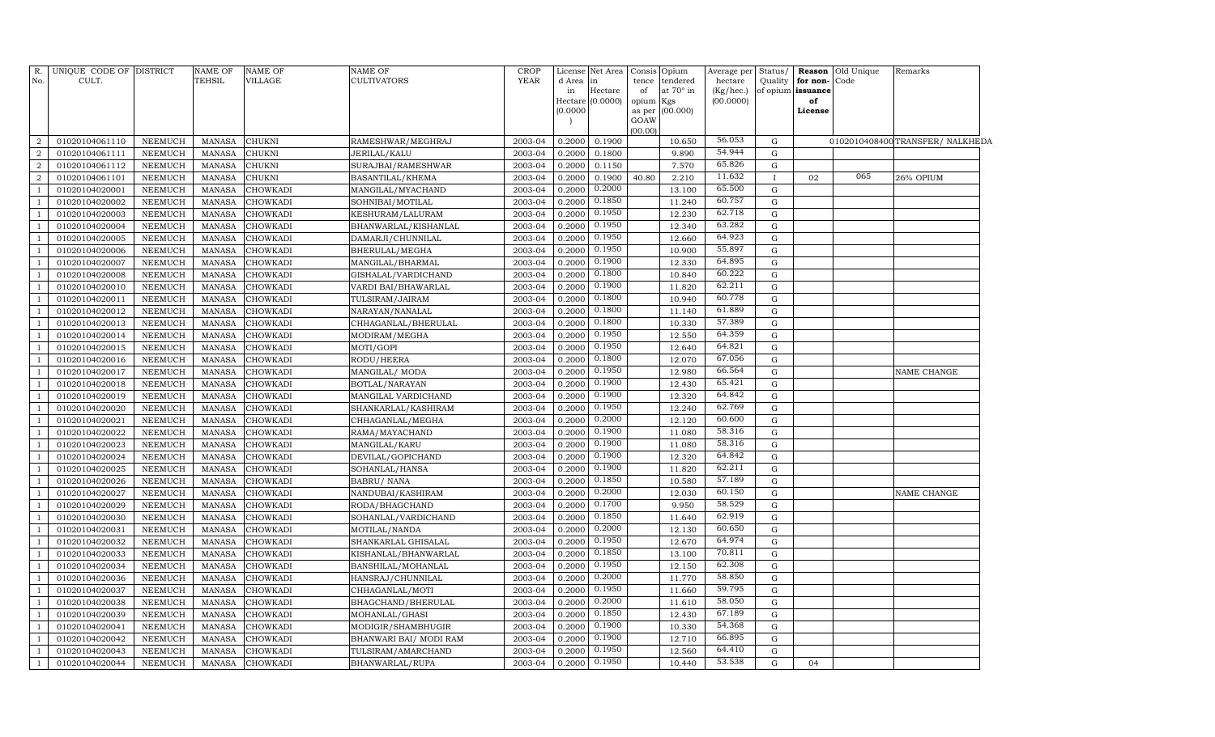| R. No. | UNIQUE CODE OF CULT. | DISTRICT | NAME OF TEHSIL | NAME OF VILLAGE | NAME OF CULTIVATORS | CROP YEAR | License d Area in Hectare (0.0000) | Net Area in Hectare (0.0000) | Consis tence of opium as per GOAW (00.00) | Opium tendered at 70° in Kgs (00.000) | Average per hectare (Kg/hec.) (00.0000) | Status/ Quality of opium | Reason for non-issuance of License | Old Unique Code | Remarks |
|---|---|---|---|---|---|---|---|---|---|---|---|---|---|---|---|
| 2 | 01020104061110 | NEEMUCH | MANASA | CHUKNI | RAMESHWAR/MEGHRAJ | 2003-04 | 0.2000 | 0.1900 | | 10.650 | 56.053 | G | | 0102010408400 | TRANSFER/ NALKHEDA |
| 2 | 01020104061111 | NEEMUCH | MANASA | CHUKNI | JERILAL/KALU | 2003-04 | 0.2000 | 0.1800 | | 9.890 | 54.944 | G | | | |
| 2 | 01020104061112 | NEEMUCH | MANASA | CHUKNI | SURAJBAI/RAMESHWAR | 2003-04 | 0.2000 | 0.1150 | | 7.570 | 65.826 | G | | | |
| 2 | 01020104061101 | NEEMUCH | MANASA | CHUKNI | BASANTILAL/KHEMA | 2003-04 | 0.2000 | 0.1900 | 40.80 | 2.210 | 11.632 | I | 02 | 065 | 26% OPIUM |
| 1 | 01020104020001 | NEEMUCH | MANASA | CHOWKADI | MANGILAL/MYACHAND | 2003-04 | 0.2000 | 0.2000 | | 13.100 | 65.500 | G | | | |
| 1 | 01020104020002 | NEEMUCH | MANASA | CHOWKADI | SOHNIBAI/MOTILAL | 2003-04 | 0.2000 | 0.1850 | | 11.240 | 60.757 | G | | | |
| 1 | 01020104020003 | NEEMUCH | MANASA | CHOWKADI | KESHURAM/LALURAM | 2003-04 | 0.2000 | 0.1950 | | 12.230 | 62.718 | G | | | |
| 1 | 01020104020004 | NEEMUCH | MANASA | CHOWKADI | BHANWARLAL/KISHANLAL | 2003-04 | 0.2000 | 0.1950 | | 12.340 | 63.282 | G | | | |
| 1 | 01020104020005 | NEEMUCH | MANASA | CHOWKADI | DAMARJI/CHUNNILAL | 2003-04 | 0.2000 | 0.1950 | | 12.660 | 64.923 | G | | | |
| 1 | 01020104020006 | NEEMUCH | MANASA | CHOWKADI | BHERULAL/MEGHA | 2003-04 | 0.2000 | 0.1950 | | 10.900 | 55.897 | G | | | |
| 1 | 01020104020007 | NEEMUCH | MANASA | CHOWKADI | MANGILAL/BHARMAL | 2003-04 | 0.2000 | 0.1900 | | 12.330 | 64.895 | G | | | |
| 1 | 01020104020008 | NEEMUCH | MANASA | CHOWKADI | GISHALAL/VARDICHAND | 2003-04 | 0.2000 | 0.1800 | | 10.840 | 60.222 | G | | | |
| 1 | 01020104020010 | NEEMUCH | MANASA | CHOWKADI | VARDI BAI/BHAWARLAL | 2003-04 | 0.2000 | 0.1900 | | 11.820 | 62.211 | G | | | |
| 1 | 01020104020011 | NEEMUCH | MANASA | CHOWKADI | TULSIRAM/JAIRAM | 2003-04 | 0.2000 | 0.1800 | | 10.940 | 60.778 | G | | | |
| 1 | 01020104020012 | NEEMUCH | MANASA | CHOWKADI | NARAYAN/NANALAL | 2003-04 | 0.2000 | 0.1800 | | 11.140 | 61.889 | G | | | |
| 1 | 01020104020013 | NEEMUCH | MANASA | CHOWKADI | CHHAGANLAL/BHERULAL | 2003-04 | 0.2000 | 0.1800 | | 10.330 | 57.389 | G | | | |
| 1 | 01020104020014 | NEEMUCH | MANASA | CHOWKADI | MODIRAM/MEGHA | 2003-04 | 0.2000 | 0.1950 | | 12.550 | 64.359 | G | | | |
| 1 | 01020104020015 | NEEMUCH | MANASA | CHOWKADI | MOTI/GOPI | 2003-04 | 0.2000 | 0.1950 | | 12.640 | 64.821 | G | | | |
| 1 | 01020104020016 | NEEMUCH | MANASA | CHOWKADI | RODU/HEERA | 2003-04 | 0.2000 | 0.1800 | | 12.070 | 67.056 | G | | | |
| 1 | 01020104020017 | NEEMUCH | MANASA | CHOWKADI | MANGILAL/ MODA | 2003-04 | 0.2000 | 0.1950 | | 12.980 | 66.564 | G | | | NAME CHANGE |
| 1 | 01020104020018 | NEEMUCH | MANASA | CHOWKADI | BOTLAL/NARAYAN | 2003-04 | 0.2000 | 0.1900 | | 12.430 | 65.421 | G | | | |
| 1 | 01020104020019 | NEEMUCH | MANASA | CHOWKADI | MANGILAL VARDICHAND | 2003-04 | 0.2000 | 0.1900 | | 12.320 | 64.842 | G | | | |
| 1 | 01020104020020 | NEEMUCH | MANASA | CHOWKADI | SHANKARLAL/KASHIRAM | 2003-04 | 0.2000 | 0.1950 | | 12.240 | 62.769 | G | | | |
| 1 | 01020104020021 | NEEMUCH | MANASA | CHOWKADI | CHHAGANLAL/MEGHA | 2003-04 | 0.2000 | 0.2000 | | 12.120 | 60.600 | G | | | |
| 1 | 01020104020022 | NEEMUCH | MANASA | CHOWKADI | RAMA/MAYACHAND | 2003-04 | 0.2000 | 0.1900 | | 11.080 | 58.316 | G | | | |
| 1 | 01020104020023 | NEEMUCH | MANASA | CHOWKADI | MANGILAL/KARU | 2003-04 | 0.2000 | 0.1900 | | 11.080 | 58.316 | G | | | |
| 1 | 01020104020024 | NEEMUCH | MANASA | CHOWKADI | DEVILAL/GOPICHAND | 2003-04 | 0.2000 | 0.1900 | | 12.320 | 64.842 | G | | | |
| 1 | 01020104020025 | NEEMUCH | MANASA | CHOWKADI | SOHANLAL/HANSA | 2003-04 | 0.2000 | 0.1900 | | 11.820 | 62.211 | G | | | |
| 1 | 01020104020026 | NEEMUCH | MANASA | CHOWKADI | BABRU/ NANA | 2003-04 | 0.2000 | 0.1850 | | 10.580 | 57.189 | G | | | |
| 1 | 01020104020027 | NEEMUCH | MANASA | CHOWKADI | NANDUBAI/KASHIRAM | 2003-04 | 0.2000 | 0.2000 | | 12.030 | 60.150 | G | | | NAME CHANGE |
| 1 | 01020104020029 | NEEMUCH | MANASA | CHOWKADI | RODA/BHAGCHAND | 2003-04 | 0.2000 | 0.1700 | | 9.950 | 58.529 | G | | | |
| 1 | 01020104020030 | NEEMUCH | MANASA | CHOWKADI | SOHANLAL/VARDICHAND | 2003-04 | 0.2000 | 0.1850 | | 11.640 | 62.919 | G | | | |
| 1 | 01020104020031 | NEEMUCH | MANASA | CHOWKADI | MOTILAL/NANDA | 2003-04 | 0.2000 | 0.2000 | | 12.130 | 60.650 | G | | | |
| 1 | 01020104020032 | NEEMUCH | MANASA | CHOWKADI | SHANKARLAL GHISALAL | 2003-04 | 0.2000 | 0.1950 | | 12.670 | 64.974 | G | | | |
| 1 | 01020104020033 | NEEMUCH | MANASA | CHOWKADI | KISHANLAL/BHANWARLAL | 2003-04 | 0.2000 | 0.1850 | | 13.100 | 70.811 | G | | | |
| 1 | 01020104020034 | NEEMUCH | MANASA | CHOWKADI | BANSHILAL/MOHANLAL | 2003-04 | 0.2000 | 0.1950 | | 12.150 | 62.308 | G | | | |
| 1 | 01020104020036 | NEEMUCH | MANASA | CHOWKADI | HANSRAJ/CHUNNILAL | 2003-04 | 0.2000 | 0.2000 | | 11.770 | 58.850 | G | | | |
| 1 | 01020104020037 | NEEMUCH | MANASA | CHOWKADI | CHHAGANLAL/MOTI | 2003-04 | 0.2000 | 0.1950 | | 11.660 | 59.795 | G | | | |
| 1 | 01020104020038 | NEEMUCH | MANASA | CHOWKADI | BHAGCHAND/BHERULAL | 2003-04 | 0.2000 | 0.2000 | | 11.610 | 58.050 | G | | | |
| 1 | 01020104020039 | NEEMUCH | MANASA | CHOWKADI | MOHANLAL/GHASI | 2003-04 | 0.2000 | 0.1850 | | 12.430 | 67.189 | G | | | |
| 1 | 01020104020041 | NEEMUCH | MANASA | CHOWKADI | MODIGIR/SHAMBHUGIR | 2003-04 | 0.2000 | 0.1900 | | 10.330 | 54.368 | G | | | |
| 1 | 01020104020042 | NEEMUCH | MANASA | CHOWKADI | BHANWARI BAI/ MODI RAM | 2003-04 | 0.2000 | 0.1900 | | 12.710 | 66.895 | G | | | |
| 1 | 01020104020043 | NEEMUCH | MANASA | CHOWKADI | TULSIRAM/AMARCHAND | 2003-04 | 0.2000 | 0.1950 | | 12.560 | 64.410 | G | | | |
| 1 | 01020104020044 | NEEMUCH | MANASA | CHOWKADI | BHANWARLAL/RUPA | 2003-04 | 0.2000 | 0.1950 | | 10.440 | 53.538 | G | 04 | | |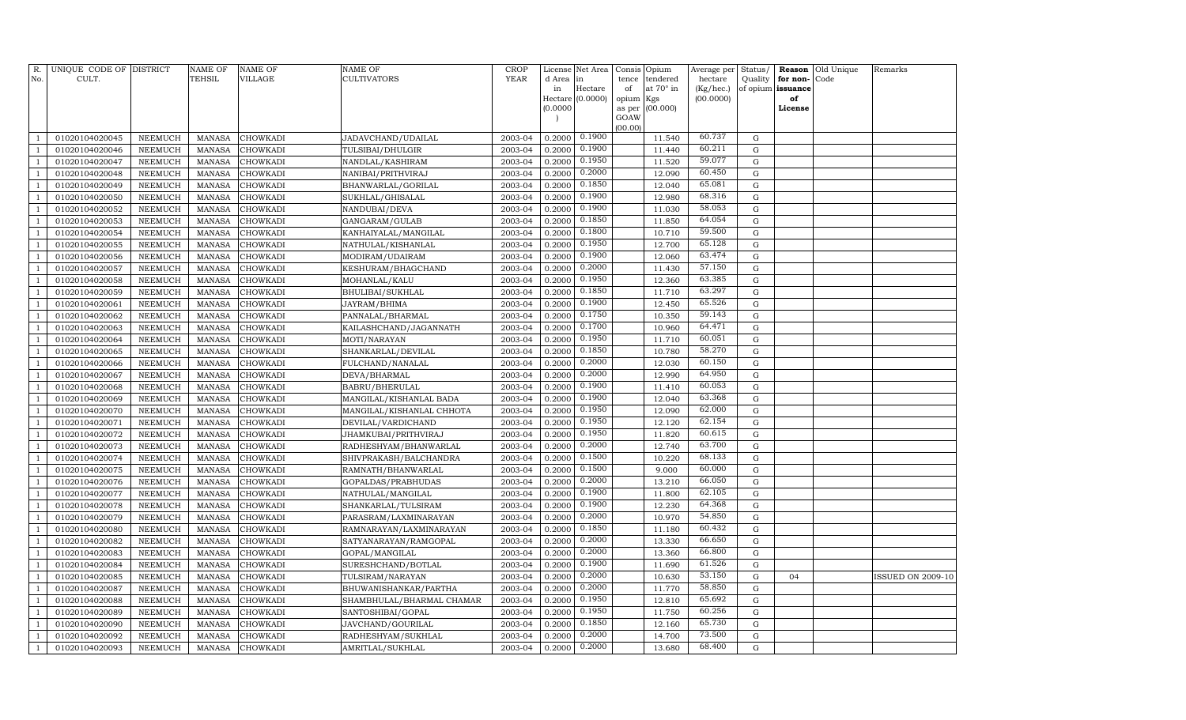| R. No. | UNIQUE CODE OF CULT. | DISTRICT | NAME OF TEHSIL | NAME OF VILLAGE | NAME OF CULTIVATORS | CROP YEAR | License d Area in Hectare (0.0000) | Net Area in Hectare (0.0000) | Consis tence of opium as per GOAW (00.00) | Opium tendered at 70° in Kgs (00.000) | Average per hectare (Kg/hec.) (00.0000) | Status/ Quality of opium | Reason for non-issuance of License | Old Unique Code | Remarks |
|---|---|---|---|---|---|---|---|---|---|---|---|---|---|---|---|
| 1 | 01020104020045 | NEEMUCH | MANASA | CHOWKADI | JADAVCHAND/UDAILAL | 2003-04 | 0.2000 | 0.1900 | | 11.540 | 60.737 | G | | | |
| 1 | 01020104020046 | NEEMUCH | MANASA | CHOWKADI | TULSIBAI/DHULGIR | 2003-04 | 0.2000 | 0.1900 | | 11.440 | 60.211 | G | | | |
| 1 | 01020104020047 | NEEMUCH | MANASA | CHOWKADI | NANDLAL/KASHIRAM | 2003-04 | 0.2000 | 0.1950 | | 11.520 | 59.077 | G | | | |
| 1 | 01020104020048 | NEEMUCH | MANASA | CHOWKADI | NANIBAI/PRITHVIRAJ | 2003-04 | 0.2000 | 0.2000 | | 12.090 | 60.450 | G | | | |
| 1 | 01020104020049 | NEEMUCH | MANASA | CHOWKADI | BHANWARLAL/GORILAL | 2003-04 | 0.2000 | 0.1850 | | 12.040 | 65.081 | G | | | |
| 1 | 01020104020050 | NEEMUCH | MANASA | CHOWKADI | SUKHLAL/GHISALAL | 2003-04 | 0.2000 | 0.1900 | | 12.980 | 68.316 | G | | | |
| 1 | 01020104020052 | NEEMUCH | MANASA | CHOWKADI | NANDUBAI/DEVA | 2003-04 | 0.2000 | 0.1900 | | 11.030 | 58.053 | G | | | |
| 1 | 01020104020053 | NEEMUCH | MANASA | CHOWKADI | GANGARAM/GULAB | 2003-04 | 0.2000 | 0.1850 | | 11.850 | 64.054 | G | | | |
| 1 | 01020104020054 | NEEMUCH | MANASA | CHOWKADI | KANHAIYALAL/MANGILAL | 2003-04 | 0.2000 | 0.1800 | | 10.710 | 59.500 | G | | | |
| 1 | 01020104020055 | NEEMUCH | MANASA | CHOWKADI | NATHULAL/KISHANLAL | 2003-04 | 0.2000 | 0.1950 | | 12.700 | 65.128 | G | | | |
| 1 | 01020104020056 | NEEMUCH | MANASA | CHOWKADI | MODIRAM/UDAIRAM | 2003-04 | 0.2000 | 0.1900 | | 12.060 | 63.474 | G | | | |
| 1 | 01020104020057 | NEEMUCH | MANASA | CHOWKADI | KESHURAM/BHAGCHAND | 2003-04 | 0.2000 | 0.2000 | | 11.430 | 57.150 | G | | | |
| 1 | 01020104020058 | NEEMUCH | MANASA | CHOWKADI | MOHANLAL/KALU | 2003-04 | 0.2000 | 0.1950 | | 12.360 | 63.385 | G | | | |
| 1 | 01020104020059 | NEEMUCH | MANASA | CHOWKADI | BHULIBAI/SUKHLAL | 2003-04 | 0.2000 | 0.1850 | | 11.710 | 63.297 | G | | | |
| 1 | 01020104020061 | NEEMUCH | MANASA | CHOWKADI | JAYRAM/BHIMA | 2003-04 | 0.2000 | 0.1900 | | 12.450 | 65.526 | G | | | |
| 1 | 01020104020062 | NEEMUCH | MANASA | CHOWKADI | PANNALAL/BHARMAL | 2003-04 | 0.2000 | 0.1750 | | 10.350 | 59.143 | G | | | |
| 1 | 01020104020063 | NEEMUCH | MANASA | CHOWKADI | KAILASHCHAND/JAGANNATH | 2003-04 | 0.2000 | 0.1700 | | 10.960 | 64.471 | G | | | |
| 1 | 01020104020064 | NEEMUCH | MANASA | CHOWKADI | MOTI/NARAYAN | 2003-04 | 0.2000 | 0.1950 | | 11.710 | 60.051 | G | | | |
| 1 | 01020104020065 | NEEMUCH | MANASA | CHOWKADI | SHANKARLAL/DEVILAL | 2003-04 | 0.2000 | 0.1850 | | 10.780 | 58.270 | G | | | |
| 1 | 01020104020066 | NEEMUCH | MANASA | CHOWKADI | FULCHAND/NANALAL | 2003-04 | 0.2000 | 0.2000 | | 12.030 | 60.150 | G | | | |
| 1 | 01020104020067 | NEEMUCH | MANASA | CHOWKADI | DEVA/BHARMAL | 2003-04 | 0.2000 | 0.2000 | | 12.990 | 64.950 | G | | | |
| 1 | 01020104020068 | NEEMUCH | MANASA | CHOWKADI | BABRU/BHERULAL | 2003-04 | 0.2000 | 0.1900 | | 11.410 | 60.053 | G | | | |
| 1 | 01020104020069 | NEEMUCH | MANASA | CHOWKADI | MANGILAL/KISHANLAL BADA | 2003-04 | 0.2000 | 0.1900 | | 12.040 | 63.368 | G | | | |
| 1 | 01020104020070 | NEEMUCH | MANASA | CHOWKADI | MANGILAL/KISHANLAL CHHOTA | 2003-04 | 0.2000 | 0.1950 | | 12.090 | 62.000 | G | | | |
| 1 | 01020104020071 | NEEMUCH | MANASA | CHOWKADI | DEVILAL/VARDICHAND | 2003-04 | 0.2000 | 0.1950 | | 12.120 | 62.154 | G | | | |
| 1 | 01020104020072 | NEEMUCH | MANASA | CHOWKADI | JHAMKUBAI/PRITHVIRAJ | 2003-04 | 0.2000 | 0.1950 | | 11.820 | 60.615 | G | | | |
| 1 | 01020104020073 | NEEMUCH | MANASA | CHOWKADI | RADHESHYAM/BHANWARLAL | 2003-04 | 0.2000 | 0.2000 | | 12.740 | 63.700 | G | | | |
| 1 | 01020104020074 | NEEMUCH | MANASA | CHOWKADI | SHIVPRAKASH/BALCHANDRA | 2003-04 | 0.2000 | 0.1500 | | 10.220 | 68.133 | G | | | |
| 1 | 01020104020075 | NEEMUCH | MANASA | CHOWKADI | RAMNATH/BHANWARLAL | 2003-04 | 0.2000 | 0.1500 | | 9.000 | 60.000 | G | | | |
| 1 | 01020104020076 | NEEMUCH | MANASA | CHOWKADI | GOPALDAS/PRABHUDAS | 2003-04 | 0.2000 | 0.2000 | | 13.210 | 66.050 | G | | | |
| 1 | 01020104020077 | NEEMUCH | MANASA | CHOWKADI | NATHULAL/MANGILAL | 2003-04 | 0.2000 | 0.1900 | | 11.800 | 62.105 | G | | | |
| 1 | 01020104020078 | NEEMUCH | MANASA | CHOWKADI | SHANKARLAL/TULSIRAM | 2003-04 | 0.2000 | 0.1900 | | 12.230 | 64.368 | G | | | |
| 1 | 01020104020079 | NEEMUCH | MANASA | CHOWKADI | PARASRAM/LAXMINARAYAN | 2003-04 | 0.2000 | 0.2000 | | 10.970 | 54.850 | G | | | |
| 1 | 01020104020080 | NEEMUCH | MANASA | CHOWKADI | RAMNARAYAN/LAXMINARAYAN | 2003-04 | 0.2000 | 0.1850 | | 11.180 | 60.432 | G | | | |
| 1 | 01020104020082 | NEEMUCH | MANASA | CHOWKADI | SATYANARAYAN/RAMGOPAL | 2003-04 | 0.2000 | 0.2000 | | 13.330 | 66.650 | G | | | |
| 1 | 01020104020083 | NEEMUCH | MANASA | CHOWKADI | GOPAL/MANGILAL | 2003-04 | 0.2000 | 0.2000 | | 13.360 | 66.800 | G | | | |
| 1 | 01020104020084 | NEEMUCH | MANASA | CHOWKADI | SURESHCHAND/BOTLAL | 2003-04 | 0.2000 | 0.1900 | | 11.690 | 61.526 | G | | | |
| 1 | 01020104020085 | NEEMUCH | MANASA | CHOWKADI | TULSIRAM/NARAYAN | 2003-04 | 0.2000 | 0.2000 | | 10.630 | 53.150 | G | 04 | | ISSUED ON 2009-10 |
| 1 | 01020104020087 | NEEMUCH | MANASA | CHOWKADI | BHUWANISHANKAR/PARTHA | 2003-04 | 0.2000 | 0.2000 | | 11.770 | 58.850 | G | | | |
| 1 | 01020104020088 | NEEMUCH | MANASA | CHOWKADI | SHAMBHULAL/BHARMAL CHAMAR | 2003-04 | 0.2000 | 0.1950 | | 12.810 | 65.692 | G | | | |
| 1 | 01020104020089 | NEEMUCH | MANASA | CHOWKADI | SANTOSHIBAI/GOPAL | 2003-04 | 0.2000 | 0.1950 | | 11.750 | 60.256 | G | | | |
| 1 | 01020104020090 | NEEMUCH | MANASA | CHOWKADI | JAVCHAND/GOURILAL | 2003-04 | 0.2000 | 0.1850 | | 12.160 | 65.730 | G | | | |
| 1 | 01020104020092 | NEEMUCH | MANASA | CHOWKADI | RADHESHYAM/SUKHLAL | 2003-04 | 0.2000 | 0.2000 | | 14.700 | 73.500 | G | | | |
| 1 | 01020104020093 | NEEMUCH | MANASA | CHOWKADI | AMRITLAL/SUKHLAL | 2003-04 | 0.2000 | 0.2000 | | 13.680 | 68.400 | G | | | |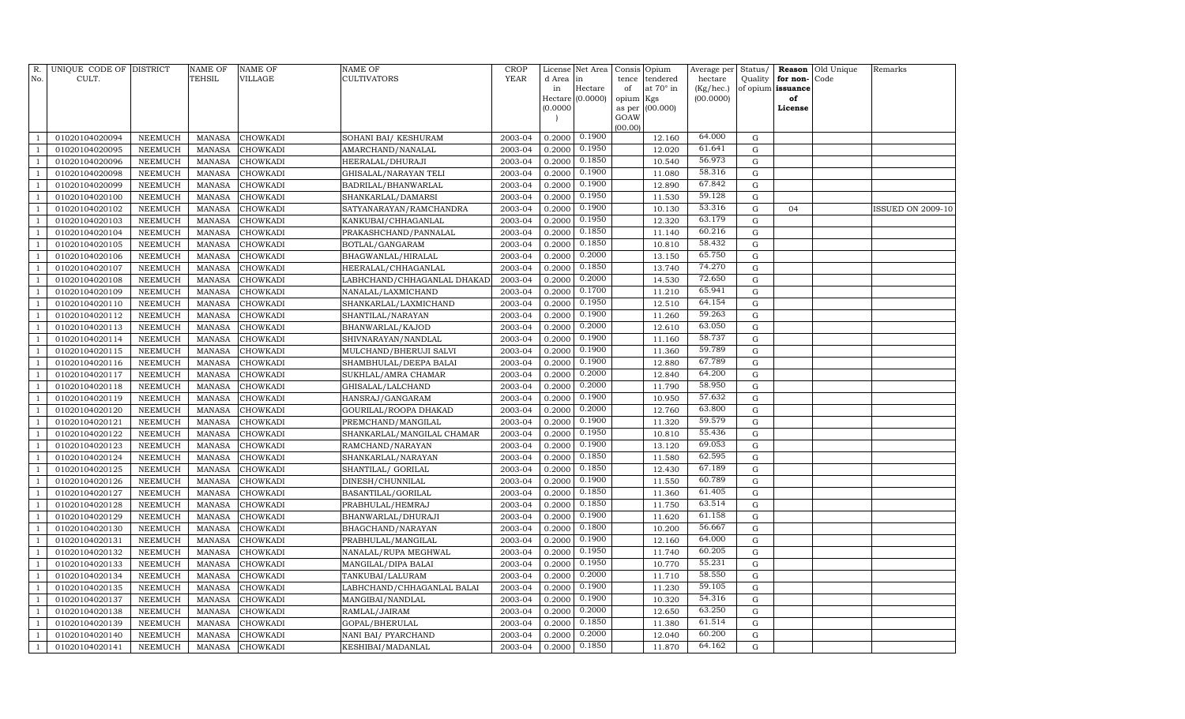| R. No. | UNIQUE CODE OF CULT. | DISTRICT | NAME OF TEHSIL | NAME OF VILLAGE | NAME OF CULTIVATORS | CROP YEAR | License d Area in Hectare (0.0000) | Net Area in Hectare (0.0000) | Consis tence of opium as per GOAW (00.00) | Opium tendered at 70° in Kgs (00.000) | Average per hectare (Kg/hec.) (00.0000) | Status/ Quality of opium | Reason for non-issuance of License | Old Unique Code | Remarks |
|---|---|---|---|---|---|---|---|---|---|---|---|---|---|---|---|
| 1 | 01020104020094 | NEEMUCH | MANASA | CHOWKADI | SOHANI BAI/ KESHURAM | 2003-04 | 0.2000 | 0.1900 | | 12.160 | 64.000 | G | | | |
| 1 | 01020104020095 | NEEMUCH | MANASA | CHOWKADI | AMARCHAND/NANALAL | 2003-04 | 0.2000 | 0.1950 | | 12.020 | 61.641 | G | | | |
| 1 | 01020104020096 | NEEMUCH | MANASA | CHOWKADI | HEERALAL/DHURAJI | 2003-04 | 0.2000 | 0.1850 | | 10.540 | 56.973 | G | | | |
| 1 | 01020104020098 | NEEMUCH | MANASA | CHOWKADI | GHISALAL/NARAYAN TELI | 2003-04 | 0.2000 | 0.1900 | | 11.080 | 58.316 | G | | | |
| 1 | 01020104020099 | NEEMUCH | MANASA | CHOWKADI | BADRILAL/BHANWARLAL | 2003-04 | 0.2000 | 0.1900 | | 12.890 | 67.842 | G | | | |
| 1 | 01020104020100 | NEEMUCH | MANASA | CHOWKADI | SHANKARLAL/DAMARSI | 2003-04 | 0.2000 | 0.1950 | | 11.530 | 59.128 | G | | | |
| 1 | 01020104020102 | NEEMUCH | MANASA | CHOWKADI | SATYANARAYAN/RAMCHANDRA | 2003-04 | 0.2000 | 0.1900 | | 10.130 | 53.316 | G | 04 | | ISSUED ON 2009-10 |
| 1 | 01020104020103 | NEEMUCH | MANASA | CHOWKADI | KANKUBAI/CHHAGANLAL | 2003-04 | 0.2000 | 0.1950 | | 12.320 | 63.179 | G | | | |
| 1 | 01020104020104 | NEEMUCH | MANASA | CHOWKADI | PRAKASHCHAND/PANNALAL | 2003-04 | 0.2000 | 0.1850 | | 11.140 | 60.216 | G | | | |
| 1 | 01020104020105 | NEEMUCH | MANASA | CHOWKADI | BOTLAL/GANGARAM | 2003-04 | 0.2000 | 0.1850 | | 10.810 | 58.432 | G | | | |
| 1 | 01020104020106 | NEEMUCH | MANASA | CHOWKADI | BHAGWANLAL/HIRALAL | 2003-04 | 0.2000 | 0.2000 | | 13.150 | 65.750 | G | | | |
| 1 | 01020104020107 | NEEMUCH | MANASA | CHOWKADI | HEERALAL/CHHAGANLAL | 2003-04 | 0.2000 | 0.1850 | | 13.740 | 74.270 | G | | | |
| 1 | 01020104020108 | NEEMUCH | MANASA | CHOWKADI | LABHCHAND/CHHAGANLAL DHAKAD | 2003-04 | 0.2000 | 0.2000 | | 14.530 | 72.650 | G | | | |
| 1 | 01020104020109 | NEEMUCH | MANASA | CHOWKADI | NANALAL/LAXMICHAND | 2003-04 | 0.2000 | 0.1700 | | 11.210 | 65.941 | G | | | |
| 1 | 01020104020110 | NEEMUCH | MANASA | CHOWKADI | SHANKARLAL/LAXMICHAND | 2003-04 | 0.2000 | 0.1950 | | 12.510 | 64.154 | G | | | |
| 1 | 01020104020112 | NEEMUCH | MANASA | CHOWKADI | SHANTILAL/NARAYAN | 2003-04 | 0.2000 | 0.1900 | | 11.260 | 59.263 | G | | | |
| 1 | 01020104020113 | NEEMUCH | MANASA | CHOWKADI | BHANWARLAL/KAJOD | 2003-04 | 0.2000 | 0.2000 | | 12.610 | 63.050 | G | | | |
| 1 | 01020104020114 | NEEMUCH | MANASA | CHOWKADI | SHIVNARAYAN/NANDLAL | 2003-04 | 0.2000 | 0.1900 | | 11.160 | 58.737 | G | | | |
| 1 | 01020104020115 | NEEMUCH | MANASA | CHOWKADI | MULCHAND/BHERUJI SALVI | 2003-04 | 0.2000 | 0.1900 | | 11.360 | 59.789 | G | | | |
| 1 | 01020104020116 | NEEMUCH | MANASA | CHOWKADI | SHAMBHULAL/DEEPA BALAI | 2003-04 | 0.2000 | 0.1900 | | 12.880 | 67.789 | G | | | |
| 1 | 01020104020117 | NEEMUCH | MANASA | CHOWKADI | SUKHLAL/AMRA CHAMAR | 2003-04 | 0.2000 | 0.2000 | | 12.840 | 64.200 | G | | | |
| 1 | 01020104020118 | NEEMUCH | MANASA | CHOWKADI | GHISALAL/LALCHAND | 2003-04 | 0.2000 | 0.2000 | | 11.790 | 58.950 | G | | | |
| 1 | 01020104020119 | NEEMUCH | MANASA | CHOWKADI | HANSRAJ/GANGARAM | 2003-04 | 0.2000 | 0.1900 | | 10.950 | 57.632 | G | | | |
| 1 | 01020104020120 | NEEMUCH | MANASA | CHOWKADI | GOURILAL/ROOPA DHAKAD | 2003-04 | 0.2000 | 0.2000 | | 12.760 | 63.800 | G | | | |
| 1 | 01020104020121 | NEEMUCH | MANASA | CHOWKADI | PREMCHAND/MANGILAL | 2003-04 | 0.2000 | 0.1900 | | 11.320 | 59.579 | G | | | |
| 1 | 01020104020122 | NEEMUCH | MANASA | CHOWKADI | SHANKARLAL/MANGILAL CHAMAR | 2003-04 | 0.2000 | 0.1950 | | 10.810 | 55.436 | G | | | |
| 1 | 01020104020123 | NEEMUCH | MANASA | CHOWKADI | RAMCHAND/NARAYAN | 2003-04 | 0.2000 | 0.1900 | | 13.120 | 69.053 | G | | | |
| 1 | 01020104020124 | NEEMUCH | MANASA | CHOWKADI | SHANKARLAL/NARAYAN | 2003-04 | 0.2000 | 0.1850 | | 11.580 | 62.595 | G | | | |
| 1 | 01020104020125 | NEEMUCH | MANASA | CHOWKADI | SHANTILAL/ GORILAL | 2003-04 | 0.2000 | 0.1850 | | 12.430 | 67.189 | G | | | |
| 1 | 01020104020126 | NEEMUCH | MANASA | CHOWKADI | DINESH/CHUNNILAL | 2003-04 | 0.2000 | 0.1900 | | 11.550 | 60.789 | G | | | |
| 1 | 01020104020127 | NEEMUCH | MANASA | CHOWKADI | BASANTILAL/GORILAL | 2003-04 | 0.2000 | 0.1850 | | 11.360 | 61.405 | G | | | |
| 1 | 01020104020128 | NEEMUCH | MANASA | CHOWKADI | PRABHULAL/HEMRAJ | 2003-04 | 0.2000 | 0.1850 | | 11.750 | 63.514 | G | | | |
| 1 | 01020104020129 | NEEMUCH | MANASA | CHOWKADI | BHANWARLAL/DHURAJI | 2003-04 | 0.2000 | 0.1900 | | 11.620 | 61.158 | G | | | |
| 1 | 01020104020130 | NEEMUCH | MANASA | CHOWKADI | BHAGCHAND/NARAYAN | 2003-04 | 0.2000 | 0.1800 | | 10.200 | 56.667 | G | | | |
| 1 | 01020104020131 | NEEMUCH | MANASA | CHOWKADI | PRABHULAL/MANGILAL | 2003-04 | 0.2000 | 0.1900 | | 12.160 | 64.000 | G | | | |
| 1 | 01020104020132 | NEEMUCH | MANASA | CHOWKADI | NANALAL/RUPA MEGHWAL | 2003-04 | 0.2000 | 0.1950 | | 11.740 | 60.205 | G | | | |
| 1 | 01020104020133 | NEEMUCH | MANASA | CHOWKADI | MANGILAL/DIPA BALAI | 2003-04 | 0.2000 | 0.1950 | | 10.770 | 55.231 | G | | | |
| 1 | 01020104020134 | NEEMUCH | MANASA | CHOWKADI | TANKUBAI/LALURAM | 2003-04 | 0.2000 | 0.2000 | | 11.710 | 58.550 | G | | | |
| 1 | 01020104020135 | NEEMUCH | MANASA | CHOWKADI | LABHCHAND/CHHAGANLAL BALAI | 2003-04 | 0.2000 | 0.1900 | | 11.230 | 59.105 | G | | | |
| 1 | 01020104020137 | NEEMUCH | MANASA | CHOWKADI | MANGIBAI/NANDLAL | 2003-04 | 0.2000 | 0.1900 | | 10.320 | 54.316 | G | | | |
| 1 | 01020104020138 | NEEMUCH | MANASA | CHOWKADI | RAMLAL/JAIRAM | 2003-04 | 0.2000 | 0.2000 | | 12.650 | 63.250 | G | | | |
| 1 | 01020104020139 | NEEMUCH | MANASA | CHOWKADI | GOPAL/BHERULAL | 2003-04 | 0.2000 | 0.1850 | | 11.380 | 61.514 | G | | | |
| 1 | 01020104020140 | NEEMUCH | MANASA | CHOWKADI | NANI BAI/ PYARCHAND | 2003-04 | 0.2000 | 0.2000 | | 12.040 | 60.200 | G | | | |
| 1 | 01020104020141 | NEEMUCH | MANASA | CHOWKADI | KESHIBAI/MADANLAL | 2003-04 | 0.2000 | 0.1850 | | 11.870 | 64.162 | G | | | |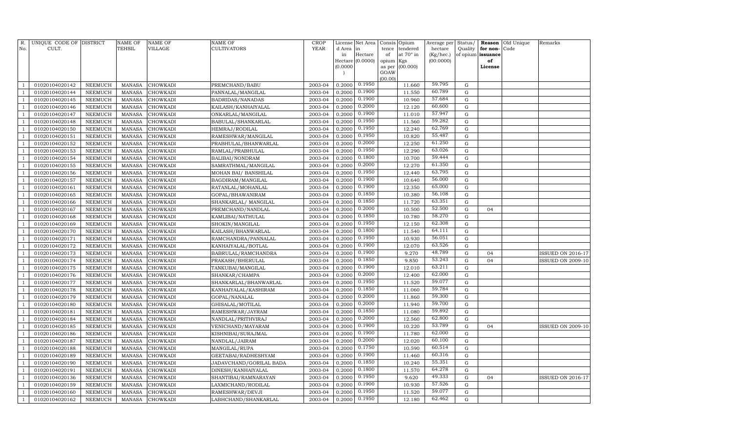| R. No. | UNIQUE CODE OF CULT. | DISTRICT | NAME OF TEHSIL | NAME OF VILLAGE | NAME OF CULTIVATORS | CROP YEAR | License d Area in Hectare (0.0000) | Net Area in Hectare (0.0000) | Consis tence of opium as per GOAW (00.00) | Opium tendered at 70° in Kgs (00.000) | Average per hectare (Kg/hec.) (00.0000) | Status/ Quality of opium | Reason for non-issuance of License | Old Unique Code | Remarks |
|---|---|---|---|---|---|---|---|---|---|---|---|---|---|---|---|
| 1 | 01020104020142 | NEEMUCH | MANASA | CHOWKADI | PREMCHAND/BABU | 2003-04 | 0.2000 | 0.1950 | | 11.660 | 59.795 | G | | | |
| 1 | 01020104020144 | NEEMUCH | MANASA | CHOWKADI | PANNALAL/MANGILAL | 2003-04 | 0.2000 | 0.1900 | | 11.550 | 60.789 | G | | | |
| 1 | 01020104020145 | NEEMUCH | MANASA | CHOWKADI | BADRIDAS/NANADAS | 2003-04 | 0.2000 | 0.1900 | | 10.960 | 57.684 | G | | | |
| 1 | 01020104020146 | NEEMUCH | MANASA | CHOWKADI | KAILASH/KANHAIYALAL | 2003-04 | 0.2000 | 0.2000 | | 12.120 | 60.600 | G | | | |
| 1 | 01020104020147 | NEEMUCH | MANASA | CHOWKADI | ONKARLAL/MANGILAL | 2003-04 | 0.2000 | 0.1900 | | 11.010 | 57.947 | G | | | |
| 1 | 01020104020148 | NEEMUCH | MANASA | CHOWKADI | BABULAL/SHANKARLAL | 2003-04 | 0.2000 | 0.1950 | | 11.560 | 59.282 | G | | | |
| 1 | 01020104020150 | NEEMUCH | MANASA | CHOWKADI | HEMRAJ/RODILAL | 2003-04 | 0.2000 | 0.1950 | | 12.240 | 62.769 | G | | | |
| 1 | 01020104020151 | NEEMUCH | MANASA | CHOWKADI | RAMESHWAR/MANGILAL | 2003-04 | 0.2000 | 0.1950 | | 10.820 | 55.487 | G | | | |
| 1 | 01020104020152 | NEEMUCH | MANASA | CHOWKADI | PRABHULAL/BHANWARLAL | 2003-04 | 0.2000 | 0.2000 | | 12.250 | 61.250 | G | | | |
| 1 | 01020104020153 | NEEMUCH | MANASA | CHOWKADI | RAMLAL/PRABHULAL | 2003-04 | 0.2000 | 0.1950 | | 12.290 | 63.026 | G | | | |
| 1 | 01020104020154 | NEEMUCH | MANASA | CHOWKADI | BALIBAI/NONDRAM | 2003-04 | 0.2000 | 0.1800 | | 10.700 | 59.444 | G | | | |
| 1 | 01020104020155 | NEEMUCH | MANASA | CHOWKADI | SAMRATHMAL/MANGILAL | 2003-04 | 0.2000 | 0.2000 | | 12.270 | 61.350 | G | | | |
| 1 | 01020104020156 | NEEMUCH | MANASA | CHOWKADI | MOHAN BAI/ BANSHILAL | 2003-04 | 0.2000 | 0.1950 | | 12.440 | 63.795 | G | | | |
| 1 | 01020104020157 | NEEMUCH | MANASA | CHOWKADI | BAGDIRAM/MANGILAL | 2003-04 | 0.2000 | 0.1900 | | 10.640 | 56.000 | G | | | |
| 1 | 01020104020161 | NEEMUCH | MANASA | CHOWKADI | RATANLAL/MOHANLAL | 2003-04 | 0.2000 | 0.1900 | | 12.350 | 65.000 | G | | | |
| 1 | 01020104020165 | NEEMUCH | MANASA | CHOWKADI | GOPAL/BHAWANIRAM | 2003-04 | 0.2000 | 0.1850 | | 10.380 | 56.108 | G | | | |
| 1 | 01020104020166 | NEEMUCH | MANASA | CHOWKADI | SHANKARLAL/ MANGILAL | 2003-04 | 0.2000 | 0.1850 | | 11.720 | 63.351 | G | | | |
| 1 | 01020104020167 | NEEMUCH | MANASA | CHOWKADI | PREMCHAND/NANDLAL | 2003-04 | 0.2000 | 0.2000 | | 10.500 | 52.500 | G | 04 | | |
| 1 | 01020104020168 | NEEMUCH | MANASA | CHOWKADI | KAMLIBAI/NATHULAL | 2003-04 | 0.2000 | 0.1850 | | 10.780 | 58.270 | G | | | |
| 1 | 01020104020169 | NEEMUCH | MANASA | CHOWKADI | SHOKIN/MANGILAL | 2003-04 | 0.2000 | 0.1950 | | 12.150 | 62.308 | G | | | |
| 1 | 01020104020170 | NEEMUCH | MANASA | CHOWKADI | KAILASH/BHANWARLAL | 2003-04 | 0.2000 | 0.1800 | | 11.540 | 64.111 | G | | | |
| 1 | 01020104020171 | NEEMUCH | MANASA | CHOWKADI | RAMCHANDRA/PANNALAL | 2003-04 | 0.2000 | 0.1950 | | 10.930 | 56.051 | G | | | |
| 1 | 01020104020172 | NEEMUCH | MANASA | CHOWKADI | KANHAIYALAL/BOTLAL | 2003-04 | 0.2000 | 0.1900 | | 12.070 | 63.526 | G | | | |
| 1 | 01020104020173 | NEEMUCH | MANASA | CHOWKADI | BABRULAL/RAMCHANDRA | 2003-04 | 0.2000 | 0.1900 | | 9.270 | 48.789 | G | 04 | | ISSUED ON 2016-17 |
| 1 | 01020104020174 | NEEMUCH | MANASA | CHOWKADI | PRAKASH/BHERULAL | 2003-04 | 0.2000 | 0.1850 | | 9.850 | 53.243 | G | 04 | | ISSUED ON 2009-10 |
| 1 | 01020104020175 | NEEMUCH | MANASA | CHOWKADI | TANKUBAI/MANGILAL | 2003-04 | 0.2000 | 0.1900 | | 12.010 | 63.211 | G | | | |
| 1 | 01020104020176 | NEEMUCH | MANASA | CHOWKADI | SHANKAR/CHAMPA | 2003-04 | 0.2000 | 0.2000 | | 12.400 | 62.000 | G | | | |
| 1 | 01020104020177 | NEEMUCH | MANASA | CHOWKADI | SHANKARLAL/BHANWARLAL | 2003-04 | 0.2000 | 0.1950 | | 11.520 | 59.077 | G | | | |
| 1 | 01020104020178 | NEEMUCH | MANASA | CHOWKADI | KANHAIYALAL/KASHIRAM | 2003-04 | 0.2000 | 0.1850 | | 11.060 | 59.784 | G | | | |
| 1 | 01020104020179 | NEEMUCH | MANASA | CHOWKADI | GOPAL/NANALAL | 2003-04 | 0.2000 | 0.2000 | | 11.860 | 59.300 | G | | | |
| 1 | 01020104020180 | NEEMUCH | MANASA | CHOWKADI | GHISALAL/MOTILAL | 2003-04 | 0.2000 | 0.2000 | | 11.940 | 59.700 | G | | | |
| 1 | 01020104020181 | NEEMUCH | MANASA | CHOWKADI | RAMESHWAR/JAYRAM | 2003-04 | 0.2000 | 0.1850 | | 11.080 | 59.892 | G | | | |
| 1 | 01020104020184 | NEEMUCH | MANASA | CHOWKADI | NANDLAL/PRITHVIRAJ | 2003-04 | 0.2000 | 0.2000 | | 12.560 | 62.800 | G | | | |
| 1 | 01020104020185 | NEEMUCH | MANASA | CHOWKADI | VENICHAND/MAYARAM | 2003-04 | 0.2000 | 0.1900 | | 10.220 | 53.789 | G | 04 | | ISSUED ON 2009-10 |
| 1 | 01020104020186 | NEEMUCH | MANASA | CHOWKADI | KISHNIBAI/SURAJMAL | 2003-04 | 0.2000 | 0.1900 | | 11.780 | 62.000 | G | | | |
| 1 | 01020104020187 | NEEMUCH | MANASA | CHOWKADI | NANDLAL/JAIRAM | 2003-04 | 0.2000 | 0.2000 | | 12.020 | 60.100 | G | | | |
| 1 | 01020104020188 | NEEMUCH | MANASA | CHOWKADI | MANGILAL/RUPA | 2003-04 | 0.2000 | 0.1750 | | 10.590 | 60.514 | G | | | |
| 1 | 01020104020189 | NEEMUCH | MANASA | CHOWKADI | GEETABAI/RADHESHYAM | 2003-04 | 0.2000 | 0.1900 | | 11.460 | 60.316 | G | | | |
| 1 | 01020104020190 | NEEMUCH | MANASA | CHOWKADI | JADAVCHAND/GORILAL BADA | 2003-04 | 0.2000 | 0.1850 | | 10.240 | 55.351 | G | | | |
| 1 | 01020104020191 | NEEMUCH | MANASA | CHOWKADI | DINESH/KANHAIYALAL | 2003-04 | 0.2000 | 0.1800 | | 11.570 | 64.278 | G | | | |
| 1 | 01020104020136 | NEEMUCH | MANASA | CHOWKADI | SHANTIBAI/RAMNARAYAN | 2003-04 | 0.2000 | 0.1950 | | 9.620 | 49.333 | G | 04 | | ISSUED ON 2016-17 |
| 1 | 01020104020159 | NEEMUCH | MANASA | CHOWKADI | LAXMICHAND/RODILAL | 2003-04 | 0.2000 | 0.1900 | | 10.930 | 57.526 | G | | | |
| 1 | 01020104020160 | NEEMUCH | MANASA | CHOWKADI | RAMESHWAR/DEVJI | 2003-04 | 0.2000 | 0.1950 | | 11.520 | 59.077 | G | | | |
| 1 | 01020104020162 | NEEMUCH | MANASA | CHOWKADI | LABHCHAND/SHANKARLAL | 2003-04 | 0.2000 | 0.1950 | | 12.180 | 62.462 | G | | | |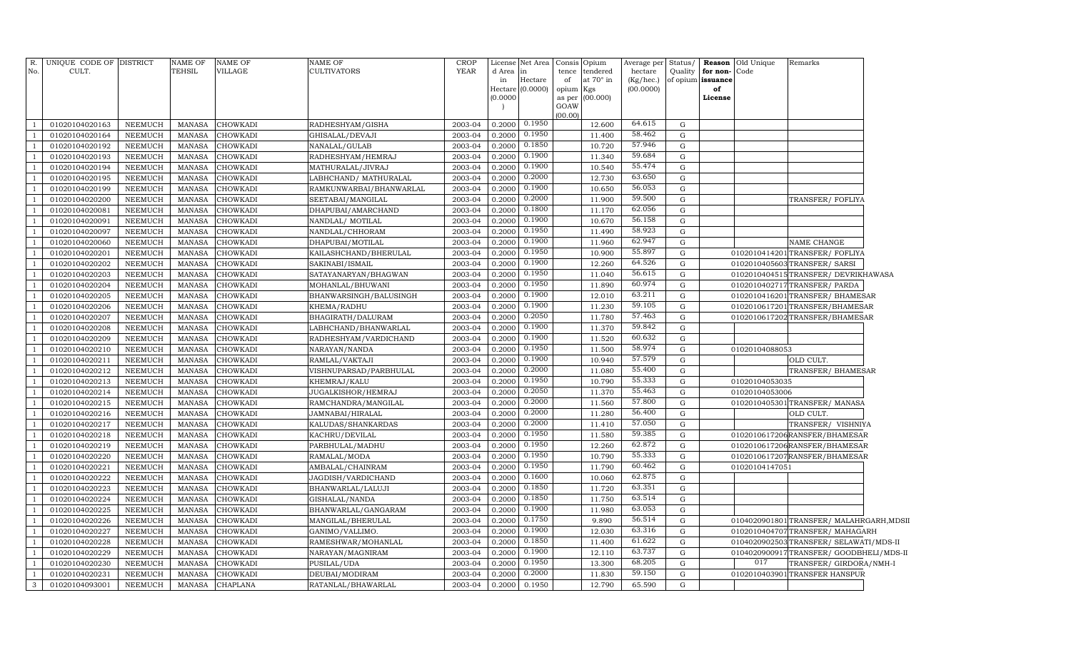| R. No. | UNIQUE CODE OF CULT. | DISTRICT | NAME OF TEHSIL | NAME OF VILLAGE | NAME OF CULTIVATORS | CROP YEAR | License d Area in Hectare (0.0000) | Net Area in Hectare (0.0000) | Consis tence of opium as per GOAW (00.00) | Opium tendered at 70° in Kgs (00.000) | Average per hectare (Kg/hec.) (00.0000) | Status/ Quality of opium | Reason for non-issuance of License | Old Unique Code | Remarks |
|---|---|---|---|---|---|---|---|---|---|---|---|---|---|---|---|
| 1 | 01020104020163 | NEEMUCH | MANASA | CHOWKADI | RADHESHYAM/GISHA | 2003-04 | 0.2000 | 0.1950 | | 12.600 | 64.615 | G | | | |
| 1 | 01020104020164 | NEEMUCH | MANASA | CHOWKADI | GHISALAL/DEVAJI | 2003-04 | 0.2000 | 0.1950 | | 11.400 | 58.462 | G | | | |
| 1 | 01020104020192 | NEEMUCH | MANASA | CHOWKADI | NANALAL/GULAB | 2003-04 | 0.2000 | 0.1850 | | 10.720 | 57.946 | G | | | |
| 1 | 01020104020193 | NEEMUCH | MANASA | CHOWKADI | RADHESHYAM/HEMRAJ | 2003-04 | 0.2000 | 0.1900 | | 11.340 | 59.684 | G | | | |
| 1 | 01020104020194 | NEEMUCH | MANASA | CHOWKADI | MATHURALAL/JIVRAJ | 2003-04 | 0.2000 | 0.1900 | | 10.540 | 55.474 | G | | | |
| 1 | 01020104020195 | NEEMUCH | MANASA | CHOWKADI | LABHCHAND/ MATHURALAL | 2003-04 | 0.2000 | 0.2000 | | 12.730 | 63.650 | G | | | |
| 1 | 01020104020199 | NEEMUCH | MANASA | CHOWKADI | RAMKUNWARBAI/BHANWARLAL | 2003-04 | 0.2000 | 0.1900 | | 10.650 | 56.053 | G | | | |
| 1 | 01020104020200 | NEEMUCH | MANASA | CHOWKADI | SEETABAI/MANGILAL | 2003-04 | 0.2000 | 0.2000 | | 11.900 | 59.500 | G | | | TRANSFER/ FOFLIYA |
| 1 | 01020104020081 | NEEMUCH | MANASA | CHOWKADI | DHAPUBAI/AMARCHAND | 2003-04 | 0.2000 | 0.1800 | | 11.170 | 62.056 | G | | | |
| 1 | 01020104020091 | NEEMUCH | MANASA | CHOWKADI | NANDLAL/ MOTILAL | 2003-04 | 0.2000 | 0.1900 | | 10.670 | 56.158 | G | | | |
| 1 | 01020104020097 | NEEMUCH | MANASA | CHOWKADI | NANDLAL/CHHORAM | 2003-04 | 0.2000 | 0.1950 | | 11.490 | 58.923 | G | | | |
| 1 | 01020104020060 | NEEMUCH | MANASA | CHOWKADI | DHAPUBAI/MOTILAL | 2003-04 | 0.2000 | 0.1900 | | 11.960 | 62.947 | G | | | NAME CHANGE |
| 1 | 01020104020201 | NEEMUCH | MANASA | CHOWKADI | KAILASHCHAND/BHERULAL | 2003-04 | 0.2000 | 0.1950 | | 10.900 | 55.897 | G | | 0102010414201 | TRANSFER/ FOFLIYA |
| 1 | 01020104020202 | NEEMUCH | MANASA | CHOWKADI | SAKINABI/ISMAIL | 2003-04 | 0.2000 | 0.1900 | | 12.260 | 64.526 | G | | 0102010405603 | TRANSFER/ SARSI |
| 1 | 01020104020203 | NEEMUCH | MANASA | CHOWKADI | SATAYANARYAN/BHAGWAN | 2003-04 | 0.2000 | 0.1950 | | 11.040 | 56.615 | G | | 0102010404515 | TRANSFER/ DEVRIKHAWASA |
| 1 | 01020104020204 | NEEMUCH | MANASA | CHOWKADI | MOHANLAL/BHUWANI | 2003-04 | 0.2000 | 0.1950 | | 11.890 | 60.974 | G | | 0102010402717 | TRANSFER/ PARDA |
| 1 | 01020104020205 | NEEMUCH | MANASA | CHOWKADI | BHANWARSINGH/BALUSINGH | 2003-04 | 0.2000 | 0.1900 | | 12.010 | 63.211 | G | | 0102010416201 | TRANSFER/ BHAMESAR |
| 1 | 01020104020206 | NEEMUCH | MANASA | CHOWKADI | KHEMA/RADHU | 2003-04 | 0.2000 | 0.1900 | | 11.230 | 59.105 | G | | 0102010617201 | TRANSFER/BHAMESAR |
| 1 | 01020104020207 | NEEMUCH | MANASA | CHOWKADI | BHAGIRATH/DALURAM | 2003-04 | 0.2000 | 0.2050 | | 11.780 | 57.463 | G | | 0102010617202 | TRANSFER/BHAMESAR |
| 1 | 01020104020208 | NEEMUCH | MANASA | CHOWKADI | LABHCHAND/BHANWARLAL | 2003-04 | 0.2000 | 0.1900 | | 11.370 | 59.842 | G | | | |
| 1 | 01020104020209 | NEEMUCH | MANASA | CHOWKADI | RADHESHYAM/VARDICHAND | 2003-04 | 0.2000 | 0.1900 | | 11.520 | 60.632 | G | | | |
| 1 | 01020104020210 | NEEMUCH | MANASA | CHOWKADI | NARAYAN/NANDA | 2003-04 | 0.2000 | 0.1950 | | 11.500 | 58.974 | G | | 01020104088053 | |
| 1 | 01020104020211 | NEEMUCH | MANASA | CHOWKADI | RAMLAL/VAKTAJI | 2003-04 | 0.2000 | 0.1900 | | 10.940 | 57.579 | G | | | OLD CULT. |
| 1 | 01020104020212 | NEEMUCH | MANASA | CHOWKADI | VISHNUPARSAD/PARBHULAL | 2003-04 | 0.2000 | 0.2000 | | 11.080 | 55.400 | G | | | TRANSFER/ BHAMESAR |
| 1 | 01020104020213 | NEEMUCH | MANASA | CHOWKADI | KHEMRAJ/KALU | 2003-04 | 0.2000 | 0.1950 | | 10.790 | 55.333 | G | | 01020104053035 | |
| 1 | 01020104020214 | NEEMUCH | MANASA | CHOWKADI | JUGALKISHOR/HEMRAJ | 2003-04 | 0.2000 | 0.2050 | | 11.370 | 55.463 | G | | 01020104053006 | |
| 1 | 01020104020215 | NEEMUCH | MANASA | CHOWKADI | RAMCHANDRA/MANGILAL | 2003-04 | 0.2000 | 0.2000 | | 11.560 | 57.800 | G | | 0102010405301 | TRANSFER/ MANASA |
| 1 | 01020104020216 | NEEMUCH | MANASA | CHOWKADI | JAMNABAI/HIRALAL | 2003-04 | 0.2000 | 0.2000 | | 11.280 | 56.400 | G | | | OLD CULT. |
| 1 | 01020104020217 | NEEMUCH | MANASA | CHOWKADI | KALUDAS/SHANKARDAS | 2003-04 | 0.2000 | 0.2000 | | 11.410 | 57.050 | G | | | TRANSFER/ VISHNIYA |
| 1 | 01020104020218 | NEEMUCH | MANASA | CHOWKADI | KACHRU/DEVILAL | 2003-04 | 0.2000 | 0.1950 | | 11.580 | 59.385 | G | | 0102010617206 | RANSFER/BHAMESAR |
| 1 | 01020104020219 | NEEMUCH | MANASA | CHOWKADI | PARBHULAL/MADHU | 2003-04 | 0.2000 | 0.1950 | | 12.260 | 62.872 | G | | 0102010617206 | RANSFER/BHAMESAR |
| 1 | 01020104020220 | NEEMUCH | MANASA | CHOWKADI | RAMALAL/MODA | 2003-04 | 0.2000 | 0.1950 | | 10.790 | 55.333 | G | | 0102010617207 | RANSFER/BHAMESAR |
| 1 | 01020104020221 | NEEMUCH | MANASA | CHOWKADI | AMBALAL/CHAINRAM | 2003-04 | 0.2000 | 0.1950 | | 11.790 | 60.462 | G | | 01020104147051 | |
| 1 | 01020104020222 | NEEMUCH | MANASA | CHOWKADI | JAGDISH/VARDICHAND | 2003-04 | 0.2000 | 0.1600 | | 10.060 | 62.875 | G | | | |
| 1 | 01020104020223 | NEEMUCH | MANASA | CHOWKADI | BHANWARLAL/LALUJI | 2003-04 | 0.2000 | 0.1850 | | 11.720 | 63.351 | G | | | |
| 1 | 01020104020224 | NEEMUCH | MANASA | CHOWKADI | GISHALAL/NANDA | 2003-04 | 0.2000 | 0.1850 | | 11.750 | 63.514 | G | | | |
| 1 | 01020104020225 | NEEMUCH | MANASA | CHOWKADI | BHANWARLAL/GANGARAM | 2003-04 | 0.2000 | 0.1900 | | 11.980 | 63.053 | G | | | |
| 1 | 01020104020226 | NEEMUCH | MANASA | CHOWKADI | MANGILAL/BHERULAL | 2003-04 | 0.2000 | 0.1750 | | 9.890 | 56.514 | G | | 0104020901801 | TRANSFER/ MALAHRGARH,MDSII |
| 1 | 01020104020227 | NEEMUCH | MANASA | CHOWKADI | GANIMO/VALLIMO. | 2003-04 | 0.2000 | 0.1900 | | 12.030 | 63.316 | G | | 0102010404707 | TRANSFER/ MAHAGARH |
| 1 | 01020104020228 | NEEMUCH | MANASA | CHOWKADI | RAMESHWAR/MOHANLAL | 2003-04 | 0.2000 | 0.1850 | | 11.400 | 61.622 | G | | 0104020902503 | TRANSFER/ SELAWATI/MDS-II |
| 1 | 01020104020229 | NEEMUCH | MANASA | CHOWKADI | NARAYAN/MAGNIRAM | 2003-04 | 0.2000 | 0.1900 | | 12.110 | 63.737 | G | | 0104020900917 | TRANSFER/ GOODBHELI/MDS-II |
| 1 | 01020104020230 | NEEMUCH | MANASA | CHOWKADI | PUSILAL/UDA | 2003-04 | 0.2000 | 0.1950 | | 13.300 | 68.205 | G | | 017 | TRANSFER/ GIRDORA/NMH-I |
| 1 | 01020104020231 | NEEMUCH | MANASA | CHOWKADI | DEUBAI/MODIRAM | 2003-04 | 0.2000 | 0.2000 | | 11.830 | 59.150 | G | | 0102010403901 | TRANSFER HANSPUR |
| 3 | 01020104093001 | NEEMUCH | MANASA | CHAPLANA | RATANLAL/BHAWARLAL | 2003-04 | 0.2000 | 0.1950 | | 12.790 | 65.590 | G | | | |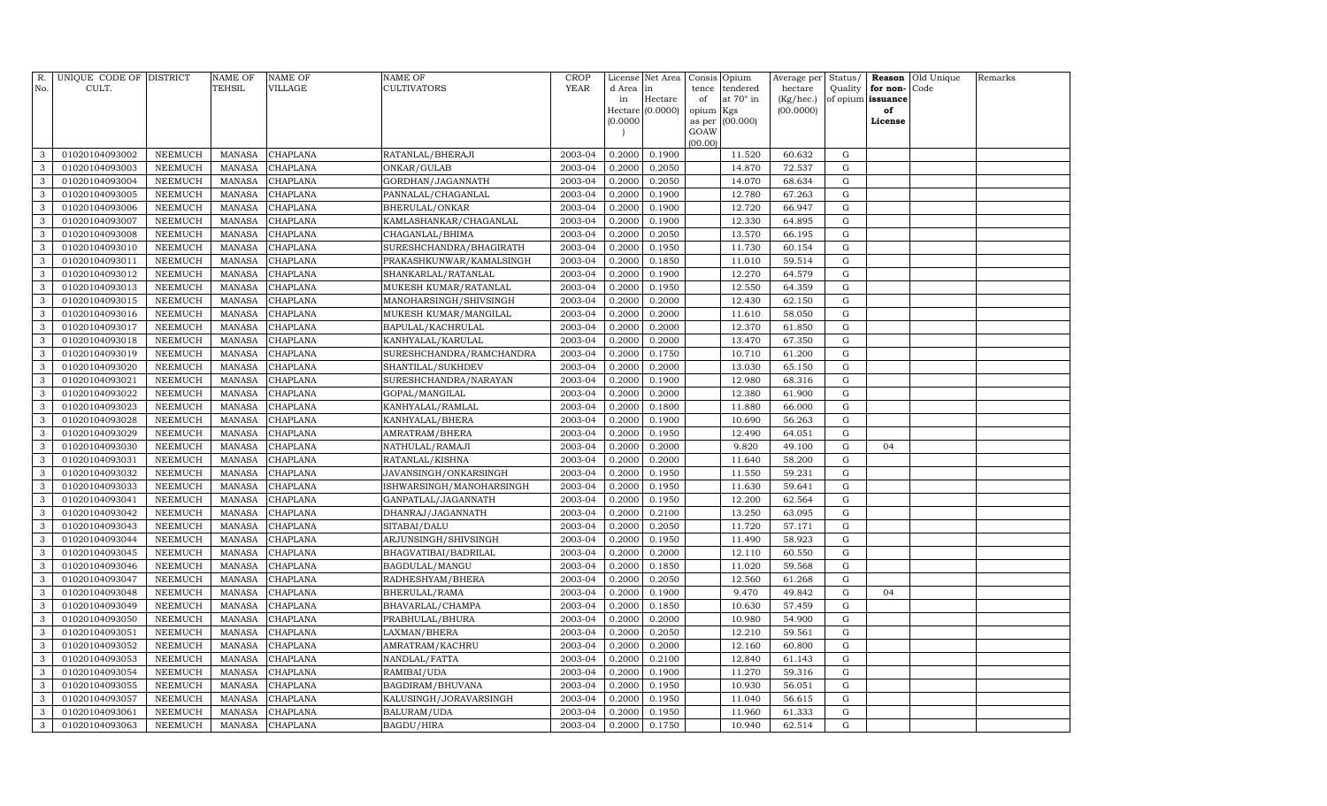| R. No. | UNIQUE CODE OF CULT. | DISTRICT | NAME OF TEHSIL | NAME OF VILLAGE | NAME OF CULTIVATORS | CROP YEAR | License d Area in Hectare (0.0000) | Net Area in Hectare (0.0000) | Consis tence of opium as per GOAW (00.00) | Opium tendered at 70° in Kgs (00.000) | Average per hectare (Kg/hec.) (00.0000) | Status/ Quality of opium | Reason for non-issuance of License | Old Unique Code | Remarks |
|---|---|---|---|---|---|---|---|---|---|---|---|---|---|---|---|
| 3 | 01020104093002 | NEEMUCH | MANASA | CHAPLANA | RATANLAL/BHERAJI | 2003-04 | 0.2000 | 0.1900 | | 11.520 | 60.632 | G | | | |
| 3 | 01020104093003 | NEEMUCH | MANASA | CHAPLANA | ONKAR/GULAB | 2003-04 | 0.2000 | 0.2050 | | 14.870 | 72.537 | G | | | |
| 3 | 01020104093004 | NEEMUCH | MANASA | CHAPLANA | GORDHAN/JAGANNATH | 2003-04 | 0.2000 | 0.2050 | | 14.070 | 68.634 | G | | | |
| 3 | 01020104093005 | NEEMUCH | MANASA | CHAPLANA | PANNALAL/CHAGANLAL | 2003-04 | 0.2000 | 0.1900 | | 12.780 | 67.263 | G | | | |
| 3 | 01020104093006 | NEEMUCH | MANASA | CHAPLANA | BHERULAL/ONKAR | 2003-04 | 0.2000 | 0.1900 | | 12.720 | 66.947 | G | | | |
| 3 | 01020104093007 | NEEMUCH | MANASA | CHAPLANA | KAMLASHANKAR/CHAGANLAL | 2003-04 | 0.2000 | 0.1900 | | 12.330 | 64.895 | G | | | |
| 3 | 01020104093008 | NEEMUCH | MANASA | CHAPLANA | CHAGANLAL/BHIMA | 2003-04 | 0.2000 | 0.2050 | | 13.570 | 66.195 | G | | | |
| 3 | 01020104093010 | NEEMUCH | MANASA | CHAPLANA | SURESHCHANDRA/BHAGIRATH | 2003-04 | 0.2000 | 0.1950 | | 11.730 | 60.154 | G | | | |
| 3 | 01020104093011 | NEEMUCH | MANASA | CHAPLANA | PRAKASHKUNWAR/KAMALSINGH | 2003-04 | 0.2000 | 0.1850 | | 11.010 | 59.514 | G | | | |
| 3 | 01020104093012 | NEEMUCH | MANASA | CHAPLANA | SHANKARLAL/RATANLAL | 2003-04 | 0.2000 | 0.1900 | | 12.270 | 64.579 | G | | | |
| 3 | 01020104093013 | NEEMUCH | MANASA | CHAPLANA | MUKESH KUMAR/RATANLAL | 2003-04 | 0.2000 | 0.1950 | | 12.550 | 64.359 | G | | | |
| 3 | 01020104093015 | NEEMUCH | MANASA | CHAPLANA | MANOHARSINGH/SHIVSINGH | 2003-04 | 0.2000 | 0.2000 | | 12.430 | 62.150 | G | | | |
| 3 | 01020104093016 | NEEMUCH | MANASA | CHAPLANA | MUKESH KUMAR/MANGILAL | 2003-04 | 0.2000 | 0.2000 | | 11.610 | 58.050 | G | | | |
| 3 | 01020104093017 | NEEMUCH | MANASA | CHAPLANA | BAPULAL/KACHRULAL | 2003-04 | 0.2000 | 0.2000 | | 12.370 | 61.850 | G | | | |
| 3 | 01020104093018 | NEEMUCH | MANASA | CHAPLANA | KANHYALAL/KARULAL | 2003-04 | 0.2000 | 0.2000 | | 13.470 | 67.350 | G | | | |
| 3 | 01020104093019 | NEEMUCH | MANASA | CHAPLANA | SURESHCHANDRA/RAMCHANDRA | 2003-04 | 0.2000 | 0.1750 | | 10.710 | 61.200 | G | | | |
| 3 | 01020104093020 | NEEMUCH | MANASA | CHAPLANA | SHANTILAL/SUKHDEV | 2003-04 | 0.2000 | 0.2000 | | 13.030 | 65.150 | G | | | |
| 3 | 01020104093021 | NEEMUCH | MANASA | CHAPLANA | SURESHCHANDRA/NARAYAN | 2003-04 | 0.2000 | 0.1900 | | 12.980 | 68.316 | G | | | |
| 3 | 01020104093022 | NEEMUCH | MANASA | CHAPLANA | GOPAL/MANGILAL | 2003-04 | 0.2000 | 0.2000 | | 12.380 | 61.900 | G | | | |
| 3 | 01020104093023 | NEEMUCH | MANASA | CHAPLANA | KANHYALAL/RAMLAL | 2003-04 | 0.2000 | 0.1800 | | 11.880 | 66.000 | G | | | |
| 3 | 01020104093028 | NEEMUCH | MANASA | CHAPLANA | KANHYALAL/BHERA | 2003-04 | 0.2000 | 0.1900 | | 10.690 | 56.263 | G | | | |
| 3 | 01020104093029 | NEEMUCH | MANASA | CHAPLANA | AMRATRAM/BHERA | 2003-04 | 0.2000 | 0.1950 | | 12.490 | 64.051 | G | | | |
| 3 | 01020104093030 | NEEMUCH | MANASA | CHAPLANA | NATHULAL/RAMAJI | 2003-04 | 0.2000 | 0.2000 | | 9.820 | 49.100 | G | 04 | | |
| 3 | 01020104093031 | NEEMUCH | MANASA | CHAPLANA | RATANLAL/KISHNA | 2003-04 | 0.2000 | 0.2000 | | 11.640 | 58.200 | G | | | |
| 3 | 01020104093032 | NEEMUCH | MANASA | CHAPLANA | JAVANSINGH/ONKARSINGH | 2003-04 | 0.2000 | 0.1950 | | 11.550 | 59.231 | G | | | |
| 3 | 01020104093033 | NEEMUCH | MANASA | CHAPLANA | ISHWARSINGH/MANOHARSINGH | 2003-04 | 0.2000 | 0.1950 | | 11.630 | 59.641 | G | | | |
| 3 | 01020104093041 | NEEMUCH | MANASA | CHAPLANA | GANPATLAL/JAGANNATH | 2003-04 | 0.2000 | 0.1950 | | 12.200 | 62.564 | G | | | |
| 3 | 01020104093042 | NEEMUCH | MANASA | CHAPLANA | DHANRAJ/JAGANNATH | 2003-04 | 0.2000 | 0.2100 | | 13.250 | 63.095 | G | | | |
| 3 | 01020104093043 | NEEMUCH | MANASA | CHAPLANA | SITABAI/DALU | 2003-04 | 0.2000 | 0.2050 | | 11.720 | 57.171 | G | | | |
| 3 | 01020104093044 | NEEMUCH | MANASA | CHAPLANA | ARJUNSINGH/SHIVSINGH | 2003-04 | 0.2000 | 0.1950 | | 11.490 | 58.923 | G | | | |
| 3 | 01020104093045 | NEEMUCH | MANASA | CHAPLANA | BHAGVATIBAI/BADRILAL | 2003-04 | 0.2000 | 0.2000 | | 12.110 | 60.550 | G | | | |
| 3 | 01020104093046 | NEEMUCH | MANASA | CHAPLANA | BAGDULAL/MANGU | 2003-04 | 0.2000 | 0.1850 | | 11.020 | 59.568 | G | | | |
| 3 | 01020104093047 | NEEMUCH | MANASA | CHAPLANA | RADHESHYAM/BHERA | 2003-04 | 0.2000 | 0.2050 | | 12.560 | 61.268 | G | | | |
| 3 | 01020104093048 | NEEMUCH | MANASA | CHAPLANA | BHERULAL/RAMA | 2003-04 | 0.2000 | 0.1900 | | 9.470 | 49.842 | G | 04 | | |
| 3 | 01020104093049 | NEEMUCH | MANASA | CHAPLANA | BHAVARLAL/CHAMPA | 2003-04 | 0.2000 | 0.1850 | | 10.630 | 57.459 | G | | | |
| 3 | 01020104093050 | NEEMUCH | MANASA | CHAPLANA | PRABHULAL/BHURA | 2003-04 | 0.2000 | 0.2000 | | 10.980 | 54.900 | G | | | |
| 3 | 01020104093051 | NEEMUCH | MANASA | CHAPLANA | LAXMAN/BHERA | 2003-04 | 0.2000 | 0.2050 | | 12.210 | 59.561 | G | | | |
| 3 | 01020104093052 | NEEMUCH | MANASA | CHAPLANA | AMRATRAM/KACHRU | 2003-04 | 0.2000 | 0.2000 | | 12.160 | 60.800 | G | | | |
| 3 | 01020104093053 | NEEMUCH | MANASA | CHAPLANA | NANDLAL/FATTA | 2003-04 | 0.2000 | 0.2100 | | 12.840 | 61.143 | G | | | |
| 3 | 01020104093054 | NEEMUCH | MANASA | CHAPLANA | RAMIBAI/UDA | 2003-04 | 0.2000 | 0.1900 | | 11.270 | 59.316 | G | | | |
| 3 | 01020104093055 | NEEMUCH | MANASA | CHAPLANA | BAGDIRAM/BHUVANA | 2003-04 | 0.2000 | 0.1950 | | 10.930 | 56.051 | G | | | |
| 3 | 01020104093057 | NEEMUCH | MANASA | CHAPLANA | KALUSINGH/JORAVARSINGH | 2003-04 | 0.2000 | 0.1950 | | 11.040 | 56.615 | G | | | |
| 3 | 01020104093061 | NEEMUCH | MANASA | CHAPLANA | BALURAM/UDA | 2003-04 | 0.2000 | 0.1950 | | 11.960 | 61.333 | G | | | |
| 3 | 01020104093063 | NEEMUCH | MANASA | CHAPLANA | BAGDU/HIRA | 2003-04 | 0.2000 | 0.1750 | | 10.940 | 62.514 | G | | | |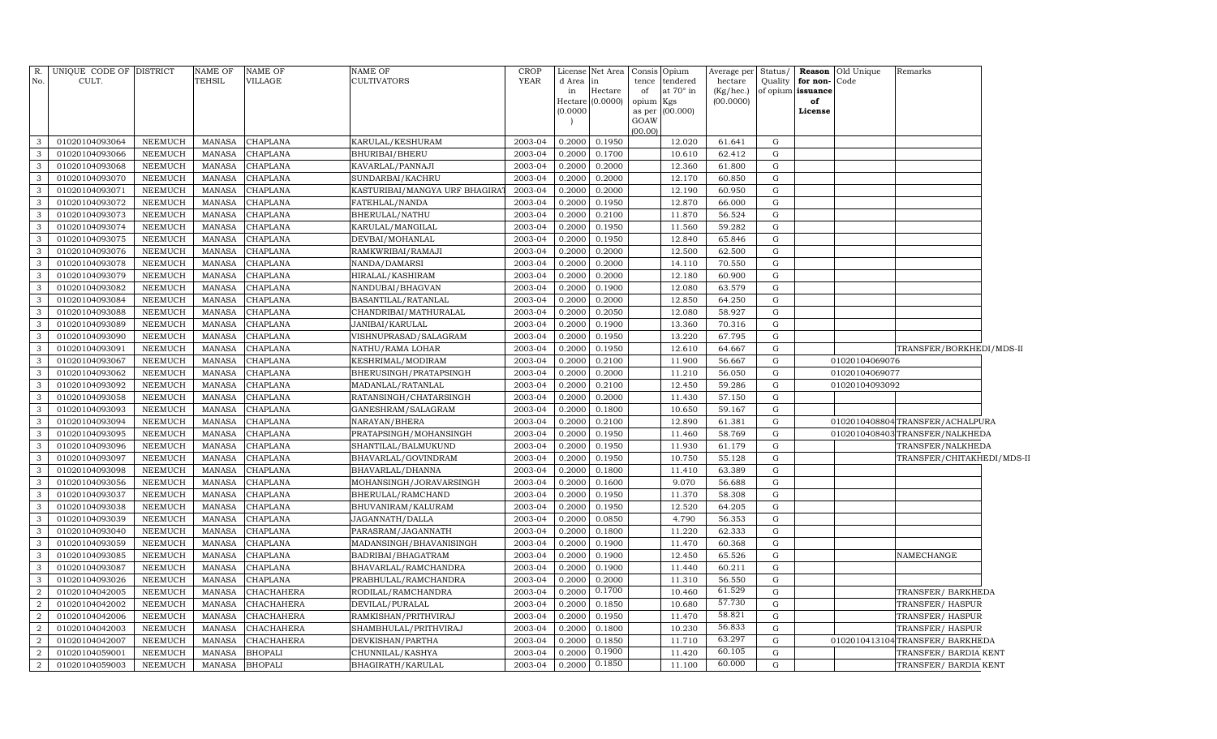| R. No. | UNIQUE CODE OF CULT. | DISTRICT | NAME OF TEHSIL | NAME OF VILLAGE | NAME OF CULTIVATORS | CROP YEAR | License d Area in Hectare (0.0000) | Net Area in Hectare (0.0000) | Consis tence of opium as per GOAW (00.00) | Opium tendered at 70° in Kgs (00.000) | Average per hectare (Kg/hec.) (00.0000) | Status/ Quality of opium | Reason for non-issuance of License | Old Unique Code | Remarks |
|---|---|---|---|---|---|---|---|---|---|---|---|---|---|---|---|
| 3 | 01020104093064 | NEEMUCH | MANASA | CHAPLANA | KARULAL/KESHURAM | 2003-04 | 0.2000 | 0.1950 | | 12.020 | 61.641 | G | | | |
| 3 | 01020104093066 | NEEMUCH | MANASA | CHAPLANA | BHURIBAI/BHERU | 2003-04 | 0.2000 | 0.1700 | | 10.610 | 62.412 | G | | | |
| 3 | 01020104093068 | NEEMUCH | MANASA | CHAPLANA | KAVARLAL/PANNAJI | 2003-04 | 0.2000 | 0.2000 | | 12.360 | 61.800 | G | | | |
| 3 | 01020104093070 | NEEMUCH | MANASA | CHAPLANA | SUNDARBAI/KACHRU | 2003-04 | 0.2000 | 0.2000 | | 12.170 | 60.850 | G | | | |
| 3 | 01020104093071 | NEEMUCH | MANASA | CHAPLANA | KASTURIBAI/MANGYA URF BHAGIRAT | 2003-04 | 0.2000 | 0.2000 | | 12.190 | 60.950 | G | | | |
| 3 | 01020104093072 | NEEMUCH | MANASA | CHAPLANA | FATEHLAL/NANDA | 2003-04 | 0.2000 | 0.1950 | | 12.870 | 66.000 | G | | | |
| 3 | 01020104093073 | NEEMUCH | MANASA | CHAPLANA | BHERULAL/NATHU | 2003-04 | 0.2000 | 0.2100 | | 11.870 | 56.524 | G | | | |
| 3 | 01020104093074 | NEEMUCH | MANASA | CHAPLANA | KARULAL/MANGILAL | 2003-04 | 0.2000 | 0.1950 | | 11.560 | 59.282 | G | | | |
| 3 | 01020104093075 | NEEMUCH | MANASA | CHAPLANA | DEVBAI/MOHANLAL | 2003-04 | 0.2000 | 0.1950 | | 12.840 | 65.846 | G | | | |
| 3 | 01020104093076 | NEEMUCH | MANASA | CHAPLANA | RAMKWRIBAI/RAMAJI | 2003-04 | 0.2000 | 0.2000 | | 12.500 | 62.500 | G | | | |
| 3 | 01020104093078 | NEEMUCH | MANASA | CHAPLANA | NANDA/DAMARSI | 2003-04 | 0.2000 | 0.2000 | | 14.110 | 70.550 | G | | | |
| 3 | 01020104093079 | NEEMUCH | MANASA | CHAPLANA | HIRALAL/KASHIRAM | 2003-04 | 0.2000 | 0.2000 | | 12.180 | 60.900 | G | | | |
| 3 | 01020104093082 | NEEMUCH | MANASA | CHAPLANA | NANDUBAI/BHAGVAN | 2003-04 | 0.2000 | 0.1900 | | 12.080 | 63.579 | G | | | |
| 3 | 01020104093084 | NEEMUCH | MANASA | CHAPLANA | BASANTILAL/RATANLAL | 2003-04 | 0.2000 | 0.2000 | | 12.850 | 64.250 | G | | | |
| 3 | 01020104093088 | NEEMUCH | MANASA | CHAPLANA | CHANDRIBAI/MATHURALAL | 2003-04 | 0.2000 | 0.2050 | | 12.080 | 58.927 | G | | | |
| 3 | 01020104093089 | NEEMUCH | MANASA | CHAPLANA | JANIBAI/KARULAL | 2003-04 | 0.2000 | 0.1900 | | 13.360 | 70.316 | G | | | |
| 3 | 01020104093090 | NEEMUCH | MANASA | CHAPLANA | VISHNUPRASAD/SALAGRAM | 2003-04 | 0.2000 | 0.1950 | | 13.220 | 67.795 | G | | | |
| 3 | 01020104093091 | NEEMUCH | MANASA | CHAPLANA | NATHU/RAMA LOHAR | 2003-04 | 0.2000 | 0.1950 | | 12.610 | 64.667 | G | | | TRANSFER/BORKHEDI/MDS-II |
| 3 | 01020104093067 | NEEMUCH | MANASA | CHAPLANA | KESHRIMAL/MODIRAM | 2003-04 | 0.2000 | 0.2100 | | 11.900 | 56.667 | G | | 01020104069076 | |
| 3 | 01020104093062 | NEEMUCH | MANASA | CHAPLANA | BHERUSINGH/PRATAPSINGH | 2003-04 | 0.2000 | 0.2000 | | 11.210 | 56.050 | G | | 01020104069077 | |
| 3 | 01020104093092 | NEEMUCH | MANASA | CHAPLANA | MADANLAL/RATANLAL | 2003-04 | 0.2000 | 0.2100 | | 12.450 | 59.286 | G | | 01020104093092 | |
| 3 | 01020104093058 | NEEMUCH | MANASA | CHAPLANA | RATANSINGH/CHATARSINGH | 2003-04 | 0.2000 | 0.2000 | | 11.430 | 57.150 | G | | | |
| 3 | 01020104093093 | NEEMUCH | MANASA | CHAPLANA | GANESHRAM/SALAGRAM | 2003-04 | 0.2000 | 0.1800 | | 10.650 | 59.167 | G | | | |
| 3 | 01020104093094 | NEEMUCH | MANASA | CHAPLANA | NARAYAN/BHERA | 2003-04 | 0.2000 | 0.2100 | | 12.890 | 61.381 | G | | 01020104088049 | TRANSFER/ACHALPURA |
| 3 | 01020104093095 | NEEMUCH | MANASA | CHAPLANA | PRATAPSINGH/MOHANSINGH | 2003-04 | 0.2000 | 0.1950 | | 11.460 | 58.769 | G | | 01020104084034 | TRANSFER/NALKHEDA |
| 3 | 01020104093096 | NEEMUCH | MANASA | CHAPLANA | SHANTILAL/BALMUKUND | 2003-04 | 0.2000 | 0.1950 | | 11.930 | 61.179 | G | | | TRANSFER/NALKHEDA |
| 3 | 01020104093097 | NEEMUCH | MANASA | CHAPLANA | BHAVARLAL/GOVINDRAM | 2003-04 | 0.2000 | 0.1950 | | 10.750 | 55.128 | G | | | TRANSFER/CHITAKHEDI/MDS-II |
| 3 | 01020104093098 | NEEMUCH | MANASA | CHAPLANA | BHAVARLAL/DHANNA | 2003-04 | 0.2000 | 0.1800 | | 11.410 | 63.389 | G | | | |
| 3 | 01020104093056 | NEEMUCH | MANASA | CHAPLANA | MOHANSINGH/JORAVARSINGH | 2003-04 | 0.2000 | 0.1600 | | 9.070 | 56.688 | G | | | |
| 3 | 01020104093037 | NEEMUCH | MANASA | CHAPLANA | BHERULAL/RAMCHAND | 2003-04 | 0.2000 | 0.1950 | | 11.370 | 58.308 | G | | | |
| 3 | 01020104093038 | NEEMUCH | MANASA | CHAPLANA | BHUVANIRAM/KALURAM | 2003-04 | 0.2000 | 0.1950 | | 12.520 | 64.205 | G | | | |
| 3 | 01020104093039 | NEEMUCH | MANASA | CHAPLANA | JAGANNATH/DALLA | 2003-04 | 0.2000 | 0.0850 | | 4.790 | 56.353 | G | | | |
| 3 | 01020104093040 | NEEMUCH | MANASA | CHAPLANA | PARASRAM/JAGANNATH | 2003-04 | 0.2000 | 0.1800 | | 11.220 | 62.333 | G | | | |
| 3 | 01020104093059 | NEEMUCH | MANASA | CHAPLANA | MADANSINGH/BHAVANISINGH | 2003-04 | 0.2000 | 0.1900 | | 11.470 | 60.368 | G | | | |
| 3 | 01020104093085 | NEEMUCH | MANASA | CHAPLANA | BADRIBAI/BHAGATRAM | 2003-04 | 0.2000 | 0.1900 | | 12.450 | 65.526 | G | | | NAMECHANGE |
| 3 | 01020104093087 | NEEMUCH | MANASA | CHAPLANA | BHAVARLAL/RAMCHANDRA | 2003-04 | 0.2000 | 0.1900 | | 11.440 | 60.211 | G | | | |
| 3 | 01020104093026 | NEEMUCH | MANASA | CHAPLANA | PRABHULAL/RAMCHANDRA | 2003-04 | 0.2000 | 0.2000 | | 11.310 | 56.550 | G | | | |
| 2 | 01020104042005 | NEEMUCH | MANASA | CHACHAHERA | RODILAL/RAMCHANDRA | 2003-04 | 0.2000 | 0.1700 | | 10.460 | 61.529 | G | | | TRANSFER/ BARKHEDA |
| 2 | 01020104042002 | NEEMUCH | MANASA | CHACHAHERA | DEVILAL/PURALAL | 2003-04 | 0.2000 | 0.1850 | | 10.680 | 57.730 | G | | | TRANSFER/ HASPUR |
| 2 | 01020104042006 | NEEMUCH | MANASA | CHACHAHERA | RAMKISHAN/PRITHVIRAJ | 2003-04 | 0.2000 | 0.1950 | | 11.470 | 58.821 | G | | | TRANSFER/ HASPUR |
| 2 | 01020104042003 | NEEMUCH | MANASA | CHACHAHERA | SHAMBHULAL/PRITHVIRAJ | 2003-04 | 0.2000 | 0.1800 | | 10.230 | 56.833 | G | | | TRANSFER/ HASPUR |
| 2 | 01020104042007 | NEEMUCH | MANASA | CHACHAHERA | DEVKISHAN/PARTHA | 2003-04 | 0.2000 | 0.1850 | | 11.710 | 63.297 | G | | 01020104131040 | TRANSFER/ BARKHEDA |
| 2 | 01020104059001 | NEEMUCH | MANASA | BHOPALI | CHUNNILAL/KASHYA | 2003-04 | 0.2000 | 0.1900 | | 11.420 | 60.105 | G | | | TRANSFER/ BARDIA KENT |
| 2 | 01020104059003 | NEEMUCH | MANASA | BHOPALI | BHAGIRATH/KARULAL | 2003-04 | 0.2000 | 0.1850 | | 11.100 | 60.000 | G | | | TRANSFER/ BARDIA KENT |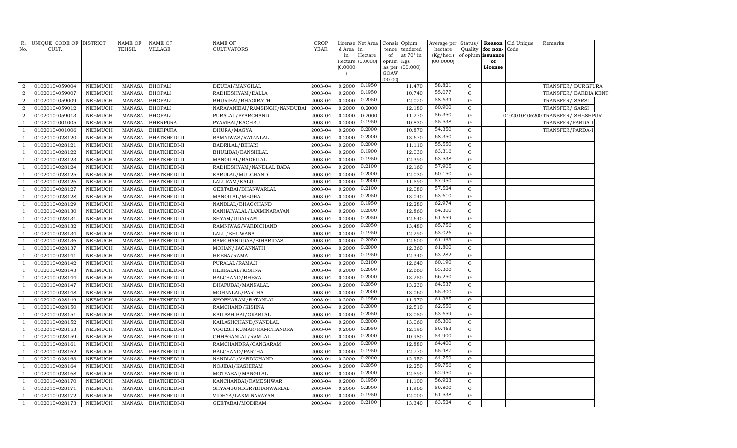| R. No. | UNIQUE CODE OF CULT. | DISTRICT | NAME OF TEHSIL | NAME OF VILLAGE | NAME OF CULTIVATORS | CROP YEAR | License d Area in Hectare (0.0000) | Net Area in Hectare (0.0000) | Consis tence of opium as per GOAW (00.00) | Opium tendered at 70° in Kgs (00.000) | Average per hectare (Kg/hec.) (00.0000) | Status/ Quality of opium | Reason for non-issuance of License | Old Unique Code | Remarks |
|---|---|---|---|---|---|---|---|---|---|---|---|---|---|---|---|
| 2 | 01020104059004 | NEEMUCH | MANASA | BHOPALI | DEUBAI/MANGILAL | 2003-04 | 0.2000 | 0.1950 | | 11.470 | 58.821 | G | | | TRANSFER/ DURGPURA |
| 2 | 01020104059007 | NEEMUCH | MANASA | BHOPALI | RADHESHYAM/DALLA | 2003-04 | 0.2000 | 0.1950 | | 10.740 | 55.077 | G | | | TRANSFER/ BARDIA KENT |
| 2 | 01020104059009 | NEEMUCH | MANASA | BHOPALI | BHURIBAI/BHAGIRATH | 2003-04 | 0.2000 | 0.2050 | | 12.020 | 58.634 | G | | | TRANSFER/ SARSI |
| 2 | 01020104059012 | NEEMUCH | MANASA | BHOPALI | NARAYANIBAI/RAMSINGH/NANDUBAI | 2003-04 | 0.2000 | 0.2000 | | 12.180 | 60.900 | G | | | TRANSFER/ SARSI |
| 2 | 01020104059013 | NEEMUCH | MANASA | BHOPALI | PURALAL/PYARCHAND | 2003-04 | 0.2000 | 0.2000 | | 11.270 | 56.350 | G | | 0102010406200 | TRANSFER/ SHESHPUR |
| 1 | 01020104001005 | NEEMUCH | MANASA | BHERPURA | PYARIBAI/KACHRU | 2003-04 | 0.2000 | 0.1950 | | 10.830 | 55.538 | G | | | TRANSFER/PARDA-I |
| 1 | 01020104001006 | NEEMUCH | MANASA | BHERPURA | DHURA/MAGYA | 2003-04 | 0.2000 | 0.2000 | | 10.870 | 54.350 | G | | | TRANSFER/PARDA-I |
| 1 | 01020104028120 | NEEMUCH | MANASA | BHATKHEDI-II | RAMNIWAS/RATANLAL | 2003-04 | 0.2000 | 0.2000 | | 13.670 | 68.350 | G | | | |
| 1 | 01020104028121 | NEEMUCH | MANASA | BHATKHEDI-II | BADRILAL/BIHARI | 2003-04 | 0.2000 | 0.2000 | | 11.110 | 55.550 | G | | | |
| 1 | 01020104028122 | NEEMUCH | MANASA | BHATKHEDI-II | BHULIBAI/BANSHILAL | 2003-04 | 0.2000 | 0.1900 | | 12.030 | 63.316 | G | | | |
| 1 | 01020104028123 | NEEMUCH | MANASA | BHATKHEDI-II | MANGILAL/BADRILAL | 2003-04 | 0.2000 | 0.1950 | | 12.390 | 63.538 | G | | | |
| 1 | 01020104028124 | NEEMUCH | MANASA | BHATKHEDI-II | RADHESHYAM/NANDLAL BADA | 2003-04 | 0.2000 | 0.2100 | | 12.160 | 57.905 | G | | | |
| 1 | 01020104028125 | NEEMUCH | MANASA | BHATKHEDI-II | KARULAL/MULCHAND | 2003-04 | 0.2000 | 0.2000 | | 12.030 | 60.150 | G | | | |
| 1 | 01020104028126 | NEEMUCH | MANASA | BHATKHEDI-II | LALURAM/KALU | 2003-04 | 0.2000 | 0.2000 | | 11.590 | 57.950 | G | | | |
| 1 | 01020104028127 | NEEMUCH | MANASA | BHATKHEDI-II | GEETABAI/BHANWARLAL | 2003-04 | 0.2000 | 0.2100 | | 12.080 | 57.524 | G | | | |
| 1 | 01020104028128 | NEEMUCH | MANASA | BHATKHEDI-II | MANGILAL/MEGHA | 2003-04 | 0.2000 | 0.2050 | | 13.040 | 63.610 | G | | | |
| 1 | 01020104028129 | NEEMUCH | MANASA | BHATKHEDI-II | NANDLAL/BHAGCHAND | 2003-04 | 0.2000 | 0.1950 | | 12.280 | 62.974 | G | | | |
| 1 | 01020104028130 | NEEMUCH | MANASA | BHATKHEDI-II | KANHAIYALAL/LAXMINARAYAN | 2003-04 | 0.2000 | 0.2000 | | 12.860 | 64.300 | G | | | |
| 1 | 01020104028131 | NEEMUCH | MANASA | BHATKHEDI-II | SHYAM/UDAIRAM | 2003-04 | 0.2000 | 0.2050 | | 12.640 | 61.659 | G | | | |
| 1 | 01020104028132 | NEEMUCH | MANASA | BHATKHEDI-II | RAMNIWAS/VARDICHAND | 2003-04 | 0.2000 | 0.2050 | | 13.480 | 65.756 | G | | | |
| 1 | 01020104028134 | NEEMUCH | MANASA | BHATKHEDI-II | LALU/BHUWANA | 2003-04 | 0.2000 | 0.1950 | | 12.290 | 63.026 | G | | | |
| 1 | 01020104028136 | NEEMUCH | MANASA | BHATKHEDI-II | RAMCHANDDAS/BIHARIDAS | 2003-04 | 0.2000 | 0.2050 | | 12.600 | 61.463 | G | | | |
| 1 | 01020104028137 | NEEMUCH | MANASA | BHATKHEDI-II | MOHAN/JAGANNATH | 2003-04 | 0.2000 | 0.2000 | | 12.360 | 61.800 | G | | | |
| 1 | 01020104028141 | NEEMUCH | MANASA | BHATKHEDI-II | HEERA/RAMA | 2003-04 | 0.2000 | 0.1950 | | 12.340 | 63.282 | G | | | |
| 1 | 01020104028142 | NEEMUCH | MANASA | BHATKHEDI-II | PURALAL/RAMAJI | 2003-04 | 0.2000 | 0.2100 | | 12.640 | 60.190 | G | | | |
| 1 | 01020104028143 | NEEMUCH | MANASA | BHATKHEDI-II | HEERALAL/KISHNA | 2003-04 | 0.2000 | 0.2000 | | 12.660 | 63.300 | G | | | |
| 1 | 01020104028144 | NEEMUCH | MANASA | BHATKHEDI-II | BALCHAND/BHERA | 2003-04 | 0.2000 | 0.2000 | | 13.250 | 66.250 | G | | | |
| 1 | 01020104028147 | NEEMUCH | MANASA | BHATKHEDI-II | DHAPUBAI/MANNALAL | 2003-04 | 0.2000 | 0.2050 | | 13.230 | 64.537 | G | | | |
| 1 | 01020104028148 | NEEMUCH | MANASA | BHATKHEDI-II | MOHANLAL/PARTHA | 2003-04 | 0.2000 | 0.2000 | | 13.060 | 65.300 | G | | | |
| 1 | 01020104028149 | NEEMUCH | MANASA | BHATKHEDI-II | SHOBHARAM/RATANLAL | 2003-04 | 0.2000 | 0.1950 | | 11.970 | 61.385 | G | | | |
| 1 | 01020104028150 | NEEMUCH | MANASA | BHATKHEDI-II | RAMCHAND/KISHNA | 2003-04 | 0.2000 | 0.2000 | | 12.510 | 62.550 | G | | | |
| 1 | 01020104028151 | NEEMUCH | MANASA | BHATKHEDI-II | KAILASH BAI/OKARLAL | 2003-04 | 0.2000 | 0.2050 | | 13.050 | 63.659 | G | | | |
| 1 | 01020104028152 | NEEMUCH | MANASA | BHATKHEDI-II | KAILASHCHAND/NANDLAL | 2003-04 | 0.2000 | 0.2000 | | 13.060 | 65.300 | G | | | |
| 1 | 01020104028153 | NEEMUCH | MANASA | BHATKHEDI-II | YOGESH KUMAR/RAMCHANDRA | 2003-04 | 0.2000 | 0.2050 | | 12.190 | 59.463 | G | | | |
| 1 | 01020104028159 | NEEMUCH | MANASA | BHATKHEDI-II | CHHAGANLAL/RAMLAL | 2003-04 | 0.2000 | 0.2000 | | 10.980 | 54.900 | G | | | |
| 1 | 01020104028161 | NEEMUCH | MANASA | BHATKHEDI-II | RAMCHANDRA/GANGARAM | 2003-04 | 0.2000 | 0.2000 | | 12.880 | 64.400 | G | | | |
| 1 | 01020104028162 | NEEMUCH | MANASA | BHATKHEDI-II | BALCHAND/PARTHA | 2003-04 | 0.2000 | 0.1950 | | 12.770 | 65.487 | G | | | |
| 1 | 01020104028163 | NEEMUCH | MANASA | BHATKHEDI-II | NANDLAL/VARDICHAND | 2003-04 | 0.2000 | 0.2000 | | 12.950 | 64.750 | G | | | |
| 1 | 01020104028164 | NEEMUCH | MANASA | BHATKHEDI-II | NOJIBAI/KASHIRAM | 2003-04 | 0.2000 | 0.2050 | | 12.250 | 59.756 | G | | | |
| 1 | 01020104028168 | NEEMUCH | MANASA | BHATKHEDI-II | MOTYABAI/MANGILAL | 2003-04 | 0.2000 | 0.2000 | | 12.590 | 62.950 | G | | | |
| 1 | 01020104028170 | NEEMUCH | MANASA | BHATKHEDI-II | KANCHANBAI/RAMESHWAR | 2003-04 | 0.2000 | 0.1950 | | 11.100 | 56.923 | G | | | |
| 1 | 01020104028171 | NEEMUCH | MANASA | BHATKHEDI-II | SHYAMSUNDER/BHANWARLAL | 2003-04 | 0.2000 | 0.2000 | | 11.960 | 59.800 | G | | | |
| 1 | 01020104028172 | NEEMUCH | MANASA | BHATKHEDI-II | VIDHYA/LAXMINARAYAN | 2003-04 | 0.2000 | 0.1950 | | 12.000 | 61.538 | G | | | |
| 1 | 01020104028173 | NEEMUCH | MANASA | BHATKHEDI-II | GEETABAI/MODIRAM | 2003-04 | 0.2000 | 0.2100 | | 13.340 | 63.524 | G | | | |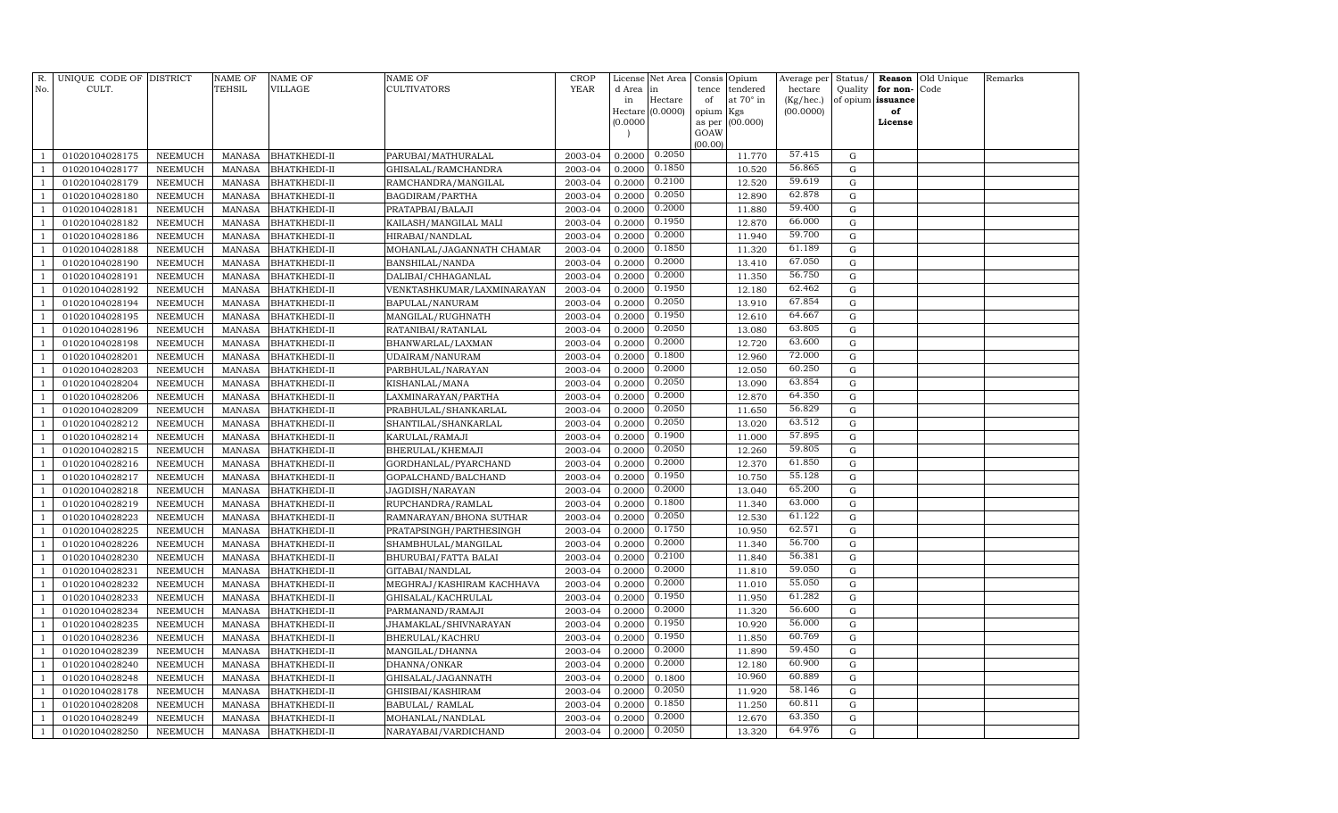| R. No. | UNIQUE CODE OF CULT. | DISTRICT | NAME OF TEHSIL | NAME OF VILLAGE | NAME OF CULTIVATORS | CROP YEAR | License d Area in Hectare (0.0000) | Net Area in Hectare (0.0000) | Consis tence of opium as per GOAW (00.00) | Opium tendered at 70° in Kgs (00.000) | Average per hectare (Kg/hec.) (00.0000) | Status/ Quality of opium | Reason for non-issuance of License | Old Unique Code | Remarks |
|---|---|---|---|---|---|---|---|---|---|---|---|---|---|---|---|
| 1 | 01020104028175 | NEEMUCH | MANASA | BHATKHEDI-II | PARUBAI/MATHURALAL | 2003-04 | 0.2000 | 0.2050 | | 11.770 | 57.415 | G | | | |
| 1 | 01020104028177 | NEEMUCH | MANASA | BHATKHEDI-II | GHISALAL/RAMCHANDRA | 2003-04 | 0.2000 | 0.1850 | | 10.520 | 56.865 | G | | | |
| 1 | 01020104028179 | NEEMUCH | MANASA | BHATKHEDI-II | RAMCHANDRA/MANGILAL | 2003-04 | 0.2000 | 0.2100 | | 12.520 | 59.619 | G | | | |
| 1 | 01020104028180 | NEEMUCH | MANASA | BHATKHEDI-II | BAGDIRAM/PARTHA | 2003-04 | 0.2000 | 0.2050 | | 12.890 | 62.878 | G | | | |
| 1 | 01020104028181 | NEEMUCH | MANASA | BHATKHEDI-II | PRATAPBAI/BALAJI | 2003-04 | 0.2000 | 0.2000 | | 11.880 | 59.400 | G | | | |
| 1 | 01020104028182 | NEEMUCH | MANASA | BHATKHEDI-II | KAILASH/MANGILAL MALI | 2003-04 | 0.2000 | 0.1950 | | 12.870 | 66.000 | G | | | |
| 1 | 01020104028186 | NEEMUCH | MANASA | BHATKHEDI-II | HIRABAI/NANDLAL | 2003-04 | 0.2000 | 0.2000 | | 11.940 | 59.700 | G | | | |
| 1 | 01020104028188 | NEEMUCH | MANASA | BHATKHEDI-II | MOHANLAL/JAGANNATH CHAMAR | 2003-04 | 0.2000 | 0.1850 | | 11.320 | 61.189 | G | | | |
| 1 | 01020104028190 | NEEMUCH | MANASA | BHATKHEDI-II | BANSHILAL/NANDA | 2003-04 | 0.2000 | 0.2000 | | 13.410 | 67.050 | G | | | |
| 1 | 01020104028191 | NEEMUCH | MANASA | BHATKHEDI-II | DALIBAI/CHHAGANLAL | 2003-04 | 0.2000 | 0.2000 | | 11.350 | 56.750 | G | | | |
| 1 | 01020104028192 | NEEMUCH | MANASA | BHATKHEDI-II | VENKTASHKUMAR/LAXMINARAYAN | 2003-04 | 0.2000 | 0.1950 | | 12.180 | 62.462 | G | | | |
| 1 | 01020104028194 | NEEMUCH | MANASA | BHATKHEDI-II | BAPULAL/NANURAM | 2003-04 | 0.2000 | 0.2050 | | 13.910 | 67.854 | G | | | |
| 1 | 01020104028195 | NEEMUCH | MANASA | BHATKHEDI-II | MANGILAL/RUGHNATH | 2003-04 | 0.2000 | 0.1950 | | 12.610 | 64.667 | G | | | |
| 1 | 01020104028196 | NEEMUCH | MANASA | BHATKHEDI-II | RATANIBAI/RATANLAL | 2003-04 | 0.2000 | 0.2050 | | 13.080 | 63.805 | G | | | |
| 1 | 01020104028198 | NEEMUCH | MANASA | BHATKHEDI-II | BHANWARLAL/LAXMAN | 2003-04 | 0.2000 | 0.2000 | | 12.720 | 63.600 | G | | | |
| 1 | 01020104028201 | NEEMUCH | MANASA | BHATKHEDI-II | UDAIRAM/NANURAM | 2003-04 | 0.2000 | 0.1800 | | 12.960 | 72.000 | G | | | |
| 1 | 01020104028203 | NEEMUCH | MANASA | BHATKHEDI-II | PARBHULAL/NARAYAN | 2003-04 | 0.2000 | 0.2000 | | 12.050 | 60.250 | G | | | |
| 1 | 01020104028204 | NEEMUCH | MANASA | BHATKHEDI-II | KISHANLAL/MANA | 2003-04 | 0.2000 | 0.2050 | | 13.090 | 63.854 | G | | | |
| 1 | 01020104028206 | NEEMUCH | MANASA | BHATKHEDI-II | LAXMINARAYAN/PARTHA | 2003-04 | 0.2000 | 0.2000 | | 12.870 | 64.350 | G | | | |
| 1 | 01020104028209 | NEEMUCH | MANASA | BHATKHEDI-II | PRABHULAL/SHANKARLAL | 2003-04 | 0.2000 | 0.2050 | | 11.650 | 56.829 | G | | | |
| 1 | 01020104028212 | NEEMUCH | MANASA | BHATKHEDI-II | SHANTILAL/SHANKARLAL | 2003-04 | 0.2000 | 0.2050 | | 13.020 | 63.512 | G | | | |
| 1 | 01020104028214 | NEEMUCH | MANASA | BHATKHEDI-II | KARULAL/RAMAJI | 2003-04 | 0.2000 | 0.1900 | | 11.000 | 57.895 | G | | | |
| 1 | 01020104028215 | NEEMUCH | MANASA | BHATKHEDI-II | BHERULAL/KHEMAJI | 2003-04 | 0.2000 | 0.2050 | | 12.260 | 59.805 | G | | | |
| 1 | 01020104028216 | NEEMUCH | MANASA | BHATKHEDI-II | GORDHANLAL/PYARCHAND | 2003-04 | 0.2000 | 0.2000 | | 12.370 | 61.850 | G | | | |
| 1 | 01020104028217 | NEEMUCH | MANASA | BHATKHEDI-II | GOPALCHAND/BALCHAND | 2003-04 | 0.2000 | 0.1950 | | 10.750 | 55.128 | G | | | |
| 1 | 01020104028218 | NEEMUCH | MANASA | BHATKHEDI-II | JAGDISH/NARAYAN | 2003-04 | 0.2000 | 0.2000 | | 13.040 | 65.200 | G | | | |
| 1 | 01020104028219 | NEEMUCH | MANASA | BHATKHEDI-II | RUPCHANDRA/RAMLAL | 2003-04 | 0.2000 | 0.1800 | | 11.340 | 63.000 | G | | | |
| 1 | 01020104028223 | NEEMUCH | MANASA | BHATKHEDI-II | RAMNARAYAN/BHONA SUTHAR | 2003-04 | 0.2000 | 0.2050 | | 12.530 | 61.122 | G | | | |
| 1 | 01020104028225 | NEEMUCH | MANASA | BHATKHEDI-II | PRATAPSINGH/PARTHESINGH | 2003-04 | 0.2000 | 0.1750 | | 10.950 | 62.571 | G | | | |
| 1 | 01020104028226 | NEEMUCH | MANASA | BHATKHEDI-II | SHAMBHULAL/MANGILAL | 2003-04 | 0.2000 | 0.2000 | | 11.340 | 56.700 | G | | | |
| 1 | 01020104028230 | NEEMUCH | MANASA | BHATKHEDI-II | BHURUBAI/FATTA BALAI | 2003-04 | 0.2000 | 0.2100 | | 11.840 | 56.381 | G | | | |
| 1 | 01020104028231 | NEEMUCH | MANASA | BHATKHEDI-II | GITABAI/NANDLAL | 2003-04 | 0.2000 | 0.2000 | | 11.810 | 59.050 | G | | | |
| 1 | 01020104028232 | NEEMUCH | MANASA | BHATKHEDI-II | MEGHRAJ/KASHIRAM KACHHAVA | 2003-04 | 0.2000 | 0.2000 | | 11.010 | 55.050 | G | | | |
| 1 | 01020104028233 | NEEMUCH | MANASA | BHATKHEDI-II | GHISALAL/KACHRULAL | 2003-04 | 0.2000 | 0.1950 | | 11.950 | 61.282 | G | | | |
| 1 | 01020104028234 | NEEMUCH | MANASA | BHATKHEDI-II | PARMANAND/RAMAJI | 2003-04 | 0.2000 | 0.2000 | | 11.320 | 56.600 | G | | | |
| 1 | 01020104028235 | NEEMUCH | MANASA | BHATKHEDI-II | JHAMAKLAL/SHIVNARAYAN | 2003-04 | 0.2000 | 0.1950 | | 10.920 | 56.000 | G | | | |
| 1 | 01020104028236 | NEEMUCH | MANASA | BHATKHEDI-II | BHERULAL/KACHRU | 2003-04 | 0.2000 | 0.1950 | | 11.850 | 60.769 | G | | | |
| 1 | 01020104028239 | NEEMUCH | MANASA | BHATKHEDI-II | MANGILAL/DHANNA | 2003-04 | 0.2000 | 0.2000 | | 11.890 | 59.450 | G | | | |
| 1 | 01020104028240 | NEEMUCH | MANASA | BHATKHEDI-II | DHANNA/ONKAR | 2003-04 | 0.2000 | 0.2000 | | 12.180 | 60.900 | G | | | |
| 1 | 01020104028248 | NEEMUCH | MANASA | BHATKHEDI-II | GHISALAL/JAGANNATH | 2003-04 | 0.2000 | 0.1800 | | 10.960 | 60.889 | G | | | |
| 1 | 01020104028178 | NEEMUCH | MANASA | BHATKHEDI-II | GHISIBAI/KASHIRAM | 2003-04 | 0.2000 | 0.2050 | | 11.920 | 58.146 | G | | | |
| 1 | 01020104028208 | NEEMUCH | MANASA | BHATKHEDI-II | BABULAL/ RAMLAL | 2003-04 | 0.2000 | 0.1850 | | 11.250 | 60.811 | G | | | |
| 1 | 01020104028249 | NEEMUCH | MANASA | BHATKHEDI-II | MOHANLAL/NANDLAL | 2003-04 | 0.2000 | 0.2000 | | 12.670 | 63.350 | G | | | |
| 1 | 01020104028250 | NEEMUCH | MANASA | BHATKHEDI-II | NARAYABAI/VARDICHAND | 2003-04 | 0.2000 | 0.2050 | | 13.320 | 64.976 | G | | | |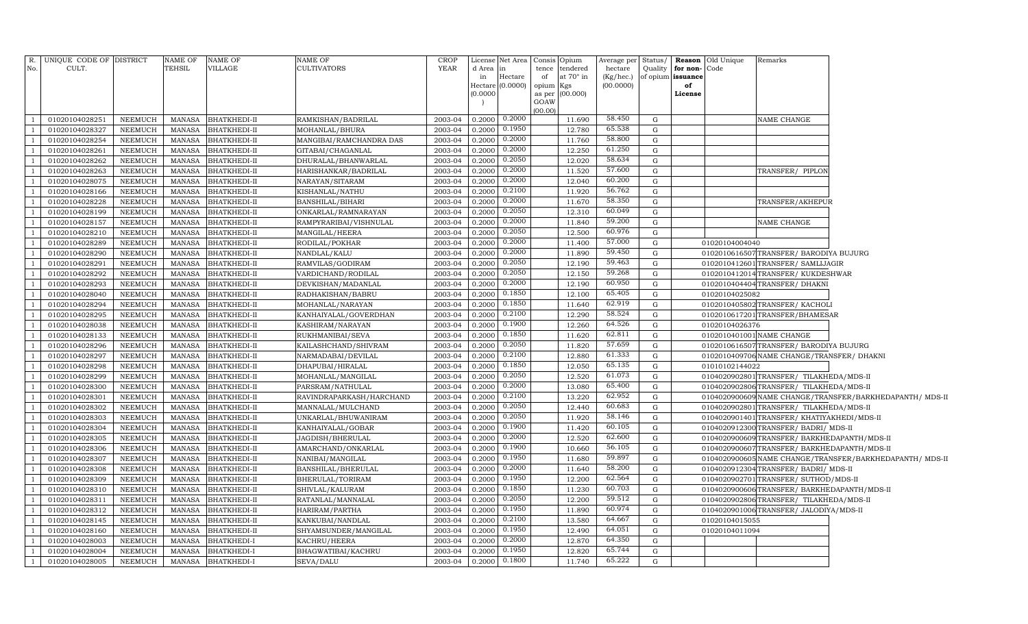| R. No. | UNIQUE CODE OF CULT. | DISTRICT | NAME OF TEHSIL | NAME OF VILLAGE | NAME OF CULTIVATORS | CROP YEAR | License d Area in Hectare (0.0000) | Net Area in Hectare (0.0000) | Consis tence of opium as per GOAW (00.00) | Opium tendered at 70° in Kgs (00.000) | Average per hectare (Kg/hec.) (00.0000) | Status/ Quality of opium | Reason for non-issuance of License | Old Unique Code | Remarks |
|---|---|---|---|---|---|---|---|---|---|---|---|---|---|---|---|
| 1 | 01020104028251 | NEEMUCH | MANASA | BHATKHEDI-II | RAMKISHAN/BADRILAL | 2003-04 | 0.2000 | 0.2000 | | 11.690 | 58.450 | G | | | NAME CHANGE |
| 1 | 01020104028327 | NEEMUCH | MANASA | BHATKHEDI-II | MOHANLAL/BHURA | 2003-04 | 0.2000 | 0.1950 | | 12.780 | 65.538 | G | | | |
| 1 | 01020104028254 | NEEMUCH | MANASA | BHATKHEDI-II | MANGIBAI/RAMCHANDRA DAS | 2003-04 | 0.2000 | 0.2000 | | 11.760 | 58.800 | G | | | |
| 1 | 01020104028261 | NEEMUCH | MANASA | BHATKHEDI-II | GITABAI/CHAGANLAL | 2003-04 | 0.2000 | 0.2000 | | 12.250 | 61.250 | G | | | |
| 1 | 01020104028262 | NEEMUCH | MANASA | BHATKHEDI-II | DHURALAL/BHANWARLAL | 2003-04 | 0.2000 | 0.2050 | | 12.020 | 58.634 | G | | | |
| 1 | 01020104028263 | NEEMUCH | MANASA | BHATKHEDI-II | HARISHANKAR/BADRILAL | 2003-04 | 0.2000 | 0.2000 | | 11.520 | 57.600 | G | | | TRANSFER/ PIPLON |
| 1 | 01020104028075 | NEEMUCH | MANASA | BHATKHEDI-II | NARAYAN/SITARAM | 2003-04 | 0.2000 | 0.2000 | | 12.040 | 60.200 | G | | | |
| 1 | 01020104028166 | NEEMUCH | MANASA | BHATKHEDI-II | KISHANLAL/NATHU | 2003-04 | 0.2000 | 0.2100 | | 11.920 | 56.762 | G | | | |
| 1 | 01020104028228 | NEEMUCH | MANASA | BHATKHEDI-II | BANSHILAL/BIHARI | 2003-04 | 0.2000 | 0.2000 | | 11.670 | 58.350 | G | | | TRANSFER/AKHEPUR |
| 1 | 01020104028199 | NEEMUCH | MANASA | BHATKHEDI-II | ONKARLAL/RAMNARAYAN | 2003-04 | 0.2000 | 0.2050 | | 12.310 | 60.049 | G | | | |
| 1 | 01020104028157 | NEEMUCH | MANASA | BHATKHEDI-II | RAMPYRARIBAI/VISHNULAL | 2003-04 | 0.2000 | 0.2000 | | 11.840 | 59.200 | G | | | NAME CHANGE |
| 1 | 01020104028210 | NEEMUCH | MANASA | BHATKHEDI-II | MANGILAL/HEERA | 2003-04 | 0.2000 | 0.2050 | | 12.500 | 60.976 | G | | | |
| 1 | 01020104028289 | NEEMUCH | MANASA | BHATKHEDI-II | RODILAL/POKHAR | 2003-04 | 0.2000 | 0.2000 | | 11.400 | 57.000 | G | | 01020104004040 | |
| 1 | 01020104028290 | NEEMUCH | MANASA | BHATKHEDI-II | NANDLAL/KALU | 2003-04 | 0.2000 | 0.2000 | | 11.890 | 59.450 | G | | 01020106165​07 | TRANSFER/ BARODIYA BUJURG |
| 1 | 01020104028291 | NEEMUCH | MANASA | BHATKHEDI-II | RAMVILAS/GODIRAM | 2003-04 | 0.2000 | 0.2050 | | 12.190 | 59.463 | G | | 01020104126​01 | TRANSFER/ SAMLIJAGIR |
| 1 | 01020104028292 | NEEMUCH | MANASA | BHATKHEDI-II | VARDICHAND/RODILAL | 2003-04 | 0.2000 | 0.2050 | | 12.150 | 59.268 | G | | 01020104120​14 | TRANSFER/ KUKDESHWAR |
| 1 | 01020104028293 | NEEMUCH | MANASA | BHATKHEDI-II | DEVKISHAN/MADANLAL | 2003-04 | 0.2000 | 0.2000 | | 12.190 | 60.950 | G | | 01020104044​04 | TRANSFER/ DHAKNI |
| 1 | 01020104028040 | NEEMUCH | MANASA | BHATKHEDI-II | RADHAKISHAN/BABRU | 2003-04 | 0.2000 | 0.1850 | | 12.100 | 65.405 | G | | 01020104025082 | |
| 1 | 01020104028294 | NEEMUCH | MANASA | BHATKHEDI-II | MOHANLAL/NARAYAN | 2003-04 | 0.2000 | 0.1850 | | 11.640 | 62.919 | G | | 01020104058​02 | TRANSFER/ KACHOLI |
| 1 | 01020104028295 | NEEMUCH | MANASA | BHATKHEDI-II | KANHAIYALAL/GOVERDHAN | 2003-04 | 0.2000 | 0.2100 | | 12.290 | 58.524 | G | | 01020106172​01 | TRANSFER/BHAMESAR |
| 1 | 01020104028038 | NEEMUCH | MANASA | BHATKHEDI-II | KASHIRAM/NARAYAN | 2003-04 | 0.2000 | 0.1900 | | 12.260 | 64.526 | G | | 01020104026376 | |
| 1 | 01020104028133 | NEEMUCH | MANASA | BHATKHEDI-II | RUKHMANIBAI/SEVA | 2003-04 | 0.2000 | 0.1850 | | 11.620 | 62.811 | G | | 01020104010​01 | NAME CHANGE |
| 1 | 01020104028296 | NEEMUCH | MANASA | BHATKHEDI-II | KAILASHCHAND/SHIVRAM | 2003-04 | 0.2000 | 0.2050 | | 11.820 | 57.659 | G | | 01020106165​07 | TRANSFER/ BARODIYA BUJURG |
| 1 | 01020104028297 | NEEMUCH | MANASA | BHATKHEDI-II | NARMADABAI/DEVILAL | 2003-04 | 0.2000 | 0.2100 | | 12.880 | 61.333 | G | | 01020104097​06 | NAME CHANGE/TRANSFER/ DHAKNI |
| 1 | 01020104028298 | NEEMUCH | MANASA | BHATKHEDI-II | DHAPUBAI/HIRALAL | 2003-04 | 0.2000 | 0.1850 | | 12.050 | 65.135 | G | | 01010102144022 | |
| 1 | 01020104028299 | NEEMUCH | MANASA | BHATKHEDI-II | MOHANLAL/MANGILAL | 2003-04 | 0.2000 | 0.2050 | | 12.520 | 61.073 | G | | 01040209028​01 | TRANSFER/ TILAKHEDA/MDS-II |
| 1 | 01020104028300 | NEEMUCH | MANASA | BHATKHEDI-II | PARSRAM/NATHULAL | 2003-04 | 0.2000 | 0.2000 | | 13.080 | 65.400 | G | | 01040209028​06 | TRANSFER/ TILAKHEDA/MDS-II |
| 1 | 01020104028301 | NEEMUCH | MANASA | BHATKHEDI-II | RAVINDRAPARKASH/HARCHAND | 2003-04 | 0.2000 | 0.2100 | | 13.220 | 62.952 | G | | 01040209006​09 | NAME CHANGE/TRANSFER/BARKHEDAPANTH/ MDS-II |
| 1 | 01020104028302 | NEEMUCH | MANASA | BHATKHEDI-II | MANNALAL/MULCHAND | 2003-04 | 0.2000 | 0.2050 | | 12.440 | 60.683 | G | | 01040209028​01 | TRANSFER/ TILAKHEDA/MDS-II |
| 1 | 01020104028303 | NEEMUCH | MANASA | BHATKHEDI-II | UNKARLAL/BHUWANIRAM | 2003-04 | 0.2000 | 0.2050 | | 11.920 | 58.146 | G | | 01040209014​01 | TRANSFER/ KHATIYAKHEDI/MDS-II |
| 1 | 01020104028304 | NEEMUCH | MANASA | BHATKHEDI-II | KANHAIYALAL/GOBAR | 2003-04 | 0.2000 | 0.1900 | | 11.420 | 60.105 | G | | 01040209123​00 | TRANSFER/ BADRI/ MDS-II |
| 1 | 01020104028305 | NEEMUCH | MANASA | BHATKHEDI-II | JAGDISH/BHERULAL | 2003-04 | 0.2000 | 0.2000 | | 12.520 | 62.600 | G | | 01040209006​09 | TRANSFER/ BARKHEDAPANTH/MDS-II |
| 1 | 01020104028306 | NEEMUCH | MANASA | BHATKHEDI-II | AMARCHAND/ONKARLAL | 2003-04 | 0.2000 | 0.1900 | | 10.660 | 56.105 | G | | 01040209006​07 | TRANSFER/ BARKHEDAPANTH/MDS-II |
| 1 | 01020104028307 | NEEMUCH | MANASA | BHATKHEDI-II | NANIBAI/MANGILAL | 2003-04 | 0.2000 | 0.1950 | | 11.680 | 59.897 | G | | 01040209006​05 | NAME CHANGE/TRANSFER/BARKHEDAPANTH/ MDS-II |
| 1 | 01020104028308 | NEEMUCH | MANASA | BHATKHEDI-II | BANSHILAL/BHERULAL | 2003-04 | 0.2000 | 0.2000 | | 11.640 | 58.200 | G | | 01040209123​04 | TRANSFER/ BADRI/ MDS-II |
| 1 | 01020104028309 | NEEMUCH | MANASA | BHATKHEDI-II | BHERULAL/TORIRAM | 2003-04 | 0.2000 | 0.1950 | | 12.200 | 62.564 | G | | 01040209027​01 | TRANSFER/ SUTHOD/MDS-II |
| 1 | 01020104028310 | NEEMUCH | MANASA | BHATKHEDI-II | SHIVLAL/KALURAM | 2003-04 | 0.2000 | 0.1850 | | 11.230 | 60.703 | G | | 01040209006​06 | TRANSFER/ BARKHEDAPANTH/MDS-II |
| 1 | 01020104028311 | NEEMUCH | MANASA | BHATKHEDI-II | RATANLAL/MANNALAL | 2003-04 | 0.2000 | 0.2050 | | 12.200 | 59.512 | G | | 01040209028​06 | TRANSFER/ TILAKHEDA/MDS-II |
| 1 | 01020104028312 | NEEMUCH | MANASA | BHATKHEDI-II | HARIRAM/PARTHA | 2003-04 | 0.2000 | 0.1950 | | 11.890 | 60.974 | G | | 01040209010​06 | TRANSFER/ JALODIYA/MDS-II |
| 1 | 01020104028145 | NEEMUCH | MANASA | BHATKHEDI-II | KANKUBAI/NANDLAL | 2003-04 | 0.2000 | 0.2100 | | 13.580 | 64.667 | G | | 01020104015055 | |
| 1 | 01020104028160 | NEEMUCH | MANASA | BHATKHEDI-II | SHYAMSUNDER/MANGILAL | 2003-04 | 0.2000 | 0.1950 | | 12.490 | 64.051 | G | | 01020104011094 | |
| 1 | 01020104028003 | NEEMUCH | MANASA | BHATKHEDI-I | KACHRU/HEERA | 2003-04 | 0.2000 | 0.2000 | | 12.870 | 64.350 | G | | | |
| 1 | 01020104028004 | NEEMUCH | MANASA | BHATKHEDI-I | BHAGWATIBAI/KACHRU | 2003-04 | 0.2000 | 0.1950 | | 12.820 | 65.744 | G | | | |
| 1 | 01020104028005 | NEEMUCH | MANASA | BHATKHEDI-I | SEVA/DALU | 2003-04 | 0.2000 | 0.1800 | | 11.740 | 65.222 | G | | | |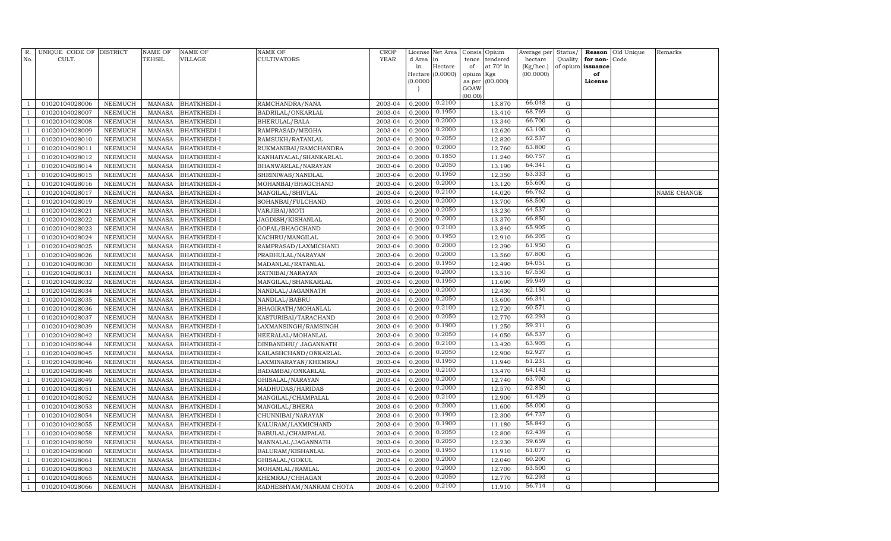| R. No. | UNIQUE CODE OF CULT. | DISTRICT | NAME OF TEHSIL | NAME OF VILLAGE | NAME OF CULTIVATORS | CROP YEAR | License d Area in Hectare (0.0000) | Net Area in Hectare (0.0000) | Consis tence of opium as per GOAW (00.00) | Opium tendered at 70° in Kgs (00.000) | Average per hectare (Kg/hec.) (00.0000) | Status/ Quality of opium | Reason for non-issuance of License | Old Unique Code | Remarks |
|---|---|---|---|---|---|---|---|---|---|---|---|---|---|---|---|
| 1 | 01020104028006 | NEEMUCH | MANASA | BHATKHEDI-I | RAMCHANDRA/NANA | 2003-04 | 0.2000 | 0.2100 | | 13.870 | 66.048 | G | | | |
| 1 | 01020104028007 | NEEMUCH | MANASA | BHATKHEDI-I | BADRILAL/ONKARLAL | 2003-04 | 0.2000 | 0.1950 | | 13.410 | 68.769 | G | | | |
| 1 | 01020104028008 | NEEMUCH | MANASA | BHATKHEDI-I | BHERULAL/BALA | 2003-04 | 0.2000 | 0.2000 | | 13.340 | 66.700 | G | | | |
| 1 | 01020104028009 | NEEMUCH | MANASA | BHATKHEDI-I | RAMPRASAD/MEGHA | 2003-04 | 0.2000 | 0.2000 | | 12.620 | 63.100 | G | | | |
| 1 | 01020104028010 | NEEMUCH | MANASA | BHATKHEDI-I | RAMSUKH/RATANLAL | 2003-04 | 0.2000 | 0.2050 | | 12.820 | 62.537 | G | | | |
| 1 | 01020104028011 | NEEMUCH | MANASA | BHATKHEDI-I | RUKMANIBAI/RAMCHANDRA | 2003-04 | 0.2000 | 0.2000 | | 12.760 | 63.800 | G | | | |
| 1 | 01020104028012 | NEEMUCH | MANASA | BHATKHEDI-I | KANHAIYALAL/SHANKARLAL | 2003-04 | 0.2000 | 0.1850 | | 11.240 | 60.757 | G | | | |
| 1 | 01020104028014 | NEEMUCH | MANASA | BHATKHEDI-I | BHANWARLAL/NARAYAN | 2003-04 | 0.2000 | 0.2050 | | 13.190 | 64.341 | G | | | |
| 1 | 01020104028015 | NEEMUCH | MANASA | BHATKHEDI-I | SHRINIWAS/NANDLAL | 2003-04 | 0.2000 | 0.1950 | | 12.350 | 63.333 | G | | | |
| 1 | 01020104028016 | NEEMUCH | MANASA | BHATKHEDI-I | MOHANBAI/BHAGCHAND | 2003-04 | 0.2000 | 0.2000 | | 13.120 | 65.600 | G | | | |
| 1 | 01020104028017 | NEEMUCH | MANASA | BHATKHEDI-I | MANGILAL/SHIVLAL | 2003-04 | 0.2000 | 0.2100 | | 14.020 | 66.762 | G | | | NAME CHANGE |
| 1 | 01020104028019 | NEEMUCH | MANASA | BHATKHEDI-I | SOHANBAI/FULCHAND | 2003-04 | 0.2000 | 0.2000 | | 13.700 | 68.500 | G | | | |
| 1 | 01020104028021 | NEEMUCH | MANASA | BHATKHEDI-I | VARJIBAI/MOTI | 2003-04 | 0.2000 | 0.2050 | | 13.230 | 64.537 | G | | | |
| 1 | 01020104028022 | NEEMUCH | MANASA | BHATKHEDI-I | JAGDISH/KISHANLAL | 2003-04 | 0.2000 | 0.2000 | | 13.370 | 66.850 | G | | | |
| 1 | 01020104028023 | NEEMUCH | MANASA | BHATKHEDI-I | GOPAL/BHAGCHAND | 2003-04 | 0.2000 | 0.2100 | | 13.840 | 65.905 | G | | | |
| 1 | 01020104028024 | NEEMUCH | MANASA | BHATKHEDI-I | KACHRU/MANGILAL | 2003-04 | 0.2000 | 0.1950 | | 12.910 | 66.205 | G | | | |
| 1 | 01020104028025 | NEEMUCH | MANASA | BHATKHEDI-I | RAMPRASAD/LAXMICHAND | 2003-04 | 0.2000 | 0.2000 | | 12.390 | 61.950 | G | | | |
| 1 | 01020104028026 | NEEMUCH | MANASA | BHATKHEDI-I | PRABHULAL/NARAYAN | 2003-04 | 0.2000 | 0.2000 | | 13.560 | 67.800 | G | | | |
| 1 | 01020104028030 | NEEMUCH | MANASA | BHATKHEDI-I | MADANLAL/RATANLAL | 2003-04 | 0.2000 | 0.1950 | | 12.490 | 64.051 | G | | | |
| 1 | 01020104028031 | NEEMUCH | MANASA | BHATKHEDI-I | RATNIBAI/NARAYAN | 2003-04 | 0.2000 | 0.2000 | | 13.510 | 67.550 | G | | | |
| 1 | 01020104028032 | NEEMUCH | MANASA | BHATKHEDI-I | MANGILAL/SHANKARLAL | 2003-04 | 0.2000 | 0.1950 | | 11.690 | 59.949 | G | | | |
| 1 | 01020104028034 | NEEMUCH | MANASA | BHATKHEDI-I | NANDLAL/JAGANNATH | 2003-04 | 0.2000 | 0.2000 | | 12.430 | 62.150 | G | | | |
| 1 | 01020104028035 | NEEMUCH | MANASA | BHATKHEDI-I | NANDLAL/BABRU | 2003-04 | 0.2000 | 0.2050 | | 13.600 | 66.341 | G | | | |
| 1 | 01020104028036 | NEEMUCH | MANASA | BHATKHEDI-I | BHAGIRATH/MOHANLAL | 2003-04 | 0.2000 | 0.2100 | | 12.720 | 60.571 | G | | | |
| 1 | 01020104028037 | NEEMUCH | MANASA | BHATKHEDI-I | KASTURIBAI/TARACHAND | 2003-04 | 0.2000 | 0.2050 | | 12.770 | 62.293 | G | | | |
| 1 | 01020104028039 | NEEMUCH | MANASA | BHATKHEDI-I | LAXMANSINGH/RAMSINGH | 2003-04 | 0.2000 | 0.1900 | | 11.250 | 59.211 | G | | | |
| 1 | 01020104028042 | NEEMUCH | MANASA | BHATKHEDI-I | HEERALAL/MOHANLAL | 2003-04 | 0.2000 | 0.2050 | | 14.050 | 68.537 | G | | | |
| 1 | 01020104028044 | NEEMUCH | MANASA | BHATKHEDI-I | DINBANDHU/ JAGANNATH | 2003-04 | 0.2000 | 0.2100 | | 13.420 | 63.905 | G | | | |
| 1 | 01020104028045 | NEEMUCH | MANASA | BHATKHEDI-I | KAILASHCHAND/ONKARLAL | 2003-04 | 0.2000 | 0.2050 | | 12.900 | 62.927 | G | | | |
| 1 | 01020104028046 | NEEMUCH | MANASA | BHATKHEDI-I | LAXMINARAYAN/KHEMRAJ | 2003-04 | 0.2000 | 0.1950 | | 11.940 | 61.231 | G | | | |
| 1 | 01020104028048 | NEEMUCH | MANASA | BHATKHEDI-I | BADAMBAI/ONKARLAL | 2003-04 | 0.2000 | 0.2100 | | 13.470 | 64.143 | G | | | |
| 1 | 01020104028049 | NEEMUCH | MANASA | BHATKHEDI-I | GHISALAL/NARAYAN | 2003-04 | 0.2000 | 0.2000 | | 12.740 | 63.700 | G | | | |
| 1 | 01020104028051 | NEEMUCH | MANASA | BHATKHEDI-I | MADHUDAS/HARIDAS | 2003-04 | 0.2000 | 0.2000 | | 12.570 | 62.850 | G | | | |
| 1 | 01020104028052 | NEEMUCH | MANASA | BHATKHEDI-I | MANGILAL/CHAMPALAL | 2003-04 | 0.2000 | 0.2100 | | 12.900 | 61.429 | G | | | |
| 1 | 01020104028053 | NEEMUCH | MANASA | BHATKHEDI-I | MANGILAL/BHERA | 2003-04 | 0.2000 | 0.2000 | | 11.600 | 58.000 | G | | | |
| 1 | 01020104028054 | NEEMUCH | MANASA | BHATKHEDI-I | CHUNNIBAI/NARAYAN | 2003-04 | 0.2000 | 0.1900 | | 12.300 | 64.737 | G | | | |
| 1 | 01020104028055 | NEEMUCH | MANASA | BHATKHEDI-I | KALURAM/LAXMICHAND | 2003-04 | 0.2000 | 0.1900 | | 11.180 | 58.842 | G | | | |
| 1 | 01020104028058 | NEEMUCH | MANASA | BHATKHEDI-I | BABULAL/CHAMPALAL | 2003-04 | 0.2000 | 0.2050 | | 12.800 | 62.439 | G | | | |
| 1 | 01020104028059 | NEEMUCH | MANASA | BHATKHEDI-I | MANNALAL/JAGANNATH | 2003-04 | 0.2000 | 0.2050 | | 12.230 | 59.659 | G | | | |
| 1 | 01020104028060 | NEEMUCH | MANASA | BHATKHEDI-I | BALURAM/KISHANLAL | 2003-04 | 0.2000 | 0.1950 | | 11.910 | 61.077 | G | | | |
| 1 | 01020104028061 | NEEMUCH | MANASA | BHATKHEDI-I | GHISALAL/GOKUL | 2003-04 | 0.2000 | 0.2000 | | 12.040 | 60.200 | G | | | |
| 1 | 01020104028063 | NEEMUCH | MANASA | BHATKHEDI-I | MOHANLAL/RAMLAL | 2003-04 | 0.2000 | 0.2000 | | 12.700 | 63.500 | G | | | |
| 1 | 01020104028065 | NEEMUCH | MANASA | BHATKHEDI-I | KHEMRAJ/CHHAGAN | 2003-04 | 0.2000 | 0.2050 | | 12.770 | 62.293 | G | | | |
| 1 | 01020104028066 | NEEMUCH | MANASA | BHATKHEDI-I | RADHESHYAM/NANRAM CHOTA | 2003-04 | 0.2000 | 0.2100 | | 11.910 | 56.714 | G | | | |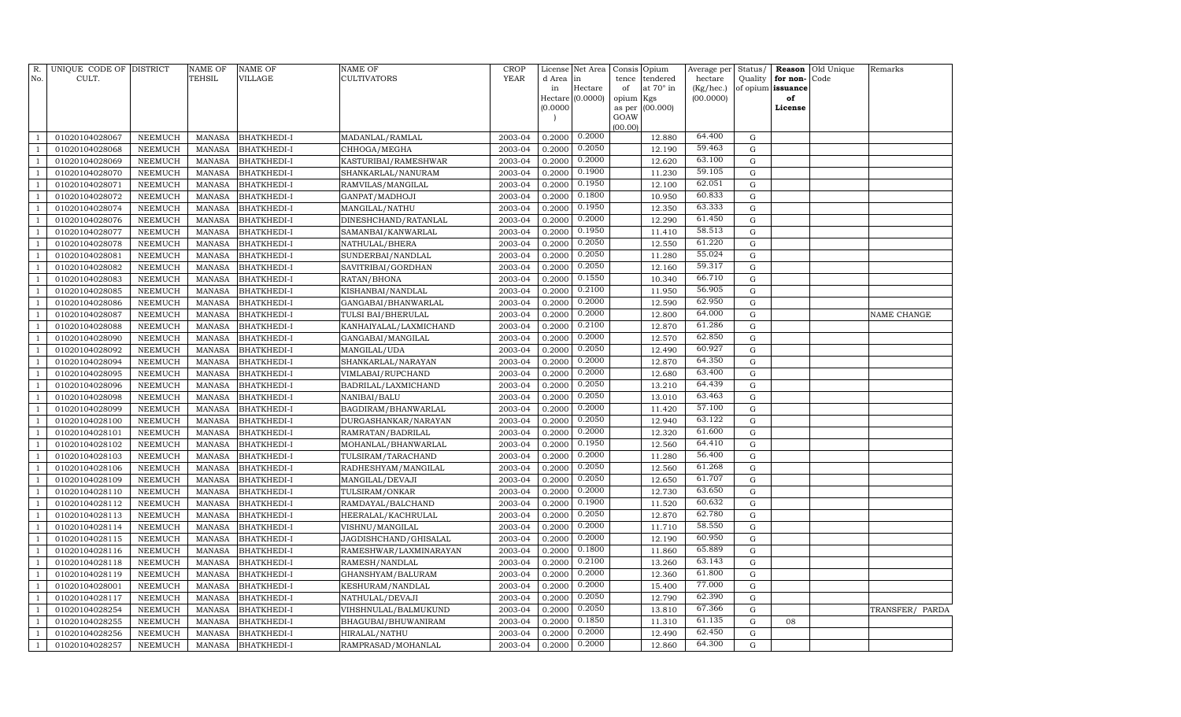| R. No. | UNIQUE CODE OF CULT. | DISTRICT | NAME OF TEHSIL | NAME OF VILLAGE | NAME OF CULTIVATORS | CROP YEAR | License d Area in Hectare (0.0000) | Net Area in Hectare (0.0000) | Consis tence of opium as per GOAW (00.00) | Opium tendered at 70° in Kgs (00.000) | Average per hectare (Kg/hec.) (00.0000) | Status/ Quality of opium | Reason for non-issuance of License | Old Unique Code | Remarks |
|---|---|---|---|---|---|---|---|---|---|---|---|---|---|---|---|
| 1 | 01020104028067 | NEEMUCH | MANASA | BHATKHEDI-I | MADANLAL/RAMLAL | 2003-04 | 0.2000 | 0.2000 | | 12.880 | 64.400 | G | | | |
| 1 | 01020104028068 | NEEMUCH | MANASA | BHATKHEDI-I | CHHOGA/MEGHA | 2003-04 | 0.2000 | 0.2050 | | 12.190 | 59.463 | G | | | |
| 1 | 01020104028069 | NEEMUCH | MANASA | BHATKHEDI-I | KASTURIBAI/RAMESHWAR | 2003-04 | 0.2000 | 0.2000 | | 12.620 | 63.100 | G | | | |
| 1 | 01020104028070 | NEEMUCH | MANASA | BHATKHEDI-I | SHANKARLAL/NANURAM | 2003-04 | 0.2000 | 0.1900 | | 11.230 | 59.105 | G | | | |
| 1 | 01020104028071 | NEEMUCH | MANASA | BHATKHEDI-I | RAMVILAS/MANGILAL | 2003-04 | 0.2000 | 0.1950 | | 12.100 | 62.051 | G | | | |
| 1 | 01020104028072 | NEEMUCH | MANASA | BHATKHEDI-I | GANPAT/MADHOJI | 2003-04 | 0.2000 | 0.1800 | | 10.950 | 60.833 | G | | | |
| 1 | 01020104028074 | NEEMUCH | MANASA | BHATKHEDI-I | MANGILAL/NATHU | 2003-04 | 0.2000 | 0.1950 | | 12.350 | 63.333 | G | | | |
| 1 | 01020104028076 | NEEMUCH | MANASA | BHATKHEDI-I | DINESHCHAND/RATANLAL | 2003-04 | 0.2000 | 0.2000 | | 12.290 | 61.450 | G | | | |
| 1 | 01020104028077 | NEEMUCH | MANASA | BHATKHEDI-I | SAMANBAI/KANWARLAL | 2003-04 | 0.2000 | 0.1950 | | 11.410 | 58.513 | G | | | |
| 1 | 01020104028078 | NEEMUCH | MANASA | BHATKHEDI-I | NATHULAL/BHERA | 2003-04 | 0.2000 | 0.2050 | | 12.550 | 61.220 | G | | | |
| 1 | 01020104028081 | NEEMUCH | MANASA | BHATKHEDI-I | SUNDERBAI/NANDLAL | 2003-04 | 0.2000 | 0.2050 | | 11.280 | 55.024 | G | | | |
| 1 | 01020104028082 | NEEMUCH | MANASA | BHATKHEDI-I | SAVITRIBAI/GORDHAN | 2003-04 | 0.2000 | 0.2050 | | 12.160 | 59.317 | G | | | |
| 1 | 01020104028083 | NEEMUCH | MANASA | BHATKHEDI-I | RATAN/BHONA | 2003-04 | 0.2000 | 0.1550 | | 10.340 | 66.710 | G | | | |
| 1 | 01020104028085 | NEEMUCH | MANASA | BHATKHEDI-I | KISHANBAI/NANDLAL | 2003-04 | 0.2000 | 0.2100 | | 11.950 | 56.905 | G | | | |
| 1 | 01020104028086 | NEEMUCH | MANASA | BHATKHEDI-I | GANGABAI/BHANWARLAL | 2003-04 | 0.2000 | 0.2000 | | 12.590 | 62.950 | G | | | |
| 1 | 01020104028087 | NEEMUCH | MANASA | BHATKHEDI-I | TULSI BAI/BHERULAL | 2003-04 | 0.2000 | 0.2000 | | 12.800 | 64.000 | G | | | NAME CHANGE |
| 1 | 01020104028088 | NEEMUCH | MANASA | BHATKHEDI-I | KANHAIYALAL/LAXMICHAND | 2003-04 | 0.2000 | 0.2100 | | 12.870 | 61.286 | G | | | |
| 1 | 01020104028090 | NEEMUCH | MANASA | BHATKHEDI-I | GANGABAI/MANGILAL | 2003-04 | 0.2000 | 0.2000 | | 12.570 | 62.850 | G | | | |
| 1 | 01020104028092 | NEEMUCH | MANASA | BHATKHEDI-I | MANGILAL/UDA | 2003-04 | 0.2000 | 0.2050 | | 12.490 | 60.927 | G | | | |
| 1 | 01020104028094 | NEEMUCH | MANASA | BHATKHEDI-I | SHANKARLAL/NARAYAN | 2003-04 | 0.2000 | 0.2000 | | 12.870 | 64.350 | G | | | |
| 1 | 01020104028095 | NEEMUCH | MANASA | BHATKHEDI-I | VIMLABAI/RUPCHAND | 2003-04 | 0.2000 | 0.2000 | | 12.680 | 63.400 | G | | | |
| 1 | 01020104028096 | NEEMUCH | MANASA | BHATKHEDI-I | BADRILAL/LAXMICHAND | 2003-04 | 0.2000 | 0.2050 | | 13.210 | 64.439 | G | | | |
| 1 | 01020104028098 | NEEMUCH | MANASA | BHATKHEDI-I | NANIBAI/BALU | 2003-04 | 0.2000 | 0.2050 | | 13.010 | 63.463 | G | | | |
| 1 | 01020104028099 | NEEMUCH | MANASA | BHATKHEDI-I | BAGDIRAM/BHANWARLAL | 2003-04 | 0.2000 | 0.2000 | | 11.420 | 57.100 | G | | | |
| 1 | 01020104028100 | NEEMUCH | MANASA | BHATKHEDI-I | DURGASHANKAR/NARAYAN | 2003-04 | 0.2000 | 0.2050 | | 12.940 | 63.122 | G | | | |
| 1 | 01020104028101 | NEEMUCH | MANASA | BHATKHEDI-I | RAMRATAN/BADRILAL | 2003-04 | 0.2000 | 0.2000 | | 12.320 | 61.600 | G | | | |
| 1 | 01020104028102 | NEEMUCH | MANASA | BHATKHEDI-I | MOHANLAL/BHANWARLAL | 2003-04 | 0.2000 | 0.1950 | | 12.560 | 64.410 | G | | | |
| 1 | 01020104028103 | NEEMUCH | MANASA | BHATKHEDI-I | TULSIRAM/TARACHAND | 2003-04 | 0.2000 | 0.2000 | | 11.280 | 56.400 | G | | | |
| 1 | 01020104028106 | NEEMUCH | MANASA | BHATKHEDI-I | RADHESHYAM/MANGILAL | 2003-04 | 0.2000 | 0.2050 | | 12.560 | 61.268 | G | | | |
| 1 | 01020104028109 | NEEMUCH | MANASA | BHATKHEDI-I | MANGILAL/DEVAJI | 2003-04 | 0.2000 | 0.2050 | | 12.650 | 61.707 | G | | | |
| 1 | 01020104028110 | NEEMUCH | MANASA | BHATKHEDI-I | TULSIRAM/ONKAR | 2003-04 | 0.2000 | 0.2000 | | 12.730 | 63.650 | G | | | |
| 1 | 01020104028112 | NEEMUCH | MANASA | BHATKHEDI-I | RAMDAYAL/BALCHAND | 2003-04 | 0.2000 | 0.1900 | | 11.520 | 60.632 | G | | | |
| 1 | 01020104028113 | NEEMUCH | MANASA | BHATKHEDI-I | HEERALAL/KACHRULAL | 2003-04 | 0.2000 | 0.2050 | | 12.870 | 62.780 | G | | | |
| 1 | 01020104028114 | NEEMUCH | MANASA | BHATKHEDI-I | VISHNU/MANGILAL | 2003-04 | 0.2000 | 0.2000 | | 11.710 | 58.550 | G | | | |
| 1 | 01020104028115 | NEEMUCH | MANASA | BHATKHEDI-I | JAGDISHCHAND/GHISALAL | 2003-04 | 0.2000 | 0.2000 | | 12.190 | 60.950 | G | | | |
| 1 | 01020104028116 | NEEMUCH | MANASA | BHATKHEDI-I | RAMESHWAR/LAXMINARAYAN | 2003-04 | 0.2000 | 0.1800 | | 11.860 | 65.889 | G | | | |
| 1 | 01020104028118 | NEEMUCH | MANASA | BHATKHEDI-I | RAMESH/NANDLAL | 2003-04 | 0.2000 | 0.2100 | | 13.260 | 63.143 | G | | | |
| 1 | 01020104028119 | NEEMUCH | MANASA | BHATKHEDI-I | GHANSHYAM/BALURAM | 2003-04 | 0.2000 | 0.2000 | | 12.360 | 61.800 | G | | | |
| 1 | 01020104028001 | NEEMUCH | MANASA | BHATKHEDI-I | KESHURAM/NANDLAL | 2003-04 | 0.2000 | 0.2000 | | 15.400 | 77.000 | G | | | |
| 1 | 01020104028117 | NEEMUCH | MANASA | BHATKHEDI-I | NATHULAL/DEVAJI | 2003-04 | 0.2000 | 0.2050 | | 12.790 | 62.390 | G | | | |
| 1 | 01020104028254 | NEEMUCH | MANASA | BHATKHEDI-I | VIHSHNULAL/BALMUKUND | 2003-04 | 0.2000 | 0.2050 | | 13.810 | 67.366 | G | | | TRANSFER/ PARDA |
| 1 | 01020104028255 | NEEMUCH | MANASA | BHATKHEDI-I | BHAGUBAI/BHUWANIRAM | 2003-04 | 0.2000 | 0.1850 | | 11.310 | 61.135 | G | 08 | | |
| 1 | 01020104028256 | NEEMUCH | MANASA | BHATKHEDI-I | HIRALAL/NATHU | 2003-04 | 0.2000 | 0.2000 | | 12.490 | 62.450 | G | | | |
| 1 | 01020104028257 | NEEMUCH | MANASA | BHATKHEDI-I | RAMPRASAD/MOHANLAL | 2003-04 | 0.2000 | 0.2000 | | 12.860 | 64.300 | G | | | |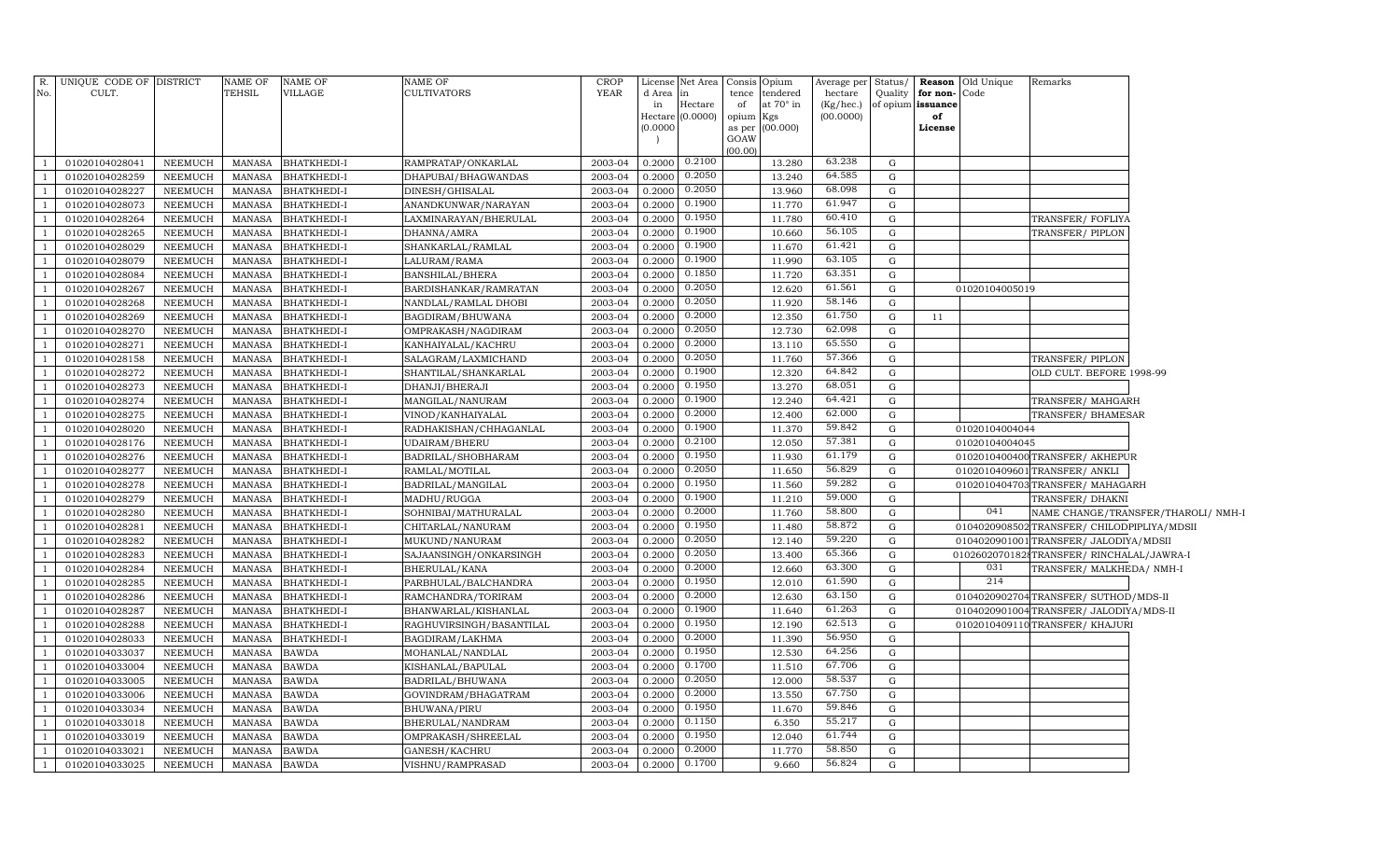| R. No. | UNIQUE CODE OF CULT. | DISTRICT | NAME OF TEHSIL | NAME OF VILLAGE | NAME OF CULTIVATORS | CROP YEAR | License d Area in Hectare (0.0000) | Net Area in Hectare (0.0000) | Consis tence of opium as per GOAW (00.00) | Opium tendered at 70° in Kgs (00.000) | Average per hectare (Kg/hec.) (00.0000) | Status/ Quality of opium | Reason for non-issuance of License | Old Unique Code | Remarks |
|---|---|---|---|---|---|---|---|---|---|---|---|---|---|---|---|
| 1 | 01020104028041 | NEEMUCH | MANASA | BHATKHEDI-I | RAMPRATAP/ONKARLAL | 2003-04 | 0.2000 | 0.2100 | | 13.280 | 63.238 | G | | | |
| 1 | 01020104028259 | NEEMUCH | MANASA | BHATKHEDI-I | DHAPUBAI/BHAGWANDAS | 2003-04 | 0.2000 | 0.2050 | | 13.240 | 64.585 | G | | | |
| 1 | 01020104028227 | NEEMUCH | MANASA | BHATKHEDI-I | DINESH/GHISALAL | 2003-04 | 0.2000 | 0.2050 | | 13.960 | 68.098 | G | | | |
| 1 | 01020104028073 | NEEMUCH | MANASA | BHATKHEDI-I | ANANDKUNWAR/NARAYAN | 2003-04 | 0.2000 | 0.1900 | | 11.770 | 61.947 | G | | | |
| 1 | 01020104028264 | NEEMUCH | MANASA | BHATKHEDI-I | LAXMINARAYAN/BHERULAL | 2003-04 | 0.2000 | 0.1950 | | 11.780 | 60.410 | G | | | TRANSFER/ FOFLIYA |
| 1 | 01020104028265 | NEEMUCH | MANASA | BHATKHEDI-I | DHANNA/AMRA | 2003-04 | 0.2000 | 0.1900 | | 10.660 | 56.105 | G | | | TRANSFER/ PIPLON |
| 1 | 01020104028029 | NEEMUCH | MANASA | BHATKHEDI-I | SHANKARLAL/RAMLAL | 2003-04 | 0.2000 | 0.1900 | | 11.670 | 61.421 | G | | | |
| 1 | 01020104028079 | NEEMUCH | MANASA | BHATKHEDI-I | LALURAM/RAMA | 2003-04 | 0.2000 | 0.1900 | | 11.990 | 63.105 | G | | | |
| 1 | 01020104028084 | NEEMUCH | MANASA | BHATKHEDI-I | BANSHILAL/BHERA | 2003-04 | 0.2000 | 0.1850 | | 11.720 | 63.351 | G | | | |
| 1 | 01020104028267 | NEEMUCH | MANASA | BHATKHEDI-I | BARDISHANKAR/RAMRATAN | 2003-04 | 0.2000 | 0.2050 | | 12.620 | 61.561 | G | | 01020104005019 | |
| 1 | 01020104028268 | NEEMUCH | MANASA | BHATKHEDI-I | NANDLAL/RAMLAL DHOBI | 2003-04 | 0.2000 | 0.2050 | | 11.920 | 58.146 | G | | | |
| 1 | 01020104028269 | NEEMUCH | MANASA | BHATKHEDI-I | BAGDIRAM/BHUWANA | 2003-04 | 0.2000 | 0.2000 | | 12.350 | 61.750 | G | 11 | | |
| 1 | 01020104028270 | NEEMUCH | MANASA | BHATKHEDI-I | OMPRAKASH/NAGDIRAM | 2003-04 | 0.2000 | 0.2050 | | 12.730 | 62.098 | G | | | |
| 1 | 01020104028271 | NEEMUCH | MANASA | BHATKHEDI-I | KANHAIYALAL/KACHRU | 2003-04 | 0.2000 | 0.2000 | | 13.110 | 65.550 | G | | | |
| 1 | 01020104028158 | NEEMUCH | MANASA | BHATKHEDI-I | SALAGRAM/LAXMICHAND | 2003-04 | 0.2000 | 0.2050 | | 11.760 | 57.366 | G | | | TRANSFER/ PIPLON |
| 1 | 01020104028272 | NEEMUCH | MANASA | BHATKHEDI-I | SHANTILAL/SHANKARLAL | 2003-04 | 0.2000 | 0.1900 | | 12.320 | 64.842 | G | | | OLD CULT. BEFORE 1998-99 |
| 1 | 01020104028273 | NEEMUCH | MANASA | BHATKHEDI-I | DHANJI/BHERAJI | 2003-04 | 0.2000 | 0.1950 | | 13.270 | 68.051 | G | | | |
| 1 | 01020104028274 | NEEMUCH | MANASA | BHATKHEDI-I | MANGILAL/NANURAM | 2003-04 | 0.2000 | 0.1900 | | 12.240 | 64.421 | G | | | TRANSFER/ MAHGARH |
| 1 | 01020104028275 | NEEMUCH | MANASA | BHATKHEDI-I | VINOD/KANHAIYALAL | 2003-04 | 0.2000 | 0.2000 | | 12.400 | 62.000 | G | | | TRANSFER/ BHAMESAR |
| 1 | 01020104028020 | NEEMUCH | MANASA | BHATKHEDI-I | RADHAKISHAN/CHHAGANLAL | 2003-04 | 0.2000 | 0.1900 | | 11.370 | 59.842 | G | | 01020104004044 | |
| 1 | 01020104028176 | NEEMUCH | MANASA | BHATKHEDI-I | UDAIRAM/BHERU | 2003-04 | 0.2000 | 0.2100 | | 12.050 | 57.381 | G | | 01020104004045 | |
| 1 | 01020104028276 | NEEMUCH | MANASA | BHATKHEDI-I | BADRILAL/SHOBHARAM | 2003-04 | 0.2000 | 0.1950 | | 11.930 | 61.179 | G | | 01020104004000 | TRANSFER/ AKHEPUR |
| 1 | 01020104028277 | NEEMUCH | MANASA | BHATKHEDI-I | RAMLAL/MOTILAL | 2003-04 | 0.2000 | 0.2050 | | 11.650 | 56.829 | G | | 01020104096001 | TRANSFER/ ANKLI |
| 1 | 01020104028278 | NEEMUCH | MANASA | BHATKHEDI-I | BADRILAL/MANGILAL | 2003-04 | 0.2000 | 0.1950 | | 11.560 | 59.282 | G | | 01020104047003 | TRANSFER/ MAHAGARH |
| 1 | 01020104028279 | NEEMUCH | MANASA | BHATKHEDI-I | MADHU/RUGGA | 2003-04 | 0.2000 | 0.1900 | | 11.210 | 59.000 | G | | | TRANSFER/ DHAKNI |
| 1 | 01020104028280 | NEEMUCH | MANASA | BHATKHEDI-I | SOHNIBAI/MATHURALAL | 2003-04 | 0.2000 | 0.2000 | | 11.760 | 58.800 | G | | 041 | NAME CHANGE/TRANSFER/THAROLI/ NMH-I |
| 1 | 01020104028281 | NEEMUCH | MANASA | BHATKHEDI-I | CHITARLAL/NANURAM | 2003-04 | 0.2000 | 0.1950 | | 11.480 | 58.872 | G | | 01040209085020 | TRANSFER/ CHILODPIPLIYA/MDSII |
| 1 | 01020104028282 | NEEMUCH | MANASA | BHATKHEDI-I | MUKUND/NANURAM | 2003-04 | 0.2000 | 0.2050 | | 12.140 | 59.220 | G | | 01040209010010 | TRANSFER/ JALODIYA/MDSII |
| 1 | 01020104028283 | NEEMUCH | MANASA | BHATKHEDI-I | SAJAANSINGH/ONKARSINGH | 2003-04 | 0.2000 | 0.2050 | | 13.400 | 65.366 | G | | 01026020701828 | TRANSFER/ RINCHALAL/JAWRA-I |
| 1 | 01020104028284 | NEEMUCH | MANASA | BHATKHEDI-I | BHERULAL/KANA | 2003-04 | 0.2000 | 0.2000 | | 12.660 | 63.300 | G | | 031 | TRANSFER/ MALKHEDA/ NMH-I |
| 1 | 01020104028285 | NEEMUCH | MANASA | BHATKHEDI-I | PARBHULAL/BALCHANDRA | 2003-04 | 0.2000 | 0.1950 | | 12.010 | 61.590 | G | | 214 | |
| 1 | 01020104028286 | NEEMUCH | MANASA | BHATKHEDI-I | RAMCHANDRA/TORIRAM | 2003-04 | 0.2000 | 0.2000 | | 12.630 | 63.150 | G | | 01040209027040 | TRANSFER/ SUTHOD/MDS-II |
| 1 | 01020104028287 | NEEMUCH | MANASA | BHATKHEDI-I | BHANWARLAL/KISHANLAL | 2003-04 | 0.2000 | 0.1900 | | 11.640 | 61.263 | G | | 01040209010040 | TRANSFER/ JALODIYA/MDS-II |
| 1 | 01020104028288 | NEEMUCH | MANASA | BHATKHEDI-I | RAGHUVIRSINGH/BASANTILAL | 2003-04 | 0.2000 | 0.1950 | | 12.190 | 62.513 | G | | 01020104091100 | TRANSFER/ KHAJURI |
| 1 | 01020104028033 | NEEMUCH | MANASA | BHATKHEDI-I | BAGDIRAM/LAKHMA | 2003-04 | 0.2000 | 0.2000 | | 11.390 | 56.950 | G | | | |
| 1 | 01020104033037 | NEEMUCH | MANASA | BAWDA | MOHANLAL/NANDLAL | 2003-04 | 0.2000 | 0.1950 | | 12.530 | 64.256 | G | | | |
| 1 | 01020104033004 | NEEMUCH | MANASA | BAWDA | KISHANLAL/BAPULAL | 2003-04 | 0.2000 | 0.1700 | | 11.510 | 67.706 | G | | | |
| 1 | 01020104033005 | NEEMUCH | MANASA | BAWDA | BADRILAL/BHUWANA | 2003-04 | 0.2000 | 0.2050 | | 12.000 | 58.537 | G | | | |
| 1 | 01020104033006 | NEEMUCH | MANASA | BAWDA | GOVINDRAM/BHAGATRAM | 2003-04 | 0.2000 | 0.2000 | | 13.550 | 67.750 | G | | | |
| 1 | 01020104033034 | NEEMUCH | MANASA | BAWDA | BHUWANA/PIRU | 2003-04 | 0.2000 | 0.1950 | | 11.670 | 59.846 | G | | | |
| 1 | 01020104033018 | NEEMUCH | MANASA | BAWDA | BHERULAL/NANDRAM | 2003-04 | 0.2000 | 0.1150 | | 6.350 | 55.217 | G | | | |
| 1 | 01020104033019 | NEEMUCH | MANASA | BAWDA | OMPRAKASH/SHREELAL | 2003-04 | 0.2000 | 0.1950 | | 12.040 | 61.744 | G | | | |
| 1 | 01020104033021 | NEEMUCH | MANASA | BAWDA | GANESH/KACHRU | 2003-04 | 0.2000 | 0.2000 | | 11.770 | 58.850 | G | | | |
| 1 | 01020104033025 | NEEMUCH | MANASA | BAWDA | VISHNU/RAMPRASAD | 2003-04 | 0.2000 | 0.1700 | | 9.660 | 56.824 | G | | | |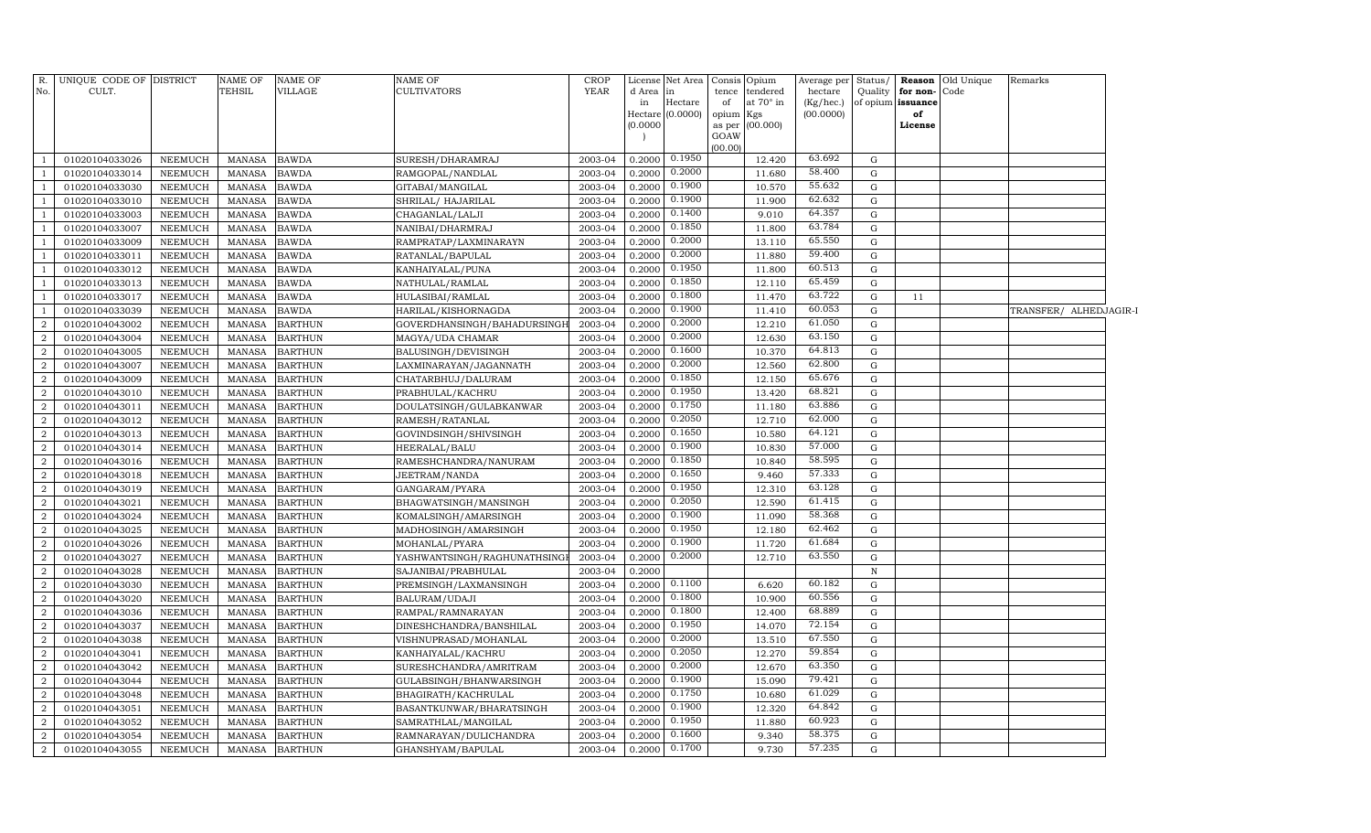| R. No. | UNIQUE CODE OF CULT. | DISTRICT | NAME OF TEHSIL | NAME OF VILLAGE | NAME OF CULTIVATORS | CROP YEAR | License d Area in Hectare (0.0000) | Net Area in Hectare (0.0000) | Consis tence of opium as per GOAW (00.00) | Opium tendered at 70° in Kgs (00.000) | Average per hectare (Kg/hec.) (00.0000) | Status/ Quality of opium | Reason for non-issuance of License | Old Unique Code | Remarks |
|---|---|---|---|---|---|---|---|---|---|---|---|---|---|---|---|
| 1 | 01020104033026 | NEEMUCH | MANASA | BAWDA | SURESH/DHARAMRAJ | 2003-04 | 0.2000 | 0.1950 | | 12.420 | 63.692 | G | | | |
| 1 | 01020104033014 | NEEMUCH | MANASA | BAWDA | RAMGOPAL/NANDLAL | 2003-04 | 0.2000 | 0.2000 | | 11.680 | 58.400 | G | | | |
| 1 | 01020104033030 | NEEMUCH | MANASA | BAWDA | GITABAI/MANGILAL | 2003-04 | 0.2000 | 0.1900 | | 10.570 | 55.632 | G | | | |
| 1 | 01020104033010 | NEEMUCH | MANASA | BAWDA | SHRILAL/ HAJARILAL | 2003-04 | 0.2000 | 0.1900 | | 11.900 | 62.632 | G | | | |
| 1 | 01020104033003 | NEEMUCH | MANASA | BAWDA | CHAGANLAL/LALJI | 2003-04 | 0.2000 | 0.1400 | | 9.010 | 64.357 | G | | | |
| 1 | 01020104033007 | NEEMUCH | MANASA | BAWDA | NANIBAI/DHARMRAJ | 2003-04 | 0.2000 | 0.1850 | | 11.800 | 63.784 | G | | | |
| 1 | 01020104033009 | NEEMUCH | MANASA | BAWDA | RAMPRATAP/LAXMINARAYN | 2003-04 | 0.2000 | 0.2000 | | 13.110 | 65.550 | G | | | |
| 1 | 01020104033011 | NEEMUCH | MANASA | BAWDA | RATANLAL/BAPULAL | 2003-04 | 0.2000 | 0.2000 | | 11.880 | 59.400 | G | | | |
| 1 | 01020104033012 | NEEMUCH | MANASA | BAWDA | KANHAIYALAL/PUNA | 2003-04 | 0.2000 | 0.1950 | | 11.800 | 60.513 | G | | | |
| 1 | 01020104033013 | NEEMUCH | MANASA | BAWDA | NATHULAL/RAMLAL | 2003-04 | 0.2000 | 0.1850 | | 12.110 | 65.459 | G | | | |
| 1 | 01020104033017 | NEEMUCH | MANASA | BAWDA | HULASIBAI/RAMLAL | 2003-04 | 0.2000 | 0.1800 | | 11.470 | 63.722 | G | 11 | | |
| 1 | 01020104033039 | NEEMUCH | MANASA | BAWDA | HARILAL/KISHORNAGDA | 2003-04 | 0.2000 | 0.1900 | | 11.410 | 60.053 | G | | | TRANSFER/ ALHEDJAGIR-I |
| 2 | 01020104043002 | NEEMUCH | MANASA | BARTHUN | GOVERDHANSINGH/BAHADURSINGH | 2003-04 | 0.2000 | 0.2000 | | 12.210 | 61.050 | G | | | |
| 2 | 01020104043004 | NEEMUCH | MANASA | BARTHUN | MAGYA/UDA CHAMAR | 2003-04 | 0.2000 | 0.2000 | | 12.630 | 63.150 | G | | | |
| 2 | 01020104043005 | NEEMUCH | MANASA | BARTHUN | BALUSINGH/DEVISINGH | 2003-04 | 0.2000 | 0.1600 | | 10.370 | 64.813 | G | | | |
| 2 | 01020104043007 | NEEMUCH | MANASA | BARTHUN | LAXMINARAYAN/JAGANNATH | 2003-04 | 0.2000 | 0.2000 | | 12.560 | 62.800 | G | | | |
| 2 | 01020104043009 | NEEMUCH | MANASA | BARTHUN | CHATARBHUJ/DALURAM | 2003-04 | 0.2000 | 0.1850 | | 12.150 | 65.676 | G | | | |
| 2 | 01020104043010 | NEEMUCH | MANASA | BARTHUN | PRABHULAL/KACHRU | 2003-04 | 0.2000 | 0.1950 | | 13.420 | 68.821 | G | | | |
| 2 | 01020104043011 | NEEMUCH | MANASA | BARTHUN | DOULATSINGH/GULABKANWAR | 2003-04 | 0.2000 | 0.1750 | | 11.180 | 63.886 | G | | | |
| 2 | 01020104043012 | NEEMUCH | MANASA | BARTHUN | RAMESH/RATANLAL | 2003-04 | 0.2000 | 0.2050 | | 12.710 | 62.000 | G | | | |
| 2 | 01020104043013 | NEEMUCH | MANASA | BARTHUN | GOVINDSINGH/SHIVSINGH | 2003-04 | 0.2000 | 0.1650 | | 10.580 | 64.121 | G | | | |
| 2 | 01020104043014 | NEEMUCH | MANASA | BARTHUN | HEERALAL/BALU | 2003-04 | 0.2000 | 0.1900 | | 10.830 | 57.000 | G | | | |
| 2 | 01020104043016 | NEEMUCH | MANASA | BARTHUN | RAMESHCHANDRA/NANURAM | 2003-04 | 0.2000 | 0.1850 | | 10.840 | 58.595 | G | | | |
| 2 | 01020104043018 | NEEMUCH | MANASA | BARTHUN | JEETRAM/NANDA | 2003-04 | 0.2000 | 0.1650 | | 9.460 | 57.333 | G | | | |
| 2 | 01020104043019 | NEEMUCH | MANASA | BARTHUN | GANGARAM/PYARA | 2003-04 | 0.2000 | 0.1950 | | 12.310 | 63.128 | G | | | |
| 2 | 01020104043021 | NEEMUCH | MANASA | BARTHUN | BHAGWATSINGH/MANSINGH | 2003-04 | 0.2000 | 0.2050 | | 12.590 | 61.415 | G | | | |
| 2 | 01020104043024 | NEEMUCH | MANASA | BARTHUN | KOMALSINGH/AMARSINGH | 2003-04 | 0.2000 | 0.1900 | | 11.090 | 58.368 | G | | | |
| 2 | 01020104043025 | NEEMUCH | MANASA | BARTHUN | MADHOSINGH/AMARSINGH | 2003-04 | 0.2000 | 0.1950 | | 12.180 | 62.462 | G | | | |
| 2 | 01020104043026 | NEEMUCH | MANASA | BARTHUN | MOHANLAL/PYARA | 2003-04 | 0.2000 | 0.1900 | | 11.720 | 61.684 | G | | | |
| 2 | 01020104043027 | NEEMUCH | MANASA | BARTHUN | YASHWANTSINGH/RAGHUNATHSINGH | 2003-04 | 0.2000 | 0.2000 | | 12.710 | 63.550 | G | | | |
| 2 | 01020104043028 | NEEMUCH | MANASA | BARTHUN | SAJANIBAI/PRABHULAL | 2003-04 | 0.2000 | | | | | N | | | |
| 2 | 01020104043030 | NEEMUCH | MANASA | BARTHUN | PREMSINGH/LAXMANSINGH | 2003-04 | 0.2000 | 0.1100 | | 6.620 | 60.182 | G | | | |
| 2 | 01020104043020 | NEEMUCH | MANASA | BARTHUN | BALURAM/UDAJI | 2003-04 | 0.2000 | 0.1800 | | 10.900 | 60.556 | G | | | |
| 2 | 01020104043036 | NEEMUCH | MANASA | BARTHUN | RAMPAL/RAMNARAYAN | 2003-04 | 0.2000 | 0.1800 | | 12.400 | 68.889 | G | | | |
| 2 | 01020104043037 | NEEMUCH | MANASA | BARTHUN | DINESHCHANDRA/BANSHILAL | 2003-04 | 0.2000 | 0.1950 | | 14.070 | 72.154 | G | | | |
| 2 | 01020104043038 | NEEMUCH | MANASA | BARTHUN | VISHNUPRASAD/MOHANLAL | 2003-04 | 0.2000 | 0.2000 | | 13.510 | 67.550 | G | | | |
| 2 | 01020104043041 | NEEMUCH | MANASA | BARTHUN | KANHAIYALAL/KACHRU | 2003-04 | 0.2000 | 0.2050 | | 12.270 | 59.854 | G | | | |
| 2 | 01020104043042 | NEEMUCH | MANASA | BARTHUN | SURESHCHANDRA/AMRITRAM | 2003-04 | 0.2000 | 0.2000 | | 12.670 | 63.350 | G | | | |
| 2 | 01020104043044 | NEEMUCH | MANASA | BARTHUN | GULABSINGH/BHANWARSINGH | 2003-04 | 0.2000 | 0.1900 | | 15.090 | 79.421 | G | | | |
| 2 | 01020104043048 | NEEMUCH | MANASA | BARTHUN | BHAGIRATH/KACHRULAL | 2003-04 | 0.2000 | 0.1750 | | 10.680 | 61.029 | G | | | |
| 2 | 01020104043051 | NEEMUCH | MANASA | BARTHUN | BASANTKUNWAR/BHARATSINGH | 2003-04 | 0.2000 | 0.1900 | | 12.320 | 64.842 | G | | | |
| 2 | 01020104043052 | NEEMUCH | MANASA | BARTHUN | SAMRATHLAL/MANGILAL | 2003-04 | 0.2000 | 0.1950 | | 11.880 | 60.923 | G | | | |
| 2 | 01020104043054 | NEEMUCH | MANASA | BARTHUN | RAMNARAYAN/DULICHANDRA | 2003-04 | 0.2000 | 0.1600 | | 9.340 | 58.375 | G | | | |
| 2 | 01020104043055 | NEEMUCH | MANASA | BARTHUN | GHANSHYAM/BAPULAL | 2003-04 | 0.2000 | 0.1700 | | 9.730 | 57.235 | G | | | |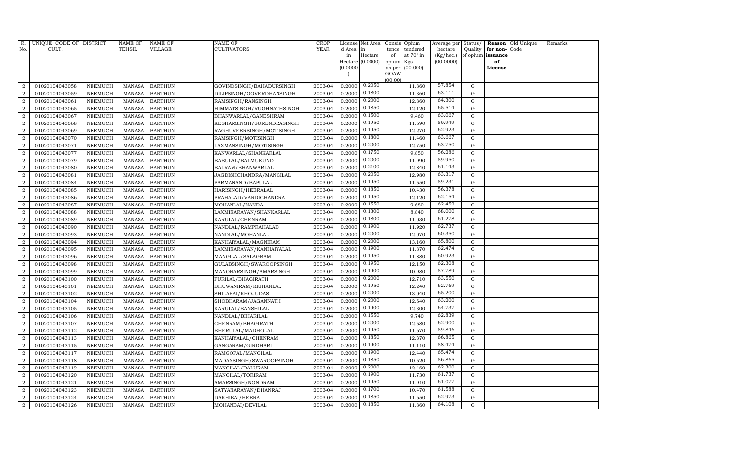| R. No. | UNIQUE CODE OF CULT. | DISTRICT | NAME OF TEHSIL | NAME OF VILLAGE | NAME OF CULTIVATORS | CROP YEAR | License d Area in Hectare (0.0000) | Net Area in Hectare (0.0000) | Consis tence of opium as per GOAW (00.00) | Opium tendered at 70° in Kgs (00.000) | Average per hectare (Kg/hec.) (00.0000) | Status/ Quality of opium | Reason for non-issuance of License | Old Unique Code | Remarks |
|---|---|---|---|---|---|---|---|---|---|---|---|---|---|---|---|
| 2 | 01020104043058 | NEEMUCH | MANASA | BARTHUN | GOVINDSINGH/BAHADURSINGH | 2003-04 | 0.2000 | 0.2050 | | 11.860 | 57.854 | G | | | |
| 2 | 01020104043059 | NEEMUCH | MANASA | BARTHUN | DILIPSINGH/GOVERDHANSINGH | 2003-04 | 0.2000 | 0.1800 | | 11.360 | 63.111 | G | | | |
| 2 | 01020104043061 | NEEMUCH | MANASA | BARTHUN | RAMSINGH/RANSINGH | 2003-04 | 0.2000 | 0.2000 | | 12.860 | 64.300 | G | | | |
| 2 | 01020104043065 | NEEMUCH | MANASA | BARTHUN | HIMMATSINGH/RUGHNATHSINGH | 2003-04 | 0.2000 | 0.1850 | | 12.120 | 65.514 | G | | | |
| 2 | 01020104043067 | NEEMUCH | MANASA | BARTHUN | BHANWARLAL/GANESHRAM | 2003-04 | 0.2000 | 0.1500 | | 9.460 | 63.067 | G | | | |
| 2 | 01020104043068 | NEEMUCH | MANASA | BARTHUN | KESHARSINGH/SURENDRASINGH | 2003-04 | 0.2000 | 0.1950 | | 11.690 | 59.949 | G | | | |
| 2 | 01020104043069 | NEEMUCH | MANASA | BARTHUN | RAGHUVEERSINGH/MOTISINGH | 2003-04 | 0.2000 | 0.1950 | | 12.270 | 62.923 | G | | | |
| 2 | 01020104043070 | NEEMUCH | MANASA | BARTHUN | RAMSINGH/MOTISINGH | 2003-04 | 0.2000 | 0.1800 | | 11.460 | 63.667 | G | | | |
| 2 | 01020104043071 | NEEMUCH | MANASA | BARTHUN | LAXMANSINGH/MOTISINGH | 2003-04 | 0.2000 | 0.2000 | | 12.750 | 63.750 | G | | | |
| 2 | 01020104043077 | NEEMUCH | MANASA | BARTHUN | KANWARLAL/SHANKARLAL | 2003-04 | 0.2000 | 0.1750 | | 9.850 | 56.286 | G | | | |
| 2 | 01020104043079 | NEEMUCH | MANASA | BARTHUN | BABULAL/BALMUKUND | 2003-04 | 0.2000 | 0.2000 | | 11.990 | 59.950 | G | | | |
| 2 | 01020104043080 | NEEMUCH | MANASA | BARTHUN | BALRAM/BHANWARLAL | 2003-04 | 0.2000 | 0.2100 | | 12.840 | 61.143 | G | | | |
| 2 | 01020104043081 | NEEMUCH | MANASA | BARTHUN | JAGDISHCHANDRA/MANGILAL | 2003-04 | 0.2000 | 0.2050 | | 12.980 | 63.317 | G | | | |
| 2 | 01020104043084 | NEEMUCH | MANASA | BARTHUN | PARMANAND/BAPULAL | 2003-04 | 0.2000 | 0.1950 | | 11.550 | 59.231 | G | | | |
| 2 | 01020104043085 | NEEMUCH | MANASA | BARTHUN | HARISINGH/HEERALAL | 2003-04 | 0.2000 | 0.1850 | | 10.430 | 56.378 | G | | | |
| 2 | 01020104043086 | NEEMUCH | MANASA | BARTHUN | PRAHALAD/VARDICHANDRA | 2003-04 | 0.2000 | 0.1950 | | 12.120 | 62.154 | G | | | |
| 2 | 01020104043087 | NEEMUCH | MANASA | BARTHUN | MOHANLAL/NANDA | 2003-04 | 0.2000 | 0.1550 | | 9.680 | 62.452 | G | | | |
| 2 | 01020104043088 | NEEMUCH | MANASA | BARTHUN | LAXMINARAYAN/SHANKARLAL | 2003-04 | 0.2000 | 0.1300 | | 8.840 | 68.000 | G | | | |
| 2 | 01020104043089 | NEEMUCH | MANASA | BARTHUN | KARULAL/CHENRAM | 2003-04 | 0.2000 | 0.1800 | | 11.030 | 61.278 | G | | | |
| 2 | 01020104043090 | NEEMUCH | MANASA | BARTHUN | NANDLAL/RAMPRAHALAD | 2003-04 | 0.2000 | 0.1900 | | 11.920 | 62.737 | G | | | |
| 2 | 01020104043093 | NEEMUCH | MANASA | BARTHUN | NANDLAL/MOHANLAL | 2003-04 | 0.2000 | 0.2000 | | 12.070 | 60.350 | G | | | |
| 2 | 01020104043094 | NEEMUCH | MANASA | BARTHUN | KANHAIYALAL/MAGNIRAM | 2003-04 | 0.2000 | 0.2000 | | 13.160 | 65.800 | G | | | |
| 2 | 01020104043095 | NEEMUCH | MANASA | BARTHUN | LAXMINARAYAN/KANHAIYALAL | 2003-04 | 0.2000 | 0.1900 | | 11.870 | 62.474 | G | | | |
| 2 | 01020104043096 | NEEMUCH | MANASA | BARTHUN | MANGILAL/SALAGRAM | 2003-04 | 0.2000 | 0.1950 | | 11.880 | 60.923 | G | | | |
| 2 | 01020104043098 | NEEMUCH | MANASA | BARTHUN | GULABSINGH/SWAROOPSINGH | 2003-04 | 0.2000 | 0.1950 | | 12.150 | 62.308 | G | | | |
| 2 | 01020104043099 | NEEMUCH | MANASA | BARTHUN | MANOHARSINGH/AMARSINGH | 2003-04 | 0.2000 | 0.1900 | | 10.980 | 57.789 | G | | | |
| 2 | 01020104043100 | NEEMUCH | MANASA | BARTHUN | PURILAL/BHAGIRATH | 2003-04 | 0.2000 | 0.2000 | | 12.710 | 63.550 | G | | | |
| 2 | 01020104043101 | NEEMUCH | MANASA | BARTHUN | BHUWANIRAM/KISHANLAL | 2003-04 | 0.2000 | 0.1950 | | 12.240 | 62.769 | G | | | |
| 2 | 01020104043102 | NEEMUCH | MANASA | BARTHUN | SHILABAI/KHOJUDAS | 2003-04 | 0.2000 | 0.2000 | | 13.040 | 65.200 | G | | | |
| 2 | 01020104043104 | NEEMUCH | MANASA | BARTHUN | SHOBHARAM/JAGANNATH | 2003-04 | 0.2000 | 0.2000 | | 12.640 | 63.200 | G | | | |
| 2 | 01020104043105 | NEEMUCH | MANASA | BARTHUN | KARULAL/BANSHILAL | 2003-04 | 0.2000 | 0.1900 | | 12.300 | 64.737 | G | | | |
| 2 | 01020104043106 | NEEMUCH | MANASA | BARTHUN | NANDLAL/BIHARILAL | 2003-04 | 0.2000 | 0.1550 | | 9.740 | 62.839 | G | | | |
| 2 | 01020104043107 | NEEMUCH | MANASA | BARTHUN | CHENRAM/BHAGIRATH | 2003-04 | 0.2000 | 0.2000 | | 12.580 | 62.900 | G | | | |
| 2 | 01020104043112 | NEEMUCH | MANASA | BARTHUN | BHERULAL/MADHOLAL | 2003-04 | 0.2000 | 0.1950 | | 11.670 | 59.846 | G | | | |
| 2 | 01020104043113 | NEEMUCH | MANASA | BARTHUN | KANHAIYALAL/CHENRAM | 2003-04 | 0.2000 | 0.1850 | | 12.370 | 66.865 | G | | | |
| 2 | 01020104043115 | NEEMUCH | MANASA | BARTHUN | GANGARAM/GIRDHARI | 2003-04 | 0.2000 | 0.1900 | | 11.110 | 58.474 | G | | | |
| 2 | 01020104043117 | NEEMUCH | MANASA | BARTHUN | RAMGOPAL/MANGILAL | 2003-04 | 0.2000 | 0.1900 | | 12.440 | 65.474 | G | | | |
| 2 | 01020104043118 | NEEMUCH | MANASA | BARTHUN | MADANSINGH/SWAROOPSINGH | 2003-04 | 0.2000 | 0.1850 | | 10.520 | 56.865 | G | | | |
| 2 | 01020104043119 | NEEMUCH | MANASA | BARTHUN | MANGILAL/DALURAM | 2003-04 | 0.2000 | 0.2000 | | 12.460 | 62.300 | G | | | |
| 2 | 01020104043120 | NEEMUCH | MANASA | BARTHUN | MANGILAL/TORIRAM | 2003-04 | 0.2000 | 0.1900 | | 11.730 | 61.737 | G | | | |
| 2 | 01020104043121 | NEEMUCH | MANASA | BARTHUN | AMARSINGH/NONDRAM | 2003-04 | 0.2000 | 0.1950 | | 11.910 | 61.077 | G | | | |
| 2 | 01020104043123 | NEEMUCH | MANASA | BARTHUN | SATYANARAYAN/DHANRAJ | 2003-04 | 0.2000 | 0.1700 | | 10.470 | 61.588 | G | | | |
| 2 | 01020104043124 | NEEMUCH | MANASA | BARTHUN | DAKHIBAI/HEERA | 2003-04 | 0.2000 | 0.1850 | | 11.650 | 62.973 | G | | | |
| 2 | 01020104043126 | NEEMUCH | MANASA | BARTHUN | MOHANBAI/DEVILAL | 2003-04 | 0.2000 | 0.1850 | | 11.860 | 64.108 | G | | | |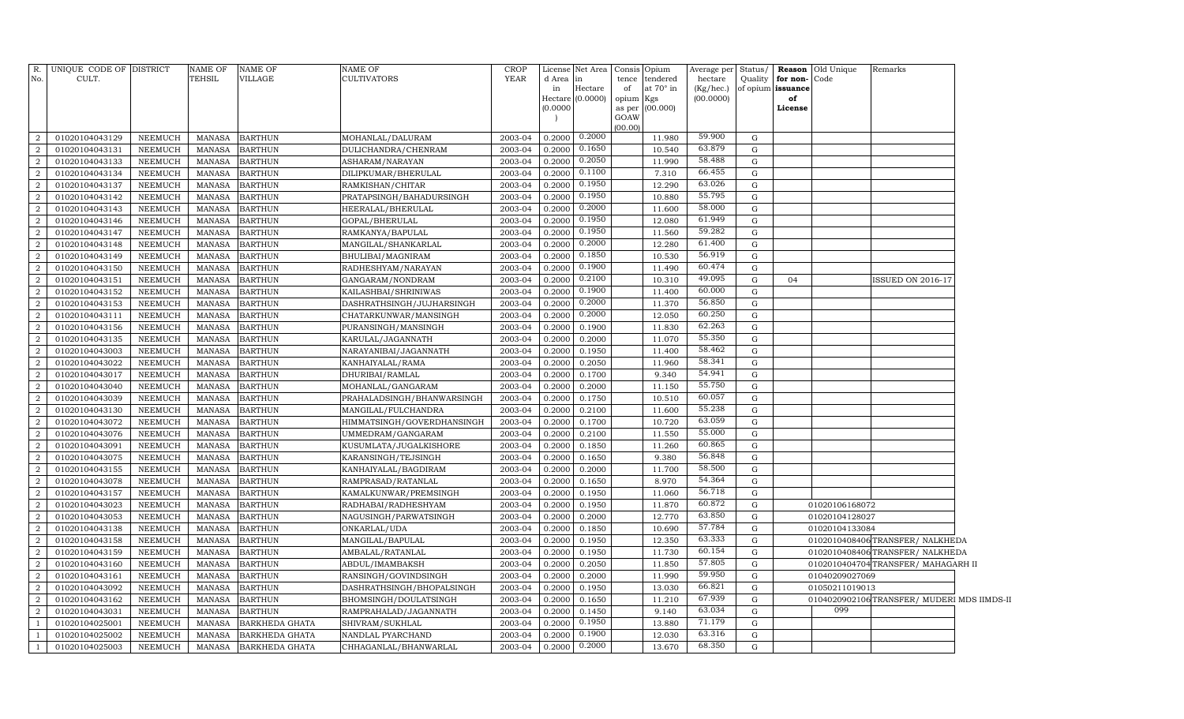| R. No. | UNIQUE CODE OF CULT. | DISTRICT | NAME OF TEHSIL | NAME OF VILLAGE | NAME OF CULTIVATORS | CROP YEAR | License d Area in Hectare (0.0000) | Net Area in Hectare (0.0000) | Consis tence of opium as per GOAW (00.00) | Opium tendered at 70° in Kgs (00.000) | Average per hectare (Kg/hec.) (00.0000) | Status/ Quality of opium | Reason for non-issuance of License | Old Unique Code | Remarks |
|---|---|---|---|---|---|---|---|---|---|---|---|---|---|---|---|
| 2 | 01020104043129 | NEEMUCH | MANASA | BARTHUN | MOHANLAL/DALURAM | 2003-04 | 0.2000 | 0.2000 | | 11.980 | 59.900 | G | | | |
| 2 | 01020104043131 | NEEMUCH | MANASA | BARTHUN | DULICHANDRA/CHENRAM | 2003-04 | 0.2000 | 0.1650 | | 10.540 | 63.879 | G | | | |
| 2 | 01020104043133 | NEEMUCH | MANASA | BARTHUN | ASHARAM/NARAYAN | 2003-04 | 0.2000 | 0.2050 | | 11.990 | 58.488 | G | | | |
| 2 | 01020104043134 | NEEMUCH | MANASA | BARTHUN | DILIPKUMAR/BHERULAL | 2003-04 | 0.2000 | 0.1100 | | 7.310 | 66.455 | G | | | |
| 2 | 01020104043137 | NEEMUCH | MANASA | BARTHUN | RAMKISHAN/CHITAR | 2003-04 | 0.2000 | 0.1950 | | 12.290 | 63.026 | G | | | |
| 2 | 01020104043142 | NEEMUCH | MANASA | BARTHUN | PRATAPSINGH/BAHADURSINGH | 2003-04 | 0.2000 | 0.1950 | | 10.880 | 55.795 | G | | | |
| 2 | 01020104043143 | NEEMUCH | MANASA | BARTHUN | HEERALAL/BHERULAL | 2003-04 | 0.2000 | 0.2000 | | 11.600 | 58.000 | G | | | |
| 2 | 01020104043146 | NEEMUCH | MANASA | BARTHUN | GOPAL/BHERULAL | 2003-04 | 0.2000 | 0.1950 | | 12.080 | 61.949 | G | | | |
| 2 | 01020104043147 | NEEMUCH | MANASA | BARTHUN | RAMKANYA/BAPULAL | 2003-04 | 0.2000 | 0.1950 | | 11.560 | 59.282 | G | | | |
| 2 | 01020104043148 | NEEMUCH | MANASA | BARTHUN | MANGILAL/SHANKARLAL | 2003-04 | 0.2000 | 0.2000 | | 12.280 | 61.400 | G | | | |
| 2 | 01020104043149 | NEEMUCH | MANASA | BARTHUN | BHULIBAI/MAGNIRAM | 2003-04 | 0.2000 | 0.1850 | | 10.530 | 56.919 | G | | | |
| 2 | 01020104043150 | NEEMUCH | MANASA | BARTHUN | RADHESHYAM/NARAYAN | 2003-04 | 0.2000 | 0.1900 | | 11.490 | 60.474 | G | | | |
| 2 | 01020104043151 | NEEMUCH | MANASA | BARTHUN | GANGARAM/NONDRAM | 2003-04 | 0.2000 | 0.2100 | | 10.310 | 49.095 | G | 04 | | ISSUED ON 2016-17 |
| 2 | 01020104043152 | NEEMUCH | MANASA | BARTHUN | KAILASHBAI/SHRINIWAS | 2003-04 | 0.2000 | 0.1900 | | 11.400 | 60.000 | G | | | |
| 2 | 01020104043153 | NEEMUCH | MANASA | BARTHUN | DASHRATHSINGH/JUJHARSINGH | 2003-04 | 0.2000 | 0.2000 | | 11.370 | 56.850 | G | | | |
| 2 | 01020104043111 | NEEMUCH | MANASA | BARTHUN | CHATARKUNWAR/MANSINGH | 2003-04 | 0.2000 | 0.2000 | | 12.050 | 60.250 | G | | | |
| 2 | 01020104043156 | NEEMUCH | MANASA | BARTHUN | PURANSINGH/MANSINGH | 2003-04 | 0.2000 | 0.1900 | | 11.830 | 62.263 | G | | | |
| 2 | 01020104043135 | NEEMUCH | MANASA | BARTHUN | KARULAL/JAGANNATH | 2003-04 | 0.2000 | 0.2000 | | 11.070 | 55.350 | G | | | |
| 2 | 01020104043003 | NEEMUCH | MANASA | BARTHUN | NARAYANIBAI/JAGANNATH | 2003-04 | 0.2000 | 0.1950 | | 11.400 | 58.462 | G | | | |
| 2 | 01020104043022 | NEEMUCH | MANASA | BARTHUN | KANHAIYALAL/RAMA | 2003-04 | 0.2000 | 0.2050 | | 11.960 | 58.341 | G | | | |
| 2 | 01020104043017 | NEEMUCH | MANASA | BARTHUN | DHURIBAI/RAMLAL | 2003-04 | 0.2000 | 0.1700 | | 9.340 | 54.941 | G | | | |
| 2 | 01020104043040 | NEEMUCH | MANASA | BARTHUN | MOHANLAL/GANGARAM | 2003-04 | 0.2000 | 0.2000 | | 11.150 | 55.750 | G | | | |
| 2 | 01020104043039 | NEEMUCH | MANASA | BARTHUN | PRAHALADSINGH/BHANWARSINGH | 2003-04 | 0.2000 | 0.1750 | | 10.510 | 60.057 | G | | | |
| 2 | 01020104043130 | NEEMUCH | MANASA | BARTHUN | MANGILAL/FULCHANDRA | 2003-04 | 0.2000 | 0.2100 | | 11.600 | 55.238 | G | | | |
| 2 | 01020104043072 | NEEMUCH | MANASA | BARTHUN | HIMMATSINGH/GOVERDHANSINGH | 2003-04 | 0.2000 | 0.1700 | | 10.720 | 63.059 | G | | | |
| 2 | 01020104043076 | NEEMUCH | MANASA | BARTHUN | UMMEDRAM/GANGARAM | 2003-04 | 0.2000 | 0.2100 | | 11.550 | 55.000 | G | | | |
| 2 | 01020104043091 | NEEMUCH | MANASA | BARTHUN | KUSUMLATA/JUGALKISHORE | 2003-04 | 0.2000 | 0.1850 | | 11.260 | 60.865 | G | | | |
| 2 | 01020104043075 | NEEMUCH | MANASA | BARTHUN | KARANSINGH/TEJSINGH | 2003-04 | 0.2000 | 0.1650 | | 9.380 | 56.848 | G | | | |
| 2 | 01020104043155 | NEEMUCH | MANASA | BARTHUN | KANHAIYALAL/BAGDIRAM | 2003-04 | 0.2000 | 0.2000 | | 11.700 | 58.500 | G | | | |
| 2 | 01020104043078 | NEEMUCH | MANASA | BARTHUN | RAMPRASAD/RATANLAL | 2003-04 | 0.2000 | 0.1650 | | 8.970 | 54.364 | G | | | |
| 2 | 01020104043157 | NEEMUCH | MANASA | BARTHUN | KAMALKUNWAR/PREMSINGH | 2003-04 | 0.2000 | 0.1950 | | 11.060 | 56.718 | G | | | |
| 2 | 01020104043023 | NEEMUCH | MANASA | BARTHUN | RADHABAI/RADHESHYAM | 2003-04 | 0.2000 | 0.1950 | | 11.870 | 60.872 | G | | 01020106168072 | |
| 2 | 01020104043053 | NEEMUCH | MANASA | BARTHUN | NAGUSINGH/PARWATSINGH | 2003-04 | 0.2000 | 0.2000 | | 12.770 | 63.850 | G | | 01020104128027 | |
| 2 | 01020104043138 | NEEMUCH | MANASA | BARTHUN | ONKARLAL/UDA | 2003-04 | 0.2000 | 0.1850 | | 10.690 | 57.784 | G | | 01020104133084 | |
| 2 | 01020104043158 | NEEMUCH | MANASA | BARTHUN | MANGILAL/BAPULAL | 2003-04 | 0.2000 | 0.1950 | | 12.350 | 63.333 | G | | 01020104084006 | TRANSFER/ NALKHEDA |
| 2 | 01020104043159 | NEEMUCH | MANASA | BARTHUN | AMBALAL/RATANLAL | 2003-04 | 0.2000 | 0.1950 | | 11.730 | 60.154 | G | | 01020104084006 | TRANSFER/ NALKHEDA |
| 2 | 01020104043160 | NEEMUCH | MANASA | BARTHUN | ABDUL/IMAMBAKSH | 2003-04 | 0.2000 | 0.2050 | | 11.850 | 57.805 | G | | 01020104047004 | TRANSFER/ MAHAGARH II |
| 2 | 01020104043161 | NEEMUCH | MANASA | BARTHUN | RANSINGH/GOVINDSINGH | 2003-04 | 0.2000 | 0.2000 | | 11.990 | 59.950 | G | | 01040209027069 | |
| 2 | 01020104043092 | NEEMUCH | MANASA | BARTHUN | DASHRATHSINGH/BHOPALSINGH | 2003-04 | 0.2000 | 0.1950 | | 13.030 | 66.821 | G | | 01050211019013 | |
| 2 | 01020104043162 | NEEMUCH | MANASA | BARTHUN | BHOMSINGH/DOULATSINGH | 2003-04 | 0.2000 | 0.1650 | | 11.210 | 67.939 | G | | 01040209021006 | TRANSFER/ MUDERI MDS IIMDS-II |
| 2 | 01020104043031 | NEEMUCH | MANASA | BARTHUN | RAMPRAHALAD/JAGANNATH | 2003-04 | 0.2000 | 0.1450 | | 9.140 | 63.034 | G | | 099 | |
| 1 | 01020104025001 | NEEMUCH | MANASA | BARKHEDA GHATA | SHIVRAM/SUKHLAL | 2003-04 | 0.2000 | 0.1950 | | 13.880 | 71.179 | G | | | |
| 1 | 01020104025002 | NEEMUCH | MANASA | BARKHEDA GHATA | NANDLAL PYARCHAND | 2003-04 | 0.2000 | 0.1900 | | 12.030 | 63.316 | G | | | |
| 1 | 01020104025003 | NEEMUCH | MANASA | BARKHEDA GHATA | CHHAGANLAL/BHANWARLAL | 2003-04 | 0.2000 | 0.2000 | | 13.670 | 68.350 | G | | | |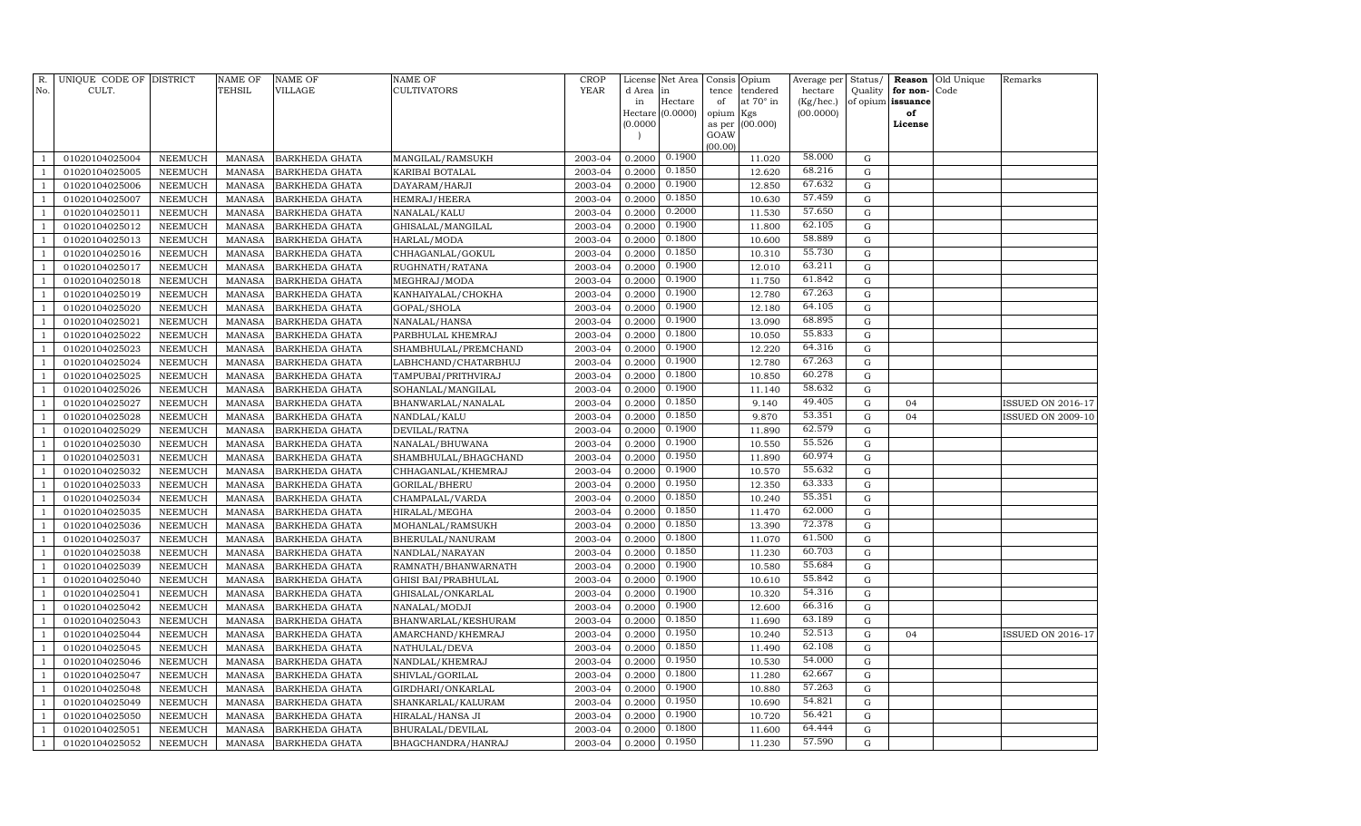| R. No. | UNIQUE CODE OF CULT. | DISTRICT | NAME OF TEHSIL | NAME OF VILLAGE | NAME OF CULTIVATORS | CROP YEAR | License d Area in Hectare (0.0000) | Net Area in Hectare (0.0000) | Consis tence of opium as per GOAW (00.00) | Opium tendered at 70° in Kgs (00.000) | Average per hectare (Kg/hec.) (00.0000) | Status/ Quality of opium | Reason for non-issuance of License | Old Unique Code | Remarks |
|---|---|---|---|---|---|---|---|---|---|---|---|---|---|---|---|
| 1 | 01020104025004 | NEEMUCH | MANASA | BARKHEDA GHATA | MANGILAL/RAMSUKH | 2003-04 | 0.2000 | 0.1900 | | 11.020 | 58.000 | G | | | |
| 1 | 01020104025005 | NEEMUCH | MANASA | BARKHEDA GHATA | KARIBAI BOTALAL | 2003-04 | 0.2000 | 0.1850 | | 12.620 | 68.216 | G | | | |
| 1 | 01020104025006 | NEEMUCH | MANASA | BARKHEDA GHATA | DAYARAM/HARJI | 2003-04 | 0.2000 | 0.1900 | | 12.850 | 67.632 | G | | | |
| 1 | 01020104025007 | NEEMUCH | MANASA | BARKHEDA GHATA | HEMRAJ/HEERA | 2003-04 | 0.2000 | 0.1850 | | 10.630 | 57.459 | G | | | |
| 1 | 01020104025011 | NEEMUCH | MANASA | BARKHEDA GHATA | NANALAL/KALU | 2003-04 | 0.2000 | 0.2000 | | 11.530 | 57.650 | G | | | |
| 1 | 01020104025012 | NEEMUCH | MANASA | BARKHEDA GHATA | GHISALAL/MANGILAL | 2003-04 | 0.2000 | 0.1900 | | 11.800 | 62.105 | G | | | |
| 1 | 01020104025013 | NEEMUCH | MANASA | BARKHEDA GHATA | HARLAL/MODA | 2003-04 | 0.2000 | 0.1800 | | 10.600 | 58.889 | G | | | |
| 1 | 01020104025016 | NEEMUCH | MANASA | BARKHEDA GHATA | CHHAGANLAL/GOKUL | 2003-04 | 0.2000 | 0.1850 | | 10.310 | 55.730 | G | | | |
| 1 | 01020104025017 | NEEMUCH | MANASA | BARKHEDA GHATA | RUGHNATH/RATANA | 2003-04 | 0.2000 | 0.1900 | | 12.010 | 63.211 | G | | | |
| 1 | 01020104025018 | NEEMUCH | MANASA | BARKHEDA GHATA | MEGHRAJ/MODA | 2003-04 | 0.2000 | 0.1900 | | 11.750 | 61.842 | G | | | |
| 1 | 01020104025019 | NEEMUCH | MANASA | BARKHEDA GHATA | KANHAIYALAL/CHOKHA | 2003-04 | 0.2000 | 0.1900 | | 12.780 | 67.263 | G | | | |
| 1 | 01020104025020 | NEEMUCH | MANASA | BARKHEDA GHATA | GOPAL/SHOLA | 2003-04 | 0.2000 | 0.1900 | | 12.180 | 64.105 | G | | | |
| 1 | 01020104025021 | NEEMUCH | MANASA | BARKHEDA GHATA | NANALAL/HANSA | 2003-04 | 0.2000 | 0.1900 | | 13.090 | 68.895 | G | | | |
| 1 | 01020104025022 | NEEMUCH | MANASA | BARKHEDA GHATA | PARBHULAL KHEMRAJ | 2003-04 | 0.2000 | 0.1800 | | 10.050 | 55.833 | G | | | |
| 1 | 01020104025023 | NEEMUCH | MANASA | BARKHEDA GHATA | SHAMBHULAL/PREMCHAND | 2003-04 | 0.2000 | 0.1900 | | 12.220 | 64.316 | G | | | |
| 1 | 01020104025024 | NEEMUCH | MANASA | BARKHEDA GHATA | LABHCHAND/CHATARBHUJ | 2003-04 | 0.2000 | 0.1900 | | 12.780 | 67.263 | G | | | |
| 1 | 01020104025025 | NEEMUCH | MANASA | BARKHEDA GHATA | TAMPUBAI/PRITHVIRAJ | 2003-04 | 0.2000 | 0.1800 | | 10.850 | 60.278 | G | | | |
| 1 | 01020104025026 | NEEMUCH | MANASA | BARKHEDA GHATA | SOHANLAL/MANGILAL | 2003-04 | 0.2000 | 0.1900 | | 11.140 | 58.632 | G | | | |
| 1 | 01020104025027 | NEEMUCH | MANASA | BARKHEDA GHATA | BHANWARLAL/NANALAL | 2003-04 | 0.2000 | 0.1850 | | 9.140 | 49.405 | G | 04 | | ISSUED ON 2016-17 |
| 1 | 01020104025028 | NEEMUCH | MANASA | BARKHEDA GHATA | NANDLAL/KALU | 2003-04 | 0.2000 | 0.1850 | | 9.870 | 53.351 | G | 04 | | ISSUED ON 2009-10 |
| 1 | 01020104025029 | NEEMUCH | MANASA | BARKHEDA GHATA | DEVILAL/RATNA | 2003-04 | 0.2000 | 0.1900 | | 11.890 | 62.579 | G | | | |
| 1 | 01020104025030 | NEEMUCH | MANASA | BARKHEDA GHATA | NANALAL/BHUWANA | 2003-04 | 0.2000 | 0.1900 | | 10.550 | 55.526 | G | | | |
| 1 | 01020104025031 | NEEMUCH | MANASA | BARKHEDA GHATA | SHAMBHULAL/BHAGCHAND | 2003-04 | 0.2000 | 0.1950 | | 11.890 | 60.974 | G | | | |
| 1 | 01020104025032 | NEEMUCH | MANASA | BARKHEDA GHATA | CHHAGANLAL/KHEMRAJ | 2003-04 | 0.2000 | 0.1900 | | 10.570 | 55.632 | G | | | |
| 1 | 01020104025033 | NEEMUCH | MANASA | BARKHEDA GHATA | GORILAL/BHERU | 2003-04 | 0.2000 | 0.1950 | | 12.350 | 63.333 | G | | | |
| 1 | 01020104025034 | NEEMUCH | MANASA | BARKHEDA GHATA | CHAMPALAL/VARDA | 2003-04 | 0.2000 | 0.1850 | | 10.240 | 55.351 | G | | | |
| 1 | 01020104025035 | NEEMUCH | MANASA | BARKHEDA GHATA | HIRALAL/MEGHA | 2003-04 | 0.2000 | 0.1850 | | 11.470 | 62.000 | G | | | |
| 1 | 01020104025036 | NEEMUCH | MANASA | BARKHEDA GHATA | MOHANLAL/RAMSUKH | 2003-04 | 0.2000 | 0.1850 | | 13.390 | 72.378 | G | | | |
| 1 | 01020104025037 | NEEMUCH | MANASA | BARKHEDA GHATA | BHERULAL/NANURAM | 2003-04 | 0.2000 | 0.1800 | | 11.070 | 61.500 | G | | | |
| 1 | 01020104025038 | NEEMUCH | MANASA | BARKHEDA GHATA | NANDLAL/NARAYAN | 2003-04 | 0.2000 | 0.1850 | | 11.230 | 60.703 | G | | | |
| 1 | 01020104025039 | NEEMUCH | MANASA | BARKHEDA GHATA | RAMNATH/BHANWARNATH | 2003-04 | 0.2000 | 0.1900 | | 10.580 | 55.684 | G | | | |
| 1 | 01020104025040 | NEEMUCH | MANASA | BARKHEDA GHATA | GHISI BAI/PRABHULAL | 2003-04 | 0.2000 | 0.1900 | | 10.610 | 55.842 | G | | | |
| 1 | 01020104025041 | NEEMUCH | MANASA | BARKHEDA GHATA | GHISALAL/ONKARLAL | 2003-04 | 0.2000 | 0.1900 | | 10.320 | 54.316 | G | | | |
| 1 | 01020104025042 | NEEMUCH | MANASA | BARKHEDA GHATA | NANALAL/MODJI | 2003-04 | 0.2000 | 0.1900 | | 12.600 | 66.316 | G | | | |
| 1 | 01020104025043 | NEEMUCH | MANASA | BARKHEDA GHATA | BHANWARLAL/KESHURAM | 2003-04 | 0.2000 | 0.1850 | | 11.690 | 63.189 | G | | | |
| 1 | 01020104025044 | NEEMUCH | MANASA | BARKHEDA GHATA | AMARCHAND/KHEMRAJ | 2003-04 | 0.2000 | 0.1950 | | 10.240 | 52.513 | G | 04 | | ISSUED ON 2016-17 |
| 1 | 01020104025045 | NEEMUCH | MANASA | BARKHEDA GHATA | NATHULAL/DEVA | 2003-04 | 0.2000 | 0.1850 | | 11.490 | 62.108 | G | | | |
| 1 | 01020104025046 | NEEMUCH | MANASA | BARKHEDA GHATA | NANDLAL/KHEMRAJ | 2003-04 | 0.2000 | 0.1950 | | 10.530 | 54.000 | G | | | |
| 1 | 01020104025047 | NEEMUCH | MANASA | BARKHEDA GHATA | SHIVLAL/GORILAL | 2003-04 | 0.2000 | 0.1800 | | 11.280 | 62.667 | G | | | |
| 1 | 01020104025048 | NEEMUCH | MANASA | BARKHEDA GHATA | GIRDHARI/ONKARLAL | 2003-04 | 0.2000 | 0.1900 | | 10.880 | 57.263 | G | | | |
| 1 | 01020104025049 | NEEMUCH | MANASA | BARKHEDA GHATA | SHANKARLAL/KALURAM | 2003-04 | 0.2000 | 0.1950 | | 10.690 | 54.821 | G | | | |
| 1 | 01020104025050 | NEEMUCH | MANASA | BARKHEDA GHATA | HIRALAL/HANSA JI | 2003-04 | 0.2000 | 0.1900 | | 10.720 | 56.421 | G | | | |
| 1 | 01020104025051 | NEEMUCH | MANASA | BARKHEDA GHATA | BHURALAL/DEVILAL | 2003-04 | 0.2000 | 0.1800 | | 11.600 | 64.444 | G | | | |
| 1 | 01020104025052 | NEEMUCH | MANASA | BARKHEDA GHATA | BHAGCHANDRA/HANRAJ | 2003-04 | 0.2000 | 0.1950 | | 11.230 | 57.590 | G | | | |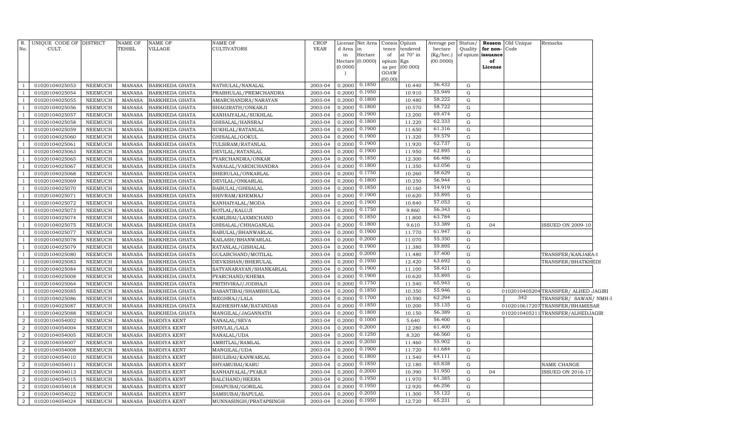| R. No. | UNIQUE CODE OF CULT. | DISTRICT | NAME OF TEHSIL | NAME OF VILLAGE | NAME OF CULTIVATORS | CROP YEAR | License d Area in Hectare (0.0000) | Net Area in Hectare (0.0000) | Consis tence of opium as per GOAW (00.00) | Opium tendered at 70° in Kgs (00.000) | Average per hectare (Kg/hec.) (00.0000) | Status/ Quality of opium | Reason for non-issuance of License | Old Unique Code | Remarks |
|---|---|---|---|---|---|---|---|---|---|---|---|---|---|---|---|
| 1 | 01020104025053 | NEEMUCH | MANASA | BARKHEDA GHATA | NATHULAL/NANALAL | 2003-04 | 0.2000 | 0.1850 | | 10.440 | 56.432 | G | | | |
| 1 | 01020104025054 | NEEMUCH | MANASA | BARKHEDA GHATA | PRABHULAL/PREMCHANDRA | 2003-04 | 0.2000 | 0.1950 | | 10.910 | 55.949 | G | | | |
| 1 | 01020104025055 | NEEMUCH | MANASA | BARKHEDA GHATA | AMARCHANDRA/NARAYAN | 2003-04 | 0.2000 | 0.1800 | | 10.480 | 58.222 | G | | | |
| 1 | 01020104025056 | NEEMUCH | MANASA | BARKHEDA GHATA | BHAGIRATH/ONKARJI | 2003-04 | 0.2000 | 0.1800 | | 10.570 | 58.722 | G | | | |
| 1 | 01020104025057 | NEEMUCH | MANASA | BARKHEDA GHATA | KANHAIYALAL/SUKHLAL | 2003-04 | 0.2000 | 0.1900 | | 13.200 | 69.474 | G | | | |
| 1 | 01020104025058 | NEEMUCH | MANASA | BARKHEDA GHATA | GHISALAL/HANSRAJ | 2003-04 | 0.2000 | 0.1800 | | 11.220 | 62.333 | G | | | |
| 1 | 01020104025059 | NEEMUCH | MANASA | BARKHEDA GHATA | SUKHLAL/RATANLAL | 2003-04 | 0.2000 | 0.1900 | | 11.650 | 61.316 | G | | | |
| 1 | 01020104025060 | NEEMUCH | MANASA | BARKHEDA GHATA | GHISALAL/GOKUL | 2003-04 | 0.2000 | 0.1900 | | 11.320 | 59.579 | G | | | |
| 1 | 01020104025061 | NEEMUCH | MANASA | BARKHEDA GHATA | TULSIRAM/RATANLAL | 2003-04 | 0.2000 | 0.1900 | | 11.920 | 62.737 | G | | | |
| 1 | 01020104025063 | NEEMUCH | MANASA | BARKHEDA GHATA | DEVILAL/RATANLAL | 2003-04 | 0.2000 | 0.1900 | | 11.950 | 62.895 | G | | | |
| 1 | 01020104025065 | NEEMUCH | MANASA | BARKHEDA GHATA | PYARCHANDRA/ONKAR | 2003-04 | 0.2000 | 0.1850 | | 12.300 | 66.486 | G | | | |
| 1 | 01020104025067 | NEEMUCH | MANASA | BARKHEDA GHATA | NANALAL/VARDICHANDRA | 2003-04 | 0.2000 | 0.1800 | | 11.350 | 63.056 | G | | | |
| 1 | 01020104025068 | NEEMUCH | MANASA | BARKHEDA GHATA | BHERULAL/ONKARLAL | 2003-04 | 0.2000 | 0.1750 | | 10.260 | 58.629 | G | | | |
| 1 | 01020104025069 | NEEMUCH | MANASA | BARKHEDA GHATA | DEVILAL/ONKARLAL | 2003-04 | 0.2000 | 0.1800 | | 10.250 | 56.944 | G | | | |
| 1 | 01020104025070 | NEEMUCH | MANASA | BARKHEDA GHATA | BABULAL/GHISALAL | 2003-04 | 0.2000 | 0.1850 | | 10.160 | 54.919 | G | | | |
| 1 | 01020104025071 | NEEMUCH | MANASA | BARKHEDA GHATA | SHIVRAM/KHEMRAJ | 2003-04 | 0.2000 | 0.1900 | | 10.620 | 55.895 | G | | | |
| 1 | 01020104025072 | NEEMUCH | MANASA | BARKHEDA GHATA | KANHAIYALAL/MODA | 2003-04 | 0.2000 | 0.1900 | | 10.840 | 57.053 | G | | | |
| 1 | 01020104025073 | NEEMUCH | MANASA | BARKHEDA GHATA | BOTLAL/KALUJI | 2003-04 | 0.2000 | 0.1750 | | 9.860 | 56.343 | G | | | |
| 1 | 01020104025074 | NEEMUCH | MANASA | BARKHEDA GHATA | KAMLIBAI/LAXMICHAND | 2003-04 | 0.2000 | 0.1850 | | 11.800 | 63.784 | G | | | |
| 1 | 01020104025075 | NEEMUCH | MANASA | BARKHEDA GHATA | GHISALAL/CHHAGANLAL | 2003-04 | 0.2000 | 0.1800 | | 9.610 | 53.389 | G | 04 | | ISSUED ON 2009-10 |
| 1 | 01020104025077 | NEEMUCH | MANASA | BARKHEDA GHATA | BABULAL/BHANWARLAL | 2003-04 | 0.2000 | 0.1900 | | 11.770 | 61.947 | G | | | |
| 1 | 01020104025078 | NEEMUCH | MANASA | BARKHEDA GHATA | KAILASH/BHANWARLAL | 2003-04 | 0.2000 | 0.2000 | | 11.070 | 55.350 | G | | | |
| 1 | 01020104025079 | NEEMUCH | MANASA | BARKHEDA GHATA | RATANLAL/GISHALAL | 2003-04 | 0.2000 | 0.1900 | | 11.380 | 59.895 | G | | | |
| 1 | 01020104025080 | NEEMUCH | MANASA | BARKHEDA GHATA | GULABCHAND/MOTILAL | 2003-04 | 0.2000 | 0.2000 | | 11.480 | 57.400 | G | | | TRANSFER/KANJARA-I |
| 1 | 01020104025083 | NEEMUCH | MANASA | BARKHEDA GHATA | DEVKISHAN/BHERULAL | 2003-04 | 0.2000 | 0.1950 | | 12.420 | 63.692 | G | | | TRANSFER/BHATKHEDI |
| 1 | 01020104025084 | NEEMUCH | MANASA | BARKHEDA GHATA | SATYANARAYAN/SHANKARLAL | 2003-04 | 0.2000 | 0.1900 | | 11.100 | 58.421 | G | | | |
| 1 | 01020104025008 | NEEMUCH | MANASA | BARKHEDA GHATA | PYARCHAND/KHEMA | 2003-04 | 0.2000 | 0.1900 | | 10.620 | 55.895 | G | | | |
| 1 | 01020104025064 | NEEMUCH | MANASA | BARKHEDA GHATA | PRITHVIRAJ/JODHAJI | 2003-04 | 0.2000 | 0.1750 | | 11.540 | 65.943 | G | | | |
| 1 | 01020104025085 | NEEMUCH | MANASA | BARKHEDA GHATA | BASANTIBAI/SHAMBHULAL | 2003-04 | 0.2000 | 0.1850 | | 10.350 | 55.946 | G | | 0102010405204 | TRANSFER/ ALHED JAGIRI |
| 1 | 01020104025086 | NEEMUCH | MANASA | BARKHEDA GHATA | MEGHRAJ/LALA | 2003-04 | 0.2000 | 0.1700 | | 10.590 | 62.294 | G | | 342 | TRANSFER/ SAWAN/ NMH-I |
| 1 | 01020104025087 | NEEMUCH | MANASA | BARKHEDA GHATA | RADHESHYAM/RATANDAS | 2003-04 | 0.2000 | 0.1850 | | 10.200 | 55.135 | G | | 0102010617207 | TRANSFER/BHAMESAR |
| 1 | 01020104025088 | NEEMUCH | MANASA | BARKHEDA GHATA | MANGILAL/JAGANNATH | 2003-04 | 0.2000 | 0.1800 | | 10.150 | 56.389 | G | | 0102010405211 | TRANSFER/ALHEDJAGIR |
| 2 | 01020104054002 | NEEMUCH | MANASA | BARDIYA KENT | NANALAL/SEVA | 2003-04 | 0.2000 | 0.1000 | | 5.640 | 56.400 | G | | | |
| 2 | 01020104054004 | NEEMUCH | MANASA | BARDIYA KENT | SHIVLAL/LALA | 2003-04 | 0.2000 | 0.2000 | | 12.280 | 61.400 | G | | | |
| 2 | 01020104054005 | NEEMUCH | MANASA | BARDIYA KENT | NANALAL/UDA | 2003-04 | 0.2000 | 0.1250 | | 8.320 | 66.560 | G | | | |
| 2 | 01020104054007 | NEEMUCH | MANASA | BARDIYA KENT | AMRITLAL/RAMLAL | 2003-04 | 0.2000 | 0.2050 | | 11.460 | 55.902 | G | | | |
| 2 | 01020104054008 | NEEMUCH | MANASA | BARDIYA KENT | MANGILAL/UDA | 2003-04 | 0.2000 | 0.1900 | | 11.720 | 61.684 | G | | | |
| 2 | 01020104054010 | NEEMUCH | MANASA | BARDIYA KENT | BHULIBAI/KANWARLAL | 2003-04 | 0.2000 | 0.1800 | | 11.540 | 64.111 | G | | | |
| 2 | 01020104054011 | NEEMUCH | MANASA | BARDIYA KENT | SHYAMUBAI/KARU | 2003-04 | 0.2000 | 0.1850 | | 12.180 | 65.838 | G | | | NAME CHANGE |
| 2 | 01020104054013 | NEEMUCH | MANASA | BARDIYA KENT | KANHAIYALAL/PYARJI | 2003-04 | 0.2000 | 0.2000 | | 10.390 | 51.950 | G | 04 | | ISSUED ON 2016-17 |
| 2 | 01020104054015 | NEEMUCH | MANASA | BARDIYA KENT | BALCHAND/HEERA | 2003-04 | 0.2000 | 0.1950 | | 11.970 | 61.385 | G | | | |
| 2 | 01020104054018 | NEEMUCH | MANASA | BARDIYA KENT | DHAPUBAI/GORILAL | 2003-04 | 0.2000 | 0.1950 | | 12.920 | 66.256 | G | | | |
| 2 | 01020104054022 | NEEMUCH | MANASA | BARDIYA KENT | SAMSUBAI/BAPULAL | 2003-04 | 0.2000 | 0.2050 | | 11.300 | 55.122 | G | | | |
| 2 | 01020104054024 | NEEMUCH | MANASA | BARDIYA KENT | MUNNASINGH/PRATAPSINGH | 2003-04 | 0.2000 | 0.1950 | | 12.720 | 65.231 | G | | | |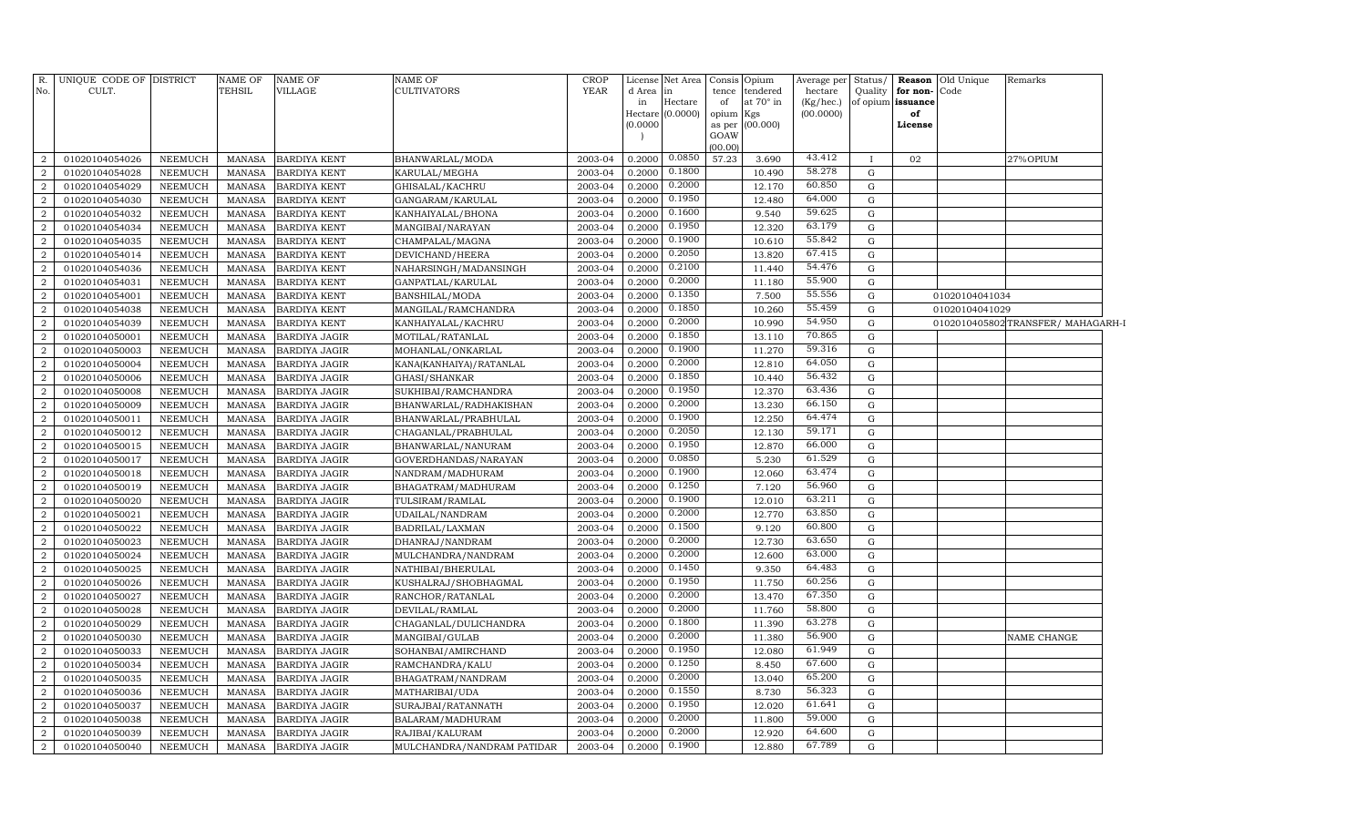| R. No. | UNIQUE CODE OF CULT. | DISTRICT | NAME OF TEHSIL | NAME OF VILLAGE | NAME OF CULTIVATORS | CROP YEAR | License d Area in Hectare (0.0000) | Net Area in Hectare (0.0000) | Consis tence of opium as per GOAW (00.00) | Opium tendered at 70° in Kgs (00.000) | Average per hectare (Kg/hec.) (00.0000) | Status/ Quality of opium | Reason for non-issuance of License | Old Unique Code | Remarks |
|---|---|---|---|---|---|---|---|---|---|---|---|---|---|---|---|
| 2 | 01020104054026 | NEEMUCH | MANASA | BARDIYA KENT | BHANWARLAL/MODA | 2003-04 | 0.2000 | 0.0850 | 57.23 | 3.690 | 43.412 | I | 02 | | 27%OPIUM |
| 2 | 01020104054028 | NEEMUCH | MANASA | BARDIYA KENT | KARULAL/MEGHA | 2003-04 | 0.2000 | 0.1800 | | 10.490 | 58.278 | G | | | |
| 2 | 01020104054029 | NEEMUCH | MANASA | BARDIYA KENT | GHISALAL/KACHRU | 2003-04 | 0.2000 | 0.2000 | | 12.170 | 60.850 | G | | | |
| 2 | 01020104054030 | NEEMUCH | MANASA | BARDIYA KENT | GANGARAM/KARULAL | 2003-04 | 0.2000 | 0.1950 | | 12.480 | 64.000 | G | | | |
| 2 | 01020104054032 | NEEMUCH | MANASA | BARDIYA KENT | KANHAIYALAL/BHONA | 2003-04 | 0.2000 | 0.1600 | | 9.540 | 59.625 | G | | | |
| 2 | 01020104054034 | NEEMUCH | MANASA | BARDIYA KENT | MANGIBAI/NARAYAN | 2003-04 | 0.2000 | 0.1950 | | 12.320 | 63.179 | G | | | |
| 2 | 01020104054035 | NEEMUCH | MANASA | BARDIYA KENT | CHAMPALAL/MAGNA | 2003-04 | 0.2000 | 0.1900 | | 10.610 | 55.842 | G | | | |
| 2 | 01020104054014 | NEEMUCH | MANASA | BARDIYA KENT | DEVICHAND/HEERA | 2003-04 | 0.2000 | 0.2050 | | 13.820 | 67.415 | G | | | |
| 2 | 01020104054036 | NEEMUCH | MANASA | BARDIYA KENT | NAHARSINGH/MADANSINGH | 2003-04 | 0.2000 | 0.2100 | | 11.440 | 54.476 | G | | | |
| 2 | 01020104054031 | NEEMUCH | MANASA | BARDIYA KENT | GANPATLAL/KARULAL | 2003-04 | 0.2000 | 0.2000 | | 11.180 | 55.900 | G | | | |
| 2 | 01020104054001 | NEEMUCH | MANASA | BARDIYA KENT | BANSHILAL/MODA | 2003-04 | 0.2000 | 0.1350 | | 7.500 | 55.556 | G | | 01020104041034 | |
| 2 | 01020104054038 | NEEMUCH | MANASA | BARDIYA KENT | MANGILAL/RAMCHANDRA | 2003-04 | 0.2000 | 0.1850 | | 10.260 | 55.459 | G | | 01020104041029 | |
| 2 | 01020104054039 | NEEMUCH | MANASA | BARDIYA KENT | KANHAIYALAL/KACHRU | 2003-04 | 0.2000 | 0.2000 | | 10.990 | 54.950 | G | | 01020104058025 | TRANSFER/ MAHAGARH-I |
| 2 | 01020104050001 | NEEMUCH | MANASA | BARDIYA JAGIR | MOTILAL/RATANLAL | 2003-04 | 0.2000 | 0.1850 | | 13.110 | 70.865 | G | | | |
| 2 | 01020104050003 | NEEMUCH | MANASA | BARDIYA JAGIR | MOHANLAL/ONKARLAL | 2003-04 | 0.2000 | 0.1900 | | 11.270 | 59.316 | G | | | |
| 2 | 01020104050004 | NEEMUCH | MANASA | BARDIYA JAGIR | KANA(KANHAIYA)/RATANLAL | 2003-04 | 0.2000 | 0.2000 | | 12.810 | 64.050 | G | | | |
| 2 | 01020104050006 | NEEMUCH | MANASA | BARDIYA JAGIR | GHASI/SHANKAR | 2003-04 | 0.2000 | 0.1850 | | 10.440 | 56.432 | G | | | |
| 2 | 01020104050008 | NEEMUCH | MANASA | BARDIYA JAGIR | SUKHIBAI/RAMCHANDRA | 2003-04 | 0.2000 | 0.1950 | | 12.370 | 63.436 | G | | | |
| 2 | 01020104050009 | NEEMUCH | MANASA | BARDIYA JAGIR | BHANWARLAL/RADHAKISHAN | 2003-04 | 0.2000 | 0.2000 | | 13.230 | 66.150 | G | | | |
| 2 | 01020104050011 | NEEMUCH | MANASA | BARDIYA JAGIR | BHANWARLAL/PRABHULAL | 2003-04 | 0.2000 | 0.1900 | | 12.250 | 64.474 | G | | | |
| 2 | 01020104050012 | NEEMUCH | MANASA | BARDIYA JAGIR | CHAGANLAL/PRABHULAL | 2003-04 | 0.2000 | 0.2050 | | 12.130 | 59.171 | G | | | |
| 2 | 01020104050015 | NEEMUCH | MANASA | BARDIYA JAGIR | BHANWARLAL/NANURAM | 2003-04 | 0.2000 | 0.1950 | | 12.870 | 66.000 | G | | | |
| 2 | 01020104050017 | NEEMUCH | MANASA | BARDIYA JAGIR | GOVERDHANDAS/NARAYAN | 2003-04 | 0.2000 | 0.0850 | | 5.230 | 61.529 | G | | | |
| 2 | 01020104050018 | NEEMUCH | MANASA | BARDIYA JAGIR | NANDRAM/MADHURAM | 2003-04 | 0.2000 | 0.1900 | | 12.060 | 63.474 | G | | | |
| 2 | 01020104050019 | NEEMUCH | MANASA | BARDIYA JAGIR | BHAGATRAM/MADHURAM | 2003-04 | 0.2000 | 0.1250 | | 7.120 | 56.960 | G | | | |
| 2 | 01020104050020 | NEEMUCH | MANASA | BARDIYA JAGIR | TULSIRAM/RAMLAL | 2003-04 | 0.2000 | 0.1900 | | 12.010 | 63.211 | G | | | |
| 2 | 01020104050021 | NEEMUCH | MANASA | BARDIYA JAGIR | UDAILAL/NANDRAM | 2003-04 | 0.2000 | 0.2000 | | 12.770 | 63.850 | G | | | |
| 2 | 01020104050022 | NEEMUCH | MANASA | BARDIYA JAGIR | BADRILAL/LAXMAN | 2003-04 | 0.2000 | 0.1500 | | 9.120 | 60.800 | G | | | |
| 2 | 01020104050023 | NEEMUCH | MANASA | BARDIYA JAGIR | DHANRAJ/NANDRAM | 2003-04 | 0.2000 | 0.2000 | | 12.730 | 63.650 | G | | | |
| 2 | 01020104050024 | NEEMUCH | MANASA | BARDIYA JAGIR | MULCHANDRA/NANDRAM | 2003-04 | 0.2000 | 0.2000 | | 12.600 | 63.000 | G | | | |
| 2 | 01020104050025 | NEEMUCH | MANASA | BARDIYA JAGIR | NATHIBAI/BHERULAL | 2003-04 | 0.2000 | 0.1450 | | 9.350 | 64.483 | G | | | |
| 2 | 01020104050026 | NEEMUCH | MANASA | BARDIYA JAGIR | KUSHALRAJ/SHOBHAGMAL | 2003-04 | 0.2000 | 0.1950 | | 11.750 | 60.256 | G | | | |
| 2 | 01020104050027 | NEEMUCH | MANASA | BARDIYA JAGIR | RANCHOR/RATANLAL | 2003-04 | 0.2000 | 0.2000 | | 13.470 | 67.350 | G | | | |
| 2 | 01020104050028 | NEEMUCH | MANASA | BARDIYA JAGIR | DEVILAL/RAMLAL | 2003-04 | 0.2000 | 0.2000 | | 11.760 | 58.800 | G | | | |
| 2 | 01020104050029 | NEEMUCH | MANASA | BARDIYA JAGIR | CHAGANLAL/DULICHANDRA | 2003-04 | 0.2000 | 0.1800 | | 11.390 | 63.278 | G | | | |
| 2 | 01020104050030 | NEEMUCH | MANASA | BARDIYA JAGIR | MANGIBAI/GULAB | 2003-04 | 0.2000 | 0.2000 | | 11.380 | 56.900 | G | | | NAME CHANGE |
| 2 | 01020104050033 | NEEMUCH | MANASA | BARDIYA JAGIR | SOHANBAI/AMIRCHAND | 2003-04 | 0.2000 | 0.1950 | | 12.080 | 61.949 | G | | | |
| 2 | 01020104050034 | NEEMUCH | MANASA | BARDIYA JAGIR | RAMCHANDRA/KALU | 2003-04 | 0.2000 | 0.1250 | | 8.450 | 67.600 | G | | | |
| 2 | 01020104050035 | NEEMUCH | MANASA | BARDIYA JAGIR | BHAGATRAM/NANDRAM | 2003-04 | 0.2000 | 0.2000 | | 13.040 | 65.200 | G | | | |
| 2 | 01020104050036 | NEEMUCH | MANASA | BARDIYA JAGIR | MATHARIBAI/UDA | 2003-04 | 0.2000 | 0.1550 | | 8.730 | 56.323 | G | | | |
| 2 | 01020104050037 | NEEMUCH | MANASA | BARDIYA JAGIR | SURAJBAI/RATANNATH | 2003-04 | 0.2000 | 0.1950 | | 12.020 | 61.641 | G | | | |
| 2 | 01020104050038 | NEEMUCH | MANASA | BARDIYA JAGIR | BALARAM/MADHURAM | 2003-04 | 0.2000 | 0.2000 | | 11.800 | 59.000 | G | | | |
| 2 | 01020104050039 | NEEMUCH | MANASA | BARDIYA JAGIR | RAJIBAI/KALURAM | 2003-04 | 0.2000 | 0.2000 | | 12.920 | 64.600 | G | | | |
| 2 | 01020104050040 | NEEMUCH | MANASA | BARDIYA JAGIR | MULCHANDRA/NANDRAM PATIDAR | 2003-04 | 0.2000 | 0.1900 | | 12.880 | 67.789 | G | | | |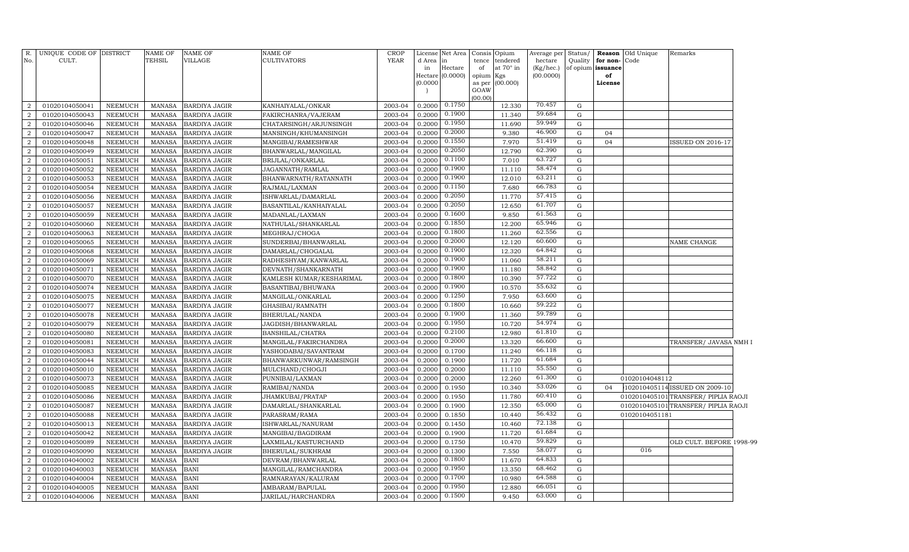| R. No. | UNIQUE CODE OF CULT. | DISTRICT | NAME OF TEHSIL | NAME OF VILLAGE | NAME OF CULTIVATORS | CROP YEAR | License d Area in Hectare (0.0000) | Net Area in Hectare (0.0000) | Consis tence of opium as per GOAW (00.00) | Opium tendered at 70° in Kgs (00.000) | Average per hectare (Kg/hec.) (00.0000) | Status/ Quality of opium | Reason for non-issuance of License | Old Unique Code | Remarks |
|---|---|---|---|---|---|---|---|---|---|---|---|---|---|---|---|
| 2 | 01020104050041 | NEEMUCH | MANASA | BARDIYA JAGIR | KANHAIYALAL/ONKAR | 2003-04 | 0.2000 | 0.1750 | | 12.330 | 70.457 | G | | | |
| 2 | 01020104050043 | NEEMUCH | MANASA | BARDIYA JAGIR | FAKIRCHANRA/VAJERAM | 2003-04 | 0.2000 | 0.1900 | | 11.340 | 59.684 | G | | | |
| 2 | 01020104050046 | NEEMUCH | MANASA | BARDIYA JAGIR | CHATARSINGH/ARJUNSINGH | 2003-04 | 0.2000 | 0.1950 | | 11.690 | 59.949 | G | | | |
| 2 | 01020104050047 | NEEMUCH | MANASA | BARDIYA JAGIR | MANSINGH/KHUMANSINGH | 2003-04 | 0.2000 | 0.2000 | | 9.380 | 46.900 | G | 04 | | |
| 2 | 01020104050048 | NEEMUCH | MANASA | BARDIYA JAGIR | MANGIBAI/RAMESHWAR | 2003-04 | 0.2000 | 0.1550 | | 7.970 | 51.419 | G | 04 | | ISSUED ON 2016-17 |
| 2 | 01020104050049 | NEEMUCH | MANASA | BARDIYA JAGIR | BHANWARLAL/MANGILAL | 2003-04 | 0.2000 | 0.2050 | | 12.790 | 62.390 | G | | | |
| 2 | 01020104050051 | NEEMUCH | MANASA | BARDIYA JAGIR | BRIJLAL/ONKARLAL | 2003-04 | 0.2000 | 0.1100 | | 7.010 | 63.727 | G | | | |
| 2 | 01020104050052 | NEEMUCH | MANASA | BARDIYA JAGIR | JAGANNATH/RAMLAL | 2003-04 | 0.2000 | 0.1900 | | 11.110 | 58.474 | G | | | |
| 2 | 01020104050053 | NEEMUCH | MANASA | BARDIYA JAGIR | BHANWARNATH/RATANNATH | 2003-04 | 0.2000 | 0.1900 | | 12.010 | 63.211 | G | | | |
| 2 | 01020104050054 | NEEMUCH | MANASA | BARDIYA JAGIR | RAJMAL/LAXMAN | 2003-04 | 0.2000 | 0.1150 | | 7.680 | 66.783 | G | | | |
| 2 | 01020104050056 | NEEMUCH | MANASA | BARDIYA JAGIR | ISHWARLAL/DAMARLAL | 2003-04 | 0.2000 | 0.2050 | | 11.770 | 57.415 | G | | | |
| 2 | 01020104050057 | NEEMUCH | MANASA | BARDIYA JAGIR | BASANTILAL/KANHAIYALAL | 2003-04 | 0.2000 | 0.2050 | | 12.650 | 61.707 | G | | | |
| 2 | 01020104050059 | NEEMUCH | MANASA | BARDIYA JAGIR | MADANLAL/LAXMAN | 2003-04 | 0.2000 | 0.1600 | | 9.850 | 61.563 | G | | | |
| 2 | 01020104050060 | NEEMUCH | MANASA | BARDIYA JAGIR | NATHULAL/SHANKARLAL | 2003-04 | 0.2000 | 0.1850 | | 12.200 | 65.946 | G | | | |
| 2 | 01020104050063 | NEEMUCH | MANASA | BARDIYA JAGIR | MEGHRAJ/CHOGA | 2003-04 | 0.2000 | 0.1800 | | 11.260 | 62.556 | G | | | |
| 2 | 01020104050065 | NEEMUCH | MANASA | BARDIYA JAGIR | SUNDERBAI/BHANWARLAL | 2003-04 | 0.2000 | 0.2000 | | 12.120 | 60.600 | G | | | NAME CHANGE |
| 2 | 01020104050068 | NEEMUCH | MANASA | BARDIYA JAGIR | DAMARLAL/CHOGALAL | 2003-04 | 0.2000 | 0.1900 | | 12.320 | 64.842 | G | | | |
| 2 | 01020104050069 | NEEMUCH | MANASA | BARDIYA JAGIR | RADHESHYAM/KANWARLAL | 2003-04 | 0.2000 | 0.1900 | | 11.060 | 58.211 | G | | | |
| 2 | 01020104050071 | NEEMUCH | MANASA | BARDIYA JAGIR | DEVNATH/SHANKARNATH | 2003-04 | 0.2000 | 0.1900 | | 11.180 | 58.842 | G | | | |
| 2 | 01020104050070 | NEEMUCH | MANASA | BARDIYA JAGIR | KAMLESH KUMAR/KESHARIMAL | 2003-04 | 0.2000 | 0.1800 | | 10.390 | 57.722 | G | | | |
| 2 | 01020104050074 | NEEMUCH | MANASA | BARDIYA JAGIR | BASANTIBAI/BHUWANA | 2003-04 | 0.2000 | 0.1900 | | 10.570 | 55.632 | G | | | |
| 2 | 01020104050075 | NEEMUCH | MANASA | BARDIYA JAGIR | MANGILAL/ONKARLAL | 2003-04 | 0.2000 | 0.1250 | | 7.950 | 63.600 | G | | | |
| 2 | 01020104050077 | NEEMUCH | MANASA | BARDIYA JAGIR | GHASIBAI/RAMNATH | 2003-04 | 0.2000 | 0.1800 | | 10.660 | 59.222 | G | | | |
| 2 | 01020104050078 | NEEMUCH | MANASA | BARDIYA JAGIR | BHERULAL/NANDA | 2003-04 | 0.2000 | 0.1900 | | 11.360 | 59.789 | G | | | |
| 2 | 01020104050079 | NEEMUCH | MANASA | BARDIYA JAGIR | JAGDISH/BHANWARLAL | 2003-04 | 0.2000 | 0.1950 | | 10.720 | 54.974 | G | | | |
| 2 | 01020104050080 | NEEMUCH | MANASA | BARDIYA JAGIR | BANSHILAL/CHATRA | 2003-04 | 0.2000 | 0.2100 | | 12.980 | 61.810 | G | | | |
| 2 | 01020104050081 | NEEMUCH | MANASA | BARDIYA JAGIR | MANGILAL/FAKIRCHANDRA | 2003-04 | 0.2000 | 0.2000 | | 13.320 | 66.600 | G | | | TRANSFER/ JAVASA NMH I |
| 2 | 01020104050083 | NEEMUCH | MANASA | BARDIYA JAGIR | YASHODABAI/SAVANTRAM | 2003-04 | 0.2000 | 0.1700 | | 11.240 | 66.118 | G | | | |
| 2 | 01020104050044 | NEEMUCH | MANASA | BARDIYA JAGIR | BHANWARKUNWAR/RAMSINGH | 2003-04 | 0.2000 | 0.1900 | | 11.720 | 61.684 | G | | | |
| 2 | 01020104050010 | NEEMUCH | MANASA | BARDIYA JAGIR | MULCHAND/CHOGJI | 2003-04 | 0.2000 | 0.2000 | | 11.110 | 55.550 | G | | | |
| 2 | 01020104050073 | NEEMUCH | MANASA | BARDIYA JAGIR | PUNNIBAI/LAXMAN | 2003-04 | 0.2000 | 0.2000 | | 12.260 | 61.300 | G | | 01020104048112 | |
| 2 | 01020104050085 | NEEMUCH | MANASA | BARDIYA JAGIR | RAMIBAI/NANDA | 2003-04 | 0.2000 | 0.1950 | | 10.340 | 53.026 | G | 04 | 102010405114 | ISSUED ON 2009-10 |
| 2 | 01020104050086 | NEEMUCH | MANASA | BARDIYA JAGIR | JHAMKUBAI/PRATAP | 2003-04 | 0.2000 | 0.1950 | | 11.780 | 60.410 | G | | 0102010405101 | TRANSFER/ PIPLIA RAOJI |
| 2 | 01020104050087 | NEEMUCH | MANASA | BARDIYA JAGIR | DAMARLAL/SHANKARLAL | 2003-04 | 0.2000 | 0.1900 | | 12.350 | 65.000 | G | | 0102010405101 | TRANSFER/ PIPLIA RAOJI |
| 2 | 01020104050088 | NEEMUCH | MANASA | BARDIYA JAGIR | PARASRAM/RAMA | 2003-04 | 0.2000 | 0.1850 | | 10.440 | 56.432 | G | | 01020104051181 | |
| 2 | 01020104050013 | NEEMUCH | MANASA | BARDIYA JAGIR | ISHWARLAL/NANURAM | 2003-04 | 0.2000 | 0.1450 | | 10.460 | 72.138 | G | | | |
| 2 | 01020104050042 | NEEMUCH | MANASA | BARDIYA JAGIR | MANGIBAI/BAGDIRAM | 2003-04 | 0.2000 | 0.1900 | | 11.720 | 61.684 | G | | | |
| 2 | 01020104050089 | NEEMUCH | MANASA | BARDIYA JAGIR | LAXMILAL/KASTURCHAND | 2003-04 | 0.2000 | 0.1750 | | 10.470 | 59.829 | G | | | OLD CULT. BEFORE 1998-99 |
| 2 | 01020104050090 | NEEMUCH | MANASA | BARDIYA JAGIR | BHERULAL/SUKHRAM | 2003-04 | 0.2000 | 0.1300 | | 7.550 | 58.077 | G | | 016 | |
| 2 | 01020104040002 | NEEMUCH | MANASA | BANI | DEVRAM/BHANWARLAL | 2003-04 | 0.2000 | 0.1800 | | 11.670 | 64.833 | G | | | |
| 2 | 01020104040003 | NEEMUCH | MANASA | BANI | MANGILAL/RAMCHANDRA | 2003-04 | 0.2000 | 0.1950 | | 13.350 | 68.462 | G | | | |
| 2 | 01020104040004 | NEEMUCH | MANASA | BANI | RAMNARAYAN/KALURAM | 2003-04 | 0.2000 | 0.1700 | | 10.980 | 64.588 | G | | | |
| 2 | 01020104040005 | NEEMUCH | MANASA | BANI | AMBARAM/BAPULAL | 2003-04 | 0.2000 | 0.1950 | | 12.880 | 66.051 | G | | | |
| 2 | 01020104040006 | NEEMUCH | MANASA | BANI | JARILAL/HARCHANDRA | 2003-04 | 0.2000 | 0.1500 | | 9.450 | 63.000 | G | | | |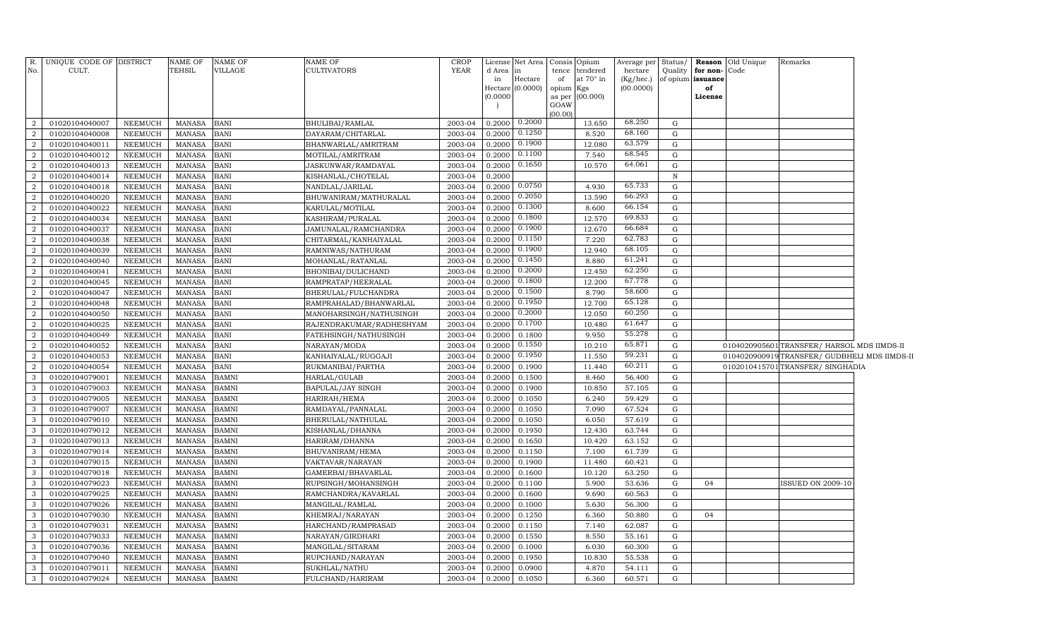| R. No. | UNIQUE CODE OF CULT. | DISTRICT | NAME OF TEHSIL | NAME OF VILLAGE | NAME OF CULTIVATORS | CROP YEAR | License d Area in Hectare (0.0000) | Net Area in Hectare (0.0000) | Consis tence of opium as per GOAW (00.00) | Opium tendered at 70° in Kgs (00.000) | Average per hectare (Kg/hec.) (00.0000) | Status/ Quality of opium | Reason for non- issuance of License | Old Unique Code | Remarks |
|---|---|---|---|---|---|---|---|---|---|---|---|---|---|---|---|
| 2 | 01020104040007 | NEEMUCH | MANASA | BANI | BHULIBAI/RAMLAL | 2003-04 | 0.2000 | 0.2000 | | 13.650 | 68.250 | G | | | |
| 2 | 01020104040008 | NEEMUCH | MANASA | BANI | DAYARAM/CHITARLAL | 2003-04 | 0.2000 | 0.1250 | | 8.520 | 68.160 | G | | | |
| 2 | 01020104040011 | NEEMUCH | MANASA | BANI | BHANWARLAL/AMRITRAM | 2003-04 | 0.2000 | 0.1900 | | 12.080 | 63.579 | G | | | |
| 2 | 01020104040012 | NEEMUCH | MANASA | BANI | MOTILAL/AMRITRAM | 2003-04 | 0.2000 | 0.1100 | | 7.540 | 68.545 | G | | | |
| 2 | 01020104040013 | NEEMUCH | MANASA | BANI | JASKUNWAR/RAMDAYAL | 2003-04 | 0.2000 | 0.1650 | | 10.570 | 64.061 | G | | | |
| 2 | 01020104040014 | NEEMUCH | MANASA | BANI | KISHANLAL/CHOTELAL | 2003-04 | 0.2000 | | | | | N | | | |
| 2 | 01020104040018 | NEEMUCH | MANASA | BANI | NANDLAL/JARILAL | 2003-04 | 0.2000 | 0.0750 | | 4.930 | 65.733 | G | | | |
| 2 | 01020104040020 | NEEMUCH | MANASA | BANI | BHUWANIRAM/MATHURALAL | 2003-04 | 0.2000 | 0.2050 | | 13.590 | 66.293 | G | | | |
| 2 | 01020104040022 | NEEMUCH | MANASA | BANI | KARULAL/MOTILAL | 2003-04 | 0.2000 | 0.1300 | | 8.600 | 66.154 | G | | | |
| 2 | 01020104040034 | NEEMUCH | MANASA | BANI | KASHIRAM/PURALAL | 2003-04 | 0.2000 | 0.1800 | | 12.570 | 69.833 | G | | | |
| 2 | 01020104040037 | NEEMUCH | MANASA | BANI | JAMUNALAL/RAMCHANDRA | 2003-04 | 0.2000 | 0.1900 | | 12.670 | 66.684 | G | | | |
| 2 | 01020104040038 | NEEMUCH | MANASA | BANI | CHITARMAL/KANHAIYALAL | 2003-04 | 0.2000 | 0.1150 | | 7.220 | 62.783 | G | | | |
| 2 | 01020104040039 | NEEMUCH | MANASA | BANI | RAMNIWAS/NATHURAM | 2003-04 | 0.2000 | 0.1900 | | 12.940 | 68.105 | G | | | |
| 2 | 01020104040040 | NEEMUCH | MANASA | BANI | MOHANLAL/RATANLAL | 2003-04 | 0.2000 | 0.1450 | | 8.880 | 61.241 | G | | | |
| 2 | 01020104040041 | NEEMUCH | MANASA | BANI | BHONIBAI/DULICHAND | 2003-04 | 0.2000 | 0.2000 | | 12.450 | 62.250 | G | | | |
| 2 | 01020104040045 | NEEMUCH | MANASA | BANI | RAMPRATAP/HEERALAL | 2003-04 | 0.2000 | 0.1800 | | 12.200 | 67.778 | G | | | |
| 2 | 01020104040047 | NEEMUCH | MANASA | BANI | BHERULAL/FULCHANDRA | 2003-04 | 0.2000 | 0.1500 | | 8.790 | 58.600 | G | | | |
| 2 | 01020104040048 | NEEMUCH | MANASA | BANI | RAMPRAHALAD/BHANWARLAL | 2003-04 | 0.2000 | 0.1950 | | 12.700 | 65.128 | G | | | |
| 2 | 01020104040050 | NEEMUCH | MANASA | BANI | MANOHARSINGH/NATHUSINGH | 2003-04 | 0.2000 | 0.2000 | | 12.050 | 60.250 | G | | | |
| 2 | 01020104040025 | NEEMUCH | MANASA | BANI | RAJENDRAKUMAR/RADHESHYAM | 2003-04 | 0.2000 | 0.1700 | | 10.480 | 61.647 | G | | | |
| 2 | 01020104040049 | NEEMUCH | MANASA | BANI | FATEHSINGH/NATHUSINGH | 2003-04 | 0.2000 | 0.1800 | | 9.950 | 55.278 | G | | | |
| 2 | 01020104040052 | NEEMUCH | MANASA | BANI | NARAYAN/MODA | 2003-04 | 0.2000 | 0.1550 | | 10.210 | 65.871 | G | | 0104020905601 | TRANSFER/ HARSOL MDS IIMDS-II |
| 2 | 01020104040053 | NEEMUCH | MANASA | BANI | KANHAIYALAL/RUGGAJI | 2003-04 | 0.2000 | 0.1950 | | 11.550 | 59.231 | G | | 0104020900919 | TRANSFER/ GUDBHELI MDS IIMDS-II |
| 2 | 01020104040054 | NEEMUCH | MANASA | BANI | RUKMANIBAI/PARTHA | 2003-04 | 0.2000 | 0.1900 | | 11.440 | 60.211 | G | | 0102010415701 | TRANSFER/ SINGHADIA |
| 3 | 01020104079001 | NEEMUCH | MANASA | BAMNI | HARLAL/GULAB | 2003-04 | 0.2000 | 0.1500 | | 8.460 | 56.400 | G | | | |
| 3 | 01020104079003 | NEEMUCH | MANASA | BAMNI | BAPULAL/JAY SINGH | 2003-04 | 0.2000 | 0.1900 | | 10.850 | 57.105 | G | | | |
| 3 | 01020104079005 | NEEMUCH | MANASA | BAMNI | HARIRAH/HEMA | 2003-04 | 0.2000 | 0.1050 | | 6.240 | 59.429 | G | | | |
| 3 | 01020104079007 | NEEMUCH | MANASA | BAMNI | RAMDAYAL/PANNALAL | 2003-04 | 0.2000 | 0.1050 | | 7.090 | 67.524 | G | | | |
| 3 | 01020104079010 | NEEMUCH | MANASA | BAMNI | BHERULAL/NATHULAL | 2003-04 | 0.2000 | 0.1050 | | 6.050 | 57.619 | G | | | |
| 3 | 01020104079012 | NEEMUCH | MANASA | BAMNI | KISHANLAL/DHANNA | 2003-04 | 0.2000 | 0.1950 | | 12.430 | 63.744 | G | | | |
| 3 | 01020104079013 | NEEMUCH | MANASA | BAMNI | HARIRAM/DHANNA | 2003-04 | 0.2000 | 0.1650 | | 10.420 | 63.152 | G | | | |
| 3 | 01020104079014 | NEEMUCH | MANASA | BAMNI | BHUVANIRAM/HEMA | 2003-04 | 0.2000 | 0.1150 | | 7.100 | 61.739 | G | | | |
| 3 | 01020104079015 | NEEMUCH | MANASA | BAMNI | VAKTAVAR/NARAYAN | 2003-04 | 0.2000 | 0.1900 | | 11.480 | 60.421 | G | | | |
| 3 | 01020104079018 | NEEMUCH | MANASA | BAMNI | GAMERBAI/BHAVARLAL | 2003-04 | 0.2000 | 0.1600 | | 10.120 | 63.250 | G | | | |
| 3 | 01020104079023 | NEEMUCH | MANASA | BAMNI | RUPSINGH/MOHANSINGH | 2003-04 | 0.2000 | 0.1100 | | 5.900 | 53.636 | G | 04 | | ISSUED ON 2009-10 |
| 3 | 01020104079025 | NEEMUCH | MANASA | BAMNI | RAMCHANDRA/KAVARLAL | 2003-04 | 0.2000 | 0.1600 | | 9.690 | 60.563 | G | | | |
| 3 | 01020104079026 | NEEMUCH | MANASA | BAMNI | MANGILAL/RAMLAL | 2003-04 | 0.2000 | 0.1000 | | 5.630 | 56.300 | G | | | |
| 3 | 01020104079030 | NEEMUCH | MANASA | BAMNI | KHEMRAJ/NARAYAN | 2003-04 | 0.2000 | 0.1250 | | 6.360 | 50.880 | G | 04 | | |
| 3 | 01020104079031 | NEEMUCH | MANASA | BAMNI | HARCHAND/RAMPRASAD | 2003-04 | 0.2000 | 0.1150 | | 7.140 | 62.087 | G | | | |
| 3 | 01020104079033 | NEEMUCH | MANASA | BAMNI | NARAYAN/GIRDHARI | 2003-04 | 0.2000 | 0.1550 | | 8.550 | 55.161 | G | | | |
| 3 | 01020104079036 | NEEMUCH | MANASA | BAMNI | MANGILAL/SITARAM | 2003-04 | 0.2000 | 0.1000 | | 6.030 | 60.300 | G | | | |
| 3 | 01020104079040 | NEEMUCH | MANASA | BAMNI | RUPCHAND/NARAYAN | 2003-04 | 0.2000 | 0.1950 | | 10.830 | 55.538 | G | | | |
| 3 | 01020104079011 | NEEMUCH | MANASA | BAMNI | SUKHLAL/NATHU | 2003-04 | 0.2000 | 0.0900 | | 4.870 | 54.111 | G | | | |
| 3 | 01020104079024 | NEEMUCH | MANASA | BAMNI | FULCHAND/HARIRAM | 2003-04 | 0.2000 | 0.1050 | | 6.360 | 60.571 | G | | | |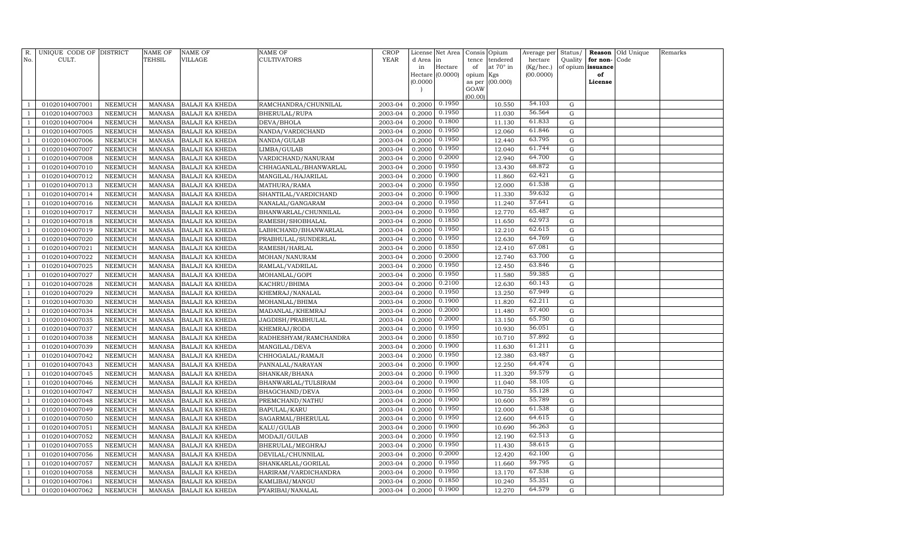| R. No. | UNIQUE CODE OF CULT. | DISTRICT | NAME OF TEHSIL | NAME OF VILLAGE | NAME OF CULTIVATORS | CROP YEAR | License d Area in Hectare (0.0000) | Net Area in Hectare (0.0000) | Consis tence of opium as per GOAW (00.00) | Opium tendered at 70° in Kgs (00.000) | Average per hectare (Kg/hec.) (00.0000) | Status/ Quality of opium | Reason for non-issuance of License | Old Unique Code | Remarks |
|---|---|---|---|---|---|---|---|---|---|---|---|---|---|---|---|
| 1 | 01020104007001 | NEEMUCH | MANASA | BALAJI KA KHEDA | RAMCHANDRA/CHUNNILAL | 2003-04 | 0.2000 | 0.1950 | | 10.550 | 54.103 | G | | | |
| 1 | 01020104007003 | NEEMUCH | MANASA | BALAJI KA KHEDA | BHERULAL/RUPA | 2003-04 | 0.2000 | 0.1950 | | 11.030 | 56.564 | G | | | |
| 1 | 01020104007004 | NEEMUCH | MANASA | BALAJI KA KHEDA | DEVA/BHOLA | 2003-04 | 0.2000 | 0.1800 | | 11.130 | 61.833 | G | | | |
| 1 | 01020104007005 | NEEMUCH | MANASA | BALAJI KA KHEDA | NANDA/VARDICHAND | 2003-04 | 0.2000 | 0.1950 | | 12.060 | 61.846 | G | | | |
| 1 | 01020104007006 | NEEMUCH | MANASA | BALAJI KA KHEDA | NANDA/GULAB | 2003-04 | 0.2000 | 0.1950 | | 12.440 | 63.795 | G | | | |
| 1 | 01020104007007 | NEEMUCH | MANASA | BALAJI KA KHEDA | LIMBA/GULAB | 2003-04 | 0.2000 | 0.1950 | | 12.040 | 61.744 | G | | | |
| 1 | 01020104007008 | NEEMUCH | MANASA | BALAJI KA KHEDA | VARDICHAND/NANURAM | 2003-04 | 0.2000 | 0.2000 | | 12.940 | 64.700 | G | | | |
| 1 | 01020104007010 | NEEMUCH | MANASA | BALAJI KA KHEDA | CHHAGANLAL/BHANWARLAL | 2003-04 | 0.2000 | 0.1950 | | 13.430 | 68.872 | G | | | |
| 1 | 01020104007012 | NEEMUCH | MANASA | BALAJI KA KHEDA | MANGILAL/HAJARILAL | 2003-04 | 0.2000 | 0.1900 | | 11.860 | 62.421 | G | | | |
| 1 | 01020104007013 | NEEMUCH | MANASA | BALAJI KA KHEDA | MATHURA/RAMA | 2003-04 | 0.2000 | 0.1950 | | 12.000 | 61.538 | G | | | |
| 1 | 01020104007014 | NEEMUCH | MANASA | BALAJI KA KHEDA | SHANTILAL/VARDICHAND | 2003-04 | 0.2000 | 0.1900 | | 11.330 | 59.632 | G | | | |
| 1 | 01020104007016 | NEEMUCH | MANASA | BALAJI KA KHEDA | NANALAL/GANGARAM | 2003-04 | 0.2000 | 0.1950 | | 11.240 | 57.641 | G | | | |
| 1 | 01020104007017 | NEEMUCH | MANASA | BALAJI KA KHEDA | BHANWARLAL/CHUNNILAL | 2003-04 | 0.2000 | 0.1950 | | 12.770 | 65.487 | G | | | |
| 1 | 01020104007018 | NEEMUCH | MANASA | BALAJI KA KHEDA | RAMESH/SHOBHALAL | 2003-04 | 0.2000 | 0.1850 | | 11.650 | 62.973 | G | | | |
| 1 | 01020104007019 | NEEMUCH | MANASA | BALAJI KA KHEDA | LABHCHAND/BHANWARLAL | 2003-04 | 0.2000 | 0.1950 | | 12.210 | 62.615 | G | | | |
| 1 | 01020104007020 | NEEMUCH | MANASA | BALAJI KA KHEDA | PRABHULAL/SUNDERLAL | 2003-04 | 0.2000 | 0.1950 | | 12.630 | 64.769 | G | | | |
| 1 | 01020104007021 | NEEMUCH | MANASA | BALAJI KA KHEDA | RAMESH/HARLAL | 2003-04 | 0.2000 | 0.1850 | | 12.410 | 67.081 | G | | | |
| 1 | 01020104007022 | NEEMUCH | MANASA | BALAJI KA KHEDA | MOHAN/NANURAM | 2003-04 | 0.2000 | 0.2000 | | 12.740 | 63.700 | G | | | |
| 1 | 01020104007025 | NEEMUCH | MANASA | BALAJI KA KHEDA | RAMLAL/VADRILAL | 2003-04 | 0.2000 | 0.1950 | | 12.450 | 63.846 | G | | | |
| 1 | 01020104007027 | NEEMUCH | MANASA | BALAJI KA KHEDA | MOHANLAL/GOPI | 2003-04 | 0.2000 | 0.1950 | | 11.580 | 59.385 | G | | | |
| 1 | 01020104007028 | NEEMUCH | MANASA | BALAJI KA KHEDA | KACHRU/BHIMA | 2003-04 | 0.2000 | 0.2100 | | 12.630 | 60.143 | G | | | |
| 1 | 01020104007029 | NEEMUCH | MANASA | BALAJI KA KHEDA | KHEMRAJ/NANALAL | 2003-04 | 0.2000 | 0.1950 | | 13.250 | 67.949 | G | | | |
| 1 | 01020104007030 | NEEMUCH | MANASA | BALAJI KA KHEDA | MOHANLAL/BHIMA | 2003-04 | 0.2000 | 0.1900 | | 11.820 | 62.211 | G | | | |
| 1 | 01020104007034 | NEEMUCH | MANASA | BALAJI KA KHEDA | MADANLAL/KHEMRAJ | 2003-04 | 0.2000 | 0.2000 | | 11.480 | 57.400 | G | | | |
| 1 | 01020104007035 | NEEMUCH | MANASA | BALAJI KA KHEDA | JAGDISH/PRABHULAL | 2003-04 | 0.2000 | 0.2000 | | 13.150 | 65.750 | G | | | |
| 1 | 01020104007037 | NEEMUCH | MANASA | BALAJI KA KHEDA | KHEMRAJ/RODA | 2003-04 | 0.2000 | 0.1950 | | 10.930 | 56.051 | G | | | |
| 1 | 01020104007038 | NEEMUCH | MANASA | BALAJI KA KHEDA | RADHESHYAM/RAMCHANDRA | 2003-04 | 0.2000 | 0.1850 | | 10.710 | 57.892 | G | | | |
| 1 | 01020104007039 | NEEMUCH | MANASA | BALAJI KA KHEDA | MANGILAL/DEVA | 2003-04 | 0.2000 | 0.1900 | | 11.630 | 61.211 | G | | | |
| 1 | 01020104007042 | NEEMUCH | MANASA | BALAJI KA KHEDA | CHHOGALAL/RAMAJI | 2003-04 | 0.2000 | 0.1950 | | 12.380 | 63.487 | G | | | |
| 1 | 01020104007043 | NEEMUCH | MANASA | BALAJI KA KHEDA | PANNALAL/NARAYAN | 2003-04 | 0.2000 | 0.1900 | | 12.250 | 64.474 | G | | | |
| 1 | 01020104007045 | NEEMUCH | MANASA | BALAJI KA KHEDA | SHANKAR/BHANA | 2003-04 | 0.2000 | 0.1900 | | 11.320 | 59.579 | G | | | |
| 1 | 01020104007046 | NEEMUCH | MANASA | BALAJI KA KHEDA | BHANWARLAL/TULSIRAM | 2003-04 | 0.2000 | 0.1900 | | 11.040 | 58.105 | G | | | |
| 1 | 01020104007047 | NEEMUCH | MANASA | BALAJI KA KHEDA | BHAGCHAND/DEVA | 2003-04 | 0.2000 | 0.1950 | | 10.750 | 55.128 | G | | | |
| 1 | 01020104007048 | NEEMUCH | MANASA | BALAJI KA KHEDA | PREMCHAND/NATHU | 2003-04 | 0.2000 | 0.1900 | | 10.600 | 55.789 | G | | | |
| 1 | 01020104007049 | NEEMUCH | MANASA | BALAJI KA KHEDA | BAPULAL/KARU | 2003-04 | 0.2000 | 0.1950 | | 12.000 | 61.538 | G | | | |
| 1 | 01020104007050 | NEEMUCH | MANASA | BALAJI KA KHEDA | SAGARMAL/BHERULAL | 2003-04 | 0.2000 | 0.1950 | | 12.600 | 64.615 | G | | | |
| 1 | 01020104007051 | NEEMUCH | MANASA | BALAJI KA KHEDA | KALU/GULAB | 2003-04 | 0.2000 | 0.1900 | | 10.690 | 56.263 | G | | | |
| 1 | 01020104007052 | NEEMUCH | MANASA | BALAJI KA KHEDA | MODAJI/GULAB | 2003-04 | 0.2000 | 0.1950 | | 12.190 | 62.513 | G | | | |
| 1 | 01020104007055 | NEEMUCH | MANASA | BALAJI KA KHEDA | BHERULAL/MEGHRAJ | 2003-04 | 0.2000 | 0.1950 | | 11.430 | 58.615 | G | | | |
| 1 | 01020104007056 | NEEMUCH | MANASA | BALAJI KA KHEDA | DEVILAL/CHUNNILAL | 2003-04 | 0.2000 | 0.2000 | | 12.420 | 62.100 | G | | | |
| 1 | 01020104007057 | NEEMUCH | MANASA | BALAJI KA KHEDA | SHANKARLAL/GORILAL | 2003-04 | 0.2000 | 0.1950 | | 11.660 | 59.795 | G | | | |
| 1 | 01020104007058 | NEEMUCH | MANASA | BALAJI KA KHEDA | HARIRAM/VARDICHANDRA | 2003-04 | 0.2000 | 0.1950 | | 13.170 | 67.538 | G | | | |
| 1 | 01020104007061 | NEEMUCH | MANASA | BALAJI KA KHEDA | KAMLIBAI/MANGU | 2003-04 | 0.2000 | 0.1850 | | 10.240 | 55.351 | G | | | |
| 1 | 01020104007062 | NEEMUCH | MANASA | BALAJI KA KHEDA | PYARIBAI/NANALAL | 2003-04 | 0.2000 | 0.1900 | | 12.270 | 64.579 | G | | | |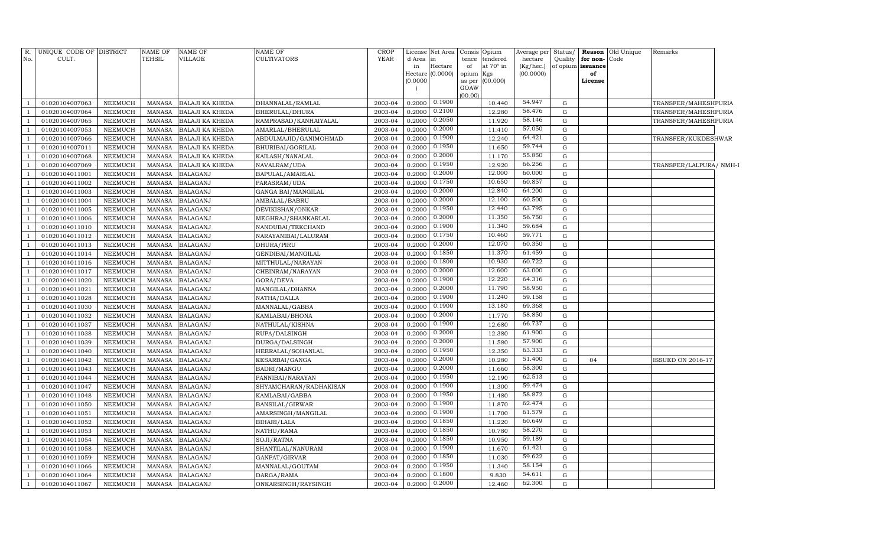| R. No. | UNIQUE CODE OF CULT. | DISTRICT | NAME OF TEHSIL | NAME OF VILLAGE | NAME OF CULTIVATORS | CROP YEAR | License d Area in Hectare (0.0000) | Net Area in Hectare (0.0000) | Consis tence of opium as per GOAW (00.00) | Opium tendered at 70° in Kgs (00.000) | Average per hectare (Kg/hec.) (00.0000) | Status/ Quality of opium | Reason for non-issuance of License | Old Unique Code | Remarks |
|---|---|---|---|---|---|---|---|---|---|---|---|---|---|---|---|
| 1 | 01020104007063 | NEEMUCH | MANASA | BALAJI KA KHEDA | DHANNALAL/RAMLAL | 2003-04 | 0.2000 | 0.1900 | | 10.440 | 54.947 | G | | | TRANSFER/MAHESHPURIA |
| 1 | 01020104007064 | NEEMUCH | MANASA | BALAJI KA KHEDA | BHERULAL/DHURA | 2003-04 | 0.2000 | 0.2100 | | 12.280 | 58.476 | G | | | TRANSFER/MAHESHPURIA |
| 1 | 01020104007065 | NEEMUCH | MANASA | BALAJI KA KHEDA | RAMPRASAD/KANHAIYALAL | 2003-04 | 0.2000 | 0.2050 | | 11.920 | 58.146 | G | | | TRANSFER/MAHESHPURIA |
| 1 | 01020104007053 | NEEMUCH | MANASA | BALAJI KA KHEDA | AMARLAL/BHERULAL | 2003-04 | 0.2000 | 0.2000 | | 11.410 | 57.050 | G | | | |
| 1 | 01020104007066 | NEEMUCH | MANASA | BALAJI KA KHEDA | ABDULMAJID/GANIMOHMAD | 2003-04 | 0.2000 | 0.1900 | | 12.240 | 64.421 | G | | | TRANSFER/KUKDESHWAR |
| 1 | 01020104007011 | NEEMUCH | MANASA | BALAJI KA KHEDA | BHURIBAI/GORILAL | 2003-04 | 0.2000 | 0.1950 | | 11.650 | 59.744 | G | | | |
| 1 | 01020104007068 | NEEMUCH | MANASA | BALAJI KA KHEDA | KAILASH/NANALAL | 2003-04 | 0.2000 | 0.2000 | | 11.170 | 55.850 | G | | | |
| 1 | 01020104007069 | NEEMUCH | MANASA | BALAJI KA KHEDA | NAVALRAM/UDA | 2003-04 | 0.2000 | 0.1950 | | 12.920 | 66.256 | G | | | TRANSFER/LALPURA/ NMH-I |
| 1 | 01020104011001 | NEEMUCH | MANASA | BALAGANJ | BAPULAL/AMARLAL | 2003-04 | 0.2000 | 0.2000 | | 12.000 | 60.000 | G | | | |
| 1 | 01020104011002 | NEEMUCH | MANASA | BALAGANJ | PARASRAM/UDA | 2003-04 | 0.2000 | 0.1750 | | 10.650 | 60.857 | G | | | |
| 1 | 01020104011003 | NEEMUCH | MANASA | BALAGANJ | GANGA BAI/MANGILAL | 2003-04 | 0.2000 | 0.2000 | | 12.840 | 64.200 | G | | | |
| 1 | 01020104011004 | NEEMUCH | MANASA | BALAGANJ | AMBALAL/BABRU | 2003-04 | 0.2000 | 0.2000 | | 12.100 | 60.500 | G | | | |
| 1 | 01020104011005 | NEEMUCH | MANASA | BALAGANJ | DEVIKISHAN/ONKAR | 2003-04 | 0.2000 | 0.1950 | | 12.440 | 63.795 | G | | | |
| 1 | 01020104011006 | NEEMUCH | MANASA | BALAGANJ | MEGHRAJ/SHANKARLAL | 2003-04 | 0.2000 | 0.2000 | | 11.350 | 56.750 | G | | | |
| 1 | 01020104011010 | NEEMUCH | MANASA | BALAGANJ | NANDUBAI/TEKCHAND | 2003-04 | 0.2000 | 0.1900 | | 11.340 | 59.684 | G | | | |
| 1 | 01020104011012 | NEEMUCH | MANASA | BALAGANJ | NARAYANIBAI/LALURAM | 2003-04 | 0.2000 | 0.1750 | | 10.460 | 59.771 | G | | | |
| 1 | 01020104011013 | NEEMUCH | MANASA | BALAGANJ | DHURA/PIRU | 2003-04 | 0.2000 | 0.2000 | | 12.070 | 60.350 | G | | | |
| 1 | 01020104011014 | NEEMUCH | MANASA | BALAGANJ | GENDIBAI/MANGILAL | 2003-04 | 0.2000 | 0.1850 | | 11.370 | 61.459 | G | | | |
| 1 | 01020104011016 | NEEMUCH | MANASA | BALAGANJ | MITTHULAL/NARAYAN | 2003-04 | 0.2000 | 0.1800 | | 10.930 | 60.722 | G | | | |
| 1 | 01020104011017 | NEEMUCH | MANASA | BALAGANJ | CHEINRAM/NARAYAN | 2003-04 | 0.2000 | 0.2000 | | 12.600 | 63.000 | G | | | |
| 1 | 01020104011020 | NEEMUCH | MANASA | BALAGANJ | GORA/DEVA | 2003-04 | 0.2000 | 0.1900 | | 12.220 | 64.316 | G | | | |
| 1 | 01020104011021 | NEEMUCH | MANASA | BALAGANJ | MANGILAL/DHANNA | 2003-04 | 0.2000 | 0.2000 | | 11.790 | 58.950 | G | | | |
| 1 | 01020104011028 | NEEMUCH | MANASA | BALAGANJ | NATHA/DALLA | 2003-04 | 0.2000 | 0.1900 | | 11.240 | 59.158 | G | | | |
| 1 | 01020104011030 | NEEMUCH | MANASA | BALAGANJ | MANNALAL/GABBA | 2003-04 | 0.2000 | 0.1900 | | 13.180 | 69.368 | G | | | |
| 1 | 01020104011032 | NEEMUCH | MANASA | BALAGANJ | KAMLABAI/BHONA | 2003-04 | 0.2000 | 0.2000 | | 11.770 | 58.850 | G | | | |
| 1 | 01020104011037 | NEEMUCH | MANASA | BALAGANJ | NATHULAL/KISHNA | 2003-04 | 0.2000 | 0.1900 | | 12.680 | 66.737 | G | | | |
| 1 | 01020104011038 | NEEMUCH | MANASA | BALAGANJ | RUPA/DALSINGH | 2003-04 | 0.2000 | 0.2000 | | 12.380 | 61.900 | G | | | |
| 1 | 01020104011039 | NEEMUCH | MANASA | BALAGANJ | DURGA/DALSINGH | 2003-04 | 0.2000 | 0.2000 | | 11.580 | 57.900 | G | | | |
| 1 | 01020104011040 | NEEMUCH | MANASA | BALAGANJ | HEERALAL/SOHANLAL | 2003-04 | 0.2000 | 0.1950 | | 12.350 | 63.333 | G | | | |
| 1 | 01020104011042 | NEEMUCH | MANASA | BALAGANJ | KESARBAI/GANGA | 2003-04 | 0.2000 | 0.2000 | | 10.280 | 51.400 | G | 04 | | ISSUED ON 2016-17 |
| 1 | 01020104011043 | NEEMUCH | MANASA | BALAGANJ | BADRI/MANGU | 2003-04 | 0.2000 | 0.2000 | | 11.660 | 58.300 | G | | | |
| 1 | 01020104011044 | NEEMUCH | MANASA | BALAGANJ | PANNIBAI/NARAYAN | 2003-04 | 0.2000 | 0.1950 | | 12.190 | 62.513 | G | | | |
| 1 | 01020104011047 | NEEMUCH | MANASA | BALAGANJ | SHYAMCHARAN/RADHAKISAN | 2003-04 | 0.2000 | 0.1900 | | 11.300 | 59.474 | G | | | |
| 1 | 01020104011048 | NEEMUCH | MANASA | BALAGANJ | KAMLABAI/GABBA | 2003-04 | 0.2000 | 0.1950 | | 11.480 | 58.872 | G | | | |
| 1 | 01020104011050 | NEEMUCH | MANASA | BALAGANJ | BANSILAL/GIRWAR | 2003-04 | 0.2000 | 0.1900 | | 11.870 | 62.474 | G | | | |
| 1 | 01020104011051 | NEEMUCH | MANASA | BALAGANJ | AMARSINGH/MANGILAL | 2003-04 | 0.2000 | 0.1900 | | 11.700 | 61.579 | G | | | |
| 1 | 01020104011052 | NEEMUCH | MANASA | BALAGANJ | BIHARI/LALA | 2003-04 | 0.2000 | 0.1850 | | 11.220 | 60.649 | G | | | |
| 1 | 01020104011053 | NEEMUCH | MANASA | BALAGANJ | NATHU/RAMA | 2003-04 | 0.2000 | 0.1850 | | 10.780 | 58.270 | G | | | |
| 1 | 01020104011054 | NEEMUCH | MANASA | BALAGANJ | SOJI/RATNA | 2003-04 | 0.2000 | 0.1850 | | 10.950 | 59.189 | G | | | |
| 1 | 01020104011058 | NEEMUCH | MANASA | BALAGANJ | SHANTILAL/NANURAM | 2003-04 | 0.2000 | 0.1900 | | 11.670 | 61.421 | G | | | |
| 1 | 01020104011059 | NEEMUCH | MANASA | BALAGANJ | GANPAT/GIRVAR | 2003-04 | 0.2000 | 0.1850 | | 11.030 | 59.622 | G | | | |
| 1 | 01020104011066 | NEEMUCH | MANASA | BALAGANJ | MANNALAL/GOUTAM | 2003-04 | 0.2000 | 0.1950 | | 11.340 | 58.154 | G | | | |
| 1 | 01020104011064 | NEEMUCH | MANASA | BALAGANJ | DARGA/RAMA | 2003-04 | 0.2000 | 0.1800 | | 9.830 | 54.611 | G | | | |
| 1 | 01020104011067 | NEEMUCH | MANASA | BALAGANJ | ONKARSINGH/RAYSINGH | 2003-04 | 0.2000 | 0.2000 | | 12.460 | 62.300 | G | | | |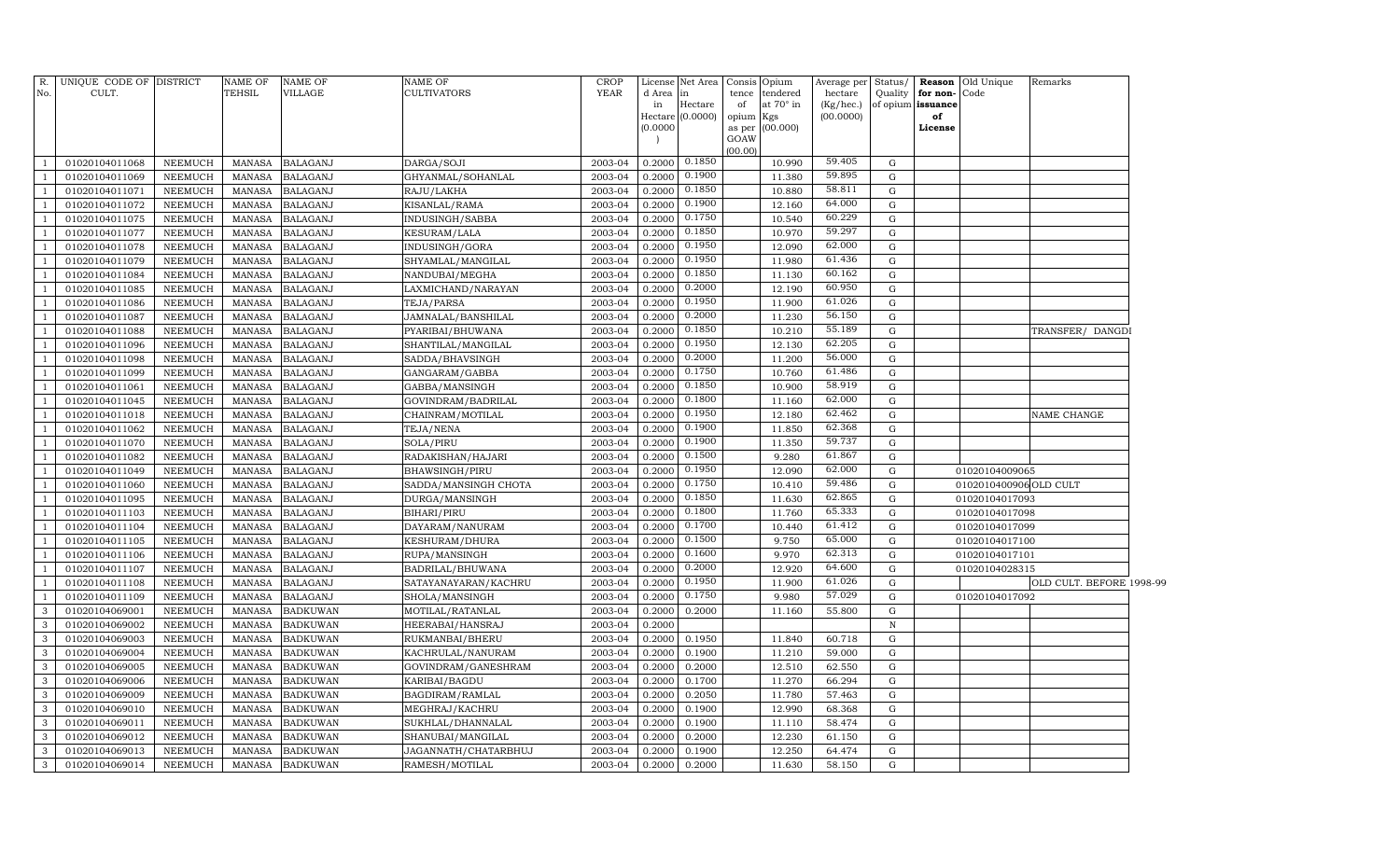| R. No. | UNIQUE CODE OF CULT. | DISTRICT | NAME OF TEHSIL | NAME OF VILLAGE | NAME OF CULTIVATORS | CROP YEAR | License d Area in Hectare (0.0000) | Net Area in Hectare (0.0000) | Consis tence of opium as per GOAW (00.00) | Opium tendered at 70° in Kgs (00.000) | Average per hectare (Kg/hec.) (00.0000) | Status/ Quality of opium | Reason for non-issuance of License | Old Unique Code | Remarks |
|---|---|---|---|---|---|---|---|---|---|---|---|---|---|---|---|
| 1 | 01020104011068 | NEEMUCH | MANASA | BALAGANJ | DARGA/SOJI | 2003-04 | 0.2000 | 0.1850 | | 10.990 | 59.405 | G | | | |
| 1 | 01020104011069 | NEEMUCH | MANASA | BALAGANJ | GHYANMAL/SOHANLAL | 2003-04 | 0.2000 | 0.1900 | | 11.380 | 59.895 | G | | | |
| 1 | 01020104011071 | NEEMUCH | MANASA | BALAGANJ | RAJU/LAKHA | 2003-04 | 0.2000 | 0.1850 | | 10.880 | 58.811 | G | | | |
| 1 | 01020104011072 | NEEMUCH | MANASA | BALAGANJ | KISANLAL/RAMA | 2003-04 | 0.2000 | 0.1900 | | 12.160 | 64.000 | G | | | |
| 1 | 01020104011075 | NEEMUCH | MANASA | BALAGANJ | INDUSINGH/SABBA | 2003-04 | 0.2000 | 0.1750 | | 10.540 | 60.229 | G | | | |
| 1 | 01020104011077 | NEEMUCH | MANASA | BALAGANJ | KESURAM/LALA | 2003-04 | 0.2000 | 0.1850 | | 10.970 | 59.297 | G | | | |
| 1 | 01020104011078 | NEEMUCH | MANASA | BALAGANJ | INDUSINGH/GORA | 2003-04 | 0.2000 | 0.1950 | | 12.090 | 62.000 | G | | | |
| 1 | 01020104011079 | NEEMUCH | MANASA | BALAGANJ | SHYAMLAL/MANGILAL | 2003-04 | 0.2000 | 0.1950 | | 11.980 | 61.436 | G | | | |
| 1 | 01020104011084 | NEEMUCH | MANASA | BALAGANJ | NANDUBAI/MEGHA | 2003-04 | 0.2000 | 0.1850 | | 11.130 | 60.162 | G | | | |
| 1 | 01020104011085 | NEEMUCH | MANASA | BALAGANJ | LAXMICHAND/NARAYAN | 2003-04 | 0.2000 | 0.2000 | | 12.190 | 60.950 | G | | | |
| 1 | 01020104011086 | NEEMUCH | MANASA | BALAGANJ | TEJA/PARSA | 2003-04 | 0.2000 | 0.1950 | | 11.900 | 61.026 | G | | | |
| 1 | 01020104011087 | NEEMUCH | MANASA | BALAGANJ | JAMNALAL/BANSHILAL | 2003-04 | 0.2000 | 0.2000 | | 11.230 | 56.150 | G | | | |
| 1 | 01020104011088 | NEEMUCH | MANASA | BALAGANJ | PYARIBAI/BHUWANA | 2003-04 | 0.2000 | 0.1850 | | 10.210 | 55.189 | G | | | TRANSFER/ DANGDI |
| 1 | 01020104011096 | NEEMUCH | MANASA | BALAGANJ | SHANTILAL/MANGILAL | 2003-04 | 0.2000 | 0.1950 | | 12.130 | 62.205 | G | | | |
| 1 | 01020104011098 | NEEMUCH | MANASA | BALAGANJ | SADDA/BHAVSINGH | 2003-04 | 0.2000 | 0.2000 | | 11.200 | 56.000 | G | | | |
| 1 | 01020104011099 | NEEMUCH | MANASA | BALAGANJ | GANGARAM/GABBA | 2003-04 | 0.2000 | 0.1750 | | 10.760 | 61.486 | G | | | |
| 1 | 01020104011061 | NEEMUCH | MANASA | BALAGANJ | GABBA/MANSINGH | 2003-04 | 0.2000 | 0.1850 | | 10.900 | 58.919 | G | | | |
| 1 | 01020104011045 | NEEMUCH | MANASA | BALAGANJ | GOVINDRAM/BADRILAL | 2003-04 | 0.2000 | 0.1800 | | 11.160 | 62.000 | G | | | |
| 1 | 01020104011018 | NEEMUCH | MANASA | BALAGANJ | CHAINRAM/MOTILAL | 2003-04 | 0.2000 | 0.1950 | | 12.180 | 62.462 | G | | | NAME CHANGE |
| 1 | 01020104011062 | NEEMUCH | MANASA | BALAGANJ | TEJA/NENA | 2003-04 | 0.2000 | 0.1900 | | 11.850 | 62.368 | G | | | |
| 1 | 01020104011070 | NEEMUCH | MANASA | BALAGANJ | SOLA/PIRU | 2003-04 | 0.2000 | 0.1900 | | 11.350 | 59.737 | G | | | |
| 1 | 01020104011082 | NEEMUCH | MANASA | BALAGANJ | RADAKISHAN/HAJARI | 2003-04 | 0.2000 | 0.1500 | | 9.280 | 61.867 | G | | | |
| 1 | 01020104011049 | NEEMUCH | MANASA | BALAGANJ | BHAWSINGH/PIRU | 2003-04 | 0.2000 | 0.1950 | | 12.090 | 62.000 | G | | 01020104009065 | |
| 1 | 01020104011060 | NEEMUCH | MANASA | BALAGANJ | SADDA/MANSINGH CHOTA | 2003-04 | 0.2000 | 0.1750 | | 10.410 | 59.486 | G | | 01020104009006 | OLD CULT |
| 1 | 01020104011095 | NEEMUCH | MANASA | BALAGANJ | DURGA/MANSINGH | 2003-04 | 0.2000 | 0.1850 | | 11.630 | 62.865 | G | | 01020104017093 | |
| 1 | 01020104011103 | NEEMUCH | MANASA | BALAGANJ | BIHARI/PIRU | 2003-04 | 0.2000 | 0.1800 | | 11.760 | 65.333 | G | | 01020104017098 | |
| 1 | 01020104011104 | NEEMUCH | MANASA | BALAGANJ | DAYARAM/NANURAM | 2003-04 | 0.2000 | 0.1700 | | 10.440 | 61.412 | G | | 01020104017099 | |
| 1 | 01020104011105 | NEEMUCH | MANASA | BALAGANJ | KESHURAM/DHURA | 2003-04 | 0.2000 | 0.1500 | | 9.750 | 65.000 | G | | 01020104017100 | |
| 1 | 01020104011106 | NEEMUCH | MANASA | BALAGANJ | RUPA/MANSINGH | 2003-04 | 0.2000 | 0.1600 | | 9.970 | 62.313 | G | | 01020104017101 | |
| 1 | 01020104011107 | NEEMUCH | MANASA | BALAGANJ | BADRILAL/BHUWANA | 2003-04 | 0.2000 | 0.2000 | | 12.920 | 64.600 | G | | 01020104028315 | |
| 1 | 01020104011108 | NEEMUCH | MANASA | BALAGANJ | SATAYANAYARAN/KACHRU | 2003-04 | 0.2000 | 0.1950 | | 11.900 | 61.026 | G | | | OLD CULT. BEFORE 1998-99 |
| 1 | 01020104011109 | NEEMUCH | MANASA | BALAGANJ | SHOLA/MANSINGH | 2003-04 | 0.2000 | 0.1750 | | 9.980 | 57.029 | G | | 01020104017092 | |
| 3 | 01020104069001 | NEEMUCH | MANASA | BADKUWAN | MOTILAL/RATANLAL | 2003-04 | 0.2000 | 0.2000 | | 11.160 | 55.800 | G | | | |
| 3 | 01020104069002 | NEEMUCH | MANASA | BADKUWAN | HEERABAI/HANSRAJ | 2003-04 | 0.2000 | | | | | N | | | |
| 3 | 01020104069003 | NEEMUCH | MANASA | BADKUWAN | RUKMANBAI/BHERU | 2003-04 | 0.2000 | 0.1950 | | 11.840 | 60.718 | G | | | |
| 3 | 01020104069004 | NEEMUCH | MANASA | BADKUWAN | KACHRULAL/NANURAM | 2003-04 | 0.2000 | 0.1900 | | 11.210 | 59.000 | G | | | |
| 3 | 01020104069005 | NEEMUCH | MANASA | BADKUWAN | GOVINDRAM/GANESHRAM | 2003-04 | 0.2000 | 0.2000 | | 12.510 | 62.550 | G | | | |
| 3 | 01020104069006 | NEEMUCH | MANASA | BADKUWAN | KARIBAI/BAGDU | 2003-04 | 0.2000 | 0.1700 | | 11.270 | 66.294 | G | | | |
| 3 | 01020104069009 | NEEMUCH | MANASA | BADKUWAN | BAGDIRAM/RAMLAL | 2003-04 | 0.2000 | 0.2050 | | 11.780 | 57.463 | G | | | |
| 3 | 01020104069010 | NEEMUCH | MANASA | BADKUWAN | MEGHRAJ/KACHRU | 2003-04 | 0.2000 | 0.1900 | | 12.990 | 68.368 | G | | | |
| 3 | 01020104069011 | NEEMUCH | MANASA | BADKUWAN | SUKHLAL/DHANNALAL | 2003-04 | 0.2000 | 0.1900 | | 11.110 | 58.474 | G | | | |
| 3 | 01020104069012 | NEEMUCH | MANASA | BADKUWAN | SHANUBAI/MANGILAL | 2003-04 | 0.2000 | 0.2000 | | 12.230 | 61.150 | G | | | |
| 3 | 01020104069013 | NEEMUCH | MANASA | BADKUWAN | JAGANNATH/CHATARBHUJ | 2003-04 | 0.2000 | 0.1900 | | 12.250 | 64.474 | G | | | |
| 3 | 01020104069014 | NEEMUCH | MANASA | BADKUWAN | RAMESH/MOTILAL | 2003-04 | 0.2000 | 0.2000 | | 11.630 | 58.150 | G | | | |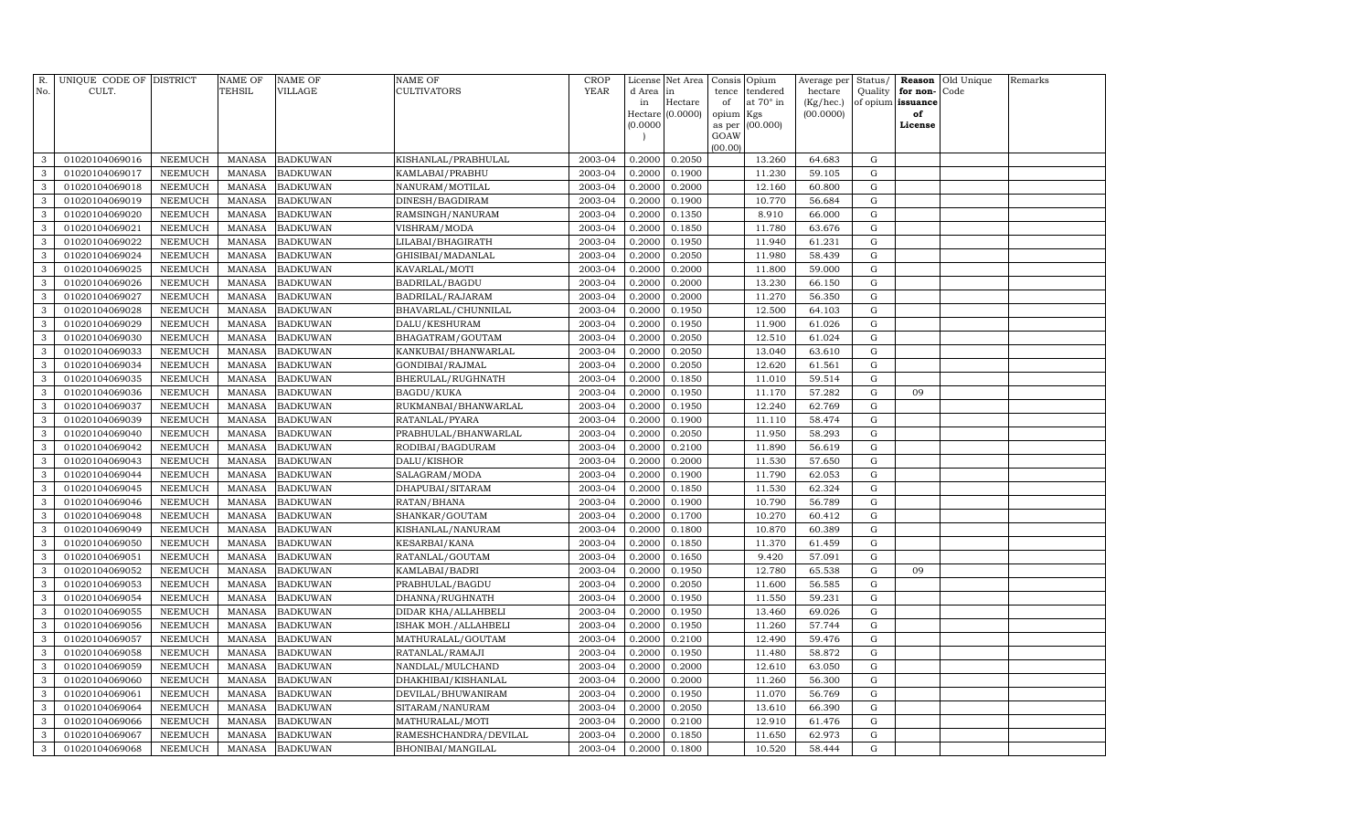| R. No. | UNIQUE CODE OF CULT. | DISTRICT | NAME OF TEHSIL | NAME OF VILLAGE | NAME OF CULTIVATORS | CROP YEAR | License d Area in Hectare (0.0000) | Net Area in Hectare (0.0000) | Consis tence of opium as per GOAW (00.00) | Opium tendered at 70° in Kgs (00.000) | Average per hectare (Kg/hec.) (00.0000) | Status/ Quality of opium | Reason for non-issuance of License | Old Unique Code | Remarks |
|---|---|---|---|---|---|---|---|---|---|---|---|---|---|---|---|
| 3 | 01020104069016 | NEEMUCH | MANASA | BADKUWAN | KISHANLAL/PRABHULAL | 2003-04 | 0.2000 | 0.2050 | | 13.260 | 64.683 | G | | | |
| 3 | 01020104069017 | NEEMUCH | MANASA | BADKUWAN | KAMLABAI/PRABHU | 2003-04 | 0.2000 | 0.1900 | | 11.230 | 59.105 | G | | | |
| 3 | 01020104069018 | NEEMUCH | MANASA | BADKUWAN | NANURAM/MOTILAL | 2003-04 | 0.2000 | 0.2000 | | 12.160 | 60.800 | G | | | |
| 3 | 01020104069019 | NEEMUCH | MANASA | BADKUWAN | DINESH/BAGDIRAM | 2003-04 | 0.2000 | 0.1900 | | 10.770 | 56.684 | G | | | |
| 3 | 01020104069020 | NEEMUCH | MANASA | BADKUWAN | RAMSINGH/NANURAM | 2003-04 | 0.2000 | 0.1350 | | 8.910 | 66.000 | G | | | |
| 3 | 01020104069021 | NEEMUCH | MANASA | BADKUWAN | VISHRAM/MODA | 2003-04 | 0.2000 | 0.1850 | | 11.780 | 63.676 | G | | | |
| 3 | 01020104069022 | NEEMUCH | MANASA | BADKUWAN | LILABAI/BHAGIRATH | 2003-04 | 0.2000 | 0.1950 | | 11.940 | 61.231 | G | | | |
| 3 | 01020104069024 | NEEMUCH | MANASA | BADKUWAN | GHISIBAI/MADANLAL | 2003-04 | 0.2000 | 0.2050 | | 11.980 | 58.439 | G | | | |
| 3 | 01020104069025 | NEEMUCH | MANASA | BADKUWAN | KAVARLAL/MOTI | 2003-04 | 0.2000 | 0.2000 | | 11.800 | 59.000 | G | | | |
| 3 | 01020104069026 | NEEMUCH | MANASA | BADKUWAN | BADRILAL/BAGDU | 2003-04 | 0.2000 | 0.2000 | | 13.230 | 66.150 | G | | | |
| 3 | 01020104069027 | NEEMUCH | MANASA | BADKUWAN | BADRILAL/RAJARAM | 2003-04 | 0.2000 | 0.2000 | | 11.270 | 56.350 | G | | | |
| 3 | 01020104069028 | NEEMUCH | MANASA | BADKUWAN | BHAVARLAL/CHUNNILAL | 2003-04 | 0.2000 | 0.1950 | | 12.500 | 64.103 | G | | | |
| 3 | 01020104069029 | NEEMUCH | MANASA | BADKUWAN | DALU/KESHURAM | 2003-04 | 0.2000 | 0.1950 | | 11.900 | 61.026 | G | | | |
| 3 | 01020104069030 | NEEMUCH | MANASA | BADKUWAN | BHAGATRAM/GOUTAM | 2003-04 | 0.2000 | 0.2050 | | 12.510 | 61.024 | G | | | |
| 3 | 01020104069033 | NEEMUCH | MANASA | BADKUWAN | KANKUBAI/BHANWARLAL | 2003-04 | 0.2000 | 0.2050 | | 13.040 | 63.610 | G | | | |
| 3 | 01020104069034 | NEEMUCH | MANASA | BADKUWAN | GONDIBAI/RAJMAL | 2003-04 | 0.2000 | 0.2050 | | 12.620 | 61.561 | G | | | |
| 3 | 01020104069035 | NEEMUCH | MANASA | BADKUWAN | BHERULAL/RUGHNATH | 2003-04 | 0.2000 | 0.1850 | | 11.010 | 59.514 | G | | | |
| 3 | 01020104069036 | NEEMUCH | MANASA | BADKUWAN | BAGDU/KUKA | 2003-04 | 0.2000 | 0.1950 | | 11.170 | 57.282 | G | 09 | | |
| 3 | 01020104069037 | NEEMUCH | MANASA | BADKUWAN | RUKMANBAI/BHANWARLAL | 2003-04 | 0.2000 | 0.1950 | | 12.240 | 62.769 | G | | | |
| 3 | 01020104069039 | NEEMUCH | MANASA | BADKUWAN | RATANLAL/PYARA | 2003-04 | 0.2000 | 0.1900 | | 11.110 | 58.474 | G | | | |
| 3 | 01020104069040 | NEEMUCH | MANASA | BADKUWAN | PRABHULAL/BHANWARLAL | 2003-04 | 0.2000 | 0.2050 | | 11.950 | 58.293 | G | | | |
| 3 | 01020104069042 | NEEMUCH | MANASA | BADKUWAN | RODIBAI/BAGDURAM | 2003-04 | 0.2000 | 0.2100 | | 11.890 | 56.619 | G | | | |
| 3 | 01020104069043 | NEEMUCH | MANASA | BADKUWAN | DALU/KISHOR | 2003-04 | 0.2000 | 0.2000 | | 11.530 | 57.650 | G | | | |
| 3 | 01020104069044 | NEEMUCH | MANASA | BADKUWAN | SALAGRAM/MODA | 2003-04 | 0.2000 | 0.1900 | | 11.790 | 62.053 | G | | | |
| 3 | 01020104069045 | NEEMUCH | MANASA | BADKUWAN | DHAPUBAI/SITARAM | 2003-04 | 0.2000 | 0.1850 | | 11.530 | 62.324 | G | | | |
| 3 | 01020104069046 | NEEMUCH | MANASA | BADKUWAN | RATAN/BHANA | 2003-04 | 0.2000 | 0.1900 | | 10.790 | 56.789 | G | | | |
| 3 | 01020104069048 | NEEMUCH | MANASA | BADKUWAN | SHANKAR/GOUTAM | 2003-04 | 0.2000 | 0.1700 | | 10.270 | 60.412 | G | | | |
| 3 | 01020104069049 | NEEMUCH | MANASA | BADKUWAN | KISHANLAL/NANURAM | 2003-04 | 0.2000 | 0.1800 | | 10.870 | 60.389 | G | | | |
| 3 | 01020104069050 | NEEMUCH | MANASA | BADKUWAN | KESARBAI/KANA | 2003-04 | 0.2000 | 0.1850 | | 11.370 | 61.459 | G | | | |
| 3 | 01020104069051 | NEEMUCH | MANASA | BADKUWAN | RATANLAL/GOUTAM | 2003-04 | 0.2000 | 0.1650 | | 9.420 | 57.091 | G | | | |
| 3 | 01020104069052 | NEEMUCH | MANASA | BADKUWAN | KAMLABAI/BADRI | 2003-04 | 0.2000 | 0.1950 | | 12.780 | 65.538 | G | 09 | | |
| 3 | 01020104069053 | NEEMUCH | MANASA | BADKUWAN | PRABHULAL/BAGDU | 2003-04 | 0.2000 | 0.2050 | | 11.600 | 56.585 | G | | | |
| 3 | 01020104069054 | NEEMUCH | MANASA | BADKUWAN | DHANNA/RUGHNATH | 2003-04 | 0.2000 | 0.1950 | | 11.550 | 59.231 | G | | | |
| 3 | 01020104069055 | NEEMUCH | MANASA | BADKUWAN | DIDAR KHA/ALLAHBELI | 2003-04 | 0.2000 | 0.1950 | | 13.460 | 69.026 | G | | | |
| 3 | 01020104069056 | NEEMUCH | MANASA | BADKUWAN | ISHAK MOH./ALLAHBELI | 2003-04 | 0.2000 | 0.1950 | | 11.260 | 57.744 | G | | | |
| 3 | 01020104069057 | NEEMUCH | MANASA | BADKUWAN | MATHURALAL/GOUTAM | 2003-04 | 0.2000 | 0.2100 | | 12.490 | 59.476 | G | | | |
| 3 | 01020104069058 | NEEMUCH | MANASA | BADKUWAN | RATANLAL/RAMAJI | 2003-04 | 0.2000 | 0.1950 | | 11.480 | 58.872 | G | | | |
| 3 | 01020104069059 | NEEMUCH | MANASA | BADKUWAN | NANDLAL/MULCHAND | 2003-04 | 0.2000 | 0.2000 | | 12.610 | 63.050 | G | | | |
| 3 | 01020104069060 | NEEMUCH | MANASA | BADKUWAN | DHAKHIBAI/KISHANLAL | 2003-04 | 0.2000 | 0.2000 | | 11.260 | 56.300 | G | | | |
| 3 | 01020104069061 | NEEMUCH | MANASA | BADKUWAN | DEVILAL/BHUWANIRAM | 2003-04 | 0.2000 | 0.1950 | | 11.070 | 56.769 | G | | | |
| 3 | 01020104069064 | NEEMUCH | MANASA | BADKUWAN | SITARAM/NANURAM | 2003-04 | 0.2000 | 0.2050 | | 13.610 | 66.390 | G | | | |
| 3 | 01020104069066 | NEEMUCH | MANASA | BADKUWAN | MATHURALAL/MOTI | 2003-04 | 0.2000 | 0.2100 | | 12.910 | 61.476 | G | | | |
| 3 | 01020104069067 | NEEMUCH | MANASA | BADKUWAN | RAMESHCHANDRA/DEVILAL | 2003-04 | 0.2000 | 0.1850 | | 11.650 | 62.973 | G | | | |
| 3 | 01020104069068 | NEEMUCH | MANASA | BADKUWAN | BHONIBAI/MANGILAL | 2003-04 | 0.2000 | 0.1800 | | 10.520 | 58.444 | G | | | |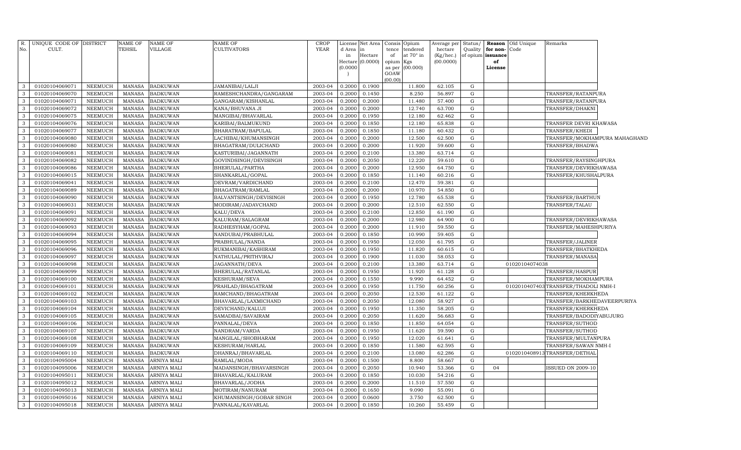| R. No. | UNIQUE CODE OF CULT. | DISTRICT | NAME OF TEHSIL | NAME OF VILLAGE | NAME OF CULTIVATORS | CROP YEAR | License d Area in Hectare (0.0000) | Net Area in Hectare (0.0000) | Consis tence of opium as per GOAW (00.00) | Opium tendered at 70° in Kgs (00.000) | Average per hectare (Kg/hec.) (00.0000) | Status/ Quality of opium | Reason for non-issuance of License | Old Unique Code | Remarks |
|---|---|---|---|---|---|---|---|---|---|---|---|---|---|---|---|
| 3 | 01020104069071 | NEEMUCH | MANASA | BADKUWAN | JAMANIBAI/LALJI | 2003-04 | 0.2000 | 0.1900 | | 11.800 | 62.105 | G | | | |
| 3 | 01020104069070 | NEEMUCH | MANASA | BADKUWAN | RAMESHCHANDRA/GANGARAM | 2003-04 | 0.2000 | 0.1450 | | 8.250 | 56.897 | G | | | TRANSFER/RATANPURA |
| 3 | 01020104069071 | NEEMUCH | MANASA | BADKUWAN | GANGARAM/KISHANLAL | 2003-04 | 0.2000 | 0.2000 | | 11.480 | 57.400 | G | | | TRANSFER/RATANPURA |
| 3 | 01020104069072 | NEEMUCH | MANASA | BADKUWAN | KANA/BHUVANA JI | 2003-04 | 0.2000 | 0.2000 | | 12.740 | 63.700 | G | | | TRANSFER/DHAKNI |
| 3 | 01020104069075 | NEEMUCH | MANASA | BADKUWAN | MANGIBAI/BHAVARLAL | 2003-04 | 0.2000 | 0.1950 | | 12.180 | 62.462 | G | | | |
| 3 | 01020104069076 | NEEMUCH | MANASA | BADKUWAN | KARIBAI/BALMUKUND | 2003-04 | 0.2000 | 0.1850 | | 12.180 | 65.838 | G | | | TRANSFER DEVRI KHAWASA |
| 3 | 01020104069077 | NEEMUCH | MANASA | BADKUWAN | BHARATRAM/BAPULAL | 2003-04 | 0.2000 | 0.1850 | | 11.180 | 60.432 | G | | | TRANSFER/KHEDI |
| 3 | 01020104069080 | NEEMUCH | MANASA | BADKUWAN | LACHIBAI/KHUMANSINGH | 2003-04 | 0.2000 | 0.2000 | | 12.500 | 62.500 | G | | | TRANSFER/MOKHAMPURA MAHAGHAND |
| 3 | 01020104069080 | NEEMUCH | MANASA | BADKUWAN | BHAGATRAM/DULICHAND | 2003-04 | 0.2000 | 0.2000 | | 11.920 | 59.600 | G | | | TRANSFER/BHADWA |
| 3 | 01020104069081 | NEEMUCH | MANASA | BADKUWAN | KASTURIBAI/JAGANNATH | 2003-04 | 0.2000 | 0.2100 | | 13.380 | 63.714 | G | | | |
| 3 | 01020104069082 | NEEMUCH | MANASA | BADKUWAN | GOVINDSINGH/DEVISINGH | 2003-04 | 0.2000 | 0.2050 | | 12.220 | 59.610 | G | | | TRANSFER/RAYSINGHPURA |
| 3 | 01020104069086 | NEEMUCH | MANASA | BADKUWAN | BHERULAL/PARTHA | 2003-04 | 0.2000 | 0.2000 | | 12.950 | 64.750 | G | | | TRANSFER/DEVRIKHAWASA |
| 3 | 01020104069015 | NEEMUCH | MANASA | BADKUWAN | SHANKARLAL/GOPAL | 2003-04 | 0.2000 | 0.1850 | | 11.140 | 60.216 | G | | | TRANSFER/KHUSHALPURA |
| 3 | 01020104069041 | NEEMUCH | MANASA | BADKUWAN | DEVRAM/VARDICHAND | 2003-04 | 0.2000 | 0.2100 | | 12.470 | 59.381 | G | | | |
| 3 | 01020104069089 | NEEMUCH | MANASA | BADKUWAN | BHAGATRAM/RAMLAL | 2003-04 | 0.2000 | 0.2000 | | 10.970 | 54.850 | G | | | |
| 3 | 01020104069090 | NEEMUCH | MANASA | BADKUWAN | BALVANTSINGH/DEVISINGH | 2003-04 | 0.2000 | 0.1950 | | 12.780 | 65.538 | G | | | TRANSFER/BARTHUN |
| 3 | 01020104069031 | NEEMUCH | MANASA | BADKUWAN | MODIRAM/JADAVCHAND | 2003-04 | 0.2000 | 0.2000 | | 12.510 | 62.550 | G | | | TRANSFER/TALAU |
| 3 | 01020104069091 | NEEMUCH | MANASA | BADKUWAN | KALU/DEVA | 2003-04 | 0.2000 | 0.2100 | | 12.850 | 61.190 | G | | | |
| 3 | 01020104069092 | NEEMUCH | MANASA | BADKUWAN | KALURAM/SALAGRAM | 2003-04 | 0.2000 | 0.2000 | | 12.980 | 64.900 | G | | | TRANSFER/DEVRIKHAWASA |
| 3 | 01020104069093 | NEEMUCH | MANASA | BADKUWAN | RADHESYHAM/GOPAL | 2003-04 | 0.2000 | 0.2000 | | 11.910 | 59.550 | G | | | TRANSFER/MAHESHPURIYA |
| 3 | 01020104069094 | NEEMUCH | MANASA | BADKUWAN | NANDUBAI/PRABHULAL | 2003-04 | 0.2000 | 0.1850 | | 10.990 | 59.405 | G | | | |
| 3 | 01020104069095 | NEEMUCH | MANASA | BADKUWAN | PRABHULAL/NANDA | 2003-04 | 0.2000 | 0.1950 | | 12.050 | 61.795 | G | | | TRANSFER/JALINER |
| 3 | 01020104069096 | NEEMUCH | MANASA | BADKUWAN | RUKMANIBAI/KASHIRAM | 2003-04 | 0.2000 | 0.1950 | | 11.820 | 60.615 | G | | | TRANSFER/BHATKHEDA |
| 3 | 01020104069097 | NEEMUCH | MANASA | BADKUWAN | NATHULAL/PRITHVIRAJ | 2003-04 | 0.2000 | 0.1900 | | 11.030 | 58.053 | G | | | TRANSFER/MANASA |
| 3 | 01020104069098 | NEEMUCH | MANASA | BADKUWAN | JAGANNATH/DEVA | 2003-04 | 0.2000 | 0.2100 | | 13.380 | 63.714 | G | | 01020104074038 | |
| 3 | 01020104069099 | NEEMUCH | MANASA | BADKUWAN | BHERULAL/RATANLAL | 2003-04 | 0.2000 | 0.1950 | | 11.920 | 61.128 | G | | | TRANSFER/HASPUR |
| 3 | 01020104069100 | NEEMUCH | MANASA | BADKUWAN | KESHURAM/SEVA | 2003-04 | 0.2000 | 0.1550 | | 9.990 | 64.452 | G | | | TRANSFER/MOKHAMPURA |
| 3 | 01020104069101 | NEEMUCH | MANASA | BADKUWAN | PRAHLAD/BHAGATRAM | 2003-04 | 0.2000 | 0.1950 | | 11.750 | 60.256 | G | | 01020104074031 | TRANSFER/THADOLI NMH-I |
| 3 | 01020104069102 | NEEMUCH | MANASA | BADKUWAN | RAMCHAND/BHAGATRAM | 2003-04 | 0.2000 | 0.2050 | | 12.530 | 61.122 | G | | | TRANSFER/KHERKHEDA |
| 3 | 01020104069103 | NEEMUCH | MANASA | BADKUWAN | BHAVARLAL/LAXMICHAND | 2003-04 | 0.2000 | 0.2050 | | 12.080 | 58.927 | G | | | TRANSFER/BARKHEDAVEERPURIYA |
| 3 | 01020104069104 | NEEMUCH | MANASA | BADKUWAN | DEVICHAND/KALUJI | 2003-04 | 0.2000 | 0.1950 | | 11.350 | 58.205 | G | | | TRASNFER/KHERKHEDA |
| 3 | 01020104069105 | NEEMUCH | MANASA | BADKUWAN | SAMADBAI/SAVAIRAM | 2003-04 | 0.2000 | 0.2050 | | 11.620 | 56.683 | G | | | TRANSFER/BADODIYABUJURG |
| 3 | 01020104069106 | NEEMUCH | MANASA | BADKUWAN | PANNALAL/DEVA | 2003-04 | 0.2000 | 0.1850 | | 11.850 | 64.054 | G | | | TRANSFER/SUTHOD |
| 3 | 01020104069107 | NEEMUCH | MANASA | BADKUWAN | NANDRAM/VARDA | 2003-04 | 0.2000 | 0.1950 | | 11.620 | 59.590 | G | | | TRANSFER/SUTHOD |
| 3 | 01020104069108 | NEEMUCH | MANASA | BADKUWAN | MANGILAL/SHOBHARAM | 2003-04 | 0.2000 | 0.1950 | | 12.020 | 61.641 | G | | | TRANSFER/MULTANPURA |
| 3 | 01020104069109 | NEEMUCH | MANASA | BADKUWAN | KESHURAM/HARLAL | 2003-04 | 0.2000 | 0.1850 | | 11.580 | 62.595 | G | | | TRANSFER/SAWAN NMH-I |
| 3 | 01020104069110 | NEEMUCH | MANASA | BADKUWAN | DHANRAJ/BHAVARLAL | 2003-04 | 0.2000 | 0.2100 | | 13.080 | 62.286 | G | | 01020104089131 | TRANSFER/DETHAL |
| 3 | 01020104095004 | NEEMUCH | MANASA | ARNIYA MALI | RAMLAL/MODA | 2003-04 | 0.2000 | 0.1500 | | 8.800 | 58.667 | G | | | |
| 3 | 01020104095006 | NEEMUCH | MANASA | ARNIYA MALI | MADANSINGH/BHAVARSINGH | 2003-04 | 0.2000 | 0.2050 | | 10.940 | 53.366 | G | 04 | | ISSUED ON 2009-10 |
| 3 | 01020104095011 | NEEMUCH | MANASA | ARNIYA MALI | BHAVARLAL/KALURAM | 2003-04 | 0.2000 | 0.1850 | | 10.030 | 54.216 | G | | | |
| 3 | 01020104095012 | NEEMUCH | MANASA | ARNIYA MALI | BHAVARLAL/JODHA | 2003-04 | 0.2000 | 0.2000 | | 11.510 | 57.550 | G | | | |
| 3 | 01020104095013 | NEEMUCH | MANASA | ARNIYA MALI | MOTIRAM/NANURAM | 2003-04 | 0.2000 | 0.1650 | | 9.090 | 55.091 | G | | | |
| 3 | 01020104095016 | NEEMUCH | MANASA | ARNIYA MALI | KHUMANSINGH/GOBAR SINGH | 2003-04 | 0.2000 | 0.0600 | | 3.750 | 62.500 | G | | | |
| 3 | 01020104095018 | NEEMUCH | MANASA | ARNIYA MALI | PANNALAL/KAVARLAL | 2003-04 | 0.2000 | 0.1850 | | 10.260 | 55.459 | G | | | |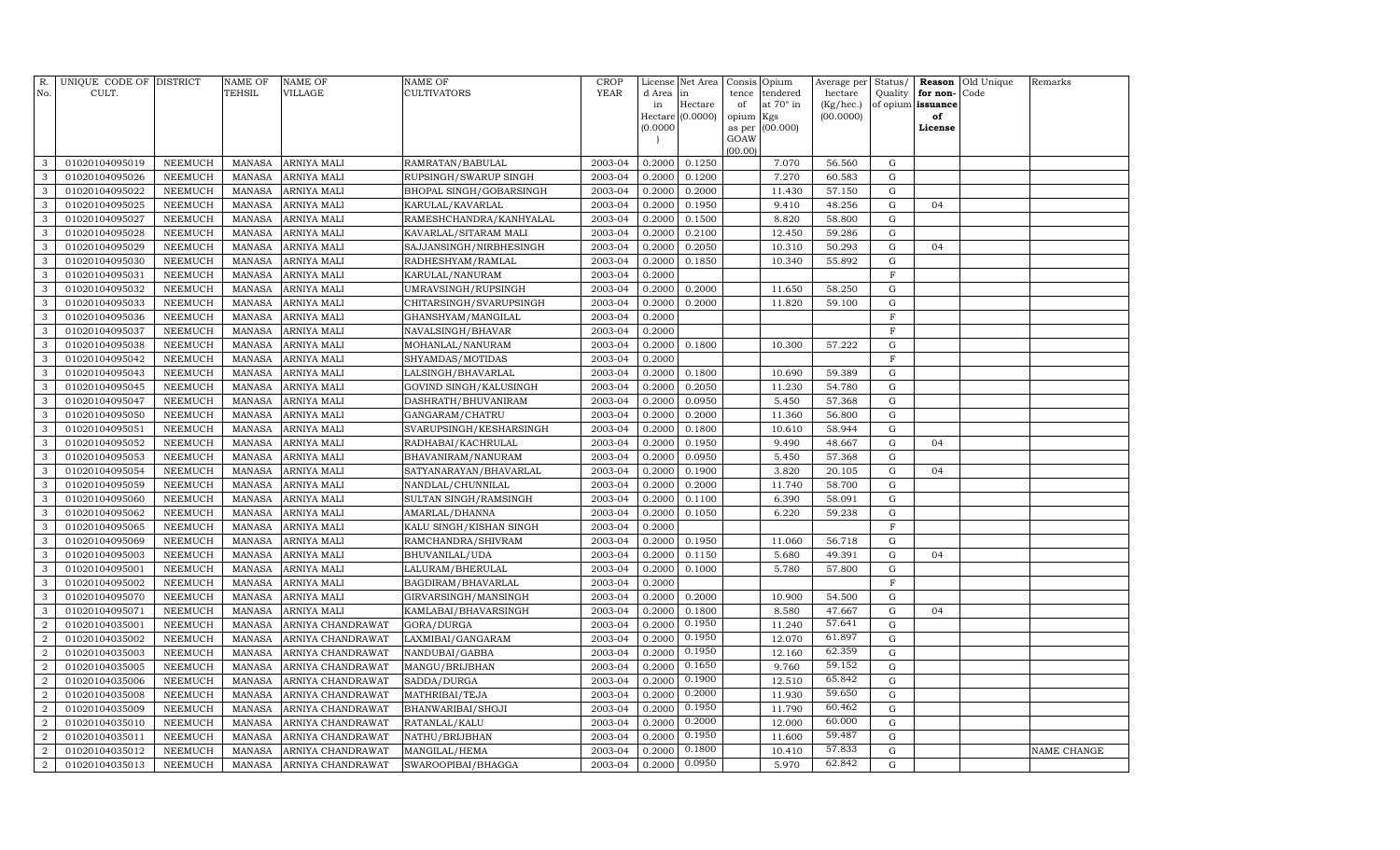| R. No. | UNIQUE CODE OF CULT. | DISTRICT | NAME OF TEHSIL | NAME OF VILLAGE | NAME OF CULTIVATORS | CROP YEAR | License d Area in Hectare (0.0000) | Net Area in Hectare (0.0000) | Consis tence of opium as per GOAW (00.00) | Opium tendered at 70° in Kgs (00.000) | Average per hectare (Kg/hec.) (00.0000) | Status/ Quality of opium | Reason for non-issuance of License | Old Unique Code | Remarks |
|---|---|---|---|---|---|---|---|---|---|---|---|---|---|---|---|
| 3 | 01020104095019 | NEEMUCH | MANASA | ARNIYA MALI | RAMRATAN/BABULAL | 2003-04 | 0.2000 | 0.1250 | | 7.070 | 56.560 | G | | | |
| 3 | 01020104095026 | NEEMUCH | MANASA | ARNIYA MALI | RUPSINGH/SWARUP SINGH | 2003-04 | 0.2000 | 0.1200 | | 7.270 | 60.583 | G | | | |
| 3 | 01020104095022 | NEEMUCH | MANASA | ARNIYA MALI | BHOPAL SINGH/GOBARSINGH | 2003-04 | 0.2000 | 0.2000 | | 11.430 | 57.150 | G | | | |
| 3 | 01020104095025 | NEEMUCH | MANASA | ARNIYA MALI | KARULAL/KAVARLAL | 2003-04 | 0.2000 | 0.1950 | | 9.410 | 48.256 | G | 04 | | |
| 3 | 01020104095027 | NEEMUCH | MANASA | ARNIYA MALI | RAMESHCHANDRA/KANHYALAL | 2003-04 | 0.2000 | 0.1500 | | 8.820 | 58.800 | G | | | |
| 3 | 01020104095028 | NEEMUCH | MANASA | ARNIYA MALI | KAVARLAL/SITARAM MALI | 2003-04 | 0.2000 | 0.2100 | | 12.450 | 59.286 | G | | | |
| 3 | 01020104095029 | NEEMUCH | MANASA | ARNIYA MALI | SAJJANSINGH/NIRBHESINGH | 2003-04 | 0.2000 | 0.2050 | | 10.310 | 50.293 | G | 04 | | |
| 3 | 01020104095030 | NEEMUCH | MANASA | ARNIYA MALI | RADHESHYAM/RAMLAL | 2003-04 | 0.2000 | 0.1850 | | 10.340 | 55.892 | G | | | |
| 3 | 01020104095031 | NEEMUCH | MANASA | ARNIYA MALI | KARULAL/NANURAM | 2003-04 | 0.2000 | | | | | F | | | |
| 3 | 01020104095032 | NEEMUCH | MANASA | ARNIYA MALI | UMRAVSINGH/RUPSINGH | 2003-04 | 0.2000 | 0.2000 | | 11.650 | 58.250 | G | | | |
| 3 | 01020104095033 | NEEMUCH | MANASA | ARNIYA MALI | CHITARSINGH/SVARUPSINGH | 2003-04 | 0.2000 | 0.2000 | | 11.820 | 59.100 | G | | | |
| 3 | 01020104095036 | NEEMUCH | MANASA | ARNIYA MALI | GHANSHYAM/MANGILAL | 2003-04 | 0.2000 | | | | | F | | | |
| 3 | 01020104095037 | NEEMUCH | MANASA | ARNIYA MALI | NAVALSINGH/BHAVAR | 2003-04 | 0.2000 | | | | | F | | | |
| 3 | 01020104095038 | NEEMUCH | MANASA | ARNIYA MALI | MOHANLAL/NANURAM | 2003-04 | 0.2000 | 0.1800 | | 10.300 | 57.222 | G | | | |
| 3 | 01020104095042 | NEEMUCH | MANASA | ARNIYA MALI | SHYAMDAS/MOTIDAS | 2003-04 | 0.2000 | | | | | F | | | |
| 3 | 01020104095043 | NEEMUCH | MANASA | ARNIYA MALI | LALSINGH/BHAVARLAL | 2003-04 | 0.2000 | 0.1800 | | 10.690 | 59.389 | G | | | |
| 3 | 01020104095045 | NEEMUCH | MANASA | ARNIYA MALI | GOVIND SINGH/KALUSINGH | 2003-04 | 0.2000 | 0.2050 | | 11.230 | 54.780 | G | | | |
| 3 | 01020104095047 | NEEMUCH | MANASA | ARNIYA MALI | DASHRATH/BHUVANIRAM | 2003-04 | 0.2000 | 0.0950 | | 5.450 | 57.368 | G | | | |
| 3 | 01020104095050 | NEEMUCH | MANASA | ARNIYA MALI | GANGARAM/CHATRU | 2003-04 | 0.2000 | 0.2000 | | 11.360 | 56.800 | G | | | |
| 3 | 01020104095051 | NEEMUCH | MANASA | ARNIYA MALI | SVARUPSINGH/KESHARSINGH | 2003-04 | 0.2000 | 0.1800 | | 10.610 | 58.944 | G | | | |
| 3 | 01020104095052 | NEEMUCH | MANASA | ARNIYA MALI | RADHABAI/KACHRULAL | 2003-04 | 0.2000 | 0.1950 | | 9.490 | 48.667 | G | 04 | | |
| 3 | 01020104095053 | NEEMUCH | MANASA | ARNIYA MALI | BHAVANIRAM/NANURAM | 2003-04 | 0.2000 | 0.0950 | | 5.450 | 57.368 | G | | | |
| 3 | 01020104095054 | NEEMUCH | MANASA | ARNIYA MALI | SATYANARAYAN/BHAVARLAL | 2003-04 | 0.2000 | 0.1900 | | 3.820 | 20.105 | G | 04 | | |
| 3 | 01020104095059 | NEEMUCH | MANASA | ARNIYA MALI | NANDLAL/CHUNNILAL | 2003-04 | 0.2000 | 0.2000 | | 11.740 | 58.700 | G | | | |
| 3 | 01020104095060 | NEEMUCH | MANASA | ARNIYA MALI | SULTAN SINGH/RAMSINGH | 2003-04 | 0.2000 | 0.1100 | | 6.390 | 58.091 | G | | | |
| 3 | 01020104095062 | NEEMUCH | MANASA | ARNIYA MALI | AMARLAL/DHANNA | 2003-04 | 0.2000 | 0.1050 | | 6.220 | 59.238 | G | | | |
| 3 | 01020104095065 | NEEMUCH | MANASA | ARNIYA MALI | KALU SINGH/KISHAN SINGH | 2003-04 | 0.2000 | | | | | F | | | |
| 3 | 01020104095069 | NEEMUCH | MANASA | ARNIYA MALI | RAMCHANDRA/SHIVRAM | 2003-04 | 0.2000 | 0.1950 | | 11.060 | 56.718 | G | | | |
| 3 | 01020104095003 | NEEMUCH | MANASA | ARNIYA MALI | BHUVANILAL/UDA | 2003-04 | 0.2000 | 0.1150 | | 5.680 | 49.391 | G | 04 | | |
| 3 | 01020104095001 | NEEMUCH | MANASA | ARNIYA MALI | LALURAM/BHERULAL | 2003-04 | 0.2000 | 0.1000 | | 5.780 | 57.800 | G | | | |
| 3 | 01020104095002 | NEEMUCH | MANASA | ARNIYA MALI | BAGDIRAM/BHAVARLAL | 2003-04 | 0.2000 | | | | | F | | | |
| 3 | 01020104095070 | NEEMUCH | MANASA | ARNIYA MALI | GIRVARSINGH/MANSINGH | 2003-04 | 0.2000 | 0.2000 | | 10.900 | 54.500 | G | | | |
| 3 | 01020104095071 | NEEMUCH | MANASA | ARNIYA MALI | KAMLABAI/BHAVARSINGH | 2003-04 | 0.2000 | 0.1800 | | 8.580 | 47.667 | G | 04 | | |
| 2 | 01020104035001 | NEEMUCH | MANASA | ARNIYA CHANDRAWAT | GORA/DURGA | 2003-04 | 0.2000 | 0.1950 | | 11.240 | 57.641 | G | | | |
| 2 | 01020104035002 | NEEMUCH | MANASA | ARNIYA CHANDRAWAT | LAXMIBAI/GANGARAM | 2003-04 | 0.2000 | 0.1950 | | 12.070 | 61.897 | G | | | |
| 2 | 01020104035003 | NEEMUCH | MANASA | ARNIYA CHANDRAWAT | NANDUBAI/GABBA | 2003-04 | 0.2000 | 0.1950 | | 12.160 | 62.359 | G | | | |
| 2 | 01020104035005 | NEEMUCH | MANASA | ARNIYA CHANDRAWAT | MANGU/BRIJBHAN | 2003-04 | 0.2000 | 0.1650 | | 9.760 | 59.152 | G | | | |
| 2 | 01020104035006 | NEEMUCH | MANASA | ARNIYA CHANDRAWAT | SADDA/DURGA | 2003-04 | 0.2000 | 0.1900 | | 12.510 | 65.842 | G | | | |
| 2 | 01020104035008 | NEEMUCH | MANASA | ARNIYA CHANDRAWAT | MATHRIBAI/TEJA | 2003-04 | 0.2000 | 0.2000 | | 11.930 | 59.650 | G | | | |
| 2 | 01020104035009 | NEEMUCH | MANASA | ARNIYA CHANDRAWAT | BHANWARIBAI/SHOJI | 2003-04 | 0.2000 | 0.1950 | | 11.790 | 60.462 | G | | | |
| 2 | 01020104035010 | NEEMUCH | MANASA | ARNIYA CHANDRAWAT | RATANLAL/KALU | 2003-04 | 0.2000 | 0.2000 | | 12.000 | 60.000 | G | | | |
| 2 | 01020104035011 | NEEMUCH | MANASA | ARNIYA CHANDRAWAT | NATHU/BRIJBHAN | 2003-04 | 0.2000 | 0.1950 | | 11.600 | 59.487 | G | | | |
| 2 | 01020104035012 | NEEMUCH | MANASA | ARNIYA CHANDRAWAT | MANGILAL/HEMA | 2003-04 | 0.2000 | 0.1800 | | 10.410 | 57.833 | G | | | NAME CHANGE |
| 2 | 01020104035013 | NEEMUCH | MANASA | ARNIYA CHANDRAWAT | SWAROOPIBAI/BHAGGA | 2003-04 | 0.2000 | 0.0950 | | 5.970 | 62.842 | G | | | |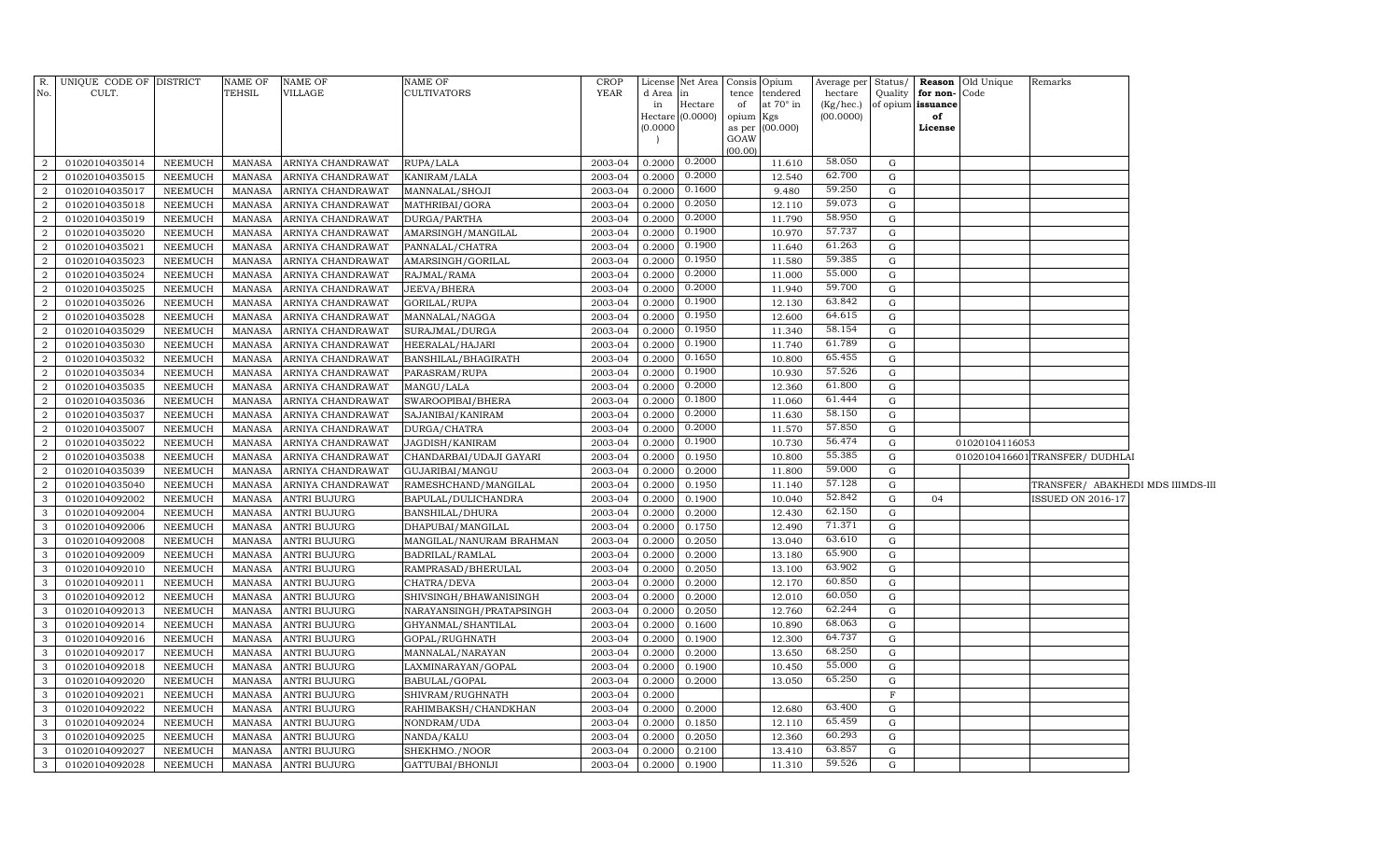| R. No. | UNIQUE CODE OF CULT. | DISTRICT | NAME OF TEHSIL | NAME OF VILLAGE | NAME OF CULTIVATORS | CROP YEAR | License d Area in Hectare (0.0000) | Net Area in Hectare (0.0000) | Consis tence of opium as per GOAW (00.00) | Opium tendered at 70° in Kgs (00.000) | Average per hectare (Kg/hec.) (00.0000) | Status/ Quality of opium | Reason for non-issuance of License | Old Unique Code | Remarks |
|---|---|---|---|---|---|---|---|---|---|---|---|---|---|---|---|
| 2 | 01020104035014 | NEEMUCH | MANASA | ARNIYA CHANDRAWAT | RUPA/LALA | 2003-04 | 0.2000 | 0.2000 | | 11.610 | 58.050 | G | | | |
| 2 | 01020104035015 | NEEMUCH | MANASA | ARNIYA CHANDRAWAT | KANIRAM/LALA | 2003-04 | 0.2000 | 0.2000 | | 12.540 | 62.700 | G | | | |
| 2 | 01020104035017 | NEEMUCH | MANASA | ARNIYA CHANDRAWAT | MANNALAL/SHOJI | 2003-04 | 0.2000 | 0.1600 | | 9.480 | 59.250 | G | | | |
| 2 | 01020104035018 | NEEMUCH | MANASA | ARNIYA CHANDRAWAT | MATHRIBAI/GORA | 2003-04 | 0.2000 | 0.2050 | | 12.110 | 59.073 | G | | | |
| 2 | 01020104035019 | NEEMUCH | MANASA | ARNIYA CHANDRAWAT | DURGA/PARTHA | 2003-04 | 0.2000 | 0.2000 | | 11.790 | 58.950 | G | | | |
| 2 | 01020104035020 | NEEMUCH | MANASA | ARNIYA CHANDRAWAT | AMARSINGH/MANGILAL | 2003-04 | 0.2000 | 0.1900 | | 10.970 | 57.737 | G | | | |
| 2 | 01020104035021 | NEEMUCH | MANASA | ARNIYA CHANDRAWAT | PANNALAL/CHATRA | 2003-04 | 0.2000 | 0.1900 | | 11.640 | 61.263 | G | | | |
| 2 | 01020104035023 | NEEMUCH | MANASA | ARNIYA CHANDRAWAT | AMARSINGH/GORILAL | 2003-04 | 0.2000 | 0.1950 | | 11.580 | 59.385 | G | | | |
| 2 | 01020104035024 | NEEMUCH | MANASA | ARNIYA CHANDRAWAT | RAJMAL/RAMA | 2003-04 | 0.2000 | 0.2000 | | 11.000 | 55.000 | G | | | |
| 2 | 01020104035025 | NEEMUCH | MANASA | ARNIYA CHANDRAWAT | JEEVA/BHERA | 2003-04 | 0.2000 | 0.2000 | | 11.940 | 59.700 | G | | | |
| 2 | 01020104035026 | NEEMUCH | MANASA | ARNIYA CHANDRAWAT | GORILAL/RUPA | 2003-04 | 0.2000 | 0.1900 | | 12.130 | 63.842 | G | | | |
| 2 | 01020104035028 | NEEMUCH | MANASA | ARNIYA CHANDRAWAT | MANNALAL/NAGGA | 2003-04 | 0.2000 | 0.1950 | | 12.600 | 64.615 | G | | | |
| 2 | 01020104035029 | NEEMUCH | MANASA | ARNIYA CHANDRAWAT | SURAJMAL/DURGA | 2003-04 | 0.2000 | 0.1950 | | 11.340 | 58.154 | G | | | |
| 2 | 01020104035030 | NEEMUCH | MANASA | ARNIYA CHANDRAWAT | HEERALAL/HAJARI | 2003-04 | 0.2000 | 0.1900 | | 11.740 | 61.789 | G | | | |
| 2 | 01020104035032 | NEEMUCH | MANASA | ARNIYA CHANDRAWAT | BANSHILAL/BHAGIRATH | 2003-04 | 0.2000 | 0.1650 | | 10.800 | 65.455 | G | | | |
| 2 | 01020104035034 | NEEMUCH | MANASA | ARNIYA CHANDRAWAT | PARASRAM/RUPA | 2003-04 | 0.2000 | 0.1900 | | 10.930 | 57.526 | G | | | |
| 2 | 01020104035035 | NEEMUCH | MANASA | ARNIYA CHANDRAWAT | MANGU/LALA | 2003-04 | 0.2000 | 0.2000 | | 12.360 | 61.800 | G | | | |
| 2 | 01020104035036 | NEEMUCH | MANASA | ARNIYA CHANDRAWAT | SWAROOPIBAI/BHERA | 2003-04 | 0.2000 | 0.1800 | | 11.060 | 61.444 | G | | | |
| 2 | 01020104035037 | NEEMUCH | MANASA | ARNIYA CHANDRAWAT | SAJANIBAI/KANIRAM | 2003-04 | 0.2000 | 0.2000 | | 11.630 | 58.150 | G | | | |
| 2 | 01020104035007 | NEEMUCH | MANASA | ARNIYA CHANDRAWAT | DURGA/CHATRA | 2003-04 | 0.2000 | 0.2000 | | 11.570 | 57.850 | G | | | |
| 2 | 01020104035022 | NEEMUCH | MANASA | ARNIYA CHANDRAWAT | JAGDISH/KANIRAM | 2003-04 | 0.2000 | 0.1900 | | 10.730 | 56.474 | G | | 01020104116053 | |
| 2 | 01020104035038 | NEEMUCH | MANASA | ARNIYA CHANDRAWAT | CHANDARBAI/UDAJI GAYARI | 2003-04 | 0.2000 | 0.1950 | | 10.800 | 55.385 | G | | 01020104166017 | TRANSFER/ DUDHLAI |
| 2 | 01020104035039 | NEEMUCH | MANASA | ARNIYA CHANDRAWAT | GUJARIBAI/MANGU | 2003-04 | 0.2000 | 0.2000 | | 11.800 | 59.000 | G | | | |
| 2 | 01020104035040 | NEEMUCH | MANASA | ARNIYA CHANDRAWAT | RAMESHCHAND/MANGILAL | 2003-04 | 0.2000 | 0.1950 | | 11.140 | 57.128 | G | | | TRANSFER/ ABAKHEDI MDS IIMDS-III |
| 3 | 01020104092002 | NEEMUCH | MANASA | ANTRI BUJURG | BAPULAL/DULICHANDRA | 2003-04 | 0.2000 | 0.1900 | | 10.040 | 52.842 | G | 04 | | ISSUED ON 2016-17 |
| 3 | 01020104092004 | NEEMUCH | MANASA | ANTRI BUJURG | BANSHILAL/DHURA | 2003-04 | 0.2000 | 0.2000 | | 12.430 | 62.150 | G | | | |
| 3 | 01020104092006 | NEEMUCH | MANASA | ANTRI BUJURG | DHAPUBAI/MANGILAL | 2003-04 | 0.2000 | 0.1750 | | 12.490 | 71.371 | G | | | |
| 3 | 01020104092008 | NEEMUCH | MANASA | ANTRI BUJURG | MANGILAL/NANURAM BRAHMAN | 2003-04 | 0.2000 | 0.2050 | | 13.040 | 63.610 | G | | | |
| 3 | 01020104092009 | NEEMUCH | MANASA | ANTRI BUJURG | BADRILAL/RAMLAL | 2003-04 | 0.2000 | 0.2000 | | 13.180 | 65.900 | G | | | |
| 3 | 01020104092010 | NEEMUCH | MANASA | ANTRI BUJURG | RAMPRASAD/BHERULAL | 2003-04 | 0.2000 | 0.2050 | | 13.100 | 63.902 | G | | | |
| 3 | 01020104092011 | NEEMUCH | MANASA | ANTRI BUJURG | CHATRA/DEVA | 2003-04 | 0.2000 | 0.2000 | | 12.170 | 60.850 | G | | | |
| 3 | 01020104092012 | NEEMUCH | MANASA | ANTRI BUJURG | SHIVSINGH/BHAWANISINGH | 2003-04 | 0.2000 | 0.2000 | | 12.010 | 60.050 | G | | | |
| 3 | 01020104092013 | NEEMUCH | MANASA | ANTRI BUJURG | NARAYANSINGH/PRATAPSINGH | 2003-04 | 0.2000 | 0.2050 | | 12.760 | 62.244 | G | | | |
| 3 | 01020104092014 | NEEMUCH | MANASA | ANTRI BUJURG | GHYANMAL/SHANTILAL | 2003-04 | 0.2000 | 0.1600 | | 10.890 | 68.063 | G | | | |
| 3 | 01020104092016 | NEEMUCH | MANASA | ANTRI BUJURG | GOPAL/RUGHNATH | 2003-04 | 0.2000 | 0.1900 | | 12.300 | 64.737 | G | | | |
| 3 | 01020104092017 | NEEMUCH | MANASA | ANTRI BUJURG | MANNALAL/NARAYAN | 2003-04 | 0.2000 | 0.2000 | | 13.650 | 68.250 | G | | | |
| 3 | 01020104092018 | NEEMUCH | MANASA | ANTRI BUJURG | LAXMINARAYAN/GOPAL | 2003-04 | 0.2000 | 0.1900 | | 10.450 | 55.000 | G | | | |
| 3 | 01020104092020 | NEEMUCH | MANASA | ANTRI BUJURG | BABULAL/GOPAL | 2003-04 | 0.2000 | 0.2000 | | 13.050 | 65.250 | G | | | |
| 3 | 01020104092021 | NEEMUCH | MANASA | ANTRI BUJURG | SHIVRAM/RUGHNATH | 2003-04 | 0.2000 | | | | | F | | | |
| 3 | 01020104092022 | NEEMUCH | MANASA | ANTRI BUJURG | RAHIMBAKSH/CHANDKHAN | 2003-04 | 0.2000 | 0.2000 | | 12.680 | 63.400 | G | | | |
| 3 | 01020104092024 | NEEMUCH | MANASA | ANTRI BUJURG | NONDRAM/UDA | 2003-04 | 0.2000 | 0.1850 | | 12.110 | 65.459 | G | | | |
| 3 | 01020104092025 | NEEMUCH | MANASA | ANTRI BUJURG | NANDA/KALU | 2003-04 | 0.2000 | 0.2050 | | 12.360 | 60.293 | G | | | |
| 3 | 01020104092027 | NEEMUCH | MANASA | ANTRI BUJURG | SHEKHMO./NOOR | 2003-04 | 0.2000 | 0.2100 | | 13.410 | 63.857 | G | | | |
| 3 | 01020104092028 | NEEMUCH | MANASA | ANTRI BUJURG | GATTUBAI/BHONIJI | 2003-04 | 0.2000 | 0.1900 | | 11.310 | 59.526 | G | | | |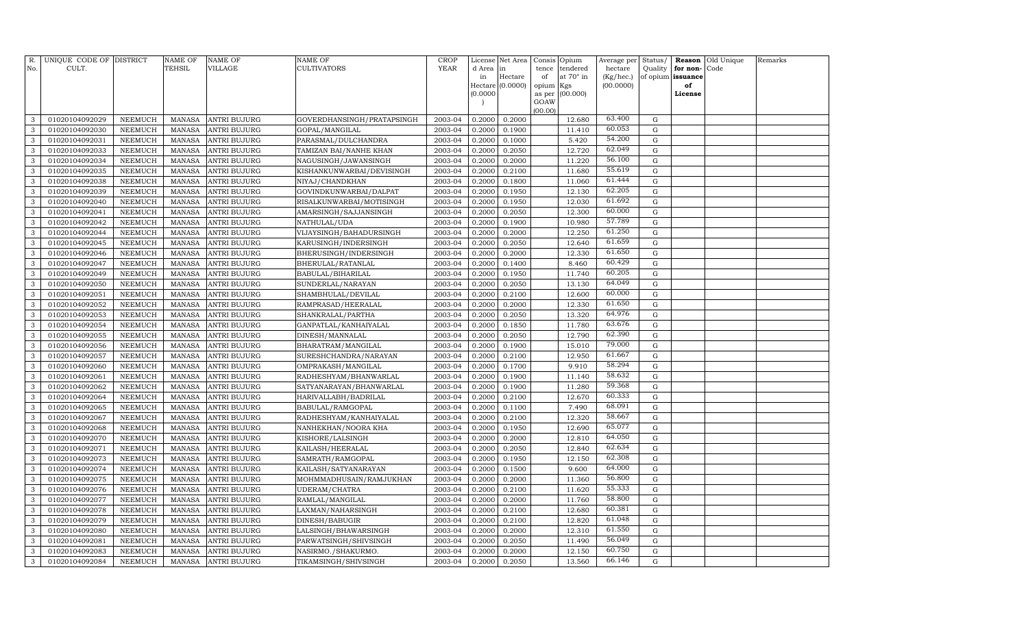| R. No. | UNIQUE CODE OF CULT. | DISTRICT | NAME OF TEHSIL | NAME OF VILLAGE | NAME OF CULTIVATORS | CROP YEAR | License d Area in Hectare (0.0000) | Net Area in Hectare (0.0000) | Consis tence of opium as per GOAW (00.00) | Opium tendered at 70° in Kgs (00.000) | Average per hectare (Kg/hec.) (00.0000) | Status/ Quality of opium | Reason for non-issuance of License | Old Unique Code | Remarks |
|---|---|---|---|---|---|---|---|---|---|---|---|---|---|---|---|
| 3 | 01020104092029 | NEEMUCH | MANASA | ANTRI BUJURG | GOVERDHANSINGH/PRATAPSINGH | 2003-04 | 0.2000 | 0.2000 | | 12.680 | 63.400 | G | | | |
| 3 | 01020104092030 | NEEMUCH | MANASA | ANTRI BUJURG | GOPAL/MANGILAL | 2003-04 | 0.2000 | 0.1900 | | 11.410 | 60.053 | G | | | |
| 3 | 01020104092031 | NEEMUCH | MANASA | ANTRI BUJURG | PARASMAL/DULCHANDRA | 2003-04 | 0.2000 | 0.1000 | | 5.420 | 54.200 | G | | | |
| 3 | 01020104092033 | NEEMUCH | MANASA | ANTRI BUJURG | TAMIZAN BAI/NANHE KHAN | 2003-04 | 0.2000 | 0.2050 | | 12.720 | 62.049 | G | | | |
| 3 | 01020104092034 | NEEMUCH | MANASA | ANTRI BUJURG | NAGUSINGH/JAWANSINGH | 2003-04 | 0.2000 | 0.2000 | | 11.220 | 56.100 | G | | | |
| 3 | 01020104092035 | NEEMUCH | MANASA | ANTRI BUJURG | KISHANKUNWARBAI/DEVISINGH | 2003-04 | 0.2000 | 0.2100 | | 11.680 | 55.619 | G | | | |
| 3 | 01020104092038 | NEEMUCH | MANASA | ANTRI BUJURG | NIYAJ/CHANDKHAN | 2003-04 | 0.2000 | 0.1800 | | 11.060 | 61.444 | G | | | |
| 3 | 01020104092039 | NEEMUCH | MANASA | ANTRI BUJURG | GOVINDKUNWARBAI/DALPAT | 2003-04 | 0.2000 | 0.1950 | | 12.130 | 62.205 | G | | | |
| 3 | 01020104092040 | NEEMUCH | MANASA | ANTRI BUJURG | RISALKUNWARBAI/MOTISINGH | 2003-04 | 0.2000 | 0.1950 | | 12.030 | 61.692 | G | | | |
| 3 | 01020104092041 | NEEMUCH | MANASA | ANTRI BUJURG | AMARSINGH/SAJJANSINGH | 2003-04 | 0.2000 | 0.2050 | | 12.300 | 60.000 | G | | | |
| 3 | 01020104092042 | NEEMUCH | MANASA | ANTRI BUJURG | NATHULAL/UDA | 2003-04 | 0.2000 | 0.1900 | | 10.980 | 57.789 | G | | | |
| 3 | 01020104092044 | NEEMUCH | MANASA | ANTRI BUJURG | VIJAYSINGH/BAHADURSINGH | 2003-04 | 0.2000 | 0.2000 | | 12.250 | 61.250 | G | | | |
| 3 | 01020104092045 | NEEMUCH | MANASA | ANTRI BUJURG | KARUSINGH/INDERSINGH | 2003-04 | 0.2000 | 0.2050 | | 12.640 | 61.659 | G | | | |
| 3 | 01020104092046 | NEEMUCH | MANASA | ANTRI BUJURG | BHERUSINGH/INDERSINGH | 2003-04 | 0.2000 | 0.2000 | | 12.330 | 61.650 | G | | | |
| 3 | 01020104092047 | NEEMUCH | MANASA | ANTRI BUJURG | BHERULAL/RATANLAL | 2003-04 | 0.2000 | 0.1400 | | 8.460 | 60.429 | G | | | |
| 3 | 01020104092049 | NEEMUCH | MANASA | ANTRI BUJURG | BABULAL/BIHARILAL | 2003-04 | 0.2000 | 0.1950 | | 11.740 | 60.205 | G | | | |
| 3 | 01020104092050 | NEEMUCH | MANASA | ANTRI BUJURG | SUNDERLAL/NARAYAN | 2003-04 | 0.2000 | 0.2050 | | 13.130 | 64.049 | G | | | |
| 3 | 01020104092051 | NEEMUCH | MANASA | ANTRI BUJURG | SHAMBHULAL/DEVILAL | 2003-04 | 0.2000 | 0.2100 | | 12.600 | 60.000 | G | | | |
| 3 | 01020104092052 | NEEMUCH | MANASA | ANTRI BUJURG | RAMPRASAD/HEERALAL | 2003-04 | 0.2000 | 0.2000 | | 12.330 | 61.650 | G | | | |
| 3 | 01020104092053 | NEEMUCH | MANASA | ANTRI BUJURG | SHANKRALAL/PARTHA | 2003-04 | 0.2000 | 0.2050 | | 13.320 | 64.976 | G | | | |
| 3 | 01020104092054 | NEEMUCH | MANASA | ANTRI BUJURG | GANPATLAL/KANHAIYALAL | 2003-04 | 0.2000 | 0.1850 | | 11.780 | 63.676 | G | | | |
| 3 | 01020104092055 | NEEMUCH | MANASA | ANTRI BUJURG | DINESH/MANNALAL | 2003-04 | 0.2000 | 0.2050 | | 12.790 | 62.390 | G | | | |
| 3 | 01020104092056 | NEEMUCH | MANASA | ANTRI BUJURG | BHARATRAM/MANGILAL | 2003-04 | 0.2000 | 0.1900 | | 15.010 | 79.000 | G | | | |
| 3 | 01020104092057 | NEEMUCH | MANASA | ANTRI BUJURG | SURESHCHANDRA/NARAYAN | 2003-04 | 0.2000 | 0.2100 | | 12.950 | 61.667 | G | | | |
| 3 | 01020104092060 | NEEMUCH | MANASA | ANTRI BUJURG | OMPRAKASH/MANGILAL | 2003-04 | 0.2000 | 0.1700 | | 9.910 | 58.294 | G | | | |
| 3 | 01020104092061 | NEEMUCH | MANASA | ANTRI BUJURG | RADHESHYAM/BHANWARLAL | 2003-04 | 0.2000 | 0.1900 | | 11.140 | 58.632 | G | | | |
| 3 | 01020104092062 | NEEMUCH | MANASA | ANTRI BUJURG | SATYANARAYAN/BHANWARLAL | 2003-04 | 0.2000 | 0.1900 | | 11.280 | 59.368 | G | | | |
| 3 | 01020104092064 | NEEMUCH | MANASA | ANTRI BUJURG | HARIVALLABH/BADRILAL | 2003-04 | 0.2000 | 0.2100 | | 12.670 | 60.333 | G | | | |
| 3 | 01020104092065 | NEEMUCH | MANASA | ANTRI BUJURG | BABULAL/RAMGOPAL | 2003-04 | 0.2000 | 0.1100 | | 7.490 | 68.091 | G | | | |
| 3 | 01020104092067 | NEEMUCH | MANASA | ANTRI BUJURG | RADHESHYAM/KANHAIYALAL | 2003-04 | 0.2000 | 0.2100 | | 12.320 | 58.667 | G | | | |
| 3 | 01020104092068 | NEEMUCH | MANASA | ANTRI BUJURG | NANHEKHAN/NOORA KHA | 2003-04 | 0.2000 | 0.1950 | | 12.690 | 65.077 | G | | | |
| 3 | 01020104092070 | NEEMUCH | MANASA | ANTRI BUJURG | KISHORE/LALSINGH | 2003-04 | 0.2000 | 0.2000 | | 12.810 | 64.050 | G | | | |
| 3 | 01020104092071 | NEEMUCH | MANASA | ANTRI BUJURG | KAILASH/HEERALAL | 2003-04 | 0.2000 | 0.2050 | | 12.840 | 62.634 | G | | | |
| 3 | 01020104092073 | NEEMUCH | MANASA | ANTRI BUJURG | SAMRATH/RAMGOPAL | 2003-04 | 0.2000 | 0.1950 | | 12.150 | 62.308 | G | | | |
| 3 | 01020104092074 | NEEMUCH | MANASA | ANTRI BUJURG | KAILASH/SATYANARAYAN | 2003-04 | 0.2000 | 0.1500 | | 9.600 | 64.000 | G | | | |
| 3 | 01020104092075 | NEEMUCH | MANASA | ANTRI BUJURG | MOHMMADHUSAIN/RAMJUKHAN | 2003-04 | 0.2000 | 0.2000 | | 11.360 | 56.800 | G | | | |
| 3 | 01020104092076 | NEEMUCH | MANASA | ANTRI BUJURG | UDERAM/CHATRA | 2003-04 | 0.2000 | 0.2100 | | 11.620 | 55.333 | G | | | |
| 3 | 01020104092077 | NEEMUCH | MANASA | ANTRI BUJURG | RAMLAL/MANGILAL | 2003-04 | 0.2000 | 0.2000 | | 11.760 | 58.800 | G | | | |
| 3 | 01020104092078 | NEEMUCH | MANASA | ANTRI BUJURG | LAXMAN/NAHARSINGH | 2003-04 | 0.2000 | 0.2100 | | 12.680 | 60.381 | G | | | |
| 3 | 01020104092079 | NEEMUCH | MANASA | ANTRI BUJURG | DINESH/BABUGIR | 2003-04 | 0.2000 | 0.2100 | | 12.820 | 61.048 | G | | | |
| 3 | 01020104092080 | NEEMUCH | MANASA | ANTRI BUJURG | LALSINGH/BHAWARSINGH | 2003-04 | 0.2000 | 0.2000 | | 12.310 | 61.550 | G | | | |
| 3 | 01020104092081 | NEEMUCH | MANASA | ANTRI BUJURG | PARWATSINGH/SHIVSINGH | 2003-04 | 0.2000 | 0.2050 | | 11.490 | 56.049 | G | | | |
| 3 | 01020104092083 | NEEMUCH | MANASA | ANTRI BUJURG | NASIRMO./SHAKURMO. | 2003-04 | 0.2000 | 0.2000 | | 12.150 | 60.750 | G | | | |
| 3 | 01020104092084 | NEEMUCH | MANASA | ANTRI BUJURG | TIKAMSINGH/SHIVSINGH | 2003-04 | 0.2000 | 0.2050 | | 13.560 | 66.146 | G | | | |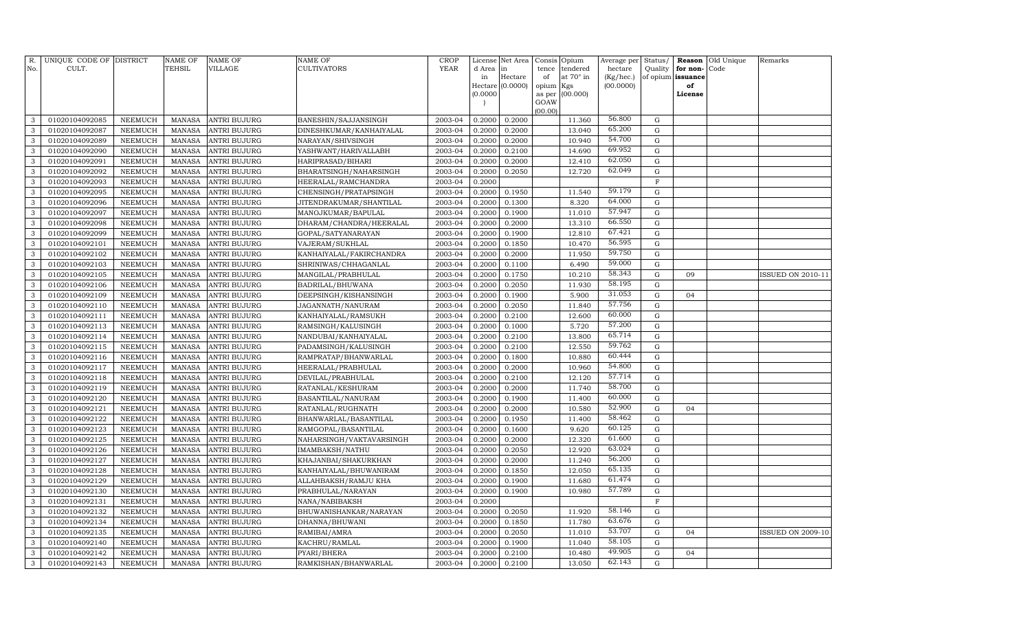| R. No. | UNIQUE CODE OF CULT. | DISTRICT | NAME OF TEHSIL | NAME OF VILLAGE | NAME OF CULTIVATORS | CROP YEAR | License d Area in Hectare (0.0000) | Net Area in Hectare (0.0000) | Consis tence of opium as per GOAW (00.00) | Opium tendered at 70° in Kgs (00.000) | Average per hectare (Kg/hec.) (00.0000) | Status/ Quality of opium | Reason for non-issuance of License | Old Unique Code | Remarks |
|---|---|---|---|---|---|---|---|---|---|---|---|---|---|---|---|
| 3 | 01020104092085 | NEEMUCH | MANASA | ANTRI BUJURG | BANESHIN/SAJJANSINGH | 2003-04 | 0.2000 | 0.2000 | | 11.360 | 56.800 | G | | | |
| 3 | 01020104092087 | NEEMUCH | MANASA | ANTRI BUJURG | DINESHKUMAR/KANHAIYALAL | 2003-04 | 0.2000 | 0.2000 | | 13.040 | 65.200 | G | | | |
| 3 | 01020104092089 | NEEMUCH | MANASA | ANTRI BUJURG | NARAYAN/SHIVSINGH | 2003-04 | 0.2000 | 0.2000 | | 10.940 | 54.700 | G | | | |
| 3 | 01020104092090 | NEEMUCH | MANASA | ANTRI BUJURG | YASHWANT/HARIVALLABH | 2003-04 | 0.2000 | 0.2100 | | 14.690 | 69.952 | G | | | |
| 3 | 01020104092091 | NEEMUCH | MANASA | ANTRI BUJURG | HARIPRASAD/BIHARI | 2003-04 | 0.2000 | 0.2000 | | 12.410 | 62.050 | G | | | |
| 3 | 01020104092092 | NEEMUCH | MANASA | ANTRI BUJURG | BHARATSINGH/NAHARSINGH | 2003-04 | 0.2000 | 0.2050 | | 12.720 | 62.049 | G | | | |
| 3 | 01020104092093 | NEEMUCH | MANASA | ANTRI BUJURG | HEERALAL/RAMCHANDRA | 2003-04 | 0.2000 | | | | | F | | | |
| 3 | 01020104092095 | NEEMUCH | MANASA | ANTRI BUJURG | CHENSINGH/PRATAPSINGH | 2003-04 | 0.2000 | 0.1950 | | 11.540 | 59.179 | G | | | |
| 3 | 01020104092096 | NEEMUCH | MANASA | ANTRI BUJURG | JITENDRAKUMAR/SHANTILAL | 2003-04 | 0.2000 | 0.1300 | | 8.320 | 64.000 | G | | | |
| 3 | 01020104092097 | NEEMUCH | MANASA | ANTRI BUJURG | MANOJKUMAR/BAPULAL | 2003-04 | 0.2000 | 0.1900 | | 11.010 | 57.947 | G | | | |
| 3 | 01020104092098 | NEEMUCH | MANASA | ANTRI BUJURG | DHARAM/CHANDRA/HEERALAL | 2003-04 | 0.2000 | 0.2000 | | 13.310 | 66.550 | G | | | |
| 3 | 01020104092099 | NEEMUCH | MANASA | ANTRI BUJURG | GOPAL/SATYANARAYAN | 2003-04 | 0.2000 | 0.1900 | | 12.810 | 67.421 | G | | | |
| 3 | 01020104092101 | NEEMUCH | MANASA | ANTRI BUJURG | VAJERAM/SUKHLAL | 2003-04 | 0.2000 | 0.1850 | | 10.470 | 56.595 | G | | | |
| 3 | 01020104092102 | NEEMUCH | MANASA | ANTRI BUJURG | KANHAIYALAL/FAKIRCHANDRA | 2003-04 | 0.2000 | 0.2000 | | 11.950 | 59.750 | G | | | |
| 3 | 01020104092103 | NEEMUCH | MANASA | ANTRI BUJURG | SHRINIWAS/CHHAGANLAL | 2003-04 | 0.2000 | 0.1100 | | 6.490 | 59.000 | G | | | |
| 3 | 01020104092105 | NEEMUCH | MANASA | ANTRI BUJURG | MANGILAL/PRABHULAL | 2003-04 | 0.2000 | 0.1750 | | 10.210 | 58.343 | G | 09 | | ISSUED ON 2010-11 |
| 3 | 01020104092106 | NEEMUCH | MANASA | ANTRI BUJURG | BADRILAL/BHUWANA | 2003-04 | 0.2000 | 0.2050 | | 11.930 | 58.195 | G | | | |
| 3 | 01020104092109 | NEEMUCH | MANASA | ANTRI BUJURG | DEEPSINGH/KISHANSINGH | 2003-04 | 0.2000 | 0.1900 | | 5.900 | 31.053 | G | 04 | | |
| 3 | 01020104092110 | NEEMUCH | MANASA | ANTRI BUJURG | JAGANNATH/NANURAM | 2003-04 | 0.2000 | 0.2050 | | 11.840 | 57.756 | G | | | |
| 3 | 01020104092111 | NEEMUCH | MANASA | ANTRI BUJURG | KANHAIYALAL/RAMSUKH | 2003-04 | 0.2000 | 0.2100 | | 12.600 | 60.000 | G | | | |
| 3 | 01020104092113 | NEEMUCH | MANASA | ANTRI BUJURG | RAMSINGH/KALUSINGH | 2003-04 | 0.2000 | 0.1000 | | 5.720 | 57.200 | G | | | |
| 3 | 01020104092114 | NEEMUCH | MANASA | ANTRI BUJURG | NANDUBAI/KANHAIYALAL | 2003-04 | 0.2000 | 0.2100 | | 13.800 | 65.714 | G | | | |
| 3 | 01020104092115 | NEEMUCH | MANASA | ANTRI BUJURG | PADAMSINGH/KALUSINGH | 2003-04 | 0.2000 | 0.2100 | | 12.550 | 59.762 | G | | | |
| 3 | 01020104092116 | NEEMUCH | MANASA | ANTRI BUJURG | RAMPRATAP/BHANWARLAL | 2003-04 | 0.2000 | 0.1800 | | 10.880 | 60.444 | G | | | |
| 3 | 01020104092117 | NEEMUCH | MANASA | ANTRI BUJURG | HEERALAL/PRABHULAL | 2003-04 | 0.2000 | 0.2000 | | 10.960 | 54.800 | G | | | |
| 3 | 01020104092118 | NEEMUCH | MANASA | ANTRI BUJURG | DEVILAL/PRABHULAL | 2003-04 | 0.2000 | 0.2100 | | 12.120 | 57.714 | G | | | |
| 3 | 01020104092119 | NEEMUCH | MANASA | ANTRI BUJURG | RATANLAL/KESHURAM | 2003-04 | 0.2000 | 0.2000 | | 11.740 | 58.700 | G | | | |
| 3 | 01020104092120 | NEEMUCH | MANASA | ANTRI BUJURG | BASANTILAL/NANURAM | 2003-04 | 0.2000 | 0.1900 | | 11.400 | 60.000 | G | | | |
| 3 | 01020104092121 | NEEMUCH | MANASA | ANTRI BUJURG | RATANLAL/RUGHNATH | 2003-04 | 0.2000 | 0.2000 | | 10.580 | 52.900 | G | 04 | | |
| 3 | 01020104092122 | NEEMUCH | MANASA | ANTRI BUJURG | BHANWARLAL/BASANTILAL | 2003-04 | 0.2000 | 0.1950 | | 11.400 | 58.462 | G | | | |
| 3 | 01020104092123 | NEEMUCH | MANASA | ANTRI BUJURG | RAMGOPAL/BASANTILAL | 2003-04 | 0.2000 | 0.1600 | | 9.620 | 60.125 | G | | | |
| 3 | 01020104092125 | NEEMUCH | MANASA | ANTRI BUJURG | NAHARSINGH/VAKTAVARSINGH | 2003-04 | 0.2000 | 0.2000 | | 12.320 | 61.600 | G | | | |
| 3 | 01020104092126 | NEEMUCH | MANASA | ANTRI BUJURG | IMAMBAKSH/NATHU | 2003-04 | 0.2000 | 0.2050 | | 12.920 | 63.024 | G | | | |
| 3 | 01020104092127 | NEEMUCH | MANASA | ANTRI BUJURG | KHAJANBAI/SHAKURKHAN | 2003-04 | 0.2000 | 0.2000 | | 11.240 | 56.200 | G | | | |
| 3 | 01020104092128 | NEEMUCH | MANASA | ANTRI BUJURG | KANHAIYALAL/BHUWANIRAM | 2003-04 | 0.2000 | 0.1850 | | 12.050 | 65.135 | G | | | |
| 3 | 01020104092129 | NEEMUCH | MANASA | ANTRI BUJURG | ALLAHBAKSH/RAMJU KHA | 2003-04 | 0.2000 | 0.1900 | | 11.680 | 61.474 | G | | | |
| 3 | 01020104092130 | NEEMUCH | MANASA | ANTRI BUJURG | PRABHULAL/NARAYAN | 2003-04 | 0.2000 | 0.1900 | | 10.980 | 57.789 | G | | | |
| 3 | 01020104092131 | NEEMUCH | MANASA | ANTRI BUJURG | NANA/NABIBAKSH | 2003-04 | 0.2000 | | | | | F | | | |
| 3 | 01020104092132 | NEEMUCH | MANASA | ANTRI BUJURG | BHUWANISHANKAR/NARAYAN | 2003-04 | 0.2000 | 0.2050 | | 11.920 | 58.146 | G | | | |
| 3 | 01020104092134 | NEEMUCH | MANASA | ANTRI BUJURG | DHANNA/BHUWANI | 2003-04 | 0.2000 | 0.1850 | | 11.780 | 63.676 | G | | | |
| 3 | 01020104092135 | NEEMUCH | MANASA | ANTRI BUJURG | RAMIBAI/AMRA | 2003-04 | 0.2000 | 0.2050 | | 11.010 | 53.707 | G | 04 | | ISSUED ON 2009-10 |
| 3 | 01020104092140 | NEEMUCH | MANASA | ANTRI BUJURG | KACHRU/RAMLAL | 2003-04 | 0.2000 | 0.1900 | | 11.040 | 58.105 | G | | | |
| 3 | 01020104092142 | NEEMUCH | MANASA | ANTRI BUJURG | PYARI/BHERA | 2003-04 | 0.2000 | 0.2100 | | 10.480 | 49.905 | G | 04 | | |
| 3 | 01020104092143 | NEEMUCH | MANASA | ANTRI BUJURG | RAMKISHAN/BHANWARLAL | 2003-04 | 0.2000 | 0.2100 | | 13.050 | 62.143 | G | | | |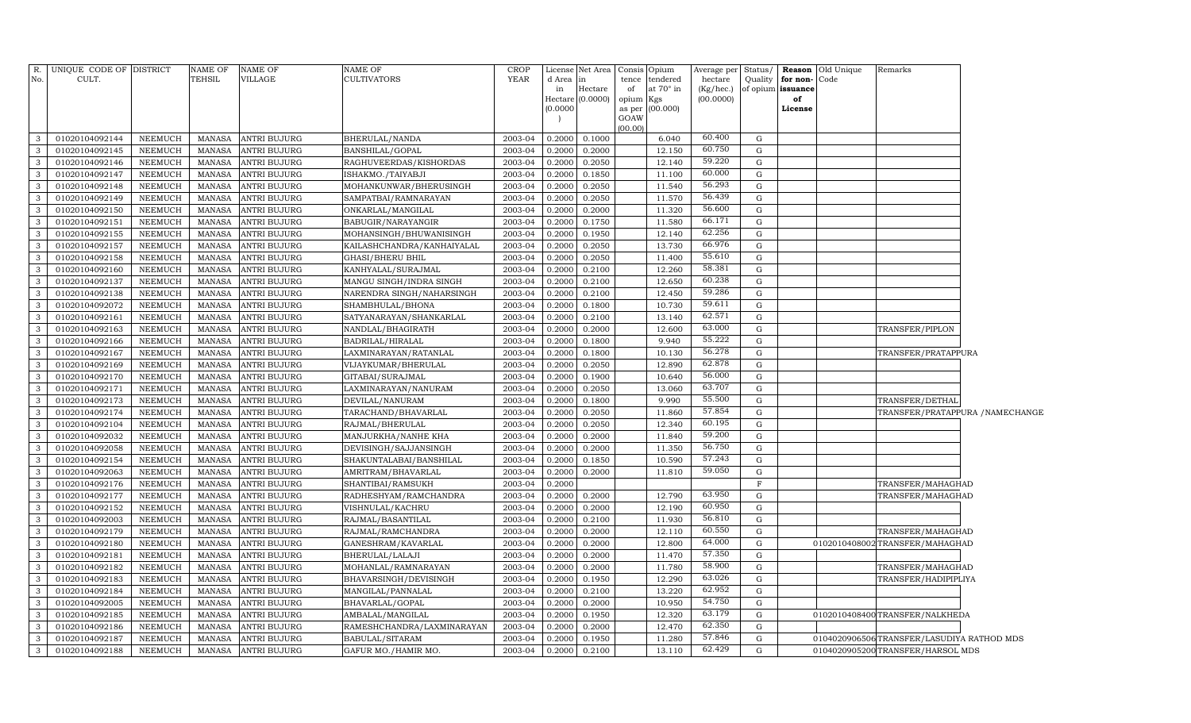| R. No. | UNIQUE CODE OF CULT. | DISTRICT | NAME OF TEHSIL | NAME OF VILLAGE | NAME OF CULTIVATORS | CROP YEAR | License d Area in Hectare (0.0000) | Net Area in Hectare (0.0000) | Consis tence of opium as per GOAW (00.00) | Opium tendered at 70° in Kgs (00.000) | Average per hectare (Kg/hec.) (00.0000) | Status/ Quality of opium | Reason for non-issuance of License | Old Unique Code | Remarks |
|---|---|---|---|---|---|---|---|---|---|---|---|---|---|---|---|
| 3 | 01020104092144 | NEEMUCH | MANASA | ANTRI BUJURG | BHERULAL/NANDA | 2003-04 | 0.2000 | 0.1000 | | 6.040 | 60.400 | G | | | |
| 3 | 01020104092145 | NEEMUCH | MANASA | ANTRI BUJURG | BANSHILAL/GOPAL | 2003-04 | 0.2000 | 0.2000 | | 12.150 | 60.750 | G | | | |
| 3 | 01020104092146 | NEEMUCH | MANASA | ANTRI BUJURG | RAGHUVEERDAS/KISHORDAS | 2003-04 | 0.2000 | 0.2050 | | 12.140 | 59.220 | G | | | |
| 3 | 01020104092147 | NEEMUCH | MANASA | ANTRI BUJURG | ISHAKMO./TAIYABJI | 2003-04 | 0.2000 | 0.1850 | | 11.100 | 60.000 | G | | | |
| 3 | 01020104092148 | NEEMUCH | MANASA | ANTRI BUJURG | MOHANKUNWAR/BHERUSINGH | 2003-04 | 0.2000 | 0.2050 | | 11.540 | 56.293 | G | | | |
| 3 | 01020104092149 | NEEMUCH | MANASA | ANTRI BUJURG | SAMPATBAI/RAMNARAYAN | 2003-04 | 0.2000 | 0.2050 | | 11.570 | 56.439 | G | | | |
| 3 | 01020104092150 | NEEMUCH | MANASA | ANTRI BUJURG | ONKARLAL/MANGILAL | 2003-04 | 0.2000 | 0.2000 | | 11.320 | 56.600 | G | | | |
| 3 | 01020104092151 | NEEMUCH | MANASA | ANTRI BUJURG | BABUGIR/NARAYANGIR | 2003-04 | 0.2000 | 0.1750 | | 11.580 | 66.171 | G | | | |
| 3 | 01020104092155 | NEEMUCH | MANASA | ANTRI BUJURG | MOHANSINGH/BHUWANISINGH | 2003-04 | 0.2000 | 0.1950 | | 12.140 | 62.256 | G | | | |
| 3 | 01020104092157 | NEEMUCH | MANASA | ANTRI BUJURG | KAILASHCHANDRA/KANHAIYALAL | 2003-04 | 0.2000 | 0.2050 | | 13.730 | 66.976 | G | | | |
| 3 | 01020104092158 | NEEMUCH | MANASA | ANTRI BUJURG | GHASI/BHERU BHIL | 2003-04 | 0.2000 | 0.2050 | | 11.400 | 55.610 | G | | | |
| 3 | 01020104092160 | NEEMUCH | MANASA | ANTRI BUJURG | KANHYALAL/SURAJMAL | 2003-04 | 0.2000 | 0.2100 | | 12.260 | 58.381 | G | | | |
| 3 | 01020104092137 | NEEMUCH | MANASA | ANTRI BUJURG | MANGU SINGH/INDRA SINGH | 2003-04 | 0.2000 | 0.2100 | | 12.650 | 60.238 | G | | | |
| 3 | 01020104092138 | NEEMUCH | MANASA | ANTRI BUJURG | NARENDRA SINGH/NAHARSINGH | 2003-04 | 0.2000 | 0.2100 | | 12.450 | 59.286 | G | | | |
| 3 | 01020104092072 | NEEMUCH | MANASA | ANTRI BUJURG | SHAMBHULAL/BHONA | 2003-04 | 0.2000 | 0.1800 | | 10.730 | 59.611 | G | | | |
| 3 | 01020104092161 | NEEMUCH | MANASA | ANTRI BUJURG | SATYANARAYAN/SHANKARLAL | 2003-04 | 0.2000 | 0.2100 | | 13.140 | 62.571 | G | | | |
| 3 | 01020104092163 | NEEMUCH | MANASA | ANTRI BUJURG | NANDLAL/BHAGIRATH | 2003-04 | 0.2000 | 0.2000 | | 12.600 | 63.000 | G | | | TRANSFER/PIPLON |
| 3 | 01020104092166 | NEEMUCH | MANASA | ANTRI BUJURG | BADRILAL/HIRALAL | 2003-04 | 0.2000 | 0.1800 | | 9.940 | 55.222 | G | | | |
| 3 | 01020104092167 | NEEMUCH | MANASA | ANTRI BUJURG | LAXMINARAYAN/RATANLAL | 2003-04 | 0.2000 | 0.1800 | | 10.130 | 56.278 | G | | | TRANSFER/PRATAPPURA |
| 3 | 01020104092169 | NEEMUCH | MANASA | ANTRI BUJURG | VIJAYKUMAR/BHERULAL | 2003-04 | 0.2000 | 0.2050 | | 12.890 | 62.878 | G | | | |
| 3 | 01020104092170 | NEEMUCH | MANASA | ANTRI BUJURG | GITABAI/SURAJMAL | 2003-04 | 0.2000 | 0.1900 | | 10.640 | 56.000 | G | | | |
| 3 | 01020104092171 | NEEMUCH | MANASA | ANTRI BUJURG | LAXMINARAYAN/NANURAM | 2003-04 | 0.2000 | 0.2050 | | 13.060 | 63.707 | G | | | |
| 3 | 01020104092173 | NEEMUCH | MANASA | ANTRI BUJURG | DEVILAL/NANURAM | 2003-04 | 0.2000 | 0.1800 | | 9.990 | 55.500 | G | | | TRANSFER/DETHAL |
| 3 | 01020104092174 | NEEMUCH | MANASA | ANTRI BUJURG | TARACHAND/BHAVARLAL | 2003-04 | 0.2000 | 0.2050 | | 11.860 | 57.854 | G | | | TRANSFER/PRATAPPURA /NAMECHANGE |
| 3 | 01020104092104 | NEEMUCH | MANASA | ANTRI BUJURG | RAJMAL/BHERULAL | 2003-04 | 0.2000 | 0.2050 | | 12.340 | 60.195 | G | | | |
| 3 | 01020104092032 | NEEMUCH | MANASA | ANTRI BUJURG | MANJURKHA/NANHE KHA | 2003-04 | 0.2000 | 0.2000 | | 11.840 | 59.200 | G | | | |
| 3 | 01020104092058 | NEEMUCH | MANASA | ANTRI BUJURG | DEVISINGH/SAJJANSINGH | 2003-04 | 0.2000 | 0.2000 | | 11.350 | 56.750 | G | | | |
| 3 | 01020104092154 | NEEMUCH | MANASA | ANTRI BUJURG | SHAKUNTALABAI/BANSHILAL | 2003-04 | 0.2000 | 0.1850 | | 10.590 | 57.243 | G | | | |
| 3 | 01020104092063 | NEEMUCH | MANASA | ANTRI BUJURG | AMRITRAM/BHAVARLAL | 2003-04 | 0.2000 | 0.2000 | | 11.810 | 59.050 | G | | | |
| 3 | 01020104092176 | NEEMUCH | MANASA | ANTRI BUJURG | SHANTIBAI/RAMSUKH | 2003-04 | 0.2000 | | | | | F | | | TRANSFER/MAHAGHAD |
| 3 | 01020104092177 | NEEMUCH | MANASA | ANTRI BUJURG | RADHESHYAM/RAMCHANDRA | 2003-04 | 0.2000 | 0.2000 | | 12.790 | 63.950 | G | | | TRANSFER/MAHAGHAD |
| 3 | 01020104092152 | NEEMUCH | MANASA | ANTRI BUJURG | VISHNULAL/KACHRU | 2003-04 | 0.2000 | 0.2000 | | 12.190 | 60.950 | G | | | |
| 3 | 01020104092003 | NEEMUCH | MANASA | ANTRI BUJURG | RAJMAL/BASANTILAL | 2003-04 | 0.2000 | 0.2100 | | 11.930 | 56.810 | G | | | |
| 3 | 01020104092179 | NEEMUCH | MANASA | ANTRI BUJURG | RAJMAL/RAMCHANDRA | 2003-04 | 0.2000 | 0.2000 | | 12.110 | 60.550 | G | | | TRANSFER/MAHAGHAD |
| 3 | 01020104092180 | NEEMUCH | MANASA | ANTRI BUJURG | GANESHRAM/KAVARLAL | 2003-04 | 0.2000 | 0.2000 | | 12.800 | 64.000 | G | | 01020104080002 | TRANSFER/MAHAGHAD |
| 3 | 01020104092181 | NEEMUCH | MANASA | ANTRI BUJURG | BHERULAL/LALAJI | 2003-04 | 0.2000 | 0.2000 | | 11.470 | 57.350 | G | | | |
| 3 | 01020104092182 | NEEMUCH | MANASA | ANTRI BUJURG | MOHANLAL/RAMNARAYAN | 2003-04 | 0.2000 | 0.2000 | | 11.780 | 58.900 | G | | | TRANSFER/MAHAGHAD |
| 3 | 01020104092183 | NEEMUCH | MANASA | ANTRI BUJURG | BHAVARSINGH/DEVISINGH | 2003-04 | 0.2000 | 0.1950 | | 12.290 | 63.026 | G | | | TRANSFER/HADIPIPLIYA |
| 3 | 01020104092184 | NEEMUCH | MANASA | ANTRI BUJURG | MANGILAL/PANNALAL | 2003-04 | 0.2000 | 0.2100 | | 13.220 | 62.952 | G | | | |
| 3 | 01020104092005 | NEEMUCH | MANASA | ANTRI BUJURG | BHAVARLAL/GOPAL | 2003-04 | 0.2000 | 0.2000 | | 10.950 | 54.750 | G | | | |
| 3 | 01020104092185 | NEEMUCH | MANASA | ANTRI BUJURG | AMBALAL/MANGILAL | 2003-04 | 0.2000 | 0.1950 | | 12.320 | 63.179 | G | | 01020104080400 | TRANSFER/NALKHEDA |
| 3 | 01020104092186 | NEEMUCH | MANASA | ANTRI BUJURG | RAMESHCHANDRA/LAXMINARAYAN | 2003-04 | 0.2000 | 0.2000 | | 12.470 | 62.350 | G | | | |
| 3 | 01020104092187 | NEEMUCH | MANASA | ANTRI BUJURG | BABULAL/SITARAM | 2003-04 | 0.2000 | 0.1950 | | 11.280 | 57.846 | G | | 01040209060506 | TRANSFER/LASUDIYA RATHOD MDS |
| 3 | 01020104092188 | NEEMUCH | MANASA | ANTRI BUJURG | GAFUR MO./HAMIR MO. | 2003-04 | 0.2000 | 0.2100 | | 13.110 | 62.429 | G | | 01040209052000 | TRANSFER/HARSOL MDS |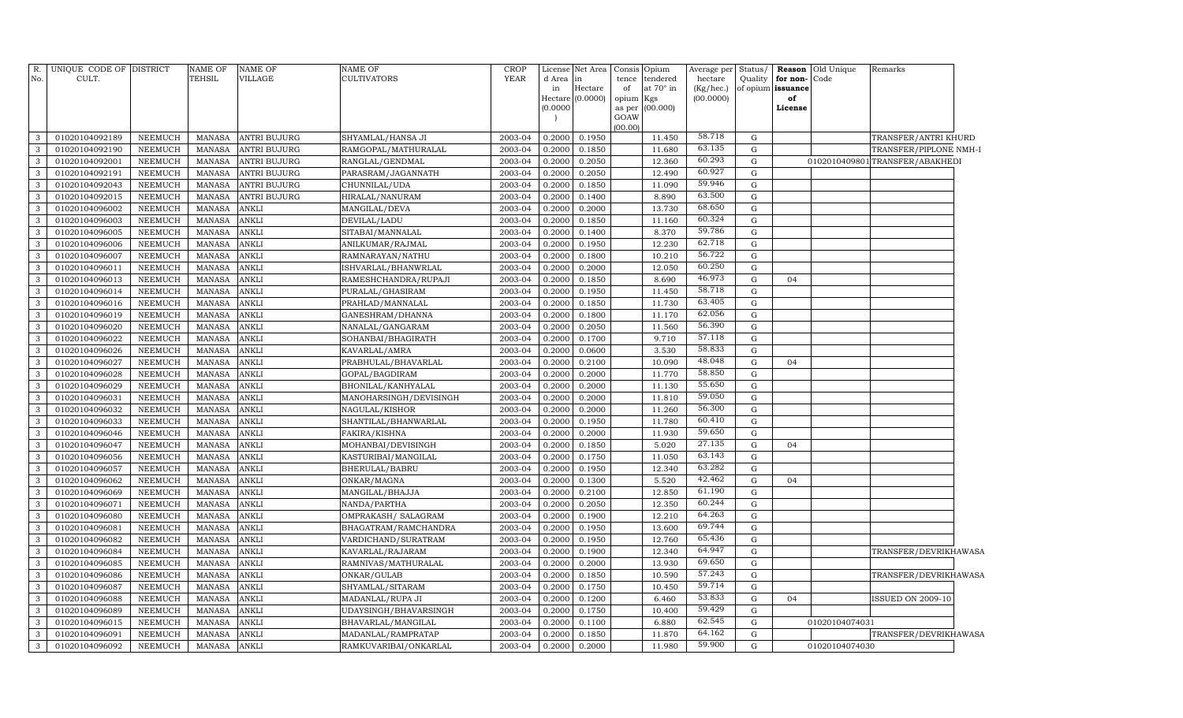| R. No. | UNIQUE CODE OF CULT. | DISTRICT | NAME OF TEHSIL | NAME OF VILLAGE | NAME OF CULTIVATORS | CROP YEAR | License d Area in Hectare (0.0000) | Net Area in Hectare (0.0000) | Consis tence of opium as per GOAW (00.00) | Opium tendered at 70° in Kgs (00.000) | Average per hectare (Kg/hec.) (00.0000) | Status/ Quality of opium | Reason for non-issuance of License | Old Unique Code | Remarks |
|---|---|---|---|---|---|---|---|---|---|---|---|---|---|---|---|
| 3 | 01020104092189 | NEEMUCH | MANASA | ANTRI BUJURG | SHYAMLAL/HANSA JI | 2003-04 | 0.2000 | 0.1950 | | 11.450 | 58.718 | G | | | TRANSFER/ANTRI KHURD |
| 3 | 01020104092190 | NEEMUCH | MANASA | ANTRI BUJURG | RAMGOPAL/MATHURALAL | 2003-04 | 0.2000 | 0.1850 | | 11.680 | 63.135 | G | | | TRANSFER/PIPLONE NMH-I |
| 3 | 01020104092001 | NEEMUCH | MANASA | ANTRI BUJURG | RANGLAL/GENDMAL | 2003-04 | 0.2000 | 0.2050 | | 12.360 | 60.293 | G | | 01020104098011 | TRANSFER/ABAKHEDI |
| 3 | 01020104092191 | NEEMUCH | MANASA | ANTRI BUJURG | PARASRAM/JAGANNATH | 2003-04 | 0.2000 | 0.2050 | | 12.490 | 60.927 | G | | | |
| 3 | 01020104092043 | NEEMUCH | MANASA | ANTRI BUJURG | CHUNNILAL/UDA | 2003-04 | 0.2000 | 0.1850 | | 11.090 | 59.946 | G | | | |
| 3 | 01020104092015 | NEEMUCH | MANASA | ANTRI BUJURG | HIRALAL/NANURAM | 2003-04 | 0.2000 | 0.1400 | | 8.890 | 63.500 | G | | | |
| 3 | 01020104096002 | NEEMUCH | MANASA | ANKLI | MANGILAL/DEVA | 2003-04 | 0.2000 | 0.2000 | | 13.730 | 68.650 | G | | | |
| 3 | 01020104096003 | NEEMUCH | MANASA | ANKLI | DEVILAL/LADU | 2003-04 | 0.2000 | 0.1850 | | 11.160 | 60.324 | G | | | |
| 3 | 01020104096005 | NEEMUCH | MANASA | ANKLI | SITABAI/MANNALAL | 2003-04 | 0.2000 | 0.1400 | | 8.370 | 59.786 | G | | | |
| 3 | 01020104096006 | NEEMUCH | MANASA | ANKLI | ANILKUMAR/RAJMAL | 2003-04 | 0.2000 | 0.1950 | | 12.230 | 62.718 | G | | | |
| 3 | 01020104096007 | NEEMUCH | MANASA | ANKLI | RAMNARAYAN/NATHU | 2003-04 | 0.2000 | 0.1800 | | 10.210 | 56.722 | G | | | |
| 3 | 01020104096011 | NEEMUCH | MANASA | ANKLI | ISHVARLAL/BHANWRLAL | 2003-04 | 0.2000 | 0.2000 | | 12.050 | 60.250 | G | | | |
| 3 | 01020104096013 | NEEMUCH | MANASA | ANKLI | RAMESHCHANDRA/RUPAJI | 2003-04 | 0.2000 | 0.1850 | | 8.690 | 46.973 | G | 04 | | |
| 3 | 01020104096014 | NEEMUCH | MANASA | ANKLI | PURALAL/GHASIRAM | 2003-04 | 0.2000 | 0.1950 | | 11.450 | 58.718 | G | | | |
| 3 | 01020104096016 | NEEMUCH | MANASA | ANKLI | PRAHLAD/MANNALAL | 2003-04 | 0.2000 | 0.1850 | | 11.730 | 63.405 | G | | | |
| 3 | 01020104096019 | NEEMUCH | MANASA | ANKLI | GANESHRAM/DHANNA | 2003-04 | 0.2000 | 0.1800 | | 11.170 | 62.056 | G | | | |
| 3 | 01020104096020 | NEEMUCH | MANASA | ANKLI | NANALAL/GANGARAM | 2003-04 | 0.2000 | 0.2050 | | 11.560 | 56.390 | G | | | |
| 3 | 01020104096022 | NEEMUCH | MANASA | ANKLI | SOHANBAI/BHAGIRATH | 2003-04 | 0.2000 | 0.1700 | | 9.710 | 57.118 | G | | | |
| 3 | 01020104096026 | NEEMUCH | MANASA | ANKLI | KAVARLAL/AMRA | 2003-04 | 0.2000 | 0.0600 | | 3.530 | 58.833 | G | | | |
| 3 | 01020104096027 | NEEMUCH | MANASA | ANKLI | PRABHULAL/BHAVARLAL | 2003-04 | 0.2000 | 0.2100 | | 10.090 | 48.048 | G | 04 | | |
| 3 | 01020104096028 | NEEMUCH | MANASA | ANKLI | GOPAL/BAGDIRAM | 2003-04 | 0.2000 | 0.2000 | | 11.770 | 58.850 | G | | | |
| 3 | 01020104096029 | NEEMUCH | MANASA | ANKLI | BHONILAL/KANHYALAL | 2003-04 | 0.2000 | 0.2000 | | 11.130 | 55.650 | G | | | |
| 3 | 01020104096031 | NEEMUCH | MANASA | ANKLI | MANOHARSINGH/DEVISINGH | 2003-04 | 0.2000 | 0.2000 | | 11.810 | 59.050 | G | | | |
| 3 | 01020104096032 | NEEMUCH | MANASA | ANKLI | NAGULAL/KISHOR | 2003-04 | 0.2000 | 0.2000 | | 11.260 | 56.300 | G | | | |
| 3 | 01020104096033 | NEEMUCH | MANASA | ANKLI | SHANTILAL/BHANWARLAL | 2003-04 | 0.2000 | 0.1950 | | 11.780 | 60.410 | G | | | |
| 3 | 01020104096046 | NEEMUCH | MANASA | ANKLI | FAKIRA/KISHNA | 2003-04 | 0.2000 | 0.2000 | | 11.930 | 59.650 | G | | | |
| 3 | 01020104096047 | NEEMUCH | MANASA | ANKLI | MOHANBAI/DEVISINGH | 2003-04 | 0.2000 | 0.1850 | | 5.020 | 27.135 | G | 04 | | |
| 3 | 01020104096056 | NEEMUCH | MANASA | ANKLI | KASTURIBAI/MANGILAL | 2003-04 | 0.2000 | 0.1750 | | 11.050 | 63.143 | G | | | |
| 3 | 01020104096057 | NEEMUCH | MANASA | ANKLI | BHERULAL/BABRU | 2003-04 | 0.2000 | 0.1950 | | 12.340 | 63.282 | G | | | |
| 3 | 01020104096062 | NEEMUCH | MANASA | ANKLI | ONKAR/MAGNA | 2003-04 | 0.2000 | 0.1300 | | 5.520 | 42.462 | G | 04 | | |
| 3 | 01020104096069 | NEEMUCH | MANASA | ANKLI | MANGILAL/BHAJJA | 2003-04 | 0.2000 | 0.2100 | | 12.850 | 61.190 | G | | | |
| 3 | 01020104096071 | NEEMUCH | MANASA | ANKLI | NANDA/PARTHA | 2003-04 | 0.2000 | 0.2050 | | 12.350 | 60.244 | G | | | |
| 3 | 01020104096080 | NEEMUCH | MANASA | ANKLI | OMPRAKASH/ SALAGRAM | 2003-04 | 0.2000 | 0.1900 | | 12.210 | 64.263 | G | | | |
| 3 | 01020104096081 | NEEMUCH | MANASA | ANKLI | BHAGATRAM/RAMCHANDRA | 2003-04 | 0.2000 | 0.1950 | | 13.600 | 69.744 | G | | | |
| 3 | 01020104096082 | NEEMUCH | MANASA | ANKLI | VARDICHAND/SURATRAM | 2003-04 | 0.2000 | 0.1950 | | 12.760 | 65.436 | G | | | |
| 3 | 01020104096084 | NEEMUCH | MANASA | ANKLI | KAVARLAL/RAJARAM | 2003-04 | 0.2000 | 0.1900 | | 12.340 | 64.947 | G | | | TRANSFER/DEVRIKHAWASA |
| 3 | 01020104096085 | NEEMUCH | MANASA | ANKLI | RAMNIVAS/MATHURALAL | 2003-04 | 0.2000 | 0.2000 | | 13.930 | 69.650 | G | | | |
| 3 | 01020104096086 | NEEMUCH | MANASA | ANKLI | ONKAR/GULAB | 2003-04 | 0.2000 | 0.1850 | | 10.590 | 57.243 | G | | | TRANSFER/DEVRIKHAWASA |
| 3 | 01020104096087 | NEEMUCH | MANASA | ANKLI | SHYAMLAL/SITARAM | 2003-04 | 0.2000 | 0.1750 | | 10.450 | 59.714 | G | | | |
| 3 | 01020104096088 | NEEMUCH | MANASA | ANKLI | MADANLAL/RUPA JI | 2003-04 | 0.2000 | 0.1200 | | 6.460 | 53.833 | G | 04 | | ISSUED ON 2009-10 |
| 3 | 01020104096089 | NEEMUCH | MANASA | ANKLI | UDAYSINGH/BHAVARSINGH | 2003-04 | 0.2000 | 0.1750 | | 10.400 | 59.429 | G | | | |
| 3 | 01020104096015 | NEEMUCH | MANASA | ANKLI | BHAVARLAL/MANGILAL | 2003-04 | 0.2000 | 0.1100 | | 6.880 | 62.545 | G | | 01020104074031 | |
| 3 | 01020104096091 | NEEMUCH | MANASA | ANKLI | MADANLAL/RAMPRATAP | 2003-04 | 0.2000 | 0.1850 | | 11.870 | 64.162 | G | | | TRANSFER/DEVRIKHAWASA |
| 3 | 01020104096092 | NEEMUCH | MANASA | ANKLI | RAMKUVARIBAI/ONKARLAL | 2003-04 | 0.2000 | 0.2000 | | 11.980 | 59.900 | G | | 01020104074030 | |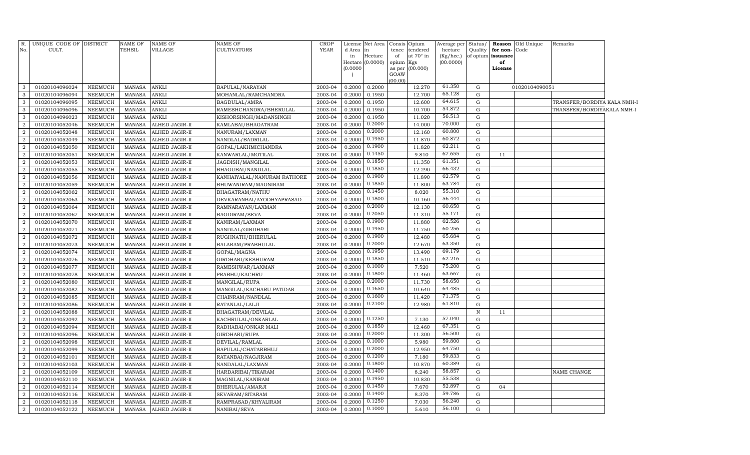| R. No. | UNIQUE CODE OF CULT. | DISTRICT | NAME OF TEHSIL | NAME OF VILLAGE | NAME OF CULTIVATORS | CROP YEAR | License d Area in Hectare (0.0000) | Net Area in Hectare (0.0000) | Consis tence of opium as per GOAW (00.00) | Opium tendered at 70° in Kgs (00.000) | Average per hectare (Kg/hec.) (00.0000) | Status/ Quality of opium | Reason for non-issuance of License | Old Unique Code | Remarks |
|---|---|---|---|---|---|---|---|---|---|---|---|---|---|---|---|
| 3 | 01020104096024 | NEEMUCH | MANASA | ANKLI | BAPULAL/NARAYAN | 2003-04 | 0.2000 | 0.2000 | | 12.270 | 61.350 | G | | 01020104090051 | |
| 3 | 01020104096094 | NEEMUCH | MANASA | ANKLI | MOHANLAL/RAMCHANDRA | 2003-04 | 0.2000 | 0.1950 | | 12.700 | 65.128 | G | | | |
| 3 | 01020104096095 | NEEMUCH | MANASA | ANKLI | BAGDULAL/AMRA | 2003-04 | 0.2000 | 0.1950 | | 12.600 | 64.615 | G | | | TRANSFER/BORDIYA KALA NMH-I |
| 3 | 01020104096096 | NEEMUCH | MANASA | ANKLI | RAMESHCHANDRA/BHERULAL | 2003-04 | 0.2000 | 0.1950 | | 10.700 | 54.872 | G | | | TRANSFER/BORDIYAKALA NMH-I |
| 3 | 01020104096023 | NEEMUCH | MANASA | ANKLI | KISHORSINGH/MADANSINGH | 2003-04 | 0.2000 | 0.1950 | | 11.020 | 56.513 | G | | | |
| 2 | 01020104052046 | NEEMUCH | MANASA | ALHED JAGIR-II | KAMLABAI/BHAGATRAM | 2003-04 | 0.2000 | 0.2000 | | 14.000 | 70.000 | G | | | |
| 2 | 01020104052048 | NEEMUCH | MANASA | ALHED JAGIR-II | NANURAM/LAXMAN | 2003-04 | 0.2000 | 0.2000 | | 12.160 | 60.800 | G | | | |
| 2 | 01020104052049 | NEEMUCH | MANASA | ALHED JAGIR-II | NANDLAL/BADRILAL | 2003-04 | 0.2000 | 0.1950 | | 11.870 | 60.872 | G | | | |
| 2 | 01020104052050 | NEEMUCH | MANASA | ALHED JAGIR-II | GOPAL/LAKHMICHANDRA | 2003-04 | 0.2000 | 0.1900 | | 11.820 | 62.211 | G | | | |
| 2 | 01020104052051 | NEEMUCH | MANASA | ALHED JAGIR-II | KANWARLAL/MOTILAL | 2003-04 | 0.2000 | 0.1450 | | 9.810 | 67.655 | G | 11 | | |
| 2 | 01020104052053 | NEEMUCH | MANASA | ALHED JAGIR-II | JAGDISH/MANGILAL | 2003-04 | 0.2000 | 0.1850 | | 11.350 | 61.351 | G | | | |
| 2 | 01020104052055 | NEEMUCH | MANASA | ALHED JAGIR-II | BHAGUBAI/NANDLAL | 2003-04 | 0.2000 | 0.1850 | | 12.290 | 66.432 | G | | | |
| 2 | 01020104052056 | NEEMUCH | MANASA | ALHED JAGIR-II | KANHAIYALAL/NANURAM RATHORE | 2003-04 | 0.2000 | 0.1900 | | 11.890 | 62.579 | G | | | |
| 2 | 01020104052059 | NEEMUCH | MANASA | ALHED JAGIR-II | BHUWANIRAM/MAGNIRAM | 2003-04 | 0.2000 | 0.1850 | | 11.800 | 63.784 | G | | | |
| 2 | 01020104052062 | NEEMUCH | MANASA | ALHED JAGIR-II | BHAGATRAM/NATHU | 2003-04 | 0.2000 | 0.1450 | | 8.020 | 55.310 | G | | | |
| 2 | 01020104052063 | NEEMUCH | MANASA | ALHED JAGIR-II | DEVKARANBAI/AYODHYAPRASAD | 2003-04 | 0.2000 | 0.1800 | | 10.160 | 56.444 | G | | | |
| 2 | 01020104052064 | NEEMUCH | MANASA | ALHED JAGIR-II | RAMNARAYAN/LAXMAN | 2003-04 | 0.2000 | 0.2000 | | 12.130 | 60.650 | G | | | |
| 2 | 01020104052067 | NEEMUCH | MANASA | ALHED JAGIR-II | BAGDIRAM/SEVA | 2003-04 | 0.2000 | 0.2050 | | 11.310 | 55.171 | G | | | |
| 2 | 01020104052070 | NEEMUCH | MANASA | ALHED JAGIR-II | KANIRAM/LAXMAN | 2003-04 | 0.2000 | 0.1900 | | 11.880 | 62.526 | G | | | |
| 2 | 01020104052071 | NEEMUCH | MANASA | ALHED JAGIR-II | NANDLAL/GIRDHARI | 2003-04 | 0.2000 | 0.1950 | | 11.750 | 60.256 | G | | | |
| 2 | 01020104052072 | NEEMUCH | MANASA | ALHED JAGIR-II | RUGHNATH/BHERULAL | 2003-04 | 0.2000 | 0.1900 | | 12.480 | 65.684 | G | | | |
| 2 | 01020104052073 | NEEMUCH | MANASA | ALHED JAGIR-II | BALARAM/PRABHULAL | 2003-04 | 0.2000 | 0.2000 | | 12.670 | 63.350 | G | | | |
| 2 | 01020104052074 | NEEMUCH | MANASA | ALHED JAGIR-II | GOPAL/MAGNA | 2003-04 | 0.2000 | 0.1950 | | 13.490 | 69.179 | G | | | |
| 2 | 01020104052076 | NEEMUCH | MANASA | ALHED JAGIR-II | GIRDHARI/KESHURAM | 2003-04 | 0.2000 | 0.1850 | | 11.510 | 62.216 | G | | | |
| 2 | 01020104052077 | NEEMUCH | MANASA | ALHED JAGIR-II | RAMESHWAR/LAXMAN | 2003-04 | 0.2000 | 0.1000 | | 7.520 | 75.200 | G | | | |
| 2 | 01020104052078 | NEEMUCH | MANASA | ALHED JAGIR-II | PRABHU/KACHRU | 2003-04 | 0.2000 | 0.1800 | | 11.460 | 63.667 | G | | | |
| 2 | 01020104052080 | NEEMUCH | MANASA | ALHED JAGIR-II | MANGILAL/RUPA | 2003-04 | 0.2000 | 0.2000 | | 11.730 | 58.650 | G | | | |
| 2 | 01020104052082 | NEEMUCH | MANASA | ALHED JAGIR-II | MANGILAL/KACHARU PATIDAR | 2003-04 | 0.2000 | 0.1650 | | 10.640 | 64.485 | G | | | |
| 2 | 01020104052085 | NEEMUCH | MANASA | ALHED JAGIR-II | CHAINRAM/NANDLAL | 2003-04 | 0.2000 | 0.1600 | | 11.420 | 71.375 | G | | | |
| 2 | 01020104052086 | NEEMUCH | MANASA | ALHED JAGIR-II | RATANLAL/LALJI | 2003-04 | 0.2000 | 0.2100 | | 12.980 | 61.810 | G | | | |
| 2 | 01020104052088 | NEEMUCH | MANASA | ALHED JAGIR-II | BHAGATRAM/DEVILAL | 2003-04 | 0.2000 | | | | | N | 11 | | |
| 2 | 01020104052092 | NEEMUCH | MANASA | ALHED JAGIR-II | KACHRULAL/ONKARLAL | 2003-04 | 0.2000 | 0.1250 | | 7.130 | 57.040 | G | | | |
| 2 | 01020104052094 | NEEMUCH | MANASA | ALHED JAGIR-II | RADHABAI/ONKAR MALI | 2003-04 | 0.2000 | 0.1850 | | 12.460 | 67.351 | G | | | |
| 2 | 01020104052096 | NEEMUCH | MANASA | ALHED JAGIR-II | GIRDHARI/RUPA | 2003-04 | 0.2000 | 0.2000 | | 11.300 | 56.500 | G | | | |
| 2 | 01020104052098 | NEEMUCH | MANASA | ALHED JAGIR-II | DEVILAL/RAMLAL | 2003-04 | 0.2000 | 0.1000 | | 5.980 | 59.800 | G | | | |
| 2 | 01020104052099 | NEEMUCH | MANASA | ALHED JAGIR-II | BAPULAL/CHATARBHUJ | 2003-04 | 0.2000 | 0.2000 | | 12.950 | 64.750 | G | | | |
| 2 | 01020104052101 | NEEMUCH | MANASA | ALHED JAGIR-II | RATANBAI/NAGJIRAM | 2003-04 | 0.2000 | 0.1200 | | 7.180 | 59.833 | G | | | |
| 2 | 01020104052103 | NEEMUCH | MANASA | ALHED JAGIR-II | NANDALAL/LAXMAN | 2003-04 | 0.2000 | 0.1800 | | 10.870 | 60.389 | G | | | |
| 2 | 01020104052109 | NEEMUCH | MANASA | ALHED JAGIR-II | HARDARIBAI/TIKARAM | 2003-04 | 0.2000 | 0.1400 | | 8.240 | 58.857 | G | | | NAME CHANGE |
| 2 | 01020104052110 | NEEMUCH | MANASA | ALHED JAGIR-II | MAGNILAL/KANIRAM | 2003-04 | 0.2000 | 0.1950 | | 10.830 | 55.538 | G | | | |
| 2 | 01020104052114 | NEEMUCH | MANASA | ALHED JAGIR-II | BHERULAL/AMARJI | 2003-04 | 0.2000 | 0.1450 | | 7.670 | 52.897 | G | 04 | | |
| 2 | 01020104052116 | NEEMUCH | MANASA | ALHED JAGIR-II | SEVARAM/SITARAM | 2003-04 | 0.2000 | 0.1400 | | 8.370 | 59.786 | G | | | |
| 2 | 01020104052118 | NEEMUCH | MANASA | ALHED JAGIR-II | RAMPRASAD/KHYALIRAM | 2003-04 | 0.2000 | 0.1250 | | 7.030 | 56.240 | G | | | |
| 2 | 01020104052122 | NEEMUCH | MANASA | ALHED JAGIR-II | NANIBAI/SEVA | 2003-04 | 0.2000 | 0.1000 | | 5.610 | 56.100 | G | | | |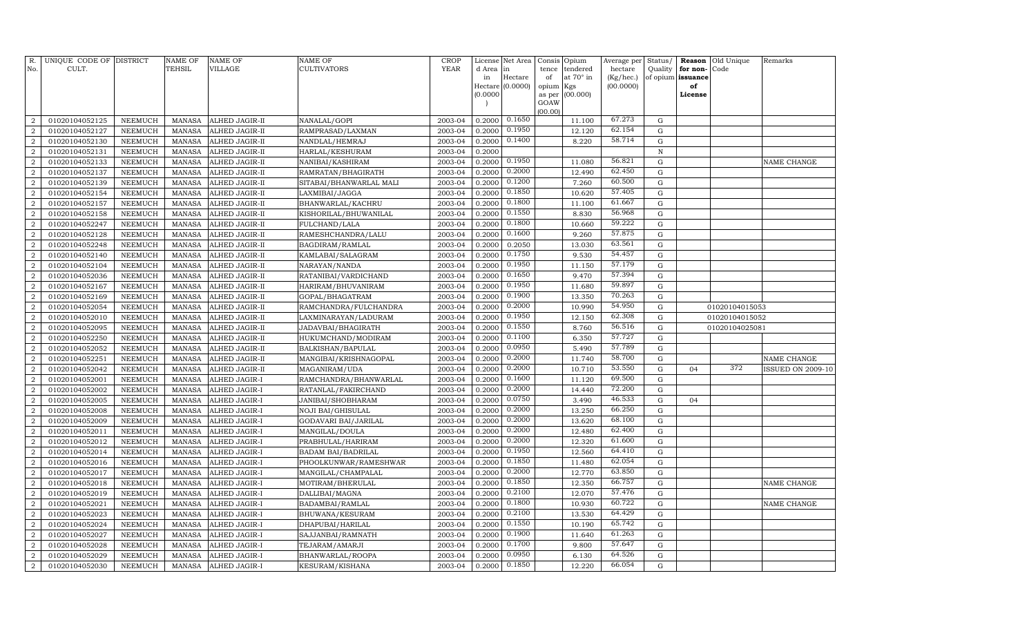| R. No. | UNIQUE CODE OF CULT. | DISTRICT | NAME OF TEHSIL | NAME OF VILLAGE | NAME OF CULTIVATORS | CROP YEAR | License d Area in Hectare (0.0000) | Net Area in Hectare (0.0000) | Consis tence of opium as per GOAW (00.00) | Opium tendered at 70° in Kgs (00.000) | Average per hectare (Kg/hec.) (00.0000) | Status/ Quality of opium | Reason for non-issuance of License | Old Unique Code | Remarks |
|---|---|---|---|---|---|---|---|---|---|---|---|---|---|---|---|
| 2 | 01020104052125 | NEEMUCH | MANASA | ALHED JAGIR-II | NANALAL/GOPI | 2003-04 | 0.2000 | 0.1650 | | 11.100 | 67.273 | G | | | |
| 2 | 01020104052127 | NEEMUCH | MANASA | ALHED JAGIR-II | RAMPRASAD/LAXMAN | 2003-04 | 0.2000 | 0.1950 | | 12.120 | 62.154 | G | | | |
| 2 | 01020104052130 | NEEMUCH | MANASA | ALHED JAGIR-II | NANDLAL/HEMRAJ | 2003-04 | 0.2000 | 0.1400 | | 8.220 | 58.714 | G | | | |
| 2 | 01020104052131 | NEEMUCH | MANASA | ALHED JAGIR-II | HARLAL/KESHURAM | 2003-04 | 0.2000 | | | | | N | | | |
| 2 | 01020104052133 | NEEMUCH | MANASA | ALHED JAGIR-II | NANIBAI/KASHIRAM | 2003-04 | 0.2000 | 0.1950 | | 11.080 | 56.821 | G | | | NAME CHANGE |
| 2 | 01020104052137 | NEEMUCH | MANASA | ALHED JAGIR-II | RAMRATAN/BHAGIRATH | 2003-04 | 0.2000 | 0.2000 | | 12.490 | 62.450 | G | | | |
| 2 | 01020104052139 | NEEMUCH | MANASA | ALHED JAGIR-II | SITABAI/BHANWARLAL MALI | 2003-04 | 0.2000 | 0.1200 | | 7.260 | 60.500 | G | | | |
| 2 | 01020104052154 | NEEMUCH | MANASA | ALHED JAGIR-II | LAXMIBAI/JAGGA | 2003-04 | 0.2000 | 0.1850 | | 10.620 | 57.405 | G | | | |
| 2 | 01020104052157 | NEEMUCH | MANASA | ALHED JAGIR-II | BHANWARLAL/KACHRU | 2003-04 | 0.2000 | 0.1800 | | 11.100 | 61.667 | G | | | |
| 2 | 01020104052158 | NEEMUCH | MANASA | ALHED JAGIR-II | KISHORILAL/BHUWANILAL | 2003-04 | 0.2000 | 0.1550 | | 8.830 | 56.968 | G | | | |
| 2 | 01020104052247 | NEEMUCH | MANASA | ALHED JAGIR-II | FULCHAND/LALA | 2003-04 | 0.2000 | 0.1800 | | 10.660 | 59.222 | G | | | |
| 2 | 01020104052128 | NEEMUCH | MANASA | ALHED JAGIR-II | RAMESHCHANDRA/LALU | 2003-04 | 0.2000 | 0.1600 | | 9.260 | 57.875 | G | | | |
| 2 | 01020104052248 | NEEMUCH | MANASA | ALHED JAGIR-II | BAGDIRAM/RAMLAL | 2003-04 | 0.2000 | 0.2050 | | 13.030 | 63.561 | G | | | |
| 2 | 01020104052140 | NEEMUCH | MANASA | ALHED JAGIR-II | KAMLABAI/SALAGRAM | 2003-04 | 0.2000 | 0.1750 | | 9.530 | 54.457 | G | | | |
| 2 | 01020104052104 | NEEMUCH | MANASA | ALHED JAGIR-II | NARAYAN/NANDA | 2003-04 | 0.2000 | 0.1950 | | 11.150 | 57.179 | G | | | |
| 2 | 01020104052036 | NEEMUCH | MANASA | ALHED JAGIR-II | RATANIBAI/VARDICHAND | 2003-04 | 0.2000 | 0.1650 | | 9.470 | 57.394 | G | | | |
| 2 | 01020104052167 | NEEMUCH | MANASA | ALHED JAGIR-II | HARIRAM/BHUVANIRAM | 2003-04 | 0.2000 | 0.1950 | | 11.680 | 59.897 | G | | | |
| 2 | 01020104052169 | NEEMUCH | MANASA | ALHED JAGIR-II | GOPAL/BHAGATRAM | 2003-04 | 0.2000 | 0.1900 | | 13.350 | 70.263 | G | | | |
| 2 | 01020104052054 | NEEMUCH | MANASA | ALHED JAGIR-II | RAMCHANDRA/FULCHANDRA | 2003-04 | 0.2000 | 0.2000 | | 10.990 | 54.950 | G | | 01020104015053 | |
| 2 | 01020104052010 | NEEMUCH | MANASA | ALHED JAGIR-II | LAXMINARAYAN/LADURAM | 2003-04 | 0.2000 | 0.1950 | | 12.150 | 62.308 | G | | 01020104015052 | |
| 2 | 01020104052095 | NEEMUCH | MANASA | ALHED JAGIR-II | JADAVBAI/BHAGIRATH | 2003-04 | 0.2000 | 0.1550 | | 8.760 | 56.516 | G | | 01020104025081 | |
| 2 | 01020104052250 | NEEMUCH | MANASA | ALHED JAGIR-II | HUKUMCHAND/MODIRAM | 2003-04 | 0.2000 | 0.1100 | | 6.350 | 57.727 | G | | | |
| 2 | 01020104052052 | NEEMUCH | MANASA | ALHED JAGIR-II | BALKISHAN/BAPULAL | 2003-04 | 0.2000 | 0.0950 | | 5.490 | 57.789 | G | | | |
| 2 | 01020104052251 | NEEMUCH | MANASA | ALHED JAGIR-II | MANGIBAI/KRISHNAGOPAL | 2003-04 | 0.2000 | 0.2000 | | 11.740 | 58.700 | G | | | NAME CHANGE |
| 2 | 01020104052042 | NEEMUCH | MANASA | ALHED JAGIR-II | MAGANIRAM/UDA | 2003-04 | 0.2000 | 0.2000 | | 10.710 | 53.550 | G | 04 | 372 | ISSUED ON 2009-10 |
| 2 | 01020104052001 | NEEMUCH | MANASA | ALHED JAGIR-I | RAMCHANDRA/BHANWARLAL | 2003-04 | 0.2000 | 0.1600 | | 11.120 | 69.500 | G | | | |
| 2 | 01020104052002 | NEEMUCH | MANASA | ALHED JAGIR-I | RATANLAL/FAKIRCHAND | 2003-04 | 0.2000 | 0.2000 | | 14.440 | 72.200 | G | | | |
| 2 | 01020104052005 | NEEMUCH | MANASA | ALHED JAGIR-I | JANIBAI/SHOBHARAM | 2003-04 | 0.2000 | 0.0750 | | 3.490 | 46.533 | G | 04 | | |
| 2 | 01020104052008 | NEEMUCH | MANASA | ALHED JAGIR-I | NOJI BAI/GHISULAL | 2003-04 | 0.2000 | 0.2000 | | 13.250 | 66.250 | G | | | |
| 2 | 01020104052009 | NEEMUCH | MANASA | ALHED JAGIR-I | GODAVARI BAI/JARILAL | 2003-04 | 0.2000 | 0.2000 | | 13.620 | 68.100 | G | | | |
| 2 | 01020104052011 | NEEMUCH | MANASA | ALHED JAGIR-I | MANGILAL/DOULA | 2003-04 | 0.2000 | 0.2000 | | 12.480 | 62.400 | G | | | |
| 2 | 01020104052012 | NEEMUCH | MANASA | ALHED JAGIR-I | PRABHULAL/HARIRAM | 2003-04 | 0.2000 | 0.2000 | | 12.320 | 61.600 | G | | | |
| 2 | 01020104052014 | NEEMUCH | MANASA | ALHED JAGIR-I | BADAM BAI/BADRILAL | 2003-04 | 0.2000 | 0.1950 | | 12.560 | 64.410 | G | | | |
| 2 | 01020104052016 | NEEMUCH | MANASA | ALHED JAGIR-I | PHOOLKUNWAR/RAMESHWAR | 2003-04 | 0.2000 | 0.1850 | | 11.480 | 62.054 | G | | | |
| 2 | 01020104052017 | NEEMUCH | MANASA | ALHED JAGIR-I | MANGILAL/CHAMPALAL | 2003-04 | 0.2000 | 0.2000 | | 12.770 | 63.850 | G | | | |
| 2 | 01020104052018 | NEEMUCH | MANASA | ALHED JAGIR-I | MOTIRAM/BHERULAL | 2003-04 | 0.2000 | 0.1850 | | 12.350 | 66.757 | G | | | NAME CHANGE |
| 2 | 01020104052019 | NEEMUCH | MANASA | ALHED JAGIR-I | DALLIBAI/MAGNA | 2003-04 | 0.2000 | 0.2100 | | 12.070 | 57.476 | G | | | |
| 2 | 01020104052021 | NEEMUCH | MANASA | ALHED JAGIR-I | BADAMBAI/RAMLAL | 2003-04 | 0.2000 | 0.1800 | | 10.930 | 60.722 | G | | | NAME CHANGE |
| 2 | 01020104052023 | NEEMUCH | MANASA | ALHED JAGIR-I | BHUWANA/KESURAM | 2003-04 | 0.2000 | 0.2100 | | 13.530 | 64.429 | G | | | |
| 2 | 01020104052024 | NEEMUCH | MANASA | ALHED JAGIR-I | DHAPUBAI/HARILAL | 2003-04 | 0.2000 | 0.1550 | | 10.190 | 65.742 | G | | | |
| 2 | 01020104052027 | NEEMUCH | MANASA | ALHED JAGIR-I | SAJJANBAI/RAMNATH | 2003-04 | 0.2000 | 0.1900 | | 11.640 | 61.263 | G | | | |
| 2 | 01020104052028 | NEEMUCH | MANASA | ALHED JAGIR-I | TEJARAM/AMARJI | 2003-04 | 0.2000 | 0.1700 | | 9.800 | 57.647 | G | | | |
| 2 | 01020104052029 | NEEMUCH | MANASA | ALHED JAGIR-I | BHANWARLAL/ROOPA | 2003-04 | 0.2000 | 0.0950 | | 6.130 | 64.526 | G | | | |
| 2 | 01020104052030 | NEEMUCH | MANASA | ALHED JAGIR-I | KESURAM/KISHANA | 2003-04 | 0.2000 | 0.1850 | | 12.220 | 66.054 | G | | | |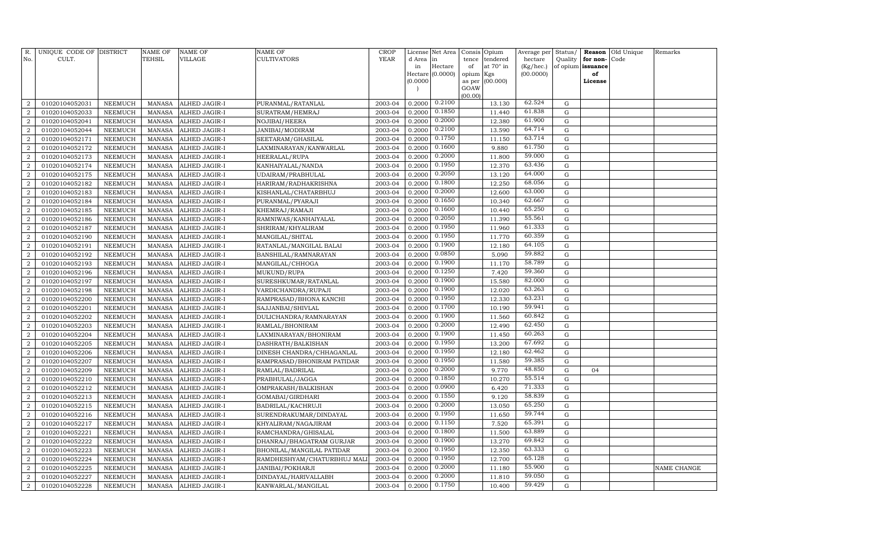| R. No. | UNIQUE CODE OF CULT. | DISTRICT | NAME OF TEHSIL | NAME OF VILLAGE | NAME OF CULTIVATORS | CROP YEAR | License d Area in Hectare (0.0000) | Net Area in Hectare (0.0000) | Consis tence of opium as per GOAW (00.00) | Opium tendered at 70° in Kgs (00.000) | Average per hectare (Kg/hec.) (00.0000) | Status/ Quality of opium | Reason for non- issuance of License | Old Unique Code | Remarks |
|---|---|---|---|---|---|---|---|---|---|---|---|---|---|---|---|
| 2 | 01020104052031 | NEEMUCH | MANASA | ALHED JAGIR-I | PURANMAL/RATANLAL | 2003-04 | 0.2000 | 0.2100 | | 13.130 | 62.524 | G | | | |
| 2 | 01020104052033 | NEEMUCH | MANASA | ALHED JAGIR-I | SURATRAM/HEMRAJ | 2003-04 | 0.2000 | 0.1850 | | 11.440 | 61.838 | G | | | |
| 2 | 01020104052041 | NEEMUCH | MANASA | ALHED JAGIR-I | NOJIBAI/HEERA | 2003-04 | 0.2000 | 0.2000 | | 12.380 | 61.900 | G | | | |
| 2 | 01020104052044 | NEEMUCH | MANASA | ALHED JAGIR-I | JANIBAI/MODIRAM | 2003-04 | 0.2000 | 0.2100 | | 13.590 | 64.714 | G | | | |
| 2 | 01020104052171 | NEEMUCH | MANASA | ALHED JAGIR-I | SEETARAM/GHASILAL | 2003-04 | 0.2000 | 0.1750 | | 11.150 | 63.714 | G | | | |
| 2 | 01020104052172 | NEEMUCH | MANASA | ALHED JAGIR-I | LAXMINARAYAN/KANWARLAL | 2003-04 | 0.2000 | 0.1600 | | 9.880 | 61.750 | G | | | |
| 2 | 01020104052173 | NEEMUCH | MANASA | ALHED JAGIR-I | HEERALAL/RUPA | 2003-04 | 0.2000 | 0.2000 | | 11.800 | 59.000 | G | | | |
| 2 | 01020104052174 | NEEMUCH | MANASA | ALHED JAGIR-I | KANHAIYALAL/NANDA | 2003-04 | 0.2000 | 0.1950 | | 12.370 | 63.436 | G | | | |
| 2 | 01020104052175 | NEEMUCH | MANASA | ALHED JAGIR-I | UDAIRAM/PRABHULAL | 2003-04 | 0.2000 | 0.2050 | | 13.120 | 64.000 | G | | | |
| 2 | 01020104052182 | NEEMUCH | MANASA | ALHED JAGIR-I | HARIRAM/RADHAKRISHNA | 2003-04 | 0.2000 | 0.1800 | | 12.250 | 68.056 | G | | | |
| 2 | 01020104052183 | NEEMUCH | MANASA | ALHED JAGIR-I | KISHANLAL/CHATARBHUJ | 2003-04 | 0.2000 | 0.2000 | | 12.600 | 63.000 | G | | | |
| 2 | 01020104052184 | NEEMUCH | MANASA | ALHED JAGIR-I | PURANMAL/PYARAJI | 2003-04 | 0.2000 | 0.1650 | | 10.340 | 62.667 | G | | | |
| 2 | 01020104052185 | NEEMUCH | MANASA | ALHED JAGIR-I | KHEMRAJ/RAMAJI | 2003-04 | 0.2000 | 0.1600 | | 10.440 | 65.250 | G | | | |
| 2 | 01020104052186 | NEEMUCH | MANASA | ALHED JAGIR-I | RAMNIWAS/KANHAIYALAL | 2003-04 | 0.2000 | 0.2050 | | 11.390 | 55.561 | G | | | |
| 2 | 01020104052187 | NEEMUCH | MANASA | ALHED JAGIR-I | SHRIRAM/KHYALIRAM | 2003-04 | 0.2000 | 0.1950 | | 11.960 | 61.333 | G | | | |
| 2 | 01020104052190 | NEEMUCH | MANASA | ALHED JAGIR-I | MANGILAL/SHITAL | 2003-04 | 0.2000 | 0.1950 | | 11.770 | 60.359 | G | | | |
| 2 | 01020104052191 | NEEMUCH | MANASA | ALHED JAGIR-I | RATANLAL/MANGILAL BALAI | 2003-04 | 0.2000 | 0.1900 | | 12.180 | 64.105 | G | | | |
| 2 | 01020104052192 | NEEMUCH | MANASA | ALHED JAGIR-I | BANSHILAL/RAMNARAYAN | 2003-04 | 0.2000 | 0.0850 | | 5.090 | 59.882 | G | | | |
| 2 | 01020104052193 | NEEMUCH | MANASA | ALHED JAGIR-I | MANGILAL/CHHOGA | 2003-04 | 0.2000 | 0.1900 | | 11.170 | 58.789 | G | | | |
| 2 | 01020104052196 | NEEMUCH | MANASA | ALHED JAGIR-I | MUKUND/RUPA | 2003-04 | 0.2000 | 0.1250 | | 7.420 | 59.360 | G | | | |
| 2 | 01020104052197 | NEEMUCH | MANASA | ALHED JAGIR-I | SURESHKUMAR/RATANLAL | 2003-04 | 0.2000 | 0.1900 | | 15.580 | 82.000 | G | | | |
| 2 | 01020104052198 | NEEMUCH | MANASA | ALHED JAGIR-I | VARDICHANDRA/RUPAJI | 2003-04 | 0.2000 | 0.1900 | | 12.020 | 63.263 | G | | | |
| 2 | 01020104052200 | NEEMUCH | MANASA | ALHED JAGIR-I | RAMPRASAD/BHONA KANCHI | 2003-04 | 0.2000 | 0.1950 | | 12.330 | 63.231 | G | | | |
| 2 | 01020104052201 | NEEMUCH | MANASA | ALHED JAGIR-I | SAJJANBAI/SHIVLAL | 2003-04 | 0.2000 | 0.1700 | | 10.190 | 59.941 | G | | | |
| 2 | 01020104052202 | NEEMUCH | MANASA | ALHED JAGIR-I | DULICHANDRA/RAMNARAYAN | 2003-04 | 0.2000 | 0.1900 | | 11.560 | 60.842 | G | | | |
| 2 | 01020104052203 | NEEMUCH | MANASA | ALHED JAGIR-I | RAMLAL/BHONIRAM | 2003-04 | 0.2000 | 0.2000 | | 12.490 | 62.450 | G | | | |
| 2 | 01020104052204 | NEEMUCH | MANASA | ALHED JAGIR-I | LAXMINARAYAN/BHONIRAM | 2003-04 | 0.2000 | 0.1900 | | 11.450 | 60.263 | G | | | |
| 2 | 01020104052205 | NEEMUCH | MANASA | ALHED JAGIR-I | DASHRATH/BALKISHAN | 2003-04 | 0.2000 | 0.1950 | | 13.200 | 67.692 | G | | | |
| 2 | 01020104052206 | NEEMUCH | MANASA | ALHED JAGIR-I | DINESH CHANDRA/CHHAGANLAL | 2003-04 | 0.2000 | 0.1950 | | 12.180 | 62.462 | G | | | |
| 2 | 01020104052207 | NEEMUCH | MANASA | ALHED JAGIR-I | RAMPRASAD/BHONIRAM PATIDAR | 2003-04 | 0.2000 | 0.1950 | | 11.580 | 59.385 | G | | | |
| 2 | 01020104052209 | NEEMUCH | MANASA | ALHED JAGIR-I | RAMLAL/BADRILAL | 2003-04 | 0.2000 | 0.2000 | | 9.770 | 48.850 | G | 04 | | |
| 2 | 01020104052210 | NEEMUCH | MANASA | ALHED JAGIR-I | PRABHULAL/JAGGA | 2003-04 | 0.2000 | 0.1850 | | 10.270 | 55.514 | G | | | |
| 2 | 01020104052212 | NEEMUCH | MANASA | ALHED JAGIR-I | OMPRAKASH/BALKISHAN | 2003-04 | 0.2000 | 0.0900 | | 6.420 | 71.333 | G | | | |
| 2 | 01020104052213 | NEEMUCH | MANASA | ALHED JAGIR-I | GOMABAI/GIRDHARI | 2003-04 | 0.2000 | 0.1550 | | 9.120 | 58.839 | G | | | |
| 2 | 01020104052215 | NEEMUCH | MANASA | ALHED JAGIR-I | BADRILAL/KACHRUJI | 2003-04 | 0.2000 | 0.2000 | | 13.050 | 65.250 | G | | | |
| 2 | 01020104052216 | NEEMUCH | MANASA | ALHED JAGIR-I | SURENDRAKUMAR/DINDAYAL | 2003-04 | 0.2000 | 0.1950 | | 11.650 | 59.744 | G | | | |
| 2 | 01020104052217 | NEEMUCH | MANASA | ALHED JAGIR-I | KHYALIRAM/NAGAJIRAM | 2003-04 | 0.2000 | 0.1150 | | 7.520 | 65.391 | G | | | |
| 2 | 01020104052221 | NEEMUCH | MANASA | ALHED JAGIR-I | RAMCHANDRA/GHISALAL | 2003-04 | 0.2000 | 0.1800 | | 11.500 | 63.889 | G | | | |
| 2 | 01020104052222 | NEEMUCH | MANASA | ALHED JAGIR-I | DHANRAJ/BHAGATRAM GURJAR | 2003-04 | 0.2000 | 0.1900 | | 13.270 | 69.842 | G | | | |
| 2 | 01020104052223 | NEEMUCH | MANASA | ALHED JAGIR-I | BHONILAL/MANGILAL PATIDAR | 2003-04 | 0.2000 | 0.1950 | | 12.350 | 63.333 | G | | | |
| 2 | 01020104052224 | NEEMUCH | MANASA | ALHED JAGIR-I | RAMDHESHYAM/CHATURBHUJ MALI | 2003-04 | 0.2000 | 0.1950 | | 12.700 | 65.128 | G | | | |
| 2 | 01020104052225 | NEEMUCH | MANASA | ALHED JAGIR-I | JANIBAI/POKHARJI | 2003-04 | 0.2000 | 0.2000 | | 11.180 | 55.900 | G | | | NAME CHANGE |
| 2 | 01020104052227 | NEEMUCH | MANASA | ALHED JAGIR-I | DINDAYAL/HARIVALLABH | 2003-04 | 0.2000 | 0.2000 | | 11.810 | 59.050 | G | | | |
| 2 | 01020104052228 | NEEMUCH | MANASA | ALHED JAGIR-I | KANWARLAL/MANGILAL | 2003-04 | 0.2000 | 0.1750 | | 10.400 | 59.429 | G | | | |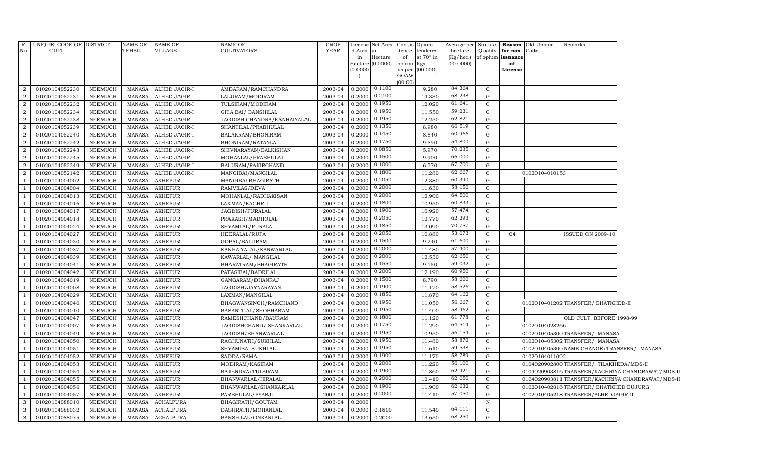| R. No. | UNIQUE CODE OF CULT. | DISTRICT | NAME OF TEHSIL | NAME OF VILLAGE | NAME OF CULTIVATORS | CROP YEAR | License d Area in Hectare (0.0000) | Net Area in Hectare (0.0000) | Consis tence of opium as per GOAW (00.00) | Opium tendered at 70° in Kgs (00.000) | Average per hectare (Kg/hec.) (00.0000) | Status/ Quality of opium | Reason for non-issuance of License | Old Unique Code | Remarks |
|---|---|---|---|---|---|---|---|---|---|---|---|---|---|---|---|
| 2 | 01020104052230 | NEEMUCH | MANASA | ALHED JAGIR-I | AMBARAM/RAMCHANDRA | 2003-04 | 0.2000 | 0.1100 | | 9.280 | 84.364 | G | | | |
| 2 | 01020104052231 | NEEMUCH | MANASA | ALHED JAGIR-I | LALURAM/MODIRAM | 2003-04 | 0.2000 | 0.2100 | | 14.330 | 68.238 | G | | | |
| 2 | 01020104052232 | NEEMUCH | MANASA | ALHED JAGIR-I | TULSIRAM/MODIRAM | 2003-04 | 0.2000 | 0.1950 | | 12.020 | 61.641 | G | | | |
| 2 | 01020104052234 | NEEMUCH | MANASA | ALHED JAGIR-I | GITA BAI/ BANSHILAL | 2003-04 | 0.2000 | 0.1950 | | 11.550 | 59.231 | G | | | |
| 2 | 01020104052238 | NEEMUCH | MANASA | ALHED JAGIR-I | JAGDISH CHANDRA/KANHAIYALAL | 2003-04 | 0.2000 | 0.1950 | | 12.250 | 62.821 | G | | | |
| 2 | 01020104052239 | NEEMUCH | MANASA | ALHED JAGIR-I | SHANTILAL/PRABHULAL | 2003-04 | 0.2000 | 0.1350 | | 8.980 | 66.519 | G | | | |
| 2 | 01020104052240 | NEEMUCH | MANASA | ALHED JAGIR-I | BALAKRAM/BHONIRAM | 2003-04 | 0.2000 | 0.1450 | | 8.840 | 60.966 | G | | | |
| 2 | 01020104052242 | NEEMUCH | MANASA | ALHED JAGIR-I | BHONIRAM/RATANLAL | 2003-04 | 0.2000 | 0.1750 | | 9.590 | 54.800 | G | | | |
| 2 | 01020104052243 | NEEMUCH | MANASA | ALHED JAGIR-I | SHIVNARAYAN/BALKISHAN | 2003-04 | 0.2000 | 0.0850 | | 5.970 | 70.235 | G | | | |
| 2 | 01020104052245 | NEEMUCH | MANASA | ALHED JAGIR-I | MOHANLAL/PRABHULAL | 2003-04 | 0.2000 | 0.1500 | | 9.900 | 66.000 | G | | | |
| 2 | 01020104052249 | NEEMUCH | MANASA | ALHED JAGIR-I | BALURAM/FAKIRCHAND | 2003-04 | 0.2000 | 0.1000 | | 6.770 | 67.700 | G | | | |
| 2 | 01020104052142 | NEEMUCH | MANASA | ALHED JAGIR-I | MANGIBAI/MANGILAL | 2003-04 | 0.2000 | 0.1800 | | 11.280 | 62.667 | G | | 01020104010153 | |
| 1 | 01020104004002 | NEEMUCH | MANASA | AKHEPUR | MANGIBAI BHAGIRATH | 2003-04 | 0.2000 | 0.2050 | | 12.380 | 60.390 | G | | | |
| 1 | 01020104004004 | NEEMUCH | MANASA | AKHEPUR | RAMVILAS/DEVA | 2003-04 | 0.2000 | 0.2000 | | 11.630 | 58.150 | G | | | |
| 1 | 01020104004013 | NEEMUCH | MANASA | AKHEPUR | MOHANLAL/RADHAKISAN | 2003-04 | 0.2000 | 0.2000 | | 12.900 | 64.500 | G | | | |
| 1 | 01020104004016 | NEEMUCH | MANASA | AKHEPUR | LAXMAN/KACHRU | 2003-04 | 0.2000 | 0.1800 | | 10.950 | 60.833 | G | | | |
| 1 | 01020104004017 | NEEMUCH | MANASA | AKHEPUR | JAGDISH/PURALAL | 2003-04 | 0.2000 | 0.1900 | | 10.920 | 57.474 | G | | | |
| 1 | 01020104004018 | NEEMUCH | MANASA | AKHEPUR | PRAKASH/MADHOLAL | 2003-04 | 0.2000 | 0.2050 | | 12.770 | 62.293 | G | | | |
| 1 | 01020104004024 | NEEMUCH | MANASA | AKHEPUR | SHYAMLAL/PURALAL | 2003-04 | 0.2000 | 0.1850 | | 13.090 | 70.757 | G | | | |
| 1 | 01020104004027 | NEEMUCH | MANASA | AKHEPUR | HEERALAL/RUPA | 2003-04 | 0.2000 | 0.2050 | | 10.880 | 53.073 | G | 04 | | ISSUED ON 2009-10 |
| 1 | 01020104004030 | NEEMUCH | MANASA | AKHEPUR | GOPAL/BALURAM | 2003-04 | 0.2000 | 0.1500 | | 9.240 | 61.600 | G | | | |
| 1 | 01020104004037 | NEEMUCH | MANASA | AKHEPUR | KANHAIYALAL/KANWARLAL | 2003-04 | 0.2000 | 0.2000 | | 11.480 | 57.400 | G | | | |
| 1 | 01020104004039 | NEEMUCH | MANASA | AKHEPUR | KAWARLAL/ MANGILAL | 2003-04 | 0.2000 | 0.2000 | | 12.530 | 62.650 | G | | | |
| 1 | 01020104004041 | NEEMUCH | MANASA | AKHEPUR | BHARATRAM/BHAGIRATH | 2003-04 | 0.2000 | 0.1550 | | 9.150 | 59.032 | G | | | |
| 1 | 01020104004042 | NEEMUCH | MANASA | AKHEPUR | PATASIBAI/BADRILAL | 2003-04 | 0.2000 | 0.2000 | | 12.190 | 60.950 | G | | | |
| 1 | 01020104004019 | NEEMUCH | MANASA | AKHEPUR | GANGARAM/DHANRAJ | 2003-04 | 0.2000 | 0.1500 | | 8.790 | 58.600 | G | | | |
| 1 | 01020104004008 | NEEMUCH | MANASA | AKHEPUR | JAGDISH/JAYNARAYAN | 2003-04 | 0.2000 | 0.1900 | | 11.120 | 58.526 | G | | | |
| 1 | 01020104004029 | NEEMUCH | MANASA | AKHEPUR | LAXMAN/MANGILAL | 2003-04 | 0.2000 | 0.1850 | | 11.870 | 64.162 | G | | | |
| 1 | 01020104004046 | NEEMUCH | MANASA | AKHEPUR | BHAGWANSINGH/RAMCHAND | 2003-04 | 0.2000 | 0.1950 | | 11.050 | 56.667 | G | | 0102010401202 | TRANSFER/ BHATKHED-II |
| 1 | 01020104004010 | NEEMUCH | MANASA | AKHEPUR | BASANTILAL/SHOBHARAM | 2003-04 | 0.2000 | 0.1950 | | 11.400 | 58.462 | G | | | |
| 1 | 01020104004047 | NEEMUCH | MANASA | AKHEPUR | RAMESHCHAND/BAURAM | 2003-04 | 0.2000 | 0.1800 | | 11.120 | 61.778 | G | | | OLD CULT. BEFORE 1998-99 |
| 1 | 01020104004007 | NEEMUCH | MANASA | AKHEPUR | JAGDISHCHAND/ SHANKARLAL | 2003-04 | 0.2000 | 0.1750 | | 11.290 | 64.514 | G | | 01020104028266 | |
| 1 | 01020104004049 | NEEMUCH | MANASA | AKHEPUR | JAGDISH/BHANWARLAL | 2003-04 | 0.2000 | 0.1950 | | 10.950 | 56.154 | G | | 0102010405300 | TRANSFER/ MANASA |
| 1 | 01020104004050 | NEEMUCH | MANASA | AKHEPUR | RAGHUNATH/SUKHLAL | 2003-04 | 0.2000 | 0.1950 | | 11.480 | 58.872 | G | | 0102010405302 | TRANSFER/ MANASA |
| 1 | 01020104004051 | NEEMUCH | MANASA | AKHEPUR | SHYAMIBAI SUKHLAL | 2003-04 | 0.2000 | 0.1950 | | 11.610 | 59.538 | G | | 0102010405300 | NAME CHANGE/TRANSFER/ MANASA |
| 1 | 01020104004052 | NEEMUCH | MANASA | AKHEPUR | SADDA/RAMA | 2003-04 | 0.2000 | 0.1900 | | 11.170 | 58.789 | G | | 01020104011092 | |
| 1 | 01020104004053 | NEEMUCH | MANASA | AKHEPUR | MODIRAM/KASIRAM | 2003-04 | 0.2000 | 0.2000 | | 11.220 | 56.100 | G | | 0104020902800 | TRANSFER/ TILAKHEDA/MDS-II |
| 1 | 01020104004054 | NEEMUCH | MANASA | AKHEPUR | RAJENDRA/TULSIRAM | 2003-04 | 0.2000 | 0.1900 | | 11.860 | 62.421 | G | | 0104020903816 | TRANSFER/KACHRIYA CHANDRAWAT/MDS-II |
| 1 | 01020104004055 | NEEMUCH | MANASA | AKHEPUR | BHANWARLAL/HIRALAL | 2003-04 | 0.2000 | 0.2000 | | 12.410 | 62.050 | G | | 0104020903811 | TRANSFER/KACHRIYA CHANDRAWAT/MDS-II |
| 1 | 01020104004056 | NEEMUCH | MANASA | AKHEPUR | BHANWARLAL/SHANKARLAL | 2003-04 | 0.2000 | 0.1900 | | 11.900 | 62.632 | G | | 0102010402816 | TRANSFER/ BHATKHED BUJURG |
| 1 | 01020104004057 | NEEMUCH | MANASA | AKHEPUR | PARBHULAL/PYARJI | 2003-04 | 0.2000 | 0.2000 | | 11.410 | 57.050 | G | | 0102010405218 | TRANSFER/ALHEDJAGIR-II |
| 3 | 01020104088010 | NEEMUCH | MANASA | ACHALPURA | BHAGIRATH/GOUTAM | 2003-04 | 0.2000 | | | | | N | | | |
| 3 | 01020104088032 | NEEMUCH | MANASA | ACHALPURA | DASHRATH/MOHANLAL | 2003-04 | 0.2000 | 0.1800 | | 11.540 | 64.111 | G | | | |
| 3 | 01020104088075 | NEEMUCH | MANASA | ACHALPURA | BANSHILAL/ONKARLAL | 2003-04 | 0.2000 | 0.2000 | | 13.650 | 68.250 | G | | | |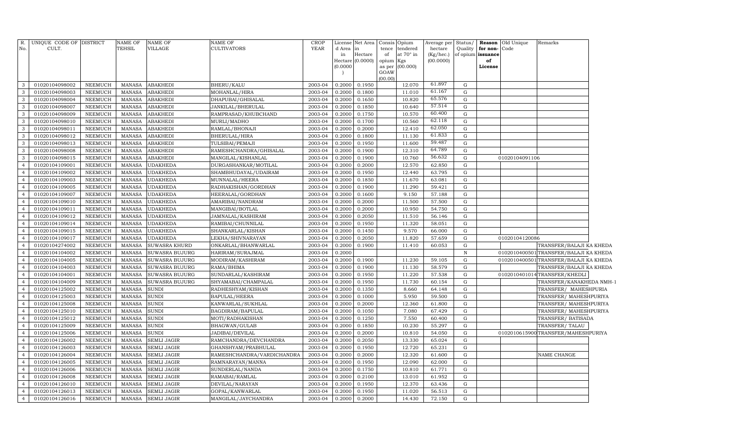| R. No. | UNIQUE CODE OF CULT. | DISTRICT | NAME OF TEHSIL | NAME OF VILLAGE | NAME OF CULTIVATORS | CROP YEAR | License d Area in Hectare (0.0000) | Net Area in Hectare (0.0000) | Consis tence of opium as per GOAW (00.00) | Opium tendered at 70° in Kgs (00.000) | Average per hectare (Kg/hec.) (00.0000) | Status/ Quality of opium | Reason for non-issuance of License | Old Unique Code | Remarks |
|---|---|---|---|---|---|---|---|---|---|---|---|---|---|---|---|
| 3 | 01020104098002 | NEEMUCH | MANASA | ABAKHEDI | BHERU/KALU | 2003-04 | 0.2000 | 0.1950 | | 12.070 | 61.897 | G | | | |
| 3 | 01020104098003 | NEEMUCH | MANASA | ABAKHEDI | MOHANLAL/HIRA | 2003-04 | 0.2000 | 0.1800 | | 11.010 | 61.167 | G | | | |
| 3 | 01020104098004 | NEEMUCH | MANASA | ABAKHEDI | DHAPUBAI/GHISALAL | 2003-04 | 0.2000 | 0.1650 | | 10.820 | 65.576 | G | | | |
| 3 | 01020104098007 | NEEMUCH | MANASA | ABAKHEDI | JANKILAL/BHERULAL | 2003-04 | 0.2000 | 0.1850 | | 10.640 | 57.514 | G | | | |
| 3 | 01020104098009 | NEEMUCH | MANASA | ABAKHEDI | RAMPRASAD/KHUBCHAND | 2003-04 | 0.2000 | 0.1750 | | 10.570 | 60.400 | G | | | |
| 3 | 01020104098010 | NEEMUCH | MANASA | ABAKHEDI | MURLI/MADHO | 2003-04 | 0.2000 | 0.1700 | | 10.560 | 62.118 | G | | | |
| 3 | 01020104098011 | NEEMUCH | MANASA | ABAKHEDI | RAMLAL/BHONAJI | 2003-04 | 0.2000 | 0.2000 | | 12.410 | 62.050 | G | | | |
| 3 | 01020104098012 | NEEMUCH | MANASA | ABAKHEDI | BHERULAL/HIRA | 2003-04 | 0.2000 | 0.1800 | | 11.130 | 61.833 | G | | | |
| 3 | 01020104098013 | NEEMUCH | MANASA | ABAKHEDI | TULSIBAI/PEMAJI | 2003-04 | 0.2000 | 0.1950 | | 11.600 | 59.487 | G | | | |
| 3 | 01020104098008 | NEEMUCH | MANASA | ABAKHEDI | RAMESHCHANDRA/GHISALAL | 2003-04 | 0.2000 | 0.1900 | | 12.310 | 64.789 | G | | | |
| 3 | 01020104098015 | NEEMUCH | MANASA | ABAKHEDI | MANGILAL/KISHANLAL | 2003-04 | 0.2000 | 0.1900 | | 10.760 | 56.632 | G | | 01020104091106 | |
| 4 | 01020104109001 | NEEMUCH | MANASA | UDAKHEDA | DURGASHANKAR/MOTILAL | 2003-04 | 0.2000 | 0.2000 | | 12.570 | 62.850 | G | | | |
| 4 | 01020104109002 | NEEMUCH | MANASA | UDAKHEDA | SHAMBHUDAYAL/UDAIRAM | 2003-04 | 0.2000 | 0.1950 | | 12.440 | 63.795 | G | | | |
| 4 | 01020104109003 | NEEMUCH | MANASA | UDAKHEDA | MUNNALAL/HEERA | 2003-04 | 0.2000 | 0.1850 | | 11.670 | 63.081 | G | | | |
| 4 | 01020104109005 | NEEMUCH | MANASA | UDAKHEDA | RADHAKISHAN/GORDHAN | 2003-04 | 0.2000 | 0.1900 | | 11.290 | 59.421 | G | | | |
| 4 | 01020104109007 | NEEMUCH | MANASA | UDAKHEDA | HEERALAL/GORDHAN | 2003-04 | 0.2000 | 0.1600 | | 9.150 | 57.188 | G | | | |
| 4 | 01020104109010 | NEEMUCH | MANASA | UDAKHEDA | AMARIBAI/NANDRAM | 2003-04 | 0.2000 | 0.2000 | | 11.500 | 57.500 | G | | | |
| 4 | 01020104109011 | NEEMUCH | MANASA | UDAKHEDA | MANGIBAI/BOTLAL | 2003-04 | 0.2000 | 0.2000 | | 10.950 | 54.750 | G | | | |
| 4 | 01020104109012 | NEEMUCH | MANASA | UDAKHEDA | JAMNALAL/KASHIRAM | 2003-04 | 0.2000 | 0.2050 | | 11.510 | 56.146 | G | | | |
| 4 | 01020104109014 | NEEMUCH | MANASA | UDAKHEDA | RAMIBAI/CHUNNILAL | 2003-04 | 0.2000 | 0.1950 | | 11.320 | 58.051 | G | | | |
| 4 | 01020104109015 | NEEMUCH | MANASA | UDAKHEDA | SHANKARLAL/KISHAN | 2003-04 | 0.2000 | 0.1450 | | 9.570 | 66.000 | G | | | |
| 4 | 01020104109017 | NEEMUCH | MANASA | UDAKHEDA | LEKHA/SHIVNARAYAN | 2003-04 | 0.2000 | 0.2050 | | 11.820 | 57.659 | G | | 01020104120086 | |
| 4 | 01020104274002 | NEEMUCH | MANASA | SUWASRA KHURD | ONKARLAL/BHANWARLAL | 2003-04 | 0.2000 | 0.1900 | | 11.410 | 60.053 | G | | | TRANSFER/BALAJI KA KHEDA |
| 4 | 01020104104002 | NEEMUCH | MANASA | SUWASRA BUJURG | HARIRAM/SURAJMAL | 2003-04 | 0.2000 | | | | | N | | 01020104005001 | TRANSFER/BALAJI KA KHEDA |
| 4 | 01020104104005 | NEEMUCH | MANASA | SUWASRA BUJURG | MODIRAM/KASHIRAM | 2003-04 | 0.2000 | 0.1900 | | 11.230 | 59.105 | G | | 01020104005001 | TRANSFER/BALAJI KA KHEDA |
| 4 | 01020104104003 | NEEMUCH | MANASA | SUWASRA BUJURG | RAMA/BHIMA | 2003-04 | 0.2000 | 0.1900 | | 11.130 | 58.579 | G | | | TRANSFER/BALAJI KA KHEDA |
| 4 | 01020104104001 | NEEMUCH | MANASA | SUWASRA BUJURG | SUNDARLAL/KASHIRAM | 2003-04 | 0.2000 | 0.1950 | | 11.220 | 57.538 | G | | 01020104010104 | TRANSFER/KHEDLI |
| 4 | 01020104104009 | NEEMUCH | MANASA | SUWASRA BUJURG | SHYAMABAI/CHAMPALAL | 2003-04 | 0.2000 | 0.1950 | | 11.730 | 60.154 | G | | | TRANSFER/KANAKHEDA NMH-1 |
| 4 | 01020104125002 | NEEMUCH | MANASA | SUNDI | RADHESHYAM/KISHAN | 2003-04 | 0.2000 | 0.1350 | | 8.660 | 64.148 | G | | | TRANSFER/ MAHESHPURIA |
| 4 | 01020104125003 | NEEMUCH | MANASA | SUNDI | BAPULAL/HEERA | 2003-04 | 0.2000 | 0.1000 | | 5.950 | 59.500 | G | | | TRANSFER/ MAHESHPURIYA |
| 4 | 01020104125008 | NEEMUCH | MANASA | SUNDI | KANWARLAL/SUKHLAL | 2003-04 | 0.2000 | 0.2000 | | 12.360 | 61.800 | G | | | TRANSFER/ MAHESHPURIYA |
| 4 | 01020104125010 | NEEMUCH | MANASA | SUNDI | BAGDIRAM/BAPULAL | 2003-04 | 0.2000 | 0.1050 | | 7.080 | 67.429 | G | | | TRANSFER/ MAHESHPURIYA |
| 4 | 01020104125012 | NEEMUCH | MANASA | SUNDI | MOTI/RADHAKISHAN | 2003-04 | 0.2000 | 0.1250 | | 7.550 | 60.400 | G | | | TRANSFER/ BATISADA |
| 4 | 01020104125009 | NEEMUCH | MANASA | SUNDI | BHAGWAN/GULAB | 2003-04 | 0.2000 | 0.1850 | | 10.230 | 55.297 | G | | | TRANSFER/ TALAU |
| 4 | 01020104125006 | NEEMUCH | MANASA | SUNDI | JADIBAI/DEVILAL | 2003-04 | 0.2000 | 0.2000 | | 10.810 | 54.050 | G | | 01020106159000 | TRANSFER/MAHESHPURIYA |
| 4 | 01020104126002 | NEEMUCH | MANASA | SEMLI JAGIR | RAMCHANDRA/DEVCHANDRA | 2003-04 | 0.2000 | 0.2050 | | 13.330 | 65.024 | G | | | |
| 4 | 01020104126003 | NEEMUCH | MANASA | SEMLI JAGIR | GHANSHYAM/PRABHULAL | 2003-04 | 0.2000 | 0.1950 | | 12.720 | 65.231 | G | | | |
| 4 | 01020104126004 | NEEMUCH | MANASA | SEMLI JAGIR | RAMESHCHANDRA/VARDICHANDRA | 2003-04 | 0.2000 | 0.2000 | | 12.320 | 61.600 | G | | | NAME CHANGE |
| 4 | 01020104126005 | NEEMUCH | MANASA | SEMLI JAGIR | RAMNARAYAN/MANNA | 2003-04 | 0.2000 | 0.1950 | | 12.090 | 62.000 | G | | | |
| 4 | 01020104126006 | NEEMUCH | MANASA | SEMLI JAGIR | SUNDERLAL/NANDA | 2003-04 | 0.2000 | 0.1750 | | 10.810 | 61.771 | G | | | |
| 4 | 01020104126008 | NEEMUCH | MANASA | SEMLI JAGIR | RAMABAI/RAMLAL | 2003-04 | 0.2000 | 0.2100 | | 13.010 | 61.952 | G | | | |
| 4 | 01020104126010 | NEEMUCH | MANASA | SEMLI JAGIR | DEVILAL/NARAYAN | 2003-04 | 0.2000 | 0.1950 | | 12.370 | 63.436 | G | | | |
| 4 | 01020104126013 | NEEMUCH | MANASA | SEMLI JAGIR | GOPAL/KANWARLAL | 2003-04 | 0.2000 | 0.1950 | | 11.020 | 56.513 | G | | | |
| 4 | 01020104126016 | NEEMUCH | MANASA | SEMLI JAGIR | MANGILAL/JAYCHANDRA | 2003-04 | 0.2000 | 0.2000 | | 14.430 | 72.150 | G | | | |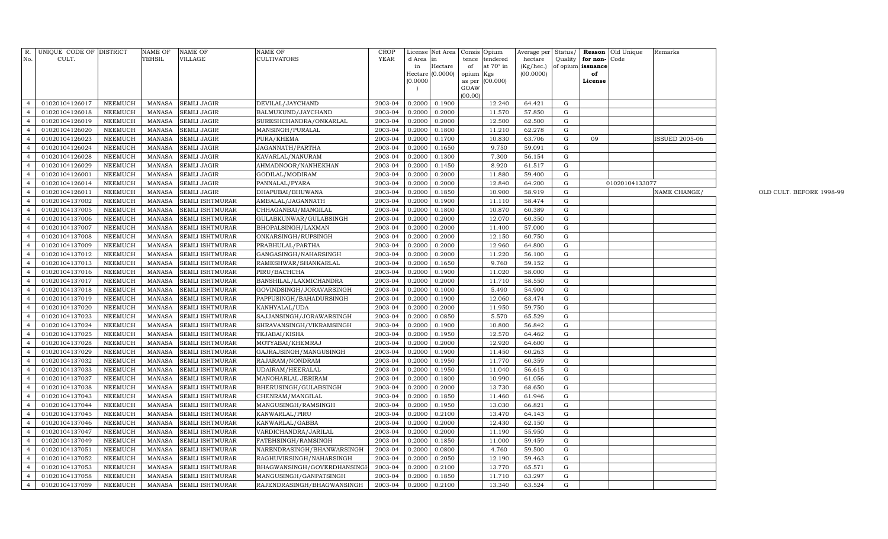| R. No. | UNIQUE CODE OF CULT. | DISTRICT | NAME OF TEHSIL | NAME OF VILLAGE | NAME OF CULTIVATORS | CROP YEAR | License d Area in Hectare (0.0000) | Net Area in Hectare (0.0000) | Consis tence of opium as per GOAW (00.00) | Opium tendered at 70° in Kgs (00.000) | Average per hectare (Kg/hec.) (00.0000) | Status/ Quality of opium | Reason for non-issuance of License | Old Unique Code | Remarks |
|---|---|---|---|---|---|---|---|---|---|---|---|---|---|---|---|
| 4 | 01020104126017 | NEEMUCH | MANASA | SEMLI JAGIR | DEVILAL/JAYCHAND | 2003-04 | 0.2000 | 0.1900 | | 12.240 | 64.421 | G | | | |
| 4 | 01020104126018 | NEEMUCH | MANASA | SEMLI JAGIR | BALMUKUND/JAYCHAND | 2003-04 | 0.2000 | 0.2000 | | 11.570 | 57.850 | G | | | |
| 4 | 01020104126019 | NEEMUCH | MANASA | SEMLI JAGIR | SURESHCHANDRA/ONKARLAL | 2003-04 | 0.2000 | 0.2000 | | 12.500 | 62.500 | G | | | |
| 4 | 01020104126020 | NEEMUCH | MANASA | SEMLI JAGIR | MANSINGH/PURALAL | 2003-04 | 0.2000 | 0.1800 | | 11.210 | 62.278 | G | | | |
| 4 | 01020104126023 | NEEMUCH | MANASA | SEMLI JAGIR | PURA/KHEMA | 2003-04 | 0.2000 | 0.1700 | | 10.830 | 63.706 | G | 09 | | ISSUED 2005-06 |
| 4 | 01020104126024 | NEEMUCH | MANASA | SEMLI JAGIR | JAGANNATH/PARTHA | 2003-04 | 0.2000 | 0.1650 | | 9.750 | 59.091 | G | | | |
| 4 | 01020104126028 | NEEMUCH | MANASA | SEMLI JAGIR | KAVARLAL/NANURAM | 2003-04 | 0.2000 | 0.1300 | | 7.300 | 56.154 | G | | | |
| 4 | 01020104126029 | NEEMUCH | MANASA | SEMLI JAGIR | AHMADNOOR/NANHEKHAN | 2003-04 | 0.2000 | 0.1450 | | 8.920 | 61.517 | G | | | |
| 4 | 01020104126001 | NEEMUCH | MANASA | SEMLI JAGIR | GODILAL/MODIRAM | 2003-04 | 0.2000 | 0.2000 | | 11.880 | 59.400 | G | | | |
| 4 | 01020104126014 | NEEMUCH | MANASA | SEMLI JAGIR | PANNALAL/PYARA | 2003-04 | 0.2000 | 0.2000 | | 12.840 | 64.200 | G | | 01020104133077 | |
| 4 | 01020104126011 | NEEMUCH | MANASA | SEMLI JAGIR | DHAPUBAI/BHUWANA | 2003-04 | 0.2000 | 0.1850 | | 10.900 | 58.919 | G | | | NAME CHANGE/ OLD CULT. BEFORE 1998-99 |
| 4 | 01020104137002 | NEEMUCH | MANASA | SEMLI ISHTMURAR | AMBALAL/JAGANNATH | 2003-04 | 0.2000 | 0.1900 | | 11.110 | 58.474 | G | | | |
| 4 | 01020104137005 | NEEMUCH | MANASA | SEMLI ISHTMURAR | CHHAGANBAI/MANGILAL | 2003-04 | 0.2000 | 0.1800 | | 10.870 | 60.389 | G | | | |
| 4 | 01020104137006 | NEEMUCH | MANASA | SEMLI ISHTMURAR | GULABKUNWAR/GULABSINGH | 2003-04 | 0.2000 | 0.2000 | | 12.070 | 60.350 | G | | | |
| 4 | 01020104137007 | NEEMUCH | MANASA | SEMLI ISHTMURAR | BHOPALSINGH/LAXMAN | 2003-04 | 0.2000 | 0.2000 | | 11.400 | 57.000 | G | | | |
| 4 | 01020104137008 | NEEMUCH | MANASA | SEMLI ISHTMURAR | ONKARSINGH/RUPSINGH | 2003-04 | 0.2000 | 0.2000 | | 12.150 | 60.750 | G | | | |
| 4 | 01020104137009 | NEEMUCH | MANASA | SEMLI ISHTMURAR | PRABHULAL/PARTHA | 2003-04 | 0.2000 | 0.2000 | | 12.960 | 64.800 | G | | | |
| 4 | 01020104137012 | NEEMUCH | MANASA | SEMLI ISHTMURAR | GANGASINGH/NAHARSINGH | 2003-04 | 0.2000 | 0.2000 | | 11.220 | 56.100 | G | | | |
| 4 | 01020104137013 | NEEMUCH | MANASA | SEMLI ISHTMURAR | RAMESHWAR/SHANKARLAL | 2003-04 | 0.2000 | 0.1650 | | 9.760 | 59.152 | G | | | |
| 4 | 01020104137016 | NEEMUCH | MANASA | SEMLI ISHTMURAR | PIRU/BACHCHA | 2003-04 | 0.2000 | 0.1900 | | 11.020 | 58.000 | G | | | |
| 4 | 01020104137017 | NEEMUCH | MANASA | SEMLI ISHTMURAR | BANSHILAL/LAXMICHANDRA | 2003-04 | 0.2000 | 0.2000 | | 11.710 | 58.550 | G | | | |
| 4 | 01020104137018 | NEEMUCH | MANASA | SEMLI ISHTMURAR | GOVINDSINGH/JORAVARSINGH | 2003-04 | 0.2000 | 0.1000 | | 5.490 | 54.900 | G | | | |
| 4 | 01020104137019 | NEEMUCH | MANASA | SEMLI ISHTMURAR | PAPPUSINGH/BAHADURSINGH | 2003-04 | 0.2000 | 0.1900 | | 12.060 | 63.474 | G | | | |
| 4 | 01020104137020 | NEEMUCH | MANASA | SEMLI ISHTMURAR | KANHYALAL/UDA | 2003-04 | 0.2000 | 0.2000 | | 11.950 | 59.750 | G | | | |
| 4 | 01020104137023 | NEEMUCH | MANASA | SEMLI ISHTMURAR | SAJJANSINGH/JORAWARSINGH | 2003-04 | 0.2000 | 0.0850 | | 5.570 | 65.529 | G | | | |
| 4 | 01020104137024 | NEEMUCH | MANASA | SEMLI ISHTMURAR | SHRAVANSINGH/VIKRAMSINGH | 2003-04 | 0.2000 | 0.1900 | | 10.800 | 56.842 | G | | | |
| 4 | 01020104137025 | NEEMUCH | MANASA | SEMLI ISHTMURAR | TEJABAI/KISHA | 2003-04 | 0.2000 | 0.1950 | | 12.570 | 64.462 | G | | | |
| 4 | 01020104137028 | NEEMUCH | MANASA | SEMLI ISHTMURAR | MOTYABAI/KHEMRAJ | 2003-04 | 0.2000 | 0.2000 | | 12.920 | 64.600 | G | | | |
| 4 | 01020104137029 | NEEMUCH | MANASA | SEMLI ISHTMURAR | GAJRAJSINGH/MANGUSINGH | 2003-04 | 0.2000 | 0.1900 | | 11.450 | 60.263 | G | | | |
| 4 | 01020104137032 | NEEMUCH | MANASA | SEMLI ISHTMURAR | RAJARAM/NONDRAM | 2003-04 | 0.2000 | 0.1950 | | 11.770 | 60.359 | G | | | |
| 4 | 01020104137033 | NEEMUCH | MANASA | SEMLI ISHTMURAR | UDAIRAM/HEERALAL | 2003-04 | 0.2000 | 0.1950 | | 11.040 | 56.615 | G | | | |
| 4 | 01020104137037 | NEEMUCH | MANASA | SEMLI ISHTMURAR | MANOHARLAL JERIRAM | 2003-04 | 0.2000 | 0.1800 | | 10.990 | 61.056 | G | | | |
| 4 | 01020104137038 | NEEMUCH | MANASA | SEMLI ISHTMURAR | BHERUSINGH/GULABSINGH | 2003-04 | 0.2000 | 0.2000 | | 13.730 | 68.650 | G | | | |
| 4 | 01020104137043 | NEEMUCH | MANASA | SEMLI ISHTMURAR | CHENRAM/MANGILAL | 2003-04 | 0.2000 | 0.1850 | | 11.460 | 61.946 | G | | | |
| 4 | 01020104137044 | NEEMUCH | MANASA | SEMLI ISHTMURAR | MANGUSINGH/RAMSINGH | 2003-04 | 0.2000 | 0.1950 | | 13.030 | 66.821 | G | | | |
| 4 | 01020104137045 | NEEMUCH | MANASA | SEMLI ISHTMURAR | KANWARLAL/PIRU | 2003-04 | 0.2000 | 0.2100 | | 13.470 | 64.143 | G | | | |
| 4 | 01020104137046 | NEEMUCH | MANASA | SEMLI ISHTMURAR | KANWARLAL/GABBA | 2003-04 | 0.2000 | 0.2000 | | 12.430 | 62.150 | G | | | |
| 4 | 01020104137047 | NEEMUCH | MANASA | SEMLI ISHTMURAR | VARDICHANDRA/JARILAL | 2003-04 | 0.2000 | 0.2000 | | 11.190 | 55.950 | G | | | |
| 4 | 01020104137049 | NEEMUCH | MANASA | SEMLI ISHTMURAR | FATEHSINGH/RAMSINGH | 2003-04 | 0.2000 | 0.1850 | | 11.000 | 59.459 | G | | | |
| 4 | 01020104137051 | NEEMUCH | MANASA | SEMLI ISHTMURAR | NARENDRASINGH/BHANWARSINGH | 2003-04 | 0.2000 | 0.0800 | | 4.760 | 59.500 | G | | | |
| 4 | 01020104137052 | NEEMUCH | MANASA | SEMLI ISHTMURAR | RAGHUVIRSINGH/NAHARSINGH | 2003-04 | 0.2000 | 0.2050 | | 12.190 | 59.463 | G | | | |
| 4 | 01020104137053 | NEEMUCH | MANASA | SEMLI ISHTMURAR | BHAGWANSINGH/GOVERDHANSINGH | 2003-04 | 0.2000 | 0.2100 | | 13.770 | 65.571 | G | | | |
| 4 | 01020104137058 | NEEMUCH | MANASA | SEMLI ISHTMURAR | MANGUSINGH/GANPATSINGH | 2003-04 | 0.2000 | 0.1850 | | 11.710 | 63.297 | G | | | |
| 4 | 01020104137059 | NEEMUCH | MANASA | SEMLI ISHTMURAR | RAJENDRASINGH/BHAGWANSINGH | 2003-04 | 0.2000 | 0.2100 | | 13.340 | 63.524 | G | | | |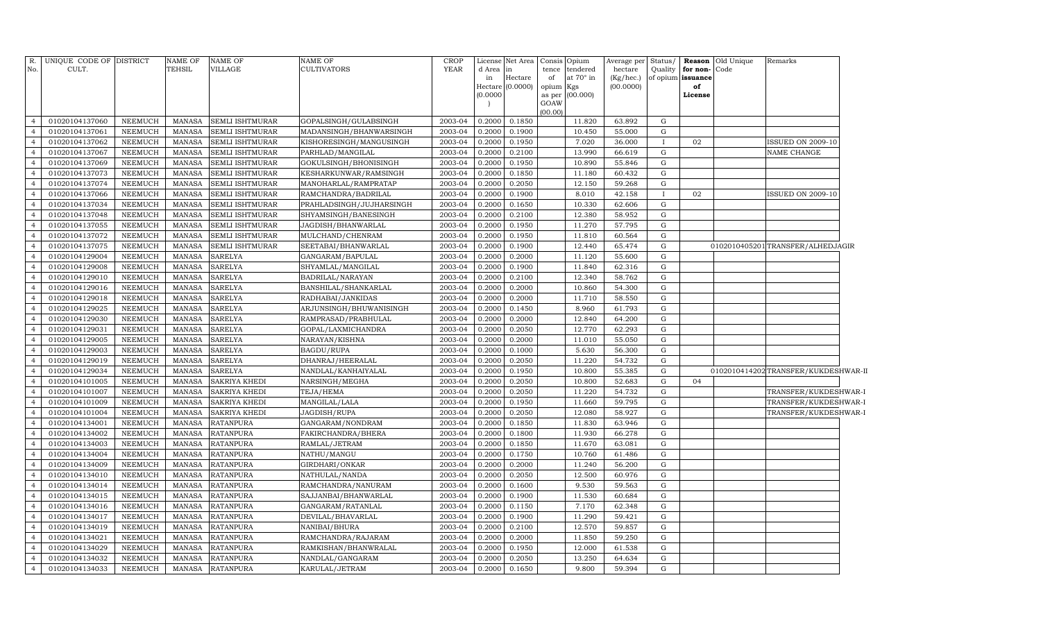| R. No. | UNIQUE CODE OF CULT. | DISTRICT | NAME OF TEHSIL | NAME OF VILLAGE | NAME OF CULTIVATORS | CROP YEAR | License d Area in Hectare (0.0000) | Net Area in Hectare (0.0000) | Consis tence of opium as per GOAW (00.00) | Opium tendered at 70° in Kgs (00.000) | Average per hectare (Kg/hec.) (00.0000) | Status/ Quality of opium | Reason for non-issuance of License | Old Unique Code | Remarks |
|---|---|---|---|---|---|---|---|---|---|---|---|---|---|---|---|
| 4 | 01020104137060 | NEEMUCH | MANASA | SEMLI ISHTMURAR | GOPALSINGH/GULABSINGH | 2003-04 | 0.2000 | 0.1850 | | 11.820 | 63.892 | G | | | |
| 4 | 01020104137061 | NEEMUCH | MANASA | SEMLI ISHTMURAR | MADANSINGH/BHANWARSINGH | 2003-04 | 0.2000 | 0.1900 | | 10.450 | 55.000 | G | | | |
| 4 | 01020104137062 | NEEMUCH | MANASA | SEMLI ISHTMURAR | KISHORESINGH/MANGUSINGH | 2003-04 | 0.2000 | 0.1950 | | 7.020 | 36.000 | I | 02 | | ISSUED ON 2009-10 |
| 4 | 01020104137067 | NEEMUCH | MANASA | SEMLI ISHTMURAR | PARHLAD/MANGILAL | 2003-04 | 0.2000 | 0.2100 | | 13.990 | 66.619 | G | | | NAME CHANGE |
| 4 | 01020104137069 | NEEMUCH | MANASA | SEMLI ISHTMURAR | GOKULSINGH/BHONISINGH | 2003-04 | 0.2000 | 0.1950 | | 10.890 | 55.846 | G | | | |
| 4 | 01020104137073 | NEEMUCH | MANASA | SEMLI ISHTMURAR | KESHARKUNWAR/RAMSINGH | 2003-04 | 0.2000 | 0.1850 | | 11.180 | 60.432 | G | | | |
| 4 | 01020104137074 | NEEMUCH | MANASA | SEMLI ISHTMURAR | MANOHARLAL/RAMPRATAP | 2003-04 | 0.2000 | 0.2050 | | 12.150 | 59.268 | G | | | |
| 4 | 01020104137066 | NEEMUCH | MANASA | SEMLI ISHTMURAR | RAMCHANDRA/BADRILAL | 2003-04 | 0.2000 | 0.1900 | | 8.010 | 42.158 | I | 02 | | ISSUED ON 2009-10 |
| 4 | 01020104137034 | NEEMUCH | MANASA | SEMLI ISHTMURAR | PRAHLADSINGH/JUJHARSINGH | 2003-04 | 0.2000 | 0.1650 | | 10.330 | 62.606 | G | | | |
| 4 | 01020104137048 | NEEMUCH | MANASA | SEMLI ISHTMURAR | SHYAMSINGH/BANESINGH | 2003-04 | 0.2000 | 0.2100 | | 12.380 | 58.952 | G | | | |
| 4 | 01020104137055 | NEEMUCH | MANASA | SEMLI ISHTMURAR | JAGDISH/BHANWARLAL | 2003-04 | 0.2000 | 0.1950 | | 11.270 | 57.795 | G | | | |
| 4 | 01020104137072 | NEEMUCH | MANASA | SEMLI ISHTMURAR | MULCHAND/CHENRAM | 2003-04 | 0.2000 | 0.1950 | | 11.810 | 60.564 | G | | | |
| 4 | 01020104137075 | NEEMUCH | MANASA | SEMLI ISHTMURAR | SEETABAI/BHANWARLAL | 2003-04 | 0.2000 | 0.1900 | | 12.440 | 65.474 | G | | 01020104052001 | TRANSFER/ALHEDJAGIR |
| 4 | 01020104129004 | NEEMUCH | MANASA | SARELYA | GANGARAM/BAPULAL | 2003-04 | 0.2000 | 0.2000 | | 11.120 | 55.600 | G | | | |
| 4 | 01020104129008 | NEEMUCH | MANASA | SARELYA | SHYAMLAL/MANGILAL | 2003-04 | 0.2000 | 0.1900 | | 11.840 | 62.316 | G | | | |
| 4 | 01020104129010 | NEEMUCH | MANASA | SARELYA | BADRILAL/NARAYAN | 2003-04 | 0.2000 | 0.2100 | | 12.340 | 58.762 | G | | | |
| 4 | 01020104129016 | NEEMUCH | MANASA | SARELYA | BANSHILAL/SHANKARLAL | 2003-04 | 0.2000 | 0.2000 | | 10.860 | 54.300 | G | | | |
| 4 | 01020104129018 | NEEMUCH | MANASA | SARELYA | RADHABAI/JANKIDAS | 2003-04 | 0.2000 | 0.2000 | | 11.710 | 58.550 | G | | | |
| 4 | 01020104129025 | NEEMUCH | MANASA | SARELYA | ARJUNSINGH/BHUWANISINGH | 2003-04 | 0.2000 | 0.1450 | | 8.960 | 61.793 | G | | | |
| 4 | 01020104129030 | NEEMUCH | MANASA | SARELYA | RAMPRASAD/PRABHULAL | 2003-04 | 0.2000 | 0.2000 | | 12.840 | 64.200 | G | | | |
| 4 | 01020104129031 | NEEMUCH | MANASA | SARELYA | GOPAL/LAXMICHANDRA | 2003-04 | 0.2000 | 0.2050 | | 12.770 | 62.293 | G | | | |
| 4 | 01020104129005 | NEEMUCH | MANASA | SARELYA | NARAYAN/KISHNA | 2003-04 | 0.2000 | 0.2000 | | 11.010 | 55.050 | G | | | |
| 4 | 01020104129003 | NEEMUCH | MANASA | SARELYA | BAGDU/RUPA | 2003-04 | 0.2000 | 0.1000 | | 5.630 | 56.300 | G | | | |
| 4 | 01020104129019 | NEEMUCH | MANASA | SARELYA | DHANRAJ/HEERALAL | 2003-04 | 0.2000 | 0.2050 | | 11.220 | 54.732 | G | | | |
| 4 | 01020104129034 | NEEMUCH | MANASA | SARELYA | NANDLAL/KANHAIYALAL | 2003-04 | 0.2000 | 0.1950 | | 10.800 | 55.385 | G | | 01020104142002 | TRANSFER/KUKDESHWAR-II |
| 4 | 01020104101005 | NEEMUCH | MANASA | SAKRIYA KHEDI | NARSINGH/MEGHA | 2003-04 | 0.2000 | 0.2050 | | 10.800 | 52.683 | G | 04 | | |
| 4 | 01020104101007 | NEEMUCH | MANASA | SAKRIYA KHEDI | TEJA/HEMA | 2003-04 | 0.2000 | 0.2050 | | 11.220 | 54.732 | G | | | TRANSFER/KUKDESHWAR-I |
| 4 | 01020104101009 | NEEMUCH | MANASA | SAKRIYA KHEDI | MANGILAL/LALA | 2003-04 | 0.2000 | 0.1950 | | 11.660 | 59.795 | G | | | TRANSFER/KUKDESHWAR-I |
| 4 | 01020104101004 | NEEMUCH | MANASA | SAKRIYA KHEDI | JAGDISH/RUPA | 2003-04 | 0.2000 | 0.2050 | | 12.080 | 58.927 | G | | | TRANSFER/KUKDESHWAR-I |
| 4 | 01020104134001 | NEEMUCH | MANASA | RATANPURA | GANGARAM/NONDRAM | 2003-04 | 0.2000 | 0.1850 | | 11.830 | 63.946 | G | | | |
| 4 | 01020104134002 | NEEMUCH | MANASA | RATANPURA | FAKIRCHANDRA/BHERA | 2003-04 | 0.2000 | 0.1800 | | 11.930 | 66.278 | G | | | |
| 4 | 01020104134003 | NEEMUCH | MANASA | RATANPURA | RAMLAL/JETRAM | 2003-04 | 0.2000 | 0.1850 | | 11.670 | 63.081 | G | | | |
| 4 | 01020104134004 | NEEMUCH | MANASA | RATANPURA | NATHU/MANGU | 2003-04 | 0.2000 | 0.1750 | | 10.760 | 61.486 | G | | | |
| 4 | 01020104134009 | NEEMUCH | MANASA | RATANPURA | GIRDHARI/ONKAR | 2003-04 | 0.2000 | 0.2000 | | 11.240 | 56.200 | G | | | |
| 4 | 01020104134010 | NEEMUCH | MANASA | RATANPURA | NATHULAL/NANDA | 2003-04 | 0.2000 | 0.2050 | | 12.500 | 60.976 | G | | | |
| 4 | 01020104134014 | NEEMUCH | MANASA | RATANPURA | RAMCHANDRA/NANURAM | 2003-04 | 0.2000 | 0.1600 | | 9.530 | 59.563 | G | | | |
| 4 | 01020104134015 | NEEMUCH | MANASA | RATANPURA | SAJJANBAI/BHANWARLAL | 2003-04 | 0.2000 | 0.1900 | | 11.530 | 60.684 | G | | | |
| 4 | 01020104134016 | NEEMUCH | MANASA | RATANPURA | GANGARAM/RATANLAL | 2003-04 | 0.2000 | 0.1150 | | 7.170 | 62.348 | G | | | |
| 4 | 01020104134017 | NEEMUCH | MANASA | RATANPURA | DEVILAL/BHAVARLAL | 2003-04 | 0.2000 | 0.1900 | | 11.290 | 59.421 | G | | | |
| 4 | 01020104134019 | NEEMUCH | MANASA | RATANPURA | NANIBAI/BHURA | 2003-04 | 0.2000 | 0.2100 | | 12.570 | 59.857 | G | | | |
| 4 | 01020104134021 | NEEMUCH | MANASA | RATANPURA | RAMCHANDRA/RAJARAM | 2003-04 | 0.2000 | 0.2000 | | 11.850 | 59.250 | G | | | |
| 4 | 01020104134029 | NEEMUCH | MANASA | RATANPURA | RAMKISHAN/BHANWRALAL | 2003-04 | 0.2000 | 0.1950 | | 12.000 | 61.538 | G | | | |
| 4 | 01020104134032 | NEEMUCH | MANASA | RATANPURA | NANDLAL/GANGARAM | 2003-04 | 0.2000 | 0.2050 | | 13.250 | 64.634 | G | | | |
| 4 | 01020104134033 | NEEMUCH | MANASA | RATANPURA | KARULAL/JETRAM | 2003-04 | 0.2000 | 0.1650 | | 9.800 | 59.394 | G | | | |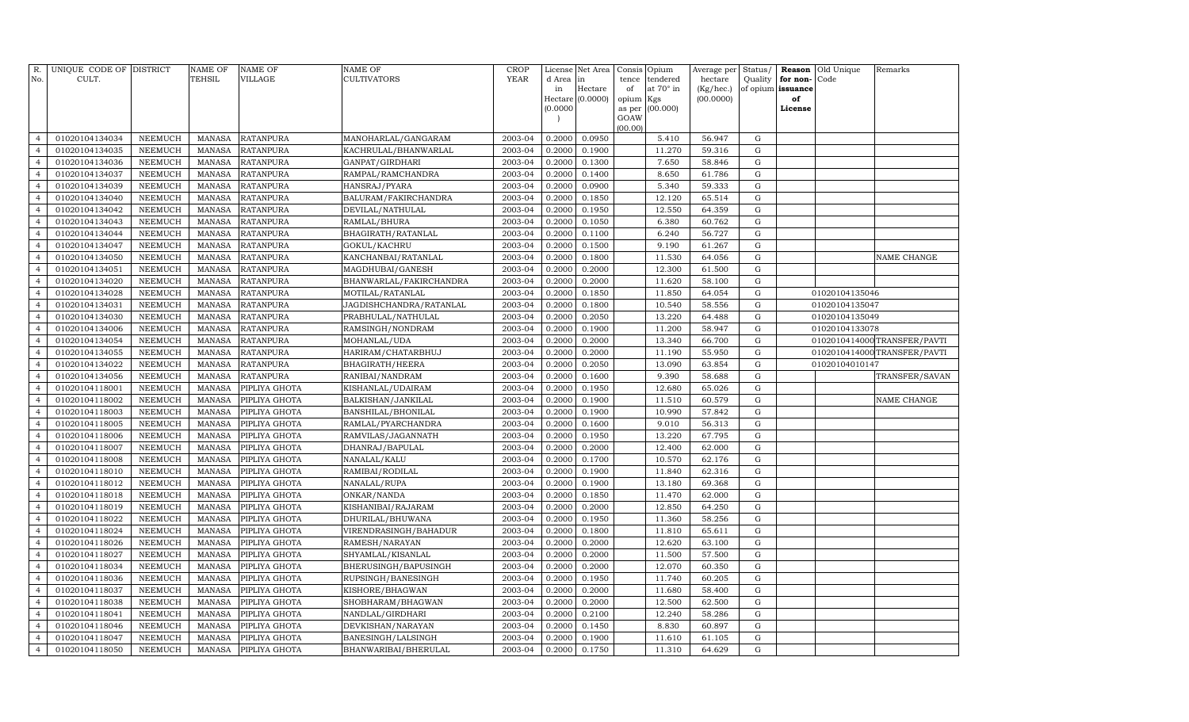| R. No. | UNIQUE CODE OF CULT. | DISTRICT | NAME OF TEHSIL | NAME OF VILLAGE | NAME OF CULTIVATORS | CROP YEAR | License d Area in Hectare (0.0000) | Net Area in Hectare (0.0000) | Consis tence of opium as per GOAW (00.00) | Opium tendered at 70° in Kgs (00.000) | Average per hectare (Kg/hec.) (00.0000) | Status/ Quality of opium | Reason for non-issuance of License | Old Unique Code | Remarks |
|---|---|---|---|---|---|---|---|---|---|---|---|---|---|---|---|
| 4 | 01020104134034 | NEEMUCH | MANASA | RATANPURA | MANOHARLAL/GANGARAM | 2003-04 | 0.2000 | 0.0950 | | 5.410 | 56.947 | G | | | |
| 4 | 01020104134035 | NEEMUCH | MANASA | RATANPURA | KACHRULAL/BHANWARLAL | 2003-04 | 0.2000 | 0.1900 | | 11.270 | 59.316 | G | | | |
| 4 | 01020104134036 | NEEMUCH | MANASA | RATANPURA | GANPAT/GIRDHARI | 2003-04 | 0.2000 | 0.1300 | | 7.650 | 58.846 | G | | | |
| 4 | 01020104134037 | NEEMUCH | MANASA | RATANPURA | RAMPAL/RAMCHANDRA | 2003-04 | 0.2000 | 0.1400 | | 8.650 | 61.786 | G | | | |
| 4 | 01020104134039 | NEEMUCH | MANASA | RATANPURA | HANSRAJ/PYARA | 2003-04 | 0.2000 | 0.0900 | | 5.340 | 59.333 | G | | | |
| 4 | 01020104134040 | NEEMUCH | MANASA | RATANPURA | BALURAM/FAKIRCHANDRA | 2003-04 | 0.2000 | 0.1850 | | 12.120 | 65.514 | G | | | |
| 4 | 01020104134042 | NEEMUCH | MANASA | RATANPURA | DEVILAL/NATHULAL | 2003-04 | 0.2000 | 0.1950 | | 12.550 | 64.359 | G | | | |
| 4 | 01020104134043 | NEEMUCH | MANASA | RATANPURA | RAMLAL/BHURA | 2003-04 | 0.2000 | 0.1050 | | 6.380 | 60.762 | G | | | |
| 4 | 01020104134044 | NEEMUCH | MANASA | RATANPURA | BHAGIRATH/RATANLAL | 2003-04 | 0.2000 | 0.1100 | | 6.240 | 56.727 | G | | | |
| 4 | 01020104134047 | NEEMUCH | MANASA | RATANPURA | GOKUL/KACHRU | 2003-04 | 0.2000 | 0.1500 | | 9.190 | 61.267 | G | | | |
| 4 | 01020104134050 | NEEMUCH | MANASA | RATANPURA | KANCHANBAI/RATANLAL | 2003-04 | 0.2000 | 0.1800 | | 11.530 | 64.056 | G | | | NAME CHANGE |
| 4 | 01020104134051 | NEEMUCH | MANASA | RATANPURA | MAGDHUBAI/GANESH | 2003-04 | 0.2000 | 0.2000 | | 12.300 | 61.500 | G | | | |
| 4 | 01020104134020 | NEEMUCH | MANASA | RATANPURA | BHANWARLAL/FAKIRCHANDRA | 2003-04 | 0.2000 | 0.2000 | | 11.620 | 58.100 | G | | | |
| 4 | 01020104134028 | NEEMUCH | MANASA | RATANPURA | MOTILAL/RATANLAL | 2003-04 | 0.2000 | 0.1850 | | 11.850 | 64.054 | G | | 01020104135046 | |
| 4 | 01020104134031 | NEEMUCH | MANASA | RATANPURA | JAGDISHCHANDRA/RATANLAL | 2003-04 | 0.2000 | 0.1800 | | 10.540 | 58.556 | G | | 01020104135047 | |
| 4 | 01020104134030 | NEEMUCH | MANASA | RATANPURA | PRABHULAL/NATHULAL | 2003-04 | 0.2000 | 0.2050 | | 13.220 | 64.488 | G | | 01020104135049 | |
| 4 | 01020104134006 | NEEMUCH | MANASA | RATANPURA | RAMSINGH/NONDRAM | 2003-04 | 0.2000 | 0.1900 | | 11.200 | 58.947 | G | | 01020104133078 | |
| 4 | 01020104134054 | NEEMUCH | MANASA | RATANPURA | MOHANLAL/UDA | 2003-04 | 0.2000 | 0.2000 | | 13.340 | 66.700 | G | | 01020104140000 | TRANSFER/PAVTI |
| 4 | 01020104134055 | NEEMUCH | MANASA | RATANPURA | HARIRAM/CHATARBHUJ | 2003-04 | 0.2000 | 0.2000 | | 11.190 | 55.950 | G | | 01020104140000 | TRANSFER/PAVTI |
| 4 | 01020104134022 | NEEMUCH | MANASA | RATANPURA | BHAGIRATH/HEERA | 2003-04 | 0.2000 | 0.2050 | | 13.090 | 63.854 | G | | 01020104010147 | |
| 4 | 01020104134056 | NEEMUCH | MANASA | RATANPURA | RANIBAI/NANDRAM | 2003-04 | 0.2000 | 0.1600 | | 9.390 | 58.688 | G | | | TRANSFER/SAVAN |
| 4 | 01020104118001 | NEEMUCH | MANASA | PIPLIYA GHOTA | KISHANLAL/UDAIRAM | 2003-04 | 0.2000 | 0.1950 | | 12.680 | 65.026 | G | | | |
| 4 | 01020104118002 | NEEMUCH | MANASA | PIPLIYA GHOTA | BALKISHAN/JANKILAL | 2003-04 | 0.2000 | 0.1900 | | 11.510 | 60.579 | G | | | NAME CHANGE |
| 4 | 01020104118003 | NEEMUCH | MANASA | PIPLIYA GHOTA | BANSHILAL/BHONILAL | 2003-04 | 0.2000 | 0.1900 | | 10.990 | 57.842 | G | | | |
| 4 | 01020104118005 | NEEMUCH | MANASA | PIPLIYA GHOTA | RAMLAL/PYARCHANDRA | 2003-04 | 0.2000 | 0.1600 | | 9.010 | 56.313 | G | | | |
| 4 | 01020104118006 | NEEMUCH | MANASA | PIPLIYA GHOTA | RAMVILAS/JAGANNATH | 2003-04 | 0.2000 | 0.1950 | | 13.220 | 67.795 | G | | | |
| 4 | 01020104118007 | NEEMUCH | MANASA | PIPLIYA GHOTA | DHANRAJ/BAPULAL | 2003-04 | 0.2000 | 0.2000 | | 12.400 | 62.000 | G | | | |
| 4 | 01020104118008 | NEEMUCH | MANASA | PIPLIYA GHOTA | NANALAL/KALU | 2003-04 | 0.2000 | 0.1700 | | 10.570 | 62.176 | G | | | |
| 4 | 01020104118010 | NEEMUCH | MANASA | PIPLIYA GHOTA | RAMIBAI/RODILAL | 2003-04 | 0.2000 | 0.1900 | | 11.840 | 62.316 | G | | | |
| 4 | 01020104118012 | NEEMUCH | MANASA | PIPLIYA GHOTA | NANALAL/RUPA | 2003-04 | 0.2000 | 0.1900 | | 13.180 | 69.368 | G | | | |
| 4 | 01020104118018 | NEEMUCH | MANASA | PIPLIYA GHOTA | ONKAR/NANDA | 2003-04 | 0.2000 | 0.1850 | | 11.470 | 62.000 | G | | | |
| 4 | 01020104118019 | NEEMUCH | MANASA | PIPLIYA GHOTA | KISHANIBAI/RAJARAM | 2003-04 | 0.2000 | 0.2000 | | 12.850 | 64.250 | G | | | |
| 4 | 01020104118022 | NEEMUCH | MANASA | PIPLIYA GHOTA | DHURILAL/BHUWANA | 2003-04 | 0.2000 | 0.1950 | | 11.360 | 58.256 | G | | | |
| 4 | 01020104118024 | NEEMUCH | MANASA | PIPLIYA GHOTA | VIRENDRASINGH/BAHADUR | 2003-04 | 0.2000 | 0.1800 | | 11.810 | 65.611 | G | | | |
| 4 | 01020104118026 | NEEMUCH | MANASA | PIPLIYA GHOTA | RAMESH/NARAYAN | 2003-04 | 0.2000 | 0.2000 | | 12.620 | 63.100 | G | | | |
| 4 | 01020104118027 | NEEMUCH | MANASA | PIPLIYA GHOTA | SHYAMLAL/KISANLAL | 2003-04 | 0.2000 | 0.2000 | | 11.500 | 57.500 | G | | | |
| 4 | 01020104118034 | NEEMUCH | MANASA | PIPLIYA GHOTA | BHERUSINGH/BAPUSINGH | 2003-04 | 0.2000 | 0.2000 | | 12.070 | 60.350 | G | | | |
| 4 | 01020104118036 | NEEMUCH | MANASA | PIPLIYA GHOTA | RUPSINGH/BANESINGH | 2003-04 | 0.2000 | 0.1950 | | 11.740 | 60.205 | G | | | |
| 4 | 01020104118037 | NEEMUCH | MANASA | PIPLIYA GHOTA | KISHORE/BHAGWAN | 2003-04 | 0.2000 | 0.2000 | | 11.680 | 58.400 | G | | | |
| 4 | 01020104118038 | NEEMUCH | MANASA | PIPLIYA GHOTA | SHOBHARAM/BHAGWAN | 2003-04 | 0.2000 | 0.2000 | | 12.500 | 62.500 | G | | | |
| 4 | 01020104118041 | NEEMUCH | MANASA | PIPLIYA GHOTA | NANDLAL/GIRDHARI | 2003-04 | 0.2000 | 0.2100 | | 12.240 | 58.286 | G | | | |
| 4 | 01020104118046 | NEEMUCH | MANASA | PIPLIYA GHOTA | DEVKISHAN/NARAYAN | 2003-04 | 0.2000 | 0.1450 | | 8.830 | 60.897 | G | | | |
| 4 | 01020104118047 | NEEMUCH | MANASA | PIPLIYA GHOTA | BANESINGH/LALSINGH | 2003-04 | 0.2000 | 0.1900 | | 11.610 | 61.105 | G | | | |
| 4 | 01020104118050 | NEEMUCH | MANASA | PIPLIYA GHOTA | BHANWARIBAI/BHERULAL | 2003-04 | 0.2000 | 0.1750 | | 11.310 | 64.629 | G | | | |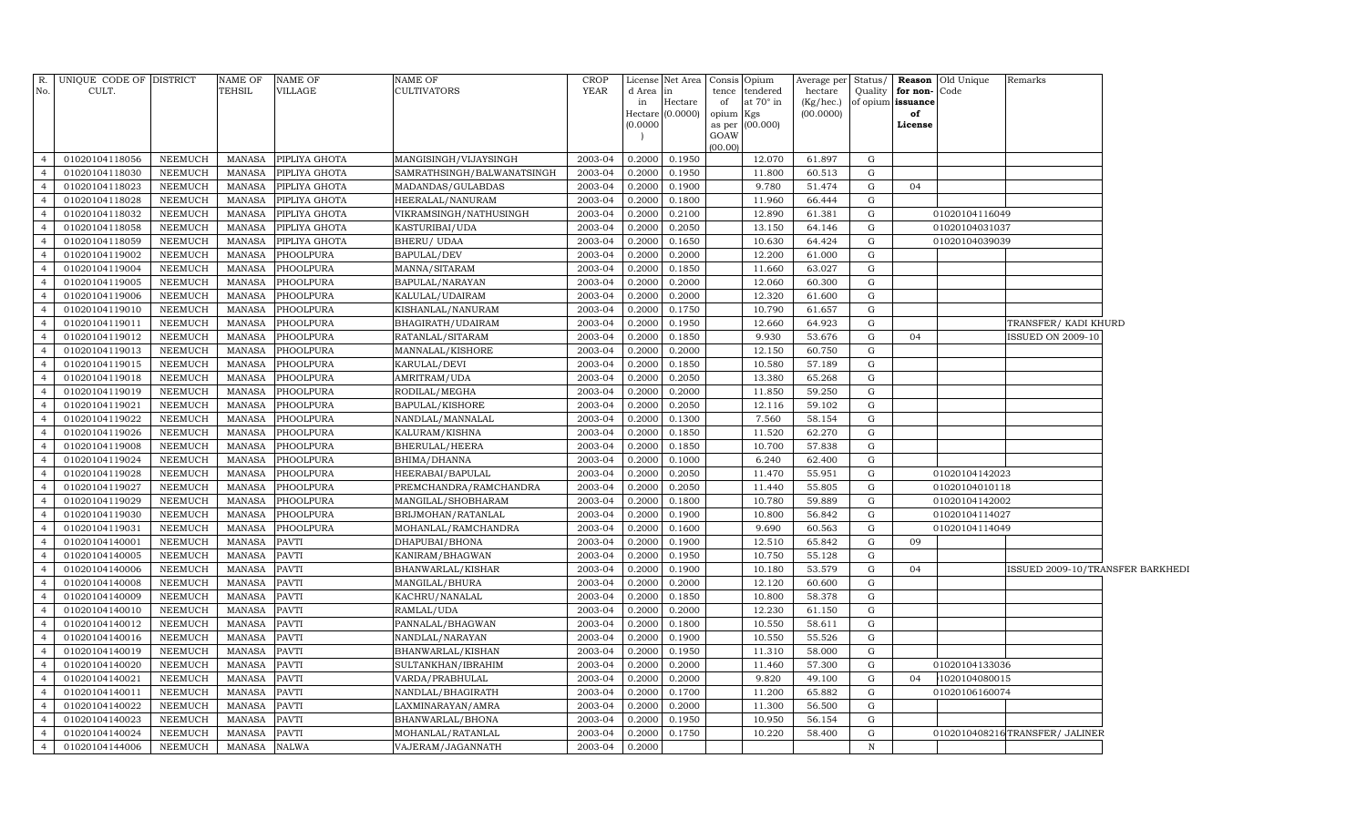| R. No. | UNIQUE CODE OF CULT. | DISTRICT | NAME OF TEHSIL | NAME OF VILLAGE | NAME OF CULTIVATORS | CROP YEAR | License d Area in Hectare (0.0000) | Net Area in Hectare (0.0000) | Consis tence of opium as per GOAW (00.00) | Opium tendered at 70° in Kgs (00.000) | Average per hectare (Kg/hec.) (00.0000) | Status/ Quality of opium | Reason for non-issuance of License | Old Unique Code | Remarks |
|---|---|---|---|---|---|---|---|---|---|---|---|---|---|---|---|
| 4 | 01020104118056 | NEEMUCH | MANASA | PIPLIYA GHOTA | MANGISINGH/VIJAYSINGH | 2003-04 | 0.2000 | 0.1950 | | 12.070 | 61.897 | G | | | |
| 4 | 01020104118030 | NEEMUCH | MANASA | PIPLIYA GHOTA | SAMRATHSINGH/BALWANATSINGH | 2003-04 | 0.2000 | 0.1950 | | 11.800 | 60.513 | G | | | |
| 4 | 01020104118023 | NEEMUCH | MANASA | PIPLIYA GHOTA | MADANDAS/GULABDAS | 2003-04 | 0.2000 | 0.1900 | | 9.780 | 51.474 | G | 04 | | |
| 4 | 01020104118028 | NEEMUCH | MANASA | PIPLIYA GHOTA | HEERALAL/NANURAM | 2003-04 | 0.2000 | 0.1800 | | 11.960 | 66.444 | G | | | |
| 4 | 01020104118032 | NEEMUCH | MANASA | PIPLIYA GHOTA | VIKRAMSINGH/NATHUSINGH | 2003-04 | 0.2000 | 0.2100 | | 12.890 | 61.381 | G | | 01020104116049 | |
| 4 | 01020104118058 | NEEMUCH | MANASA | PIPLIYA GHOTA | KASTURIBAI/UDA | 2003-04 | 0.2000 | 0.2050 | | 13.150 | 64.146 | G | | 01020104031037 | |
| 4 | 01020104118059 | NEEMUCH | MANASA | PIPLIYA GHOTA | BHERU/ UDAA | 2003-04 | 0.2000 | 0.1650 | | 10.630 | 64.424 | G | | 01020104039039 | |
| 4 | 01020104119002 | NEEMUCH | MANASA | PHOOLPURA | BAPULAL/DEV | 2003-04 | 0.2000 | 0.2000 | | 12.200 | 61.000 | G | | | |
| 4 | 01020104119004 | NEEMUCH | MANASA | PHOOLPURA | MANNA/SITARAM | 2003-04 | 0.2000 | 0.1850 | | 11.660 | 63.027 | G | | | |
| 4 | 01020104119005 | NEEMUCH | MANASA | PHOOLPURA | BAPULAL/NARAYAN | 2003-04 | 0.2000 | 0.2000 | | 12.060 | 60.300 | G | | | |
| 4 | 01020104119006 | NEEMUCH | MANASA | PHOOLPURA | KALULAL/UDAIRAM | 2003-04 | 0.2000 | 0.2000 | | 12.320 | 61.600 | G | | | |
| 4 | 01020104119010 | NEEMUCH | MANASA | PHOOLPURA | KISHANLAL/NANURAM | 2003-04 | 0.2000 | 0.1750 | | 10.790 | 61.657 | G | | | |
| 4 | 01020104119011 | NEEMUCH | MANASA | PHOOLPURA | BHAGIRATH/UDAIRAM | 2003-04 | 0.2000 | 0.1950 | | 12.660 | 64.923 | G | | | TRANSFER/ KADI KHURD |
| 4 | 01020104119012 | NEEMUCH | MANASA | PHOOLPURA | RATANLAL/SITARAM | 2003-04 | 0.2000 | 0.1850 | | 9.930 | 53.676 | G | 04 | | ISSUED ON 2009-10 |
| 4 | 01020104119013 | NEEMUCH | MANASA | PHOOLPURA | MANNALAL/KISHORE | 2003-04 | 0.2000 | 0.2000 | | 12.150 | 60.750 | G | | | |
| 4 | 01020104119015 | NEEMUCH | MANASA | PHOOLPURA | KARULAL/DEVI | 2003-04 | 0.2000 | 0.1850 | | 10.580 | 57.189 | G | | | |
| 4 | 01020104119018 | NEEMUCH | MANASA | PHOOLPURA | AMRITRAM/UDA | 2003-04 | 0.2000 | 0.2050 | | 13.380 | 65.268 | G | | | |
| 4 | 01020104119019 | NEEMUCH | MANASA | PHOOLPURA | RODILAL/MEGHA | 2003-04 | 0.2000 | 0.2000 | | 11.850 | 59.250 | G | | | |
| 4 | 01020104119021 | NEEMUCH | MANASA | PHOOLPURA | BAPULAL/KISHORE | 2003-04 | 0.2000 | 0.2050 | | 12.116 | 59.102 | G | | | |
| 4 | 01020104119022 | NEEMUCH | MANASA | PHOOLPURA | NANDLAL/MANNALAL | 2003-04 | 0.2000 | 0.1300 | | 7.560 | 58.154 | G | | | |
| 4 | 01020104119026 | NEEMUCH | MANASA | PHOOLPURA | KALURAM/KISHNA | 2003-04 | 0.2000 | 0.1850 | | 11.520 | 62.270 | G | | | |
| 4 | 01020104119008 | NEEMUCH | MANASA | PHOOLPURA | BHERULAL/HEERA | 2003-04 | 0.2000 | 0.1850 | | 10.700 | 57.838 | G | | | |
| 4 | 01020104119024 | NEEMUCH | MANASA | PHOOLPURA | BHIMA/DHANNA | 2003-04 | 0.2000 | 0.1000 | | 6.240 | 62.400 | G | | | |
| 4 | 01020104119028 | NEEMUCH | MANASA | PHOOLPURA | HEERABAI/BAPULAL | 2003-04 | 0.2000 | 0.2050 | | 11.470 | 55.951 | G | | 01020104142023 | |
| 4 | 01020104119027 | NEEMUCH | MANASA | PHOOLPURA | PREMCHANDRA/RAMCHANDRA | 2003-04 | 0.2000 | 0.2050 | | 11.440 | 55.805 | G | | 01020104010118 | |
| 4 | 01020104119029 | NEEMUCH | MANASA | PHOOLPURA | MANGILAL/SHOBHARAM | 2003-04 | 0.2000 | 0.1800 | | 10.780 | 59.889 | G | | 01020104142002 | |
| 4 | 01020104119030 | NEEMUCH | MANASA | PHOOLPURA | BRIJMOHAN/RATANLAL | 2003-04 | 0.2000 | 0.1900 | | 10.800 | 56.842 | G | | 01020104114027 | |
| 4 | 01020104119031 | NEEMUCH | MANASA | PHOOLPURA | MOHANLAL/RAMCHANDRA | 2003-04 | 0.2000 | 0.1600 | | 9.690 | 60.563 | G | | 01020104114049 | |
| 4 | 01020104140001 | NEEMUCH | MANASA | PAVTI | DHAPUBAI/BHONA | 2003-04 | 0.2000 | 0.1900 | | 12.510 | 65.842 | G | 09 | | |
| 4 | 01020104140005 | NEEMUCH | MANASA | PAVTI | KANIRAM/BHAGWAN | 2003-04 | 0.2000 | 0.1950 | | 10.750 | 55.128 | G | | | |
| 4 | 01020104140006 | NEEMUCH | MANASA | PAVTI | BHANWARLAL/KISHAR | 2003-04 | 0.2000 | 0.1900 | | 10.180 | 53.579 | G | 04 | | ISSUED 2009-10/TRANSFER BARKHEDI |
| 4 | 01020104140008 | NEEMUCH | MANASA | PAVTI | MANGILAL/BHURA | 2003-04 | 0.2000 | 0.2000 | | 12.120 | 60.600 | G | | | |
| 4 | 01020104140009 | NEEMUCH | MANASA | PAVTI | KACHRU/NANALAL | 2003-04 | 0.2000 | 0.1850 | | 10.800 | 58.378 | G | | | |
| 4 | 01020104140010 | NEEMUCH | MANASA | PAVTI | RAMLAL/UDA | 2003-04 | 0.2000 | 0.2000 | | 12.230 | 61.150 | G | | | |
| 4 | 01020104140012 | NEEMUCH | MANASA | PAVTI | PANNALAL/BHAGWAN | 2003-04 | 0.2000 | 0.1800 | | 10.550 | 58.611 | G | | | |
| 4 | 01020104140016 | NEEMUCH | MANASA | PAVTI | NANDLAL/NARAYAN | 2003-04 | 0.2000 | 0.1900 | | 10.550 | 55.526 | G | | | |
| 4 | 01020104140019 | NEEMUCH | MANASA | PAVTI | BHANWARLAL/KISHAN | 2003-04 | 0.2000 | 0.1950 | | 11.310 | 58.000 | G | | | |
| 4 | 01020104140020 | NEEMUCH | MANASA | PAVTI | SULTANKHAN/IBRAHIM | 2003-04 | 0.2000 | 0.2000 | | 11.460 | 57.300 | G | | 01020104133036 | |
| 4 | 01020104140021 | NEEMUCH | MANASA | PAVTI | VARDA/PRABHULAL | 2003-04 | 0.2000 | 0.2000 | | 9.820 | 49.100 | G | 04 | 1020104080015 | |
| 4 | 01020104140011 | NEEMUCH | MANASA | PAVTI | NANDLAL/BHAGIRATH | 2003-04 | 0.2000 | 0.1700 | | 11.200 | 65.882 | G | | 01020106160074 | |
| 4 | 01020104140022 | NEEMUCH | MANASA | PAVTI | LAXMINARAYAN/AMRA | 2003-04 | 0.2000 | 0.2000 | | 11.300 | 56.500 | G | | | |
| 4 | 01020104140023 | NEEMUCH | MANASA | PAVTI | BHANWARLAL/BHONA | 2003-04 | 0.2000 | 0.1950 | | 10.950 | 56.154 | G | | | |
| 4 | 01020104140024 | NEEMUCH | MANASA | PAVTI | MOHANLAL/RATANLAL | 2003-04 | 0.2000 | 0.1750 | | 10.220 | 58.400 | G | | 01020104082016 | TRANSFER/ JALINER |
| 4 | 01020104144006 | NEEMUCH | MANASA | NALWA | VAJERAM/JAGANNATH | 2003-04 | 0.2000 | | | | | N | | | |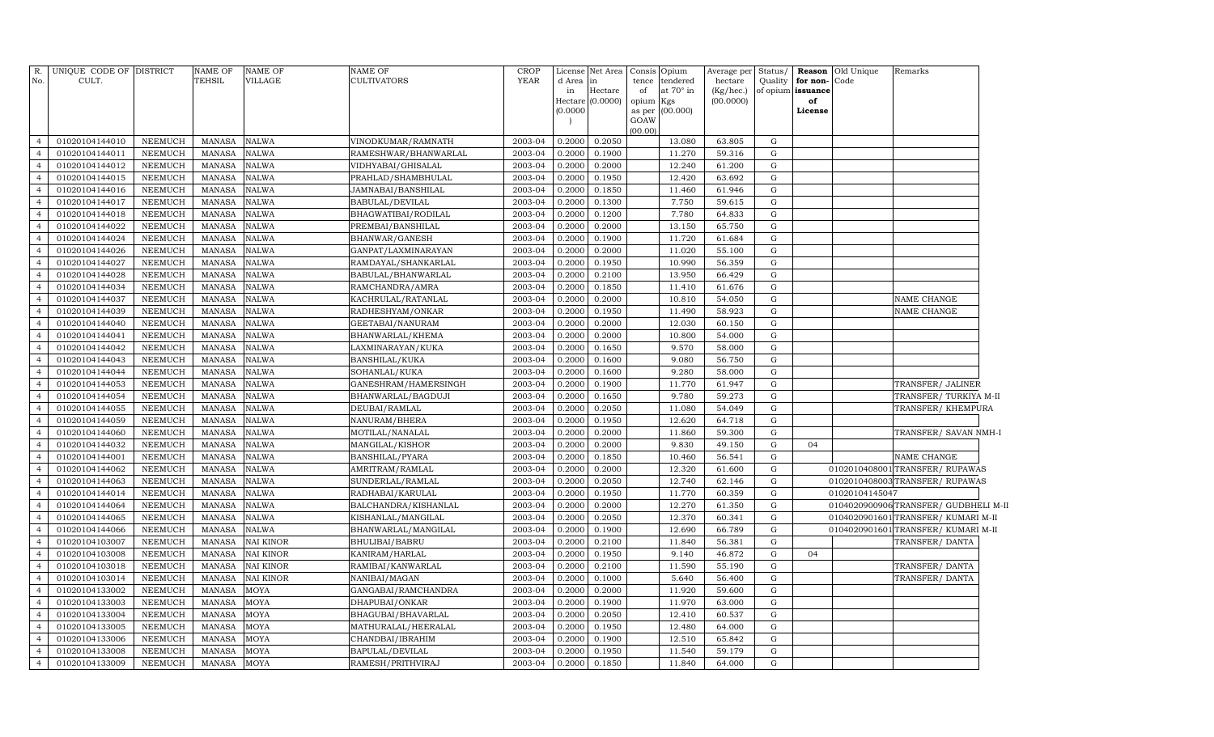| R. No. | UNIQUE CODE OF CULT. | DISTRICT | NAME OF TEHSIL | NAME OF VILLAGE | NAME OF CULTIVATORS | CROP YEAR | License d Area in Hectare (0.0000) | Net Area in Hectare (0.0000) | Consis tence of opium as per GOAW (00.00) | Opium tendered at 70° in Kgs (00.000) | Average per hectare (Kg/hec.) (00.0000) | Status/ Quality of opium | Reason for non-issuance of License | Old Unique Code | Remarks |
|---|---|---|---|---|---|---|---|---|---|---|---|---|---|---|---|
| 4 | 01020104144010 | NEEMUCH | MANASA | NALWA | VINODKUMAR/RAMNATH | 2003-04 | 0.2000 | 0.2050 | | 13.080 | 63.805 | G | | | |
| 4 | 01020104144011 | NEEMUCH | MANASA | NALWA | RAMESHWAR/BHANWARLAL | 2003-04 | 0.2000 | 0.1900 | | 11.270 | 59.316 | G | | | |
| 4 | 01020104144012 | NEEMUCH | MANASA | NALWA | VIDHYABAI/GHISALAL | 2003-04 | 0.2000 | 0.2000 | | 12.240 | 61.200 | G | | | |
| 4 | 01020104144015 | NEEMUCH | MANASA | NALWA | PRAHLAD/SHAMBHULAL | 2003-04 | 0.2000 | 0.1950 | | 12.420 | 63.692 | G | | | |
| 4 | 01020104144016 | NEEMUCH | MANASA | NALWA | JAMNABAI/BANSHILAL | 2003-04 | 0.2000 | 0.1850 | | 11.460 | 61.946 | G | | | |
| 4 | 01020104144017 | NEEMUCH | MANASA | NALWA | BABULAL/DEVILAL | 2003-04 | 0.2000 | 0.1300 | | 7.750 | 59.615 | G | | | |
| 4 | 01020104144018 | NEEMUCH | MANASA | NALWA | BHAGWATIBAI/RODILAL | 2003-04 | 0.2000 | 0.1200 | | 7.780 | 64.833 | G | | | |
| 4 | 01020104144022 | NEEMUCH | MANASA | NALWA | PREMBAI/BANSHILAL | 2003-04 | 0.2000 | 0.2000 | | 13.150 | 65.750 | G | | | |
| 4 | 01020104144024 | NEEMUCH | MANASA | NALWA | BHANWAR/GANESH | 2003-04 | 0.2000 | 0.1900 | | 11.720 | 61.684 | G | | | |
| 4 | 01020104144026 | NEEMUCH | MANASA | NALWA | GANPAT/LAXMINARAYAN | 2003-04 | 0.2000 | 0.2000 | | 11.020 | 55.100 | G | | | |
| 4 | 01020104144027 | NEEMUCH | MANASA | NALWA | RAMDAYAL/SHANKARLAL | 2003-04 | 0.2000 | 0.1950 | | 10.990 | 56.359 | G | | | |
| 4 | 01020104144028 | NEEMUCH | MANASA | NALWA | BABULAL/BHANWARLAL | 2003-04 | 0.2000 | 0.2100 | | 13.950 | 66.429 | G | | | |
| 4 | 01020104144034 | NEEMUCH | MANASA | NALWA | RAMCHANDRA/AMRA | 2003-04 | 0.2000 | 0.1850 | | 11.410 | 61.676 | G | | | |
| 4 | 01020104144037 | NEEMUCH | MANASA | NALWA | KACHRULAL/RATANLAL | 2003-04 | 0.2000 | 0.2000 | | 10.810 | 54.050 | G | | | NAME CHANGE |
| 4 | 01020104144039 | NEEMUCH | MANASA | NALWA | RADHESHYAM/ONKAR | 2003-04 | 0.2000 | 0.1950 | | 11.490 | 58.923 | G | | | NAME CHANGE |
| 4 | 01020104144040 | NEEMUCH | MANASA | NALWA | GEETABAI/NANURAM | 2003-04 | 0.2000 | 0.2000 | | 12.030 | 60.150 | G | | | |
| 4 | 01020104144041 | NEEMUCH | MANASA | NALWA | BHANWARLAL/KHEMA | 2003-04 | 0.2000 | 0.2000 | | 10.800 | 54.000 | G | | | |
| 4 | 01020104144042 | NEEMUCH | MANASA | NALWA | LAXMINARAYAN/KUKA | 2003-04 | 0.2000 | 0.1650 | | 9.570 | 58.000 | G | | | |
| 4 | 01020104144043 | NEEMUCH | MANASA | NALWA | BANSHILAL/KUKA | 2003-04 | 0.2000 | 0.1600 | | 9.080 | 56.750 | G | | | |
| 4 | 01020104144044 | NEEMUCH | MANASA | NALWA | SOHANLAL/KUKA | 2003-04 | 0.2000 | 0.1600 | | 9.280 | 58.000 | G | | | |
| 4 | 01020104144053 | NEEMUCH | MANASA | NALWA | GANESHRAM/HAMERSINGH | 2003-04 | 0.2000 | 0.1900 | | 11.770 | 61.947 | G | | | TRANSFER/ JALINER |
| 4 | 01020104144054 | NEEMUCH | MANASA | NALWA | BHANWARLAL/BAGDUJI | 2003-04 | 0.2000 | 0.1650 | | 9.780 | 59.273 | G | | | TRANSFER/ TURKIYA M-II |
| 4 | 01020104144055 | NEEMUCH | MANASA | NALWA | DEUBAI/RAMLAL | 2003-04 | 0.2000 | 0.2050 | | 11.080 | 54.049 | G | | | TRANSFER/ KHEMPURA |
| 4 | 01020104144059 | NEEMUCH | MANASA | NALWA | NANURAM/BHERA | 2003-04 | 0.2000 | 0.1950 | | 12.620 | 64.718 | G | | | |
| 4 | 01020104144060 | NEEMUCH | MANASA | NALWA | MOTILAL/NANALAL | 2003-04 | 0.2000 | 0.2000 | | 11.860 | 59.300 | G | | | TRANSFER/ SAVAN NMH-I |
| 4 | 01020104144032 | NEEMUCH | MANASA | NALWA | MANGILAL/KISHOR | 2003-04 | 0.2000 | 0.2000 | | 9.830 | 49.150 | G | 04 | | |
| 4 | 01020104144001 | NEEMUCH | MANASA | NALWA | BANSHILAL/PYARA | 2003-04 | 0.2000 | 0.1850 | | 10.460 | 56.541 | G | | | NAME CHANGE |
| 4 | 01020104144062 | NEEMUCH | MANASA | NALWA | AMRITRAM/RAMLAL | 2003-04 | 0.2000 | 0.2000 | | 12.320 | 61.600 | G | | 01020104080001 | TRANSFER/ RUPAWAS |
| 4 | 01020104144063 | NEEMUCH | MANASA | NALWA | SUNDERLAL/RAMLAL | 2003-04 | 0.2000 | 0.2050 | | 12.740 | 62.146 | G | | 01020104080003 | TRANSFER/ RUPAWAS |
| 4 | 01020104144014 | NEEMUCH | MANASA | NALWA | RADHABAI/KARULAL | 2003-04 | 0.2000 | 0.1950 | | 11.770 | 60.359 | G | | 01020104145047 | |
| 4 | 01020104144064 | NEEMUCH | MANASA | NALWA | BALCHANDRA/KISHANLAL | 2003-04 | 0.2000 | 0.2000 | | 12.270 | 61.350 | G | | 01040209009006 | TRANSFER/ GUDBHELI M-II |
| 4 | 01020104144065 | NEEMUCH | MANASA | NALWA | KISHANLAL/MANGILAL | 2003-04 | 0.2000 | 0.2050 | | 12.370 | 60.341 | G | | 01040209016001 | TRANSFER/ KUMARI M-II |
| 4 | 01020104144066 | NEEMUCH | MANASA | NALWA | BHANWARLAL/MANGILAL | 2003-04 | 0.2000 | 0.1900 | | 12.690 | 66.789 | G | | 01040209016001 | TRANSFER/ KUMARI M-II |
| 4 | 01020104103007 | NEEMUCH | MANASA | NAI KINOR | BHULIBAI/BABRU | 2003-04 | 0.2000 | 0.2100 | | 11.840 | 56.381 | G | | | TRANSFER/ DANTA |
| 4 | 01020104103008 | NEEMUCH | MANASA | NAI KINOR | KANIRAM/HARLAL | 2003-04 | 0.2000 | 0.1950 | | 9.140 | 46.872 | G | 04 | | |
| 4 | 01020104103018 | NEEMUCH | MANASA | NAI KINOR | RAMIBAI/KANWARLAL | 2003-04 | 0.2000 | 0.2100 | | 11.590 | 55.190 | G | | | TRANSFER/ DANTA |
| 4 | 01020104103014 | NEEMUCH | MANASA | NAI KINOR | NANIBAI/MAGAN | 2003-04 | 0.2000 | 0.1000 | | 5.640 | 56.400 | G | | | TRANSFER/ DANTA |
| 4 | 01020104133002 | NEEMUCH | MANASA | MOYA | GANGABAI/RAMCHANDRA | 2003-04 | 0.2000 | 0.2000 | | 11.920 | 59.600 | G | | | |
| 4 | 01020104133003 | NEEMUCH | MANASA | MOYA | DHAPUBAI/ONKAR | 2003-04 | 0.2000 | 0.1900 | | 11.970 | 63.000 | G | | | |
| 4 | 01020104133004 | NEEMUCH | MANASA | MOYA | BHAGUBAI/BHAVARLAL | 2003-04 | 0.2000 | 0.2050 | | 12.410 | 60.537 | G | | | |
| 4 | 01020104133005 | NEEMUCH | MANASA | MOYA | MATHURALAL/HEERALAL | 2003-04 | 0.2000 | 0.1950 | | 12.480 | 64.000 | G | | | |
| 4 | 01020104133006 | NEEMUCH | MANASA | MOYA | CHANDBAI/IBRAHIM | 2003-04 | 0.2000 | 0.1900 | | 12.510 | 65.842 | G | | | |
| 4 | 01020104133008 | NEEMUCH | MANASA | MOYA | BAPULAL/DEVILAL | 2003-04 | 0.2000 | 0.1950 | | 11.540 | 59.179 | G | | | |
| 4 | 01020104133009 | NEEMUCH | MANASA | MOYA | RAMESH/PRITHVIRAJ | 2003-04 | 0.2000 | 0.1850 | | 11.840 | 64.000 | G | | | |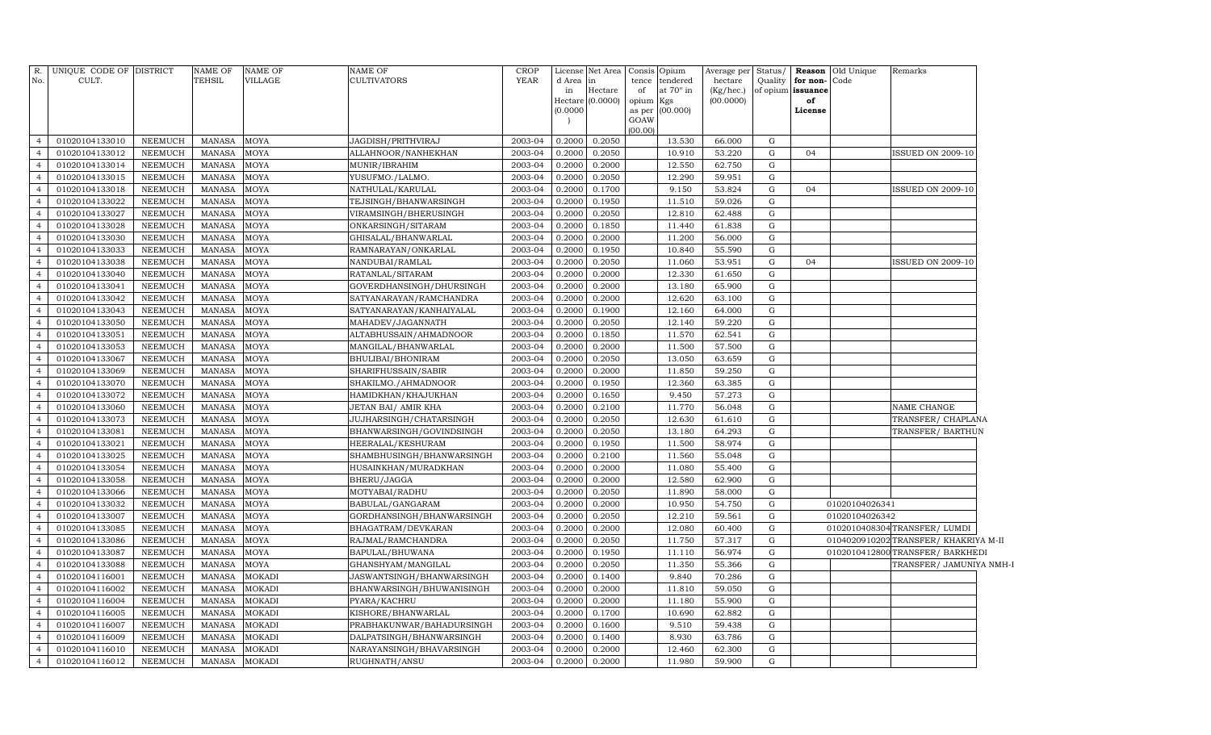| R. No. | UNIQUE CODE OF CULT. | DISTRICT | NAME OF TEHSIL | NAME OF VILLAGE | NAME OF CULTIVATORS | CROP YEAR | License d Area in Hectare (0.0000) | Net Area in Hectare (0.0000) | Consis tence of opium as per GOAW (00.00) | Opium tendered at 70° in Kgs (00.000) | Average per hectare (Kg/hec.) (00.0000) | Status/ Quality of opium | Reason for non-issuance of License | Old Unique Code | Remarks |
|---|---|---|---|---|---|---|---|---|---|---|---|---|---|---|---|
| 4 | 01020104133010 | NEEMUCH | MANASA | MOYA | JAGDISH/PRITHVIRAJ | 2003-04 | 0.2000 | 0.2050 | | 13.530 | 66.000 | G | | | |
| 4 | 01020104133012 | NEEMUCH | MANASA | MOYA | ALLAHNOOR/NANHEKHAN | 2003-04 | 0.2000 | 0.2050 | | 10.910 | 53.220 | G | 04 | | ISSUED ON 2009-10 |
| 4 | 01020104133014 | NEEMUCH | MANASA | MOYA | MUNIR/IBRAHIM | 2003-04 | 0.2000 | 0.2000 | | 12.550 | 62.750 | G | | | |
| 4 | 01020104133015 | NEEMUCH | MANASA | MOYA | YUSUFMO./LALMO. | 2003-04 | 0.2000 | 0.2050 | | 12.290 | 59.951 | G | | | |
| 4 | 01020104133018 | NEEMUCH | MANASA | MOYA | NATHULAL/KARULAL | 2003-04 | 0.2000 | 0.1700 | | 9.150 | 53.824 | G | 04 | | ISSUED ON 2009-10 |
| 4 | 01020104133022 | NEEMUCH | MANASA | MOYA | TEJSINGH/BHANWARSINGH | 2003-04 | 0.2000 | 0.1950 | | 11.510 | 59.026 | G | | | |
| 4 | 01020104133027 | NEEMUCH | MANASA | MOYA | VIRAMSINGH/BHERUSINGH | 2003-04 | 0.2000 | 0.2050 | | 12.810 | 62.488 | G | | | |
| 4 | 01020104133028 | NEEMUCH | MANASA | MOYA | ONKARSINGH/SITARAM | 2003-04 | 0.2000 | 0.1850 | | 11.440 | 61.838 | G | | | |
| 4 | 01020104133030 | NEEMUCH | MANASA | MOYA | GHISALAL/BHANWARLAL | 2003-04 | 0.2000 | 0.2000 | | 11.200 | 56.000 | G | | | |
| 4 | 01020104133033 | NEEMUCH | MANASA | MOYA | RAMNARAYAN/ONKARLAL | 2003-04 | 0.2000 | 0.1950 | | 10.840 | 55.590 | G | | | |
| 4 | 01020104133038 | NEEMUCH | MANASA | MOYA | NANDUBAI/RAMLAL | 2003-04 | 0.2000 | 0.2050 | | 11.060 | 53.951 | G | 04 | | ISSUED ON 2009-10 |
| 4 | 01020104133040 | NEEMUCH | MANASA | MOYA | RATANLAL/SITARAM | 2003-04 | 0.2000 | 0.2000 | | 12.330 | 61.650 | G | | | |
| 4 | 01020104133041 | NEEMUCH | MANASA | MOYA | GOVERDHANSINGH/DHURSINGH | 2003-04 | 0.2000 | 0.2000 | | 13.180 | 65.900 | G | | | |
| 4 | 01020104133042 | NEEMUCH | MANASA | MOYA | SATYANARAYAN/RAMCHANDRA | 2003-04 | 0.2000 | 0.2000 | | 12.620 | 63.100 | G | | | |
| 4 | 01020104133043 | NEEMUCH | MANASA | MOYA | SATYANARAYAN/KANHAIYALAL | 2003-04 | 0.2000 | 0.1900 | | 12.160 | 64.000 | G | | | |
| 4 | 01020104133050 | NEEMUCH | MANASA | MOYA | MAHADEV/JAGANNATH | 2003-04 | 0.2000 | 0.2050 | | 12.140 | 59.220 | G | | | |
| 4 | 01020104133051 | NEEMUCH | MANASA | MOYA | ALTABHUSSAIN/AHMADNOOR | 2003-04 | 0.2000 | 0.1850 | | 11.570 | 62.541 | G | | | |
| 4 | 01020104133053 | NEEMUCH | MANASA | MOYA | MANGILAL/BHANWARLAL | 2003-04 | 0.2000 | 0.2000 | | 11.500 | 57.500 | G | | | |
| 4 | 01020104133067 | NEEMUCH | MANASA | MOYA | BHULIBAI/BHONIRAM | 2003-04 | 0.2000 | 0.2050 | | 13.050 | 63.659 | G | | | |
| 4 | 01020104133069 | NEEMUCH | MANASA | MOYA | SHARIFHUSSAIN/SABIR | 2003-04 | 0.2000 | 0.2000 | | 11.850 | 59.250 | G | | | |
| 4 | 01020104133070 | NEEMUCH | MANASA | MOYA | SHAKILMO./AHMADNOOR | 2003-04 | 0.2000 | 0.1950 | | 12.360 | 63.385 | G | | | |
| 4 | 01020104133072 | NEEMUCH | MANASA | MOYA | HAMIDKHAN/KHAJUKHAN | 2003-04 | 0.2000 | 0.1650 | | 9.450 | 57.273 | G | | | |
| 4 | 01020104133060 | NEEMUCH | MANASA | MOYA | JETAN BAI/ AMIR KHA | 2003-04 | 0.2000 | 0.2100 | | 11.770 | 56.048 | G | | | NAME CHANGE |
| 4 | 01020104133073 | NEEMUCH | MANASA | MOYA | JUJHARSINGH/CHATARSINGH | 2003-04 | 0.2000 | 0.2050 | | 12.630 | 61.610 | G | | | TRANSFER/ CHAPLANA |
| 4 | 01020104133081 | NEEMUCH | MANASA | MOYA | BHANWARSINGH/GOVINDSINGH | 2003-04 | 0.2000 | 0.2050 | | 13.180 | 64.293 | G | | | TRANSFER/ BARTHUN |
| 4 | 01020104133021 | NEEMUCH | MANASA | MOYA | HEERALAL/KESHURAM | 2003-04 | 0.2000 | 0.1950 | | 11.500 | 58.974 | G | | | |
| 4 | 01020104133025 | NEEMUCH | MANASA | MOYA | SHAMBHUSINGH/BHANWARSINGH | 2003-04 | 0.2000 | 0.2100 | | 11.560 | 55.048 | G | | | |
| 4 | 01020104133054 | NEEMUCH | MANASA | MOYA | HUSAINKHAN/MURADKHAN | 2003-04 | 0.2000 | 0.2000 | | 11.080 | 55.400 | G | | | |
| 4 | 01020104133058 | NEEMUCH | MANASA | MOYA | BHERU/JAGGA | 2003-04 | 0.2000 | 0.2000 | | 12.580 | 62.900 | G | | | |
| 4 | 01020104133066 | NEEMUCH | MANASA | MOYA | MOTYABAI/RADHU | 2003-04 | 0.2000 | 0.2050 | | 11.890 | 58.000 | G | | | |
| 4 | 01020104133032 | NEEMUCH | MANASA | MOYA | BABULAL/GANGARAM | 2003-04 | 0.2000 | 0.2000 | | 10.950 | 54.750 | G | | 01020104026341 | |
| 4 | 01020104133007 | NEEMUCH | MANASA | MOYA | GORDHANSINGH/BHANWARSINGH | 2003-04 | 0.2000 | 0.2050 | | 12.210 | 59.561 | G | | 01020104026342 | |
| 4 | 01020104133085 | NEEMUCH | MANASA | MOYA | BHAGATRAM/DEVKARAN | 2003-04 | 0.2000 | 0.2000 | | 12.080 | 60.400 | G | | 01020104083040 | TRANSFER/ LUMDI |
| 4 | 01020104133086 | NEEMUCH | MANASA | MOYA | RAJMAL/RAMCHANDRA | 2003-04 | 0.2000 | 0.2050 | | 11.750 | 57.317 | G | | 01040209102020 | TRANSFER/ KHAKRIYA M-II |
| 4 | 01020104133087 | NEEMUCH | MANASA | MOYA | BAPULAL/BHUWANA | 2003-04 | 0.2000 | 0.1950 | | 11.110 | 56.974 | G | | 01020104128000 | TRANSFER/ BARKHEDI |
| 4 | 01020104133088 | NEEMUCH | MANASA | MOYA | GHANSHYAM/MANGILAL | 2003-04 | 0.2000 | 0.2050 | | 11.350 | 55.366 | G | | | TRANSFER/ JAMUNIYA NMH-I |
| 4 | 01020104116001 | NEEMUCH | MANASA | MOKADI | JASWANTSINGH/BHANWARSINGH | 2003-04 | 0.2000 | 0.1400 | | 9.840 | 70.286 | G | | | |
| 4 | 01020104116002 | NEEMUCH | MANASA | MOKADI | BHANWARSINGH/BHUWANISINGH | 2003-04 | 0.2000 | 0.2000 | | 11.810 | 59.050 | G | | | |
| 4 | 01020104116004 | NEEMUCH | MANASA | MOKADI | PYARA/KACHRU | 2003-04 | 0.2000 | 0.2000 | | 11.180 | 55.900 | G | | | |
| 4 | 01020104116005 | NEEMUCH | MANASA | MOKADI | KISHORE/BHANWARLAL | 2003-04 | 0.2000 | 0.1700 | | 10.690 | 62.882 | G | | | |
| 4 | 01020104116007 | NEEMUCH | MANASA | MOKADI | PRABHAKUNWAR/BAHADURSINGH | 2003-04 | 0.2000 | 0.1600 | | 9.510 | 59.438 | G | | | |
| 4 | 01020104116009 | NEEMUCH | MANASA | MOKADI | DALPATSINGH/BHANWARSINGH | 2003-04 | 0.2000 | 0.1400 | | 8.930 | 63.786 | G | | | |
| 4 | 01020104116010 | NEEMUCH | MANASA | MOKADI | NARAYANSINGH/BHAVARSINGH | 2003-04 | 0.2000 | 0.2000 | | 12.460 | 62.300 | G | | | |
| 4 | 01020104116012 | NEEMUCH | MANASA | MOKADI | RUGHNATH/ANSU | 2003-04 | 0.2000 | 0.2000 | | 11.980 | 59.900 | G | | | |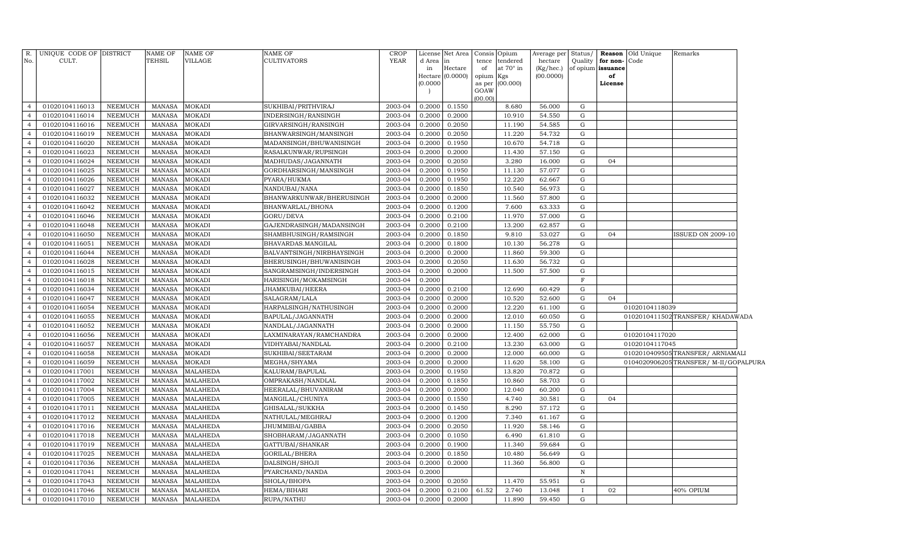| R. No. | UNIQUE CODE OF CULT. | DISTRICT | NAME OF TEHSIL | NAME OF VILLAGE | NAME OF CULTIVATORS | CROP YEAR | License d Area in Hectare (0.0000) | Net Area in Hectare (0.0000) | Consis tence of opium as per GOAW (00.00) | Opium tendered at 70° in Kgs (00.000) | Average per hectare (Kg/hec.) (00.0000) | Status/ Quality of opium | Reason for non-issuance of License | Old Unique Code | Remarks |
|---|---|---|---|---|---|---|---|---|---|---|---|---|---|---|---|
| 4 | 01020104116013 | NEEMUCH | MANASA | MOKADI | SUKHIBAI/PRITHVIRAJ | 2003-04 | 0.2000 | 0.1550 | | 8.680 | 56.000 | G | | | |
| 4 | 01020104116014 | NEEMUCH | MANASA | MOKADI | INDERSINGH/RANSINGH | 2003-04 | 0.2000 | 0.2000 | | 10.910 | 54.550 | G | | | |
| 4 | 01020104116016 | NEEMUCH | MANASA | MOKADI | GIRVARSINGH/RANSINGH | 2003-04 | 0.2000 | 0.2050 | | 11.190 | 54.585 | G | | | |
| 4 | 01020104116019 | NEEMUCH | MANASA | MOKADI | BHANWARSINGH/MANSINGH | 2003-04 | 0.2000 | 0.2050 | | 11.220 | 54.732 | G | | | |
| 4 | 01020104116020 | NEEMUCH | MANASA | MOKADI | MADANSINGH/BHUWANISINGH | 2003-04 | 0.2000 | 0.1950 | | 10.670 | 54.718 | G | | | |
| 4 | 01020104116023 | NEEMUCH | MANASA | MOKADI | RASALKUNWAR/RUPSINGH | 2003-04 | 0.2000 | 0.2000 | | 11.430 | 57.150 | G | | | |
| 4 | 01020104116024 | NEEMUCH | MANASA | MOKADI | MADHUDAS/JAGANNATH | 2003-04 | 0.2000 | 0.2050 | | 3.280 | 16.000 | G | 04 | | |
| 4 | 01020104116025 | NEEMUCH | MANASA | MOKADI | GORDHARSINGH/MANSINGH | 2003-04 | 0.2000 | 0.1950 | | 11.130 | 57.077 | G | | | |
| 4 | 01020104116026 | NEEMUCH | MANASA | MOKADI | PYARA/HUKMA | 2003-04 | 0.2000 | 0.1950 | | 12.220 | 62.667 | G | | | |
| 4 | 01020104116027 | NEEMUCH | MANASA | MOKADI | NANDUBAI/NANA | 2003-04 | 0.2000 | 0.1850 | | 10.540 | 56.973 | G | | | |
| 4 | 01020104116032 | NEEMUCH | MANASA | MOKADI | BHANWARKUNWAR/BHERUSINGH | 2003-04 | 0.2000 | 0.2000 | | 11.560 | 57.800 | G | | | |
| 4 | 01020104116042 | NEEMUCH | MANASA | MOKADI | BHANWARLAL/BHONA | 2003-04 | 0.2000 | 0.1200 | | 7.600 | 63.333 | G | | | |
| 4 | 01020104116046 | NEEMUCH | MANASA | MOKADI | GORU/DEVA | 2003-04 | 0.2000 | 0.2100 | | 11.970 | 57.000 | G | | | |
| 4 | 01020104116048 | NEEMUCH | MANASA | MOKADI | GAJENDRASINGH/MADANSINGH | 2003-04 | 0.2000 | 0.2100 | | 13.200 | 62.857 | G | | | |
| 4 | 01020104116050 | NEEMUCH | MANASA | MOKADI | SHAMBHUSINGH/RAMSINGH | 2003-04 | 0.2000 | 0.1850 | | 9.810 | 53.027 | G | 04 | | ISSUED ON 2009-10 |
| 4 | 01020104116051 | NEEMUCH | MANASA | MOKADI | BHAVARDAS.MANGILAL | 2003-04 | 0.2000 | 0.1800 | | 10.130 | 56.278 | G | | | |
| 4 | 01020104116044 | NEEMUCH | MANASA | MOKADI | BALVANTSINGH/NIRBHAYSINGH | 2003-04 | 0.2000 | 0.2000 | | 11.860 | 59.300 | G | | | |
| 4 | 01020104116028 | NEEMUCH | MANASA | MOKADI | BHERUSINGH/BHUWANISINGH | 2003-04 | 0.2000 | 0.2050 | | 11.630 | 56.732 | G | | | |
| 4 | 01020104116015 | NEEMUCH | MANASA | MOKADI | SANGRAMSINGH/INDERSINGH | 2003-04 | 0.2000 | 0.2000 | | 11.500 | 57.500 | G | | | |
| 4 | 01020104116018 | NEEMUCH | MANASA | MOKADI | HARISINGH/MOKAMSINGH | 2003-04 | 0.2000 | | | | | F | | | |
| 4 | 01020104116034 | NEEMUCH | MANASA | MOKADI | JHAMKUBAI/HEERA | 2003-04 | 0.2000 | 0.2100 | | 12.690 | 60.429 | G | | | |
| 4 | 01020104116047 | NEEMUCH | MANASA | MOKADI | SALAGRAM/LALA | 2003-04 | 0.2000 | 0.2000 | | 10.520 | 52.600 | G | 04 | | |
| 4 | 01020104116054 | NEEMUCH | MANASA | MOKADI | HARPALSINGH/NATHUSINGH | 2003-04 | 0.2000 | 0.2000 | | 12.220 | 61.100 | G | | 01020104118039 | |
| 4 | 01020104116055 | NEEMUCH | MANASA | MOKADI | BAPULAL/JAGANNATH | 2003-04 | 0.2000 | 0.2000 | | 12.010 | 60.050 | G | | 01020104115020 | TRANSFER/ KHADAWADA |
| 4 | 01020104116052 | NEEMUCH | MANASA | MOKADI | NANDLAL/JAGANNATH | 2003-04 | 0.2000 | 0.2000 | | 11.150 | 55.750 | G | | | |
| 4 | 01020104116056 | NEEMUCH | MANASA | MOKADI | LAXMINARAYAN/RAMCHANDRA | 2003-04 | 0.2000 | 0.2000 | | 12.400 | 62.000 | G | | 01020104117020 | |
| 4 | 01020104116057 | NEEMUCH | MANASA | MOKADI | VIDHYABAI/NANDLAL | 2003-04 | 0.2000 | 0.2100 | | 13.230 | 63.000 | G | | 01020104117045 | |
| 4 | 01020104116058 | NEEMUCH | MANASA | MOKADI | SUKHIBAI/SEETARAM | 2003-04 | 0.2000 | 0.2000 | | 12.000 | 60.000 | G | | 01020104095050 | TRANSFER/ ARNIAMALI |
| 4 | 01020104116059 | NEEMUCH | MANASA | MOKADI | MEGHA/SHYAMA | 2003-04 | 0.2000 | 0.2000 | | 11.620 | 58.100 | G | | 01040209062050 | TRANSFER/ M-II/GOPALPURA |
| 4 | 01020104117001 | NEEMUCH | MANASA | MALAHEDA | KALURAM/BAPULAL | 2003-04 | 0.2000 | 0.1950 | | 13.820 | 70.872 | G | | | |
| 4 | 01020104117002 | NEEMUCH | MANASA | MALAHEDA | OMPRAKASH/NANDLAL | 2003-04 | 0.2000 | 0.1850 | | 10.860 | 58.703 | G | | | |
| 4 | 01020104117004 | NEEMUCH | MANASA | MALAHEDA | HEERALAL/BHUVANIRAM | 2003-04 | 0.2000 | 0.2000 | | 12.040 | 60.200 | G | | | |
| 4 | 01020104117005 | NEEMUCH | MANASA | MALAHEDA | MANGILAL/CHUNIYA | 2003-04 | 0.2000 | 0.1550 | | 4.740 | 30.581 | G | 04 | | |
| 4 | 01020104117011 | NEEMUCH | MANASA | MALAHEDA | GHISALAL/SUKKHA | 2003-04 | 0.2000 | 0.1450 | | 8.290 | 57.172 | G | | | |
| 4 | 01020104117012 | NEEMUCH | MANASA | MALAHEDA | NATHULAL/MEGHRAJ | 2003-04 | 0.2000 | 0.1200 | | 7.340 | 61.167 | G | | | |
| 4 | 01020104117016 | NEEMUCH | MANASA | MALAHEDA | JHUMMIBAI/GABBA | 2003-04 | 0.2000 | 0.2050 | | 11.920 | 58.146 | G | | | |
| 4 | 01020104117018 | NEEMUCH | MANASA | MALAHEDA | SHOBHARAM/JAGANNATH | 2003-04 | 0.2000 | 0.1050 | | 6.490 | 61.810 | G | | | |
| 4 | 01020104117019 | NEEMUCH | MANASA | MALAHEDA | GATTUBAI/SHANKAR | 2003-04 | 0.2000 | 0.1900 | | 11.340 | 59.684 | G | | | |
| 4 | 01020104117025 | NEEMUCH | MANASA | MALAHEDA | GORILAL/BHERA | 2003-04 | 0.2000 | 0.1850 | | 10.480 | 56.649 | G | | | |
| 4 | 01020104117036 | NEEMUCH | MANASA | MALAHEDA | DALSINGH/SHOJI | 2003-04 | 0.2000 | 0.2000 | | 11.360 | 56.800 | G | | | |
| 4 | 01020104117041 | NEEMUCH | MANASA | MALAHEDA | PYARCHAND/NANDA | 2003-04 | 0.2000 | | | | | N | | | |
| 4 | 01020104117043 | NEEMUCH | MANASA | MALAHEDA | SHOLA/BHOPA | 2003-04 | 0.2000 | 0.2050 | | 11.470 | 55.951 | G | | | |
| 4 | 01020104117046 | NEEMUCH | MANASA | MALAHEDA | HEMA/BIHARI | 2003-04 | 0.2000 | 0.2100 | 61.52 | 2.740 | 13.048 | I | 02 | | 40% OPIUM |
| 4 | 01020104117010 | NEEMUCH | MANASA | MALAHEDA | RUPA/NATHU | 2003-04 | 0.2000 | 0.2000 | | 11.890 | 59.450 | G | | | |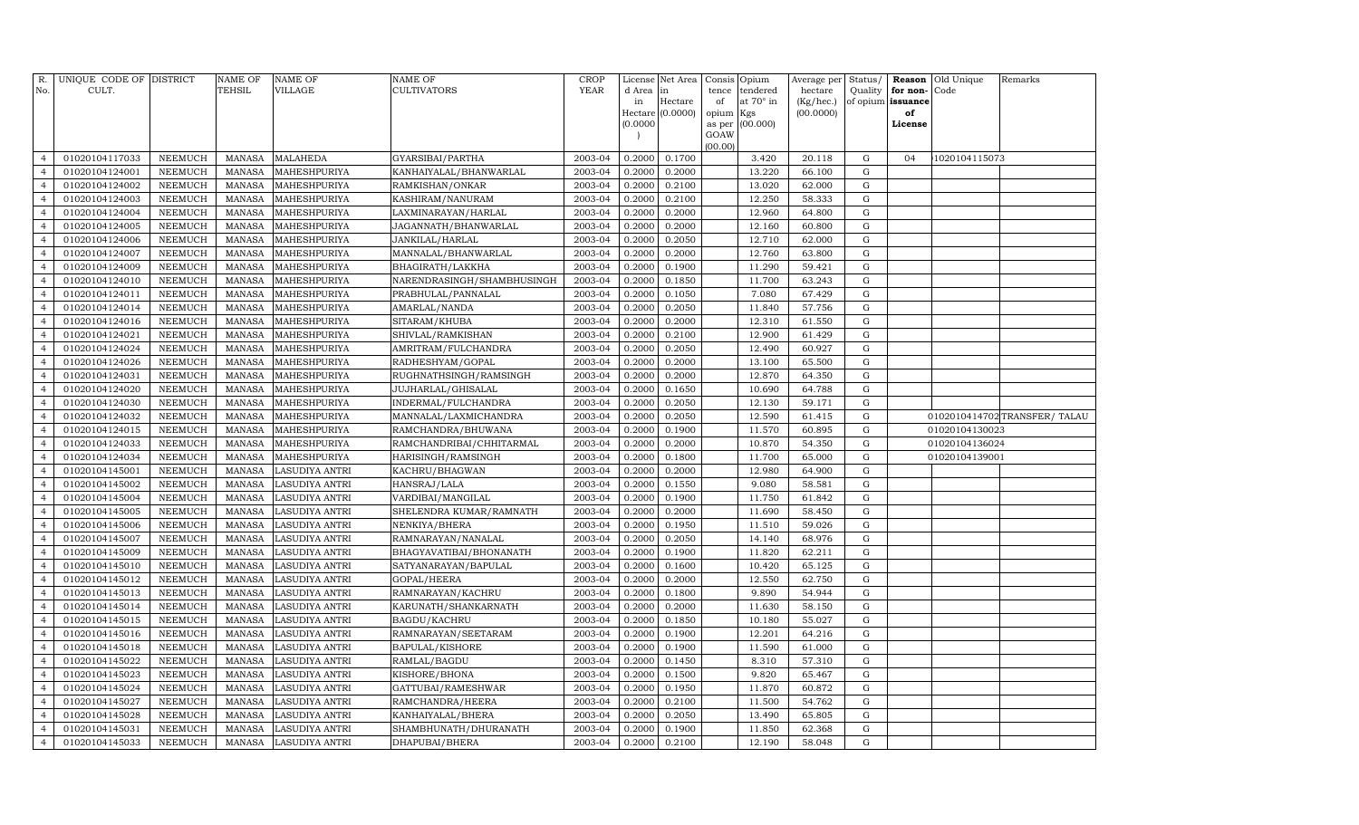| R. No. | UNIQUE CODE OF CULT. | DISTRICT | NAME OF TEHSIL | NAME OF VILLAGE | NAME OF CULTIVATORS | CROP YEAR | License d Area in Hectare (0.0000) | Net Area in Hectare (0.0000) | Consis tence of opium as per GOAW (00.00) | Opium tendered at 70° in Kgs (00.000) | Average per hectare (Kg/hec.) (00.0000) | Status/ Quality of opium | Reason for non-issuance of License | Old Unique Code | Remarks |
|---|---|---|---|---|---|---|---|---|---|---|---|---|---|---|---|
| 4 | 01020104117033 | NEEMUCH | MANASA | MALAHEDA | GYARSIBAI/PARTHA | 2003-04 | 0.2000 | 0.1700 | | 3.420 | 20.118 | G | 04 | 1020104115073 | |
| 4 | 01020104124001 | NEEMUCH | MANASA | MAHESHPURIYA | KANHAIYALAL/BHANWARLAL | 2003-04 | 0.2000 | 0.2000 | | 13.220 | 66.100 | G | | | |
| 4 | 01020104124002 | NEEMUCH | MANASA | MAHESHPURIYA | RAMKISHAN/ONKAR | 2003-04 | 0.2000 | 0.2100 | | 13.020 | 62.000 | G | | | |
| 4 | 01020104124003 | NEEMUCH | MANASA | MAHESHPURIYA | KASHIRAM/NANURAM | 2003-04 | 0.2000 | 0.2100 | | 12.250 | 58.333 | G | | | |
| 4 | 01020104124004 | NEEMUCH | MANASA | MAHESHPURIYA | LAXMINARAYAN/HARLAL | 2003-04 | 0.2000 | 0.2000 | | 12.960 | 64.800 | G | | | |
| 4 | 01020104124005 | NEEMUCH | MANASA | MAHESHPURIYA | JAGANNATH/BHANWARLAL | 2003-04 | 0.2000 | 0.2000 | | 12.160 | 60.800 | G | | | |
| 4 | 01020104124006 | NEEMUCH | MANASA | MAHESHPURIYA | JANKILAL/HARLAL | 2003-04 | 0.2000 | 0.2050 | | 12.710 | 62.000 | G | | | |
| 4 | 01020104124007 | NEEMUCH | MANASA | MAHESHPURIYA | MANNALAL/BHANWARLAL | 2003-04 | 0.2000 | 0.2000 | | 12.760 | 63.800 | G | | | |
| 4 | 01020104124009 | NEEMUCH | MANASA | MAHESHPURIYA | BHAGIRATH/LAKKHA | 2003-04 | 0.2000 | 0.1900 | | 11.290 | 59.421 | G | | | |
| 4 | 01020104124010 | NEEMUCH | MANASA | MAHESHPURIYA | NARENDRASINGH/SHAMBHUSINGH | 2003-04 | 0.2000 | 0.1850 | | 11.700 | 63.243 | G | | | |
| 4 | 01020104124011 | NEEMUCH | MANASA | MAHESHPURIYA | PRABHULAL/PANNALAL | 2003-04 | 0.2000 | 0.1050 | | 7.080 | 67.429 | G | | | |
| 4 | 01020104124014 | NEEMUCH | MANASA | MAHESHPURIYA | AMARLAL/NANDA | 2003-04 | 0.2000 | 0.2050 | | 11.840 | 57.756 | G | | | |
| 4 | 01020104124016 | NEEMUCH | MANASA | MAHESHPURIYA | SITARAM/KHUBA | 2003-04 | 0.2000 | 0.2000 | | 12.310 | 61.550 | G | | | |
| 4 | 01020104124021 | NEEMUCH | MANASA | MAHESHPURIYA | SHIVLAL/RAMKISHAN | 2003-04 | 0.2000 | 0.2100 | | 12.900 | 61.429 | G | | | |
| 4 | 01020104124024 | NEEMUCH | MANASA | MAHESHPURIYA | AMRITRAM/FULCHANDRA | 2003-04 | 0.2000 | 0.2050 | | 12.490 | 60.927 | G | | | |
| 4 | 01020104124026 | NEEMUCH | MANASA | MAHESHPURIYA | RADHESHYAM/GOPAL | 2003-04 | 0.2000 | 0.2000 | | 13.100 | 65.500 | G | | | |
| 4 | 01020104124031 | NEEMUCH | MANASA | MAHESHPURIYA | RUGHNATHSINGH/RAMSINGH | 2003-04 | 0.2000 | 0.2000 | | 12.870 | 64.350 | G | | | |
| 4 | 01020104124020 | NEEMUCH | MANASA | MAHESHPURIYA | JUJHARLAL/GHISALAL | 2003-04 | 0.2000 | 0.1650 | | 10.690 | 64.788 | G | | | |
| 4 | 01020104124030 | NEEMUCH | MANASA | MAHESHPURIYA | INDERMAL/FULCHANDRA | 2003-04 | 0.2000 | 0.2050 | | 12.130 | 59.171 | G | | | |
| 4 | 01020104124032 | NEEMUCH | MANASA | MAHESHPURIYA | MANNALAL/LAXMICHANDRA | 2003-04 | 0.2000 | 0.2050 | | 12.590 | 61.415 | G | | 01020104147022 | TRANSFER/ TALAU |
| 4 | 01020104124015 | NEEMUCH | MANASA | MAHESHPURIYA | RAMCHANDRA/BHUWANA | 2003-04 | 0.2000 | 0.1900 | | 11.570 | 60.895 | G | | 01020104130023 | |
| 4 | 01020104124033 | NEEMUCH | MANASA | MAHESHPURIYA | RAMCHANDRIBAI/CHHITARMAL | 2003-04 | 0.2000 | 0.2000 | | 10.870 | 54.350 | G | | 01020104136024 | |
| 4 | 01020104124034 | NEEMUCH | MANASA | MAHESHPURIYA | HARISINGH/RAMSINGH | 2003-04 | 0.2000 | 0.1800 | | 11.700 | 65.000 | G | | 01020104139001 | |
| 4 | 01020104145001 | NEEMUCH | MANASA | LASUDIYA ANTRI | KACHRU/BHAGWAN | 2003-04 | 0.2000 | 0.2000 | | 12.980 | 64.900 | G | | | |
| 4 | 01020104145002 | NEEMUCH | MANASA | LASUDIYA ANTRI | HANSRAJ/LALA | 2003-04 | 0.2000 | 0.1550 | | 9.080 | 58.581 | G | | | |
| 4 | 01020104145004 | NEEMUCH | MANASA | LASUDIYA ANTRI | VARDIBAI/MANGILAL | 2003-04 | 0.2000 | 0.1900 | | 11.750 | 61.842 | G | | | |
| 4 | 01020104145005 | NEEMUCH | MANASA | LASUDIYA ANTRI | SHELENDRA KUMAR/RAMNATH | 2003-04 | 0.2000 | 0.2000 | | 11.690 | 58.450 | G | | | |
| 4 | 01020104145006 | NEEMUCH | MANASA | LASUDIYA ANTRI | NENKIYA/BHERA | 2003-04 | 0.2000 | 0.1950 | | 11.510 | 59.026 | G | | | |
| 4 | 01020104145007 | NEEMUCH | MANASA | LASUDIYA ANTRI | RAMNARAYAN/NANALAL | 2003-04 | 0.2000 | 0.2050 | | 14.140 | 68.976 | G | | | |
| 4 | 01020104145009 | NEEMUCH | MANASA | LASUDIYA ANTRI | BHAGYAVATIBAI/BHONANATH | 2003-04 | 0.2000 | 0.1900 | | 11.820 | 62.211 | G | | | |
| 4 | 01020104145010 | NEEMUCH | MANASA | LASUDIYA ANTRI | SATYANARAYAN/BAPULAL | 2003-04 | 0.2000 | 0.1600 | | 10.420 | 65.125 | G | | | |
| 4 | 01020104145012 | NEEMUCH | MANASA | LASUDIYA ANTRI | GOPAL/HEERA | 2003-04 | 0.2000 | 0.2000 | | 12.550 | 62.750 | G | | | |
| 4 | 01020104145013 | NEEMUCH | MANASA | LASUDIYA ANTRI | RAMNARAYAN/KACHRU | 2003-04 | 0.2000 | 0.1800 | | 9.890 | 54.944 | G | | | |
| 4 | 01020104145014 | NEEMUCH | MANASA | LASUDIYA ANTRI | KARUNATH/SHANKARNATH | 2003-04 | 0.2000 | 0.2000 | | 11.630 | 58.150 | G | | | |
| 4 | 01020104145015 | NEEMUCH | MANASA | LASUDIYA ANTRI | BAGDU/KACHRU | 2003-04 | 0.2000 | 0.1850 | | 10.180 | 55.027 | G | | | |
| 4 | 01020104145016 | NEEMUCH | MANASA | LASUDIYA ANTRI | RAMNARAYAN/SEETARAM | 2003-04 | 0.2000 | 0.1900 | | 12.201 | 64.216 | G | | | |
| 4 | 01020104145018 | NEEMUCH | MANASA | LASUDIYA ANTRI | BAPULAL/KISHORE | 2003-04 | 0.2000 | 0.1900 | | 11.590 | 61.000 | G | | | |
| 4 | 01020104145022 | NEEMUCH | MANASA | LASUDIYA ANTRI | RAMLAL/BAGDU | 2003-04 | 0.2000 | 0.1450 | | 8.310 | 57.310 | G | | | |
| 4 | 01020104145023 | NEEMUCH | MANASA | LASUDIYA ANTRI | KISHORE/BHONA | 2003-04 | 0.2000 | 0.1500 | | 9.820 | 65.467 | G | | | |
| 4 | 01020104145024 | NEEMUCH | MANASA | LASUDIYA ANTRI | GATTUBAI/RAMESHWAR | 2003-04 | 0.2000 | 0.1950 | | 11.870 | 60.872 | G | | | |
| 4 | 01020104145027 | NEEMUCH | MANASA | LASUDIYA ANTRI | RAMCHANDRA/HEERA | 2003-04 | 0.2000 | 0.2100 | | 11.500 | 54.762 | G | | | |
| 4 | 01020104145028 | NEEMUCH | MANASA | LASUDIYA ANTRI | KANHAIYALAL/BHERA | 2003-04 | 0.2000 | 0.2050 | | 13.490 | 65.805 | G | | | |
| 4 | 01020104145031 | NEEMUCH | MANASA | LASUDIYA ANTRI | SHAMBHUNATH/DHURANATH | 2003-04 | 0.2000 | 0.1900 | | 11.850 | 62.368 | G | | | |
| 4 | 01020104145033 | NEEMUCH | MANASA | LASUDIYA ANTRI | DHAPUBAI/BHERA | 2003-04 | 0.2000 | 0.2100 | | 12.190 | 58.048 | G | | | |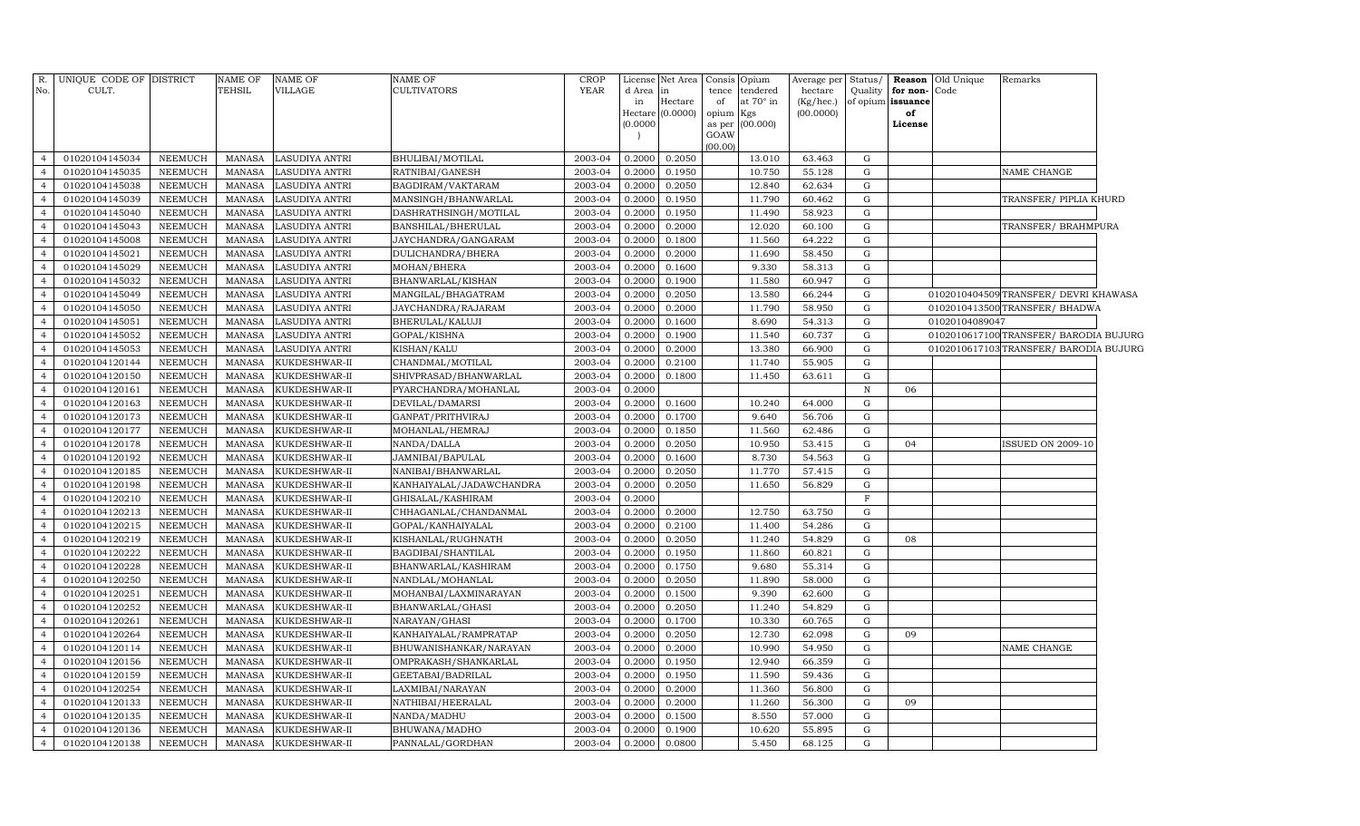| R. No. | UNIQUE CODE OF CULT. | DISTRICT | NAME OF TEHSIL | NAME OF VILLAGE | NAME OF CULTIVATORS | CROP YEAR | License d Area in Hectare (0.0000) | Net Area in Hectare (0.0000) | Consis tence of opium as per GOAW (00.00) | Opium tendered at 70° in Kgs (00.000) | Average per hectare (Kg/hec.) (00.0000) | Status/ Quality of opium | Reason for non-issuance of License | Old Unique Code | Remarks |
|---|---|---|---|---|---|---|---|---|---|---|---|---|---|---|---|
| 4 | 01020104145034 | NEEMUCH | MANASA | LASUDIYA ANTRI | BHULIBAI/MOTILAL | 2003-04 | 0.2000 | 0.2050 | | 13.010 | 63.463 | G | | | |
| 4 | 01020104145035 | NEEMUCH | MANASA | LASUDIYA ANTRI | RATNIBAI/GANESH | 2003-04 | 0.2000 | 0.1950 | | 10.750 | 55.128 | G | | | NAME CHANGE |
| 4 | 01020104145038 | NEEMUCH | MANASA | LASUDIYA ANTRI | BAGDIRAM/VAKTARAM | 2003-04 | 0.2000 | 0.2050 | | 12.840 | 62.634 | G | | | |
| 4 | 01020104145039 | NEEMUCH | MANASA | LASUDIYA ANTRI | MANSINGH/BHANWARLAL | 2003-04 | 0.2000 | 0.1950 | | 11.790 | 60.462 | G | | | TRANSFER/ PIPLIA KHURD |
| 4 | 01020104145040 | NEEMUCH | MANASA | LASUDIYA ANTRI | DASHRATHSINGH/MOTILAL | 2003-04 | 0.2000 | 0.1950 | | 11.490 | 58.923 | G | | | |
| 4 | 01020104145043 | NEEMUCH | MANASA | LASUDIYA ANTRI | BANSHILAL/BHERULAL | 2003-04 | 0.2000 | 0.2000 | | 12.020 | 60.100 | G | | | TRANSFER/ BRAHMPURA |
| 4 | 01020104145008 | NEEMUCH | MANASA | LASUDIYA ANTRI | JAYCHANDRA/GANGARAM | 2003-04 | 0.2000 | 0.1800 | | 11.560 | 64.222 | G | | | |
| 4 | 01020104145021 | NEEMUCH | MANASA | LASUDIYA ANTRI | DULICHANDRA/BHERA | 2003-04 | 0.2000 | 0.2000 | | 11.690 | 58.450 | G | | | |
| 4 | 01020104145029 | NEEMUCH | MANASA | LASUDIYA ANTRI | MOHAN/BHERA | 2003-04 | 0.2000 | 0.1600 | | 9.330 | 58.313 | G | | | |
| 4 | 01020104145032 | NEEMUCH | MANASA | LASUDIYA ANTRI | BHANWARLAL/KISHAN | 2003-04 | 0.2000 | 0.1900 | | 11.580 | 60.947 | G | | | |
| 4 | 01020104145049 | NEEMUCH | MANASA | LASUDIYA ANTRI | MANGILAL/BHAGATRAM | 2003-04 | 0.2000 | 0.2050 | | 13.580 | 66.244 | G | | 01020104045​09 | TRANSFER/ DEVRI KHAWASA |
| 4 | 01020104145050 | NEEMUCH | MANASA | LASUDIYA ANTRI | JAYCHANDRA/RAJARAM | 2003-04 | 0.2000 | 0.2000 | | 11.790 | 58.950 | G | | 01020104135​00 | TRANSFER/ BHADWA |
| 4 | 01020104145051 | NEEMUCH | MANASA | LASUDIYA ANTRI | BHERULAL/KALUJI | 2003-04 | 0.2000 | 0.1600 | | 8.690 | 54.313 | G | | 01020104089047 | |
| 4 | 01020104145052 | NEEMUCH | MANASA | LASUDIYA ANTRI | GOPAL/KISHNA | 2003-04 | 0.2000 | 0.1900 | | 11.540 | 60.737 | G | | 01020106171​00 | TRANSFER/ BARODIA BUJURG |
| 4 | 01020104145053 | NEEMUCH | MANASA | LASUDIYA ANTRI | KISHAN/KALU | 2003-04 | 0.2000 | 0.2000 | | 13.380 | 66.900 | G | | 01020106171​03 | TRANSFER/ BARODIA BUJURG |
| 4 | 01020104120144 | NEEMUCH | MANASA | KUKDESHWAR-II | CHANDMAL/MOTILAL | 2003-04 | 0.2000 | 0.2100 | | 11.740 | 55.905 | G | | | |
| 4 | 01020104120150 | NEEMUCH | MANASA | KUKDESHWAR-II | SHIVPRASAD/BHANWARLAL | 2003-04 | 0.2000 | 0.1800 | | 11.450 | 63.611 | G | | | |
| 4 | 01020104120161 | NEEMUCH | MANASA | KUKDESHWAR-II | PYARCHANDRA/MOHANLAL | 2003-04 | 0.2000 | | | | | N | 06 | | |
| 4 | 01020104120163 | NEEMUCH | MANASA | KUKDESHWAR-II | DEVILAL/DAMARSI | 2003-04 | 0.2000 | 0.1600 | | 10.240 | 64.000 | G | | | |
| 4 | 01020104120173 | NEEMUCH | MANASA | KUKDESHWAR-II | GANPAT/PRITHVIRAJ | 2003-04 | 0.2000 | 0.1700 | | 9.640 | 56.706 | G | | | |
| 4 | 01020104120177 | NEEMUCH | MANASA | KUKDESHWAR-II | MOHANLAL/HEMRAJ | 2003-04 | 0.2000 | 0.1850 | | 11.560 | 62.486 | G | | | |
| 4 | 01020104120178 | NEEMUCH | MANASA | KUKDESHWAR-II | NANDA/DALLA | 2003-04 | 0.2000 | 0.2050 | | 10.950 | 53.415 | G | 04 | | ISSUED ON 2009-10 |
| 4 | 01020104120192 | NEEMUCH | MANASA | KUKDESHWAR-II | JAMNIBAI/BAPULAL | 2003-04 | 0.2000 | 0.1600 | | 8.730 | 54.563 | G | | | |
| 4 | 01020104120185 | NEEMUCH | MANASA | KUKDESHWAR-II | NANIBAI/BHANWARLAL | 2003-04 | 0.2000 | 0.2050 | | 11.770 | 57.415 | G | | | |
| 4 | 01020104120198 | NEEMUCH | MANASA | KUKDESHWAR-II | KANHAIYALAL/JADAWCHANDRA | 2003-04 | 0.2000 | 0.2050 | | 11.650 | 56.829 | G | | | |
| 4 | 01020104120210 | NEEMUCH | MANASA | KUKDESHWAR-II | GHISALAL/KASHIRAM | 2003-04 | 0.2000 | | | | | F | | | |
| 4 | 01020104120213 | NEEMUCH | MANASA | KUKDESHWAR-II | CHHAGANLAL/CHANDANMAL | 2003-04 | 0.2000 | 0.2000 | | 12.750 | 63.750 | G | | | |
| 4 | 01020104120215 | NEEMUCH | MANASA | KUKDESHWAR-II | GOPAL/KANHAIYALAL | 2003-04 | 0.2000 | 0.2100 | | 11.400 | 54.286 | G | | | |
| 4 | 01020104120219 | NEEMUCH | MANASA | KUKDESHWAR-II | KISHANLAL/RUGHNATH | 2003-04 | 0.2000 | 0.2050 | | 11.240 | 54.829 | G | 08 | | |
| 4 | 01020104120222 | NEEMUCH | MANASA | KUKDESHWAR-II | BAGDIBAI/SHANTILAL | 2003-04 | 0.2000 | 0.1950 | | 11.860 | 60.821 | G | | | |
| 4 | 01020104120228 | NEEMUCH | MANASA | KUKDESHWAR-II | BHANWARLAL/KASHIRAM | 2003-04 | 0.2000 | 0.1750 | | 9.680 | 55.314 | G | | | |
| 4 | 01020104120250 | NEEMUCH | MANASA | KUKDESHWAR-II | NANDLAL/MOHANLAL | 2003-04 | 0.2000 | 0.2050 | | 11.890 | 58.000 | G | | | |
| 4 | 01020104120251 | NEEMUCH | MANASA | KUKDESHWAR-II | MOHANBAI/LAXMINARAYAN | 2003-04 | 0.2000 | 0.1500 | | 9.390 | 62.600 | G | | | |
| 4 | 01020104120252 | NEEMUCH | MANASA | KUKDESHWAR-II | BHANWARLAL/GHASI | 2003-04 | 0.2000 | 0.2050 | | 11.240 | 54.829 | G | | | |
| 4 | 01020104120261 | NEEMUCH | MANASA | KUKDESHWAR-II | NARAYAN/GHASI | 2003-04 | 0.2000 | 0.1700 | | 10.330 | 60.765 | G | | | |
| 4 | 01020104120264 | NEEMUCH | MANASA | KUKDESHWAR-II | KANHAIYALAL/RAMPRATAP | 2003-04 | 0.2000 | 0.2050 | | 12.730 | 62.098 | G | 09 | | |
| 4 | 01020104120114 | NEEMUCH | MANASA | KUKDESHWAR-II | BHUWANISHANKAR/NARAYAN | 2003-04 | 0.2000 | 0.2000 | | 10.990 | 54.950 | G | | | NAME CHANGE |
| 4 | 01020104120156 | NEEMUCH | MANASA | KUKDESHWAR-II | OMPRAKASH/SHANKARLAL | 2003-04 | 0.2000 | 0.1950 | | 12.940 | 66.359 | G | | | |
| 4 | 01020104120159 | NEEMUCH | MANASA | KUKDESHWAR-II | GEETABAI/BADRILAL | 2003-04 | 0.2000 | 0.1950 | | 11.590 | 59.436 | G | | | |
| 4 | 01020104120254 | NEEMUCH | MANASA | KUKDESHWAR-II | LAXMIBAI/NARAYAN | 2003-04 | 0.2000 | 0.2000 | | 11.360 | 56.800 | G | | | |
| 4 | 01020104120133 | NEEMUCH | MANASA | KUKDESHWAR-II | NATHIBAI/HEERALAL | 2003-04 | 0.2000 | 0.2000 | | 11.260 | 56.300 | G | 09 | | |
| 4 | 01020104120135 | NEEMUCH | MANASA | KUKDESHWAR-II | NANDA/MADHU | 2003-04 | 0.2000 | 0.1500 | | 8.550 | 57.000 | G | | | |
| 4 | 01020104120136 | NEEMUCH | MANASA | KUKDESHWAR-II | BHUWANA/MADHO | 2003-04 | 0.2000 | 0.1900 | | 10.620 | 55.895 | G | | | |
| 4 | 01020104120138 | NEEMUCH | MANASA | KUKDESHWAR-II | PANNALAL/GORDHAN | 2003-04 | 0.2000 | 0.0800 | | 5.450 | 68.125 | G | | | |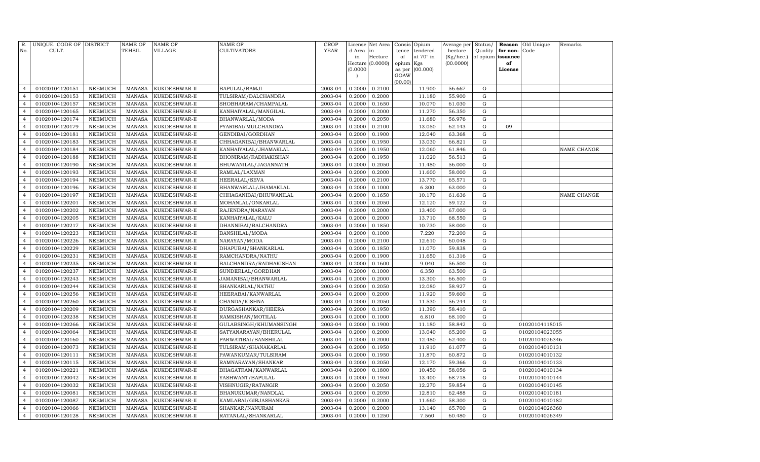| R. No. | UNIQUE CODE OF CULT. | DISTRICT | NAME OF TEHSIL | NAME OF VILLAGE | NAME OF CULTIVATORS | CROP YEAR | License d Area in Hectare (0.0000) | Net Area in Hectare (0.0000) | Consis tence of opium as per GOAW (00.00) | Opium tendered at 70° in Kgs (00.000) | Average per hectare (Kg/hec.) (00.0000) | Status/ Quality of opium | Reason for non-issuance of License | Old Unique Code | Remarks |
|---|---|---|---|---|---|---|---|---|---|---|---|---|---|---|---|
| 4 | 01020104120151 | NEEMUCH | MANASA | KUKDESHWAR-II | BAPULAL/RAMJI | 2003-04 | 0.2000 | 0.2100 | | 11.900 | 56.667 | G | | | |
| 4 | 01020104120153 | NEEMUCH | MANASA | KUKDESHWAR-II | TULSIRAM/DALCHANDRA | 2003-04 | 0.2000 | 0.2000 | | 11.180 | 55.900 | G | | | |
| 4 | 01020104120157 | NEEMUCH | MANASA | KUKDESHWAR-II | SHOBHARAM/CHAMPALAL | 2003-04 | 0.2000 | 0.1650 | | 10.070 | 61.030 | G | | | |
| 4 | 01020104120165 | NEEMUCH | MANASA | KUKDESHWAR-II | KANHAIYALAL/MANGILAL | 2003-04 | 0.2000 | 0.2000 | | 11.270 | 56.350 | G | | | |
| 4 | 01020104120174 | NEEMUCH | MANASA | KUKDESHWAR-II | BHANWARLAL/MODA | 2003-04 | 0.2000 | 0.2050 | | 11.680 | 56.976 | G | | | |
| 4 | 01020104120179 | NEEMUCH | MANASA | KUKDESHWAR-II | PYARIBAI/MULCHANDRA | 2003-04 | 0.2000 | 0.2100 | | 13.050 | 62.143 | G | 09 | | |
| 4 | 01020104120181 | NEEMUCH | MANASA | KUKDESHWAR-II | GENDIBAI/GORDHAN | 2003-04 | 0.2000 | 0.1900 | | 12.040 | 63.368 | G | | | |
| 4 | 01020104120183 | NEEMUCH | MANASA | KUKDESHWAR-II | CHHAGANIBAI/BHANWARLAL | 2003-04 | 0.2000 | 0.1950 | | 13.030 | 66.821 | G | | | |
| 4 | 01020104120184 | NEEMUCH | MANASA | KUKDESHWAR-II | KANHAIYALAL/JHAMAKLAL | 2003-04 | 0.2000 | 0.1950 | | 12.060 | 61.846 | G | | | NAME CHANGE |
| 4 | 01020104120188 | NEEMUCH | MANASA | KUKDESHWAR-II | BHONIRAM/RADHAKISHAN | 2003-04 | 0.2000 | 0.1950 | | 11.020 | 56.513 | G | | | |
| 4 | 01020104120190 | NEEMUCH | MANASA | KUKDESHWAR-II | BHUWANILAL/JAGANNATH | 2003-04 | 0.2000 | 0.2050 | | 11.480 | 56.000 | G | | | |
| 4 | 01020104120193 | NEEMUCH | MANASA | KUKDESHWAR-II | RAMLAL/LAXMAN | 2003-04 | 0.2000 | 0.2000 | | 11.600 | 58.000 | G | | | |
| 4 | 01020104120194 | NEEMUCH | MANASA | KUKDESHWAR-II | HEERALAL/SEVA | 2003-04 | 0.2000 | 0.2100 | | 13.770 | 65.571 | G | | | |
| 4 | 01020104120196 | NEEMUCH | MANASA | KUKDESHWAR-II | BHANWARLAL/JHAMAKLAL | 2003-04 | 0.2000 | 0.1000 | | 6.300 | 63.000 | G | | | |
| 4 | 01020104120197 | NEEMUCH | MANASA | KUKDESHWAR-II | CHHAGANIBAI/BHUWANILAL | 2003-04 | 0.2000 | 0.1650 | | 10.170 | 61.636 | G | | | NAME CHANGE |
| 4 | 01020104120201 | NEEMUCH | MANASA | KUKDESHWAR-II | MOHANLAL/ONKARLAL | 2003-04 | 0.2000 | 0.2050 | | 12.120 | 59.122 | G | | | |
| 4 | 01020104120202 | NEEMUCH | MANASA | KUKDESHWAR-II | RAJENDRA/NARAYAN | 2003-04 | 0.2000 | 0.2000 | | 13.400 | 67.000 | G | | | |
| 4 | 01020104120205 | NEEMUCH | MANASA | KUKDESHWAR-II | KANHAIYALAL/KALU | 2003-04 | 0.2000 | 0.2000 | | 13.710 | 68.550 | G | | | |
| 4 | 01020104120217 | NEEMUCH | MANASA | KUKDESHWAR-II | DHANNIBAI/BALCHANDRA | 2003-04 | 0.2000 | 0.1850 | | 10.730 | 58.000 | G | | | |
| 4 | 01020104120223 | NEEMUCH | MANASA | KUKDESHWAR-II | BANSHILAL/MODA | 2003-04 | 0.2000 | 0.1000 | | 7.220 | 72.200 | G | | | |
| 4 | 01020104120226 | NEEMUCH | MANASA | KUKDESHWAR-II | NARAYAN/MODA | 2003-04 | 0.2000 | 0.2100 | | 12.610 | 60.048 | G | | | |
| 4 | 01020104120229 | NEEMUCH | MANASA | KUKDESHWAR-II | DHAPUBAI/SHANKARLAL | 2003-04 | 0.2000 | 0.1850 | | 11.070 | 59.838 | G | | | |
| 4 | 01020104120231 | NEEMUCH | MANASA | KUKDESHWAR-II | RAMCHANDRA/NATHU | 2003-04 | 0.2000 | 0.1900 | | 11.650 | 61.316 | G | | | |
| 4 | 01020104120235 | NEEMUCH | MANASA | KUKDESHWAR-II | BALCHANDRA/RADHAKISHAN | 2003-04 | 0.2000 | 0.1600 | | 9.040 | 56.500 | G | | | |
| 4 | 01020104120237 | NEEMUCH | MANASA | KUKDESHWAR-II | SUNDERLAL/GORDHAN | 2003-04 | 0.2000 | 0.1000 | | 6.350 | 63.500 | G | | | |
| 4 | 01020104120243 | NEEMUCH | MANASA | KUKDESHWAR-II | JAMANIBAI/BHANWARLAL | 2003-04 | 0.2000 | 0.2000 | | 13.300 | 66.500 | G | | | |
| 4 | 01020104120244 | NEEMUCH | MANASA | KUKDESHWAR-II | SHANKARLAL/NATHU | 2003-04 | 0.2000 | 0.2050 | | 12.080 | 58.927 | G | | | |
| 4 | 01020104120256 | NEEMUCH | MANASA | KUKDESHWAR-II | HEERABAI/KANWARLAL | 2003-04 | 0.2000 | 0.2000 | | 11.920 | 59.600 | G | | | |
| 4 | 01020104120260 | NEEMUCH | MANASA | KUKDESHWAR-II | CHANDA/KISHNA | 2003-04 | 0.2000 | 0.2050 | | 11.530 | 56.244 | G | | | |
| 4 | 01020104120209 | NEEMUCH | MANASA | KUKDESHWAR-II | DURGASHANKAR/HEERA | 2003-04 | 0.2000 | 0.1950 | | 11.390 | 58.410 | G | | | |
| 4 | 01020104120238 | NEEMUCH | MANASA | KUKDESHWAR-II | RAMKISHAN/MOTILAL | 2003-04 | 0.2000 | 0.1000 | | 6.810 | 68.100 | G | | | |
| 4 | 01020104120266 | NEEMUCH | MANASA | KUKDESHWAR-II | GULABSINGH/KHUMANSINGH | 2003-04 | 0.2000 | 0.1900 | | 11.180 | 58.842 | G | | 01020104118015 | |
| 4 | 01020104120064 | NEEMUCH | MANASA | KUKDESHWAR-II | SATYANARAYAN/BHERULAL | 2003-04 | 0.2000 | 0.2000 | | 13.040 | 65.200 | G | | 01020104023055 | |
| 4 | 01020104120160 | NEEMUCH | MANASA | KUKDESHWAR-II | PARWATIBAI/BANSHILAL | 2003-04 | 0.2000 | 0.2000 | | 12.480 | 62.400 | G | | 01020104026346 | |
| 4 | 01020104120073 | NEEMUCH | MANASA | KUKDESHWAR-II | TULSIRAM/SHANAKARLAL | 2003-04 | 0.2000 | 0.1950 | | 11.910 | 61.077 | G | | 01020104010131 | |
| 4 | 01020104120111 | NEEMUCH | MANASA | KUKDESHWAR-II | PAWANKUMAR/TULSIRAM | 2003-04 | 0.2000 | 0.1950 | | 11.870 | 60.872 | G | | 01020104010132 | |
| 4 | 01020104120115 | NEEMUCH | MANASA | KUKDESHWAR-II | RAMNARAYAN/SHANKAR | 2003-04 | 0.2000 | 0.2050 | | 12.170 | 59.366 | G | | 01020104010133 | |
| 4 | 01020104120221 | NEEMUCH | MANASA | KUKDESHWAR-II | BHAGATRAM/KANWARLAL | 2003-04 | 0.2000 | 0.1800 | | 10.450 | 58.056 | G | | 01020104010134 | |
| 4 | 01020104120042 | NEEMUCH | MANASA | KUKDESHWAR-II | YASHWANT/BAPULAL | 2003-04 | 0.2000 | 0.1950 | | 13.400 | 68.718 | G | | 01020104010144 | |
| 4 | 01020104120032 | NEEMUCH | MANASA | KUKDESHWAR-II | VISHNUGIR/RATANGIR | 2003-04 | 0.2000 | 0.2050 | | 12.270 | 59.854 | G | | 01020104010145 | |
| 4 | 01020104120081 | NEEMUCH | MANASA | KUKDESHWAR-II | BHANUKUMAR/NANDLAL | 2003-04 | 0.2000 | 0.2050 | | 12.810 | 62.488 | G | | 01020104010181 | |
| 4 | 01020104120087 | NEEMUCH | MANASA | KUKDESHWAR-II | KAMLABAI/GIRJASHANKAR | 2003-04 | 0.2000 | 0.2000 | | 11.660 | 58.300 | G | | 01020104010182 | |
| 4 | 01020104120066 | NEEMUCH | MANASA | KUKDESHWAR-II | SHANKAR/NANURAM | 2003-04 | 0.2000 | 0.2000 | | 13.140 | 65.700 | G | | 01020104026360 | |
| 4 | 01020104120128 | NEEMUCH | MANASA | KUKDESHWAR-II | RATANLAL/SHANKARLAL | 2003-04 | 0.2000 | 0.1250 | | 7.560 | 60.480 | G | | 01020104026349 | |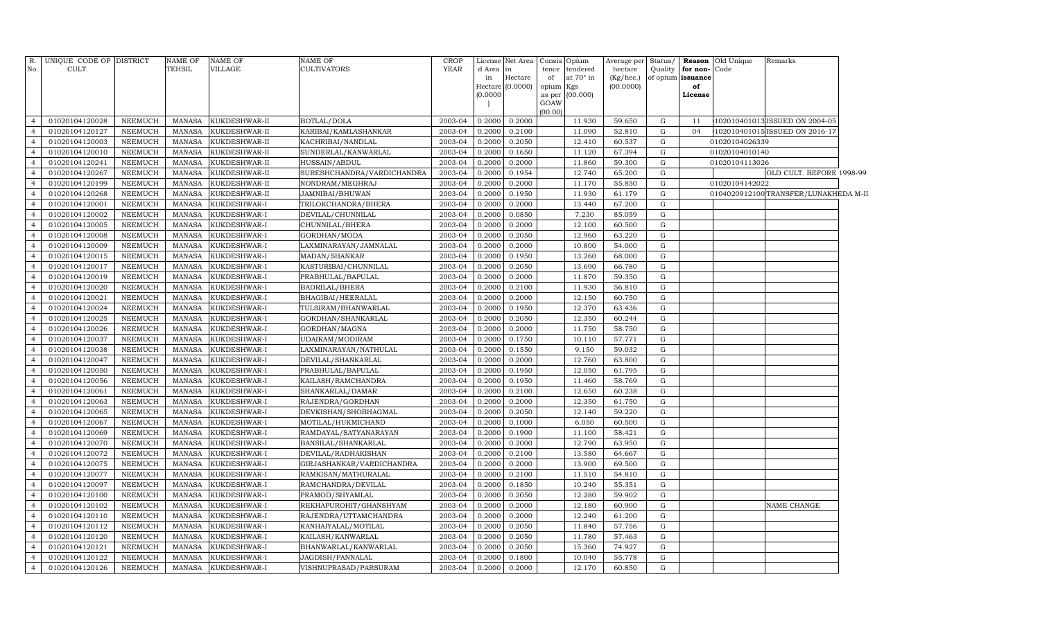| R. No. | UNIQUE CODE OF CULT. | DISTRICT | NAME OF TEHSIL | NAME OF VILLAGE | NAME OF CULTIVATORS | CROP YEAR | License d Area in Hectare (0.0000) | Net Area in Hectare (0.0000) | Consis tence of opium as per GOAW (00.00) | Opium tendered at 70° in Kgs (00.000) | Average per hectare (Kg/hec.) (00.0000) | Status/ Quality of opium | Reason for non-issuance of License | Old Unique Code | Remarks |
|---|---|---|---|---|---|---|---|---|---|---|---|---|---|---|---|
| 4 | 01020104120028 | NEEMUCH | MANASA | KUKDESHWAR-II | BOTLAL/DOLA | 2003-04 | 0.2000 | 0.2000 | | 11.930 | 59.650 | G | 11 | 102010401013 | ISSUED ON 2004-05 |
| 4 | 01020104120127 | NEEMUCH | MANASA | KUKDESHWAR-II | KARIBAI/KAMLASHANKAR | 2003-04 | 0.2000 | 0.2100 | | 11.090 | 52.810 | G | 04 | 102010401015 | ISSUED ON 2016-17 |
| 4 | 01020104120003 | NEEMUCH | MANASA | KUKDESHWAR-II | KACHRIBAI/NANDLAL | 2003-04 | 0.2000 | 0.2050 | | 12.410 | 60.537 | G | | 01020104026339 | |
| 4 | 01020104120010 | NEEMUCH | MANASA | KUKDESHWAR-II | SUNDERLAL/KANWARLAL | 2003-04 | 0.2000 | 0.1650 | | 11.120 | 67.394 | G | | 01020104010140 | |
| 4 | 01020104120241 | NEEMUCH | MANASA | KUKDESHWAR-II | HUSSAIN/ABDUL | 2003-04 | 0.2000 | 0.2000 | | 11.860 | 59.300 | G | | 01020104113026 | |
| 4 | 01020104120267 | NEEMUCH | MANASA | KUKDESHWAR-II | SURESHCHANDRA/VARDICHANDRA | 2003-04 | 0.2000 | 0.1954 | | 12.740 | 65.200 | G | | | OLD CULT. BEFORE 1998-99 |
| 4 | 01020104120199 | NEEMUCH | MANASA | KUKDESHWAR-II | NONDRAM/MEGHRAJ | 2003-04 | 0.2000 | 0.2000 | | 11.170 | 55.850 | G | | 01020104142022 | |
| 4 | 01020104120268 | NEEMUCH | MANASA | KUKDESHWAR-II | JAMNIBAI/BHUWAN | 2003-04 | 0.2000 | 0.1950 | | 11.930 | 61.179 | G | | 0104020912100 | TRANSFER/LUNAKHEDA M-II |
| 4 | 01020104120001 | NEEMUCH | MANASA | KUKDESHWAR-I | TRILOKCHANDRA/BHERA | 2003-04 | 0.2000 | 0.2000 | | 13.440 | 67.200 | G | | | |
| 4 | 01020104120002 | NEEMUCH | MANASA | KUKDESHWAR-I | DEVILAL/CHUNNILAL | 2003-04 | 0.2000 | 0.0850 | | 7.230 | 85.059 | G | | | |
| 4 | 01020104120005 | NEEMUCH | MANASA | KUKDESHWAR-I | CHUNNILAL/BHERA | 2003-04 | 0.2000 | 0.2000 | | 12.100 | 60.500 | G | | | |
| 4 | 01020104120008 | NEEMUCH | MANASA | KUKDESHWAR-I | GORDHAN/MODA | 2003-04 | 0.2000 | 0.2050 | | 12.960 | 63.220 | G | | | |
| 4 | 01020104120009 | NEEMUCH | MANASA | KUKDESHWAR-I | LAXMINARAYAN/JAMNALAL | 2003-04 | 0.2000 | 0.2000 | | 10.800 | 54.000 | G | | | |
| 4 | 01020104120015 | NEEMUCH | MANASA | KUKDESHWAR-I | MADAN/SHANKAR | 2003-04 | 0.2000 | 0.1950 | | 13.260 | 68.000 | G | | | |
| 4 | 01020104120017 | NEEMUCH | MANASA | KUKDESHWAR-I | KASTURIBAI/CHUNNILAL | 2003-04 | 0.2000 | 0.2050 | | 13.690 | 66.780 | G | | | |
| 4 | 01020104120019 | NEEMUCH | MANASA | KUKDESHWAR-I | PRABHULAL/BAPULAL | 2003-04 | 0.2000 | 0.2000 | | 11.870 | 59.350 | G | | | |
| 4 | 01020104120020 | NEEMUCH | MANASA | KUKDESHWAR-I | BADRILAL/BHERA | 2003-04 | 0.2000 | 0.2100 | | 11.930 | 56.810 | G | | | |
| 4 | 01020104120021 | NEEMUCH | MANASA | KUKDESHWAR-I | BHAGIBAI/HEERALAL | 2003-04 | 0.2000 | 0.2000 | | 12.150 | 60.750 | G | | | |
| 4 | 01020104120024 | NEEMUCH | MANASA | KUKDESHWAR-I | TULSIRAM/BHANWARLAL | 2003-04 | 0.2000 | 0.1950 | | 12.370 | 63.436 | G | | | |
| 4 | 01020104120025 | NEEMUCH | MANASA | KUKDESHWAR-I | GORDHAN/SHANKARLAL | 2003-04 | 0.2000 | 0.2050 | | 12.350 | 60.244 | G | | | |
| 4 | 01020104120026 | NEEMUCH | MANASA | KUKDESHWAR-I | GORDHAN/MAGNA | 2003-04 | 0.2000 | 0.2000 | | 11.750 | 58.750 | G | | | |
| 4 | 01020104120037 | NEEMUCH | MANASA | KUKDESHWAR-I | UDAIRAM/MODIRAM | 2003-04 | 0.2000 | 0.1750 | | 10.110 | 57.771 | G | | | |
| 4 | 01020104120038 | NEEMUCH | MANASA | KUKDESHWAR-I | LAXMINARAYAN/NATHULAL | 2003-04 | 0.2000 | 0.1550 | | 9.150 | 59.032 | G | | | |
| 4 | 01020104120047 | NEEMUCH | MANASA | KUKDESHWAR-I | DEVILAL/SHANKARLAL | 2003-04 | 0.2000 | 0.2000 | | 12.760 | 63.800 | G | | | |
| 4 | 01020104120050 | NEEMUCH | MANASA | KUKDESHWAR-I | PRABHULAL/BAPULAL | 2003-04 | 0.2000 | 0.1950 | | 12.050 | 61.795 | G | | | |
| 4 | 01020104120056 | NEEMUCH | MANASA | KUKDESHWAR-I | KAILASH/RAMCHANDRA | 2003-04 | 0.2000 | 0.1950 | | 11.460 | 58.769 | G | | | |
| 4 | 01020104120061 | NEEMUCH | MANASA | KUKDESHWAR-I | SHANKARLAL/DAMAR | 2003-04 | 0.2000 | 0.2100 | | 12.650 | 60.238 | G | | | |
| 4 | 01020104120063 | NEEMUCH | MANASA | KUKDESHWAR-I | RAJENDRA/GORDHAN | 2003-04 | 0.2000 | 0.2000 | | 12.350 | 61.750 | G | | | |
| 4 | 01020104120065 | NEEMUCH | MANASA | KUKDESHWAR-I | DEVKISHAN/SHOBHAGMAL | 2003-04 | 0.2000 | 0.2050 | | 12.140 | 59.220 | G | | | |
| 4 | 01020104120067 | NEEMUCH | MANASA | KUKDESHWAR-I | MOTILAL/HUKMICHAND | 2003-04 | 0.2000 | 0.1000 | | 6.050 | 60.500 | G | | | |
| 4 | 01020104120069 | NEEMUCH | MANASA | KUKDESHWAR-I | RAMDAYAL/SATYANARAYAN | 2003-04 | 0.2000 | 0.1900 | | 11.100 | 58.421 | G | | | |
| 4 | 01020104120070 | NEEMUCH | MANASA | KUKDESHWAR-I | BANSILAL/SHANKARLAL | 2003-04 | 0.2000 | 0.2000 | | 12.790 | 63.950 | G | | | |
| 4 | 01020104120072 | NEEMUCH | MANASA | KUKDESHWAR-I | DEVILAL/RADHAKISHAN | 2003-04 | 0.2000 | 0.2100 | | 13.580 | 64.667 | G | | | |
| 4 | 01020104120075 | NEEMUCH | MANASA | KUKDESHWAR-I | GIRJASHANKAR/VARDICHANDRA | 2003-04 | 0.2000 | 0.2000 | | 13.900 | 69.500 | G | | | |
| 4 | 01020104120077 | NEEMUCH | MANASA | KUKDESHWAR-I | RAMKISAN/MATHURALAL | 2003-04 | 0.2000 | 0.2100 | | 11.510 | 54.810 | G | | | |
| 4 | 01020104120097 | NEEMUCH | MANASA | KUKDESHWAR-I | RAMCHANDRA/DEVILAL | 2003-04 | 0.2000 | 0.1850 | | 10.240 | 55.351 | G | | | |
| 4 | 01020104120100 | NEEMUCH | MANASA | KUKDESHWAR-I | PRAMOD/SHYAMLAL | 2003-04 | 0.2000 | 0.2050 | | 12.280 | 59.902 | G | | | |
| 4 | 01020104120102 | NEEMUCH | MANASA | KUKDESHWAR-I | REKHAPUROHIT/GHANSHYAM | 2003-04 | 0.2000 | 0.2000 | | 12.180 | 60.900 | G | | | NAME CHANGE |
| 4 | 01020104120110 | NEEMUCH | MANASA | KUKDESHWAR-I | RAJENDRA/UTTAMCHANDRA | 2003-04 | 0.2000 | 0.2000 | | 12.240 | 61.200 | G | | | |
| 4 | 01020104120112 | NEEMUCH | MANASA | KUKDESHWAR-I | KANHAIYALAL/MOTILAL | 2003-04 | 0.2000 | 0.2050 | | 11.840 | 57.756 | G | | | |
| 4 | 01020104120120 | NEEMUCH | MANASA | KUKDESHWAR-I | KAILASH/KANWARLAL | 2003-04 | 0.2000 | 0.2050 | | 11.780 | 57.463 | G | | | |
| 4 | 01020104120121 | NEEMUCH | MANASA | KUKDESHWAR-I | BHANWARLAL/KANWARLAL | 2003-04 | 0.2000 | 0.2050 | | 15.360 | 74.927 | G | | | |
| 4 | 01020104120122 | NEEMUCH | MANASA | KUKDESHWAR-I | JAGDISH/PANNALAL | 2003-04 | 0.2000 | 0.1800 | | 10.040 | 55.778 | G | | | |
| 4 | 01020104120126 | NEEMUCH | MANASA | KUKDESHWAR-I | VISHNUPRASAD/PARSURAM | 2003-04 | 0.2000 | 0.2000 | | 12.170 | 60.850 | G | | | |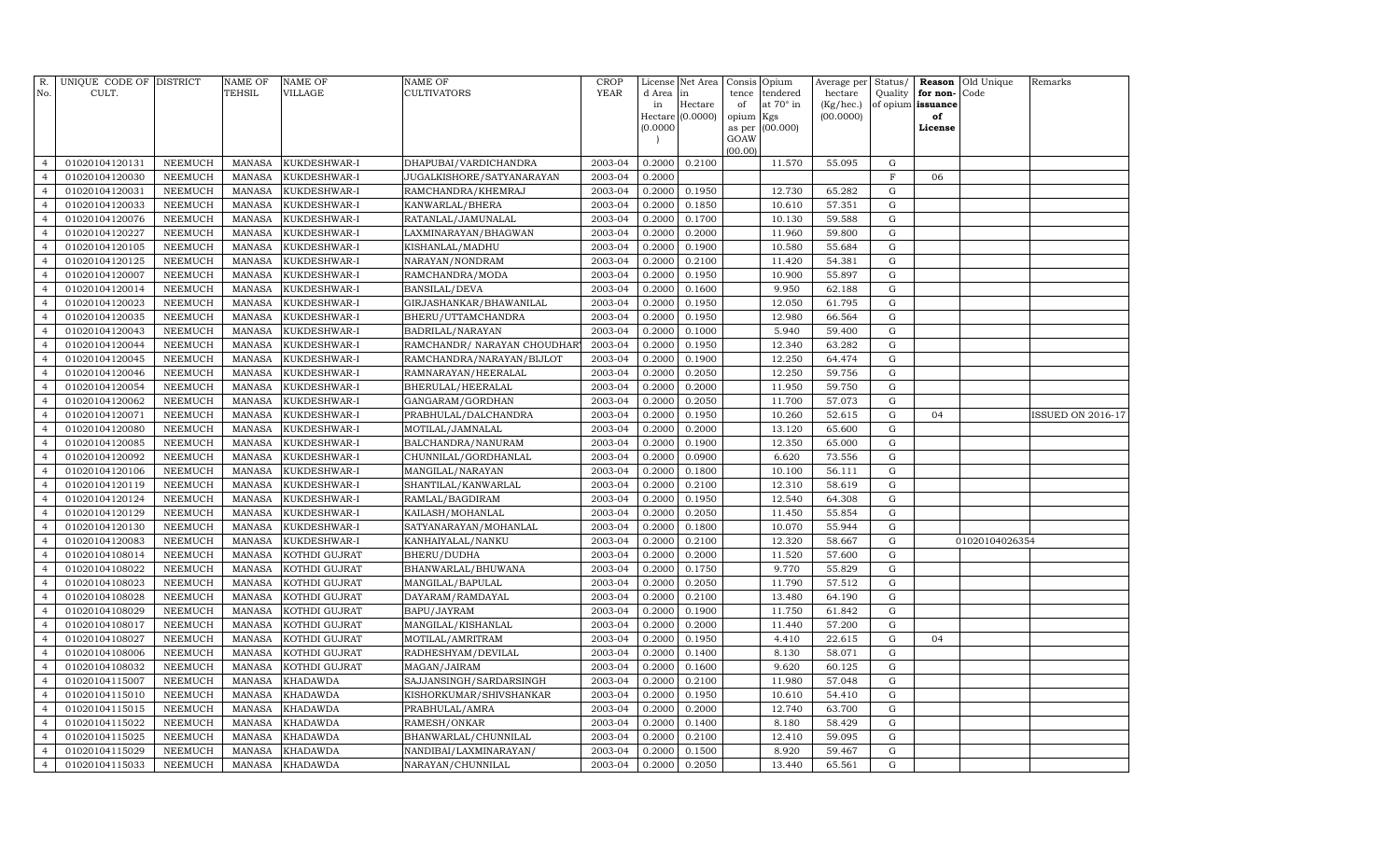| R. No. | UNIQUE CODE OF CULT. | DISTRICT | NAME OF TEHSIL | NAME OF VILLAGE | NAME OF CULTIVATORS | CROP YEAR | License d Area in Hectare (0.0000) | Net Area in Hectare (0.0000) | Consis tence of opium as per GOAW (00.00) | Opium tendered at 70° in Kgs (00.000) | Average per hectare (Kg/hec.) (00.0000) | Status/ Quality of opium | Reason for non-issuance of License | Old Unique Code | Remarks |
|---|---|---|---|---|---|---|---|---|---|---|---|---|---|---|---|
| 4 | 01020104120131 | NEEMUCH | MANASA | KUKDESHWAR-I | DHAPUBAI/VARDICHANDRA | 2003-04 | 0.2000 | 0.2100 | | 11.570 | 55.095 | G | | | |
| 4 | 01020104120030 | NEEMUCH | MANASA | KUKDESHWAR-I | JUGALKISHORE/SATYANARAYAN | 2003-04 | 0.2000 | | | | | F | 06 | | |
| 4 | 01020104120031 | NEEMUCH | MANASA | KUKDESHWAR-I | RAMCHANDRA/KHEMRAJ | 2003-04 | 0.2000 | 0.1950 | | 12.730 | 65.282 | G | | | |
| 4 | 01020104120033 | NEEMUCH | MANASA | KUKDESHWAR-I | KANWARLAL/BHERA | 2003-04 | 0.2000 | 0.1850 | | 10.610 | 57.351 | G | | | |
| 4 | 01020104120076 | NEEMUCH | MANASA | KUKDESHWAR-I | RATANLAL/JAMUNALAL | 2003-04 | 0.2000 | 0.1700 | | 10.130 | 59.588 | G | | | |
| 4 | 01020104120227 | NEEMUCH | MANASA | KUKDESHWAR-I | LAXMINARAYAN/BHAGWAN | 2003-04 | 0.2000 | 0.2000 | | 11.960 | 59.800 | G | | | |
| 4 | 01020104120105 | NEEMUCH | MANASA | KUKDESHWAR-I | KISHANLAL/MADHU | 2003-04 | 0.2000 | 0.1900 | | 10.580 | 55.684 | G | | | |
| 4 | 01020104120125 | NEEMUCH | MANASA | KUKDESHWAR-I | NARAYAN/NONDRAM | 2003-04 | 0.2000 | 0.2100 | | 11.420 | 54.381 | G | | | |
| 4 | 01020104120007 | NEEMUCH | MANASA | KUKDESHWAR-I | RAMCHANDRA/MODA | 2003-04 | 0.2000 | 0.1950 | | 10.900 | 55.897 | G | | | |
| 4 | 01020104120014 | NEEMUCH | MANASA | KUKDESHWAR-I | BANSILAL/DEVA | 2003-04 | 0.2000 | 0.1600 | | 9.950 | 62.188 | G | | | |
| 4 | 01020104120023 | NEEMUCH | MANASA | KUKDESHWAR-I | GIRJASHANKAR/BHAWANILAL | 2003-04 | 0.2000 | 0.1950 | | 12.050 | 61.795 | G | | | |
| 4 | 01020104120035 | NEEMUCH | MANASA | KUKDESHWAR-I | BHERU/UTTAMCHANDRA | 2003-04 | 0.2000 | 0.1950 | | 12.980 | 66.564 | G | | | |
| 4 | 01020104120043 | NEEMUCH | MANASA | KUKDESHWAR-I | BADRILAL/NARAYAN | 2003-04 | 0.2000 | 0.1000 | | 5.940 | 59.400 | G | | | |
| 4 | 01020104120044 | NEEMUCH | MANASA | KUKDESHWAR-I | RAMCHANDR/ NARAYAN CHOUDHARY | 2003-04 | 0.2000 | 0.1950 | | 12.340 | 63.282 | G | | | |
| 4 | 01020104120045 | NEEMUCH | MANASA | KUKDESHWAR-I | RAMCHANDRA/NARAYAN/BIJLOT | 2003-04 | 0.2000 | 0.1900 | | 12.250 | 64.474 | G | | | |
| 4 | 01020104120046 | NEEMUCH | MANASA | KUKDESHWAR-I | RAMNARAYAN/HEERALAL | 2003-04 | 0.2000 | 0.2050 | | 12.250 | 59.756 | G | | | |
| 4 | 01020104120054 | NEEMUCH | MANASA | KUKDESHWAR-I | BHERULAL/HEERALAL | 2003-04 | 0.2000 | 0.2000 | | 11.950 | 59.750 | G | | | |
| 4 | 01020104120062 | NEEMUCH | MANASA | KUKDESHWAR-I | GANGARAM/GORDHAN | 2003-04 | 0.2000 | 0.2050 | | 11.700 | 57.073 | G | | | |
| 4 | 01020104120071 | NEEMUCH | MANASA | KUKDESHWAR-I | PRABHULAL/DALCHANDRA | 2003-04 | 0.2000 | 0.1950 | | 10.260 | 52.615 | G | 04 | | ISSUED ON 2016-17 |
| 4 | 01020104120080 | NEEMUCH | MANASA | KUKDESHWAR-I | MOTILAL/JAMNALAL | 2003-04 | 0.2000 | 0.2000 | | 13.120 | 65.600 | G | | | |
| 4 | 01020104120085 | NEEMUCH | MANASA | KUKDESHWAR-I | BALCHANDRA/NANURAM | 2003-04 | 0.2000 | 0.1900 | | 12.350 | 65.000 | G | | | |
| 4 | 01020104120092 | NEEMUCH | MANASA | KUKDESHWAR-I | CHUNNILAL/GORDHANLAL | 2003-04 | 0.2000 | 0.0900 | | 6.620 | 73.556 | G | | | |
| 4 | 01020104120106 | NEEMUCH | MANASA | KUKDESHWAR-I | MANGILAL/NARAYAN | 2003-04 | 0.2000 | 0.1800 | | 10.100 | 56.111 | G | | | |
| 4 | 01020104120119 | NEEMUCH | MANASA | KUKDESHWAR-I | SHANTILAL/KANWARLAL | 2003-04 | 0.2000 | 0.2100 | | 12.310 | 58.619 | G | | | |
| 4 | 01020104120124 | NEEMUCH | MANASA | KUKDESHWAR-I | RAMLAL/BAGDIRAM | 2003-04 | 0.2000 | 0.1950 | | 12.540 | 64.308 | G | | | |
| 4 | 01020104120129 | NEEMUCH | MANASA | KUKDESHWAR-I | KAILASH/MOHANLAL | 2003-04 | 0.2000 | 0.2050 | | 11.450 | 55.854 | G | | | |
| 4 | 01020104120130 | NEEMUCH | MANASA | KUKDESHWAR-I | SATYANARAYAN/MOHANLAL | 2003-04 | 0.2000 | 0.1800 | | 10.070 | 55.944 | G | | | |
| 4 | 01020104120083 | NEEMUCH | MANASA | KUKDESHWAR-I | KANHAIYALAL/NANKU | 2003-04 | 0.2000 | 0.2100 | | 12.320 | 58.667 | G | | 01020104026354 | |
| 4 | 01020104108014 | NEEMUCH | MANASA | KOTHDI GUJRAT | BHERU/DUDHA | 2003-04 | 0.2000 | 0.2000 | | 11.520 | 57.600 | G | | | |
| 4 | 01020104108022 | NEEMUCH | MANASA | KOTHDI GUJRAT | BHANWARLAL/BHUWANA | 2003-04 | 0.2000 | 0.1750 | | 9.770 | 55.829 | G | | | |
| 4 | 01020104108023 | NEEMUCH | MANASA | KOTHDI GUJRAT | MANGILAL/BAPULAL | 2003-04 | 0.2000 | 0.2050 | | 11.790 | 57.512 | G | | | |
| 4 | 01020104108028 | NEEMUCH | MANASA | KOTHDI GUJRAT | DAYARAM/RAMDAYAL | 2003-04 | 0.2000 | 0.2100 | | 13.480 | 64.190 | G | | | |
| 4 | 01020104108029 | NEEMUCH | MANASA | KOTHDI GUJRAT | BAPU/JAYRAM | 2003-04 | 0.2000 | 0.1900 | | 11.750 | 61.842 | G | | | |
| 4 | 01020104108017 | NEEMUCH | MANASA | KOTHDI GUJRAT | MANGILAL/KISHANLAL | 2003-04 | 0.2000 | 0.2000 | | 11.440 | 57.200 | G | | | |
| 4 | 01020104108027 | NEEMUCH | MANASA | KOTHDI GUJRAT | MOTILAL/AMRITRAM | 2003-04 | 0.2000 | 0.1950 | | 4.410 | 22.615 | G | 04 | | |
| 4 | 01020104108006 | NEEMUCH | MANASA | KOTHDI GUJRAT | RADHESHYAM/DEVILAL | 2003-04 | 0.2000 | 0.1400 | | 8.130 | 58.071 | G | | | |
| 4 | 01020104108032 | NEEMUCH | MANASA | KOTHDI GUJRAT | MAGAN/JAIRAM | 2003-04 | 0.2000 | 0.1600 | | 9.620 | 60.125 | G | | | |
| 4 | 01020104115007 | NEEMUCH | MANASA | KHADAWDA | SAJJANSINGH/SARDARSINGH | 2003-04 | 0.2000 | 0.2100 | | 11.980 | 57.048 | G | | | |
| 4 | 01020104115010 | NEEMUCH | MANASA | KHADAWDA | KISHORKUMAR/SHIVSHANKAR | 2003-04 | 0.2000 | 0.1950 | | 10.610 | 54.410 | G | | | |
| 4 | 01020104115015 | NEEMUCH | MANASA | KHADAWDA | PRABHULAL/AMRA | 2003-04 | 0.2000 | 0.2000 | | 12.740 | 63.700 | G | | | |
| 4 | 01020104115022 | NEEMUCH | MANASA | KHADAWDA | RAMESH/ONKAR | 2003-04 | 0.2000 | 0.1400 | | 8.180 | 58.429 | G | | | |
| 4 | 01020104115025 | NEEMUCH | MANASA | KHADAWDA | BHANWARLAL/CHUNNILAL | 2003-04 | 0.2000 | 0.2100 | | 12.410 | 59.095 | G | | | |
| 4 | 01020104115029 | NEEMUCH | MANASA | KHADAWDA | NANDIBAI/LAXMINARAYAN/ | 2003-04 | 0.2000 | 0.1500 | | 8.920 | 59.467 | G | | | |
| 4 | 01020104115033 | NEEMUCH | MANASA | KHADAWDA | NARAYAN/CHUNNILAL | 2003-04 | 0.2000 | 0.2050 | | 13.440 | 65.561 | G | | | |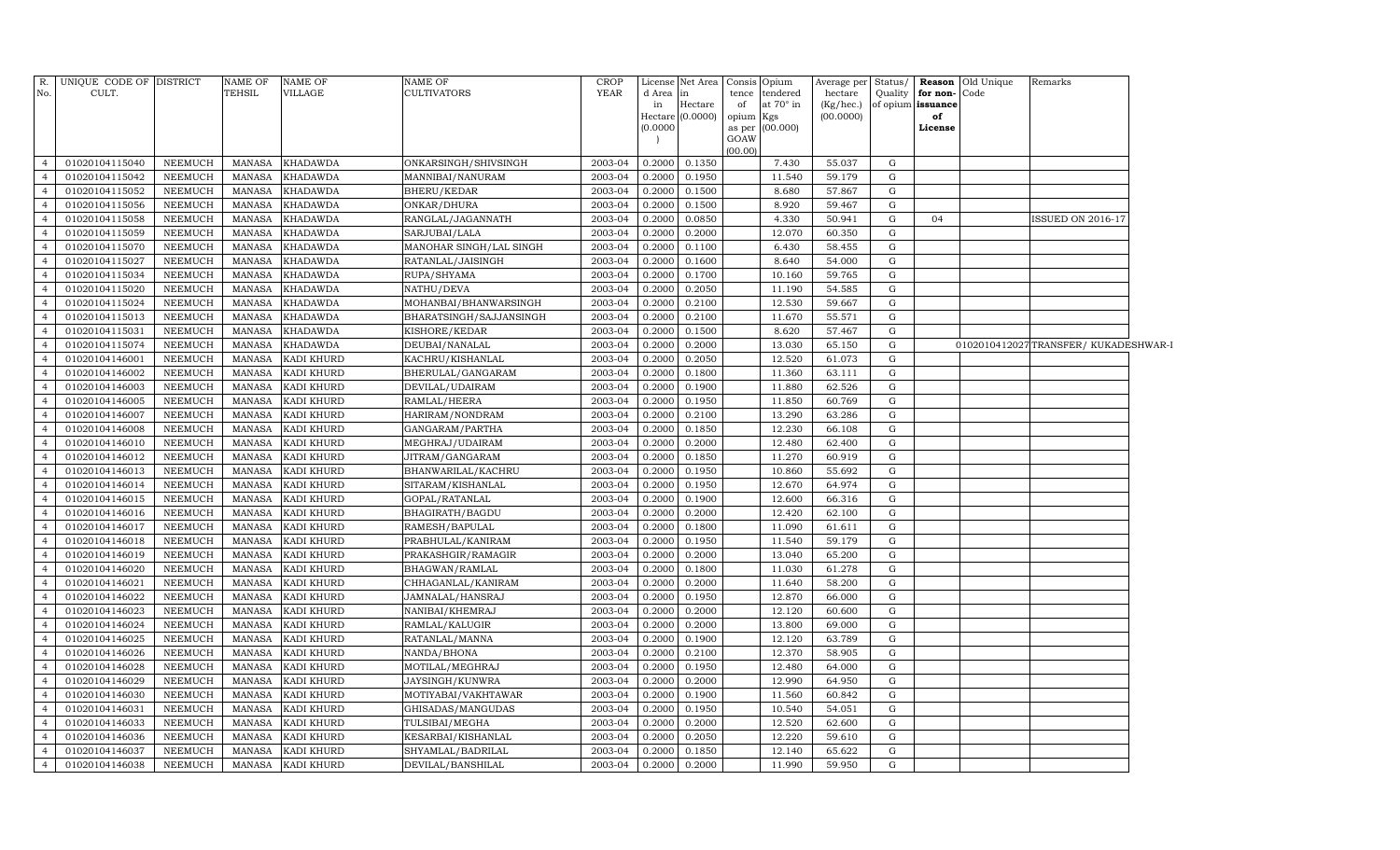| R. No. | UNIQUE CODE OF CULT. | DISTRICT | NAME OF TEHSIL | NAME OF VILLAGE | NAME OF CULTIVATORS | CROP YEAR | License d Area in Hectare (0.0000) | Net Area in Hectare (0.0000) | Consis tence of opium as per GOAW (00.00) | Opium tendered at 70° in Kgs (00.000) | Average per hectare (Kg/hec.) (00.0000) | Status/ Quality of opium | Reason for non-issuance of License | Old Unique Code | Remarks |
|---|---|---|---|---|---|---|---|---|---|---|---|---|---|---|---|
| 4 | 01020104115040 | NEEMUCH | MANASA | KHADAWDA | ONKARSINGH/SHIVSINGH | 2003-04 | 0.2000 | 0.1350 | | 7.430 | 55.037 | G | | | |
| 4 | 01020104115042 | NEEMUCH | MANASA | KHADAWDA | MANNIBAI/NANURAM | 2003-04 | 0.2000 | 0.1950 | | 11.540 | 59.179 | G | | | |
| 4 | 01020104115052 | NEEMUCH | MANASA | KHADAWDA | BHERU/KEDAR | 2003-04 | 0.2000 | 0.1500 | | 8.680 | 57.867 | G | | | |
| 4 | 01020104115056 | NEEMUCH | MANASA | KHADAWDA | ONKAR/DHURA | 2003-04 | 0.2000 | 0.1500 | | 8.920 | 59.467 | G | | | |
| 4 | 01020104115058 | NEEMUCH | MANASA | KHADAWDA | RANGLAL/JAGANNATH | 2003-04 | 0.2000 | 0.0850 | | 4.330 | 50.941 | G | 04 | | ISSUED ON 2016-17 |
| 4 | 01020104115059 | NEEMUCH | MANASA | KHADAWDA | SARJUBAI/LALA | 2003-04 | 0.2000 | 0.2000 | | 12.070 | 60.350 | G | | | |
| 4 | 01020104115070 | NEEMUCH | MANASA | KHADAWDA | MANOHAR SINGH/LAL SINGH | 2003-04 | 0.2000 | 0.1100 | | 6.430 | 58.455 | G | | | |
| 4 | 01020104115027 | NEEMUCH | MANASA | KHADAWDA | RATANLAL/JAISINGH | 2003-04 | 0.2000 | 0.1600 | | 8.640 | 54.000 | G | | | |
| 4 | 01020104115034 | NEEMUCH | MANASA | KHADAWDA | RUPA/SHYAMA | 2003-04 | 0.2000 | 0.1700 | | 10.160 | 59.765 | G | | | |
| 4 | 01020104115020 | NEEMUCH | MANASA | KHADAWDA | NATHU/DEVA | 2003-04 | 0.2000 | 0.2050 | | 11.190 | 54.585 | G | | | |
| 4 | 01020104115024 | NEEMUCH | MANASA | KHADAWDA | MOHANBAI/BHANWARSINGH | 2003-04 | 0.2000 | 0.2100 | | 12.530 | 59.667 | G | | | |
| 4 | 01020104115013 | NEEMUCH | MANASA | KHADAWDA | BHARATSINGH/SAJJANSINGH | 2003-04 | 0.2000 | 0.2100 | | 11.670 | 55.571 | G | | | |
| 4 | 01020104115031 | NEEMUCH | MANASA | KHADAWDA | KISHORE/KEDAR | 2003-04 | 0.2000 | 0.1500 | | 8.620 | 57.467 | G | | | |
| 4 | 01020104115074 | NEEMUCH | MANASA | KHADAWDA | DEUBAI/NANALAL | 2003-04 | 0.2000 | 0.2000 | | 13.030 | 65.150 | G | | 0102010412027 | TRANSFER/ KUKADESHWAR-I |
| 4 | 01020104146001 | NEEMUCH | MANASA | KADI KHURD | KACHRU/KISHANLAL | 2003-04 | 0.2000 | 0.2050 | | 12.520 | 61.073 | G | | | |
| 4 | 01020104146002 | NEEMUCH | MANASA | KADI KHURD | BHERULAL/GANGARAM | 2003-04 | 0.2000 | 0.1800 | | 11.360 | 63.111 | G | | | |
| 4 | 01020104146003 | NEEMUCH | MANASA | KADI KHURD | DEVILAL/UDAIRAM | 2003-04 | 0.2000 | 0.1900 | | 11.880 | 62.526 | G | | | |
| 4 | 01020104146005 | NEEMUCH | MANASA | KADI KHURD | RAMLAL/HEERA | 2003-04 | 0.2000 | 0.1950 | | 11.850 | 60.769 | G | | | |
| 4 | 01020104146007 | NEEMUCH | MANASA | KADI KHURD | HARIRAM/NONDRAM | 2003-04 | 0.2000 | 0.2100 | | 13.290 | 63.286 | G | | | |
| 4 | 01020104146008 | NEEMUCH | MANASA | KADI KHURD | GANGARAM/PARTHA | 2003-04 | 0.2000 | 0.1850 | | 12.230 | 66.108 | G | | | |
| 4 | 01020104146010 | NEEMUCH | MANASA | KADI KHURD | MEGHRAJ/UDAIRAM | 2003-04 | 0.2000 | 0.2000 | | 12.480 | 62.400 | G | | | |
| 4 | 01020104146012 | NEEMUCH | MANASA | KADI KHURD | JITRAM/GANGARAM | 2003-04 | 0.2000 | 0.1850 | | 11.270 | 60.919 | G | | | |
| 4 | 01020104146013 | NEEMUCH | MANASA | KADI KHURD | BHANWARILAL/KACHRU | 2003-04 | 0.2000 | 0.1950 | | 10.860 | 55.692 | G | | | |
| 4 | 01020104146014 | NEEMUCH | MANASA | KADI KHURD | SITARAM/KISHANLAL | 2003-04 | 0.2000 | 0.1950 | | 12.670 | 64.974 | G | | | |
| 4 | 01020104146015 | NEEMUCH | MANASA | KADI KHURD | GOPAL/RATANLAL | 2003-04 | 0.2000 | 0.1900 | | 12.600 | 66.316 | G | | | |
| 4 | 01020104146016 | NEEMUCH | MANASA | KADI KHURD | BHAGIRATH/BAGDU | 2003-04 | 0.2000 | 0.2000 | | 12.420 | 62.100 | G | | | |
| 4 | 01020104146017 | NEEMUCH | MANASA | KADI KHURD | RAMESH/BAPULAL | 2003-04 | 0.2000 | 0.1800 | | 11.090 | 61.611 | G | | | |
| 4 | 01020104146018 | NEEMUCH | MANASA | KADI KHURD | PRABHULAL/KANIRAM | 2003-04 | 0.2000 | 0.1950 | | 11.540 | 59.179 | G | | | |
| 4 | 01020104146019 | NEEMUCH | MANASA | KADI KHURD | PRAKASHGIR/RAMAGIR | 2003-04 | 0.2000 | 0.2000 | | 13.040 | 65.200 | G | | | |
| 4 | 01020104146020 | NEEMUCH | MANASA | KADI KHURD | BHAGWAN/RAMLAL | 2003-04 | 0.2000 | 0.1800 | | 11.030 | 61.278 | G | | | |
| 4 | 01020104146021 | NEEMUCH | MANASA | KADI KHURD | CHHAGANLAL/KANIRAM | 2003-04 | 0.2000 | 0.2000 | | 11.640 | 58.200 | G | | | |
| 4 | 01020104146022 | NEEMUCH | MANASA | KADI KHURD | JAMNALAL/HANSRAJ | 2003-04 | 0.2000 | 0.1950 | | 12.870 | 66.000 | G | | | |
| 4 | 01020104146023 | NEEMUCH | MANASA | KADI KHURD | NANIBAI/KHEMRAJ | 2003-04 | 0.2000 | 0.2000 | | 12.120 | 60.600 | G | | | |
| 4 | 01020104146024 | NEEMUCH | MANASA | KADI KHURD | RAMLAL/KALUGIR | 2003-04 | 0.2000 | 0.2000 | | 13.800 | 69.000 | G | | | |
| 4 | 01020104146025 | NEEMUCH | MANASA | KADI KHURD | RATANLAL/MANNA | 2003-04 | 0.2000 | 0.1900 | | 12.120 | 63.789 | G | | | |
| 4 | 01020104146026 | NEEMUCH | MANASA | KADI KHURD | NANDA/BHONA | 2003-04 | 0.2000 | 0.2100 | | 12.370 | 58.905 | G | | | |
| 4 | 01020104146028 | NEEMUCH | MANASA | KADI KHURD | MOTILAL/MEGHRAJ | 2003-04 | 0.2000 | 0.1950 | | 12.480 | 64.000 | G | | | |
| 4 | 01020104146029 | NEEMUCH | MANASA | KADI KHURD | JAYSINGH/KUNWRA | 2003-04 | 0.2000 | 0.2000 | | 12.990 | 64.950 | G | | | |
| 4 | 01020104146030 | NEEMUCH | MANASA | KADI KHURD | MOTIYABAI/VAKHTAWAR | 2003-04 | 0.2000 | 0.1900 | | 11.560 | 60.842 | G | | | |
| 4 | 01020104146031 | NEEMUCH | MANASA | KADI KHURD | GHISADAS/MANGUDAS | 2003-04 | 0.2000 | 0.1950 | | 10.540 | 54.051 | G | | | |
| 4 | 01020104146033 | NEEMUCH | MANASA | KADI KHURD | TULSIBAI/MEGHA | 2003-04 | 0.2000 | 0.2000 | | 12.520 | 62.600 | G | | | |
| 4 | 01020104146036 | NEEMUCH | MANASA | KADI KHURD | KESARBAI/KISHANLAL | 2003-04 | 0.2000 | 0.2050 | | 12.220 | 59.610 | G | | | |
| 4 | 01020104146037 | NEEMUCH | MANASA | KADI KHURD | SHYAMLAL/BADRILAL | 2003-04 | 0.2000 | 0.1850 | | 12.140 | 65.622 | G | | | |
| 4 | 01020104146038 | NEEMUCH | MANASA | KADI KHURD | DEVILAL/BANSHILAL | 2003-04 | 0.2000 | 0.2000 | | 11.990 | 59.950 | G | | | |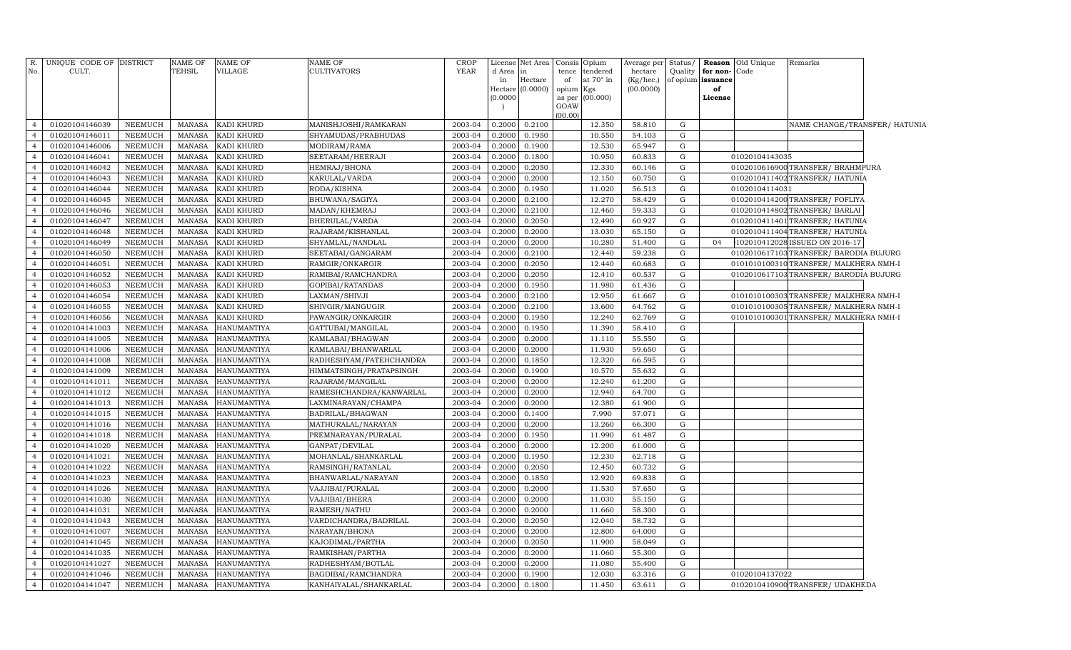| R. No. | UNIQUE CODE OF CULT. | DISTRICT | NAME OF TEHSIL | NAME OF VILLAGE | NAME OF CULTIVATORS | CROP YEAR | License d Area in Hectare (0.0000) | Net Area in Hectare (0.0000) | Consis tence of opium as per GOAW (00.00) | Opium tendered at 70° in Kgs (00.000) | Average per hectare (Kg/hec.) (00.0000) | Status/ Quality of opium | Reason for non-issuance of License | Old Unique Code | Remarks |
|---|---|---|---|---|---|---|---|---|---|---|---|---|---|---|---|
| 4 | 01020104146039 | NEEMUCH | MANASA | KADI KHURD | MANISHJOSHI/RAMKARAN | 2003-04 | 0.2000 | 0.2100 | | 12.350 | 58.810 | G | | | NAME CHANGE/TRANSFER/ HATUNIA |
| 4 | 01020104146011 | NEEMUCH | MANASA | KADI KHURD | SHYAMUDAS/PRABHUDAS | 2003-04 | 0.2000 | 0.1950 | | 10.550 | 54.103 | G | | | |
| 4 | 01020104146006 | NEEMUCH | MANASA | KADI KHURD | MODIRAM/RAMA | 2003-04 | 0.2000 | 0.1900 | | 12.530 | 65.947 | G | | | |
| 4 | 01020104146041 | NEEMUCH | MANASA | KADI KHURD | SEETARAM/HEERAJI | 2003-04 | 0.2000 | 0.1800 | | 10.950 | 60.833 | G | | 01020104143035 | |
| 4 | 01020104146042 | NEEMUCH | MANASA | KADI KHURD | HEMRAJ/BHONA | 2003-04 | 0.2000 | 0.2050 | | 12.330 | 60.146 | G | | 01020106169000 | TRANSFER/ BRAHMPURA |
| 4 | 01020104146043 | NEEMUCH | MANASA | KADI KHURD | KARULAL/VARDA | 2003-04 | 0.2000 | 0.2000 | | 12.150 | 60.750 | G | | 01020104114002 | TRANSFER/ HATUNIA |
| 4 | 01020104146044 | NEEMUCH | MANASA | KADI KHURD | RODA/KISHNA | 2003-04 | 0.2000 | 0.1950 | | 11.020 | 56.513 | G | | 01020104114031 | |
| 4 | 01020104146045 | NEEMUCH | MANASA | KADI KHURD | BHUWANA/SAGIYA | 2003-04 | 0.2000 | 0.2100 | | 12.270 | 58.429 | G | | 01020104142000 | TRANSFER/ FOFLIYA |
| 4 | 01020104146046 | NEEMUCH | MANASA | KADI KHURD | MADAN/KHEMRAJ | 2003-04 | 0.2000 | 0.2100 | | 12.460 | 59.333 | G | | 01020104148002 | TRANSFER/ BARLAI |
| 4 | 01020104146047 | NEEMUCH | MANASA | KADI KHURD | BHERULAL/VARDA | 2003-04 | 0.2000 | 0.2050 | | 12.490 | 60.927 | G | | 01020104114001 | TRANSFER/ HATUNIA |
| 4 | 01020104146048 | NEEMUCH | MANASA | KADI KHURD | RAJARAM/KISHANLAL | 2003-04 | 0.2000 | 0.2000 | | 13.030 | 65.150 | G | | 01020104114004 | TRANSFER/ HATUNIA |
| 4 | 01020104146049 | NEEMUCH | MANASA | KADI KHURD | SHYAMLAL/NANDLAL | 2003-04 | 0.2000 | 0.2000 | | 10.280 | 51.400 | G | 04 | 1020104120028 | ISSUED ON 2016-17 |
| 4 | 01020104146050 | NEEMUCH | MANASA | KADI KHURD | SEETABAI/GANGARAM | 2003-04 | 0.2000 | 0.2100 | | 12.440 | 59.238 | G | | 01020106171003 | TRANSFER/ BARODIA BUJURG |
| 4 | 01020104146051 | NEEMUCH | MANASA | KADI KHURD | RAMGIR/ONKARGIR | 2003-04 | 0.2000 | 0.2050 | | 12.440 | 60.683 | G | | 01010101003100 | TRANSFER/ MALKHERA NMH-I |
| 4 | 01020104146052 | NEEMUCH | MANASA | KADI KHURD | RAMIBAI/RAMCHANDRA | 2003-04 | 0.2000 | 0.2050 | | 12.410 | 60.537 | G | | 01020106171003 | TRANSFER/ BARODIA BUJURG |
| 4 | 01020104146053 | NEEMUCH | MANASA | KADI KHURD | GOPIBAI/RATANDAS | 2003-04 | 0.2000 | 0.1950 | | 11.980 | 61.436 | G | | | |
| 4 | 01020104146054 | NEEMUCH | MANASA | KADI KHURD | LAXMAN/SHIVJI | 2003-04 | 0.2000 | 0.2100 | | 12.950 | 61.667 | G | | 01010101003003 | TRANSFER/ MALKHERA NMH-I |
| 4 | 01020104146055 | NEEMUCH | MANASA | KADI KHURD | SHIVGIR/MANGUGIR | 2003-04 | 0.2000 | 0.2100 | | 13.600 | 64.762 | G | | 01010101003005 | TRANSFER/ MALKHERA NMH-I |
| 4 | 01020104146056 | NEEMUCH | MANASA | KADI KHURD | PAWANGIR/ONKARGIR | 2003-04 | 0.2000 | 0.1950 | | 12.240 | 62.769 | G | | 01010101003001 | TRANSFER/ MALKHERA NMH-I |
| 4 | 01020104141003 | NEEMUCH | MANASA | HANUMANTIYA | GATTUBAI/MANGILAL | 2003-04 | 0.2000 | 0.1950 | | 11.390 | 58.410 | G | | | |
| 4 | 01020104141005 | NEEMUCH | MANASA | HANUMANTIYA | KAMLABAI/BHAGWAN | 2003-04 | 0.2000 | 0.2000 | | 11.110 | 55.550 | G | | | |
| 4 | 01020104141006 | NEEMUCH | MANASA | HANUMANTIYA | KAMLABAI/BHANWARLAL | 2003-04 | 0.2000 | 0.2000 | | 11.930 | 59.650 | G | | | |
| 4 | 01020104141008 | NEEMUCH | MANASA | HANUMANTIYA | RADHESHYAM/FATEHCHANDRA | 2003-04 | 0.2000 | 0.1850 | | 12.320 | 66.595 | G | | | |
| 4 | 01020104141009 | NEEMUCH | MANASA | HANUMANTIYA | HIMMATSINGH/PRATAPSINGH | 2003-04 | 0.2000 | 0.1900 | | 10.570 | 55.632 | G | | | |
| 4 | 01020104141011 | NEEMUCH | MANASA | HANUMANTIYA | RAJARAM/MANGILAL | 2003-04 | 0.2000 | 0.2000 | | 12.240 | 61.200 | G | | | |
| 4 | 01020104141012 | NEEMUCH | MANASA | HANUMANTIYA | RAMESHCHANDRA/KANWARLAL | 2003-04 | 0.2000 | 0.2000 | | 12.940 | 64.700 | G | | | |
| 4 | 01020104141013 | NEEMUCH | MANASA | HANUMANTIYA | LAXMINARAYAN/CHAMPA | 2003-04 | 0.2000 | 0.2000 | | 12.380 | 61.900 | G | | | |
| 4 | 01020104141015 | NEEMUCH | MANASA | HANUMANTIYA | BADRILAL/BHAGWAN | 2003-04 | 0.2000 | 0.1400 | | 7.990 | 57.071 | G | | | |
| 4 | 01020104141016 | NEEMUCH | MANASA | HANUMANTIYA | MATHURALAL/NARAYAN | 2003-04 | 0.2000 | 0.2000 | | 13.260 | 66.300 | G | | | |
| 4 | 01020104141018 | NEEMUCH | MANASA | HANUMANTIYA | PREMNARAYAN/PURALAL | 2003-04 | 0.2000 | 0.1950 | | 11.990 | 61.487 | G | | | |
| 4 | 01020104141020 | NEEMUCH | MANASA | HANUMANTIYA | GANPAT/DEVILAL | 2003-04 | 0.2000 | 0.2000 | | 12.200 | 61.000 | G | | | |
| 4 | 01020104141021 | NEEMUCH | MANASA | HANUMANTIYA | MOHANLAL/SHANKARLAL | 2003-04 | 0.2000 | 0.1950 | | 12.230 | 62.718 | G | | | |
| 4 | 01020104141022 | NEEMUCH | MANASA | HANUMANTIYA | RAMSINGH/RATANLAL | 2003-04 | 0.2000 | 0.2050 | | 12.450 | 60.732 | G | | | |
| 4 | 01020104141023 | NEEMUCH | MANASA | HANUMANTIYA | BHANWARLAL/NARAYAN | 2003-04 | 0.2000 | 0.1850 | | 12.920 | 69.838 | G | | | |
| 4 | 01020104141026 | NEEMUCH | MANASA | HANUMANTIYA | VAJJIBAI/PURALAL | 2003-04 | 0.2000 | 0.2000 | | 11.530 | 57.650 | G | | | |
| 4 | 01020104141030 | NEEMUCH | MANASA | HANUMANTIYA | VAJJIBAI/BHERA | 2003-04 | 0.2000 | 0.2000 | | 11.030 | 55.150 | G | | | |
| 4 | 01020104141031 | NEEMUCH | MANASA | HANUMANTIYA | RAMESH/NATHU | 2003-04 | 0.2000 | 0.2000 | | 11.660 | 58.300 | G | | | |
| 4 | 01020104141043 | NEEMUCH | MANASA | HANUMANTIYA | VARDICHANDRA/BADRILAL | 2003-04 | 0.2000 | 0.2050 | | 12.040 | 58.732 | G | | | |
| 4 | 01020104141007 | NEEMUCH | MANASA | HANUMANTIYA | NARAYAN/BHONA | 2003-04 | 0.2000 | 0.2000 | | 12.800 | 64.000 | G | | | |
| 4 | 01020104141045 | NEEMUCH | MANASA | HANUMANTIYA | KAJODIMAL/PARTHA | 2003-04 | 0.2000 | 0.2050 | | 11.900 | 58.049 | G | | | |
| 4 | 01020104141035 | NEEMUCH | MANASA | HANUMANTIYA | RAMKISHAN/PARTHA | 2003-04 | 0.2000 | 0.2000 | | 11.060 | 55.300 | G | | | |
| 4 | 01020104141027 | NEEMUCH | MANASA | HANUMANTIYA | RADHESHYAM/BOTLAL | 2003-04 | 0.2000 | 0.2000 | | 11.080 | 55.400 | G | | | |
| 4 | 01020104141046 | NEEMUCH | MANASA | HANUMANTIYA | BAGDIBAI/RAMCHANDRA | 2003-04 | 0.2000 | 0.1900 | | 12.030 | 63.316 | G | | 01020104137022 | |
| 4 | 01020104141047 | NEEMUCH | MANASA | HANUMANTIYA | KANHAIYALAL/SHANKARLAL | 2003-04 | 0.2000 | 0.1800 | | 11.450 | 63.611 | G | | 01020104109000 | TRANSFER/ UDAKHEDA |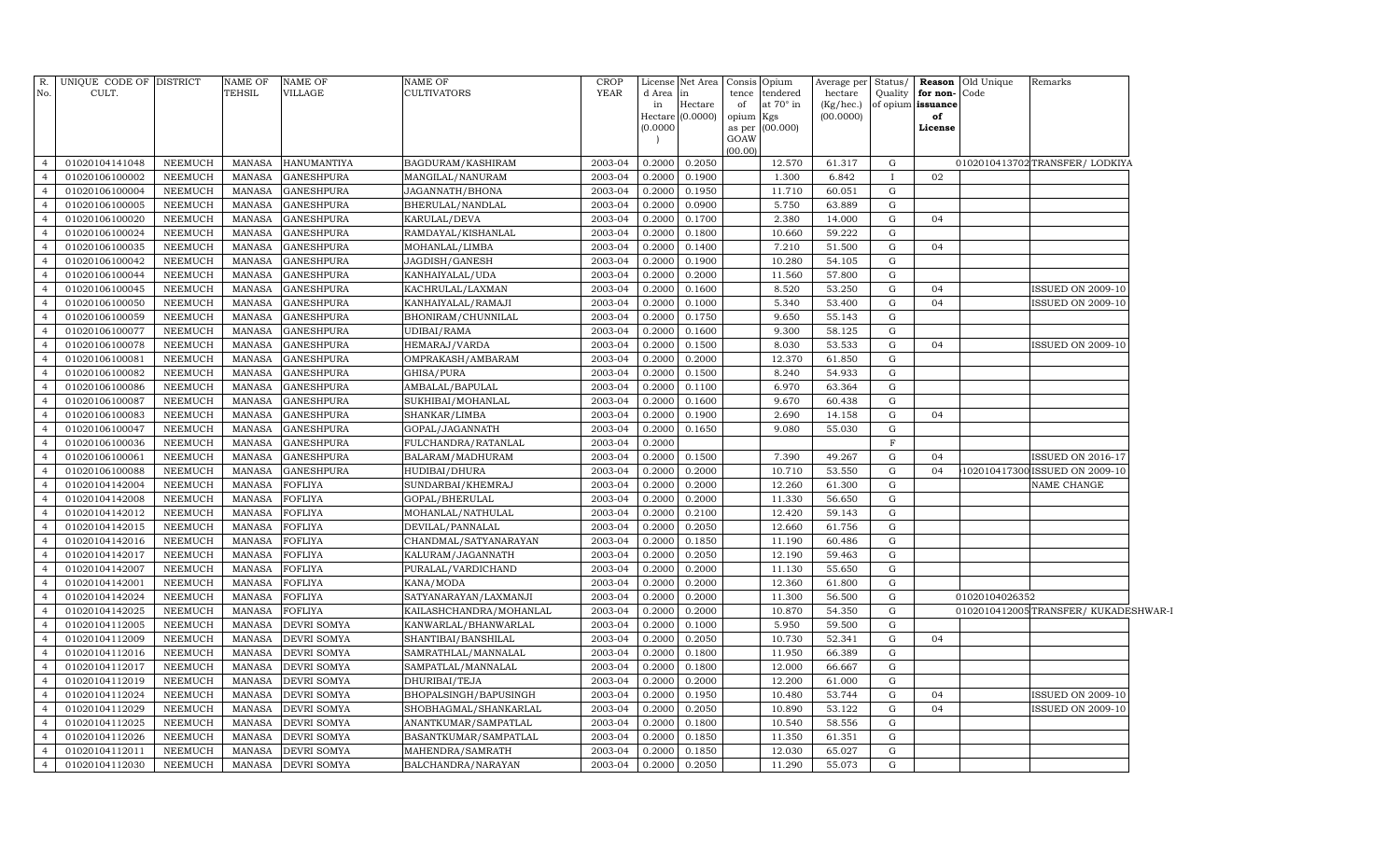| R. No. | UNIQUE CODE OF CULT. | DISTRICT | NAME OF TEHSIL | NAME OF VILLAGE | NAME OF CULTIVATORS | CROP YEAR | License d Area in Hectare (0.0000) | Net Area in Hectare (0.0000) | Consis tence of opium as per GOAW (00.00) | Opium tendered at 70° in Kgs (00.000) | Average per hectare (Kg/hec.) (00.0000) | Status/ Quality of opium | Reason for non-issuance of License | Old Unique Code | Remarks |
|---|---|---|---|---|---|---|---|---|---|---|---|---|---|---|---|
| 4 | 01020104141048 | NEEMUCH | MANASA | HANUMANTIYA | BAGDURAM/KASHIRAM | 2003-04 | 0.2000 | 0.2050 | | 12.570 | 61.317 | G | | 01020104137​02 | TRANSFER/ LODKIYA |
| 4 | 01020106100002 | NEEMUCH | MANASA | GANESHPURA | MANGILAL/NANURAM | 2003-04 | 0.2000 | 0.1900 | | 1.300 | 6.842 | I | 02 | | |
| 4 | 01020106100004 | NEEMUCH | MANASA | GANESHPURA | JAGANNATH/BHONA | 2003-04 | 0.2000 | 0.1950 | | 11.710 | 60.051 | G | | | |
| 4 | 01020106100005 | NEEMUCH | MANASA | GANESHPURA | BHERULAL/NANDLAL | 2003-04 | 0.2000 | 0.0900 | | 5.750 | 63.889 | G | | | |
| 4 | 01020106100020 | NEEMUCH | MANASA | GANESHPURA | KARULAL/DEVA | 2003-04 | 0.2000 | 0.1700 | | 2.380 | 14.000 | G | 04 | | |
| 4 | 01020106100024 | NEEMUCH | MANASA | GANESHPURA | RAMDAYAL/KISHANLAL | 2003-04 | 0.2000 | 0.1800 | | 10.660 | 59.222 | G | | | |
| 4 | 01020106100035 | NEEMUCH | MANASA | GANESHPURA | MOHANLAL/LIMBA | 2003-04 | 0.2000 | 0.1400 | | 7.210 | 51.500 | G | 04 | | |
| 4 | 01020106100042 | NEEMUCH | MANASA | GANESHPURA | JAGDISH/GANESH | 2003-04 | 0.2000 | 0.1900 | | 10.280 | 54.105 | G | | | |
| 4 | 01020106100044 | NEEMUCH | MANASA | GANESHPURA | KANHAIYALAL/UDA | 2003-04 | 0.2000 | 0.2000 | | 11.560 | 57.800 | G | | | |
| 4 | 01020106100045 | NEEMUCH | MANASA | GANESHPURA | KACHRULAL/LAXMAN | 2003-04 | 0.2000 | 0.1600 | | 8.520 | 53.250 | G | 04 | | ISSUED ON 2009-10 |
| 4 | 01020106100050 | NEEMUCH | MANASA | GANESHPURA | KANHAIYALAL/RAMAJI | 2003-04 | 0.2000 | 0.1000 | | 5.340 | 53.400 | G | 04 | | ISSUED ON 2009-10 |
| 4 | 01020106100059 | NEEMUCH | MANASA | GANESHPURA | BHONIRAM/CHUNNILAL | 2003-04 | 0.2000 | 0.1750 | | 9.650 | 55.143 | G | | | |
| 4 | 01020106100077 | NEEMUCH | MANASA | GANESHPURA | UDIBAI/RAMA | 2003-04 | 0.2000 | 0.1600 | | 9.300 | 58.125 | G | | | |
| 4 | 01020106100078 | NEEMUCH | MANASA | GANESHPURA | HEMARAJ/VARDA | 2003-04 | 0.2000 | 0.1500 | | 8.030 | 53.533 | G | 04 | | ISSUED ON 2009-10 |
| 4 | 01020106100081 | NEEMUCH | MANASA | GANESHPURA | OMPRAKASH/AMBARAM | 2003-04 | 0.2000 | 0.2000 | | 12.370 | 61.850 | G | | | |
| 4 | 01020106100082 | NEEMUCH | MANASA | GANESHPURA | GHISA/PURA | 2003-04 | 0.2000 | 0.1500 | | 8.240 | 54.933 | G | | | |
| 4 | 01020106100086 | NEEMUCH | MANASA | GANESHPURA | AMBALAL/BAPULAL | 2003-04 | 0.2000 | 0.1100 | | 6.970 | 63.364 | G | | | |
| 4 | 01020106100087 | NEEMUCH | MANASA | GANESHPURA | SUKHIBAI/MOHANLAL | 2003-04 | 0.2000 | 0.1600 | | 9.670 | 60.438 | G | | | |
| 4 | 01020106100083 | NEEMUCH | MANASA | GANESHPURA | SHANKAR/LIMBA | 2003-04 | 0.2000 | 0.1900 | | 2.690 | 14.158 | G | 04 | | |
| 4 | 01020106100047 | NEEMUCH | MANASA | GANESHPURA | GOPAL/JAGANNATH | 2003-04 | 0.2000 | 0.1650 | | 9.080 | 55.030 | G | | | |
| 4 | 01020106100036 | NEEMUCH | MANASA | GANESHPURA | FULCHANDRA/RATANLAL | 2003-04 | 0.2000 | | | | | F | | | |
| 4 | 01020106100061 | NEEMUCH | MANASA | GANESHPURA | BALARAM/MADHURAM | 2003-04 | 0.2000 | 0.1500 | | 7.390 | 49.267 | G | 04 | | ISSUED ON 2016-17 |
| 4 | 01020106100088 | NEEMUCH | MANASA | GANESHPURA | HUDIBAI/DHURA | 2003-04 | 0.2000 | 0.2000 | | 10.710 | 53.550 | G | 04 | 1020104173​00 | ISSUED ON 2009-10 |
| 4 | 01020104142004 | NEEMUCH | MANASA | FOFLIYA | SUNDARBAI/KHEMRAJ | 2003-04 | 0.2000 | 0.2000 | | 12.260 | 61.300 | G | | | NAME CHANGE |
| 4 | 01020104142008 | NEEMUCH | MANASA | FOFLIYA | GOPAL/BHERULAL | 2003-04 | 0.2000 | 0.2000 | | 11.330 | 56.650 | G | | | |
| 4 | 01020104142012 | NEEMUCH | MANASA | FOFLIYA | MOHANLAL/NATHULAL | 2003-04 | 0.2000 | 0.2100 | | 12.420 | 59.143 | G | | | |
| 4 | 01020104142015 | NEEMUCH | MANASA | FOFLIYA | DEVILAL/PANNALAL | 2003-04 | 0.2000 | 0.2050 | | 12.660 | 61.756 | G | | | |
| 4 | 01020104142016 | NEEMUCH | MANASA | FOFLIYA | CHANDMAL/SATYANARAYAN | 2003-04 | 0.2000 | 0.1850 | | 11.190 | 60.486 | G | | | |
| 4 | 01020104142017 | NEEMUCH | MANASA | FOFLIYA | KALURAM/JAGANNATH | 2003-04 | 0.2000 | 0.2050 | | 12.190 | 59.463 | G | | | |
| 4 | 01020104142007 | NEEMUCH | MANASA | FOFLIYA | PURALAL/VARDICHAND | 2003-04 | 0.2000 | 0.2000 | | 11.130 | 55.650 | G | | | |
| 4 | 01020104142001 | NEEMUCH | MANASA | FOFLIYA | KANA/MODA | 2003-04 | 0.2000 | 0.2000 | | 12.360 | 61.800 | G | | | |
| 4 | 01020104142024 | NEEMUCH | MANASA | FOFLIYA | SATYANARAYAN/LAXMANJI | 2003-04 | 0.2000 | 0.2000 | | 11.300 | 56.500 | G | | 01020104026352 | |
| 4 | 01020104142025 | NEEMUCH | MANASA | FOFLIYA | KAILASHCHANDRA/MOHANLAL | 2003-04 | 0.2000 | 0.2000 | | 10.870 | 54.350 | G | | 01020104120​05 | TRANSFER/ KUKADESHWAR-I |
| 4 | 01020104112005 | NEEMUCH | MANASA | DEVRI SOMYA | KANWARLAL/BHANWARLAL | 2003-04 | 0.2000 | 0.1000 | | 5.950 | 59.500 | G | | | |
| 4 | 01020104112009 | NEEMUCH | MANASA | DEVRI SOMYA | SHANTIBAI/BANSHILAL | 2003-04 | 0.2000 | 0.2050 | | 10.730 | 52.341 | G | 04 | | |
| 4 | 01020104112016 | NEEMUCH | MANASA | DEVRI SOMYA | SAMRATHLAL/MANNALAL | 2003-04 | 0.2000 | 0.1800 | | 11.950 | 66.389 | G | | | |
| 4 | 01020104112017 | NEEMUCH | MANASA | DEVRI SOMYA | SAMPATLAL/MANNALAL | 2003-04 | 0.2000 | 0.1800 | | 12.000 | 66.667 | G | | | |
| 4 | 01020104112019 | NEEMUCH | MANASA | DEVRI SOMYA | DHURIBAI/TEJA | 2003-04 | 0.2000 | 0.2000 | | 12.200 | 61.000 | G | | | |
| 4 | 01020104112024 | NEEMUCH | MANASA | DEVRI SOMYA | BHOPALSINGH/BAPUSINGH | 2003-04 | 0.2000 | 0.1950 | | 10.480 | 53.744 | G | 04 | | ISSUED ON 2009-10 |
| 4 | 01020104112029 | NEEMUCH | MANASA | DEVRI SOMYA | SHOBHAGMAL/SHANKARLAL | 2003-04 | 0.2000 | 0.2050 | | 10.890 | 53.122 | G | 04 | | ISSUED ON 2009-10 |
| 4 | 01020104112025 | NEEMUCH | MANASA | DEVRI SOMYA | ANANTKUMAR/SAMPATLAL | 2003-04 | 0.2000 | 0.1800 | | 10.540 | 58.556 | G | | | |
| 4 | 01020104112026 | NEEMUCH | MANASA | DEVRI SOMYA | BASANTKUMAR/SAMPATLAL | 2003-04 | 0.2000 | 0.1850 | | 11.350 | 61.351 | G | | | |
| 4 | 01020104112011 | NEEMUCH | MANASA | DEVRI SOMYA | MAHENDRA/SAMRATH | 2003-04 | 0.2000 | 0.1850 | | 12.030 | 65.027 | G | | | |
| 4 | 01020104112030 | NEEMUCH | MANASA | DEVRI SOMYA | BALCHANDRA/NARAYAN | 2003-04 | 0.2000 | 0.2050 | | 11.290 | 55.073 | G | | | |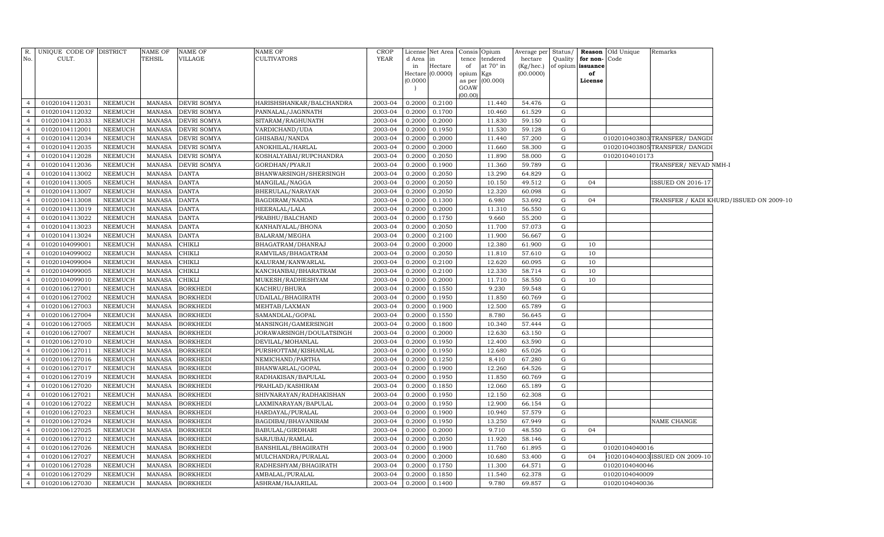| R. No. | UNIQUE CODE OF CULT. | DISTRICT | NAME OF TEHSIL | NAME OF VILLAGE | NAME OF CULTIVATORS | CROP YEAR | License d Area in Hectare (0.0000) | Net Area in Hectare (0.0000) | Consis tence of opium as per GOAW (00.00) | Opium tendered at 70° in Kgs (00.000) | Average per hectare (Kg/hec.) (00.0000) | Status/ Quality of opium | Reason for non- issuance of License | Old Unique Code | Remarks |
|---|---|---|---|---|---|---|---|---|---|---|---|---|---|---|---|
| 4 | 01020104112031 | NEEMUCH | MANASA | DEVRI SOMYA | HARISHSHANKAR/BALCHANDRA | 2003-04 | 0.2000 | 0.2100 | | 11.440 | 54.476 | G | | | |
| 4 | 01020104112032 | NEEMUCH | MANASA | DEVRI SOMYA | PANNALAL/JAGNNATH | 2003-04 | 0.2000 | 0.1700 | | 10.460 | 61.529 | G | | | |
| 4 | 01020104112033 | NEEMUCH | MANASA | DEVRI SOMYA | SITARAM/RAGHUNATH | 2003-04 | 0.2000 | 0.2000 | | 11.830 | 59.150 | G | | | |
| 4 | 01020104112001 | NEEMUCH | MANASA | DEVRI SOMYA | VARDICHAND/UDA | 2003-04 | 0.2000 | 0.1950 | | 11.530 | 59.128 | G | | | |
| 4 | 01020104112034 | NEEMUCH | MANASA | DEVRI SOMYA | GHISABAI/NANDA | 2003-04 | 0.2000 | 0.2000 | | 11.440 | 57.200 | G | | 0102010403803 | TRANSFER/ DANGDI |
| 4 | 01020104112035 | NEEMUCH | MANASA | DEVRI SOMYA | ANOKHILAL/HARLAL | 2003-04 | 0.2000 | 0.2000 | | 11.660 | 58.300 | G | | 0102010403805 | TRANSFER/ DANGDI |
| 4 | 01020104112028 | NEEMUCH | MANASA | DEVRI SOMYA | KOSHALYABAI/RUPCHANDRA | 2003-04 | 0.2000 | 0.2050 | | 11.890 | 58.000 | G | | 01020104010173 | |
| 4 | 01020104112036 | NEEMUCH | MANASA | DEVRI SOMYA | GORDHAN/PYARJI | 2003-04 | 0.2000 | 0.1900 | | 11.360 | 59.789 | G | | | TRANSFER/ NEVAD NMH-I |
| 4 | 01020104113002 | NEEMUCH | MANASA | DANTA | BHANWARSINGH/SHERSINGH | 2003-04 | 0.2000 | 0.2050 | | 13.290 | 64.829 | G | | | |
| 4 | 01020104113005 | NEEMUCH | MANASA | DANTA | MANGILAL/NAGGA | 2003-04 | 0.2000 | 0.2050 | | 10.150 | 49.512 | G | 04 | | ISSUED ON 2016-17 |
| 4 | 01020104113007 | NEEMUCH | MANASA | DANTA | BHERULAL/NARAYAN | 2003-04 | 0.2000 | 0.2050 | | 12.320 | 60.098 | G | | | |
| 4 | 01020104113008 | NEEMUCH | MANASA | DANTA | BAGDIRAM/NANDA | 2003-04 | 0.2000 | 0.1300 | | 6.980 | 53.692 | G | 04 | | TRANSFER / KADI KHURD/ISSUED ON 2009-10 |
| 4 | 01020104113019 | NEEMUCH | MANASA | DANTA | HEERALAL/LALA | 2003-04 | 0.2000 | 0.2000 | | 11.310 | 56.550 | G | | | |
| 4 | 01020104113022 | NEEMUCH | MANASA | DANTA | PRABHU/BALCHAND | 2003-04 | 0.2000 | 0.1750 | | 9.660 | 55.200 | G | | | |
| 4 | 01020104113023 | NEEMUCH | MANASA | DANTA | KANHAIYALAL/BHONA | 2003-04 | 0.2000 | 0.2050 | | 11.700 | 57.073 | G | | | |
| 4 | 01020104113024 | NEEMUCH | MANASA | DANTA | BALARAM/MEGHA | 2003-04 | 0.2000 | 0.2100 | | 11.900 | 56.667 | G | | | |
| 4 | 01020104099001 | NEEMUCH | MANASA | CHIKLI | BHAGATRAM/DHANRAJ | 2003-04 | 0.2000 | 0.2000 | | 12.380 | 61.900 | G | 10 | | |
| 4 | 01020104099002 | NEEMUCH | MANASA | CHIKLI | RAMVILAS/BHAGATRAM | 2003-04 | 0.2000 | 0.2050 | | 11.810 | 57.610 | G | 10 | | |
| 4 | 01020104099004 | NEEMUCH | MANASA | CHIKLI | KALURAM/KANWARLAL | 2003-04 | 0.2000 | 0.2100 | | 12.620 | 60.095 | G | 10 | | |
| 4 | 01020104099005 | NEEMUCH | MANASA | CHIKLI | KANCHANBAI/BHARATRAM | 2003-04 | 0.2000 | 0.2100 | | 12.330 | 58.714 | G | 10 | | |
| 4 | 01020104099010 | NEEMUCH | MANASA | CHIKLI | MUKESH/RADHESHYAM | 2003-04 | 0.2000 | 0.2000 | | 11.710 | 58.550 | G | 10 | | |
| 4 | 01020106127001 | NEEMUCH | MANASA | BORKHEDI | KACHRU/BHURA | 2003-04 | 0.2000 | 0.1550 | | 9.230 | 59.548 | G | | | |
| 4 | 01020106127002 | NEEMUCH | MANASA | BORKHEDI | UDAILAL/BHAGIRATH | 2003-04 | 0.2000 | 0.1950 | | 11.850 | 60.769 | G | | | |
| 4 | 01020106127003 | NEEMUCH | MANASA | BORKHEDI | MEHTAB/LAXMAN | 2003-04 | 0.2000 | 0.1900 | | 12.500 | 65.789 | G | | | |
| 4 | 01020106127004 | NEEMUCH | MANASA | BORKHEDI | SAMANDLAL/GOPAL | 2003-04 | 0.2000 | 0.1550 | | 8.780 | 56.645 | G | | | |
| 4 | 01020106127005 | NEEMUCH | MANASA | BORKHEDI | MANSINGH/GAMERSINGH | 2003-04 | 0.2000 | 0.1800 | | 10.340 | 57.444 | G | | | |
| 4 | 01020106127007 | NEEMUCH | MANASA | BORKHEDI | JORAWARSINGH/DOULATSINGH | 2003-04 | 0.2000 | 0.2000 | | 12.630 | 63.150 | G | | | |
| 4 | 01020106127010 | NEEMUCH | MANASA | BORKHEDI | DEVILAL/MOHANLAL | 2003-04 | 0.2000 | 0.1950 | | 12.400 | 63.590 | G | | | |
| 4 | 01020106127011 | NEEMUCH | MANASA | BORKHEDI | PURSHOTTAM/KISHANLAL | 2003-04 | 0.2000 | 0.1950 | | 12.680 | 65.026 | G | | | |
| 4 | 01020106127016 | NEEMUCH | MANASA | BORKHEDI | NEMICHAND/PARTHA | 2003-04 | 0.2000 | 0.1250 | | 8.410 | 67.280 | G | | | |
| 4 | 01020106127017 | NEEMUCH | MANASA | BORKHEDI | BHANWARLAL/GOPAL | 2003-04 | 0.2000 | 0.1900 | | 12.260 | 64.526 | G | | | |
| 4 | 01020106127019 | NEEMUCH | MANASA | BORKHEDI | RADHAKISAN/BAPULAL | 2003-04 | 0.2000 | 0.1950 | | 11.850 | 60.769 | G | | | |
| 4 | 01020106127020 | NEEMUCH | MANASA | BORKHEDI | PRAHLAD/KASHIRAM | 2003-04 | 0.2000 | 0.1850 | | 12.060 | 65.189 | G | | | |
| 4 | 01020106127021 | NEEMUCH | MANASA | BORKHEDI | SHIVNARAYAN/RADHAKISHAN | 2003-04 | 0.2000 | 0.1950 | | 12.150 | 62.308 | G | | | |
| 4 | 01020106127022 | NEEMUCH | MANASA | BORKHEDI | LAXMINARAYAN/BAPULAL | 2003-04 | 0.2000 | 0.1950 | | 12.900 | 66.154 | G | | | |
| 4 | 01020106127023 | NEEMUCH | MANASA | BORKHEDI | HARDAYAL/PURALAL | 2003-04 | 0.2000 | 0.1900 | | 10.940 | 57.579 | G | | | |
| 4 | 01020106127024 | NEEMUCH | MANASA | BORKHEDI | BAGDIBAI/BHAVANIRAM | 2003-04 | 0.2000 | 0.1950 | | 13.250 | 67.949 | G | | | NAME CHANGE |
| 4 | 01020106127025 | NEEMUCH | MANASA | BORKHEDI | BABULAL/GIRDHARI | 2003-04 | 0.2000 | 0.2000 | | 9.710 | 48.550 | G | 04 | | |
| 4 | 01020106127012 | NEEMUCH | MANASA | BORKHEDI | SARJUBAI/RAMLAL | 2003-04 | 0.2000 | 0.2050 | | 11.920 | 58.146 | G | | | |
| 4 | 01020106127026 | NEEMUCH | MANASA | BORKHEDI | BANSHILAL/BHAGIRATH | 2003-04 | 0.2000 | 0.1900 | | 11.760 | 61.895 | G | | 01020104040016 | |
| 4 | 01020106127027 | NEEMUCH | MANASA | BORKHEDI | MULCHANDRA/PURALAL | 2003-04 | 0.2000 | 0.2000 | | 10.680 | 53.400 | G | 04 | 1020104040003 | ISSUED ON 2009-10 |
| 4 | 01020106127028 | NEEMUCH | MANASA | BORKHEDI | RADHESHYAM/BHAGIRATH | 2003-04 | 0.2000 | 0.1750 | | 11.300 | 64.571 | G | | 01020104040046 | |
| 4 | 01020106127029 | NEEMUCH | MANASA | BORKHEDI | AMBALAL/PURALAL | 2003-04 | 0.2000 | 0.1850 | | 11.540 | 62.378 | G | | 01020104040009 | |
| 4 | 01020106127030 | NEEMUCH | MANASA | BORKHEDI | ASHRAM/HAJARILAL | 2003-04 | 0.2000 | 0.1400 | | 9.780 | 69.857 | G | | 01020104040036 | |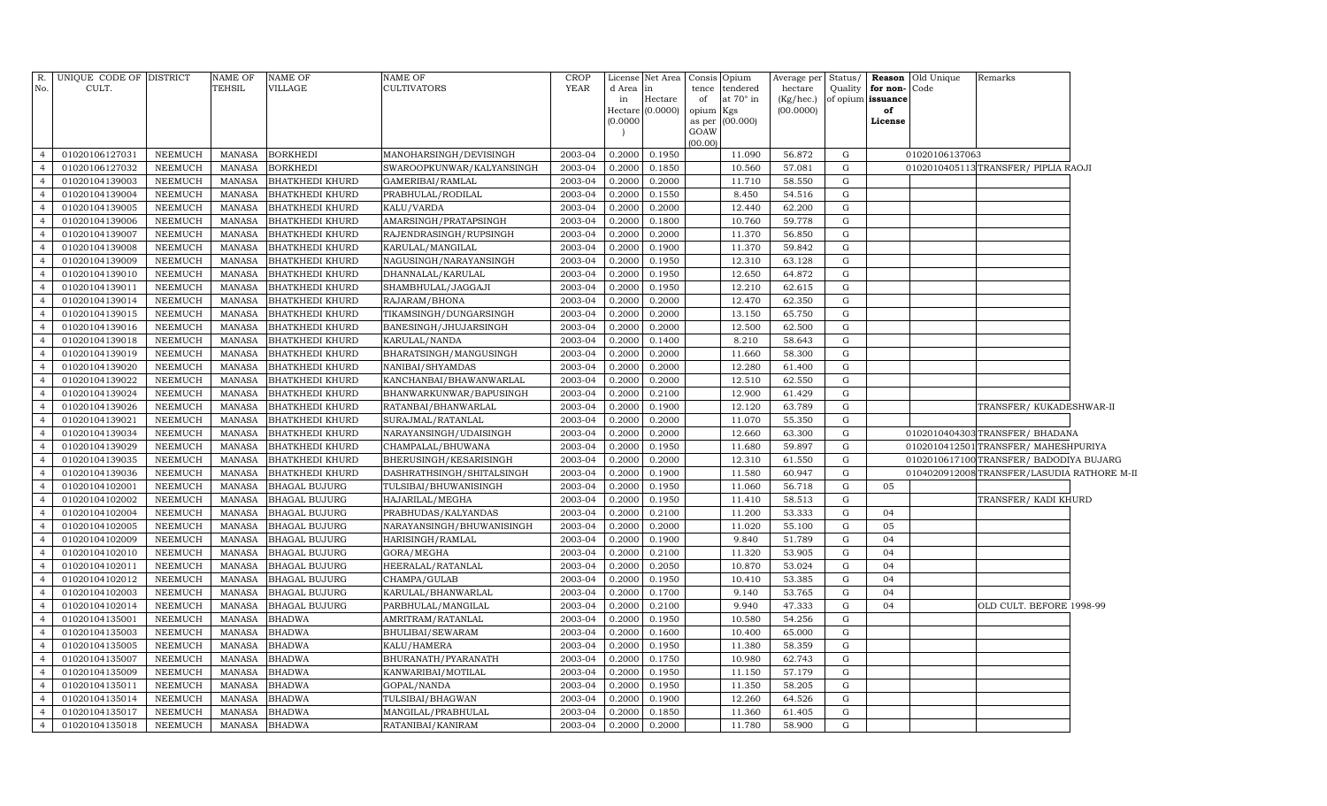| R. No. | UNIQUE CODE OF CULT. | DISTRICT | NAME OF TEHSIL | NAME OF VILLAGE | NAME OF CULTIVATORS | CROP YEAR | License d Area in Hectare (0.0000) | Net Area in Hectare (0.0000) | Consis tence of opium as per GOAW (00.00) | Opium tendered at 70° in Kgs (00.000) | Average per hectare (Kg/hec.) (00.0000) | Status/ Quality of opium | Reason for non-issuance of License | Old Unique Code | Remarks |
|---|---|---|---|---|---|---|---|---|---|---|---|---|---|---|---|
| 4 | 01020106127031 | NEEMUCH | MANASA | BORKHEDI | MANOHARSINGH/DEVISINGH | 2003-04 | 0.2000 | 0.1950 | | 11.090 | 56.872 | G | | 01020106137063 | |
| 4 | 01020106127032 | NEEMUCH | MANASA | BORKHEDI | SWAROOPKUNWAR/KALYANSINGH | 2003-04 | 0.2000 | 0.1850 | | 10.560 | 57.081 | G | | 0102010405113 | TRANSFER/ PIPLIA RAOJI |
| 4 | 01020104139003 | NEEMUCH | MANASA | BHATKHEDI KHURD | GAMERIBAI/RAMLAL | 2003-04 | 0.2000 | 0.2000 | | 11.710 | 58.550 | G | | | |
| 4 | 01020104139004 | NEEMUCH | MANASA | BHATKHEDI KHURD | PRABHULAL/RODILAL | 2003-04 | 0.2000 | 0.1550 | | 8.450 | 54.516 | G | | | |
| 4 | 01020104139005 | NEEMUCH | MANASA | BHATKHEDI KHURD | KALU/VARDA | 2003-04 | 0.2000 | 0.2000 | | 12.440 | 62.200 | G | | | |
| 4 | 01020104139006 | NEEMUCH | MANASA | BHATKHEDI KHURD | AMARSINGH/PRATAPSINGH | 2003-04 | 0.2000 | 0.1800 | | 10.760 | 59.778 | G | | | |
| 4 | 01020104139007 | NEEMUCH | MANASA | BHATKHEDI KHURD | RAJENDRASINGH/RUPSINGH | 2003-04 | 0.2000 | 0.2000 | | 11.370 | 56.850 | G | | | |
| 4 | 01020104139008 | NEEMUCH | MANASA | BHATKHEDI KHURD | KARULAL/MANGILAL | 2003-04 | 0.2000 | 0.1900 | | 11.370 | 59.842 | G | | | |
| 4 | 01020104139009 | NEEMUCH | MANASA | BHATKHEDI KHURD | NAGUSINGH/NARAYANSINGH | 2003-04 | 0.2000 | 0.1950 | | 12.310 | 63.128 | G | | | |
| 4 | 01020104139010 | NEEMUCH | MANASA | BHATKHEDI KHURD | DHANNALAL/KARULAL | 2003-04 | 0.2000 | 0.1950 | | 12.650 | 64.872 | G | | | |
| 4 | 01020104139011 | NEEMUCH | MANASA | BHATKHEDI KHURD | SHAMBHULAL/JAGGAJI | 2003-04 | 0.2000 | 0.1950 | | 12.210 | 62.615 | G | | | |
| 4 | 01020104139014 | NEEMUCH | MANASA | BHATKHEDI KHURD | RAJARAM/BHONA | 2003-04 | 0.2000 | 0.2000 | | 12.470 | 62.350 | G | | | |
| 4 | 01020104139015 | NEEMUCH | MANASA | BHATKHEDI KHURD | TIKAMSINGH/DUNGARSINGH | 2003-04 | 0.2000 | 0.2000 | | 13.150 | 65.750 | G | | | |
| 4 | 01020104139016 | NEEMUCH | MANASA | BHATKHEDI KHURD | BANESINGH/JHUJARSINGH | 2003-04 | 0.2000 | 0.2000 | | 12.500 | 62.500 | G | | | |
| 4 | 01020104139018 | NEEMUCH | MANASA | BHATKHEDI KHURD | KARULAL/NANDA | 2003-04 | 0.2000 | 0.1400 | | 8.210 | 58.643 | G | | | |
| 4 | 01020104139019 | NEEMUCH | MANASA | BHATKHEDI KHURD | BHARATSINGH/MANGUSINGH | 2003-04 | 0.2000 | 0.2000 | | 11.660 | 58.300 | G | | | |
| 4 | 01020104139020 | NEEMUCH | MANASA | BHATKHEDI KHURD | NANIBAI/SHYAMDAS | 2003-04 | 0.2000 | 0.2000 | | 12.280 | 61.400 | G | | | |
| 4 | 01020104139022 | NEEMUCH | MANASA | BHATKHEDI KHURD | KANCHANBAI/BHAWANWARLAL | 2003-04 | 0.2000 | 0.2000 | | 12.510 | 62.550 | G | | | |
| 4 | 01020104139024 | NEEMUCH | MANASA | BHATKHEDI KHURD | BHANWARKUNWAR/BAPUSINGH | 2003-04 | 0.2000 | 0.2100 | | 12.900 | 61.429 | G | | | |
| 4 | 01020104139026 | NEEMUCH | MANASA | BHATKHEDI KHURD | RATANBAI/BHANWARLAL | 2003-04 | 0.2000 | 0.1900 | | 12.120 | 63.789 | G | | | TRANSFER/ KUKADESHWAR-II |
| 4 | 01020104139021 | NEEMUCH | MANASA | BHATKHEDI KHURD | SURAJMAL/RATANLAL | 2003-04 | 0.2000 | 0.2000 | | 11.070 | 55.350 | G | | | |
| 4 | 01020104139034 | NEEMUCH | MANASA | BHATKHEDI KHURD | NARAYANSINGH/UDAISINGH | 2003-04 | 0.2000 | 0.2000 | | 12.660 | 63.300 | G | | 0102010404303 | TRANSFER/ BHADANA |
| 4 | 01020104139029 | NEEMUCH | MANASA | BHATKHEDI KHURD | CHAMPALAL/BHUWANA | 2003-04 | 0.2000 | 0.1950 | | 11.680 | 59.897 | G | | 0102010412501 | TRANSFER/ MAHESHPURIYA |
| 4 | 01020104139035 | NEEMUCH | MANASA | BHATKHEDI KHURD | BHERUSINGH/KESARISINGH | 2003-04 | 0.2000 | 0.2000 | | 12.310 | 61.550 | G | | 0102010617100 | TRANSFER/ BADODIYA BUJARG |
| 4 | 01020104139036 | NEEMUCH | MANASA | BHATKHEDI KHURD | DASHRATHSINGH/SHITALSINGH | 2003-04 | 0.2000 | 0.1900 | | 11.580 | 60.947 | G | | 0104020912008 | TRANSFER/LASUDIA RATHORE M-II |
| 4 | 01020104102001 | NEEMUCH | MANASA | BHAGAL BUJURG | TULSIBAI/BHUWANISINGH | 2003-04 | 0.2000 | 0.1950 | | 11.060 | 56.718 | G | 05 | | |
| 4 | 01020104102002 | NEEMUCH | MANASA | BHAGAL BUJURG | HAJARILAL/MEGHA | 2003-04 | 0.2000 | 0.1950 | | 11.410 | 58.513 | G | | | TRANSFER/ KADI KHURD |
| 4 | 01020104102004 | NEEMUCH | MANASA | BHAGAL BUJURG | PRABHUDAS/KALYANDAS | 2003-04 | 0.2000 | 0.2100 | | 11.200 | 53.333 | G | 04 | | |
| 4 | 01020104102005 | NEEMUCH | MANASA | BHAGAL BUJURG | NARAYANSINGH/BHUWANISINGH | 2003-04 | 0.2000 | 0.2000 | | 11.020 | 55.100 | G | 05 | | |
| 4 | 01020104102009 | NEEMUCH | MANASA | BHAGAL BUJURG | HARISINGH/RAMLAL | 2003-04 | 0.2000 | 0.1900 | | 9.840 | 51.789 | G | 04 | | |
| 4 | 01020104102010 | NEEMUCH | MANASA | BHAGAL BUJURG | GORA/MEGHA | 2003-04 | 0.2000 | 0.2100 | | 11.320 | 53.905 | G | 04 | | |
| 4 | 01020104102011 | NEEMUCH | MANASA | BHAGAL BUJURG | HEERALAL/RATANLAL | 2003-04 | 0.2000 | 0.2050 | | 10.870 | 53.024 | G | 04 | | |
| 4 | 01020104102012 | NEEMUCH | MANASA | BHAGAL BUJURG | CHAMPA/GULAB | 2003-04 | 0.2000 | 0.1950 | | 10.410 | 53.385 | G | 04 | | |
| 4 | 01020104102003 | NEEMUCH | MANASA | BHAGAL BUJURG | KARULAL/BHANWARLAL | 2003-04 | 0.2000 | 0.1700 | | 9.140 | 53.765 | G | 04 | | |
| 4 | 01020104102014 | NEEMUCH | MANASA | BHAGAL BUJURG | PARBHULAL/MANGILAL | 2003-04 | 0.2000 | 0.2100 | | 9.940 | 47.333 | G | 04 | | OLD CULT. BEFORE 1998-99 |
| 4 | 01020104135001 | NEEMUCH | MANASA | BHADWA | AMRITRAM/RATANLAL | 2003-04 | 0.2000 | 0.1950 | | 10.580 | 54.256 | G | | | |
| 4 | 01020104135003 | NEEMUCH | MANASA | BHADWA | BHULIBAI/SEWARAM | 2003-04 | 0.2000 | 0.1600 | | 10.400 | 65.000 | G | | | |
| 4 | 01020104135005 | NEEMUCH | MANASA | BHADWA | KALU/HAMERA | 2003-04 | 0.2000 | 0.1950 | | 11.380 | 58.359 | G | | | |
| 4 | 01020104135007 | NEEMUCH | MANASA | BHADWA | BHURANATH/PYARANATH | 2003-04 | 0.2000 | 0.1750 | | 10.980 | 62.743 | G | | | |
| 4 | 01020104135009 | NEEMUCH | MANASA | BHADWA | KANWARIBAI/MOTILAL | 2003-04 | 0.2000 | 0.1950 | | 11.150 | 57.179 | G | | | |
| 4 | 01020104135011 | NEEMUCH | MANASA | BHADWA | GOPAL/NANDA | 2003-04 | 0.2000 | 0.1950 | | 11.350 | 58.205 | G | | | |
| 4 | 01020104135014 | NEEMUCH | MANASA | BHADWA | TULSIBAI/BHAGWAN | 2003-04 | 0.2000 | 0.1900 | | 12.260 | 64.526 | G | | | |
| 4 | 01020104135017 | NEEMUCH | MANASA | BHADWA | MANGILAL/PRABHULAL | 2003-04 | 0.2000 | 0.1850 | | 11.360 | 61.405 | G | | | |
| 4 | 01020104135018 | NEEMUCH | MANASA | BHADWA | RATANIBAI/KANIRAM | 2003-04 | 0.2000 | 0.2000 | | 11.780 | 58.900 | G | | | |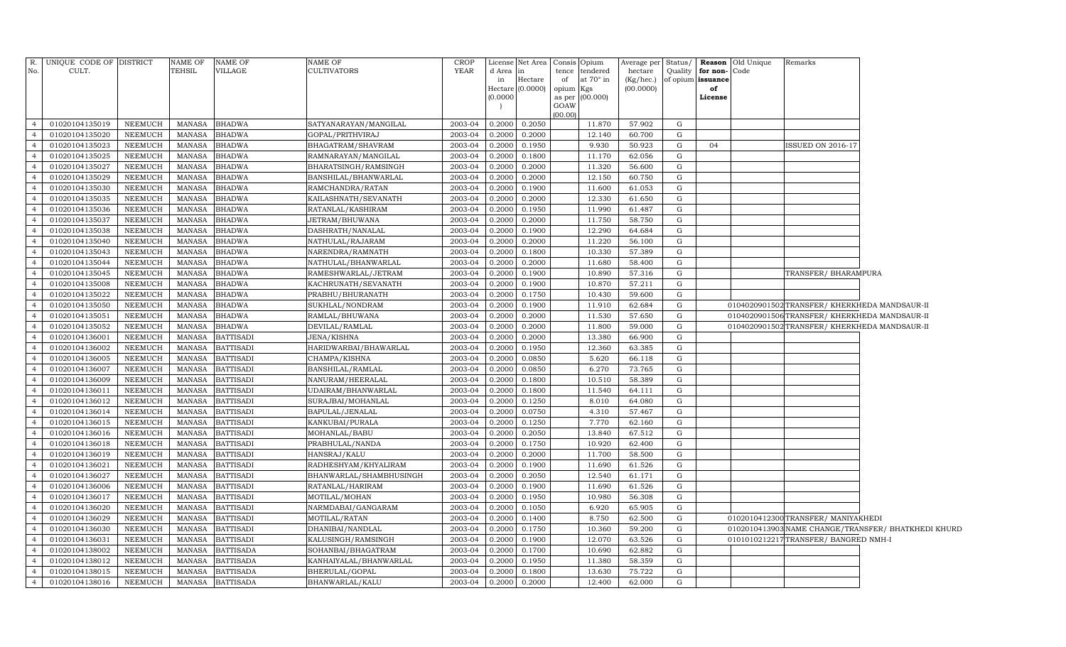| R. No. | UNIQUE CODE OF CULT. | DISTRICT | NAME OF TEHSIL | NAME OF VILLAGE | NAME OF CULTIVATORS | CROP YEAR | License d Area in Hectare (0.0000) | Net Area in Hectare (0.0000) | Consis tence of opium as per GOAW (00.00) | Opium tendered at 70° in Kgs (00.000) | Average per hectare (Kg/hec.) (00.0000) | Status/ Quality of opium | Reason for non-issuance of License | Old Unique Code | Remarks |
|---|---|---|---|---|---|---|---|---|---|---|---|---|---|---|---|
| 4 | 01020104135019 | NEEMUCH | MANASA | BHADWA | SATYANARAYAN/MANGILAL | 2003-04 | 0.2000 | 0.2050 | | 11.870 | 57.902 | G | | | |
| 4 | 01020104135020 | NEEMUCH | MANASA | BHADWA | GOPAL/PRITHVIRAJ | 2003-04 | 0.2000 | 0.2000 | | 12.140 | 60.700 | G | | | |
| 4 | 01020104135023 | NEEMUCH | MANASA | BHADWA | BHAGATRAM/SHAVRAM | 2003-04 | 0.2000 | 0.1950 | | 9.930 | 50.923 | G | 04 | | ISSUED ON 2016-17 |
| 4 | 01020104135025 | NEEMUCH | MANASA | BHADWA | RAMNARAYAN/MANGILAL | 2003-04 | 0.2000 | 0.1800 | | 11.170 | 62.056 | G | | | |
| 4 | 01020104135027 | NEEMUCH | MANASA | BHADWA | BHARATSINGH/RAMSINGH | 2003-04 | 0.2000 | 0.2000 | | 11.320 | 56.600 | G | | | |
| 4 | 01020104135029 | NEEMUCH | MANASA | BHADWA | BANSHILAL/BHANWARLAL | 2003-04 | 0.2000 | 0.2000 | | 12.150 | 60.750 | G | | | |
| 4 | 01020104135030 | NEEMUCH | MANASA | BHADWA | RAMCHANDRA/RATAN | 2003-04 | 0.2000 | 0.1900 | | 11.600 | 61.053 | G | | | |
| 4 | 01020104135035 | NEEMUCH | MANASA | BHADWA | KAILASHNATH/SEVANATH | 2003-04 | 0.2000 | 0.2000 | | 12.330 | 61.650 | G | | | |
| 4 | 01020104135036 | NEEMUCH | MANASA | BHADWA | RATANLAL/KASHIRAM | 2003-04 | 0.2000 | 0.1950 | | 11.990 | 61.487 | G | | | |
| 4 | 01020104135037 | NEEMUCH | MANASA | BHADWA | JETRAM/BHUWANA | 2003-04 | 0.2000 | 0.2000 | | 11.750 | 58.750 | G | | | |
| 4 | 01020104135038 | NEEMUCH | MANASA | BHADWA | DASHRATH/NANALAL | 2003-04 | 0.2000 | 0.1900 | | 12.290 | 64.684 | G | | | |
| 4 | 01020104135040 | NEEMUCH | MANASA | BHADWA | NATHULAL/RAJARAM | 2003-04 | 0.2000 | 0.2000 | | 11.220 | 56.100 | G | | | |
| 4 | 01020104135043 | NEEMUCH | MANASA | BHADWA | NARENDRA/RAMNATH | 2003-04 | 0.2000 | 0.1800 | | 10.330 | 57.389 | G | | | |
| 4 | 01020104135044 | NEEMUCH | MANASA | BHADWA | NATHULAL/BHANWARLAL | 2003-04 | 0.2000 | 0.2000 | | 11.680 | 58.400 | G | | | |
| 4 | 01020104135045 | NEEMUCH | MANASA | BHADWA | RAMESHWARLAL/JETRAM | 2003-04 | 0.2000 | 0.1900 | | 10.890 | 57.316 | G | | | TRANSFER/ BHARAMPURA |
| 4 | 01020104135008 | NEEMUCH | MANASA | BHADWA | KACHRUNATH/SEVANATH | 2003-04 | 0.2000 | 0.1900 | | 10.870 | 57.211 | G | | | |
| 4 | 01020104135022 | NEEMUCH | MANASA | BHADWA | PRABHU/BHURANATH | 2003-04 | 0.2000 | 0.1750 | | 10.430 | 59.600 | G | | | |
| 4 | 01020104135050 | NEEMUCH | MANASA | BHADWA | SUKHLAL/NONDRAM | 2003-04 | 0.2000 | 0.1900 | | 11.910 | 62.684 | G | | 0104020901502 | TRANSFER/ KHERKHEDA MANDSAUR-II |
| 4 | 01020104135051 | NEEMUCH | MANASA | BHADWA | RAMLAL/BHUWANA | 2003-04 | 0.2000 | 0.2000 | | 11.530 | 57.650 | G | | 0104020901506 | TRANSFER/ KHERKHEDA MANDSAUR-II |
| 4 | 01020104135052 | NEEMUCH | MANASA | BHADWA | DEVILAL/RAMLAL | 2003-04 | 0.2000 | 0.2000 | | 11.800 | 59.000 | G | | 0104020901502 | TRANSFER/ KHERKHEDA MANDSAUR-II |
| 4 | 01020104136001 | NEEMUCH | MANASA | BATTISADI | JENA/KISHNA | 2003-04 | 0.2000 | 0.2000 | | 13.380 | 66.900 | G | | | |
| 4 | 01020104136002 | NEEMUCH | MANASA | BATTISADI | HARIDWARBAI/BHAWARLAL | 2003-04 | 0.2000 | 0.1950 | | 12.360 | 63.385 | G | | | |
| 4 | 01020104136005 | NEEMUCH | MANASA | BATTISADI | CHAMPA/KISHNA | 2003-04 | 0.2000 | 0.0850 | | 5.620 | 66.118 | G | | | |
| 4 | 01020104136007 | NEEMUCH | MANASA | BATTISADI | BANSHILAL/RAMLAL | 2003-04 | 0.2000 | 0.0850 | | 6.270 | 73.765 | G | | | |
| 4 | 01020104136009 | NEEMUCH | MANASA | BATTISADI | NANURAM/HEERALAL | 2003-04 | 0.2000 | 0.1800 | | 10.510 | 58.389 | G | | | |
| 4 | 01020104136011 | NEEMUCH | MANASA | BATTISADI | UDAIRAM/BHANWARLAL | 2003-04 | 0.2000 | 0.1800 | | 11.540 | 64.111 | G | | | |
| 4 | 01020104136012 | NEEMUCH | MANASA | BATTISADI | SURAJBAI/MOHANLAL | 2003-04 | 0.2000 | 0.1250 | | 8.010 | 64.080 | G | | | |
| 4 | 01020104136014 | NEEMUCH | MANASA | BATTISADI | BAPULAL/JENALAL | 2003-04 | 0.2000 | 0.0750 | | 4.310 | 57.467 | G | | | |
| 4 | 01020104136015 | NEEMUCH | MANASA | BATTISADI | KANKUBAI/PURALA | 2003-04 | 0.2000 | 0.1250 | | 7.770 | 62.160 | G | | | |
| 4 | 01020104136016 | NEEMUCH | MANASA | BATTISADI | MOHANLAL/BABU | 2003-04 | 0.2000 | 0.2050 | | 13.840 | 67.512 | G | | | |
| 4 | 01020104136018 | NEEMUCH | MANASA | BATTISADI | PRABHULAL/NANDA | 2003-04 | 0.2000 | 0.1750 | | 10.920 | 62.400 | G | | | |
| 4 | 01020104136019 | NEEMUCH | MANASA | BATTISADI | HANSRAJ/KALU | 2003-04 | 0.2000 | 0.2000 | | 11.700 | 58.500 | G | | | |
| 4 | 01020104136021 | NEEMUCH | MANASA | BATTISADI | RADHESHYAM/KHYALIRAM | 2003-04 | 0.2000 | 0.1900 | | 11.690 | 61.526 | G | | | |
| 4 | 01020104136027 | NEEMUCH | MANASA | BATTISADI | BHANWARLAL/SHAMBHUSINGH | 2003-04 | 0.2000 | 0.2050 | | 12.540 | 61.171 | G | | | |
| 4 | 01020104136006 | NEEMUCH | MANASA | BATTISADI | RATANLAL/HARIRAM | 2003-04 | 0.2000 | 0.1900 | | 11.690 | 61.526 | G | | | |
| 4 | 01020104136017 | NEEMUCH | MANASA | BATTISADI | MOTILAL/MOHAN | 2003-04 | 0.2000 | 0.1950 | | 10.980 | 56.308 | G | | | |
| 4 | 01020104136020 | NEEMUCH | MANASA | BATTISADI | NARMDABAI/GANGARAM | 2003-04 | 0.2000 | 0.1050 | | 6.920 | 65.905 | G | | | |
| 4 | 01020104136029 | NEEMUCH | MANASA | BATTISADI | MOTILAL/RATAN | 2003-04 | 0.2000 | 0.1400 | | 8.750 | 62.500 | G | | 0102010412300 | TRANSFER/ MANIYAKHEDI |
| 4 | 01020104136030 | NEEMUCH | MANASA | BATTISADI | DHANIBAI/NANDLAL | 2003-04 | 0.2000 | 0.1750 | | 10.360 | 59.200 | G | | 0102010413903 | NAME CHANGE/TRANSFER/ BHATKHEDI KHURD |
| 4 | 01020104136031 | NEEMUCH | MANASA | BATTISADI | KALUSINGH/RAMSINGH | 2003-04 | 0.2000 | 0.1900 | | 12.070 | 63.526 | G | | 0101010212217 | TRANSFER/ BANGRED NMH-I |
| 4 | 01020104138002 | NEEMUCH | MANASA | BATTISADA | SOHANBAI/BHAGATRAM | 2003-04 | 0.2000 | 0.1700 | | 10.690 | 62.882 | G | | | |
| 4 | 01020104138012 | NEEMUCH | MANASA | BATTISADA | KANHAIYALAL/BHANWARLAL | 2003-04 | 0.2000 | 0.1950 | | 11.380 | 58.359 | G | | | |
| 4 | 01020104138015 | NEEMUCH | MANASA | BATTISADA | BHERULAL/GOPAL | 2003-04 | 0.2000 | 0.1800 | | 13.630 | 75.722 | G | | | |
| 4 | 01020104138016 | NEEMUCH | MANASA | BATTISADA | BHANWARLAL/KALU | 2003-04 | 0.2000 | 0.2000 | | 12.400 | 62.000 | G | | | |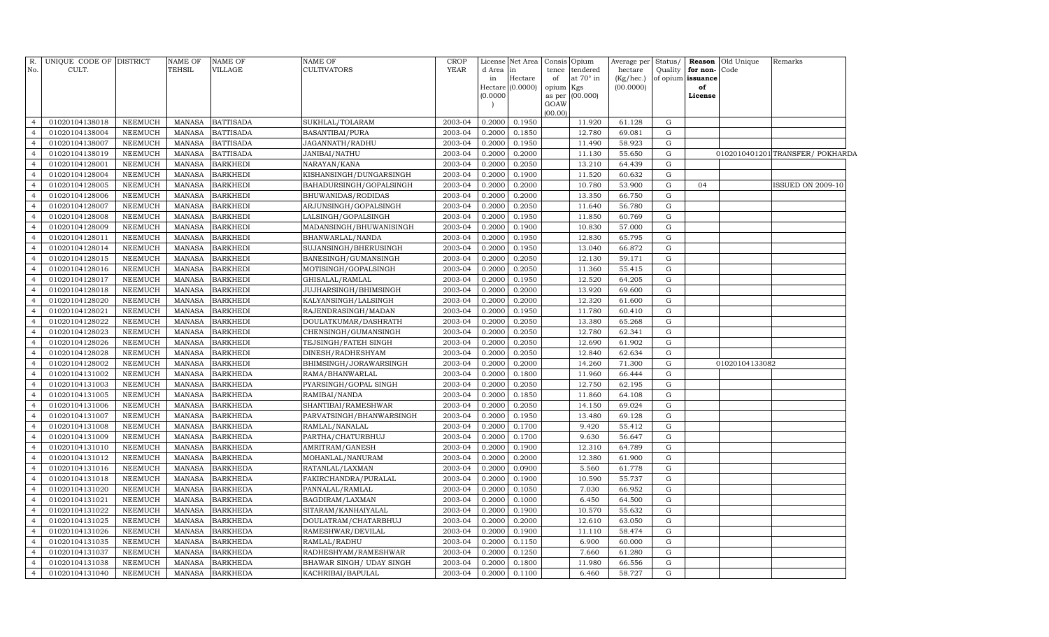| R. No. | UNIQUE CODE OF CULT. | DISTRICT | NAME OF TEHSIL | NAME OF VILLAGE | NAME OF CULTIVATORS | CROP YEAR | License d Area in Hectare (0.0000) | Net Area in Hectare (0.0000) | Consis tence of opium as per GOAW (00.00) | Opium tendered at 70° in Kgs (00.000) | Average per hectare (Kg/hec.) (00.0000) | Status/ Quality of opium | Reason for non-issuance of License | Old Unique Code | Remarks |
|---|---|---|---|---|---|---|---|---|---|---|---|---|---|---|---|
| 4 | 01020104138018 | NEEMUCH | MANASA | BATTISADA | SUKHLAL/TOLARAM | 2003-04 | 0.2000 | 0.1950 | | 11.920 | 61.128 | G | | | |
| 4 | 01020104138004 | NEEMUCH | MANASA | BATTISADA | BASANTIBAI/PURA | 2003-04 | 0.2000 | 0.1850 | | 12.780 | 69.081 | G | | | |
| 4 | 01020104138007 | NEEMUCH | MANASA | BATTISADA | JAGANNATH/RADHU | 2003-04 | 0.2000 | 0.1950 | | 11.490 | 58.923 | G | | | |
| 4 | 01020104138019 | NEEMUCH | MANASA | BATTISADA | JANIBAI/NATHU | 2003-04 | 0.2000 | 0.2000 | | 11.130 | 55.650 | G | | 01020104012011 | TRANSFER/ POKHARDA |
| 4 | 01020104128001 | NEEMUCH | MANASA | BARKHEDI | NARAYAN/KANA | 2003-04 | 0.2000 | 0.2050 | | 13.210 | 64.439 | G | | | |
| 4 | 01020104128004 | NEEMUCH | MANASA | BARKHEDI | KISHANSINGH/DUNGARSINGH | 2003-04 | 0.2000 | 0.1900 | | 11.520 | 60.632 | G | | | |
| 4 | 01020104128005 | NEEMUCH | MANASA | BARKHEDI | BAHADURSINGH/GOPALSINGH | 2003-04 | 0.2000 | 0.2000 | | 10.780 | 53.900 | G | 04 | | ISSUED ON 2009-10 |
| 4 | 01020104128006 | NEEMUCH | MANASA | BARKHEDI | BHUWANIDAS/RODIDAS | 2003-04 | 0.2000 | 0.2000 | | 13.350 | 66.750 | G | | | |
| 4 | 01020104128007 | NEEMUCH | MANASA | BARKHEDI | ARJUNSINGH/GOPALSINGH | 2003-04 | 0.2000 | 0.2050 | | 11.640 | 56.780 | G | | | |
| 4 | 01020104128008 | NEEMUCH | MANASA | BARKHEDI | LALSINGH/GOPALSINGH | 2003-04 | 0.2000 | 0.1950 | | 11.850 | 60.769 | G | | | |
| 4 | 01020104128009 | NEEMUCH | MANASA | BARKHEDI | MADANSINGH/BHUWANISINGH | 2003-04 | 0.2000 | 0.1900 | | 10.830 | 57.000 | G | | | |
| 4 | 01020104128011 | NEEMUCH | MANASA | BARKHEDI | BHANWARLAL/NANDA | 2003-04 | 0.2000 | 0.1950 | | 12.830 | 65.795 | G | | | |
| 4 | 01020104128014 | NEEMUCH | MANASA | BARKHEDI | SUJANSINGH/BHERUSINGH | 2003-04 | 0.2000 | 0.1950 | | 13.040 | 66.872 | G | | | |
| 4 | 01020104128015 | NEEMUCH | MANASA | BARKHEDI | BANESINGH/GUMANSINGH | 2003-04 | 0.2000 | 0.2050 | | 12.130 | 59.171 | G | | | |
| 4 | 01020104128016 | NEEMUCH | MANASA | BARKHEDI | MOTISINGH/GOPALSINGH | 2003-04 | 0.2000 | 0.2050 | | 11.360 | 55.415 | G | | | |
| 4 | 01020104128017 | NEEMUCH | MANASA | BARKHEDI | GHISALAL/RAMLAL | 2003-04 | 0.2000 | 0.1950 | | 12.520 | 64.205 | G | | | |
| 4 | 01020104128018 | NEEMUCH | MANASA | BARKHEDI | JUJHARSINGH/BHIMSINGH | 2003-04 | 0.2000 | 0.2000 | | 13.920 | 69.600 | G | | | |
| 4 | 01020104128020 | NEEMUCH | MANASA | BARKHEDI | KALYANSINGH/LALSINGH | 2003-04 | 0.2000 | 0.2000 | | 12.320 | 61.600 | G | | | |
| 4 | 01020104128021 | NEEMUCH | MANASA | BARKHEDI | RAJENDRASINGH/MADAN | 2003-04 | 0.2000 | 0.1950 | | 11.780 | 60.410 | G | | | |
| 4 | 01020104128022 | NEEMUCH | MANASA | BARKHEDI | DOULATKUMAR/DASHRATH | 2003-04 | 0.2000 | 0.2050 | | 13.380 | 65.268 | G | | | |
| 4 | 01020104128023 | NEEMUCH | MANASA | BARKHEDI | CHENSINGH/GUMANSINGH | 2003-04 | 0.2000 | 0.2050 | | 12.780 | 62.341 | G | | | |
| 4 | 01020104128026 | NEEMUCH | MANASA | BARKHEDI | TEJSINGH/FATEH SINGH | 2003-04 | 0.2000 | 0.2050 | | 12.690 | 61.902 | G | | | |
| 4 | 01020104128028 | NEEMUCH | MANASA | BARKHEDI | DINESH/RADHESHYAM | 2003-04 | 0.2000 | 0.2050 | | 12.840 | 62.634 | G | | | |
| 4 | 01020104128002 | NEEMUCH | MANASA | BARKHEDI | BHIMSINGH/JORAWARSINGH | 2003-04 | 0.2000 | 0.2000 | | 14.260 | 71.300 | G | | 01020104133082 | |
| 4 | 01020104131002 | NEEMUCH | MANASA | BARKHEDA | RAMA/BHANWARLAL | 2003-04 | 0.2000 | 0.1800 | | 11.960 | 66.444 | G | | | |
| 4 | 01020104131003 | NEEMUCH | MANASA | BARKHEDA | PYARSINGH/GOPAL SINGH | 2003-04 | 0.2000 | 0.2050 | | 12.750 | 62.195 | G | | | |
| 4 | 01020104131005 | NEEMUCH | MANASA | BARKHEDA | RAMIBAI/NANDA | 2003-04 | 0.2000 | 0.1850 | | 11.860 | 64.108 | G | | | |
| 4 | 01020104131006 | NEEMUCH | MANASA | BARKHEDA | SHANTIBAI/RAMESHWAR | 2003-04 | 0.2000 | 0.2050 | | 14.150 | 69.024 | G | | | |
| 4 | 01020104131007 | NEEMUCH | MANASA | BARKHEDA | PARVATSINGH/BHANWARSINGH | 2003-04 | 0.2000 | 0.1950 | | 13.480 | 69.128 | G | | | |
| 4 | 01020104131008 | NEEMUCH | MANASA | BARKHEDA | RAMLAL/NANALAL | 2003-04 | 0.2000 | 0.1700 | | 9.420 | 55.412 | G | | | |
| 4 | 01020104131009 | NEEMUCH | MANASA | BARKHEDA | PARTHA/CHATURBHUJ | 2003-04 | 0.2000 | 0.1700 | | 9.630 | 56.647 | G | | | |
| 4 | 01020104131010 | NEEMUCH | MANASA | BARKHEDA | AMRITRAM/GANESH | 2003-04 | 0.2000 | 0.1900 | | 12.310 | 64.789 | G | | | |
| 4 | 01020104131012 | NEEMUCH | MANASA | BARKHEDA | MOHANLAL/NANURAM | 2003-04 | 0.2000 | 0.2000 | | 12.380 | 61.900 | G | | | |
| 4 | 01020104131016 | NEEMUCH | MANASA | BARKHEDA | RATANLAL/LAXMAN | 2003-04 | 0.2000 | 0.0900 | | 5.560 | 61.778 | G | | | |
| 4 | 01020104131018 | NEEMUCH | MANASA | BARKHEDA | FAKIRCHANDRA/PURALAL | 2003-04 | 0.2000 | 0.1900 | | 10.590 | 55.737 | G | | | |
| 4 | 01020104131020 | NEEMUCH | MANASA | BARKHEDA | PANNALAL/RAMLAL | 2003-04 | 0.2000 | 0.1050 | | 7.030 | 66.952 | G | | | |
| 4 | 01020104131021 | NEEMUCH | MANASA | BARKHEDA | BAGDIRAM/LAXMAN | 2003-04 | 0.2000 | 0.1000 | | 6.450 | 64.500 | G | | | |
| 4 | 01020104131022 | NEEMUCH | MANASA | BARKHEDA | SITARAM/KANHAIYALAL | 2003-04 | 0.2000 | 0.1900 | | 10.570 | 55.632 | G | | | |
| 4 | 01020104131025 | NEEMUCH | MANASA | BARKHEDA | DOULATRAM/CHATARBHUJ | 2003-04 | 0.2000 | 0.2000 | | 12.610 | 63.050 | G | | | |
| 4 | 01020104131026 | NEEMUCH | MANASA | BARKHEDA | RAMESHWAR/DEVILAL | 2003-04 | 0.2000 | 0.1900 | | 11.110 | 58.474 | G | | | |
| 4 | 01020104131035 | NEEMUCH | MANASA | BARKHEDA | RAMLAL/RADHU | 2003-04 | 0.2000 | 0.1150 | | 6.900 | 60.000 | G | | | |
| 4 | 01020104131037 | NEEMUCH | MANASA | BARKHEDA | RADHESHYAM/RAMESHWAR | 2003-04 | 0.2000 | 0.1250 | | 7.660 | 61.280 | G | | | |
| 4 | 01020104131038 | NEEMUCH | MANASA | BARKHEDA | BHAWAR SINGH/ UDAY SINGH | 2003-04 | 0.2000 | 0.1800 | | 11.980 | 66.556 | G | | | |
| 4 | 01020104131040 | NEEMUCH | MANASA | BARKHEDA | KACHRIBAI/BAPULAL | 2003-04 | 0.2000 | 0.1100 | | 6.460 | 58.727 | G | | | |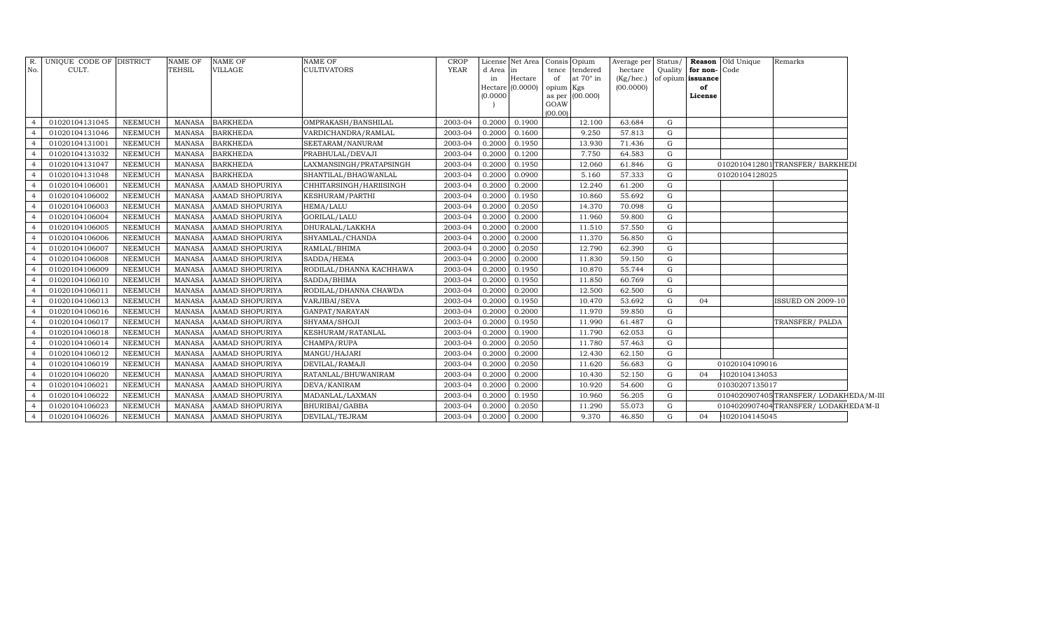| R. No. | UNIQUE CODE OF CULT. | DISTRICT | NAME OF TEHSIL | NAME OF VILLAGE | NAME OF CULTIVATORS | CROP YEAR | License d Area in Hectare (0.0000) | Net Area in Hectare (0.0000) | Consis tence of opium as per GOAW (00.00) | Opium tendered at 70° in Kgs (00.000) | Average per hectare (Kg/hec.) (00.0000) | Status/ Quality of opium | Reason for non-issuance of License | Old Unique Code | Remarks |
|---|---|---|---|---|---|---|---|---|---|---|---|---|---|---|---|
| 4 | 01020104131045 | NEEMUCH | MANASA | BARKHEDA | OMPRAKASH/BANSHILAL | 2003-04 | 0.2000 | 0.1900 | | 12.100 | 63.684 | G | | | |
| 4 | 01020104131046 | NEEMUCH | MANASA | BARKHEDA | VARDICHANDRA/RAMLAL | 2003-04 | 0.2000 | 0.1600 | | 9.250 | 57.813 | G | | | |
| 4 | 01020104131001 | NEEMUCH | MANASA | BARKHEDA | SEETARAM/NANURAM | 2003-04 | 0.2000 | 0.1950 | | 13.930 | 71.436 | G | | | |
| 4 | 01020104131032 | NEEMUCH | MANASA | BARKHEDA | PRABHULAL/DEVAJI | 2003-04 | 0.2000 | 0.1200 | | 7.750 | 64.583 | G | | | |
| 4 | 01020104131047 | NEEMUCH | MANASA | BARKHEDA | LAXMANSINGH/PRATAPSINGH | 2003-04 | 0.2000 | 0.1950 | | 12.060 | 61.846 | G | | 01020104128017 | TRANSFER/ BARKHEDI |
| 4 | 01020104131048 | NEEMUCH | MANASA | BARKHEDA | SHANTILAL/BHAGWANLAL | 2003-04 | 0.2000 | 0.0900 | | 5.160 | 57.333 | G | | 01020104128025 | |
| 4 | 01020104106001 | NEEMUCH | MANASA | AAMAD SHOPURIYA | CHHITARSINGH/HARIISINGH | 2003-04 | 0.2000 | 0.2000 | | 12.240 | 61.200 | G | | | |
| 4 | 01020104106002 | NEEMUCH | MANASA | AAMAD SHOPURIYA | KESHURAM/PARTHI | 2003-04 | 0.2000 | 0.1950 | | 10.860 | 55.692 | G | | | |
| 4 | 01020104106003 | NEEMUCH | MANASA | AAMAD SHOPURIYA | HEMA/LALU | 2003-04 | 0.2000 | 0.2050 | | 14.370 | 70.098 | G | | | |
| 4 | 01020104106004 | NEEMUCH | MANASA | AAMAD SHOPURIYA | GORILAL/LALU | 2003-04 | 0.2000 | 0.2000 | | 11.960 | 59.800 | G | | | |
| 4 | 01020104106005 | NEEMUCH | MANASA | AAMAD SHOPURIYA | DHURALAL/LAKKHA | 2003-04 | 0.2000 | 0.2000 | | 11.510 | 57.550 | G | | | |
| 4 | 01020104106006 | NEEMUCH | MANASA | AAMAD SHOPURIYA | SHYAMLAL/CHANDA | 2003-04 | 0.2000 | 0.2000 | | 11.370 | 56.850 | G | | | |
| 4 | 01020104106007 | NEEMUCH | MANASA | AAMAD SHOPURIYA | RAMLAL/BHIMA | 2003-04 | 0.2000 | 0.2050 | | 12.790 | 62.390 | G | | | |
| 4 | 01020104106008 | NEEMUCH | MANASA | AAMAD SHOPURIYA | SADDA/HEMA | 2003-04 | 0.2000 | 0.2000 | | 11.830 | 59.150 | G | | | |
| 4 | 01020104106009 | NEEMUCH | MANASA | AAMAD SHOPURIYA | RODILAL/DHANNA KACHHAWA | 2003-04 | 0.2000 | 0.1950 | | 10.870 | 55.744 | G | | | |
| 4 | 01020104106010 | NEEMUCH | MANASA | AAMAD SHOPURIYA | SADDA/BHIMA | 2003-04 | 0.2000 | 0.1950 | | 11.850 | 60.769 | G | | | |
| 4 | 01020104106011 | NEEMUCH | MANASA | AAMAD SHOPURIYA | RODILAL/DHANNA CHAWDA | 2003-04 | 0.2000 | 0.2000 | | 12.500 | 62.500 | G | | | |
| 4 | 01020104106013 | NEEMUCH | MANASA | AAMAD SHOPURIYA | VARJIBAI/SEVA | 2003-04 | 0.2000 | 0.1950 | | 10.470 | 53.692 | G | 04 | | ISSUED ON 2009-10 |
| 4 | 01020104106016 | NEEMUCH | MANASA | AAMAD SHOPURIYA | GANPAT/NARAYAN | 2003-04 | 0.2000 | 0.2000 | | 11.970 | 59.850 | G | | | |
| 4 | 01020104106017 | NEEMUCH | MANASA | AAMAD SHOPURIYA | SHYAMA/SHOJI | 2003-04 | 0.2000 | 0.1950 | | 11.990 | 61.487 | G | | | TRANSFER/ PALDA |
| 4 | 01020104106018 | NEEMUCH | MANASA | AAMAD SHOPURIYA | KESHURAM/RATANLAL | 2003-04 | 0.2000 | 0.1900 | | 11.790 | 62.053 | G | | | |
| 4 | 01020104106014 | NEEMUCH | MANASA | AAMAD SHOPURIYA | CHAMPA/RUPA | 2003-04 | 0.2000 | 0.2050 | | 11.780 | 57.463 | G | | | |
| 4 | 01020104106012 | NEEMUCH | MANASA | AAMAD SHOPURIYA | MANGU/HAJARI | 2003-04 | 0.2000 | 0.2000 | | 12.430 | 62.150 | G | | | |
| 4 | 01020104106019 | NEEMUCH | MANASA | AAMAD SHOPURIYA | DEVILAL/RAMAJI | 2003-04 | 0.2000 | 0.2050 | | 11.620 | 56.683 | G | | 01020104109016 | |
| 4 | 01020104106020 | NEEMUCH | MANASA | AAMAD SHOPURIYA | RATANLAL/BHUWANIRAM | 2003-04 | 0.2000 | 0.2000 | | 10.430 | 52.150 | G | 04 | 1020104134053 | |
| 4 | 01020104106021 | NEEMUCH | MANASA | AAMAD SHOPURIYA | DEVA/KANIRAM | 2003-04 | 0.2000 | 0.2000 | | 10.920 | 54.600 | G | | 01030207135017 | |
| 4 | 01020104106022 | NEEMUCH | MANASA | AAMAD SHOPURIYA | MADANLAL/LAXMAN | 2003-04 | 0.2000 | 0.1950 | | 10.960 | 56.205 | G | | 01040209074057 | TRANSFER/ LODAKHEDA/M-III |
| 4 | 01020104106023 | NEEMUCH | MANASA | AAMAD SHOPURIYA | BHURIBAI/GABBA | 2003-04 | 0.2000 | 0.2050 | | 11.290 | 55.073 | G | | 01040209074047 | TRANSFER/ LODAKHEDA'M-II |
| 4 | 01020104106026 | NEEMUCH | MANASA | AAMAD SHOPURIYA | DEVILAL/TEJRAM | 2003-04 | 0.2000 | 0.2000 | | 9.370 | 46.850 | G | 04 | 1020104145045 | |